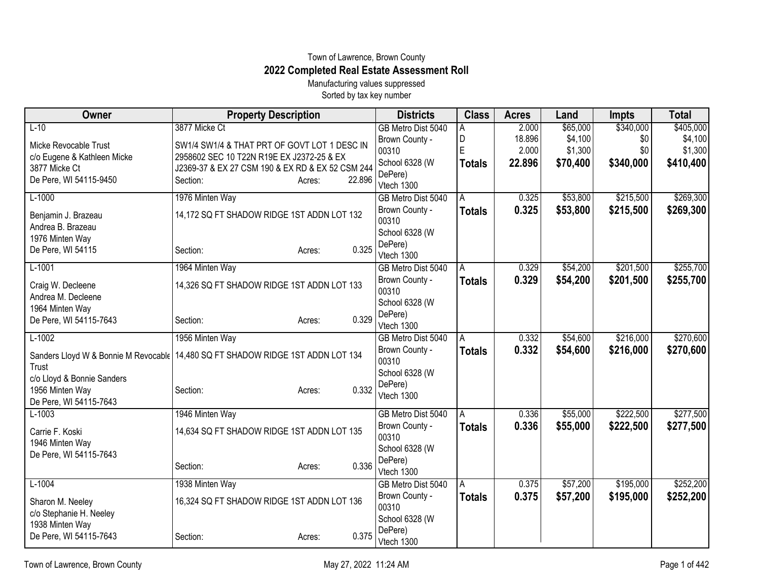Town of Lawrence, Brown County

# 2022 Completed Real Estate Assessment Roll

Manufacturing values suppressed

Sorted by tax key number

| Owner | Property Description | Districts | Class | Acres | Land | Impts | Total |
|---|---|---|---|---|---|---|---|
| L-10<br>Micke Revocable Trust<br>c/o Eugene & Kathleen Micke<br>3877 Micke Ct<br>De Pere, WI 54115-9450 | 3877 Micke Ct<br>SW1/4 SW1/4 & THAT PRT OF GOVT LOT 1 DESC IN 2958602 SEC 10 T22N R19E EX J2372-25 & EX J2369-37 & EX 27 CSM 190 & EX RD & EX 52 CSM 244<br>Section: Acres: 22.896 | GB Metro Dist 5040<br>Brown County - 00310<br>School 6328 (W DePere)<br>Vtech 1300 | A<br>D<br>E<br>**Totals** | 2.000<br>18.896<br>2.000<br>**22.896** | $65,000<br>$4,100<br>$1,300<br>**$70,400** | $340,000<br>$0<br>$0<br>**$340,000** | $405,000<br>$4,100<br>$1,300<br>**$410,400** |
| L-1000<br>Benjamin J. Brazeau<br>Andrea B. Brazeau<br>1976 Minten Way<br>De Pere, WI 54115 | 1976 Minten Way<br>14,172 SQ FT SHADOW RIDGE 1ST ADDN LOT 132<br>Section: Acres: 0.325 | GB Metro Dist 5040<br>Brown County - 00310<br>School 6328 (W DePere)<br>Vtech 1300 | A<br>**Totals** | 0.325<br>**0.325** | $53,800<br>**$53,800** | $215,500<br>**$215,500** | $269,300<br>**$269,300** |
| L-1001<br>Craig W. Decleene<br>Andrea M. Decleene<br>1964 Minten Way<br>De Pere, WI 54115-7643 | 1964 Minten Way<br>14,326 SQ FT SHADOW RIDGE 1ST ADDN LOT 133<br>Section: Acres: 0.329 | GB Metro Dist 5040<br>Brown County - 00310<br>School 6328 (W DePere)<br>Vtech 1300 | A<br>**Totals** | 0.329<br>**0.329** | $54,200<br>**$54,200** | $201,500<br>**$201,500** | $255,700<br>**$255,700** |
| L-1002<br>Sanders Lloyd W & Bonnie M Revocable Trust<br>c/o Lloyd & Bonnie Sanders<br>1956 Minten Way<br>De Pere, WI 54115-7643 | 1956 Minten Way<br>14,480 SQ FT SHADOW RIDGE 1ST ADDN LOT 134<br>Section: Acres: 0.332 | GB Metro Dist 5040<br>Brown County - 00310<br>School 6328 (W DePere)<br>Vtech 1300 | A<br>**Totals** | 0.332<br>**0.332** | $54,600<br>**$54,600** | $216,000<br>**$216,000** | $270,600<br>**$270,600** |
| L-1003<br>Carrie F. Koski<br>1946 Minten Way<br>De Pere, WI 54115-7643 | 1946 Minten Way<br>14,634 SQ FT SHADOW RIDGE 1ST ADDN LOT 135<br>Section: Acres: 0.336 | GB Metro Dist 5040<br>Brown County - 00310<br>School 6328 (W DePere)<br>Vtech 1300 | A<br>**Totals** | 0.336<br>**0.336** | $55,000<br>**$55,000** | $222,500<br>**$222,500** | $277,500<br>**$277,500** |
| L-1004<br>Sharon M. Neeley<br>c/o Stephanie H. Neeley<br>1938 Minten Way<br>De Pere, WI 54115-7643 | 1938 Minten Way<br>16,324 SQ FT SHADOW RIDGE 1ST ADDN LOT 136<br>Section: Acres: 0.375 | GB Metro Dist 5040<br>Brown County - 00310<br>School 6328 (W DePere)<br>Vtech 1300 | A<br>**Totals** | 0.375<br>**0.375** | $57,200<br>**$57,200** | $195,000<br>**$195,000** | $252,200<br>**$252,200** |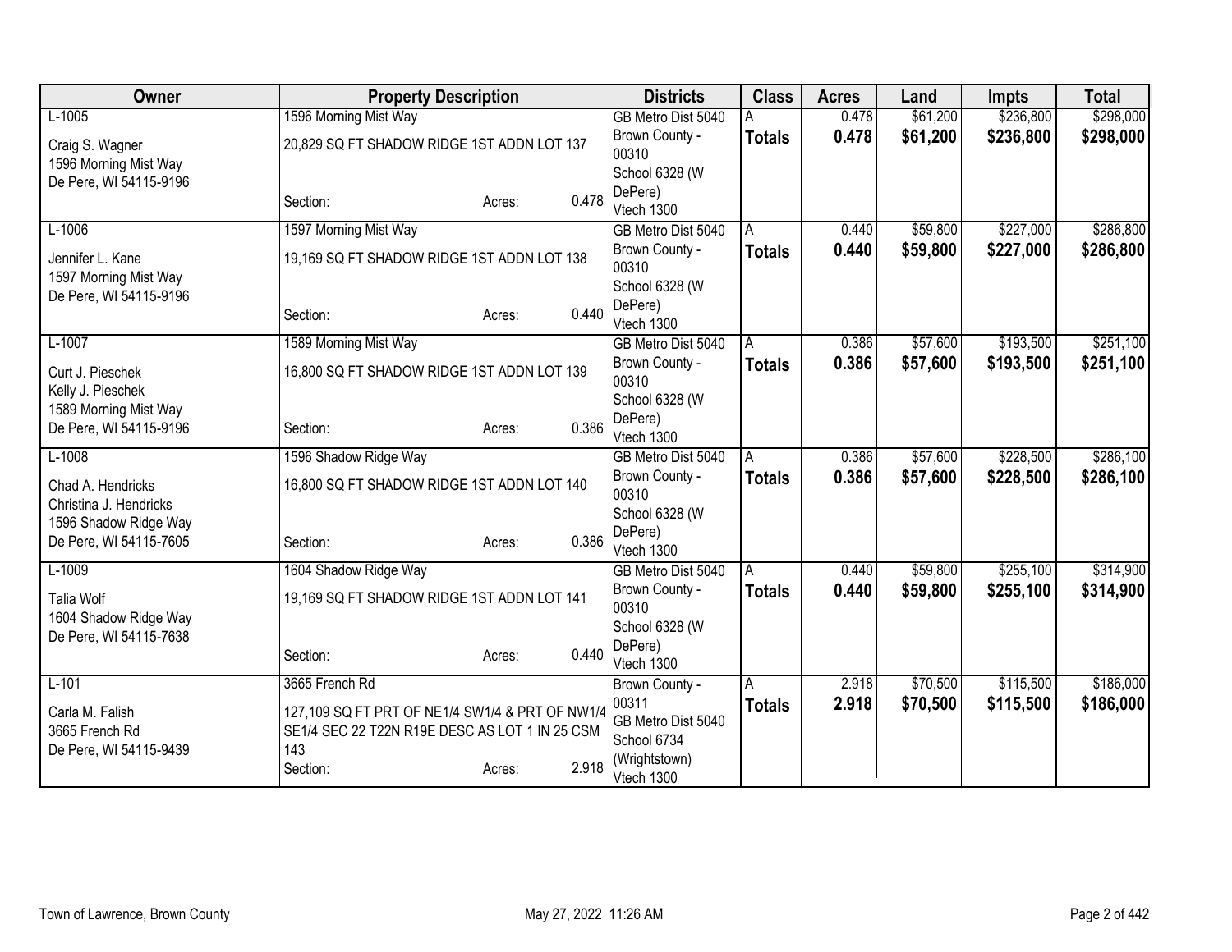| Owner | Property Description | Districts | Class | Acres | Land | Impts | Total |
|---|---|---|---|---|---|---|---|
| L-1005<br>Craig S. Wagner<br>1596 Morning Mist Way<br>De Pere, WI 54115-9196 | 1596 Morning Mist Way<br>20,829 SQ FT SHADOW RIDGE 1ST ADDN LOT 137<br>Section: Acres: 0.478 | GB Metro Dist 5040<br>Brown County - 00310<br>School 6328 (W DePere)<br>Vtech 1300 | A<br>**Totals** | 0.478<br>**0.478** | $61,200<br>**$61,200** | $236,800<br>**$236,800** | $298,000<br>**$298,000** |
| L-1006<br>Jennifer L. Kane<br>1597 Morning Mist Way<br>De Pere, WI 54115-9196 | 1597 Morning Mist Way<br>19,169 SQ FT SHADOW RIDGE 1ST ADDN LOT 138<br>Section: Acres: 0.440 | GB Metro Dist 5040<br>Brown County - 00310<br>School 6328 (W DePere)<br>Vtech 1300 | A<br>**Totals** | 0.440<br>**0.440** | $59,800<br>**$59,800** | $227,000<br>**$227,000** | $286,800<br>**$286,800** |
| L-1007<br>Curt J. Pieschek<br>Kelly J. Pieschek<br>1589 Morning Mist Way<br>De Pere, WI 54115-9196 | 1589 Morning Mist Way<br>16,800 SQ FT SHADOW RIDGE 1ST ADDN LOT 139<br>Section: Acres: 0.386 | GB Metro Dist 5040<br>Brown County - 00310<br>School 6328 (W DePere)<br>Vtech 1300 | A<br>**Totals** | 0.386<br>**0.386** | $57,600<br>**$57,600** | $193,500<br>**$193,500** | $251,100<br>**$251,100** |
| L-1008<br>Chad A. Hendricks<br>Christina J. Hendricks<br>1596 Shadow Ridge Way<br>De Pere, WI 54115-7605 | 1596 Shadow Ridge Way<br>16,800 SQ FT SHADOW RIDGE 1ST ADDN LOT 140<br>Section: Acres: 0.386 | GB Metro Dist 5040<br>Brown County - 00310<br>School 6328 (W DePere)<br>Vtech 1300 | A<br>**Totals** | 0.386<br>**0.386** | $57,600<br>**$57,600** | $228,500<br>**$228,500** | $286,100<br>**$286,100** |
| L-1009<br>Talia Wolf<br>1604 Shadow Ridge Way<br>De Pere, WI 54115-7638 | 1604 Shadow Ridge Way<br>19,169 SQ FT SHADOW RIDGE 1ST ADDN LOT 141<br>Section: Acres: 0.440 | GB Metro Dist 5040<br>Brown County - 00310<br>School 6328 (W DePere)<br>Vtech 1300 | A<br>**Totals** | 0.440<br>**0.440** | $59,800<br>**$59,800** | $255,100<br>**$255,100** | $314,900<br>**$314,900** |
| L-101<br>Carla M. Falish<br>3665 French Rd<br>De Pere, WI 54115-9439 | 3665 French Rd<br>127,109 SQ FT PRT OF NE1/4 SW1/4 & PRT OF NW1/4 SE1/4 SEC 22 T22N R19E DESC AS LOT 1 IN 25 CSM 143<br>Section: Acres: 2.918 | Brown County - 00311<br>GB Metro Dist 5040<br>School 6734 (Wrightstown)<br>Vtech 1300 | A<br>**Totals** | 2.918<br>**2.918** | $70,500<br>**$70,500** | $115,500<br>**$115,500** | $186,000<br>**$186,000** |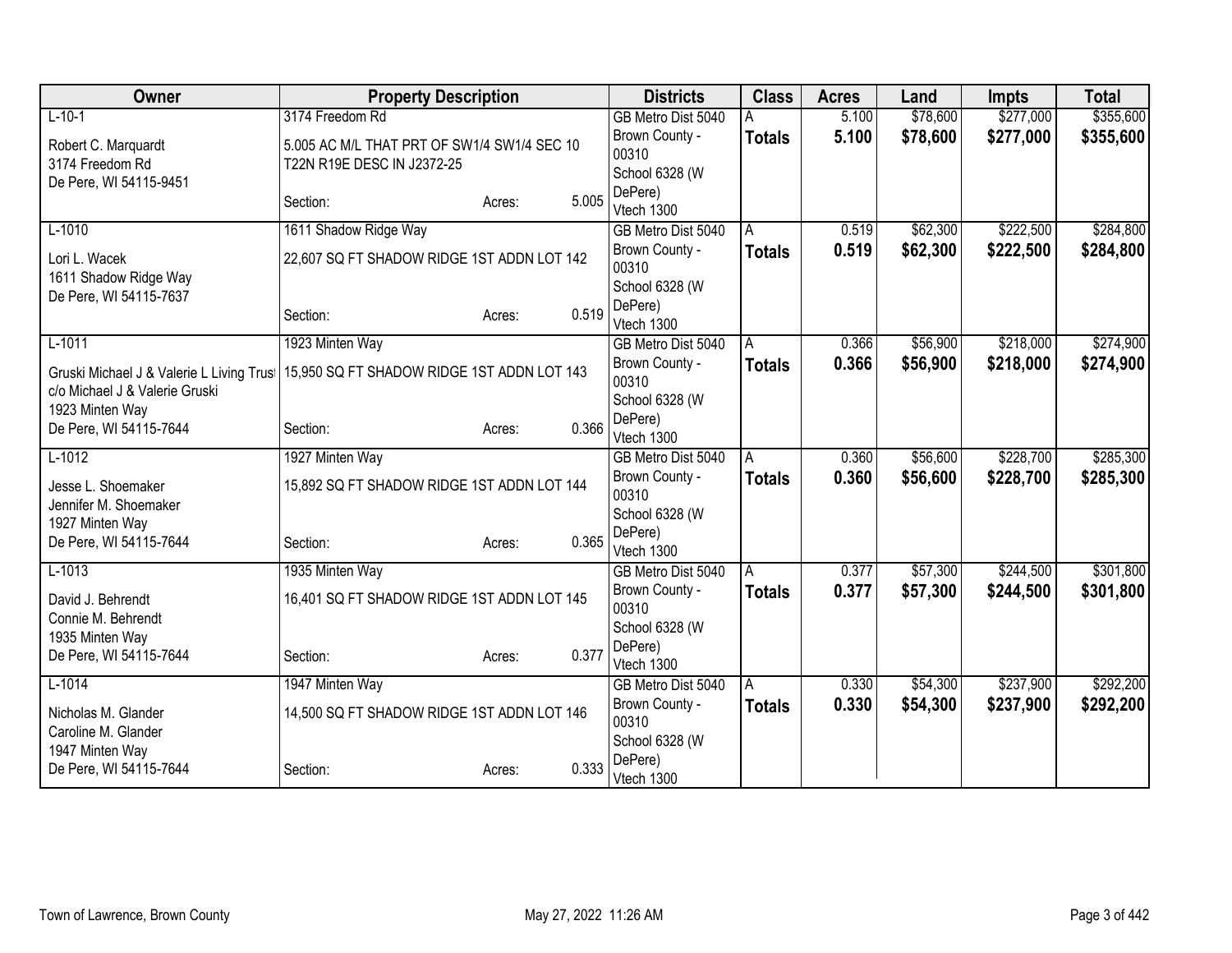| Owner | Property Description | | | Districts | Class | Acres | Land | Impts | Total |
|---|---|---|---|---|---|---|---|---|---|
| L-10-1 | 3174 Freedom Rd | | | GB Metro Dist 5040 | A | 5.100 | $78,600 | $277,000 | $355,600 |
| Robert C. Marquardt<br>3174 Freedom Rd<br>De Pere, WI 54115-9451 | 5.005 AC M/L THAT PRT OF SW1/4 SW1/4 SEC 10 T22N R19E DESC IN J2372-25 | | | Brown County - 00310<br>School 6328 (W DePere)<br>Vtech 1300 | **Totals** | **5.100** | **$78,600** | **$277,000** | **$355,600** |
| | Section: | Acres: | 5.005 | | | | | | |
| L-1010 | 1611 Shadow Ridge Way | | | GB Metro Dist 5040 | A | 0.519 | $62,300 | $222,500 | $284,800 |
| Lori L. Wacek<br>1611 Shadow Ridge Way<br>De Pere, WI 54115-7637 | 22,607 SQ FT SHADOW RIDGE 1ST ADDN LOT 142 | | | Brown County - 00310<br>School 6328 (W DePere)<br>Vtech 1300 | **Totals** | **0.519** | **$62,300** | **$222,500** | **$284,800** |
| | Section: | Acres: | 0.519 | | | | | | |
| L-1011 | 1923 Minten Way | | | GB Metro Dist 5040 | A | 0.366 | $56,900 | $218,000 | $274,900 |
| Gruski Michael J & Valerie L Living Trust<br>c/o Michael J & Valerie Gruski<br>1923 Minten Way<br>De Pere, WI 54115-7644 | 15,950 SQ FT SHADOW RIDGE 1ST ADDN LOT 143 | | | Brown County - 00310<br>School 6328 (W DePere)<br>Vtech 1300 | **Totals** | **0.366** | **$56,900** | **$218,000** | **$274,900** |
| | Section: | Acres: | 0.366 | | | | | | |
| L-1012 | 1927 Minten Way | | | GB Metro Dist 5040 | A | 0.360 | $56,600 | $228,700 | $285,300 |
| Jesse L. Shoemaker<br>Jennifer M. Shoemaker<br>1927 Minten Way<br>De Pere, WI 54115-7644 | 15,892 SQ FT SHADOW RIDGE 1ST ADDN LOT 144 | | | Brown County - 00310<br>School 6328 (W DePere)<br>Vtech 1300 | **Totals** | **0.360** | **$56,600** | **$228,700** | **$285,300** |
| | Section: | Acres: | 0.365 | | | | | | |
| L-1013 | 1935 Minten Way | | | GB Metro Dist 5040 | A | 0.377 | $57,300 | $244,500 | $301,800 |
| David J. Behrendt<br>Connie M. Behrendt<br>1935 Minten Way<br>De Pere, WI 54115-7644 | 16,401 SQ FT SHADOW RIDGE 1ST ADDN LOT 145 | | | Brown County - 00310<br>School 6328 (W DePere)<br>Vtech 1300 | **Totals** | **0.377** | **$57,300** | **$244,500** | **$301,800** |
| | Section: | Acres: | 0.377 | | | | | | |
| L-1014 | 1947 Minten Way | | | GB Metro Dist 5040 | A | 0.330 | $54,300 | $237,900 | $292,200 |
| Nicholas M. Glander<br>Caroline M. Glander<br>1947 Minten Way<br>De Pere, WI 54115-7644 | 14,500 SQ FT SHADOW RIDGE 1ST ADDN LOT 146 | | | Brown County - 00310<br>School 6328 (W DePere)<br>Vtech 1300 | **Totals** | **0.330** | **$54,300** | **$237,900** | **$292,200** |
| | Section: | Acres: | 0.333 | | | | | | |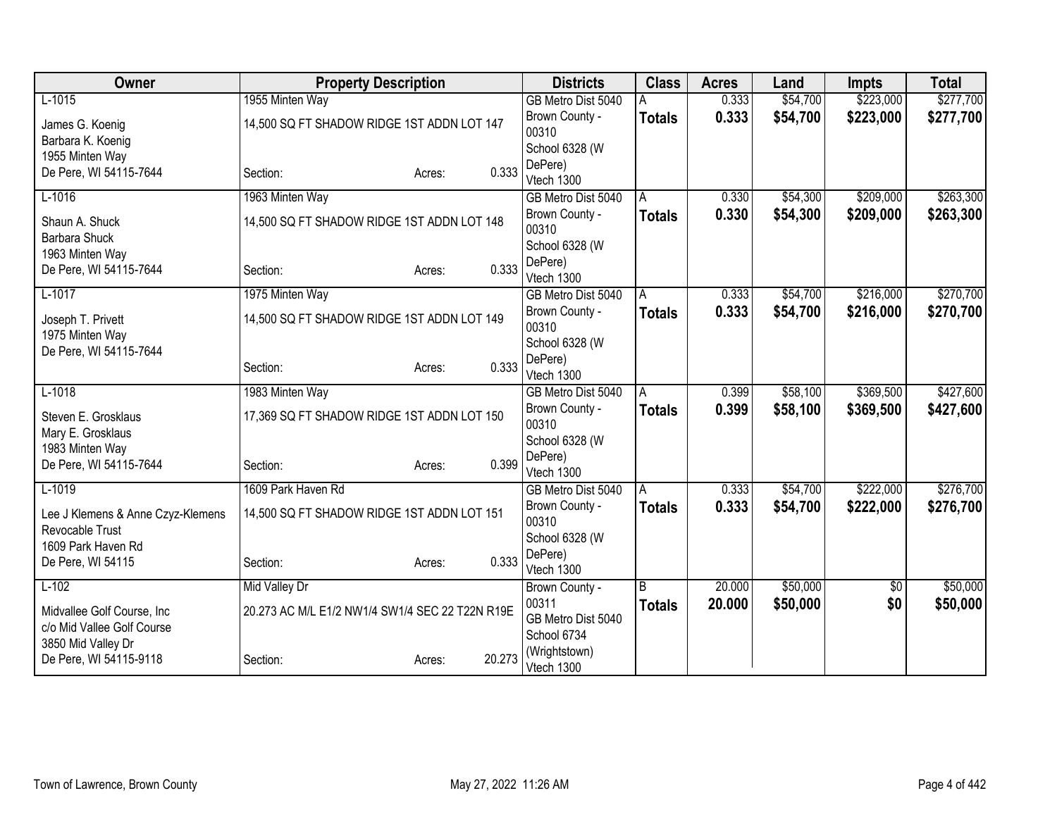| Owner | Property Description | Districts | Class | Acres | Land | Impts | Total |
|---|---|---|---|---|---|---|---|
| L-1015<br>James G. Koenig<br>Barbara K. Koenig<br>1955 Minten Way<br>De Pere, WI 54115-7644 | 1955 Minten Way<br>14,500 SQ FT SHADOW RIDGE 1ST ADDN LOT 147<br>Section: Acres: 0.333 | GB Metro Dist 5040<br>Brown County - 00310<br>School 6328 (W DePere)<br>Vtech 1300 | A<br>**Totals** | 0.333<br>**0.333** | $54,700<br>**$54,700** | $223,000<br>**$223,000** | $277,700<br>**$277,700** |
| L-1016<br>Shaun A. Shuck<br>Barbara Shuck<br>1963 Minten Way<br>De Pere, WI 54115-7644 | 1963 Minten Way<br>14,500 SQ FT SHADOW RIDGE 1ST ADDN LOT 148<br>Section: Acres: 0.333 | GB Metro Dist 5040<br>Brown County - 00310<br>School 6328 (W DePere)<br>Vtech 1300 | A<br>**Totals** | 0.330<br>**0.330** | $54,300<br>**$54,300** | $209,000<br>**$209,000** | $263,300<br>**$263,300** |
| L-1017<br>Joseph T. Privett<br>1975 Minten Way<br>De Pere, WI 54115-7644 | 1975 Minten Way<br>14,500 SQ FT SHADOW RIDGE 1ST ADDN LOT 149<br>Section: Acres: 0.333 | GB Metro Dist 5040<br>Brown County - 00310<br>School 6328 (W DePere)<br>Vtech 1300 | A<br>**Totals** | 0.333<br>**0.333** | $54,700<br>**$54,700** | $216,000<br>**$216,000** | $270,700<br>**$270,700** |
| L-1018<br>Steven E. Grosklaus<br>Mary E. Grosklaus<br>1983 Minten Way<br>De Pere, WI 54115-7644 | 1983 Minten Way<br>17,369 SQ FT SHADOW RIDGE 1ST ADDN LOT 150<br>Section: Acres: 0.399 | GB Metro Dist 5040<br>Brown County - 00310<br>School 6328 (W DePere)<br>Vtech 1300 | A<br>**Totals** | 0.399<br>**0.399** | $58,100<br>**$58,100** | $369,500<br>**$369,500** | $427,600<br>**$427,600** |
| L-1019<br>Lee J Klemens & Anne Czyz-Klemens Revocable Trust<br>1609 Park Haven Rd<br>De Pere, WI 54115 | 1609 Park Haven Rd<br>14,500 SQ FT SHADOW RIDGE 1ST ADDN LOT 151<br>Section: Acres: 0.333 | GB Metro Dist 5040<br>Brown County - 00310<br>School 6328 (W DePere)<br>Vtech 1300 | A<br>**Totals** | 0.333<br>**0.333** | $54,700<br>**$54,700** | $222,000<br>**$222,000** | $276,700<br>**$276,700** |
| L-102<br>Midvallee Golf Course, Inc<br>c/o Mid Vallee Golf Course<br>3850 Mid Valley Dr<br>De Pere, WI 54115-9118 | Mid Valley Dr<br>20.273 AC M/L E1/2 NW1/4 SW1/4 SEC 22 T22N R19E<br>Section: Acres: 20.273 | Brown County - 00311<br>GB Metro Dist 5040<br>School 6734 (Wrightstown)<br>Vtech 1300 | B<br>**Totals** | 20.000<br>**20.000** | $50,000<br>**$50,000** | $0<br>**$0** | $50,000<br>**$50,000** |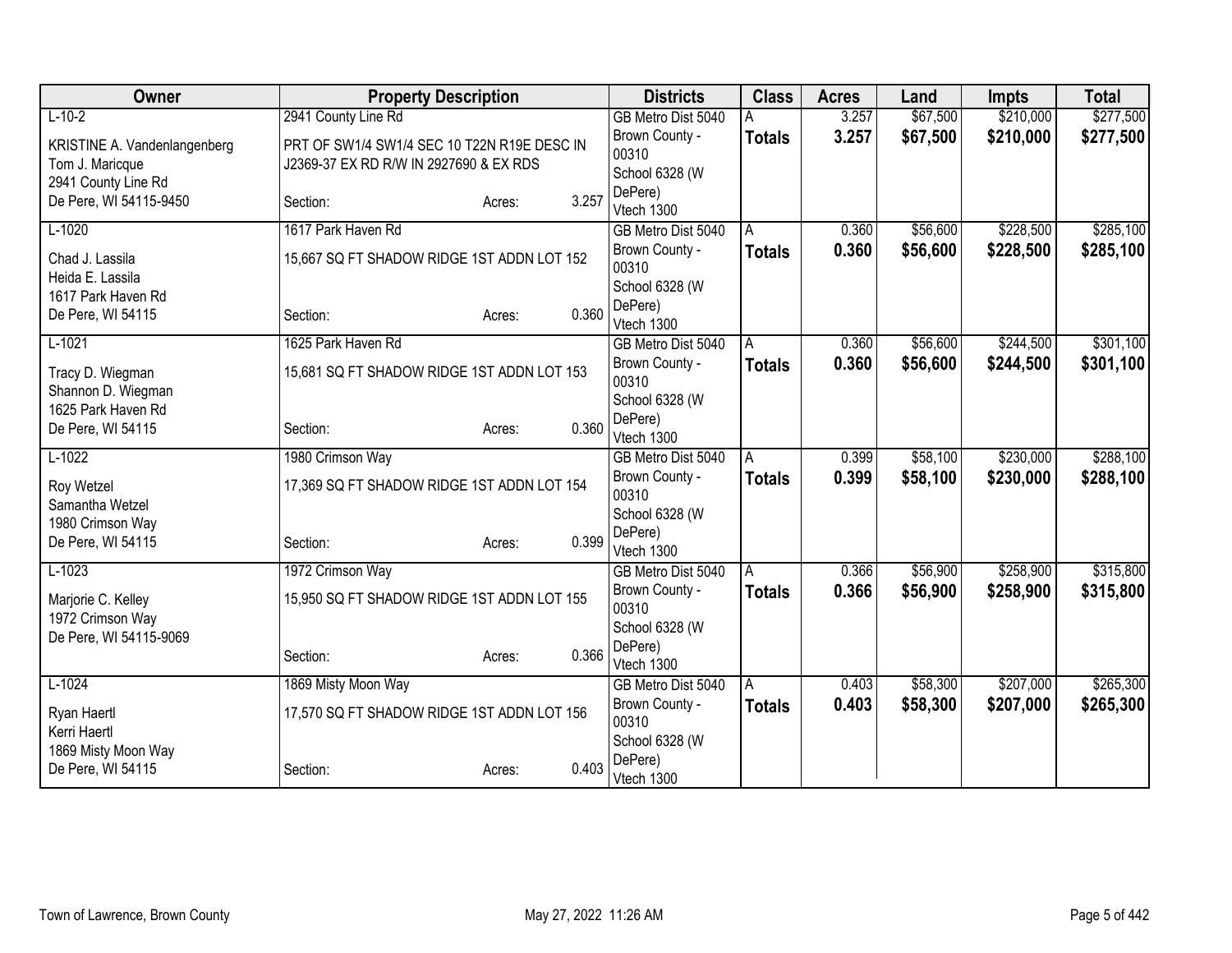| Owner | Property Description | Districts | Class | Acres | Land | Impts | Total |
|---|---|---|---|---|---|---|---|
| L-10-2<br>KRISTINE A. Vandenlangenberg<br>Tom J. Maricque<br>2941 County Line Rd<br>De Pere, WI 54115-9450 | 2941 County Line Rd<br>PRT OF SW1/4 SW1/4 SEC 10 T22N R19E DESC IN J2369-37 EX RD R/W IN 2927690 & EX RDS<br>Section: Acres: 3.257 | GB Metro Dist 5040<br>Brown County - 00310<br>School 6328 (W DePere)<br>Vtech 1300 | A<br>**Totals** | 3.257<br>**3.257** | $67,500<br>**$67,500** | $210,000<br>**$210,000** | $277,500<br>**$277,500** |
| L-1020<br>Chad J. Lassila<br>Heida E. Lassila<br>1617 Park Haven Rd<br>De Pere, WI 54115 | 1617 Park Haven Rd<br>15,667 SQ FT SHADOW RIDGE 1ST ADDN LOT 152<br>Section: Acres: 0.360 | GB Metro Dist 5040<br>Brown County - 00310<br>School 6328 (W DePere)<br>Vtech 1300 | A<br>**Totals** | 0.360<br>**0.360** | $56,600<br>**$56,600** | $228,500<br>**$228,500** | $285,100<br>**$285,100** |
| L-1021<br>Tracy D. Wiegman<br>Shannon D. Wiegman<br>1625 Park Haven Rd<br>De Pere, WI 54115 | 1625 Park Haven Rd<br>15,681 SQ FT SHADOW RIDGE 1ST ADDN LOT 153<br>Section: Acres: 0.360 | GB Metro Dist 5040<br>Brown County - 00310<br>School 6328 (W DePere)<br>Vtech 1300 | A<br>**Totals** | 0.360<br>**0.360** | $56,600<br>**$56,600** | $244,500<br>**$244,500** | $301,100<br>**$301,100** |
| L-1022<br>Roy Wetzel<br>Samantha Wetzel<br>1980 Crimson Way<br>De Pere, WI 54115 | 1980 Crimson Way<br>17,369 SQ FT SHADOW RIDGE 1ST ADDN LOT 154<br>Section: Acres: 0.399 | GB Metro Dist 5040<br>Brown County - 00310<br>School 6328 (W DePere)<br>Vtech 1300 | A<br>**Totals** | 0.399<br>**0.399** | $58,100<br>**$58,100** | $230,000<br>**$230,000** | $288,100<br>**$288,100** |
| L-1023<br>Marjorie C. Kelley<br>1972 Crimson Way<br>De Pere, WI 54115-9069 | 1972 Crimson Way<br>15,950 SQ FT SHADOW RIDGE 1ST ADDN LOT 155<br>Section: Acres: 0.366 | GB Metro Dist 5040<br>Brown County - 00310<br>School 6328 (W DePere)<br>Vtech 1300 | A<br>**Totals** | 0.366<br>**0.366** | $56,900<br>**$56,900** | $258,900<br>**$258,900** | $315,800<br>**$315,800** |
| L-1024<br>Ryan Haertl<br>Kerri Haertl<br>1869 Misty Moon Way<br>De Pere, WI 54115 | 1869 Misty Moon Way<br>17,570 SQ FT SHADOW RIDGE 1ST ADDN LOT 156<br>Section: Acres: 0.403 | GB Metro Dist 5040<br>Brown County - 00310<br>School 6328 (W DePere)<br>Vtech 1300 | A<br>**Totals** | 0.403<br>**0.403** | $58,300<br>**$58,300** | $207,000<br>**$207,000** | $265,300<br>**$265,300** |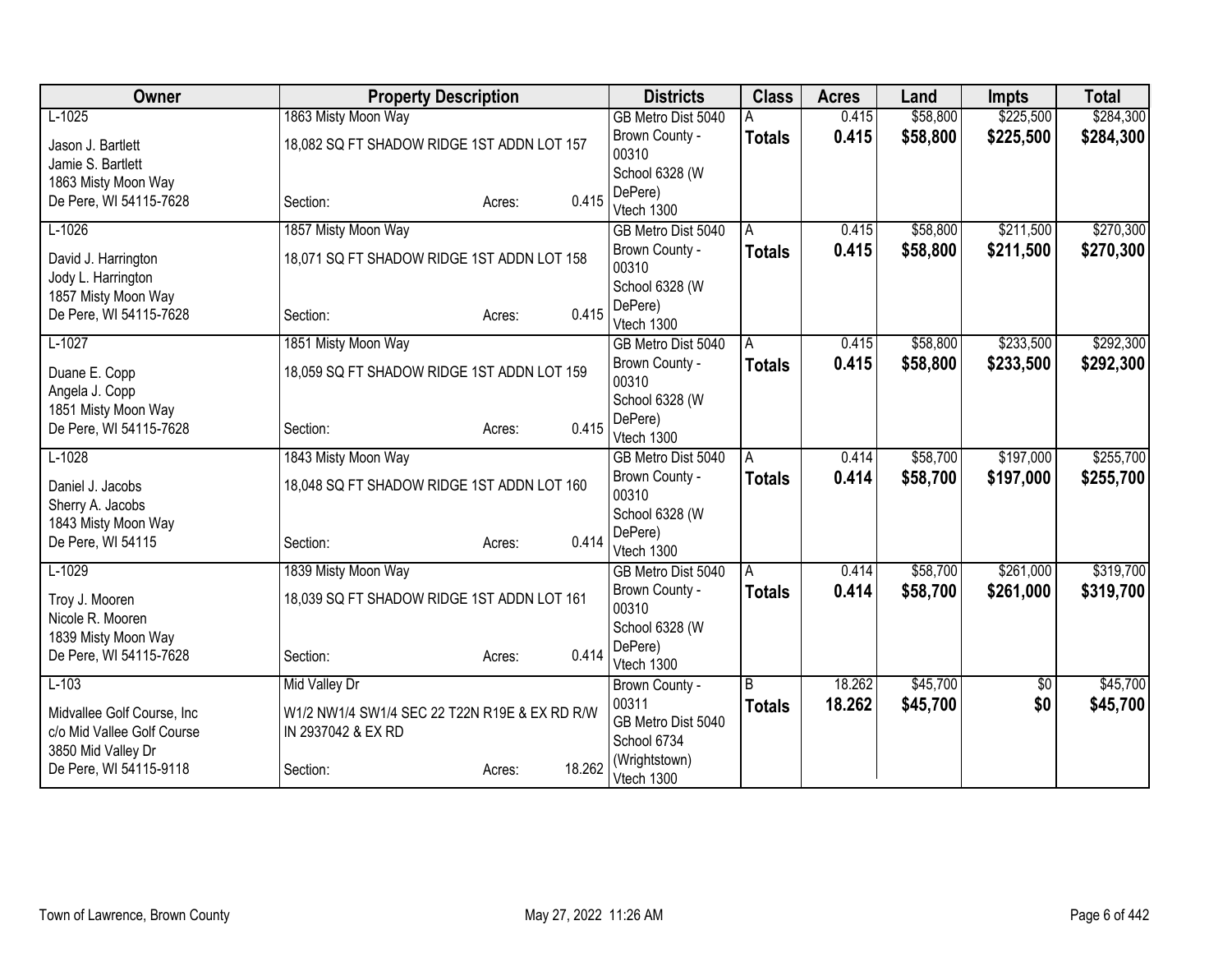| Owner | Property Description | Districts | Class | Acres | Land | Impts | Total |
|---|---|---|---|---|---|---|---|
| L-1025<br>Jason J. Bartlett<br>Jamie S. Bartlett<br>1863 Misty Moon Way<br>De Pere, WI 54115-7628 | 1863 Misty Moon Way<br>18,082 SQ FT SHADOW RIDGE 1ST ADDN LOT 157<br>Section: Acres: 0.415 | GB Metro Dist 5040<br>Brown County - 00310<br>School 6328 (W DePere)<br>Vtech 1300 | A<br>**Totals** | 0.415<br>**0.415** | $58,800<br>**$58,800** | $225,500<br>**$225,500** | $284,300<br>**$284,300** |
| L-1026<br>David J. Harrington<br>Jody L. Harrington<br>1857 Misty Moon Way<br>De Pere, WI 54115-7628 | 1857 Misty Moon Way<br>18,071 SQ FT SHADOW RIDGE 1ST ADDN LOT 158<br>Section: Acres: 0.415 | GB Metro Dist 5040<br>Brown County - 00310<br>School 6328 (W DePere)<br>Vtech 1300 | A<br>**Totals** | 0.415<br>**0.415** | $58,800<br>**$58,800** | $211,500<br>**$211,500** | $270,300<br>**$270,300** |
| L-1027<br>Duane E. Copp<br>Angela J. Copp<br>1851 Misty Moon Way<br>De Pere, WI 54115-7628 | 1851 Misty Moon Way<br>18,059 SQ FT SHADOW RIDGE 1ST ADDN LOT 159<br>Section: Acres: 0.415 | GB Metro Dist 5040<br>Brown County - 00310<br>School 6328 (W DePere)<br>Vtech 1300 | A<br>**Totals** | 0.415<br>**0.415** | $58,800<br>**$58,800** | $233,500<br>**$233,500** | $292,300<br>**$292,300** |
| L-1028<br>Daniel J. Jacobs<br>Sherry A. Jacobs<br>1843 Misty Moon Way<br>De Pere, WI 54115 | 1843 Misty Moon Way<br>18,048 SQ FT SHADOW RIDGE 1ST ADDN LOT 160<br>Section: Acres: 0.414 | GB Metro Dist 5040<br>Brown County - 00310<br>School 6328 (W DePere)<br>Vtech 1300 | A<br>**Totals** | 0.414<br>**0.414** | $58,700<br>**$58,700** | $197,000<br>**$197,000** | $255,700<br>**$255,700** |
| L-1029<br>Troy J. Mooren<br>Nicole R. Mooren<br>1839 Misty Moon Way<br>De Pere, WI 54115-7628 | 1839 Misty Moon Way<br>18,039 SQ FT SHADOW RIDGE 1ST ADDN LOT 161<br>Section: Acres: 0.414 | GB Metro Dist 5040<br>Brown County - 00310<br>School 6328 (W DePere)<br>Vtech 1300 | A<br>**Totals** | 0.414<br>**0.414** | $58,700<br>**$58,700** | $261,000<br>**$261,000** | $319,700<br>**$319,700** |
| L-103<br>Midvallee Golf Course, Inc<br>c/o Mid Vallee Golf Course<br>3850 Mid Valley Dr<br>De Pere, WI 54115-9118 | Mid Valley Dr<br>W1/2 NW1/4 SW1/4 SEC 22 T22N R19E & EX RD R/W IN 2937042 & EX RD<br>Section: Acres: 18.262 | Brown County - 00311<br>GB Metro Dist 5040<br>School 6734 (Wrightstown)<br>Vtech 1300 | B<br>**Totals** | 18.262<br>**18.262** | $45,700<br>**$45,700** | $0<br>**$0** | $45,700<br>**$45,700** |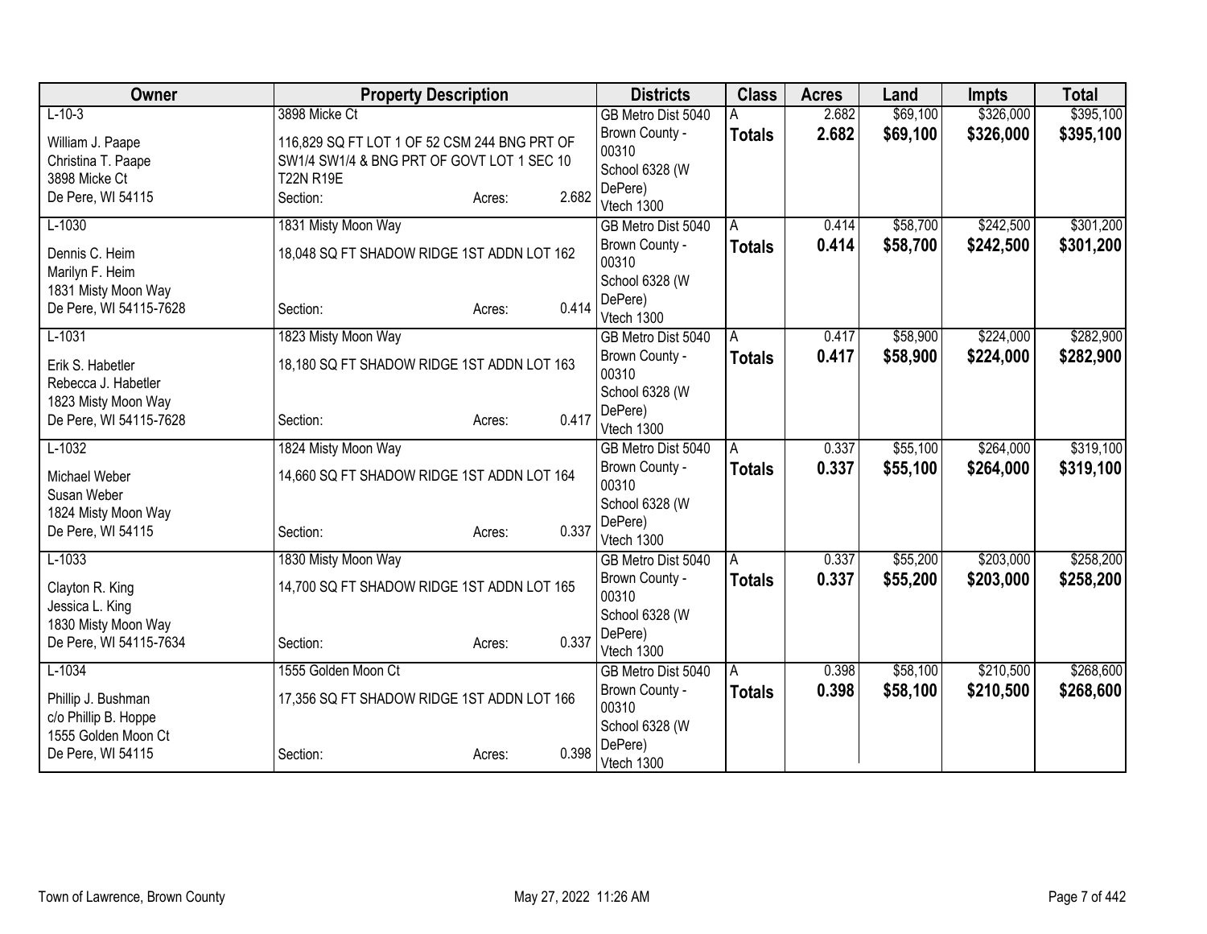| Owner | Property Description | Districts | Class | Acres | Land | Impts | Total |
|---|---|---|---|---|---|---|---|
| L-10-3<br>William J. Paape<br>Christina T. Paape<br>3898 Micke Ct<br>De Pere, WI 54115 | 3898 Micke Ct<br>116,829 SQ FT LOT 1 OF 52 CSM 244 BNG PRT OF SW1/4 SW1/4 & BNG PRT OF GOVT LOT 1 SEC 10 T22N R19E<br>Section: Acres: 2.682 | GB Metro Dist 5040<br>Brown County - 00310<br>School 6328 (W DePere)<br>Vtech 1300 | A<br>**Totals** | 2.682<br>**2.682** | $69,100<br>**$69,100** | $326,000<br>**$326,000** | $395,100<br>**$395,100** |
| L-1030<br>Dennis C. Heim<br>Marilyn F. Heim<br>1831 Misty Moon Way<br>De Pere, WI 54115-7628 | 1831 Misty Moon Way<br>18,048 SQ FT SHADOW RIDGE 1ST ADDN LOT 162<br>Section: Acres: 0.414 | GB Metro Dist 5040<br>Brown County - 00310<br>School 6328 (W DePere)<br>Vtech 1300 | A<br>**Totals** | 0.414<br>**0.414** | $58,700<br>**$58,700** | $242,500<br>**$242,500** | $301,200<br>**$301,200** |
| L-1031<br>Erik S. Habetler<br>Rebecca J. Habetler<br>1823 Misty Moon Way<br>De Pere, WI 54115-7628 | 1823 Misty Moon Way<br>18,180 SQ FT SHADOW RIDGE 1ST ADDN LOT 163<br>Section: Acres: 0.417 | GB Metro Dist 5040<br>Brown County - 00310<br>School 6328 (W DePere)<br>Vtech 1300 | A<br>**Totals** | 0.417<br>**0.417** | $58,900<br>**$58,900** | $224,000<br>**$224,000** | $282,900<br>**$282,900** |
| L-1032<br>Michael Weber<br>Susan Weber<br>1824 Misty Moon Way<br>De Pere, WI 54115 | 1824 Misty Moon Way<br>14,660 SQ FT SHADOW RIDGE 1ST ADDN LOT 164<br>Section: Acres: 0.337 | GB Metro Dist 5040<br>Brown County - 00310<br>School 6328 (W DePere)<br>Vtech 1300 | A<br>**Totals** | 0.337<br>**0.337** | $55,100<br>**$55,100** | $264,000<br>**$264,000** | $319,100<br>**$319,100** |
| L-1033<br>Clayton R. King<br>Jessica L. King<br>1830 Misty Moon Way<br>De Pere, WI 54115-7634 | 1830 Misty Moon Way<br>14,700 SQ FT SHADOW RIDGE 1ST ADDN LOT 165<br>Section: Acres: 0.337 | GB Metro Dist 5040<br>Brown County - 00310<br>School 6328 (W DePere)<br>Vtech 1300 | A<br>**Totals** | 0.337<br>**0.337** | $55,200<br>**$55,200** | $203,000<br>**$203,000** | $258,200<br>**$258,200** |
| L-1034<br>Phillip J. Bushman<br>c/o Phillip B. Hoppe<br>1555 Golden Moon Ct<br>De Pere, WI 54115 | 1555 Golden Moon Ct<br>17,356 SQ FT SHADOW RIDGE 1ST ADDN LOT 166<br>Section: Acres: 0.398 | GB Metro Dist 5040<br>Brown County - 00310<br>School 6328 (W DePere)<br>Vtech 1300 | A<br>**Totals** | 0.398<br>**0.398** | $58,100<br>**$58,100** | $210,500<br>**$210,500** | $268,600<br>**$268,600** |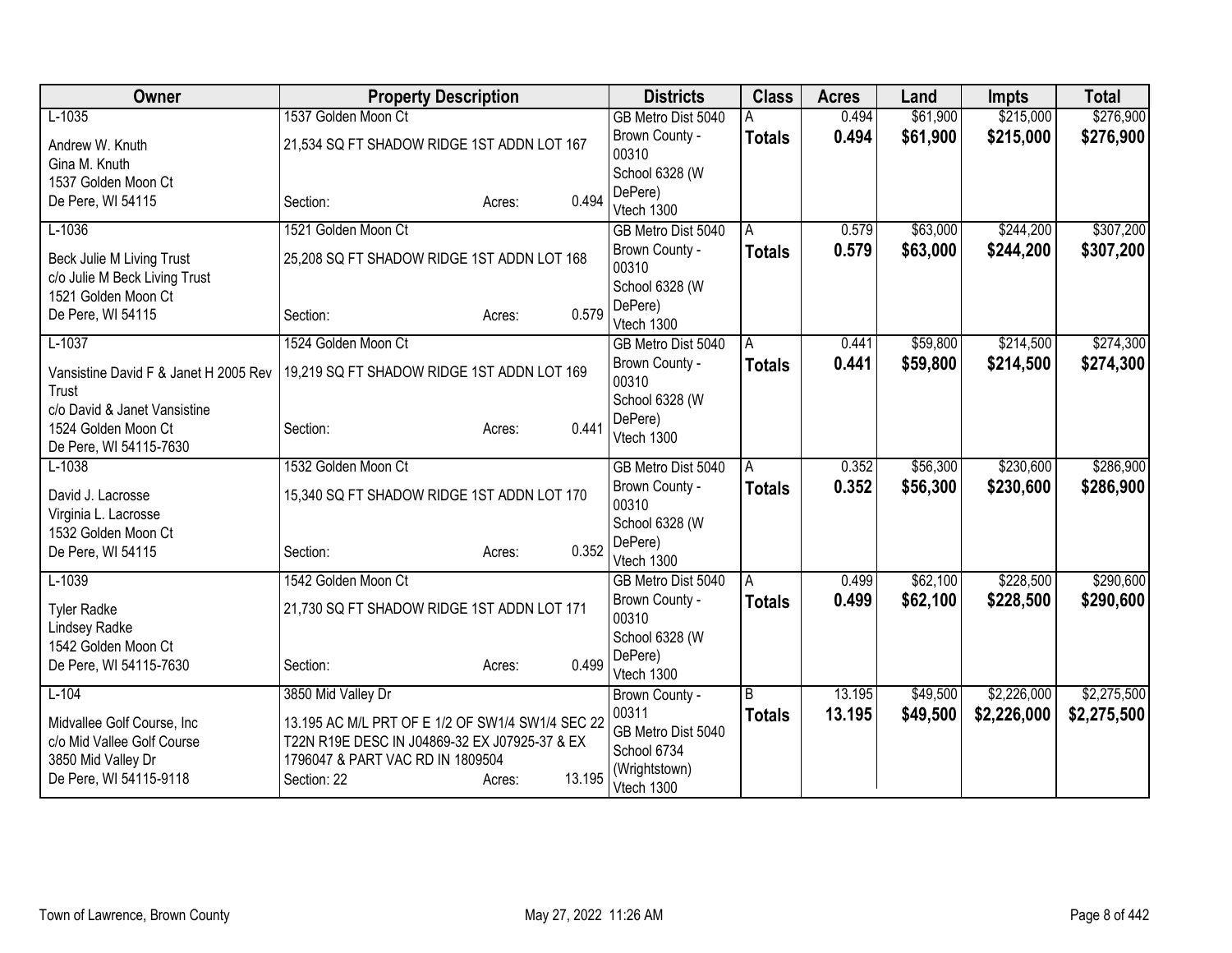| Owner | Property Description | Districts | Class | Acres | Land | Impts | Total |
|---|---|---|---|---|---|---|---|
| L-1035<br>Andrew W. Knuth<br>Gina M. Knuth<br>1537 Golden Moon Ct<br>De Pere, WI 54115 | 1537 Golden Moon Ct<br>21,534 SQ FT SHADOW RIDGE 1ST ADDN LOT 167<br>Section: Acres: 0.494 | GB Metro Dist 5040<br>Brown County - 00310<br>School 6328 (W DePere)<br>Vtech 1300 | A<br>**Totals** | 0.494<br>**0.494** | $61,900<br>**$61,900** | $215,000<br>**$215,000** | $276,900<br>**$276,900** |
| L-1036<br>Beck Julie M Living Trust<br>c/o Julie M Beck Living Trust<br>1521 Golden Moon Ct<br>De Pere, WI 54115 | 1521 Golden Moon Ct<br>25,208 SQ FT SHADOW RIDGE 1ST ADDN LOT 168<br>Section: Acres: 0.579 | GB Metro Dist 5040<br>Brown County - 00310<br>School 6328 (W DePere)<br>Vtech 1300 | A<br>**Totals** | 0.579<br>**0.579** | $63,000<br>**$63,000** | $244,200<br>**$244,200** | $307,200<br>**$307,200** |
| L-1037<br>Vansistine David F & Janet H 2005 Rev Trust<br>c/o David & Janet Vansistine<br>1524 Golden Moon Ct<br>De Pere, WI 54115-7630 | 1524 Golden Moon Ct<br>19,219 SQ FT SHADOW RIDGE 1ST ADDN LOT 169<br>Section: Acres: 0.441 | GB Metro Dist 5040<br>Brown County - 00310<br>School 6328 (W DePere)<br>Vtech 1300 | A<br>**Totals** | 0.441<br>**0.441** | $59,800<br>**$59,800** | $214,500<br>**$214,500** | $274,300<br>**$274,300** |
| L-1038<br>David J. Lacrosse<br>Virginia L. Lacrosse<br>1532 Golden Moon Ct<br>De Pere, WI 54115 | 1532 Golden Moon Ct<br>15,340 SQ FT SHADOW RIDGE 1ST ADDN LOT 170<br>Section: Acres: 0.352 | GB Metro Dist 5040<br>Brown County - 00310<br>School 6328 (W DePere)<br>Vtech 1300 | A<br>**Totals** | 0.352<br>**0.352** | $56,300<br>**$56,300** | $230,600<br>**$230,600** | $286,900<br>**$286,900** |
| L-1039<br>Tyler Radke<br>Lindsey Radke<br>1542 Golden Moon Ct<br>De Pere, WI 54115-7630 | 1542 Golden Moon Ct<br>21,730 SQ FT SHADOW RIDGE 1ST ADDN LOT 171<br>Section: Acres: 0.499 | GB Metro Dist 5040<br>Brown County - 00310<br>School 6328 (W DePere)<br>Vtech 1300 | A<br>**Totals** | 0.499<br>**0.499** | $62,100<br>**$62,100** | $228,500<br>**$228,500** | $290,600<br>**$290,600** |
| L-104<br>Midvallee Golf Course, Inc<br>c/o Mid Vallee Golf Course<br>3850 Mid Valley Dr<br>De Pere, WI 54115-9118 | 3850 Mid Valley Dr<br>13.195 AC M/L PRT OF E 1/2 OF SW1/4 SW1/4 SEC 22 T22N R19E DESC IN J04869-32 EX J07925-37 & EX 1796047 & PART VAC RD IN 1809504<br>Section: 22 Acres: 13.195 | Brown County - 00311<br>GB Metro Dist 5040<br>School 6734 (Wrightstown)<br>Vtech 1300 | B<br>**Totals** | 13.195<br>**13.195** | $49,500<br>**$49,500** | $2,226,000<br>**$2,226,000** | $2,275,500<br>**$2,275,500** |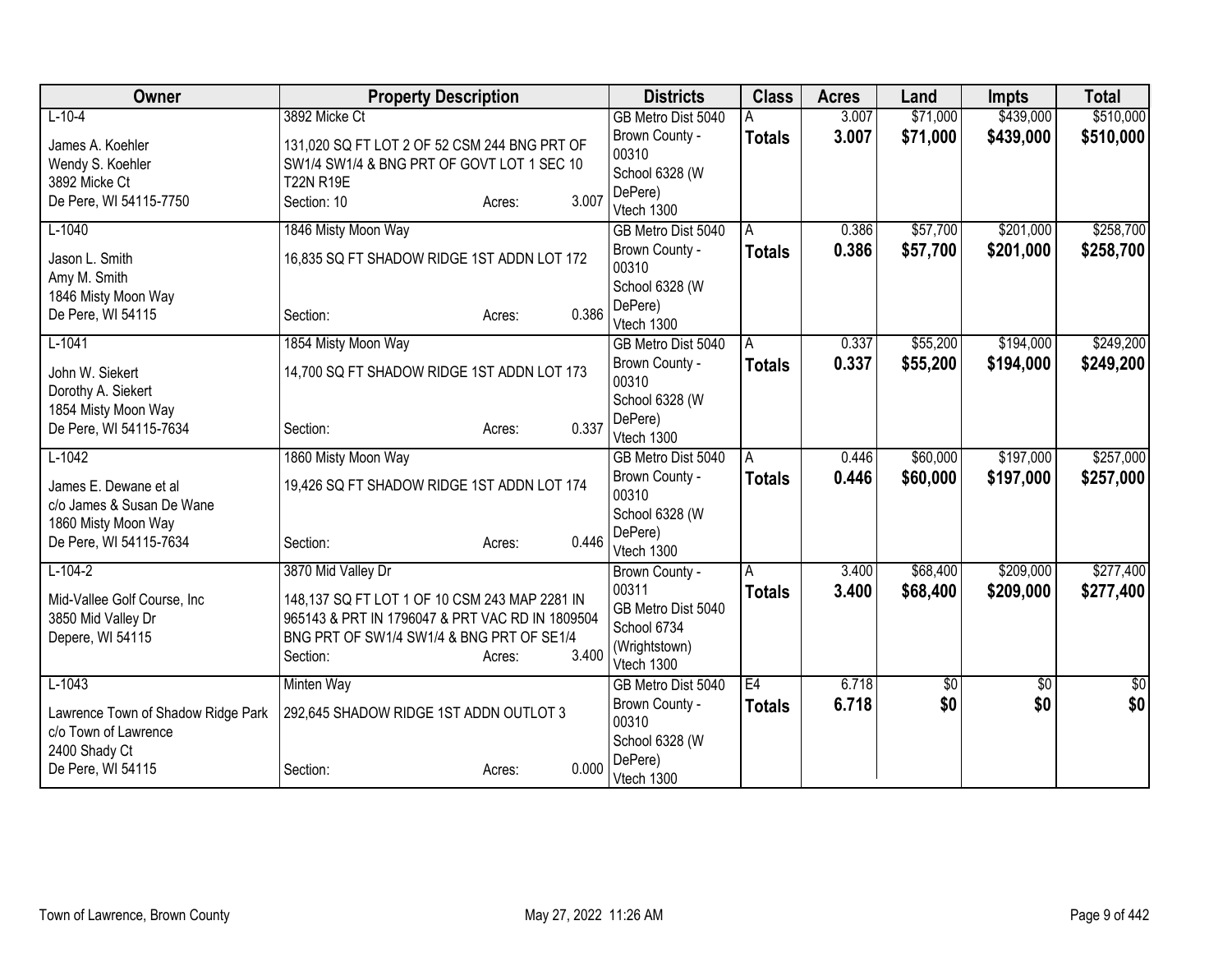| Owner | Property Description | Districts | Class | Acres | Land | Impts | Total |
|---|---|---|---|---|---|---|---|
| L-10-4<br>James A. Koehler<br>Wendy S. Koehler<br>3892 Micke Ct<br>De Pere, WI 54115-7750 | 3892 Micke Ct<br>131,020 SQ FT LOT 2 OF 52 CSM 244 BNG PRT OF SW1/4 SW1/4 & BNG PRT OF GOVT LOT 1 SEC 10 T22N R19E<br>Section: 10 Acres: 3.007 | GB Metro Dist 5040<br>Brown County - 00310<br>School 6328 (W DePere)<br>Vtech 1300 | A<br>**Totals** | 3.007<br>**3.007** | $71,000<br>**$71,000** | $439,000<br>**$439,000** | $510,000<br>**$510,000** |
| L-1040<br>Jason L. Smith<br>Amy M. Smith<br>1846 Misty Moon Way<br>De Pere, WI 54115 | 1846 Misty Moon Way<br>16,835 SQ FT SHADOW RIDGE 1ST ADDN LOT 172<br>Section: Acres: 0.386 | GB Metro Dist 5040<br>Brown County - 00310<br>School 6328 (W DePere)<br>Vtech 1300 | A<br>**Totals** | 0.386<br>**0.386** | $57,700<br>**$57,700** | $201,000<br>**$201,000** | $258,700<br>**$258,700** |
| L-1041<br>John W. Siekert<br>Dorothy A. Siekert<br>1854 Misty Moon Way<br>De Pere, WI 54115-7634 | 1854 Misty Moon Way<br>14,700 SQ FT SHADOW RIDGE 1ST ADDN LOT 173<br>Section: Acres: 0.337 | GB Metro Dist 5040<br>Brown County - 00310<br>School 6328 (W DePere)<br>Vtech 1300 | A<br>**Totals** | 0.337<br>**0.337** | $55,200<br>**$55,200** | $194,000<br>**$194,000** | $249,200<br>**$249,200** |
| L-1042<br>James E. Dewane et al<br>c/o James & Susan De Wane<br>1860 Misty Moon Way<br>De Pere, WI 54115-7634 | 1860 Misty Moon Way<br>19,426 SQ FT SHADOW RIDGE 1ST ADDN LOT 174<br>Section: Acres: 0.446 | GB Metro Dist 5040<br>Brown County - 00310<br>School 6328 (W DePere)<br>Vtech 1300 | A<br>**Totals** | 0.446<br>**0.446** | $60,000<br>**$60,000** | $197,000<br>**$197,000** | $257,000<br>**$257,000** |
| L-104-2<br>Mid-Vallee Golf Course, Inc<br>3850 Mid Valley Dr<br>Depere, WI 54115 | 3870 Mid Valley Dr<br>148,137 SQ FT LOT 1 OF 10 CSM 243 MAP 2281 IN 965143 & PRT IN 1796047 & PRT VAC RD IN 1809504 BNG PRT OF SW1/4 SW1/4 & BNG PRT OF SE1/4<br>Section: Acres: 3.400 | Brown County - 00311<br>GB Metro Dist 5040<br>School 6734 (Wrightstown)<br>Vtech 1300 | A<br>**Totals** | 3.400<br>**3.400** | $68,400<br>**$68,400** | $209,000<br>**$209,000** | $277,400<br>**$277,400** |
| L-1043<br>Lawrence Town of Shadow Ridge Park<br>c/o Town of Lawrence<br>2400 Shady Ct<br>De Pere, WI 54115 | Minten Way<br>292,645 SHADOW RIDGE 1ST ADDN OUTLOT 3<br>Section: Acres: 0.000 | GB Metro Dist 5040<br>Brown County - 00310<br>School 6328 (W DePere)<br>Vtech 1300 | E4<br>**Totals** | 6.718<br>**6.718** | $0<br>**$0** | $0<br>**$0** | $0<br>**$0** |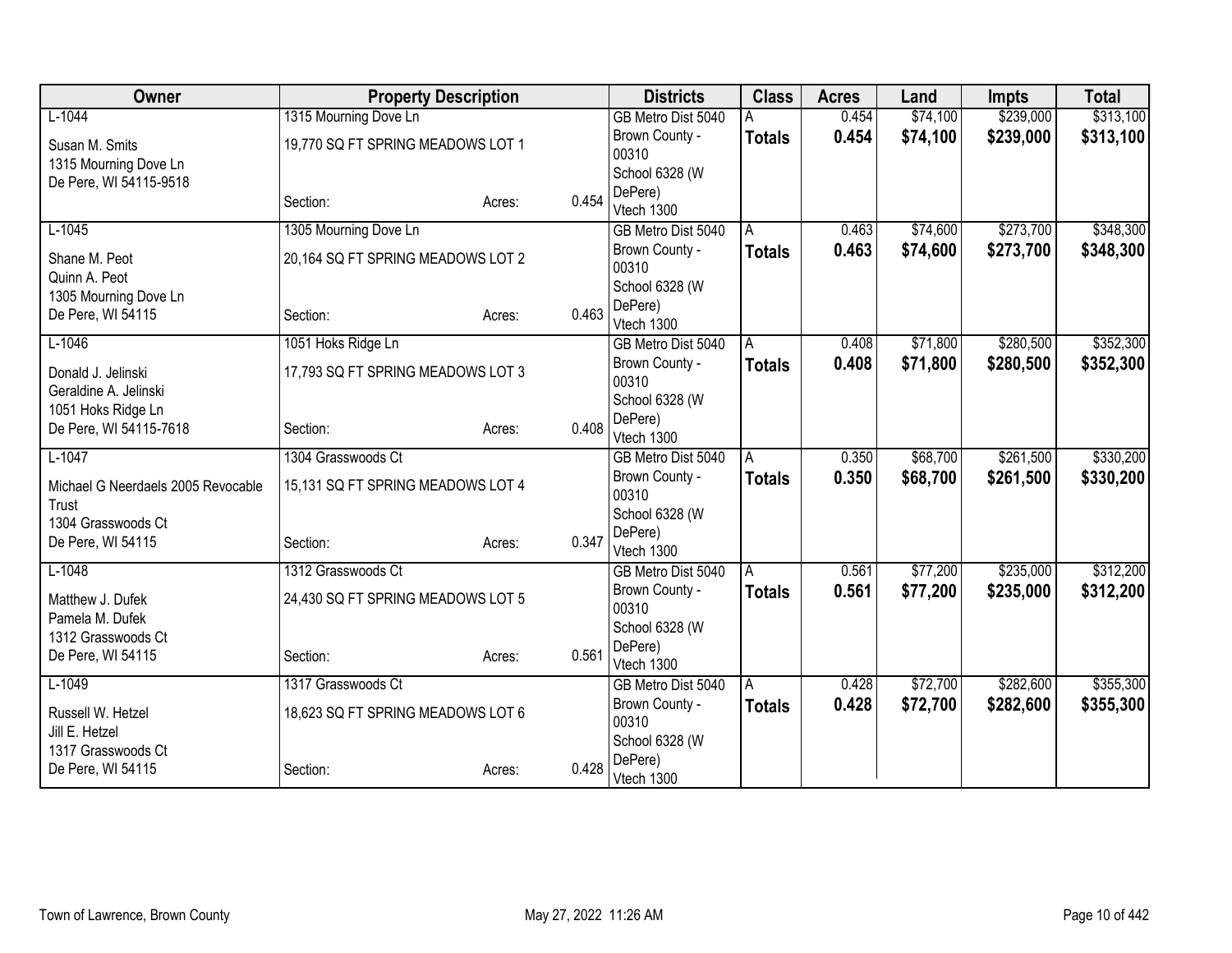| Owner | Property Description | | | Districts | Class | Acres | Land | Impts | Total |
|---|---|---|---|---|---|---|---|---|---|
| L-1044<br>Susan M. Smits<br>1315 Mourning Dove Ln<br>De Pere, WI 54115-9518 | 1315 Mourning Dove Ln<br>19,770 SQ FT SPRING MEADOWS LOT 1<br>Section: | Acres: | 0.454 | GB Metro Dist 5040<br>Brown County - 00310<br>School 6328 (W DePere)<br>Vtech 1300 | A<br>**Totals** | 0.454<br>**0.454** | $74,100<br>**$74,100** | $239,000<br>**$239,000** | $313,100<br>**$313,100** |
| L-1045<br>Shane M. Peot<br>Quinn A. Peot<br>1305 Mourning Dove Ln<br>De Pere, WI 54115 | 1305 Mourning Dove Ln<br>20,164 SQ FT SPRING MEADOWS LOT 2<br>Section: | Acres: | 0.463 | GB Metro Dist 5040<br>Brown County - 00310<br>School 6328 (W DePere)<br>Vtech 1300 | A<br>**Totals** | 0.463<br>**0.463** | $74,600<br>**$74,600** | $273,700<br>**$273,700** | $348,300<br>**$348,300** |
| L-1046<br>Donald J. Jelinski<br>Geraldine A. Jelinski<br>1051 Hoks Ridge Ln<br>De Pere, WI 54115-7618 | 1051 Hoks Ridge Ln<br>17,793 SQ FT SPRING MEADOWS LOT 3<br>Section: | Acres: | 0.408 | GB Metro Dist 5040<br>Brown County - 00310<br>School 6328 (W DePere)<br>Vtech 1300 | A<br>**Totals** | 0.408<br>**0.408** | $71,800<br>**$71,800** | $280,500<br>**$280,500** | $352,300<br>**$352,300** |
| L-1047<br>Michael G Neerdaels 2005 Revocable Trust<br>1304 Grasswoods Ct<br>De Pere, WI 54115 | 1304 Grasswoods Ct<br>15,131 SQ FT SPRING MEADOWS LOT 4<br>Section: | Acres: | 0.347 | GB Metro Dist 5040<br>Brown County - 00310<br>School 6328 (W DePere)<br>Vtech 1300 | A<br>**Totals** | 0.350<br>**0.350** | $68,700<br>**$68,700** | $261,500<br>**$261,500** | $330,200<br>**$330,200** |
| L-1048<br>Matthew J. Dufek<br>Pamela M. Dufek<br>1312 Grasswoods Ct<br>De Pere, WI 54115 | 1312 Grasswoods Ct<br>24,430 SQ FT SPRING MEADOWS LOT 5<br>Section: | Acres: | 0.561 | GB Metro Dist 5040<br>Brown County - 00310<br>School 6328 (W DePere)<br>Vtech 1300 | A<br>**Totals** | 0.561<br>**0.561** | $77,200<br>**$77,200** | $235,000<br>**$235,000** | $312,200<br>**$312,200** |
| L-1049<br>Russell W. Hetzel<br>Jill E. Hetzel<br>1317 Grasswoods Ct<br>De Pere, WI 54115 | 1317 Grasswoods Ct<br>18,623 SQ FT SPRING MEADOWS LOT 6<br>Section: | Acres: | 0.428 | GB Metro Dist 5040<br>Brown County - 00310<br>School 6328 (W DePere)<br>Vtech 1300 | A<br>**Totals** | 0.428<br>**0.428** | $72,700<br>**$72,700** | $282,600<br>**$282,600** | $355,300<br>**$355,300** |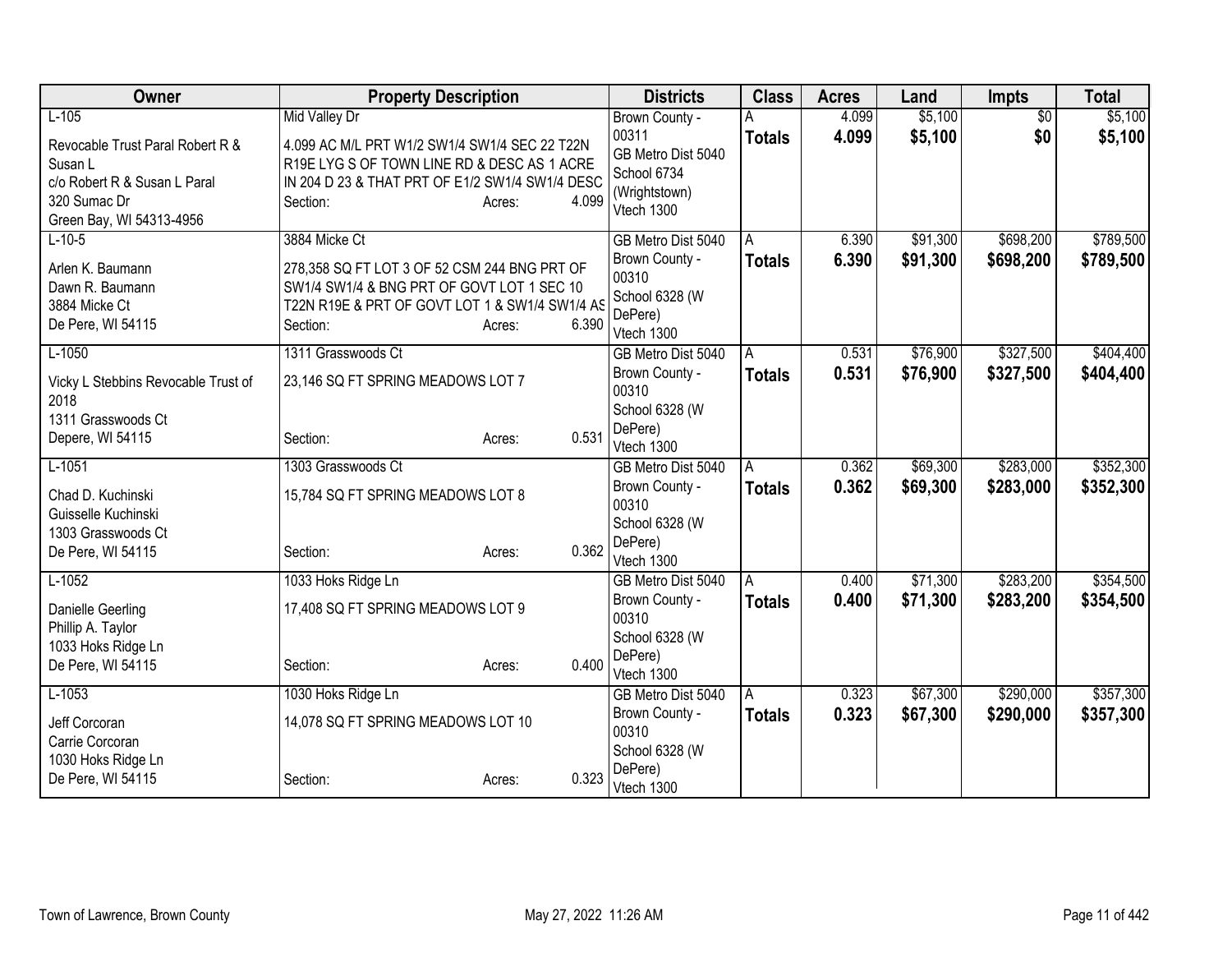| Owner | Property Description | Districts | Class | Acres | Land | Impts | Total |
|---|---|---|---|---|---|---|---|
| L-105<br><br>Revocable Trust Paral Robert R & Susan L<br>c/o Robert R & Susan L Paral<br>320 Sumac Dr<br>Green Bay, WI 54313-4956 | Mid Valley Dr<br><br>4.099 AC M/L PRT W1/2 SW1/4 SW1/4 SEC 22 T22N R19E LYG S OF TOWN LINE RD & DESC AS 1 ACRE IN 204 D 23 & THAT PRT OF E1/2 SW1/4 SW1/4 DESC<br>Section: Acres: 4.099 | Brown County - 00311<br>GB Metro Dist 5040<br>School 6734 (Wrightstown)<br>Vtech 1300 | A<br>**Totals** | 4.099<br>**4.099** | $5,100<br>**$5,100** | $0<br>**$0** | $5,100<br>**$5,100** |
| L-10-5<br><br>Arlen K. Baumann<br>Dawn R. Baumann<br>3884 Micke Ct<br>De Pere, WI 54115 | 3884 Micke Ct<br><br>278,358 SQ FT LOT 3 OF 52 CSM 244 BNG PRT OF SW1/4 SW1/4 & BNG PRT OF GOVT LOT 1 SEC 10 T22N R19E & PRT OF GOVT LOT 1 & SW1/4 SW1/4 AS<br>Section: Acres: 6.390 | GB Metro Dist 5040<br>Brown County - 00310<br>School 6328 (W DePere)<br>Vtech 1300 | A<br>**Totals** | 6.390<br>**6.390** | $91,300<br>**$91,300** | $698,200<br>**$698,200** | $789,500<br>**$789,500** |
| L-1050<br><br>Vicky L Stebbins Revocable Trust of 2018<br>1311 Grasswoods Ct<br>Depere, WI 54115 | 1311 Grasswoods Ct<br><br>23,146 SQ FT SPRING MEADOWS LOT 7<br><br>Section: Acres: 0.531 | GB Metro Dist 5040<br>Brown County - 00310<br>School 6328 (W DePere)<br>Vtech 1300 | A<br>**Totals** | 0.531<br>**0.531** | $76,900<br>**$76,900** | $327,500<br>**$327,500** | $404,400<br>**$404,400** |
| L-1051<br><br>Chad D. Kuchinski<br>Guisselle Kuchinski<br>1303 Grasswoods Ct<br>De Pere, WI 54115 | 1303 Grasswoods Ct<br><br>15,784 SQ FT SPRING MEADOWS LOT 8<br><br>Section: Acres: 0.362 | GB Metro Dist 5040<br>Brown County - 00310<br>School 6328 (W DePere)<br>Vtech 1300 | A<br>**Totals** | 0.362<br>**0.362** | $69,300<br>**$69,300** | $283,000<br>**$283,000** | $352,300<br>**$352,300** |
| L-1052<br><br>Danielle Geerling<br>Phillip A. Taylor<br>1033 Hoks Ridge Ln<br>De Pere, WI 54115 | 1033 Hoks Ridge Ln<br><br>17,408 SQ FT SPRING MEADOWS LOT 9<br><br>Section: Acres: 0.400 | GB Metro Dist 5040<br>Brown County - 00310<br>School 6328 (W DePere)<br>Vtech 1300 | A<br>**Totals** | 0.400<br>**0.400** | $71,300<br>**$71,300** | $283,200<br>**$283,200** | $354,500<br>**$354,500** |
| L-1053<br><br>Jeff Corcoran<br>Carrie Corcoran<br>1030 Hoks Ridge Ln<br>De Pere, WI 54115 | 1030 Hoks Ridge Ln<br><br>14,078 SQ FT SPRING MEADOWS LOT 10<br><br>Section: Acres: 0.323 | GB Metro Dist 5040<br>Brown County - 00310<br>School 6328 (W DePere)<br>Vtech 1300 | A<br>**Totals** | 0.323<br>**0.323** | $67,300<br>**$67,300** | $290,000<br>**$290,000** | $357,300<br>**$357,300** |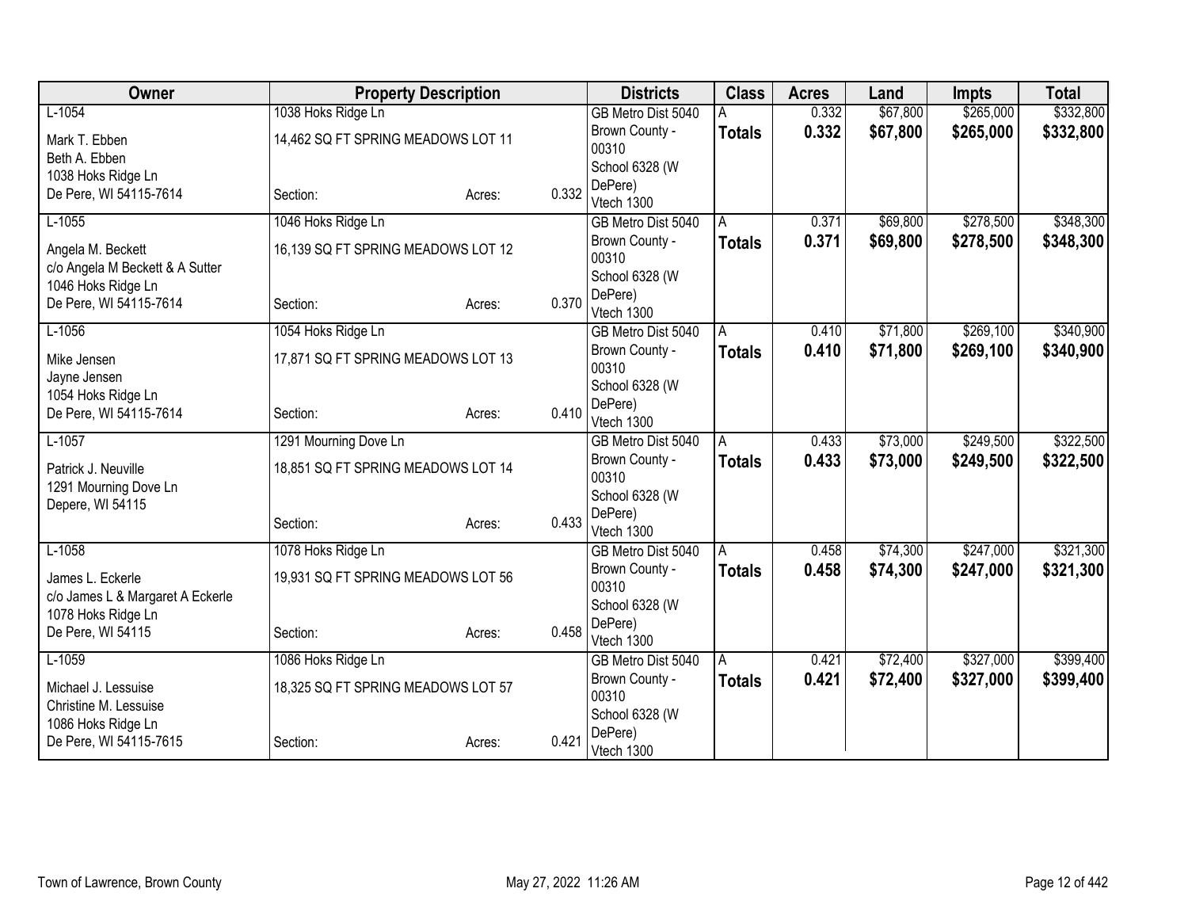| Owner | Property Description | | | Districts | Class | Acres | Land | Impts | Total |
|---|---|---|---|---|---|---|---|---|---|
| L-1054 | 1038 Hoks Ridge Ln | | | GB Metro Dist 5040 | A | 0.332 | $67,800 | $265,000 | $332,800 |
| Mark T. Ebben<br>Beth A. Ebben<br>1038 Hoks Ridge Ln<br>De Pere, WI 54115-7614 | 14,462 SQ FT SPRING MEADOWS LOT 11<br>Section: | Acres: | 0.332 | Brown County - 00310<br>School 6328 (W DePere)<br>Vtech 1300 | **Totals** | **0.332** | **$67,800** | **$265,000** | **$332,800** |
| L-1055 | 1046 Hoks Ridge Ln | | | GB Metro Dist 5040 | A | 0.371 | $69,800 | $278,500 | $348,300 |
| Angela M. Beckett<br>c/o Angela M Beckett & A Sutter<br>1046 Hoks Ridge Ln<br>De Pere, WI 54115-7614 | 16,139 SQ FT SPRING MEADOWS LOT 12<br>Section: | Acres: | 0.370 | Brown County - 00310<br>School 6328 (W DePere)<br>Vtech 1300 | **Totals** | **0.371** | **$69,800** | **$278,500** | **$348,300** |
| L-1056 | 1054 Hoks Ridge Ln | | | GB Metro Dist 5040 | A | 0.410 | $71,800 | $269,100 | $340,900 |
| Mike Jensen<br>Jayne Jensen<br>1054 Hoks Ridge Ln<br>De Pere, WI 54115-7614 | 17,871 SQ FT SPRING MEADOWS LOT 13<br>Section: | Acres: | 0.410 | Brown County - 00310<br>School 6328 (W DePere)<br>Vtech 1300 | **Totals** | **0.410** | **$71,800** | **$269,100** | **$340,900** |
| L-1057 | 1291 Mourning Dove Ln | | | GB Metro Dist 5040 | A | 0.433 | $73,000 | $249,500 | $322,500 |
| Patrick J. Neuville<br>1291 Mourning Dove Ln<br>Depere, WI 54115 | 18,851 SQ FT SPRING MEADOWS LOT 14<br>Section: | Acres: | 0.433 | Brown County - 00310<br>School 6328 (W DePere)<br>Vtech 1300 | **Totals** | **0.433** | **$73,000** | **$249,500** | **$322,500** |
| L-1058 | 1078 Hoks Ridge Ln | | | GB Metro Dist 5040 | A | 0.458 | $74,300 | $247,000 | $321,300 |
| James L. Eckerle<br>c/o James L & Margaret A Eckerle<br>1078 Hoks Ridge Ln<br>De Pere, WI 54115 | 19,931 SQ FT SPRING MEADOWS LOT 56<br>Section: | Acres: | 0.458 | Brown County - 00310<br>School 6328 (W DePere)<br>Vtech 1300 | **Totals** | **0.458** | **$74,300** | **$247,000** | **$321,300** |
| L-1059 | 1086 Hoks Ridge Ln | | | GB Metro Dist 5040 | A | 0.421 | $72,400 | $327,000 | $399,400 |
| Michael J. Lessuise<br>Christine M. Lessuise<br>1086 Hoks Ridge Ln<br>De Pere, WI 54115-7615 | 18,325 SQ FT SPRING MEADOWS LOT 57<br>Section: | Acres: | 0.421 | Brown County - 00310<br>School 6328 (W DePere)<br>Vtech 1300 | **Totals** | **0.421** | **$72,400** | **$327,000** | **$399,400** |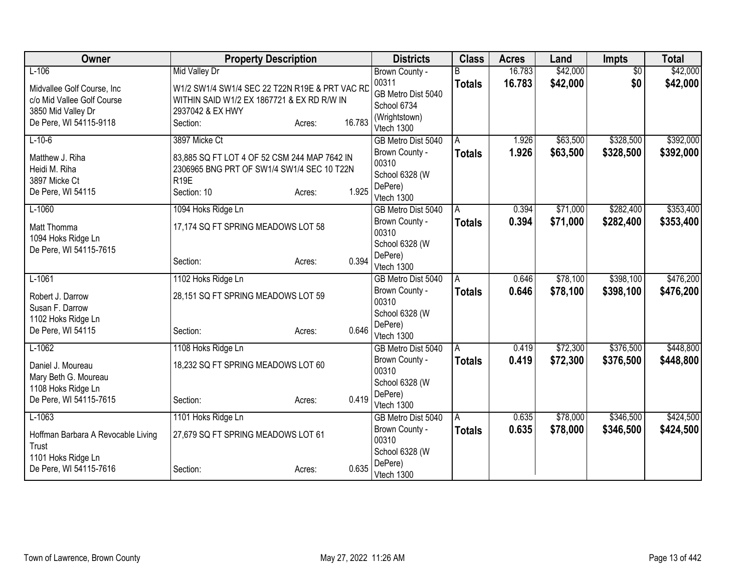| Owner | Property Description | Districts | Class | Acres | Land | Impts | Total |
|---|---|---|---|---|---|---|---|
| L-106<br>Midvallee Golf Course, Inc<br>c/o Mid Vallee Golf Course<br>3850 Mid Valley Dr<br>De Pere, WI 54115-9118 | Mid Valley Dr<br>W1/2 SW1/4 SW1/4 SEC 22 T22N R19E & PRT VAC RD WITHIN SAID W1/2 EX 1867721 & EX RD R/W IN 2937042 & EX HWY<br>Section: Acres: 16.783 | Brown County - 00311<br>GB Metro Dist 5040<br>School 6734 (Wrightstown)<br>Vtech 1300 | B<br>**Totals** | 16.783<br>**16.783** | $42,000<br>**$42,000** | $0<br>**$0** | $42,000<br>**$42,000** |
| L-10-6<br>Matthew J. Riha<br>Heidi M. Riha<br>3897 Micke Ct<br>De Pere, WI 54115 | 3897 Micke Ct<br>83,885 SQ FT LOT 4 OF 52 CSM 244 MAP 7642 IN 2306965 BNG PRT OF SW1/4 SW1/4 SEC 10 T22N R19E<br>Section: 10 Acres: 1.925 | GB Metro Dist 5040<br>Brown County - 00310<br>School 6328 (W DePere)<br>Vtech 1300 | A<br>**Totals** | 1.926<br>**1.926** | $63,500<br>**$63,500** | $328,500<br>**$328,500** | $392,000<br>**$392,000** |
| L-1060<br>Matt Thomma<br>1094 Hoks Ridge Ln<br>De Pere, WI 54115-7615 | 1094 Hoks Ridge Ln<br>17,174 SQ FT SPRING MEADOWS LOT 58<br>Section: Acres: 0.394 | GB Metro Dist 5040<br>Brown County - 00310<br>School 6328 (W DePere)<br>Vtech 1300 | A<br>**Totals** | 0.394<br>**0.394** | $71,000<br>**$71,000** | $282,400<br>**$282,400** | $353,400<br>**$353,400** |
| L-1061<br>Robert J. Darrow<br>Susan F. Darrow<br>1102 Hoks Ridge Ln<br>De Pere, WI 54115 | 1102 Hoks Ridge Ln<br>28,151 SQ FT SPRING MEADOWS LOT 59<br>Section: Acres: 0.646 | GB Metro Dist 5040<br>Brown County - 00310<br>School 6328 (W DePere)<br>Vtech 1300 | A<br>**Totals** | 0.646<br>**0.646** | $78,100<br>**$78,100** | $398,100<br>**$398,100** | $476,200<br>**$476,200** |
| L-1062<br>Daniel J. Moureau<br>Mary Beth G. Moureau<br>1108 Hoks Ridge Ln<br>De Pere, WI 54115-7615 | 1108 Hoks Ridge Ln<br>18,232 SQ FT SPRING MEADOWS LOT 60<br>Section: Acres: 0.419 | GB Metro Dist 5040<br>Brown County - 00310<br>School 6328 (W DePere)<br>Vtech 1300 | A<br>**Totals** | 0.419<br>**0.419** | $72,300<br>**$72,300** | $376,500<br>**$376,500** | $448,800<br>**$448,800** |
| L-1063<br>Hoffman Barbara A Revocable Living Trust<br>1101 Hoks Ridge Ln<br>De Pere, WI 54115-7616 | 1101 Hoks Ridge Ln<br>27,679 SQ FT SPRING MEADOWS LOT 61<br>Section: Acres: 0.635 | GB Metro Dist 5040<br>Brown County - 00310<br>School 6328 (W DePere)<br>Vtech 1300 | A<br>**Totals** | 0.635<br>**0.635** | $78,000<br>**$78,000** | $346,500<br>**$346,500** | $424,500<br>**$424,500** |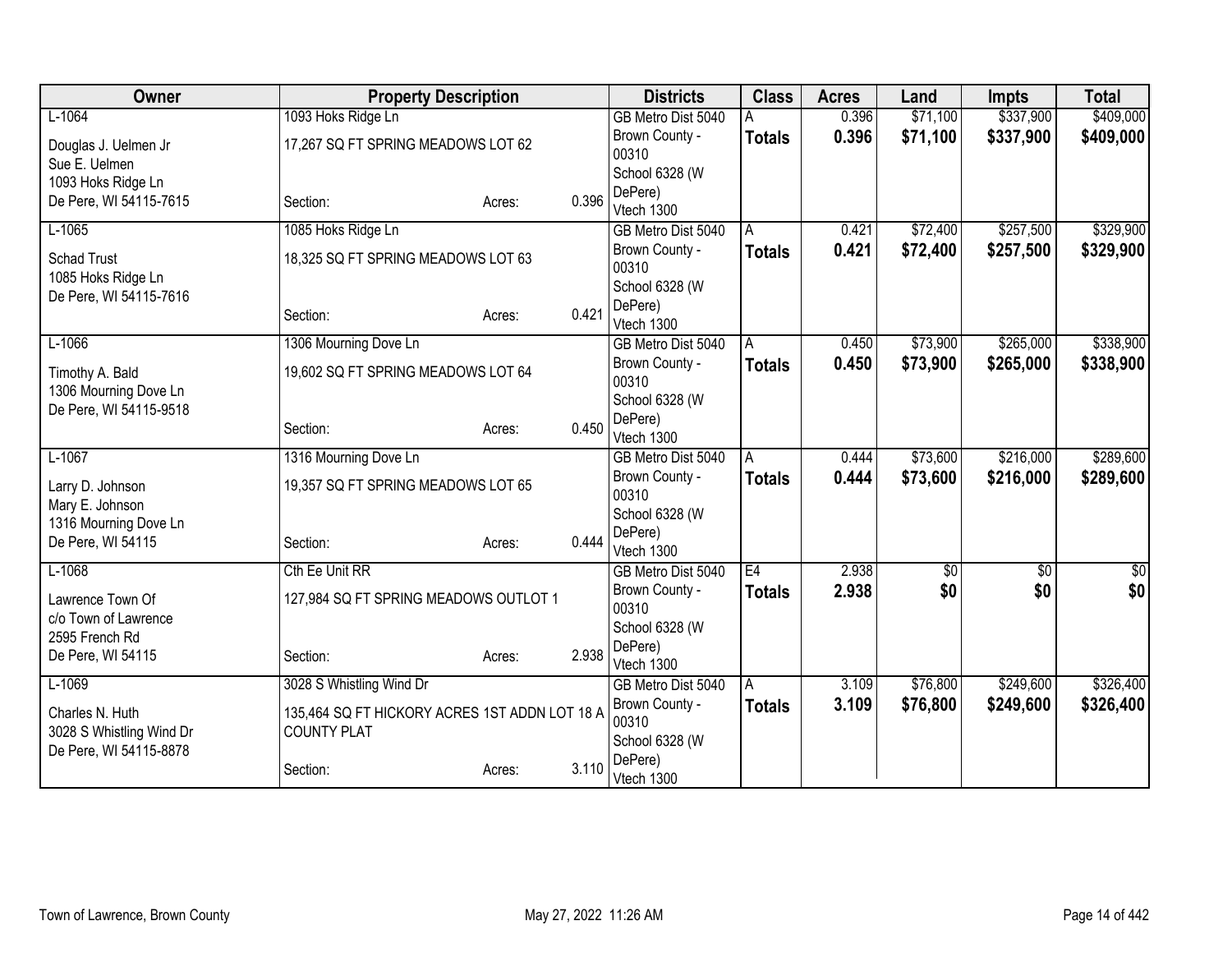| Owner | Property Description | | | Districts | Class | Acres | Land | Impts | Total |
|---|---|---|---|---|---|---|---|---|---|
| L-1064 | 1093 Hoks Ridge Ln | | | GB Metro Dist 5040 | A | 0.396 | $71,100 | $337,900 | $409,000 |
| Douglas J. Uelmen Jr<br>Sue E. Uelmen<br>1093 Hoks Ridge Ln<br>De Pere, WI 54115-7615 | 17,267 SQ FT SPRING MEADOWS LOT 62<br><br>Section: | Acres: | 0.396 | Brown County - 00310<br>School 6328 (W DePere)<br>Vtech 1300 | **Totals** | **0.396** | **$71,100** | **$337,900** | **$409,000** |
| L-1065 | 1085 Hoks Ridge Ln | | | GB Metro Dist 5040 | A | 0.421 | $72,400 | $257,500 | $329,900 |
| Schad Trust<br>1085 Hoks Ridge Ln<br>De Pere, WI 54115-7616 | 18,325 SQ FT SPRING MEADOWS LOT 63<br><br>Section: | Acres: | 0.421 | Brown County - 00310<br>School 6328 (W DePere)<br>Vtech 1300 | **Totals** | **0.421** | **$72,400** | **$257,500** | **$329,900** |
| L-1066 | 1306 Mourning Dove Ln | | | GB Metro Dist 5040 | A | 0.450 | $73,900 | $265,000 | $338,900 |
| Timothy A. Bald<br>1306 Mourning Dove Ln<br>De Pere, WI 54115-9518 | 19,602 SQ FT SPRING MEADOWS LOT 64<br><br>Section: | Acres: | 0.450 | Brown County - 00310<br>School 6328 (W DePere)<br>Vtech 1300 | **Totals** | **0.450** | **$73,900** | **$265,000** | **$338,900** |
| L-1067 | 1316 Mourning Dove Ln | | | GB Metro Dist 5040 | A | 0.444 | $73,600 | $216,000 | $289,600 |
| Larry D. Johnson<br>Mary E. Johnson<br>1316 Mourning Dove Ln<br>De Pere, WI 54115 | 19,357 SQ FT SPRING MEADOWS LOT 65<br><br>Section: | Acres: | 0.444 | Brown County - 00310<br>School 6328 (W DePere)<br>Vtech 1300 | **Totals** | **0.444** | **$73,600** | **$216,000** | **$289,600** |
| L-1068 | Cth Ee Unit RR | | | GB Metro Dist 5040 | E4 | 2.938 | $0 | $0 | $0 |
| Lawrence Town Of<br>c/o Town of Lawrence<br>2595 French Rd<br>De Pere, WI 54115 | 127,984 SQ FT SPRING MEADOWS OUTLOT 1<br><br>Section: | Acres: | 2.938 | Brown County - 00310<br>School 6328 (W DePere)<br>Vtech 1300 | **Totals** | **2.938** | **$0** | **$0** | **$0** |
| L-1069 | 3028 S Whistling Wind Dr | | | GB Metro Dist 5040 | A | 3.109 | $76,800 | $249,600 | $326,400 |
| Charles N. Huth<br>3028 S Whistling Wind Dr<br>De Pere, WI 54115-8878 | 135,464 SQ FT HICKORY ACRES 1ST ADDN LOT 18 A COUNTY PLAT<br><br>Section: | Acres: | 3.110 | Brown County - 00310<br>School 6328 (W DePere)<br>Vtech 1300 | **Totals** | **3.109** | **$76,800** | **$249,600** | **$326,400** |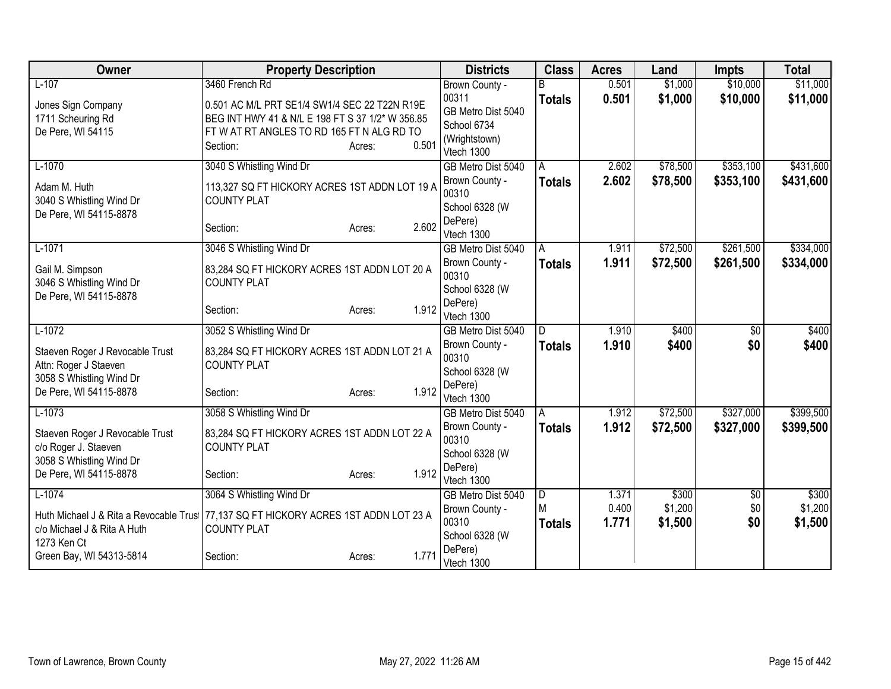| Owner | Property Description | Districts | Class | Acres | Land | Impts | Total |
|---|---|---|---|---|---|---|---|
| L-107<br><br>Jones Sign Company<br>1711 Scheuring Rd<br>De Pere, WI 54115 | 3460 French Rd<br><br>0.501 AC M/L PRT SE1/4 SW1/4 SEC 22 T22N R19E BEG INT HWY 41 & N/L E 198 FT S 37 1/2* W 356.85 FT W AT RT ANGLES TO RD 165 FT N ALG RD TO<br>Section: Acres: 0.501 | Brown County - 00311<br>GB Metro Dist 5040<br>School 6734 (Wrightstown)<br>Vtech 1300 | B<br>**Totals** | 0.501<br>**0.501** | $1,000<br>**$1,000** | $10,000<br>**$10,000** | $11,000<br>**$11,000** |
| L-1070<br><br>Adam M. Huth<br>3040 S Whistling Wind Dr<br>De Pere, WI 54115-8878 | 3040 S Whistling Wind Dr<br><br>113,327 SQ FT HICKORY ACRES 1ST ADDN LOT 19 A COUNTY PLAT<br><br>Section: Acres: 2.602 | GB Metro Dist 5040<br>Brown County - 00310<br>School 6328 (W DePere)<br>Vtech 1300 | A<br>**Totals** | 2.602<br>**2.602** | $78,500<br>**$78,500** | $353,100<br>**$353,100** | $431,600<br>**$431,600** |
| L-1071<br><br>Gail M. Simpson<br>3046 S Whistling Wind Dr<br>De Pere, WI 54115-8878 | 3046 S Whistling Wind Dr<br><br>83,284 SQ FT HICKORY ACRES 1ST ADDN LOT 20 A COUNTY PLAT<br><br>Section: Acres: 1.912 | GB Metro Dist 5040<br>Brown County - 00310<br>School 6328 (W DePere)<br>Vtech 1300 | A<br>**Totals** | 1.911<br>**1.911** | $72,500<br>**$72,500** | $261,500<br>**$261,500** | $334,000<br>**$334,000** |
| L-1072<br><br>Staeven Roger J Revocable Trust<br>Attn: Roger J Staeven<br>3058 S Whistling Wind Dr<br>De Pere, WI 54115-8878 | 3052 S Whistling Wind Dr<br><br>83,284 SQ FT HICKORY ACRES 1ST ADDN LOT 21 A COUNTY PLAT<br><br>Section: Acres: 1.912 | GB Metro Dist 5040<br>Brown County - 00310<br>School 6328 (W DePere)<br>Vtech 1300 | D<br>**Totals** | 1.910<br>**1.910** | $400<br>**$400** | $0<br>**$0** | $400<br>**$400** |
| L-1073<br><br>Staeven Roger J Revocable Trust<br>c/o Roger J. Staeven<br>3058 S Whistling Wind Dr<br>De Pere, WI 54115-8878 | 3058 S Whistling Wind Dr<br><br>83,284 SQ FT HICKORY ACRES 1ST ADDN LOT 22 A COUNTY PLAT<br><br>Section: Acres: 1.912 | GB Metro Dist 5040<br>Brown County - 00310<br>School 6328 (W DePere)<br>Vtech 1300 | A<br>**Totals** | 1.912<br>**1.912** | $72,500<br>**$72,500** | $327,000<br>**$327,000** | $399,500<br>**$399,500** |
| L-1074<br><br>Huth Michael J & Rita a Revocable Trust<br>c/o Michael J & Rita A Huth<br>1273 Ken Ct<br>Green Bay, WI 54313-5814 | 3064 S Whistling Wind Dr<br><br>77,137 SQ FT HICKORY ACRES 1ST ADDN LOT 23 A COUNTY PLAT<br><br>Section: Acres: 1.771 | GB Metro Dist 5040<br>Brown County - 00310<br>School 6328 (W DePere)<br>Vtech 1300 | D<br>M<br>**Totals** | 1.371<br>0.400<br>**1.771** | $300<br>$1,200<br>**$1,500** | $0<br>$0<br>**$0** | $300<br>$1,200<br>**$1,500** |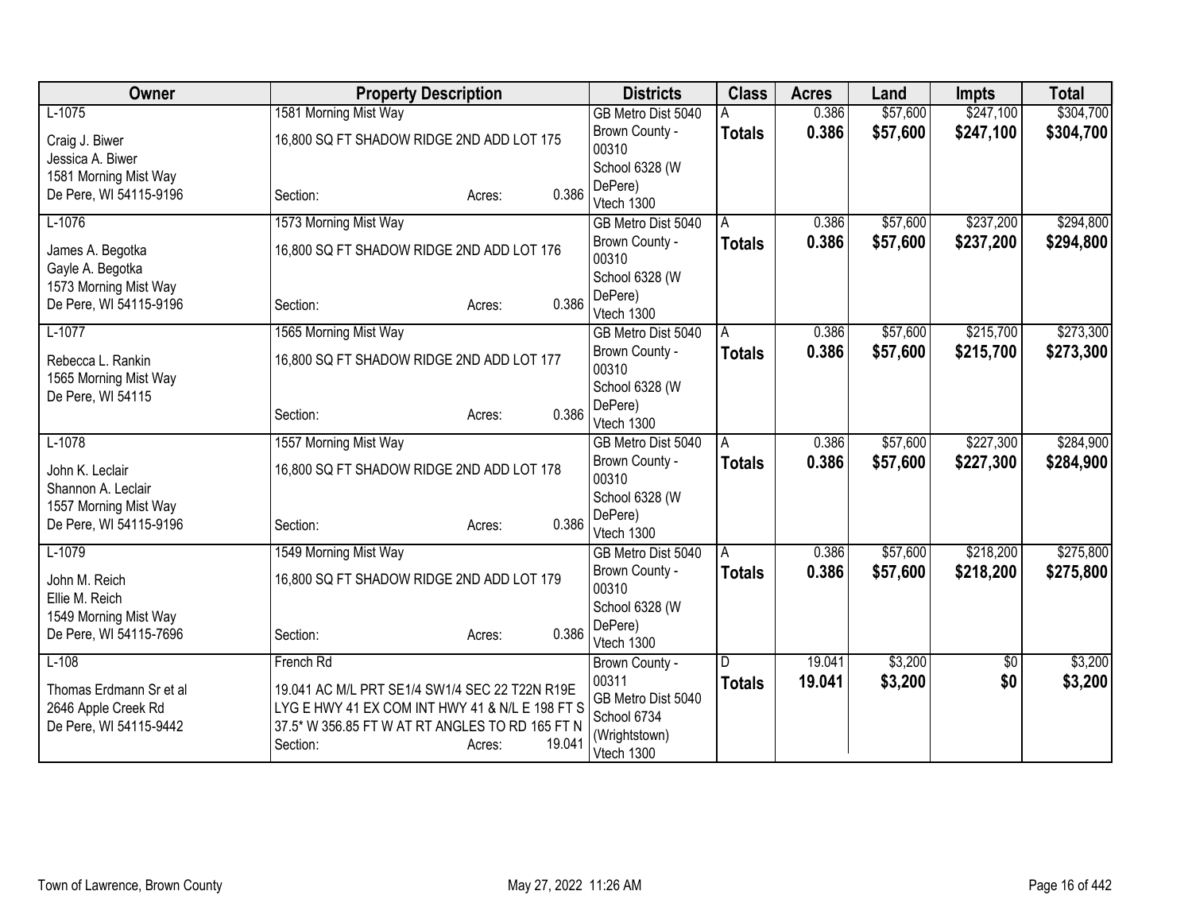| Owner | Property Description | Districts | Class | Acres | Land | Impts | Total |
|---|---|---|---|---|---|---|---|
| L-1075<br>Craig J. Biwer<br>Jessica A. Biwer<br>1581 Morning Mist Way<br>De Pere, WI 54115-9196 | 1581 Morning Mist Way<br>16,800 SQ FT SHADOW RIDGE 2ND ADD LOT 175<br>Section: Acres: 0.386 | GB Metro Dist 5040<br>Brown County - 00310<br>School 6328 (W DePere)<br>Vtech 1300 | A<br>**Totals** | 0.386<br>**0.386** | $57,600<br>**$57,600** | $247,100<br>**$247,100** | $304,700<br>**$304,700** |
| L-1076<br>James A. Begotka<br>Gayle A. Begotka<br>1573 Morning Mist Way<br>De Pere, WI 54115-9196 | 1573 Morning Mist Way<br>16,800 SQ FT SHADOW RIDGE 2ND ADD LOT 176<br>Section: Acres: 0.386 | GB Metro Dist 5040<br>Brown County - 00310<br>School 6328 (W DePere)<br>Vtech 1300 | A<br>**Totals** | 0.386<br>**0.386** | $57,600<br>**$57,600** | $237,200<br>**$237,200** | $294,800<br>**$294,800** |
| L-1077<br>Rebecca L. Rankin<br>1565 Morning Mist Way<br>De Pere, WI 54115 | 1565 Morning Mist Way<br>16,800 SQ FT SHADOW RIDGE 2ND ADD LOT 177<br>Section: Acres: 0.386 | GB Metro Dist 5040<br>Brown County - 00310<br>School 6328 (W DePere)<br>Vtech 1300 | A<br>**Totals** | 0.386<br>**0.386** | $57,600<br>**$57,600** | $215,700<br>**$215,700** | $273,300<br>**$273,300** |
| L-1078<br>John K. Leclair<br>Shannon A. Leclair<br>1557 Morning Mist Way<br>De Pere, WI 54115-9196 | 1557 Morning Mist Way<br>16,800 SQ FT SHADOW RIDGE 2ND ADD LOT 178<br>Section: Acres: 0.386 | GB Metro Dist 5040<br>Brown County - 00310<br>School 6328 (W DePere)<br>Vtech 1300 | A<br>**Totals** | 0.386<br>**0.386** | $57,600<br>**$57,600** | $227,300<br>**$227,300** | $284,900<br>**$284,900** |
| L-1079<br>John M. Reich<br>Ellie M. Reich<br>1549 Morning Mist Way<br>De Pere, WI 54115-7696 | 1549 Morning Mist Way<br>16,800 SQ FT SHADOW RIDGE 2ND ADD LOT 179<br>Section: Acres: 0.386 | GB Metro Dist 5040<br>Brown County - 00310<br>School 6328 (W DePere)<br>Vtech 1300 | A<br>**Totals** | 0.386<br>**0.386** | $57,600<br>**$57,600** | $218,200<br>**$218,200** | $275,800<br>**$275,800** |
| L-108<br>Thomas Erdmann Sr et al<br>2646 Apple Creek Rd<br>De Pere, WI 54115-9442 | French Rd<br>19.041 AC M/L PRT SE1/4 SW1/4 SEC 22 T22N R19E LYG E HWY 41 EX COM INT HWY 41 & N/L E 198 FT S 37.5* W 356.85 FT W AT RT ANGLES TO RD 165 FT N<br>Section: Acres: 19.041 | Brown County - 00311<br>GB Metro Dist 5040<br>School 6734 (Wrightstown)<br>Vtech 1300 | D<br>**Totals** | 19.041<br>**19.041** | $3,200<br>**$3,200** | $0<br>**$0** | $3,200<br>**$3,200** |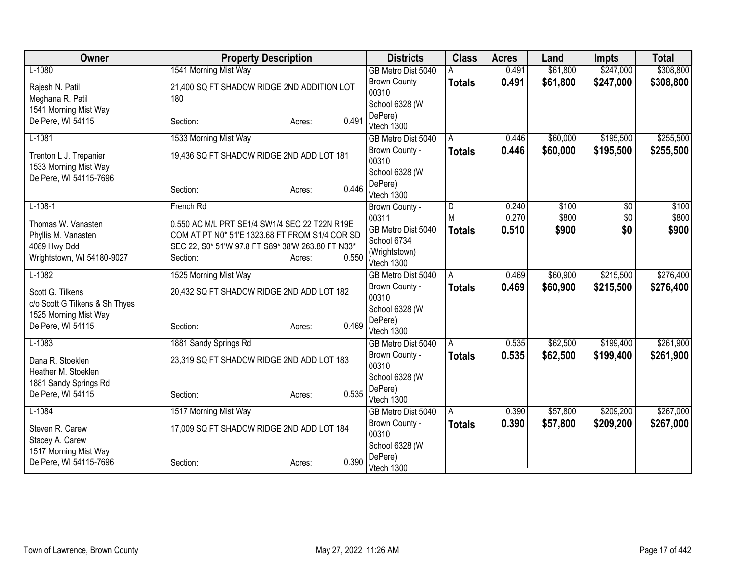| Owner | Property Description | Districts | Class | Acres | Land | Impts | Total |
|---|---|---|---|---|---|---|---|
| L-1080<br>Rajesh N. Patil<br>Meghana R. Patil<br>1541 Morning Mist Way<br>De Pere, WI 54115 | 1541 Morning Mist Way<br>21,400 SQ FT SHADOW RIDGE 2ND ADDITION LOT 180<br>Section: Acres: 0.491 | GB Metro Dist 5040<br>Brown County - 00310<br>School 6328 (W DePere)<br>Vtech 1300 | A<br>**Totals** | 0.491<br>**0.491** | $61,800<br>**$61,800** | $247,000<br>**$247,000** | $308,800<br>**$308,800** |
| L-1081<br>Trenton L J. Trepanier<br>1533 Morning Mist Way<br>De Pere, WI 54115-7696 | 1533 Morning Mist Way<br>19,436 SQ FT SHADOW RIDGE 2ND ADD LOT 181<br>Section: Acres: 0.446 | GB Metro Dist 5040<br>Brown County - 00310<br>School 6328 (W DePere)<br>Vtech 1300 | A<br>**Totals** | 0.446<br>**0.446** | $60,000<br>**$60,000** | $195,500<br>**$195,500** | $255,500<br>**$255,500** |
| L-108-1<br>Thomas W. Vanasten<br>Phyllis M. Vanasten<br>4089 Hwy Ddd<br>Wrightstown, WI 54180-9027 | French Rd<br>0.550 AC M/L PRT SE1/4 SW1/4 SEC 22 T22N R19E COM AT PT N0* 51'E 1323.68 FT FROM S1/4 COR SD SEC 22, S0* 51'W 97.8 FT S89* 38'W 263.80 FT N33*<br>Section: Acres: 0.550 | Brown County - 00311<br>GB Metro Dist 5040<br>School 6734 (Wrightstown)<br>Vtech 1300 | D<br>M<br>**Totals** | 0.240<br>0.270<br>**0.510** | $100<br>$800<br>**$900** | $0<br>$0<br>**$0** | $100<br>$800<br>**$900** |
| L-1082<br>Scott G. Tilkens<br>c/o Scott G Tilkens & Sh Thyes<br>1525 Morning Mist Way<br>De Pere, WI 54115 | 1525 Morning Mist Way<br>20,432 SQ FT SHADOW RIDGE 2ND ADD LOT 182<br>Section: Acres: 0.469 | GB Metro Dist 5040<br>Brown County - 00310<br>School 6328 (W DePere)<br>Vtech 1300 | A<br>**Totals** | 0.469<br>**0.469** | $60,900<br>**$60,900** | $215,500<br>**$215,500** | $276,400<br>**$276,400** |
| L-1083<br>Dana R. Stoeklen<br>Heather M. Stoeklen<br>1881 Sandy Springs Rd<br>De Pere, WI 54115 | 1881 Sandy Springs Rd<br>23,319 SQ FT SHADOW RIDGE 2ND ADD LOT 183<br>Section: Acres: 0.535 | GB Metro Dist 5040<br>Brown County - 00310<br>School 6328 (W DePere)<br>Vtech 1300 | A<br>**Totals** | 0.535<br>**0.535** | $62,500<br>**$62,500** | $199,400<br>**$199,400** | $261,900<br>**$261,900** |
| L-1084<br>Steven R. Carew<br>Stacey A. Carew<br>1517 Morning Mist Way<br>De Pere, WI 54115-7696 | 1517 Morning Mist Way<br>17,009 SQ FT SHADOW RIDGE 2ND ADD LOT 184<br>Section: Acres: 0.390 | GB Metro Dist 5040<br>Brown County - 00310<br>School 6328 (W DePere)<br>Vtech 1300 | A<br>**Totals** | 0.390<br>**0.390** | $57,800<br>**$57,800** | $209,200<br>**$209,200** | $267,000<br>**$267,000** |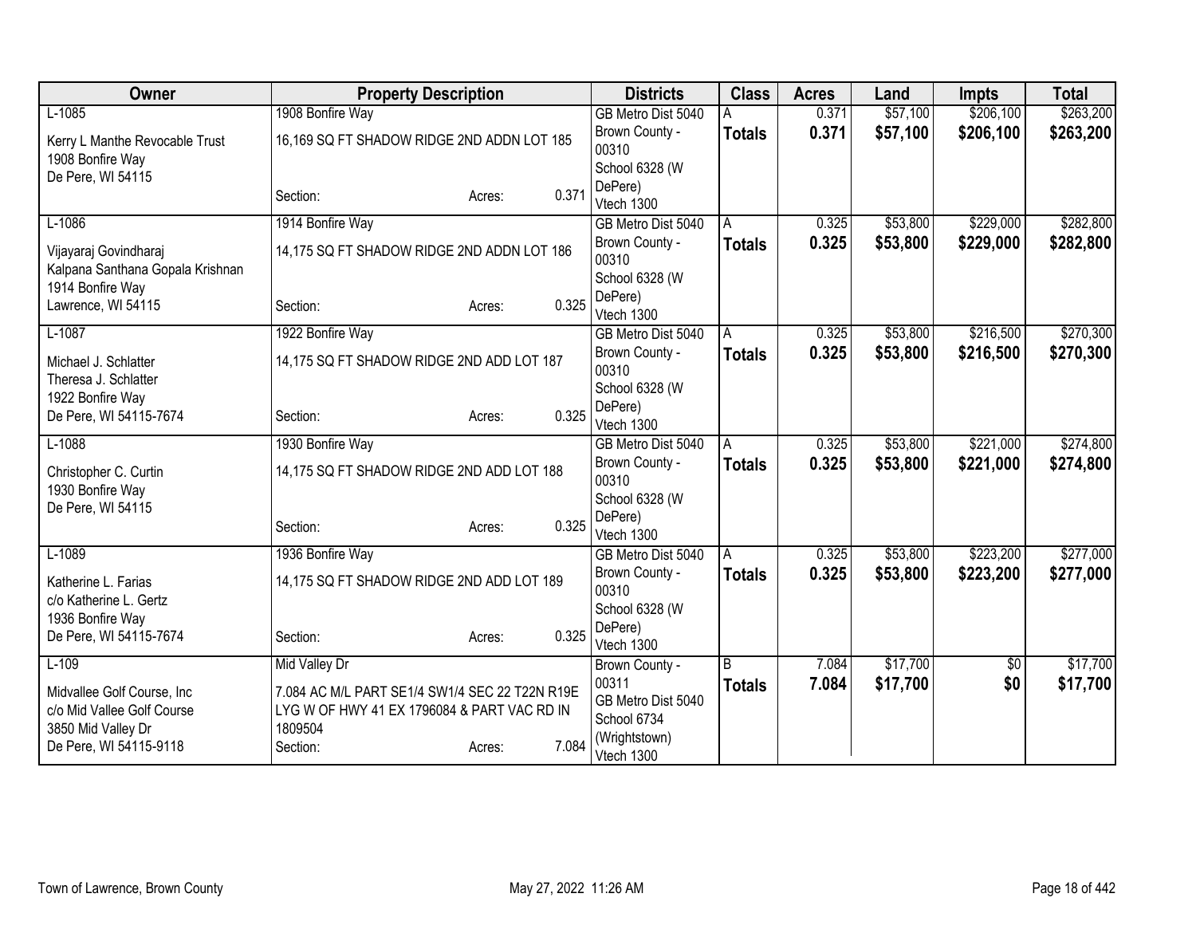| Owner | Property Description | | | Districts | Class | Acres | Land | Impts | Total |
|---|---|---|---|---|---|---|---|---|---|
| L-1085 | 1908 Bonfire Way | | | GB Metro Dist 5040 | A | 0.371 | $57,100 | $206,100 | $263,200 |
| Kerry L Manthe Revocable Trust<br>1908 Bonfire Way<br>De Pere, WI 54115 | 16,169 SQ FT SHADOW RIDGE 2ND ADDN LOT 185 | | | Brown County - 00310<br>School 6328 (W DePere)<br>Vtech 1300 | **Totals** | **0.371** | **$57,100** | **$206,100** | **$263,200** |
| | Section: | Acres: | 0.371 | | | | | | |
| L-1086 | 1914 Bonfire Way | | | GB Metro Dist 5040 | A | 0.325 | $53,800 | $229,000 | $282,800 |
| Vijayaraj Govindharaj<br>Kalpana Santhana Gopala Krishnan<br>1914 Bonfire Way<br>Lawrence, WI 54115 | 14,175 SQ FT SHADOW RIDGE 2ND ADDN LOT 186 | | | Brown County - 00310<br>School 6328 (W DePere)<br>Vtech 1300 | **Totals** | **0.325** | **$53,800** | **$229,000** | **$282,800** |
| | Section: | Acres: | 0.325 | | | | | | |
| L-1087 | 1922 Bonfire Way | | | GB Metro Dist 5040 | A | 0.325 | $53,800 | $216,500 | $270,300 |
| Michael J. Schlatter<br>Theresa J. Schlatter<br>1922 Bonfire Way<br>De Pere, WI 54115-7674 | 14,175 SQ FT SHADOW RIDGE 2ND ADD LOT 187 | | | Brown County - 00310<br>School 6328 (W DePere)<br>Vtech 1300 | **Totals** | **0.325** | **$53,800** | **$216,500** | **$270,300** |
| | Section: | Acres: | 0.325 | | | | | | |
| L-1088 | 1930 Bonfire Way | | | GB Metro Dist 5040 | A | 0.325 | $53,800 | $221,000 | $274,800 |
| Christopher C. Curtin<br>1930 Bonfire Way<br>De Pere, WI 54115 | 14,175 SQ FT SHADOW RIDGE 2ND ADD LOT 188 | | | Brown County - 00310<br>School 6328 (W DePere)<br>Vtech 1300 | **Totals** | **0.325** | **$53,800** | **$221,000** | **$274,800** |
| | Section: | Acres: | 0.325 | | | | | | |
| L-1089 | 1936 Bonfire Way | | | GB Metro Dist 5040 | A | 0.325 | $53,800 | $223,200 | $277,000 |
| Katherine L. Farias<br>c/o Katherine L. Gertz<br>1936 Bonfire Way<br>De Pere, WI 54115-7674 | 14,175 SQ FT SHADOW RIDGE 2ND ADD LOT 189 | | | Brown County - 00310<br>School 6328 (W DePere)<br>Vtech 1300 | **Totals** | **0.325** | **$53,800** | **$223,200** | **$277,000** |
| | Section: | Acres: | 0.325 | | | | | | |
| L-109 | Mid Valley Dr | | | Brown County - 00311 | B | 7.084 | $17,700 | $0 | $17,700 |
| Midvallee Golf Course, Inc<br>c/o Mid Vallee Golf Course<br>3850 Mid Valley Dr<br>De Pere, WI 54115-9118 | 7.084 AC M/L PART SE1/4 SW1/4 SEC 22 T22N R19E LYG W OF HWY 41 EX 1796084 & PART VAC RD IN 1809504 | | | GB Metro Dist 5040<br>School 6734 (Wrightstown)<br>Vtech 1300 | **Totals** | **7.084** | **$17,700** | **$0** | **$17,700** |
| | Section: | Acres: | 7.084 | | | | | | |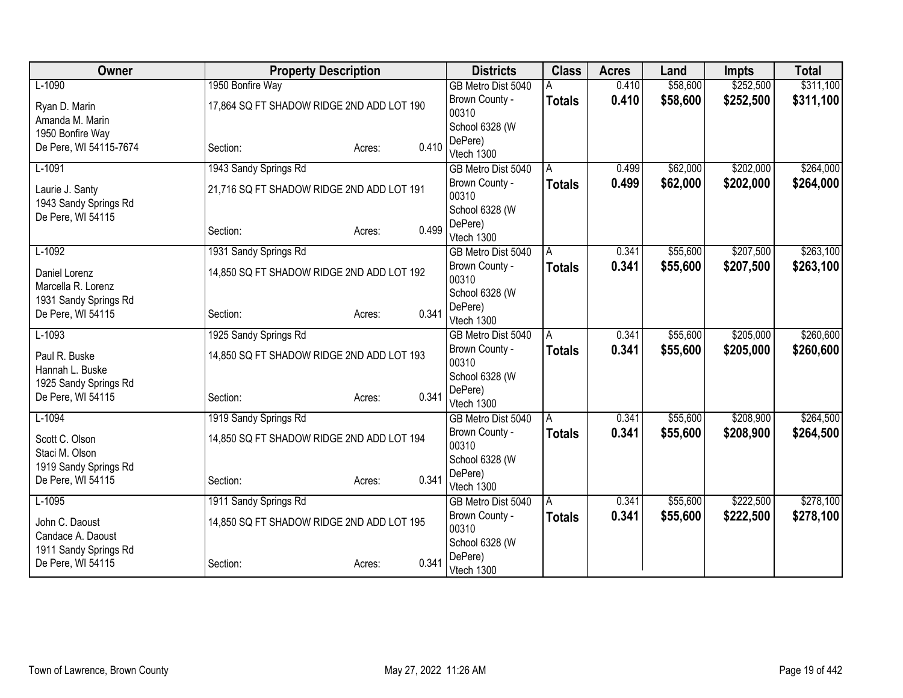| Owner | Property Description | | | Districts | Class | Acres | Land | Impts | Total |
|---|---|---|---|---|---|---|---|---|---|
| L-1090 | 1950 Bonfire Way | | | GB Metro Dist 5040 | A | 0.410 | $58,600 | $252,500 | $311,100 |
| Ryan D. Marin<br>Amanda M. Marin<br>1950 Bonfire Way<br>De Pere, WI 54115-7674 | 17,864 SQ FT SHADOW RIDGE 2ND ADD LOT 190 | | | Brown County - 00310<br>School 6328 (W DePere)<br>Vtech 1300 | **Totals** | **0.410** | **$58,600** | **$252,500** | **$311,100** |
| | Section: | Acres: | 0.410 | | | | | | |
| L-1091 | 1943 Sandy Springs Rd | | | GB Metro Dist 5040 | A | 0.499 | $62,000 | $202,000 | $264,000 |
| Laurie J. Santy<br>1943 Sandy Springs Rd<br>De Pere, WI 54115 | 21,716 SQ FT SHADOW RIDGE 2ND ADD LOT 191 | | | Brown County - 00310<br>School 6328 (W DePere)<br>Vtech 1300 | **Totals** | **0.499** | **$62,000** | **$202,000** | **$264,000** |
| | Section: | Acres: | 0.499 | | | | | | |
| L-1092 | 1931 Sandy Springs Rd | | | GB Metro Dist 5040 | A | 0.341 | $55,600 | $207,500 | $263,100 |
| Daniel Lorenz<br>Marcella R. Lorenz<br>1931 Sandy Springs Rd<br>De Pere, WI 54115 | 14,850 SQ FT SHADOW RIDGE 2ND ADD LOT 192 | | | Brown County - 00310<br>School 6328 (W DePere)<br>Vtech 1300 | **Totals** | **0.341** | **$55,600** | **$207,500** | **$263,100** |
| | Section: | Acres: | 0.341 | | | | | | |
| L-1093 | 1925 Sandy Springs Rd | | | GB Metro Dist 5040 | A | 0.341 | $55,600 | $205,000 | $260,600 |
| Paul R. Buske<br>Hannah L. Buske<br>1925 Sandy Springs Rd<br>De Pere, WI 54115 | 14,850 SQ FT SHADOW RIDGE 2ND ADD LOT 193 | | | Brown County - 00310<br>School 6328 (W DePere)<br>Vtech 1300 | **Totals** | **0.341** | **$55,600** | **$205,000** | **$260,600** |
| | Section: | Acres: | 0.341 | | | | | | |
| L-1094 | 1919 Sandy Springs Rd | | | GB Metro Dist 5040 | A | 0.341 | $55,600 | $208,900 | $264,500 |
| Scott C. Olson<br>Staci M. Olson<br>1919 Sandy Springs Rd<br>De Pere, WI 54115 | 14,850 SQ FT SHADOW RIDGE 2ND ADD LOT 194 | | | Brown County - 00310<br>School 6328 (W DePere)<br>Vtech 1300 | **Totals** | **0.341** | **$55,600** | **$208,900** | **$264,500** |
| | Section: | Acres: | 0.341 | | | | | | |
| L-1095 | 1911 Sandy Springs Rd | | | GB Metro Dist 5040 | A | 0.341 | $55,600 | $222,500 | $278,100 |
| John C. Daoust<br>Candace A. Daoust<br>1911 Sandy Springs Rd<br>De Pere, WI 54115 | 14,850 SQ FT SHADOW RIDGE 2ND ADD LOT 195 | | | Brown County - 00310<br>School 6328 (W DePere)<br>Vtech 1300 | **Totals** | **0.341** | **$55,600** | **$222,500** | **$278,100** |
| | Section: | Acres: | 0.341 | | | | | | |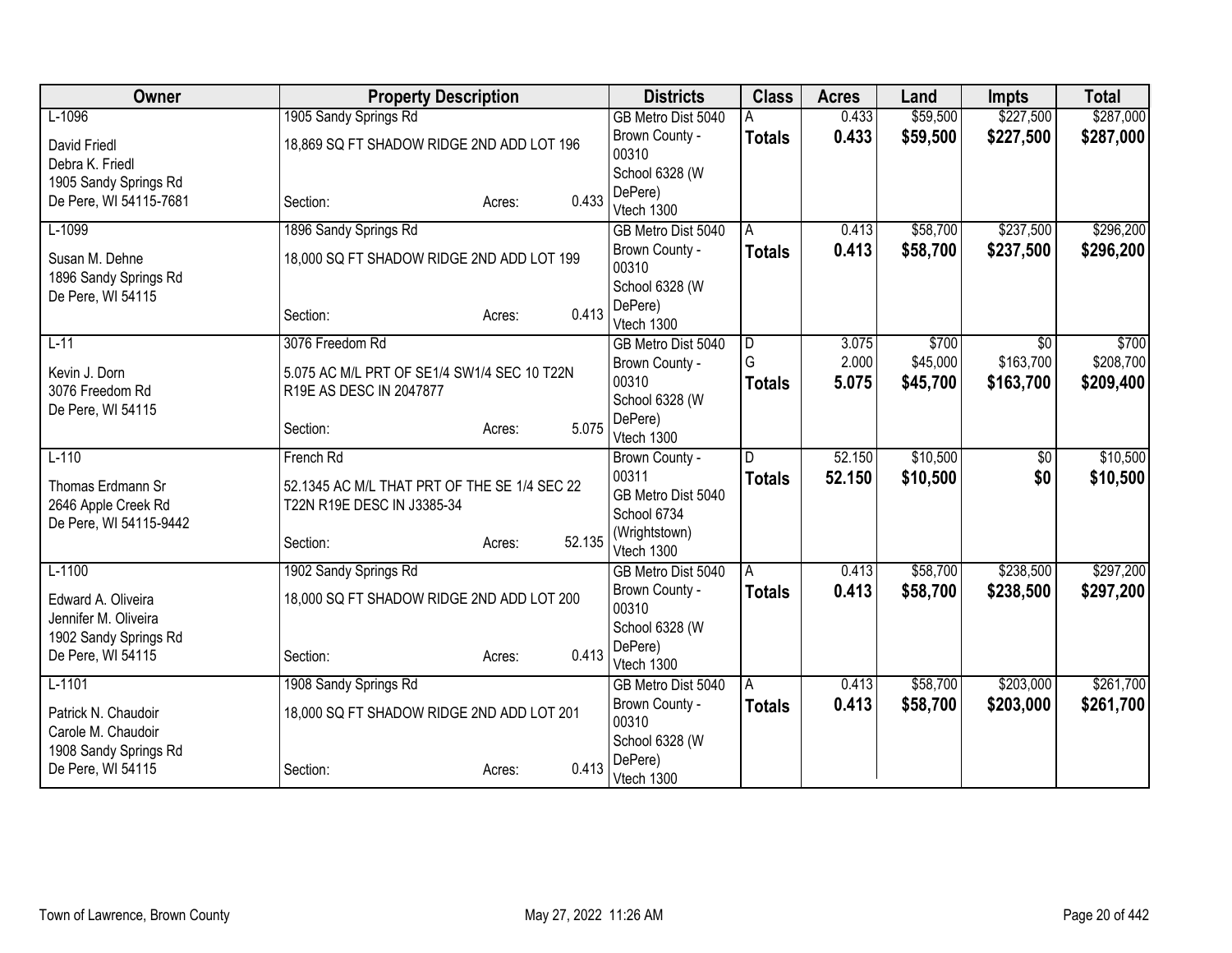| Owner | Property Description | | | Districts | Class | Acres | Land | Impts | Total |
|---|---|---|---|---|---|---|---|---|---|
| L-1096 | 1905 Sandy Springs Rd | | | GB Metro Dist 5040 | A | 0.433 | $59,500 | $227,500 | $287,000 |
| David Friedl<br>Debra K. Friedl<br>1905 Sandy Springs Rd<br>De Pere, WI 54115-7681 | 18,869 SQ FT SHADOW RIDGE 2ND ADD LOT 196 | | | Brown County - 00310<br>School 6328 (W DePere)<br>Vtech 1300 | **Totals** | **0.433** | **$59,500** | **$227,500** | **$287,000** |
| | Section: | Acres: | 0.433 | | | | | | |
| L-1099 | 1896 Sandy Springs Rd | | | GB Metro Dist 5040 | A | 0.413 | $58,700 | $237,500 | $296,200 |
| Susan M. Dehne<br>1896 Sandy Springs Rd<br>De Pere, WI 54115 | 18,000 SQ FT SHADOW RIDGE 2ND ADD LOT 199 | | | Brown County - 00310<br>School 6328 (W DePere)<br>Vtech 1300 | **Totals** | **0.413** | **$58,700** | **$237,500** | **$296,200** |
| | Section: | Acres: | 0.413 | | | | | | |
| L-11 | 3076 Freedom Rd | | | GB Metro Dist 5040 | D | 3.075 | $700 | $0 | $700 |
| Kevin J. Dorn<br>3076 Freedom Rd<br>De Pere, WI 54115 | 5.075 AC M/L PRT OF SE1/4 SW1/4 SEC 10 T22N R19E AS DESC IN 2047877 | | | Brown County - 00310<br>School 6328 (W DePere)<br>Vtech 1300 | G | 2.000 | $45,000 | $163,700 | $208,700 |
| | | | | | **Totals** | **5.075** | **$45,700** | **$163,700** | **$209,400** |
| | Section: | Acres: | 5.075 | | | | | | |
| L-110 | French Rd | | | Brown County - 00311 | D | 52.150 | $10,500 | $0 | $10,500 |
| Thomas Erdmann Sr<br>2646 Apple Creek Rd<br>De Pere, WI 54115-9442 | 52.1345 AC M/L THAT PRT OF THE SE 1/4 SEC 22 T22N R19E DESC IN J3385-34 | | | GB Metro Dist 5040<br>School 6734 (Wrightstown)<br>Vtech 1300 | **Totals** | **52.150** | **$10,500** | **$0** | **$10,500** |
| | Section: | Acres: | 52.135 | | | | | | |
| L-1100 | 1902 Sandy Springs Rd | | | GB Metro Dist 5040 | A | 0.413 | $58,700 | $238,500 | $297,200 |
| Edward A. Oliveira<br>Jennifer M. Oliveira<br>1902 Sandy Springs Rd<br>De Pere, WI 54115 | 18,000 SQ FT SHADOW RIDGE 2ND ADD LOT 200 | | | Brown County - 00310<br>School 6328 (W DePere)<br>Vtech 1300 | **Totals** | **0.413** | **$58,700** | **$238,500** | **$297,200** |
| | Section: | Acres: | 0.413 | | | | | | |
| L-1101 | 1908 Sandy Springs Rd | | | GB Metro Dist 5040 | A | 0.413 | $58,700 | $203,000 | $261,700 |
| Patrick N. Chaudoir<br>Carole M. Chaudoir<br>1908 Sandy Springs Rd<br>De Pere, WI 54115 | 18,000 SQ FT SHADOW RIDGE 2ND ADD LOT 201 | | | Brown County - 00310<br>School 6328 (W DePere)<br>Vtech 1300 | **Totals** | **0.413** | **$58,700** | **$203,000** | **$261,700** |
| | Section: | Acres: | 0.413 | | | | | | |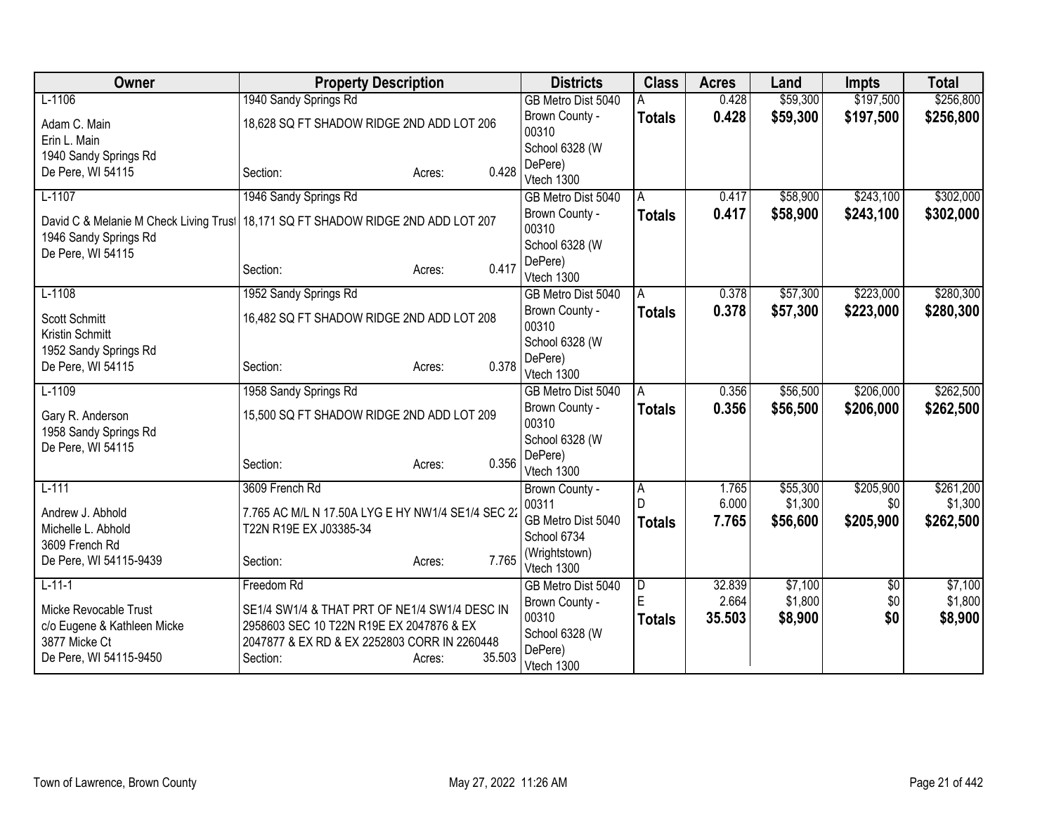| Owner | Property Description | Districts | Class | Acres | Land | Impts | Total |
|---|---|---|---|---|---|---|---|
| L-1106<br>Adam C. Main<br>Erin L. Main<br>1940 Sandy Springs Rd<br>De Pere, WI 54115 | 1940 Sandy Springs Rd<br>18,628 SQ FT SHADOW RIDGE 2ND ADD LOT 206<br>Section: Acres: 0.428 | GB Metro Dist 5040<br>Brown County - 00310<br>School 6328 (W DePere)<br>Vtech 1300 | A<br>**Totals** | 0.428<br>**0.428** | $59,300<br>**$59,300** | $197,500<br>**$197,500** | $256,800<br>**$256,800** |
| L-1107<br>David C & Melanie M Check Living Trust<br>1946 Sandy Springs Rd<br>De Pere, WI 54115 | 1946 Sandy Springs Rd<br>18,171 SQ FT SHADOW RIDGE 2ND ADD LOT 207<br>Section: Acres: 0.417 | GB Metro Dist 5040<br>Brown County - 00310<br>School 6328 (W DePere)<br>Vtech 1300 | A<br>**Totals** | 0.417<br>**0.417** | $58,900<br>**$58,900** | $243,100<br>**$243,100** | $302,000<br>**$302,000** |
| L-1108<br>Scott Schmitt<br>Kristin Schmitt<br>1952 Sandy Springs Rd<br>De Pere, WI 54115 | 1952 Sandy Springs Rd<br>16,482 SQ FT SHADOW RIDGE 2ND ADD LOT 208<br>Section: Acres: 0.378 | GB Metro Dist 5040<br>Brown County - 00310<br>School 6328 (W DePere)<br>Vtech 1300 | A<br>**Totals** | 0.378<br>**0.378** | $57,300<br>**$57,300** | $223,000<br>**$223,000** | $280,300<br>**$280,300** |
| L-1109<br>Gary R. Anderson<br>1958 Sandy Springs Rd<br>De Pere, WI 54115 | 1958 Sandy Springs Rd<br>15,500 SQ FT SHADOW RIDGE 2ND ADD LOT 209<br>Section: Acres: 0.356 | GB Metro Dist 5040<br>Brown County - 00310<br>School 6328 (W DePere)<br>Vtech 1300 | A<br>**Totals** | 0.356<br>**0.356** | $56,500<br>**$56,500** | $206,000<br>**$206,000** | $262,500<br>**$262,500** |
| L-111<br>Andrew J. Abhold<br>Michelle L. Abhold<br>3609 French Rd<br>De Pere, WI 54115-9439 | 3609 French Rd<br>7.765 AC M/L N 17.50A LYG E HY NW1/4 SE1/4 SEC 22 T22N R19E EX J03385-34<br>Section: Acres: 7.765 | Brown County - 00311<br>GB Metro Dist 5040<br>School 6734 (Wrightstown)<br>Vtech 1300 | A<br>D<br>**Totals** | 1.765<br>6.000<br>**7.765** | $55,300<br>$1,300<br>**$56,600** | $205,900<br>$0<br>**$205,900** | $261,200<br>$1,300<br>**$262,500** |
| L-11-1<br>Micke Revocable Trust<br>c/o Eugene & Kathleen Micke<br>3877 Micke Ct<br>De Pere, WI 54115-9450 | Freedom Rd<br>SE1/4 SW1/4 & THAT PRT OF NE1/4 SW1/4 DESC IN 2958603 SEC 10 T22N R19E EX 2047876 & EX 2047877 & EX RD & EX 2252803 CORR IN 2260448<br>Section: Acres: 35.503 | GB Metro Dist 5040<br>Brown County - 00310<br>School 6328 (W DePere)<br>Vtech 1300 | D<br>E<br>**Totals** | 32.839<br>2.664<br>**35.503** | $7,100<br>$1,800<br>**$8,900** | $0<br>$0<br>**$0** | $7,100<br>$1,800<br>**$8,900** |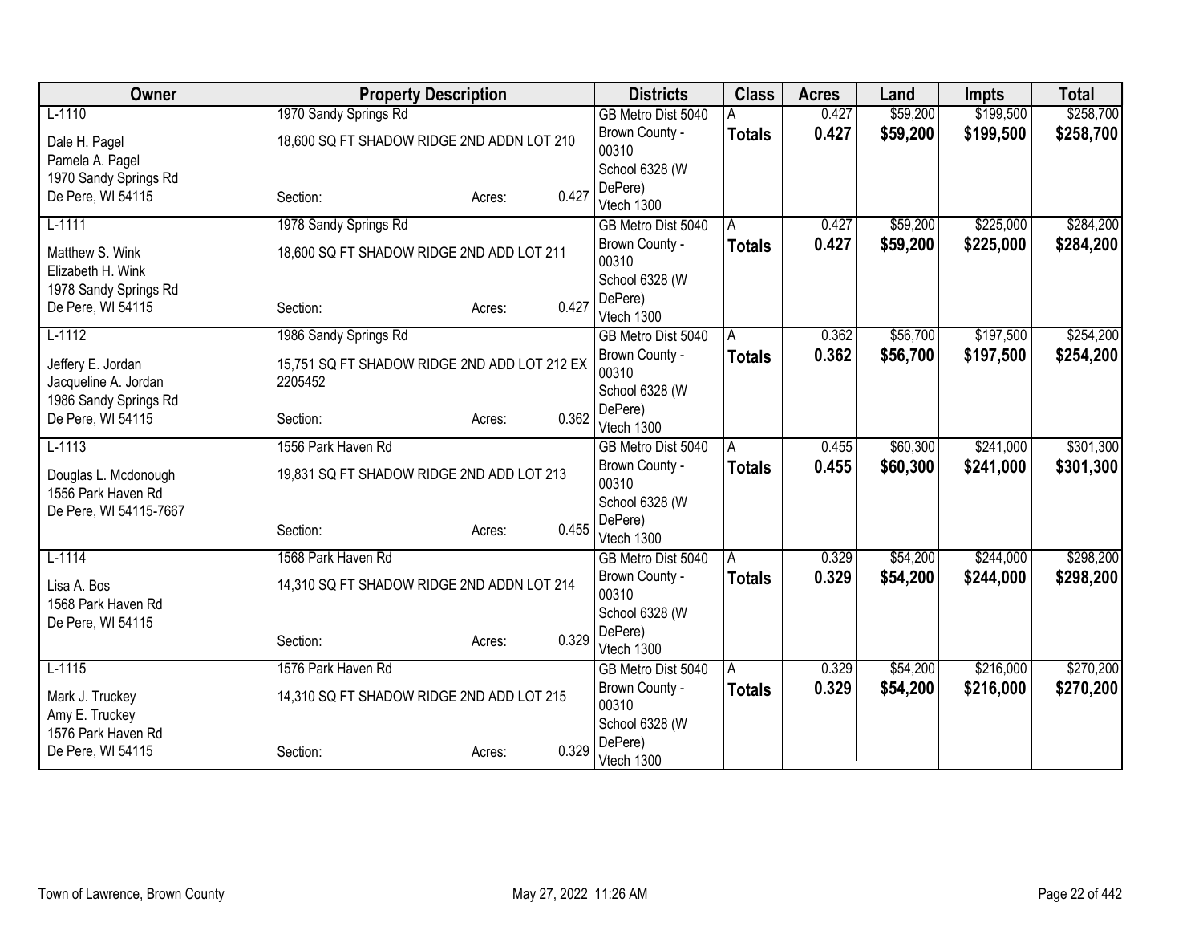| Owner | Property Description | Districts | Class | Acres | Land | Impts | Total |
|---|---|---|---|---|---|---|---|
| L-1110<br><br>Dale H. Pagel<br>Pamela A. Pagel<br>1970 Sandy Springs Rd<br>De Pere, WI 54115 | 1970 Sandy Springs Rd<br><br>18,600 SQ FT SHADOW RIDGE 2ND ADDN LOT 210<br><br>Section: Acres: 0.427 | GB Metro Dist 5040<br>Brown County - 00310<br>School 6328 (W DePere)<br>Vtech 1300 | A<br>**Totals** | 0.427<br>**0.427** | $59,200<br>**$59,200** | $199,500<br>**$199,500** | $258,700<br>**$258,700** |
| L-1111<br><br>Matthew S. Wink<br>Elizabeth H. Wink<br>1978 Sandy Springs Rd<br>De Pere, WI 54115 | 1978 Sandy Springs Rd<br><br>18,600 SQ FT SHADOW RIDGE 2ND ADD LOT 211<br><br>Section: Acres: 0.427 | GB Metro Dist 5040<br>Brown County - 00310<br>School 6328 (W DePere)<br>Vtech 1300 | A<br>**Totals** | 0.427<br>**0.427** | $59,200<br>**$59,200** | $225,000<br>**$225,000** | $284,200<br>**$284,200** |
| L-1112<br><br>Jeffery E. Jordan<br>Jacqueline A. Jordan<br>1986 Sandy Springs Rd<br>De Pere, WI 54115 | 1986 Sandy Springs Rd<br><br>15,751 SQ FT SHADOW RIDGE 2ND ADD LOT 212 EX 2205452<br><br>Section: Acres: 0.362 | GB Metro Dist 5040<br>Brown County - 00310<br>School 6328 (W DePere)<br>Vtech 1300 | A<br>**Totals** | 0.362<br>**0.362** | $56,700<br>**$56,700** | $197,500<br>**$197,500** | $254,200<br>**$254,200** |
| L-1113<br><br>Douglas L. Mcdonough<br>1556 Park Haven Rd<br>De Pere, WI 54115-7667 | 1556 Park Haven Rd<br><br>19,831 SQ FT SHADOW RIDGE 2ND ADD LOT 213<br><br>Section: Acres: 0.455 | GB Metro Dist 5040<br>Brown County - 00310<br>School 6328 (W DePere)<br>Vtech 1300 | A<br>**Totals** | 0.455<br>**0.455** | $60,300<br>**$60,300** | $241,000<br>**$241,000** | $301,300<br>**$301,300** |
| L-1114<br><br>Lisa A. Bos<br>1568 Park Haven Rd<br>De Pere, WI 54115 | 1568 Park Haven Rd<br><br>14,310 SQ FT SHADOW RIDGE 2ND ADDN LOT 214<br><br>Section: Acres: 0.329 | GB Metro Dist 5040<br>Brown County - 00310<br>School 6328 (W DePere)<br>Vtech 1300 | A<br>**Totals** | 0.329<br>**0.329** | $54,200<br>**$54,200** | $244,000<br>**$244,000** | $298,200<br>**$298,200** |
| L-1115<br><br>Mark J. Truckey<br>Amy E. Truckey<br>1576 Park Haven Rd<br>De Pere, WI 54115 | 1576 Park Haven Rd<br><br>14,310 SQ FT SHADOW RIDGE 2ND ADD LOT 215<br><br>Section: Acres: 0.329 | GB Metro Dist 5040<br>Brown County - 00310<br>School 6328 (W DePere)<br>Vtech 1300 | A<br>**Totals** | 0.329<br>**0.329** | $54,200<br>**$54,200** | $216,000<br>**$216,000** | $270,200<br>**$270,200** |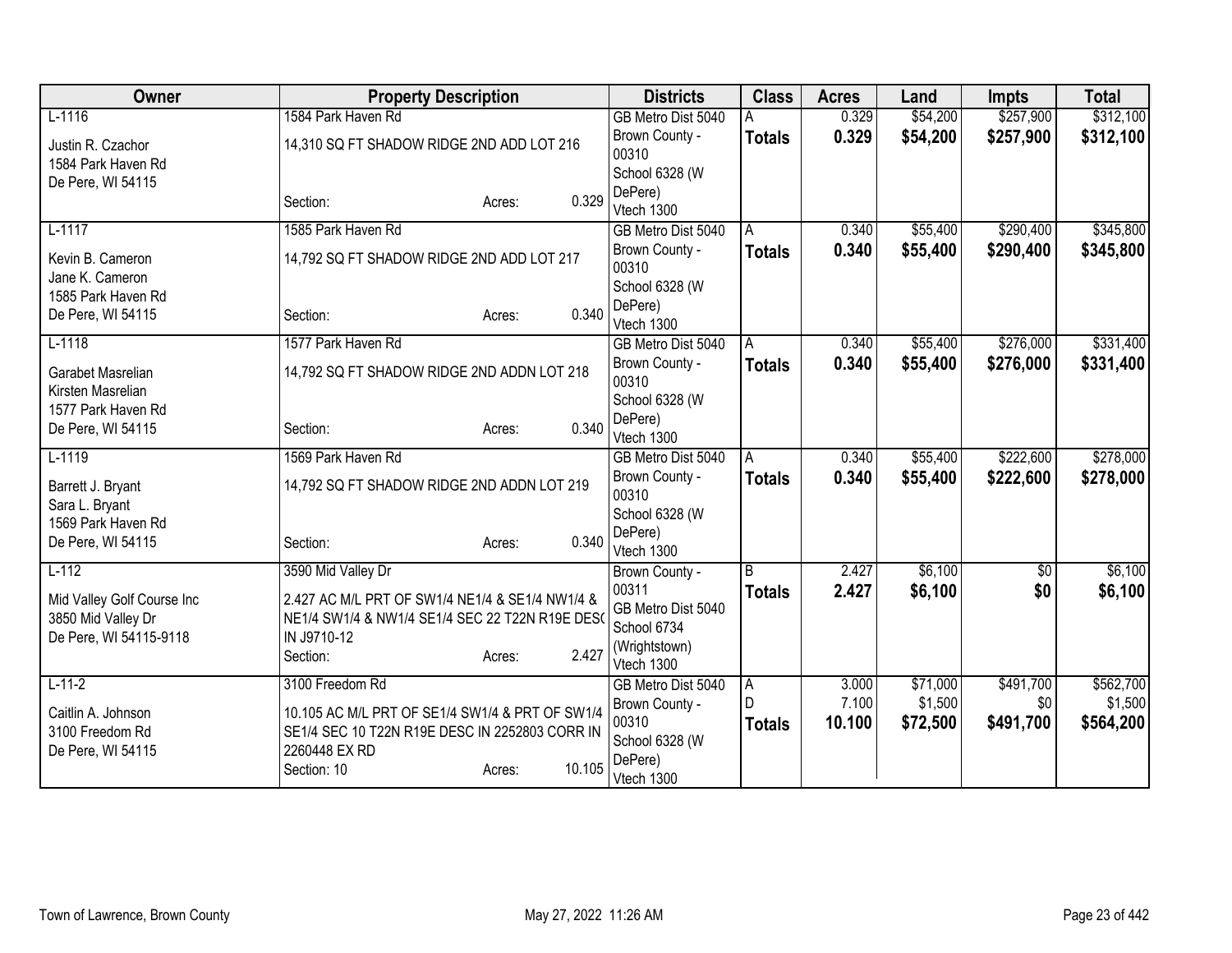| Owner | Property Description | Districts | Class | Acres | Land | Impts | Total |
|---|---|---|---|---|---|---|---|
| L-1116<br>Justin R. Czachor<br>1584 Park Haven Rd<br>De Pere, WI 54115 | 1584 Park Haven Rd<br>14,310 SQ FT SHADOW RIDGE 2ND ADD LOT 216<br>Section: Acres: 0.329 | GB Metro Dist 5040<br>Brown County - 00310<br>School 6328 (W DePere)<br>Vtech 1300 | A<br>**Totals** | 0.329<br>**0.329** | \$54,200<br>**\$54,200** | \$257,900<br>**\$257,900** | \$312,100<br>**\$312,100** |
| L-1117<br>Kevin B. Cameron<br>Jane K. Cameron<br>1585 Park Haven Rd<br>De Pere, WI 54115 | 1585 Park Haven Rd<br>14,792 SQ FT SHADOW RIDGE 2ND ADD LOT 217<br>Section: Acres: 0.340 | GB Metro Dist 5040<br>Brown County - 00310<br>School 6328 (W DePere)<br>Vtech 1300 | A<br>**Totals** | 0.340<br>**0.340** | \$55,400<br>**\$55,400** | \$290,400<br>**\$290,400** | \$345,800<br>**\$345,800** |
| L-1118<br>Garabet Masrelian<br>Kirsten Masrelian<br>1577 Park Haven Rd<br>De Pere, WI 54115 | 1577 Park Haven Rd<br>14,792 SQ FT SHADOW RIDGE 2ND ADDN LOT 218<br>Section: Acres: 0.340 | GB Metro Dist 5040<br>Brown County - 00310<br>School 6328 (W DePere)<br>Vtech 1300 | A<br>**Totals** | 0.340<br>**0.340** | \$55,400<br>**\$55,400** | \$276,000<br>**\$276,000** | \$331,400<br>**\$331,400** |
| L-1119<br>Barrett J. Bryant<br>Sara L. Bryant<br>1569 Park Haven Rd<br>De Pere, WI 54115 | 1569 Park Haven Rd<br>14,792 SQ FT SHADOW RIDGE 2ND ADDN LOT 219<br>Section: Acres: 0.340 | GB Metro Dist 5040<br>Brown County - 00310<br>School 6328 (W DePere)<br>Vtech 1300 | A<br>**Totals** | 0.340<br>**0.340** | \$55,400<br>**\$55,400** | \$222,600<br>**\$222,600** | \$278,000<br>**\$278,000** |
| L-112<br>Mid Valley Golf Course Inc<br>3850 Mid Valley Dr<br>De Pere, WI 54115-9118 | 3590 Mid Valley Dr<br>2.427 AC M/L PRT OF SW1/4 NE1/4 & SE1/4 NW1/4 & NE1/4 SW1/4 & NW1/4 SE1/4 SEC 22 T22N R19E DESC IN J9710-12<br>Section: Acres: 2.427 | Brown County - 00311<br>GB Metro Dist 5040<br>School 6734 (Wrightstown)<br>Vtech 1300 | B<br>**Totals** | 2.427<br>**2.427** | \$6,100<br>**\$6,100** | \$0<br>**\$0** | \$6,100<br>**\$6,100** |
| L-11-2<br>Caitlin A. Johnson<br>3100 Freedom Rd<br>De Pere, WI 54115 | 3100 Freedom Rd<br>10.105 AC M/L PRT OF SE1/4 SW1/4 & PRT OF SW1/4 SE1/4 SEC 10 T22N R19E DESC IN 2252803 CORR IN 2260448 EX RD<br>Section: 10 Acres: 10.105 | GB Metro Dist 5040<br>Brown County - 00310<br>School 6328 (W DePere)<br>Vtech 1300 | A<br>D<br>**Totals** | 3.000<br>7.100<br>**10.100** | \$71,000<br>\$1,500<br>**\$72,500** | \$491,700<br>\$0<br>**\$491,700** | \$562,700<br>\$1,500<br>**\$564,200** |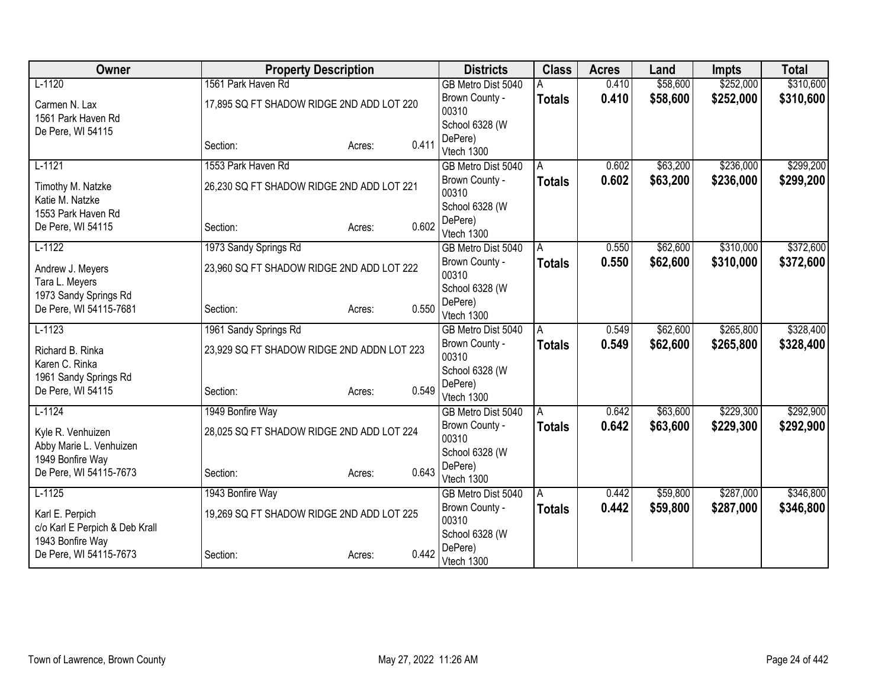| Owner | Property Description | Districts | Class | Acres | Land | Impts | Total |
|---|---|---|---|---|---|---|---|
| L-1120<br>Carmen N. Lax<br>1561 Park Haven Rd<br>De Pere, WI 54115 | 1561 Park Haven Rd<br>17,895 SQ FT SHADOW RIDGE 2ND ADD LOT 220<br>Section: Acres: 0.411 | GB Metro Dist 5040<br>Brown County - 00310<br>School 6328 (W DePere)<br>Vtech 1300 | A<br>**Totals** | 0.410<br>**0.410** | $58,600<br>**$58,600** | $252,000<br>**$252,000** | $310,600<br>**$310,600** |
| L-1121<br>Timothy M. Natzke<br>Katie M. Natzke<br>1553 Park Haven Rd<br>De Pere, WI 54115 | 1553 Park Haven Rd<br>26,230 SQ FT SHADOW RIDGE 2ND ADD LOT 221<br>Section: Acres: 0.602 | GB Metro Dist 5040<br>Brown County - 00310<br>School 6328 (W DePere)<br>Vtech 1300 | A<br>**Totals** | 0.602<br>**0.602** | $63,200<br>**$63,200** | $236,000<br>**$236,000** | $299,200<br>**$299,200** |
| L-1122<br>Andrew J. Meyers<br>Tara L. Meyers<br>1973 Sandy Springs Rd<br>De Pere, WI 54115-7681 | 1973 Sandy Springs Rd<br>23,960 SQ FT SHADOW RIDGE 2ND ADD LOT 222<br>Section: Acres: 0.550 | GB Metro Dist 5040<br>Brown County - 00310<br>School 6328 (W DePere)<br>Vtech 1300 | A<br>**Totals** | 0.550<br>**0.550** | $62,600<br>**$62,600** | $310,000<br>**$310,000** | $372,600<br>**$372,600** |
| L-1123<br>Richard B. Rinka<br>Karen C. Rinka<br>1961 Sandy Springs Rd<br>De Pere, WI 54115 | 1961 Sandy Springs Rd<br>23,929 SQ FT SHADOW RIDGE 2ND ADDN LOT 223<br>Section: Acres: 0.549 | GB Metro Dist 5040<br>Brown County - 00310<br>School 6328 (W DePere)<br>Vtech 1300 | A<br>**Totals** | 0.549<br>**0.549** | $62,600<br>**$62,600** | $265,800<br>**$265,800** | $328,400<br>**$328,400** |
| L-1124<br>Kyle R. Venhuizen<br>Abby Marie L. Venhuizen<br>1949 Bonfire Way<br>De Pere, WI 54115-7673 | 1949 Bonfire Way<br>28,025 SQ FT SHADOW RIDGE 2ND ADD LOT 224<br>Section: Acres: 0.643 | GB Metro Dist 5040<br>Brown County - 00310<br>School 6328 (W DePere)<br>Vtech 1300 | A<br>**Totals** | 0.642<br>**0.642** | $63,600<br>**$63,600** | $229,300<br>**$229,300** | $292,900<br>**$292,900** |
| L-1125<br>Karl E. Perpich<br>c/o Karl E Perpich & Deb Krall<br>1943 Bonfire Way<br>De Pere, WI 54115-7673 | 1943 Bonfire Way<br>19,269 SQ FT SHADOW RIDGE 2ND ADD LOT 225<br>Section: Acres: 0.442 | GB Metro Dist 5040<br>Brown County - 00310<br>School 6328 (W DePere)<br>Vtech 1300 | A<br>**Totals** | 0.442<br>**0.442** | $59,800<br>**$59,800** | $287,000<br>**$287,000** | $346,800<br>**$346,800** |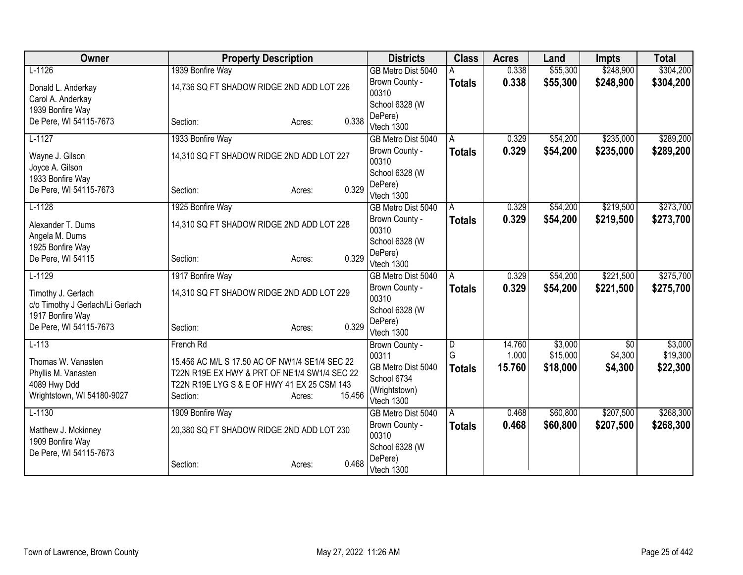| Owner | Property Description | Districts | Class | Acres | Land | Impts | Total |
|---|---|---|---|---|---|---|---|
| L-1126<br>Donald L. Anderkay<br>Carol A. Anderkay<br>1939 Bonfire Way<br>De Pere, WI 54115-7673 | 1939 Bonfire Way<br>14,736 SQ FT SHADOW RIDGE 2ND ADD LOT 226<br>Section: Acres: 0.338 | GB Metro Dist 5040<br>Brown County - 00310<br>School 6328 (W DePere)<br>Vtech 1300 | A<br>**Totals** | 0.338<br>**0.338** | $55,300<br>**$55,300** | $248,900<br>**$248,900** | $304,200<br>**$304,200** |
| L-1127<br>Wayne J. Gilson<br>Joyce A. Gilson<br>1933 Bonfire Way<br>De Pere, WI 54115-7673 | 1933 Bonfire Way<br>14,310 SQ FT SHADOW RIDGE 2ND ADD LOT 227<br>Section: Acres: 0.329 | GB Metro Dist 5040<br>Brown County - 00310<br>School 6328 (W DePere)<br>Vtech 1300 | A<br>**Totals** | 0.329<br>**0.329** | $54,200<br>**$54,200** | $235,000<br>**$235,000** | $289,200<br>**$289,200** |
| L-1128<br>Alexander T. Dums<br>Angela M. Dums<br>1925 Bonfire Way<br>De Pere, WI 54115 | 1925 Bonfire Way<br>14,310 SQ FT SHADOW RIDGE 2ND ADD LOT 228<br>Section: Acres: 0.329 | GB Metro Dist 5040<br>Brown County - 00310<br>School 6328 (W DePere)<br>Vtech 1300 | A<br>**Totals** | 0.329<br>**0.329** | $54,200<br>**$54,200** | $219,500<br>**$219,500** | $273,700<br>**$273,700** |
| L-1129<br>Timothy J. Gerlach<br>c/o Timothy J Gerlach/Li Gerlach<br>1917 Bonfire Way<br>De Pere, WI 54115-7673 | 1917 Bonfire Way<br>14,310 SQ FT SHADOW RIDGE 2ND ADD LOT 229<br>Section: Acres: 0.329 | GB Metro Dist 5040<br>Brown County - 00310<br>School 6328 (W DePere)<br>Vtech 1300 | A<br>**Totals** | 0.329<br>**0.329** | $54,200<br>**$54,200** | $221,500<br>**$221,500** | $275,700<br>**$275,700** |
| L-113<br>Thomas W. Vanasten<br>Phyllis M. Vanasten<br>4089 Hwy Ddd<br>Wrightstown, WI 54180-9027 | French Rd<br>15.456 AC M/L S 17.50 AC OF NW1/4 SE1/4 SEC 22 T22N R19E EX HWY & PRT OF NE1/4 SW1/4 SEC 22 T22N R19E LYG S & E OF HWY 41 EX 25 CSM 143<br>Section: Acres: 15.456 | Brown County - 00311<br>GB Metro Dist 5040<br>School 6734 (Wrightstown)<br>Vtech 1300 | D<br>G<br>**Totals** | 14.760<br>1.000<br>**15.760** | $3,000<br>$15,000<br>**$18,000** | $0<br>$4,300<br>**$4,300** | $3,000<br>$19,300<br>**$22,300** |
| L-1130<br>Matthew J. Mckinney<br>1909 Bonfire Way<br>De Pere, WI 54115-7673 | 1909 Bonfire Way<br>20,380 SQ FT SHADOW RIDGE 2ND ADD LOT 230<br>Section: Acres: 0.468 | GB Metro Dist 5040<br>Brown County - 00310<br>School 6328 (W DePere)<br>Vtech 1300 | A<br>**Totals** | 0.468<br>**0.468** | $60,800<br>**$60,800** | $207,500<br>**$207,500** | $268,300<br>**$268,300** |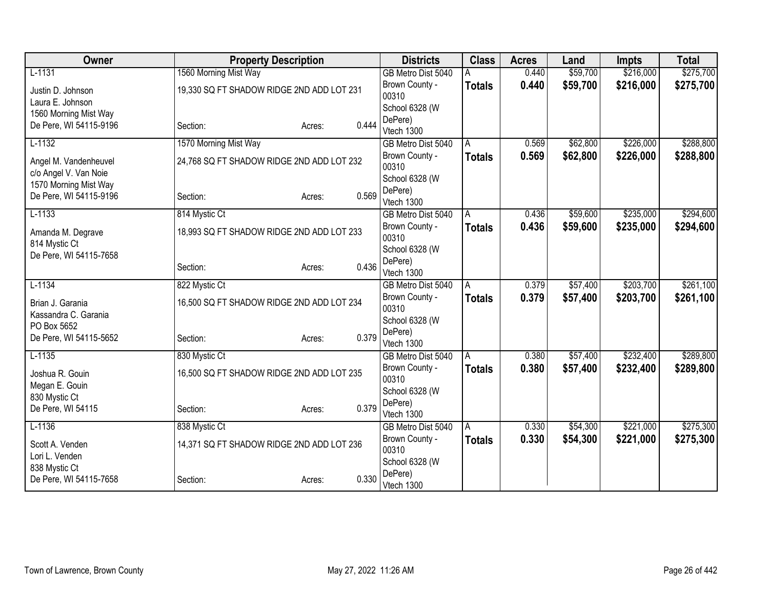| Owner | Property Description | | | Districts | Class | Acres | Land | Impts | Total |
|---|---|---|---|---|---|---|---|---|---|
| L-1131 | 1560 Morning Mist Way | | | GB Metro Dist 5040 | A | 0.440 | $59,700 | $216,000 | $275,700 |
| Justin D. Johnson<br>Laura E. Johnson<br>1560 Morning Mist Way<br>De Pere, WI 54115-9196 | 19,330 SQ FT SHADOW RIDGE 2ND ADD LOT 231<br><br>Section: | Acres: | 0.444 | Brown County - 00310<br>School 6328 (W DePere)<br>Vtech 1300 | **Totals** | **0.440** | **$59,700** | **$216,000** | **$275,700** |
| L-1132 | 1570 Morning Mist Way | | | GB Metro Dist 5040 | A | 0.569 | $62,800 | $226,000 | $288,800 |
| Angel M. Vandenheuvel<br>c/o Angel V. Van Noie<br>1570 Morning Mist Way<br>De Pere, WI 54115-9196 | 24,768 SQ FT SHADOW RIDGE 2ND ADD LOT 232<br><br>Section: | Acres: | 0.569 | Brown County - 00310<br>School 6328 (W DePere)<br>Vtech 1300 | **Totals** | **0.569** | **$62,800** | **$226,000** | **$288,800** |
| L-1133 | 814 Mystic Ct | | | GB Metro Dist 5040 | A | 0.436 | $59,600 | $235,000 | $294,600 |
| Amanda M. Degrave<br>814 Mystic Ct<br>De Pere, WI 54115-7658 | 18,993 SQ FT SHADOW RIDGE 2ND ADD LOT 233<br><br>Section: | Acres: | 0.436 | Brown County - 00310<br>School 6328 (W DePere)<br>Vtech 1300 | **Totals** | **0.436** | **$59,600** | **$235,000** | **$294,600** |
| L-1134 | 822 Mystic Ct | | | GB Metro Dist 5040 | A | 0.379 | $57,400 | $203,700 | $261,100 |
| Brian J. Garania<br>Kassandra C. Garania<br>PO Box 5652<br>De Pere, WI 54115-5652 | 16,500 SQ FT SHADOW RIDGE 2ND ADD LOT 234<br><br>Section: | Acres: | 0.379 | Brown County - 00310<br>School 6328 (W DePere)<br>Vtech 1300 | **Totals** | **0.379** | **$57,400** | **$203,700** | **$261,100** |
| L-1135 | 830 Mystic Ct | | | GB Metro Dist 5040 | A | 0.380 | $57,400 | $232,400 | $289,800 |
| Joshua R. Gouin<br>Megan E. Gouin<br>830 Mystic Ct<br>De Pere, WI 54115 | 16,500 SQ FT SHADOW RIDGE 2ND ADD LOT 235<br><br>Section: | Acres: | 0.379 | Brown County - 00310<br>School 6328 (W DePere)<br>Vtech 1300 | **Totals** | **0.380** | **$57,400** | **$232,400** | **$289,800** |
| L-1136 | 838 Mystic Ct | | | GB Metro Dist 5040 | A | 0.330 | $54,300 | $221,000 | $275,300 |
| Scott A. Venden<br>Lori L. Venden<br>838 Mystic Ct<br>De Pere, WI 54115-7658 | 14,371 SQ FT SHADOW RIDGE 2ND ADD LOT 236<br><br>Section: | Acres: | 0.330 | Brown County - 00310<br>School 6328 (W DePere)<br>Vtech 1300 | **Totals** | **0.330** | **$54,300** | **$221,000** | **$275,300** |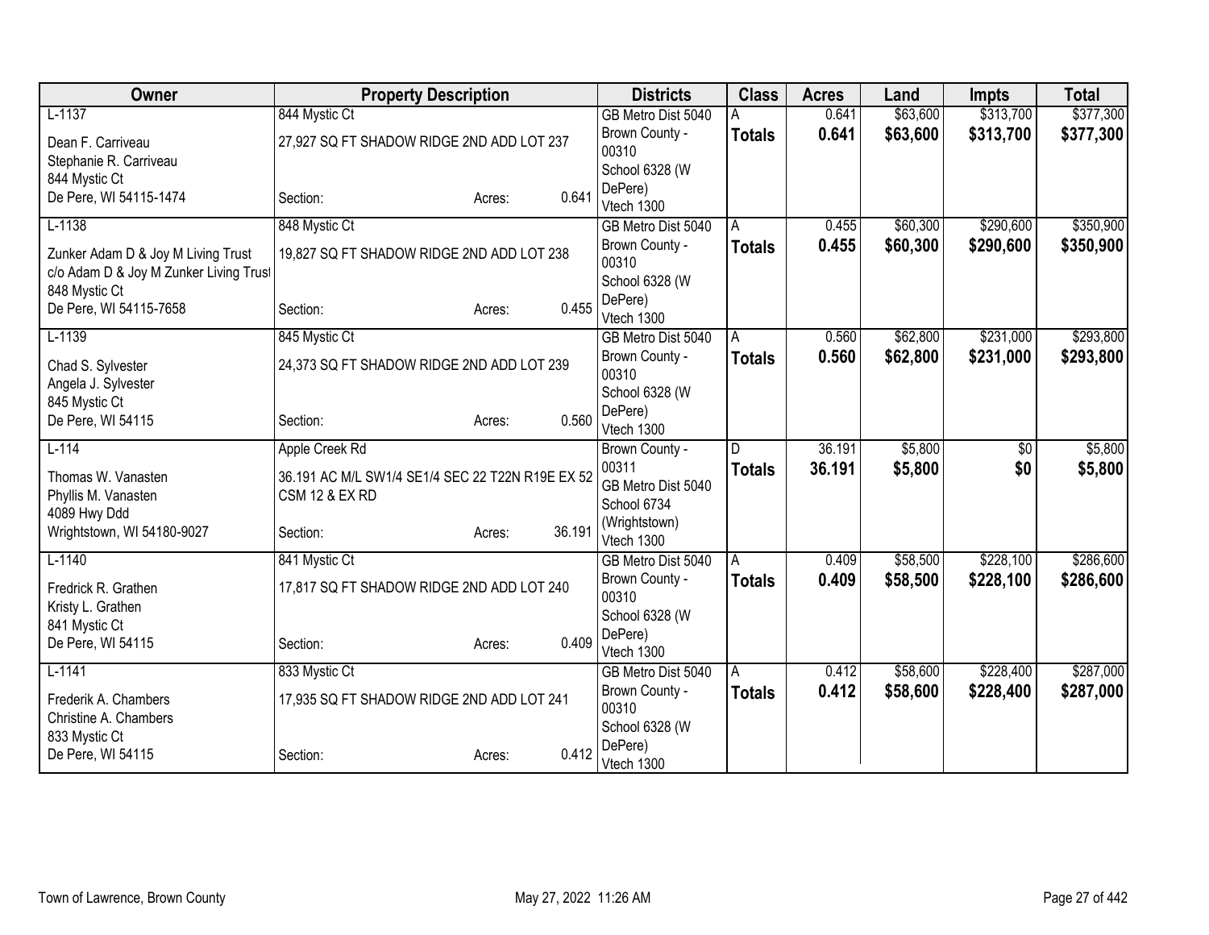| Owner | Property Description | Districts | Class | Acres | Land | Impts | Total |
|---|---|---|---|---|---|---|---|
| L-1137<br>Dean F. Carriveau<br>Stephanie R. Carriveau<br>844 Mystic Ct<br>De Pere, WI 54115-1474 | 844 Mystic Ct<br>27,927 SQ FT SHADOW RIDGE 2ND ADD LOT 237<br>Section: Acres: 0.641 | GB Metro Dist 5040<br>Brown County - 00310<br>School 6328 (W DePere)<br>Vtech 1300 | A<br>**Totals** | 0.641<br>**0.641** | $63,600<br>**$63,600** | $313,700<br>**$313,700** | $377,300<br>**$377,300** |
| L-1138<br>Zunker Adam D & Joy M Living Trust<br>c/o Adam D & Joy M Zunker Living Trust<br>848 Mystic Ct<br>De Pere, WI 54115-7658 | 848 Mystic Ct<br>19,827 SQ FT SHADOW RIDGE 2ND ADD LOT 238<br>Section: Acres: 0.455 | GB Metro Dist 5040<br>Brown County - 00310<br>School 6328 (W DePere)<br>Vtech 1300 | A<br>**Totals** | 0.455<br>**0.455** | $60,300<br>**$60,300** | $290,600<br>**$290,600** | $350,900<br>**$350,900** |
| L-1139<br>Chad S. Sylvester<br>Angela J. Sylvester<br>845 Mystic Ct<br>De Pere, WI 54115 | 845 Mystic Ct<br>24,373 SQ FT SHADOW RIDGE 2ND ADD LOT 239<br>Section: Acres: 0.560 | GB Metro Dist 5040<br>Brown County - 00310<br>School 6328 (W DePere)<br>Vtech 1300 | A<br>**Totals** | 0.560<br>**0.560** | $62,800<br>**$62,800** | $231,000<br>**$231,000** | $293,800<br>**$293,800** |
| L-114<br>Thomas W. Vanasten<br>Phyllis M. Vanasten<br>4089 Hwy Ddd<br>Wrightstown, WI 54180-9027 | Apple Creek Rd<br>36.191 AC M/L SW1/4 SE1/4 SEC 22 T22N R19E EX 52 CSM 12 & EX RD<br>Section: Acres: 36.191 | Brown County - 00311<br>GB Metro Dist 5040<br>School 6734 (Wrightstown)<br>Vtech 1300 | D<br>**Totals** | 36.191<br>**36.191** | $5,800<br>**$5,800** | $0<br>**$0** | $5,800<br>**$5,800** |
| L-1140<br>Fredrick R. Grathen<br>Kristy L. Grathen<br>841 Mystic Ct<br>De Pere, WI 54115 | 841 Mystic Ct<br>17,817 SQ FT SHADOW RIDGE 2ND ADD LOT 240<br>Section: Acres: 0.409 | GB Metro Dist 5040<br>Brown County - 00310<br>School 6328 (W DePere)<br>Vtech 1300 | A<br>**Totals** | 0.409<br>**0.409** | $58,500<br>**$58,500** | $228,100<br>**$228,100** | $286,600<br>**$286,600** |
| L-1141<br>Frederik A. Chambers<br>Christine A. Chambers<br>833 Mystic Ct<br>De Pere, WI 54115 | 833 Mystic Ct<br>17,935 SQ FT SHADOW RIDGE 2ND ADD LOT 241<br>Section: Acres: 0.412 | GB Metro Dist 5040<br>Brown County - 00310<br>School 6328 (W DePere)<br>Vtech 1300 | A<br>**Totals** | 0.412<br>**0.412** | $58,600<br>**$58,600** | $228,400<br>**$228,400** | $287,000<br>**$287,000** |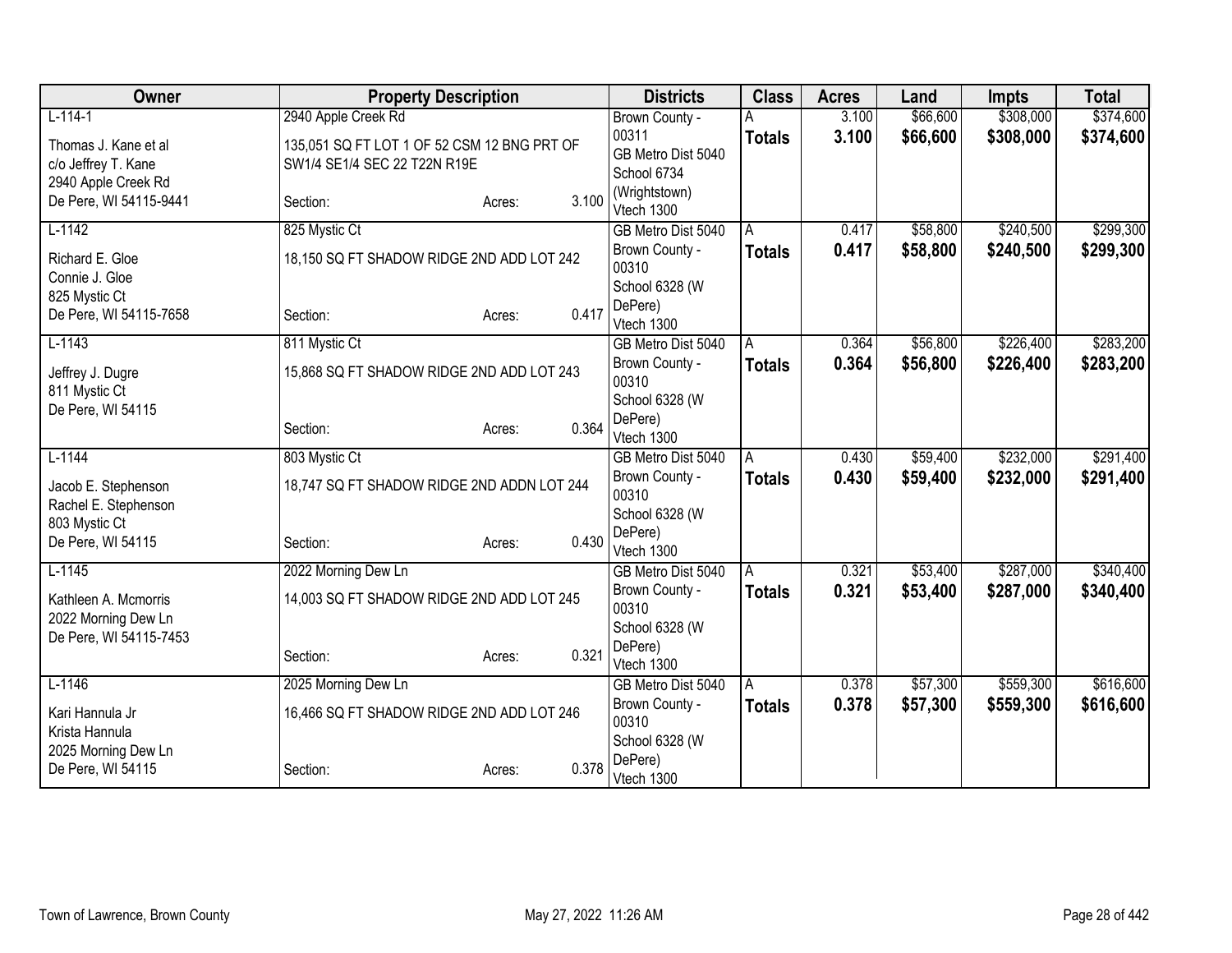| Owner | Property Description | | | Districts | Class | Acres | Land | Impts | Total |
|---|---|---|---|---|---|---|---|---|---|
| L-114-1<br><br>Thomas J. Kane et al<br>c/o Jeffrey T. Kane<br>2940 Apple Creek Rd<br>De Pere, WI 54115-9441 | 2940 Apple Creek Rd<br><br>135,051 SQ FT LOT 1 OF 52 CSM 12 BNG PRT OF SW1/4 SE1/4 SEC 22 T22N R19E<br><br>Section: | Acres: | 3.100 | Brown County - 00311<br>GB Metro Dist 5040<br>School 6734 (Wrightstown)<br>Vtech 1300 | A<br>**Totals** | 3.100<br>**3.100** | $66,600<br>**$66,600** | $308,000<br>**$308,000** | $374,600<br>**$374,600** |
| L-1142<br><br>Richard E. Gloe<br>Connie J. Gloe<br>825 Mystic Ct<br>De Pere, WI 54115-7658 | 825 Mystic Ct<br><br>18,150 SQ FT SHADOW RIDGE 2ND ADD LOT 242<br><br>Section: | Acres: | 0.417 | GB Metro Dist 5040<br>Brown County - 00310<br>School 6328 (W DePere)<br>Vtech 1300 | A<br>**Totals** | 0.417<br>**0.417** | $58,800<br>**$58,800** | $240,500<br>**$240,500** | $299,300<br>**$299,300** |
| L-1143<br><br>Jeffrey J. Dugre<br>811 Mystic Ct<br>De Pere, WI 54115 | 811 Mystic Ct<br><br>15,868 SQ FT SHADOW RIDGE 2ND ADD LOT 243<br><br>Section: | Acres: | 0.364 | GB Metro Dist 5040<br>Brown County - 00310<br>School 6328 (W DePere)<br>Vtech 1300 | A<br>**Totals** | 0.364<br>**0.364** | $56,800<br>**$56,800** | $226,400<br>**$226,400** | $283,200<br>**$283,200** |
| L-1144<br><br>Jacob E. Stephenson<br>Rachel E. Stephenson<br>803 Mystic Ct<br>De Pere, WI 54115 | 803 Mystic Ct<br><br>18,747 SQ FT SHADOW RIDGE 2ND ADDN LOT 244<br><br>Section: | Acres: | 0.430 | GB Metro Dist 5040<br>Brown County - 00310<br>School 6328 (W DePere)<br>Vtech 1300 | A<br>**Totals** | 0.430<br>**0.430** | $59,400<br>**$59,400** | $232,000<br>**$232,000** | $291,400<br>**$291,400** |
| L-1145<br><br>Kathleen A. Mcmorris<br>2022 Morning Dew Ln<br>De Pere, WI 54115-7453 | 2022 Morning Dew Ln<br><br>14,003 SQ FT SHADOW RIDGE 2ND ADD LOT 245<br><br>Section: | Acres: | 0.321 | GB Metro Dist 5040<br>Brown County - 00310<br>School 6328 (W DePere)<br>Vtech 1300 | A<br>**Totals** | 0.321<br>**0.321** | $53,400<br>**$53,400** | $287,000<br>**$287,000** | $340,400<br>**$340,400** |
| L-1146<br><br>Kari Hannula Jr<br>Krista Hannula<br>2025 Morning Dew Ln<br>De Pere, WI 54115 | 2025 Morning Dew Ln<br><br>16,466 SQ FT SHADOW RIDGE 2ND ADD LOT 246<br><br>Section: | Acres: | 0.378 | GB Metro Dist 5040<br>Brown County - 00310<br>School 6328 (W DePere)<br>Vtech 1300 | A<br>**Totals** | 0.378<br>**0.378** | $57,300<br>**$57,300** | $559,300<br>**$559,300** | $616,600<br>**$616,600** |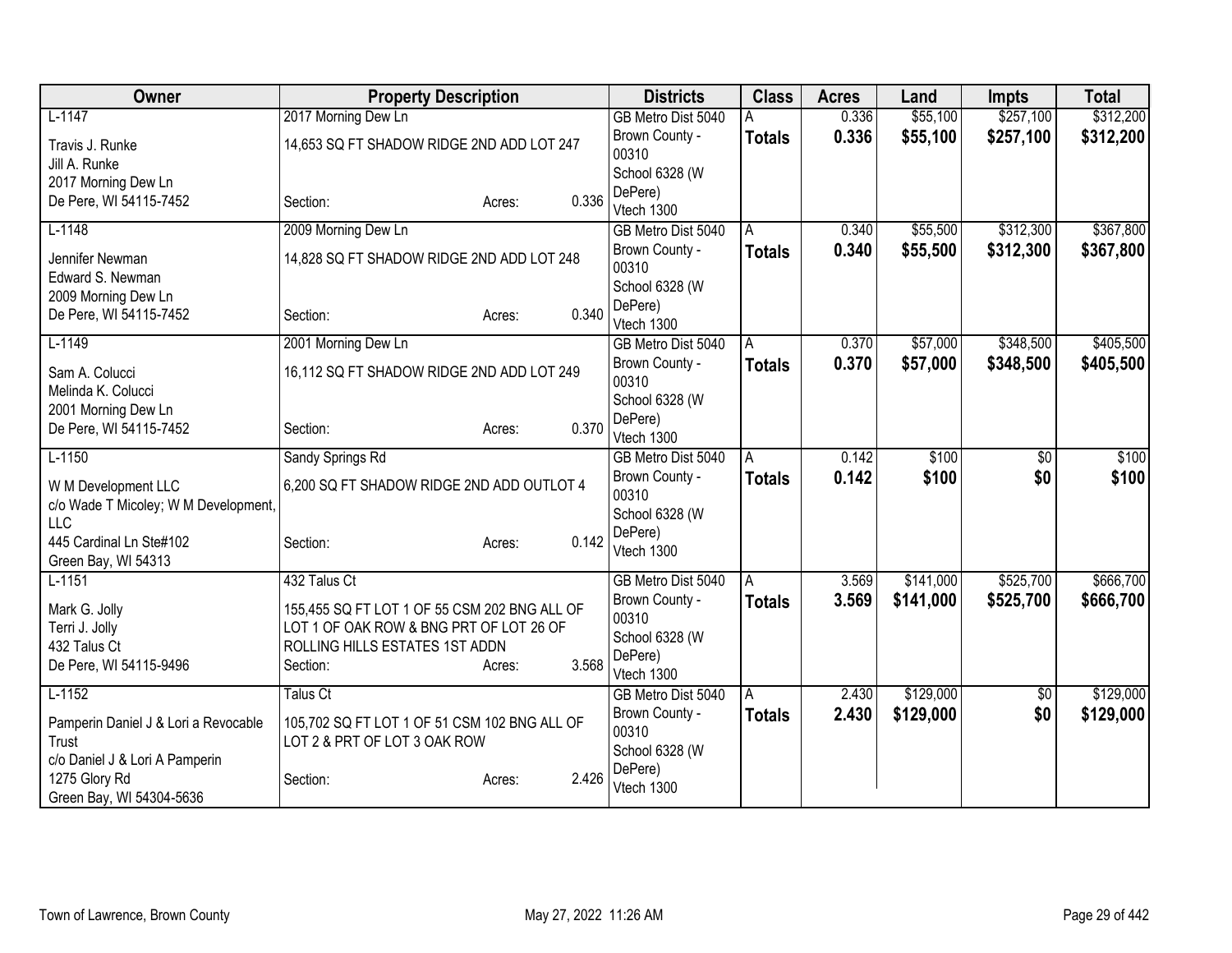| Owner | Property Description | Districts | Class | Acres | Land | Impts | Total |
|---|---|---|---|---|---|---|---|
| L-1147<br>Travis J. Runke<br>Jill A. Runke<br>2017 Morning Dew Ln<br>De Pere, WI 54115-7452 | 2017 Morning Dew Ln<br>14,653 SQ FT SHADOW RIDGE 2ND ADD LOT 247<br>Section: Acres: 0.336 | GB Metro Dist 5040<br>Brown County - 00310<br>School 6328 (W DePere)<br>Vtech 1300 | A<br>**Totals** | 0.336<br>**0.336** | $55,100<br>**$55,100** | $257,100<br>**$257,100** | $312,200<br>**$312,200** |
| L-1148<br>Jennifer Newman<br>Edward S. Newman<br>2009 Morning Dew Ln<br>De Pere, WI 54115-7452 | 2009 Morning Dew Ln<br>14,828 SQ FT SHADOW RIDGE 2ND ADD LOT 248<br>Section: Acres: 0.340 | GB Metro Dist 5040<br>Brown County - 00310<br>School 6328 (W DePere)<br>Vtech 1300 | A<br>**Totals** | 0.340<br>**0.340** | $55,500<br>**$55,500** | $312,300<br>**$312,300** | $367,800<br>**$367,800** |
| L-1149<br>Sam A. Colucci<br>Melinda K. Colucci<br>2001 Morning Dew Ln<br>De Pere, WI 54115-7452 | 2001 Morning Dew Ln<br>16,112 SQ FT SHADOW RIDGE 2ND ADD LOT 249<br>Section: Acres: 0.370 | GB Metro Dist 5040<br>Brown County - 00310<br>School 6328 (W DePere)<br>Vtech 1300 | A<br>**Totals** | 0.370<br>**0.370** | $57,000<br>**$57,000** | $348,500<br>**$348,500** | $405,500<br>**$405,500** |
| L-1150<br>W M Development LLC<br>c/o Wade T Micoley; W M Development, LLC<br>445 Cardinal Ln Ste#102<br>Green Bay, WI 54313 | Sandy Springs Rd<br>6,200 SQ FT SHADOW RIDGE 2ND ADD OUTLOT 4<br>Section: Acres: 0.142 | GB Metro Dist 5040<br>Brown County - 00310<br>School 6328 (W DePere)<br>Vtech 1300 | A<br>**Totals** | 0.142<br>**0.142** | $100<br>**$100** | $0<br>**$0** | $100<br>**$100** |
| L-1151<br>Mark G. Jolly<br>Terri J. Jolly<br>432 Talus Ct<br>De Pere, WI 54115-9496 | 432 Talus Ct<br>155,455 SQ FT LOT 1 OF 55 CSM 202 BNG ALL OF LOT 1 OF OAK ROW & BNG PRT OF LOT 26 OF ROLLING HILLS ESTATES 1ST ADDN<br>Section: Acres: 3.568 | GB Metro Dist 5040<br>Brown County - 00310<br>School 6328 (W DePere)<br>Vtech 1300 | A<br>**Totals** | 3.569<br>**3.569** | $141,000<br>**$141,000** | $525,700<br>**$525,700** | $666,700<br>**$666,700** |
| L-1152<br>Pamperin Daniel J & Lori a Revocable Trust<br>c/o Daniel J & Lori A Pamperin<br>1275 Glory Rd<br>Green Bay, WI 54304-5636 | Talus Ct<br>105,702 SQ FT LOT 1 OF 51 CSM 102 BNG ALL OF LOT 2 & PRT OF LOT 3 OAK ROW<br>Section: Acres: 2.426 | GB Metro Dist 5040<br>Brown County - 00310<br>School 6328 (W DePere)<br>Vtech 1300 | A<br>**Totals** | 2.430<br>**2.430** | $129,000<br>**$129,000** | $0<br>**$0** | $129,000<br>**$129,000** |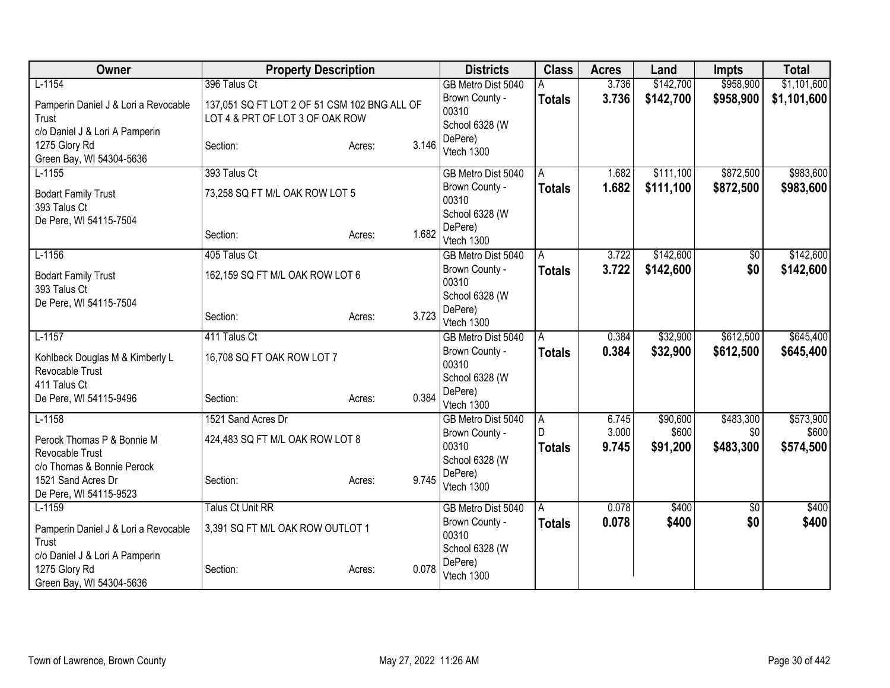| Owner | Property Description | Districts | Class | Acres | Land | Impts | Total |
|---|---|---|---|---|---|---|---|
| L-1154<br>Pamperin Daniel J & Lori a Revocable Trust<br>c/o Daniel J & Lori A Pamperin<br>1275 Glory Rd<br>Green Bay, WI 54304-5636 | 396 Talus Ct<br>137,051 SQ FT LOT 2 OF 51 CSM 102 BNG ALL OF LOT 4 & PRT OF LOT 3 OF OAK ROW<br>Section: Acres: 3.146 | GB Metro Dist 5040<br>Brown County - 00310<br>School 6328 (W DePere)<br>Vtech 1300 | A<br>**Totals** | 3.736<br>**3.736** | $142,700<br>**$142,700** | $958,900<br>**$958,900** | $1,101,600<br>**$1,101,600** |
| L-1155<br>Bodart Family Trust<br>393 Talus Ct<br>De Pere, WI 54115-7504 | 393 Talus Ct<br>73,258 SQ FT M/L OAK ROW LOT 5<br>Section: Acres: 1.682 | GB Metro Dist 5040<br>Brown County - 00310<br>School 6328 (W DePere)<br>Vtech 1300 | A<br>**Totals** | 1.682<br>**1.682** | $111,100<br>**$111,100** | $872,500<br>**$872,500** | $983,600<br>**$983,600** |
| L-1156<br>Bodart Family Trust<br>393 Talus Ct<br>De Pere, WI 54115-7504 | 405 Talus Ct<br>162,159 SQ FT M/L OAK ROW LOT 6<br>Section: Acres: 3.723 | GB Metro Dist 5040<br>Brown County - 00310<br>School 6328 (W DePere)<br>Vtech 1300 | A<br>**Totals** | 3.722<br>**3.722** | $142,600<br>**$142,600** | $0<br>**$0** | $142,600<br>**$142,600** |
| L-1157<br>Kohlbeck Douglas M & Kimberly L Revocable Trust<br>411 Talus Ct<br>De Pere, WI 54115-9496 | 411 Talus Ct<br>16,708 SQ FT OAK ROW LOT 7<br>Section: Acres: 0.384 | GB Metro Dist 5040<br>Brown County - 00310<br>School 6328 (W DePere)<br>Vtech 1300 | A<br>**Totals** | 0.384<br>**0.384** | $32,900<br>**$32,900** | $612,500<br>**$612,500** | $645,400<br>**$645,400** |
| L-1158<br>Perock Thomas P & Bonnie M Revocable Trust<br>c/o Thomas & Bonnie Perock<br>1521 Sand Acres Dr<br>De Pere, WI 54115-9523 | 1521 Sand Acres Dr<br>424,483 SQ FT M/L OAK ROW LOT 8<br>Section: Acres: 9.745 | GB Metro Dist 5040<br>Brown County - 00310<br>School 6328 (W DePere)<br>Vtech 1300 | A<br>D<br>**Totals** | 6.745<br>3.000<br>**9.745** | $90,600<br>$600<br>**$91,200** | $483,300<br>$0<br>**$483,300** | $573,900<br>$600<br>**$574,500** |
| L-1159<br>Pamperin Daniel J & Lori a Revocable Trust<br>c/o Daniel J & Lori A Pamperin<br>1275 Glory Rd<br>Green Bay, WI 54304-5636 | Talus Ct Unit RR<br>3,391 SQ FT M/L OAK ROW OUTLOT 1<br>Section: Acres: 0.078 | GB Metro Dist 5040<br>Brown County - 00310<br>School 6328 (W DePere)<br>Vtech 1300 | A<br>**Totals** | 0.078<br>**0.078** | $400<br>**$400** | $0<br>**$0** | $400<br>**$400** |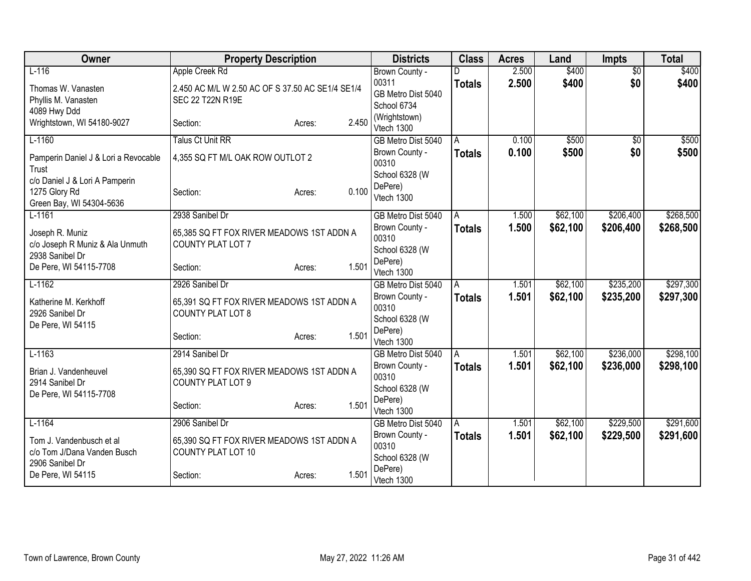| Owner | Property Description | | | Districts | Class | Acres | Land | Impts | Total |
|---|---|---|---|---|---|---|---|---|---|
| L-116<br>Thomas W. Vanasten<br>Phyllis M. Vanasten<br>4089 Hwy Ddd<br>Wrightstown, WI 54180-9027 | Apple Creek Rd<br>2.450 AC M/L W 2.50 AC OF S 37.50 AC SE1/4 SE1/4 SEC 22 T22N R19E<br>Section: | Acres: | 2.450 | Brown County - 00311<br>GB Metro Dist 5040<br>School 6734 (Wrightstown)<br>Vtech 1300 | D<br>**Totals** | 2.500<br>**2.500** | $400<br>**$400** | $0<br>**$0** | $400<br>**$400** |
| L-1160<br>Pamperin Daniel J & Lori a Revocable Trust<br>c/o Daniel J & Lori A Pamperin<br>1275 Glory Rd<br>Green Bay, WI 54304-5636 | Talus Ct Unit RR<br>4,355 SQ FT M/L OAK ROW OUTLOT 2<br>Section: | Acres: | 0.100 | GB Metro Dist 5040<br>Brown County - 00310<br>School 6328 (W DePere)<br>Vtech 1300 | A<br>**Totals** | 0.100<br>**0.100** | $500<br>**$500** | $0<br>**$0** | $500<br>**$500** |
| L-1161<br>Joseph R. Muniz<br>c/o Joseph R Muniz & Ala Unmuth<br>2938 Sanibel Dr<br>De Pere, WI 54115-7708 | 2938 Sanibel Dr<br>65,385 SQ FT FOX RIVER MEADOWS 1ST ADDN A COUNTY PLAT LOT 7<br>Section: | Acres: | 1.501 | GB Metro Dist 5040<br>Brown County - 00310<br>School 6328 (W DePere)<br>Vtech 1300 | A<br>**Totals** | 1.500<br>**1.500** | $62,100<br>**$62,100** | $206,400<br>**$206,400** | $268,500<br>**$268,500** |
| L-1162<br>Katherine M. Kerkhoff<br>2926 Sanibel Dr<br>De Pere, WI 54115 | 2926 Sanibel Dr<br>65,391 SQ FT FOX RIVER MEADOWS 1ST ADDN A COUNTY PLAT LOT 8<br>Section: | Acres: | 1.501 | GB Metro Dist 5040<br>Brown County - 00310<br>School 6328 (W DePere)<br>Vtech 1300 | A<br>**Totals** | 1.501<br>**1.501** | $62,100<br>**$62,100** | $235,200<br>**$235,200** | $297,300<br>**$297,300** |
| L-1163<br>Brian J. Vandenheuvel<br>2914 Sanibel Dr<br>De Pere, WI 54115-7708 | 2914 Sanibel Dr<br>65,390 SQ FT FOX RIVER MEADOWS 1ST ADDN A COUNTY PLAT LOT 9<br>Section: | Acres: | 1.501 | GB Metro Dist 5040<br>Brown County - 00310<br>School 6328 (W DePere)<br>Vtech 1300 | A<br>**Totals** | 1.501<br>**1.501** | $62,100<br>**$62,100** | $236,000<br>**$236,000** | $298,100<br>**$298,100** |
| L-1164<br>Tom J. Vandenbusch et al<br>c/o Tom J/Dana Vanden Busch<br>2906 Sanibel Dr<br>De Pere, WI 54115 | 2906 Sanibel Dr<br>65,390 SQ FT FOX RIVER MEADOWS 1ST ADDN A COUNTY PLAT LOT 10<br>Section: | Acres: | 1.501 | GB Metro Dist 5040<br>Brown County - 00310<br>School 6328 (W DePere)<br>Vtech 1300 | A<br>**Totals** | 1.501<br>**1.501** | $62,100<br>**$62,100** | $229,500<br>**$229,500** | $291,600<br>**$291,600** |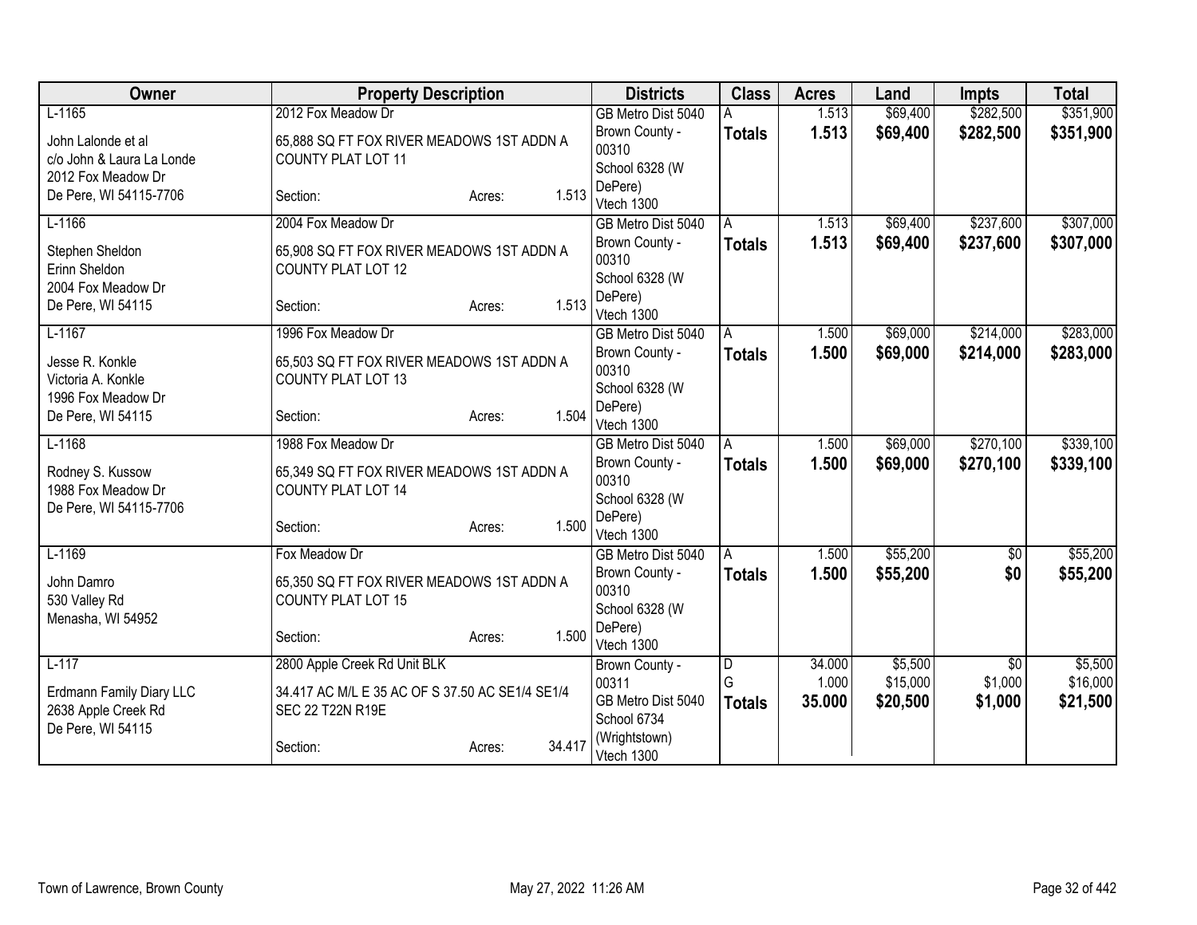| Owner | Property Description | Districts | Class | Acres | Land | Impts | Total |
|---|---|---|---|---|---|---|---|
| L-1165<br>John Lalonde et al<br>c/o John & Laura La Londe<br>2012 Fox Meadow Dr<br>De Pere, WI 54115-7706 | 2012 Fox Meadow Dr<br>65,888 SQ FT FOX RIVER MEADOWS 1ST ADDN A COUNTY PLAT LOT 11<br>Section: Acres: 1.513 | GB Metro Dist 5040<br>Brown County - 00310<br>School 6328 (W DePere)<br>Vtech 1300 | A<br>**Totals** | 1.513<br>**1.513** | $69,400<br>**$69,400** | $282,500<br>**$282,500** | $351,900<br>**$351,900** |
| L-1166<br>Stephen Sheldon<br>Erinn Sheldon<br>2004 Fox Meadow Dr<br>De Pere, WI 54115 | 2004 Fox Meadow Dr<br>65,908 SQ FT FOX RIVER MEADOWS 1ST ADDN A COUNTY PLAT LOT 12<br>Section: Acres: 1.513 | GB Metro Dist 5040<br>Brown County - 00310<br>School 6328 (W DePere)<br>Vtech 1300 | A<br>**Totals** | 1.513<br>**1.513** | $69,400<br>**$69,400** | $237,600<br>**$237,600** | $307,000<br>**$307,000** |
| L-1167<br>Jesse R. Konkle<br>Victoria A. Konkle<br>1996 Fox Meadow Dr<br>De Pere, WI 54115 | 1996 Fox Meadow Dr<br>65,503 SQ FT FOX RIVER MEADOWS 1ST ADDN A COUNTY PLAT LOT 13<br>Section: Acres: 1.504 | GB Metro Dist 5040<br>Brown County - 00310<br>School 6328 (W DePere)<br>Vtech 1300 | A<br>**Totals** | 1.500<br>**1.500** | $69,000<br>**$69,000** | $214,000<br>**$214,000** | $283,000<br>**$283,000** |
| L-1168<br>Rodney S. Kussow<br>1988 Fox Meadow Dr<br>De Pere, WI 54115-7706 | 1988 Fox Meadow Dr<br>65,349 SQ FT FOX RIVER MEADOWS 1ST ADDN A COUNTY PLAT LOT 14<br>Section: Acres: 1.500 | GB Metro Dist 5040<br>Brown County - 00310<br>School 6328 (W DePere)<br>Vtech 1300 | A<br>**Totals** | 1.500<br>**1.500** | $69,000<br>**$69,000** | $270,100<br>**$270,100** | $339,100<br>**$339,100** |
| L-1169<br>John Damro<br>530 Valley Rd<br>Menasha, WI 54952 | Fox Meadow Dr<br>65,350 SQ FT FOX RIVER MEADOWS 1ST ADDN A COUNTY PLAT LOT 15<br>Section: Acres: 1.500 | GB Metro Dist 5040<br>Brown County - 00310<br>School 6328 (W DePere)<br>Vtech 1300 | A<br>**Totals** | 1.500<br>**1.500** | $55,200<br>**$55,200** | $0<br>**$0** | $55,200<br>**$55,200** |
| L-117<br>Erdmann Family Diary LLC<br>2638 Apple Creek Rd<br>De Pere, WI 54115 | 2800 Apple Creek Rd Unit BLK<br>34.417 AC M/L E 35 AC OF S 37.50 AC SE1/4 SE1/4 SEC 22 T22N R19E<br>Section: Acres: 34.417 | Brown County - 00311<br>GB Metro Dist 5040<br>School 6734 (Wrightstown)<br>Vtech 1300 | D<br>G<br>**Totals** | 34.000<br>1.000<br>**35.000** | $5,500<br>$15,000<br>**$20,500** | $0<br>$1,000<br>**$1,000** | $5,500<br>$16,000<br>**$21,500** |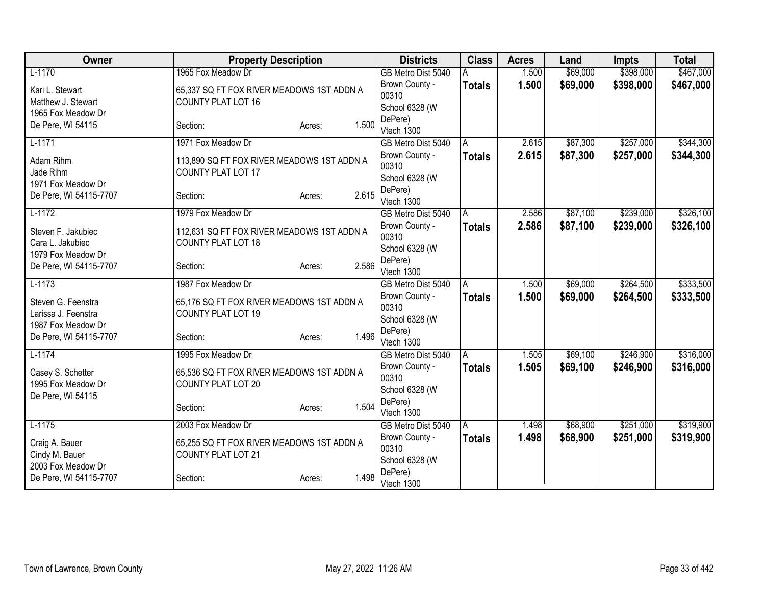| Owner | Property Description | Districts | Class | Acres | Land | Impts | Total |
|---|---|---|---|---|---|---|---|
| L-1170<br>Kari L. Stewart<br>Matthew J. Stewart<br>1965 Fox Meadow Dr<br>De Pere, WI 54115 | 1965 Fox Meadow Dr<br>65,337 SQ FT FOX RIVER MEADOWS 1ST ADDN A COUNTY PLAT LOT 16<br>Section: Acres: 1.500 | GB Metro Dist 5040<br>Brown County - 00310<br>School 6328 (W DePere)<br>Vtech 1300 | A<br>**Totals** | 1.500<br>**1.500** | $69,000<br>**$69,000** | $398,000<br>**$398,000** | $467,000<br>**$467,000** |
| L-1171<br>Adam Rihm<br>Jade Rihm<br>1971 Fox Meadow Dr<br>De Pere, WI 54115-7707 | 1971 Fox Meadow Dr<br>113,890 SQ FT FOX RIVER MEADOWS 1ST ADDN A COUNTY PLAT LOT 17<br>Section: Acres: 2.615 | GB Metro Dist 5040<br>Brown County - 00310<br>School 6328 (W DePere)<br>Vtech 1300 | A<br>**Totals** | 2.615<br>**2.615** | $87,300<br>**$87,300** | $257,000<br>**$257,000** | $344,300<br>**$344,300** |
| L-1172<br>Steven F. Jakubiec<br>Cara L. Jakubiec<br>1979 Fox Meadow Dr<br>De Pere, WI 54115-7707 | 1979 Fox Meadow Dr<br>112,631 SQ FT FOX RIVER MEADOWS 1ST ADDN A COUNTY PLAT LOT 18<br>Section: Acres: 2.586 | GB Metro Dist 5040<br>Brown County - 00310<br>School 6328 (W DePere)<br>Vtech 1300 | A<br>**Totals** | 2.586<br>**2.586** | $87,100<br>**$87,100** | $239,000<br>**$239,000** | $326,100<br>**$326,100** |
| L-1173<br>Steven G. Feenstra<br>Larissa J. Feenstra<br>1987 Fox Meadow Dr<br>De Pere, WI 54115-7707 | 1987 Fox Meadow Dr<br>65,176 SQ FT FOX RIVER MEADOWS 1ST ADDN A COUNTY PLAT LOT 19<br>Section: Acres: 1.496 | GB Metro Dist 5040<br>Brown County - 00310<br>School 6328 (W DePere)<br>Vtech 1300 | A<br>**Totals** | 1.500<br>**1.500** | $69,000<br>**$69,000** | $264,500<br>**$264,500** | $333,500<br>**$333,500** |
| L-1174<br>Casey S. Schetter<br>1995 Fox Meadow Dr<br>De Pere, WI 54115 | 1995 Fox Meadow Dr<br>65,536 SQ FT FOX RIVER MEADOWS 1ST ADDN A COUNTY PLAT LOT 20<br>Section: Acres: 1.504 | GB Metro Dist 5040<br>Brown County - 00310<br>School 6328 (W DePere)<br>Vtech 1300 | A<br>**Totals** | 1.505<br>**1.505** | $69,100<br>**$69,100** | $246,900<br>**$246,900** | $316,000<br>**$316,000** |
| L-1175<br>Craig A. Bauer<br>Cindy M. Bauer<br>2003 Fox Meadow Dr<br>De Pere, WI 54115-7707 | 2003 Fox Meadow Dr<br>65,255 SQ FT FOX RIVER MEADOWS 1ST ADDN A COUNTY PLAT LOT 21<br>Section: Acres: 1.498 | GB Metro Dist 5040<br>Brown County - 00310<br>School 6328 (W DePere)<br>Vtech 1300 | A<br>**Totals** | 1.498<br>**1.498** | $68,900<br>**$68,900** | $251,000<br>**$251,000** | $319,900<br>**$319,900** |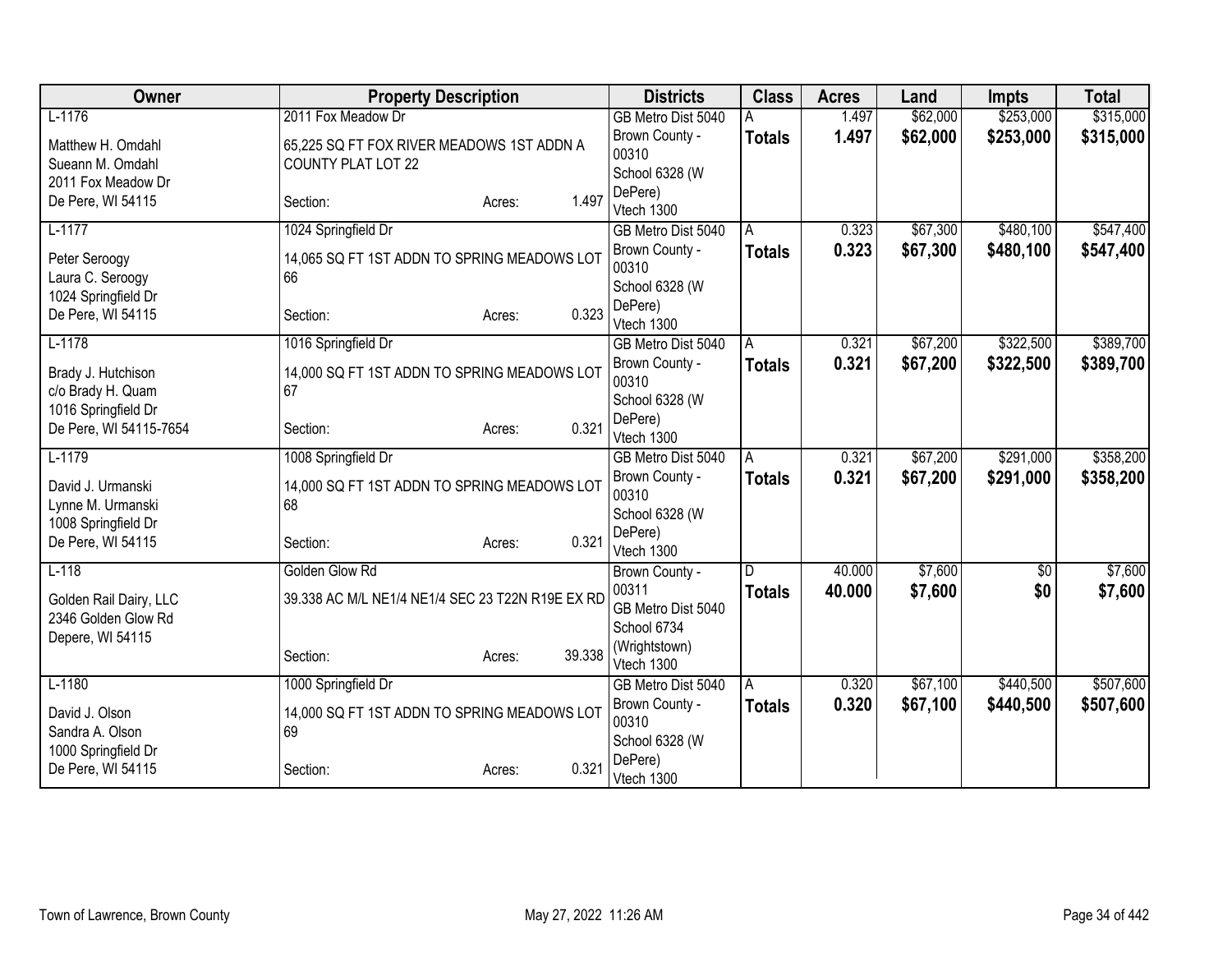| Owner | Property Description | Districts | Class | Acres | Land | Impts | Total |
|---|---|---|---|---|---|---|---|
| L-1176<br>Matthew H. Omdahl<br>Sueann M. Omdahl<br>2011 Fox Meadow Dr<br>De Pere, WI 54115 | 2011 Fox Meadow Dr<br>65,225 SQ FT FOX RIVER MEADOWS 1ST ADDN A COUNTY PLAT LOT 22<br>Section: Acres: 1.497 | GB Metro Dist 5040<br>Brown County - 00310<br>School 6328 (W DePere)<br>Vtech 1300 | A<br>**Totals** | 1.497<br>**1.497** | $62,000<br>**$62,000** | $253,000<br>**$253,000** | $315,000<br>**$315,000** |
| L-1177<br>Peter Seroogy<br>Laura C. Seroogy<br>1024 Springfield Dr<br>De Pere, WI 54115 | 1024 Springfield Dr<br>14,065 SQ FT 1ST ADDN TO SPRING MEADOWS LOT 66<br>Section: Acres: 0.323 | GB Metro Dist 5040<br>Brown County - 00310<br>School 6328 (W DePere)<br>Vtech 1300 | A<br>**Totals** | 0.323<br>**0.323** | $67,300<br>**$67,300** | $480,100<br>**$480,100** | $547,400<br>**$547,400** |
| L-1178<br>Brady J. Hutchison<br>c/o Brady H. Quam<br>1016 Springfield Dr<br>De Pere, WI 54115-7654 | 1016 Springfield Dr<br>14,000 SQ FT 1ST ADDN TO SPRING MEADOWS LOT 67<br>Section: Acres: 0.321 | GB Metro Dist 5040<br>Brown County - 00310<br>School 6328 (W DePere)<br>Vtech 1300 | A<br>**Totals** | 0.321<br>**0.321** | $67,200<br>**$67,200** | $322,500<br>**$322,500** | $389,700<br>**$389,700** |
| L-1179<br>David J. Urmanski<br>Lynne M. Urmanski<br>1008 Springfield Dr<br>De Pere, WI 54115 | 1008 Springfield Dr<br>14,000 SQ FT 1ST ADDN TO SPRING MEADOWS LOT 68<br>Section: Acres: 0.321 | GB Metro Dist 5040<br>Brown County - 00310<br>School 6328 (W DePere)<br>Vtech 1300 | A<br>**Totals** | 0.321<br>**0.321** | $67,200<br>**$67,200** | $291,000<br>**$291,000** | $358,200<br>**$358,200** |
| L-118<br>Golden Rail Dairy, LLC<br>2346 Golden Glow Rd<br>Depere, WI 54115 | Golden Glow Rd<br>39.338 AC M/L NE1/4 NE1/4 SEC 23 T22N R19E EX RD<br>Section: Acres: 39.338 | Brown County - 00311<br>GB Metro Dist 5040<br>School 6734 (Wrightstown)<br>Vtech 1300 | D<br>**Totals** | 40.000<br>**40.000** | $7,600<br>**$7,600** | $0<br>**$0** | $7,600<br>**$7,600** |
| L-1180<br>David J. Olson<br>Sandra A. Olson<br>1000 Springfield Dr<br>De Pere, WI 54115 | 1000 Springfield Dr<br>14,000 SQ FT 1ST ADDN TO SPRING MEADOWS LOT 69<br>Section: Acres: 0.321 | GB Metro Dist 5040<br>Brown County - 00310<br>School 6328 (W DePere)<br>Vtech 1300 | A<br>**Totals** | 0.320<br>**0.320** | $67,100<br>**$67,100** | $440,500<br>**$440,500** | $507,600<br>**$507,600** |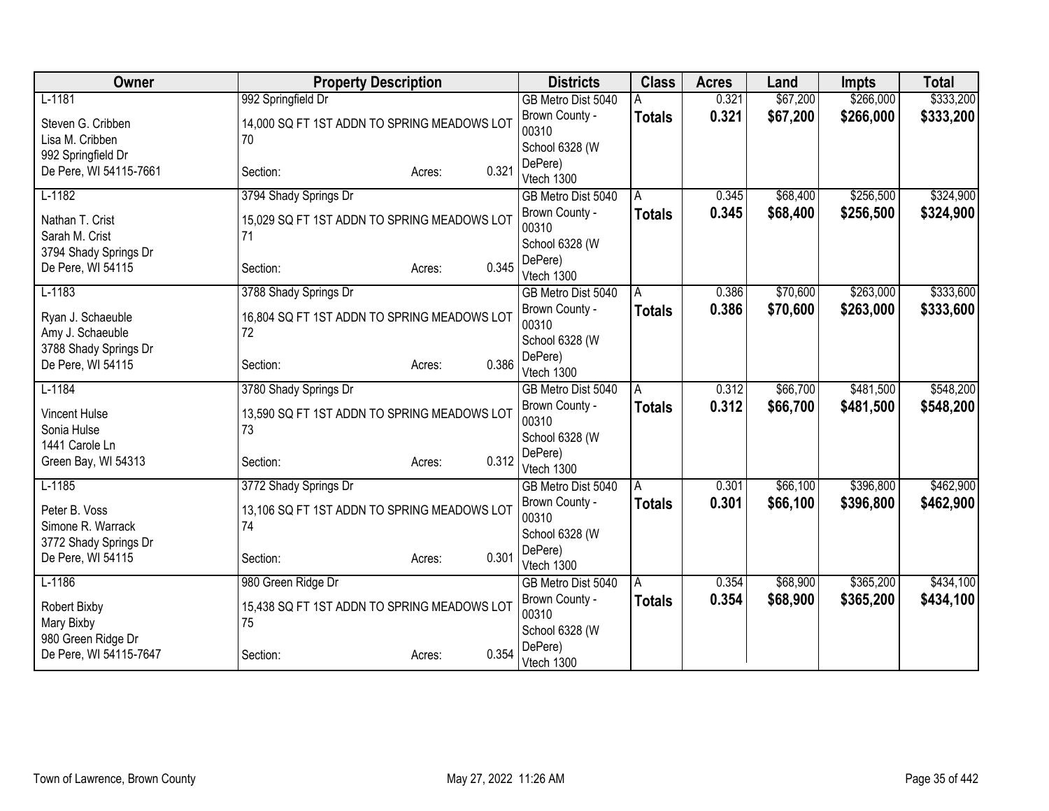| Owner | Property Description | Districts | Class | Acres | Land | Impts | Total |
|---|---|---|---|---|---|---|---|
| L-1181<br>Steven G. Cribben<br>Lisa M. Cribben<br>992 Springfield Dr<br>De Pere, WI 54115-7661 | 992 Springfield Dr<br>14,000 SQ FT 1ST ADDN TO SPRING MEADOWS LOT 70<br>Section: Acres: 0.321 | GB Metro Dist 5040<br>Brown County - 00310<br>School 6328 (W DePere)<br>Vtech 1300 | A<br>**Totals** | 0.321<br>**0.321** | $67,200<br>**$67,200** | $266,000<br>**$266,000** | $333,200<br>**$333,200** |
| L-1182<br>Nathan T. Crist<br>Sarah M. Crist<br>3794 Shady Springs Dr<br>De Pere, WI 54115 | 3794 Shady Springs Dr<br>15,029 SQ FT 1ST ADDN TO SPRING MEADOWS LOT 71<br>Section: Acres: 0.345 | GB Metro Dist 5040<br>Brown County - 00310<br>School 6328 (W DePere)<br>Vtech 1300 | A<br>**Totals** | 0.345<br>**0.345** | $68,400<br>**$68,400** | $256,500<br>**$256,500** | $324,900<br>**$324,900** |
| L-1183<br>Ryan J. Schaeuble<br>Amy J. Schaeuble<br>3788 Shady Springs Dr<br>De Pere, WI 54115 | 3788 Shady Springs Dr<br>16,804 SQ FT 1ST ADDN TO SPRING MEADOWS LOT 72<br>Section: Acres: 0.386 | GB Metro Dist 5040<br>Brown County - 00310<br>School 6328 (W DePere)<br>Vtech 1300 | A<br>**Totals** | 0.386<br>**0.386** | $70,600<br>**$70,600** | $263,000<br>**$263,000** | $333,600<br>**$333,600** |
| L-1184<br>Vincent Hulse<br>Sonia Hulse<br>1441 Carole Ln<br>Green Bay, WI 54313 | 3780 Shady Springs Dr<br>13,590 SQ FT 1ST ADDN TO SPRING MEADOWS LOT 73<br>Section: Acres: 0.312 | GB Metro Dist 5040<br>Brown County - 00310<br>School 6328 (W DePere)<br>Vtech 1300 | A<br>**Totals** | 0.312<br>**0.312** | $66,700<br>**$66,700** | $481,500<br>**$481,500** | $548,200<br>**$548,200** |
| L-1185<br>Peter B. Voss<br>Simone R. Warrack<br>3772 Shady Springs Dr<br>De Pere, WI 54115 | 3772 Shady Springs Dr<br>13,106 SQ FT 1ST ADDN TO SPRING MEADOWS LOT 74<br>Section: Acres: 0.301 | GB Metro Dist 5040<br>Brown County - 00310<br>School 6328 (W DePere)<br>Vtech 1300 | A<br>**Totals** | 0.301<br>**0.301** | $66,100<br>**$66,100** | $396,800<br>**$396,800** | $462,900<br>**$462,900** |
| L-1186<br>Robert Bixby<br>Mary Bixby<br>980 Green Ridge Dr<br>De Pere, WI 54115-7647 | 980 Green Ridge Dr<br>15,438 SQ FT 1ST ADDN TO SPRING MEADOWS LOT 75<br>Section: Acres: 0.354 | GB Metro Dist 5040<br>Brown County - 00310<br>School 6328 (W DePere)<br>Vtech 1300 | A<br>**Totals** | 0.354<br>**0.354** | $68,900<br>**$68,900** | $365,200<br>**$365,200** | $434,100<br>**$434,100** |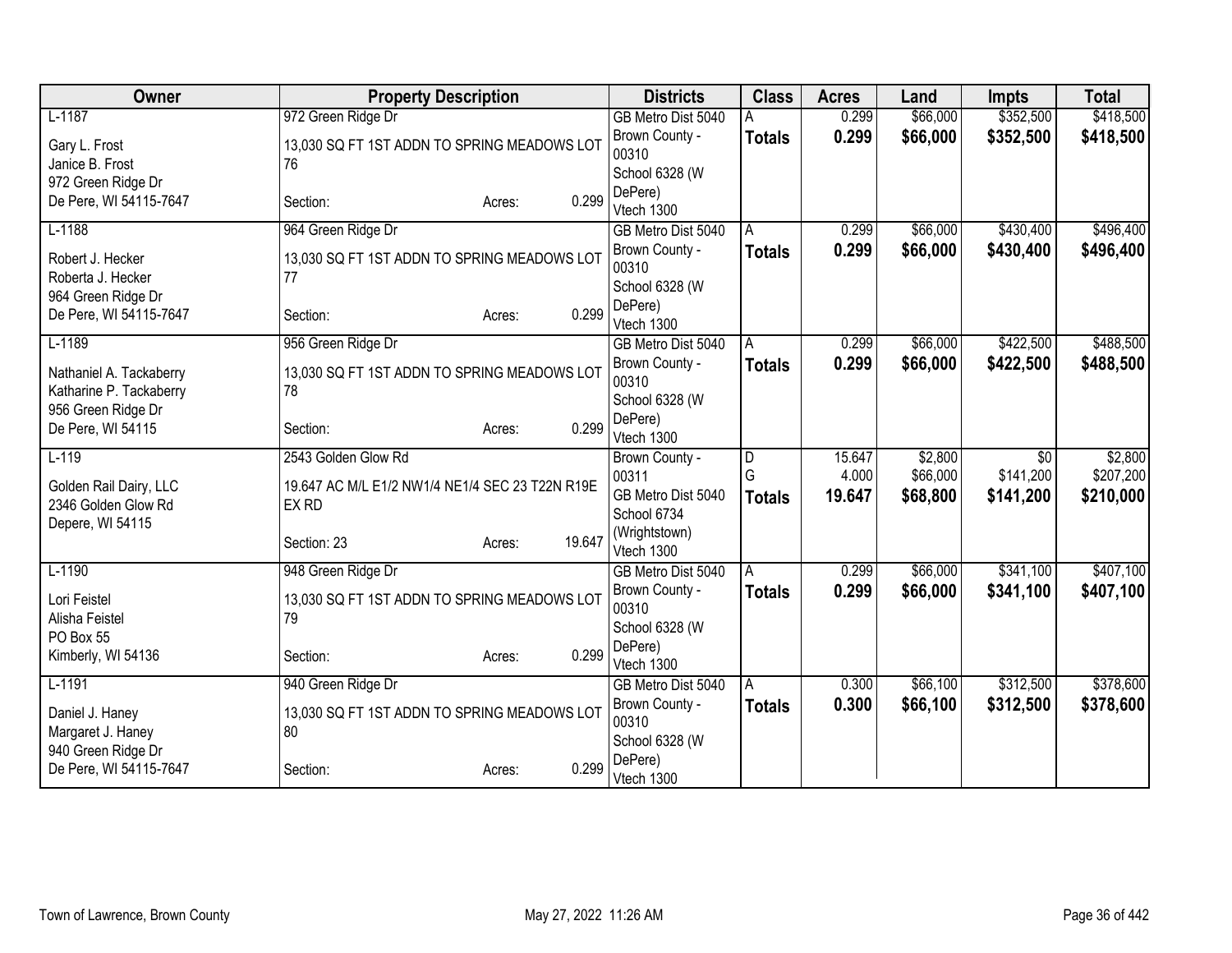| Owner | Property Description | Districts | Class | Acres | Land | Impts | Total |
|---|---|---|---|---|---|---|---|
| L-1187<br>Gary L. Frost<br>Janice B. Frost<br>972 Green Ridge Dr<br>De Pere, WI 54115-7647 | 972 Green Ridge Dr<br>13,030 SQ FT 1ST ADDN TO SPRING MEADOWS LOT 76<br>Section: Acres: 0.299 | GB Metro Dist 5040<br>Brown County - 00310<br>School 6328 (W DePere)<br>Vtech 1300 | A<br>**Totals** | 0.299<br>**0.299** | $66,000<br>**$66,000** | $352,500<br>**$352,500** | $418,500<br>**$418,500** |
| L-1188<br>Robert J. Hecker<br>Roberta J. Hecker<br>964 Green Ridge Dr<br>De Pere, WI 54115-7647 | 964 Green Ridge Dr<br>13,030 SQ FT 1ST ADDN TO SPRING MEADOWS LOT 77<br>Section: Acres: 0.299 | GB Metro Dist 5040<br>Brown County - 00310<br>School 6328 (W DePere)<br>Vtech 1300 | A<br>**Totals** | 0.299<br>**0.299** | $66,000<br>**$66,000** | $430,400<br>**$430,400** | $496,400<br>**$496,400** |
| L-1189<br>Nathaniel A. Tackaberry<br>Katharine P. Tackaberry<br>956 Green Ridge Dr<br>De Pere, WI 54115 | 956 Green Ridge Dr<br>13,030 SQ FT 1ST ADDN TO SPRING MEADOWS LOT 78<br>Section: Acres: 0.299 | GB Metro Dist 5040<br>Brown County - 00310<br>School 6328 (W DePere)<br>Vtech 1300 | A<br>**Totals** | 0.299<br>**0.299** | $66,000<br>**$66,000** | $422,500<br>**$422,500** | $488,500<br>**$488,500** |
| L-119<br>Golden Rail Dairy, LLC<br>2346 Golden Glow Rd<br>Depere, WI 54115 | 2543 Golden Glow Rd<br>19.647 AC M/L E1/2 NW1/4 NE1/4 SEC 23 T22N R19E EX RD<br>Section: 23 Acres: 19.647 | Brown County - 00311<br>GB Metro Dist 5040<br>School 6734 (Wrightstown)<br>Vtech 1300 | D<br>G<br>**Totals** | 15.647<br>4.000<br>**19.647** | $2,800<br>$66,000<br>**$68,800** | $0<br>$141,200<br>**$141,200** | $2,800<br>$207,200<br>**$210,000** |
| L-1190<br>Lori Feistel<br>Alisha Feistel<br>PO Box 55<br>Kimberly, WI 54136 | 948 Green Ridge Dr<br>13,030 SQ FT 1ST ADDN TO SPRING MEADOWS LOT 79<br>Section: Acres: 0.299 | GB Metro Dist 5040<br>Brown County - 00310<br>School 6328 (W DePere)<br>Vtech 1300 | A<br>**Totals** | 0.299<br>**0.299** | $66,000<br>**$66,000** | $341,100<br>**$341,100** | $407,100<br>**$407,100** |
| L-1191<br>Daniel J. Haney<br>Margaret J. Haney<br>940 Green Ridge Dr<br>De Pere, WI 54115-7647 | 940 Green Ridge Dr<br>13,030 SQ FT 1ST ADDN TO SPRING MEADOWS LOT 80<br>Section: Acres: 0.299 | GB Metro Dist 5040<br>Brown County - 00310<br>School 6328 (W DePere)<br>Vtech 1300 | A<br>**Totals** | 0.300<br>**0.300** | $66,100<br>**$66,100** | $312,500<br>**$312,500** | $378,600<br>**$378,600** |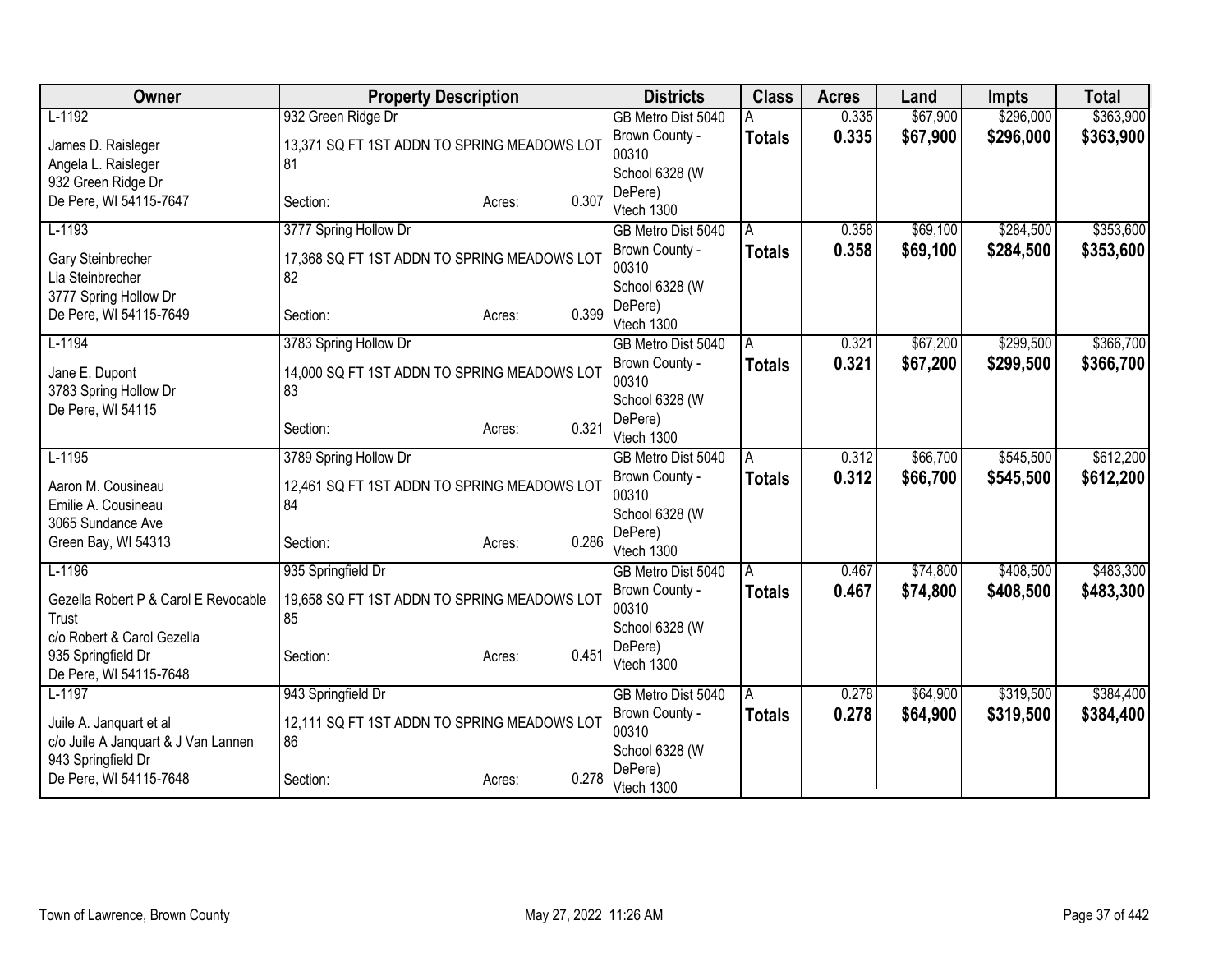| Owner | Property Description | Districts | Class | Acres | Land | Impts | Total |
|---|---|---|---|---|---|---|---|
| L-1192<br>James D. Raisleger<br>Angela L. Raisleger<br>932 Green Ridge Dr<br>De Pere, WI 54115-7647 | 932 Green Ridge Dr<br>13,371 SQ FT 1ST ADDN TO SPRING MEADOWS LOT 81<br>Section: Acres: 0.307 | GB Metro Dist 5040<br>Brown County - 00310<br>School 6328 (W DePere)<br>Vtech 1300 | A<br>**Totals** | 0.335<br>**0.335** | $67,900<br>**$67,900** | $296,000<br>**$296,000** | $363,900<br>**$363,900** |
| L-1193<br>Gary Steinbrecher<br>Lia Steinbrecher<br>3777 Spring Hollow Dr<br>De Pere, WI 54115-7649 | 3777 Spring Hollow Dr<br>17,368 SQ FT 1ST ADDN TO SPRING MEADOWS LOT 82<br>Section: Acres: 0.399 | GB Metro Dist 5040<br>Brown County - 00310<br>School 6328 (W DePere)<br>Vtech 1300 | A<br>**Totals** | 0.358<br>**0.358** | $69,100<br>**$69,100** | $284,500<br>**$284,500** | $353,600<br>**$353,600** |
| L-1194<br>Jane E. Dupont<br>3783 Spring Hollow Dr<br>De Pere, WI 54115 | 3783 Spring Hollow Dr<br>14,000 SQ FT 1ST ADDN TO SPRING MEADOWS LOT 83<br>Section: Acres: 0.321 | GB Metro Dist 5040<br>Brown County - 00310<br>School 6328 (W DePere)<br>Vtech 1300 | A<br>**Totals** | 0.321<br>**0.321** | $67,200<br>**$67,200** | $299,500<br>**$299,500** | $366,700<br>**$366,700** |
| L-1195<br>Aaron M. Cousineau<br>Emilie A. Cousineau<br>3065 Sundance Ave<br>Green Bay, WI 54313 | 3789 Spring Hollow Dr<br>12,461 SQ FT 1ST ADDN TO SPRING MEADOWS LOT 84<br>Section: Acres: 0.286 | GB Metro Dist 5040<br>Brown County - 00310<br>School 6328 (W DePere)<br>Vtech 1300 | A<br>**Totals** | 0.312<br>**0.312** | $66,700<br>**$66,700** | $545,500<br>**$545,500** | $612,200<br>**$612,200** |
| L-1196<br>Gezella Robert P & Carol E Revocable Trust<br>c/o Robert & Carol Gezella<br>935 Springfield Dr<br>De Pere, WI 54115-7648 | 935 Springfield Dr<br>19,658 SQ FT 1ST ADDN TO SPRING MEADOWS LOT 85<br>Section: Acres: 0.451 | GB Metro Dist 5040<br>Brown County - 00310<br>School 6328 (W DePere)<br>Vtech 1300 | A<br>**Totals** | 0.467<br>**0.467** | $74,800<br>**$74,800** | $408,500<br>**$408,500** | $483,300<br>**$483,300** |
| L-1197<br>Juile A. Janquart et al<br>c/o Juile A Janquart & J Van Lannen<br>943 Springfield Dr<br>De Pere, WI 54115-7648 | 943 Springfield Dr<br>12,111 SQ FT 1ST ADDN TO SPRING MEADOWS LOT 86<br>Section: Acres: 0.278 | GB Metro Dist 5040<br>Brown County - 00310<br>School 6328 (W DePere)<br>Vtech 1300 | A<br>**Totals** | 0.278<br>**0.278** | $64,900<br>**$64,900** | $319,500<br>**$319,500** | $384,400<br>**$384,400** |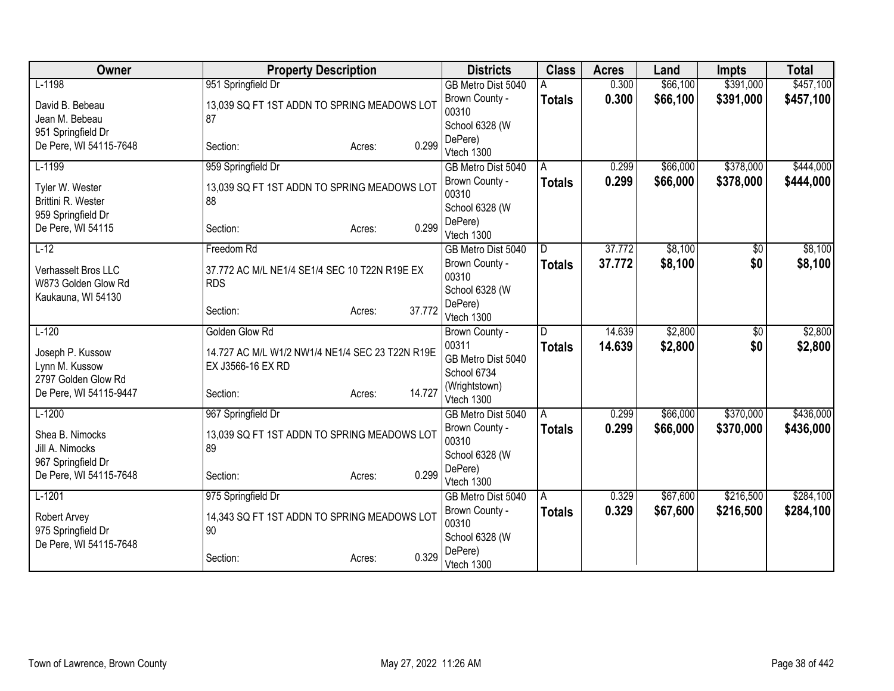| Owner | Property Description | Districts | Class | Acres | Land | Impts | Total |
|---|---|---|---|---|---|---|---|
| L-1198<br><br>David B. Bebeau<br>Jean M. Bebeau<br>951 Springfield Dr<br>De Pere, WI 54115-7648 | 951 Springfield Dr<br><br>13,039 SQ FT 1ST ADDN TO SPRING MEADOWS LOT 87<br><br>Section: Acres: 0.299 | GB Metro Dist 5040<br>Brown County - 00310<br>School 6328 (W DePere)<br>Vtech 1300 | A<br>**Totals** | 0.300<br>**0.300** | $66,100<br>**$66,100** | $391,000<br>**$391,000** | $457,100<br>**$457,100** |
| L-1199<br><br>Tyler W. Wester<br>Brittini R. Wester<br>959 Springfield Dr<br>De Pere, WI 54115 | 959 Springfield Dr<br><br>13,039 SQ FT 1ST ADDN TO SPRING MEADOWS LOT 88<br><br>Section: Acres: 0.299 | GB Metro Dist 5040<br>Brown County - 00310<br>School 6328 (W DePere)<br>Vtech 1300 | A<br>**Totals** | 0.299<br>**0.299** | $66,000<br>**$66,000** | $378,000<br>**$378,000** | $444,000<br>**$444,000** |
| L-12<br><br>Verhasselt Bros LLC<br>W873 Golden Glow Rd<br>Kaukauna, WI 54130 | Freedom Rd<br><br>37.772 AC M/L NE1/4 SE1/4 SEC 10 T22N R19E EX RDS<br><br>Section: Acres: 37.772 | GB Metro Dist 5040<br>Brown County - 00310<br>School 6328 (W DePere)<br>Vtech 1300 | D<br>**Totals** | 37.772<br>**37.772** | $8,100<br>**$8,100** | $0<br>**$0** | $8,100<br>**$8,100** |
| L-120<br><br>Joseph P. Kussow<br>Lynn M. Kussow<br>2797 Golden Glow Rd<br>De Pere, WI 54115-9447 | Golden Glow Rd<br><br>14.727 AC M/L W1/2 NW1/4 NE1/4 SEC 23 T22N R19E EX J3566-16 EX RD<br><br>Section: Acres: 14.727 | Brown County - 00311<br>GB Metro Dist 5040<br>School 6734 (Wrightstown)<br>Vtech 1300 | D<br>**Totals** | 14.639<br>**14.639** | $2,800<br>**$2,800** | $0<br>**$0** | $2,800<br>**$2,800** |
| L-1200<br><br>Shea B. Nimocks<br>Jill A. Nimocks<br>967 Springfield Dr<br>De Pere, WI 54115-7648 | 967 Springfield Dr<br><br>13,039 SQ FT 1ST ADDN TO SPRING MEADOWS LOT 89<br><br>Section: Acres: 0.299 | GB Metro Dist 5040<br>Brown County - 00310<br>School 6328 (W DePere)<br>Vtech 1300 | A<br>**Totals** | 0.299<br>**0.299** | $66,000<br>**$66,000** | $370,000<br>**$370,000** | $436,000<br>**$436,000** |
| L-1201<br><br>Robert Arvey<br>975 Springfield Dr<br>De Pere, WI 54115-7648 | 975 Springfield Dr<br><br>14,343 SQ FT 1ST ADDN TO SPRING MEADOWS LOT 90<br><br>Section: Acres: 0.329 | GB Metro Dist 5040<br>Brown County - 00310<br>School 6328 (W DePere)<br>Vtech 1300 | A<br>**Totals** | 0.329<br>**0.329** | $67,600<br>**$67,600** | $216,500<br>**$216,500** | $284,100<br>**$284,100** |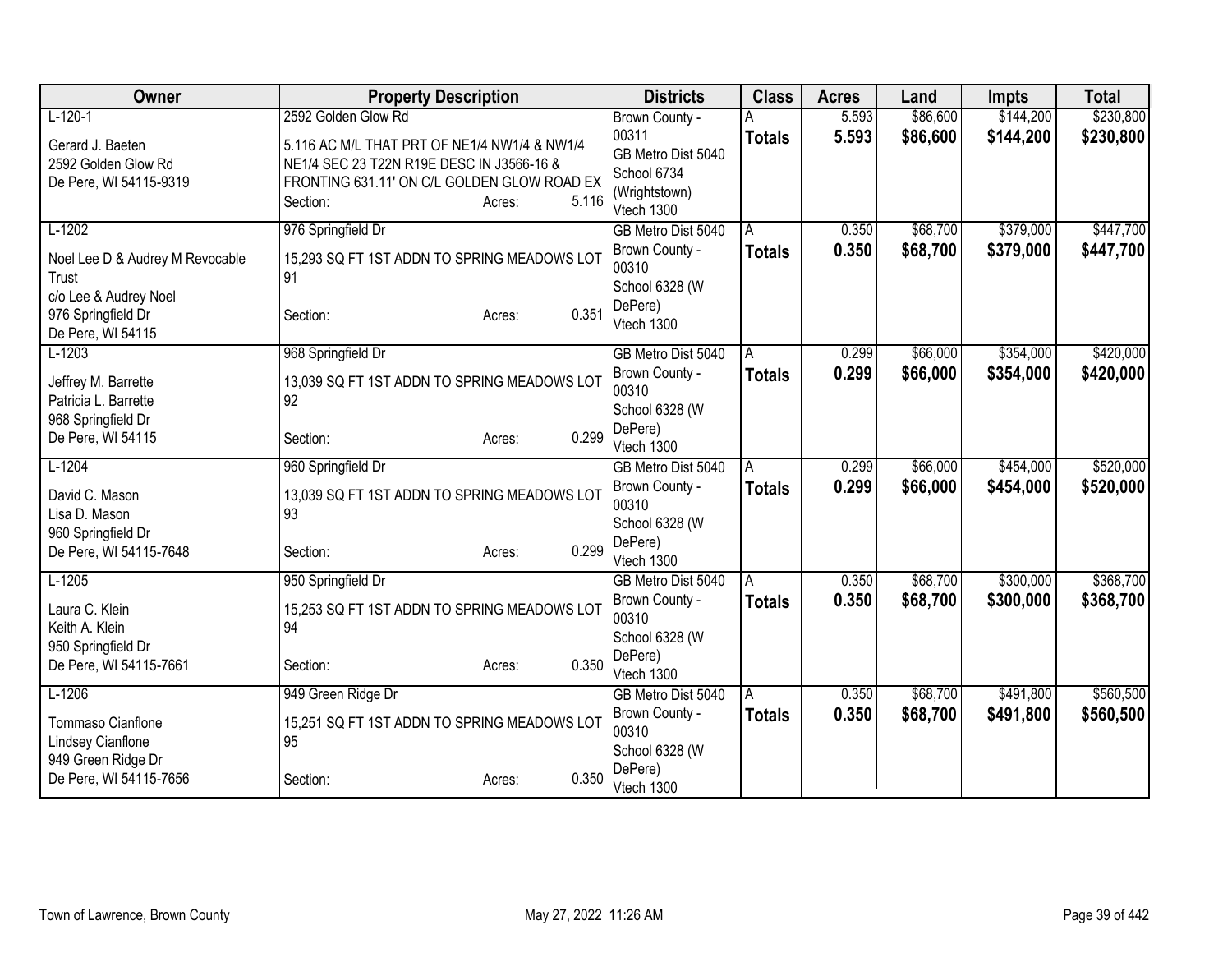| Owner | Property Description | Districts | Class | Acres | Land | Impts | Total |
|---|---|---|---|---|---|---|---|
| L-120-1<br><br>Gerard J. Baeten<br>2592 Golden Glow Rd<br>De Pere, WI 54115-9319 | 2592 Golden Glow Rd<br><br>5.116 AC M/L THAT PRT OF NE1/4 NW1/4 & NW1/4 NE1/4 SEC 23 T22N R19E DESC IN J3566-16 & FRONTING 631.11' ON C/L GOLDEN GLOW ROAD EX<br>Section: Acres: 5.116 | Brown County - 00311<br>GB Metro Dist 5040<br>School 6734 (Wrightstown)<br>Vtech 1300 | A<br>**Totals** | 5.593<br>**5.593** | $86,600<br>**$86,600** | $144,200<br>**$144,200** | $230,800<br>**$230,800** |
| L-1202<br><br>Noel Lee D & Audrey M Revocable Trust<br>c/o Lee & Audrey Noel<br>976 Springfield Dr<br>De Pere, WI 54115 | 976 Springfield Dr<br><br>15,293 SQ FT 1ST ADDN TO SPRING MEADOWS LOT 91<br><br>Section: Acres: 0.351 | GB Metro Dist 5040<br>Brown County - 00310<br>School 6328 (W DePere)<br>Vtech 1300 | A<br>**Totals** | 0.350<br>**0.350** | $68,700<br>**$68,700** | $379,000<br>**$379,000** | $447,700<br>**$447,700** |
| L-1203<br><br>Jeffrey M. Barrette<br>Patricia L. Barrette<br>968 Springfield Dr<br>De Pere, WI 54115 | 968 Springfield Dr<br><br>13,039 SQ FT 1ST ADDN TO SPRING MEADOWS LOT 92<br><br>Section: Acres: 0.299 | GB Metro Dist 5040<br>Brown County - 00310<br>School 6328 (W DePere)<br>Vtech 1300 | A<br>**Totals** | 0.299<br>**0.299** | $66,000<br>**$66,000** | $354,000<br>**$354,000** | $420,000<br>**$420,000** |
| L-1204<br><br>David C. Mason<br>Lisa D. Mason<br>960 Springfield Dr<br>De Pere, WI 54115-7648 | 960 Springfield Dr<br><br>13,039 SQ FT 1ST ADDN TO SPRING MEADOWS LOT 93<br><br>Section: Acres: 0.299 | GB Metro Dist 5040<br>Brown County - 00310<br>School 6328 (W DePere)<br>Vtech 1300 | A<br>**Totals** | 0.299<br>**0.299** | $66,000<br>**$66,000** | $454,000<br>**$454,000** | $520,000<br>**$520,000** |
| L-1205<br><br>Laura C. Klein<br>Keith A. Klein<br>950 Springfield Dr<br>De Pere, WI 54115-7661 | 950 Springfield Dr<br><br>15,253 SQ FT 1ST ADDN TO SPRING MEADOWS LOT 94<br><br>Section: Acres: 0.350 | GB Metro Dist 5040<br>Brown County - 00310<br>School 6328 (W DePere)<br>Vtech 1300 | A<br>**Totals** | 0.350<br>**0.350** | $68,700<br>**$68,700** | $300,000<br>**$300,000** | $368,700<br>**$368,700** |
| L-1206<br><br>Tommaso Cianflone<br>Lindsey Cianflone<br>949 Green Ridge Dr<br>De Pere, WI 54115-7656 | 949 Green Ridge Dr<br><br>15,251 SQ FT 1ST ADDN TO SPRING MEADOWS LOT 95<br><br>Section: Acres: 0.350 | GB Metro Dist 5040<br>Brown County - 00310<br>School 6328 (W DePere)<br>Vtech 1300 | A<br>**Totals** | 0.350<br>**0.350** | $68,700<br>**$68,700** | $491,800<br>**$491,800** | $560,500<br>**$560,500** |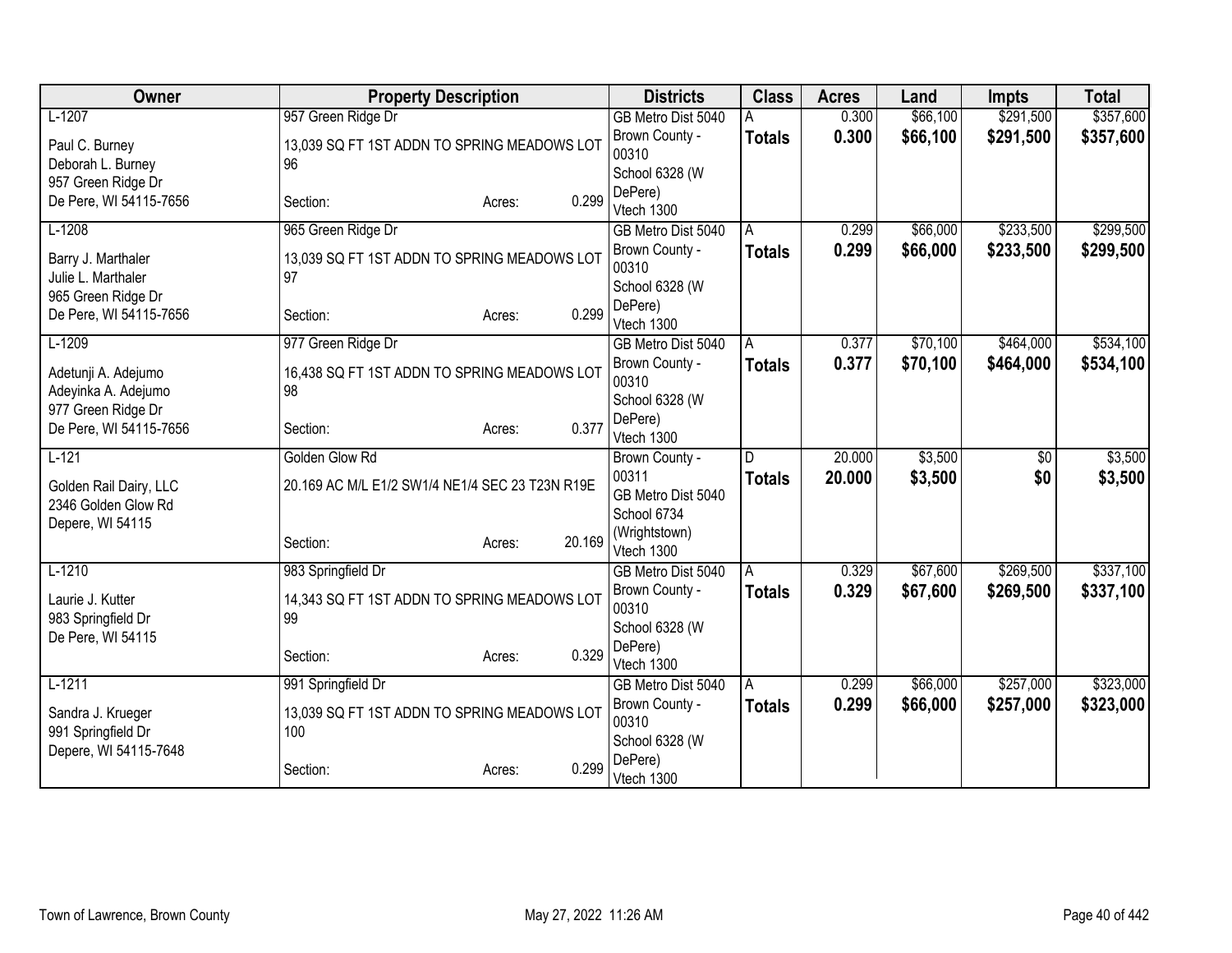| Owner | Property Description | Districts | Class | Acres | Land | Impts | Total |
|---|---|---|---|---|---|---|---|
| L-1207<br>Paul C. Burney<br>Deborah L. Burney<br>957 Green Ridge Dr<br>De Pere, WI 54115-7656 | 957 Green Ridge Dr<br>13,039 SQ FT 1ST ADDN TO SPRING MEADOWS LOT 96<br>Section: Acres: 0.299 | GB Metro Dist 5040<br>Brown County - 00310<br>School 6328 (W DePere)<br>Vtech 1300 | A<br>**Totals** | 0.300<br>**0.300** | $66,100<br>**$66,100** | $291,500<br>**$291,500** | $357,600<br>**$357,600** |
| L-1208<br>Barry J. Marthaler<br>Julie L. Marthaler<br>965 Green Ridge Dr<br>De Pere, WI 54115-7656 | 965 Green Ridge Dr<br>13,039 SQ FT 1ST ADDN TO SPRING MEADOWS LOT 97<br>Section: Acres: 0.299 | GB Metro Dist 5040<br>Brown County - 00310<br>School 6328 (W DePere)<br>Vtech 1300 | A<br>**Totals** | 0.299<br>**0.299** | $66,000<br>**$66,000** | $233,500<br>**$233,500** | $299,500<br>**$299,500** |
| L-1209<br>Adetunji A. Adejumo<br>Adeyinka A. Adejumo<br>977 Green Ridge Dr<br>De Pere, WI 54115-7656 | 977 Green Ridge Dr<br>16,438 SQ FT 1ST ADDN TO SPRING MEADOWS LOT 98<br>Section: Acres: 0.377 | GB Metro Dist 5040<br>Brown County - 00310<br>School 6328 (W DePere)<br>Vtech 1300 | A<br>**Totals** | 0.377<br>**0.377** | $70,100<br>**$70,100** | $464,000<br>**$464,000** | $534,100<br>**$534,100** |
| L-121<br>Golden Rail Dairy, LLC<br>2346 Golden Glow Rd<br>Depere, WI 54115 | Golden Glow Rd<br>20.169 AC M/L E1/2 SW1/4 NE1/4 SEC 23 T23N R19E<br>Section: Acres: 20.169 | Brown County - 00311<br>GB Metro Dist 5040<br>School 6734 (Wrightstown)<br>Vtech 1300 | D<br>**Totals** | 20.000<br>**20.000** | $3,500<br>**$3,500** | $0<br>**$0** | $3,500<br>**$3,500** |
| L-1210<br>Laurie J. Kutter<br>983 Springfield Dr<br>De Pere, WI 54115 | 983 Springfield Dr<br>14,343 SQ FT 1ST ADDN TO SPRING MEADOWS LOT 99<br>Section: Acres: 0.329 | GB Metro Dist 5040<br>Brown County - 00310<br>School 6328 (W DePere)<br>Vtech 1300 | A<br>**Totals** | 0.329<br>**0.329** | $67,600<br>**$67,600** | $269,500<br>**$269,500** | $337,100<br>**$337,100** |
| L-1211<br>Sandra J. Krueger<br>991 Springfield Dr<br>Depere, WI 54115-7648 | 991 Springfield Dr<br>13,039 SQ FT 1ST ADDN TO SPRING MEADOWS LOT 100<br>Section: Acres: 0.299 | GB Metro Dist 5040<br>Brown County - 00310<br>School 6328 (W DePere)<br>Vtech 1300 | A<br>**Totals** | 0.299<br>**0.299** | $66,000<br>**$66,000** | $257,000<br>**$257,000** | $323,000<br>**$323,000** |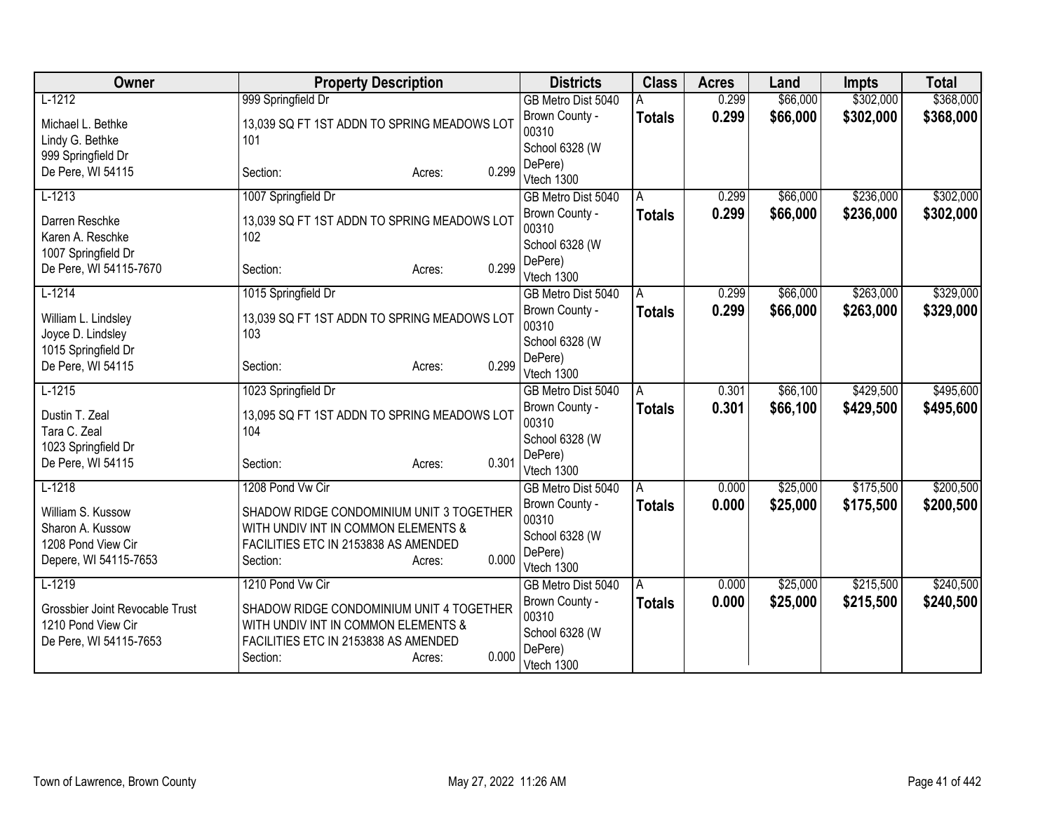| Owner | Property Description | Districts | Class | Acres | Land | Impts | Total |
|---|---|---|---|---|---|---|---|
| L-1212<br><br>Michael L. Bethke<br>Lindy G. Bethke<br>999 Springfield Dr<br>De Pere, WI 54115 | 999 Springfield Dr<br><br>13,039 SQ FT 1ST ADDN TO SPRING MEADOWS LOT 101<br><br>Section: Acres: 0.299 | GB Metro Dist 5040<br>Brown County - 00310<br>School 6328 (W DePere)<br>Vtech 1300 | A<br>**Totals** | 0.299<br>**0.299** | $66,000<br>**$66,000** | $302,000<br>**$302,000** | $368,000<br>**$368,000** |
| L-1213<br><br>Darren Reschke<br>Karen A. Reschke<br>1007 Springfield Dr<br>De Pere, WI 54115-7670 | 1007 Springfield Dr<br><br>13,039 SQ FT 1ST ADDN TO SPRING MEADOWS LOT 102<br><br>Section: Acres: 0.299 | GB Metro Dist 5040<br>Brown County - 00310<br>School 6328 (W DePere)<br>Vtech 1300 | A<br>**Totals** | 0.299<br>**0.299** | $66,000<br>**$66,000** | $236,000<br>**$236,000** | $302,000<br>**$302,000** |
| L-1214<br><br>William L. Lindsley<br>Joyce D. Lindsley<br>1015 Springfield Dr<br>De Pere, WI 54115 | 1015 Springfield Dr<br><br>13,039 SQ FT 1ST ADDN TO SPRING MEADOWS LOT 103<br><br>Section: Acres: 0.299 | GB Metro Dist 5040<br>Brown County - 00310<br>School 6328 (W DePere)<br>Vtech 1300 | A<br>**Totals** | 0.299<br>**0.299** | $66,000<br>**$66,000** | $263,000<br>**$263,000** | $329,000<br>**$329,000** |
| L-1215<br><br>Dustin T. Zeal<br>Tara C. Zeal<br>1023 Springfield Dr<br>De Pere, WI 54115 | 1023 Springfield Dr<br><br>13,095 SQ FT 1ST ADDN TO SPRING MEADOWS LOT 104<br><br>Section: Acres: 0.301 | GB Metro Dist 5040<br>Brown County - 00310<br>School 6328 (W DePere)<br>Vtech 1300 | A<br>**Totals** | 0.301<br>**0.301** | $66,100<br>**$66,100** | $429,500<br>**$429,500** | $495,600<br>**$495,600** |
| L-1218<br><br>William S. Kussow<br>Sharon A. Kussow<br>1208 Pond View Cir<br>Depere, WI 54115-7653 | 1208 Pond Vw Cir<br><br>SHADOW RIDGE CONDOMINIUM UNIT 3 TOGETHER WITH UNDIV INT IN COMMON ELEMENTS & FACILITIES ETC IN 2153838 AS AMENDED<br>Section: Acres: 0.000 | GB Metro Dist 5040<br>Brown County - 00310<br>School 6328 (W DePere)<br>Vtech 1300 | A<br>**Totals** | 0.000<br>**0.000** | $25,000<br>**$25,000** | $175,500<br>**$175,500** | $200,500<br>**$200,500** |
| L-1219<br><br>Grossbier Joint Revocable Trust<br>1210 Pond View Cir<br>De Pere, WI 54115-7653 | 1210 Pond Vw Cir<br><br>SHADOW RIDGE CONDOMINIUM UNIT 4 TOGETHER WITH UNDIV INT IN COMMON ELEMENTS & FACILITIES ETC IN 2153838 AS AMENDED<br>Section: Acres: 0.000 | GB Metro Dist 5040<br>Brown County - 00310<br>School 6328 (W DePere)<br>Vtech 1300 | A<br>**Totals** | 0.000<br>**0.000** | $25,000<br>**$25,000** | $215,500<br>**$215,500** | $240,500<br>**$240,500** |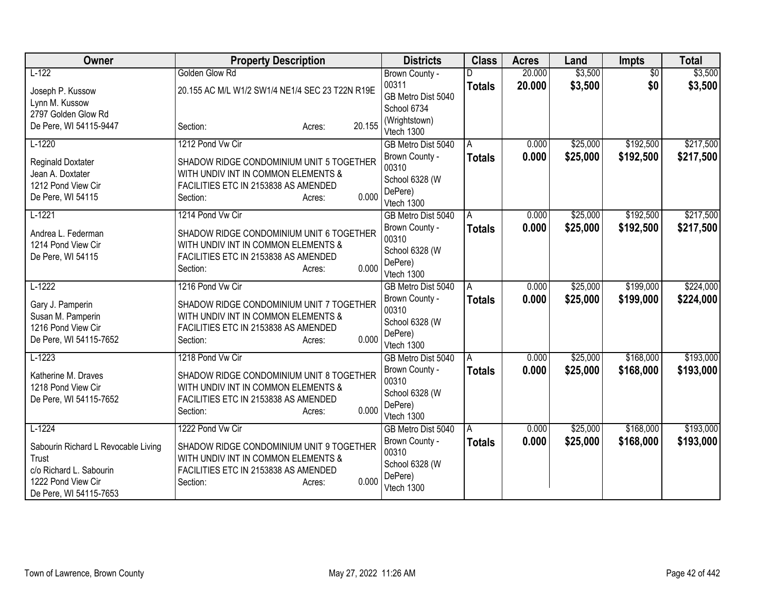| Owner | Property Description | Districts | Class | Acres | Land | Impts | Total |
|---|---|---|---|---|---|---|---|
| L-122<br><br>Joseph P. Kussow<br>Lynn M. Kussow<br>2797 Golden Glow Rd<br>De Pere, WI 54115-9447 | Golden Glow Rd<br><br>20.155 AC M/L W1/2 SW1/4 NE1/4 SEC 23 T22N R19E<br><br>Section: Acres: 20.155 | Brown County - 00311<br>GB Metro Dist 5040<br>School 6734 (Wrightstown)<br>Vtech 1300 | D<br>**Totals** | 20.000<br>**20.000** | $3,500<br>**$3,500** | $0<br>**$0** | $3,500<br>**$3,500** |
| L-1220<br><br>Reginald Doxtater<br>Jean A. Doxtater<br>1212 Pond View Cir<br>De Pere, WI 54115 | 1212 Pond Vw Cir<br><br>SHADOW RIDGE CONDOMINIUM UNIT 5 TOGETHER WITH UNDIV INT IN COMMON ELEMENTS & FACILITIES ETC IN 2153838 AS AMENDED<br>Section: Acres: 0.000 | GB Metro Dist 5040<br>Brown County - 00310<br>School 6328 (W DePere)<br>Vtech 1300 | A<br>**Totals** | 0.000<br>**0.000** | $25,000<br>**$25,000** | $192,500<br>**$192,500** | $217,500<br>**$217,500** |
| L-1221<br><br>Andrea L. Federman<br>1214 Pond View Cir<br>De Pere, WI 54115 | 1214 Pond Vw Cir<br><br>SHADOW RIDGE CONDOMINIUM UNIT 6 TOGETHER WITH UNDIV INT IN COMMON ELEMENTS & FACILITIES ETC IN 2153838 AS AMENDED<br>Section: Acres: 0.000 | GB Metro Dist 5040<br>Brown County - 00310<br>School 6328 (W DePere)<br>Vtech 1300 | A<br>**Totals** | 0.000<br>**0.000** | $25,000<br>**$25,000** | $192,500<br>**$192,500** | $217,500<br>**$217,500** |
| L-1222<br><br>Gary J. Pamperin<br>Susan M. Pamperin<br>1216 Pond View Cir<br>De Pere, WI 54115-7652 | 1216 Pond Vw Cir<br><br>SHADOW RIDGE CONDOMINIUM UNIT 7 TOGETHER WITH UNDIV INT IN COMMON ELEMENTS & FACILITIES ETC IN 2153838 AS AMENDED<br>Section: Acres: 0.000 | GB Metro Dist 5040<br>Brown County - 00310<br>School 6328 (W DePere)<br>Vtech 1300 | A<br>**Totals** | 0.000<br>**0.000** | $25,000<br>**$25,000** | $199,000<br>**$199,000** | $224,000<br>**$224,000** |
| L-1223<br><br>Katherine M. Draves<br>1218 Pond View Cir<br>De Pere, WI 54115-7652 | 1218 Pond Vw Cir<br><br>SHADOW RIDGE CONDOMINIUM UNIT 8 TOGETHER WITH UNDIV INT IN COMMON ELEMENTS & FACILITIES ETC IN 2153838 AS AMENDED<br>Section: Acres: 0.000 | GB Metro Dist 5040<br>Brown County - 00310<br>School 6328 (W DePere)<br>Vtech 1300 | A<br>**Totals** | 0.000<br>**0.000** | $25,000<br>**$25,000** | $168,000<br>**$168,000** | $193,000<br>**$193,000** |
| L-1224<br><br>Sabourin Richard L Revocable Living Trust<br>c/o Richard L. Sabourin<br>1222 Pond View Cir<br>De Pere, WI 54115-7653 | 1222 Pond Vw Cir<br><br>SHADOW RIDGE CONDOMINIUM UNIT 9 TOGETHER WITH UNDIV INT IN COMMON ELEMENTS & FACILITIES ETC IN 2153838 AS AMENDED<br>Section: Acres: 0.000 | GB Metro Dist 5040<br>Brown County - 00310<br>School 6328 (W DePere)<br>Vtech 1300 | A<br>**Totals** | 0.000<br>**0.000** | $25,000<br>**$25,000** | $168,000<br>**$168,000** | $193,000<br>**$193,000** |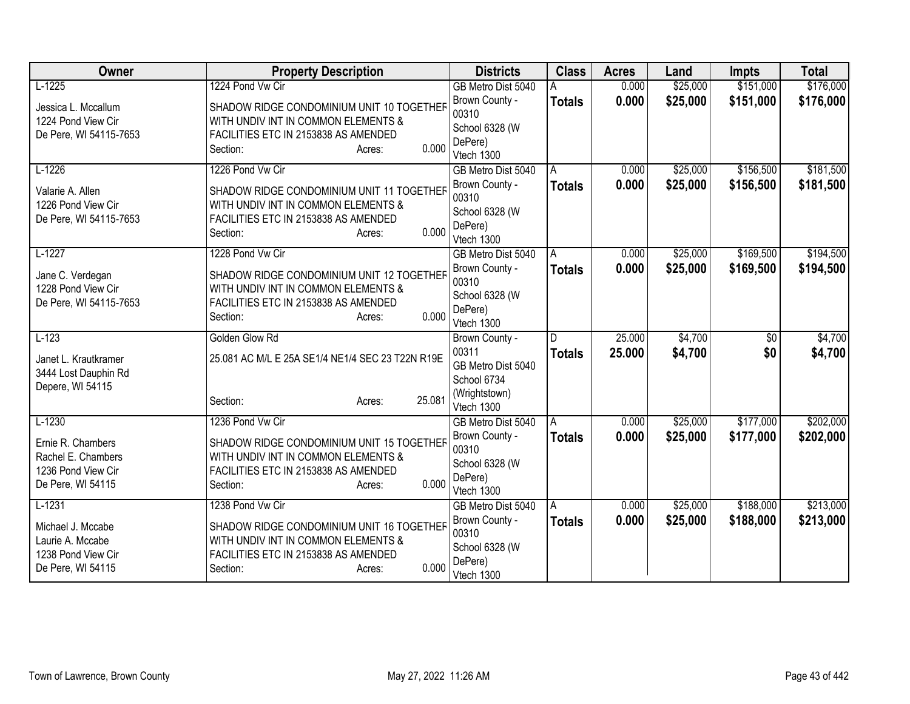| Owner | Property Description | Districts | Class | Acres | Land | Impts | Total |
|---|---|---|---|---|---|---|---|
| L-1225<br><br>Jessica L. Mccallum<br>1224 Pond View Cir<br>De Pere, WI 54115-7653 | 1224 Pond Vw Cir<br><br>SHADOW RIDGE CONDOMINIUM UNIT 10 TOGETHER WITH UNDIV INT IN COMMON ELEMENTS & FACILITIES ETC IN 2153838 AS AMENDED<br>Section: Acres: 0.000 | GB Metro Dist 5040<br>Brown County - 00310<br>School 6328 (W DePere)<br>Vtech 1300 | A<br>**Totals** | 0.000<br>**0.000** | $25,000<br>**$25,000** | $151,000<br>**$151,000** | $176,000<br>**$176,000** |
| L-1226<br><br>Valarie A. Allen<br>1226 Pond View Cir<br>De Pere, WI 54115-7653 | 1226 Pond Vw Cir<br><br>SHADOW RIDGE CONDOMINIUM UNIT 11 TOGETHER WITH UNDIV INT IN COMMON ELEMENTS & FACILITIES ETC IN 2153838 AS AMENDED<br>Section: Acres: 0.000 | GB Metro Dist 5040<br>Brown County - 00310<br>School 6328 (W DePere)<br>Vtech 1300 | A<br>**Totals** | 0.000<br>**0.000** | $25,000<br>**$25,000** | $156,500<br>**$156,500** | $181,500<br>**$181,500** |
| L-1227<br><br>Jane C. Verdegan<br>1228 Pond View Cir<br>De Pere, WI 54115-7653 | 1228 Pond Vw Cir<br><br>SHADOW RIDGE CONDOMINIUM UNIT 12 TOGETHER WITH UNDIV INT IN COMMON ELEMENTS & FACILITIES ETC IN 2153838 AS AMENDED<br>Section: Acres: 0.000 | GB Metro Dist 5040<br>Brown County - 00310<br>School 6328 (W DePere)<br>Vtech 1300 | A<br>**Totals** | 0.000<br>**0.000** | $25,000<br>**$25,000** | $169,500<br>**$169,500** | $194,500<br>**$194,500** |
| L-123<br><br>Janet L. Krautkramer<br>3444 Lost Dauphin Rd<br>Depere, WI 54115 | Golden Glow Rd<br><br>25.081 AC M/L E 25A SE1/4 NE1/4 SEC 23 T22N R19E<br>Section: Acres: 25.081 | Brown County - 00311<br>GB Metro Dist 5040<br>School 6734 (Wrightstown)<br>Vtech 1300 | D<br>**Totals** | 25.000<br>**25.000** | $4,700<br>**$4,700** | $0<br>**$0** | $4,700<br>**$4,700** |
| L-1230<br><br>Ernie R. Chambers<br>Rachel E. Chambers<br>1236 Pond View Cir<br>De Pere, WI 54115 | 1236 Pond Vw Cir<br><br>SHADOW RIDGE CONDOMINIUM UNIT 15 TOGETHER WITH UNDIV INT IN COMMON ELEMENTS & FACILITIES ETC IN 2153838 AS AMENDED<br>Section: Acres: 0.000 | GB Metro Dist 5040<br>Brown County - 00310<br>School 6328 (W DePere)<br>Vtech 1300 | A<br>**Totals** | 0.000<br>**0.000** | $25,000<br>**$25,000** | $177,000<br>**$177,000** | $202,000<br>**$202,000** |
| L-1231<br><br>Michael J. Mccabe<br>Laurie A. Mccabe<br>1238 Pond View Cir<br>De Pere, WI 54115 | 1238 Pond Vw Cir<br><br>SHADOW RIDGE CONDOMINIUM UNIT 16 TOGETHER WITH UNDIV INT IN COMMON ELEMENTS & FACILITIES ETC IN 2153838 AS AMENDED<br>Section: Acres: 0.000 | GB Metro Dist 5040<br>Brown County - 00310<br>School 6328 (W DePere)<br>Vtech 1300 | A<br>**Totals** | 0.000<br>**0.000** | $25,000<br>**$25,000** | $188,000<br>**$188,000** | $213,000<br>**$213,000** |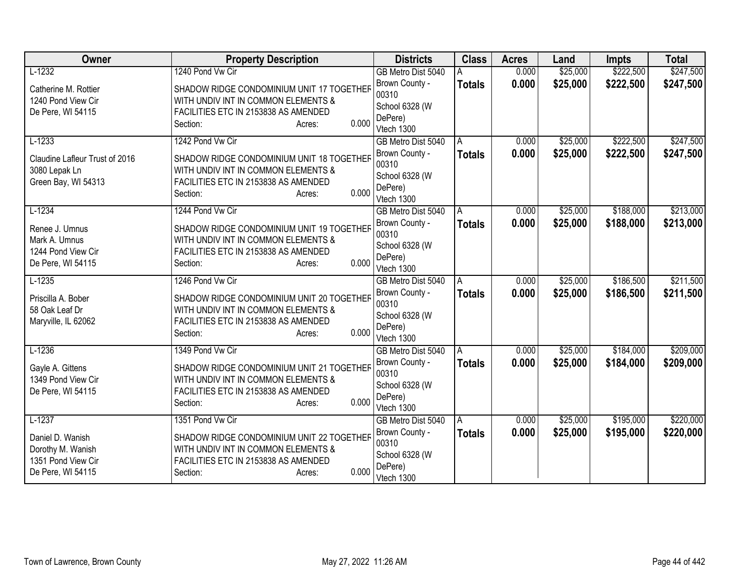| Owner | Property Description | Districts | Class | Acres | Land | Impts | Total |
|---|---|---|---|---|---|---|---|
| L-1232<br><br>Catherine M. Rottier<br>1240 Pond View Cir<br>De Pere, WI 54115 | 1240 Pond Vw Cir<br><br>SHADOW RIDGE CONDOMINIUM UNIT 17 TOGETHER WITH UNDIV INT IN COMMON ELEMENTS & FACILITIES ETC IN 2153838 AS AMENDED<br>Section: Acres: 0.000 | GB Metro Dist 5040<br>Brown County - 00310<br>School 6328 (W DePere)<br>Vtech 1300 | A<br>**Totals** | 0.000<br>**0.000** | \$25,000<br>**\$25,000** | \$222,500<br>**\$222,500** | \$247,500<br>**\$247,500** |
| L-1233<br><br>Claudine Lafleur Trust of 2016<br>3080 Lepak Ln<br>Green Bay, WI 54313 | 1242 Pond Vw Cir<br><br>SHADOW RIDGE CONDOMINIUM UNIT 18 TOGETHER WITH UNDIV INT IN COMMON ELEMENTS & FACILITIES ETC IN 2153838 AS AMENDED<br>Section: Acres: 0.000 | GB Metro Dist 5040<br>Brown County - 00310<br>School 6328 (W DePere)<br>Vtech 1300 | A<br>**Totals** | 0.000<br>**0.000** | \$25,000<br>**\$25,000** | \$222,500<br>**\$222,500** | \$247,500<br>**\$247,500** |
| L-1234<br><br>Renee J. Umnus<br>Mark A. Umnus<br>1244 Pond View Cir<br>De Pere, WI 54115 | 1244 Pond Vw Cir<br><br>SHADOW RIDGE CONDOMINIUM UNIT 19 TOGETHER WITH UNDIV INT IN COMMON ELEMENTS & FACILITIES ETC IN 2153838 AS AMENDED<br>Section: Acres: 0.000 | GB Metro Dist 5040<br>Brown County - 00310<br>School 6328 (W DePere)<br>Vtech 1300 | A<br>**Totals** | 0.000<br>**0.000** | \$25,000<br>**\$25,000** | \$188,000<br>**\$188,000** | \$213,000<br>**\$213,000** |
| L-1235<br><br>Priscilla A. Bober<br>58 Oak Leaf Dr<br>Maryville, IL 62062 | 1246 Pond Vw Cir<br><br>SHADOW RIDGE CONDOMINIUM UNIT 20 TOGETHER WITH UNDIV INT IN COMMON ELEMENTS & FACILITIES ETC IN 2153838 AS AMENDED<br>Section: Acres: 0.000 | GB Metro Dist 5040<br>Brown County - 00310<br>School 6328 (W DePere)<br>Vtech 1300 | A<br>**Totals** | 0.000<br>**0.000** | \$25,000<br>**\$25,000** | \$186,500<br>**\$186,500** | \$211,500<br>**\$211,500** |
| L-1236<br><br>Gayle A. Gittens<br>1349 Pond View Cir<br>De Pere, WI 54115 | 1349 Pond Vw Cir<br><br>SHADOW RIDGE CONDOMINIUM UNIT 21 TOGETHER WITH UNDIV INT IN COMMON ELEMENTS & FACILITIES ETC IN 2153838 AS AMENDED<br>Section: Acres: 0.000 | GB Metro Dist 5040<br>Brown County - 00310<br>School 6328 (W DePere)<br>Vtech 1300 | A<br>**Totals** | 0.000<br>**0.000** | \$25,000<br>**\$25,000** | \$184,000<br>**\$184,000** | \$209,000<br>**\$209,000** |
| L-1237<br><br>Daniel D. Wanish<br>Dorothy M. Wanish<br>1351 Pond View Cir<br>De Pere, WI 54115 | 1351 Pond Vw Cir<br><br>SHADOW RIDGE CONDOMINIUM UNIT 22 TOGETHER WITH UNDIV INT IN COMMON ELEMENTS & FACILITIES ETC IN 2153838 AS AMENDED<br>Section: Acres: 0.000 | GB Metro Dist 5040<br>Brown County - 00310<br>School 6328 (W DePere)<br>Vtech 1300 | A<br>**Totals** | 0.000<br>**0.000** | \$25,000<br>**\$25,000** | \$195,000<br>**\$195,000** | \$220,000<br>**\$220,000** |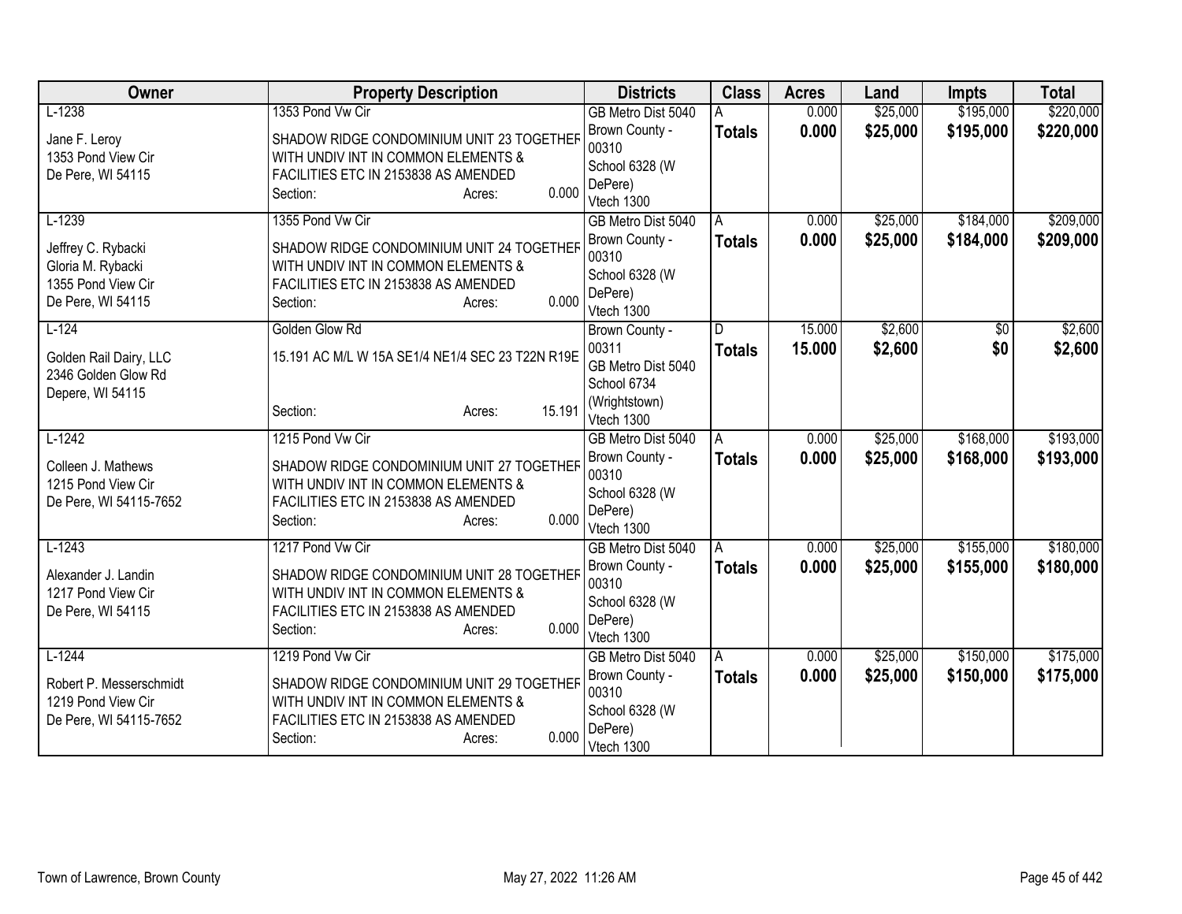| Owner | Property Description | Districts | Class | Acres | Land | Impts | Total |
|---|---|---|---|---|---|---|---|
| L-1238<br><br>Jane F. Leroy<br>1353 Pond View Cir<br>De Pere, WI 54115 | 1353 Pond Vw Cir<br><br>SHADOW RIDGE CONDOMINIUM UNIT 23 TOGETHER WITH UNDIV INT IN COMMON ELEMENTS & FACILITIES ETC IN 2153838 AS AMENDED<br>Section: Acres: 0.000 | GB Metro Dist 5040<br>Brown County - 00310<br>School 6328 (W DePere)<br>Vtech 1300 | A<br>**Totals** | 0.000<br>**0.000** | $25,000<br>**$25,000** | $195,000<br>**$195,000** | $220,000<br>**$220,000** |
| L-1239<br><br>Jeffrey C. Rybacki<br>Gloria M. Rybacki<br>1355 Pond View Cir<br>De Pere, WI 54115 | 1355 Pond Vw Cir<br><br>SHADOW RIDGE CONDOMINIUM UNIT 24 TOGETHER WITH UNDIV INT IN COMMON ELEMENTS & FACILITIES ETC IN 2153838 AS AMENDED<br>Section: Acres: 0.000 | GB Metro Dist 5040<br>Brown County - 00310<br>School 6328 (W DePere)<br>Vtech 1300 | A<br>**Totals** | 0.000<br>**0.000** | $25,000<br>**$25,000** | $184,000<br>**$184,000** | $209,000<br>**$209,000** |
| L-124<br><br>Golden Rail Dairy, LLC<br>2346 Golden Glow Rd<br>Depere, WI 54115 | Golden Glow Rd<br><br>15.191 AC M/L W 15A SE1/4 NE1/4 SEC 23 T22N R19E<br>Section: Acres: 15.191 | Brown County - 00311<br>GB Metro Dist 5040<br>School 6734 (Wrightstown)<br>Vtech 1300 | D<br>**Totals** | 15.000<br>**15.000** | $2,600<br>**$2,600** | $0<br>**$0** | $2,600<br>**$2,600** |
| L-1242<br><br>Colleen J. Mathews<br>1215 Pond View Cir<br>De Pere, WI 54115-7652 | 1215 Pond Vw Cir<br><br>SHADOW RIDGE CONDOMINIUM UNIT 27 TOGETHER WITH UNDIV INT IN COMMON ELEMENTS & FACILITIES ETC IN 2153838 AS AMENDED<br>Section: Acres: 0.000 | GB Metro Dist 5040<br>Brown County - 00310<br>School 6328 (W DePere)<br>Vtech 1300 | A<br>**Totals** | 0.000<br>**0.000** | $25,000<br>**$25,000** | $168,000<br>**$168,000** | $193,000<br>**$193,000** |
| L-1243<br><br>Alexander J. Landin<br>1217 Pond View Cir<br>De Pere, WI 54115 | 1217 Pond Vw Cir<br><br>SHADOW RIDGE CONDOMINIUM UNIT 28 TOGETHER WITH UNDIV INT IN COMMON ELEMENTS & FACILITIES ETC IN 2153838 AS AMENDED<br>Section: Acres: 0.000 | GB Metro Dist 5040<br>Brown County - 00310<br>School 6328 (W DePere)<br>Vtech 1300 | A<br>**Totals** | 0.000<br>**0.000** | $25,000<br>**$25,000** | $155,000<br>**$155,000** | $180,000<br>**$180,000** |
| L-1244<br><br>Robert P. Messerschmidt<br>1219 Pond View Cir<br>De Pere, WI 54115-7652 | 1219 Pond Vw Cir<br><br>SHADOW RIDGE CONDOMINIUM UNIT 29 TOGETHER WITH UNDIV INT IN COMMON ELEMENTS & FACILITIES ETC IN 2153838 AS AMENDED<br>Section: Acres: 0.000 | GB Metro Dist 5040<br>Brown County - 00310<br>School 6328 (W DePere)<br>Vtech 1300 | A<br>**Totals** | 0.000<br>**0.000** | $25,000<br>**$25,000** | $150,000<br>**$150,000** | $175,000<br>**$175,000** |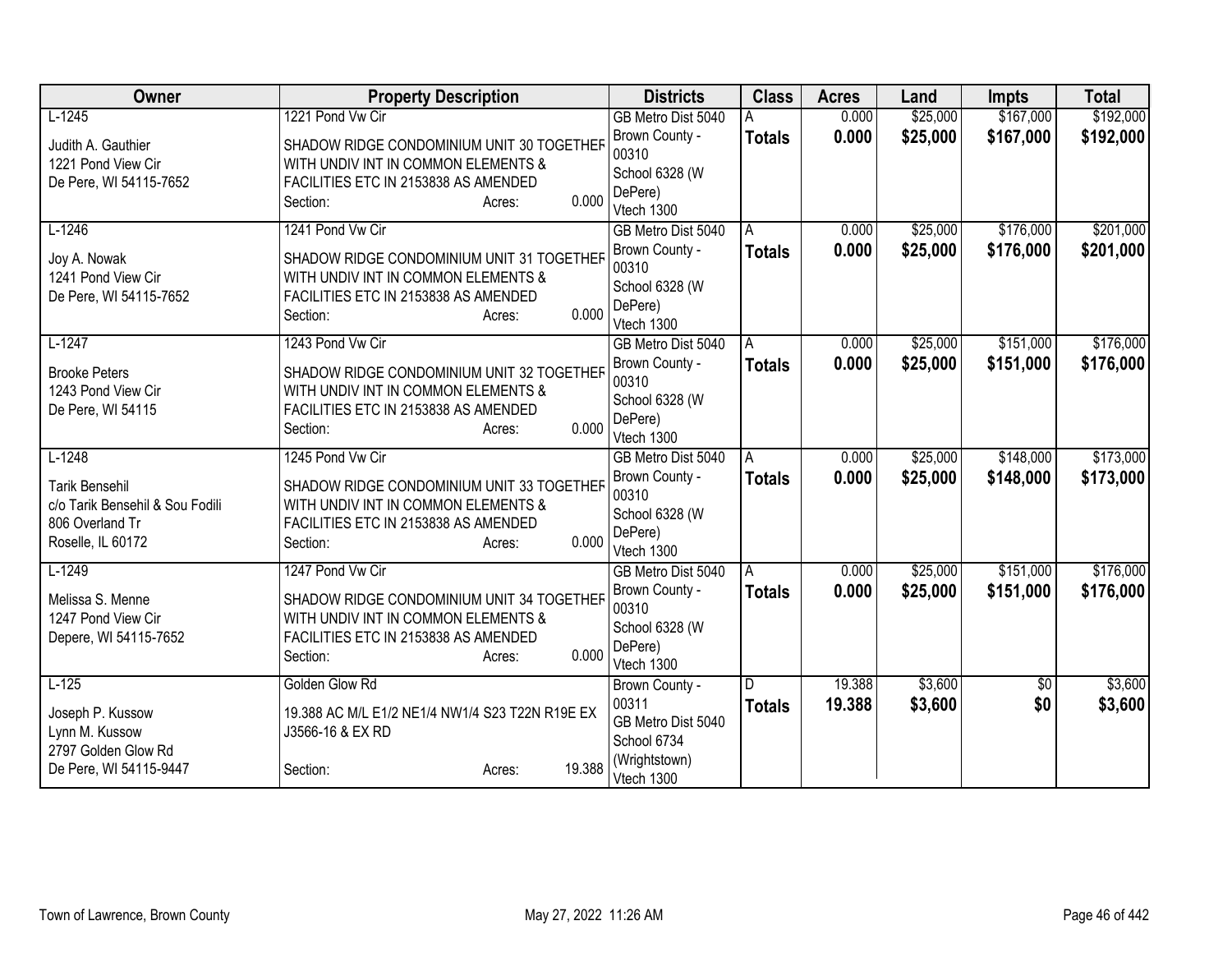| Owner | Property Description | Districts | Class | Acres | Land | Impts | Total |
|---|---|---|---|---|---|---|---|
| L-1245<br><br>Judith A. Gauthier<br>1221 Pond View Cir<br>De Pere, WI 54115-7652 | 1221 Pond Vw Cir<br><br>SHADOW RIDGE CONDOMINIUM UNIT 30 TOGETHER WITH UNDIV INT IN COMMON ELEMENTS & FACILITIES ETC IN 2153838 AS AMENDED<br>Section: Acres: 0.000 | GB Metro Dist 5040<br>Brown County - 00310<br>School 6328 (W DePere)<br>Vtech 1300 | A<br>**Totals** | 0.000<br>**0.000** | \$25,000<br>**\$25,000** | \$167,000<br>**\$167,000** | \$192,000<br>**\$192,000** |
| L-1246<br><br>Joy A. Nowak<br>1241 Pond View Cir<br>De Pere, WI 54115-7652 | 1241 Pond Vw Cir<br><br>SHADOW RIDGE CONDOMINIUM UNIT 31 TOGETHER WITH UNDIV INT IN COMMON ELEMENTS & FACILITIES ETC IN 2153838 AS AMENDED<br>Section: Acres: 0.000 | GB Metro Dist 5040<br>Brown County - 00310<br>School 6328 (W DePere)<br>Vtech 1300 | A<br>**Totals** | 0.000<br>**0.000** | \$25,000<br>**\$25,000** | \$176,000<br>**\$176,000** | \$201,000<br>**\$201,000** |
| L-1247<br><br>Brooke Peters<br>1243 Pond View Cir<br>De Pere, WI 54115 | 1243 Pond Vw Cir<br><br>SHADOW RIDGE CONDOMINIUM UNIT 32 TOGETHER WITH UNDIV INT IN COMMON ELEMENTS & FACILITIES ETC IN 2153838 AS AMENDED<br>Section: Acres: 0.000 | GB Metro Dist 5040<br>Brown County - 00310<br>School 6328 (W DePere)<br>Vtech 1300 | A<br>**Totals** | 0.000<br>**0.000** | \$25,000<br>**\$25,000** | \$151,000<br>**\$151,000** | \$176,000<br>**\$176,000** |
| L-1248<br><br>Tarik Bensehil<br>c/o Tarik Bensehil & Sou Fodili<br>806 Overland Tr<br>Roselle, IL 60172 | 1245 Pond Vw Cir<br><br>SHADOW RIDGE CONDOMINIUM UNIT 33 TOGETHER WITH UNDIV INT IN COMMON ELEMENTS & FACILITIES ETC IN 2153838 AS AMENDED<br>Section: Acres: 0.000 | GB Metro Dist 5040<br>Brown County - 00310<br>School 6328 (W DePere)<br>Vtech 1300 | A<br>**Totals** | 0.000<br>**0.000** | \$25,000<br>**\$25,000** | \$148,000<br>**\$148,000** | \$173,000<br>**\$173,000** |
| L-1249<br><br>Melissa S. Menne<br>1247 Pond View Cir<br>Depere, WI 54115-7652 | 1247 Pond Vw Cir<br><br>SHADOW RIDGE CONDOMINIUM UNIT 34 TOGETHER WITH UNDIV INT IN COMMON ELEMENTS & FACILITIES ETC IN 2153838 AS AMENDED<br>Section: Acres: 0.000 | GB Metro Dist 5040<br>Brown County - 00310<br>School 6328 (W DePere)<br>Vtech 1300 | A<br>**Totals** | 0.000<br>**0.000** | \$25,000<br>**\$25,000** | \$151,000<br>**\$151,000** | \$176,000<br>**\$176,000** |
| L-125<br><br>Joseph P. Kussow<br>Lynn M. Kussow<br>2797 Golden Glow Rd<br>De Pere, WI 54115-9447 | Golden Glow Rd<br><br>19.388 AC M/L E1/2 NE1/4 NW1/4 S23 T22N R19E EX J3566-16 & EX RD<br>Section: Acres: 19.388 | Brown County - 00311<br>GB Metro Dist 5040<br>School 6734 (Wrightstown)<br>Vtech 1300 | D<br>**Totals** | 19.388<br>**19.388** | \$3,600<br>**\$3,600** | \$0<br>**\$0** | \$3,600<br>**\$3,600** |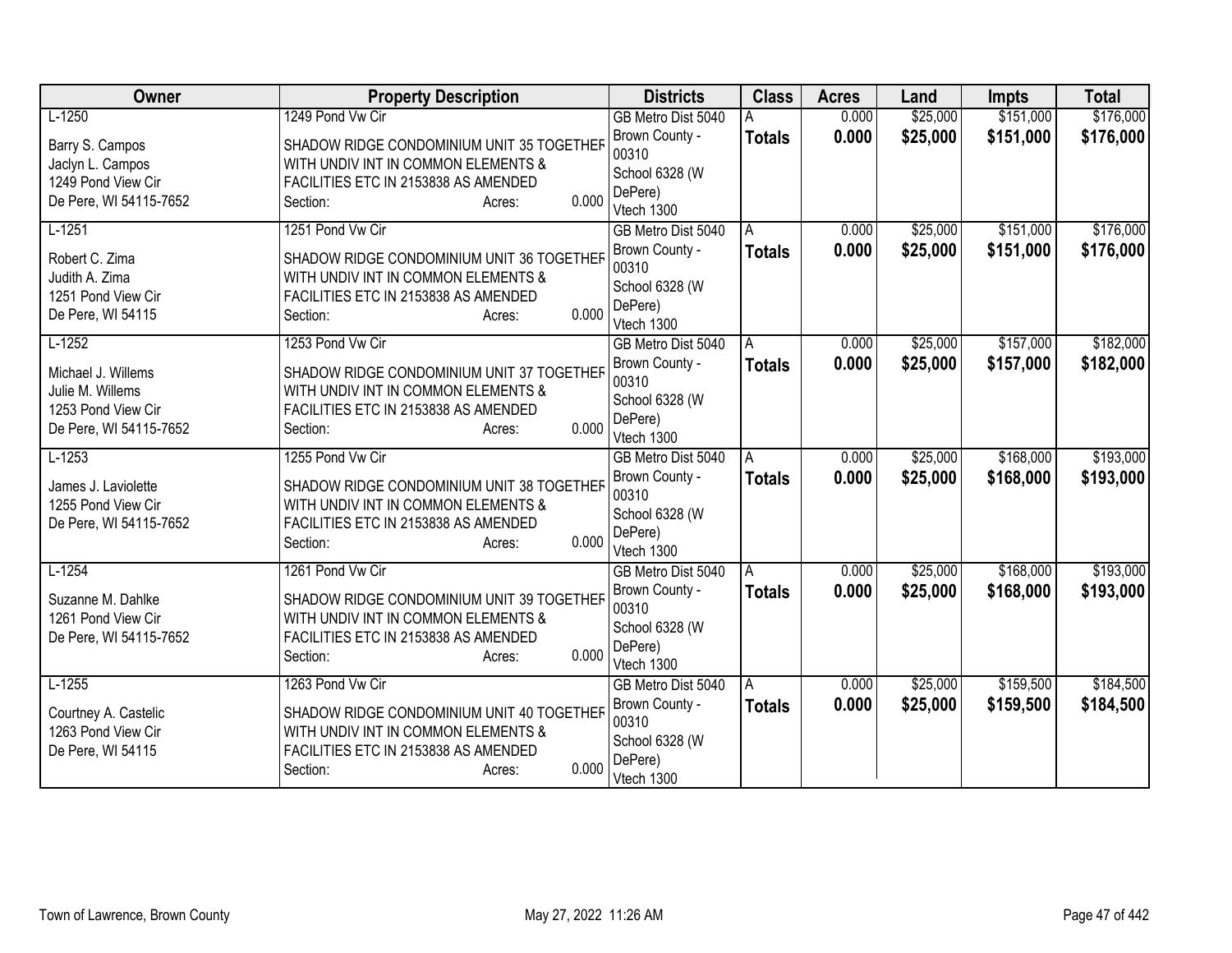| Owner | Property Description | Districts | Class | Acres | Land | Impts | Total |
|---|---|---|---|---|---|---|---|
| L-1250<br><br>Barry S. Campos<br>Jaclyn L. Campos<br>1249 Pond View Cir<br>De Pere, WI 54115-7652 | 1249 Pond Vw Cir<br><br>SHADOW RIDGE CONDOMINIUM UNIT 35 TOGETHER WITH UNDIV INT IN COMMON ELEMENTS & FACILITIES ETC IN 2153838 AS AMENDED<br>Section: Acres: 0.000 | GB Metro Dist 5040<br>Brown County - 00310<br>School 6328 (W DePere)<br>Vtech 1300 | A<br>**Totals** | 0.000<br>**0.000** | $25,000<br>**$25,000** | $151,000<br>**$151,000** | $176,000<br>**$176,000** |
| L-1251<br><br>Robert C. Zima<br>Judith A. Zima<br>1251 Pond View Cir<br>De Pere, WI 54115 | 1251 Pond Vw Cir<br><br>SHADOW RIDGE CONDOMINIUM UNIT 36 TOGETHER WITH UNDIV INT IN COMMON ELEMENTS & FACILITIES ETC IN 2153838 AS AMENDED<br>Section: Acres: 0.000 | GB Metro Dist 5040<br>Brown County - 00310<br>School 6328 (W DePere)<br>Vtech 1300 | A<br>**Totals** | 0.000<br>**0.000** | $25,000<br>**$25,000** | $151,000<br>**$151,000** | $176,000<br>**$176,000** |
| L-1252<br><br>Michael J. Willems<br>Julie M. Willems<br>1253 Pond View Cir<br>De Pere, WI 54115-7652 | 1253 Pond Vw Cir<br><br>SHADOW RIDGE CONDOMINIUM UNIT 37 TOGETHER WITH UNDIV INT IN COMMON ELEMENTS & FACILITIES ETC IN 2153838 AS AMENDED<br>Section: Acres: 0.000 | GB Metro Dist 5040<br>Brown County - 00310<br>School 6328 (W DePere)<br>Vtech 1300 | A<br>**Totals** | 0.000<br>**0.000** | $25,000<br>**$25,000** | $157,000<br>**$157,000** | $182,000<br>**$182,000** |
| L-1253<br><br>James J. Laviolette<br>1255 Pond View Cir<br>De Pere, WI 54115-7652 | 1255 Pond Vw Cir<br><br>SHADOW RIDGE CONDOMINIUM UNIT 38 TOGETHER WITH UNDIV INT IN COMMON ELEMENTS & FACILITIES ETC IN 2153838 AS AMENDED<br>Section: Acres: 0.000 | GB Metro Dist 5040<br>Brown County - 00310<br>School 6328 (W DePere)<br>Vtech 1300 | A<br>**Totals** | 0.000<br>**0.000** | $25,000<br>**$25,000** | $168,000<br>**$168,000** | $193,000<br>**$193,000** |
| L-1254<br><br>Suzanne M. Dahlke<br>1261 Pond View Cir<br>De Pere, WI 54115-7652 | 1261 Pond Vw Cir<br><br>SHADOW RIDGE CONDOMINIUM UNIT 39 TOGETHER WITH UNDIV INT IN COMMON ELEMENTS & FACILITIES ETC IN 2153838 AS AMENDED<br>Section: Acres: 0.000 | GB Metro Dist 5040<br>Brown County - 00310<br>School 6328 (W DePere)<br>Vtech 1300 | A<br>**Totals** | 0.000<br>**0.000** | $25,000<br>**$25,000** | $168,000<br>**$168,000** | $193,000<br>**$193,000** |
| L-1255<br><br>Courtney A. Castelic<br>1263 Pond View Cir<br>De Pere, WI 54115 | 1263 Pond Vw Cir<br><br>SHADOW RIDGE CONDOMINIUM UNIT 40 TOGETHER WITH UNDIV INT IN COMMON ELEMENTS & FACILITIES ETC IN 2153838 AS AMENDED<br>Section: Acres: 0.000 | GB Metro Dist 5040<br>Brown County - 00310<br>School 6328 (W DePere)<br>Vtech 1300 | A<br>**Totals** | 0.000<br>**0.000** | $25,000<br>**$25,000** | $159,500<br>**$159,500** | $184,500<br>**$184,500** |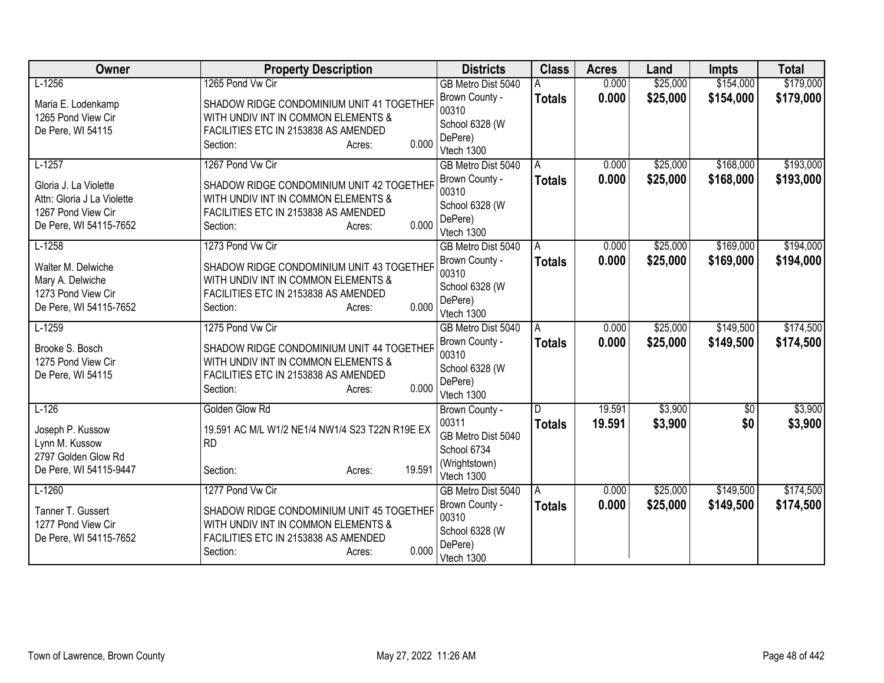| Owner | Property Description | Districts | Class | Acres | Land | Impts | Total |
|---|---|---|---|---|---|---|---|
| L-1256<br><br>Maria E. Lodenkamp<br>1265 Pond View Cir<br>De Pere, WI 54115 | 1265 Pond Vw Cir<br><br>SHADOW RIDGE CONDOMINIUM UNIT 41 TOGETHER WITH UNDIV INT IN COMMON ELEMENTS & FACILITIES ETC IN 2153838 AS AMENDED<br>Section: Acres: 0.000 | GB Metro Dist 5040<br>Brown County - 00310<br>School 6328 (W DePere)<br>Vtech 1300 | A<br>**Totals** | 0.000<br>**0.000** | $25,000<br>**$25,000** | $154,000<br>**$154,000** | $179,000<br>**$179,000** |
| L-1257<br><br>Gloria J. La Violette<br>Attn: Gloria J La Violette<br>1267 Pond View Cir<br>De Pere, WI 54115-7652 | 1267 Pond Vw Cir<br><br>SHADOW RIDGE CONDOMINIUM UNIT 42 TOGETHER WITH UNDIV INT IN COMMON ELEMENTS & FACILITIES ETC IN 2153838 AS AMENDED<br>Section: Acres: 0.000 | GB Metro Dist 5040<br>Brown County - 00310<br>School 6328 (W DePere)<br>Vtech 1300 | A<br>**Totals** | 0.000<br>**0.000** | $25,000<br>**$25,000** | $168,000<br>**$168,000** | $193,000<br>**$193,000** |
| L-1258<br><br>Walter M. Delwiche<br>Mary A. Delwiche<br>1273 Pond View Cir<br>De Pere, WI 54115-7652 | 1273 Pond Vw Cir<br><br>SHADOW RIDGE CONDOMINIUM UNIT 43 TOGETHER WITH UNDIV INT IN COMMON ELEMENTS & FACILITIES ETC IN 2153838 AS AMENDED<br>Section: Acres: 0.000 | GB Metro Dist 5040<br>Brown County - 00310<br>School 6328 (W DePere)<br>Vtech 1300 | A<br>**Totals** | 0.000<br>**0.000** | $25,000<br>**$25,000** | $169,000<br>**$169,000** | $194,000<br>**$194,000** |
| L-1259<br><br>Brooke S. Bosch<br>1275 Pond View Cir<br>De Pere, WI 54115 | 1275 Pond Vw Cir<br><br>SHADOW RIDGE CONDOMINIUM UNIT 44 TOGETHER WITH UNDIV INT IN COMMON ELEMENTS & FACILITIES ETC IN 2153838 AS AMENDED<br>Section: Acres: 0.000 | GB Metro Dist 5040<br>Brown County - 00310<br>School 6328 (W DePere)<br>Vtech 1300 | A<br>**Totals** | 0.000<br>**0.000** | $25,000<br>**$25,000** | $149,500<br>**$149,500** | $174,500<br>**$174,500** |
| L-126<br><br>Joseph P. Kussow<br>Lynn M. Kussow<br>2797 Golden Glow Rd<br>De Pere, WI 54115-9447 | Golden Glow Rd<br><br>19.591 AC M/L W1/2 NE1/4 NW1/4 S23 T22N R19E EX RD<br>Section: Acres: 19.591 | Brown County - 00311<br>GB Metro Dist 5040<br>School 6734 (Wrightstown)<br>Vtech 1300 | D<br>**Totals** | 19.591<br>**19.591** | $3,900<br>**$3,900** | $0<br>**$0** | $3,900<br>**$3,900** |
| L-1260<br><br>Tanner T. Gussert<br>1277 Pond View Cir<br>De Pere, WI 54115-7652 | 1277 Pond Vw Cir<br><br>SHADOW RIDGE CONDOMINIUM UNIT 45 TOGETHER WITH UNDIV INT IN COMMON ELEMENTS & FACILITIES ETC IN 2153838 AS AMENDED<br>Section: Acres: 0.000 | GB Metro Dist 5040<br>Brown County - 00310<br>School 6328 (W DePere)<br>Vtech 1300 | A<br>**Totals** | 0.000<br>**0.000** | $25,000<br>**$25,000** | $149,500<br>**$149,500** | $174,500<br>**$174,500** |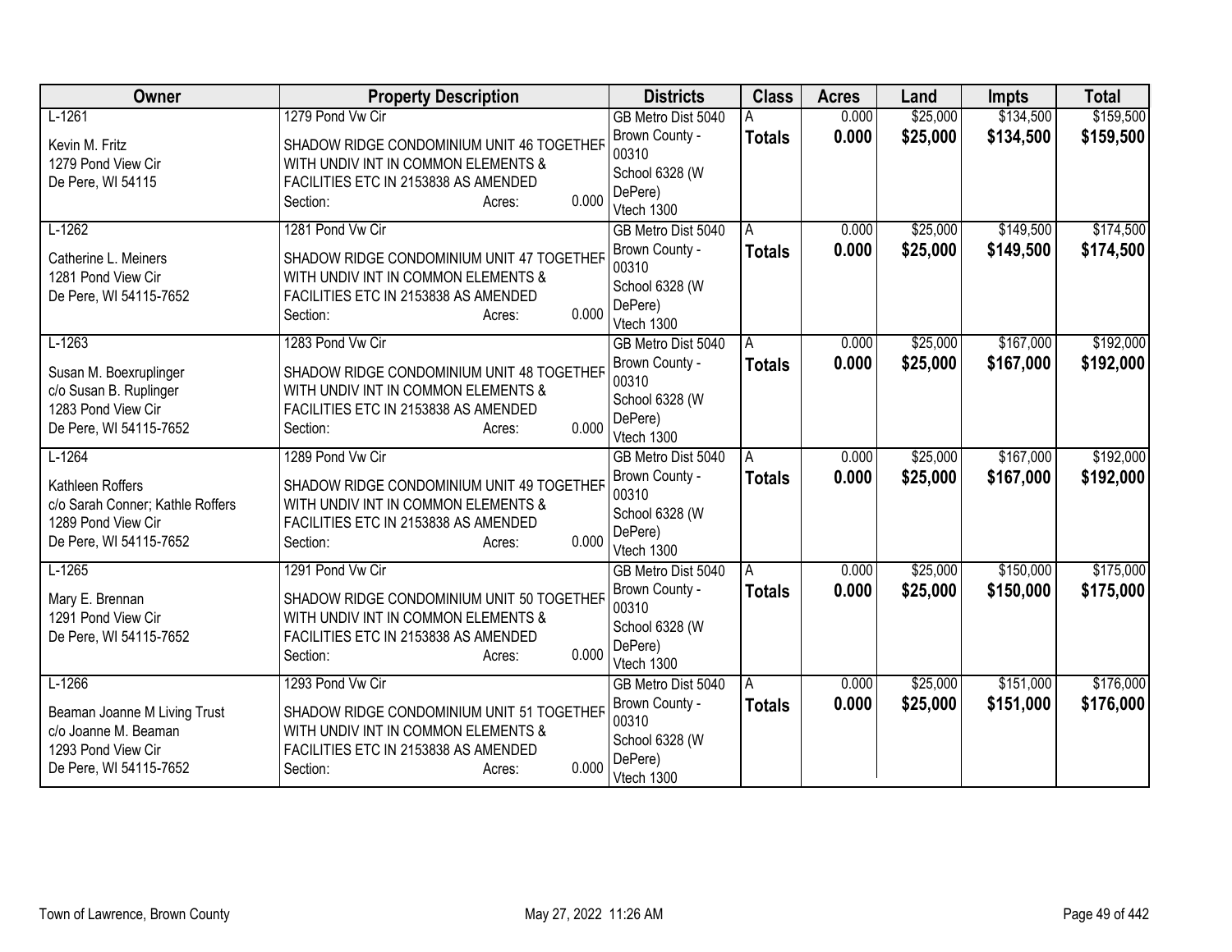| Owner | Property Description | Districts | Class | Acres | Land | Impts | Total |
|---|---|---|---|---|---|---|---|
| L-1261<br><br>Kevin M. Fritz<br>1279 Pond View Cir<br>De Pere, WI 54115 | 1279 Pond Vw Cir<br><br>SHADOW RIDGE CONDOMINIUM UNIT 46 TOGETHER WITH UNDIV INT IN COMMON ELEMENTS & FACILITIES ETC IN 2153838 AS AMENDED<br>Section: Acres: 0.000 | GB Metro Dist 5040<br>Brown County - 00310<br>School 6328 (W DePere)<br>Vtech 1300 | A<br>**Totals** | 0.000<br>**0.000** | $25,000<br>**$25,000** | $134,500<br>**$134,500** | $159,500<br>**$159,500** |
| L-1262<br><br>Catherine L. Meiners<br>1281 Pond View Cir<br>De Pere, WI 54115-7652 | 1281 Pond Vw Cir<br><br>SHADOW RIDGE CONDOMINIUM UNIT 47 TOGETHER WITH UNDIV INT IN COMMON ELEMENTS & FACILITIES ETC IN 2153838 AS AMENDED<br>Section: Acres: 0.000 | GB Metro Dist 5040<br>Brown County - 00310<br>School 6328 (W DePere)<br>Vtech 1300 | A<br>**Totals** | 0.000<br>**0.000** | $25,000<br>**$25,000** | $149,500<br>**$149,500** | $174,500<br>**$174,500** |
| L-1263<br><br>Susan M. Boexruplinger<br>c/o Susan B. Ruplinger<br>1283 Pond View Cir<br>De Pere, WI 54115-7652 | 1283 Pond Vw Cir<br><br>SHADOW RIDGE CONDOMINIUM UNIT 48 TOGETHER WITH UNDIV INT IN COMMON ELEMENTS & FACILITIES ETC IN 2153838 AS AMENDED<br>Section: Acres: 0.000 | GB Metro Dist 5040<br>Brown County - 00310<br>School 6328 (W DePere)<br>Vtech 1300 | A<br>**Totals** | 0.000<br>**0.000** | $25,000<br>**$25,000** | $167,000<br>**$167,000** | $192,000<br>**$192,000** |
| L-1264<br><br>Kathleen Roffers<br>c/o Sarah Conner; Kathle Roffers<br>1289 Pond View Cir<br>De Pere, WI 54115-7652 | 1289 Pond Vw Cir<br><br>SHADOW RIDGE CONDOMINIUM UNIT 49 TOGETHER WITH UNDIV INT IN COMMON ELEMENTS & FACILITIES ETC IN 2153838 AS AMENDED<br>Section: Acres: 0.000 | GB Metro Dist 5040<br>Brown County - 00310<br>School 6328 (W DePere)<br>Vtech 1300 | A<br>**Totals** | 0.000<br>**0.000** | $25,000<br>**$25,000** | $167,000<br>**$167,000** | $192,000<br>**$192,000** |
| L-1265<br><br>Mary E. Brennan<br>1291 Pond View Cir<br>De Pere, WI 54115-7652 | 1291 Pond Vw Cir<br><br>SHADOW RIDGE CONDOMINIUM UNIT 50 TOGETHER WITH UNDIV INT IN COMMON ELEMENTS & FACILITIES ETC IN 2153838 AS AMENDED<br>Section: Acres: 0.000 | GB Metro Dist 5040<br>Brown County - 00310<br>School 6328 (W DePere)<br>Vtech 1300 | A<br>**Totals** | 0.000<br>**0.000** | $25,000<br>**$25,000** | $150,000<br>**$150,000** | $175,000<br>**$175,000** |
| L-1266<br><br>Beaman Joanne M Living Trust<br>c/o Joanne M. Beaman<br>1293 Pond View Cir<br>De Pere, WI 54115-7652 | 1293 Pond Vw Cir<br><br>SHADOW RIDGE CONDOMINIUM UNIT 51 TOGETHER WITH UNDIV INT IN COMMON ELEMENTS & FACILITIES ETC IN 2153838 AS AMENDED<br>Section: Acres: 0.000 | GB Metro Dist 5040<br>Brown County - 00310<br>School 6328 (W DePere)<br>Vtech 1300 | A<br>**Totals** | 0.000<br>**0.000** | $25,000<br>**$25,000** | $151,000<br>**$151,000** | $176,000<br>**$176,000** |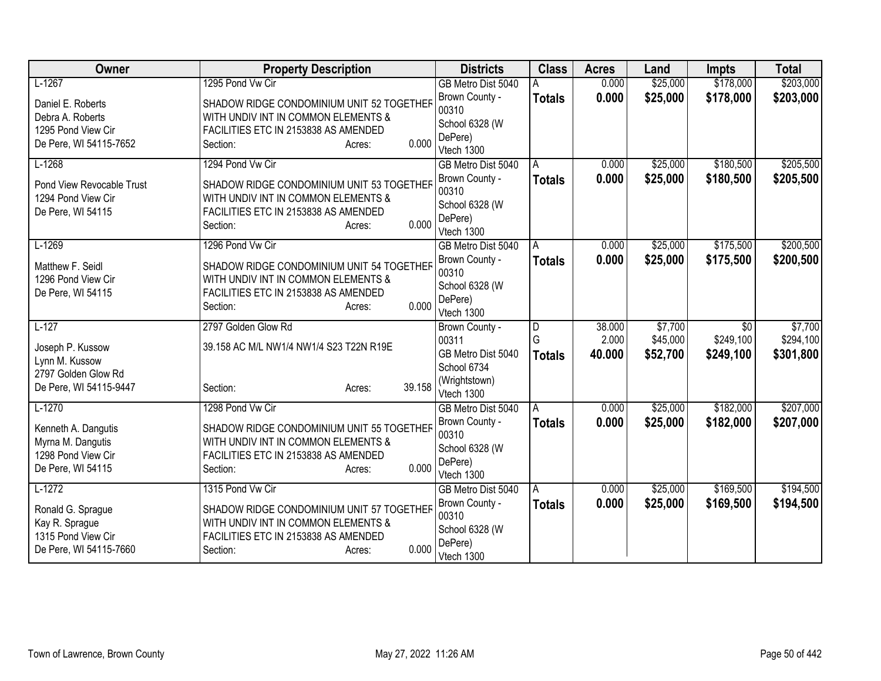| Owner | Property Description | Districts | Class | Acres | Land | Impts | Total |
|---|---|---|---|---|---|---|---|
| L-1267<br><br>Daniel E. Roberts<br>Debra A. Roberts<br>1295 Pond View Cir<br>De Pere, WI 54115-7652 | 1295 Pond Vw Cir<br><br>SHADOW RIDGE CONDOMINIUM UNIT 52 TOGETHER WITH UNDIV INT IN COMMON ELEMENTS & FACILITIES ETC IN 2153838 AS AMENDED<br>Section: Acres: 0.000 | GB Metro Dist 5040<br>Brown County - 00310<br>School 6328 (W DePere)<br>Vtech 1300 | A<br>**Totals** | 0.000<br>**0.000** | \$25,000<br>**\$25,000** | \$178,000<br>**\$178,000** | \$203,000<br>**\$203,000** |
| L-1268<br><br>Pond View Revocable Trust<br>1294 Pond View Cir<br>De Pere, WI 54115 | 1294 Pond Vw Cir<br><br>SHADOW RIDGE CONDOMINIUM UNIT 53 TOGETHER WITH UNDIV INT IN COMMON ELEMENTS & FACILITIES ETC IN 2153838 AS AMENDED<br>Section: Acres: 0.000 | GB Metro Dist 5040<br>Brown County - 00310<br>School 6328 (W DePere)<br>Vtech 1300 | A<br>**Totals** | 0.000<br>**0.000** | \$25,000<br>**\$25,000** | \$180,500<br>**\$180,500** | \$205,500<br>**\$205,500** |
| L-1269<br><br>Matthew F. Seidl<br>1296 Pond View Cir<br>De Pere, WI 54115 | 1296 Pond Vw Cir<br><br>SHADOW RIDGE CONDOMINIUM UNIT 54 TOGETHER WITH UNDIV INT IN COMMON ELEMENTS & FACILITIES ETC IN 2153838 AS AMENDED<br>Section: Acres: 0.000 | GB Metro Dist 5040<br>Brown County - 00310<br>School 6328 (W DePere)<br>Vtech 1300 | A<br>**Totals** | 0.000<br>**0.000** | \$25,000<br>**\$25,000** | \$175,500<br>**\$175,500** | \$200,500<br>**\$200,500** |
| L-127<br><br>Joseph P. Kussow<br>Lynn M. Kussow<br>2797 Golden Glow Rd<br>De Pere, WI 54115-9447 | 2797 Golden Glow Rd<br><br>39.158 AC M/L NW1/4 NW1/4 S23 T22N R19E<br><br>Section: Acres: 39.158 | Brown County - 00311<br>GB Metro Dist 5040<br>School 6734 (Wrightstown)<br>Vtech 1300 | D<br>G<br>**Totals** | 38.000<br>2.000<br>**40.000** | \$7,700<br>\$45,000<br>**\$52,700** | \$0<br>\$249,100<br>**\$249,100** | \$7,700<br>\$294,100<br>**\$301,800** |
| L-1270<br><br>Kenneth A. Dangutis<br>Myrna M. Dangutis<br>1298 Pond View Cir<br>De Pere, WI 54115 | 1298 Pond Vw Cir<br><br>SHADOW RIDGE CONDOMINIUM UNIT 55 TOGETHER WITH UNDIV INT IN COMMON ELEMENTS & FACILITIES ETC IN 2153838 AS AMENDED<br>Section: Acres: 0.000 | GB Metro Dist 5040<br>Brown County - 00310<br>School 6328 (W DePere)<br>Vtech 1300 | A<br>**Totals** | 0.000<br>**0.000** | \$25,000<br>**\$25,000** | \$182,000<br>**\$182,000** | \$207,000<br>**\$207,000** |
| L-1272<br><br>Ronald G. Sprague<br>Kay R. Sprague<br>1315 Pond View Cir<br>De Pere, WI 54115-7660 | 1315 Pond Vw Cir<br><br>SHADOW RIDGE CONDOMINIUM UNIT 57 TOGETHER WITH UNDIV INT IN COMMON ELEMENTS & FACILITIES ETC IN 2153838 AS AMENDED<br>Section: Acres: 0.000 | GB Metro Dist 5040<br>Brown County - 00310<br>School 6328 (W DePere)<br>Vtech 1300 | A<br>**Totals** | 0.000<br>**0.000** | \$25,000<br>**\$25,000** | \$169,500<br>**\$169,500** | \$194,500<br>**\$194,500** |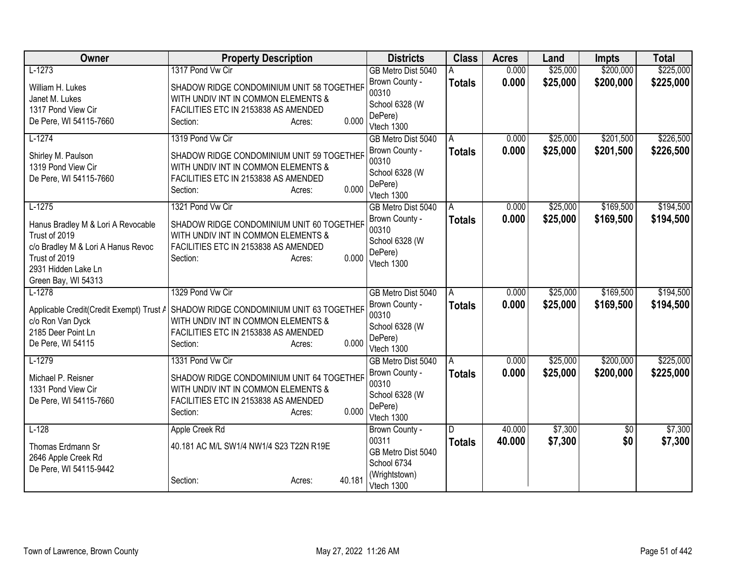| Owner | Property Description | Districts | Class | Acres | Land | Impts | Total |
|---|---|---|---|---|---|---|---|
| L-1273<br><br>William H. Lukes<br>Janet M. Lukes<br>1317 Pond View Cir<br>De Pere, WI 54115-7660 | 1317 Pond Vw Cir<br><br>SHADOW RIDGE CONDOMINIUM UNIT 58 TOGETHER WITH UNDIV INT IN COMMON ELEMENTS & FACILITIES ETC IN 2153838 AS AMENDED<br>Section: Acres: 0.000 | GB Metro Dist 5040<br>Brown County - 00310<br>School 6328 (W DePere)<br>Vtech 1300 | A<br>**Totals** | 0.000<br>**0.000** | $25,000<br>**$25,000** | $200,000<br>**$200,000** | $225,000<br>**$225,000** |
| L-1274<br><br>Shirley M. Paulson<br>1319 Pond View Cir<br>De Pere, WI 54115-7660 | 1319 Pond Vw Cir<br><br>SHADOW RIDGE CONDOMINIUM UNIT 59 TOGETHER WITH UNDIV INT IN COMMON ELEMENTS & FACILITIES ETC IN 2153838 AS AMENDED<br>Section: Acres: 0.000 | GB Metro Dist 5040<br>Brown County - 00310<br>School 6328 (W DePere)<br>Vtech 1300 | A<br>**Totals** | 0.000<br>**0.000** | $25,000<br>**$25,000** | $201,500<br>**$201,500** | $226,500<br>**$226,500** |
| L-1275<br><br>Hanus Bradley M & Lori A Revocable Trust of 2019<br>c/o Bradley M & Lori A Hanus Revoc Trust of 2019<br>2931 Hidden Lake Ln<br>Green Bay, WI 54313 | 1321 Pond Vw Cir<br><br>SHADOW RIDGE CONDOMINIUM UNIT 60 TOGETHER WITH UNDIV INT IN COMMON ELEMENTS & FACILITIES ETC IN 2153838 AS AMENDED<br>Section: Acres: 0.000 | GB Metro Dist 5040<br>Brown County - 00310<br>School 6328 (W DePere)<br>Vtech 1300 | A<br>**Totals** | 0.000<br>**0.000** | $25,000<br>**$25,000** | $169,500<br>**$169,500** | $194,500<br>**$194,500** |
| L-1278<br><br>Applicable Credit(Credit Exempt) Trust A<br>c/o Ron Van Dyck<br>2185 Deer Point Ln<br>De Pere, WI 54115 | 1329 Pond Vw Cir<br><br>SHADOW RIDGE CONDOMINIUM UNIT 63 TOGETHER WITH UNDIV INT IN COMMON ELEMENTS & FACILITIES ETC IN 2153838 AS AMENDED<br>Section: Acres: 0.000 | GB Metro Dist 5040<br>Brown County - 00310<br>School 6328 (W DePere)<br>Vtech 1300 | A<br>**Totals** | 0.000<br>**0.000** | $25,000<br>**$25,000** | $169,500<br>**$169,500** | $194,500<br>**$194,500** |
| L-1279<br><br>Michael P. Reisner<br>1331 Pond View Cir<br>De Pere, WI 54115-7660 | 1331 Pond Vw Cir<br><br>SHADOW RIDGE CONDOMINIUM UNIT 64 TOGETHER WITH UNDIV INT IN COMMON ELEMENTS & FACILITIES ETC IN 2153838 AS AMENDED<br>Section: Acres: 0.000 | GB Metro Dist 5040<br>Brown County - 00310<br>School 6328 (W DePere)<br>Vtech 1300 | A<br>**Totals** | 0.000<br>**0.000** | $25,000<br>**$25,000** | $200,000<br>**$200,000** | $225,000<br>**$225,000** |
| L-128<br><br>Thomas Erdmann Sr<br>2646 Apple Creek Rd<br>De Pere, WI 54115-9442 | Apple Creek Rd<br><br>40.181 AC M/L SW1/4 NW1/4 S23 T22N R19E<br><br>Section: Acres: 40.181 | Brown County - 00311<br>GB Metro Dist 5040<br>School 6734 (Wrightstown)<br>Vtech 1300 | D<br>**Totals** | 40.000<br>**40.000** | $7,300<br>**$7,300** | $0<br>**$0** | $7,300<br>**$7,300** |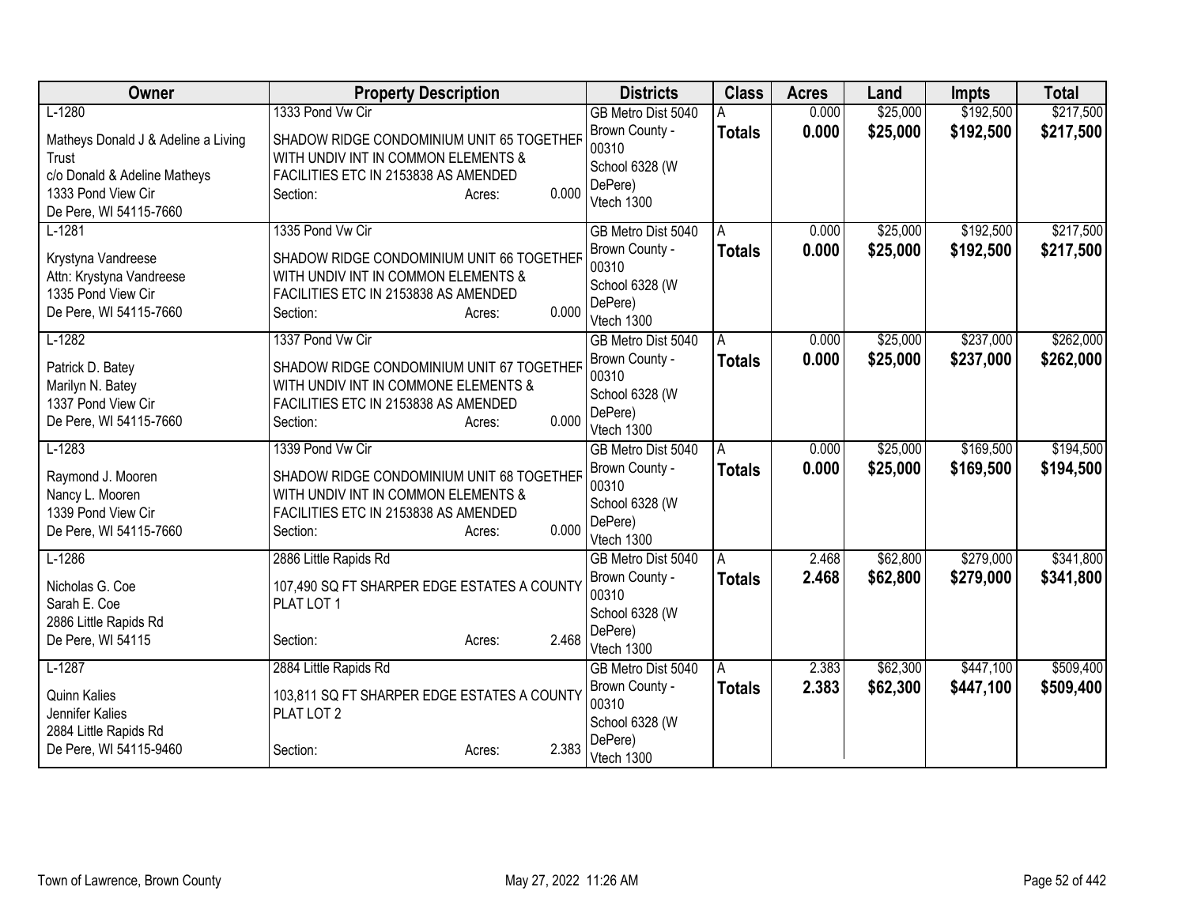| Owner | Property Description | Districts | Class | Acres | Land | Impts | Total |
|---|---|---|---|---|---|---|---|
| L-1280<br>Matheys Donald J & Adeline a Living Trust<br>c/o Donald & Adeline Matheys<br>1333 Pond View Cir<br>De Pere, WI 54115-7660 | 1333 Pond Vw Cir<br>SHADOW RIDGE CONDOMINIUM UNIT 65 TOGETHER WITH UNDIV INT IN COMMON ELEMENTS & FACILITIES ETC IN 2153838 AS AMENDED<br>Section: Acres: 0.000 | GB Metro Dist 5040<br>Brown County - 00310<br>School 6328 (W DePere)<br>Vtech 1300 | A<br>**Totals** | 0.000<br>**0.000** | $25,000<br>**$25,000** | $192,500<br>**$192,500** | $217,500<br>**$217,500** |
| L-1281<br>Krystyna Vandreese<br>Attn: Krystyna Vandreese<br>1335 Pond View Cir<br>De Pere, WI 54115-7660 | 1335 Pond Vw Cir<br>SHADOW RIDGE CONDOMINIUM UNIT 66 TOGETHER WITH UNDIV INT IN COMMON ELEMENTS & FACILITIES ETC IN 2153838 AS AMENDED<br>Section: Acres: 0.000 | GB Metro Dist 5040<br>Brown County - 00310<br>School 6328 (W DePere)<br>Vtech 1300 | A<br>**Totals** | 0.000<br>**0.000** | $25,000<br>**$25,000** | $192,500<br>**$192,500** | $217,500<br>**$217,500** |
| L-1282<br>Patrick D. Batey<br>Marilyn N. Batey<br>1337 Pond View Cir<br>De Pere, WI 54115-7660 | 1337 Pond Vw Cir<br>SHADOW RIDGE CONDOMINIUM UNIT 67 TOGETHER WITH UNDIV INT IN COMMONE ELEMENTS & FACILITIES ETC IN 2153838 AS AMENDED<br>Section: Acres: 0.000 | GB Metro Dist 5040<br>Brown County - 00310<br>School 6328 (W DePere)<br>Vtech 1300 | A<br>**Totals** | 0.000<br>**0.000** | $25,000<br>**$25,000** | $237,000<br>**$237,000** | $262,000<br>**$262,000** |
| L-1283<br>Raymond J. Mooren<br>Nancy L. Mooren<br>1339 Pond View Cir<br>De Pere, WI 54115-7660 | 1339 Pond Vw Cir<br>SHADOW RIDGE CONDOMINIUM UNIT 68 TOGETHER WITH UNDIV INT IN COMMON ELEMENTS & FACILITIES ETC IN 2153838 AS AMENDED<br>Section: Acres: 0.000 | GB Metro Dist 5040<br>Brown County - 00310<br>School 6328 (W DePere)<br>Vtech 1300 | A<br>**Totals** | 0.000<br>**0.000** | $25,000<br>**$25,000** | $169,500<br>**$169,500** | $194,500<br>**$194,500** |
| L-1286<br>Nicholas G. Coe<br>Sarah E. Coe<br>2886 Little Rapids Rd<br>De Pere, WI 54115 | 2886 Little Rapids Rd<br>107,490 SQ FT SHARPER EDGE ESTATES A COUNTY PLAT LOT 1<br>Section: Acres: 2.468 | GB Metro Dist 5040<br>Brown County - 00310<br>School 6328 (W DePere)<br>Vtech 1300 | A<br>**Totals** | 2.468<br>**2.468** | $62,800<br>**$62,800** | $279,000<br>**$279,000** | $341,800<br>**$341,800** |
| L-1287<br>Quinn Kalies<br>Jennifer Kalies<br>2884 Little Rapids Rd<br>De Pere, WI 54115-9460 | 2884 Little Rapids Rd<br>103,811 SQ FT SHARPER EDGE ESTATES A COUNTY PLAT LOT 2<br>Section: Acres: 2.383 | GB Metro Dist 5040<br>Brown County - 00310<br>School 6328 (W DePere)<br>Vtech 1300 | A<br>**Totals** | 2.383<br>**2.383** | $62,300<br>**$62,300** | $447,100<br>**$447,100** | $509,400<br>**$509,400** |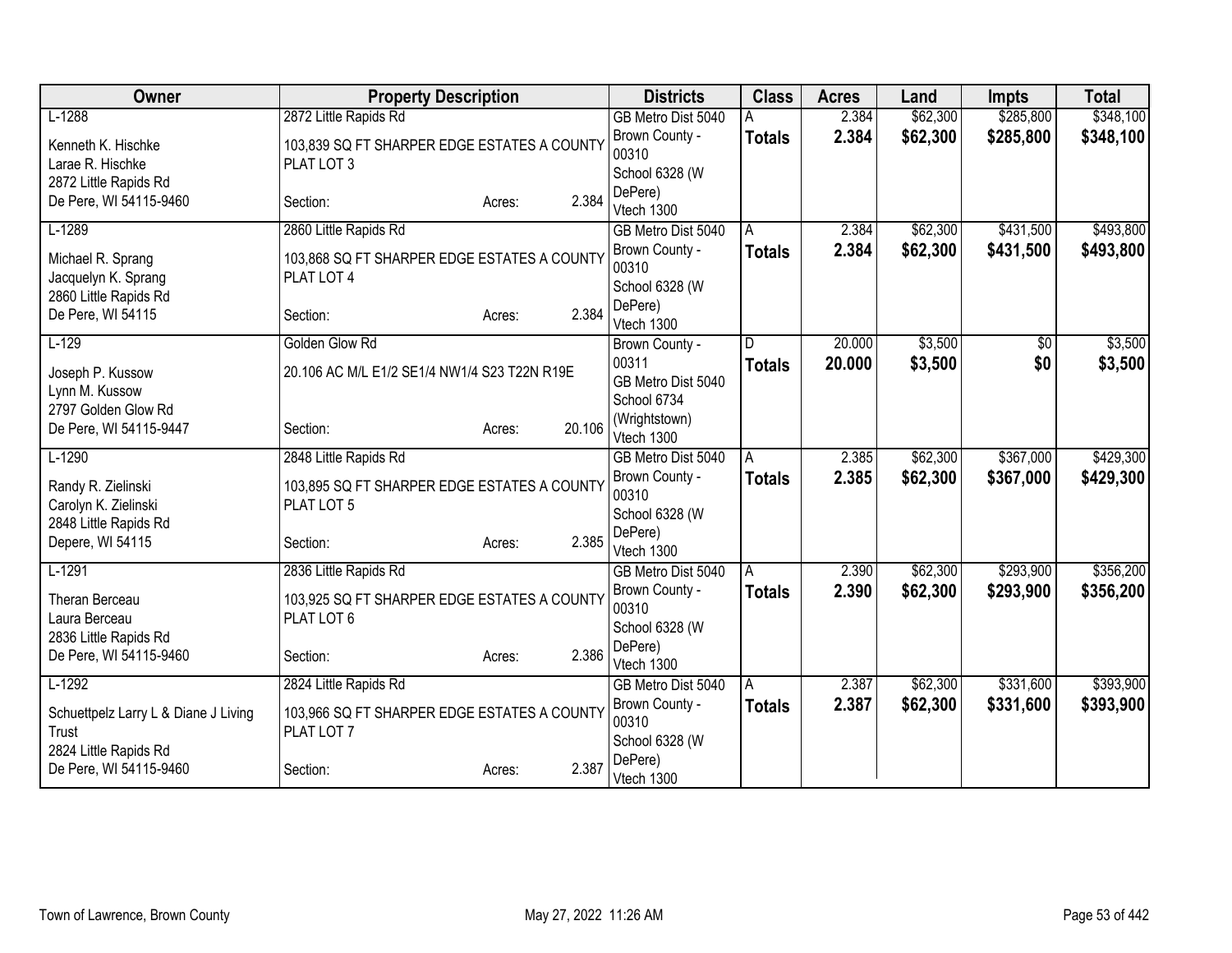| Owner | Property Description | | | Districts | Class | Acres | Land | Impts | Total |
|---|---|---|---|---|---|---|---|---|---|
| L-1288 | 2872 Little Rapids Rd | | | GB Metro Dist 5040 | A | 2.384 | $62,300 | $285,800 | $348,100 |
| Kenneth K. Hischke<br>Larae R. Hischke<br>2872 Little Rapids Rd<br>De Pere, WI 54115-9460 | 103,839 SQ FT SHARPER EDGE ESTATES A COUNTY PLAT LOT 3<br>Section: | Acres: | 2.384 | Brown County - 00310<br>School 6328 (W DePere)<br>Vtech 1300 | **Totals** | **2.384** | **$62,300** | **$285,800** | **$348,100** |
| L-1289 | 2860 Little Rapids Rd | | | GB Metro Dist 5040 | A | 2.384 | $62,300 | $431,500 | $493,800 |
| Michael R. Sprang<br>Jacquelyn K. Sprang<br>2860 Little Rapids Rd<br>De Pere, WI 54115 | 103,868 SQ FT SHARPER EDGE ESTATES A COUNTY PLAT LOT 4<br>Section: | Acres: | 2.384 | Brown County - 00310<br>School 6328 (W DePere)<br>Vtech 1300 | **Totals** | **2.384** | **$62,300** | **$431,500** | **$493,800** |
| L-129 | Golden Glow Rd | | | Brown County - 00311 | D | 20.000 | $3,500 | $0 | $3,500 |
| Joseph P. Kussow<br>Lynn M. Kussow<br>2797 Golden Glow Rd<br>De Pere, WI 54115-9447 | 20.106 AC M/L E1/2 SE1/4 NW1/4 S23 T22N R19E<br>Section: | Acres: | 20.106 | GB Metro Dist 5040<br>School 6734 (Wrightstown)<br>Vtech 1300 | **Totals** | **20.000** | **$3,500** | **$0** | **$3,500** |
| L-1290 | 2848 Little Rapids Rd | | | GB Metro Dist 5040 | A | 2.385 | $62,300 | $367,000 | $429,300 |
| Randy R. Zielinski<br>Carolyn K. Zielinski<br>2848 Little Rapids Rd<br>Depere, WI 54115 | 103,895 SQ FT SHARPER EDGE ESTATES A COUNTY PLAT LOT 5<br>Section: | Acres: | 2.385 | Brown County - 00310<br>School 6328 (W DePere)<br>Vtech 1300 | **Totals** | **2.385** | **$62,300** | **$367,000** | **$429,300** |
| L-1291 | 2836 Little Rapids Rd | | | GB Metro Dist 5040 | A | 2.390 | $62,300 | $293,900 | $356,200 |
| Theran Berceau<br>Laura Berceau<br>2836 Little Rapids Rd<br>De Pere, WI 54115-9460 | 103,925 SQ FT SHARPER EDGE ESTATES A COUNTY PLAT LOT 6<br>Section: | Acres: | 2.386 | Brown County - 00310<br>School 6328 (W DePere)<br>Vtech 1300 | **Totals** | **2.390** | **$62,300** | **$293,900** | **$356,200** |
| L-1292 | 2824 Little Rapids Rd | | | GB Metro Dist 5040 | A | 2.387 | $62,300 | $331,600 | $393,900 |
| Schuettpelz Larry L & Diane J Living Trust<br>2824 Little Rapids Rd<br>De Pere, WI 54115-9460 | 103,966 SQ FT SHARPER EDGE ESTATES A COUNTY PLAT LOT 7<br>Section: | Acres: | 2.387 | Brown County - 00310<br>School 6328 (W DePere)<br>Vtech 1300 | **Totals** | **2.387** | **$62,300** | **$331,600** | **$393,900** |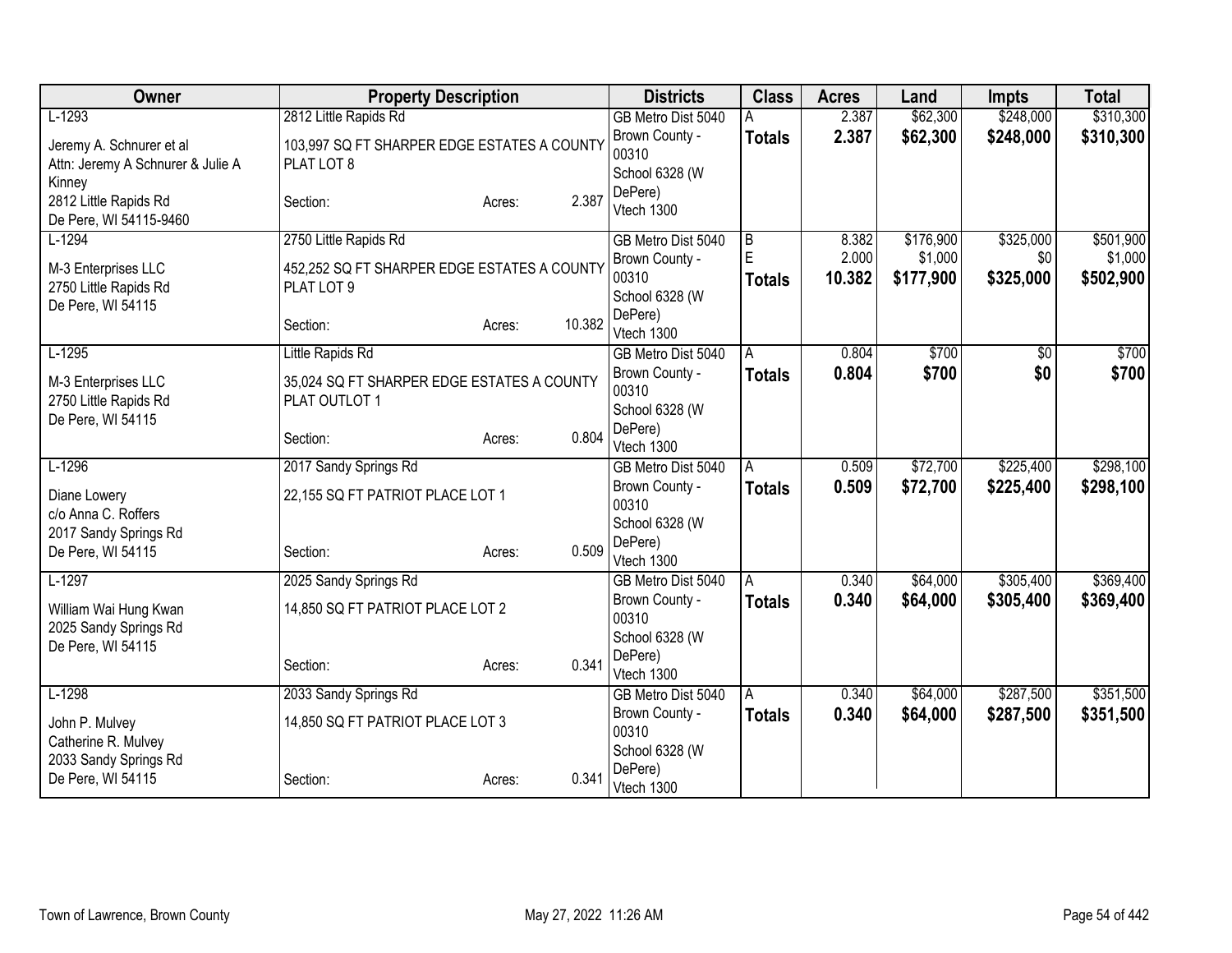| Owner | Property Description | Districts | Class | Acres | Land | Impts | Total |
|---|---|---|---|---|---|---|---|
| L-1293<br>Jeremy A. Schnurer et al<br>Attn: Jeremy A Schnurer & Julie A Kinney<br>2812 Little Rapids Rd<br>De Pere, WI 54115-9460 | 2812 Little Rapids Rd<br>103,997 SQ FT SHARPER EDGE ESTATES A COUNTY PLAT LOT 8<br>Section: Acres: 2.387 | GB Metro Dist 5040<br>Brown County - 00310<br>School 6328 (W DePere)<br>Vtech 1300 | A<br>**Totals** | 2.387<br>**2.387** | $62,300<br>**$62,300** | $248,000<br>**$248,000** | $310,300<br>**$310,300** |
| L-1294<br>M-3 Enterprises LLC<br>2750 Little Rapids Rd<br>De Pere, WI 54115 | 2750 Little Rapids Rd<br>452,252 SQ FT SHARPER EDGE ESTATES A COUNTY PLAT LOT 9<br>Section: Acres: 10.382 | GB Metro Dist 5040<br>Brown County - 00310<br>School 6328 (W DePere)<br>Vtech 1300 | B<br>E<br>**Totals** | 8.382<br>2.000<br>**10.382** | $176,900<br>$1,000<br>**$177,900** | $325,000<br>$0<br>**$325,000** | $501,900<br>$1,000<br>**$502,900** |
| L-1295<br>M-3 Enterprises LLC<br>2750 Little Rapids Rd<br>De Pere, WI 54115 | Little Rapids Rd<br>35,024 SQ FT SHARPER EDGE ESTATES A COUNTY PLAT OUTLOT 1<br>Section: Acres: 0.804 | GB Metro Dist 5040<br>Brown County - 00310<br>School 6328 (W DePere)<br>Vtech 1300 | A<br>**Totals** | 0.804<br>**0.804** | $700<br>**$700** | $0<br>**$0** | $700<br>**$700** |
| L-1296<br>Diane Lowery<br>c/o Anna C. Roffers<br>2017 Sandy Springs Rd<br>De Pere, WI 54115 | 2017 Sandy Springs Rd<br>22,155 SQ FT PATRIOT PLACE LOT 1<br>Section: Acres: 0.509 | GB Metro Dist 5040<br>Brown County - 00310<br>School 6328 (W DePere)<br>Vtech 1300 | A<br>**Totals** | 0.509<br>**0.509** | $72,700<br>**$72,700** | $225,400<br>**$225,400** | $298,100<br>**$298,100** |
| L-1297<br>William Wai Hung Kwan<br>2025 Sandy Springs Rd<br>De Pere, WI 54115 | 2025 Sandy Springs Rd<br>14,850 SQ FT PATRIOT PLACE LOT 2<br>Section: Acres: 0.341 | GB Metro Dist 5040<br>Brown County - 00310<br>School 6328 (W DePere)<br>Vtech 1300 | A<br>**Totals** | 0.340<br>**0.340** | $64,000<br>**$64,000** | $305,400<br>**$305,400** | $369,400<br>**$369,400** |
| L-1298<br>John P. Mulvey<br>Catherine R. Mulvey<br>2033 Sandy Springs Rd<br>De Pere, WI 54115 | 2033 Sandy Springs Rd<br>14,850 SQ FT PATRIOT PLACE LOT 3<br>Section: Acres: 0.341 | GB Metro Dist 5040<br>Brown County - 00310<br>School 6328 (W DePere)<br>Vtech 1300 | A<br>**Totals** | 0.340<br>**0.340** | $64,000<br>**$64,000** | $287,500<br>**$287,500** | $351,500<br>**$351,500** |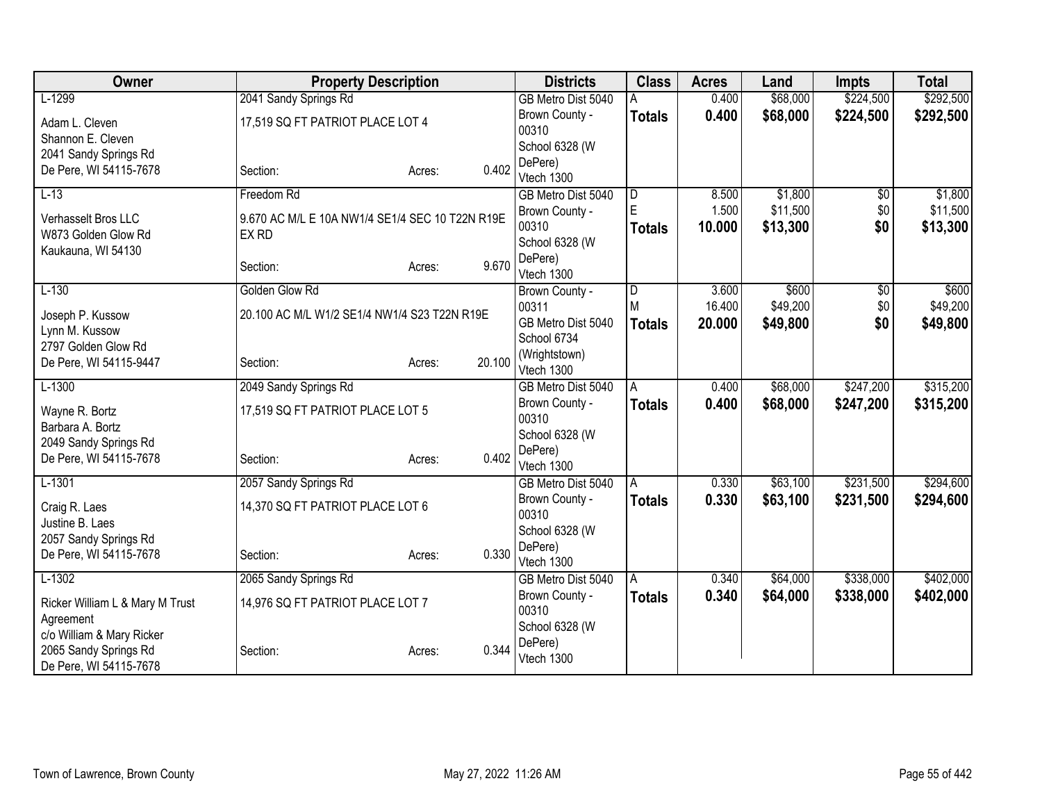| Owner | Property Description | Districts | Class | Acres | Land | Impts | Total |
|---|---|---|---|---|---|---|---|
| L-1299<br>Adam L. Cleven<br>Shannon E. Cleven<br>2041 Sandy Springs Rd<br>De Pere, WI 54115-7678 | 2041 Sandy Springs Rd<br>17,519 SQ FT PATRIOT PLACE LOT 4<br>Section: Acres: 0.402 | GB Metro Dist 5040<br>Brown County - 00310<br>School 6328 (W DePere)<br>Vtech 1300 | A<br>**Totals** | 0.400<br>**0.400** | $68,000<br>**$68,000** | $224,500<br>**$224,500** | $292,500<br>**$292,500** |
| L-13<br>Verhasselt Bros LLC<br>W873 Golden Glow Rd<br>Kaukauna, WI 54130 | Freedom Rd<br>9.670 AC M/L E 10A NW1/4 SE1/4 SEC 10 T22N R19E EX RD<br>Section: Acres: 9.670 | GB Metro Dist 5040<br>Brown County - 00310<br>School 6328 (W DePere)<br>Vtech 1300 | D<br>E<br>**Totals** | 8.500<br>1.500<br>**10.000** | $1,800<br>$11,500<br>**$13,300** | $0<br>$0<br>**$0** | $1,800<br>$11,500<br>**$13,300** |
| L-130<br>Joseph P. Kussow<br>Lynn M. Kussow<br>2797 Golden Glow Rd<br>De Pere, WI 54115-9447 | Golden Glow Rd<br>20.100 AC M/L W1/2 SE1/4 NW1/4 S23 T22N R19E<br>Section: Acres: 20.100 | Brown County - 00311<br>GB Metro Dist 5040<br>School 6734 (Wrightstown)<br>Vtech 1300 | D<br>M<br>**Totals** | 3.600<br>16.400<br>**20.000** | $600<br>$49,200<br>**$49,800** | $0<br>$0<br>**$0** | $600<br>$49,200<br>**$49,800** |
| L-1300<br>Wayne R. Bortz<br>Barbara A. Bortz<br>2049 Sandy Springs Rd<br>De Pere, WI 54115-7678 | 2049 Sandy Springs Rd<br>17,519 SQ FT PATRIOT PLACE LOT 5<br>Section: Acres: 0.402 | GB Metro Dist 5040<br>Brown County - 00310<br>School 6328 (W DePere)<br>Vtech 1300 | A<br>**Totals** | 0.400<br>**0.400** | $68,000<br>**$68,000** | $247,200<br>**$247,200** | $315,200<br>**$315,200** |
| L-1301<br>Craig R. Laes<br>Justine B. Laes<br>2057 Sandy Springs Rd<br>De Pere, WI 54115-7678 | 2057 Sandy Springs Rd<br>14,370 SQ FT PATRIOT PLACE LOT 6<br>Section: Acres: 0.330 | GB Metro Dist 5040<br>Brown County - 00310<br>School 6328 (W DePere)<br>Vtech 1300 | A<br>**Totals** | 0.330<br>**0.330** | $63,100<br>**$63,100** | $231,500<br>**$231,500** | $294,600<br>**$294,600** |
| L-1302<br>Ricker William L & Mary M Trust Agreement<br>c/o William & Mary Ricker<br>2065 Sandy Springs Rd<br>De Pere, WI 54115-7678 | 2065 Sandy Springs Rd<br>14,976 SQ FT PATRIOT PLACE LOT 7<br>Section: Acres: 0.344 | GB Metro Dist 5040<br>Brown County - 00310<br>School 6328 (W DePere)<br>Vtech 1300 | A<br>**Totals** | 0.340<br>**0.340** | $64,000<br>**$64,000** | $338,000<br>**$338,000** | $402,000<br>**$402,000** |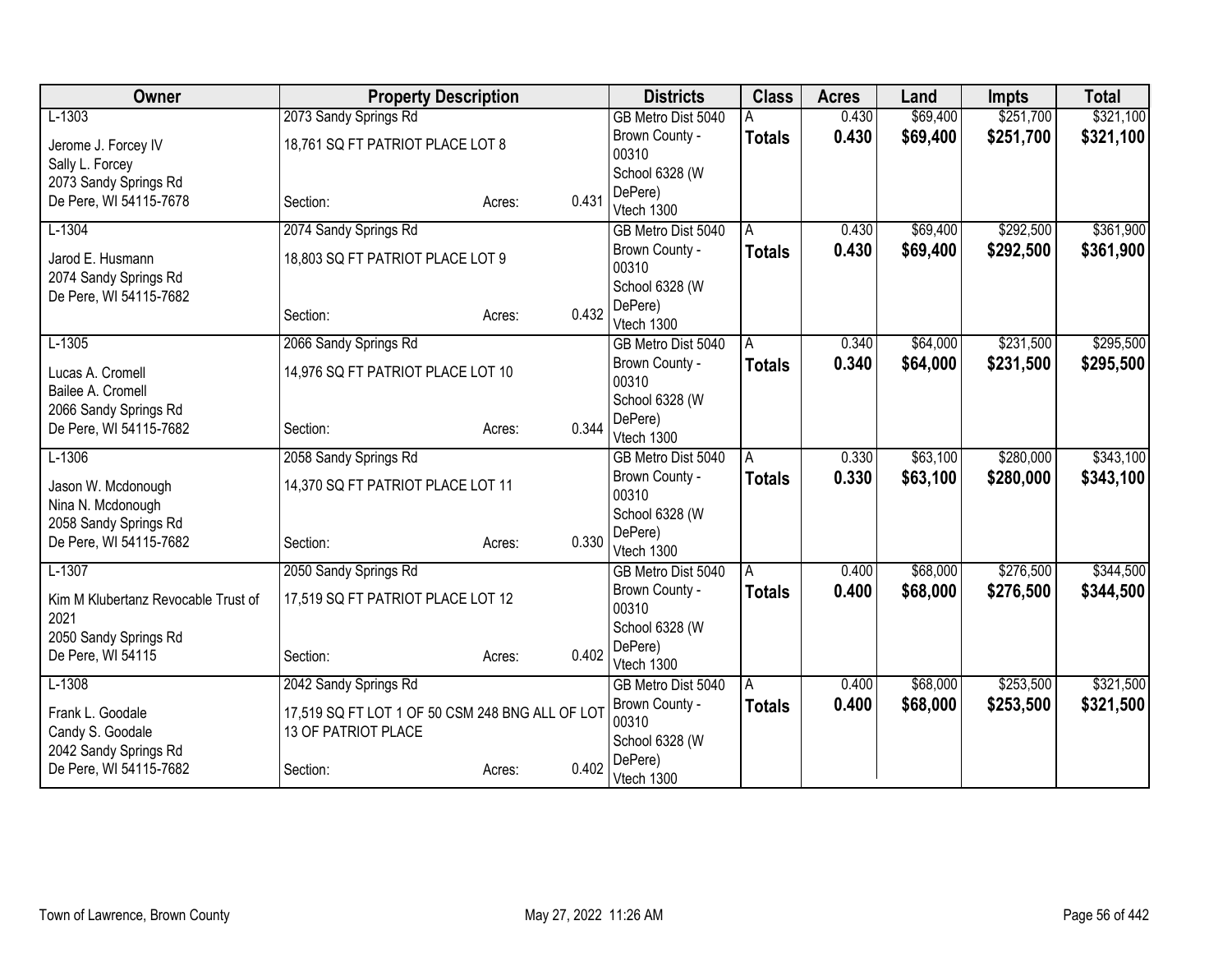| Owner | Property Description | | | Districts | Class | Acres | Land | Impts | Total |
|---|---|---|---|---|---|---|---|---|---|
| L-1303 | 2073 Sandy Springs Rd | | | GB Metro Dist 5040 | A | 0.430 | $69,400 | $251,700 | $321,100 |
| Jerome J. Forcey IV<br>Sally L. Forcey<br>2073 Sandy Springs Rd<br>De Pere, WI 54115-7678 | 18,761 SQ FT PATRIOT PLACE LOT 8<br><br>Section: | Acres: | 0.431 | Brown County - 00310<br>School 6328 (W DePere)<br>Vtech 1300 | **Totals** | **0.430** | **$69,400** | **$251,700** | **$321,100** |
| L-1304 | 2074 Sandy Springs Rd | | | GB Metro Dist 5040 | A | 0.430 | $69,400 | $292,500 | $361,900 |
| Jarod E. Husmann<br>2074 Sandy Springs Rd<br>De Pere, WI 54115-7682 | 18,803 SQ FT PATRIOT PLACE LOT 9<br><br>Section: | Acres: | 0.432 | Brown County - 00310<br>School 6328 (W DePere)<br>Vtech 1300 | **Totals** | **0.430** | **$69,400** | **$292,500** | **$361,900** |
| L-1305 | 2066 Sandy Springs Rd | | | GB Metro Dist 5040 | A | 0.340 | $64,000 | $231,500 | $295,500 |
| Lucas A. Cromell<br>Bailee A. Cromell<br>2066 Sandy Springs Rd<br>De Pere, WI 54115-7682 | 14,976 SQ FT PATRIOT PLACE LOT 10<br><br>Section: | Acres: | 0.344 | Brown County - 00310<br>School 6328 (W DePere)<br>Vtech 1300 | **Totals** | **0.340** | **$64,000** | **$231,500** | **$295,500** |
| L-1306 | 2058 Sandy Springs Rd | | | GB Metro Dist 5040 | A | 0.330 | $63,100 | $280,000 | $343,100 |
| Jason W. Mcdonough<br>Nina N. Mcdonough<br>2058 Sandy Springs Rd<br>De Pere, WI 54115-7682 | 14,370 SQ FT PATRIOT PLACE LOT 11<br><br>Section: | Acres: | 0.330 | Brown County - 00310<br>School 6328 (W DePere)<br>Vtech 1300 | **Totals** | **0.330** | **$63,100** | **$280,000** | **$343,100** |
| L-1307 | 2050 Sandy Springs Rd | | | GB Metro Dist 5040 | A | 0.400 | $68,000 | $276,500 | $344,500 |
| Kim M Klubertanz Revocable Trust of 2021<br>2050 Sandy Springs Rd<br>De Pere, WI 54115 | 17,519 SQ FT PATRIOT PLACE LOT 12<br><br>Section: | Acres: | 0.402 | Brown County - 00310<br>School 6328 (W DePere)<br>Vtech 1300 | **Totals** | **0.400** | **$68,000** | **$276,500** | **$344,500** |
| L-1308 | 2042 Sandy Springs Rd | | | GB Metro Dist 5040 | A | 0.400 | $68,000 | $253,500 | $321,500 |
| Frank L. Goodale<br>Candy S. Goodale<br>2042 Sandy Springs Rd<br>De Pere, WI 54115-7682 | 17,519 SQ FT LOT 1 OF 50 CSM 248 BNG ALL OF LOT 13 OF PATRIOT PLACE<br><br>Section: | Acres: | 0.402 | Brown County - 00310<br>School 6328 (W DePere)<br>Vtech 1300 | **Totals** | **0.400** | **$68,000** | **$253,500** | **$321,500** |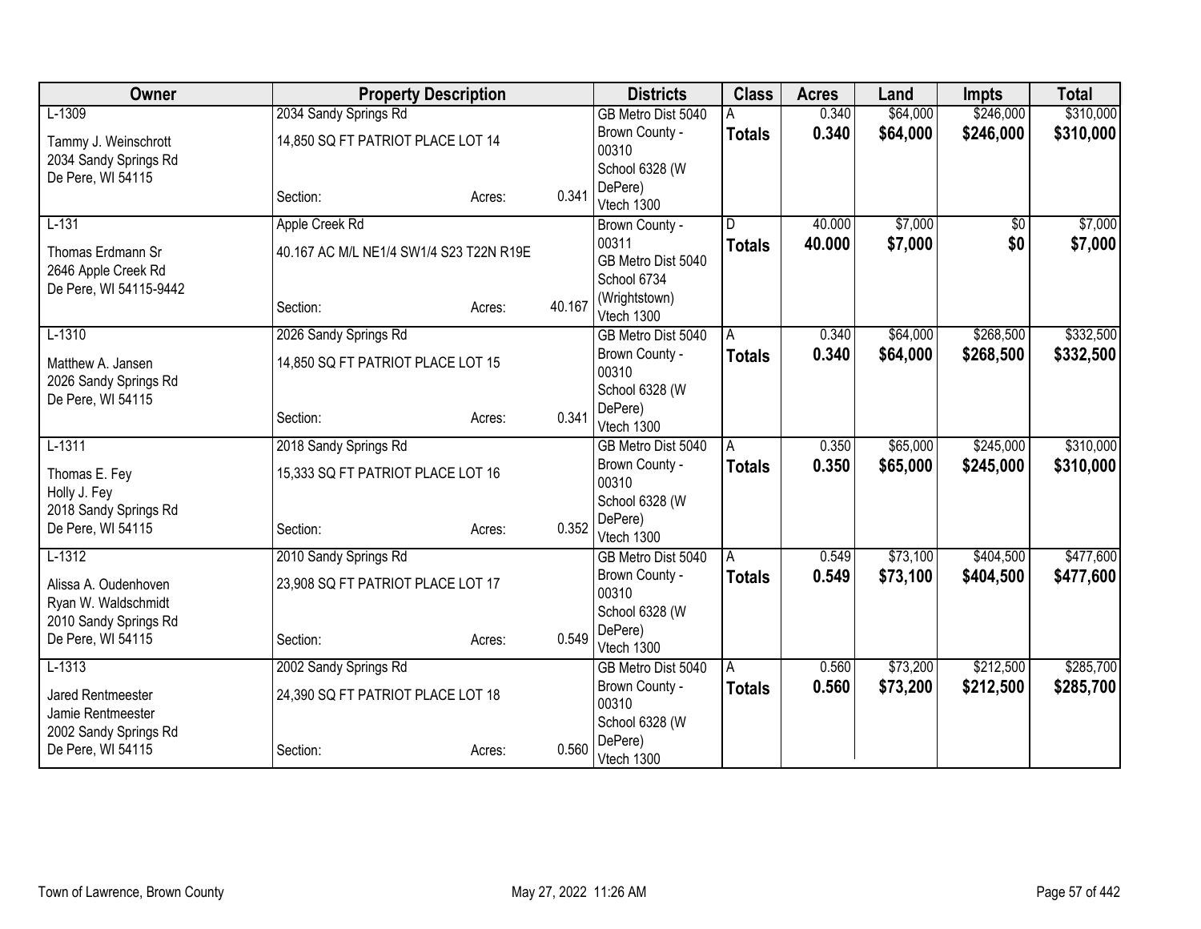| Owner | Property Description | | | Districts | Class | Acres | Land | Impts | Total |
|---|---|---|---|---|---|---|---|---|---|
| L-1309 | 2034 Sandy Springs Rd | | | GB Metro Dist 5040 | A | 0.340 | $64,000 | $246,000 | $310,000 |
| Tammy J. Weinschrott<br>2034 Sandy Springs Rd<br>De Pere, WI 54115 | 14,850 SQ FT PATRIOT PLACE LOT 14 | | | Brown County - 00310<br>School 6328 (W DePere)<br>Vtech 1300 | **Totals** | **0.340** | **$64,000** | **$246,000** | **$310,000** |
| | Section: | Acres: | 0.341 | | | | | | |
| L-131 | Apple Creek Rd | | | Brown County - 00311 | D | 40.000 | $7,000 | $0 | $7,000 |
| Thomas Erdmann Sr<br>2646 Apple Creek Rd<br>De Pere, WI 54115-9442 | 40.167 AC M/L NE1/4 SW1/4 S23 T22N R19E | | | GB Metro Dist 5040<br>School 6734 (Wrightstown)<br>Vtech 1300 | **Totals** | **40.000** | **$7,000** | **$0** | **$7,000** |
| | Section: | Acres: | 40.167 | | | | | | |
| L-1310 | 2026 Sandy Springs Rd | | | GB Metro Dist 5040 | A | 0.340 | $64,000 | $268,500 | $332,500 |
| Matthew A. Jansen<br>2026 Sandy Springs Rd<br>De Pere, WI 54115 | 14,850 SQ FT PATRIOT PLACE LOT 15 | | | Brown County - 00310<br>School 6328 (W DePere)<br>Vtech 1300 | **Totals** | **0.340** | **$64,000** | **$268,500** | **$332,500** |
| | Section: | Acres: | 0.341 | | | | | | |
| L-1311 | 2018 Sandy Springs Rd | | | GB Metro Dist 5040 | A | 0.350 | $65,000 | $245,000 | $310,000 |
| Thomas E. Fey<br>Holly J. Fey<br>2018 Sandy Springs Rd<br>De Pere, WI 54115 | 15,333 SQ FT PATRIOT PLACE LOT 16 | | | Brown County - 00310<br>School 6328 (W DePere)<br>Vtech 1300 | **Totals** | **0.350** | **$65,000** | **$245,000** | **$310,000** |
| | Section: | Acres: | 0.352 | | | | | | |
| L-1312 | 2010 Sandy Springs Rd | | | GB Metro Dist 5040 | A | 0.549 | $73,100 | $404,500 | $477,600 |
| Alissa A. Oudenhoven<br>Ryan W. Waldschmidt<br>2010 Sandy Springs Rd<br>De Pere, WI 54115 | 23,908 SQ FT PATRIOT PLACE LOT 17 | | | Brown County - 00310<br>School 6328 (W DePere)<br>Vtech 1300 | **Totals** | **0.549** | **$73,100** | **$404,500** | **$477,600** |
| | Section: | Acres: | 0.549 | | | | | | |
| L-1313 | 2002 Sandy Springs Rd | | | GB Metro Dist 5040 | A | 0.560 | $73,200 | $212,500 | $285,700 |
| Jared Rentmeester<br>Jamie Rentmeester<br>2002 Sandy Springs Rd<br>De Pere, WI 54115 | 24,390 SQ FT PATRIOT PLACE LOT 18 | | | Brown County - 00310<br>School 6328 (W DePere)<br>Vtech 1300 | **Totals** | **0.560** | **$73,200** | **$212,500** | **$285,700** |
| | Section: | Acres: | 0.560 | | | | | | |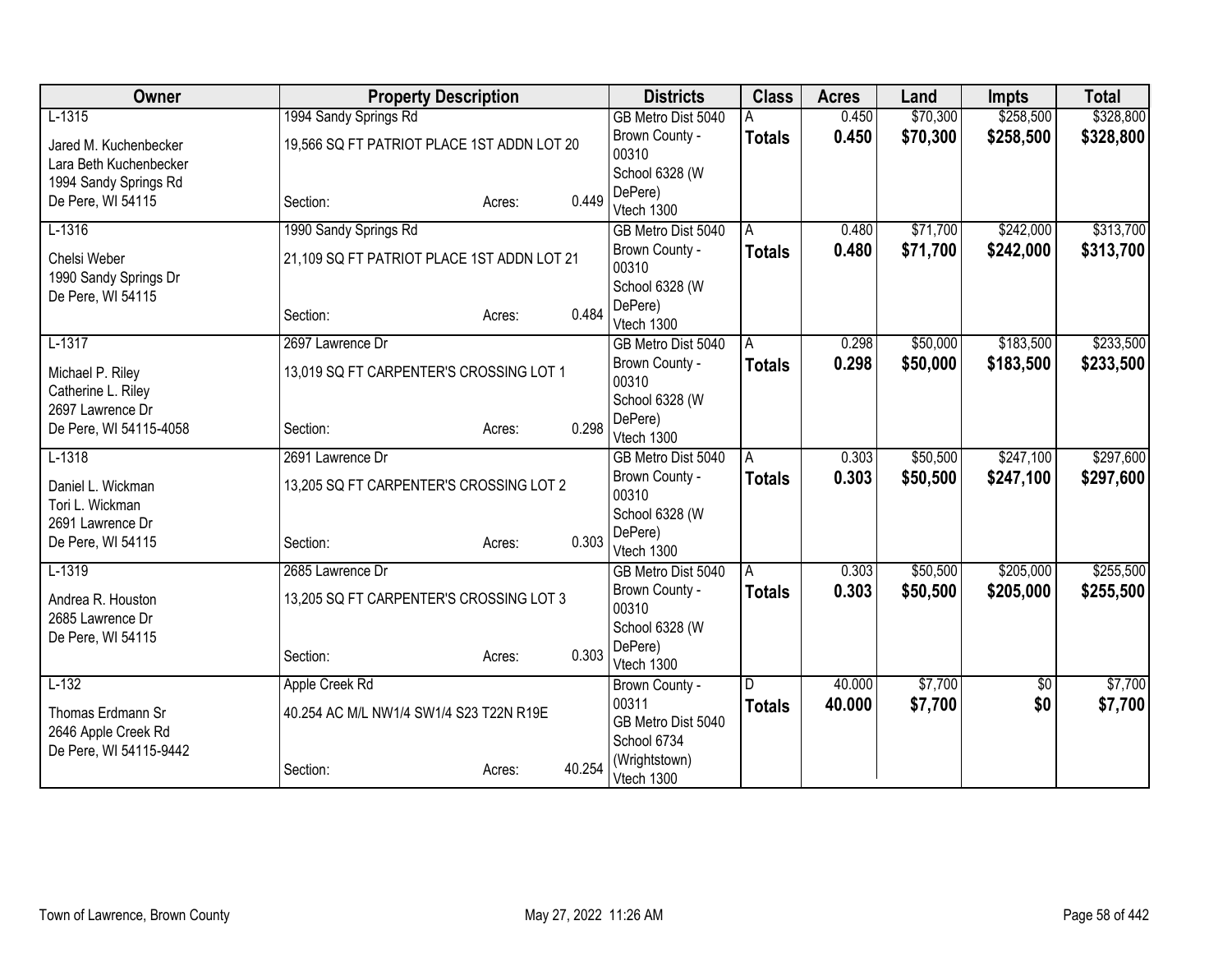| Owner | Property Description | Districts | Class | Acres | Land | Impts | Total |
|---|---|---|---|---|---|---|---|
| L-1315<br>Jared M. Kuchenbecker<br>Lara Beth Kuchenbecker<br>1994 Sandy Springs Rd<br>De Pere, WI 54115 | 1994 Sandy Springs Rd<br>19,566 SQ FT PATRIOT PLACE 1ST ADDN LOT 20<br>Section: Acres: 0.449 | GB Metro Dist 5040<br>Brown County - 00310<br>School 6328 (W DePere)<br>Vtech 1300 | A<br>**Totals** | 0.450<br>**0.450** | $70,300<br>**$70,300** | $258,500<br>**$258,500** | $328,800<br>**$328,800** |
| L-1316<br>Chelsi Weber<br>1990 Sandy Springs Dr<br>De Pere, WI 54115 | 1990 Sandy Springs Rd<br>21,109 SQ FT PATRIOT PLACE 1ST ADDN LOT 21<br>Section: Acres: 0.484 | GB Metro Dist 5040<br>Brown County - 00310<br>School 6328 (W DePere)<br>Vtech 1300 | A<br>**Totals** | 0.480<br>**0.480** | $71,700<br>**$71,700** | $242,000<br>**$242,000** | $313,700<br>**$313,700** |
| L-1317<br>Michael P. Riley<br>Catherine L. Riley<br>2697 Lawrence Dr<br>De Pere, WI 54115-4058 | 2697 Lawrence Dr<br>13,019 SQ FT CARPENTER'S CROSSING LOT 1<br>Section: Acres: 0.298 | GB Metro Dist 5040<br>Brown County - 00310<br>School 6328 (W DePere)<br>Vtech 1300 | A<br>**Totals** | 0.298<br>**0.298** | $50,000<br>**$50,000** | $183,500<br>**$183,500** | $233,500<br>**$233,500** |
| L-1318<br>Daniel L. Wickman<br>Tori L. Wickman<br>2691 Lawrence Dr<br>De Pere, WI 54115 | 2691 Lawrence Dr<br>13,205 SQ FT CARPENTER'S CROSSING LOT 2<br>Section: Acres: 0.303 | GB Metro Dist 5040<br>Brown County - 00310<br>School 6328 (W DePere)<br>Vtech 1300 | A<br>**Totals** | 0.303<br>**0.303** | $50,500<br>**$50,500** | $247,100<br>**$247,100** | $297,600<br>**$297,600** |
| L-1319<br>Andrea R. Houston<br>2685 Lawrence Dr<br>De Pere, WI 54115 | 2685 Lawrence Dr<br>13,205 SQ FT CARPENTER'S CROSSING LOT 3<br>Section: Acres: 0.303 | GB Metro Dist 5040<br>Brown County - 00310<br>School 6328 (W DePere)<br>Vtech 1300 | A<br>**Totals** | 0.303<br>**0.303** | $50,500<br>**$50,500** | $205,000<br>**$205,000** | $255,500<br>**$255,500** |
| L-132<br>Thomas Erdmann Sr<br>2646 Apple Creek Rd<br>De Pere, WI 54115-9442 | Apple Creek Rd<br>40.254 AC M/L NW1/4 SW1/4 S23 T22N R19E<br>Section: Acres: 40.254 | Brown County - 00311<br>GB Metro Dist 5040<br>School 6734 (Wrightstown)<br>Vtech 1300 | D<br>**Totals** | 40.000<br>**40.000** | $7,700<br>**$7,700** | $0<br>**$0** | $7,700<br>**$7,700** |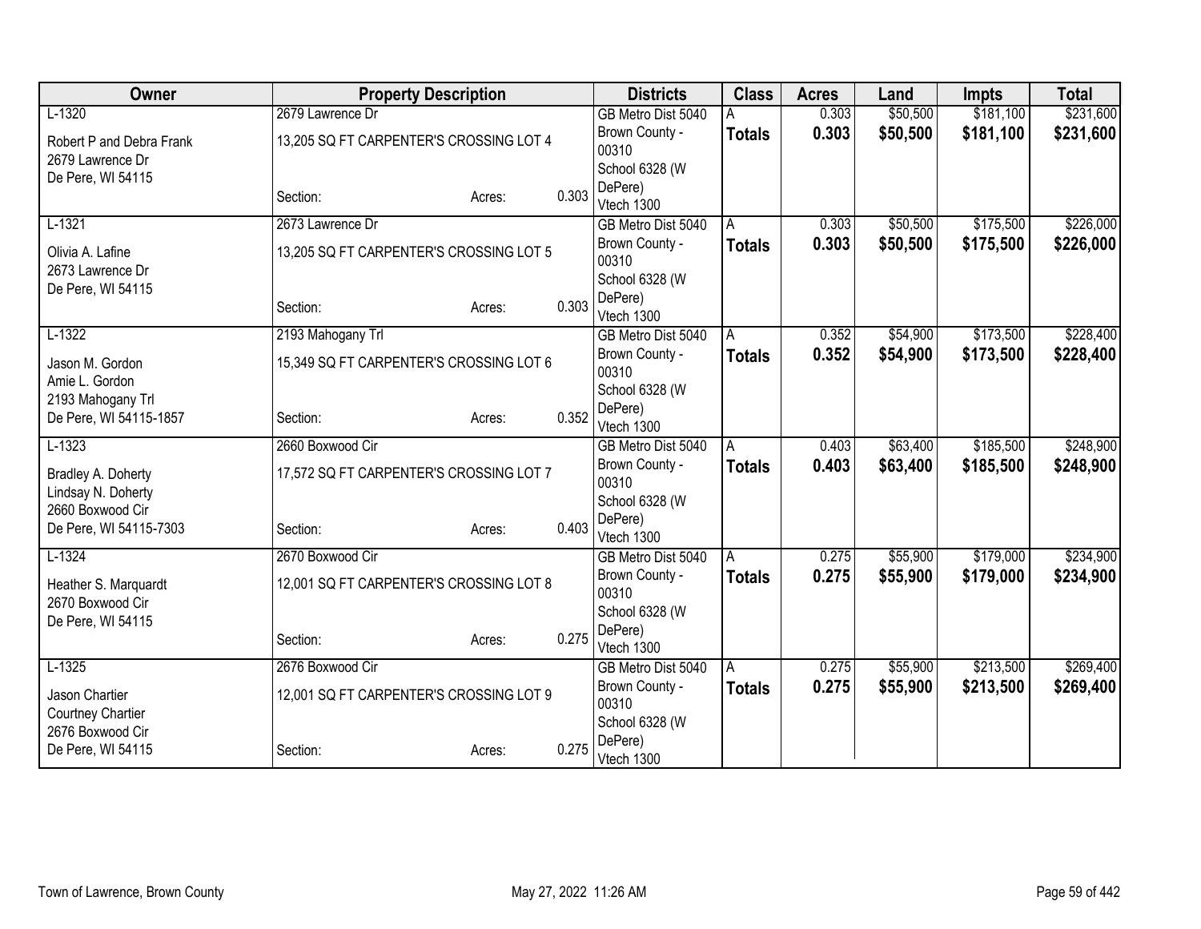| Owner | Property Description | | | | Districts | Class | Acres | Land | Impts | Total |
|---|---|---|---|---|---|---|---|---|---|---|
| L-1320 | 2679 Lawrence Dr | | | | GB Metro Dist 5040 | A | 0.303 | $50,500 | $181,100 | $231,600 |
| Robert P and Debra Frank<br>2679 Lawrence Dr<br>De Pere, WI 54115 | 13,205 SQ FT CARPENTER'S CROSSING LOT 4 | | | | Brown County - 00310<br>School 6328 (W DePere)<br>Vtech 1300 | **Totals** | **0.303** | **$50,500** | **$181,100** | **$231,600** |
| | Section: | | Acres: | 0.303 | | | | | | |
| L-1321 | 2673 Lawrence Dr | | | | GB Metro Dist 5040 | A | 0.303 | $50,500 | $175,500 | $226,000 |
| Olivia A. Lafine<br>2673 Lawrence Dr<br>De Pere, WI 54115 | 13,205 SQ FT CARPENTER'S CROSSING LOT 5 | | | | Brown County - 00310<br>School 6328 (W DePere)<br>Vtech 1300 | **Totals** | **0.303** | **$50,500** | **$175,500** | **$226,000** |
| | Section: | | Acres: | 0.303 | | | | | | |
| L-1322 | 2193 Mahogany Trl | | | | GB Metro Dist 5040 | A | 0.352 | $54,900 | $173,500 | $228,400 |
| Jason M. Gordon<br>Amie L. Gordon<br>2193 Mahogany Trl<br>De Pere, WI 54115-1857 | 15,349 SQ FT CARPENTER'S CROSSING LOT 6 | | | | Brown County - 00310<br>School 6328 (W DePere)<br>Vtech 1300 | **Totals** | **0.352** | **$54,900** | **$173,500** | **$228,400** |
| | Section: | | Acres: | 0.352 | | | | | | |
| L-1323 | 2660 Boxwood Cir | | | | GB Metro Dist 5040 | A | 0.403 | $63,400 | $185,500 | $248,900 |
| Bradley A. Doherty<br>Lindsay N. Doherty<br>2660 Boxwood Cir<br>De Pere, WI 54115-7303 | 17,572 SQ FT CARPENTER'S CROSSING LOT 7 | | | | Brown County - 00310<br>School 6328 (W DePere)<br>Vtech 1300 | **Totals** | **0.403** | **$63,400** | **$185,500** | **$248,900** |
| | Section: | | Acres: | 0.403 | | | | | | |
| L-1324 | 2670 Boxwood Cir | | | | GB Metro Dist 5040 | A | 0.275 | $55,900 | $179,000 | $234,900 |
| Heather S. Marquardt<br>2670 Boxwood Cir<br>De Pere, WI 54115 | 12,001 SQ FT CARPENTER'S CROSSING LOT 8 | | | | Brown County - 00310<br>School 6328 (W DePere)<br>Vtech 1300 | **Totals** | **0.275** | **$55,900** | **$179,000** | **$234,900** |
| | Section: | | Acres: | 0.275 | | | | | | |
| L-1325 | 2676 Boxwood Cir | | | | GB Metro Dist 5040 | A | 0.275 | $55,900 | $213,500 | $269,400 |
| Jason Chartier<br>Courtney Chartier<br>2676 Boxwood Cir<br>De Pere, WI 54115 | 12,001 SQ FT CARPENTER'S CROSSING LOT 9 | | | | Brown County - 00310<br>School 6328 (W DePere)<br>Vtech 1300 | **Totals** | **0.275** | **$55,900** | **$213,500** | **$269,400** |
| | Section: | | Acres: | 0.275 | | | | | | |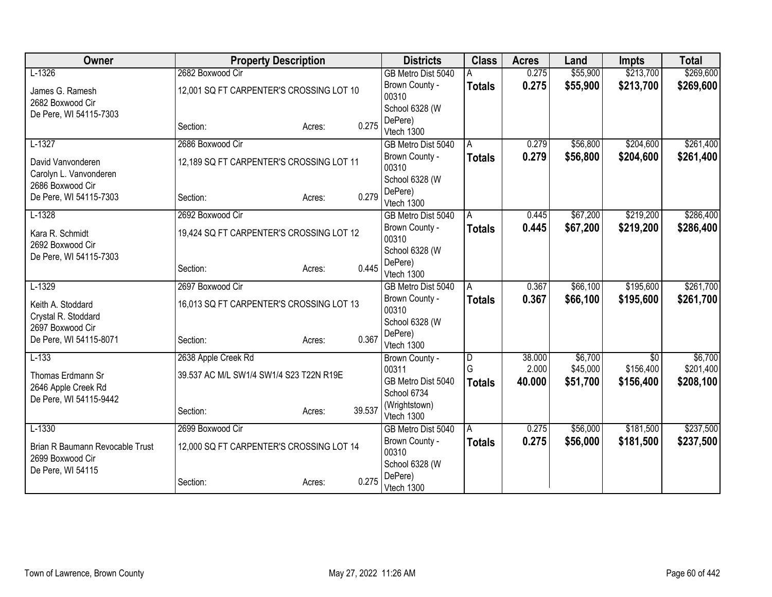| Owner | Property Description | Districts | Class | Acres | Land | Impts | Total |
|---|---|---|---|---|---|---|---|
| L-1326<br>James G. Ramesh<br>2682 Boxwood Cir<br>De Pere, WI 54115-7303 | 2682 Boxwood Cir<br>12,001 SQ FT CARPENTER'S CROSSING LOT 10<br>Section: Acres: 0.275 | GB Metro Dist 5040<br>Brown County - 00310<br>School 6328 (W DePere)<br>Vtech 1300 | A<br>**Totals** | 0.275<br>**0.275** | $55,900<br>**$55,900** | $213,700<br>**$213,700** | $269,600<br>**$269,600** |
| L-1327<br>David Vanvonderen<br>Carolyn L. Vanvonderen<br>2686 Boxwood Cir<br>De Pere, WI 54115-7303 | 2686 Boxwood Cir<br>12,189 SQ FT CARPENTER'S CROSSING LOT 11<br>Section: Acres: 0.279 | GB Metro Dist 5040<br>Brown County - 00310<br>School 6328 (W DePere)<br>Vtech 1300 | A<br>**Totals** | 0.279<br>**0.279** | $56,800<br>**$56,800** | $204,600<br>**$204,600** | $261,400<br>**$261,400** |
| L-1328<br>Kara R. Schmidt<br>2692 Boxwood Cir<br>De Pere, WI 54115-7303 | 2692 Boxwood Cir<br>19,424 SQ FT CARPENTER'S CROSSING LOT 12<br>Section: Acres: 0.445 | GB Metro Dist 5040<br>Brown County - 00310<br>School 6328 (W DePere)<br>Vtech 1300 | A<br>**Totals** | 0.445<br>**0.445** | $67,200<br>**$67,200** | $219,200<br>**$219,200** | $286,400<br>**$286,400** |
| L-1329<br>Keith A. Stoddard<br>Crystal R. Stoddard<br>2697 Boxwood Cir<br>De Pere, WI 54115-8071 | 2697 Boxwood Cir<br>16,013 SQ FT CARPENTER'S CROSSING LOT 13<br>Section: Acres: 0.367 | GB Metro Dist 5040<br>Brown County - 00310<br>School 6328 (W DePere)<br>Vtech 1300 | A<br>**Totals** | 0.367<br>**0.367** | $66,100<br>**$66,100** | $195,600<br>**$195,600** | $261,700<br>**$261,700** |
| L-133<br>Thomas Erdmann Sr<br>2646 Apple Creek Rd<br>De Pere, WI 54115-9442 | 2638 Apple Creek Rd<br>39.537 AC M/L SW1/4 SW1/4 S23 T22N R19E<br>Section: Acres: 39.537 | Brown County - 00311<br>GB Metro Dist 5040<br>School 6734 (Wrightstown)<br>Vtech 1300 | D<br>G<br>**Totals** | 38.000<br>2.000<br>**40.000** | $6,700<br>$45,000<br>**$51,700** | $0<br>$156,400<br>**$156,400** | $6,700<br>$201,400<br>**$208,100** |
| L-1330<br>Brian R Baumann Revocable Trust<br>2699 Boxwood Cir<br>De Pere, WI 54115 | 2699 Boxwood Cir<br>12,000 SQ FT CARPENTER'S CROSSING LOT 14<br>Section: Acres: 0.275 | GB Metro Dist 5040<br>Brown County - 00310<br>School 6328 (W DePere)<br>Vtech 1300 | A<br>**Totals** | 0.275<br>**0.275** | $56,000<br>**$56,000** | $181,500<br>**$181,500** | $237,500<br>**$237,500** |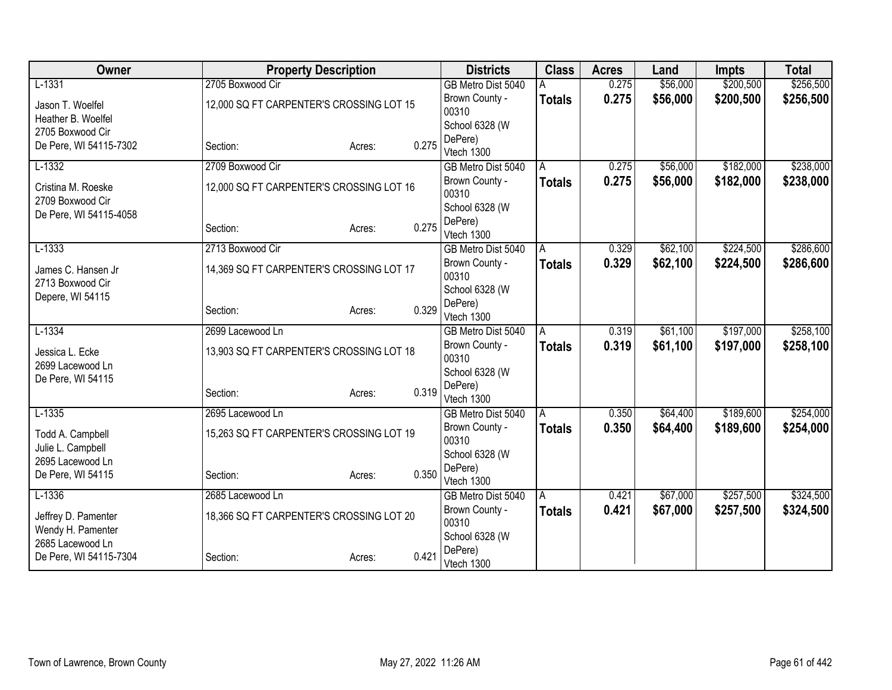| Owner | Property Description | | | Districts | Class | Acres | Land | Impts | Total |
|---|---|---|---|---|---|---|---|---|---|
| L-1331<br>Jason T. Woelfel<br>Heather B. Woelfel<br>2705 Boxwood Cir<br>De Pere, WI 54115-7302 | 2705 Boxwood Cir<br>12,000 SQ FT CARPENTER'S CROSSING LOT 15<br>Section: | Acres: | 0.275 | GB Metro Dist 5040<br>Brown County - 00310<br>School 6328 (W DePere)<br>Vtech 1300 | A<br>**Totals** | 0.275<br>**0.275** | $56,000<br>**$56,000** | $200,500<br>**$200,500** | $256,500<br>**$256,500** |
| L-1332<br>Cristina M. Roeske<br>2709 Boxwood Cir<br>De Pere, WI 54115-4058 | 2709 Boxwood Cir<br>12,000 SQ FT CARPENTER'S CROSSING LOT 16<br>Section: | Acres: | 0.275 | GB Metro Dist 5040<br>Brown County - 00310<br>School 6328 (W DePere)<br>Vtech 1300 | A<br>**Totals** | 0.275<br>**0.275** | $56,000<br>**$56,000** | $182,000<br>**$182,000** | $238,000<br>**$238,000** |
| L-1333<br>James C. Hansen Jr<br>2713 Boxwood Cir<br>Depere, WI 54115 | 2713 Boxwood Cir<br>14,369 SQ FT CARPENTER'S CROSSING LOT 17<br>Section: | Acres: | 0.329 | GB Metro Dist 5040<br>Brown County - 00310<br>School 6328 (W DePere)<br>Vtech 1300 | A<br>**Totals** | 0.329<br>**0.329** | $62,100<br>**$62,100** | $224,500<br>**$224,500** | $286,600<br>**$286,600** |
| L-1334<br>Jessica L. Ecke<br>2699 Lacewood Ln<br>De Pere, WI 54115 | 2699 Lacewood Ln<br>13,903 SQ FT CARPENTER'S CROSSING LOT 18<br>Section: | Acres: | 0.319 | GB Metro Dist 5040<br>Brown County - 00310<br>School 6328 (W DePere)<br>Vtech 1300 | A<br>**Totals** | 0.319<br>**0.319** | $61,100<br>**$61,100** | $197,000<br>**$197,000** | $258,100<br>**$258,100** |
| L-1335<br>Todd A. Campbell<br>Julie L. Campbell<br>2695 Lacewood Ln<br>De Pere, WI 54115 | 2695 Lacewood Ln<br>15,263 SQ FT CARPENTER'S CROSSING LOT 19<br>Section: | Acres: | 0.350 | GB Metro Dist 5040<br>Brown County - 00310<br>School 6328 (W DePere)<br>Vtech 1300 | A<br>**Totals** | 0.350<br>**0.350** | $64,400<br>**$64,400** | $189,600<br>**$189,600** | $254,000<br>**$254,000** |
| L-1336<br>Jeffrey D. Pamenter<br>Wendy H. Pamenter<br>2685 Lacewood Ln<br>De Pere, WI 54115-7304 | 2685 Lacewood Ln<br>18,366 SQ FT CARPENTER'S CROSSING LOT 20<br>Section: | Acres: | 0.421 | GB Metro Dist 5040<br>Brown County - 00310<br>School 6328 (W DePere)<br>Vtech 1300 | A<br>**Totals** | 0.421<br>**0.421** | $67,000<br>**$67,000** | $257,500<br>**$257,500** | $324,500<br>**$324,500** |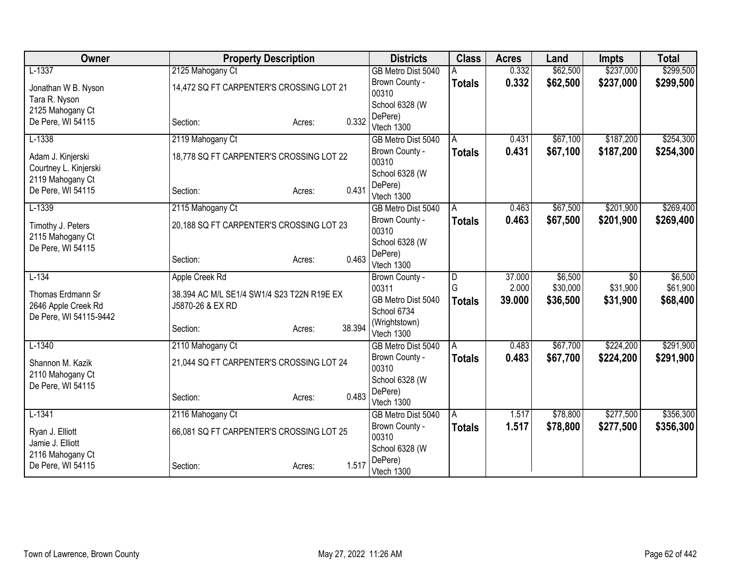| Owner | Property Description | Districts | Class | Acres | Land | Impts | Total |
|---|---|---|---|---|---|---|---|
| L-1337<br>Jonathan W B. Nyson<br>Tara R. Nyson<br>2125 Mahogany Ct<br>De Pere, WI 54115 | 2125 Mahogany Ct<br>14,472 SQ FT CARPENTER'S CROSSING LOT 21<br>Section: Acres: 0.332 | GB Metro Dist 5040<br>Brown County - 00310<br>School 6328 (W DePere)<br>Vtech 1300 | A<br>**Totals** | 0.332<br>**0.332** | $62,500<br>**$62,500** | $237,000<br>**$237,000** | $299,500<br>**$299,500** |
| L-1338<br>Adam J. Kinjerski<br>Courtney L. Kinjerski<br>2119 Mahogany Ct<br>De Pere, WI 54115 | 2119 Mahogany Ct<br>18,778 SQ FT CARPENTER'S CROSSING LOT 22<br>Section: Acres: 0.431 | GB Metro Dist 5040<br>Brown County - 00310<br>School 6328 (W DePere)<br>Vtech 1300 | A<br>**Totals** | 0.431<br>**0.431** | $67,100<br>**$67,100** | $187,200<br>**$187,200** | $254,300<br>**$254,300** |
| L-1339<br>Timothy J. Peters<br>2115 Mahogany Ct<br>De Pere, WI 54115 | 2115 Mahogany Ct<br>20,188 SQ FT CARPENTER'S CROSSING LOT 23<br>Section: Acres: 0.463 | GB Metro Dist 5040<br>Brown County - 00310<br>School 6328 (W DePere)<br>Vtech 1300 | A<br>**Totals** | 0.463<br>**0.463** | $67,500<br>**$67,500** | $201,900<br>**$201,900** | $269,400<br>**$269,400** |
| L-134<br>Thomas Erdmann Sr<br>2646 Apple Creek Rd<br>De Pere, WI 54115-9442 | Apple Creek Rd<br>38.394 AC M/L SE1/4 SW1/4 S23 T22N R19E EX J5870-26 & EX RD<br>Section: Acres: 38.394 | Brown County - 00311<br>GB Metro Dist 5040<br>School 6734 (Wrightstown)<br>Vtech 1300 | D<br>G<br>**Totals** | 37.000<br>2.000<br>**39.000** | $6,500<br>$30,000<br>**$36,500** | $0<br>$31,900<br>**$31,900** | $6,500<br>$61,900<br>**$68,400** |
| L-1340<br>Shannon M. Kazik<br>2110 Mahogany Ct<br>De Pere, WI 54115 | 2110 Mahogany Ct<br>21,044 SQ FT CARPENTER'S CROSSING LOT 24<br>Section: Acres: 0.483 | GB Metro Dist 5040<br>Brown County - 00310<br>School 6328 (W DePere)<br>Vtech 1300 | A<br>**Totals** | 0.483<br>**0.483** | $67,700<br>**$67,700** | $224,200<br>**$224,200** | $291,900<br>**$291,900** |
| L-1341<br>Ryan J. Elliott<br>Jamie J. Elliott<br>2116 Mahogany Ct<br>De Pere, WI 54115 | 2116 Mahogany Ct<br>66,081 SQ FT CARPENTER'S CROSSING LOT 25<br>Section: Acres: 1.517 | GB Metro Dist 5040<br>Brown County - 00310<br>School 6328 (W DePere)<br>Vtech 1300 | A<br>**Totals** | 1.517<br>**1.517** | $78,800<br>**$78,800** | $277,500<br>**$277,500** | $356,300<br>**$356,300** |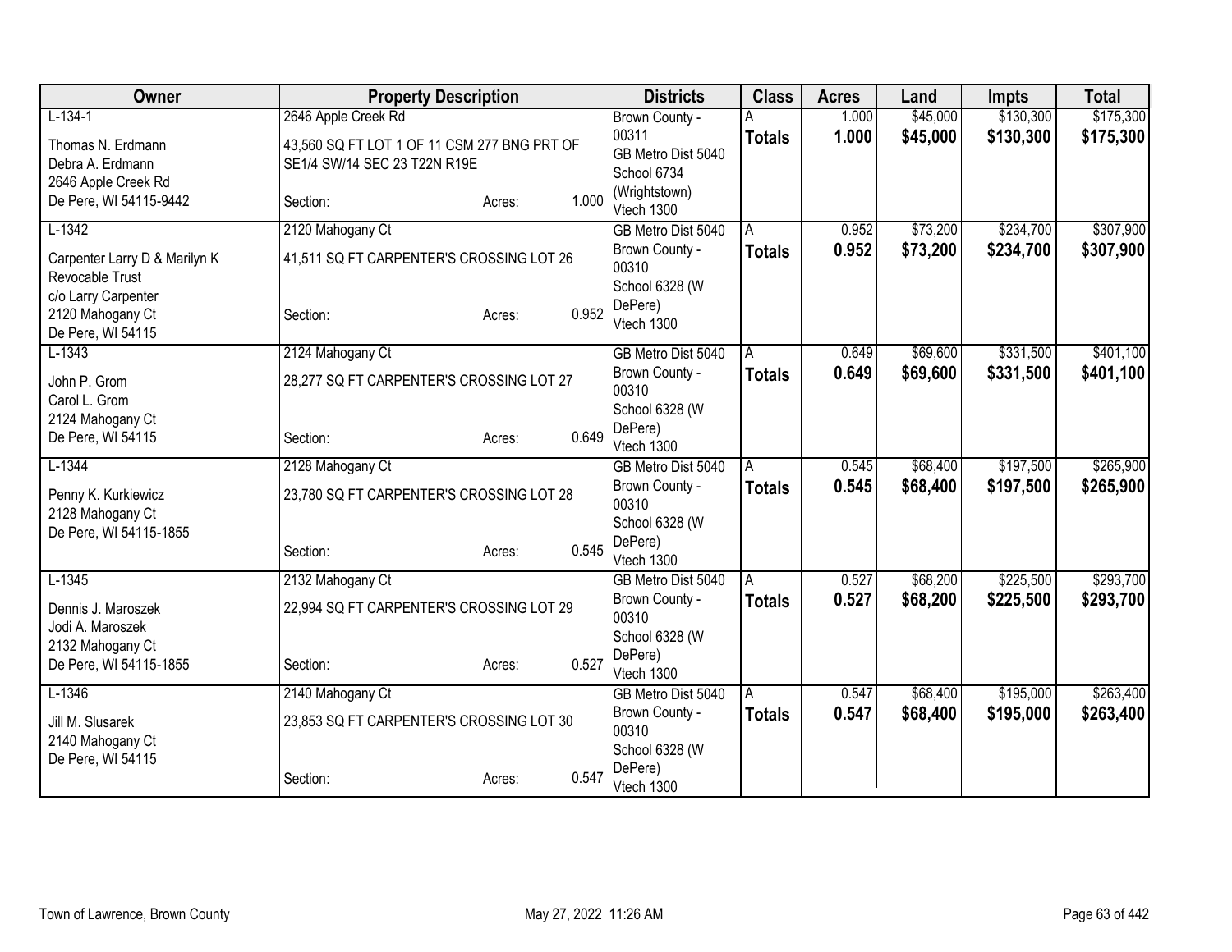| Owner | Property Description | | | Districts | Class | Acres | Land | Impts | Total |
|---|---|---|---|---|---|---|---|---|---|
| L-134-1<br>Thomas N. Erdmann<br>Debra A. Erdmann<br>2646 Apple Creek Rd<br>De Pere, WI 54115-9442 | 2646 Apple Creek Rd<br>43,560 SQ FT LOT 1 OF 11 CSM 277 BNG PRT OF SE1/4 SW/14 SEC 23 T22N R19E<br>Section: | Acres: | 1.000 | Brown County - 00311<br>GB Metro Dist 5040<br>School 6734 (Wrightstown)<br>Vtech 1300 | A<br>**Totals** | 1.000<br>**1.000** | $45,000<br>**$45,000** | $130,300<br>**$130,300** | $175,300<br>**$175,300** |
| L-1342<br>Carpenter Larry D & Marilyn K Revocable Trust<br>c/o Larry Carpenter<br>2120 Mahogany Ct<br>De Pere, WI 54115 | 2120 Mahogany Ct<br>41,511 SQ FT CARPENTER'S CROSSING LOT 26<br>Section: | Acres: | 0.952 | GB Metro Dist 5040<br>Brown County - 00310<br>School 6328 (W DePere)<br>Vtech 1300 | A<br>**Totals** | 0.952<br>**0.952** | $73,200<br>**$73,200** | $234,700<br>**$234,700** | $307,900<br>**$307,900** |
| L-1343<br>John P. Grom<br>Carol L. Grom<br>2124 Mahogany Ct<br>De Pere, WI 54115 | 2124 Mahogany Ct<br>28,277 SQ FT CARPENTER'S CROSSING LOT 27<br>Section: | Acres: | 0.649 | GB Metro Dist 5040<br>Brown County - 00310<br>School 6328 (W DePere)<br>Vtech 1300 | A<br>**Totals** | 0.649<br>**0.649** | $69,600<br>**$69,600** | $331,500<br>**$331,500** | $401,100<br>**$401,100** |
| L-1344<br>Penny K. Kurkiewicz<br>2128 Mahogany Ct<br>De Pere, WI 54115-1855 | 2128 Mahogany Ct<br>23,780 SQ FT CARPENTER'S CROSSING LOT 28<br>Section: | Acres: | 0.545 | GB Metro Dist 5040<br>Brown County - 00310<br>School 6328 (W DePere)<br>Vtech 1300 | A<br>**Totals** | 0.545<br>**0.545** | $68,400<br>**$68,400** | $197,500<br>**$197,500** | $265,900<br>**$265,900** |
| L-1345<br>Dennis J. Maroszek<br>Jodi A. Maroszek<br>2132 Mahogany Ct<br>De Pere, WI 54115-1855 | 2132 Mahogany Ct<br>22,994 SQ FT CARPENTER'S CROSSING LOT 29<br>Section: | Acres: | 0.527 | GB Metro Dist 5040<br>Brown County - 00310<br>School 6328 (W DePere)<br>Vtech 1300 | A<br>**Totals** | 0.527<br>**0.527** | $68,200<br>**$68,200** | $225,500<br>**$225,500** | $293,700<br>**$293,700** |
| L-1346<br>Jill M. Slusarek<br>2140 Mahogany Ct<br>De Pere, WI 54115 | 2140 Mahogany Ct<br>23,853 SQ FT CARPENTER'S CROSSING LOT 30<br>Section: | Acres: | 0.547 | GB Metro Dist 5040<br>Brown County - 00310<br>School 6328 (W DePere)<br>Vtech 1300 | A<br>**Totals** | 0.547<br>**0.547** | $68,400<br>**$68,400** | $195,000<br>**$195,000** | $263,400<br>**$263,400** |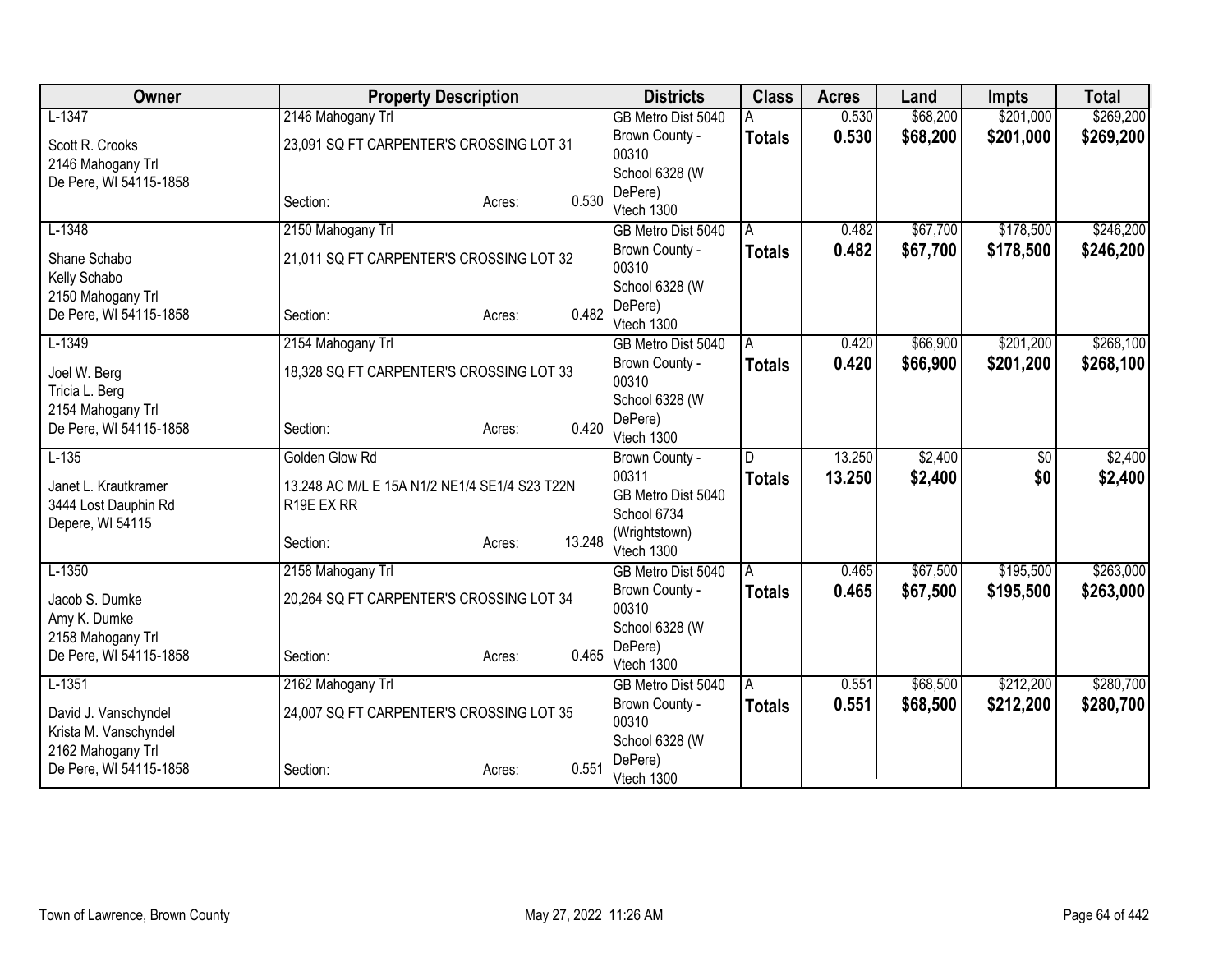| Owner | Property Description | | | Districts | Class | Acres | Land | Impts | Total |
|---|---|---|---|---|---|---|---|---|---|
| L-1347 | 2146 Mahogany Trl | | | GB Metro Dist 5040 | A | 0.530 | $68,200 | $201,000 | $269,200 |
| Scott R. Crooks<br>2146 Mahogany Trl<br>De Pere, WI 54115-1858 | 23,091 SQ FT CARPENTER'S CROSSING LOT 31 | | | Brown County - 00310<br>School 6328 (W DePere)<br>Vtech 1300 | **Totals** | **0.530** | **$68,200** | **$201,000** | **$269,200** |
| | Section: | Acres: | 0.530 | | | | | | |
| L-1348 | 2150 Mahogany Trl | | | GB Metro Dist 5040 | A | 0.482 | $67,700 | $178,500 | $246,200 |
| Shane Schabo<br>Kelly Schabo<br>2150 Mahogany Trl<br>De Pere, WI 54115-1858 | 21,011 SQ FT CARPENTER'S CROSSING LOT 32 | | | Brown County - 00310<br>School 6328 (W DePere)<br>Vtech 1300 | **Totals** | **0.482** | **$67,700** | **$178,500** | **$246,200** |
| | Section: | Acres: | 0.482 | | | | | | |
| L-1349 | 2154 Mahogany Trl | | | GB Metro Dist 5040 | A | 0.420 | $66,900 | $201,200 | $268,100 |
| Joel W. Berg<br>Tricia L. Berg<br>2154 Mahogany Trl<br>De Pere, WI 54115-1858 | 18,328 SQ FT CARPENTER'S CROSSING LOT 33 | | | Brown County - 00310<br>School 6328 (W DePere)<br>Vtech 1300 | **Totals** | **0.420** | **$66,900** | **$201,200** | **$268,100** |
| | Section: | Acres: | 0.420 | | | | | | |
| L-135 | Golden Glow Rd | | | Brown County - 00311 | D | 13.250 | $2,400 | $0 | $2,400 |
| Janet L. Krautkramer<br>3444 Lost Dauphin Rd<br>Depere, WI 54115 | 13.248 AC M/L E 15A N1/2 NE1/4 SE1/4 S23 T22N R19E EX RR | | | GB Metro Dist 5040<br>School 6734 (Wrightstown)<br>Vtech 1300 | **Totals** | **13.250** | **$2,400** | **$0** | **$2,400** |
| | Section: | Acres: | 13.248 | | | | | | |
| L-1350 | 2158 Mahogany Trl | | | GB Metro Dist 5040 | A | 0.465 | $67,500 | $195,500 | $263,000 |
| Jacob S. Dumke<br>Amy K. Dumke<br>2158 Mahogany Trl<br>De Pere, WI 54115-1858 | 20,264 SQ FT CARPENTER'S CROSSING LOT 34 | | | Brown County - 00310<br>School 6328 (W DePere)<br>Vtech 1300 | **Totals** | **0.465** | **$67,500** | **$195,500** | **$263,000** |
| | Section: | Acres: | 0.465 | | | | | | |
| L-1351 | 2162 Mahogany Trl | | | GB Metro Dist 5040 | A | 0.551 | $68,500 | $212,200 | $280,700 |
| David J. Vanschyndel<br>Krista M. Vanschyndel<br>2162 Mahogany Trl<br>De Pere, WI 54115-1858 | 24,007 SQ FT CARPENTER'S CROSSING LOT 35 | | | Brown County - 00310<br>School 6328 (W DePere)<br>Vtech 1300 | **Totals** | **0.551** | **$68,500** | **$212,200** | **$280,700** |
| | Section: | Acres: | 0.551 | | | | | | |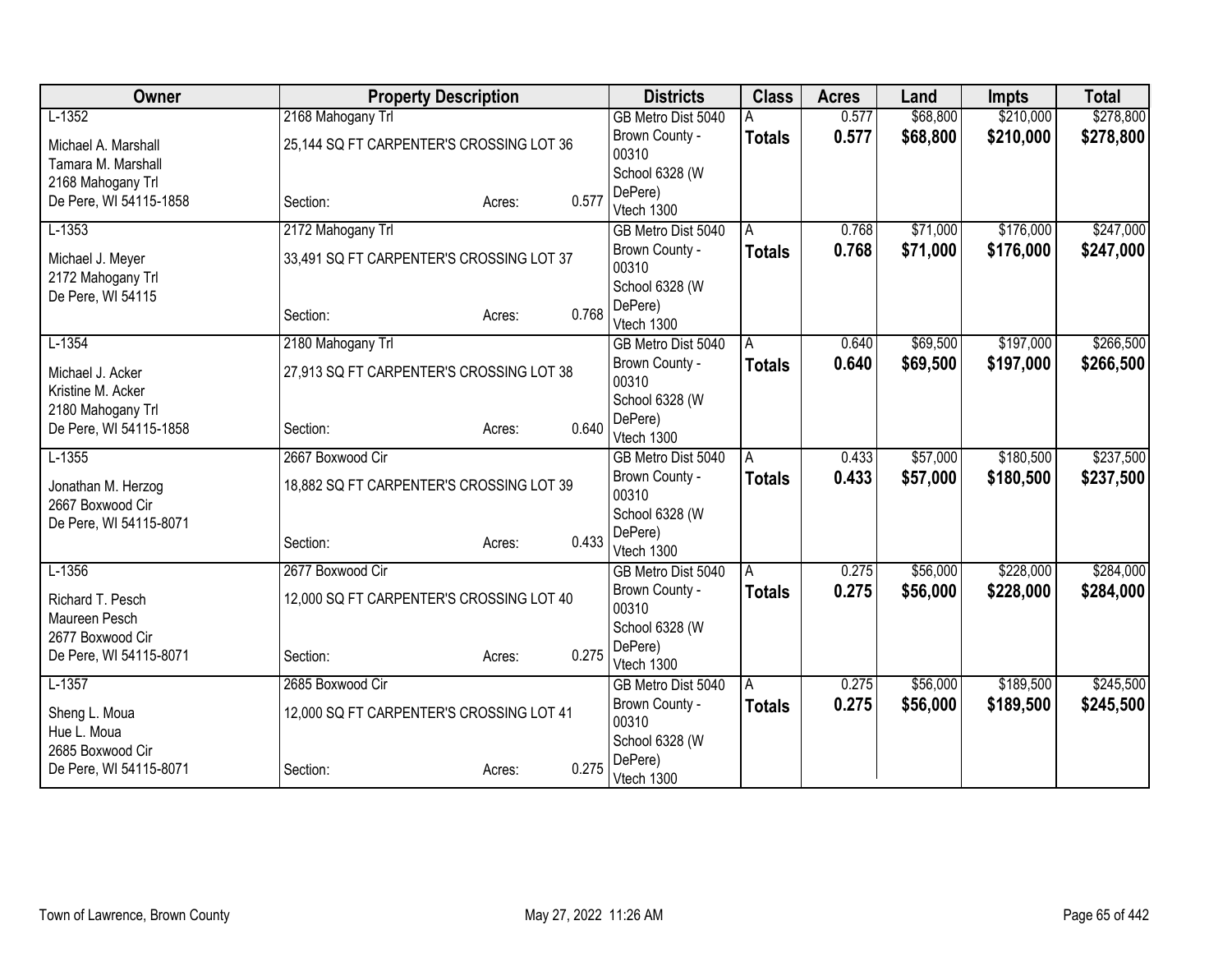| Owner | Property Description | Districts | Class | Acres | Land | Impts | Total |
|---|---|---|---|---|---|---|---|
| L-1352<br><br>Michael A. Marshall<br>Tamara M. Marshall<br>2168 Mahogany Trl<br>De Pere, WI 54115-1858 | 2168 Mahogany Trl<br><br>25,144 SQ FT CARPENTER'S CROSSING LOT 36<br><br>Section: Acres: 0.577 | GB Metro Dist 5040<br>Brown County - 00310<br>School 6328 (W DePere)<br>Vtech 1300 | A<br>**Totals** | 0.577<br>**0.577** | $68,800<br>**$68,800** | $210,000<br>**$210,000** | $278,800<br>**$278,800** |
| L-1353<br><br>Michael J. Meyer<br>2172 Mahogany Trl<br>De Pere, WI 54115 | 2172 Mahogany Trl<br><br>33,491 SQ FT CARPENTER'S CROSSING LOT 37<br><br>Section: Acres: 0.768 | GB Metro Dist 5040<br>Brown County - 00310<br>School 6328 (W DePere)<br>Vtech 1300 | A<br>**Totals** | 0.768<br>**0.768** | $71,000<br>**$71,000** | $176,000<br>**$176,000** | $247,000<br>**$247,000** |
| L-1354<br><br>Michael J. Acker<br>Kristine M. Acker<br>2180 Mahogany Trl<br>De Pere, WI 54115-1858 | 2180 Mahogany Trl<br><br>27,913 SQ FT CARPENTER'S CROSSING LOT 38<br><br>Section: Acres: 0.640 | GB Metro Dist 5040<br>Brown County - 00310<br>School 6328 (W DePere)<br>Vtech 1300 | A<br>**Totals** | 0.640<br>**0.640** | $69,500<br>**$69,500** | $197,000<br>**$197,000** | $266,500<br>**$266,500** |
| L-1355<br><br>Jonathan M. Herzog<br>2667 Boxwood Cir<br>De Pere, WI 54115-8071 | 2667 Boxwood Cir<br><br>18,882 SQ FT CARPENTER'S CROSSING LOT 39<br><br>Section: Acres: 0.433 | GB Metro Dist 5040<br>Brown County - 00310<br>School 6328 (W DePere)<br>Vtech 1300 | A<br>**Totals** | 0.433<br>**0.433** | $57,000<br>**$57,000** | $180,500<br>**$180,500** | $237,500<br>**$237,500** |
| L-1356<br><br>Richard T. Pesch<br>Maureen Pesch<br>2677 Boxwood Cir<br>De Pere, WI 54115-8071 | 2677 Boxwood Cir<br><br>12,000 SQ FT CARPENTER'S CROSSING LOT 40<br><br>Section: Acres: 0.275 | GB Metro Dist 5040<br>Brown County - 00310<br>School 6328 (W DePere)<br>Vtech 1300 | A<br>**Totals** | 0.275<br>**0.275** | $56,000<br>**$56,000** | $228,000<br>**$228,000** | $284,000<br>**$284,000** |
| L-1357<br><br>Sheng L. Moua<br>Hue L. Moua<br>2685 Boxwood Cir<br>De Pere, WI 54115-8071 | 2685 Boxwood Cir<br><br>12,000 SQ FT CARPENTER'S CROSSING LOT 41<br><br>Section: Acres: 0.275 | GB Metro Dist 5040<br>Brown County - 00310<br>School 6328 (W DePere)<br>Vtech 1300 | A<br>**Totals** | 0.275<br>**0.275** | $56,000<br>**$56,000** | $189,500<br>**$189,500** | $245,500<br>**$245,500** |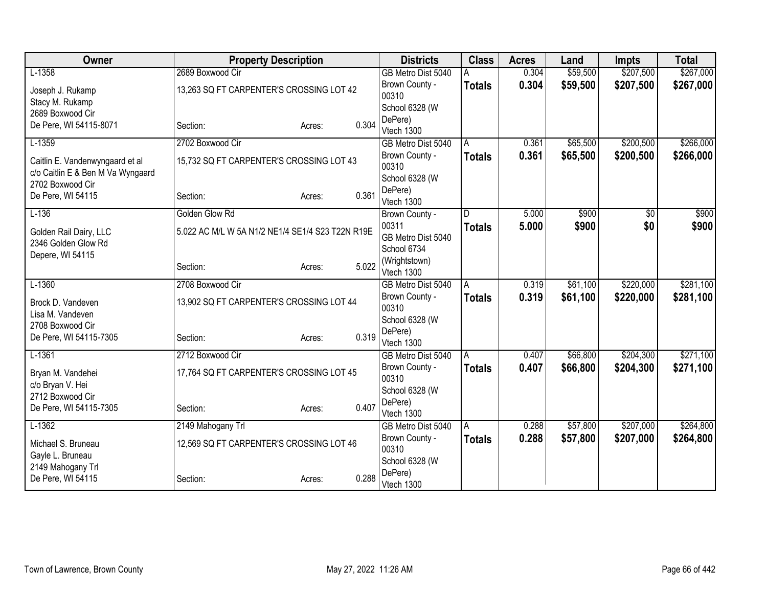| Owner | Property Description | | | Districts | Class | Acres | Land | Impts | Total |
|---|---|---|---|---|---|---|---|---|---|
| L-1358 | 2689 Boxwood Cir | | | GB Metro Dist 5040 | A | 0.304 | $59,500 | $207,500 | $267,000 |
| Joseph J. Rukamp<br>Stacy M. Rukamp<br>2689 Boxwood Cir<br>De Pere, WI 54115-8071 | 13,263 SQ FT CARPENTER'S CROSSING LOT 42<br><br>Section: | Acres: | 0.304 | Brown County - 00310<br>School 6328 (W DePere)<br>Vtech 1300 | **Totals** | **0.304** | **$59,500** | **$207,500** | **$267,000** |
| L-1359 | 2702 Boxwood Cir | | | GB Metro Dist 5040 | A | 0.361 | $65,500 | $200,500 | $266,000 |
| Caitlin E. Vandenwyngaard et al<br>c/o Caitlin E & Ben M Va Wyngaard<br>2702 Boxwood Cir<br>De Pere, WI 54115 | 15,732 SQ FT CARPENTER'S CROSSING LOT 43<br><br>Section: | Acres: | 0.361 | Brown County - 00310<br>School 6328 (W DePere)<br>Vtech 1300 | **Totals** | **0.361** | **$65,500** | **$200,500** | **$266,000** |
| L-136 | Golden Glow Rd | | | Brown County - 00311 | D | 5.000 | $900 | $0 | $900 |
| Golden Rail Dairy, LLC<br>2346 Golden Glow Rd<br>Depere, WI 54115 | 5.022 AC M/L W 5A N1/2 NE1/4 SE1/4 S23 T22N R19E<br><br>Section: | Acres: | 5.022 | GB Metro Dist 5040<br>School 6734 (Wrightstown)<br>Vtech 1300 | **Totals** | **5.000** | **$900** | **$0** | **$900** |
| L-1360 | 2708 Boxwood Cir | | | GB Metro Dist 5040 | A | 0.319 | $61,100 | $220,000 | $281,100 |
| Brock D. Vandeven<br>Lisa M. Vandeven<br>2708 Boxwood Cir<br>De Pere, WI 54115-7305 | 13,902 SQ FT CARPENTER'S CROSSING LOT 44<br><br>Section: | Acres: | 0.319 | Brown County - 00310<br>School 6328 (W DePere)<br>Vtech 1300 | **Totals** | **0.319** | **$61,100** | **$220,000** | **$281,100** |
| L-1361 | 2712 Boxwood Cir | | | GB Metro Dist 5040 | A | 0.407 | $66,800 | $204,300 | $271,100 |
| Bryan M. Vandehei<br>c/o Bryan V. Hei<br>2712 Boxwood Cir<br>De Pere, WI 54115-7305 | 17,764 SQ FT CARPENTER'S CROSSING LOT 45<br><br>Section: | Acres: | 0.407 | Brown County - 00310<br>School 6328 (W DePere)<br>Vtech 1300 | **Totals** | **0.407** | **$66,800** | **$204,300** | **$271,100** |
| L-1362 | 2149 Mahogany Trl | | | GB Metro Dist 5040 | A | 0.288 | $57,800 | $207,000 | $264,800 |
| Michael S. Bruneau<br>Gayle L. Bruneau<br>2149 Mahogany Trl<br>De Pere, WI 54115 | 12,569 SQ FT CARPENTER'S CROSSING LOT 46<br><br>Section: | Acres: | 0.288 | Brown County - 00310<br>School 6328 (W DePere)<br>Vtech 1300 | **Totals** | **0.288** | **$57,800** | **$207,000** | **$264,800** |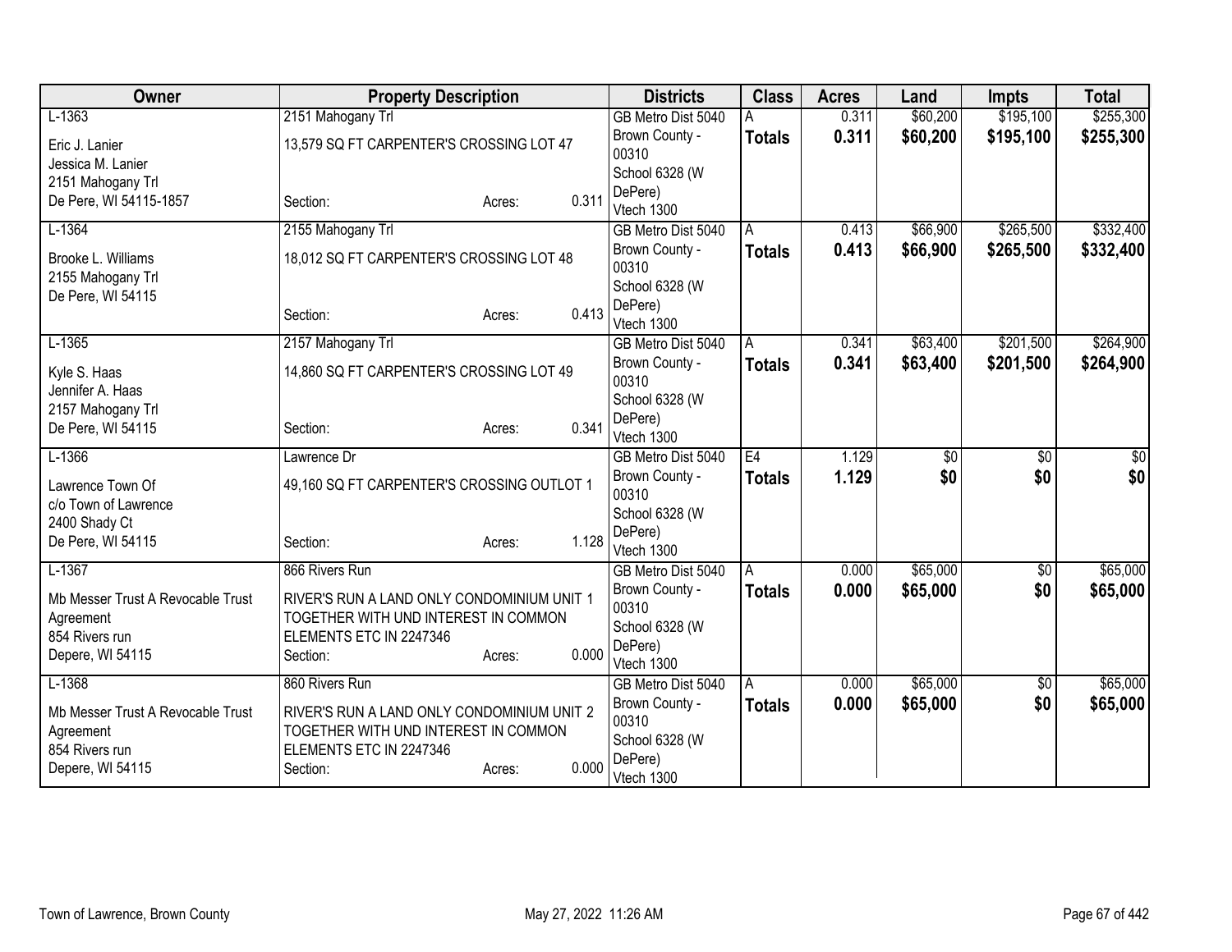| Owner | Property Description | | | Districts | Class | Acres | Land | Impts | Total |
|---|---|---|---|---|---|---|---|---|---|
| L-1363 | 2151 Mahogany Trl | | | GB Metro Dist 5040 | A | 0.311 | $60,200 | $195,100 | $255,300 |
| Eric J. Lanier<br>Jessica M. Lanier<br>2151 Mahogany Trl<br>De Pere, WI 54115-1857 | 13,579 SQ FT CARPENTER'S CROSSING LOT 47<br>Section: | Acres: | 0.311 | Brown County - 00310<br>School 6328 (W DePere)<br>Vtech 1300 | **Totals** | **0.311** | **$60,200** | **$195,100** | **$255,300** |
| L-1364 | 2155 Mahogany Trl | | | GB Metro Dist 5040 | A | 0.413 | $66,900 | $265,500 | $332,400 |
| Brooke L. Williams<br>2155 Mahogany Trl<br>De Pere, WI 54115 | 18,012 SQ FT CARPENTER'S CROSSING LOT 48<br>Section: | Acres: | 0.413 | Brown County - 00310<br>School 6328 (W DePere)<br>Vtech 1300 | **Totals** | **0.413** | **$66,900** | **$265,500** | **$332,400** |
| L-1365 | 2157 Mahogany Trl | | | GB Metro Dist 5040 | A | 0.341 | $63,400 | $201,500 | $264,900 |
| Kyle S. Haas<br>Jennifer A. Haas<br>2157 Mahogany Trl<br>De Pere, WI 54115 | 14,860 SQ FT CARPENTER'S CROSSING LOT 49<br>Section: | Acres: | 0.341 | Brown County - 00310<br>School 6328 (W DePere)<br>Vtech 1300 | **Totals** | **0.341** | **$63,400** | **$201,500** | **$264,900** |
| L-1366 | Lawrence Dr | | | GB Metro Dist 5040 | E4 | 1.129 | $0 | $0 | $0 |
| Lawrence Town Of<br>c/o Town of Lawrence<br>2400 Shady Ct<br>De Pere, WI 54115 | 49,160 SQ FT CARPENTER'S CROSSING OUTLOT 1<br>Section: | Acres: | 1.128 | Brown County - 00310<br>School 6328 (W DePere)<br>Vtech 1300 | **Totals** | **1.129** | **$0** | **$0** | **$0** |
| L-1367 | 866 Rivers Run | | | GB Metro Dist 5040 | A | 0.000 | $65,000 | $0 | $65,000 |
| Mb Messer Trust A Revocable Trust Agreement<br>854 Rivers run<br>Depere, WI 54115 | RIVER'S RUN A LAND ONLY CONDOMINIUM UNIT 1 TOGETHER WITH UND INTEREST IN COMMON ELEMENTS ETC IN 2247346<br>Section: | Acres: | 0.000 | Brown County - 00310<br>School 6328 (W DePere)<br>Vtech 1300 | **Totals** | **0.000** | **$65,000** | **$0** | **$65,000** |
| L-1368 | 860 Rivers Run | | | GB Metro Dist 5040 | A | 0.000 | $65,000 | $0 | $65,000 |
| Mb Messer Trust A Revocable Trust Agreement<br>854 Rivers run<br>Depere, WI 54115 | RIVER'S RUN A LAND ONLY CONDOMINIUM UNIT 2 TOGETHER WITH UND INTEREST IN COMMON ELEMENTS ETC IN 2247346<br>Section: | Acres: | 0.000 | Brown County - 00310<br>School 6328 (W DePere)<br>Vtech 1300 | **Totals** | **0.000** | **$65,000** | **$0** | **$65,000** |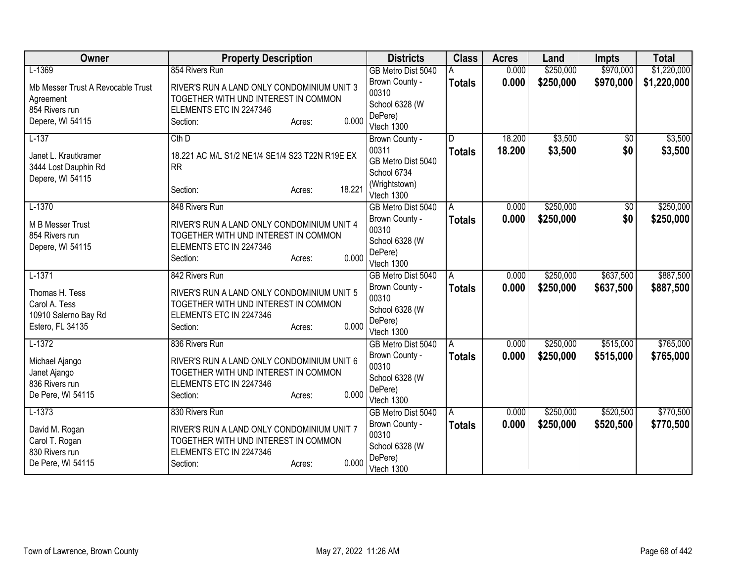| Owner | Property Description | Districts | Class | Acres | Land | Impts | Total |
|---|---|---|---|---|---|---|---|
| L-1369<br>Mb Messer Trust A Revocable Trust Agreement<br>854 Rivers run<br>Depere, WI 54115 | 854 Rivers Run<br>RIVER'S RUN A LAND ONLY CONDOMINIUM UNIT 3 TOGETHER WITH UND INTEREST IN COMMON ELEMENTS ETC IN 2247346<br>Section: Acres: 0.000 | GB Metro Dist 5040<br>Brown County - 00310<br>School 6328 (W DePere)<br>Vtech 1300 | A<br>**Totals** | 0.000<br>**0.000** | $250,000<br>**$250,000** | $970,000<br>**$970,000** | $1,220,000<br>**$1,220,000** |
| L-137<br>Janet L. Krautkramer<br>3444 Lost Dauphin Rd<br>Depere, WI 54115 | Cth D<br>18.221 AC M/L S1/2 NE1/4 SE1/4 S23 T22N R19E EX RR<br>Section: Acres: 18.221 | Brown County - 00311<br>GB Metro Dist 5040<br>School 6734 (Wrightstown)<br>Vtech 1300 | D<br>**Totals** | 18.200<br>**18.200** | $3,500<br>**$3,500** | $0<br>**$0** | $3,500<br>**$3,500** |
| L-1370<br>M B Messer Trust<br>854 Rivers run<br>Depere, WI 54115 | 848 Rivers Run<br>RIVER'S RUN A LAND ONLY CONDOMINIUM UNIT 4 TOGETHER WITH UND INTEREST IN COMMON ELEMENTS ETC IN 2247346<br>Section: Acres: 0.000 | GB Metro Dist 5040<br>Brown County - 00310<br>School 6328 (W DePere)<br>Vtech 1300 | A<br>**Totals** | 0.000<br>**0.000** | $250,000<br>**$250,000** | $0<br>**$0** | $250,000<br>**$250,000** |
| L-1371<br>Thomas H. Tess<br>Carol A. Tess<br>10910 Salerno Bay Rd<br>Estero, FL 34135 | 842 Rivers Run<br>RIVER'S RUN A LAND ONLY CONDOMINIUM UNIT 5 TOGETHER WITH UND INTEREST IN COMMON ELEMENTS ETC IN 2247346<br>Section: Acres: 0.000 | GB Metro Dist 5040<br>Brown County - 00310<br>School 6328 (W DePere)<br>Vtech 1300 | A<br>**Totals** | 0.000<br>**0.000** | $250,000<br>**$250,000** | $637,500<br>**$637,500** | $887,500<br>**$887,500** |
| L-1372<br>Michael Ajango<br>Janet Ajango<br>836 Rivers run<br>De Pere, WI 54115 | 836 Rivers Run<br>RIVER'S RUN A LAND ONLY CONDOMINIUM UNIT 6 TOGETHER WITH UND INTEREST IN COMMON ELEMENTS ETC IN 2247346<br>Section: Acres: 0.000 | GB Metro Dist 5040<br>Brown County - 00310<br>School 6328 (W DePere)<br>Vtech 1300 | A<br>**Totals** | 0.000<br>**0.000** | $250,000<br>**$250,000** | $515,000<br>**$515,000** | $765,000<br>**$765,000** |
| L-1373<br>David M. Rogan<br>Carol T. Rogan<br>830 Rivers run<br>De Pere, WI 54115 | 830 Rivers Run<br>RIVER'S RUN A LAND ONLY CONDOMINIUM UNIT 7 TOGETHER WITH UND INTEREST IN COMMON ELEMENTS ETC IN 2247346<br>Section: Acres: 0.000 | GB Metro Dist 5040<br>Brown County - 00310<br>School 6328 (W DePere)<br>Vtech 1300 | A<br>**Totals** | 0.000<br>**0.000** | $250,000<br>**$250,000** | $520,500<br>**$520,500** | $770,500<br>**$770,500** |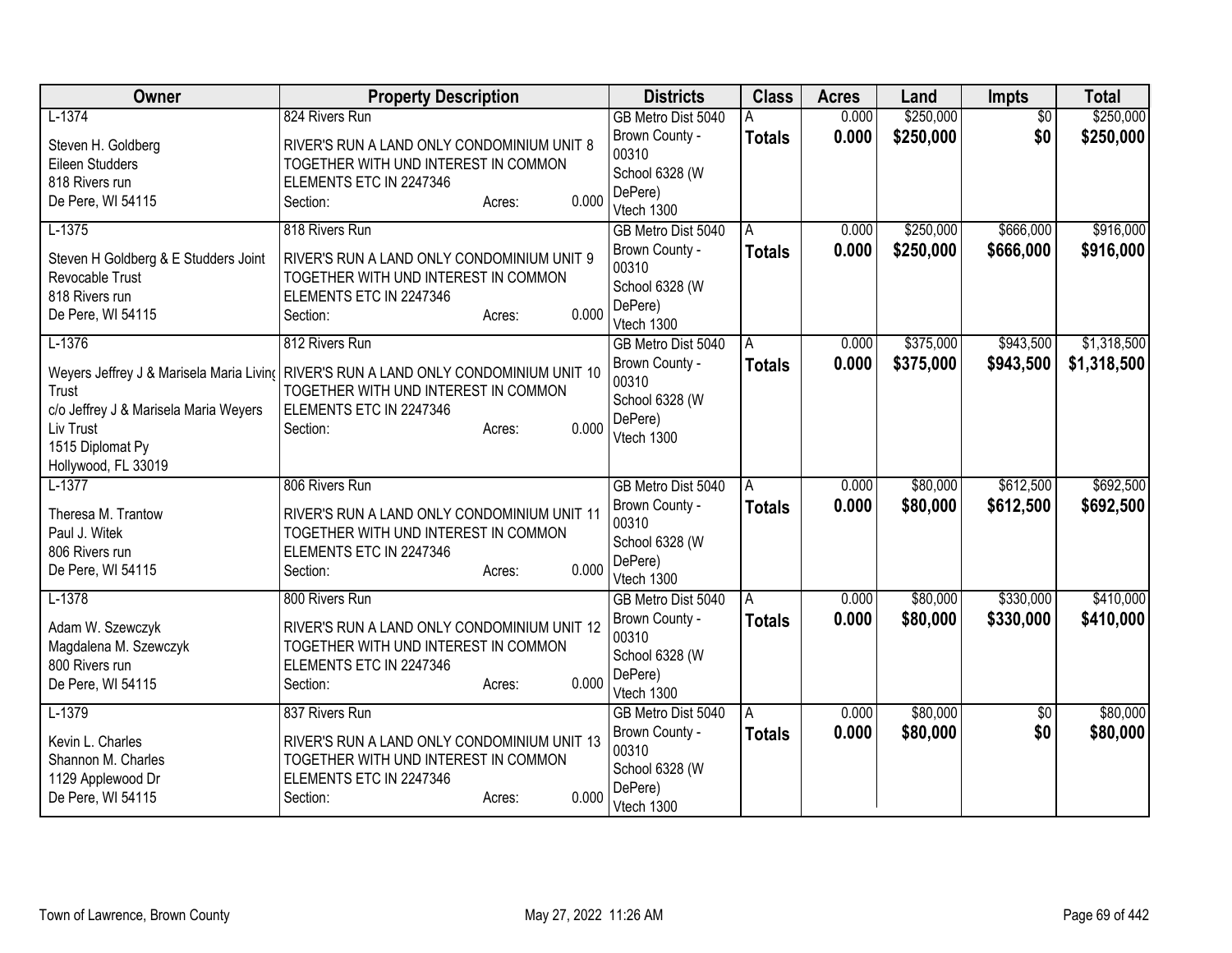| Owner | Property Description | Districts | Class | Acres | Land | Impts | Total |
|---|---|---|---|---|---|---|---|
| L-1374<br>Steven H. Goldberg<br>Eileen Studders<br>818 Rivers run<br>De Pere, WI 54115 | 824 Rivers Run<br>RIVER'S RUN A LAND ONLY CONDOMINIUM UNIT 8 TOGETHER WITH UND INTEREST IN COMMON ELEMENTS ETC IN 2247346<br>Section: Acres: 0.000 | GB Metro Dist 5040<br>Brown County - 00310<br>School 6328 (W DePere)<br>Vtech 1300 | A<br>**Totals** | 0.000<br>**0.000** | $250,000<br>**$250,000** | $0<br>**$0** | $250,000<br>**$250,000** |
| L-1375<br>Steven H Goldberg & E Studders Joint Revocable Trust<br>818 Rivers run<br>De Pere, WI 54115 | 818 Rivers Run<br>RIVER'S RUN A LAND ONLY CONDOMINIUM UNIT 9 TOGETHER WITH UND INTEREST IN COMMON ELEMENTS ETC IN 2247346<br>Section: Acres: 0.000 | GB Metro Dist 5040<br>Brown County - 00310<br>School 6328 (W DePere)<br>Vtech 1300 | A<br>**Totals** | 0.000<br>**0.000** | $250,000<br>**$250,000** | $666,000<br>**$666,000** | $916,000<br>**$916,000** |
| L-1376<br>Weyers Jeffrey J & Marisela Maria Living Trust<br>c/o Jeffrey J & Marisela Maria Weyers Liv Trust<br>1515 Diplomat Py<br>Hollywood, FL 33019 | 812 Rivers Run<br>RIVER'S RUN A LAND ONLY CONDOMINIUM UNIT 10 TOGETHER WITH UND INTEREST IN COMMON ELEMENTS ETC IN 2247346<br>Section: Acres: 0.000 | GB Metro Dist 5040<br>Brown County - 00310<br>School 6328 (W DePere)<br>Vtech 1300 | A<br>**Totals** | 0.000<br>**0.000** | $375,000<br>**$375,000** | $943,500<br>**$943,500** | $1,318,500<br>**$1,318,500** |
| L-1377<br>Theresa M. Trantow<br>Paul J. Witek<br>806 Rivers run<br>De Pere, WI 54115 | 806 Rivers Run<br>RIVER'S RUN A LAND ONLY CONDOMINIUM UNIT 11 TOGETHER WITH UND INTEREST IN COMMON ELEMENTS ETC IN 2247346<br>Section: Acres: 0.000 | GB Metro Dist 5040<br>Brown County - 00310<br>School 6328 (W DePere)<br>Vtech 1300 | A<br>**Totals** | 0.000<br>**0.000** | $80,000<br>**$80,000** | $612,500<br>**$612,500** | $692,500<br>**$692,500** |
| L-1378<br>Adam W. Szewczyk<br>Magdalena M. Szewczyk<br>800 Rivers run<br>De Pere, WI 54115 | 800 Rivers Run<br>RIVER'S RUN A LAND ONLY CONDOMINIUM UNIT 12 TOGETHER WITH UND INTEREST IN COMMON ELEMENTS ETC IN 2247346<br>Section: Acres: 0.000 | GB Metro Dist 5040<br>Brown County - 00310<br>School 6328 (W DePere)<br>Vtech 1300 | A<br>**Totals** | 0.000<br>**0.000** | $80,000<br>**$80,000** | $330,000<br>**$330,000** | $410,000<br>**$410,000** |
| L-1379<br>Kevin L. Charles<br>Shannon M. Charles<br>1129 Applewood Dr<br>De Pere, WI 54115 | 837 Rivers Run<br>RIVER'S RUN A LAND ONLY CONDOMINIUM UNIT 13 TOGETHER WITH UND INTEREST IN COMMON ELEMENTS ETC IN 2247346<br>Section: Acres: 0.000 | GB Metro Dist 5040<br>Brown County - 00310<br>School 6328 (W DePere)<br>Vtech 1300 | A<br>**Totals** | 0.000<br>**0.000** | $80,000<br>**$80,000** | $0<br>**$0** | $80,000<br>**$80,000** |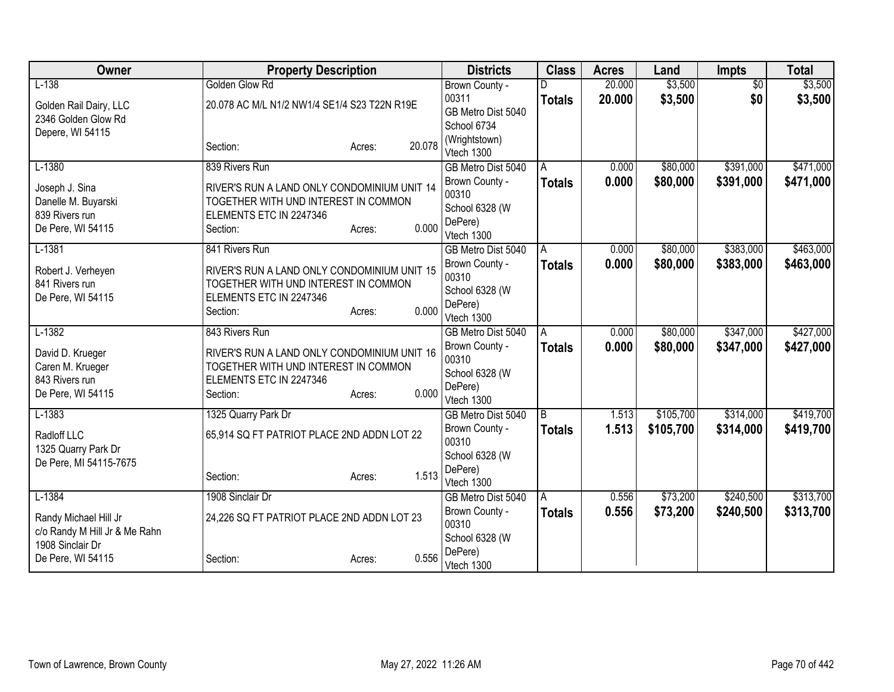| Owner | Property Description | Districts | Class | Acres | Land | Impts | Total |
|---|---|---|---|---|---|---|---|
| L-138<br><br>Golden Rail Dairy, LLC<br>2346 Golden Glow Rd<br>Depere, WI 54115 | Golden Glow Rd<br><br>20.078 AC M/L N1/2 NW1/4 SE1/4 S23 T22N R19E<br><br>Section: Acres: 20.078 | Brown County - 00311<br>GB Metro Dist 5040<br>School 6734 (Wrightstown)<br>Vtech 1300 | D<br>**Totals** | 20.000<br>**20.000** | $3,500<br>**$3,500** | $0<br>**$0** | $3,500<br>**$3,500** |
| L-1380<br><br>Joseph J. Sina<br>Danelle M. Buyarski<br>839 Rivers run<br>De Pere, WI 54115 | 839 Rivers Run<br><br>RIVER'S RUN A LAND ONLY CONDOMINIUM UNIT 14 TOGETHER WITH UND INTEREST IN COMMON ELEMENTS ETC IN 2247346<br>Section: Acres: 0.000 | GB Metro Dist 5040<br>Brown County - 00310<br>School 6328 (W DePere)<br>Vtech 1300 | A<br>**Totals** | 0.000<br>**0.000** | $80,000<br>**$80,000** | $391,000<br>**$391,000** | $471,000<br>**$471,000** |
| L-1381<br><br>Robert J. Verheyen<br>841 Rivers run<br>De Pere, WI 54115 | 841 Rivers Run<br><br>RIVER'S RUN A LAND ONLY CONDOMINIUM UNIT 15 TOGETHER WITH UND INTEREST IN COMMON ELEMENTS ETC IN 2247346<br>Section: Acres: 0.000 | GB Metro Dist 5040<br>Brown County - 00310<br>School 6328 (W DePere)<br>Vtech 1300 | A<br>**Totals** | 0.000<br>**0.000** | $80,000<br>**$80,000** | $383,000<br>**$383,000** | $463,000<br>**$463,000** |
| L-1382<br><br>David D. Krueger<br>Caren M. Krueger<br>843 Rivers run<br>De Pere, WI 54115 | 843 Rivers Run<br><br>RIVER'S RUN A LAND ONLY CONDOMINIUM UNIT 16 TOGETHER WITH UND INTEREST IN COMMON ELEMENTS ETC IN 2247346<br>Section: Acres: 0.000 | GB Metro Dist 5040<br>Brown County - 00310<br>School 6328 (W DePere)<br>Vtech 1300 | A<br>**Totals** | 0.000<br>**0.000** | $80,000<br>**$80,000** | $347,000<br>**$347,000** | $427,000<br>**$427,000** |
| L-1383<br><br>Radloff LLC<br>1325 Quarry Park Dr<br>De Pere, MI 54115-7675 | 1325 Quarry Park Dr<br><br>65,914 SQ FT PATRIOT PLACE 2ND ADDN LOT 22<br><br>Section: Acres: 1.513 | GB Metro Dist 5040<br>Brown County - 00310<br>School 6328 (W DePere)<br>Vtech 1300 | B<br>**Totals** | 1.513<br>**1.513** | $105,700<br>**$105,700** | $314,000<br>**$314,000** | $419,700<br>**$419,700** |
| L-1384<br><br>Randy Michael Hill Jr<br>c/o Randy M Hill Jr & Me Rahn<br>1908 Sinclair Dr<br>De Pere, WI 54115 | 1908 Sinclair Dr<br><br>24,226 SQ FT PATRIOT PLACE 2ND ADDN LOT 23<br><br>Section: Acres: 0.556 | GB Metro Dist 5040<br>Brown County - 00310<br>School 6328 (W DePere)<br>Vtech 1300 | A<br>**Totals** | 0.556<br>**0.556** | $73,200<br>**$73,200** | $240,500<br>**$240,500** | $313,700<br>**$313,700** |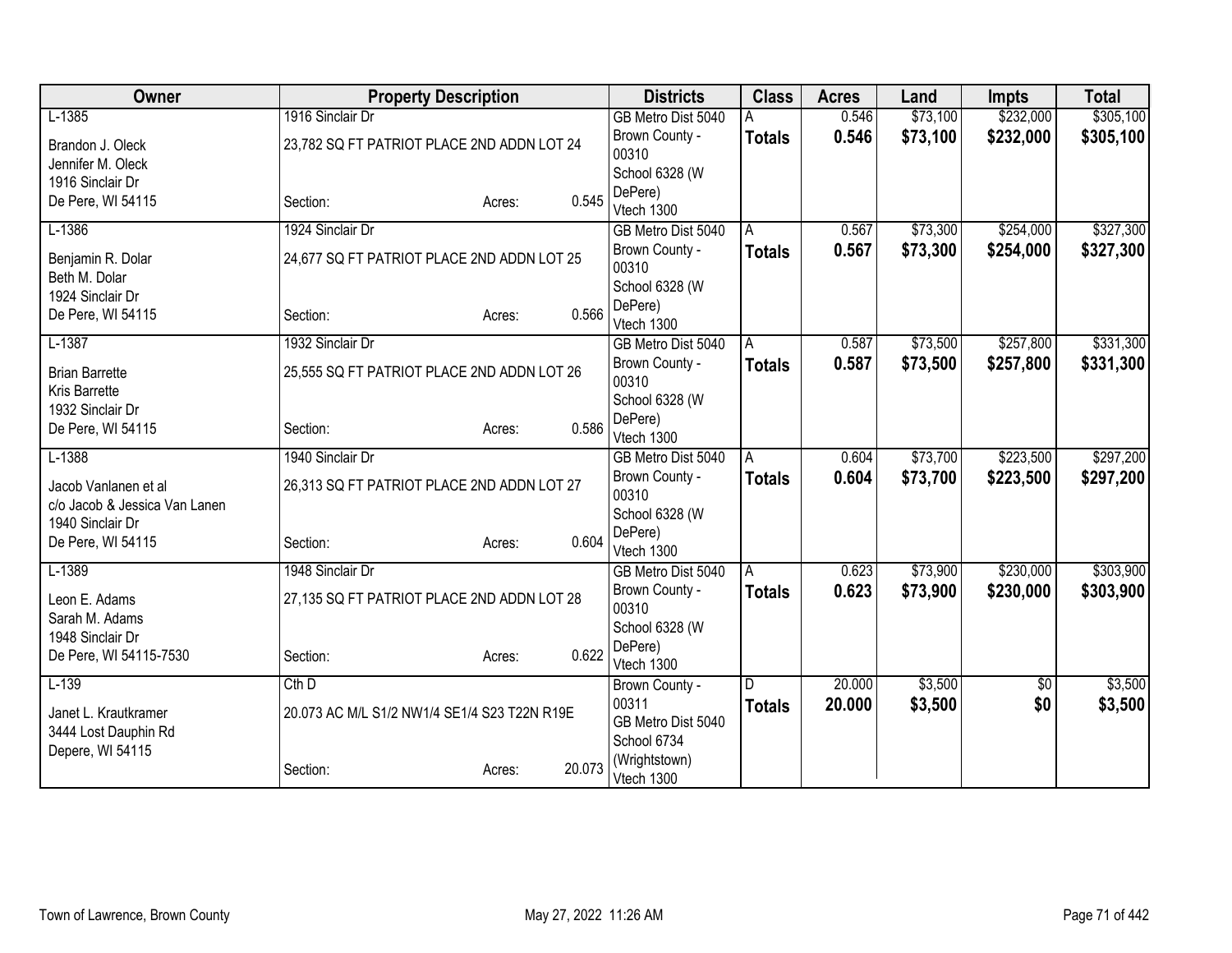| Owner | Property Description | | | Districts | Class | Acres | Land | Impts | Total |
|---|---|---|---|---|---|---|---|---|---|
| L-1385 | 1916 Sinclair Dr | | | GB Metro Dist 5040 | A | 0.546 | $73,100 | $232,000 | $305,100 |
| Brandon J. Oleck<br>Jennifer M. Oleck<br>1916 Sinclair Dr<br>De Pere, WI 54115 | 23,782 SQ FT PATRIOT PLACE 2ND ADDN LOT 24<br>Section: | Acres: | 0.545 | Brown County - 00310<br>School 6328 (W DePere)<br>Vtech 1300 | **Totals** | **0.546** | **$73,100** | **$232,000** | **$305,100** |
| L-1386 | 1924 Sinclair Dr | | | GB Metro Dist 5040 | A | 0.567 | $73,300 | $254,000 | $327,300 |
| Benjamin R. Dolar<br>Beth M. Dolar<br>1924 Sinclair Dr<br>De Pere, WI 54115 | 24,677 SQ FT PATRIOT PLACE 2ND ADDN LOT 25<br>Section: | Acres: | 0.566 | Brown County - 00310<br>School 6328 (W DePere)<br>Vtech 1300 | **Totals** | **0.567** | **$73,300** | **$254,000** | **$327,300** |
| L-1387 | 1932 Sinclair Dr | | | GB Metro Dist 5040 | A | 0.587 | $73,500 | $257,800 | $331,300 |
| Brian Barrette<br>Kris Barrette<br>1932 Sinclair Dr<br>De Pere, WI 54115 | 25,555 SQ FT PATRIOT PLACE 2ND ADDN LOT 26<br>Section: | Acres: | 0.586 | Brown County - 00310<br>School 6328 (W DePere)<br>Vtech 1300 | **Totals** | **0.587** | **$73,500** | **$257,800** | **$331,300** |
| L-1388 | 1940 Sinclair Dr | | | GB Metro Dist 5040 | A | 0.604 | $73,700 | $223,500 | $297,200 |
| Jacob Vanlanen et al<br>c/o Jacob & Jessica Van Lanen<br>1940 Sinclair Dr<br>De Pere, WI 54115 | 26,313 SQ FT PATRIOT PLACE 2ND ADDN LOT 27<br>Section: | Acres: | 0.604 | Brown County - 00310<br>School 6328 (W DePere)<br>Vtech 1300 | **Totals** | **0.604** | **$73,700** | **$223,500** | **$297,200** |
| L-1389 | 1948 Sinclair Dr | | | GB Metro Dist 5040 | A | 0.623 | $73,900 | $230,000 | $303,900 |
| Leon E. Adams<br>Sarah M. Adams<br>1948 Sinclair Dr<br>De Pere, WI 54115-7530 | 27,135 SQ FT PATRIOT PLACE 2ND ADDN LOT 28<br>Section: | Acres: | 0.622 | Brown County - 00310<br>School 6328 (W DePere)<br>Vtech 1300 | **Totals** | **0.623** | **$73,900** | **$230,000** | **$303,900** |
| L-139 | Cth D | | | Brown County - 00311 | D | 20.000 | $3,500 | $0 | $3,500 |
| Janet L. Krautkramer<br>3444 Lost Dauphin Rd<br>Depere, WI 54115 | 20.073 AC M/L S1/2 NW1/4 SE1/4 S23 T22N R19E<br>Section: | Acres: | 20.073 | GB Metro Dist 5040<br>School 6734 (Wrightstown)<br>Vtech 1300 | **Totals** | **20.000** | **$3,500** | **$0** | **$3,500** |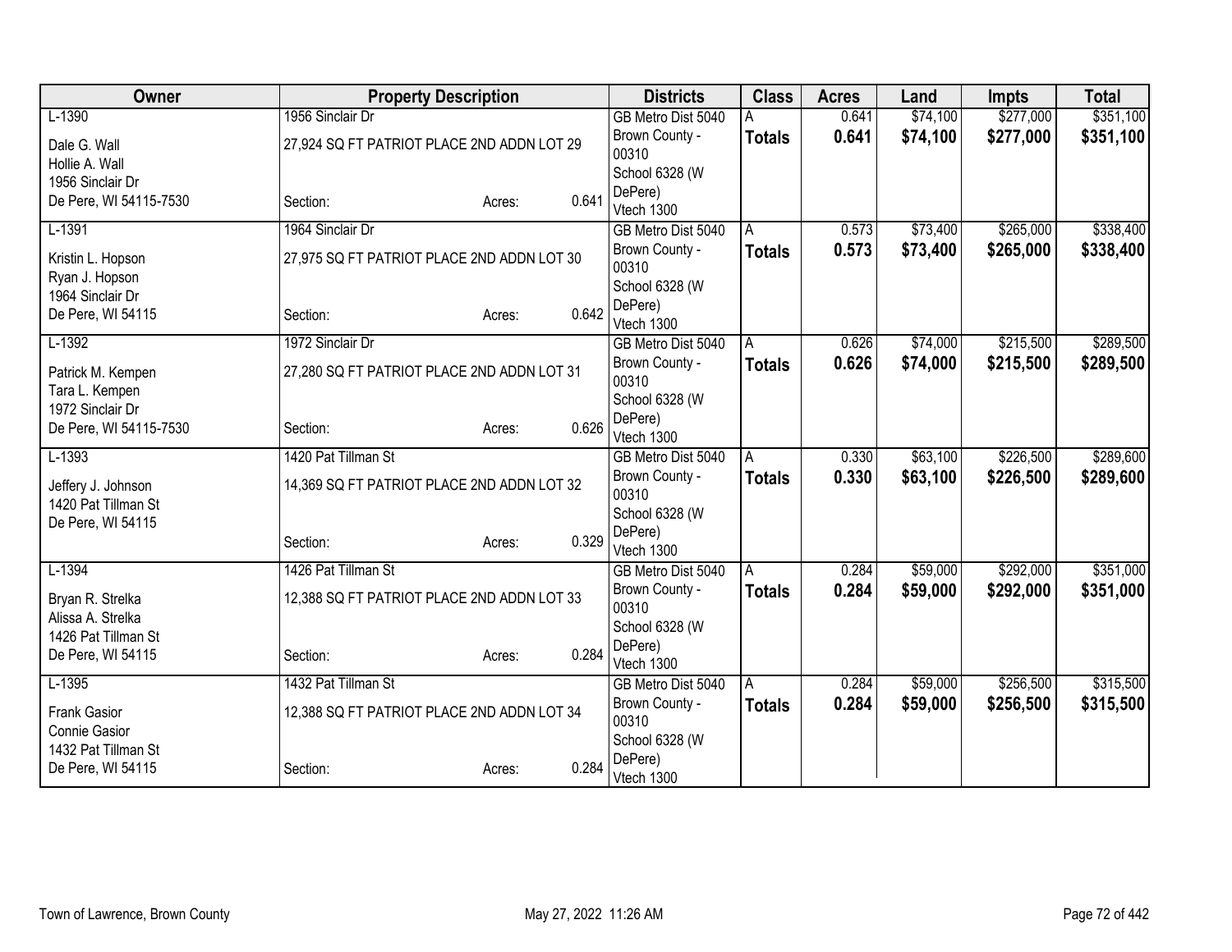| Owner | Property Description | Districts | Class | Acres | Land | Impts | Total |
|---|---|---|---|---|---|---|---|
| L-1390<br>Dale G. Wall<br>Hollie A. Wall<br>1956 Sinclair Dr<br>De Pere, WI 54115-7530 | 1956 Sinclair Dr<br>27,924 SQ FT PATRIOT PLACE 2ND ADDN LOT 29<br>Section: Acres: 0.641 | GB Metro Dist 5040<br>Brown County - 00310<br>School 6328 (W DePere)<br>Vtech 1300 | A<br>**Totals** | 0.641<br>**0.641** | $74,100<br>**$74,100** | $277,000<br>**$277,000** | $351,100<br>**$351,100** |
| L-1391<br>Kristin L. Hopson<br>Ryan J. Hopson<br>1964 Sinclair Dr<br>De Pere, WI 54115 | 1964 Sinclair Dr<br>27,975 SQ FT PATRIOT PLACE 2ND ADDN LOT 30<br>Section: Acres: 0.642 | GB Metro Dist 5040<br>Brown County - 00310<br>School 6328 (W DePere)<br>Vtech 1300 | A<br>**Totals** | 0.573<br>**0.573** | $73,400<br>**$73,400** | $265,000<br>**$265,000** | $338,400<br>**$338,400** |
| L-1392<br>Patrick M. Kempen<br>Tara L. Kempen<br>1972 Sinclair Dr<br>De Pere, WI 54115-7530 | 1972 Sinclair Dr<br>27,280 SQ FT PATRIOT PLACE 2ND ADDN LOT 31<br>Section: Acres: 0.626 | GB Metro Dist 5040<br>Brown County - 00310<br>School 6328 (W DePere)<br>Vtech 1300 | A<br>**Totals** | 0.626<br>**0.626** | $74,000<br>**$74,000** | $215,500<br>**$215,500** | $289,500<br>**$289,500** |
| L-1393<br>Jeffery J. Johnson<br>1420 Pat Tillman St<br>De Pere, WI 54115 | 1420 Pat Tillman St<br>14,369 SQ FT PATRIOT PLACE 2ND ADDN LOT 32<br>Section: Acres: 0.329 | GB Metro Dist 5040<br>Brown County - 00310<br>School 6328 (W DePere)<br>Vtech 1300 | A<br>**Totals** | 0.330<br>**0.330** | $63,100<br>**$63,100** | $226,500<br>**$226,500** | $289,600<br>**$289,600** |
| L-1394<br>Bryan R. Strelka<br>Alissa A. Strelka<br>1426 Pat Tillman St<br>De Pere, WI 54115 | 1426 Pat Tillman St<br>12,388 SQ FT PATRIOT PLACE 2ND ADDN LOT 33<br>Section: Acres: 0.284 | GB Metro Dist 5040<br>Brown County - 00310<br>School 6328 (W DePere)<br>Vtech 1300 | A<br>**Totals** | 0.284<br>**0.284** | $59,000<br>**$59,000** | $292,000<br>**$292,000** | $351,000<br>**$351,000** |
| L-1395<br>Frank Gasior<br>Connie Gasior<br>1432 Pat Tillman St<br>De Pere, WI 54115 | 1432 Pat Tillman St<br>12,388 SQ FT PATRIOT PLACE 2ND ADDN LOT 34<br>Section: Acres: 0.284 | GB Metro Dist 5040<br>Brown County - 00310<br>School 6328 (W DePere)<br>Vtech 1300 | A<br>**Totals** | 0.284<br>**0.284** | $59,000<br>**$59,000** | $256,500<br>**$256,500** | $315,500<br>**$315,500** |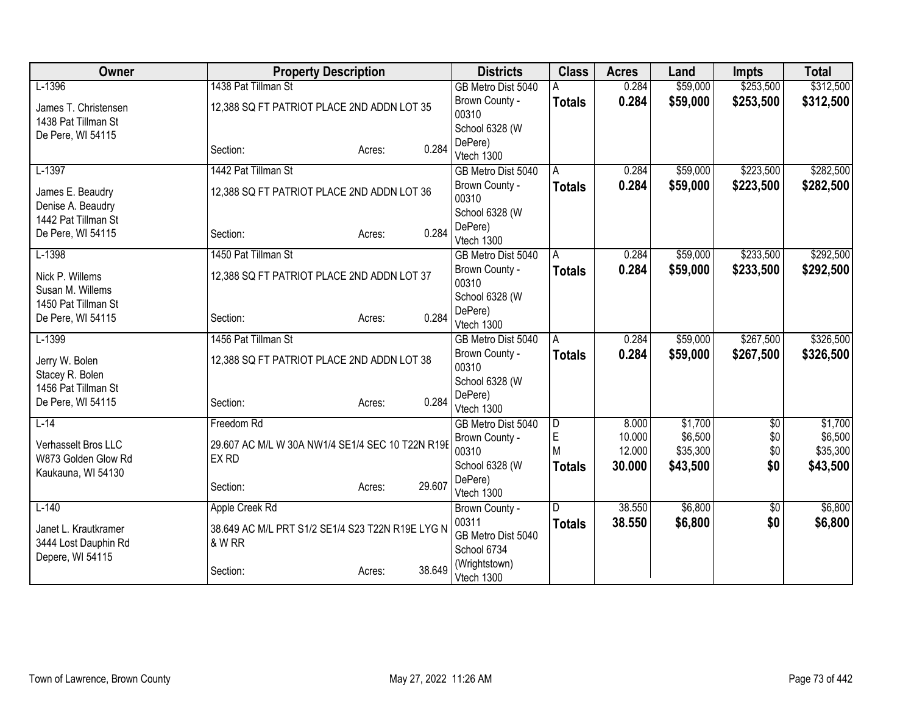| Owner | Property Description | | | Districts | Class | Acres | Land | Impts | Total |
|---|---|---|---|---|---|---|---|---|---|
| L-1396 | 1438 Pat Tillman St | | | GB Metro Dist 5040 | A | 0.284 | $59,000 | $253,500 | $312,500 |
| James T. Christensen<br>1438 Pat Tillman St<br>De Pere, WI 54115 | 12,388 SQ FT PATRIOT PLACE 2ND ADDN LOT 35 | | | Brown County - 00310<br>School 6328 (W DePere)<br>Vtech 1300 | **Totals** | **0.284** | **$59,000** | **$253,500** | **$312,500** |
| | Section: | Acres: | 0.284 | | | | | | |
| L-1397 | 1442 Pat Tillman St | | | GB Metro Dist 5040 | A | 0.284 | $59,000 | $223,500 | $282,500 |
| James E. Beaudry<br>Denise A. Beaudry<br>1442 Pat Tillman St<br>De Pere, WI 54115 | 12,388 SQ FT PATRIOT PLACE 2ND ADDN LOT 36 | | | Brown County - 00310<br>School 6328 (W DePere)<br>Vtech 1300 | **Totals** | **0.284** | **$59,000** | **$223,500** | **$282,500** |
| | Section: | Acres: | 0.284 | | | | | | |
| L-1398 | 1450 Pat Tillman St | | | GB Metro Dist 5040 | A | 0.284 | $59,000 | $233,500 | $292,500 |
| Nick P. Willems<br>Susan M. Willems<br>1450 Pat Tillman St<br>De Pere, WI 54115 | 12,388 SQ FT PATRIOT PLACE 2ND ADDN LOT 37 | | | Brown County - 00310<br>School 6328 (W DePere)<br>Vtech 1300 | **Totals** | **0.284** | **$59,000** | **$233,500** | **$292,500** |
| | Section: | Acres: | 0.284 | | | | | | |
| L-1399 | 1456 Pat Tillman St | | | GB Metro Dist 5040 | A | 0.284 | $59,000 | $267,500 | $326,500 |
| Jerry W. Bolen<br>Stacey R. Bolen<br>1456 Pat Tillman St<br>De Pere, WI 54115 | 12,388 SQ FT PATRIOT PLACE 2ND ADDN LOT 38 | | | Brown County - 00310<br>School 6328 (W DePere)<br>Vtech 1300 | **Totals** | **0.284** | **$59,000** | **$267,500** | **$326,500** |
| | Section: | Acres: | 0.284 | | | | | | |
| L-14 | Freedom Rd | | | GB Metro Dist 5040 | D | 8.000 | $1,700 | $0 | $1,700 |
| Verhasselt Bros LLC<br>W873 Golden Glow Rd<br>Kaukauna, WI 54130 | 29.607 AC M/L W 30A NW1/4 SE1/4 SEC 10 T22N R19E EX RD | | | Brown County - 00310<br>School 6328 (W DePere)<br>Vtech 1300 | E | 10.000 | $6,500 | $0 | $6,500 |
| | | | | | M | 12.000 | $35,300 | $0 | $35,300 |
| | | | | | **Totals** | **30.000** | **$43,500** | **$0** | **$43,500** |
| | Section: | Acres: | 29.607 | | | | | | |
| L-140 | Apple Creek Rd | | | Brown County - 00311 | D | 38.550 | $6,800 | $0 | $6,800 |
| Janet L. Krautkramer<br>3444 Lost Dauphin Rd<br>Depere, WI 54115 | 38.649 AC M/L PRT S1/2 SE1/4 S23 T22N R19E LYG N & W RR | | | GB Metro Dist 5040<br>School 6734 (Wrightstown)<br>Vtech 1300 | **Totals** | **38.550** | **$6,800** | **$0** | **$6,800** |
| | Section: | Acres: | 38.649 | | | | | | |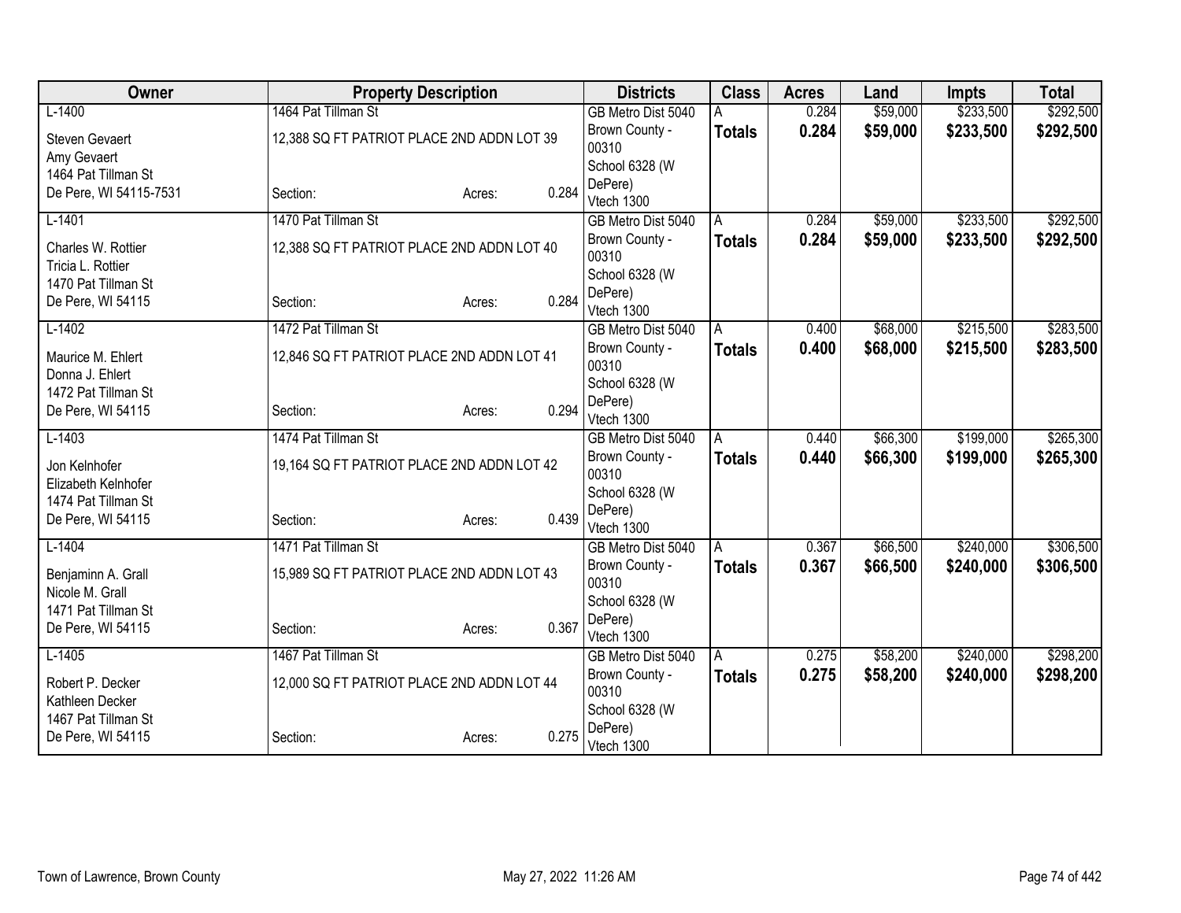| Owner | Property Description | Districts | Class | Acres | Land | Impts | Total |
|---|---|---|---|---|---|---|---|
| L-1400<br>Steven Gevaert<br>Amy Gevaert<br>1464 Pat Tillman St<br>De Pere, WI 54115-7531 | 1464 Pat Tillman St<br>12,388 SQ FT PATRIOT PLACE 2ND ADDN LOT 39<br>Section: Acres: 0.284 | GB Metro Dist 5040<br>Brown County - 00310<br>School 6328 (W DePere)<br>Vtech 1300 | A<br>**Totals** | 0.284<br>**0.284** | $59,000<br>**$59,000** | $233,500<br>**$233,500** | $292,500<br>**$292,500** |
| L-1401<br>Charles W. Rottier<br>Tricia L. Rottier<br>1470 Pat Tillman St<br>De Pere, WI 54115 | 1470 Pat Tillman St<br>12,388 SQ FT PATRIOT PLACE 2ND ADDN LOT 40<br>Section: Acres: 0.284 | GB Metro Dist 5040<br>Brown County - 00310<br>School 6328 (W DePere)<br>Vtech 1300 | A<br>**Totals** | 0.284<br>**0.284** | $59,000<br>**$59,000** | $233,500<br>**$233,500** | $292,500<br>**$292,500** |
| L-1402<br>Maurice M. Ehlert<br>Donna J. Ehlert<br>1472 Pat Tillman St<br>De Pere, WI 54115 | 1472 Pat Tillman St<br>12,846 SQ FT PATRIOT PLACE 2ND ADDN LOT 41<br>Section: Acres: 0.294 | GB Metro Dist 5040<br>Brown County - 00310<br>School 6328 (W DePere)<br>Vtech 1300 | A<br>**Totals** | 0.400<br>**0.400** | $68,000<br>**$68,000** | $215,500<br>**$215,500** | $283,500<br>**$283,500** |
| L-1403<br>Jon Kelnhofer<br>Elizabeth Kelnhofer<br>1474 Pat Tillman St<br>De Pere, WI 54115 | 1474 Pat Tillman St<br>19,164 SQ FT PATRIOT PLACE 2ND ADDN LOT 42<br>Section: Acres: 0.439 | GB Metro Dist 5040<br>Brown County - 00310<br>School 6328 (W DePere)<br>Vtech 1300 | A<br>**Totals** | 0.440<br>**0.440** | $66,300<br>**$66,300** | $199,000<br>**$199,000** | $265,300<br>**$265,300** |
| L-1404<br>Benjaminn A. Grall<br>Nicole M. Grall<br>1471 Pat Tillman St<br>De Pere, WI 54115 | 1471 Pat Tillman St<br>15,989 SQ FT PATRIOT PLACE 2ND ADDN LOT 43<br>Section: Acres: 0.367 | GB Metro Dist 5040<br>Brown County - 00310<br>School 6328 (W DePere)<br>Vtech 1300 | A<br>**Totals** | 0.367<br>**0.367** | $66,500<br>**$66,500** | $240,000<br>**$240,000** | $306,500<br>**$306,500** |
| L-1405<br>Robert P. Decker<br>Kathleen Decker<br>1467 Pat Tillman St<br>De Pere, WI 54115 | 1467 Pat Tillman St<br>12,000 SQ FT PATRIOT PLACE 2ND ADDN LOT 44<br>Section: Acres: 0.275 | GB Metro Dist 5040<br>Brown County - 00310<br>School 6328 (W DePere)<br>Vtech 1300 | A<br>**Totals** | 0.275<br>**0.275** | $58,200<br>**$58,200** | $240,000<br>**$240,000** | $298,200<br>**$298,200** |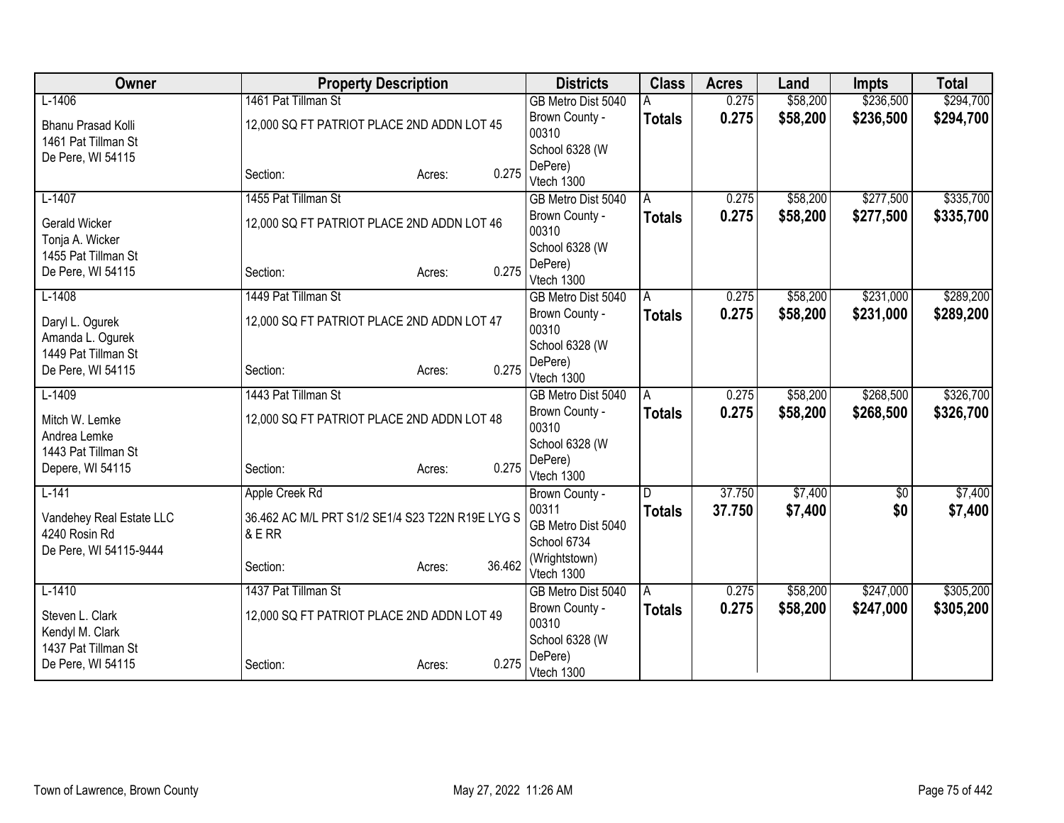| Owner | Property Description | | | Districts | Class | Acres | Land | Impts | Total |
|---|---|---|---|---|---|---|---|---|---|
| L-1406 | 1461 Pat Tillman St | | | GB Metro Dist 5040 | A | 0.275 | $58,200 | $236,500 | $294,700 |
| Bhanu Prasad Kolli<br>1461 Pat Tillman St<br>De Pere, WI 54115 | 12,000 SQ FT PATRIOT PLACE 2ND ADDN LOT 45 | | | Brown County - 00310<br>School 6328 (W DePere)<br>Vtech 1300 | **Totals** | **0.275** | **$58,200** | **$236,500** | **$294,700** |
| | Section: | Acres: | 0.275 | | | | | | |
| L-1407 | 1455 Pat Tillman St | | | GB Metro Dist 5040 | A | 0.275 | $58,200 | $277,500 | $335,700 |
| Gerald Wicker<br>Tonja A. Wicker<br>1455 Pat Tillman St<br>De Pere, WI 54115 | 12,000 SQ FT PATRIOT PLACE 2ND ADDN LOT 46 | | | Brown County - 00310<br>School 6328 (W DePere)<br>Vtech 1300 | **Totals** | **0.275** | **$58,200** | **$277,500** | **$335,700** |
| | Section: | Acres: | 0.275 | | | | | | |
| L-1408 | 1449 Pat Tillman St | | | GB Metro Dist 5040 | A | 0.275 | $58,200 | $231,000 | $289,200 |
| Daryl L. Ogurek<br>Amanda L. Ogurek<br>1449 Pat Tillman St<br>De Pere, WI 54115 | 12,000 SQ FT PATRIOT PLACE 2ND ADDN LOT 47 | | | Brown County - 00310<br>School 6328 (W DePere)<br>Vtech 1300 | **Totals** | **0.275** | **$58,200** | **$231,000** | **$289,200** |
| | Section: | Acres: | 0.275 | | | | | | |
| L-1409 | 1443 Pat Tillman St | | | GB Metro Dist 5040 | A | 0.275 | $58,200 | $268,500 | $326,700 |
| Mitch W. Lemke<br>Andrea Lemke<br>1443 Pat Tillman St<br>Depere, WI 54115 | 12,000 SQ FT PATRIOT PLACE 2ND ADDN LOT 48 | | | Brown County - 00310<br>School 6328 (W DePere)<br>Vtech 1300 | **Totals** | **0.275** | **$58,200** | **$268,500** | **$326,700** |
| | Section: | Acres: | 0.275 | | | | | | |
| L-141 | Apple Creek Rd | | | Brown County - 00311 | D | 37.750 | $7,400 | $0 | $7,400 |
| Vandehey Real Estate LLC<br>4240 Rosin Rd<br>De Pere, WI 54115-9444 | 36.462 AC M/L PRT S1/2 SE1/4 S23 T22N R19E LYG S & E RR | | | GB Metro Dist 5040<br>School 6734 (Wrightstown)<br>Vtech 1300 | **Totals** | **37.750** | **$7,400** | **$0** | **$7,400** |
| | Section: | Acres: | 36.462 | | | | | | |
| L-1410 | 1437 Pat Tillman St | | | GB Metro Dist 5040 | A | 0.275 | $58,200 | $247,000 | $305,200 |
| Steven L. Clark<br>Kendyl M. Clark<br>1437 Pat Tillman St<br>De Pere, WI 54115 | 12,000 SQ FT PATRIOT PLACE 2ND ADDN LOT 49 | | | Brown County - 00310<br>School 6328 (W DePere)<br>Vtech 1300 | **Totals** | **0.275** | **$58,200** | **$247,000** | **$305,200** |
| | Section: | Acres: | 0.275 | | | | | | |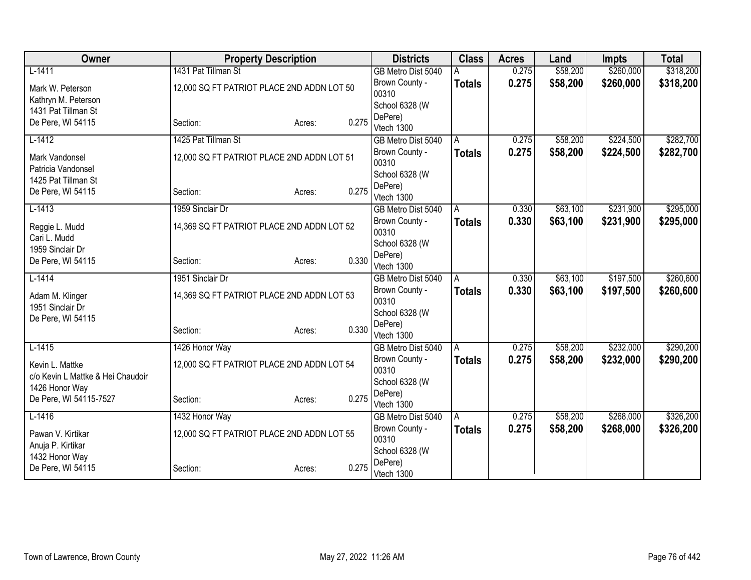| Owner | Property Description | | | Districts | Class | Acres | Land | Impts | Total |
|---|---|---|---|---|---|---|---|---|---|
| L-1411 | 1431 Pat Tillman St | | | GB Metro Dist 5040 | A | 0.275 | $58,200 | $260,000 | $318,200 |
| Mark W. Peterson<br>Kathryn M. Peterson<br>1431 Pat Tillman St<br>De Pere, WI 54115 | 12,000 SQ FT PATRIOT PLACE 2ND ADDN LOT 50<br><br>Section: | Acres: | 0.275 | Brown County - 00310<br>School 6328 (W DePere)<br>Vtech 1300 | **Totals** | **0.275** | **$58,200** | **$260,000** | **$318,200** |
| L-1412 | 1425 Pat Tillman St | | | GB Metro Dist 5040 | A | 0.275 | $58,200 | $224,500 | $282,700 |
| Mark Vandonsel<br>Patricia Vandonsel<br>1425 Pat Tillman St<br>De Pere, WI 54115 | 12,000 SQ FT PATRIOT PLACE 2ND ADDN LOT 51<br><br>Section: | Acres: | 0.275 | Brown County - 00310<br>School 6328 (W DePere)<br>Vtech 1300 | **Totals** | **0.275** | **$58,200** | **$224,500** | **$282,700** |
| L-1413 | 1959 Sinclair Dr | | | GB Metro Dist 5040 | A | 0.330 | $63,100 | $231,900 | $295,000 |
| Reggie L. Mudd<br>Cari L. Mudd<br>1959 Sinclair Dr<br>De Pere, WI 54115 | 14,369 SQ FT PATRIOT PLACE 2ND ADDN LOT 52<br><br>Section: | Acres: | 0.330 | Brown County - 00310<br>School 6328 (W DePere)<br>Vtech 1300 | **Totals** | **0.330** | **$63,100** | **$231,900** | **$295,000** |
| L-1414 | 1951 Sinclair Dr | | | GB Metro Dist 5040 | A | 0.330 | $63,100 | $197,500 | $260,600 |
| Adam M. Klinger<br>1951 Sinclair Dr<br>De Pere, WI 54115 | 14,369 SQ FT PATRIOT PLACE 2ND ADDN LOT 53<br><br>Section: | Acres: | 0.330 | Brown County - 00310<br>School 6328 (W DePere)<br>Vtech 1300 | **Totals** | **0.330** | **$63,100** | **$197,500** | **$260,600** |
| L-1415 | 1426 Honor Way | | | GB Metro Dist 5040 | A | 0.275 | $58,200 | $232,000 | $290,200 |
| Kevin L. Mattke<br>c/o Kevin L Mattke & Hei Chaudoir<br>1426 Honor Way<br>De Pere, WI 54115-7527 | 12,000 SQ FT PATRIOT PLACE 2ND ADDN LOT 54<br><br>Section: | Acres: | 0.275 | Brown County - 00310<br>School 6328 (W DePere)<br>Vtech 1300 | **Totals** | **0.275** | **$58,200** | **$232,000** | **$290,200** |
| L-1416 | 1432 Honor Way | | | GB Metro Dist 5040 | A | 0.275 | $58,200 | $268,000 | $326,200 |
| Pawan V. Kirtikar<br>Anuja P. Kirtikar<br>1432 Honor Way<br>De Pere, WI 54115 | 12,000 SQ FT PATRIOT PLACE 2ND ADDN LOT 55<br><br>Section: | Acres: | 0.275 | Brown County - 00310<br>School 6328 (W DePere)<br>Vtech 1300 | **Totals** | **0.275** | **$58,200** | **$268,000** | **$326,200** |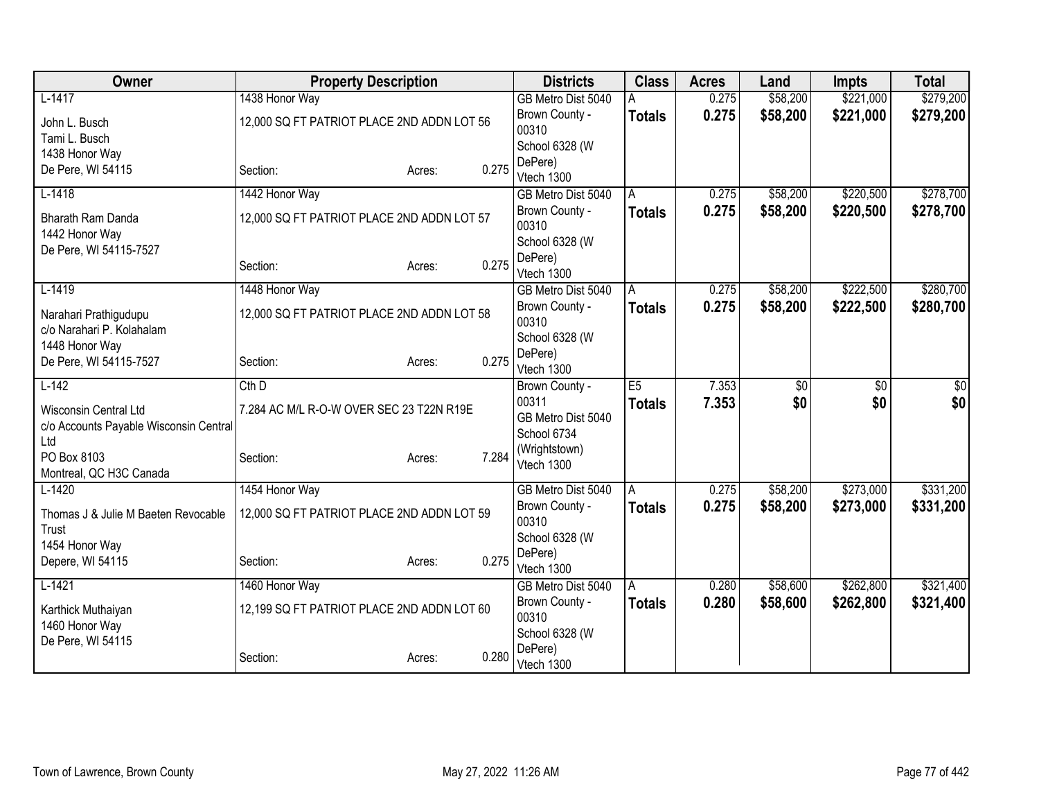| Owner | Property Description | | | Districts | Class | Acres | Land | Impts | Total |
|---|---|---|---|---|---|---|---|---|---|
| L-1417<br>John L. Busch<br>Tami L. Busch<br>1438 Honor Way<br>De Pere, WI 54115 | 1438 Honor Way<br>12,000 SQ FT PATRIOT PLACE 2ND ADDN LOT 56<br>Section: | Acres: | 0.275 | GB Metro Dist 5040<br>Brown County - 00310<br>School 6328 (W DePere)<br>Vtech 1300 | A<br>**Totals** | 0.275<br>**0.275** | $58,200<br>**$58,200** | $221,000<br>**$221,000** | $279,200<br>**$279,200** |
| L-1418<br>Bharath Ram Danda<br>1442 Honor Way<br>De Pere, WI 54115-7527 | 1442 Honor Way<br>12,000 SQ FT PATRIOT PLACE 2ND ADDN LOT 57<br>Section: | Acres: | 0.275 | GB Metro Dist 5040<br>Brown County - 00310<br>School 6328 (W DePere)<br>Vtech 1300 | A<br>**Totals** | 0.275<br>**0.275** | $58,200<br>**$58,200** | $220,500<br>**$220,500** | $278,700<br>**$278,700** |
| L-1419<br>Narahari Prathigudupu<br>c/o Narahari P. Kolahalam<br>1448 Honor Way<br>De Pere, WI 54115-7527 | 1448 Honor Way<br>12,000 SQ FT PATRIOT PLACE 2ND ADDN LOT 58<br>Section: | Acres: | 0.275 | GB Metro Dist 5040<br>Brown County - 00310<br>School 6328 (W DePere)<br>Vtech 1300 | A<br>**Totals** | 0.275<br>**0.275** | $58,200<br>**$58,200** | $222,500<br>**$222,500** | $280,700<br>**$280,700** |
| L-142<br>Wisconsin Central Ltd<br>c/o Accounts Payable Wisconsin Central Ltd<br>PO Box 8103<br>Montreal, QC H3C Canada | Cth D<br>7.284 AC M/L R-O-W OVER SEC 23 T22N R19E<br>Section: | Acres: | 7.284 | Brown County - 00311<br>GB Metro Dist 5040<br>School 6734 (Wrightstown)<br>Vtech 1300 | E5<br>**Totals** | 7.353<br>**7.353** | $0<br>**$0** | $0<br>**$0** | $0<br>**$0** |
| L-1420<br>Thomas J & Julie M Baeten Revocable Trust<br>1454 Honor Way<br>Depere, WI 54115 | 1454 Honor Way<br>12,000 SQ FT PATRIOT PLACE 2ND ADDN LOT 59<br>Section: | Acres: | 0.275 | GB Metro Dist 5040<br>Brown County - 00310<br>School 6328 (W DePere)<br>Vtech 1300 | A<br>**Totals** | 0.275<br>**0.275** | $58,200<br>**$58,200** | $273,000<br>**$273,000** | $331,200<br>**$331,200** |
| L-1421<br>Karthick Muthaiyan<br>1460 Honor Way<br>De Pere, WI 54115 | 1460 Honor Way<br>12,199 SQ FT PATRIOT PLACE 2ND ADDN LOT 60<br>Section: | Acres: | 0.280 | GB Metro Dist 5040<br>Brown County - 00310<br>School 6328 (W DePere)<br>Vtech 1300 | A<br>**Totals** | 0.280<br>**0.280** | $58,600<br>**$58,600** | $262,800<br>**$262,800** | $321,400<br>**$321,400** |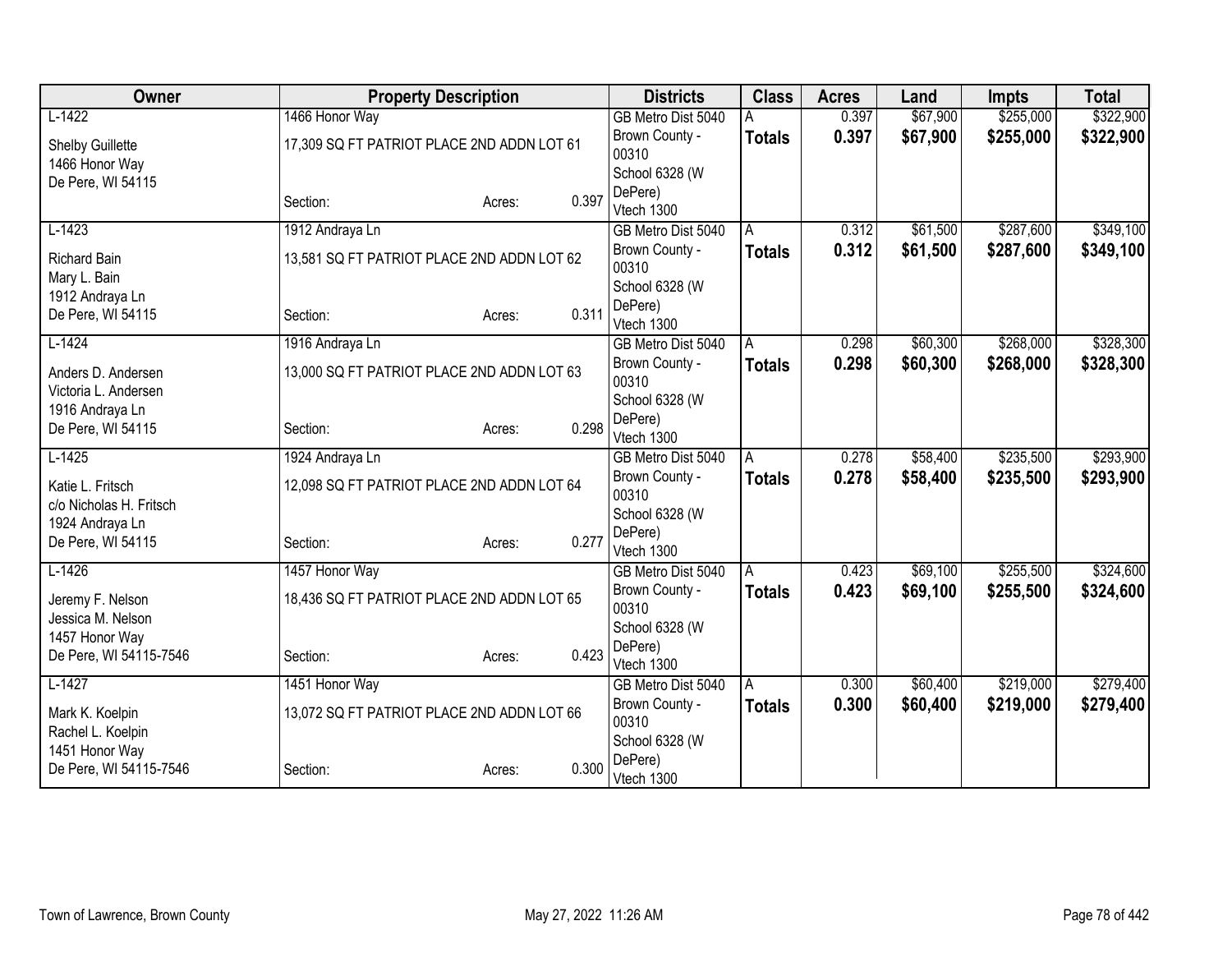| Owner | Property Description | Districts | Class | Acres | Land | Impts | Total |
|---|---|---|---|---|---|---|---|
| L-1422<br>Shelby Guillette<br>1466 Honor Way<br>De Pere, WI 54115 | 1466 Honor Way<br>17,309 SQ FT PATRIOT PLACE 2ND ADDN LOT 61<br>Section: Acres: 0.397 | GB Metro Dist 5040<br>Brown County - 00310<br>School 6328 (W DePere)<br>Vtech 1300 | A<br>**Totals** | 0.397<br>**0.397** | $67,900<br>**$67,900** | $255,000<br>**$255,000** | $322,900<br>**$322,900** |
| L-1423<br>Richard Bain<br>Mary L. Bain<br>1912 Andraya Ln<br>De Pere, WI 54115 | 1912 Andraya Ln<br>13,581 SQ FT PATRIOT PLACE 2ND ADDN LOT 62<br>Section: Acres: 0.311 | GB Metro Dist 5040<br>Brown County - 00310<br>School 6328 (W DePere)<br>Vtech 1300 | A<br>**Totals** | 0.312<br>**0.312** | $61,500<br>**$61,500** | $287,600<br>**$287,600** | $349,100<br>**$349,100** |
| L-1424<br>Anders D. Andersen<br>Victoria L. Andersen<br>1916 Andraya Ln<br>De Pere, WI 54115 | 1916 Andraya Ln<br>13,000 SQ FT PATRIOT PLACE 2ND ADDN LOT 63<br>Section: Acres: 0.298 | GB Metro Dist 5040<br>Brown County - 00310<br>School 6328 (W DePere)<br>Vtech 1300 | A<br>**Totals** | 0.298<br>**0.298** | $60,300<br>**$60,300** | $268,000<br>**$268,000** | $328,300<br>**$328,300** |
| L-1425<br>Katie L. Fritsch<br>c/o Nicholas H. Fritsch<br>1924 Andraya Ln<br>De Pere, WI 54115 | 1924 Andraya Ln<br>12,098 SQ FT PATRIOT PLACE 2ND ADDN LOT 64<br>Section: Acres: 0.277 | GB Metro Dist 5040<br>Brown County - 00310<br>School 6328 (W DePere)<br>Vtech 1300 | A<br>**Totals** | 0.278<br>**0.278** | $58,400<br>**$58,400** | $235,500<br>**$235,500** | $293,900<br>**$293,900** |
| L-1426<br>Jeremy F. Nelson<br>Jessica M. Nelson<br>1457 Honor Way<br>De Pere, WI 54115-7546 | 1457 Honor Way<br>18,436 SQ FT PATRIOT PLACE 2ND ADDN LOT 65<br>Section: Acres: 0.423 | GB Metro Dist 5040<br>Brown County - 00310<br>School 6328 (W DePere)<br>Vtech 1300 | A<br>**Totals** | 0.423<br>**0.423** | $69,100<br>**$69,100** | $255,500<br>**$255,500** | $324,600<br>**$324,600** |
| L-1427<br>Mark K. Koelpin<br>Rachel L. Koelpin<br>1451 Honor Way<br>De Pere, WI 54115-7546 | 1451 Honor Way<br>13,072 SQ FT PATRIOT PLACE 2ND ADDN LOT 66<br>Section: Acres: 0.300 | GB Metro Dist 5040<br>Brown County - 00310<br>School 6328 (W DePere)<br>Vtech 1300 | A<br>**Totals** | 0.300<br>**0.300** | $60,400<br>**$60,400** | $219,000<br>**$219,000** | $279,400<br>**$279,400** |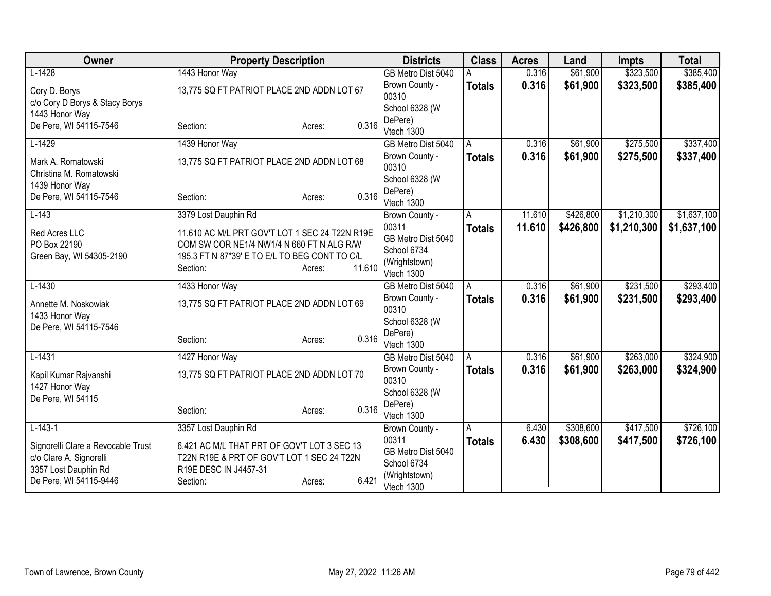| Owner | Property Description | Districts | Class | Acres | Land | Impts | Total |
|---|---|---|---|---|---|---|---|
| L-1428<br>Cory D. Borys<br>c/o Cory D Borys & Stacy Borys<br>1443 Honor Way<br>De Pere, WI 54115-7546 | 1443 Honor Way<br>13,775 SQ FT PATRIOT PLACE 2ND ADDN LOT 67<br>Section: Acres: 0.316 | GB Metro Dist 5040<br>Brown County - 00310<br>School 6328 (W DePere)<br>Vtech 1300 | A<br>**Totals** | 0.316<br>**0.316** | $61,900<br>**$61,900** | $323,500<br>**$323,500** | $385,400<br>**$385,400** |
| L-1429<br>Mark A. Romatowski<br>Christina M. Romatowski<br>1439 Honor Way<br>De Pere, WI 54115-7546 | 1439 Honor Way<br>13,775 SQ FT PATRIOT PLACE 2ND ADDN LOT 68<br>Section: Acres: 0.316 | GB Metro Dist 5040<br>Brown County - 00310<br>School 6328 (W DePere)<br>Vtech 1300 | A<br>**Totals** | 0.316<br>**0.316** | $61,900<br>**$61,900** | $275,500<br>**$275,500** | $337,400<br>**$337,400** |
| L-143<br>Red Acres LLC<br>PO Box 22190<br>Green Bay, WI 54305-2190 | 3379 Lost Dauphin Rd<br>11.610 AC M/L PRT GOV'T LOT 1 SEC 24 T22N R19E COM SW COR NE1/4 NW1/4 N 660 FT N ALG R/W 195.3 FT N 87*39' E TO E/L TO BEG CONT TO C/L<br>Section: Acres: 11.610 | Brown County - 00311<br>GB Metro Dist 5040<br>School 6734 (Wrightstown)<br>Vtech 1300 | A<br>**Totals** | 11.610<br>**11.610** | $426,800<br>**$426,800** | $1,210,300<br>**$1,210,300** | $1,637,100<br>**$1,637,100** |
| L-1430<br>Annette M. Noskowiak<br>1433 Honor Way<br>De Pere, WI 54115-7546 | 1433 Honor Way<br>13,775 SQ FT PATRIOT PLACE 2ND ADDN LOT 69<br>Section: Acres: 0.316 | GB Metro Dist 5040<br>Brown County - 00310<br>School 6328 (W DePere)<br>Vtech 1300 | A<br>**Totals** | 0.316<br>**0.316** | $61,900<br>**$61,900** | $231,500<br>**$231,500** | $293,400<br>**$293,400** |
| L-1431<br>Kapil Kumar Rajvanshi<br>1427 Honor Way<br>De Pere, WI 54115 | 1427 Honor Way<br>13,775 SQ FT PATRIOT PLACE 2ND ADDN LOT 70<br>Section: Acres: 0.316 | GB Metro Dist 5040<br>Brown County - 00310<br>School 6328 (W DePere)<br>Vtech 1300 | A<br>**Totals** | 0.316<br>**0.316** | $61,900<br>**$61,900** | $263,000<br>**$263,000** | $324,900<br>**$324,900** |
| L-143-1<br>Signorelli Clare a Revocable Trust<br>c/o Clare A. Signorelli<br>3357 Lost Dauphin Rd<br>De Pere, WI 54115-9446 | 3357 Lost Dauphin Rd<br>6.421 AC M/L THAT PRT OF GOV'T LOT 3 SEC 13 T22N R19E & PRT OF GOV'T LOT 1 SEC 24 T22N R19E DESC IN J4457-31<br>Section: Acres: 6.421 | Brown County - 00311<br>GB Metro Dist 5040<br>School 6734 (Wrightstown)<br>Vtech 1300 | A<br>**Totals** | 6.430<br>**6.430** | $308,600<br>**$308,600** | $417,500<br>**$417,500** | $726,100<br>**$726,100** |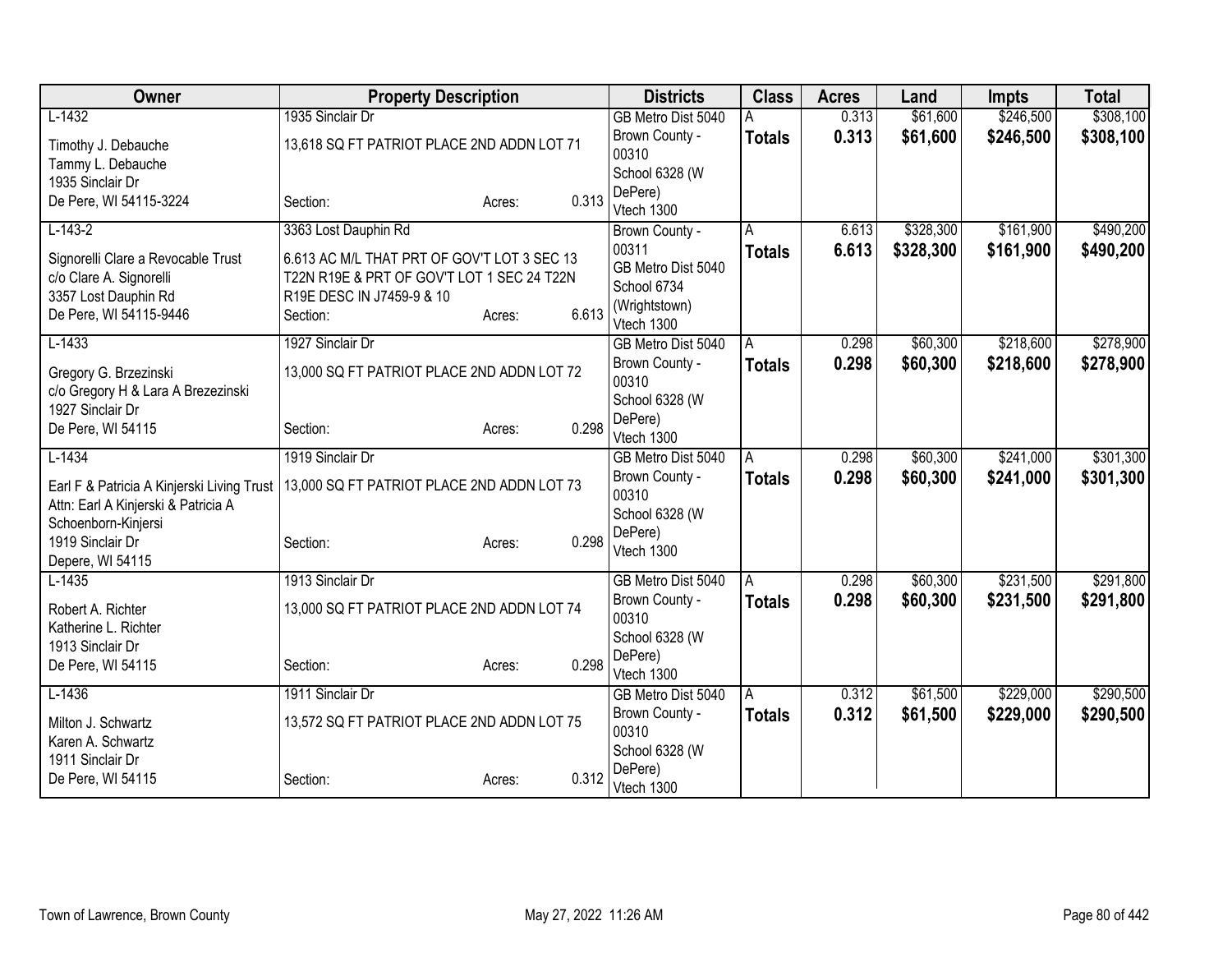| Owner | Property Description | Districts | Class | Acres | Land | Impts | Total |
|---|---|---|---|---|---|---|---|
| L-1432<br>Timothy J. Debauche<br>Tammy L. Debauche<br>1935 Sinclair Dr<br>De Pere, WI 54115-3224 | 1935 Sinclair Dr<br>13,618 SQ FT PATRIOT PLACE 2ND ADDN LOT 71<br>Section: Acres: 0.313 | GB Metro Dist 5040<br>Brown County - 00310<br>School 6328 (W DePere)<br>Vtech 1300 | A<br>**Totals** | 0.313<br>**0.313** | $61,600<br>**$61,600** | $246,500<br>**$246,500** | $308,100<br>**$308,100** |
| L-143-2<br>Signorelli Clare a Revocable Trust<br>c/o Clare A. Signorelli<br>3357 Lost Dauphin Rd<br>De Pere, WI 54115-9446 | 3363 Lost Dauphin Rd<br>6.613 AC M/L THAT PRT OF GOV'T LOT 3 SEC 13 T22N R19E & PRT OF GOV'T LOT 1 SEC 24 T22N R19E DESC IN J7459-9 & 10<br>Section: Acres: 6.613 | Brown County - 00311<br>GB Metro Dist 5040<br>School 6734 (Wrightstown)<br>Vtech 1300 | A<br>**Totals** | 6.613<br>**6.613** | $328,300<br>**$328,300** | $161,900<br>**$161,900** | $490,200<br>**$490,200** |
| L-1433<br>Gregory G. Brzezinski<br>c/o Gregory H & Lara A Brezezinski<br>1927 Sinclair Dr<br>De Pere, WI 54115 | 1927 Sinclair Dr<br>13,000 SQ FT PATRIOT PLACE 2ND ADDN LOT 72<br>Section: Acres: 0.298 | GB Metro Dist 5040<br>Brown County - 00310<br>School 6328 (W DePere)<br>Vtech 1300 | A<br>**Totals** | 0.298<br>**0.298** | $60,300<br>**$60,300** | $218,600<br>**$218,600** | $278,900<br>**$278,900** |
| L-1434<br>Earl F & Patricia A Kinjerski Living Trust<br>Attn: Earl A Kinjerski & Patricia A Schoenborn-Kinjersi<br>1919 Sinclair Dr<br>Depere, WI 54115 | 1919 Sinclair Dr<br>13,000 SQ FT PATRIOT PLACE 2ND ADDN LOT 73<br>Section: Acres: 0.298 | GB Metro Dist 5040<br>Brown County - 00310<br>School 6328 (W DePere)<br>Vtech 1300 | A<br>**Totals** | 0.298<br>**0.298** | $60,300<br>**$60,300** | $241,000<br>**$241,000** | $301,300<br>**$301,300** |
| L-1435<br>Robert A. Richter<br>Katherine L. Richter<br>1913 Sinclair Dr<br>De Pere, WI 54115 | 1913 Sinclair Dr<br>13,000 SQ FT PATRIOT PLACE 2ND ADDN LOT 74<br>Section: Acres: 0.298 | GB Metro Dist 5040<br>Brown County - 00310<br>School 6328 (W DePere)<br>Vtech 1300 | A<br>**Totals** | 0.298<br>**0.298** | $60,300<br>**$60,300** | $231,500<br>**$231,500** | $291,800<br>**$291,800** |
| L-1436<br>Milton J. Schwartz<br>Karen A. Schwartz<br>1911 Sinclair Dr<br>De Pere, WI 54115 | 1911 Sinclair Dr<br>13,572 SQ FT PATRIOT PLACE 2ND ADDN LOT 75<br>Section: Acres: 0.312 | GB Metro Dist 5040<br>Brown County - 00310<br>School 6328 (W DePere)<br>Vtech 1300 | A<br>**Totals** | 0.312<br>**0.312** | $61,500<br>**$61,500** | $229,000<br>**$229,000** | $290,500<br>**$290,500** |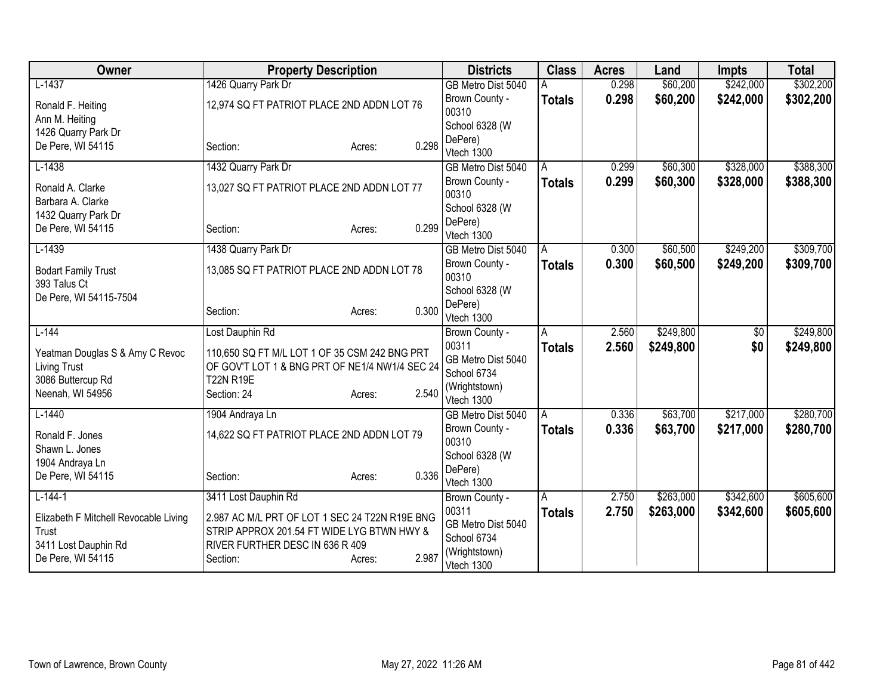| Owner | Property Description | Districts | Class | Acres | Land | Impts | Total |
|---|---|---|---|---|---|---|---|
| L-1437<br>Ronald F. Heiting<br>Ann M. Heiting<br>1426 Quarry Park Dr<br>De Pere, WI 54115 | 1426 Quarry Park Dr<br>12,974 SQ FT PATRIOT PLACE 2ND ADDN LOT 76<br>Section: Acres: 0.298 | GB Metro Dist 5040<br>Brown County - 00310<br>School 6328 (W DePere)<br>Vtech 1300 | A<br>**Totals** | 0.298<br>**0.298** | $60,200<br>**$60,200** | $242,000<br>**$242,000** | $302,200<br>**$302,200** |
| L-1438<br>Ronald A. Clarke<br>Barbara A. Clarke<br>1432 Quarry Park Dr<br>De Pere, WI 54115 | 1432 Quarry Park Dr<br>13,027 SQ FT PATRIOT PLACE 2ND ADDN LOT 77<br>Section: Acres: 0.299 | GB Metro Dist 5040<br>Brown County - 00310<br>School 6328 (W DePere)<br>Vtech 1300 | A<br>**Totals** | 0.299<br>**0.299** | $60,300<br>**$60,300** | $328,000<br>**$328,000** | $388,300<br>**$388,300** |
| L-1439<br>Bodart Family Trust<br>393 Talus Ct<br>De Pere, WI 54115-7504 | 1438 Quarry Park Dr<br>13,085 SQ FT PATRIOT PLACE 2ND ADDN LOT 78<br>Section: Acres: 0.300 | GB Metro Dist 5040<br>Brown County - 00310<br>School 6328 (W DePere)<br>Vtech 1300 | A<br>**Totals** | 0.300<br>**0.300** | $60,500<br>**$60,500** | $249,200<br>**$249,200** | $309,700<br>**$309,700** |
| L-144<br>Yeatman Douglas S & Amy C Revoc Living Trust<br>3086 Buttercup Rd<br>Neenah, WI 54956 | Lost Dauphin Rd<br>110,650 SQ FT M/L LOT 1 OF 35 CSM 242 BNG PRT OF GOV'T LOT 1 & BNG PRT OF NE1/4 NW1/4 SEC 24 T22N R19E<br>Section: 24 Acres: 2.540 | Brown County - 00311<br>GB Metro Dist 5040<br>School 6734 (Wrightstown)<br>Vtech 1300 | A<br>**Totals** | 2.560<br>**2.560** | $249,800<br>**$249,800** | $0<br>**$0** | $249,800<br>**$249,800** |
| L-1440<br>Ronald F. Jones<br>Shawn L. Jones<br>1904 Andraya Ln<br>De Pere, WI 54115 | 1904 Andraya Ln<br>14,622 SQ FT PATRIOT PLACE 2ND ADDN LOT 79<br>Section: Acres: 0.336 | GB Metro Dist 5040<br>Brown County - 00310<br>School 6328 (W DePere)<br>Vtech 1300 | A<br>**Totals** | 0.336<br>**0.336** | $63,700<br>**$63,700** | $217,000<br>**$217,000** | $280,700<br>**$280,700** |
| L-144-1<br>Elizabeth F Mitchell Revocable Living Trust<br>3411 Lost Dauphin Rd<br>De Pere, WI 54115 | 3411 Lost Dauphin Rd<br>2.987 AC M/L PRT OF LOT 1 SEC 24 T22N R19E BNG STRIP APPROX 201.54 FT WIDE LYG BTWN HWY & RIVER FURTHER DESC IN 636 R 409<br>Section: Acres: 2.987 | Brown County - 00311<br>GB Metro Dist 5040<br>School 6734 (Wrightstown)<br>Vtech 1300 | A<br>**Totals** | 2.750<br>**2.750** | $263,000<br>**$263,000** | $342,600<br>**$342,600** | $605,600<br>**$605,600** |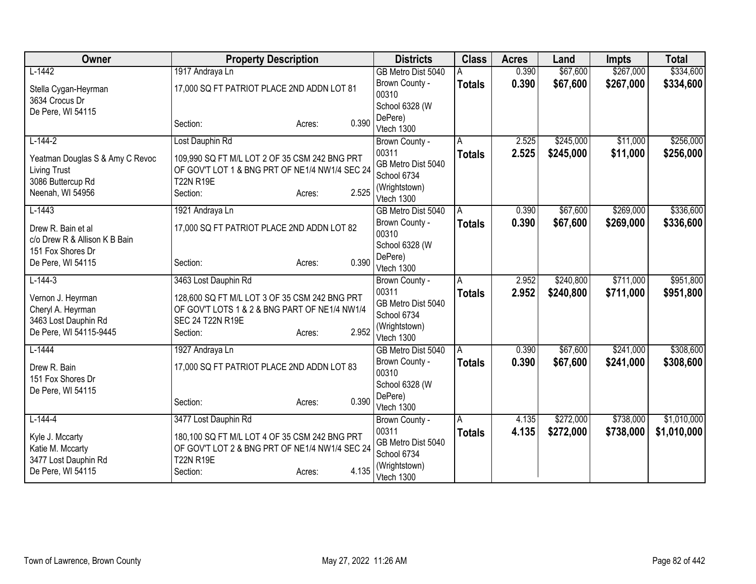| Owner | Property Description | Districts | Class | Acres | Land | Impts | Total |
|---|---|---|---|---|---|---|---|
| L-1442<br><br>Stella Cygan-Heyrman<br>3634 Crocus Dr<br>De Pere, WI 54115 | 1917 Andraya Ln<br><br>17,000 SQ FT PATRIOT PLACE 2ND ADDN LOT 81<br><br>Section: Acres: 0.390 | GB Metro Dist 5040<br>Brown County - 00310<br>School 6328 (W DePere)<br>Vtech 1300 | A<br>**Totals** | 0.390<br>**0.390** | $67,600<br>**$67,600** | $267,000<br>**$267,000** | $334,600<br>**$334,600** |
| L-144-2<br><br>Yeatman Douglas S & Amy C Revoc Living Trust<br>3086 Buttercup Rd<br>Neenah, WI 54956 | Lost Dauphin Rd<br><br>109,990 SQ FT M/L LOT 2 OF 35 CSM 242 BNG PRT OF GOV'T LOT 1 & BNG PRT OF NE1/4 NW1/4 SEC 24 T22N R19E<br>Section: Acres: 2.525 | Brown County - 00311<br>GB Metro Dist 5040<br>School 6734 (Wrightstown)<br>Vtech 1300 | A<br>**Totals** | 2.525<br>**2.525** | $245,000<br>**$245,000** | $11,000<br>**$11,000** | $256,000<br>**$256,000** |
| L-1443<br><br>Drew R. Bain et al<br>c/o Drew R & Allison K B Bain<br>151 Fox Shores Dr<br>De Pere, WI 54115 | 1921 Andraya Ln<br><br>17,000 SQ FT PATRIOT PLACE 2ND ADDN LOT 82<br><br>Section: Acres: 0.390 | GB Metro Dist 5040<br>Brown County - 00310<br>School 6328 (W DePere)<br>Vtech 1300 | A<br>**Totals** | 0.390<br>**0.390** | $67,600<br>**$67,600** | $269,000<br>**$269,000** | $336,600<br>**$336,600** |
| L-144-3<br><br>Vernon J. Heyrman<br>Cheryl A. Heyrman<br>3463 Lost Dauphin Rd<br>De Pere, WI 54115-9445 | 3463 Lost Dauphin Rd<br><br>128,600 SQ FT M/L LOT 3 OF 35 CSM 242 BNG PRT OF GOV'T LOTS 1 & 2 & BNG PART OF NE1/4 NW1/4 SEC 24 T22N R19E<br>Section: Acres: 2.952 | Brown County - 00311<br>GB Metro Dist 5040<br>School 6734 (Wrightstown)<br>Vtech 1300 | A<br>**Totals** | 2.952<br>**2.952** | $240,800<br>**$240,800** | $711,000<br>**$711,000** | $951,800<br>**$951,800** |
| L-1444<br><br>Drew R. Bain<br>151 Fox Shores Dr<br>De Pere, WI 54115 | 1927 Andraya Ln<br><br>17,000 SQ FT PATRIOT PLACE 2ND ADDN LOT 83<br><br>Section: Acres: 0.390 | GB Metro Dist 5040<br>Brown County - 00310<br>School 6328 (W DePere)<br>Vtech 1300 | A<br>**Totals** | 0.390<br>**0.390** | $67,600<br>**$67,600** | $241,000<br>**$241,000** | $308,600<br>**$308,600** |
| L-144-4<br><br>Kyle J. Mccarty<br>Katie M. Mccarty<br>3477 Lost Dauphin Rd<br>De Pere, WI 54115 | 3477 Lost Dauphin Rd<br><br>180,100 SQ FT M/L LOT 4 OF 35 CSM 242 BNG PRT OF GOV'T LOT 2 & BNG PRT OF NE1/4 NW1/4 SEC 24 T22N R19E<br>Section: Acres: 4.135 | Brown County - 00311<br>GB Metro Dist 5040<br>School 6734 (Wrightstown)<br>Vtech 1300 | A<br>**Totals** | 4.135<br>**4.135** | $272,000<br>**$272,000** | $738,000<br>**$738,000** | $1,010,000<br>**$1,010,000** |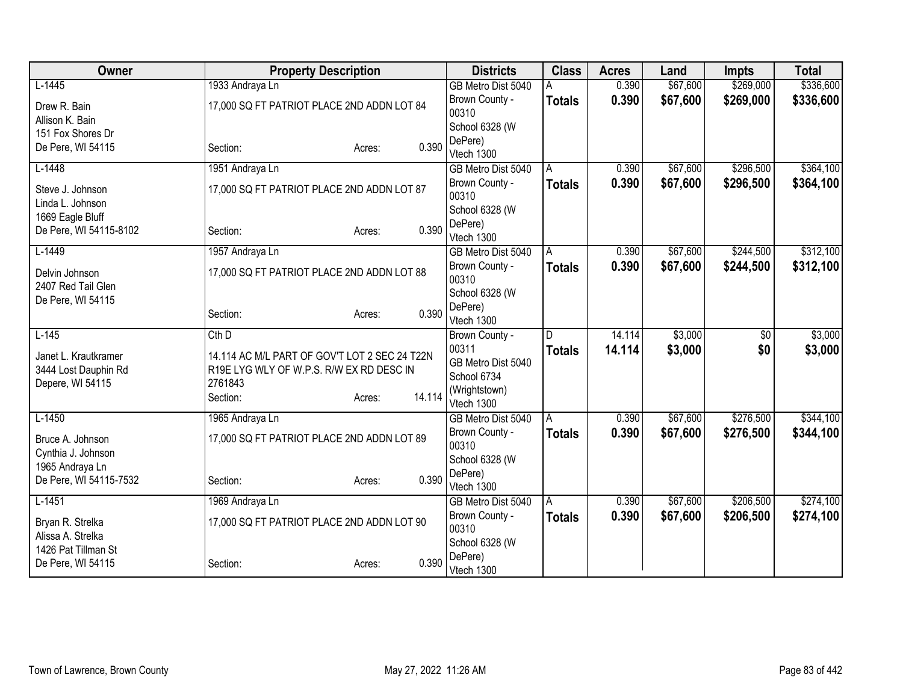| Owner | Property Description | Districts | Class | Acres | Land | Impts | Total |
|---|---|---|---|---|---|---|---|
| L-1445<br>Drew R. Bain<br>Allison K. Bain<br>151 Fox Shores Dr<br>De Pere, WI 54115 | 1933 Andraya Ln<br>17,000 SQ FT PATRIOT PLACE 2ND ADDN LOT 84<br>Section: Acres: 0.390 | GB Metro Dist 5040<br>Brown County - 00310<br>School 6328 (W DePere)<br>Vtech 1300 | A<br>**Totals** | 0.390<br>**0.390** | $67,600<br>**$67,600** | $269,000<br>**$269,000** | $336,600<br>**$336,600** |
| L-1448<br>Steve J. Johnson<br>Linda L. Johnson<br>1669 Eagle Bluff<br>De Pere, WI 54115-8102 | 1951 Andraya Ln<br>17,000 SQ FT PATRIOT PLACE 2ND ADDN LOT 87<br>Section: Acres: 0.390 | GB Metro Dist 5040<br>Brown County - 00310<br>School 6328 (W DePere)<br>Vtech 1300 | A<br>**Totals** | 0.390<br>**0.390** | $67,600<br>**$67,600** | $296,500<br>**$296,500** | $364,100<br>**$364,100** |
| L-1449<br>Delvin Johnson<br>2407 Red Tail Glen<br>De Pere, WI 54115 | 1957 Andraya Ln<br>17,000 SQ FT PATRIOT PLACE 2ND ADDN LOT 88<br>Section: Acres: 0.390 | GB Metro Dist 5040<br>Brown County - 00310<br>School 6328 (W DePere)<br>Vtech 1300 | A<br>**Totals** | 0.390<br>**0.390** | $67,600<br>**$67,600** | $244,500<br>**$244,500** | $312,100<br>**$312,100** |
| L-145<br>Janet L. Krautkramer<br>3444 Lost Dauphin Rd<br>Depere, WI 54115 | Cth D<br>14.114 AC M/L PART OF GOV'T LOT 2 SEC 24 T22N R19E LYG WLY OF W.P.S. R/W EX RD DESC IN 2761843<br>Section: Acres: 14.114 | Brown County - 00311<br>GB Metro Dist 5040<br>School 6734 (Wrightstown)<br>Vtech 1300 | D<br>**Totals** | 14.114<br>**14.114** | $3,000<br>**$3,000** | $0<br>**$0** | $3,000<br>**$3,000** |
| L-1450<br>Bruce A. Johnson<br>Cynthia J. Johnson<br>1965 Andraya Ln<br>De Pere, WI 54115-7532 | 1965 Andraya Ln<br>17,000 SQ FT PATRIOT PLACE 2ND ADDN LOT 89<br>Section: Acres: 0.390 | GB Metro Dist 5040<br>Brown County - 00310<br>School 6328 (W DePere)<br>Vtech 1300 | A<br>**Totals** | 0.390<br>**0.390** | $67,600<br>**$67,600** | $276,500<br>**$276,500** | $344,100<br>**$344,100** |
| L-1451<br>Bryan R. Strelka<br>Alissa A. Strelka<br>1426 Pat Tillman St<br>De Pere, WI 54115 | 1969 Andraya Ln<br>17,000 SQ FT PATRIOT PLACE 2ND ADDN LOT 90<br>Section: Acres: 0.390 | GB Metro Dist 5040<br>Brown County - 00310<br>School 6328 (W DePere)<br>Vtech 1300 | A<br>**Totals** | 0.390<br>**0.390** | $67,600<br>**$67,600** | $206,500<br>**$206,500** | $274,100<br>**$274,100** |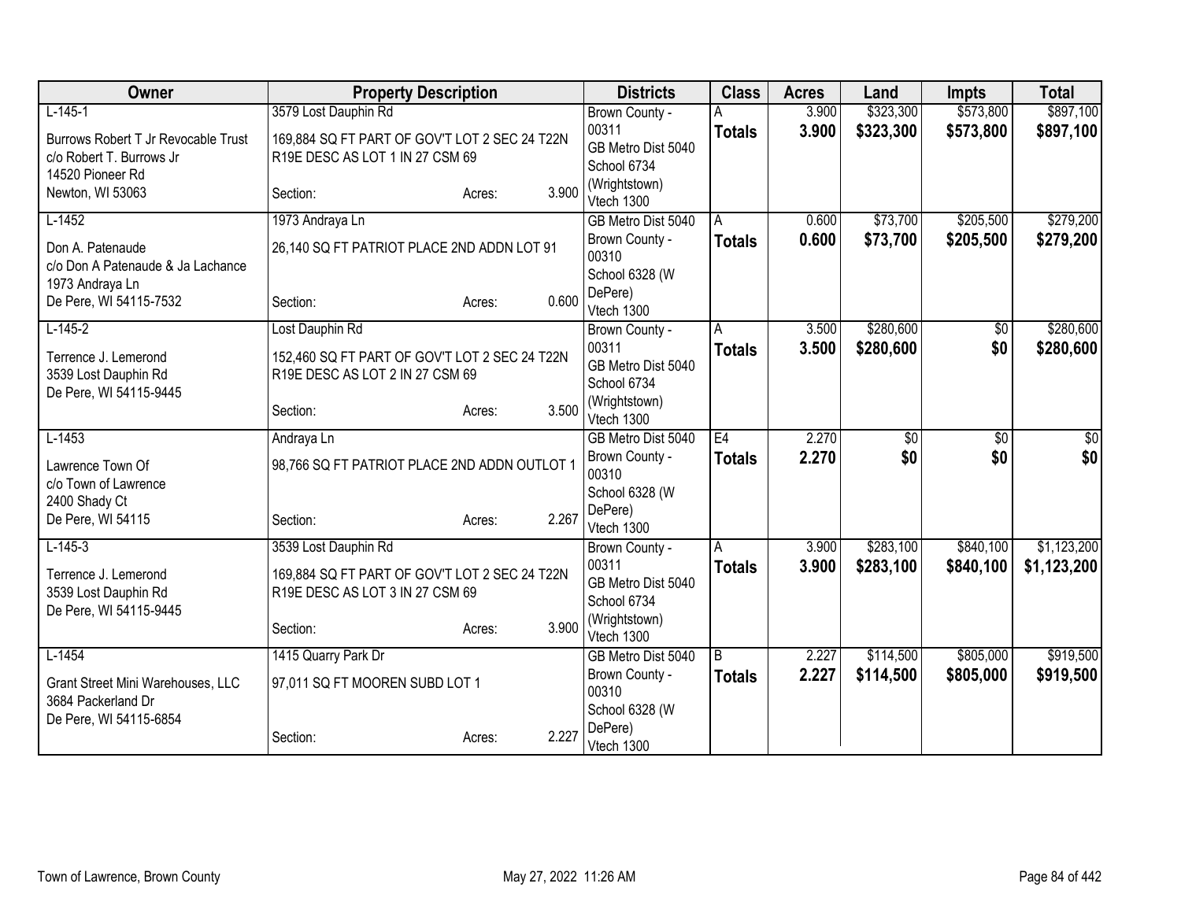| Owner | Property Description | Districts | Class | Acres | Land | Impts | Total |
|---|---|---|---|---|---|---|---|
| L-145-1<br>Burrows Robert T Jr Revocable Trust<br>c/o Robert T. Burrows Jr<br>14520 Pioneer Rd<br>Newton, WI 53063 | 3579 Lost Dauphin Rd<br>169,884 SQ FT PART OF GOV'T LOT 2 SEC 24 T22N R19E DESC AS LOT 1 IN 27 CSM 69<br>Section: Acres: 3.900 | Brown County - 00311<br>GB Metro Dist 5040<br>School 6734 (Wrightstown)<br>Vtech 1300 | A<br>**Totals** | 3.900<br>**3.900** | $323,300<br>**$323,300** | $573,800<br>**$573,800** | $897,100<br>**$897,100** |
| L-1452<br>Don A. Patenaude<br>c/o Don A Patenaude & Ja Lachance<br>1973 Andraya Ln<br>De Pere, WI 54115-7532 | 1973 Andraya Ln<br>26,140 SQ FT PATRIOT PLACE 2ND ADDN LOT 91<br>Section: Acres: 0.600 | GB Metro Dist 5040<br>Brown County - 00310<br>School 6328 (W DePere)<br>Vtech 1300 | A<br>**Totals** | 0.600<br>**0.600** | $73,700<br>**$73,700** | $205,500<br>**$205,500** | $279,200<br>**$279,200** |
| L-145-2<br>Terrence J. Lemerond<br>3539 Lost Dauphin Rd<br>De Pere, WI 54115-9445 | Lost Dauphin Rd<br>152,460 SQ FT PART OF GOV'T LOT 2 SEC 24 T22N R19E DESC AS LOT 2 IN 27 CSM 69<br>Section: Acres: 3.500 | Brown County - 00311<br>GB Metro Dist 5040<br>School 6734 (Wrightstown)<br>Vtech 1300 | A<br>**Totals** | 3.500<br>**3.500** | $280,600<br>**$280,600** | $0<br>**$0** | $280,600<br>**$280,600** |
| L-1453<br>Lawrence Town Of<br>c/o Town of Lawrence<br>2400 Shady Ct<br>De Pere, WI 54115 | Andraya Ln<br>98,766 SQ FT PATRIOT PLACE 2ND ADDN OUTLOT 1<br>Section: Acres: 2.267 | GB Metro Dist 5040<br>Brown County - 00310<br>School 6328 (W DePere)<br>Vtech 1300 | E4<br>**Totals** | 2.270<br>**2.270** | $0<br>**$0** | $0<br>**$0** | $0<br>**$0** |
| L-145-3<br>Terrence J. Lemerond<br>3539 Lost Dauphin Rd<br>De Pere, WI 54115-9445 | 3539 Lost Dauphin Rd<br>169,884 SQ FT PART OF GOV'T LOT 2 SEC 24 T22N R19E DESC AS LOT 3 IN 27 CSM 69<br>Section: Acres: 3.900 | Brown County - 00311<br>GB Metro Dist 5040<br>School 6734 (Wrightstown)<br>Vtech 1300 | A<br>**Totals** | 3.900<br>**3.900** | $283,100<br>**$283,100** | $840,100<br>**$840,100** | $1,123,200<br>**$1,123,200** |
| L-1454<br>Grant Street Mini Warehouses, LLC<br>3684 Packerland Dr<br>De Pere, WI 54115-6854 | 1415 Quarry Park Dr<br>97,011 SQ FT MOOREN SUBD LOT 1<br>Section: Acres: 2.227 | GB Metro Dist 5040<br>Brown County - 00310<br>School 6328 (W DePere)<br>Vtech 1300 | B<br>**Totals** | 2.227<br>**2.227** | $114,500<br>**$114,500** | $805,000<br>**$805,000** | $919,500<br>**$919,500** |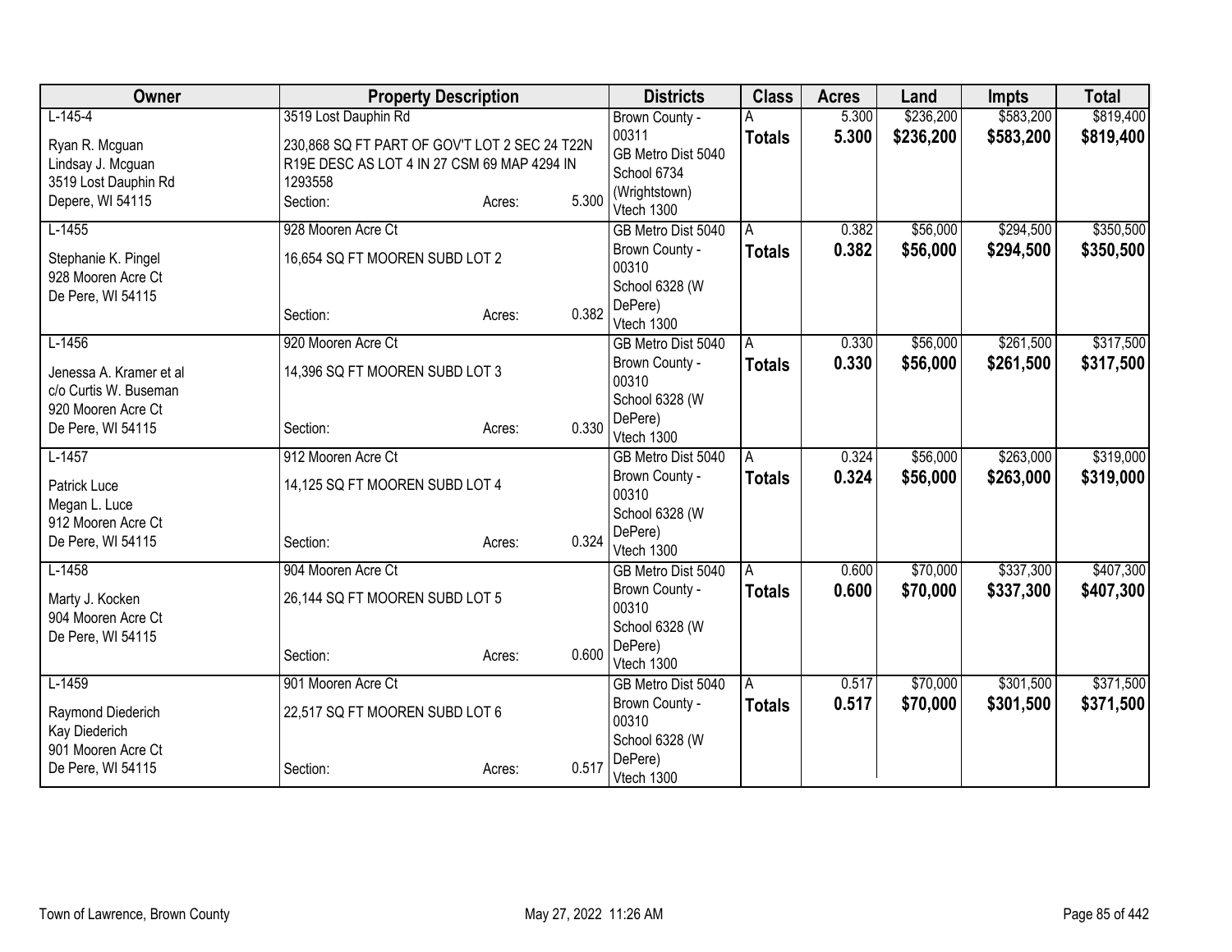| Owner | Property Description | | | Districts | Class | Acres | Land | Impts | Total |
|---|---|---|---|---|---|---|---|---|---|
| L-145-4<br>Ryan R. Mcguan<br>Lindsay J. Mcguan<br>3519 Lost Dauphin Rd<br>Depere, WI 54115 | 3519 Lost Dauphin Rd<br>230,868 SQ FT PART OF GOV'T LOT 2 SEC 24 T22N R19E DESC AS LOT 4 IN 27 CSM 69 MAP 4294 IN 1293558<br>Section: | Acres: | 5.300 | Brown County - 00311<br>GB Metro Dist 5040<br>School 6734 (Wrightstown)<br>Vtech 1300 | A<br>**Totals** | 5.300<br>**5.300** | $236,200<br>**$236,200** | $583,200<br>**$583,200** | $819,400<br>**$819,400** |
| L-1455<br>Stephanie K. Pingel<br>928 Mooren Acre Ct<br>De Pere, WI 54115 | 928 Mooren Acre Ct<br>16,654 SQ FT MOOREN SUBD LOT 2<br>Section: | Acres: | 0.382 | GB Metro Dist 5040<br>Brown County - 00310<br>School 6328 (W DePere)<br>Vtech 1300 | A<br>**Totals** | 0.382<br>**0.382** | $56,000<br>**$56,000** | $294,500<br>**$294,500** | $350,500<br>**$350,500** |
| L-1456<br>Jenessa A. Kramer et al<br>c/o Curtis W. Buseman<br>920 Mooren Acre Ct<br>De Pere, WI 54115 | 920 Mooren Acre Ct<br>14,396 SQ FT MOOREN SUBD LOT 3<br>Section: | Acres: | 0.330 | GB Metro Dist 5040<br>Brown County - 00310<br>School 6328 (W DePere)<br>Vtech 1300 | A<br>**Totals** | 0.330<br>**0.330** | $56,000<br>**$56,000** | $261,500<br>**$261,500** | $317,500<br>**$317,500** |
| L-1457<br>Patrick Luce<br>Megan L. Luce<br>912 Mooren Acre Ct<br>De Pere, WI 54115 | 912 Mooren Acre Ct<br>14,125 SQ FT MOOREN SUBD LOT 4<br>Section: | Acres: | 0.324 | GB Metro Dist 5040<br>Brown County - 00310<br>School 6328 (W DePere)<br>Vtech 1300 | A<br>**Totals** | 0.324<br>**0.324** | $56,000<br>**$56,000** | $263,000<br>**$263,000** | $319,000<br>**$319,000** |
| L-1458<br>Marty J. Kocken<br>904 Mooren Acre Ct<br>De Pere, WI 54115 | 904 Mooren Acre Ct<br>26,144 SQ FT MOOREN SUBD LOT 5<br>Section: | Acres: | 0.600 | GB Metro Dist 5040<br>Brown County - 00310<br>School 6328 (W DePere)<br>Vtech 1300 | A<br>**Totals** | 0.600<br>**0.600** | $70,000<br>**$70,000** | $337,300<br>**$337,300** | $407,300<br>**$407,300** |
| L-1459<br>Raymond Diederich<br>Kay Diederich<br>901 Mooren Acre Ct<br>De Pere, WI 54115 | 901 Mooren Acre Ct<br>22,517 SQ FT MOOREN SUBD LOT 6<br>Section: | Acres: | 0.517 | GB Metro Dist 5040<br>Brown County - 00310<br>School 6328 (W DePere)<br>Vtech 1300 | A<br>**Totals** | 0.517<br>**0.517** | $70,000<br>**$70,000** | $301,500<br>**$301,500** | $371,500<br>**$371,500** |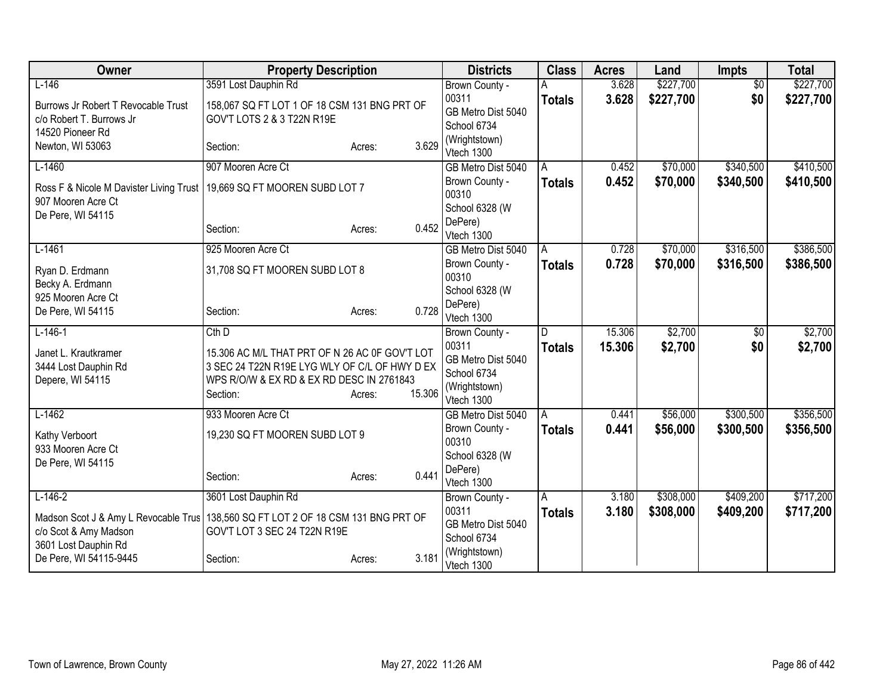| Owner | Property Description | Districts | Class | Acres | Land | Impts | Total |
|---|---|---|---|---|---|---|---|
| L-146<br>Burrows Jr Robert T Revocable Trust<br>c/o Robert T. Burrows Jr<br>14520 Pioneer Rd<br>Newton, WI 53063 | 3591 Lost Dauphin Rd<br>158,067 SQ FT LOT 1 OF 18 CSM 131 BNG PRT OF GOV'T LOTS 2 & 3 T22N R19E<br>Section: Acres: 3.629 | Brown County - 00311<br>GB Metro Dist 5040<br>School 6734 (Wrightstown)<br>Vtech 1300 | A<br>**Totals** | 3.628<br>**3.628** | $227,700<br>**$227,700** | $0<br>**$0** | $227,700<br>**$227,700** |
| L-1460<br>Ross F & Nicole M Davister Living Trust<br>907 Mooren Acre Ct<br>De Pere, WI 54115 | 907 Mooren Acre Ct<br>19,669 SQ FT MOOREN SUBD LOT 7<br>Section: Acres: 0.452 | GB Metro Dist 5040<br>Brown County - 00310<br>School 6328 (W DePere)<br>Vtech 1300 | A<br>**Totals** | 0.452<br>**0.452** | $70,000<br>**$70,000** | $340,500<br>**$340,500** | $410,500<br>**$410,500** |
| L-1461<br>Ryan D. Erdmann<br>Becky A. Erdmann<br>925 Mooren Acre Ct<br>De Pere, WI 54115 | 925 Mooren Acre Ct<br>31,708 SQ FT MOOREN SUBD LOT 8<br>Section: Acres: 0.728 | GB Metro Dist 5040<br>Brown County - 00310<br>School 6328 (W DePere)<br>Vtech 1300 | A<br>**Totals** | 0.728<br>**0.728** | $70,000<br>**$70,000** | $316,500<br>**$316,500** | $386,500<br>**$386,500** |
| L-146-1<br>Janet L. Krautkramer<br>3444 Lost Dauphin Rd<br>Depere, WI 54115 | Cth D<br>15.306 AC M/L THAT PRT OF N 26 AC 0F GOV'T LOT 3 SEC 24 T22N R19E LYG WLY OF C/L OF HWY D EX WPS R/O/W & EX RD & EX RD DESC IN 2761843<br>Section: Acres: 15.306 | Brown County - 00311<br>GB Metro Dist 5040<br>School 6734 (Wrightstown)<br>Vtech 1300 | D<br>**Totals** | 15.306<br>**15.306** | $2,700<br>**$2,700** | $0<br>**$0** | $2,700<br>**$2,700** |
| L-1462<br>Kathy Verboort<br>933 Mooren Acre Ct<br>De Pere, WI 54115 | 933 Mooren Acre Ct<br>19,230 SQ FT MOOREN SUBD LOT 9<br>Section: Acres: 0.441 | GB Metro Dist 5040<br>Brown County - 00310<br>School 6328 (W DePere)<br>Vtech 1300 | A<br>**Totals** | 0.441<br>**0.441** | $56,000<br>**$56,000** | $300,500<br>**$300,500** | $356,500<br>**$356,500** |
| L-146-2<br>Madson Scot J & Amy L Revocable Trus<br>c/o Scot & Amy Madson<br>3601 Lost Dauphin Rd<br>De Pere, WI 54115-9445 | 3601 Lost Dauphin Rd<br>138,560 SQ FT LOT 2 OF 18 CSM 131 BNG PRT OF GOV'T LOT 3 SEC 24 T22N R19E<br>Section: Acres: 3.181 | Brown County - 00311<br>GB Metro Dist 5040<br>School 6734 (Wrightstown)<br>Vtech 1300 | A<br>**Totals** | 3.180<br>**3.180** | $308,000<br>**$308,000** | $409,200<br>**$409,200** | $717,200<br>**$717,200** |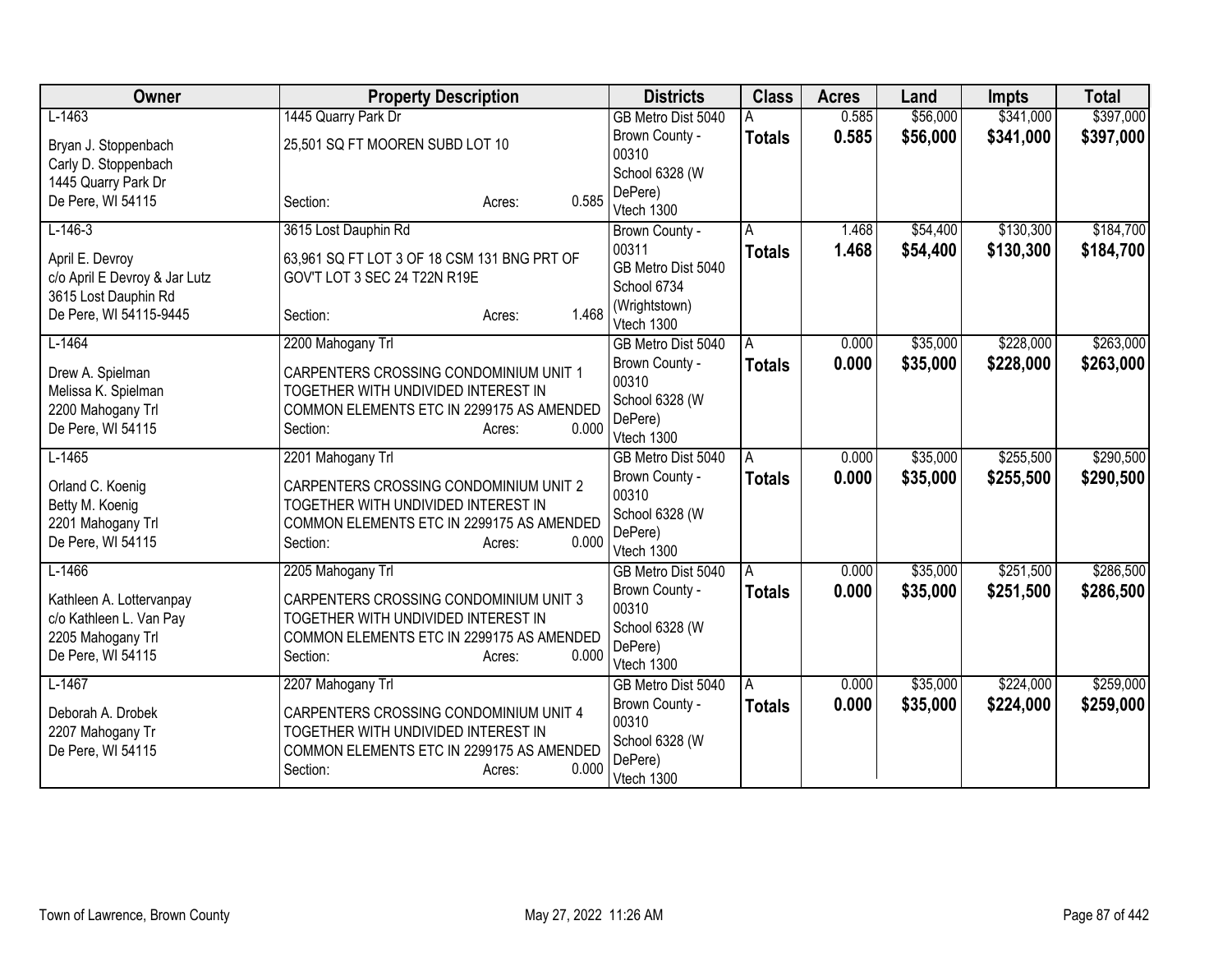| Owner | Property Description | Districts | Class | Acres | Land | Impts | Total |
|---|---|---|---|---|---|---|---|
| L-1463<br>Bryan J. Stoppenbach<br>Carly D. Stoppenbach<br>1445 Quarry Park Dr<br>De Pere, WI 54115 | 1445 Quarry Park Dr<br>25,501 SQ FT MOOREN SUBD LOT 10<br>Section: Acres: 0.585 | GB Metro Dist 5040<br>Brown County - 00310<br>School 6328 (W DePere)<br>Vtech 1300 | A<br>**Totals** | 0.585<br>**0.585** | $56,000<br>**$56,000** | $341,000<br>**$341,000** | $397,000<br>**$397,000** |
| L-146-3<br>April E. Devroy<br>c/o April E Devroy & Jar Lutz<br>3615 Lost Dauphin Rd<br>De Pere, WI 54115-9445 | 3615 Lost Dauphin Rd<br>63,961 SQ FT LOT 3 OF 18 CSM 131 BNG PRT OF GOV'T LOT 3 SEC 24 T22N R19E<br>Section: Acres: 1.468 | Brown County - 00311<br>GB Metro Dist 5040<br>School 6734 (Wrightstown)<br>Vtech 1300 | A<br>**Totals** | 1.468<br>**1.468** | $54,400<br>**$54,400** | $130,300<br>**$130,300** | $184,700<br>**$184,700** |
| L-1464<br>Drew A. Spielman<br>Melissa K. Spielman<br>2200 Mahogany Trl<br>De Pere, WI 54115 | 2200 Mahogany Trl<br>CARPENTERS CROSSING CONDOMINIUM UNIT 1 TOGETHER WITH UNDIVIDED INTEREST IN COMMON ELEMENTS ETC IN 2299175 AS AMENDED<br>Section: Acres: 0.000 | GB Metro Dist 5040<br>Brown County - 00310<br>School 6328 (W DePere)<br>Vtech 1300 | A<br>**Totals** | 0.000<br>**0.000** | $35,000<br>**$35,000** | $228,000<br>**$228,000** | $263,000<br>**$263,000** |
| L-1465<br>Orland C. Koenig<br>Betty M. Koenig<br>2201 Mahogany Trl<br>De Pere, WI 54115 | 2201 Mahogany Trl<br>CARPENTERS CROSSING CONDOMINIUM UNIT 2 TOGETHER WITH UNDIVIDED INTEREST IN COMMON ELEMENTS ETC IN 2299175 AS AMENDED<br>Section: Acres: 0.000 | GB Metro Dist 5040<br>Brown County - 00310<br>School 6328 (W DePere)<br>Vtech 1300 | A<br>**Totals** | 0.000<br>**0.000** | $35,000<br>**$35,000** | $255,500<br>**$255,500** | $290,500<br>**$290,500** |
| L-1466<br>Kathleen A. Lottervanpay<br>c/o Kathleen L. Van Pay<br>2205 Mahogany Trl<br>De Pere, WI 54115 | 2205 Mahogany Trl<br>CARPENTERS CROSSING CONDOMINIUM UNIT 3 TOGETHER WITH UNDIVIDED INTEREST IN COMMON ELEMENTS ETC IN 2299175 AS AMENDED<br>Section: Acres: 0.000 | GB Metro Dist 5040<br>Brown County - 00310<br>School 6328 (W DePere)<br>Vtech 1300 | A<br>**Totals** | 0.000<br>**0.000** | $35,000<br>**$35,000** | $251,500<br>**$251,500** | $286,500<br>**$286,500** |
| L-1467<br>Deborah A. Drobek<br>2207 Mahogany Tr<br>De Pere, WI 54115 | 2207 Mahogany Trl<br>CARPENTERS CROSSING CONDOMINIUM UNIT 4 TOGETHER WITH UNDIVIDED INTEREST IN COMMON ELEMENTS ETC IN 2299175 AS AMENDED<br>Section: Acres: 0.000 | GB Metro Dist 5040<br>Brown County - 00310<br>School 6328 (W DePere)<br>Vtech 1300 | A<br>**Totals** | 0.000<br>**0.000** | $35,000<br>**$35,000** | $224,000<br>**$224,000** | $259,000<br>**$259,000** |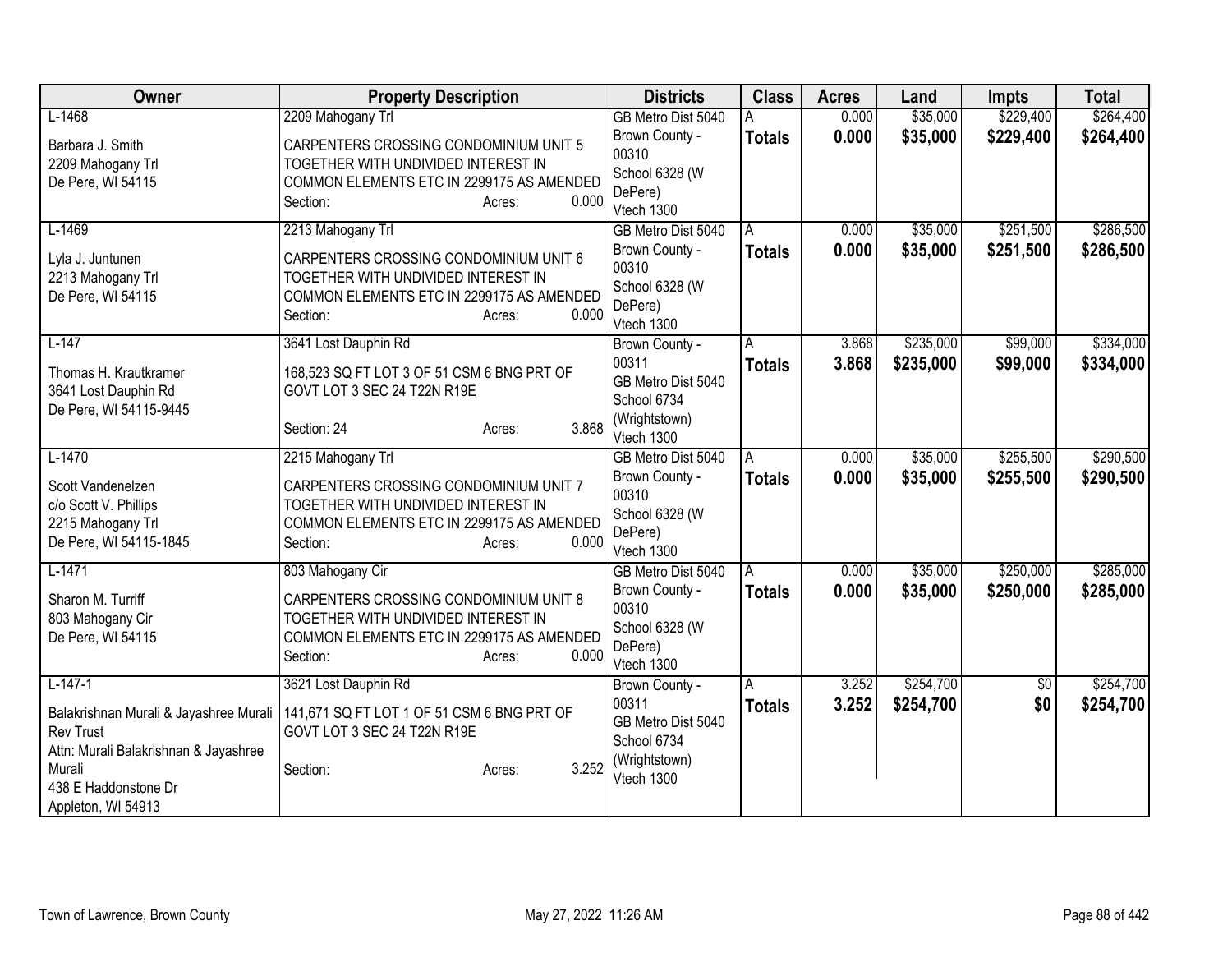| Owner | Property Description | Districts | Class | Acres | Land | Impts | Total |
|---|---|---|---|---|---|---|---|
| L-1468<br>Barbara J. Smith<br>2209 Mahogany Trl<br>De Pere, WI 54115 | 2209 Mahogany Trl<br>CARPENTERS CROSSING CONDOMINIUM UNIT 5 TOGETHER WITH UNDIVIDED INTEREST IN COMMON ELEMENTS ETC IN 2299175 AS AMENDED<br>Section: Acres: 0.000 | GB Metro Dist 5040<br>Brown County - 00310<br>School 6328 (W DePere)<br>Vtech 1300 | A<br>**Totals** | 0.000<br>**0.000** | \$35,000<br>**\$35,000** | \$229,400<br>**\$229,400** | \$264,400<br>**\$264,400** |
| L-1469<br>Lyla J. Juntunen<br>2213 Mahogany Trl<br>De Pere, WI 54115 | 2213 Mahogany Trl<br>CARPENTERS CROSSING CONDOMINIUM UNIT 6 TOGETHER WITH UNDIVIDED INTEREST IN COMMON ELEMENTS ETC IN 2299175 AS AMENDED<br>Section: Acres: 0.000 | GB Metro Dist 5040<br>Brown County - 00310<br>School 6328 (W DePere)<br>Vtech 1300 | A<br>**Totals** | 0.000<br>**0.000** | \$35,000<br>**\$35,000** | \$251,500<br>**\$251,500** | \$286,500<br>**\$286,500** |
| L-147<br>Thomas H. Krautkramer<br>3641 Lost Dauphin Rd<br>De Pere, WI 54115-9445 | 3641 Lost Dauphin Rd<br>168,523 SQ FT LOT 3 OF 51 CSM 6 BNG PRT OF GOVT LOT 3 SEC 24 T22N R19E<br>Section: 24 Acres: 3.868 | Brown County - 00311<br>GB Metro Dist 5040<br>School 6734 (Wrightstown)<br>Vtech 1300 | A<br>**Totals** | 3.868<br>**3.868** | \$235,000<br>**\$235,000** | \$99,000<br>**\$99,000** | \$334,000<br>**\$334,000** |
| L-1470<br>Scott Vandenelzen<br>c/o Scott V. Phillips<br>2215 Mahogany Trl<br>De Pere, WI 54115-1845 | 2215 Mahogany Trl<br>CARPENTERS CROSSING CONDOMINIUM UNIT 7 TOGETHER WITH UNDIVIDED INTEREST IN COMMON ELEMENTS ETC IN 2299175 AS AMENDED<br>Section: Acres: 0.000 | GB Metro Dist 5040<br>Brown County - 00310<br>School 6328 (W DePere)<br>Vtech 1300 | A<br>**Totals** | 0.000<br>**0.000** | \$35,000<br>**\$35,000** | \$255,500<br>**\$255,500** | \$290,500<br>**\$290,500** |
| L-1471<br>Sharon M. Turriff<br>803 Mahogany Cir<br>De Pere, WI 54115 | 803 Mahogany Cir<br>CARPENTERS CROSSING CONDOMINIUM UNIT 8 TOGETHER WITH UNDIVIDED INTEREST IN COMMON ELEMENTS ETC IN 2299175 AS AMENDED<br>Section: Acres: 0.000 | GB Metro Dist 5040<br>Brown County - 00310<br>School 6328 (W DePere)<br>Vtech 1300 | A<br>**Totals** | 0.000<br>**0.000** | \$35,000<br>**\$35,000** | \$250,000<br>**\$250,000** | \$285,000<br>**\$285,000** |
| L-147-1<br>Balakrishnan Murali & Jayashree Murali Rev Trust<br>Attn: Murali Balakrishnan & Jayashree Murali<br>438 E Haddonstone Dr<br>Appleton, WI 54913 | 3621 Lost Dauphin Rd<br>141,671 SQ FT LOT 1 OF 51 CSM 6 BNG PRT OF GOVT LOT 3 SEC 24 T22N R19E<br>Section: Acres: 3.252 | Brown County - 00311<br>GB Metro Dist 5040<br>School 6734 (Wrightstown)<br>Vtech 1300 | A<br>**Totals** | 3.252<br>**3.252** | \$254,700<br>**\$254,700** | \$0<br>**\$0** | \$254,700<br>**\$254,700** |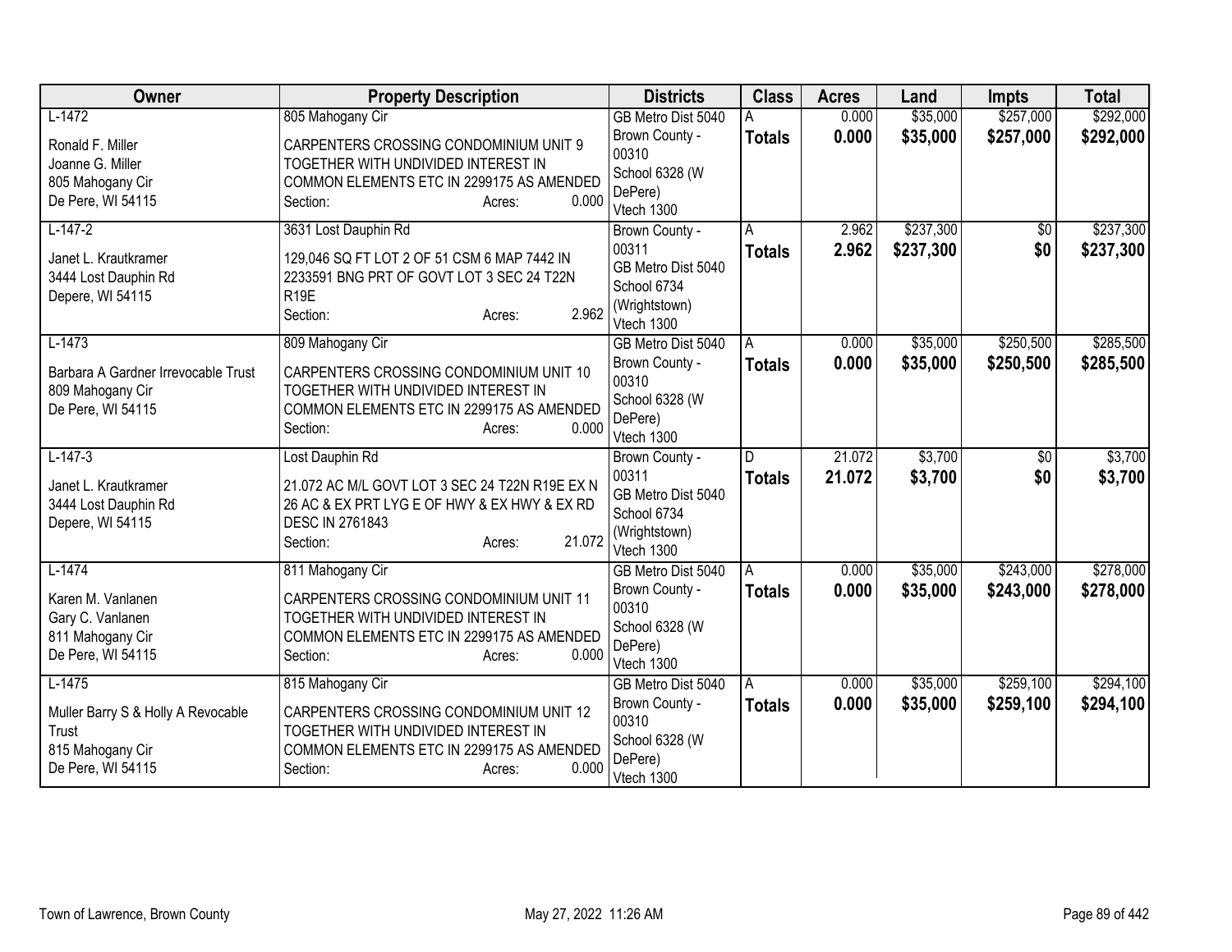| Owner | Property Description | Districts | Class | Acres | Land | Impts | Total |
|---|---|---|---|---|---|---|---|
| L-1472<br><br>Ronald F. Miller<br>Joanne G. Miller<br>805 Mahogany Cir<br>De Pere, WI 54115 | 805 Mahogany Cir<br><br>CARPENTERS CROSSING CONDOMINIUM UNIT 9 TOGETHER WITH UNDIVIDED INTEREST IN COMMON ELEMENTS ETC IN 2299175 AS AMENDED<br>Section: Acres: 0.000 | GB Metro Dist 5040<br>Brown County - 00310<br>School 6328 (W DePere)<br>Vtech 1300 | A<br>**Totals** | 0.000<br>**0.000** | $35,000<br>**$35,000** | $257,000<br>**$257,000** | $292,000<br>**$292,000** |
| L-147-2<br><br>Janet L. Krautkramer<br>3444 Lost Dauphin Rd<br>Depere, WI 54115 | 3631 Lost Dauphin Rd<br><br>129,046 SQ FT LOT 2 OF 51 CSM 6 MAP 7442 IN 2233591 BNG PRT OF GOVT LOT 3 SEC 24 T22N R19E<br>Section: Acres: 2.962 | Brown County - 00311<br>GB Metro Dist 5040<br>School 6734 (Wrightstown)<br>Vtech 1300 | A<br>**Totals** | 2.962<br>**2.962** | $237,300<br>**$237,300** | $0<br>**$0** | $237,300<br>**$237,300** |
| L-1473<br><br>Barbara A Gardner Irrevocable Trust<br>809 Mahogany Cir<br>De Pere, WI 54115 | 809 Mahogany Cir<br><br>CARPENTERS CROSSING CONDOMINIUM UNIT 10 TOGETHER WITH UNDIVIDED INTEREST IN COMMON ELEMENTS ETC IN 2299175 AS AMENDED<br>Section: Acres: 0.000 | GB Metro Dist 5040<br>Brown County - 00310<br>School 6328 (W DePere)<br>Vtech 1300 | A<br>**Totals** | 0.000<br>**0.000** | $35,000<br>**$35,000** | $250,500<br>**$250,500** | $285,500<br>**$285,500** |
| L-147-3<br><br>Janet L. Krautkramer<br>3444 Lost Dauphin Rd<br>Depere, WI 54115 | Lost Dauphin Rd<br><br>21.072 AC M/L GOVT LOT 3 SEC 24 T22N R19E EX N 26 AC & EX PRT LYG E OF HWY & EX HWY & EX RD DESC IN 2761843<br>Section: Acres: 21.072 | Brown County - 00311<br>GB Metro Dist 5040<br>School 6734 (Wrightstown)<br>Vtech 1300 | D<br>**Totals** | 21.072<br>**21.072** | $3,700<br>**$3,700** | $0<br>**$0** | $3,700<br>**$3,700** |
| L-1474<br><br>Karen M. Vanlanen<br>Gary C. Vanlanen<br>811 Mahogany Cir<br>De Pere, WI 54115 | 811 Mahogany Cir<br><br>CARPENTERS CROSSING CONDOMINIUM UNIT 11 TOGETHER WITH UNDIVIDED INTEREST IN COMMON ELEMENTS ETC IN 2299175 AS AMENDED<br>Section: Acres: 0.000 | GB Metro Dist 5040<br>Brown County - 00310<br>School 6328 (W DePere)<br>Vtech 1300 | A<br>**Totals** | 0.000<br>**0.000** | $35,000<br>**$35,000** | $243,000<br>**$243,000** | $278,000<br>**$278,000** |
| L-1475<br><br>Muller Barry S & Holly A Revocable Trust<br>815 Mahogany Cir<br>De Pere, WI 54115 | 815 Mahogany Cir<br><br>CARPENTERS CROSSING CONDOMINIUM UNIT 12 TOGETHER WITH UNDIVIDED INTEREST IN COMMON ELEMENTS ETC IN 2299175 AS AMENDED<br>Section: Acres: 0.000 | GB Metro Dist 5040<br>Brown County - 00310<br>School 6328 (W DePere)<br>Vtech 1300 | A<br>**Totals** | 0.000<br>**0.000** | $35,000<br>**$35,000** | $259,100<br>**$259,100** | $294,100<br>**$294,100** |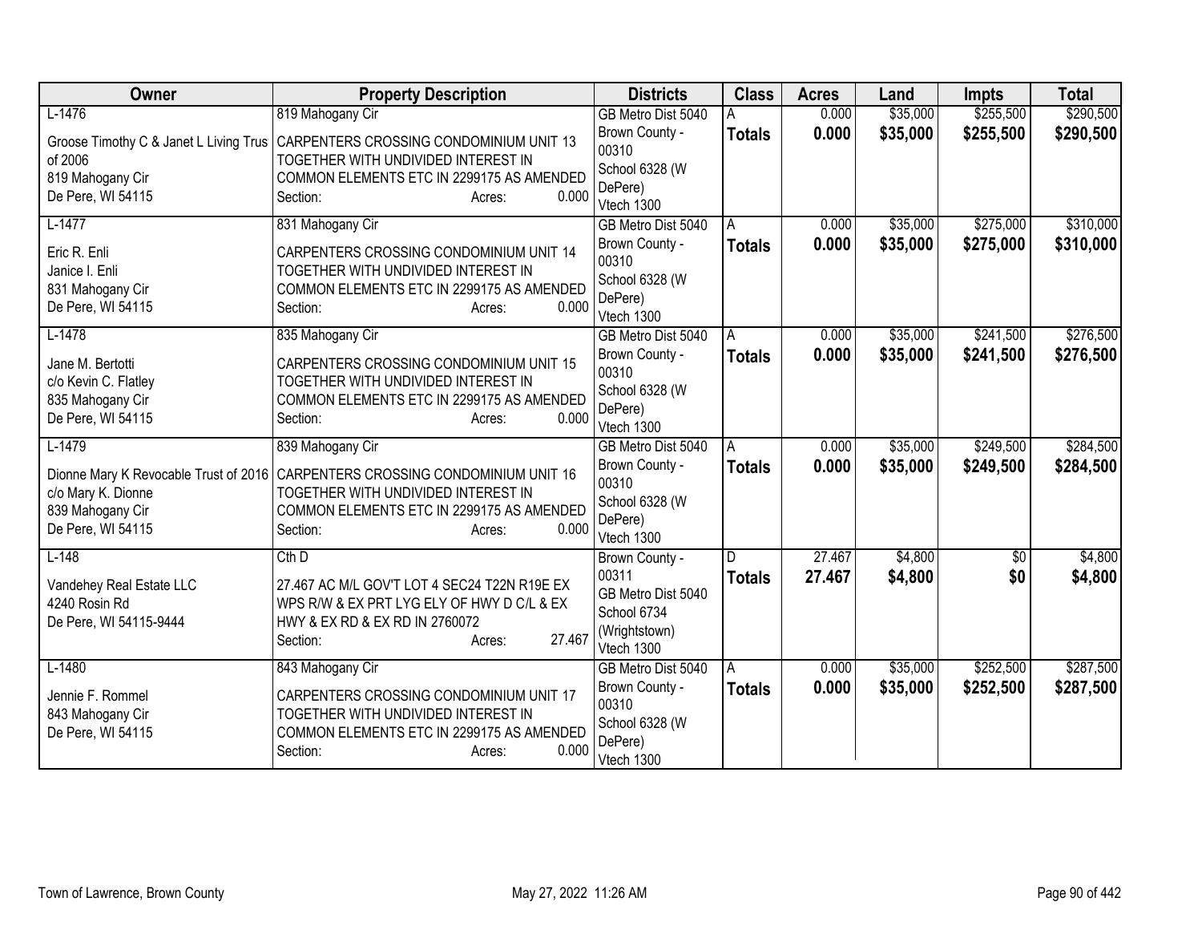| Owner | Property Description | Districts | Class | Acres | Land | Impts | Total |
|---|---|---|---|---|---|---|---|
| L-1476<br><br>Groose Timothy C & Janet L Living Trus of 2006<br>819 Mahogany Cir<br>De Pere, WI 54115 | 819 Mahogany Cir<br><br>CARPENTERS CROSSING CONDOMINIUM UNIT 13 TOGETHER WITH UNDIVIDED INTEREST IN COMMON ELEMENTS ETC IN 2299175 AS AMENDED<br>Section: Acres: 0.000 | GB Metro Dist 5040<br>Brown County - 00310<br>School 6328 (W DePere)<br>Vtech 1300 | A<br>**Totals** | 0.000<br>**0.000** | \$35,000<br>**\$35,000** | \$255,500<br>**\$255,500** | \$290,500<br>**\$290,500** |
| L-1477<br><br>Eric R. Enli<br>Janice I. Enli<br>831 Mahogany Cir<br>De Pere, WI 54115 | 831 Mahogany Cir<br><br>CARPENTERS CROSSING CONDOMINIUM UNIT 14 TOGETHER WITH UNDIVIDED INTEREST IN COMMON ELEMENTS ETC IN 2299175 AS AMENDED<br>Section: Acres: 0.000 | GB Metro Dist 5040<br>Brown County - 00310<br>School 6328 (W DePere)<br>Vtech 1300 | A<br>**Totals** | 0.000<br>**0.000** | \$35,000<br>**\$35,000** | \$275,000<br>**\$275,000** | \$310,000<br>**\$310,000** |
| L-1478<br><br>Jane M. Bertotti<br>c/o Kevin C. Flatley<br>835 Mahogany Cir<br>De Pere, WI 54115 | 835 Mahogany Cir<br><br>CARPENTERS CROSSING CONDOMINIUM UNIT 15 TOGETHER WITH UNDIVIDED INTEREST IN COMMON ELEMENTS ETC IN 2299175 AS AMENDED<br>Section: Acres: 0.000 | GB Metro Dist 5040<br>Brown County - 00310<br>School 6328 (W DePere)<br>Vtech 1300 | A<br>**Totals** | 0.000<br>**0.000** | \$35,000<br>**\$35,000** | \$241,500<br>**\$241,500** | \$276,500<br>**\$276,500** |
| L-1479<br><br>Dionne Mary K Revocable Trust of 2016<br>c/o Mary K. Dionne<br>839 Mahogany Cir<br>De Pere, WI 54115 | 839 Mahogany Cir<br><br>CARPENTERS CROSSING CONDOMINIUM UNIT 16 TOGETHER WITH UNDIVIDED INTEREST IN COMMON ELEMENTS ETC IN 2299175 AS AMENDED<br>Section: Acres: 0.000 | GB Metro Dist 5040<br>Brown County - 00310<br>School 6328 (W DePere)<br>Vtech 1300 | A<br>**Totals** | 0.000<br>**0.000** | \$35,000<br>**\$35,000** | \$249,500<br>**\$249,500** | \$284,500<br>**\$284,500** |
| L-148<br><br>Vandehey Real Estate LLC<br>4240 Rosin Rd<br>De Pere, WI 54115-9444 | Cth D<br><br>27.467 AC M/L GOV'T LOT 4 SEC24 T22N R19E EX WPS R/W & EX PRT LYG ELY OF HWY D C/L & EX HWY & EX RD & EX RD IN 2760072<br>Section: Acres: 27.467 | Brown County - 00311<br>GB Metro Dist 5040<br>School 6734 (Wrightstown)<br>Vtech 1300 | D<br>**Totals** | 27.467<br>**27.467** | \$4,800<br>**\$4,800** | \$0<br>**\$0** | \$4,800<br>**\$4,800** |
| L-1480<br><br>Jennie F. Rommel<br>843 Mahogany Cir<br>De Pere, WI 54115 | 843 Mahogany Cir<br><br>CARPENTERS CROSSING CONDOMINIUM UNIT 17 TOGETHER WITH UNDIVIDED INTEREST IN COMMON ELEMENTS ETC IN 2299175 AS AMENDED<br>Section: Acres: 0.000 | GB Metro Dist 5040<br>Brown County - 00310<br>School 6328 (W DePere)<br>Vtech 1300 | A<br>**Totals** | 0.000<br>**0.000** | \$35,000<br>**\$35,000** | \$252,500<br>**\$252,500** | \$287,500<br>**\$287,500** |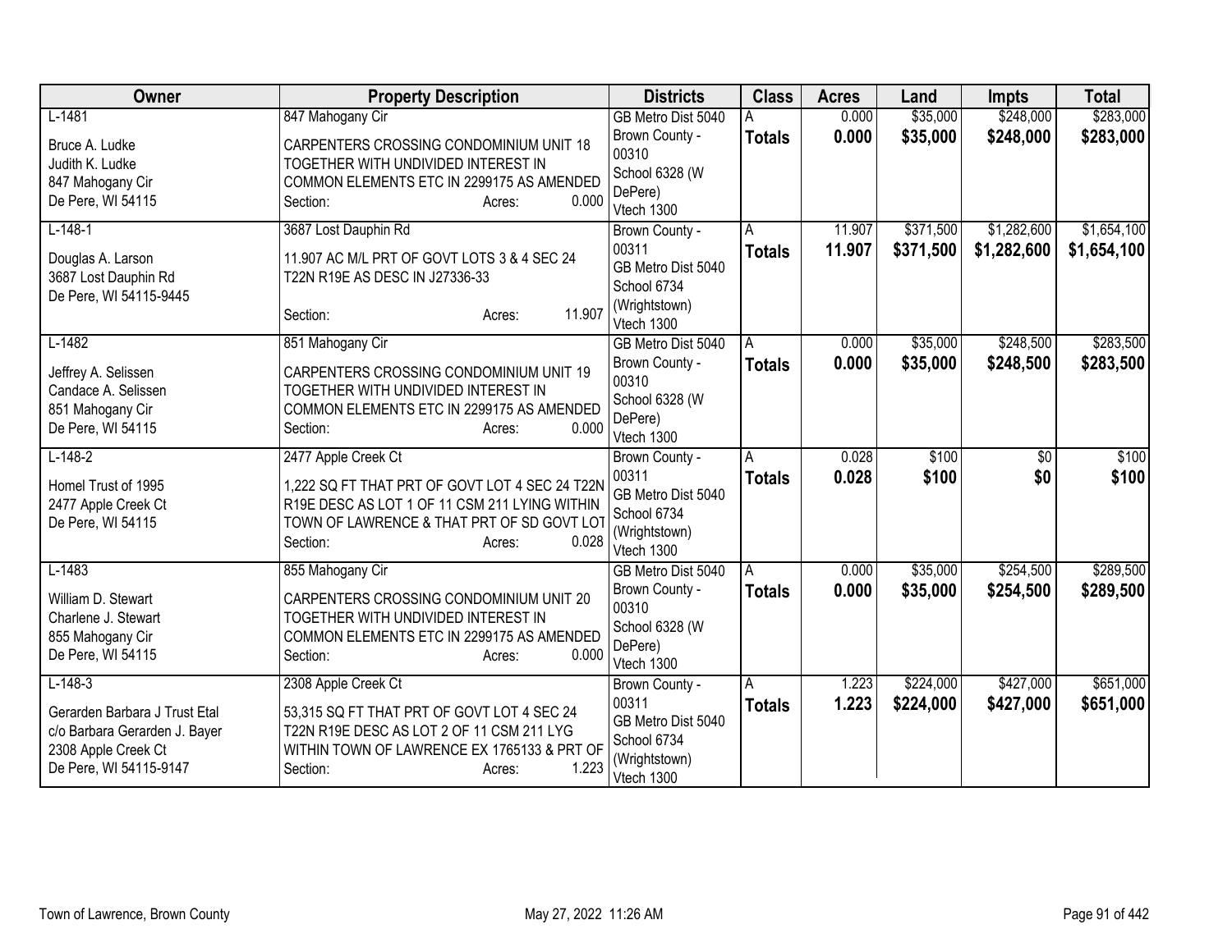| Owner | Property Description | Districts | Class | Acres | Land | Impts | Total |
|---|---|---|---|---|---|---|---|
| L-1481<br>Bruce A. Ludke<br>Judith K. Ludke<br>847 Mahogany Cir<br>De Pere, WI 54115 | 847 Mahogany Cir<br>CARPENTERS CROSSING CONDOMINIUM UNIT 18 TOGETHER WITH UNDIVIDED INTEREST IN COMMON ELEMENTS ETC IN 2299175 AS AMENDED<br>Section: Acres: 0.000 | GB Metro Dist 5040<br>Brown County - 00310<br>School 6328 (W DePere)<br>Vtech 1300 | A<br>**Totals** | 0.000<br>**0.000** | $35,000<br>**$35,000** | $248,000<br>**$248,000** | $283,000<br>**$283,000** |
| L-148-1<br>Douglas A. Larson<br>3687 Lost Dauphin Rd<br>De Pere, WI 54115-9445 | 3687 Lost Dauphin Rd<br>11.907 AC M/L PRT OF GOVT LOTS 3 & 4 SEC 24 T22N R19E AS DESC IN J27336-33<br>Section: Acres: 11.907 | Brown County - 00311<br>GB Metro Dist 5040<br>School 6734 (Wrightstown)<br>Vtech 1300 | A<br>**Totals** | 11.907<br>**11.907** | $371,500<br>**$371,500** | $1,282,600<br>**$1,282,600** | $1,654,100<br>**$1,654,100** |
| L-1482<br>Jeffrey A. Selissen<br>Candace A. Selissen<br>851 Mahogany Cir<br>De Pere, WI 54115 | 851 Mahogany Cir<br>CARPENTERS CROSSING CONDOMINIUM UNIT 19 TOGETHER WITH UNDIVIDED INTEREST IN COMMON ELEMENTS ETC IN 2299175 AS AMENDED<br>Section: Acres: 0.000 | GB Metro Dist 5040<br>Brown County - 00310<br>School 6328 (W DePere)<br>Vtech 1300 | A<br>**Totals** | 0.000<br>**0.000** | $35,000<br>**$35,000** | $248,500<br>**$248,500** | $283,500<br>**$283,500** |
| L-148-2<br>Homel Trust of 1995<br>2477 Apple Creek Ct<br>De Pere, WI 54115 | 2477 Apple Creek Ct<br>1,222 SQ FT THAT PRT OF GOVT LOT 4 SEC 24 T22N R19E DESC AS LOT 1 OF 11 CSM 211 LYING WITHIN TOWN OF LAWRENCE & THAT PRT OF SD GOVT LOT<br>Section: Acres: 0.028 | Brown County - 00311<br>GB Metro Dist 5040<br>School 6734 (Wrightstown)<br>Vtech 1300 | A<br>**Totals** | 0.028<br>**0.028** | $100<br>**$100** | $0<br>**$0** | $100<br>**$100** |
| L-1483<br>William D. Stewart<br>Charlene J. Stewart<br>855 Mahogany Cir<br>De Pere, WI 54115 | 855 Mahogany Cir<br>CARPENTERS CROSSING CONDOMINIUM UNIT 20 TOGETHER WITH UNDIVIDED INTEREST IN COMMON ELEMENTS ETC IN 2299175 AS AMENDED<br>Section: Acres: 0.000 | GB Metro Dist 5040<br>Brown County - 00310<br>School 6328 (W DePere)<br>Vtech 1300 | A<br>**Totals** | 0.000<br>**0.000** | $35,000<br>**$35,000** | $254,500<br>**$254,500** | $289,500<br>**$289,500** |
| L-148-3<br>Gerarden Barbara J Trust Etal<br>c/o Barbara Gerarden J. Bayer<br>2308 Apple Creek Ct<br>De Pere, WI 54115-9147 | 2308 Apple Creek Ct<br>53,315 SQ FT THAT PRT OF GOVT LOT 4 SEC 24 T22N R19E DESC AS LOT 2 OF 11 CSM 211 LYG WITHIN TOWN OF LAWRENCE EX 1765133 & PRT OF<br>Section: Acres: 1.223 | Brown County - 00311<br>GB Metro Dist 5040<br>School 6734 (Wrightstown)<br>Vtech 1300 | A<br>**Totals** | 1.223<br>**1.223** | $224,000<br>**$224,000** | $427,000<br>**$427,000** | $651,000<br>**$651,000** |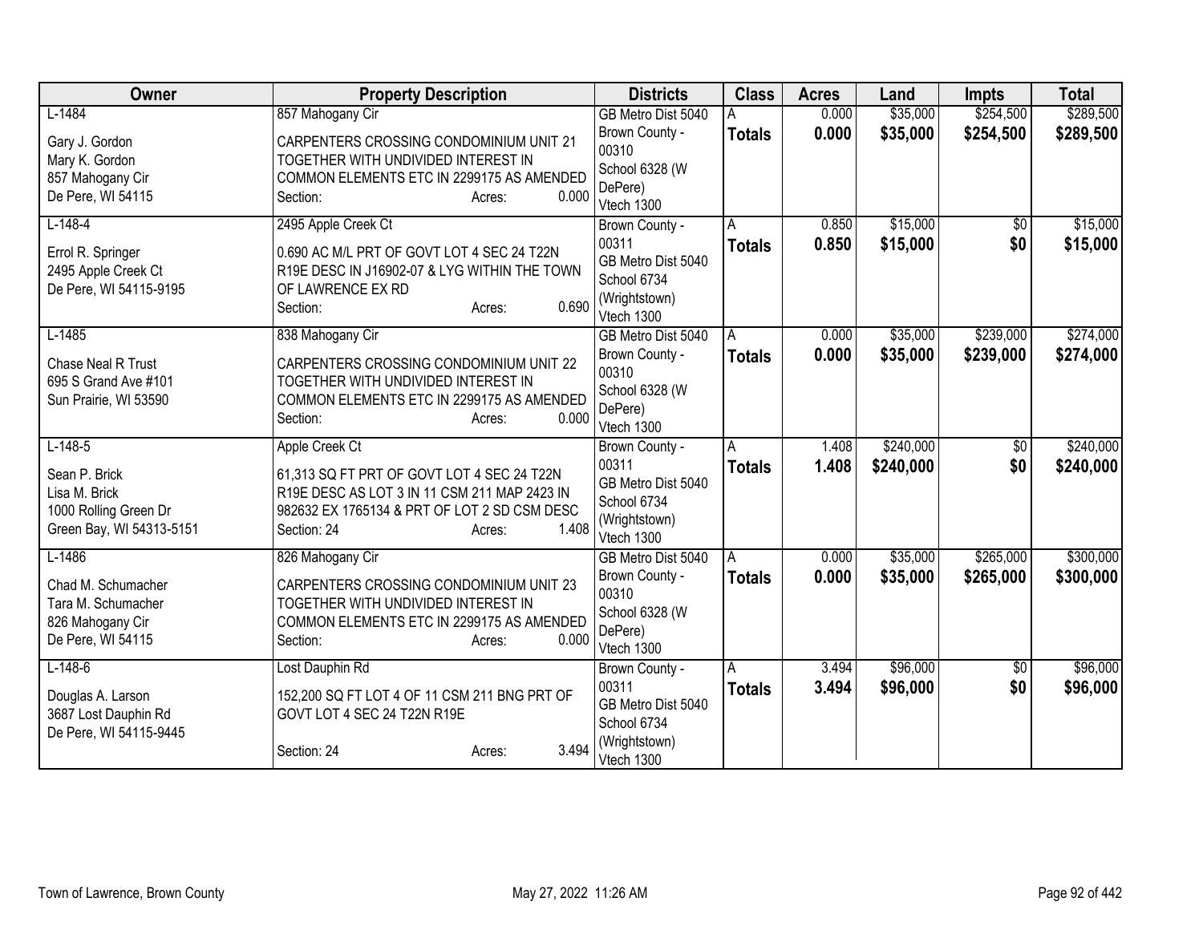| Owner | Property Description | Districts | Class | Acres | Land | Impts | Total |
|---|---|---|---|---|---|---|---|
| L-1484<br><br>Gary J. Gordon<br>Mary K. Gordon<br>857 Mahogany Cir<br>De Pere, WI 54115 | 857 Mahogany Cir<br><br>CARPENTERS CROSSING CONDOMINIUM UNIT 21 TOGETHER WITH UNDIVIDED INTEREST IN COMMON ELEMENTS ETC IN 2299175 AS AMENDED<br>Section: Acres: 0.000 | GB Metro Dist 5040<br>Brown County - 00310<br>School 6328 (W DePere)<br>Vtech 1300 | A<br>**Totals** | 0.000<br>**0.000** | $35,000<br>**$35,000** | $254,500<br>**$254,500** | $289,500<br>**$289,500** |
| L-148-4<br><br>Errol R. Springer<br>2495 Apple Creek Ct<br>De Pere, WI 54115-9195 | 2495 Apple Creek Ct<br><br>0.690 AC M/L PRT OF GOVT LOT 4 SEC 24 T22N R19E DESC IN J16902-07 & LYG WITHIN THE TOWN OF LAWRENCE EX RD<br>Section: Acres: 0.690 | Brown County - 00311<br>GB Metro Dist 5040<br>School 6734 (Wrightstown)<br>Vtech 1300 | A<br>**Totals** | 0.850<br>**0.850** | $15,000<br>**$15,000** | $0<br>**$0** | $15,000<br>**$15,000** |
| L-1485<br><br>Chase Neal R Trust<br>695 S Grand Ave #101<br>Sun Prairie, WI 53590 | 838 Mahogany Cir<br><br>CARPENTERS CROSSING CONDOMINIUM UNIT 22 TOGETHER WITH UNDIVIDED INTEREST IN COMMON ELEMENTS ETC IN 2299175 AS AMENDED<br>Section: Acres: 0.000 | GB Metro Dist 5040<br>Brown County - 00310<br>School 6328 (W DePere)<br>Vtech 1300 | A<br>**Totals** | 0.000<br>**0.000** | $35,000<br>**$35,000** | $239,000<br>**$239,000** | $274,000<br>**$274,000** |
| L-148-5<br><br>Sean P. Brick<br>Lisa M. Brick<br>1000 Rolling Green Dr<br>Green Bay, WI 54313-5151 | Apple Creek Ct<br><br>61,313 SQ FT PRT OF GOVT LOT 4 SEC 24 T22N R19E DESC AS LOT 3 IN 11 CSM 211 MAP 2423 IN 982632 EX 1765134 & PRT OF LOT 2 SD CSM DESC<br>Section: 24 Acres: 1.408 | Brown County - 00311<br>GB Metro Dist 5040<br>School 6734 (Wrightstown)<br>Vtech 1300 | A<br>**Totals** | 1.408<br>**1.408** | $240,000<br>**$240,000** | $0<br>**$0** | $240,000<br>**$240,000** |
| L-1486<br><br>Chad M. Schumacher<br>Tara M. Schumacher<br>826 Mahogany Cir<br>De Pere, WI 54115 | 826 Mahogany Cir<br><br>CARPENTERS CROSSING CONDOMINIUM UNIT 23 TOGETHER WITH UNDIVIDED INTEREST IN COMMON ELEMENTS ETC IN 2299175 AS AMENDED<br>Section: Acres: 0.000 | GB Metro Dist 5040<br>Brown County - 00310<br>School 6328 (W DePere)<br>Vtech 1300 | A<br>**Totals** | 0.000<br>**0.000** | $35,000<br>**$35,000** | $265,000<br>**$265,000** | $300,000<br>**$300,000** |
| L-148-6<br><br>Douglas A. Larson<br>3687 Lost Dauphin Rd<br>De Pere, WI 54115-9445 | Lost Dauphin Rd<br><br>152,200 SQ FT LOT 4 OF 11 CSM 211 BNG PRT OF GOVT LOT 4 SEC 24 T22N R19E<br>Section: 24 Acres: 3.494 | Brown County - 00311<br>GB Metro Dist 5040<br>School 6734 (Wrightstown)<br>Vtech 1300 | A<br>**Totals** | 3.494<br>**3.494** | $96,000<br>**$96,000** | $0<br>**$0** | $96,000<br>**$96,000** |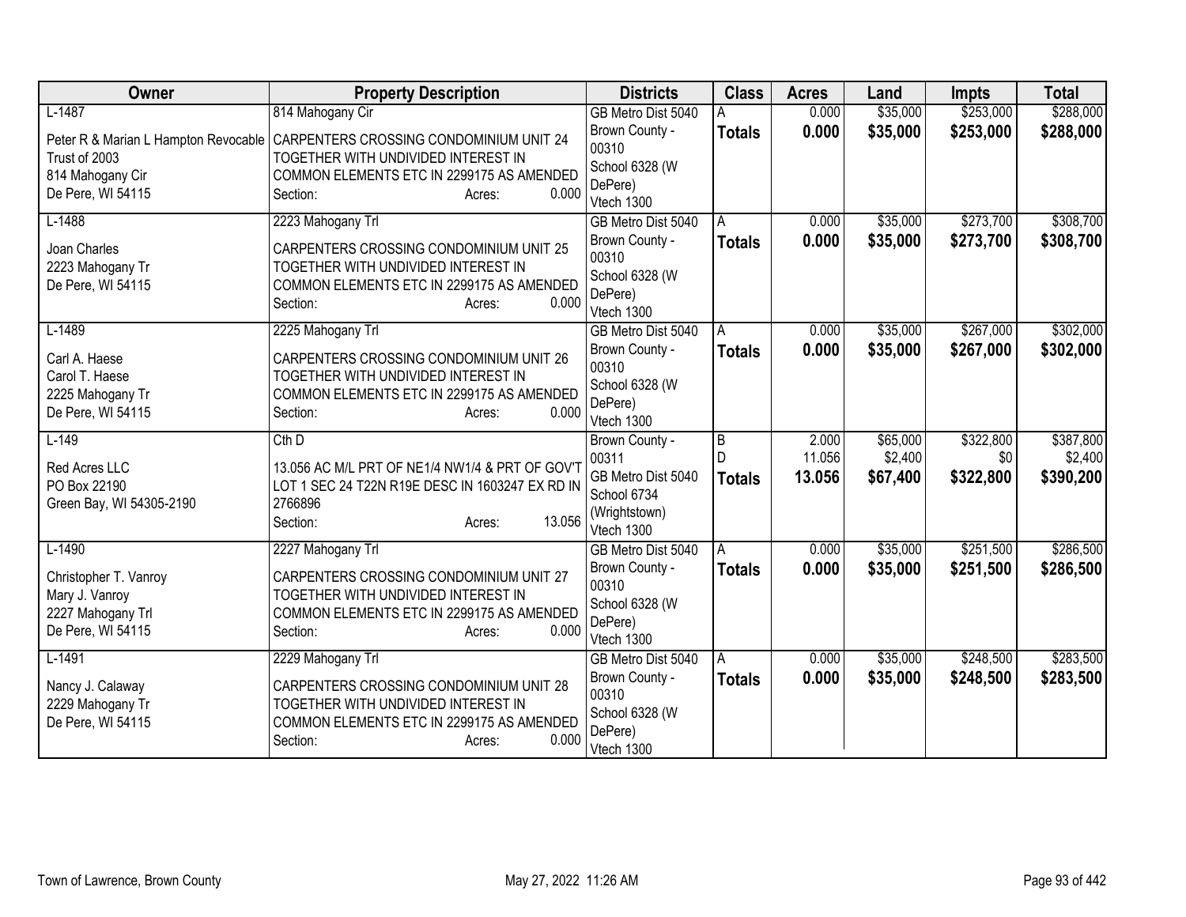| Owner | Property Description | Districts | Class | Acres | Land | Impts | Total |
|---|---|---|---|---|---|---|---|
| L-1487<br>Peter R & Marian L Hampton Revocable Trust of 2003<br>814 Mahogany Cir<br>De Pere, WI 54115 | 814 Mahogany Cir<br>CARPENTERS CROSSING CONDOMINIUM UNIT 24 TOGETHER WITH UNDIVIDED INTEREST IN COMMON ELEMENTS ETC IN 2299175 AS AMENDED<br>Section: Acres: 0.000 | GB Metro Dist 5040<br>Brown County - 00310<br>School 6328 (W DePere)<br>Vtech 1300 | A<br>**Totals** | 0.000<br>**0.000** | \$35,000<br>**\$35,000** | \$253,000<br>**\$253,000** | \$288,000<br>**\$288,000** |
| L-1488<br>Joan Charles<br>2223 Mahogany Tr<br>De Pere, WI 54115 | 2223 Mahogany Trl<br>CARPENTERS CROSSING CONDOMINIUM UNIT 25 TOGETHER WITH UNDIVIDED INTEREST IN COMMON ELEMENTS ETC IN 2299175 AS AMENDED<br>Section: Acres: 0.000 | GB Metro Dist 5040<br>Brown County - 00310<br>School 6328 (W DePere)<br>Vtech 1300 | A<br>**Totals** | 0.000<br>**0.000** | \$35,000<br>**\$35,000** | \$273,700<br>**\$273,700** | \$308,700<br>**\$308,700** |
| L-1489<br>Carl A. Haese<br>Carol T. Haese<br>2225 Mahogany Tr<br>De Pere, WI 54115 | 2225 Mahogany Trl<br>CARPENTERS CROSSING CONDOMINIUM UNIT 26 TOGETHER WITH UNDIVIDED INTEREST IN COMMON ELEMENTS ETC IN 2299175 AS AMENDED<br>Section: Acres: 0.000 | GB Metro Dist 5040<br>Brown County - 00310<br>School 6328 (W DePere)<br>Vtech 1300 | A<br>**Totals** | 0.000<br>**0.000** | \$35,000<br>**\$35,000** | \$267,000<br>**\$267,000** | \$302,000<br>**\$302,000** |
| L-149<br>Red Acres LLC<br>PO Box 22190<br>Green Bay, WI 54305-2190 | Cth D<br>13.056 AC M/L PRT OF NE1/4 NW1/4 & PRT OF GOV'T LOT 1 SEC 24 T22N R19E DESC IN 1603247 EX RD IN 2766896<br>Section: Acres: 13.056 | Brown County - 00311<br>GB Metro Dist 5040<br>School 6734 (Wrightstown)<br>Vtech 1300 | B<br>D<br>**Totals** | 2.000<br>11.056<br>**13.056** | \$65,000<br>\$2,400<br>**\$67,400** | \$322,800<br>\$0<br>**\$322,800** | \$387,800<br>\$2,400<br>**\$390,200** |
| L-1490<br>Christopher T. Vanroy<br>Mary J. Vanroy<br>2227 Mahogany Trl<br>De Pere, WI 54115 | 2227 Mahogany Trl<br>CARPENTERS CROSSING CONDOMINIUM UNIT 27 TOGETHER WITH UNDIVIDED INTEREST IN COMMON ELEMENTS ETC IN 2299175 AS AMENDED<br>Section: Acres: 0.000 | GB Metro Dist 5040<br>Brown County - 00310<br>School 6328 (W DePere)<br>Vtech 1300 | A<br>**Totals** | 0.000<br>**0.000** | \$35,000<br>**\$35,000** | \$251,500<br>**\$251,500** | \$286,500<br>**\$286,500** |
| L-1491<br>Nancy J. Calaway<br>2229 Mahogany Tr<br>De Pere, WI 54115 | 2229 Mahogany Trl<br>CARPENTERS CROSSING CONDOMINIUM UNIT 28 TOGETHER WITH UNDIVIDED INTEREST IN COMMON ELEMENTS ETC IN 2299175 AS AMENDED<br>Section: Acres: 0.000 | GB Metro Dist 5040<br>Brown County - 00310<br>School 6328 (W DePere)<br>Vtech 1300 | A<br>**Totals** | 0.000<br>**0.000** | \$35,000<br>**\$35,000** | \$248,500<br>**\$248,500** | \$283,500<br>**\$283,500** |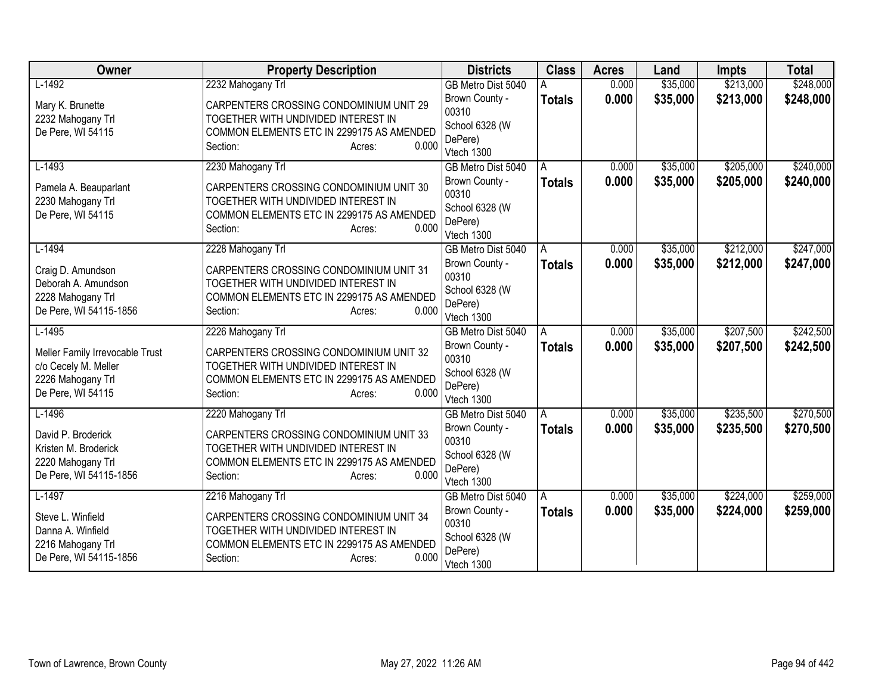| Owner | Property Description | Districts | Class | Acres | Land | Impts | Total |
|---|---|---|---|---|---|---|---|
| L-1492<br><br>Mary K. Brunette<br>2232 Mahogany Trl<br>De Pere, WI 54115 | 2232 Mahogany Trl<br><br>CARPENTERS CROSSING CONDOMINIUM UNIT 29 TOGETHER WITH UNDIVIDED INTEREST IN COMMON ELEMENTS ETC IN 2299175 AS AMENDED<br>Section: Acres: 0.000 | GB Metro Dist 5040<br>Brown County - 00310<br>School 6328 (W DePere)<br>Vtech 1300 | A<br>**Totals** | 0.000<br>**0.000** | \$35,000<br>**\$35,000** | \$213,000<br>**\$213,000** | \$248,000<br>**\$248,000** |
| L-1493<br><br>Pamela A. Beauparlant<br>2230 Mahogany Trl<br>De Pere, WI 54115 | 2230 Mahogany Trl<br><br>CARPENTERS CROSSING CONDOMINIUM UNIT 30 TOGETHER WITH UNDIVIDED INTEREST IN COMMON ELEMENTS ETC IN 2299175 AS AMENDED<br>Section: Acres: 0.000 | GB Metro Dist 5040<br>Brown County - 00310<br>School 6328 (W DePere)<br>Vtech 1300 | A<br>**Totals** | 0.000<br>**0.000** | \$35,000<br>**\$35,000** | \$205,000<br>**\$205,000** | \$240,000<br>**\$240,000** |
| L-1494<br><br>Craig D. Amundson<br>Deborah A. Amundson<br>2228 Mahogany Trl<br>De Pere, WI 54115-1856 | 2228 Mahogany Trl<br><br>CARPENTERS CROSSING CONDOMINIUM UNIT 31 TOGETHER WITH UNDIVIDED INTEREST IN COMMON ELEMENTS ETC IN 2299175 AS AMENDED<br>Section: Acres: 0.000 | GB Metro Dist 5040<br>Brown County - 00310<br>School 6328 (W DePere)<br>Vtech 1300 | A<br>**Totals** | 0.000<br>**0.000** | \$35,000<br>**\$35,000** | \$212,000<br>**\$212,000** | \$247,000<br>**\$247,000** |
| L-1495<br><br>Meller Family Irrevocable Trust<br>c/o Cecely M. Meller<br>2226 Mahogany Trl<br>De Pere, WI 54115 | 2226 Mahogany Trl<br><br>CARPENTERS CROSSING CONDOMINIUM UNIT 32 TOGETHER WITH UNDIVIDED INTEREST IN COMMON ELEMENTS ETC IN 2299175 AS AMENDED<br>Section: Acres: 0.000 | GB Metro Dist 5040<br>Brown County - 00310<br>School 6328 (W DePere)<br>Vtech 1300 | A<br>**Totals** | 0.000<br>**0.000** | \$35,000<br>**\$35,000** | \$207,500<br>**\$207,500** | \$242,500<br>**\$242,500** |
| L-1496<br><br>David P. Broderick<br>Kristen M. Broderick<br>2220 Mahogany Trl<br>De Pere, WI 54115-1856 | 2220 Mahogany Trl<br><br>CARPENTERS CROSSING CONDOMINIUM UNIT 33 TOGETHER WITH UNDIVIDED INTEREST IN COMMON ELEMENTS ETC IN 2299175 AS AMENDED<br>Section: Acres: 0.000 | GB Metro Dist 5040<br>Brown County - 00310<br>School 6328 (W DePere)<br>Vtech 1300 | A<br>**Totals** | 0.000<br>**0.000** | \$35,000<br>**\$35,000** | \$235,500<br>**\$235,500** | \$270,500<br>**\$270,500** |
| L-1497<br><br>Steve L. Winfield<br>Danna A. Winfield<br>2216 Mahogany Trl<br>De Pere, WI 54115-1856 | 2216 Mahogany Trl<br><br>CARPENTERS CROSSING CONDOMINIUM UNIT 34 TOGETHER WITH UNDIVIDED INTEREST IN COMMON ELEMENTS ETC IN 2299175 AS AMENDED<br>Section: Acres: 0.000 | GB Metro Dist 5040<br>Brown County - 00310<br>School 6328 (W DePere)<br>Vtech 1300 | A<br>**Totals** | 0.000<br>**0.000** | \$35,000<br>**\$35,000** | \$224,000<br>**\$224,000** | \$259,000<br>**\$259,000** |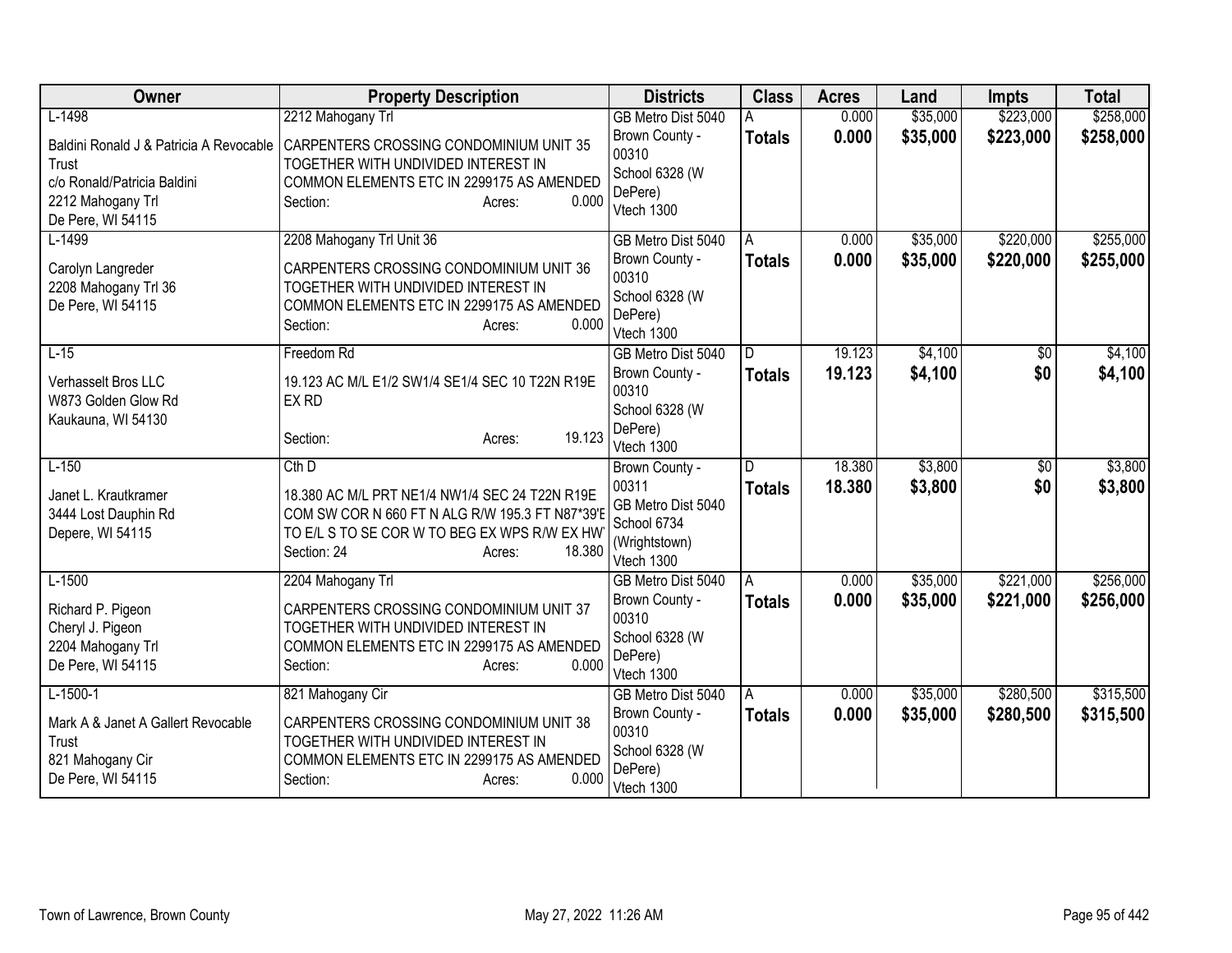| Owner | Property Description | Districts | Class | Acres | Land | Impts | Total |
|---|---|---|---|---|---|---|---|
| L-1498<br>Baldini Ronald J & Patricia A Revocable Trust<br>c/o Ronald/Patricia Baldini<br>2212 Mahogany Trl<br>De Pere, WI 54115 | 2212 Mahogany Trl<br>CARPENTERS CROSSING CONDOMINIUM UNIT 35 TOGETHER WITH UNDIVIDED INTEREST IN COMMON ELEMENTS ETC IN 2299175 AS AMENDED<br>Section: Acres: 0.000 | GB Metro Dist 5040<br>Brown County - 00310<br>School 6328 (W DePere)<br>Vtech 1300 | A<br>**Totals** | 0.000<br>**0.000** | $35,000<br>**$35,000** | $223,000<br>**$223,000** | $258,000<br>**$258,000** |
| L-1499<br>Carolyn Langreder<br>2208 Mahogany Trl 36<br>De Pere, WI 54115 | 2208 Mahogany Trl Unit 36<br>CARPENTERS CROSSING CONDOMINIUM UNIT 36 TOGETHER WITH UNDIVIDED INTEREST IN COMMON ELEMENTS ETC IN 2299175 AS AMENDED<br>Section: Acres: 0.000 | GB Metro Dist 5040<br>Brown County - 00310<br>School 6328 (W DePere)<br>Vtech 1300 | A<br>**Totals** | 0.000<br>**0.000** | $35,000<br>**$35,000** | $220,000<br>**$220,000** | $255,000<br>**$255,000** |
| L-15<br>Verhasselt Bros LLC<br>W873 Golden Glow Rd<br>Kaukauna, WI 54130 | Freedom Rd<br>19.123 AC M/L E1/2 SW1/4 SE1/4 SEC 10 T22N R19E EX RD<br>Section: Acres: 19.123 | GB Metro Dist 5040<br>Brown County - 00310<br>School 6328 (W DePere)<br>Vtech 1300 | D<br>**Totals** | 19.123<br>**19.123** | $4,100<br>**$4,100** | $0<br>**$0** | $4,100<br>**$4,100** |
| L-150<br>Janet L. Krautkramer<br>3444 Lost Dauphin Rd<br>Depere, WI 54115 | Cth D<br>18.380 AC M/L PRT NE1/4 NW1/4 SEC 24 T22N R19E COM SW COR N 660 FT N ALG R/W 195.3 FT N87*39'E TO E/L S TO SE COR W TO BEG EX WPS R/W EX HW<br>Section: 24 Acres: 18.380 | Brown County - 00311<br>GB Metro Dist 5040<br>School 6734 (Wrightstown)<br>Vtech 1300 | D<br>**Totals** | 18.380<br>**18.380** | $3,800<br>**$3,800** | $0<br>**$0** | $3,800<br>**$3,800** |
| L-1500<br>Richard P. Pigeon<br>Cheryl J. Pigeon<br>2204 Mahogany Trl<br>De Pere, WI 54115 | 2204 Mahogany Trl<br>CARPENTERS CROSSING CONDOMINIUM UNIT 37 TOGETHER WITH UNDIVIDED INTEREST IN COMMON ELEMENTS ETC IN 2299175 AS AMENDED<br>Section: Acres: 0.000 | GB Metro Dist 5040<br>Brown County - 00310<br>School 6328 (W DePere)<br>Vtech 1300 | A<br>**Totals** | 0.000<br>**0.000** | $35,000<br>**$35,000** | $221,000<br>**$221,000** | $256,000<br>**$256,000** |
| L-1500-1<br>Mark A & Janet A Gallert Revocable Trust<br>821 Mahogany Cir<br>De Pere, WI 54115 | 821 Mahogany Cir<br>CARPENTERS CROSSING CONDOMINIUM UNIT 38 TOGETHER WITH UNDIVIDED INTEREST IN COMMON ELEMENTS ETC IN 2299175 AS AMENDED<br>Section: Acres: 0.000 | GB Metro Dist 5040<br>Brown County - 00310<br>School 6328 (W DePere)<br>Vtech 1300 | A<br>**Totals** | 0.000<br>**0.000** | $35,000<br>**$35,000** | $280,500<br>**$280,500** | $315,500<br>**$315,500** |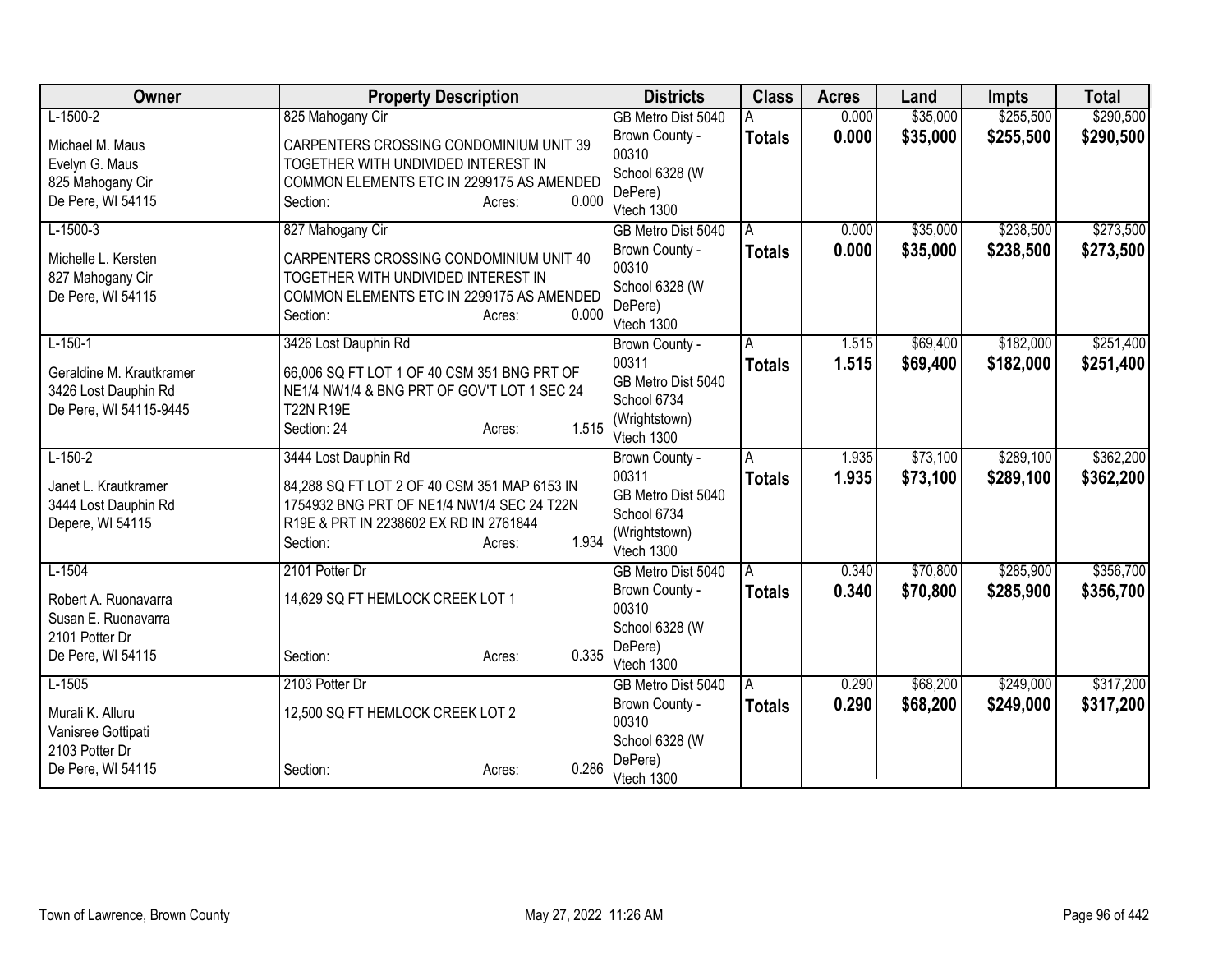| Owner | Property Description | Districts | Class | Acres | Land | Impts | Total |
|---|---|---|---|---|---|---|---|
| L-1500-2<br><br>Michael M. Maus<br>Evelyn G. Maus<br>825 Mahogany Cir<br>De Pere, WI 54115 | 825 Mahogany Cir<br><br>CARPENTERS CROSSING CONDOMINIUM UNIT 39 TOGETHER WITH UNDIVIDED INTEREST IN COMMON ELEMENTS ETC IN 2299175 AS AMENDED<br>Section: Acres: 0.000 | GB Metro Dist 5040<br>Brown County - 00310<br>School 6328 (W DePere)<br>Vtech 1300 | A<br>**Totals** | 0.000<br>**0.000** | \$35,000<br>**\$35,000** | \$255,500<br>**\$255,500** | \$290,500<br>**\$290,500** |
| L-1500-3<br><br>Michelle L. Kersten<br>827 Mahogany Cir<br>De Pere, WI 54115 | 827 Mahogany Cir<br><br>CARPENTERS CROSSING CONDOMINIUM UNIT 40 TOGETHER WITH UNDIVIDED INTEREST IN COMMON ELEMENTS ETC IN 2299175 AS AMENDED<br>Section: Acres: 0.000 | GB Metro Dist 5040<br>Brown County - 00310<br>School 6328 (W DePere)<br>Vtech 1300 | A<br>**Totals** | 0.000<br>**0.000** | \$35,000<br>**\$35,000** | \$238,500<br>**\$238,500** | \$273,500<br>**\$273,500** |
| L-150-1<br><br>Geraldine M. Krautkramer<br>3426 Lost Dauphin Rd<br>De Pere, WI 54115-9445 | 3426 Lost Dauphin Rd<br><br>66,006 SQ FT LOT 1 OF 40 CSM 351 BNG PRT OF NE1/4 NW1/4 & BNG PRT OF GOV'T LOT 1 SEC 24 T22N R19E<br>Section: 24 Acres: 1.515 | Brown County - 00311<br>GB Metro Dist 5040<br>School 6734 (Wrightstown)<br>Vtech 1300 | A<br>**Totals** | 1.515<br>**1.515** | \$69,400<br>**\$69,400** | \$182,000<br>**\$182,000** | \$251,400<br>**\$251,400** |
| L-150-2<br><br>Janet L. Krautkramer<br>3444 Lost Dauphin Rd<br>Depere, WI 54115 | 3444 Lost Dauphin Rd<br><br>84,288 SQ FT LOT 2 OF 40 CSM 351 MAP 6153 IN 1754932 BNG PRT OF NE1/4 NW1/4 SEC 24 T22N R19E & PRT IN 2238602 EX RD IN 2761844<br>Section: Acres: 1.934 | Brown County - 00311<br>GB Metro Dist 5040<br>School 6734 (Wrightstown)<br>Vtech 1300 | A<br>**Totals** | 1.935<br>**1.935** | \$73,100<br>**\$73,100** | \$289,100<br>**\$289,100** | \$362,200<br>**\$362,200** |
| L-1504<br><br>Robert A. Ruonavarra<br>Susan E. Ruonavarra<br>2101 Potter Dr<br>De Pere, WI 54115 | 2101 Potter Dr<br><br>14,629 SQ FT HEMLOCK CREEK LOT 1<br><br>Section: Acres: 0.335 | GB Metro Dist 5040<br>Brown County - 00310<br>School 6328 (W DePere)<br>Vtech 1300 | A<br>**Totals** | 0.340<br>**0.340** | \$70,800<br>**\$70,800** | \$285,900<br>**\$285,900** | \$356,700<br>**\$356,700** |
| L-1505<br><br>Murali K. Alluru<br>Vanisree Gottipati<br>2103 Potter Dr<br>De Pere, WI 54115 | 2103 Potter Dr<br><br>12,500 SQ FT HEMLOCK CREEK LOT 2<br><br>Section: Acres: 0.286 | GB Metro Dist 5040<br>Brown County - 00310<br>School 6328 (W DePere)<br>Vtech 1300 | A<br>**Totals** | 0.290<br>**0.290** | \$68,200<br>**\$68,200** | \$249,000<br>**\$249,000** | \$317,200<br>**\$317,200** |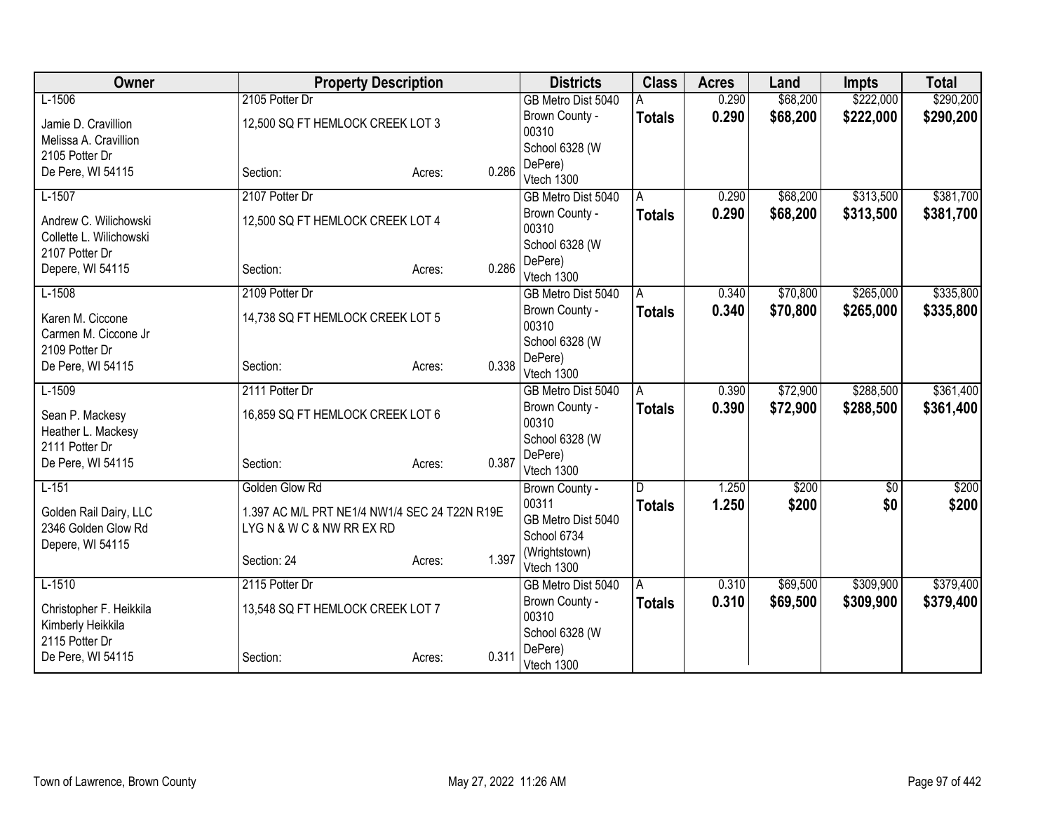| Owner | Property Description | | | Districts | Class | Acres | Land | Impts | Total |
|---|---|---|---|---|---|---|---|---|---|
| L-1506<br>Jamie D. Cravillion<br>Melissa A. Cravillion<br>2105 Potter Dr<br>De Pere, WI 54115 | 2105 Potter Dr<br>12,500 SQ FT HEMLOCK CREEK LOT 3<br>Section: | Acres: | 0.286 | GB Metro Dist 5040<br>Brown County - 00310<br>School 6328 (W DePere)<br>Vtech 1300 | A<br>**Totals** | 0.290<br>**0.290** | $68,200<br>**$68,200** | $222,000<br>**$222,000** | $290,200<br>**$290,200** |
| L-1507<br>Andrew C. Wilichowski<br>Collette L. Wilichowski<br>2107 Potter Dr<br>Depere, WI 54115 | 2107 Potter Dr<br>12,500 SQ FT HEMLOCK CREEK LOT 4<br>Section: | Acres: | 0.286 | GB Metro Dist 5040<br>Brown County - 00310<br>School 6328 (W DePere)<br>Vtech 1300 | A<br>**Totals** | 0.290<br>**0.290** | $68,200<br>**$68,200** | $313,500<br>**$313,500** | $381,700<br>**$381,700** |
| L-1508<br>Karen M. Ciccone<br>Carmen M. Ciccone Jr<br>2109 Potter Dr<br>De Pere, WI 54115 | 2109 Potter Dr<br>14,738 SQ FT HEMLOCK CREEK LOT 5<br>Section: | Acres: | 0.338 | GB Metro Dist 5040<br>Brown County - 00310<br>School 6328 (W DePere)<br>Vtech 1300 | A<br>**Totals** | 0.340<br>**0.340** | $70,800<br>**$70,800** | $265,000<br>**$265,000** | $335,800<br>**$335,800** |
| L-1509<br>Sean P. Mackesy<br>Heather L. Mackesy<br>2111 Potter Dr<br>De Pere, WI 54115 | 2111 Potter Dr<br>16,859 SQ FT HEMLOCK CREEK LOT 6<br>Section: | Acres: | 0.387 | GB Metro Dist 5040<br>Brown County - 00310<br>School 6328 (W DePere)<br>Vtech 1300 | A<br>**Totals** | 0.390<br>**0.390** | $72,900<br>**$72,900** | $288,500<br>**$288,500** | $361,400<br>**$361,400** |
| L-151<br>Golden Rail Dairy, LLC<br>2346 Golden Glow Rd<br>Depere, WI 54115 | Golden Glow Rd<br>1.397 AC M/L PRT NE1/4 NW1/4 SEC 24 T22N R19E LYG N & W C & NW RR EX RD<br>Section: 24 | Acres: | 1.397 | Brown County - 00311<br>GB Metro Dist 5040<br>School 6734 (Wrightstown)<br>Vtech 1300 | D<br>**Totals** | 1.250<br>**1.250** | $200<br>**$200** | $0<br>**$0** | $200<br>**$200** |
| L-1510<br>Christopher F. Heikkila<br>Kimberly Heikkila<br>2115 Potter Dr<br>De Pere, WI 54115 | 2115 Potter Dr<br>13,548 SQ FT HEMLOCK CREEK LOT 7<br>Section: | Acres: | 0.311 | GB Metro Dist 5040<br>Brown County - 00310<br>School 6328 (W DePere)<br>Vtech 1300 | A<br>**Totals** | 0.310<br>**0.310** | $69,500<br>**$69,500** | $309,900<br>**$309,900** | $379,400<br>**$379,400** |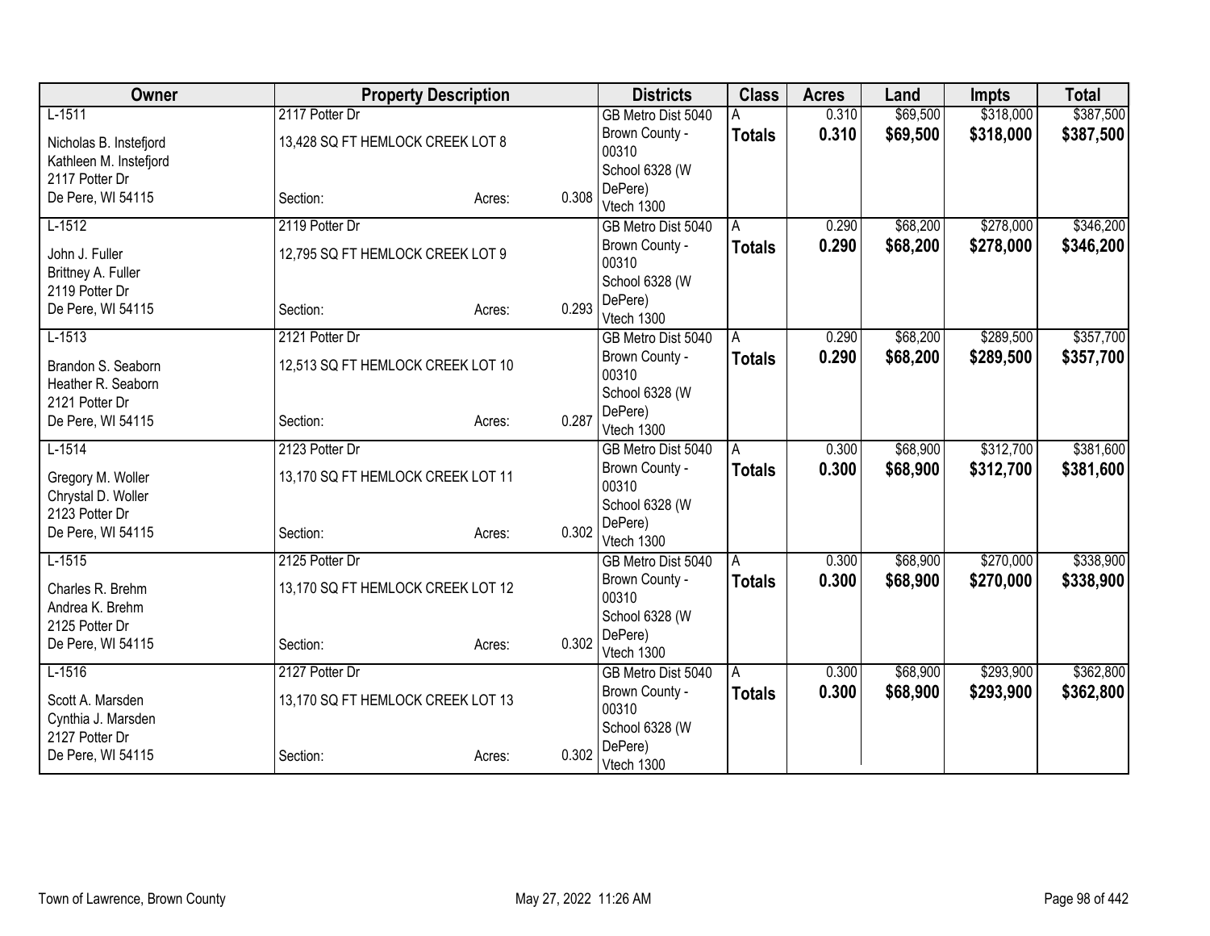| Owner | Property Description | | | Districts | Class | Acres | Land | Impts | Total |
|---|---|---|---|---|---|---|---|---|---|
| L-1511<br>Nicholas B. Instefjord<br>Kathleen M. Instefjord<br>2117 Potter Dr<br>De Pere, WI 54115 | 2117 Potter Dr<br>13,428 SQ FT HEMLOCK CREEK LOT 8<br>Section: | Acres: | 0.308 | GB Metro Dist 5040<br>Brown County - 00310<br>School 6328 (W DePere)<br>Vtech 1300 | A<br>**Totals** | 0.310<br>**0.310** | $69,500<br>**$69,500** | $318,000<br>**$318,000** | $387,500<br>**$387,500** |
| L-1512<br>John J. Fuller<br>Brittney A. Fuller<br>2119 Potter Dr<br>De Pere, WI 54115 | 2119 Potter Dr<br>12,795 SQ FT HEMLOCK CREEK LOT 9<br>Section: | Acres: | 0.293 | GB Metro Dist 5040<br>Brown County - 00310<br>School 6328 (W DePere)<br>Vtech 1300 | A<br>**Totals** | 0.290<br>**0.290** | $68,200<br>**$68,200** | $278,000<br>**$278,000** | $346,200<br>**$346,200** |
| L-1513<br>Brandon S. Seaborn<br>Heather R. Seaborn<br>2121 Potter Dr<br>De Pere, WI 54115 | 2121 Potter Dr<br>12,513 SQ FT HEMLOCK CREEK LOT 10<br>Section: | Acres: | 0.287 | GB Metro Dist 5040<br>Brown County - 00310<br>School 6328 (W DePere)<br>Vtech 1300 | A<br>**Totals** | 0.290<br>**0.290** | $68,200<br>**$68,200** | $289,500<br>**$289,500** | $357,700<br>**$357,700** |
| L-1514<br>Gregory M. Woller<br>Chrystal D. Woller<br>2123 Potter Dr<br>De Pere, WI 54115 | 2123 Potter Dr<br>13,170 SQ FT HEMLOCK CREEK LOT 11<br>Section: | Acres: | 0.302 | GB Metro Dist 5040<br>Brown County - 00310<br>School 6328 (W DePere)<br>Vtech 1300 | A<br>**Totals** | 0.300<br>**0.300** | $68,900<br>**$68,900** | $312,700<br>**$312,700** | $381,600<br>**$381,600** |
| L-1515<br>Charles R. Brehm<br>Andrea K. Brehm<br>2125 Potter Dr<br>De Pere, WI 54115 | 2125 Potter Dr<br>13,170 SQ FT HEMLOCK CREEK LOT 12<br>Section: | Acres: | 0.302 | GB Metro Dist 5040<br>Brown County - 00310<br>School 6328 (W DePere)<br>Vtech 1300 | A<br>**Totals** | 0.300<br>**0.300** | $68,900<br>**$68,900** | $270,000<br>**$270,000** | $338,900<br>**$338,900** |
| L-1516<br>Scott A. Marsden<br>Cynthia J. Marsden<br>2127 Potter Dr<br>De Pere, WI 54115 | 2127 Potter Dr<br>13,170 SQ FT HEMLOCK CREEK LOT 13<br>Section: | Acres: | 0.302 | GB Metro Dist 5040<br>Brown County - 00310<br>School 6328 (W DePere)<br>Vtech 1300 | A<br>**Totals** | 0.300<br>**0.300** | $68,900<br>**$68,900** | $293,900<br>**$293,900** | $362,800<br>**$362,800** |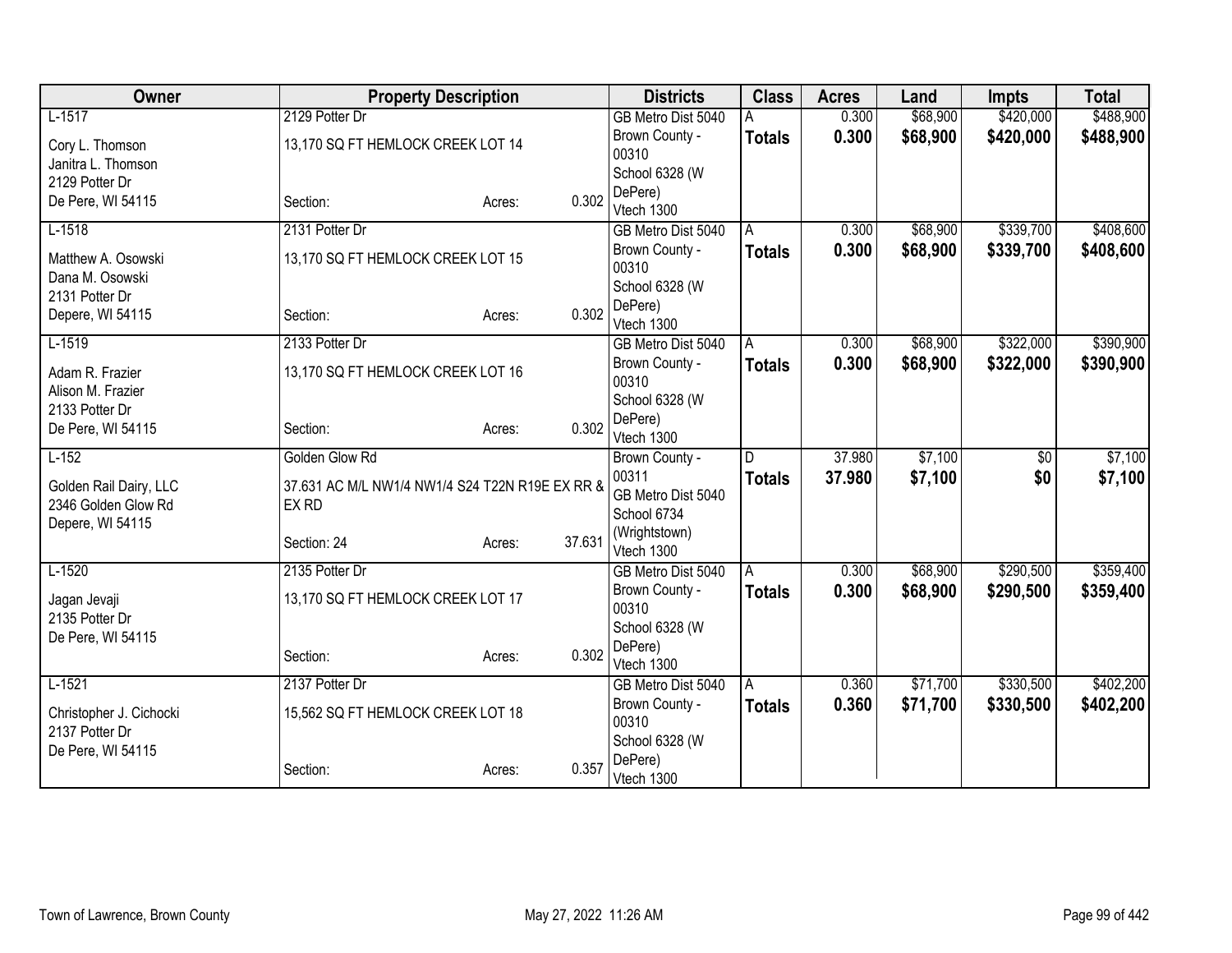| Owner | Property Description | Districts | Class | Acres | Land | Impts | Total |
|---|---|---|---|---|---|---|---|
| L-1517<br><br>Cory L. Thomson<br>Janitra L. Thomson<br>2129 Potter Dr<br>De Pere, WI 54115 | 2129 Potter Dr<br><br>13,170 SQ FT HEMLOCK CREEK LOT 14<br><br>Section: Acres: 0.302 | GB Metro Dist 5040<br>Brown County - 00310<br>School 6328 (W DePere)<br>Vtech 1300 | A<br>**Totals** | 0.300<br>**0.300** | $68,900<br>**$68,900** | $420,000<br>**$420,000** | $488,900<br>**$488,900** |
| L-1518<br><br>Matthew A. Osowski<br>Dana M. Osowski<br>2131 Potter Dr<br>Depere, WI 54115 | 2131 Potter Dr<br><br>13,170 SQ FT HEMLOCK CREEK LOT 15<br><br>Section: Acres: 0.302 | GB Metro Dist 5040<br>Brown County - 00310<br>School 6328 (W DePere)<br>Vtech 1300 | A<br>**Totals** | 0.300<br>**0.300** | $68,900<br>**$68,900** | $339,700<br>**$339,700** | $408,600<br>**$408,600** |
| L-1519<br><br>Adam R. Frazier<br>Alison M. Frazier<br>2133 Potter Dr<br>De Pere, WI 54115 | 2133 Potter Dr<br><br>13,170 SQ FT HEMLOCK CREEK LOT 16<br><br>Section: Acres: 0.302 | GB Metro Dist 5040<br>Brown County - 00310<br>School 6328 (W DePere)<br>Vtech 1300 | A<br>**Totals** | 0.300<br>**0.300** | $68,900<br>**$68,900** | $322,000<br>**$322,000** | $390,900<br>**$390,900** |
| L-152<br><br>Golden Rail Dairy, LLC<br>2346 Golden Glow Rd<br>Depere, WI 54115 | Golden Glow Rd<br><br>37.631 AC M/L NW1/4 NW1/4 S24 T22N R19E EX RR & EX RD<br><br>Section: 24 Acres: 37.631 | Brown County - 00311<br>GB Metro Dist 5040<br>School 6734 (Wrightstown)<br>Vtech 1300 | D<br>**Totals** | 37.980<br>**37.980** | $7,100<br>**$7,100** | $0<br>**$0** | $7,100<br>**$7,100** |
| L-1520<br><br>Jagan Jevaji<br>2135 Potter Dr<br>De Pere, WI 54115 | 2135 Potter Dr<br><br>13,170 SQ FT HEMLOCK CREEK LOT 17<br><br>Section: Acres: 0.302 | GB Metro Dist 5040<br>Brown County - 00310<br>School 6328 (W DePere)<br>Vtech 1300 | A<br>**Totals** | 0.300<br>**0.300** | $68,900<br>**$68,900** | $290,500<br>**$290,500** | $359,400<br>**$359,400** |
| L-1521<br><br>Christopher J. Cichocki<br>2137 Potter Dr<br>De Pere, WI 54115 | 2137 Potter Dr<br><br>15,562 SQ FT HEMLOCK CREEK LOT 18<br><br>Section: Acres: 0.357 | GB Metro Dist 5040<br>Brown County - 00310<br>School 6328 (W DePere)<br>Vtech 1300 | A<br>**Totals** | 0.360<br>**0.360** | $71,700<br>**$71,700** | $330,500<br>**$330,500** | $402,200<br>**$402,200** |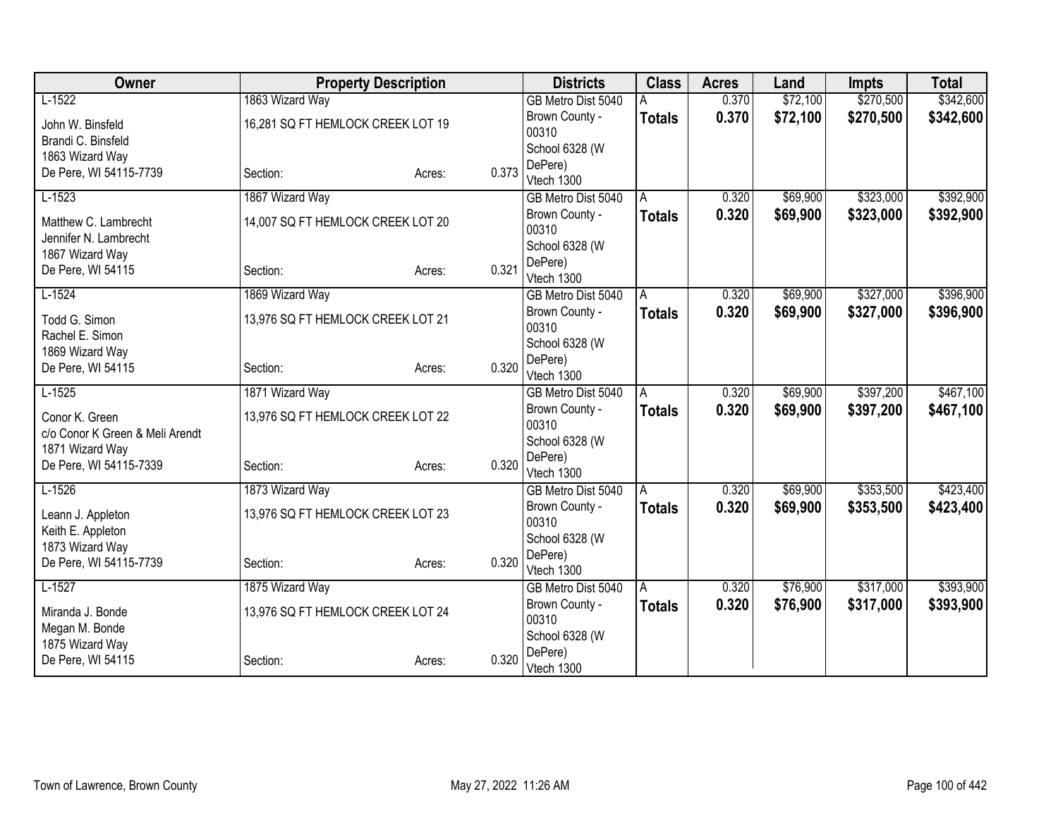| Owner | Property Description | | | Districts | Class | Acres | Land | Impts | Total |
|---|---|---|---|---|---|---|---|---|---|
| L-1522 | 1863 Wizard Way | | | GB Metro Dist 5040 | A | 0.370 | $72,100 | $270,500 | $342,600 |
| John W. Binsfeld<br>Brandi C. Binsfeld<br>1863 Wizard Way<br>De Pere, WI 54115-7739 | 16,281 SQ FT HEMLOCK CREEK LOT 19<br><br>Section: | Acres: | 0.373 | Brown County - 00310<br>School 6328 (W DePere)<br>Vtech 1300 | **Totals** | **0.370** | **$72,100** | **$270,500** | **$342,600** |
| L-1523 | 1867 Wizard Way | | | GB Metro Dist 5040 | A | 0.320 | $69,900 | $323,000 | $392,900 |
| Matthew C. Lambrecht<br>Jennifer N. Lambrecht<br>1867 Wizard Way<br>De Pere, WI 54115 | 14,007 SQ FT HEMLOCK CREEK LOT 20<br><br>Section: | Acres: | 0.321 | Brown County - 00310<br>School 6328 (W DePere)<br>Vtech 1300 | **Totals** | **0.320** | **$69,900** | **$323,000** | **$392,900** |
| L-1524 | 1869 Wizard Way | | | GB Metro Dist 5040 | A | 0.320 | $69,900 | $327,000 | $396,900 |
| Todd G. Simon<br>Rachel E. Simon<br>1869 Wizard Way<br>De Pere, WI 54115 | 13,976 SQ FT HEMLOCK CREEK LOT 21<br><br>Section: | Acres: | 0.320 | Brown County - 00310<br>School 6328 (W DePere)<br>Vtech 1300 | **Totals** | **0.320** | **$69,900** | **$327,000** | **$396,900** |
| L-1525 | 1871 Wizard Way | | | GB Metro Dist 5040 | A | 0.320 | $69,900 | $397,200 | $467,100 |
| Conor K. Green<br>c/o Conor K Green & Meli Arendt<br>1871 Wizard Way<br>De Pere, WI 54115-7339 | 13,976 SQ FT HEMLOCK CREEK LOT 22<br><br>Section: | Acres: | 0.320 | Brown County - 00310<br>School 6328 (W DePere)<br>Vtech 1300 | **Totals** | **0.320** | **$69,900** | **$397,200** | **$467,100** |
| L-1526 | 1873 Wizard Way | | | GB Metro Dist 5040 | A | 0.320 | $69,900 | $353,500 | $423,400 |
| Leann J. Appleton<br>Keith E. Appleton<br>1873 Wizard Way<br>De Pere, WI 54115-7739 | 13,976 SQ FT HEMLOCK CREEK LOT 23<br><br>Section: | Acres: | 0.320 | Brown County - 00310<br>School 6328 (W DePere)<br>Vtech 1300 | **Totals** | **0.320** | **$69,900** | **$353,500** | **$423,400** |
| L-1527 | 1875 Wizard Way | | | GB Metro Dist 5040 | A | 0.320 | $76,900 | $317,000 | $393,900 |
| Miranda J. Bonde<br>Megan M. Bonde<br>1875 Wizard Way<br>De Pere, WI 54115 | 13,976 SQ FT HEMLOCK CREEK LOT 24<br><br>Section: | Acres: | 0.320 | Brown County - 00310<br>School 6328 (W DePere)<br>Vtech 1300 | **Totals** | **0.320** | **$76,900** | **$317,000** | **$393,900** |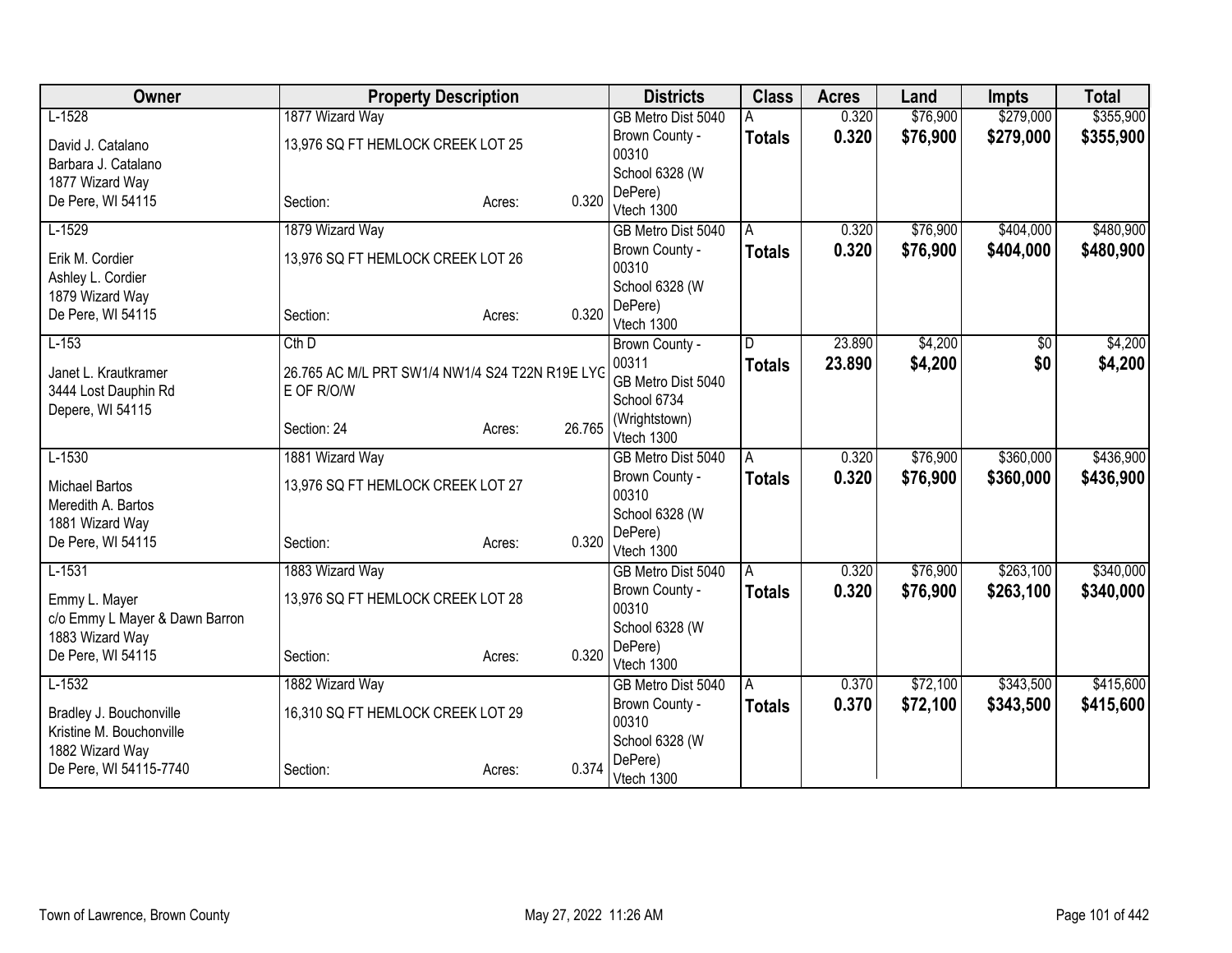| Owner | Property Description | | | Districts | Class | Acres | Land | Impts | Total |
|---|---|---|---|---|---|---|---|---|---|
| L-1528<br>David J. Catalano<br>Barbara J. Catalano<br>1877 Wizard Way<br>De Pere, WI 54115 | 1877 Wizard Way<br>13,976 SQ FT HEMLOCK CREEK LOT 25<br><br>Section: | Acres: | 0.320 | GB Metro Dist 5040<br>Brown County - 00310<br>School 6328 (W DePere)<br>Vtech 1300 | A<br>**Totals** | 0.320<br>**0.320** | $76,900<br>**$76,900** | $279,000<br>**$279,000** | $355,900<br>**$355,900** |
| L-1529<br>Erik M. Cordier<br>Ashley L. Cordier<br>1879 Wizard Way<br>De Pere, WI 54115 | 1879 Wizard Way<br>13,976 SQ FT HEMLOCK CREEK LOT 26<br><br>Section: | Acres: | 0.320 | GB Metro Dist 5040<br>Brown County - 00310<br>School 6328 (W DePere)<br>Vtech 1300 | A<br>**Totals** | 0.320<br>**0.320** | $76,900<br>**$76,900** | $404,000<br>**$404,000** | $480,900<br>**$480,900** |
| L-153<br>Janet L. Krautkramer<br>3444 Lost Dauphin Rd<br>Depere, WI 54115 | Cth D<br>26.765 AC M/L PRT SW1/4 NW1/4 S24 T22N R19E LYG E OF R/O/W<br><br>Section: 24 | Acres: | 26.765 | Brown County - 00311<br>GB Metro Dist 5040<br>School 6734 (Wrightstown)<br>Vtech 1300 | D<br>**Totals** | 23.890<br>**23.890** | $4,200<br>**$4,200** | $0<br>**$0** | $4,200<br>**$4,200** |
| L-1530<br>Michael Bartos<br>Meredith A. Bartos<br>1881 Wizard Way<br>De Pere, WI 54115 | 1881 Wizard Way<br>13,976 SQ FT HEMLOCK CREEK LOT 27<br><br>Section: | Acres: | 0.320 | GB Metro Dist 5040<br>Brown County - 00310<br>School 6328 (W DePere)<br>Vtech 1300 | A<br>**Totals** | 0.320<br>**0.320** | $76,900<br>**$76,900** | $360,000<br>**$360,000** | $436,900<br>**$436,900** |
| L-1531<br>Emmy L. Mayer<br>c/o Emmy L Mayer & Dawn Barron<br>1883 Wizard Way<br>De Pere, WI 54115 | 1883 Wizard Way<br>13,976 SQ FT HEMLOCK CREEK LOT 28<br><br>Section: | Acres: | 0.320 | GB Metro Dist 5040<br>Brown County - 00310<br>School 6328 (W DePere)<br>Vtech 1300 | A<br>**Totals** | 0.320<br>**0.320** | $76,900<br>**$76,900** | $263,100<br>**$263,100** | $340,000<br>**$340,000** |
| L-1532<br>Bradley J. Bouchonville<br>Kristine M. Bouchonville<br>1882 Wizard Way<br>De Pere, WI 54115-7740 | 1882 Wizard Way<br>16,310 SQ FT HEMLOCK CREEK LOT 29<br><br>Section: | Acres: | 0.374 | GB Metro Dist 5040<br>Brown County - 00310<br>School 6328 (W DePere)<br>Vtech 1300 | A<br>**Totals** | 0.370<br>**0.370** | $72,100<br>**$72,100** | $343,500<br>**$343,500** | $415,600<br>**$415,600** |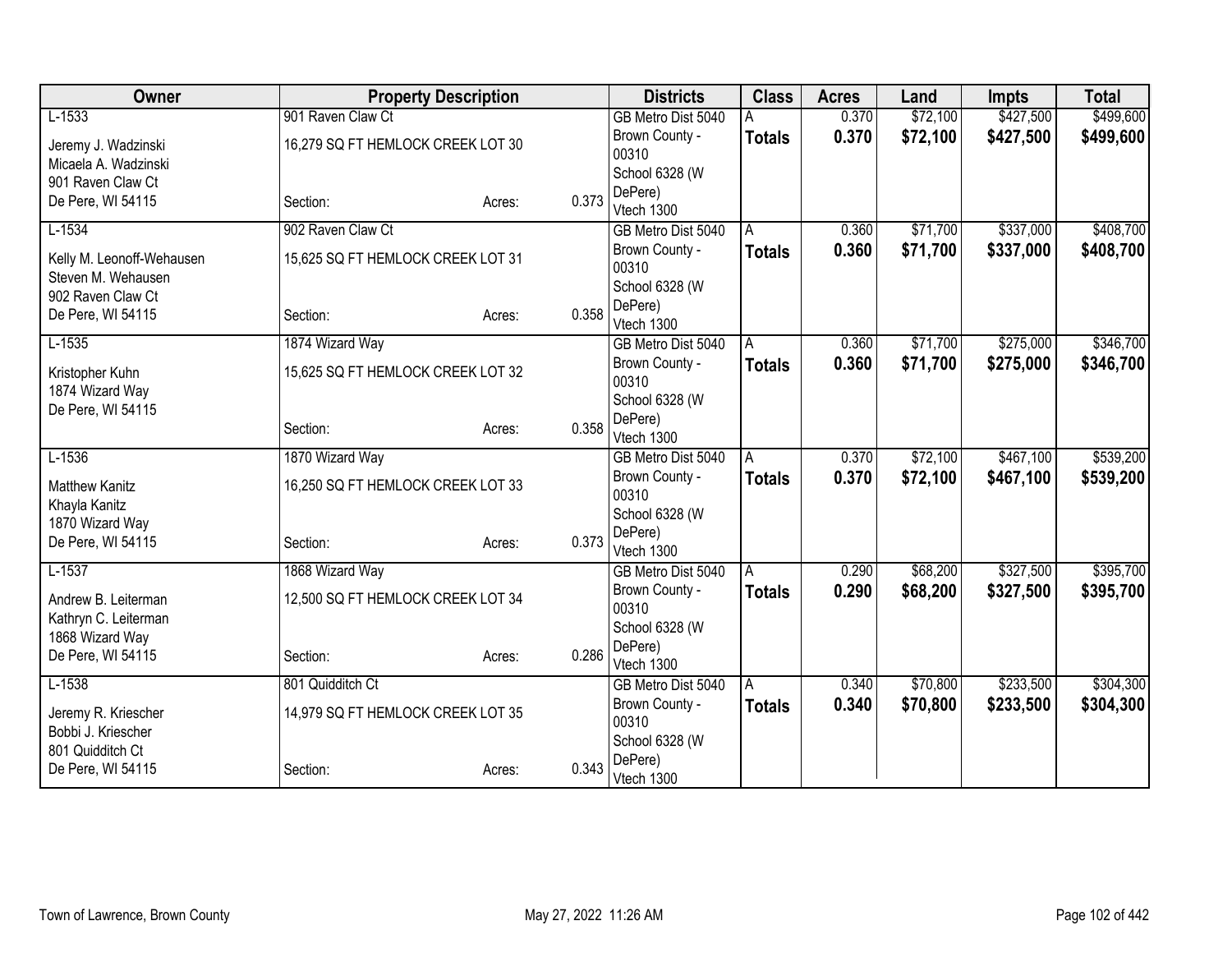| Owner | Property Description | | | Districts | Class | Acres | Land | Impts | Total |
|---|---|---|---|---|---|---|---|---|---|
| L-1533<br>Jeremy J. Wadzinski<br>Micaela A. Wadzinski<br>901 Raven Claw Ct<br>De Pere, WI 54115 | 901 Raven Claw Ct<br>16,279 SQ FT HEMLOCK CREEK LOT 30<br>Section: | Acres: | 0.373 | GB Metro Dist 5040<br>Brown County - 00310<br>School 6328 (W DePere)<br>Vtech 1300 | A<br>**Totals** | 0.370<br>**0.370** | $72,100<br>**$72,100** | $427,500<br>**$427,500** | $499,600<br>**$499,600** |
| L-1534<br>Kelly M. Leonoff-Wehausen<br>Steven M. Wehausen<br>902 Raven Claw Ct<br>De Pere, WI 54115 | 902 Raven Claw Ct<br>15,625 SQ FT HEMLOCK CREEK LOT 31<br>Section: | Acres: | 0.358 | GB Metro Dist 5040<br>Brown County - 00310<br>School 6328 (W DePere)<br>Vtech 1300 | A<br>**Totals** | 0.360<br>**0.360** | $71,700<br>**$71,700** | $337,000<br>**$337,000** | $408,700<br>**$408,700** |
| L-1535<br>Kristopher Kuhn<br>1874 Wizard Way<br>De Pere, WI 54115 | 1874 Wizard Way<br>15,625 SQ FT HEMLOCK CREEK LOT 32<br>Section: | Acres: | 0.358 | GB Metro Dist 5040<br>Brown County - 00310<br>School 6328 (W DePere)<br>Vtech 1300 | A<br>**Totals** | 0.360<br>**0.360** | $71,700<br>**$71,700** | $275,000<br>**$275,000** | $346,700<br>**$346,700** |
| L-1536<br>Matthew Kanitz<br>Khayla Kanitz<br>1870 Wizard Way<br>De Pere, WI 54115 | 1870 Wizard Way<br>16,250 SQ FT HEMLOCK CREEK LOT 33<br>Section: | Acres: | 0.373 | GB Metro Dist 5040<br>Brown County - 00310<br>School 6328 (W DePere)<br>Vtech 1300 | A<br>**Totals** | 0.370<br>**0.370** | $72,100<br>**$72,100** | $467,100<br>**$467,100** | $539,200<br>**$539,200** |
| L-1537<br>Andrew B. Leiterman<br>Kathryn C. Leiterman<br>1868 Wizard Way<br>De Pere, WI 54115 | 1868 Wizard Way<br>12,500 SQ FT HEMLOCK CREEK LOT 34<br>Section: | Acres: | 0.286 | GB Metro Dist 5040<br>Brown County - 00310<br>School 6328 (W DePere)<br>Vtech 1300 | A<br>**Totals** | 0.290<br>**0.290** | $68,200<br>**$68,200** | $327,500<br>**$327,500** | $395,700<br>**$395,700** |
| L-1538<br>Jeremy R. Kriescher<br>Bobbi J. Kriescher<br>801 Quidditch Ct<br>De Pere, WI 54115 | 801 Quidditch Ct<br>14,979 SQ FT HEMLOCK CREEK LOT 35<br>Section: | Acres: | 0.343 | GB Metro Dist 5040<br>Brown County - 00310<br>School 6328 (W DePere)<br>Vtech 1300 | A<br>**Totals** | 0.340<br>**0.340** | $70,800<br>**$70,800** | $233,500<br>**$233,500** | $304,300<br>**$304,300** |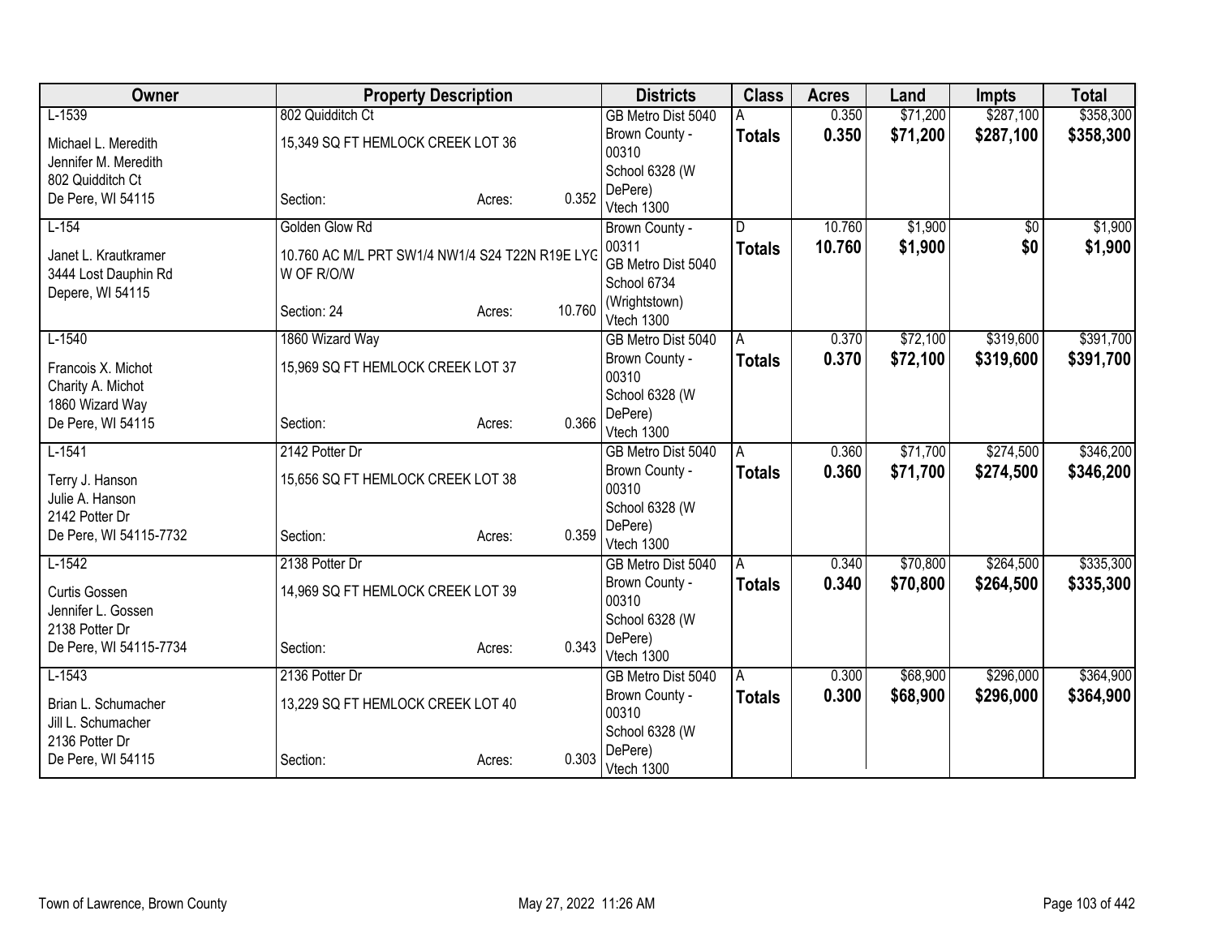| Owner | Property Description | Districts | Class | Acres | Land | Impts | Total |
|---|---|---|---|---|---|---|---|
| L-1539<br>Michael L. Meredith<br>Jennifer M. Meredith<br>802 Quidditch Ct<br>De Pere, WI 54115 | 802 Quidditch Ct<br>15,349 SQ FT HEMLOCK CREEK LOT 36<br>Section: Acres: 0.352 | GB Metro Dist 5040<br>Brown County - 00310<br>School 6328 (W DePere)<br>Vtech 1300 | A<br>**Totals** | 0.350<br>**0.350** | $71,200<br>**$71,200** | $287,100<br>**$287,100** | $358,300<br>**$358,300** |
| L-154<br>Janet L. Krautkramer<br>3444 Lost Dauphin Rd<br>Depere, WI 54115 | Golden Glow Rd<br>10.760 AC M/L PRT SW1/4 NW1/4 S24 T22N R19E LYG W OF R/O/W<br>Section: 24 Acres: 10.760 | Brown County - 00311<br>GB Metro Dist 5040<br>School 6734 (Wrightstown)<br>Vtech 1300 | D<br>**Totals** | 10.760<br>**10.760** | $1,900<br>**$1,900** | $0<br>**$0** | $1,900<br>**$1,900** |
| L-1540<br>Francois X. Michot<br>Charity A. Michot<br>1860 Wizard Way<br>De Pere, WI 54115 | 1860 Wizard Way<br>15,969 SQ FT HEMLOCK CREEK LOT 37<br>Section: Acres: 0.366 | GB Metro Dist 5040<br>Brown County - 00310<br>School 6328 (W DePere)<br>Vtech 1300 | A<br>**Totals** | 0.370<br>**0.370** | $72,100<br>**$72,100** | $319,600<br>**$319,600** | $391,700<br>**$391,700** |
| L-1541<br>Terry J. Hanson<br>Julie A. Hanson<br>2142 Potter Dr<br>De Pere, WI 54115-7732 | 2142 Potter Dr<br>15,656 SQ FT HEMLOCK CREEK LOT 38<br>Section: Acres: 0.359 | GB Metro Dist 5040<br>Brown County - 00310<br>School 6328 (W DePere)<br>Vtech 1300 | A<br>**Totals** | 0.360<br>**0.360** | $71,700<br>**$71,700** | $274,500<br>**$274,500** | $346,200<br>**$346,200** |
| L-1542<br>Curtis Gossen<br>Jennifer L. Gossen<br>2138 Potter Dr<br>De Pere, WI 54115-7734 | 2138 Potter Dr<br>14,969 SQ FT HEMLOCK CREEK LOT 39<br>Section: Acres: 0.343 | GB Metro Dist 5040<br>Brown County - 00310<br>School 6328 (W DePere)<br>Vtech 1300 | A<br>**Totals** | 0.340<br>**0.340** | $70,800<br>**$70,800** | $264,500<br>**$264,500** | $335,300<br>**$335,300** |
| L-1543<br>Brian L. Schumacher<br>Jill L. Schumacher<br>2136 Potter Dr<br>De Pere, WI 54115 | 2136 Potter Dr<br>13,229 SQ FT HEMLOCK CREEK LOT 40<br>Section: Acres: 0.303 | GB Metro Dist 5040<br>Brown County - 00310<br>School 6328 (W DePere)<br>Vtech 1300 | A<br>**Totals** | 0.300<br>**0.300** | $68,900<br>**$68,900** | $296,000<br>**$296,000** | $364,900<br>**$364,900** |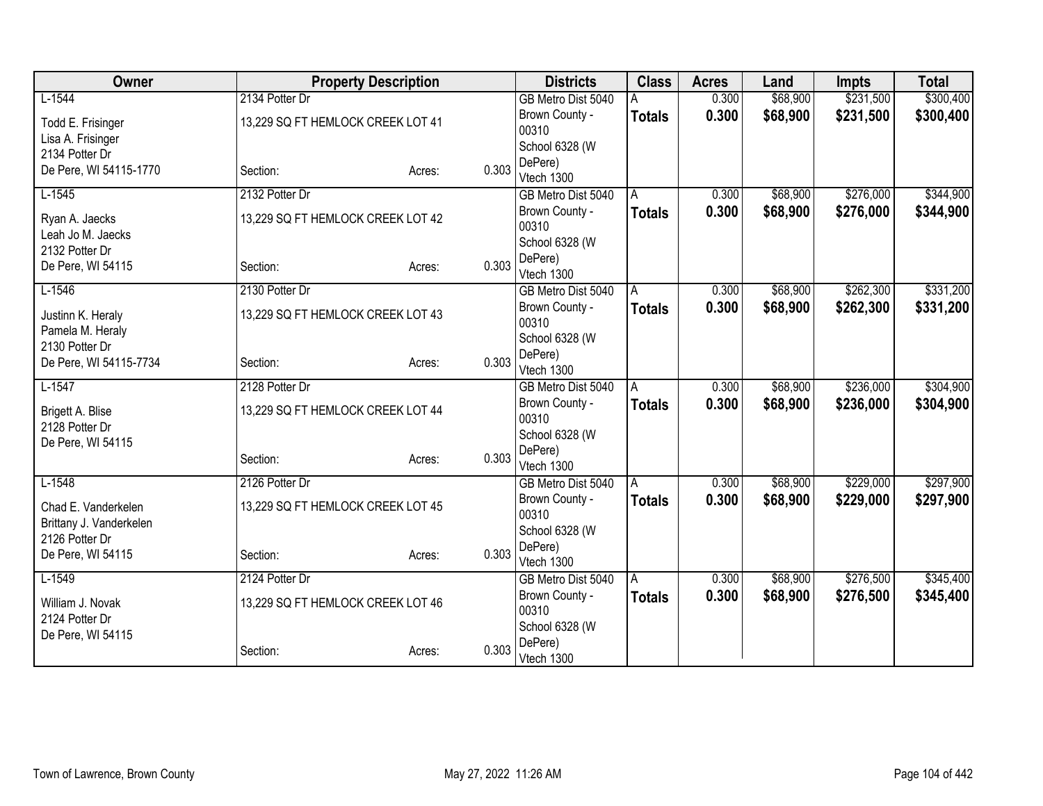| Owner | Property Description | | | Districts | Class | Acres | Land | Impts | Total |
|---|---|---|---|---|---|---|---|---|---|
| L-1544 | 2134 Potter Dr | | | GB Metro Dist 5040 | A | 0.300 | $68,900 | $231,500 | $300,400 |
| Todd E. Frisinger<br>Lisa A. Frisinger<br>2134 Potter Dr<br>De Pere, WI 54115-1770 | 13,229 SQ FT HEMLOCK CREEK LOT 41<br><br>Section: | Acres: | 0.303 | Brown County - 00310<br>School 6328 (W DePere)<br>Vtech 1300 | **Totals** | **0.300** | **$68,900** | **$231,500** | **$300,400** |
| L-1545 | 2132 Potter Dr | | | GB Metro Dist 5040 | A | 0.300 | $68,900 | $276,000 | $344,900 |
| Ryan A. Jaecks<br>Leah Jo M. Jaecks<br>2132 Potter Dr<br>De Pere, WI 54115 | 13,229 SQ FT HEMLOCK CREEK LOT 42<br><br>Section: | Acres: | 0.303 | Brown County - 00310<br>School 6328 (W DePere)<br>Vtech 1300 | **Totals** | **0.300** | **$68,900** | **$276,000** | **$344,900** |
| L-1546 | 2130 Potter Dr | | | GB Metro Dist 5040 | A | 0.300 | $68,900 | $262,300 | $331,200 |
| Justinn K. Heraly<br>Pamela M. Heraly<br>2130 Potter Dr<br>De Pere, WI 54115-7734 | 13,229 SQ FT HEMLOCK CREEK LOT 43<br><br>Section: | Acres: | 0.303 | Brown County - 00310<br>School 6328 (W DePere)<br>Vtech 1300 | **Totals** | **0.300** | **$68,900** | **$262,300** | **$331,200** |
| L-1547 | 2128 Potter Dr | | | GB Metro Dist 5040 | A | 0.300 | $68,900 | $236,000 | $304,900 |
| Brigett A. Blise<br>2128 Potter Dr<br>De Pere, WI 54115 | 13,229 SQ FT HEMLOCK CREEK LOT 44<br><br>Section: | Acres: | 0.303 | Brown County - 00310<br>School 6328 (W DePere)<br>Vtech 1300 | **Totals** | **0.300** | **$68,900** | **$236,000** | **$304,900** |
| L-1548 | 2126 Potter Dr | | | GB Metro Dist 5040 | A | 0.300 | $68,900 | $229,000 | $297,900 |
| Chad E. Vanderkelen<br>Brittany J. Vanderkelen<br>2126 Potter Dr<br>De Pere, WI 54115 | 13,229 SQ FT HEMLOCK CREEK LOT 45<br><br>Section: | Acres: | 0.303 | Brown County - 00310<br>School 6328 (W DePere)<br>Vtech 1300 | **Totals** | **0.300** | **$68,900** | **$229,000** | **$297,900** |
| L-1549 | 2124 Potter Dr | | | GB Metro Dist 5040 | A | 0.300 | $68,900 | $276,500 | $345,400 |
| William J. Novak<br>2124 Potter Dr<br>De Pere, WI 54115 | 13,229 SQ FT HEMLOCK CREEK LOT 46<br><br>Section: | Acres: | 0.303 | Brown County - 00310<br>School 6328 (W DePere)<br>Vtech 1300 | **Totals** | **0.300** | **$68,900** | **$276,500** | **$345,400** |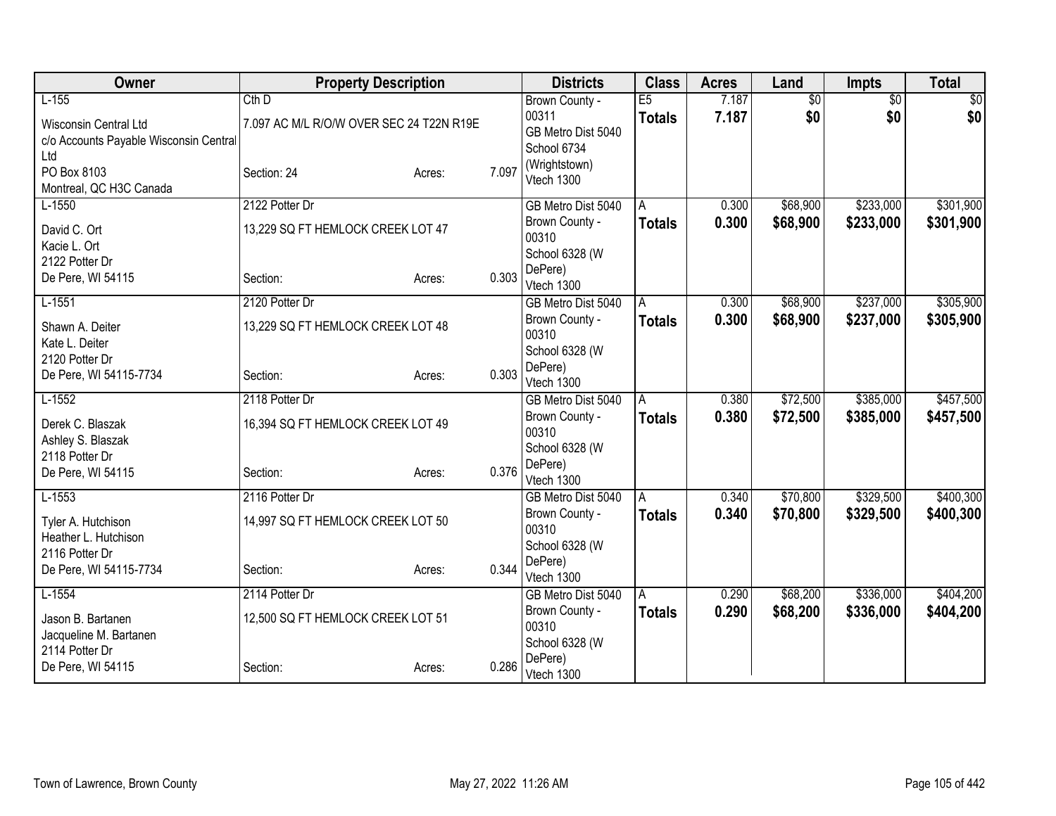| Owner | Property Description | | | Districts | Class | Acres | Land | Impts | Total |
|---|---|---|---|---|---|---|---|---|---|
| L-155<br>Wisconsin Central Ltd<br>c/o Accounts Payable Wisconsin Central Ltd<br>PO Box 8103<br>Montreal, QC H3C Canada | Cth D<br>7.097 AC M/L R/O/W OVER SEC 24 T22N R19E<br>Section: 24 | Acres: | 7.097 | Brown County - 00311<br>GB Metro Dist 5040<br>School 6734 (Wrightstown)<br>Vtech 1300 | E5<br>**Totals** | 7.187<br>**7.187** | $0<br>**$0** | $0<br>**$0** | $0<br>**$0** |
| L-1550<br>David C. Ort<br>Kacie L. Ort<br>2122 Potter Dr<br>De Pere, WI 54115 | 2122 Potter Dr<br>13,229 SQ FT HEMLOCK CREEK LOT 47<br>Section: | Acres: | 0.303 | GB Metro Dist 5040<br>Brown County - 00310<br>School 6328 (W DePere)<br>Vtech 1300 | A<br>**Totals** | 0.300<br>**0.300** | $68,900<br>**$68,900** | $233,000<br>**$233,000** | $301,900<br>**$301,900** |
| L-1551<br>Shawn A. Deiter<br>Kate L. Deiter<br>2120 Potter Dr<br>De Pere, WI 54115-7734 | 2120 Potter Dr<br>13,229 SQ FT HEMLOCK CREEK LOT 48<br>Section: | Acres: | 0.303 | GB Metro Dist 5040<br>Brown County - 00310<br>School 6328 (W DePere)<br>Vtech 1300 | A<br>**Totals** | 0.300<br>**0.300** | $68,900<br>**$68,900** | $237,000<br>**$237,000** | $305,900<br>**$305,900** |
| L-1552<br>Derek C. Blaszak<br>Ashley S. Blaszak<br>2118 Potter Dr<br>De Pere, WI 54115 | 2118 Potter Dr<br>16,394 SQ FT HEMLOCK CREEK LOT 49<br>Section: | Acres: | 0.376 | GB Metro Dist 5040<br>Brown County - 00310<br>School 6328 (W DePere)<br>Vtech 1300 | A<br>**Totals** | 0.380<br>**0.380** | $72,500<br>**$72,500** | $385,000<br>**$385,000** | $457,500<br>**$457,500** |
| L-1553<br>Tyler A. Hutchison<br>Heather L. Hutchison<br>2116 Potter Dr<br>De Pere, WI 54115-7734 | 2116 Potter Dr<br>14,997 SQ FT HEMLOCK CREEK LOT 50<br>Section: | Acres: | 0.344 | GB Metro Dist 5040<br>Brown County - 00310<br>School 6328 (W DePere)<br>Vtech 1300 | A<br>**Totals** | 0.340<br>**0.340** | $70,800<br>**$70,800** | $329,500<br>**$329,500** | $400,300<br>**$400,300** |
| L-1554<br>Jason B. Bartanen<br>Jacqueline M. Bartanen<br>2114 Potter Dr<br>De Pere, WI 54115 | 2114 Potter Dr<br>12,500 SQ FT HEMLOCK CREEK LOT 51<br>Section: | Acres: | 0.286 | GB Metro Dist 5040<br>Brown County - 00310<br>School 6328 (W DePere)<br>Vtech 1300 | A<br>**Totals** | 0.290<br>**0.290** | $68,200<br>**$68,200** | $336,000<br>**$336,000** | $404,200<br>**$404,200** |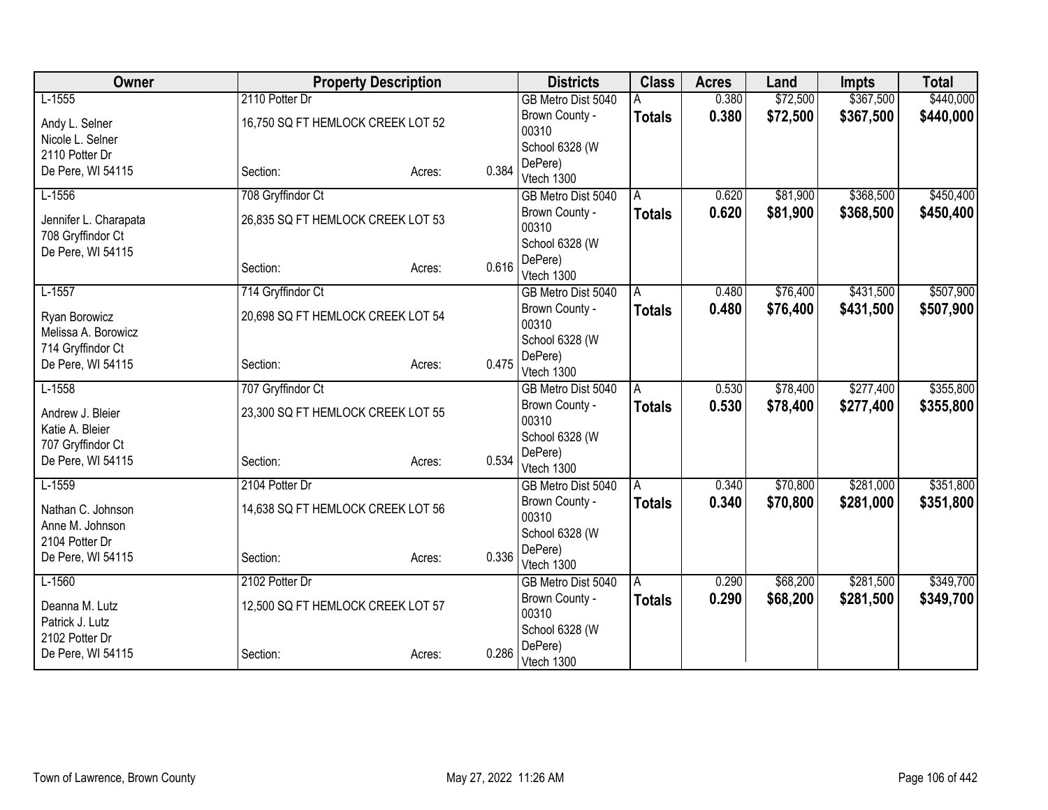| Owner | Property Description | | | Districts | Class | Acres | Land | Impts | Total |
|---|---|---|---|---|---|---|---|---|---|
| L-1555<br>Andy L. Selner<br>Nicole L. Selner<br>2110 Potter Dr<br>De Pere, WI 54115 | 2110 Potter Dr<br>16,750 SQ FT HEMLOCK CREEK LOT 52<br>Section: | Acres: | 0.384 | GB Metro Dist 5040<br>Brown County - 00310<br>School 6328 (W DePere)<br>Vtech 1300 | A<br>**Totals** | 0.380<br>**0.380** | $72,500<br>**$72,500** | $367,500<br>**$367,500** | $440,000<br>**$440,000** |
| L-1556<br>Jennifer L. Charapata<br>708 Gryffindor Ct<br>De Pere, WI 54115 | 708 Gryffindor Ct<br>26,835 SQ FT HEMLOCK CREEK LOT 53<br>Section: | Acres: | 0.616 | GB Metro Dist 5040<br>Brown County - 00310<br>School 6328 (W DePere)<br>Vtech 1300 | A<br>**Totals** | 0.620<br>**0.620** | $81,900<br>**$81,900** | $368,500<br>**$368,500** | $450,400<br>**$450,400** |
| L-1557<br>Ryan Borowicz<br>Melissa A. Borowicz<br>714 Gryffindor Ct<br>De Pere, WI 54115 | 714 Gryffindor Ct<br>20,698 SQ FT HEMLOCK CREEK LOT 54<br>Section: | Acres: | 0.475 | GB Metro Dist 5040<br>Brown County - 00310<br>School 6328 (W DePere)<br>Vtech 1300 | A<br>**Totals** | 0.480<br>**0.480** | $76,400<br>**$76,400** | $431,500<br>**$431,500** | $507,900<br>**$507,900** |
| L-1558<br>Andrew J. Bleier<br>Katie A. Bleier<br>707 Gryffindor Ct<br>De Pere, WI 54115 | 707 Gryffindor Ct<br>23,300 SQ FT HEMLOCK CREEK LOT 55<br>Section: | Acres: | 0.534 | GB Metro Dist 5040<br>Brown County - 00310<br>School 6328 (W DePere)<br>Vtech 1300 | A<br>**Totals** | 0.530<br>**0.530** | $78,400<br>**$78,400** | $277,400<br>**$277,400** | $355,800<br>**$355,800** |
| L-1559<br>Nathan C. Johnson<br>Anne M. Johnson<br>2104 Potter Dr<br>De Pere, WI 54115 | 2104 Potter Dr<br>14,638 SQ FT HEMLOCK CREEK LOT 56<br>Section: | Acres: | 0.336 | GB Metro Dist 5040<br>Brown County - 00310<br>School 6328 (W DePere)<br>Vtech 1300 | A<br>**Totals** | 0.340<br>**0.340** | $70,800<br>**$70,800** | $281,000<br>**$281,000** | $351,800<br>**$351,800** |
| L-1560<br>Deanna M. Lutz<br>Patrick J. Lutz<br>2102 Potter Dr<br>De Pere, WI 54115 | 2102 Potter Dr<br>12,500 SQ FT HEMLOCK CREEK LOT 57<br>Section: | Acres: | 0.286 | GB Metro Dist 5040<br>Brown County - 00310<br>School 6328 (W DePere)<br>Vtech 1300 | A<br>**Totals** | 0.290<br>**0.290** | $68,200<br>**$68,200** | $281,500<br>**$281,500** | $349,700<br>**$349,700** |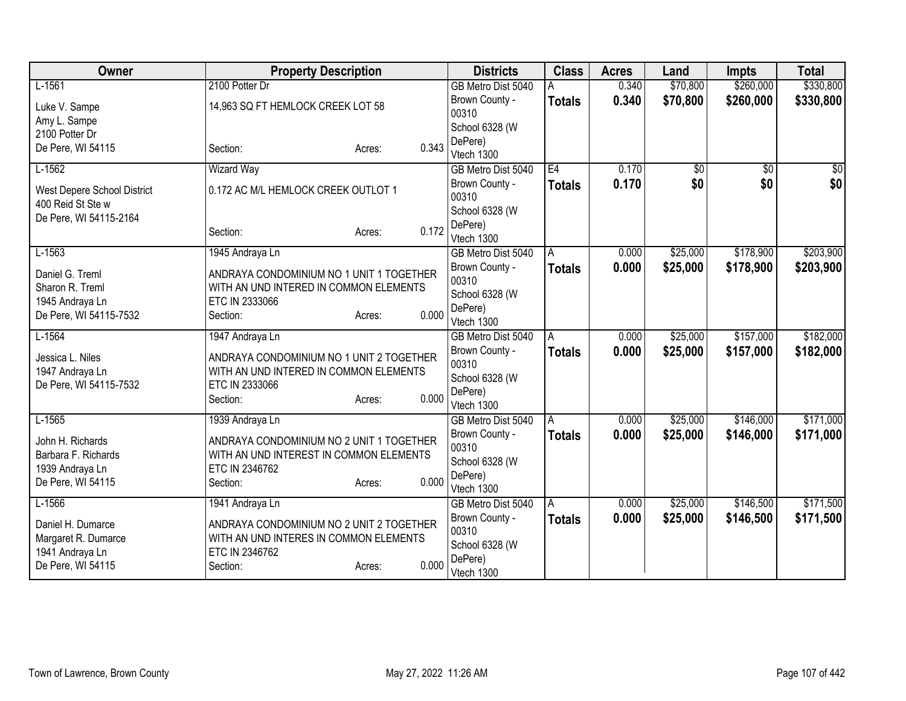| Owner | Property Description | Districts | Class | Acres | Land | Impts | Total |
|---|---|---|---|---|---|---|---|
| L-1561<br>Luke V. Sampe<br>Amy L. Sampe<br>2100 Potter Dr<br>De Pere, WI 54115 | 2100 Potter Dr<br>14,963 SQ FT HEMLOCK CREEK LOT 58<br>Section: Acres: 0.343 | GB Metro Dist 5040<br>Brown County - 00310<br>School 6328 (W DePere)<br>Vtech 1300 | A<br>**Totals** | 0.340<br>**0.340** | $70,800<br>**$70,800** | $260,000<br>**$260,000** | $330,800<br>**$330,800** |
| L-1562<br>West Depere School District<br>400 Reid St Ste w<br>De Pere, WI 54115-2164 | Wizard Way<br>0.172 AC M/L HEMLOCK CREEK OUTLOT 1<br>Section: Acres: 0.172 | GB Metro Dist 5040<br>Brown County - 00310<br>School 6328 (W DePere)<br>Vtech 1300 | E4<br>**Totals** | 0.170<br>**0.170** | $0<br>**$0** | $0<br>**$0** | $0<br>**$0** |
| L-1563<br>Daniel G. Treml<br>Sharon R. Treml<br>1945 Andraya Ln<br>De Pere, WI 54115-7532 | 1945 Andraya Ln<br>ANDRAYA CONDOMINIUM NO 1 UNIT 1 TOGETHER WITH AN UND INTERED IN COMMON ELEMENTS ETC IN 2333066<br>Section: Acres: 0.000 | GB Metro Dist 5040<br>Brown County - 00310<br>School 6328 (W DePere)<br>Vtech 1300 | A<br>**Totals** | 0.000<br>**0.000** | $25,000<br>**$25,000** | $178,900<br>**$178,900** | $203,900<br>**$203,900** |
| L-1564<br>Jessica L. Niles<br>1947 Andraya Ln<br>De Pere, WI 54115-7532 | 1947 Andraya Ln<br>ANDRAYA CONDOMINIUM NO 1 UNIT 2 TOGETHER WITH AN UND INTERED IN COMMON ELEMENTS ETC IN 2333066<br>Section: Acres: 0.000 | GB Metro Dist 5040<br>Brown County - 00310<br>School 6328 (W DePere)<br>Vtech 1300 | A<br>**Totals** | 0.000<br>**0.000** | $25,000<br>**$25,000** | $157,000<br>**$157,000** | $182,000<br>**$182,000** |
| L-1565<br>John H. Richards<br>Barbara F. Richards<br>1939 Andraya Ln<br>De Pere, WI 54115 | 1939 Andraya Ln<br>ANDRAYA CONDOMINIUM NO 2 UNIT 1 TOGETHER WITH AN UND INTEREST IN COMMON ELEMENTS ETC IN 2346762<br>Section: Acres: 0.000 | GB Metro Dist 5040<br>Brown County - 00310<br>School 6328 (W DePere)<br>Vtech 1300 | A<br>**Totals** | 0.000<br>**0.000** | $25,000<br>**$25,000** | $146,000<br>**$146,000** | $171,000<br>**$171,000** |
| L-1566<br>Daniel H. Dumarce<br>Margaret R. Dumarce<br>1941 Andraya Ln<br>De Pere, WI 54115 | 1941 Andraya Ln<br>ANDRAYA CONDOMINIUM NO 2 UNIT 2 TOGETHER WITH AN UND INTERES IN COMMON ELEMENTS ETC IN 2346762<br>Section: Acres: 0.000 | GB Metro Dist 5040<br>Brown County - 00310<br>School 6328 (W DePere)<br>Vtech 1300 | A<br>**Totals** | 0.000<br>**0.000** | $25,000<br>**$25,000** | $146,500<br>**$146,500** | $171,500<br>**$171,500** |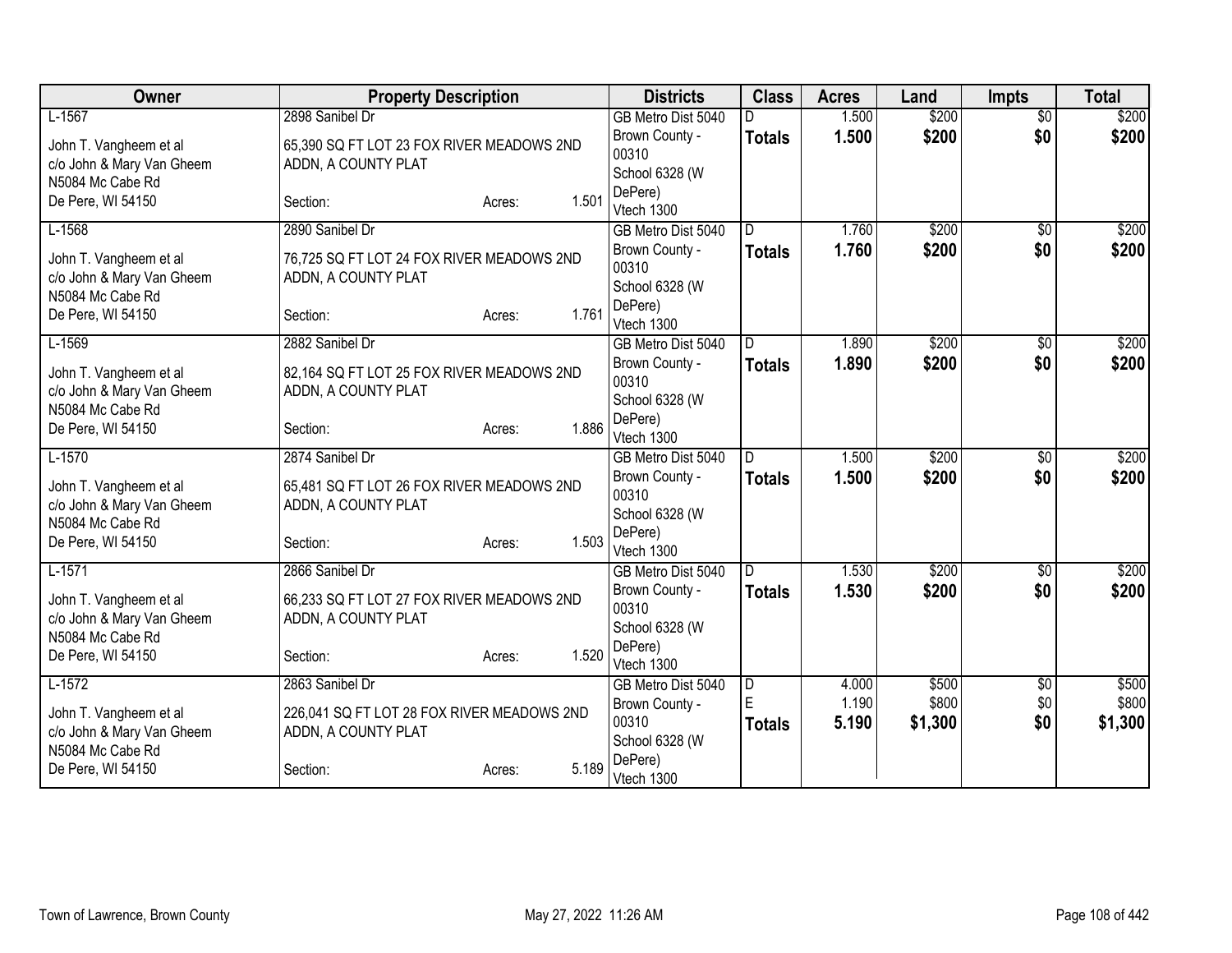| Owner | Property Description | Districts | Class | Acres | Land | Impts | Total |
|---|---|---|---|---|---|---|---|
| L-1567<br>John T. Vangheem et al<br>c/o John & Mary Van Gheem<br>N5084 Mc Cabe Rd<br>De Pere, WI 54150 | 2898 Sanibel Dr<br>65,390 SQ FT LOT 23 FOX RIVER MEADOWS 2ND ADDN, A COUNTY PLAT<br>Section: Acres: 1.501 | GB Metro Dist 5040<br>Brown County - 00310<br>School 6328 (W DePere)<br>Vtech 1300 | D<br>**Totals** | 1.500<br>**1.500** | $200<br>**$200** | $0<br>**$0** | $200<br>**$200** |
| L-1568<br>John T. Vangheem et al<br>c/o John & Mary Van Gheem<br>N5084 Mc Cabe Rd<br>De Pere, WI 54150 | 2890 Sanibel Dr<br>76,725 SQ FT LOT 24 FOX RIVER MEADOWS 2ND ADDN, A COUNTY PLAT<br>Section: Acres: 1.761 | GB Metro Dist 5040<br>Brown County - 00310<br>School 6328 (W DePere)<br>Vtech 1300 | D<br>**Totals** | 1.760<br>**1.760** | $200<br>**$200** | $0<br>**$0** | $200<br>**$200** |
| L-1569<br>John T. Vangheem et al<br>c/o John & Mary Van Gheem<br>N5084 Mc Cabe Rd<br>De Pere, WI 54150 | 2882 Sanibel Dr<br>82,164 SQ FT LOT 25 FOX RIVER MEADOWS 2ND ADDN, A COUNTY PLAT<br>Section: Acres: 1.886 | GB Metro Dist 5040<br>Brown County - 00310<br>School 6328 (W DePere)<br>Vtech 1300 | D<br>**Totals** | 1.890<br>**1.890** | $200<br>**$200** | $0<br>**$0** | $200<br>**$200** |
| L-1570<br>John T. Vangheem et al<br>c/o John & Mary Van Gheem<br>N5084 Mc Cabe Rd<br>De Pere, WI 54150 | 2874 Sanibel Dr<br>65,481 SQ FT LOT 26 FOX RIVER MEADOWS 2ND ADDN, A COUNTY PLAT<br>Section: Acres: 1.503 | GB Metro Dist 5040<br>Brown County - 00310<br>School 6328 (W DePere)<br>Vtech 1300 | D<br>**Totals** | 1.500<br>**1.500** | $200<br>**$200** | $0<br>**$0** | $200<br>**$200** |
| L-1571<br>John T. Vangheem et al<br>c/o John & Mary Van Gheem<br>N5084 Mc Cabe Rd<br>De Pere, WI 54150 | 2866 Sanibel Dr<br>66,233 SQ FT LOT 27 FOX RIVER MEADOWS 2ND ADDN, A COUNTY PLAT<br>Section: Acres: 1.520 | GB Metro Dist 5040<br>Brown County - 00310<br>School 6328 (W DePere)<br>Vtech 1300 | D<br>**Totals** | 1.530<br>**1.530** | $200<br>**$200** | $0<br>**$0** | $200<br>**$200** |
| L-1572<br>John T. Vangheem et al<br>c/o John & Mary Van Gheem<br>N5084 Mc Cabe Rd<br>De Pere, WI 54150 | 2863 Sanibel Dr<br>226,041 SQ FT LOT 28 FOX RIVER MEADOWS 2ND ADDN, A COUNTY PLAT<br>Section: Acres: 5.189 | GB Metro Dist 5040<br>Brown County - 00310<br>School 6328 (W DePere)<br>Vtech 1300 | D<br>E<br>**Totals** | 4.000<br>1.190<br>**5.190** | $500<br>$800<br>**$1,300** | $0<br>$0<br>**$0** | $500<br>$800<br>**$1,300** |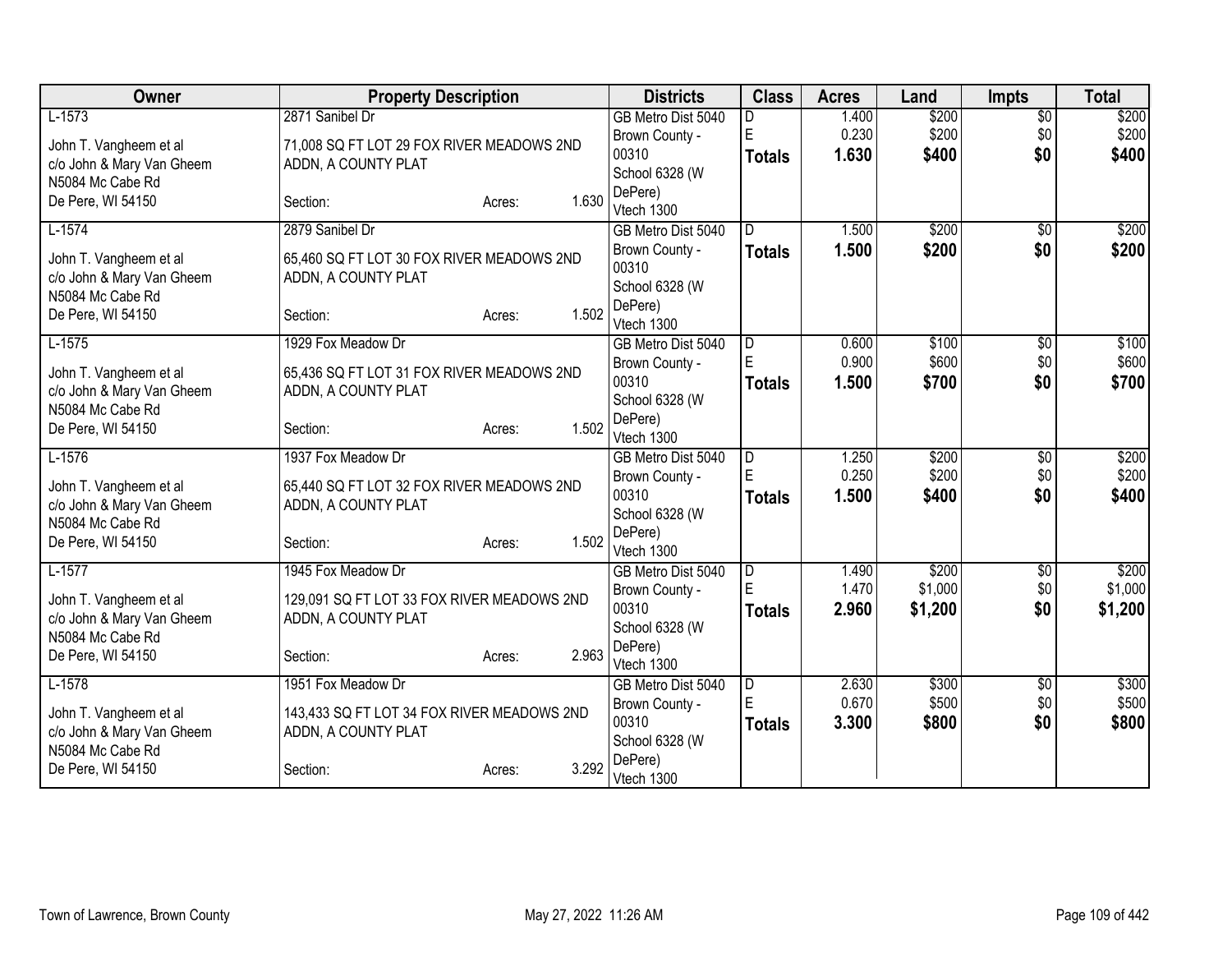| Owner | Property Description | Districts | Class | Acres | Land | Impts | Total |
|---|---|---|---|---|---|---|---|
| L-1573<br>John T. Vangheem et al<br>c/o John & Mary Van Gheem<br>N5084 Mc Cabe Rd<br>De Pere, WI 54150 | 2871 Sanibel Dr<br>71,008 SQ FT LOT 29 FOX RIVER MEADOWS 2ND ADDN, A COUNTY PLAT<br>Section: Acres: 1.630 | GB Metro Dist 5040<br>Brown County - 00310<br>School 6328 (W DePere)<br>Vtech 1300 | D<br>E<br>**Totals** | 1.400<br>0.230<br>**1.630** | $200<br>$200<br>**$400** | $0<br>$0<br>**$0** | $200<br>$200<br>**$400** |
| L-1574<br>John T. Vangheem et al<br>c/o John & Mary Van Gheem<br>N5084 Mc Cabe Rd<br>De Pere, WI 54150 | 2879 Sanibel Dr<br>65,460 SQ FT LOT 30 FOX RIVER MEADOWS 2ND ADDN, A COUNTY PLAT<br>Section: Acres: 1.502 | GB Metro Dist 5040<br>Brown County - 00310<br>School 6328 (W DePere)<br>Vtech 1300 | D<br>**Totals** | 1.500<br>**1.500** | $200<br>**$200** | $0<br>**$0** | $200<br>**$200** |
| L-1575<br>John T. Vangheem et al<br>c/o John & Mary Van Gheem<br>N5084 Mc Cabe Rd<br>De Pere, WI 54150 | 1929 Fox Meadow Dr<br>65,436 SQ FT LOT 31 FOX RIVER MEADOWS 2ND ADDN, A COUNTY PLAT<br>Section: Acres: 1.502 | GB Metro Dist 5040<br>Brown County - 00310<br>School 6328 (W DePere)<br>Vtech 1300 | D<br>E<br>**Totals** | 0.600<br>0.900<br>**1.500** | $100<br>$600<br>**$700** | $0<br>$0<br>**$0** | $100<br>$600<br>**$700** |
| L-1576<br>John T. Vangheem et al<br>c/o John & Mary Van Gheem<br>N5084 Mc Cabe Rd<br>De Pere, WI 54150 | 1937 Fox Meadow Dr<br>65,440 SQ FT LOT 32 FOX RIVER MEADOWS 2ND ADDN, A COUNTY PLAT<br>Section: Acres: 1.502 | GB Metro Dist 5040<br>Brown County - 00310<br>School 6328 (W DePere)<br>Vtech 1300 | D<br>E<br>**Totals** | 1.250<br>0.250<br>**1.500** | $200<br>$200<br>**$400** | $0<br>$0<br>**$0** | $200<br>$200<br>**$400** |
| L-1577<br>John T. Vangheem et al<br>c/o John & Mary Van Gheem<br>N5084 Mc Cabe Rd<br>De Pere, WI 54150 | 1945 Fox Meadow Dr<br>129,091 SQ FT LOT 33 FOX RIVER MEADOWS 2ND ADDN, A COUNTY PLAT<br>Section: Acres: 2.963 | GB Metro Dist 5040<br>Brown County - 00310<br>School 6328 (W DePere)<br>Vtech 1300 | D<br>E<br>**Totals** | 1.490<br>1.470<br>**2.960** | $200<br>$1,000<br>**$1,200** | $0<br>$0<br>**$0** | $200<br>$1,000<br>**$1,200** |
| L-1578<br>John T. Vangheem et al<br>c/o John & Mary Van Gheem<br>N5084 Mc Cabe Rd<br>De Pere, WI 54150 | 1951 Fox Meadow Dr<br>143,433 SQ FT LOT 34 FOX RIVER MEADOWS 2ND ADDN, A COUNTY PLAT<br>Section: Acres: 3.292 | GB Metro Dist 5040<br>Brown County - 00310<br>School 6328 (W DePere)<br>Vtech 1300 | D<br>E<br>**Totals** | 2.630<br>0.670<br>**3.300** | $300<br>$500<br>**$800** | $0<br>$0<br>**$0** | $300<br>$500<br>**$800** |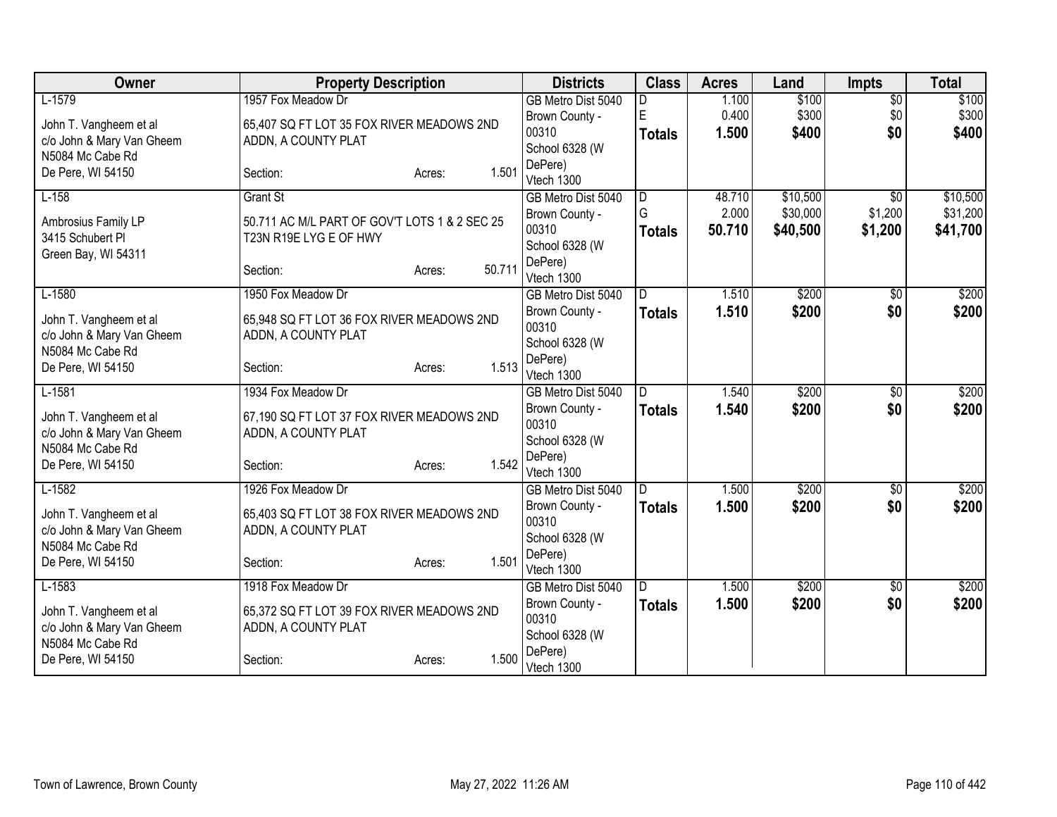| Owner | Property Description | Districts | Class | Acres | Land | Impts | Total |
|---|---|---|---|---|---|---|---|
| L-1579<br><br>John T. Vangheem et al<br>c/o John & Mary Van Gheem<br>N5084 Mc Cabe Rd<br>De Pere, WI 54150 | 1957 Fox Meadow Dr<br><br>65,407 SQ FT LOT 35 FOX RIVER MEADOWS 2ND ADDN, A COUNTY PLAT<br><br>Section: Acres: 1.501 | GB Metro Dist 5040<br>Brown County - 00310<br>School 6328 (W DePere)<br>Vtech 1300 | D<br>E<br>**Totals** | 1.100<br>0.400<br>**1.500** | $100<br>$300<br>**$400** | $0<br>$0<br>**$0** | $100<br>$300<br>**$400** |
| L-158<br><br>Ambrosius Family LP<br>3415 Schubert Pl<br>Green Bay, WI 54311 | Grant St<br><br>50.711 AC M/L PART OF GOV'T LOTS 1 & 2 SEC 25 T23N R19E LYG E OF HWY<br><br>Section: Acres: 50.711 | GB Metro Dist 5040<br>Brown County - 00310<br>School 6328 (W DePere)<br>Vtech 1300 | D<br>G<br>**Totals** | 48.710<br>2.000<br>**50.710** | $10,500<br>$30,000<br>**$40,500** | $0<br>$1,200<br>**$1,200** | $10,500<br>$31,200<br>**$41,700** |
| L-1580<br><br>John T. Vangheem et al<br>c/o John & Mary Van Gheem<br>N5084 Mc Cabe Rd<br>De Pere, WI 54150 | 1950 Fox Meadow Dr<br><br>65,948 SQ FT LOT 36 FOX RIVER MEADOWS 2ND ADDN, A COUNTY PLAT<br><br>Section: Acres: 1.513 | GB Metro Dist 5040<br>Brown County - 00310<br>School 6328 (W DePere)<br>Vtech 1300 | D<br>**Totals** | 1.510<br>**1.510** | $200<br>**$200** | $0<br>**$0** | $200<br>**$200** |
| L-1581<br><br>John T. Vangheem et al<br>c/o John & Mary Van Gheem<br>N5084 Mc Cabe Rd<br>De Pere, WI 54150 | 1934 Fox Meadow Dr<br><br>67,190 SQ FT LOT 37 FOX RIVER MEADOWS 2ND ADDN, A COUNTY PLAT<br><br>Section: Acres: 1.542 | GB Metro Dist 5040<br>Brown County - 00310<br>School 6328 (W DePere)<br>Vtech 1300 | D<br>**Totals** | 1.540<br>**1.540** | $200<br>**$200** | $0<br>**$0** | $200<br>**$200** |
| L-1582<br><br>John T. Vangheem et al<br>c/o John & Mary Van Gheem<br>N5084 Mc Cabe Rd<br>De Pere, WI 54150 | 1926 Fox Meadow Dr<br><br>65,403 SQ FT LOT 38 FOX RIVER MEADOWS 2ND ADDN, A COUNTY PLAT<br><br>Section: Acres: 1.501 | GB Metro Dist 5040<br>Brown County - 00310<br>School 6328 (W DePere)<br>Vtech 1300 | D<br>**Totals** | 1.500<br>**1.500** | $200<br>**$200** | $0<br>**$0** | $200<br>**$200** |
| L-1583<br><br>John T. Vangheem et al<br>c/o John & Mary Van Gheem<br>N5084 Mc Cabe Rd<br>De Pere, WI 54150 | 1918 Fox Meadow Dr<br><br>65,372 SQ FT LOT 39 FOX RIVER MEADOWS 2ND ADDN, A COUNTY PLAT<br><br>Section: Acres: 1.500 | GB Metro Dist 5040<br>Brown County - 00310<br>School 6328 (W DePere)<br>Vtech 1300 | D<br>**Totals** | 1.500<br>**1.500** | $200<br>**$200** | $0<br>**$0** | $200<br>**$200** |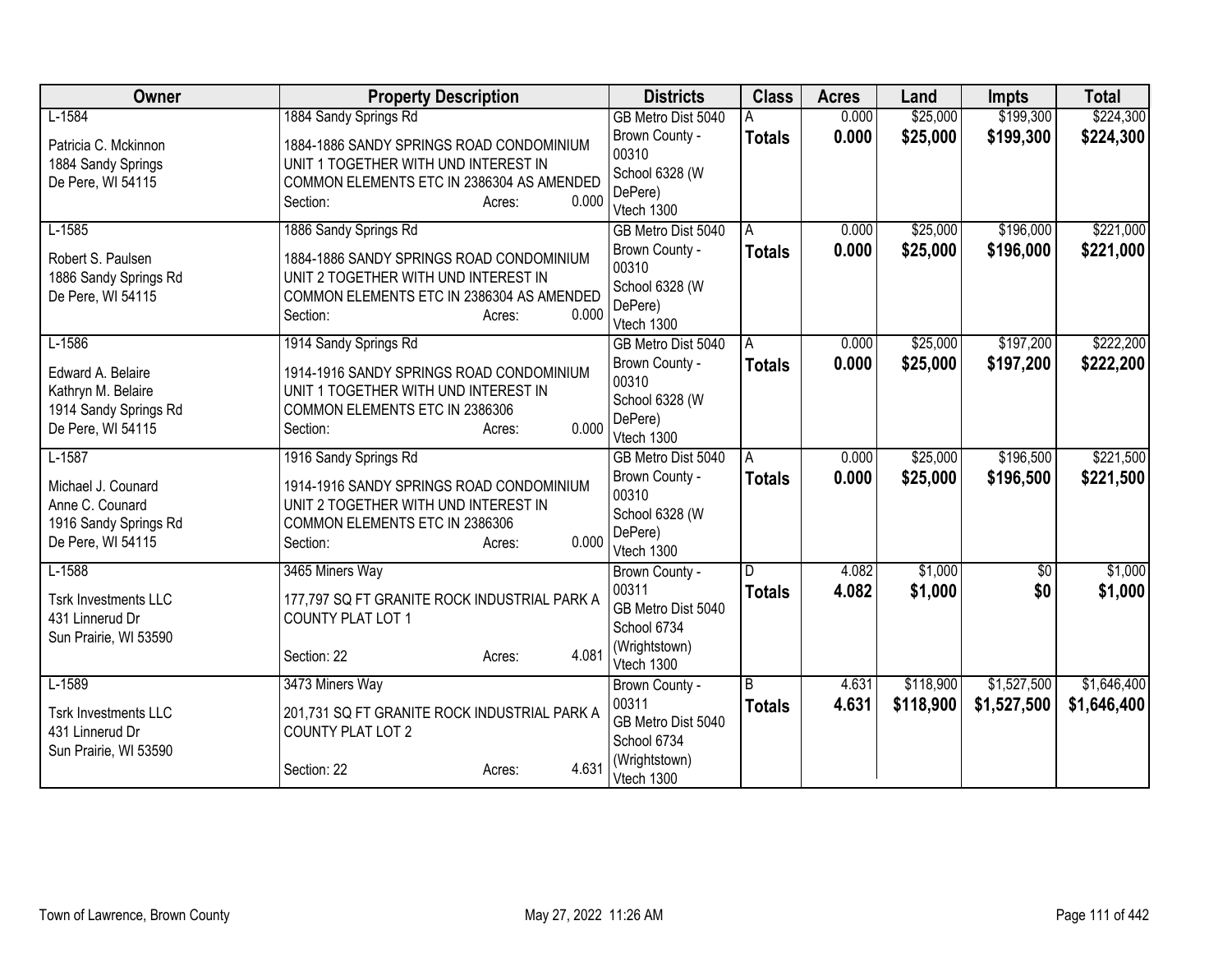| Owner | Property Description | Districts | Class | Acres | Land | Impts | Total |
|---|---|---|---|---|---|---|---|
| L-1584<br><br>Patricia C. Mckinnon<br>1884 Sandy Springs<br>De Pere, WI 54115 | 1884 Sandy Springs Rd<br><br>1884-1886 SANDY SPRINGS ROAD CONDOMINIUM UNIT 1 TOGETHER WITH UND INTEREST IN COMMON ELEMENTS ETC IN 2386304 AS AMENDED<br>Section: Acres: 0.000 | GB Metro Dist 5040<br>Brown County - 00310<br>School 6328 (W DePere)<br>Vtech 1300 | A<br>**Totals** | 0.000<br>**0.000** | $25,000<br>**$25,000** | $199,300<br>**$199,300** | $224,300<br>**$224,300** |
| L-1585<br><br>Robert S. Paulsen<br>1886 Sandy Springs Rd<br>De Pere, WI 54115 | 1886 Sandy Springs Rd<br><br>1884-1886 SANDY SPRINGS ROAD CONDOMINIUM UNIT 2 TOGETHER WITH UND INTEREST IN COMMON ELEMENTS ETC IN 2386304 AS AMENDED<br>Section: Acres: 0.000 | GB Metro Dist 5040<br>Brown County - 00310<br>School 6328 (W DePere)<br>Vtech 1300 | A<br>**Totals** | 0.000<br>**0.000** | $25,000<br>**$25,000** | $196,000<br>**$196,000** | $221,000<br>**$221,000** |
| L-1586<br><br>Edward A. Belaire<br>Kathryn M. Belaire<br>1914 Sandy Springs Rd<br>De Pere, WI 54115 | 1914 Sandy Springs Rd<br><br>1914-1916 SANDY SPRINGS ROAD CONDOMINIUM UNIT 1 TOGETHER WITH UND INTEREST IN COMMON ELEMENTS ETC IN 2386306<br>Section: Acres: 0.000 | GB Metro Dist 5040<br>Brown County - 00310<br>School 6328 (W DePere)<br>Vtech 1300 | A<br>**Totals** | 0.000<br>**0.000** | $25,000<br>**$25,000** | $197,200<br>**$197,200** | $222,200<br>**$222,200** |
| L-1587<br><br>Michael J. Counard<br>Anne C. Counard<br>1916 Sandy Springs Rd<br>De Pere, WI 54115 | 1916 Sandy Springs Rd<br><br>1914-1916 SANDY SPRINGS ROAD CONDOMINIUM UNIT 2 TOGETHER WITH UND INTEREST IN COMMON ELEMENTS ETC IN 2386306<br>Section: Acres: 0.000 | GB Metro Dist 5040<br>Brown County - 00310<br>School 6328 (W DePere)<br>Vtech 1300 | A<br>**Totals** | 0.000<br>**0.000** | $25,000<br>**$25,000** | $196,500<br>**$196,500** | $221,500<br>**$221,500** |
| L-1588<br><br>Tsrk Investments LLC<br>431 Linnerud Dr<br>Sun Prairie, WI 53590 | 3465 Miners Way<br><br>177,797 SQ FT GRANITE ROCK INDUSTRIAL PARK A COUNTY PLAT LOT 1<br>Section: 22 Acres: 4.081 | Brown County - 00311<br>GB Metro Dist 5040<br>School 6734 (Wrightstown)<br>Vtech 1300 | D<br>**Totals** | 4.082<br>**4.082** | $1,000<br>**$1,000** | $0<br>**$0** | $1,000<br>**$1,000** |
| L-1589<br><br>Tsrk Investments LLC<br>431 Linnerud Dr<br>Sun Prairie, WI 53590 | 3473 Miners Way<br><br>201,731 SQ FT GRANITE ROCK INDUSTRIAL PARK A COUNTY PLAT LOT 2<br>Section: 22 Acres: 4.631 | Brown County - 00311<br>GB Metro Dist 5040<br>School 6734 (Wrightstown)<br>Vtech 1300 | B<br>**Totals** | 4.631<br>**4.631** | $118,900<br>**$118,900** | $1,527,500<br>**$1,527,500** | $1,646,400<br>**$1,646,400** |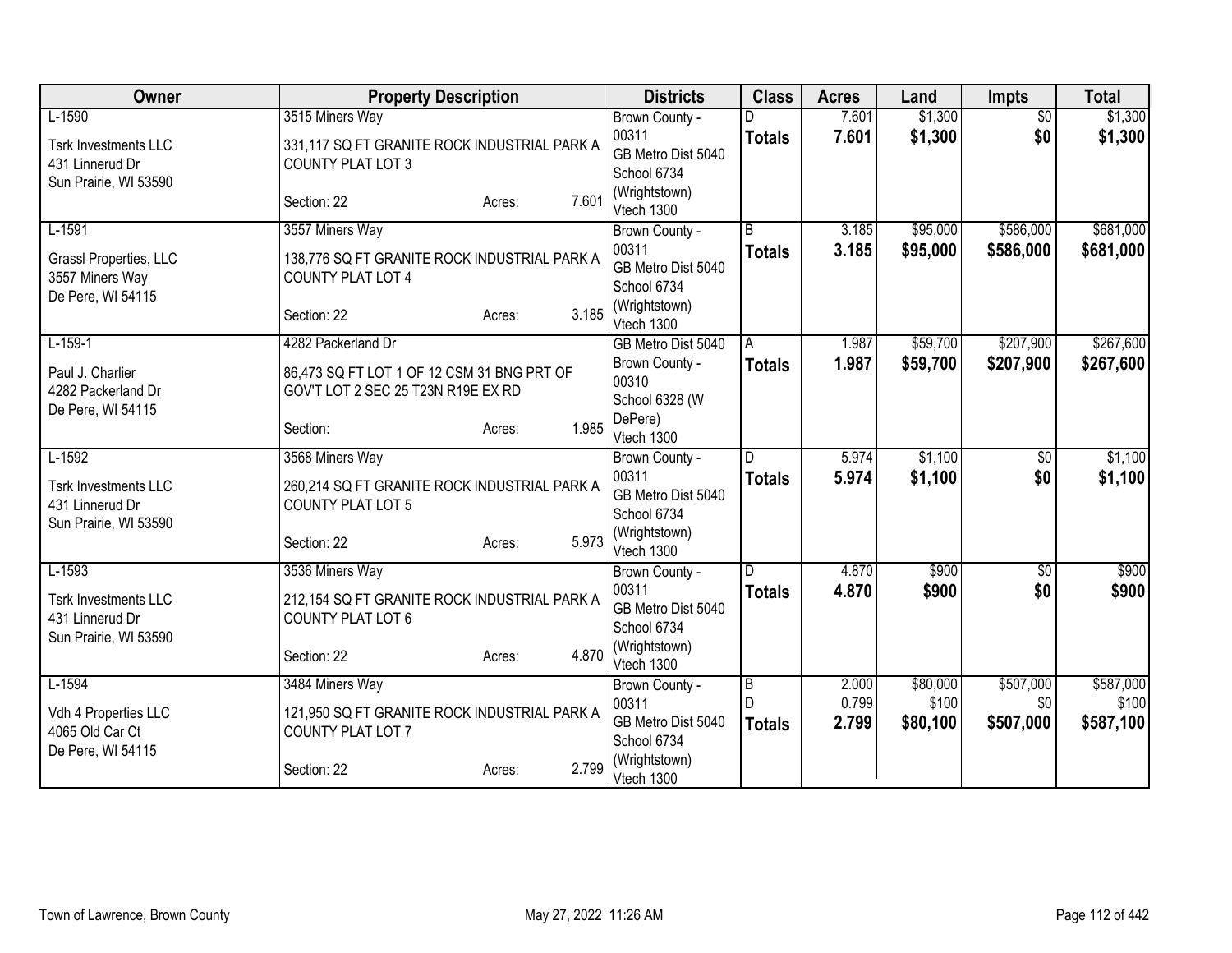| Owner | Property Description | Districts | Class | Acres | Land | Impts | Total |
|---|---|---|---|---|---|---|---|
| L-1590<br>Tsrk Investments LLC<br>431 Linnerud Dr<br>Sun Prairie, WI 53590 | 3515 Miners Way<br>331,117 SQ FT GRANITE ROCK INDUSTRIAL PARK A COUNTY PLAT LOT 3<br>Section: 22 Acres: 7.601 | Brown County - 00311<br>GB Metro Dist 5040<br>School 6734 (Wrightstown)<br>Vtech 1300 | D<br>**Totals** | 7.601<br>**7.601** | $1,300<br>**$1,300** | $0<br>**$0** | $1,300<br>**$1,300** |
| L-1591<br>Grassl Properties, LLC<br>3557 Miners Way<br>De Pere, WI 54115 | 3557 Miners Way<br>138,776 SQ FT GRANITE ROCK INDUSTRIAL PARK A COUNTY PLAT LOT 4<br>Section: 22 Acres: 3.185 | Brown County - 00311<br>GB Metro Dist 5040<br>School 6734 (Wrightstown)<br>Vtech 1300 | B<br>**Totals** | 3.185<br>**3.185** | $95,000<br>**$95,000** | $586,000<br>**$586,000** | $681,000<br>**$681,000** |
| L-159-1<br>Paul J. Charlier<br>4282 Packerland Dr<br>De Pere, WI 54115 | 4282 Packerland Dr<br>86,473 SQ FT LOT 1 OF 12 CSM 31 BNG PRT OF GOV'T LOT 2 SEC 25 T23N R19E EX RD<br>Section: Acres: 1.985 | GB Metro Dist 5040<br>Brown County - 00310<br>School 6328 (W DePere)<br>Vtech 1300 | A<br>**Totals** | 1.987<br>**1.987** | $59,700<br>**$59,700** | $207,900<br>**$207,900** | $267,600<br>**$267,600** |
| L-1592<br>Tsrk Investments LLC<br>431 Linnerud Dr<br>Sun Prairie, WI 53590 | 3568 Miners Way<br>260,214 SQ FT GRANITE ROCK INDUSTRIAL PARK A COUNTY PLAT LOT 5<br>Section: 22 Acres: 5.973 | Brown County - 00311<br>GB Metro Dist 5040<br>School 6734 (Wrightstown)<br>Vtech 1300 | D<br>**Totals** | 5.974<br>**5.974** | $1,100<br>**$1,100** | $0<br>**$0** | $1,100<br>**$1,100** |
| L-1593<br>Tsrk Investments LLC<br>431 Linnerud Dr<br>Sun Prairie, WI 53590 | 3536 Miners Way<br>212,154 SQ FT GRANITE ROCK INDUSTRIAL PARK A COUNTY PLAT LOT 6<br>Section: 22 Acres: 4.870 | Brown County - 00311<br>GB Metro Dist 5040<br>School 6734 (Wrightstown)<br>Vtech 1300 | D<br>**Totals** | 4.870<br>**4.870** | $900<br>**$900** | $0<br>**$0** | $900<br>**$900** |
| L-1594<br>Vdh 4 Properties LLC<br>4065 Old Car Ct<br>De Pere, WI 54115 | 3484 Miners Way<br>121,950 SQ FT GRANITE ROCK INDUSTRIAL PARK A COUNTY PLAT LOT 7<br>Section: 22 Acres: 2.799 | Brown County - 00311<br>GB Metro Dist 5040<br>School 6734 (Wrightstown)<br>Vtech 1300 | B<br>D<br>**Totals** | 2.000<br>0.799<br>**2.799** | $80,000<br>$100<br>**$80,100** | $507,000<br>$0<br>**$507,000** | $587,000<br>$100<br>**$587,100** |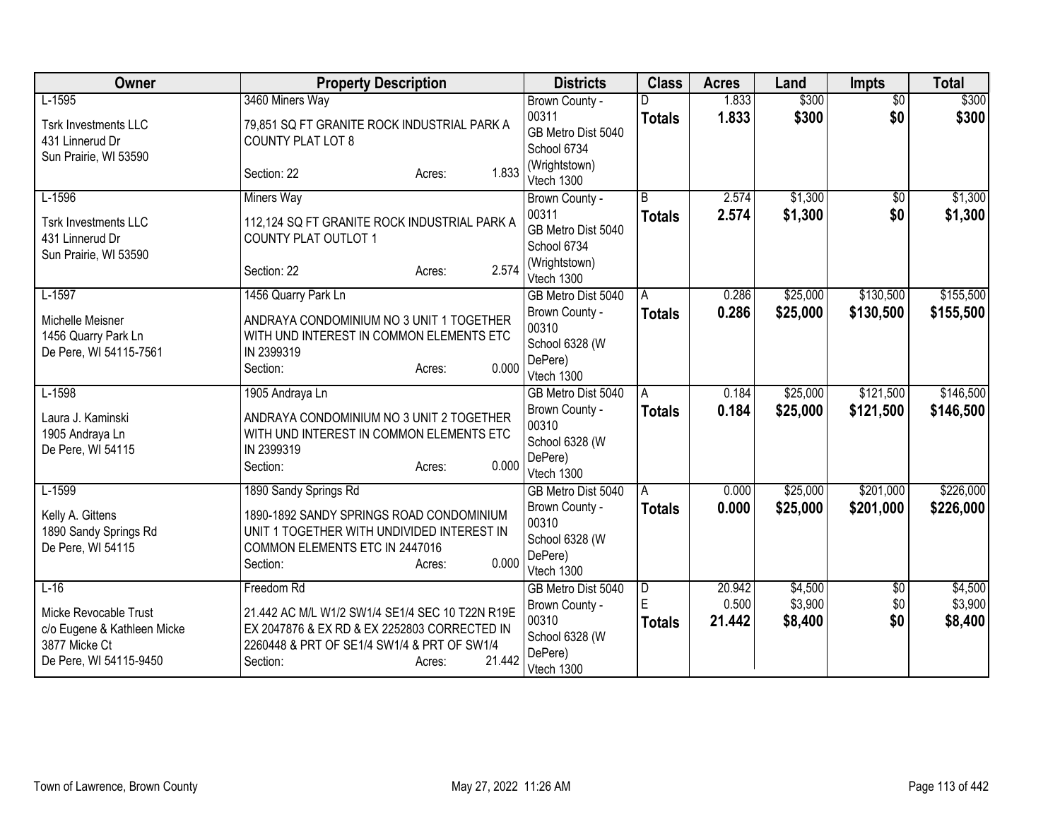| Owner | Property Description | Districts | Class | Acres | Land | Impts | Total |
|---|---|---|---|---|---|---|---|
| L-1595<br><br>Tsrk Investments LLC<br>431 Linnerud Dr<br>Sun Prairie, WI 53590 | 3460 Miners Way<br><br>79,851 SQ FT GRANITE ROCK INDUSTRIAL PARK A COUNTY PLAT LOT 8<br><br>Section: 22 Acres: 1.833 | Brown County - 00311<br>GB Metro Dist 5040<br>School 6734 (Wrightstown)<br>Vtech 1300 | D<br>**Totals** | 1.833<br>**1.833** | $300<br>**$300** | $0<br>**$0** | $300<br>**$300** |
| L-1596<br><br>Tsrk Investments LLC<br>431 Linnerud Dr<br>Sun Prairie, WI 53590 | Miners Way<br><br>112,124 SQ FT GRANITE ROCK INDUSTRIAL PARK A COUNTY PLAT OUTLOT 1<br><br>Section: 22 Acres: 2.574 | Brown County - 00311<br>GB Metro Dist 5040<br>School 6734 (Wrightstown)<br>Vtech 1300 | B<br>**Totals** | 2.574<br>**2.574** | $1,300<br>**$1,300** | $0<br>**$0** | $1,300<br>**$1,300** |
| L-1597<br><br>Michelle Meisner<br>1456 Quarry Park Ln<br>De Pere, WI 54115-7561 | 1456 Quarry Park Ln<br><br>ANDRAYA CONDOMINIUM NO 3 UNIT 1 TOGETHER WITH UND INTEREST IN COMMON ELEMENTS ETC IN 2399319<br>Section: Acres: 0.000 | GB Metro Dist 5040<br>Brown County - 00310<br>School 6328 (W DePere)<br>Vtech 1300 | A<br>**Totals** | 0.286<br>**0.286** | $25,000<br>**$25,000** | $130,500<br>**$130,500** | $155,500<br>**$155,500** |
| L-1598<br><br>Laura J. Kaminski<br>1905 Andraya Ln<br>De Pere, WI 54115 | 1905 Andraya Ln<br><br>ANDRAYA CONDOMINIUM NO 3 UNIT 2 TOGETHER WITH UND INTEREST IN COMMON ELEMENTS ETC IN 2399319<br>Section: Acres: 0.000 | GB Metro Dist 5040<br>Brown County - 00310<br>School 6328 (W DePere)<br>Vtech 1300 | A<br>**Totals** | 0.184<br>**0.184** | $25,000<br>**$25,000** | $121,500<br>**$121,500** | $146,500<br>**$146,500** |
| L-1599<br><br>Kelly A. Gittens<br>1890 Sandy Springs Rd<br>De Pere, WI 54115 | 1890 Sandy Springs Rd<br><br>1890-1892 SANDY SPRINGS ROAD CONDOMINIUM UNIT 1 TOGETHER WITH UNDIVIDED INTEREST IN COMMON ELEMENTS ETC IN 2447016<br>Section: Acres: 0.000 | GB Metro Dist 5040<br>Brown County - 00310<br>School 6328 (W DePere)<br>Vtech 1300 | A<br>**Totals** | 0.000<br>**0.000** | $25,000<br>**$25,000** | $201,000<br>**$201,000** | $226,000<br>**$226,000** |
| L-16<br><br>Micke Revocable Trust<br>c/o Eugene & Kathleen Micke<br>3877 Micke Ct<br>De Pere, WI 54115-9450 | Freedom Rd<br><br>21.442 AC M/L W1/2 SW1/4 SE1/4 SEC 10 T22N R19E EX 2047876 & EX RD & EX 2252803 CORRECTED IN 2260448 & PRT OF SE1/4 SW1/4 & PRT OF SW1/4<br>Section: Acres: 21.442 | GB Metro Dist 5040<br>Brown County - 00310<br>School 6328 (W DePere)<br>Vtech 1300 | D<br>E<br>**Totals** | 20.942<br>0.500<br>**21.442** | $4,500<br>$3,900<br>**$8,400** | $0<br>$0<br>**$0** | $4,500<br>$3,900<br>**$8,400** |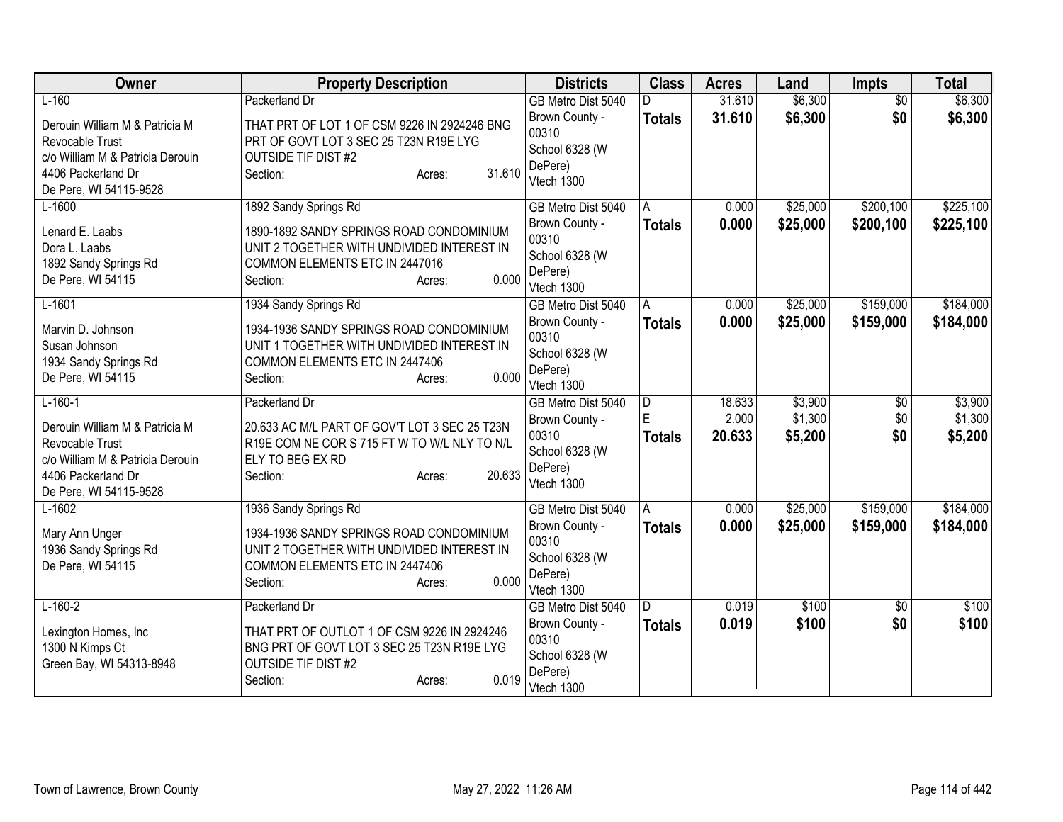| Owner | Property Description | Districts | Class | Acres | Land | Impts | Total |
|---|---|---|---|---|---|---|---|
| L-160<br>Derouin William M & Patricia M Revocable Trust<br>c/o William M & Patricia Derouin<br>4406 Packerland Dr<br>De Pere, WI 54115-9528 | Packerland Dr<br>THAT PRT OF LOT 1 OF CSM 9226 IN 2924246 BNG PRT OF GOVT LOT 3 SEC 25 T23N R19E LYG OUTSIDE TIF DIST #2<br>Section: Acres: 31.610 | GB Metro Dist 5040<br>Brown County - 00310<br>School 6328 (W DePere)<br>Vtech 1300 | D<br>**Totals** | 31.610<br>**31.610** | $6,300<br>**$6,300** | $0<br>**$0** | $6,300<br>**$6,300** |
| L-1600<br>Lenard E. Laabs<br>Dora L. Laabs<br>1892 Sandy Springs Rd<br>De Pere, WI 54115 | 1892 Sandy Springs Rd<br>1890-1892 SANDY SPRINGS ROAD CONDOMINIUM UNIT 2 TOGETHER WITH UNDIVIDED INTEREST IN COMMON ELEMENTS ETC IN 2447016<br>Section: Acres: 0.000 | GB Metro Dist 5040<br>Brown County - 00310<br>School 6328 (W DePere)<br>Vtech 1300 | A<br>**Totals** | 0.000<br>**0.000** | $25,000<br>**$25,000** | $200,100<br>**$200,100** | $225,100<br>**$225,100** |
| L-1601<br>Marvin D. Johnson<br>Susan Johnson<br>1934 Sandy Springs Rd<br>De Pere, WI 54115 | 1934 Sandy Springs Rd<br>1934-1936 SANDY SPRINGS ROAD CONDOMINIUM UNIT 1 TOGETHER WITH UNDIVIDED INTEREST IN COMMON ELEMENTS ETC IN 2447406<br>Section: Acres: 0.000 | GB Metro Dist 5040<br>Brown County - 00310<br>School 6328 (W DePere)<br>Vtech 1300 | A<br>**Totals** | 0.000<br>**0.000** | $25,000<br>**$25,000** | $159,000<br>**$159,000** | $184,000<br>**$184,000** |
| L-160-1<br>Derouin William M & Patricia M Revocable Trust<br>c/o William M & Patricia Derouin<br>4406 Packerland Dr<br>De Pere, WI 54115-9528 | Packerland Dr<br>20.633 AC M/L PART OF GOV'T LOT 3 SEC 25 T23N R19E COM NE COR S 715 FT W TO W/L NLY TO N/L ELY TO BEG EX RD<br>Section: Acres: 20.633 | GB Metro Dist 5040<br>Brown County - 00310<br>School 6328 (W DePere)<br>Vtech 1300 | D<br>E<br>**Totals** | 18.633<br>2.000<br>**20.633** | $3,900<br>$1,300<br>**$5,200** | $0<br>$0<br>**$0** | $3,900<br>$1,300<br>**$5,200** |
| L-1602<br>Mary Ann Unger<br>1936 Sandy Springs Rd<br>De Pere, WI 54115 | 1936 Sandy Springs Rd<br>1934-1936 SANDY SPRINGS ROAD CONDOMINIUM UNIT 2 TOGETHER WITH UNDIVIDED INTEREST IN COMMON ELEMENTS ETC IN 2447406<br>Section: Acres: 0.000 | GB Metro Dist 5040<br>Brown County - 00310<br>School 6328 (W DePere)<br>Vtech 1300 | A<br>**Totals** | 0.000<br>**0.000** | $25,000<br>**$25,000** | $159,000<br>**$159,000** | $184,000<br>**$184,000** |
| L-160-2<br>Lexington Homes, Inc<br>1300 N Kimps Ct<br>Green Bay, WI 54313-8948 | Packerland Dr<br>THAT PRT OF OUTLOT 1 OF CSM 9226 IN 2924246 BNG PRT OF GOVT LOT 3 SEC 25 T23N R19E LYG OUTSIDE TIF DIST #2<br>Section: Acres: 0.019 | GB Metro Dist 5040<br>Brown County - 00310<br>School 6328 (W DePere)<br>Vtech 1300 | D<br>**Totals** | 0.019<br>**0.019** | $100<br>**$100** | $0<br>**$0** | $100<br>**$100** |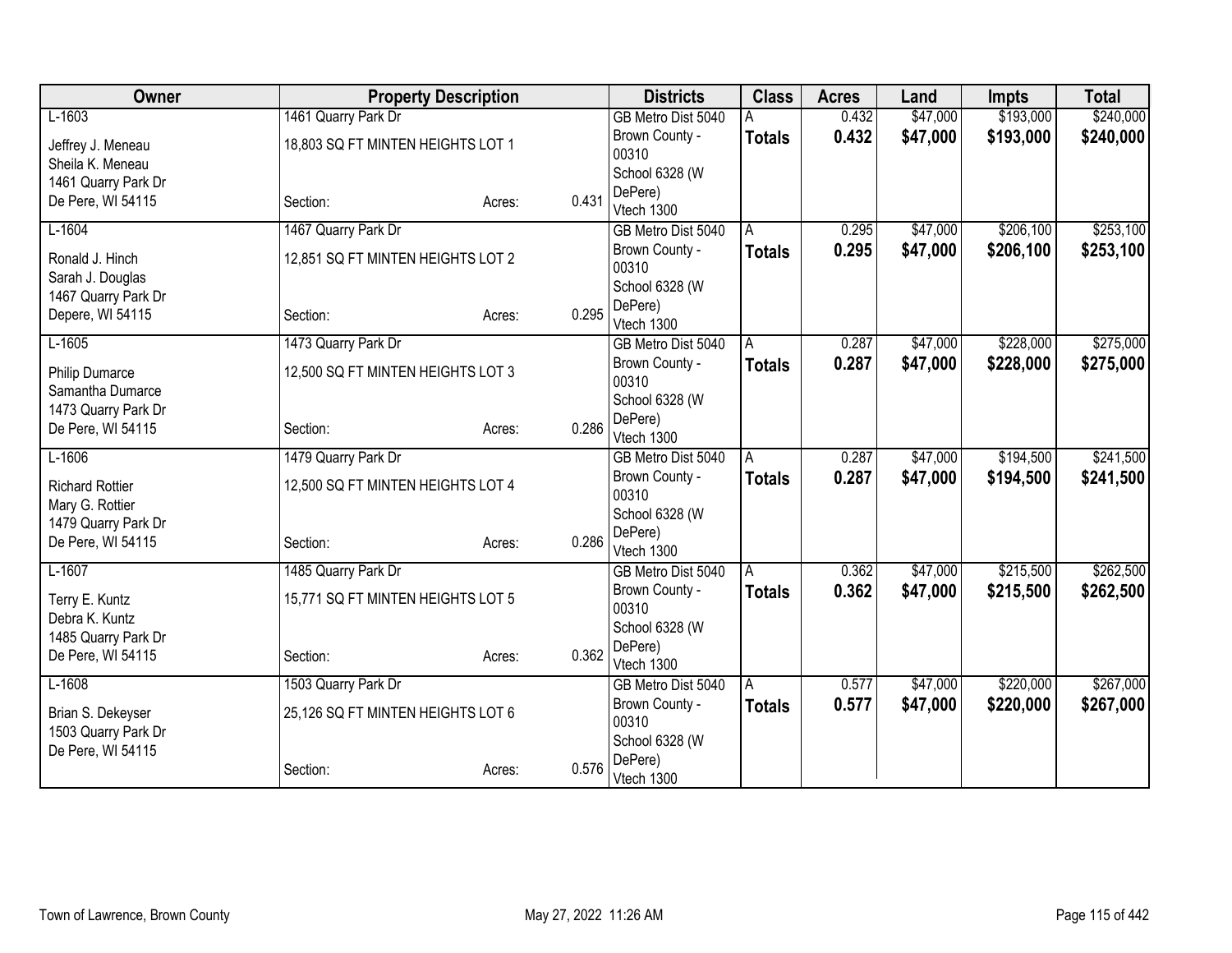| Owner | Property Description | | | Districts | Class | Acres | Land | Impts | Total |
|---|---|---|---|---|---|---|---|---|---|
| L-1603<br>Jeffrey J. Meneau<br>Sheila K. Meneau<br>1461 Quarry Park Dr<br>De Pere, WI 54115 | 1461 Quarry Park Dr<br>18,803 SQ FT MINTEN HEIGHTS LOT 1<br>Section: | Acres: | 0.431 | GB Metro Dist 5040<br>Brown County - 00310<br>School 6328 (W DePere)<br>Vtech 1300 | A<br>**Totals** | 0.432<br>**0.432** | $47,000<br>**$47,000** | $193,000<br>**$193,000** | $240,000<br>**$240,000** |
| L-1604<br>Ronald J. Hinch<br>Sarah J. Douglas<br>1467 Quarry Park Dr<br>Depere, WI 54115 | 1467 Quarry Park Dr<br>12,851 SQ FT MINTEN HEIGHTS LOT 2<br>Section: | Acres: | 0.295 | GB Metro Dist 5040<br>Brown County - 00310<br>School 6328 (W DePere)<br>Vtech 1300 | A<br>**Totals** | 0.295<br>**0.295** | $47,000<br>**$47,000** | $206,100<br>**$206,100** | $253,100<br>**$253,100** |
| L-1605<br>Philip Dumarce<br>Samantha Dumarce<br>1473 Quarry Park Dr<br>De Pere, WI 54115 | 1473 Quarry Park Dr<br>12,500 SQ FT MINTEN HEIGHTS LOT 3<br>Section: | Acres: | 0.286 | GB Metro Dist 5040<br>Brown County - 00310<br>School 6328 (W DePere)<br>Vtech 1300 | A<br>**Totals** | 0.287<br>**0.287** | $47,000<br>**$47,000** | $228,000<br>**$228,000** | $275,000<br>**$275,000** |
| L-1606<br>Richard Rottier<br>Mary G. Rottier<br>1479 Quarry Park Dr<br>De Pere, WI 54115 | 1479 Quarry Park Dr<br>12,500 SQ FT MINTEN HEIGHTS LOT 4<br>Section: | Acres: | 0.286 | GB Metro Dist 5040<br>Brown County - 00310<br>School 6328 (W DePere)<br>Vtech 1300 | A<br>**Totals** | 0.287<br>**0.287** | $47,000<br>**$47,000** | $194,500<br>**$194,500** | $241,500<br>**$241,500** |
| L-1607<br>Terry E. Kuntz<br>Debra K. Kuntz<br>1485 Quarry Park Dr<br>De Pere, WI 54115 | 1485 Quarry Park Dr<br>15,771 SQ FT MINTEN HEIGHTS LOT 5<br>Section: | Acres: | 0.362 | GB Metro Dist 5040<br>Brown County - 00310<br>School 6328 (W DePere)<br>Vtech 1300 | A<br>**Totals** | 0.362<br>**0.362** | $47,000<br>**$47,000** | $215,500<br>**$215,500** | $262,500<br>**$262,500** |
| L-1608<br>Brian S. Dekeyser<br>1503 Quarry Park Dr<br>De Pere, WI 54115 | 1503 Quarry Park Dr<br>25,126 SQ FT MINTEN HEIGHTS LOT 6<br>Section: | Acres: | 0.576 | GB Metro Dist 5040<br>Brown County - 00310<br>School 6328 (W DePere)<br>Vtech 1300 | A<br>**Totals** | 0.577<br>**0.577** | $47,000<br>**$47,000** | $220,000<br>**$220,000** | $267,000<br>**$267,000** |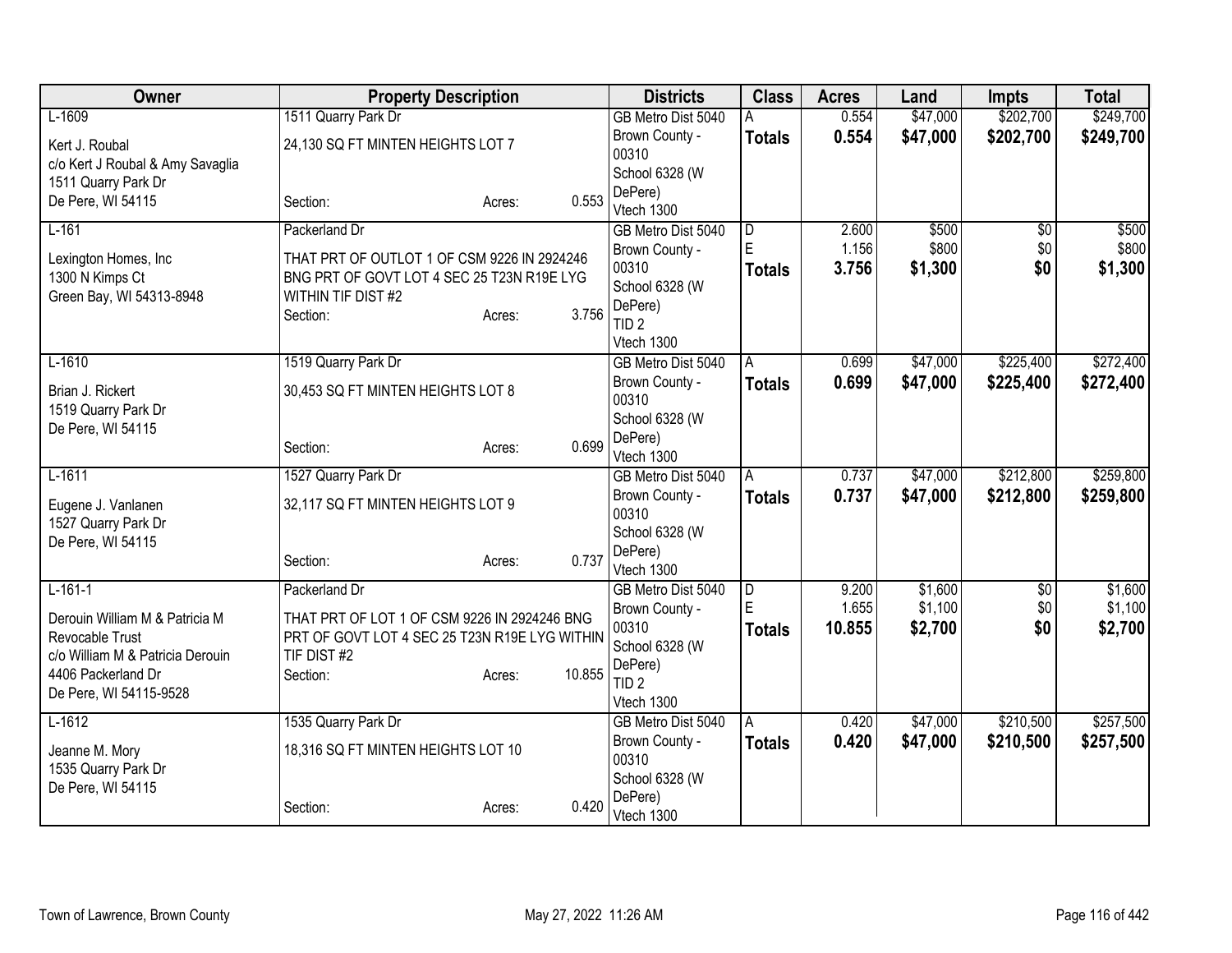| Owner | Property Description | Districts | Class | Acres | Land | Impts | Total |
|---|---|---|---|---|---|---|---|
| L-1609<br>Kert J. Roubal<br>c/o Kert J Roubal & Amy Savaglia<br>1511 Quarry Park Dr<br>De Pere, WI 54115 | 1511 Quarry Park Dr<br>24,130 SQ FT MINTEN HEIGHTS LOT 7<br>Section: Acres: 0.553 | GB Metro Dist 5040<br>Brown County - 00310<br>School 6328 (W DePere)<br>Vtech 1300 | A<br>**Totals** | 0.554<br>**0.554** | $47,000<br>**$47,000** | $202,700<br>**$202,700** | $249,700<br>**$249,700** |
| L-161<br>Lexington Homes, Inc<br>1300 N Kimps Ct<br>Green Bay, WI 54313-8948 | Packerland Dr<br>THAT PRT OF OUTLOT 1 OF CSM 9226 IN 2924246 BNG PRT OF GOVT LOT 4 SEC 25 T23N R19E LYG WITHIN TIF DIST #2<br>Section: Acres: 3.756 | GB Metro Dist 5040<br>Brown County - 00310<br>School 6328 (W DePere)<br>TID 2<br>Vtech 1300 | D<br>E<br>**Totals** | 2.600<br>1.156<br>**3.756** | $500<br>$800<br>**$1,300** | $0<br>$0<br>**$0** | $500<br>$800<br>**$1,300** |
| L-1610<br>Brian J. Rickert<br>1519 Quarry Park Dr<br>De Pere, WI 54115 | 1519 Quarry Park Dr<br>30,453 SQ FT MINTEN HEIGHTS LOT 8<br>Section: Acres: 0.699 | GB Metro Dist 5040<br>Brown County - 00310<br>School 6328 (W DePere)<br>Vtech 1300 | A<br>**Totals** | 0.699<br>**0.699** | $47,000<br>**$47,000** | $225,400<br>**$225,400** | $272,400<br>**$272,400** |
| L-1611<br>Eugene J. Vanlanen<br>1527 Quarry Park Dr<br>De Pere, WI 54115 | 1527 Quarry Park Dr<br>32,117 SQ FT MINTEN HEIGHTS LOT 9<br>Section: Acres: 0.737 | GB Metro Dist 5040<br>Brown County - 00310<br>School 6328 (W DePere)<br>Vtech 1300 | A<br>**Totals** | 0.737<br>**0.737** | $47,000<br>**$47,000** | $212,800<br>**$212,800** | $259,800<br>**$259,800** |
| L-161-1<br>Derouin William M & Patricia M Revocable Trust<br>c/o William M & Patricia Derouin<br>4406 Packerland Dr<br>De Pere, WI 54115-9528 | Packerland Dr<br>THAT PRT OF LOT 1 OF CSM 9226 IN 2924246 BNG PRT OF GOVT LOT 4 SEC 25 T23N R19E LYG WITHIN TIF DIST #2<br>Section: Acres: 10.855 | GB Metro Dist 5040<br>Brown County - 00310<br>School 6328 (W DePere)<br>TID 2<br>Vtech 1300 | D<br>E<br>**Totals** | 9.200<br>1.655<br>**10.855** | $1,600<br>$1,100<br>**$2,700** | $0<br>$0<br>**$0** | $1,600<br>$1,100<br>**$2,700** |
| L-1612<br>Jeanne M. Mory<br>1535 Quarry Park Dr<br>De Pere, WI 54115 | 1535 Quarry Park Dr<br>18,316 SQ FT MINTEN HEIGHTS LOT 10<br>Section: Acres: 0.420 | GB Metro Dist 5040<br>Brown County - 00310<br>School 6328 (W DePere)<br>Vtech 1300 | A<br>**Totals** | 0.420<br>**0.420** | $47,000<br>**$47,000** | $210,500<br>**$210,500** | $257,500<br>**$257,500** |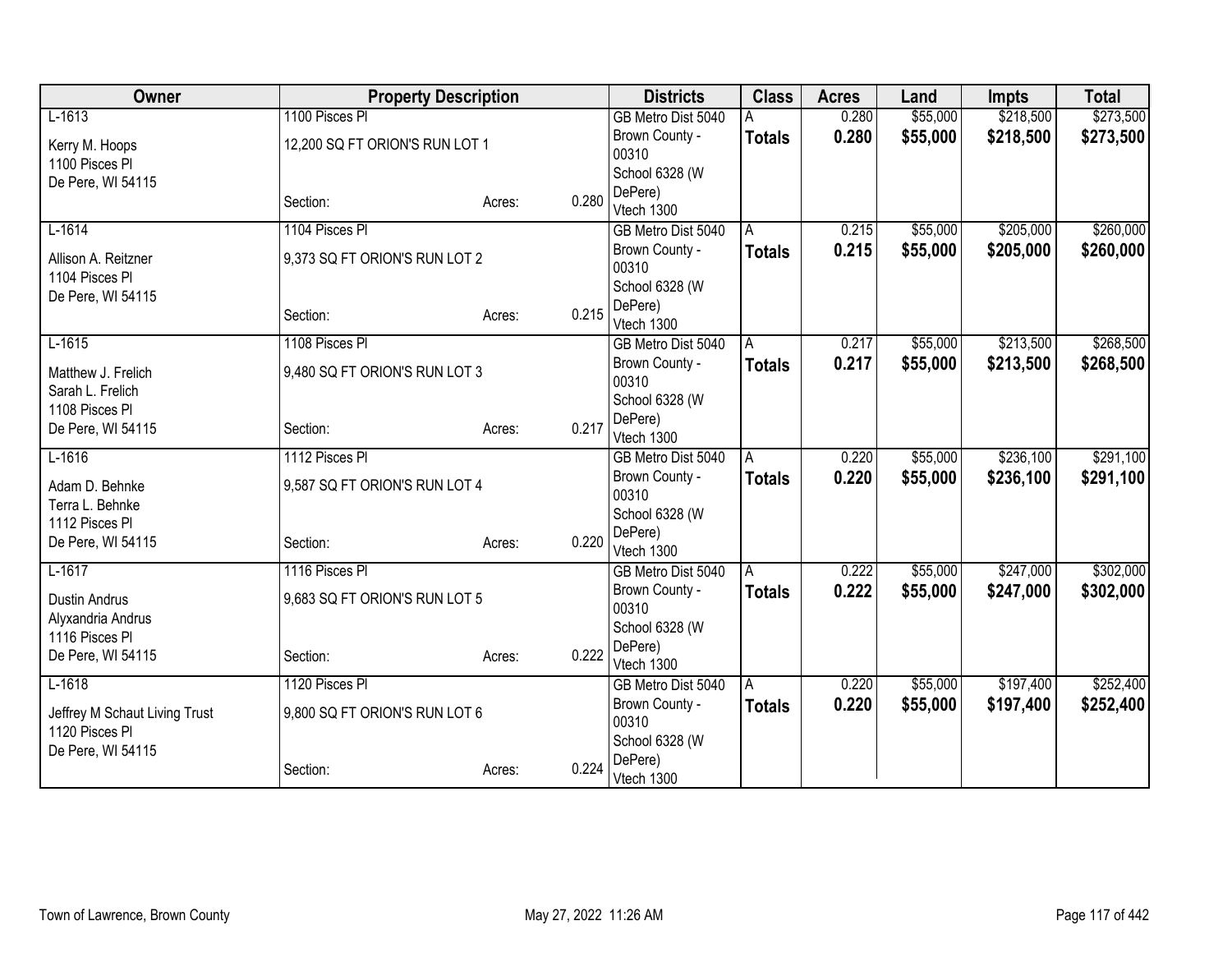| Owner | Property Description | | | Districts | Class | Acres | Land | Impts | Total |
|---|---|---|---|---|---|---|---|---|---|
| L-1613<br>Kerry M. Hoops<br>1100 Pisces Pl<br>De Pere, WI 54115 | 1100 Pisces Pl<br>12,200 SQ FT ORION'S RUN LOT 1<br>Section: | Acres: | 0.280 | GB Metro Dist 5040<br>Brown County - 00310<br>School 6328 (W DePere)<br>Vtech 1300 | A<br>**Totals** | 0.280<br>**0.280** | $55,000<br>**$55,000** | $218,500<br>**$218,500** | $273,500<br>**$273,500** |
| L-1614<br>Allison A. Reitzner<br>1104 Pisces Pl<br>De Pere, WI 54115 | 1104 Pisces Pl<br>9,373 SQ FT ORION'S RUN LOT 2<br>Section: | Acres: | 0.215 | GB Metro Dist 5040<br>Brown County - 00310<br>School 6328 (W DePere)<br>Vtech 1300 | A<br>**Totals** | 0.215<br>**0.215** | $55,000<br>**$55,000** | $205,000<br>**$205,000** | $260,000<br>**$260,000** |
| L-1615<br>Matthew J. Frelich<br>Sarah L. Frelich<br>1108 Pisces Pl<br>De Pere, WI 54115 | 1108 Pisces Pl<br>9,480 SQ FT ORION'S RUN LOT 3<br>Section: | Acres: | 0.217 | GB Metro Dist 5040<br>Brown County - 00310<br>School 6328 (W DePere)<br>Vtech 1300 | A<br>**Totals** | 0.217<br>**0.217** | $55,000<br>**$55,000** | $213,500<br>**$213,500** | $268,500<br>**$268,500** |
| L-1616<br>Adam D. Behnke<br>Terra L. Behnke<br>1112 Pisces Pl<br>De Pere, WI 54115 | 1112 Pisces Pl<br>9,587 SQ FT ORION'S RUN LOT 4<br>Section: | Acres: | 0.220 | GB Metro Dist 5040<br>Brown County - 00310<br>School 6328 (W DePere)<br>Vtech 1300 | A<br>**Totals** | 0.220<br>**0.220** | $55,000<br>**$55,000** | $236,100<br>**$236,100** | $291,100<br>**$291,100** |
| L-1617<br>Dustin Andrus<br>Alyxandria Andrus<br>1116 Pisces Pl<br>De Pere, WI 54115 | 1116 Pisces Pl<br>9,683 SQ FT ORION'S RUN LOT 5<br>Section: | Acres: | 0.222 | GB Metro Dist 5040<br>Brown County - 00310<br>School 6328 (W DePere)<br>Vtech 1300 | A<br>**Totals** | 0.222<br>**0.222** | $55,000<br>**$55,000** | $247,000<br>**$247,000** | $302,000<br>**$302,000** |
| L-1618<br>Jeffrey M Schaut Living Trust<br>1120 Pisces Pl<br>De Pere, WI 54115 | 1120 Pisces Pl<br>9,800 SQ FT ORION'S RUN LOT 6<br>Section: | Acres: | 0.224 | GB Metro Dist 5040<br>Brown County - 00310<br>School 6328 (W DePere)<br>Vtech 1300 | A<br>**Totals** | 0.220<br>**0.220** | $55,000<br>**$55,000** | $197,400<br>**$197,400** | $252,400<br>**$252,400** |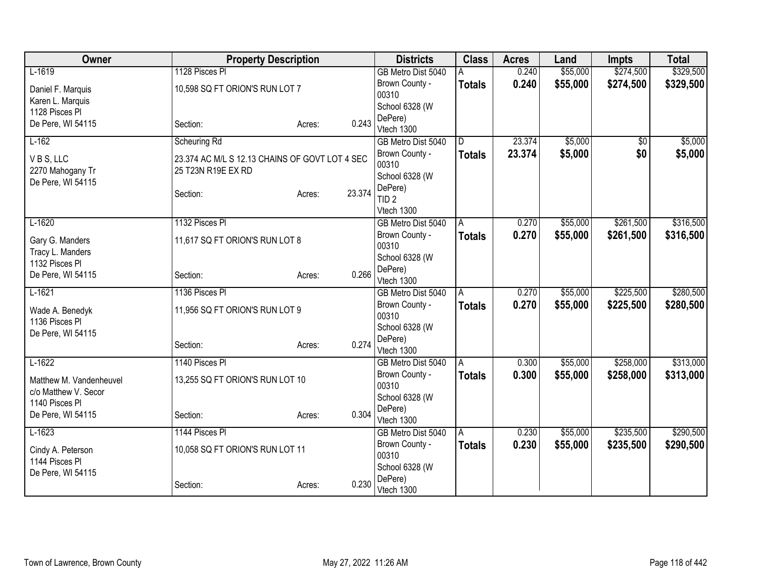| Owner | Property Description | | | Districts | Class | Acres | Land | Impts | Total |
|---|---|---|---|---|---|---|---|---|---|
| L-1619<br>Daniel F. Marquis<br>Karen L. Marquis<br>1128 Pisces Pl<br>De Pere, WI 54115 | 1128 Pisces Pl<br>10,598 SQ FT ORION'S RUN LOT 7<br>Section: | Acres: | 0.243 | GB Metro Dist 5040<br>Brown County - 00310<br>School 6328 (W DePere)<br>Vtech 1300 | A<br>**Totals** | 0.240<br>**0.240** | $55,000<br>**$55,000** | $274,500<br>**$274,500** | $329,500<br>**$329,500** |
| L-162<br>V B S, LLC<br>2270 Mahogany Tr<br>De Pere, WI 54115 | Scheuring Rd<br>23.374 AC M/L S 12.13 CHAINS OF GOVT LOT 4 SEC 25 T23N R19E EX RD<br>Section: | Acres: | 23.374 | GB Metro Dist 5040<br>Brown County - 00310<br>School 6328 (W DePere)<br>TID 2<br>Vtech 1300 | D<br>**Totals** | 23.374<br>**23.374** | $5,000<br>**$5,000** | $0<br>**$0** | $5,000<br>**$5,000** |
| L-1620<br>Gary G. Manders<br>Tracy L. Manders<br>1132 Pisces Pl<br>De Pere, WI 54115 | 1132 Pisces Pl<br>11,617 SQ FT ORION'S RUN LOT 8<br>Section: | Acres: | 0.266 | GB Metro Dist 5040<br>Brown County - 00310<br>School 6328 (W DePere)<br>Vtech 1300 | A<br>**Totals** | 0.270<br>**0.270** | $55,000<br>**$55,000** | $261,500<br>**$261,500** | $316,500<br>**$316,500** |
| L-1621<br>Wade A. Benedyk<br>1136 Pisces Pl<br>De Pere, WI 54115 | 1136 Pisces Pl<br>11,956 SQ FT ORION'S RUN LOT 9<br>Section: | Acres: | 0.274 | GB Metro Dist 5040<br>Brown County - 00310<br>School 6328 (W DePere)<br>Vtech 1300 | A<br>**Totals** | 0.270<br>**0.270** | $55,000<br>**$55,000** | $225,500<br>**$225,500** | $280,500<br>**$280,500** |
| L-1622<br>Matthew M. Vandenheuvel<br>c/o Matthew V. Secor<br>1140 Pisces Pl<br>De Pere, WI 54115 | 1140 Pisces Pl<br>13,255 SQ FT ORION'S RUN LOT 10<br>Section: | Acres: | 0.304 | GB Metro Dist 5040<br>Brown County - 00310<br>School 6328 (W DePere)<br>Vtech 1300 | A<br>**Totals** | 0.300<br>**0.300** | $55,000<br>**$55,000** | $258,000<br>**$258,000** | $313,000<br>**$313,000** |
| L-1623<br>Cindy A. Peterson<br>1144 Pisces Pl<br>De Pere, WI 54115 | 1144 Pisces Pl<br>10,058 SQ FT ORION'S RUN LOT 11<br>Section: | Acres: | 0.230 | GB Metro Dist 5040<br>Brown County - 00310<br>School 6328 (W DePere)<br>Vtech 1300 | A<br>**Totals** | 0.230<br>**0.230** | $55,000<br>**$55,000** | $235,500<br>**$235,500** | $290,500<br>**$290,500** |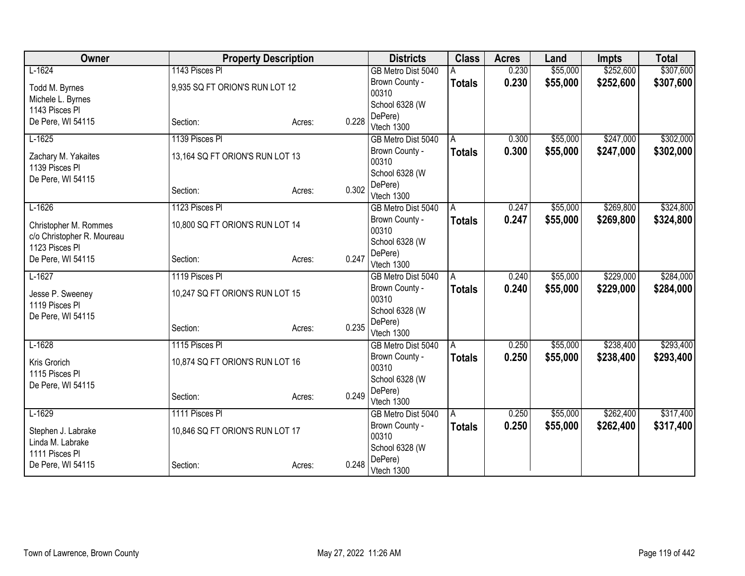| Owner | Property Description | | | Districts | Class | Acres | Land | Impts | Total |
|---|---|---|---|---|---|---|---|---|---|
| L-1624 | 1143 Pisces Pl | | | GB Metro Dist 5040 | A | 0.230 | $55,000 | $252,600 | $307,600 |
| Todd M. Byrnes<br>Michele L. Byrnes<br>1143 Pisces Pl<br>De Pere, WI 54115 | 9,935 SQ FT ORION'S RUN LOT 12 | | | Brown County - 00310<br>School 6328 (W DePere)<br>Vtech 1300 | **Totals** | **0.230** | **$55,000** | **$252,600** | **$307,600** |
| | Section: | Acres: | 0.228 | | | | | | |
| L-1625 | 1139 Pisces Pl | | | GB Metro Dist 5040 | A | 0.300 | $55,000 | $247,000 | $302,000 |
| Zachary M. Yakaites<br>1139 Pisces Pl<br>De Pere, WI 54115 | 13,164 SQ FT ORION'S RUN LOT 13 | | | Brown County - 00310<br>School 6328 (W DePere)<br>Vtech 1300 | **Totals** | **0.300** | **$55,000** | **$247,000** | **$302,000** |
| | Section: | Acres: | 0.302 | | | | | | |
| L-1626 | 1123 Pisces Pl | | | GB Metro Dist 5040 | A | 0.247 | $55,000 | $269,800 | $324,800 |
| Christopher M. Rommes<br>c/o Christopher R. Moureau<br>1123 Pisces Pl<br>De Pere, WI 54115 | 10,800 SQ FT ORION'S RUN LOT 14 | | | Brown County - 00310<br>School 6328 (W DePere)<br>Vtech 1300 | **Totals** | **0.247** | **$55,000** | **$269,800** | **$324,800** |
| | Section: | Acres: | 0.247 | | | | | | |
| L-1627 | 1119 Pisces Pl | | | GB Metro Dist 5040 | A | 0.240 | $55,000 | $229,000 | $284,000 |
| Jesse P. Sweeney<br>1119 Pisces Pl<br>De Pere, WI 54115 | 10,247 SQ FT ORION'S RUN LOT 15 | | | Brown County - 00310<br>School 6328 (W DePere)<br>Vtech 1300 | **Totals** | **0.240** | **$55,000** | **$229,000** | **$284,000** |
| | Section: | Acres: | 0.235 | | | | | | |
| L-1628 | 1115 Pisces Pl | | | GB Metro Dist 5040 | A | 0.250 | $55,000 | $238,400 | $293,400 |
| Kris Grorich<br>1115 Pisces Pl<br>De Pere, WI 54115 | 10,874 SQ FT ORION'S RUN LOT 16 | | | Brown County - 00310<br>School 6328 (W DePere)<br>Vtech 1300 | **Totals** | **0.250** | **$55,000** | **$238,400** | **$293,400** |
| | Section: | Acres: | 0.249 | | | | | | |
| L-1629 | 1111 Pisces Pl | | | GB Metro Dist 5040 | A | 0.250 | $55,000 | $262,400 | $317,400 |
| Stephen J. Labrake<br>Linda M. Labrake<br>1111 Pisces Pl<br>De Pere, WI 54115 | 10,846 SQ FT ORION'S RUN LOT 17 | | | Brown County - 00310<br>School 6328 (W DePere)<br>Vtech 1300 | **Totals** | **0.250** | **$55,000** | **$262,400** | **$317,400** |
| | Section: | Acres: | 0.248 | | | | | | |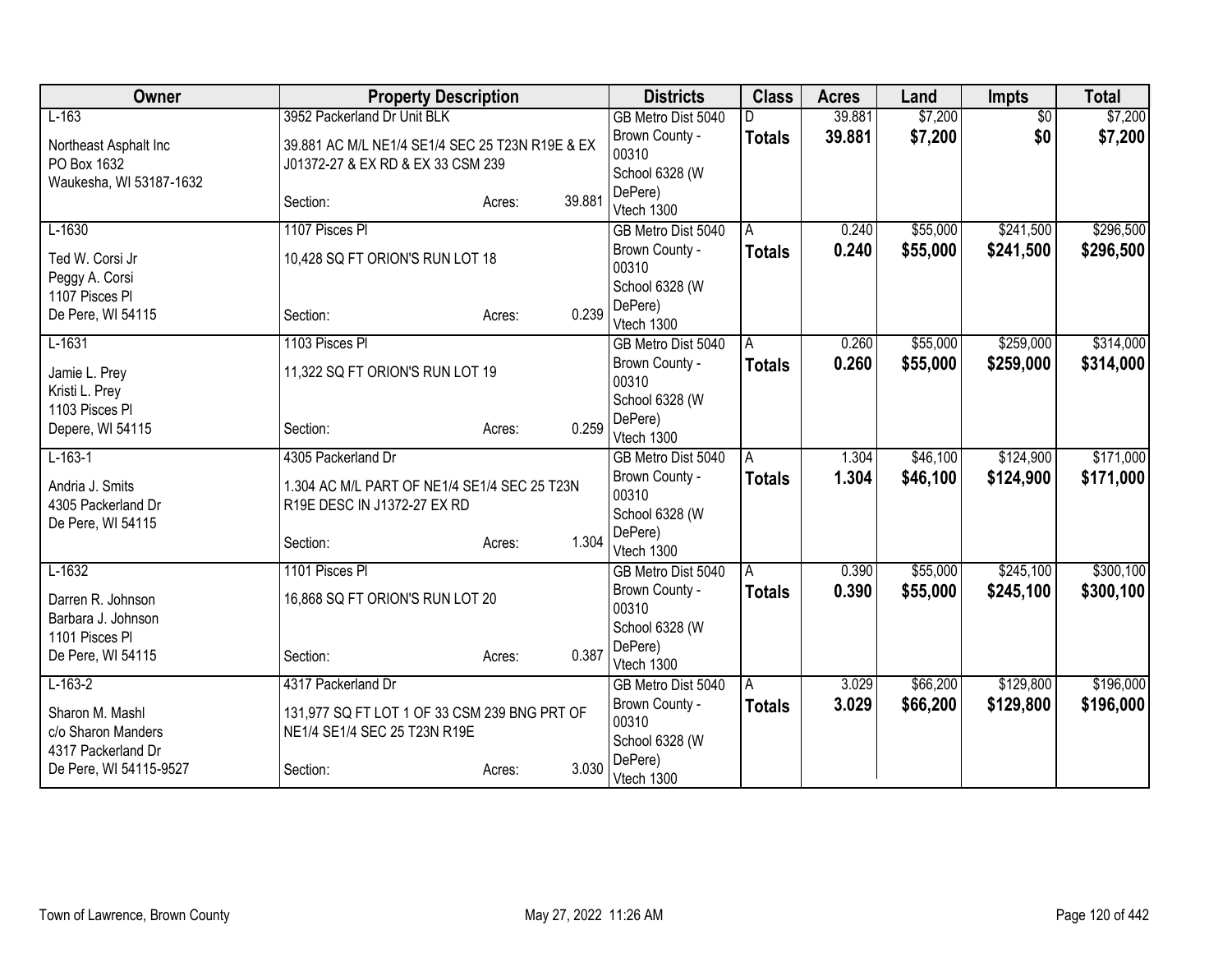| Owner | Property Description | | | Districts | Class | Acres | Land | Impts | Total |
|---|---|---|---|---|---|---|---|---|---|
| L-163<br>Northeast Asphalt Inc<br>PO Box 1632<br>Waukesha, WI 53187-1632 | 3952 Packerland Dr Unit BLK<br>39.881 AC M/L NE1/4 SE1/4 SEC 25 T23N R19E & EX J01372-27 & EX RD & EX 33 CSM 239<br>Section: | Acres: | 39.881 | GB Metro Dist 5040<br>Brown County - 00310<br>School 6328 (W DePere)<br>Vtech 1300 | D<br>**Totals** | 39.881<br>**39.881** | $7,200<br>**$7,200** | $0<br>**$0** | $7,200<br>**$7,200** |
| L-1630<br>Ted W. Corsi Jr<br>Peggy A. Corsi<br>1107 Pisces Pl<br>De Pere, WI 54115 | 1107 Pisces Pl<br>10,428 SQ FT ORION'S RUN LOT 18<br>Section: | Acres: | 0.239 | GB Metro Dist 5040<br>Brown County - 00310<br>School 6328 (W DePere)<br>Vtech 1300 | A<br>**Totals** | 0.240<br>**0.240** | $55,000<br>**$55,000** | $241,500<br>**$241,500** | $296,500<br>**$296,500** |
| L-1631<br>Jamie L. Prey<br>Kristi L. Prey<br>1103 Pisces Pl<br>Depere, WI 54115 | 1103 Pisces Pl<br>11,322 SQ FT ORION'S RUN LOT 19<br>Section: | Acres: | 0.259 | GB Metro Dist 5040<br>Brown County - 00310<br>School 6328 (W DePere)<br>Vtech 1300 | A<br>**Totals** | 0.260<br>**0.260** | $55,000<br>**$55,000** | $259,000<br>**$259,000** | $314,000<br>**$314,000** |
| L-163-1<br>Andria J. Smits<br>4305 Packerland Dr<br>De Pere, WI 54115 | 4305 Packerland Dr<br>1.304 AC M/L PART OF NE1/4 SE1/4 SEC 25 T23N R19E DESC IN J1372-27 EX RD<br>Section: | Acres: | 1.304 | GB Metro Dist 5040<br>Brown County - 00310<br>School 6328 (W DePere)<br>Vtech 1300 | A<br>**Totals** | 1.304<br>**1.304** | $46,100<br>**$46,100** | $124,900<br>**$124,900** | $171,000<br>**$171,000** |
| L-1632<br>Darren R. Johnson<br>Barbara J. Johnson<br>1101 Pisces Pl<br>De Pere, WI 54115 | 1101 Pisces Pl<br>16,868 SQ FT ORION'S RUN LOT 20<br>Section: | Acres: | 0.387 | GB Metro Dist 5040<br>Brown County - 00310<br>School 6328 (W DePere)<br>Vtech 1300 | A<br>**Totals** | 0.390<br>**0.390** | $55,000<br>**$55,000** | $245,100<br>**$245,100** | $300,100<br>**$300,100** |
| L-163-2<br>Sharon M. Mashl<br>c/o Sharon Manders<br>4317 Packerland Dr<br>De Pere, WI 54115-9527 | 4317 Packerland Dr<br>131,977 SQ FT LOT 1 OF 33 CSM 239 BNG PRT OF NE1/4 SE1/4 SEC 25 T23N R19E<br>Section: | Acres: | 3.030 | GB Metro Dist 5040<br>Brown County - 00310<br>School 6328 (W DePere)<br>Vtech 1300 | A<br>**Totals** | 3.029<br>**3.029** | $66,200<br>**$66,200** | $129,800<br>**$129,800** | $196,000<br>**$196,000** |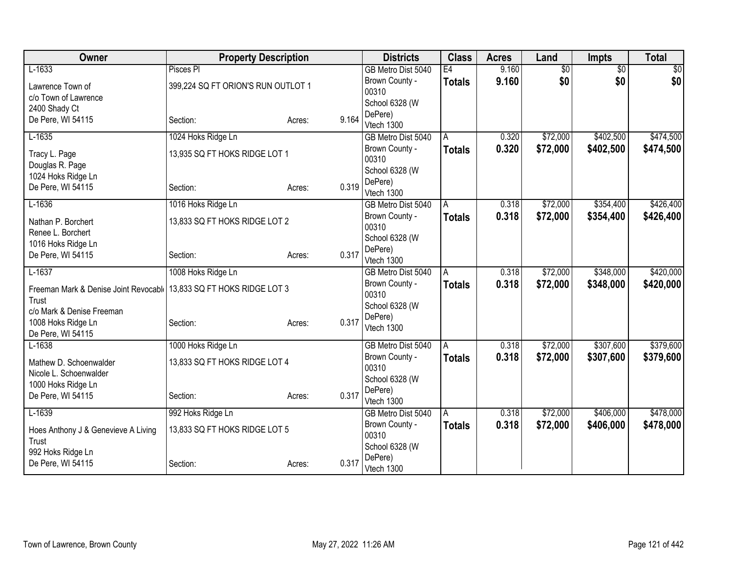| Owner | Property Description | | | Districts | Class | Acres | Land | Impts | Total |
|---|---|---|---|---|---|---|---|---|---|
| L-1633<br>Lawrence Town of<br>c/o Town of Lawrence<br>2400 Shady Ct<br>De Pere, WI 54115 | Pisces Pl<br>399,224 SQ FT ORION'S RUN OUTLOT 1<br>Section: | Acres: | 9.164 | GB Metro Dist 5040<br>Brown County - 00310<br>School 6328 (W DePere)<br>Vtech 1300 | E4<br>**Totals** | 9.160<br>**9.160** | $0<br>**$0** | $0<br>**$0** | $0<br>**$0** |
| L-1635<br>Tracy L. Page<br>Douglas R. Page<br>1024 Hoks Ridge Ln<br>De Pere, WI 54115 | 1024 Hoks Ridge Ln<br>13,935 SQ FT HOKS RIDGE LOT 1<br>Section: | Acres: | 0.319 | GB Metro Dist 5040<br>Brown County - 00310<br>School 6328 (W DePere)<br>Vtech 1300 | A<br>**Totals** | 0.320<br>**0.320** | $72,000<br>**$72,000** | $402,500<br>**$402,500** | $474,500<br>**$474,500** |
| L-1636<br>Nathan P. Borchert<br>Renee L. Borchert<br>1016 Hoks Ridge Ln<br>De Pere, WI 54115 | 1016 Hoks Ridge Ln<br>13,833 SQ FT HOKS RIDGE LOT 2<br>Section: | Acres: | 0.317 | GB Metro Dist 5040<br>Brown County - 00310<br>School 6328 (W DePere)<br>Vtech 1300 | A<br>**Totals** | 0.318<br>**0.318** | $72,000<br>**$72,000** | $354,400<br>**$354,400** | $426,400<br>**$426,400** |
| L-1637<br>Freeman Mark & Denise Joint Revocable Trust<br>c/o Mark & Denise Freeman<br>1008 Hoks Ridge Ln<br>De Pere, WI 54115 | 1008 Hoks Ridge Ln<br>13,833 SQ FT HOKS RIDGE LOT 3<br>Section: | Acres: | 0.317 | GB Metro Dist 5040<br>Brown County - 00310<br>School 6328 (W DePere)<br>Vtech 1300 | A<br>**Totals** | 0.318<br>**0.318** | $72,000<br>**$72,000** | $348,000<br>**$348,000** | $420,000<br>**$420,000** |
| L-1638<br>Mathew D. Schoenwalder<br>Nicole L. Schoenwalder<br>1000 Hoks Ridge Ln<br>De Pere, WI 54115 | 1000 Hoks Ridge Ln<br>13,833 SQ FT HOKS RIDGE LOT 4<br>Section: | Acres: | 0.317 | GB Metro Dist 5040<br>Brown County - 00310<br>School 6328 (W DePere)<br>Vtech 1300 | A<br>**Totals** | 0.318<br>**0.318** | $72,000<br>**$72,000** | $307,600<br>**$307,600** | $379,600<br>**$379,600** |
| L-1639<br>Hoes Anthony J & Genevieve A Living Trust<br>992 Hoks Ridge Ln<br>De Pere, WI 54115 | 992 Hoks Ridge Ln<br>13,833 SQ FT HOKS RIDGE LOT 5<br>Section: | Acres: | 0.317 | GB Metro Dist 5040<br>Brown County - 00310<br>School 6328 (W DePere)<br>Vtech 1300 | A<br>**Totals** | 0.318<br>**0.318** | $72,000<br>**$72,000** | $406,000<br>**$406,000** | $478,000<br>**$478,000** |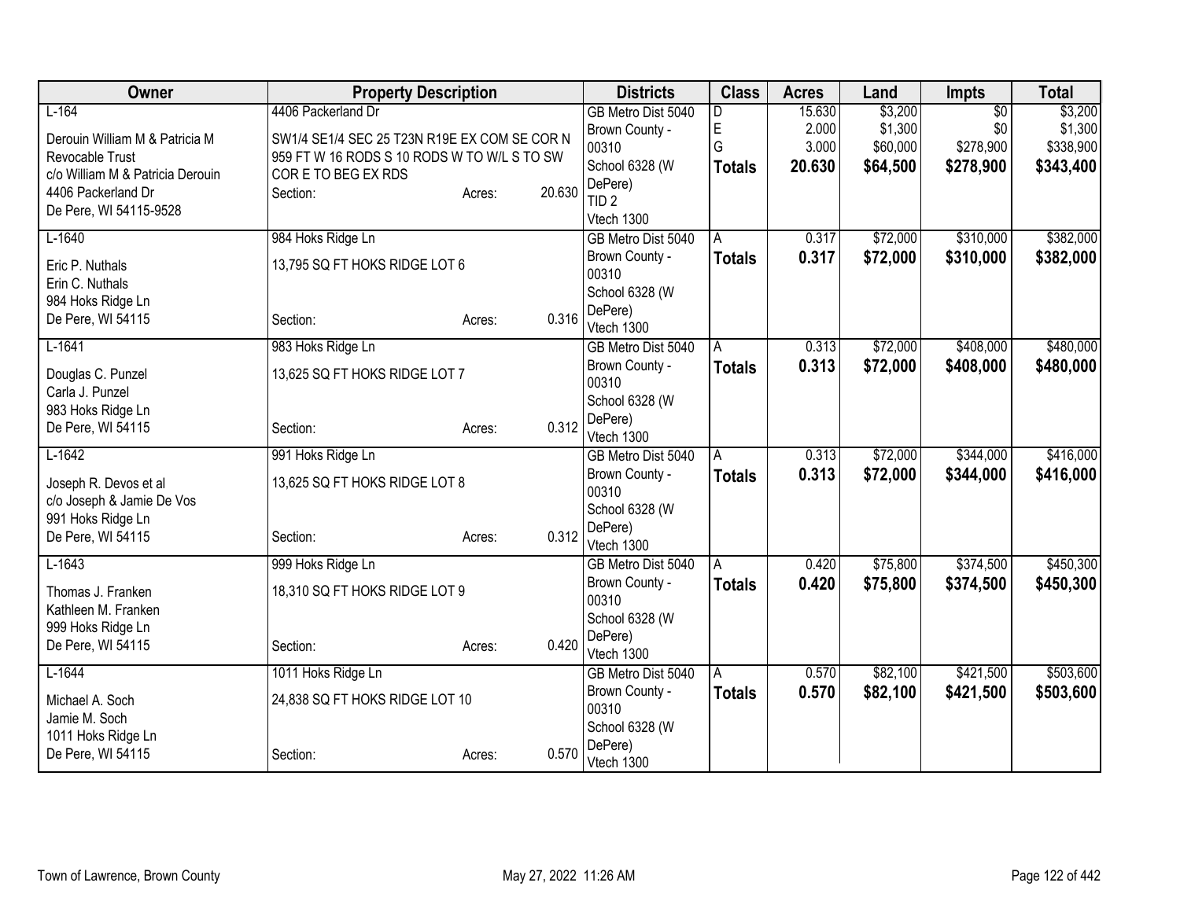| Owner | Property Description | Districts | Class | Acres | Land | Impts | Total |
|---|---|---|---|---|---|---|---|
| L-164<br>Derouin William M & Patricia M Revocable Trust<br>c/o William M & Patricia Derouin<br>4406 Packerland Dr<br>De Pere, WI 54115-9528 | 4406 Packerland Dr<br>SW1/4 SE1/4 SEC 25 T23N R19E EX COM SE COR N 959 FT W 16 RODS S 10 RODS W TO W/L S TO SW COR E TO BEG EX RDS<br>Section: Acres: 20.630 | GB Metro Dist 5040<br>Brown County - 00310<br>School 6328 (W DePere)<br>TID 2<br>Vtech 1300 | D<br>E<br>G<br>**Totals** | 15.630<br>2.000<br>3.000<br>**20.630** | $3,200<br>$1,300<br>$60,000<br>**$64,500** | $0<br>$0<br>$278,900<br>**$278,900** | $3,200<br>$1,300<br>$338,900<br>**$343,400** |
| L-1640<br>Eric P. Nuthals<br>Erin C. Nuthals<br>984 Hoks Ridge Ln<br>De Pere, WI 54115 | 984 Hoks Ridge Ln<br>13,795 SQ FT HOKS RIDGE LOT 6<br>Section: Acres: 0.316 | GB Metro Dist 5040<br>Brown County - 00310<br>School 6328 (W DePere)<br>Vtech 1300 | A<br>**Totals** | 0.317<br>**0.317** | $72,000<br>**$72,000** | $310,000<br>**$310,000** | $382,000<br>**$382,000** |
| L-1641<br>Douglas C. Punzel<br>Carla J. Punzel<br>983 Hoks Ridge Ln<br>De Pere, WI 54115 | 983 Hoks Ridge Ln<br>13,625 SQ FT HOKS RIDGE LOT 7<br>Section: Acres: 0.312 | GB Metro Dist 5040<br>Brown County - 00310<br>School 6328 (W DePere)<br>Vtech 1300 | A<br>**Totals** | 0.313<br>**0.313** | $72,000<br>**$72,000** | $408,000<br>**$408,000** | $480,000<br>**$480,000** |
| L-1642<br>Joseph R. Devos et al<br>c/o Joseph & Jamie De Vos<br>991 Hoks Ridge Ln<br>De Pere, WI 54115 | 991 Hoks Ridge Ln<br>13,625 SQ FT HOKS RIDGE LOT 8<br>Section: Acres: 0.312 | GB Metro Dist 5040<br>Brown County - 00310<br>School 6328 (W DePere)<br>Vtech 1300 | A<br>**Totals** | 0.313<br>**0.313** | $72,000<br>**$72,000** | $344,000<br>**$344,000** | $416,000<br>**$416,000** |
| L-1643<br>Thomas J. Franken<br>Kathleen M. Franken<br>999 Hoks Ridge Ln<br>De Pere, WI 54115 | 999 Hoks Ridge Ln<br>18,310 SQ FT HOKS RIDGE LOT 9<br>Section: Acres: 0.420 | GB Metro Dist 5040<br>Brown County - 00310<br>School 6328 (W DePere)<br>Vtech 1300 | A<br>**Totals** | 0.420<br>**0.420** | $75,800<br>**$75,800** | $374,500<br>**$374,500** | $450,300<br>**$450,300** |
| L-1644<br>Michael A. Soch<br>Jamie M. Soch<br>1011 Hoks Ridge Ln<br>De Pere, WI 54115 | 1011 Hoks Ridge Ln<br>24,838 SQ FT HOKS RIDGE LOT 10<br>Section: Acres: 0.570 | GB Metro Dist 5040<br>Brown County - 00310<br>School 6328 (W DePere)<br>Vtech 1300 | A<br>**Totals** | 0.570<br>**0.570** | $82,100<br>**$82,100** | $421,500<br>**$421,500** | $503,600<br>**$503,600** |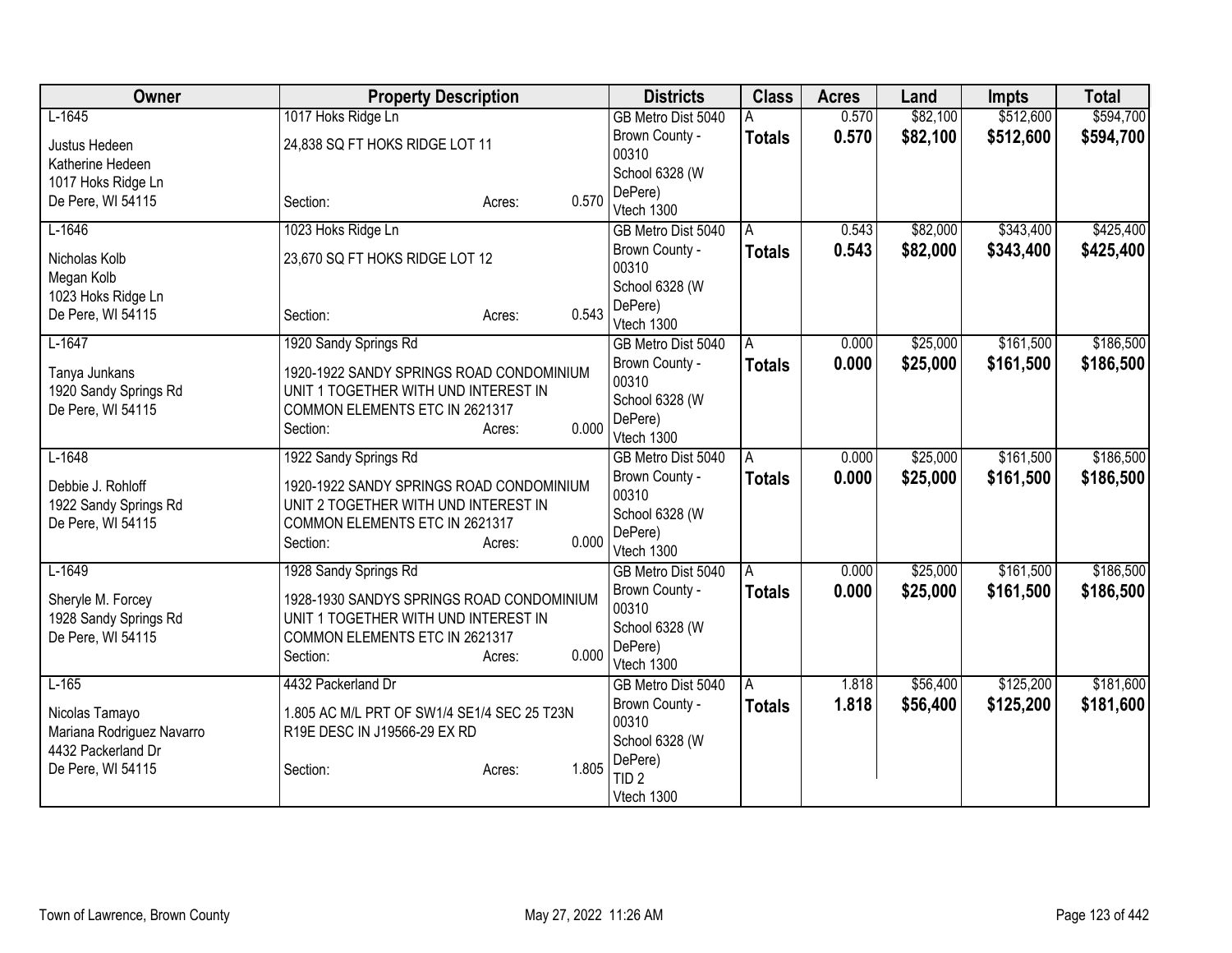| Owner | Property Description | Districts | Class | Acres | Land | Impts | Total |
|---|---|---|---|---|---|---|---|
| L-1645<br>Justus Hedeen<br>Katherine Hedeen<br>1017 Hoks Ridge Ln<br>De Pere, WI 54115 | 1017 Hoks Ridge Ln<br>24,838 SQ FT HOKS RIDGE LOT 11<br>Section: Acres: 0.570 | GB Metro Dist 5040<br>Brown County - 00310<br>School 6328 (W DePere)<br>Vtech 1300 | A<br>**Totals** | 0.570<br>**0.570** | $82,100<br>**$82,100** | $512,600<br>**$512,600** | $594,700<br>**$594,700** |
| L-1646<br>Nicholas Kolb<br>Megan Kolb<br>1023 Hoks Ridge Ln<br>De Pere, WI 54115 | 1023 Hoks Ridge Ln<br>23,670 SQ FT HOKS RIDGE LOT 12<br>Section: Acres: 0.543 | GB Metro Dist 5040<br>Brown County - 00310<br>School 6328 (W DePere)<br>Vtech 1300 | A<br>**Totals** | 0.543<br>**0.543** | $82,000<br>**$82,000** | $343,400<br>**$343,400** | $425,400<br>**$425,400** |
| L-1647<br>Tanya Junkans<br>1920 Sandy Springs Rd<br>De Pere, WI 54115 | 1920 Sandy Springs Rd<br>1920-1922 SANDY SPRINGS ROAD CONDOMINIUM UNIT 1 TOGETHER WITH UND INTEREST IN COMMON ELEMENTS ETC IN 2621317<br>Section: Acres: 0.000 | GB Metro Dist 5040<br>Brown County - 00310<br>School 6328 (W DePere)<br>Vtech 1300 | A<br>**Totals** | 0.000<br>**0.000** | $25,000<br>**$25,000** | $161,500<br>**$161,500** | $186,500<br>**$186,500** |
| L-1648<br>Debbie J. Rohloff<br>1922 Sandy Springs Rd<br>De Pere, WI 54115 | 1922 Sandy Springs Rd<br>1920-1922 SANDY SPRINGS ROAD CONDOMINIUM UNIT 2 TOGETHER WITH UND INTEREST IN COMMON ELEMENTS ETC IN 2621317<br>Section: Acres: 0.000 | GB Metro Dist 5040<br>Brown County - 00310<br>School 6328 (W DePere)<br>Vtech 1300 | A<br>**Totals** | 0.000<br>**0.000** | $25,000<br>**$25,000** | $161,500<br>**$161,500** | $186,500<br>**$186,500** |
| L-1649<br>Sheryle M. Forcey<br>1928 Sandy Springs Rd<br>De Pere, WI 54115 | 1928 Sandy Springs Rd<br>1928-1930 SANDYS SPRINGS ROAD CONDOMINIUM UNIT 1 TOGETHER WITH UND INTEREST IN COMMON ELEMENTS ETC IN 2621317<br>Section: Acres: 0.000 | GB Metro Dist 5040<br>Brown County - 00310<br>School 6328 (W DePere)<br>Vtech 1300 | A<br>**Totals** | 0.000<br>**0.000** | $25,000<br>**$25,000** | $161,500<br>**$161,500** | $186,500<br>**$186,500** |
| L-165<br>Nicolas Tamayo<br>Mariana Rodriguez Navarro<br>4432 Packerland Dr<br>De Pere, WI 54115 | 4432 Packerland Dr<br>1.805 AC M/L PRT OF SW1/4 SE1/4 SEC 25 T23N R19E DESC IN J19566-29 EX RD<br>Section: Acres: 1.805 | GB Metro Dist 5040<br>Brown County - 00310<br>School 6328 (W DePere)<br>TID 2<br>Vtech 1300 | A<br>**Totals** | 1.818<br>**1.818** | $56,400<br>**$56,400** | $125,200<br>**$125,200** | $181,600<br>**$181,600** |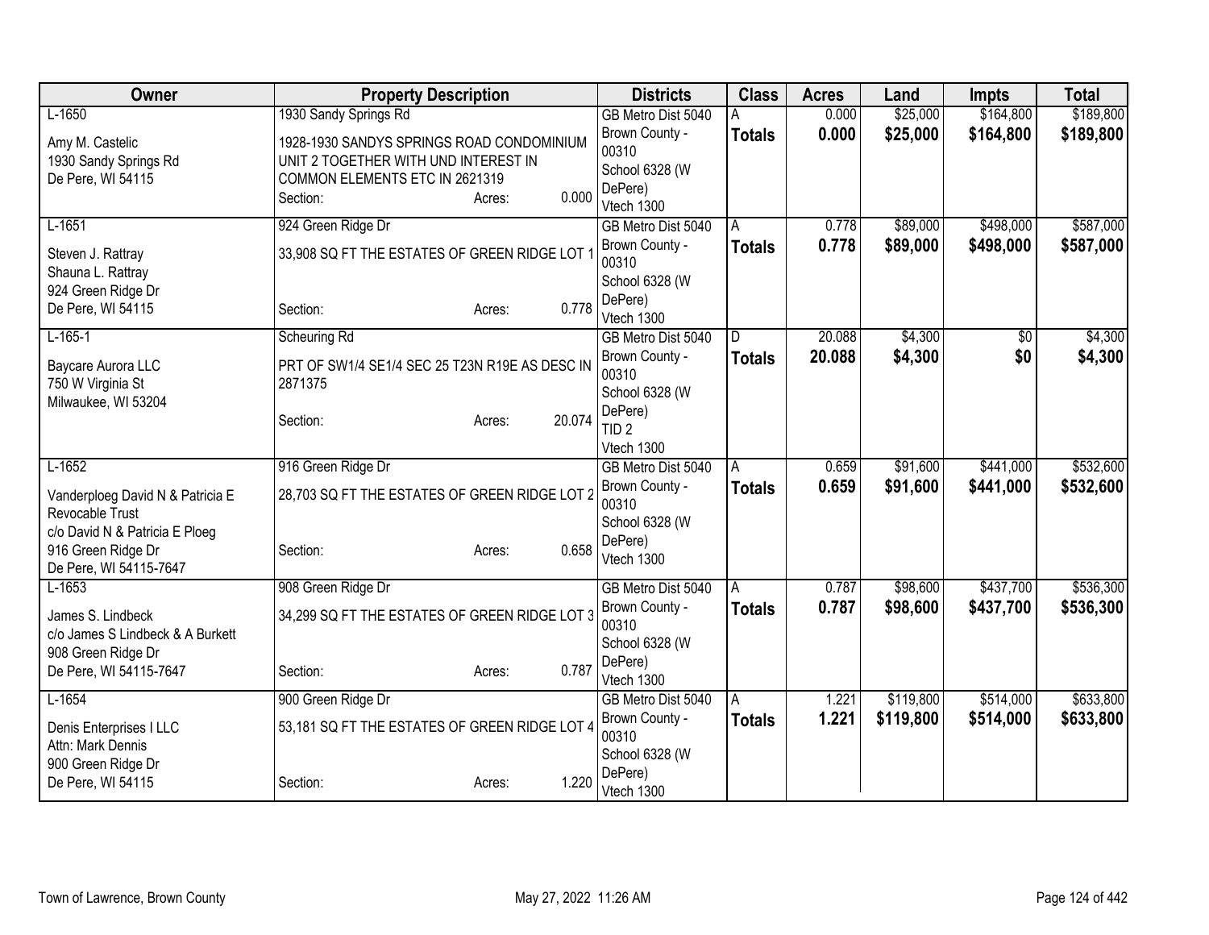| Owner | Property Description | Districts | Class | Acres | Land | Impts | Total |
|---|---|---|---|---|---|---|---|
| L-1650<br><br>Amy M. Castelic<br>1930 Sandy Springs Rd<br>De Pere, WI 54115 | 1930 Sandy Springs Rd<br><br>1928-1930 SANDYS SPRINGS ROAD CONDOMINIUM UNIT 2 TOGETHER WITH UND INTEREST IN COMMON ELEMENTS ETC IN 2621319<br>Section: Acres: 0.000 | GB Metro Dist 5040<br>Brown County - 00310<br>School 6328 (W DePere)<br>Vtech 1300 | A<br>**Totals** | 0.000<br>**0.000** | $25,000<br>**$25,000** | $164,800<br>**$164,800** | $189,800<br>**$189,800** |
| L-1651<br><br>Steven J. Rattray<br>Shauna L. Rattray<br>924 Green Ridge Dr<br>De Pere, WI 54115 | 924 Green Ridge Dr<br><br>33,908 SQ FT THE ESTATES OF GREEN RIDGE LOT 1<br>Section: Acres: 0.778 | GB Metro Dist 5040<br>Brown County - 00310<br>School 6328 (W DePere)<br>Vtech 1300 | A<br>**Totals** | 0.778<br>**0.778** | $89,000<br>**$89,000** | $498,000<br>**$498,000** | $587,000<br>**$587,000** |
| L-165-1<br><br>Baycare Aurora LLC<br>750 W Virginia St<br>Milwaukee, WI 53204 | Scheuring Rd<br><br>PRT OF SW1/4 SE1/4 SEC 25 T23N R19E AS DESC IN 2871375<br>Section: Acres: 20.074 | GB Metro Dist 5040<br>Brown County - 00310<br>School 6328 (W DePere)<br>TID 2<br>Vtech 1300 | D<br>**Totals** | 20.088<br>**20.088** | $4,300<br>**$4,300** | $0<br>**$0** | $4,300<br>**$4,300** |
| L-1652<br><br>Vanderploeg David N & Patricia E Revocable Trust<br>c/o David N & Patricia E Ploeg<br>916 Green Ridge Dr<br>De Pere, WI 54115-7647 | 916 Green Ridge Dr<br><br>28,703 SQ FT THE ESTATES OF GREEN RIDGE LOT 2<br>Section: Acres: 0.658 | GB Metro Dist 5040<br>Brown County - 00310<br>School 6328 (W DePere)<br>Vtech 1300 | A<br>**Totals** | 0.659<br>**0.659** | $91,600<br>**$91,600** | $441,000<br>**$441,000** | $532,600<br>**$532,600** |
| L-1653<br><br>James S. Lindbeck<br>c/o James S Lindbeck & A Burkett<br>908 Green Ridge Dr<br>De Pere, WI 54115-7647 | 908 Green Ridge Dr<br><br>34,299 SQ FT THE ESTATES OF GREEN RIDGE LOT 3<br>Section: Acres: 0.787 | GB Metro Dist 5040<br>Brown County - 00310<br>School 6328 (W DePere)<br>Vtech 1300 | A<br>**Totals** | 0.787<br>**0.787** | $98,600<br>**$98,600** | $437,700<br>**$437,700** | $536,300<br>**$536,300** |
| L-1654<br><br>Denis Enterprises I LLC<br>Attn: Mark Dennis<br>900 Green Ridge Dr<br>De Pere, WI 54115 | 900 Green Ridge Dr<br><br>53,181 SQ FT THE ESTATES OF GREEN RIDGE LOT 4<br>Section: Acres: 1.220 | GB Metro Dist 5040<br>Brown County - 00310<br>School 6328 (W DePere)<br>Vtech 1300 | A<br>**Totals** | 1.221<br>**1.221** | $119,800<br>**$119,800** | $514,000<br>**$514,000** | $633,800<br>**$633,800** |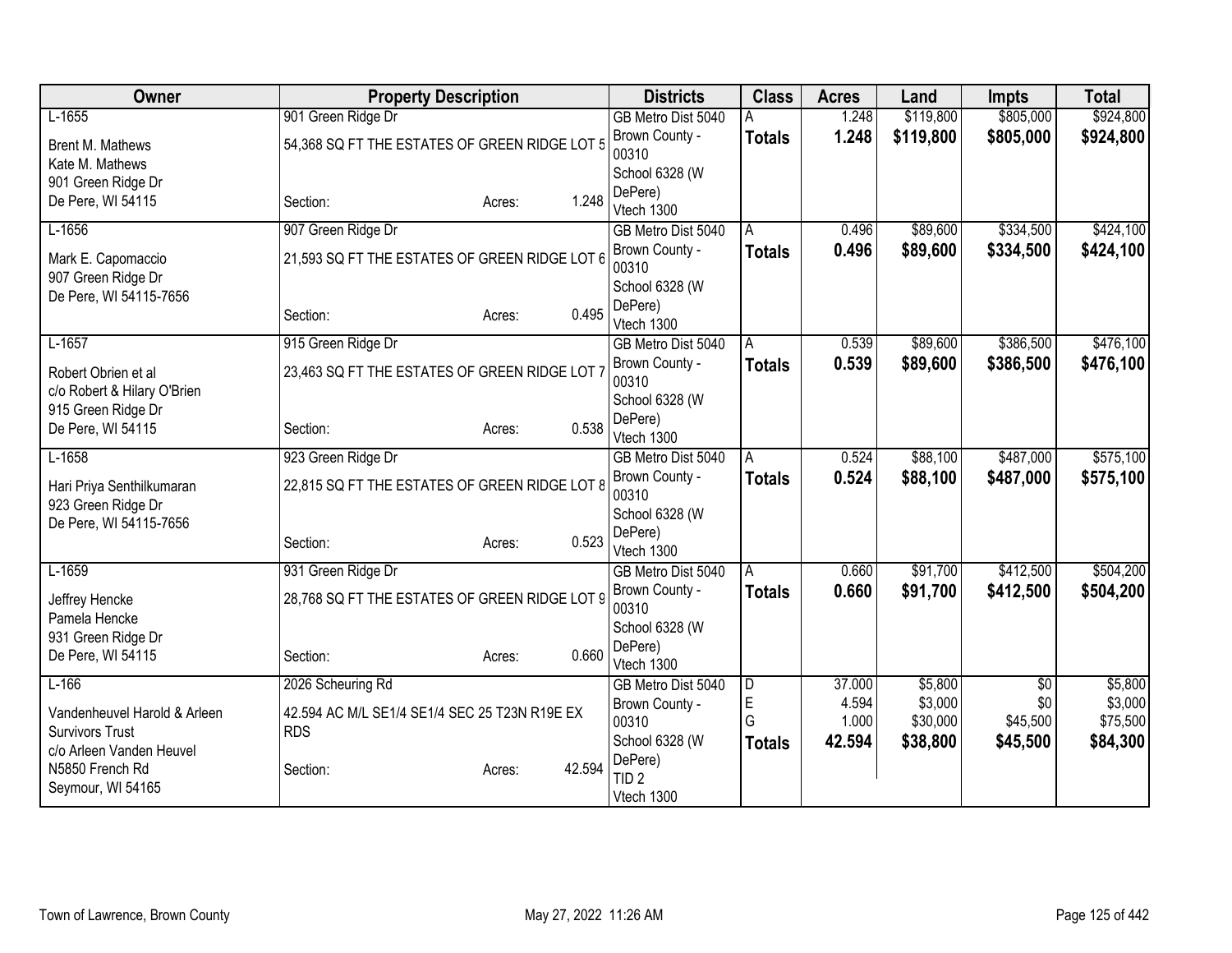| Owner | Property Description | Districts | Class | Acres | Land | Impts | Total |
|---|---|---|---|---|---|---|---|
| L-1655<br>Brent M. Mathews<br>Kate M. Mathews<br>901 Green Ridge Dr<br>De Pere, WI 54115 | 901 Green Ridge Dr<br>54,368 SQ FT THE ESTATES OF GREEN RIDGE LOT 5<br>Section: Acres: 1.248 | GB Metro Dist 5040<br>Brown County - 00310<br>School 6328 (W DePere)<br>Vtech 1300 | A<br>**Totals** | 1.248<br>**1.248** | $119,800<br>**$119,800** | $805,000<br>**$805,000** | $924,800<br>**$924,800** |
| L-1656<br>Mark E. Capomaccio<br>907 Green Ridge Dr<br>De Pere, WI 54115-7656 | 907 Green Ridge Dr<br>21,593 SQ FT THE ESTATES OF GREEN RIDGE LOT 6<br>Section: Acres: 0.495 | GB Metro Dist 5040<br>Brown County - 00310<br>School 6328 (W DePere)<br>Vtech 1300 | A<br>**Totals** | 0.496<br>**0.496** | $89,600<br>**$89,600** | $334,500<br>**$334,500** | $424,100<br>**$424,100** |
| L-1657<br>Robert Obrien et al<br>c/o Robert & Hilary O'Brien<br>915 Green Ridge Dr<br>De Pere, WI 54115 | 915 Green Ridge Dr<br>23,463 SQ FT THE ESTATES OF GREEN RIDGE LOT 7<br>Section: Acres: 0.538 | GB Metro Dist 5040<br>Brown County - 00310<br>School 6328 (W DePere)<br>Vtech 1300 | A<br>**Totals** | 0.539<br>**0.539** | $89,600<br>**$89,600** | $386,500<br>**$386,500** | $476,100<br>**$476,100** |
| L-1658<br>Hari Priya Senthilkumaran<br>923 Green Ridge Dr<br>De Pere, WI 54115-7656 | 923 Green Ridge Dr<br>22,815 SQ FT THE ESTATES OF GREEN RIDGE LOT 8<br>Section: Acres: 0.523 | GB Metro Dist 5040<br>Brown County - 00310<br>School 6328 (W DePere)<br>Vtech 1300 | A<br>**Totals** | 0.524<br>**0.524** | $88,100<br>**$88,100** | $487,000<br>**$487,000** | $575,100<br>**$575,100** |
| L-1659<br>Jeffrey Hencke<br>Pamela Hencke<br>931 Green Ridge Dr<br>De Pere, WI 54115 | 931 Green Ridge Dr<br>28,768 SQ FT THE ESTATES OF GREEN RIDGE LOT 9<br>Section: Acres: 0.660 | GB Metro Dist 5040<br>Brown County - 00310<br>School 6328 (W DePere)<br>Vtech 1300 | A<br>**Totals** | 0.660<br>**0.660** | $91,700<br>**$91,700** | $412,500<br>**$412,500** | $504,200<br>**$504,200** |
| L-166<br>Vandenheuvel Harold & Arleen Survivors Trust<br>c/o Arleen Vanden Heuvel<br>N5850 French Rd<br>Seymour, WI 54165 | 2026 Scheuring Rd<br>42.594 AC M/L SE1/4 SE1/4 SEC 25 T23N R19E EX RDS<br>Section: Acres: 42.594 | GB Metro Dist 5040<br>Brown County - 00310<br>School 6328 (W DePere)<br>TID 2<br>Vtech 1300 | D<br>E<br>G<br>**Totals** | 37.000<br>4.594<br>1.000<br>**42.594** | $5,800<br>$3,000<br>$30,000<br>**$38,800** | $0<br>$0<br>$45,500<br>**$45,500** | $5,800<br>$3,000<br>$75,500<br>**$84,300** |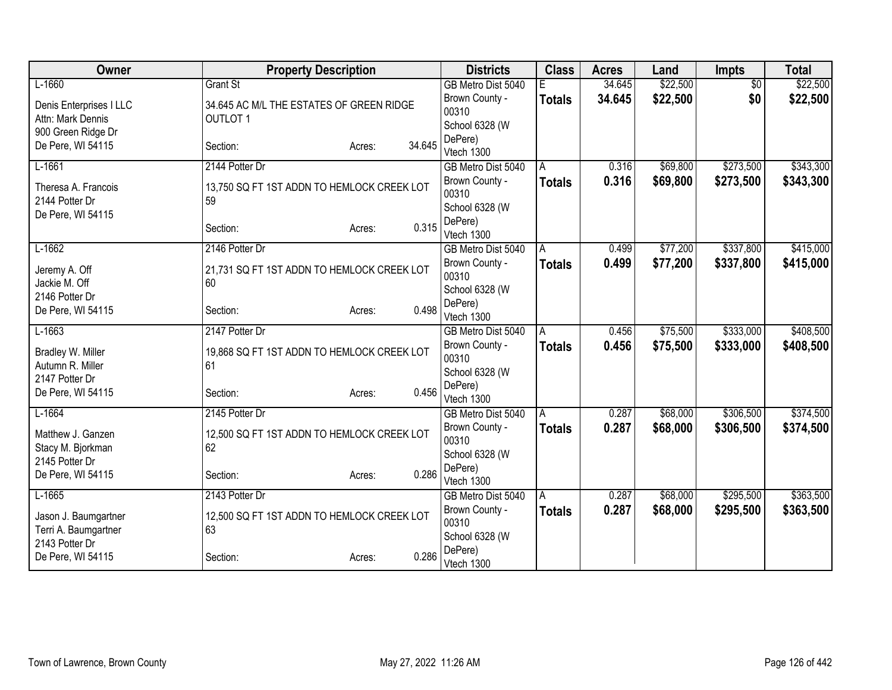| Owner | Property Description | Districts | Class | Acres | Land | Impts | Total |
|---|---|---|---|---|---|---|---|
| L-1660<br><br>Denis Enterprises I LLC<br>Attn: Mark Dennis<br>900 Green Ridge Dr<br>De Pere, WI 54115 | Grant St<br><br>34.645 AC M/L THE ESTATES OF GREEN RIDGE OUTLOT 1<br><br>Section: Acres: 34.645 | GB Metro Dist 5040<br>Brown County - 00310<br>School 6328 (W DePere)<br>Vtech 1300 | E<br>**Totals** | 34.645<br>**34.645** | $22,500<br>**$22,500** | $0<br>**$0** | $22,500<br>**$22,500** |
| L-1661<br><br>Theresa A. Francois<br>2144 Potter Dr<br>De Pere, WI 54115 | 2144 Potter Dr<br><br>13,750 SQ FT 1ST ADDN TO HEMLOCK CREEK LOT 59<br><br>Section: Acres: 0.315 | GB Metro Dist 5040<br>Brown County - 00310<br>School 6328 (W DePere)<br>Vtech 1300 | A<br>**Totals** | 0.316<br>**0.316** | $69,800<br>**$69,800** | $273,500<br>**$273,500** | $343,300<br>**$343,300** |
| L-1662<br><br>Jeremy A. Off<br>Jackie M. Off<br>2146 Potter Dr<br>De Pere, WI 54115 | 2146 Potter Dr<br><br>21,731 SQ FT 1ST ADDN TO HEMLOCK CREEK LOT 60<br><br>Section: Acres: 0.498 | GB Metro Dist 5040<br>Brown County - 00310<br>School 6328 (W DePere)<br>Vtech 1300 | A<br>**Totals** | 0.499<br>**0.499** | $77,200<br>**$77,200** | $337,800<br>**$337,800** | $415,000<br>**$415,000** |
| L-1663<br><br>Bradley W. Miller<br>Autumn R. Miller<br>2147 Potter Dr<br>De Pere, WI 54115 | 2147 Potter Dr<br><br>19,868 SQ FT 1ST ADDN TO HEMLOCK CREEK LOT 61<br><br>Section: Acres: 0.456 | GB Metro Dist 5040<br>Brown County - 00310<br>School 6328 (W DePere)<br>Vtech 1300 | A<br>**Totals** | 0.456<br>**0.456** | $75,500<br>**$75,500** | $333,000<br>**$333,000** | $408,500<br>**$408,500** |
| L-1664<br><br>Matthew J. Ganzen<br>Stacy M. Bjorkman<br>2145 Potter Dr<br>De Pere, WI 54115 | 2145 Potter Dr<br><br>12,500 SQ FT 1ST ADDN TO HEMLOCK CREEK LOT 62<br><br>Section: Acres: 0.286 | GB Metro Dist 5040<br>Brown County - 00310<br>School 6328 (W DePere)<br>Vtech 1300 | A<br>**Totals** | 0.287<br>**0.287** | $68,000<br>**$68,000** | $306,500<br>**$306,500** | $374,500<br>**$374,500** |
| L-1665<br><br>Jason J. Baumgartner<br>Terri A. Baumgartner<br>2143 Potter Dr<br>De Pere, WI 54115 | 2143 Potter Dr<br><br>12,500 SQ FT 1ST ADDN TO HEMLOCK CREEK LOT 63<br><br>Section: Acres: 0.286 | GB Metro Dist 5040<br>Brown County - 00310<br>School 6328 (W DePere)<br>Vtech 1300 | A<br>**Totals** | 0.287<br>**0.287** | $68,000<br>**$68,000** | $295,500<br>**$295,500** | $363,500<br>**$363,500** |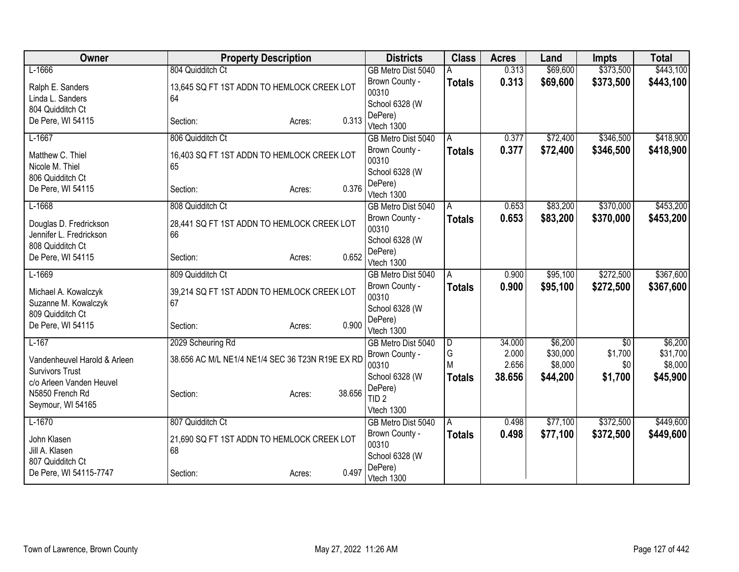| Owner | Property Description | Districts | Class | Acres | Land | Impts | Total |
|---|---|---|---|---|---|---|---|
| L-1666<br>Ralph E. Sanders<br>Linda L. Sanders<br>804 Quidditch Ct<br>De Pere, WI 54115 | 804 Quidditch Ct<br>13,645 SQ FT 1ST ADDN TO HEMLOCK CREEK LOT 64<br>Section: Acres: 0.313 | GB Metro Dist 5040<br>Brown County - 00310<br>School 6328 (W DePere)<br>Vtech 1300 | A<br>**Totals** | 0.313<br>**0.313** | $69,600<br>**$69,600** | $373,500<br>**$373,500** | $443,100<br>**$443,100** |
| L-1667<br>Matthew C. Thiel<br>Nicole M. Thiel<br>806 Quidditch Ct<br>De Pere, WI 54115 | 806 Quidditch Ct<br>16,403 SQ FT 1ST ADDN TO HEMLOCK CREEK LOT 65<br>Section: Acres: 0.376 | GB Metro Dist 5040<br>Brown County - 00310<br>School 6328 (W DePere)<br>Vtech 1300 | A<br>**Totals** | 0.377<br>**0.377** | $72,400<br>**$72,400** | $346,500<br>**$346,500** | $418,900<br>**$418,900** |
| L-1668<br>Douglas D. Fredrickson<br>Jennifer L. Fredrickson<br>808 Quidditch Ct<br>De Pere, WI 54115 | 808 Quidditch Ct<br>28,441 SQ FT 1ST ADDN TO HEMLOCK CREEK LOT 66<br>Section: Acres: 0.652 | GB Metro Dist 5040<br>Brown County - 00310<br>School 6328 (W DePere)<br>Vtech 1300 | A<br>**Totals** | 0.653<br>**0.653** | $83,200<br>**$83,200** | $370,000<br>**$370,000** | $453,200<br>**$453,200** |
| L-1669<br>Michael A. Kowalczyk<br>Suzanne M. Kowalczyk<br>809 Quidditch Ct<br>De Pere, WI 54115 | 809 Quidditch Ct<br>39,214 SQ FT 1ST ADDN TO HEMLOCK CREEK LOT 67<br>Section: Acres: 0.900 | GB Metro Dist 5040<br>Brown County - 00310<br>School 6328 (W DePere)<br>Vtech 1300 | A<br>**Totals** | 0.900<br>**0.900** | $95,100<br>**$95,100** | $272,500<br>**$272,500** | $367,600<br>**$367,600** |
| L-167<br>Vandenheuvel Harold & Arleen Survivors Trust<br>c/o Arleen Vanden Heuvel<br>N5850 French Rd<br>Seymour, WI 54165 | 2029 Scheuring Rd<br>38.656 AC M/L NE1/4 NE1/4 SEC 36 T23N R19E EX RD<br>Section: Acres: 38.656 | GB Metro Dist 5040<br>Brown County - 00310<br>School 6328 (W DePere)<br>TID 2<br>Vtech 1300 | D<br>G<br>M<br>**Totals** | 34.000<br>2.000<br>2.656<br>**38.656** | $6,200<br>$30,000<br>$8,000<br>**$44,200** | $0<br>$1,700<br>$0<br>**$1,700** | $6,200<br>$31,700<br>$8,000<br>**$45,900** |
| L-1670<br>John Klasen<br>Jill A. Klasen<br>807 Quidditch Ct<br>De Pere, WI 54115-7747 | 807 Quidditch Ct<br>21,690 SQ FT 1ST ADDN TO HEMLOCK CREEK LOT 68<br>Section: Acres: 0.497 | GB Metro Dist 5040<br>Brown County - 00310<br>School 6328 (W DePere)<br>Vtech 1300 | A<br>**Totals** | 0.498<br>**0.498** | $77,100<br>**$77,100** | $372,500<br>**$372,500** | $449,600<br>**$449,600** |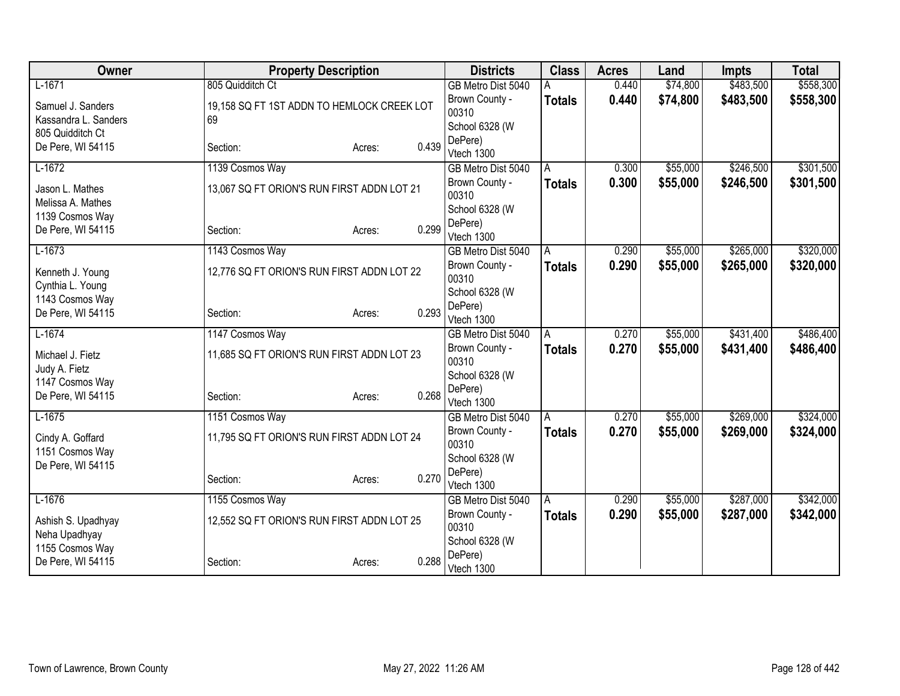| Owner | Property Description | | | Districts | Class | Acres | Land | Impts | Total |
|---|---|---|---|---|---|---|---|---|---|
| L-1671<br>Samuel J. Sanders<br>Kassandra L. Sanders<br>805 Quidditch Ct<br>De Pere, WI 54115 | 805 Quidditch Ct<br>19,158 SQ FT 1ST ADDN TO HEMLOCK CREEK LOT 69<br>Section: | Acres: | 0.439 | GB Metro Dist 5040<br>Brown County - 00310<br>School 6328 (W DePere)<br>Vtech 1300 | A<br>**Totals** | 0.440<br>**0.440** | $74,800<br>**$74,800** | $483,500<br>**$483,500** | $558,300<br>**$558,300** |
| L-1672<br>Jason L. Mathes<br>Melissa A. Mathes<br>1139 Cosmos Way<br>De Pere, WI 54115 | 1139 Cosmos Way<br>13,067 SQ FT ORION'S RUN FIRST ADDN LOT 21<br>Section: | Acres: | 0.299 | GB Metro Dist 5040<br>Brown County - 00310<br>School 6328 (W DePere)<br>Vtech 1300 | A<br>**Totals** | 0.300<br>**0.300** | $55,000<br>**$55,000** | $246,500<br>**$246,500** | $301,500<br>**$301,500** |
| L-1673<br>Kenneth J. Young<br>Cynthia L. Young<br>1143 Cosmos Way<br>De Pere, WI 54115 | 1143 Cosmos Way<br>12,776 SQ FT ORION'S RUN FIRST ADDN LOT 22<br>Section: | Acres: | 0.293 | GB Metro Dist 5040<br>Brown County - 00310<br>School 6328 (W DePere)<br>Vtech 1300 | A<br>**Totals** | 0.290<br>**0.290** | $55,000<br>**$55,000** | $265,000<br>**$265,000** | $320,000<br>**$320,000** |
| L-1674<br>Michael J. Fietz<br>Judy A. Fietz<br>1147 Cosmos Way<br>De Pere, WI 54115 | 1147 Cosmos Way<br>11,685 SQ FT ORION'S RUN FIRST ADDN LOT 23<br>Section: | Acres: | 0.268 | GB Metro Dist 5040<br>Brown County - 00310<br>School 6328 (W DePere)<br>Vtech 1300 | A<br>**Totals** | 0.270<br>**0.270** | $55,000<br>**$55,000** | $431,400<br>**$431,400** | $486,400<br>**$486,400** |
| L-1675<br>Cindy A. Goffard<br>1151 Cosmos Way<br>De Pere, WI 54115 | 1151 Cosmos Way<br>11,795 SQ FT ORION'S RUN FIRST ADDN LOT 24<br>Section: | Acres: | 0.270 | GB Metro Dist 5040<br>Brown County - 00310<br>School 6328 (W DePere)<br>Vtech 1300 | A<br>**Totals** | 0.270<br>**0.270** | $55,000<br>**$55,000** | $269,000<br>**$269,000** | $324,000<br>**$324,000** |
| L-1676<br>Ashish S. Upadhyay<br>Neha Upadhyay<br>1155 Cosmos Way<br>De Pere, WI 54115 | 1155 Cosmos Way<br>12,552 SQ FT ORION'S RUN FIRST ADDN LOT 25<br>Section: | Acres: | 0.288 | GB Metro Dist 5040<br>Brown County - 00310<br>School 6328 (W DePere)<br>Vtech 1300 | A<br>**Totals** | 0.290<br>**0.290** | $55,000<br>**$55,000** | $287,000<br>**$287,000** | $342,000<br>**$342,000** |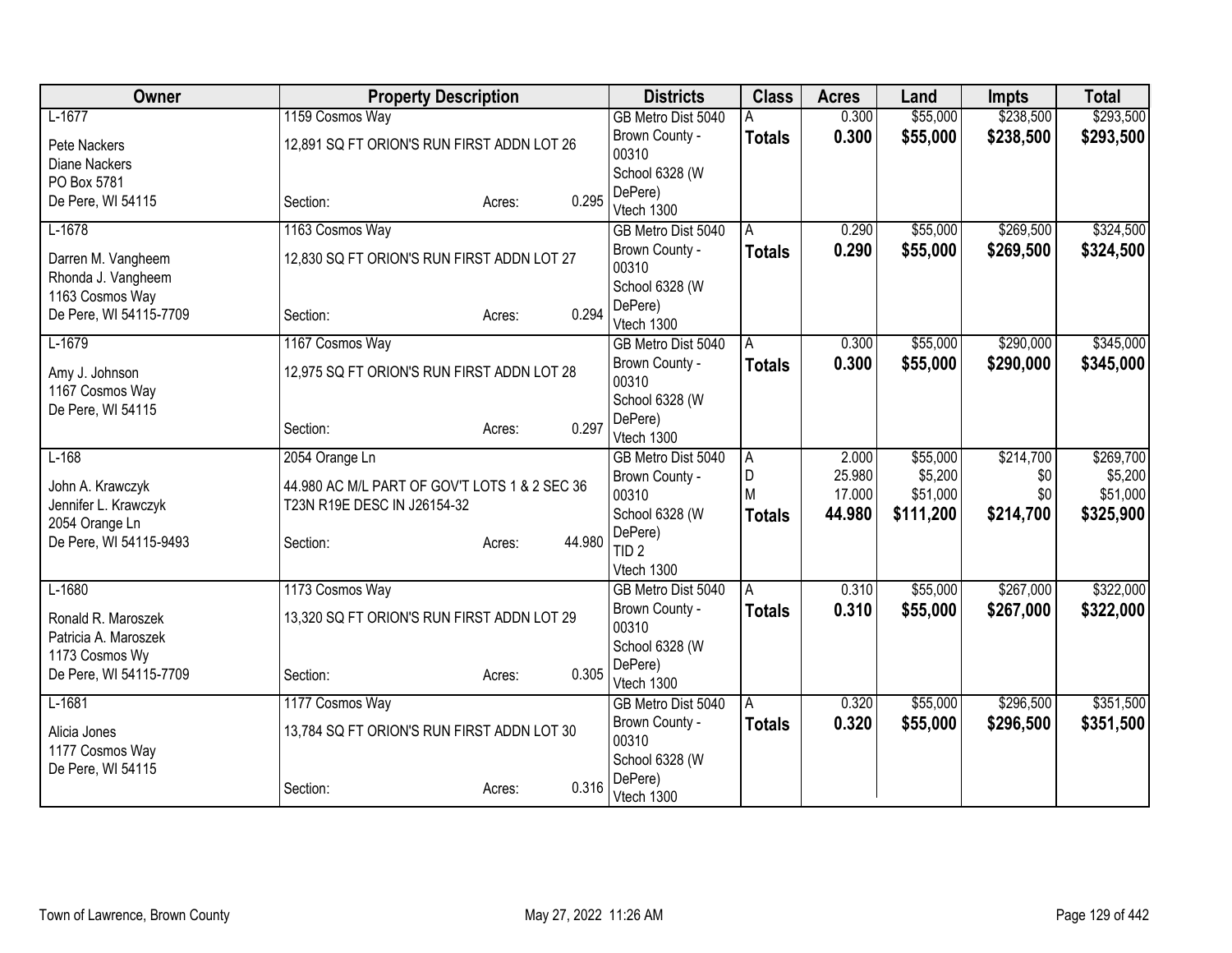| Owner | Property Description | Districts | Class | Acres | Land | Impts | Total |
|---|---|---|---|---|---|---|---|
| L-1677<br>Pete Nackers<br>Diane Nackers<br>PO Box 5781<br>De Pere, WI 54115 | 1159 Cosmos Way<br>12,891 SQ FT ORION'S RUN FIRST ADDN LOT 26<br>Section: Acres: 0.295 | GB Metro Dist 5040<br>Brown County - 00310<br>School 6328 (W DePere)<br>Vtech 1300 | A<br>**Totals** | 0.300<br>**0.300** | \$55,000<br>**\$55,000** | \$238,500<br>**\$238,500** | \$293,500<br>**\$293,500** |
| L-1678<br>Darren M. Vangheem<br>Rhonda J. Vangheem<br>1163 Cosmos Way<br>De Pere, WI 54115-7709 | 1163 Cosmos Way<br>12,830 SQ FT ORION'S RUN FIRST ADDN LOT 27<br>Section: Acres: 0.294 | GB Metro Dist 5040<br>Brown County - 00310<br>School 6328 (W DePere)<br>Vtech 1300 | A<br>**Totals** | 0.290<br>**0.290** | \$55,000<br>**\$55,000** | \$269,500<br>**\$269,500** | \$324,500<br>**\$324,500** |
| L-1679<br>Amy J. Johnson<br>1167 Cosmos Way<br>De Pere, WI 54115 | 1167 Cosmos Way<br>12,975 SQ FT ORION'S RUN FIRST ADDN LOT 28<br>Section: Acres: 0.297 | GB Metro Dist 5040<br>Brown County - 00310<br>School 6328 (W DePere)<br>Vtech 1300 | A<br>**Totals** | 0.300<br>**0.300** | \$55,000<br>**\$55,000** | \$290,000<br>**\$290,000** | \$345,000<br>**\$345,000** |
| L-168<br>John A. Krawczyk<br>Jennifer L. Krawczyk<br>2054 Orange Ln<br>De Pere, WI 54115-9493 | 2054 Orange Ln<br>44.980 AC M/L PART OF GOV'T LOTS 1 & 2 SEC 36 T23N R19E DESC IN J26154-32<br>Section: Acres: 44.980 | GB Metro Dist 5040<br>Brown County - 00310<br>School 6328 (W DePere)<br>TID 2<br>Vtech 1300 | A<br>D<br>M<br>**Totals** | 2.000<br>25.980<br>17.000<br>**44.980** | \$55,000<br>\$5,200<br>\$51,000<br>**\$111,200** | \$214,700<br>\$0<br>\$0<br>**\$214,700** | \$269,700<br>\$5,200<br>\$51,000<br>**\$325,900** |
| L-1680<br>Ronald R. Maroszek<br>Patricia A. Maroszek<br>1173 Cosmos Wy<br>De Pere, WI 54115-7709 | 1173 Cosmos Way<br>13,320 SQ FT ORION'S RUN FIRST ADDN LOT 29<br>Section: Acres: 0.305 | GB Metro Dist 5040<br>Brown County - 00310<br>School 6328 (W DePere)<br>Vtech 1300 | A<br>**Totals** | 0.310<br>**0.310** | \$55,000<br>**\$55,000** | \$267,000<br>**\$267,000** | \$322,000<br>**\$322,000** |
| L-1681<br>Alicia Jones<br>1177 Cosmos Way<br>De Pere, WI 54115 | 1177 Cosmos Way<br>13,784 SQ FT ORION'S RUN FIRST ADDN LOT 30<br>Section: Acres: 0.316 | GB Metro Dist 5040<br>Brown County - 00310<br>School 6328 (W DePere)<br>Vtech 1300 | A<br>**Totals** | 0.320<br>**0.320** | \$55,000<br>**\$55,000** | \$296,500<br>**\$296,500** | \$351,500<br>**\$351,500** |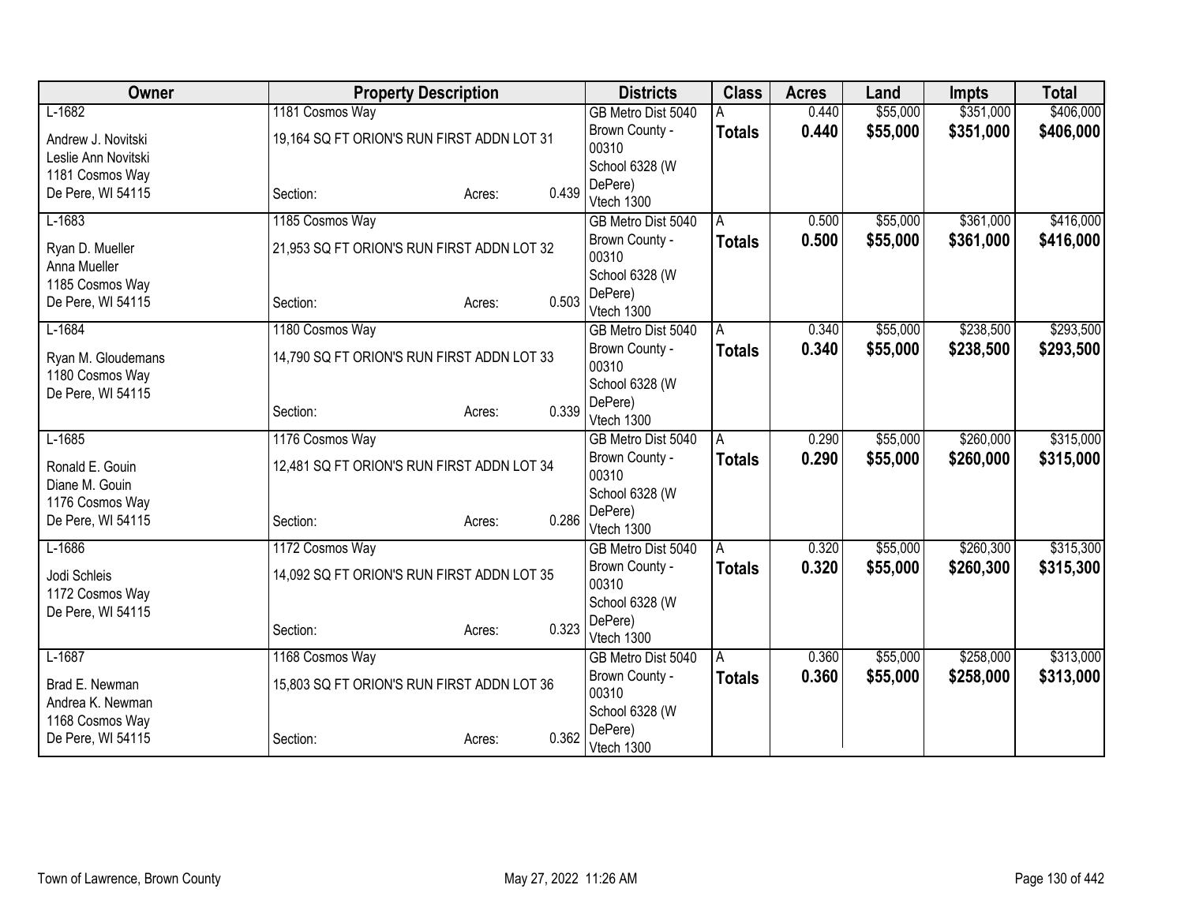| Owner | Property Description | | | Districts | Class | Acres | Land | Impts | Total |
|---|---|---|---|---|---|---|---|---|---|
| L-1682 | 1181 Cosmos Way | | | GB Metro Dist 5040 | A | 0.440 | $55,000 | $351,000 | $406,000 |
| Andrew J. Novitski<br>Leslie Ann Novitski<br>1181 Cosmos Way<br>De Pere, WI 54115 | 19,164 SQ FT ORION'S RUN FIRST ADDN LOT 31<br>Section: | Acres: | 0.439 | Brown County - 00310<br>School 6328 (W DePere)<br>Vtech 1300 | **Totals** | **0.440** | **$55,000** | **$351,000** | **$406,000** |
| L-1683 | 1185 Cosmos Way | | | GB Metro Dist 5040 | A | 0.500 | $55,000 | $361,000 | $416,000 |
| Ryan D. Mueller<br>Anna Mueller<br>1185 Cosmos Way<br>De Pere, WI 54115 | 21,953 SQ FT ORION'S RUN FIRST ADDN LOT 32<br>Section: | Acres: | 0.503 | Brown County - 00310<br>School 6328 (W DePere)<br>Vtech 1300 | **Totals** | **0.500** | **$55,000** | **$361,000** | **$416,000** |
| L-1684 | 1180 Cosmos Way | | | GB Metro Dist 5040 | A | 0.340 | $55,000 | $238,500 | $293,500 |
| Ryan M. Gloudemans<br>1180 Cosmos Way<br>De Pere, WI 54115 | 14,790 SQ FT ORION'S RUN FIRST ADDN LOT 33<br>Section: | Acres: | 0.339 | Brown County - 00310<br>School 6328 (W DePere)<br>Vtech 1300 | **Totals** | **0.340** | **$55,000** | **$238,500** | **$293,500** |
| L-1685 | 1176 Cosmos Way | | | GB Metro Dist 5040 | A | 0.290 | $55,000 | $260,000 | $315,000 |
| Ronald E. Gouin<br>Diane M. Gouin<br>1176 Cosmos Way<br>De Pere, WI 54115 | 12,481 SQ FT ORION'S RUN FIRST ADDN LOT 34<br>Section: | Acres: | 0.286 | Brown County - 00310<br>School 6328 (W DePere)<br>Vtech 1300 | **Totals** | **0.290** | **$55,000** | **$260,000** | **$315,000** |
| L-1686 | 1172 Cosmos Way | | | GB Metro Dist 5040 | A | 0.320 | $55,000 | $260,300 | $315,300 |
| Jodi Schleis<br>1172 Cosmos Way<br>De Pere, WI 54115 | 14,092 SQ FT ORION'S RUN FIRST ADDN LOT 35<br>Section: | Acres: | 0.323 | Brown County - 00310<br>School 6328 (W DePere)<br>Vtech 1300 | **Totals** | **0.320** | **$55,000** | **$260,300** | **$315,300** |
| L-1687 | 1168 Cosmos Way | | | GB Metro Dist 5040 | A | 0.360 | $55,000 | $258,000 | $313,000 |
| Brad E. Newman<br>Andrea K. Newman<br>1168 Cosmos Way<br>De Pere, WI 54115 | 15,803 SQ FT ORION'S RUN FIRST ADDN LOT 36<br>Section: | Acres: | 0.362 | Brown County - 00310<br>School 6328 (W DePere)<br>Vtech 1300 | **Totals** | **0.360** | **$55,000** | **$258,000** | **$313,000** |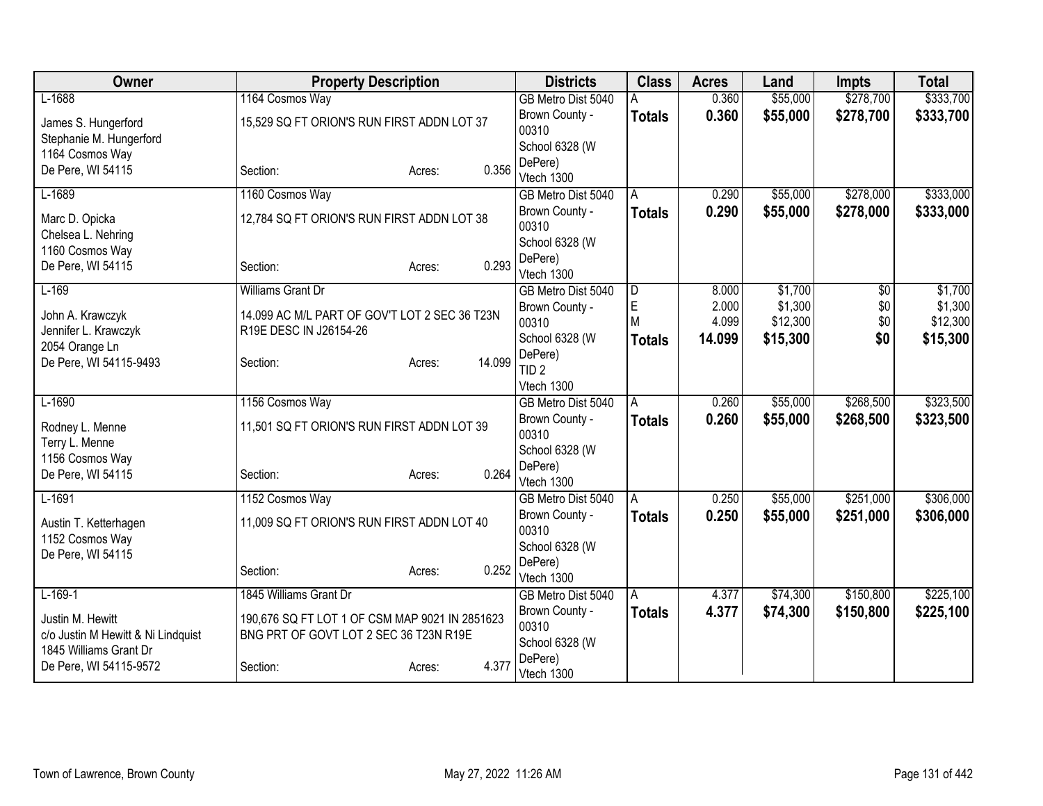| Owner | Property Description | Districts | Class | Acres | Land | Impts | Total |
|---|---|---|---|---|---|---|---|
| L-1688<br>James S. Hungerford<br>Stephanie M. Hungerford<br>1164 Cosmos Way<br>De Pere, WI 54115 | 1164 Cosmos Way<br>15,529 SQ FT ORION'S RUN FIRST ADDN LOT 37<br>Section: Acres: 0.356 | GB Metro Dist 5040<br>Brown County - 00310<br>School 6328 (W DePere)<br>Vtech 1300 | A<br>**Totals** | 0.360<br>**0.360** | $55,000<br>**$55,000** | $278,700<br>**$278,700** | $333,700<br>**$333,700** |
| L-1689<br>Marc D. Opicka<br>Chelsea L. Nehring<br>1160 Cosmos Way<br>De Pere, WI 54115 | 1160 Cosmos Way<br>12,784 SQ FT ORION'S RUN FIRST ADDN LOT 38<br>Section: Acres: 0.293 | GB Metro Dist 5040<br>Brown County - 00310<br>School 6328 (W DePere)<br>Vtech 1300 | A<br>**Totals** | 0.290<br>**0.290** | $55,000<br>**$55,000** | $278,000<br>**$278,000** | $333,000<br>**$333,000** |
| L-169<br>John A. Krawczyk<br>Jennifer L. Krawczyk<br>2054 Orange Ln<br>De Pere, WI 54115-9493 | Williams Grant Dr<br>14.099 AC M/L PART OF GOV'T LOT 2 SEC 36 T23N R19E DESC IN J26154-26<br>Section: Acres: 14.099 | GB Metro Dist 5040<br>Brown County - 00310<br>School 6328 (W DePere)<br>TID 2<br>Vtech 1300 | D<br>E<br>M<br>**Totals** | 8.000<br>2.000<br>4.099<br>**14.099** | $1,700<br>$1,300<br>$12,300<br>**$15,300** | $0<br>$0<br>$0<br>**$0** | $1,700<br>$1,300<br>$12,300<br>**$15,300** |
| L-1690<br>Rodney L. Menne<br>Terry L. Menne<br>1156 Cosmos Way<br>De Pere, WI 54115 | 1156 Cosmos Way<br>11,501 SQ FT ORION'S RUN FIRST ADDN LOT 39<br>Section: Acres: 0.264 | GB Metro Dist 5040<br>Brown County - 00310<br>School 6328 (W DePere)<br>Vtech 1300 | A<br>**Totals** | 0.260<br>**0.260** | $55,000<br>**$55,000** | $268,500<br>**$268,500** | $323,500<br>**$323,500** |
| L-1691<br>Austin T. Ketterhagen<br>1152 Cosmos Way<br>De Pere, WI 54115 | 1152 Cosmos Way<br>11,009 SQ FT ORION'S RUN FIRST ADDN LOT 40<br>Section: Acres: 0.252 | GB Metro Dist 5040<br>Brown County - 00310<br>School 6328 (W DePere)<br>Vtech 1300 | A<br>**Totals** | 0.250<br>**0.250** | $55,000<br>**$55,000** | $251,000<br>**$251,000** | $306,000<br>**$306,000** |
| L-169-1<br>Justin M. Hewitt<br>c/o Justin M Hewitt & Ni Lindquist<br>1845 Williams Grant Dr<br>De Pere, WI 54115-9572 | 1845 Williams Grant Dr<br>190,676 SQ FT LOT 1 OF CSM MAP 9021 IN 2851623 BNG PRT OF GOVT LOT 2 SEC 36 T23N R19E<br>Section: Acres: 4.377 | GB Metro Dist 5040<br>Brown County - 00310<br>School 6328 (W DePere)<br>Vtech 1300 | A<br>**Totals** | 4.377<br>**4.377** | $74,300<br>**$74,300** | $150,800<br>**$150,800** | $225,100<br>**$225,100** |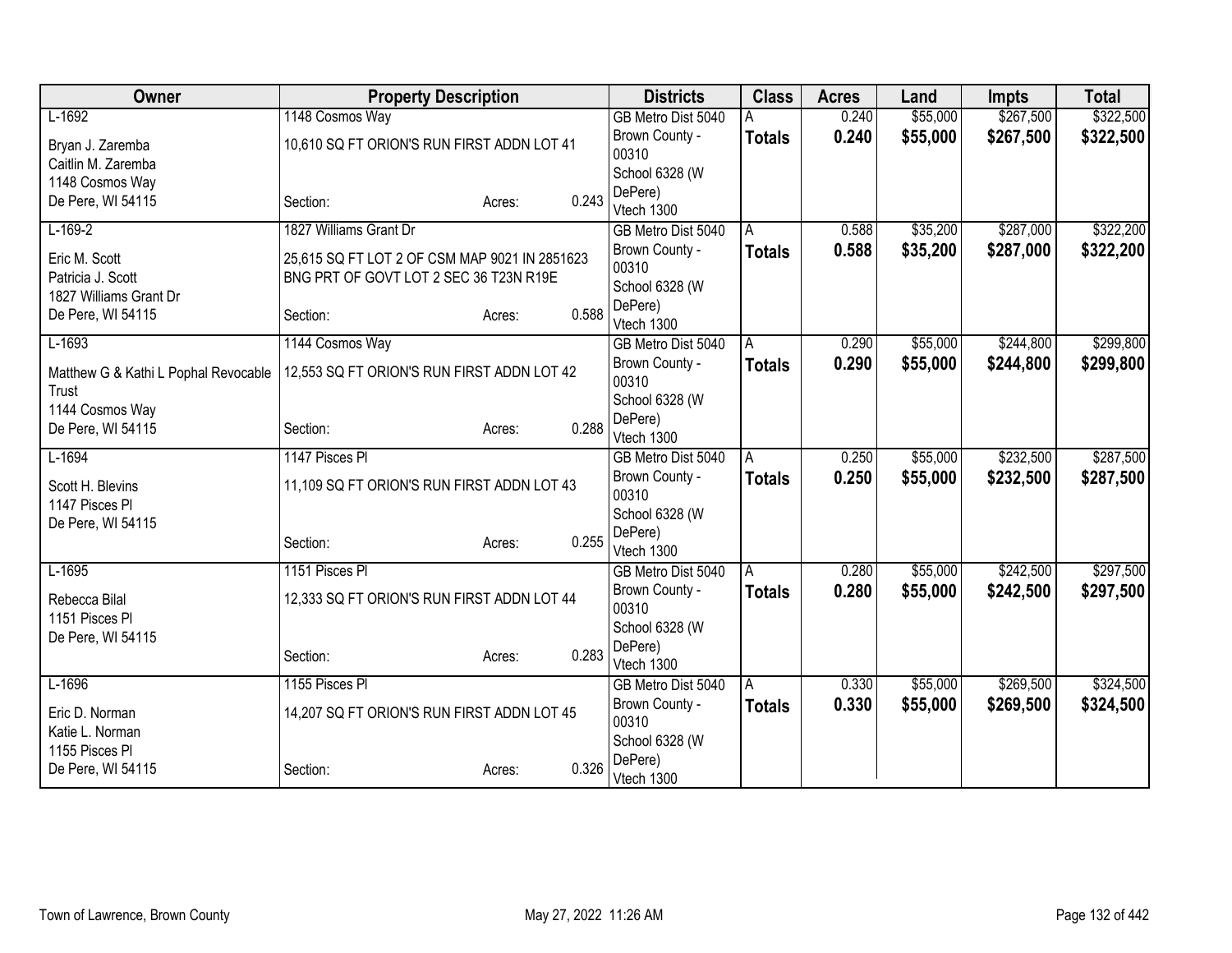| Owner | Property Description | | | Districts | Class | Acres | Land | Impts | Total |
|---|---|---|---|---|---|---|---|---|---|
| L-1692 | 1148 Cosmos Way | | | GB Metro Dist 5040 | A | 0.240 | $55,000 | $267,500 | $322,500 |
| Bryan J. Zaremba<br>Caitlin M. Zaremba<br>1148 Cosmos Way<br>De Pere, WI 54115 | 10,610 SQ FT ORION'S RUN FIRST ADDN LOT 41 | | | Brown County - 00310<br>School 6328 (W DePere)<br>Vtech 1300 | **Totals** | **0.240** | **$55,000** | **$267,500** | **$322,500** |
| | Section: | Acres: | 0.243 | | | | | | |
| L-169-2 | 1827 Williams Grant Dr | | | GB Metro Dist 5040 | A | 0.588 | $35,200 | $287,000 | $322,200 |
| Eric M. Scott<br>Patricia J. Scott<br>1827 Williams Grant Dr<br>De Pere, WI 54115 | 25,615 SQ FT LOT 2 OF CSM MAP 9021 IN 2851623 BNG PRT OF GOVT LOT 2 SEC 36 T23N R19E | | | Brown County - 00310<br>School 6328 (W DePere)<br>Vtech 1300 | **Totals** | **0.588** | **$35,200** | **$287,000** | **$322,200** |
| | Section: | Acres: | 0.588 | | | | | | |
| L-1693 | 1144 Cosmos Way | | | GB Metro Dist 5040 | A | 0.290 | $55,000 | $244,800 | $299,800 |
| Matthew G & Kathi L Pophal Revocable Trust<br>1144 Cosmos Way<br>De Pere, WI 54115 | 12,553 SQ FT ORION'S RUN FIRST ADDN LOT 42 | | | Brown County - 00310<br>School 6328 (W DePere)<br>Vtech 1300 | **Totals** | **0.290** | **$55,000** | **$244,800** | **$299,800** |
| | Section: | Acres: | 0.288 | | | | | | |
| L-1694 | 1147 Pisces Pl | | | GB Metro Dist 5040 | A | 0.250 | $55,000 | $232,500 | $287,500 |
| Scott H. Blevins<br>1147 Pisces Pl<br>De Pere, WI 54115 | 11,109 SQ FT ORION'S RUN FIRST ADDN LOT 43 | | | Brown County - 00310<br>School 6328 (W DePere)<br>Vtech 1300 | **Totals** | **0.250** | **$55,000** | **$232,500** | **$287,500** |
| | Section: | Acres: | 0.255 | | | | | | |
| L-1695 | 1151 Pisces Pl | | | GB Metro Dist 5040 | A | 0.280 | $55,000 | $242,500 | $297,500 |
| Rebecca Bilal<br>1151 Pisces Pl<br>De Pere, WI 54115 | 12,333 SQ FT ORION'S RUN FIRST ADDN LOT 44 | | | Brown County - 00310<br>School 6328 (W DePere)<br>Vtech 1300 | **Totals** | **0.280** | **$55,000** | **$242,500** | **$297,500** |
| | Section: | Acres: | 0.283 | | | | | | |
| L-1696 | 1155 Pisces Pl | | | GB Metro Dist 5040 | A | 0.330 | $55,000 | $269,500 | $324,500 |
| Eric D. Norman<br>Katie L. Norman<br>1155 Pisces Pl<br>De Pere, WI 54115 | 14,207 SQ FT ORION'S RUN FIRST ADDN LOT 45 | | | Brown County - 00310<br>School 6328 (W DePere)<br>Vtech 1300 | **Totals** | **0.330** | **$55,000** | **$269,500** | **$324,500** |
| | Section: | Acres: | 0.326 | | | | | | |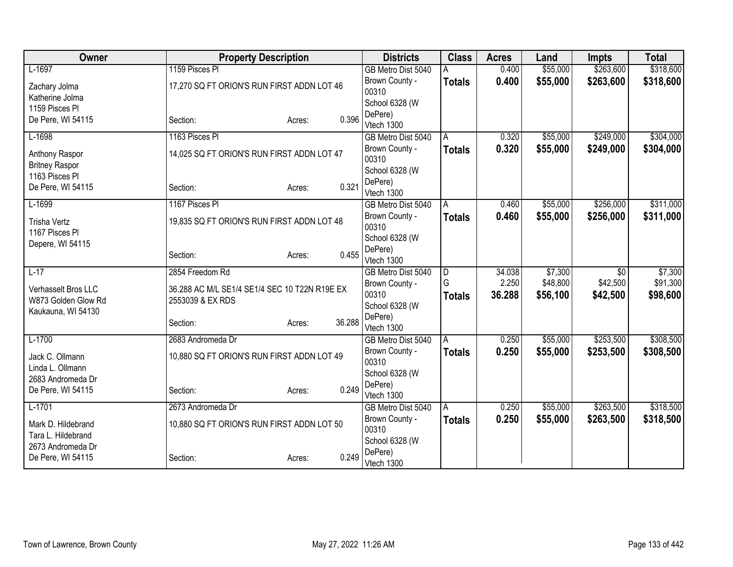| Owner | Property Description | | | Districts | Class | Acres | Land | Impts | Total |
|---|---|---|---|---|---|---|---|---|---|
| L-1697 | 1159 Pisces Pl | | | GB Metro Dist 5040 | A | 0.400 | $55,000 | $263,600 | $318,600 |
| Zachary Jolma<br>Katherine Jolma<br>1159 Pisces Pl<br>De Pere, WI 54115 | 17,270 SQ FT ORION'S RUN FIRST ADDN LOT 46 | | | Brown County - 00310<br>School 6328 (W DePere)<br>Vtech 1300 | **Totals** | **0.400** | **$55,000** | **$263,600** | **$318,600** |
| | Section: | Acres: | 0.396 | | | | | | |
| L-1698 | 1163 Pisces Pl | | | GB Metro Dist 5040 | A | 0.320 | $55,000 | $249,000 | $304,000 |
| Anthony Raspor<br>Britney Raspor<br>1163 Pisces Pl<br>De Pere, WI 54115 | 14,025 SQ FT ORION'S RUN FIRST ADDN LOT 47 | | | Brown County - 00310<br>School 6328 (W DePere)<br>Vtech 1300 | **Totals** | **0.320** | **$55,000** | **$249,000** | **$304,000** |
| | Section: | Acres: | 0.321 | | | | | | |
| L-1699 | 1167 Pisces Pl | | | GB Metro Dist 5040 | A | 0.460 | $55,000 | $256,000 | $311,000 |
| Trisha Vertz<br>1167 Pisces Pl<br>Depere, WI 54115 | 19,835 SQ FT ORION'S RUN FIRST ADDN LOT 48 | | | Brown County - 00310<br>School 6328 (W DePere)<br>Vtech 1300 | **Totals** | **0.460** | **$55,000** | **$256,000** | **$311,000** |
| | Section: | Acres: | 0.455 | | | | | | |
| L-17 | 2854 Freedom Rd | | | GB Metro Dist 5040 | D | 34.038 | $7,300 | $0 | $7,300 |
| Verhasselt Bros LLC<br>W873 Golden Glow Rd<br>Kaukauna, WI 54130 | 36.288 AC M/L SE1/4 SE1/4 SEC 10 T22N R19E EX 2553039 & EX RDS | | | Brown County - 00310<br>School 6328 (W DePere)<br>Vtech 1300 | G | 2.250 | $48,800 | $42,500 | $91,300 |
| | | | | | **Totals** | **36.288** | **$56,100** | **$42,500** | **$98,600** |
| | Section: | Acres: | 36.288 | | | | | | |
| L-1700 | 2683 Andromeda Dr | | | GB Metro Dist 5040 | A | 0.250 | $55,000 | $253,500 | $308,500 |
| Jack C. Ollmann<br>Linda L. Ollmann<br>2683 Andromeda Dr<br>De Pere, WI 54115 | 10,880 SQ FT ORION'S RUN FIRST ADDN LOT 49 | | | Brown County - 00310<br>School 6328 (W DePere)<br>Vtech 1300 | **Totals** | **0.250** | **$55,000** | **$253,500** | **$308,500** |
| | Section: | Acres: | 0.249 | | | | | | |
| L-1701 | 2673 Andromeda Dr | | | GB Metro Dist 5040 | A | 0.250 | $55,000 | $263,500 | $318,500 |
| Mark D. Hildebrand<br>Tara L. Hildebrand<br>2673 Andromeda Dr<br>De Pere, WI 54115 | 10,880 SQ FT ORION'S RUN FIRST ADDN LOT 50 | | | Brown County - 00310<br>School 6328 (W DePere)<br>Vtech 1300 | **Totals** | **0.250** | **$55,000** | **$263,500** | **$318,500** |
| | Section: | Acres: | 0.249 | | | | | | |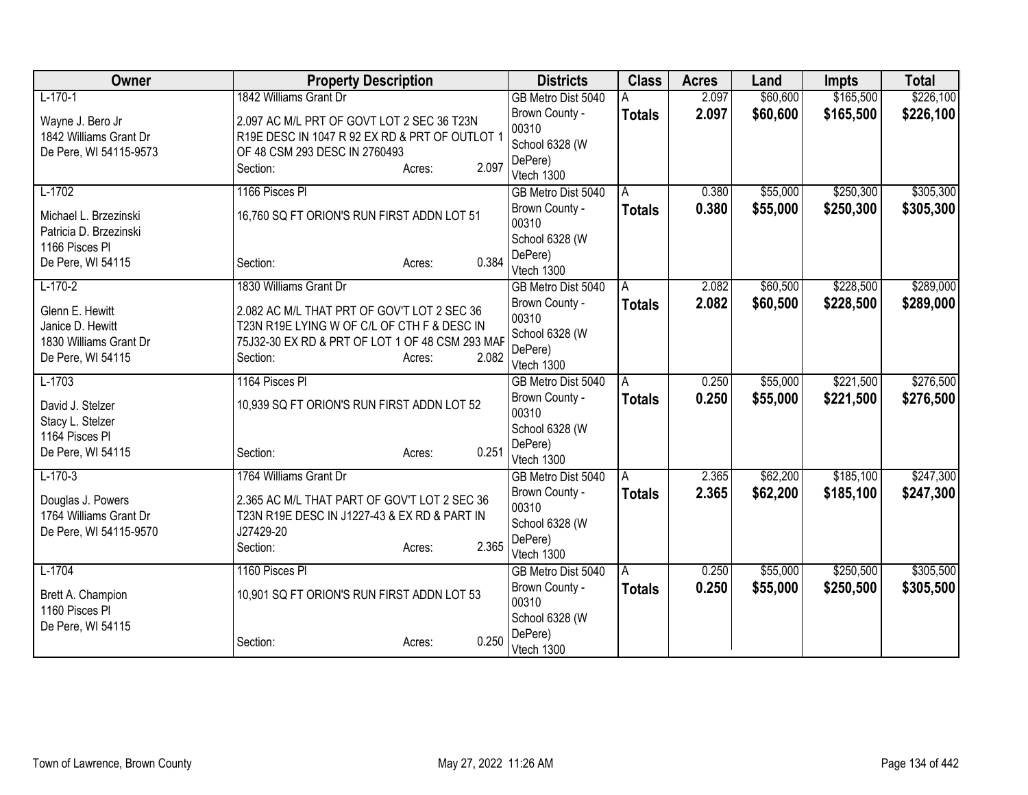| Owner | Property Description | Districts | Class | Acres | Land | Impts | Total |
|---|---|---|---|---|---|---|---|
| L-170-1<br><br>Wayne J. Bero Jr<br>1842 Williams Grant Dr<br>De Pere, WI 54115-9573 | 1842 Williams Grant Dr<br><br>2.097 AC M/L PRT OF GOVT LOT 2 SEC 36 T23N R19E DESC IN 1047 R 92 EX RD & PRT OF OUTLOT 1 OF 48 CSM 293 DESC IN 2760493<br>Section: Acres: 2.097 | GB Metro Dist 5040<br>Brown County - 00310<br>School 6328 (W DePere)<br>Vtech 1300 | A<br>**Totals** | 2.097<br>**2.097** | $60,600<br>**$60,600** | $165,500<br>**$165,500** | $226,100<br>**$226,100** |
| L-1702<br><br>Michael L. Brzezinski<br>Patricia D. Brzezinski<br>1166 Pisces Pl<br>De Pere, WI 54115 | 1166 Pisces Pl<br><br>16,760 SQ FT ORION'S RUN FIRST ADDN LOT 51<br><br>Section: Acres: 0.384 | GB Metro Dist 5040<br>Brown County - 00310<br>School 6328 (W DePere)<br>Vtech 1300 | A<br>**Totals** | 0.380<br>**0.380** | $55,000<br>**$55,000** | $250,300<br>**$250,300** | $305,300<br>**$305,300** |
| L-170-2<br><br>Glenn E. Hewitt<br>Janice D. Hewitt<br>1830 Williams Grant Dr<br>De Pere, WI 54115 | 1830 Williams Grant Dr<br><br>2.082 AC M/L THAT PRT OF GOV'T LOT 2 SEC 36 T23N R19E LYING W OF C/L OF CTH F & DESC IN 75J32-30 EX RD & PRT OF LOT 1 OF 48 CSM 293 MAF<br>Section: Acres: 2.082 | GB Metro Dist 5040<br>Brown County - 00310<br>School 6328 (W DePere)<br>Vtech 1300 | A<br>**Totals** | 2.082<br>**2.082** | $60,500<br>**$60,500** | $228,500<br>**$228,500** | $289,000<br>**$289,000** |
| L-1703<br><br>David J. Stelzer<br>Stacy L. Stelzer<br>1164 Pisces Pl<br>De Pere, WI 54115 | 1164 Pisces Pl<br><br>10,939 SQ FT ORION'S RUN FIRST ADDN LOT 52<br><br>Section: Acres: 0.251 | GB Metro Dist 5040<br>Brown County - 00310<br>School 6328 (W DePere)<br>Vtech 1300 | A<br>**Totals** | 0.250<br>**0.250** | $55,000<br>**$55,000** | $221,500<br>**$221,500** | $276,500<br>**$276,500** |
| L-170-3<br><br>Douglas J. Powers<br>1764 Williams Grant Dr<br>De Pere, WI 54115-9570 | 1764 Williams Grant Dr<br><br>2.365 AC M/L THAT PART OF GOV'T LOT 2 SEC 36 T23N R19E DESC IN J1227-43 & EX RD & PART IN J27429-20<br>Section: Acres: 2.365 | GB Metro Dist 5040<br>Brown County - 00310<br>School 6328 (W DePere)<br>Vtech 1300 | A<br>**Totals** | 2.365<br>**2.365** | $62,200<br>**$62,200** | $185,100<br>**$185,100** | $247,300<br>**$247,300** |
| L-1704<br><br>Brett A. Champion<br>1160 Pisces Pl<br>De Pere, WI 54115 | 1160 Pisces Pl<br><br>10,901 SQ FT ORION'S RUN FIRST ADDN LOT 53<br><br>Section: Acres: 0.250 | GB Metro Dist 5040<br>Brown County - 00310<br>School 6328 (W DePere)<br>Vtech 1300 | A<br>**Totals** | 0.250<br>**0.250** | $55,000<br>**$55,000** | $250,500<br>**$250,500** | $305,500<br>**$305,500** |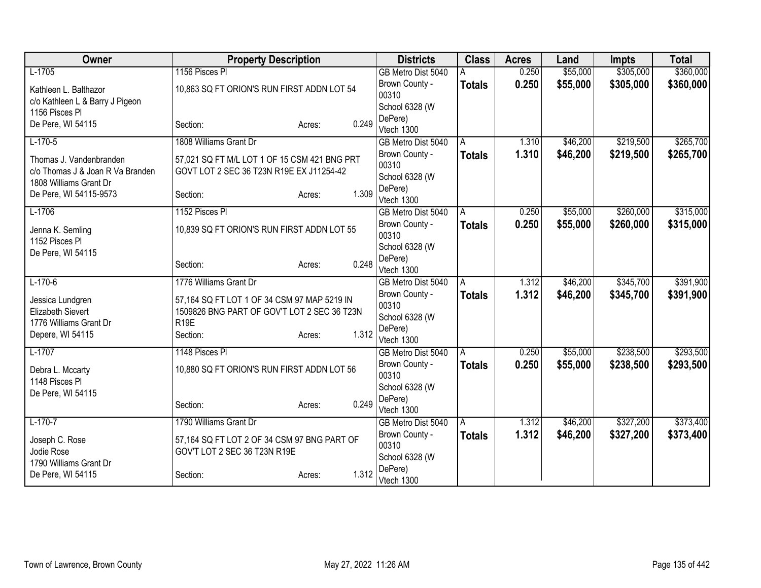| Owner | Property Description | | | Districts | Class | Acres | Land | Impts | Total |
|---|---|---|---|---|---|---|---|---|---|
| L-1705 | 1156 Pisces Pl | | | GB Metro Dist 5040 | A | 0.250 | $55,000 | $305,000 | $360,000 |
| Kathleen L. Balthazor<br>c/o Kathleen L & Barry J Pigeon<br>1156 Pisces Pl<br>De Pere, WI 54115 | 10,863 SQ FT ORION'S RUN FIRST ADDN LOT 54<br><br>Section: | Acres: | 0.249 | Brown County - 00310<br>School 6328 (W DePere)<br>Vtech 1300 | **Totals** | **0.250** | **$55,000** | **$305,000** | **$360,000** |
| L-170-5 | 1808 Williams Grant Dr | | | GB Metro Dist 5040 | A | 1.310 | $46,200 | $219,500 | $265,700 |
| Thomas J. Vandenbranden<br>c/o Thomas J & Joan R Va Branden<br>1808 Williams Grant Dr<br>De Pere, WI 54115-9573 | 57,021 SQ FT M/L LOT 1 OF 15 CSM 421 BNG PRT GOVT LOT 2 SEC 36 T23N R19E EX J11254-42<br><br>Section: | Acres: | 1.309 | Brown County - 00310<br>School 6328 (W DePere)<br>Vtech 1300 | **Totals** | **1.310** | **$46,200** | **$219,500** | **$265,700** |
| L-1706 | 1152 Pisces Pl | | | GB Metro Dist 5040 | A | 0.250 | $55,000 | $260,000 | $315,000 |
| Jenna K. Semling<br>1152 Pisces Pl<br>De Pere, WI 54115 | 10,839 SQ FT ORION'S RUN FIRST ADDN LOT 55<br><br>Section: | Acres: | 0.248 | Brown County - 00310<br>School 6328 (W DePere)<br>Vtech 1300 | **Totals** | **0.250** | **$55,000** | **$260,000** | **$315,000** |
| L-170-6 | 1776 Williams Grant Dr | | | GB Metro Dist 5040 | A | 1.312 | $46,200 | $345,700 | $391,900 |
| Jessica Lundgren<br>Elizabeth Sievert<br>1776 Williams Grant Dr<br>Depere, WI 54115 | 57,164 SQ FT LOT 1 OF 34 CSM 97 MAP 5219 IN 1509826 BNG PART OF GOV'T LOT 2 SEC 36 T23N R19E<br>Section: | Acres: | 1.312 | Brown County - 00310<br>School 6328 (W DePere)<br>Vtech 1300 | **Totals** | **1.312** | **$46,200** | **$345,700** | **$391,900** |
| L-1707 | 1148 Pisces Pl | | | GB Metro Dist 5040 | A | 0.250 | $55,000 | $238,500 | $293,500 |
| Debra L. Mccarty<br>1148 Pisces Pl<br>De Pere, WI 54115 | 10,880 SQ FT ORION'S RUN FIRST ADDN LOT 56<br><br>Section: | Acres: | 0.249 | Brown County - 00310<br>School 6328 (W DePere)<br>Vtech 1300 | **Totals** | **0.250** | **$55,000** | **$238,500** | **$293,500** |
| L-170-7 | 1790 Williams Grant Dr | | | GB Metro Dist 5040 | A | 1.312 | $46,200 | $327,200 | $373,400 |
| Joseph C. Rose<br>Jodie Rose<br>1790 Williams Grant Dr<br>De Pere, WI 54115 | 57,164 SQ FT LOT 2 OF 34 CSM 97 BNG PART OF GOV'T LOT 2 SEC 36 T23N R19E<br><br>Section: | Acres: | 1.312 | Brown County - 00310<br>School 6328 (W DePere)<br>Vtech 1300 | **Totals** | **1.312** | **$46,200** | **$327,200** | **$373,400** |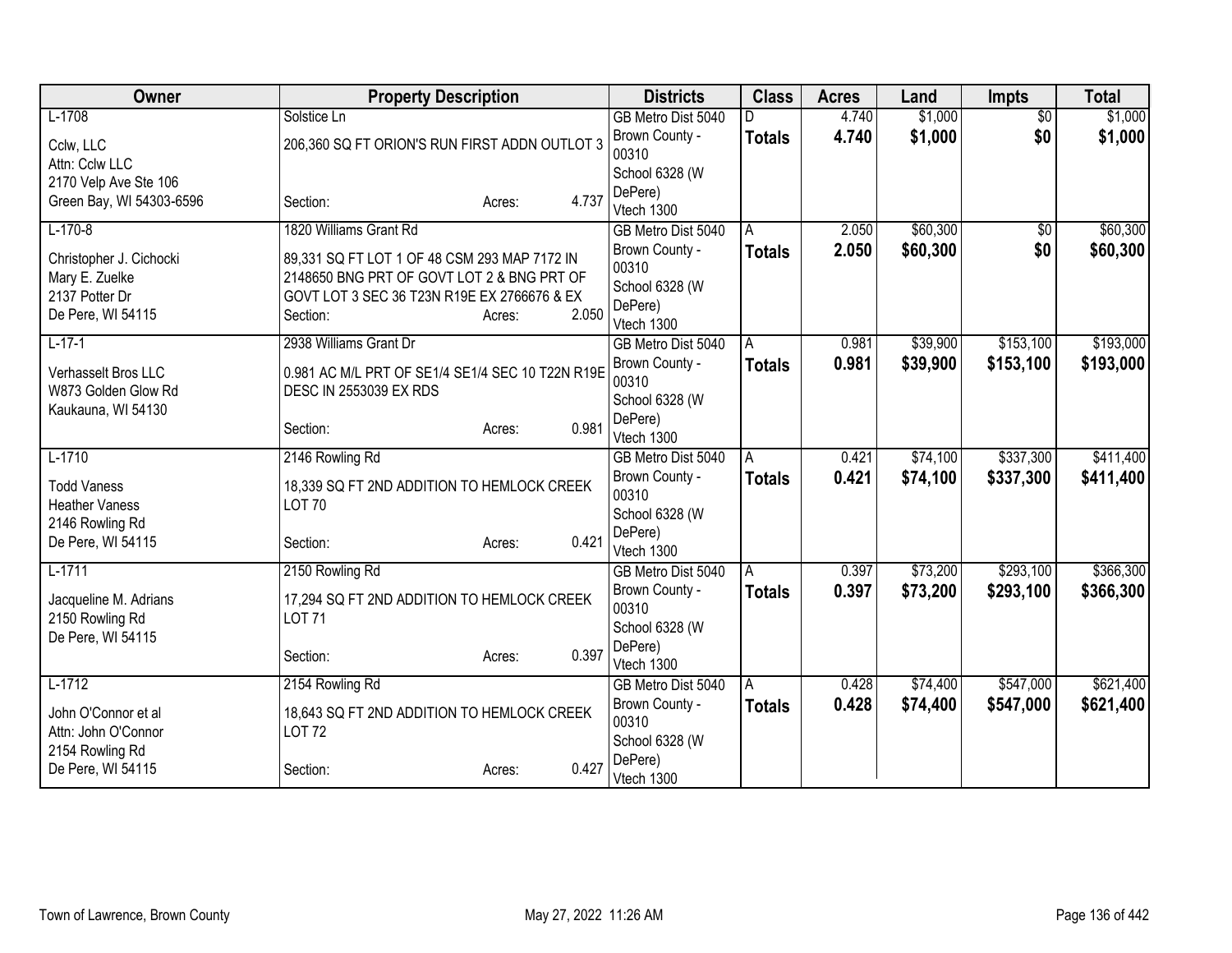| Owner | Property Description | Districts | Class | Acres | Land | Impts | Total |
|---|---|---|---|---|---|---|---|
| L-1708<br>Cclw, LLC<br>Attn: Cclw LLC<br>2170 Velp Ave Ste 106<br>Green Bay, WI 54303-6596 | Solstice Ln<br>206,360 SQ FT ORION'S RUN FIRST ADDN OUTLOT 3<br>Section: Acres: 4.737 | GB Metro Dist 5040<br>Brown County - 00310<br>School 6328 (W DePere)<br>Vtech 1300 | D<br>**Totals** | 4.740<br>**4.740** | $1,000<br>**$1,000** | $0<br>**$0** | $1,000<br>**$1,000** |
| L-170-8<br>Christopher J. Cichocki<br>Mary E. Zuelke<br>2137 Potter Dr<br>De Pere, WI 54115 | 1820 Williams Grant Rd<br>89,331 SQ FT LOT 1 OF 48 CSM 293 MAP 7172 IN 2148650 BNG PRT OF GOVT LOT 2 & BNG PRT OF GOVT LOT 3 SEC 36 T23N R19E EX 2766676 & EX<br>Section: Acres: 2.050 | GB Metro Dist 5040<br>Brown County - 00310<br>School 6328 (W DePere)<br>Vtech 1300 | A<br>**Totals** | 2.050<br>**2.050** | $60,300<br>**$60,300** | $0<br>**$0** | $60,300<br>**$60,300** |
| L-17-1<br>Verhasselt Bros LLC<br>W873 Golden Glow Rd<br>Kaukauna, WI 54130 | 2938 Williams Grant Dr<br>0.981 AC M/L PRT OF SE1/4 SE1/4 SEC 10 T22N R19E DESC IN 2553039 EX RDS<br>Section: Acres: 0.981 | GB Metro Dist 5040<br>Brown County - 00310<br>School 6328 (W DePere)<br>Vtech 1300 | A<br>**Totals** | 0.981<br>**0.981** | $39,900<br>**$39,900** | $153,100<br>**$153,100** | $193,000<br>**$193,000** |
| L-1710<br>Todd Vaness<br>Heather Vaness<br>2146 Rowling Rd<br>De Pere, WI 54115 | 2146 Rowling Rd<br>18,339 SQ FT 2ND ADDITION TO HEMLOCK CREEK LOT 70<br>Section: Acres: 0.421 | GB Metro Dist 5040<br>Brown County - 00310<br>School 6328 (W DePere)<br>Vtech 1300 | A<br>**Totals** | 0.421<br>**0.421** | $74,100<br>**$74,100** | $337,300<br>**$337,300** | $411,400<br>**$411,400** |
| L-1711<br>Jacqueline M. Adrians<br>2150 Rowling Rd<br>De Pere, WI 54115 | 2150 Rowling Rd<br>17,294 SQ FT 2ND ADDITION TO HEMLOCK CREEK LOT 71<br>Section: Acres: 0.397 | GB Metro Dist 5040<br>Brown County - 00310<br>School 6328 (W DePere)<br>Vtech 1300 | A<br>**Totals** | 0.397<br>**0.397** | $73,200<br>**$73,200** | $293,100<br>**$293,100** | $366,300<br>**$366,300** |
| L-1712<br>John O'Connor et al<br>Attn: John O'Connor<br>2154 Rowling Rd<br>De Pere, WI 54115 | 2154 Rowling Rd<br>18,643 SQ FT 2ND ADDITION TO HEMLOCK CREEK LOT 72<br>Section: Acres: 0.427 | GB Metro Dist 5040<br>Brown County - 00310<br>School 6328 (W DePere)<br>Vtech 1300 | A<br>**Totals** | 0.428<br>**0.428** | $74,400<br>**$74,400** | $547,000<br>**$547,000** | $621,400<br>**$621,400** |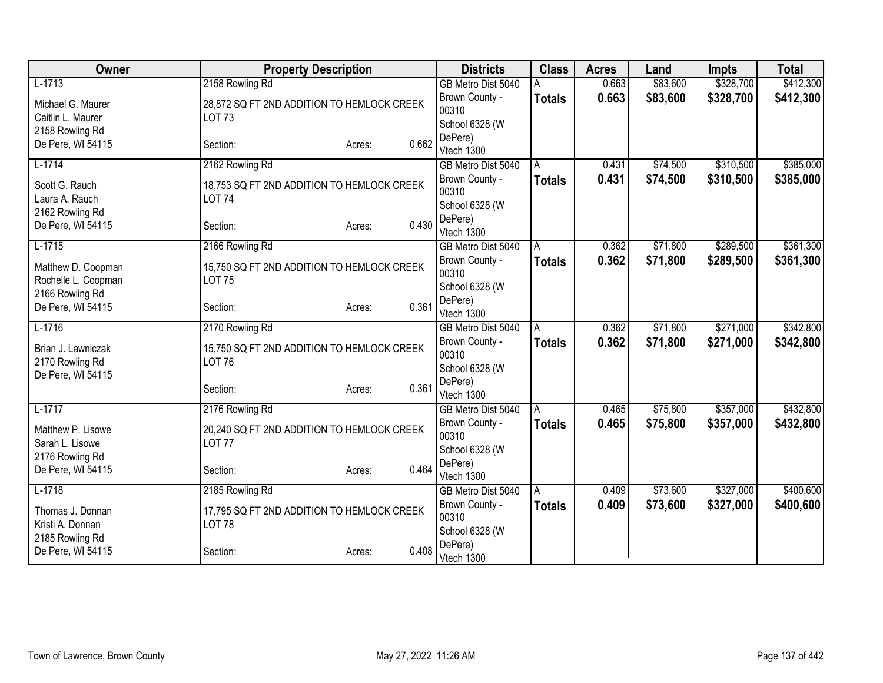| Owner | Property Description | | | Districts | Class | Acres | Land | Impts | Total |
|---|---|---|---|---|---|---|---|---|---|
| L-1713<br>Michael G. Maurer<br>Caitlin L. Maurer<br>2158 Rowling Rd<br>De Pere, WI 54115 | 2158 Rowling Rd<br>28,872 SQ FT 2ND ADDITION TO HEMLOCK CREEK LOT 73<br>Section: | Acres: | 0.662 | GB Metro Dist 5040<br>Brown County - 00310<br>School 6328 (W DePere)<br>Vtech 1300 | A<br>**Totals** | 0.663<br>**0.663** | $83,600<br>**$83,600** | $328,700<br>**$328,700** | $412,300<br>**$412,300** |
| L-1714<br>Scott G. Rauch<br>Laura A. Rauch<br>2162 Rowling Rd<br>De Pere, WI 54115 | 2162 Rowling Rd<br>18,753 SQ FT 2ND ADDITION TO HEMLOCK CREEK LOT 74<br>Section: | Acres: | 0.430 | GB Metro Dist 5040<br>Brown County - 00310<br>School 6328 (W DePere)<br>Vtech 1300 | A<br>**Totals** | 0.431<br>**0.431** | $74,500<br>**$74,500** | $310,500<br>**$310,500** | $385,000<br>**$385,000** |
| L-1715<br>Matthew D. Coopman<br>Rochelle L. Coopman<br>2166 Rowling Rd<br>De Pere, WI 54115 | 2166 Rowling Rd<br>15,750 SQ FT 2ND ADDITION TO HEMLOCK CREEK LOT 75<br>Section: | Acres: | 0.361 | GB Metro Dist 5040<br>Brown County - 00310<br>School 6328 (W DePere)<br>Vtech 1300 | A<br>**Totals** | 0.362<br>**0.362** | $71,800<br>**$71,800** | $289,500<br>**$289,500** | $361,300<br>**$361,300** |
| L-1716<br>Brian J. Lawniczak<br>2170 Rowling Rd<br>De Pere, WI 54115 | 2170 Rowling Rd<br>15,750 SQ FT 2ND ADDITION TO HEMLOCK CREEK LOT 76<br>Section: | Acres: | 0.361 | GB Metro Dist 5040<br>Brown County - 00310<br>School 6328 (W DePere)<br>Vtech 1300 | A<br>**Totals** | 0.362<br>**0.362** | $71,800<br>**$71,800** | $271,000<br>**$271,000** | $342,800<br>**$342,800** |
| L-1717<br>Matthew P. Lisowe<br>Sarah L. Lisowe<br>2176 Rowling Rd<br>De Pere, WI 54115 | 2176 Rowling Rd<br>20,240 SQ FT 2ND ADDITION TO HEMLOCK CREEK LOT 77<br>Section: | Acres: | 0.464 | GB Metro Dist 5040<br>Brown County - 00310<br>School 6328 (W DePere)<br>Vtech 1300 | A<br>**Totals** | 0.465<br>**0.465** | $75,800<br>**$75,800** | $357,000<br>**$357,000** | $432,800<br>**$432,800** |
| L-1718<br>Thomas J. Donnan<br>Kristi A. Donnan<br>2185 Rowling Rd<br>De Pere, WI 54115 | 2185 Rowling Rd<br>17,795 SQ FT 2ND ADDITION TO HEMLOCK CREEK LOT 78<br>Section: | Acres: | 0.408 | GB Metro Dist 5040<br>Brown County - 00310<br>School 6328 (W DePere)<br>Vtech 1300 | A<br>**Totals** | 0.409<br>**0.409** | $73,600<br>**$73,600** | $327,000<br>**$327,000** | $400,600<br>**$400,600** |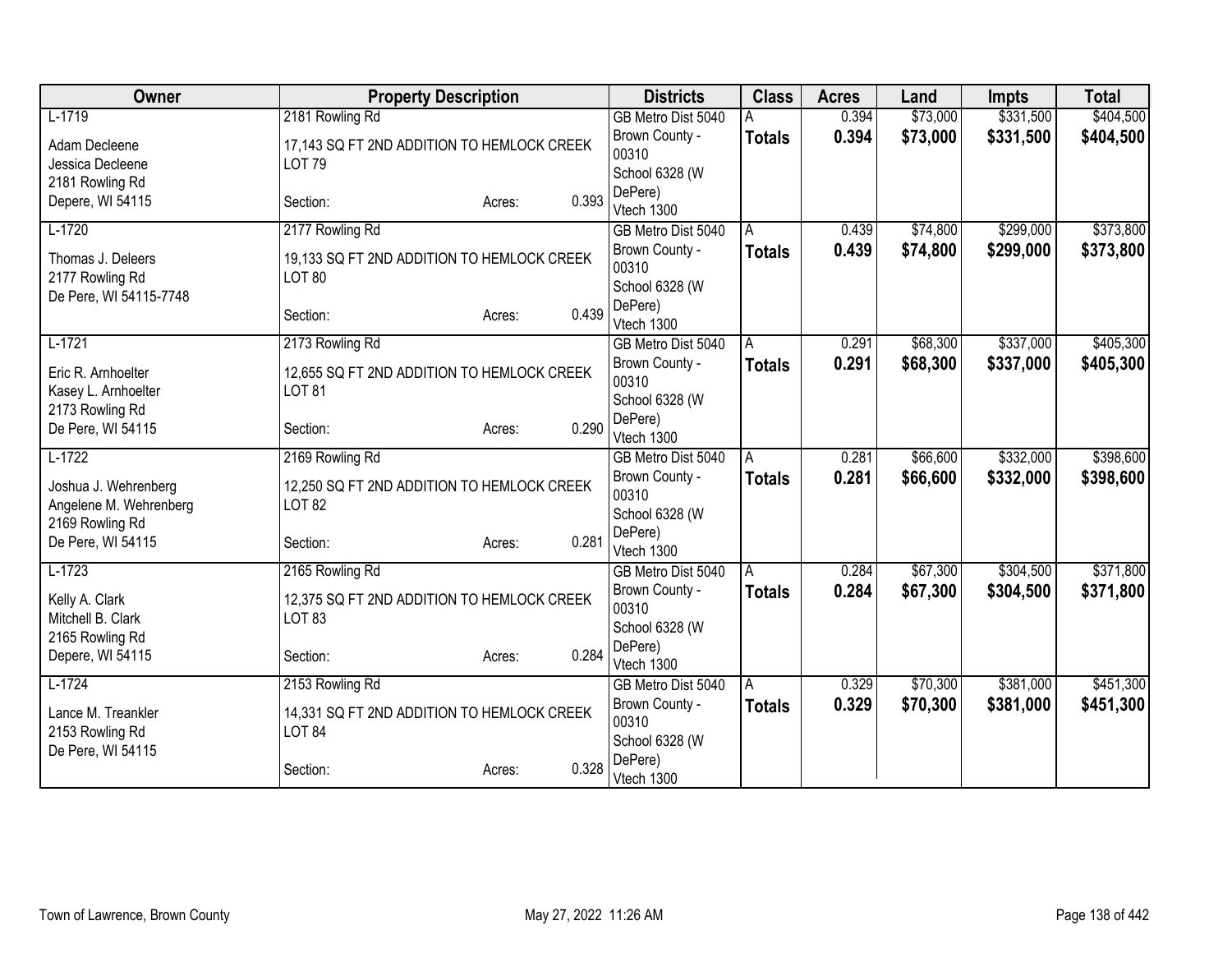| Owner | Property Description | Districts | Class | Acres | Land | Impts | Total |
|---|---|---|---|---|---|---|---|
| L-1719<br>Adam Decleene<br>Jessica Decleene<br>2181 Rowling Rd<br>Depere, WI 54115 | 2181 Rowling Rd<br>17,143 SQ FT 2ND ADDITION TO HEMLOCK CREEK LOT 79<br>Section: Acres: 0.393 | GB Metro Dist 5040<br>Brown County - 00310<br>School 6328 (W DePere)<br>Vtech 1300 | A<br>**Totals** | 0.394<br>**0.394** | $73,000<br>**$73,000** | $331,500<br>**$331,500** | $404,500<br>**$404,500** |
| L-1720<br>Thomas J. Deleers<br>2177 Rowling Rd<br>De Pere, WI 54115-7748 | 2177 Rowling Rd<br>19,133 SQ FT 2ND ADDITION TO HEMLOCK CREEK LOT 80<br>Section: Acres: 0.439 | GB Metro Dist 5040<br>Brown County - 00310<br>School 6328 (W DePere)<br>Vtech 1300 | A<br>**Totals** | 0.439<br>**0.439** | $74,800<br>**$74,800** | $299,000<br>**$299,000** | $373,800<br>**$373,800** |
| L-1721<br>Eric R. Arnhoelter<br>Kasey L. Arnhoelter<br>2173 Rowling Rd<br>De Pere, WI 54115 | 2173 Rowling Rd<br>12,655 SQ FT 2ND ADDITION TO HEMLOCK CREEK LOT 81<br>Section: Acres: 0.290 | GB Metro Dist 5040<br>Brown County - 00310<br>School 6328 (W DePere)<br>Vtech 1300 | A<br>**Totals** | 0.291<br>**0.291** | $68,300<br>**$68,300** | $337,000<br>**$337,000** | $405,300<br>**$405,300** |
| L-1722<br>Joshua J. Wehrenberg<br>Angelene M. Wehrenberg<br>2169 Rowling Rd<br>De Pere, WI 54115 | 2169 Rowling Rd<br>12,250 SQ FT 2ND ADDITION TO HEMLOCK CREEK LOT 82<br>Section: Acres: 0.281 | GB Metro Dist 5040<br>Brown County - 00310<br>School 6328 (W DePere)<br>Vtech 1300 | A<br>**Totals** | 0.281<br>**0.281** | $66,600<br>**$66,600** | $332,000<br>**$332,000** | $398,600<br>**$398,600** |
| L-1723<br>Kelly A. Clark<br>Mitchell B. Clark<br>2165 Rowling Rd<br>Depere, WI 54115 | 2165 Rowling Rd<br>12,375 SQ FT 2ND ADDITION TO HEMLOCK CREEK LOT 83<br>Section: Acres: 0.284 | GB Metro Dist 5040<br>Brown County - 00310<br>School 6328 (W DePere)<br>Vtech 1300 | A<br>**Totals** | 0.284<br>**0.284** | $67,300<br>**$67,300** | $304,500<br>**$304,500** | $371,800<br>**$371,800** |
| L-1724<br>Lance M. Treankler<br>2153 Rowling Rd<br>De Pere, WI 54115 | 2153 Rowling Rd<br>14,331 SQ FT 2ND ADDITION TO HEMLOCK CREEK LOT 84<br>Section: Acres: 0.328 | GB Metro Dist 5040<br>Brown County - 00310<br>School 6328 (W DePere)<br>Vtech 1300 | A<br>**Totals** | 0.329<br>**0.329** | $70,300<br>**$70,300** | $381,000<br>**$381,000** | $451,300<br>**$451,300** |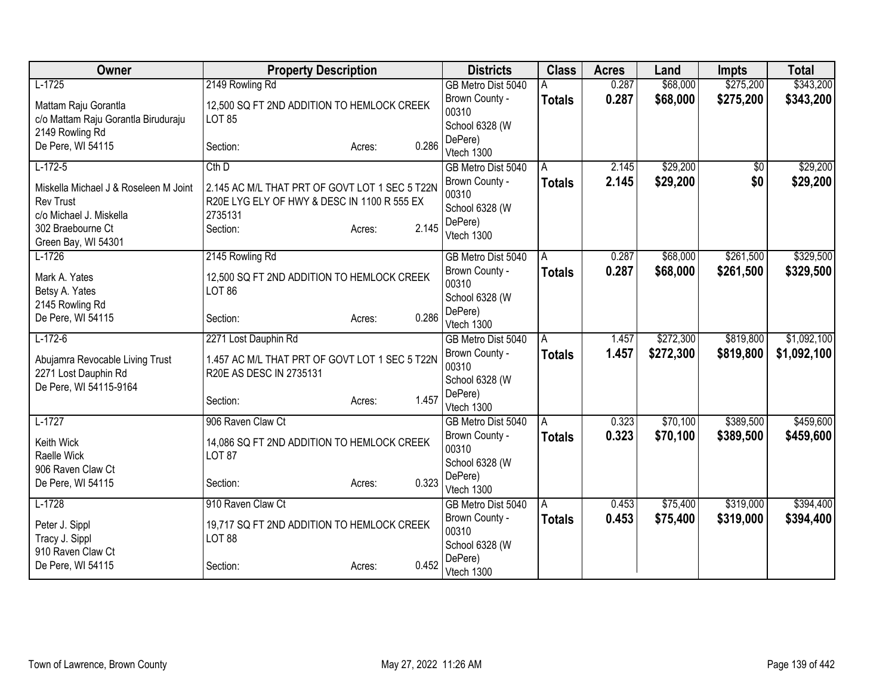| Owner | Property Description | Districts | Class | Acres | Land | Impts | Total |
|---|---|---|---|---|---|---|---|
| L-1725<br>Mattam Raju Gorantla<br>c/o Mattam Raju Gorantla Biruduraju<br>2149 Rowling Rd<br>De Pere, WI 54115 | 2149 Rowling Rd<br>12,500 SQ FT 2ND ADDITION TO HEMLOCK CREEK LOT 85<br>Section: Acres: 0.286 | GB Metro Dist 5040<br>Brown County - 00310<br>School 6328 (W DePere)<br>Vtech 1300 | A<br>**Totals** | 0.287<br>**0.287** | $68,000<br>**$68,000** | $275,200<br>**$275,200** | $343,200<br>**$343,200** |
| L-172-5<br>Miskella Michael J & Roseleen M Joint Rev Trust<br>c/o Michael J. Miskella<br>302 Braebourne Ct<br>Green Bay, WI 54301 | Cth D<br>2.145 AC M/L THAT PRT OF GOVT LOT 1 SEC 5 T22N R20E LYG ELY OF HWY & DESC IN 1100 R 555 EX 2735131<br>Section: Acres: 2.145 | GB Metro Dist 5040<br>Brown County - 00310<br>School 6328 (W DePere)<br>Vtech 1300 | A<br>**Totals** | 2.145<br>**2.145** | $29,200<br>**$29,200** | $0<br>**$0** | $29,200<br>**$29,200** |
| L-1726<br>Mark A. Yates<br>Betsy A. Yates<br>2145 Rowling Rd<br>De Pere, WI 54115 | 2145 Rowling Rd<br>12,500 SQ FT 2ND ADDITION TO HEMLOCK CREEK LOT 86<br>Section: Acres: 0.286 | GB Metro Dist 5040<br>Brown County - 00310<br>School 6328 (W DePere)<br>Vtech 1300 | A<br>**Totals** | 0.287<br>**0.287** | $68,000<br>**$68,000** | $261,500<br>**$261,500** | $329,500<br>**$329,500** |
| L-172-6<br>Abujamra Revocable Living Trust<br>2271 Lost Dauphin Rd<br>De Pere, WI 54115-9164 | 2271 Lost Dauphin Rd<br>1.457 AC M/L THAT PRT OF GOVT LOT 1 SEC 5 T22N R20E AS DESC IN 2735131<br>Section: Acres: 1.457 | GB Metro Dist 5040<br>Brown County - 00310<br>School 6328 (W DePere)<br>Vtech 1300 | A<br>**Totals** | 1.457<br>**1.457** | $272,300<br>**$272,300** | $819,800<br>**$819,800** | $1,092,100<br>**$1,092,100** |
| L-1727<br>Keith Wick<br>Raelle Wick<br>906 Raven Claw Ct<br>De Pere, WI 54115 | 906 Raven Claw Ct<br>14,086 SQ FT 2ND ADDITION TO HEMLOCK CREEK LOT 87<br>Section: Acres: 0.323 | GB Metro Dist 5040<br>Brown County - 00310<br>School 6328 (W DePere)<br>Vtech 1300 | A<br>**Totals** | 0.323<br>**0.323** | $70,100<br>**$70,100** | $389,500<br>**$389,500** | $459,600<br>**$459,600** |
| L-1728<br>Peter J. Sippl<br>Tracy J. Sippl<br>910 Raven Claw Ct<br>De Pere, WI 54115 | 910 Raven Claw Ct<br>19,717 SQ FT 2ND ADDITION TO HEMLOCK CREEK LOT 88<br>Section: Acres: 0.452 | GB Metro Dist 5040<br>Brown County - 00310<br>School 6328 (W DePere)<br>Vtech 1300 | A<br>**Totals** | 0.453<br>**0.453** | $75,400<br>**$75,400** | $319,000<br>**$319,000** | $394,400<br>**$394,400** |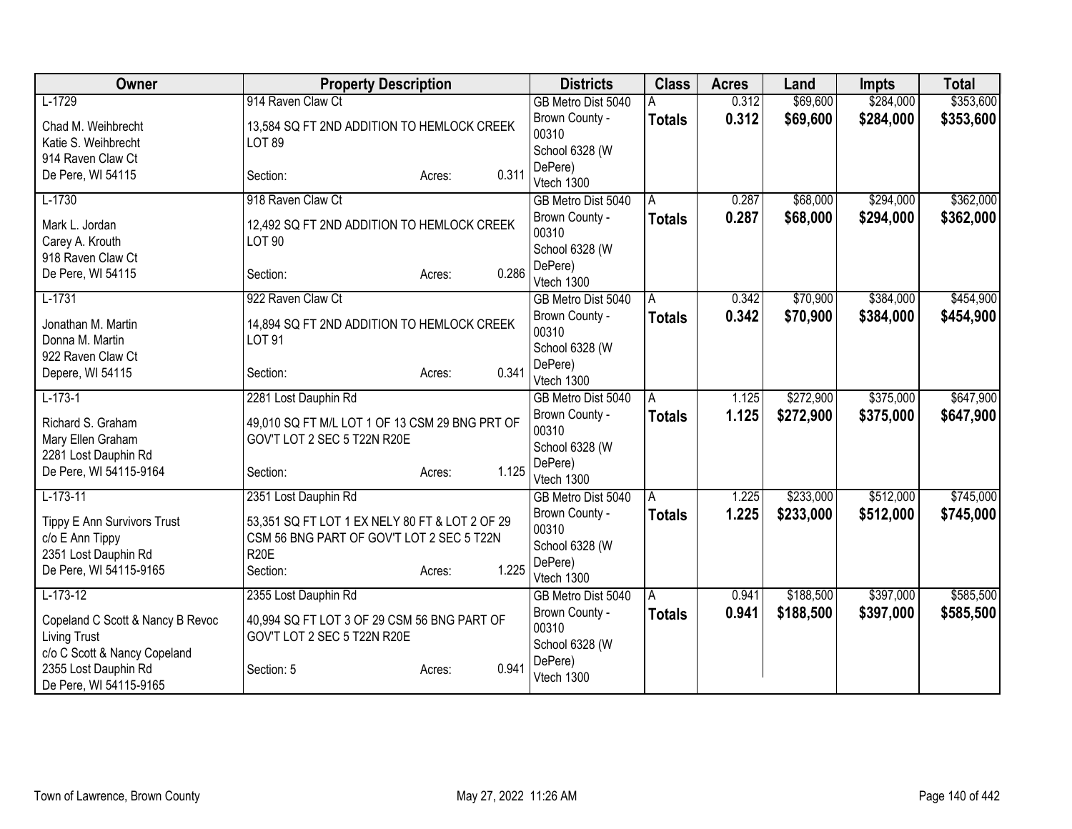| Owner | Property Description | Districts | Class | Acres | Land | Impts | Total |
|---|---|---|---|---|---|---|---|
| L-1729<br>Chad M. Weihbrecht<br>Katie S. Weihbrecht<br>914 Raven Claw Ct<br>De Pere, WI 54115 | 914 Raven Claw Ct<br>13,584 SQ FT 2ND ADDITION TO HEMLOCK CREEK LOT 89<br>Section: Acres: 0.311 | GB Metro Dist 5040<br>Brown County - 00310<br>School 6328 (W DePere)<br>Vtech 1300 | A<br>**Totals** | 0.312<br>**0.312** | $69,600<br>**$69,600** | $284,000<br>**$284,000** | $353,600<br>**$353,600** |
| L-1730<br>Mark L. Jordan<br>Carey A. Krouth<br>918 Raven Claw Ct<br>De Pere, WI 54115 | 918 Raven Claw Ct<br>12,492 SQ FT 2ND ADDITION TO HEMLOCK CREEK LOT 90<br>Section: Acres: 0.286 | GB Metro Dist 5040<br>Brown County - 00310<br>School 6328 (W DePere)<br>Vtech 1300 | A<br>**Totals** | 0.287<br>**0.287** | $68,000<br>**$68,000** | $294,000<br>**$294,000** | $362,000<br>**$362,000** |
| L-1731<br>Jonathan M. Martin<br>Donna M. Martin<br>922 Raven Claw Ct<br>Depere, WI 54115 | 922 Raven Claw Ct<br>14,894 SQ FT 2ND ADDITION TO HEMLOCK CREEK LOT 91<br>Section: Acres: 0.341 | GB Metro Dist 5040<br>Brown County - 00310<br>School 6328 (W DePere)<br>Vtech 1300 | A<br>**Totals** | 0.342<br>**0.342** | $70,900<br>**$70,900** | $384,000<br>**$384,000** | $454,900<br>**$454,900** |
| L-173-1<br>Richard S. Graham<br>Mary Ellen Graham<br>2281 Lost Dauphin Rd<br>De Pere, WI 54115-9164 | 2281 Lost Dauphin Rd<br>49,010 SQ FT M/L LOT 1 OF 13 CSM 29 BNG PRT OF GOV'T LOT 2 SEC 5 T22N R20E<br>Section: Acres: 1.125 | GB Metro Dist 5040<br>Brown County - 00310<br>School 6328 (W DePere)<br>Vtech 1300 | A<br>**Totals** | 1.125<br>**1.125** | $272,900<br>**$272,900** | $375,000<br>**$375,000** | $647,900<br>**$647,900** |
| L-173-11<br>Tippy E Ann Survivors Trust<br>c/o E Ann Tippy<br>2351 Lost Dauphin Rd<br>De Pere, WI 54115-9165 | 2351 Lost Dauphin Rd<br>53,351 SQ FT LOT 1 EX NELY 80 FT & LOT 2 OF 29 CSM 56 BNG PART OF GOV'T LOT 2 SEC 5 T22N R20E<br>Section: Acres: 1.225 | GB Metro Dist 5040<br>Brown County - 00310<br>School 6328 (W DePere)<br>Vtech 1300 | A<br>**Totals** | 1.225<br>**1.225** | $233,000<br>**$233,000** | $512,000<br>**$512,000** | $745,000<br>**$745,000** |
| L-173-12<br>Copeland C Scott & Nancy B Revoc Living Trust<br>c/o C Scott & Nancy Copeland<br>2355 Lost Dauphin Rd<br>De Pere, WI 54115-9165 | 2355 Lost Dauphin Rd<br>40,994 SQ FT LOT 3 OF 29 CSM 56 BNG PART OF GOV'T LOT 2 SEC 5 T22N R20E<br>Section: 5 Acres: 0.941 | GB Metro Dist 5040<br>Brown County - 00310<br>School 6328 (W DePere)<br>Vtech 1300 | A<br>**Totals** | 0.941<br>**0.941** | $188,500<br>**$188,500** | $397,000<br>**$397,000** | $585,500<br>**$585,500** |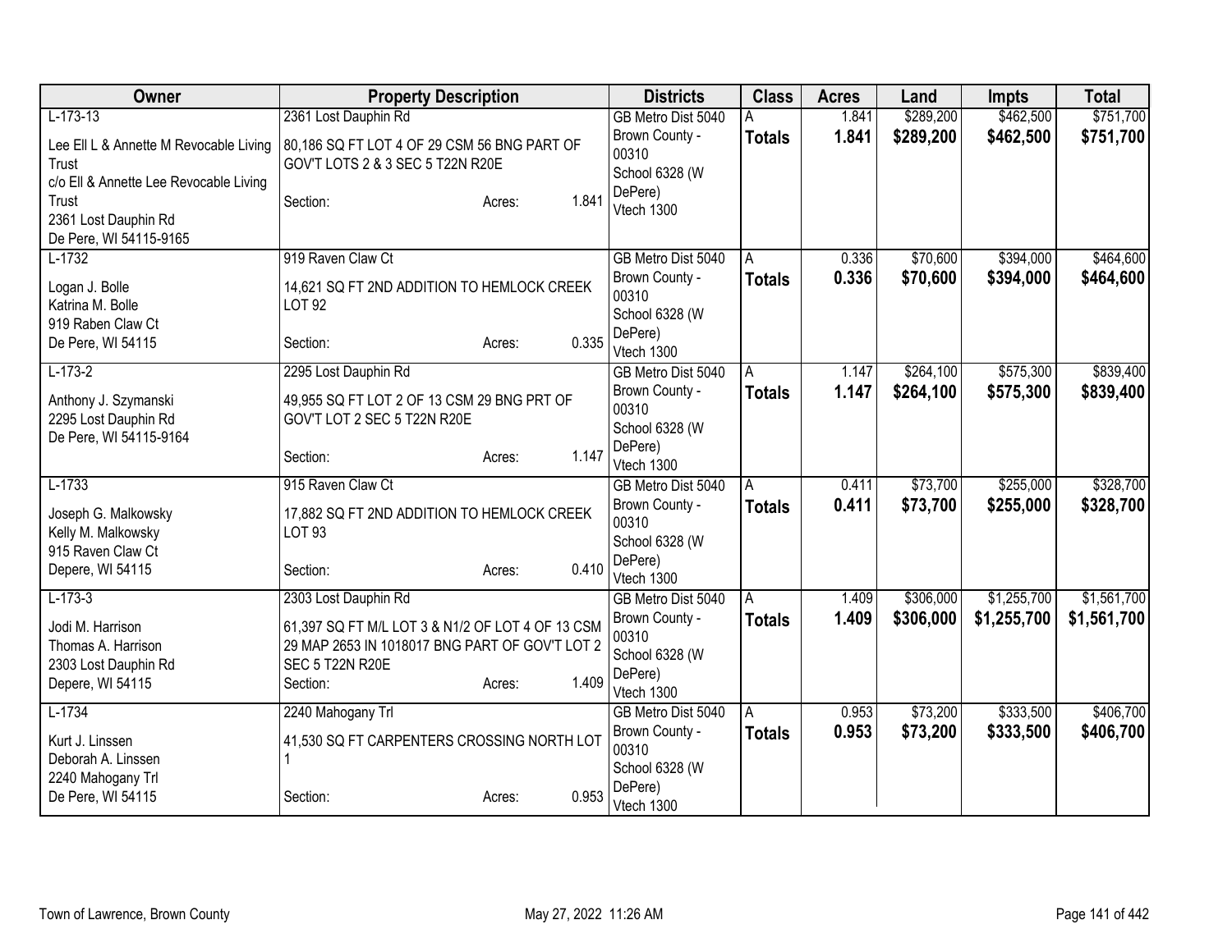| Owner | Property Description | Districts | Class | Acres | Land | Impts | Total |
|---|---|---|---|---|---|---|---|
| L-173-13<br><br>Lee Ell L & Annette M Revocable Living Trust<br>c/o Ell & Annette Lee Revocable Living Trust<br>2361 Lost Dauphin Rd<br>De Pere, WI 54115-9165 | 2361 Lost Dauphin Rd<br><br>80,186 SQ FT LOT 4 OF 29 CSM 56 BNG PART OF GOV'T LOTS 2 & 3 SEC 5 T22N R20E<br><br>Section: Acres: 1.841 | GB Metro Dist 5040<br>Brown County - 00310<br>School 6328 (W DePere)<br>Vtech 1300 | A<br>**Totals** | 1.841<br>**1.841** | $289,200<br>**$289,200** | $462,500<br>**$462,500** | $751,700<br>**$751,700** |
| L-1732<br><br>Logan J. Bolle<br>Katrina M. Bolle<br>919 Raben Claw Ct<br>De Pere, WI 54115 | 919 Raven Claw Ct<br><br>14,621 SQ FT 2ND ADDITION TO HEMLOCK CREEK LOT 92<br><br>Section: Acres: 0.335 | GB Metro Dist 5040<br>Brown County - 00310<br>School 6328 (W DePere)<br>Vtech 1300 | A<br>**Totals** | 0.336<br>**0.336** | $70,600<br>**$70,600** | $394,000<br>**$394,000** | $464,600<br>**$464,600** |
| L-173-2<br><br>Anthony J. Szymanski<br>2295 Lost Dauphin Rd<br>De Pere, WI 54115-9164 | 2295 Lost Dauphin Rd<br><br>49,955 SQ FT LOT 2 OF 13 CSM 29 BNG PRT OF GOV'T LOT 2 SEC 5 T22N R20E<br><br>Section: Acres: 1.147 | GB Metro Dist 5040<br>Brown County - 00310<br>School 6328 (W DePere)<br>Vtech 1300 | A<br>**Totals** | 1.147<br>**1.147** | $264,100<br>**$264,100** | $575,300<br>**$575,300** | $839,400<br>**$839,400** |
| L-1733<br><br>Joseph G. Malkowsky<br>Kelly M. Malkowsky<br>915 Raven Claw Ct<br>Depere, WI 54115 | 915 Raven Claw Ct<br><br>17,882 SQ FT 2ND ADDITION TO HEMLOCK CREEK LOT 93<br><br>Section: Acres: 0.410 | GB Metro Dist 5040<br>Brown County - 00310<br>School 6328 (W DePere)<br>Vtech 1300 | A<br>**Totals** | 0.411<br>**0.411** | $73,700<br>**$73,700** | $255,000<br>**$255,000** | $328,700<br>**$328,700** |
| L-173-3<br><br>Jodi M. Harrison<br>Thomas A. Harrison<br>2303 Lost Dauphin Rd<br>Depere, WI 54115 | 2303 Lost Dauphin Rd<br><br>61,397 SQ FT M/L LOT 3 & N1/2 OF LOT 4 OF 13 CSM 29 MAP 2653 IN 1018017 BNG PART OF GOV'T LOT 2 SEC 5 T22N R20E<br>Section: Acres: 1.409 | GB Metro Dist 5040<br>Brown County - 00310<br>School 6328 (W DePere)<br>Vtech 1300 | A<br>**Totals** | 1.409<br>**1.409** | $306,000<br>**$306,000** | $1,255,700<br>**$1,255,700** | $1,561,700<br>**$1,561,700** |
| L-1734<br><br>Kurt J. Linssen<br>Deborah A. Linssen<br>2240 Mahogany Trl<br>De Pere, WI 54115 | 2240 Mahogany Trl<br><br>41,530 SQ FT CARPENTERS CROSSING NORTH LOT 1<br><br>Section: Acres: 0.953 | GB Metro Dist 5040<br>Brown County - 00310<br>School 6328 (W DePere)<br>Vtech 1300 | A<br>**Totals** | 0.953<br>**0.953** | $73,200<br>**$73,200** | $333,500<br>**$333,500** | $406,700<br>**$406,700** |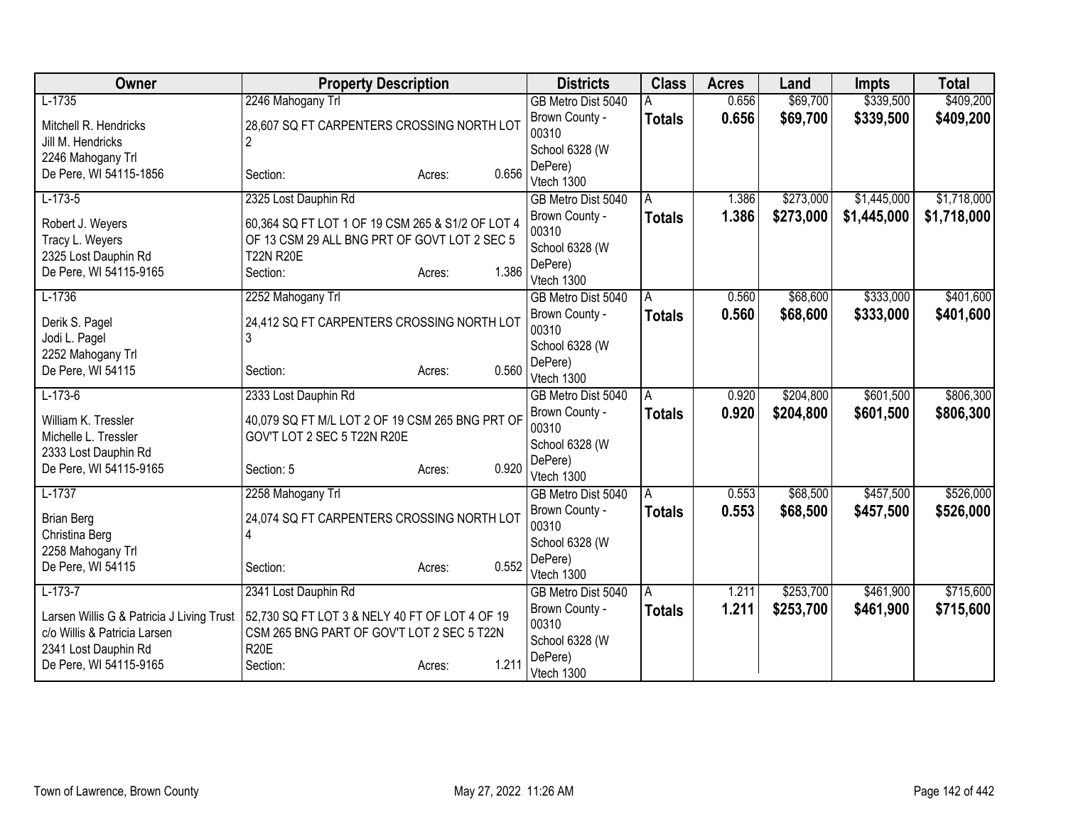| Owner | Property Description | Districts | Class | Acres | Land | Impts | Total |
|---|---|---|---|---|---|---|---|
| L-1735<br><br>Mitchell R. Hendricks<br>Jill M. Hendricks<br>2246 Mahogany Trl<br>De Pere, WI 54115-1856 | 2246 Mahogany Trl<br><br>28,607 SQ FT CARPENTERS CROSSING NORTH LOT 2<br><br>Section: Acres: 0.656 | GB Metro Dist 5040<br>Brown County - 00310<br>School 6328 (W DePere)<br>Vtech 1300 | A<br>**Totals** | 0.656<br>**0.656** | $69,700<br>**$69,700** | $339,500<br>**$339,500** | $409,200<br>**$409,200** |
| L-173-5<br><br>Robert J. Weyers<br>Tracy L. Weyers<br>2325 Lost Dauphin Rd<br>De Pere, WI 54115-9165 | 2325 Lost Dauphin Rd<br><br>60,364 SQ FT LOT 1 OF 19 CSM 265 & S1/2 OF LOT 4 OF 13 CSM 29 ALL BNG PRT OF GOVT LOT 2 SEC 5 T22N R20E<br>Section: Acres: 1.386 | GB Metro Dist 5040<br>Brown County - 00310<br>School 6328 (W DePere)<br>Vtech 1300 | A<br>**Totals** | 1.386<br>**1.386** | $273,000<br>**$273,000** | $1,445,000<br>**$1,445,000** | $1,718,000<br>**$1,718,000** |
| L-1736<br><br>Derik S. Pagel<br>Jodi L. Pagel<br>2252 Mahogany Trl<br>De Pere, WI 54115 | 2252 Mahogany Trl<br><br>24,412 SQ FT CARPENTERS CROSSING NORTH LOT 3<br><br>Section: Acres: 0.560 | GB Metro Dist 5040<br>Brown County - 00310<br>School 6328 (W DePere)<br>Vtech 1300 | A<br>**Totals** | 0.560<br>**0.560** | $68,600<br>**$68,600** | $333,000<br>**$333,000** | $401,600<br>**$401,600** |
| L-173-6<br><br>William K. Tressler<br>Michelle L. Tressler<br>2333 Lost Dauphin Rd<br>De Pere, WI 54115-9165 | 2333 Lost Dauphin Rd<br><br>40,079 SQ FT M/L LOT 2 OF 19 CSM 265 BNG PRT OF GOV'T LOT 2 SEC 5 T22N R20E<br><br>Section: 5 Acres: 0.920 | GB Metro Dist 5040<br>Brown County - 00310<br>School 6328 (W DePere)<br>Vtech 1300 | A<br>**Totals** | 0.920<br>**0.920** | $204,800<br>**$204,800** | $601,500<br>**$601,500** | $806,300<br>**$806,300** |
| L-1737<br><br>Brian Berg<br>Christina Berg<br>2258 Mahogany Trl<br>De Pere, WI 54115 | 2258 Mahogany Trl<br><br>24,074 SQ FT CARPENTERS CROSSING NORTH LOT 4<br><br>Section: Acres: 0.552 | GB Metro Dist 5040<br>Brown County - 00310<br>School 6328 (W DePere)<br>Vtech 1300 | A<br>**Totals** | 0.553<br>**0.553** | $68,500<br>**$68,500** | $457,500<br>**$457,500** | $526,000<br>**$526,000** |
| L-173-7<br><br>Larsen Willis G & Patricia J Living Trust<br>c/o Willis & Patricia Larsen<br>2341 Lost Dauphin Rd<br>De Pere, WI 54115-9165 | 2341 Lost Dauphin Rd<br><br>52,730 SQ FT LOT 3 & NELY 40 FT OF LOT 4 OF 19 CSM 265 BNG PART OF GOV'T LOT 2 SEC 5 T22N R20E<br>Section: Acres: 1.211 | GB Metro Dist 5040<br>Brown County - 00310<br>School 6328 (W DePere)<br>Vtech 1300 | A<br>**Totals** | 1.211<br>**1.211** | $253,700<br>**$253,700** | $461,900<br>**$461,900** | $715,600<br>**$715,600** |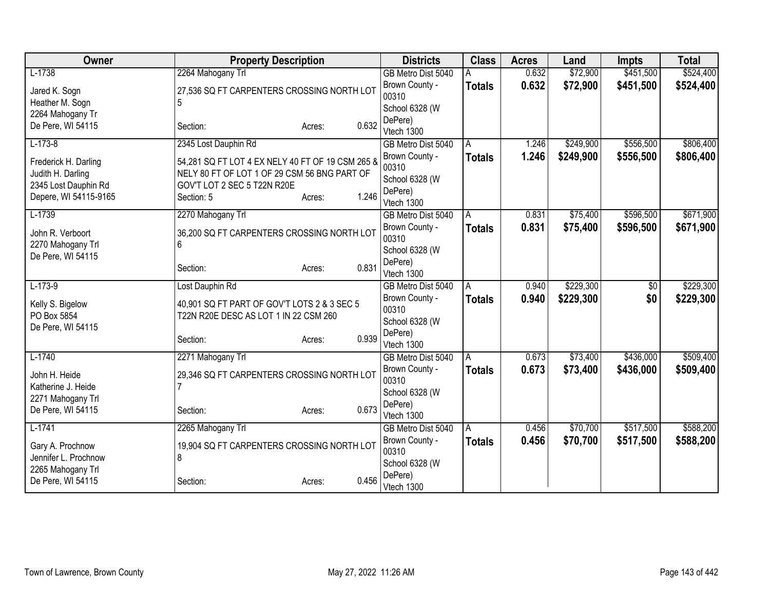| Owner | Property Description | Districts | Class | Acres | Land | Impts | Total |
|---|---|---|---|---|---|---|---|
| L-1738<br>Jared K. Sogn<br>Heather M. Sogn<br>2264 Mahogany Tr<br>De Pere, WI 54115 | 2264 Mahogany Trl<br>27,536 SQ FT CARPENTERS CROSSING NORTH LOT 5<br>Section: Acres: 0.632 | GB Metro Dist 5040<br>Brown County - 00310<br>School 6328 (W DePere)<br>Vtech 1300 | A<br>**Totals** | 0.632<br>**0.632** | $72,900<br>**$72,900** | $451,500<br>**$451,500** | $524,400<br>**$524,400** |
| L-173-8<br>Frederick H. Darling<br>Judith H. Darling<br>2345 Lost Dauphin Rd<br>Depere, WI 54115-9165 | 2345 Lost Dauphin Rd<br>54,281 SQ FT LOT 4 EX NELY 40 FT OF 19 CSM 265 & NELY 80 FT OF LOT 1 OF 29 CSM 56 BNG PART OF GOV'T LOT 2 SEC 5 T22N R20E<br>Section: 5 Acres: 1.246 | GB Metro Dist 5040<br>Brown County - 00310<br>School 6328 (W DePere)<br>Vtech 1300 | A<br>**Totals** | 1.246<br>**1.246** | $249,900<br>**$249,900** | $556,500<br>**$556,500** | $806,400<br>**$806,400** |
| L-1739<br>John R. Verboort<br>2270 Mahogany Trl<br>De Pere, WI 54115 | 2270 Mahogany Trl<br>36,200 SQ FT CARPENTERS CROSSING NORTH LOT 6<br>Section: Acres: 0.831 | GB Metro Dist 5040<br>Brown County - 00310<br>School 6328 (W DePere)<br>Vtech 1300 | A<br>**Totals** | 0.831<br>**0.831** | $75,400<br>**$75,400** | $596,500<br>**$596,500** | $671,900<br>**$671,900** |
| L-173-9<br>Kelly S. Bigelow<br>PO Box 5854<br>De Pere, WI 54115 | Lost Dauphin Rd<br>40,901 SQ FT PART OF GOV'T LOTS 2 & 3 SEC 5 T22N R20E DESC AS LOT 1 IN 22 CSM 260<br>Section: Acres: 0.939 | GB Metro Dist 5040<br>Brown County - 00310<br>School 6328 (W DePere)<br>Vtech 1300 | A<br>**Totals** | 0.940<br>**0.940** | $229,300<br>**$229,300** | $0<br>**$0** | $229,300<br>**$229,300** |
| L-1740<br>John H. Heide<br>Katherine J. Heide<br>2271 Mahogany Trl<br>De Pere, WI 54115 | 2271 Mahogany Trl<br>29,346 SQ FT CARPENTERS CROSSING NORTH LOT 7<br>Section: Acres: 0.673 | GB Metro Dist 5040<br>Brown County - 00310<br>School 6328 (W DePere)<br>Vtech 1300 | A<br>**Totals** | 0.673<br>**0.673** | $73,400<br>**$73,400** | $436,000<br>**$436,000** | $509,400<br>**$509,400** |
| L-1741<br>Gary A. Prochnow<br>Jennifer L. Prochnow<br>2265 Mahogany Trl<br>De Pere, WI 54115 | 2265 Mahogany Trl<br>19,904 SQ FT CARPENTERS CROSSING NORTH LOT 8<br>Section: Acres: 0.456 | GB Metro Dist 5040<br>Brown County - 00310<br>School 6328 (W DePere)<br>Vtech 1300 | A<br>**Totals** | 0.456<br>**0.456** | $70,700<br>**$70,700** | $517,500<br>**$517,500** | $588,200<br>**$588,200** |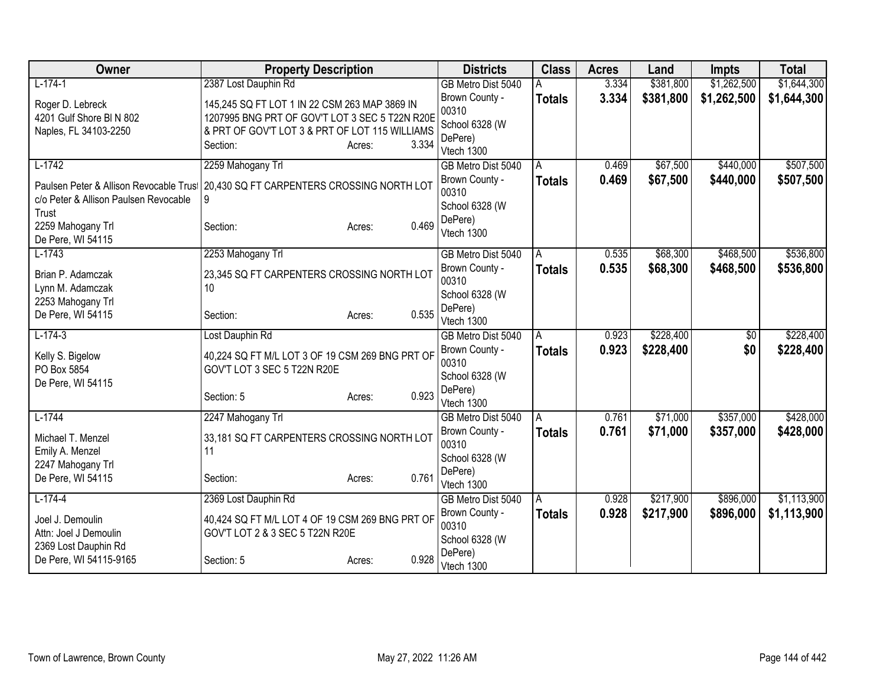| Owner | Property Description | Districts | Class | Acres | Land | Impts | Total |
|---|---|---|---|---|---|---|---|
| L-174-1<br><br>Roger D. Lebreck<br>4201 Gulf Shore Bl N 802<br>Naples, FL 34103-2250 | 2387 Lost Dauphin Rd<br><br>145,245 SQ FT LOT 1 IN 22 CSM 263 MAP 3869 IN 1207995 BNG PRT OF GOV'T LOT 3 SEC 5 T22N R20E & PRT OF GOV'T LOT 3 & PRT OF LOT 115 WILLIAMS<br>Section: Acres: 3.334 | GB Metro Dist 5040<br>Brown County - 00310<br>School 6328 (W DePere)<br>Vtech 1300 | A<br>**Totals** | 3.334<br>**3.334** | $381,800<br>**$381,800** | $1,262,500<br>**$1,262,500** | $1,644,300<br>**$1,644,300** |
| L-1742<br><br>Paulsen Peter & Allison Revocable Trust<br>c/o Peter & Allison Paulsen Revocable Trust<br>2259 Mahogany Trl<br>De Pere, WI 54115 | 2259 Mahogany Trl<br><br>20,430 SQ FT CARPENTERS CROSSING NORTH LOT 9<br><br>Section: Acres: 0.469 | GB Metro Dist 5040<br>Brown County - 00310<br>School 6328 (W DePere)<br>Vtech 1300 | A<br>**Totals** | 0.469<br>**0.469** | $67,500<br>**$67,500** | $440,000<br>**$440,000** | $507,500<br>**$507,500** |
| L-1743<br><br>Brian P. Adamczak<br>Lynn M. Adamczak<br>2253 Mahogany Trl<br>De Pere, WI 54115 | 2253 Mahogany Trl<br><br>23,345 SQ FT CARPENTERS CROSSING NORTH LOT 10<br><br>Section: Acres: 0.535 | GB Metro Dist 5040<br>Brown County - 00310<br>School 6328 (W DePere)<br>Vtech 1300 | A<br>**Totals** | 0.535<br>**0.535** | $68,300<br>**$68,300** | $468,500<br>**$468,500** | $536,800<br>**$536,800** |
| L-174-3<br><br>Kelly S. Bigelow<br>PO Box 5854<br>De Pere, WI 54115 | Lost Dauphin Rd<br><br>40,224 SQ FT M/L LOT 3 OF 19 CSM 269 BNG PRT OF GOV'T LOT 3 SEC 5 T22N R20E<br><br>Section: 5 Acres: 0.923 | GB Metro Dist 5040<br>Brown County - 00310<br>School 6328 (W DePere)<br>Vtech 1300 | A<br>**Totals** | 0.923<br>**0.923** | $228,400<br>**$228,400** | $0<br>**$0** | $228,400<br>**$228,400** |
| L-1744<br><br>Michael T. Menzel<br>Emily A. Menzel<br>2247 Mahogany Trl<br>De Pere, WI 54115 | 2247 Mahogany Trl<br><br>33,181 SQ FT CARPENTERS CROSSING NORTH LOT 11<br><br>Section: Acres: 0.761 | GB Metro Dist 5040<br>Brown County - 00310<br>School 6328 (W DePere)<br>Vtech 1300 | A<br>**Totals** | 0.761<br>**0.761** | $71,000<br>**$71,000** | $357,000<br>**$357,000** | $428,000<br>**$428,000** |
| L-174-4<br><br>Joel J. Demoulin<br>Attn: Joel J Demoulin<br>2369 Lost Dauphin Rd<br>De Pere, WI 54115-9165 | 2369 Lost Dauphin Rd<br><br>40,424 SQ FT M/L LOT 4 OF 19 CSM 269 BNG PRT OF GOV'T LOT 2 & 3 SEC 5 T22N R20E<br><br>Section: 5 Acres: 0.928 | GB Metro Dist 5040<br>Brown County - 00310<br>School 6328 (W DePere)<br>Vtech 1300 | A<br>**Totals** | 0.928<br>**0.928** | $217,900<br>**$217,900** | $896,000<br>**$896,000** | $1,113,900<br>**$1,113,900** |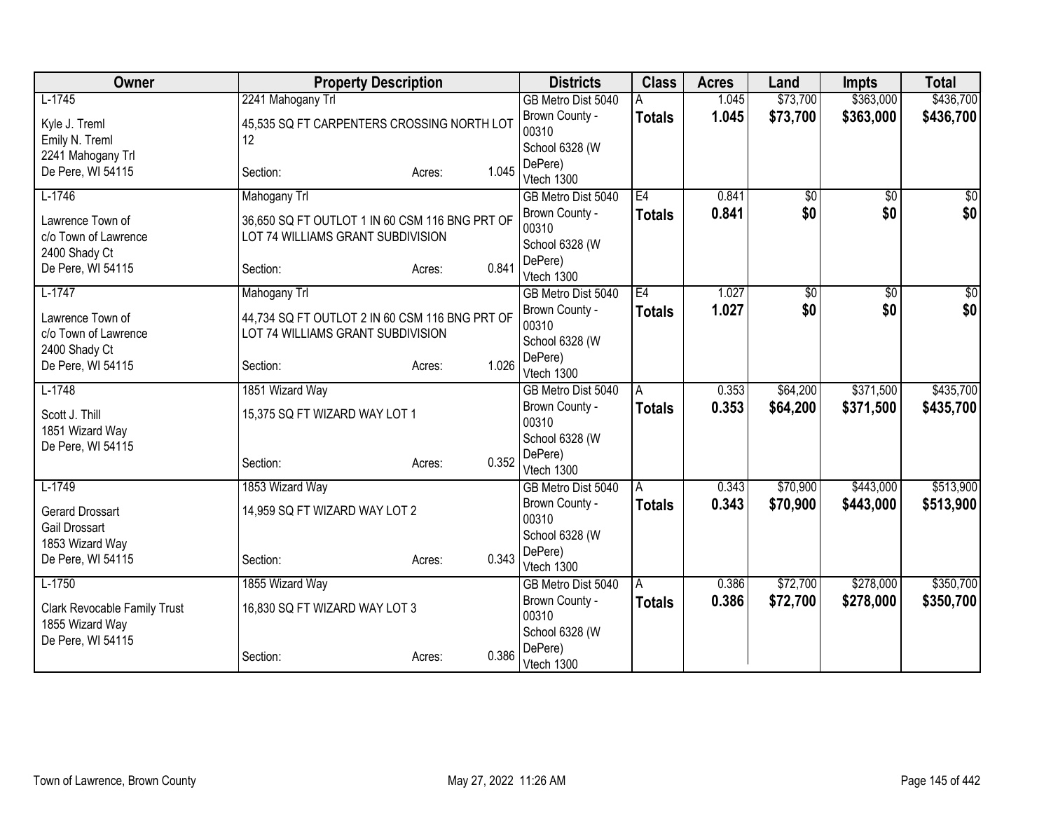| Owner | Property Description | Districts | Class | Acres | Land | Impts | Total |
|---|---|---|---|---|---|---|---|
| L-1745<br>Kyle J. Treml<br>Emily N. Treml<br>2241 Mahogany Trl<br>De Pere, WI 54115 | 2241 Mahogany Trl<br>45,535 SQ FT CARPENTERS CROSSING NORTH LOT 12<br>Section: Acres: 1.045 | GB Metro Dist 5040<br>Brown County - 00310<br>School 6328 (W DePere)<br>Vtech 1300 | A<br>**Totals** | 1.045<br>**1.045** | $73,700<br>**$73,700** | $363,000<br>**$363,000** | $436,700<br>**$436,700** |
| L-1746<br>Lawrence Town of<br>c/o Town of Lawrence<br>2400 Shady Ct<br>De Pere, WI 54115 | Mahogany Trl<br>36,650 SQ FT OUTLOT 1 IN 60 CSM 116 BNG PRT OF LOT 74 WILLIAMS GRANT SUBDIVISION<br>Section: Acres: 0.841 | GB Metro Dist 5040<br>Brown County - 00310<br>School 6328 (W DePere)<br>Vtech 1300 | E4<br>**Totals** | 0.841<br>**0.841** | $0<br>**$0** | $0<br>**$0** | $0<br>**$0** |
| L-1747<br>Lawrence Town of<br>c/o Town of Lawrence<br>2400 Shady Ct<br>De Pere, WI 54115 | Mahogany Trl<br>44,734 SQ FT OUTLOT 2 IN 60 CSM 116 BNG PRT OF LOT 74 WILLIAMS GRANT SUBDIVISION<br>Section: Acres: 1.026 | GB Metro Dist 5040<br>Brown County - 00310<br>School 6328 (W DePere)<br>Vtech 1300 | E4<br>**Totals** | 1.027<br>**1.027** | $0<br>**$0** | $0<br>**$0** | $0<br>**$0** |
| L-1748<br>Scott J. Thill<br>1851 Wizard Way<br>De Pere, WI 54115 | 1851 Wizard Way<br>15,375 SQ FT WIZARD WAY LOT 1<br>Section: Acres: 0.352 | GB Metro Dist 5040<br>Brown County - 00310<br>School 6328 (W DePere)<br>Vtech 1300 | A<br>**Totals** | 0.353<br>**0.353** | $64,200<br>**$64,200** | $371,500<br>**$371,500** | $435,700<br>**$435,700** |
| L-1749<br>Gerard Drossart<br>Gail Drossart<br>1853 Wizard Way<br>De Pere, WI 54115 | 1853 Wizard Way<br>14,959 SQ FT WIZARD WAY LOT 2<br>Section: Acres: 0.343 | GB Metro Dist 5040<br>Brown County - 00310<br>School 6328 (W DePere)<br>Vtech 1300 | A<br>**Totals** | 0.343<br>**0.343** | $70,900<br>**$70,900** | $443,000<br>**$443,000** | $513,900<br>**$513,900** |
| L-1750<br>Clark Revocable Family Trust<br>1855 Wizard Way<br>De Pere, WI 54115 | 1855 Wizard Way<br>16,830 SQ FT WIZARD WAY LOT 3<br>Section: Acres: 0.386 | GB Metro Dist 5040<br>Brown County - 00310<br>School 6328 (W DePere)<br>Vtech 1300 | A<br>**Totals** | 0.386<br>**0.386** | $72,700<br>**$72,700** | $278,000<br>**$278,000** | $350,700<br>**$350,700** |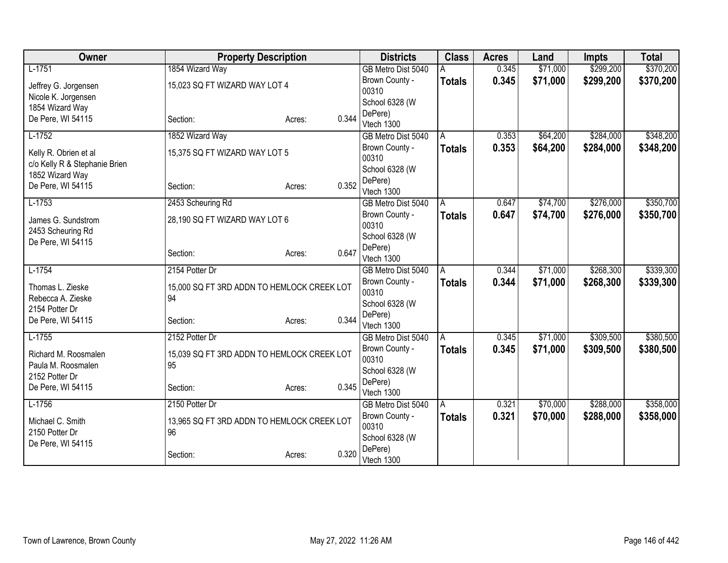| Owner | Property Description | | | Districts | Class | Acres | Land | Impts | Total |
|---|---|---|---|---|---|---|---|---|---|
| L-1751<br>Jeffrey G. Jorgensen<br>Nicole K. Jorgensen<br>1854 Wizard Way<br>De Pere, WI 54115 | 1854 Wizard Way<br>15,023 SQ FT WIZARD WAY LOT 4<br>Section: | Acres: | 0.344 | GB Metro Dist 5040<br>Brown County - 00310<br>School 6328 (W DePere)<br>Vtech 1300 | A<br>**Totals** | 0.345<br>**0.345** | $71,000<br>**$71,000** | $299,200<br>**$299,200** | $370,200<br>**$370,200** |
| L-1752<br>Kelly R. Obrien et al<br>c/o Kelly R & Stephanie Brien<br>1852 Wizard Way<br>De Pere, WI 54115 | 1852 Wizard Way<br>15,375 SQ FT WIZARD WAY LOT 5<br>Section: | Acres: | 0.352 | GB Metro Dist 5040<br>Brown County - 00310<br>School 6328 (W DePere)<br>Vtech 1300 | A<br>**Totals** | 0.353<br>**0.353** | $64,200<br>**$64,200** | $284,000<br>**$284,000** | $348,200<br>**$348,200** |
| L-1753<br>James G. Sundstrom<br>2453 Scheuring Rd<br>De Pere, WI 54115 | 2453 Scheuring Rd<br>28,190 SQ FT WIZARD WAY LOT 6<br>Section: | Acres: | 0.647 | GB Metro Dist 5040<br>Brown County - 00310<br>School 6328 (W DePere)<br>Vtech 1300 | A<br>**Totals** | 0.647<br>**0.647** | $74,700<br>**$74,700** | $276,000<br>**$276,000** | $350,700<br>**$350,700** |
| L-1754<br>Thomas L. Zieske<br>Rebecca A. Zieske<br>2154 Potter Dr<br>De Pere, WI 54115 | 2154 Potter Dr<br>15,000 SQ FT 3RD ADDN TO HEMLOCK CREEK LOT 94<br>Section: | Acres: | 0.344 | GB Metro Dist 5040<br>Brown County - 00310<br>School 6328 (W DePere)<br>Vtech 1300 | A<br>**Totals** | 0.344<br>**0.344** | $71,000<br>**$71,000** | $268,300<br>**$268,300** | $339,300<br>**$339,300** |
| L-1755<br>Richard M. Roosmalen<br>Paula M. Roosmalen<br>2152 Potter Dr<br>De Pere, WI 54115 | 2152 Potter Dr<br>15,039 SQ FT 3RD ADDN TO HEMLOCK CREEK LOT 95<br>Section: | Acres: | 0.345 | GB Metro Dist 5040<br>Brown County - 00310<br>School 6328 (W DePere)<br>Vtech 1300 | A<br>**Totals** | 0.345<br>**0.345** | $71,000<br>**$71,000** | $309,500<br>**$309,500** | $380,500<br>**$380,500** |
| L-1756<br>Michael C. Smith<br>2150 Potter Dr<br>De Pere, WI 54115 | 2150 Potter Dr<br>13,965 SQ FT 3RD ADDN TO HEMLOCK CREEK LOT 96<br>Section: | Acres: | 0.320 | GB Metro Dist 5040<br>Brown County - 00310<br>School 6328 (W DePere)<br>Vtech 1300 | A<br>**Totals** | 0.321<br>**0.321** | $70,000<br>**$70,000** | $288,000<br>**$288,000** | $358,000<br>**$358,000** |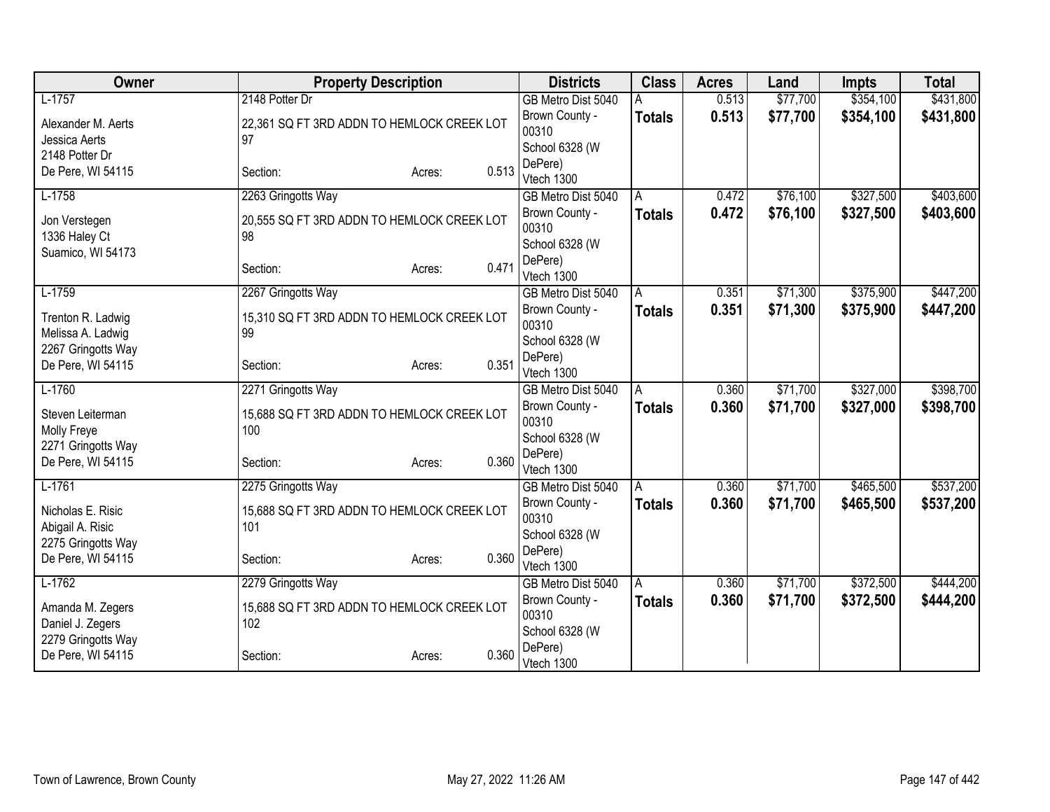| Owner | Property Description | Districts | Class | Acres | Land | Impts | Total |
|---|---|---|---|---|---|---|---|
| L-1757<br>Alexander M. Aerts<br>Jessica Aerts<br>2148 Potter Dr<br>De Pere, WI 54115 | 2148 Potter Dr<br>22,361 SQ FT 3RD ADDN TO HEMLOCK CREEK LOT 97<br>Section: Acres: 0.513 | GB Metro Dist 5040<br>Brown County - 00310<br>School 6328 (W DePere)<br>Vtech 1300 | A<br>**Totals** | 0.513<br>**0.513** | $77,700<br>**$77,700** | $354,100<br>**$354,100** | $431,800<br>**$431,800** |
| L-1758<br>Jon Verstegen<br>1336 Haley Ct<br>Suamico, WI 54173 | 2263 Gringotts Way<br>20,555 SQ FT 3RD ADDN TO HEMLOCK CREEK LOT 98<br>Section: Acres: 0.471 | GB Metro Dist 5040<br>Brown County - 00310<br>School 6328 (W DePere)<br>Vtech 1300 | A<br>**Totals** | 0.472<br>**0.472** | $76,100<br>**$76,100** | $327,500<br>**$327,500** | $403,600<br>**$403,600** |
| L-1759<br>Trenton R. Ladwig<br>Melissa A. Ladwig<br>2267 Gringotts Way<br>De Pere, WI 54115 | 2267 Gringotts Way<br>15,310 SQ FT 3RD ADDN TO HEMLOCK CREEK LOT 99<br>Section: Acres: 0.351 | GB Metro Dist 5040<br>Brown County - 00310<br>School 6328 (W DePere)<br>Vtech 1300 | A<br>**Totals** | 0.351<br>**0.351** | $71,300<br>**$71,300** | $375,900<br>**$375,900** | $447,200<br>**$447,200** |
| L-1760<br>Steven Leiterman<br>Molly Freye<br>2271 Gringotts Way<br>De Pere, WI 54115 | 2271 Gringotts Way<br>15,688 SQ FT 3RD ADDN TO HEMLOCK CREEK LOT 100<br>Section: Acres: 0.360 | GB Metro Dist 5040<br>Brown County - 00310<br>School 6328 (W DePere)<br>Vtech 1300 | A<br>**Totals** | 0.360<br>**0.360** | $71,700<br>**$71,700** | $327,000<br>**$327,000** | $398,700<br>**$398,700** |
| L-1761<br>Nicholas E. Risic<br>Abigail A. Risic<br>2275 Gringotts Way<br>De Pere, WI 54115 | 2275 Gringotts Way<br>15,688 SQ FT 3RD ADDN TO HEMLOCK CREEK LOT 101<br>Section: Acres: 0.360 | GB Metro Dist 5040<br>Brown County - 00310<br>School 6328 (W DePere)<br>Vtech 1300 | A<br>**Totals** | 0.360<br>**0.360** | $71,700<br>**$71,700** | $465,500<br>**$465,500** | $537,200<br>**$537,200** |
| L-1762<br>Amanda M. Zegers<br>Daniel J. Zegers<br>2279 Gringotts Way<br>De Pere, WI 54115 | 2279 Gringotts Way<br>15,688 SQ FT 3RD ADDN TO HEMLOCK CREEK LOT 102<br>Section: Acres: 0.360 | GB Metro Dist 5040<br>Brown County - 00310<br>School 6328 (W DePere)<br>Vtech 1300 | A<br>**Totals** | 0.360<br>**0.360** | $71,700<br>**$71,700** | $372,500<br>**$372,500** | $444,200<br>**$444,200** |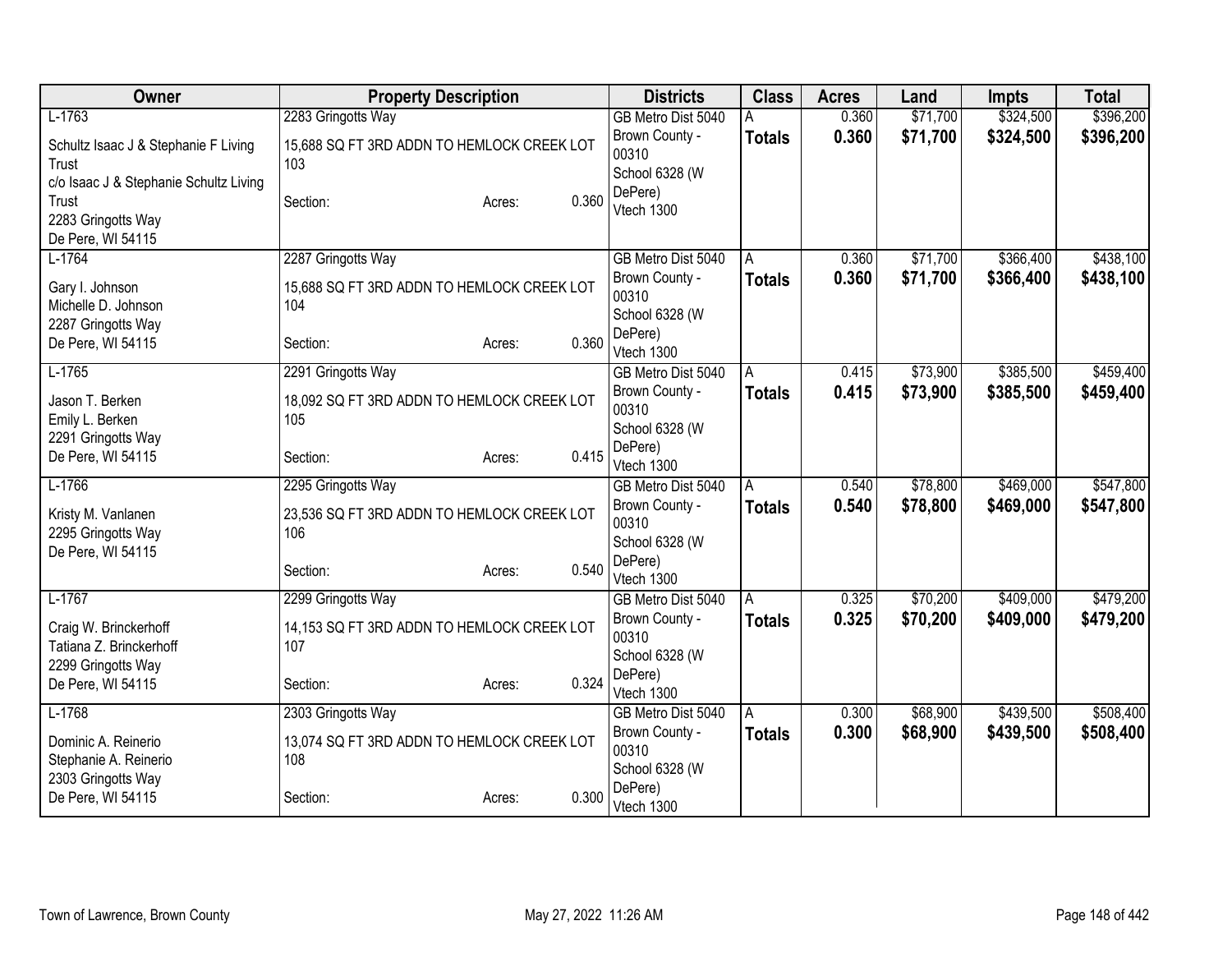| Owner | Property Description | Districts | Class | Acres | Land | Impts | Total |
|---|---|---|---|---|---|---|---|
| L-1763<br>Schultz Isaac J & Stephanie F Living Trust<br>c/o Isaac J & Stephanie Schultz Living Trust<br>2283 Gringotts Way<br>De Pere, WI 54115 | 2283 Gringotts Way<br>15,688 SQ FT 3RD ADDN TO HEMLOCK CREEK LOT 103<br>Section: Acres: 0.360 | GB Metro Dist 5040<br>Brown County - 00310<br>School 6328 (W DePere)<br>Vtech 1300 | A<br>**Totals** | 0.360<br>**0.360** | $71,700<br>**$71,700** | $324,500<br>**$324,500** | $396,200<br>**$396,200** |
| L-1764<br>Gary I. Johnson<br>Michelle D. Johnson<br>2287 Gringotts Way<br>De Pere, WI 54115 | 2287 Gringotts Way<br>15,688 SQ FT 3RD ADDN TO HEMLOCK CREEK LOT 104<br>Section: Acres: 0.360 | GB Metro Dist 5040<br>Brown County - 00310<br>School 6328 (W DePere)<br>Vtech 1300 | A<br>**Totals** | 0.360<br>**0.360** | $71,700<br>**$71,700** | $366,400<br>**$366,400** | $438,100<br>**$438,100** |
| L-1765<br>Jason T. Berken<br>Emily L. Berken<br>2291 Gringotts Way<br>De Pere, WI 54115 | 2291 Gringotts Way<br>18,092 SQ FT 3RD ADDN TO HEMLOCK CREEK LOT 105<br>Section: Acres: 0.415 | GB Metro Dist 5040<br>Brown County - 00310<br>School 6328 (W DePere)<br>Vtech 1300 | A<br>**Totals** | 0.415<br>**0.415** | $73,900<br>**$73,900** | $385,500<br>**$385,500** | $459,400<br>**$459,400** |
| L-1766<br>Kristy M. Vanlanen<br>2295 Gringotts Way<br>De Pere, WI 54115 | 2295 Gringotts Way<br>23,536 SQ FT 3RD ADDN TO HEMLOCK CREEK LOT 106<br>Section: Acres: 0.540 | GB Metro Dist 5040<br>Brown County - 00310<br>School 6328 (W DePere)<br>Vtech 1300 | A<br>**Totals** | 0.540<br>**0.540** | $78,800<br>**$78,800** | $469,000<br>**$469,000** | $547,800<br>**$547,800** |
| L-1767<br>Craig W. Brinckerhoff<br>Tatiana Z. Brinckerhoff<br>2299 Gringotts Way<br>De Pere, WI 54115 | 2299 Gringotts Way<br>14,153 SQ FT 3RD ADDN TO HEMLOCK CREEK LOT 107<br>Section: Acres: 0.324 | GB Metro Dist 5040<br>Brown County - 00310<br>School 6328 (W DePere)<br>Vtech 1300 | A<br>**Totals** | 0.325<br>**0.325** | $70,200<br>**$70,200** | $409,000<br>**$409,000** | $479,200<br>**$479,200** |
| L-1768<br>Dominic A. Reinerio<br>Stephanie A. Reinerio<br>2303 Gringotts Way<br>De Pere, WI 54115 | 2303 Gringotts Way<br>13,074 SQ FT 3RD ADDN TO HEMLOCK CREEK LOT 108<br>Section: Acres: 0.300 | GB Metro Dist 5040<br>Brown County - 00310<br>School 6328 (W DePere)<br>Vtech 1300 | A<br>**Totals** | 0.300<br>**0.300** | $68,900<br>**$68,900** | $439,500<br>**$439,500** | $508,400<br>**$508,400** |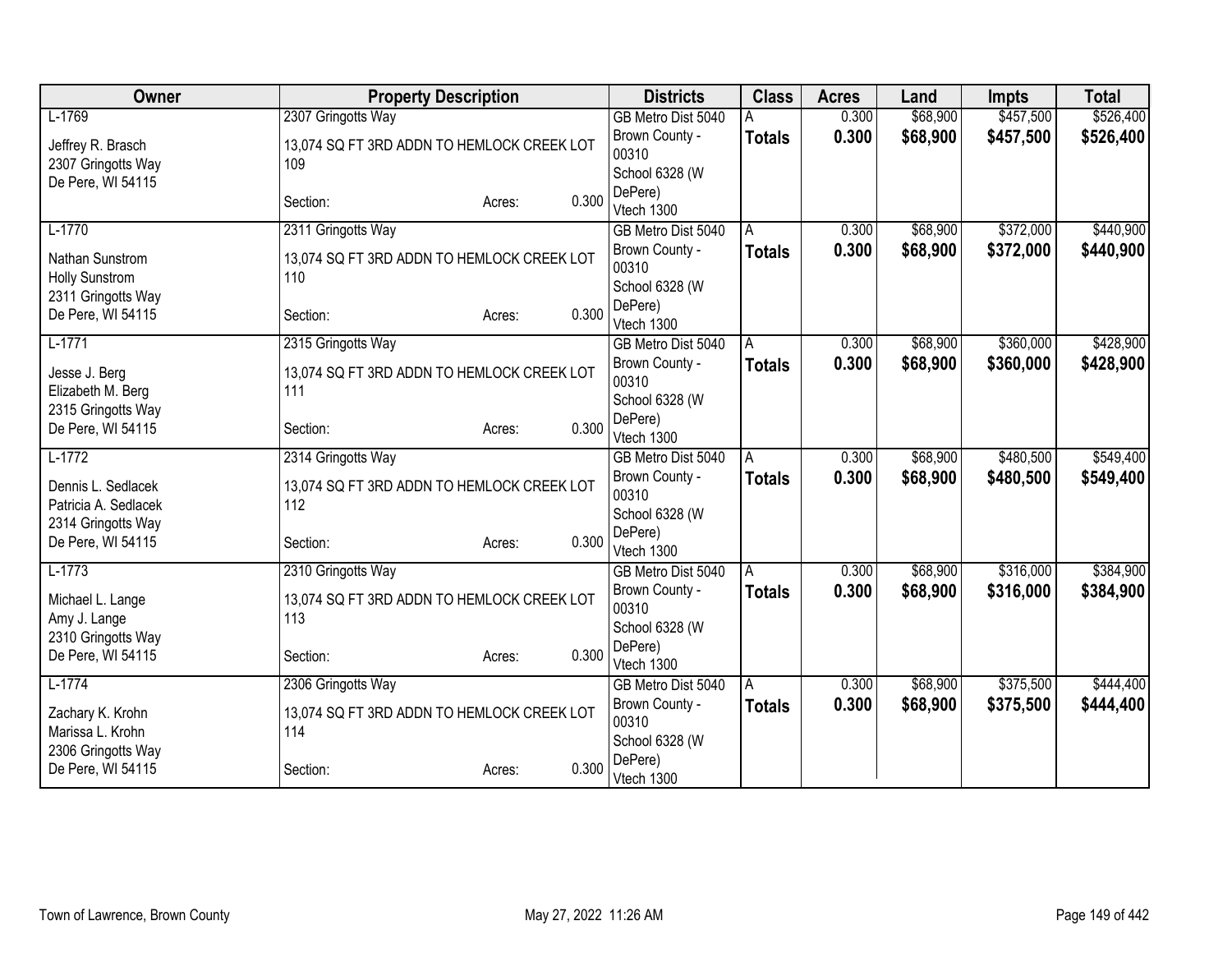| Owner | Property Description | Districts | Class | Acres | Land | Impts | Total |
|---|---|---|---|---|---|---|---|
| L-1769<br><br>Jeffrey R. Brasch<br>2307 Gringotts Way<br>De Pere, WI 54115 | 2307 Gringotts Way<br><br>13,074 SQ FT 3RD ADDN TO HEMLOCK CREEK LOT 109<br><br>Section: Acres: 0.300 | GB Metro Dist 5040<br>Brown County - 00310<br>School 6328 (W DePere)<br>Vtech 1300 | A<br>**Totals** | 0.300<br>**0.300** | $68,900<br>**$68,900** | $457,500<br>**$457,500** | $526,400<br>**$526,400** |
| L-1770<br><br>Nathan Sunstrom<br>Holly Sunstrom<br>2311 Gringotts Way<br>De Pere, WI 54115 | 2311 Gringotts Way<br><br>13,074 SQ FT 3RD ADDN TO HEMLOCK CREEK LOT 110<br><br>Section: Acres: 0.300 | GB Metro Dist 5040<br>Brown County - 00310<br>School 6328 (W DePere)<br>Vtech 1300 | A<br>**Totals** | 0.300<br>**0.300** | $68,900<br>**$68,900** | $372,000<br>**$372,000** | $440,900<br>**$440,900** |
| L-1771<br><br>Jesse J. Berg<br>Elizabeth M. Berg<br>2315 Gringotts Way<br>De Pere, WI 54115 | 2315 Gringotts Way<br><br>13,074 SQ FT 3RD ADDN TO HEMLOCK CREEK LOT 111<br><br>Section: Acres: 0.300 | GB Metro Dist 5040<br>Brown County - 00310<br>School 6328 (W DePere)<br>Vtech 1300 | A<br>**Totals** | 0.300<br>**0.300** | $68,900<br>**$68,900** | $360,000<br>**$360,000** | $428,900<br>**$428,900** |
| L-1772<br><br>Dennis L. Sedlacek<br>Patricia A. Sedlacek<br>2314 Gringotts Way<br>De Pere, WI 54115 | 2314 Gringotts Way<br><br>13,074 SQ FT 3RD ADDN TO HEMLOCK CREEK LOT 112<br><br>Section: Acres: 0.300 | GB Metro Dist 5040<br>Brown County - 00310<br>School 6328 (W DePere)<br>Vtech 1300 | A<br>**Totals** | 0.300<br>**0.300** | $68,900<br>**$68,900** | $480,500<br>**$480,500** | $549,400<br>**$549,400** |
| L-1773<br><br>Michael L. Lange<br>Amy J. Lange<br>2310 Gringotts Way<br>De Pere, WI 54115 | 2310 Gringotts Way<br><br>13,074 SQ FT 3RD ADDN TO HEMLOCK CREEK LOT 113<br><br>Section: Acres: 0.300 | GB Metro Dist 5040<br>Brown County - 00310<br>School 6328 (W DePere)<br>Vtech 1300 | A<br>**Totals** | 0.300<br>**0.300** | $68,900<br>**$68,900** | $316,000<br>**$316,000** | $384,900<br>**$384,900** |
| L-1774<br><br>Zachary K. Krohn<br>Marissa L. Krohn<br>2306 Gringotts Way<br>De Pere, WI 54115 | 2306 Gringotts Way<br><br>13,074 SQ FT 3RD ADDN TO HEMLOCK CREEK LOT 114<br><br>Section: Acres: 0.300 | GB Metro Dist 5040<br>Brown County - 00310<br>School 6328 (W DePere)<br>Vtech 1300 | A<br>**Totals** | 0.300<br>**0.300** | $68,900<br>**$68,900** | $375,500<br>**$375,500** | $444,400<br>**$444,400** |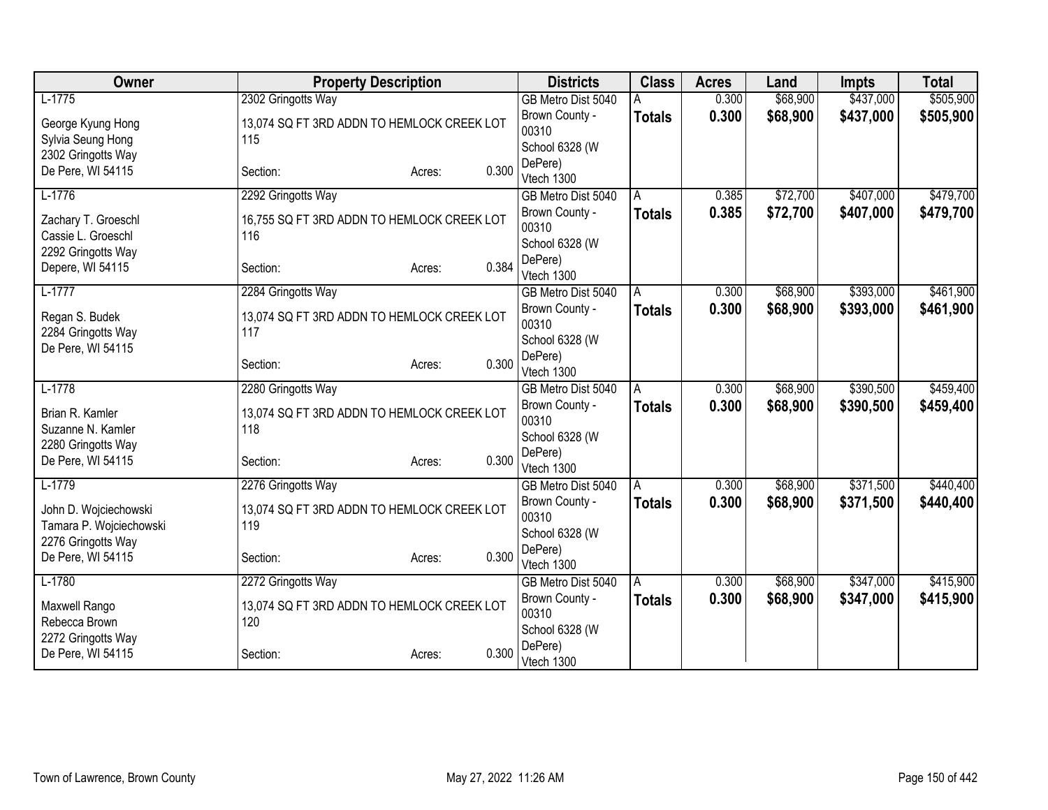| Owner | Property Description | Districts | Class | Acres | Land | Impts | Total |
|---|---|---|---|---|---|---|---|
| L-1775<br>George Kyung Hong<br>Sylvia Seung Hong<br>2302 Gringotts Way<br>De Pere, WI 54115 | 2302 Gringotts Way<br>13,074 SQ FT 3RD ADDN TO HEMLOCK CREEK LOT 115<br>Section: Acres: 0.300 | GB Metro Dist 5040<br>Brown County - 00310<br>School 6328 (W DePere)<br>Vtech 1300 | A<br>**Totals** | 0.300<br>**0.300** | $68,900<br>**$68,900** | $437,000<br>**$437,000** | $505,900<br>**$505,900** |
| L-1776<br>Zachary T. Groeschl<br>Cassie L. Groeschl<br>2292 Gringotts Way<br>Depere, WI 54115 | 2292 Gringotts Way<br>16,755 SQ FT 3RD ADDN TO HEMLOCK CREEK LOT 116<br>Section: Acres: 0.384 | GB Metro Dist 5040<br>Brown County - 00310<br>School 6328 (W DePere)<br>Vtech 1300 | A<br>**Totals** | 0.385<br>**0.385** | $72,700<br>**$72,700** | $407,000<br>**$407,000** | $479,700<br>**$479,700** |
| L-1777<br>Regan S. Budek<br>2284 Gringotts Way<br>De Pere, WI 54115 | 2284 Gringotts Way<br>13,074 SQ FT 3RD ADDN TO HEMLOCK CREEK LOT 117<br>Section: Acres: 0.300 | GB Metro Dist 5040<br>Brown County - 00310<br>School 6328 (W DePere)<br>Vtech 1300 | A<br>**Totals** | 0.300<br>**0.300** | $68,900<br>**$68,900** | $393,000<br>**$393,000** | $461,900<br>**$461,900** |
| L-1778<br>Brian R. Kamler<br>Suzanne N. Kamler<br>2280 Gringotts Way<br>De Pere, WI 54115 | 2280 Gringotts Way<br>13,074 SQ FT 3RD ADDN TO HEMLOCK CREEK LOT 118<br>Section: Acres: 0.300 | GB Metro Dist 5040<br>Brown County - 00310<br>School 6328 (W DePere)<br>Vtech 1300 | A<br>**Totals** | 0.300<br>**0.300** | $68,900<br>**$68,900** | $390,500<br>**$390,500** | $459,400<br>**$459,400** |
| L-1779<br>John D. Wojciechowski<br>Tamara P. Wojciechowski<br>2276 Gringotts Way<br>De Pere, WI 54115 | 2276 Gringotts Way<br>13,074 SQ FT 3RD ADDN TO HEMLOCK CREEK LOT 119<br>Section: Acres: 0.300 | GB Metro Dist 5040<br>Brown County - 00310<br>School 6328 (W DePere)<br>Vtech 1300 | A<br>**Totals** | 0.300<br>**0.300** | $68,900<br>**$68,900** | $371,500<br>**$371,500** | $440,400<br>**$440,400** |
| L-1780<br>Maxwell Rango<br>Rebecca Brown<br>2272 Gringotts Way<br>De Pere, WI 54115 | 2272 Gringotts Way<br>13,074 SQ FT 3RD ADDN TO HEMLOCK CREEK LOT 120<br>Section: Acres: 0.300 | GB Metro Dist 5040<br>Brown County - 00310<br>School 6328 (W DePere)<br>Vtech 1300 | A<br>**Totals** | 0.300<br>**0.300** | $68,900<br>**$68,900** | $347,000<br>**$347,000** | $415,900<br>**$415,900** |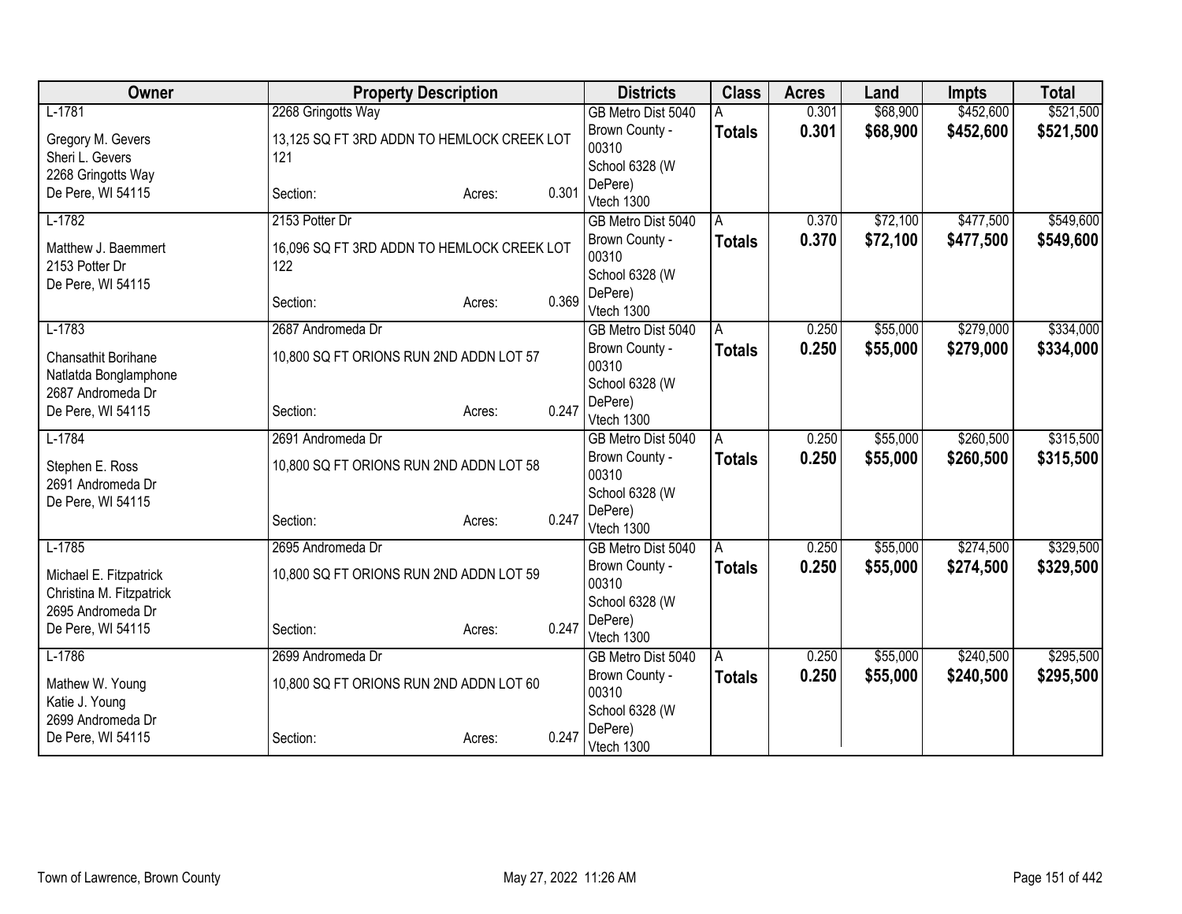| Owner | Property Description | Districts | Class | Acres | Land | Impts | Total |
|---|---|---|---|---|---|---|---|
| L-1781<br>Gregory M. Gevers<br>Sheri L. Gevers<br>2268 Gringotts Way<br>De Pere, WI 54115 | 2268 Gringotts Way<br>13,125 SQ FT 3RD ADDN TO HEMLOCK CREEK LOT 121<br>Section: Acres: 0.301 | GB Metro Dist 5040<br>Brown County - 00310<br>School 6328 (W DePere)<br>Vtech 1300 | A<br>**Totals** | 0.301<br>**0.301** | $68,900<br>**$68,900** | $452,600<br>**$452,600** | $521,500<br>**$521,500** |
| L-1782<br>Matthew J. Baemmert<br>2153 Potter Dr<br>De Pere, WI 54115 | 2153 Potter Dr<br>16,096 SQ FT 3RD ADDN TO HEMLOCK CREEK LOT 122<br>Section: Acres: 0.369 | GB Metro Dist 5040<br>Brown County - 00310<br>School 6328 (W DePere)<br>Vtech 1300 | A<br>**Totals** | 0.370<br>**0.370** | $72,100<br>**$72,100** | $477,500<br>**$477,500** | $549,600<br>**$549,600** |
| L-1783<br>Chansathit Borihane<br>Natlatda Bonglamphone<br>2687 Andromeda Dr<br>De Pere, WI 54115 | 2687 Andromeda Dr<br>10,800 SQ FT ORIONS RUN 2ND ADDN LOT 57<br>Section: Acres: 0.247 | GB Metro Dist 5040<br>Brown County - 00310<br>School 6328 (W DePere)<br>Vtech 1300 | A<br>**Totals** | 0.250<br>**0.250** | $55,000<br>**$55,000** | $279,000<br>**$279,000** | $334,000<br>**$334,000** |
| L-1784<br>Stephen E. Ross<br>2691 Andromeda Dr<br>De Pere, WI 54115 | 2691 Andromeda Dr<br>10,800 SQ FT ORIONS RUN 2ND ADDN LOT 58<br>Section: Acres: 0.247 | GB Metro Dist 5040<br>Brown County - 00310<br>School 6328 (W DePere)<br>Vtech 1300 | A<br>**Totals** | 0.250<br>**0.250** | $55,000<br>**$55,000** | $260,500<br>**$260,500** | $315,500<br>**$315,500** |
| L-1785<br>Michael E. Fitzpatrick<br>Christina M. Fitzpatrick<br>2695 Andromeda Dr<br>De Pere, WI 54115 | 2695 Andromeda Dr<br>10,800 SQ FT ORIONS RUN 2ND ADDN LOT 59<br>Section: Acres: 0.247 | GB Metro Dist 5040<br>Brown County - 00310<br>School 6328 (W DePere)<br>Vtech 1300 | A<br>**Totals** | 0.250<br>**0.250** | $55,000<br>**$55,000** | $274,500<br>**$274,500** | $329,500<br>**$329,500** |
| L-1786<br>Mathew W. Young<br>Katie J. Young<br>2699 Andromeda Dr<br>De Pere, WI 54115 | 2699 Andromeda Dr<br>10,800 SQ FT ORIONS RUN 2ND ADDN LOT 60<br>Section: Acres: 0.247 | GB Metro Dist 5040<br>Brown County - 00310<br>School 6328 (W DePere)<br>Vtech 1300 | A<br>**Totals** | 0.250<br>**0.250** | $55,000<br>**$55,000** | $240,500<br>**$240,500** | $295,500<br>**$295,500** |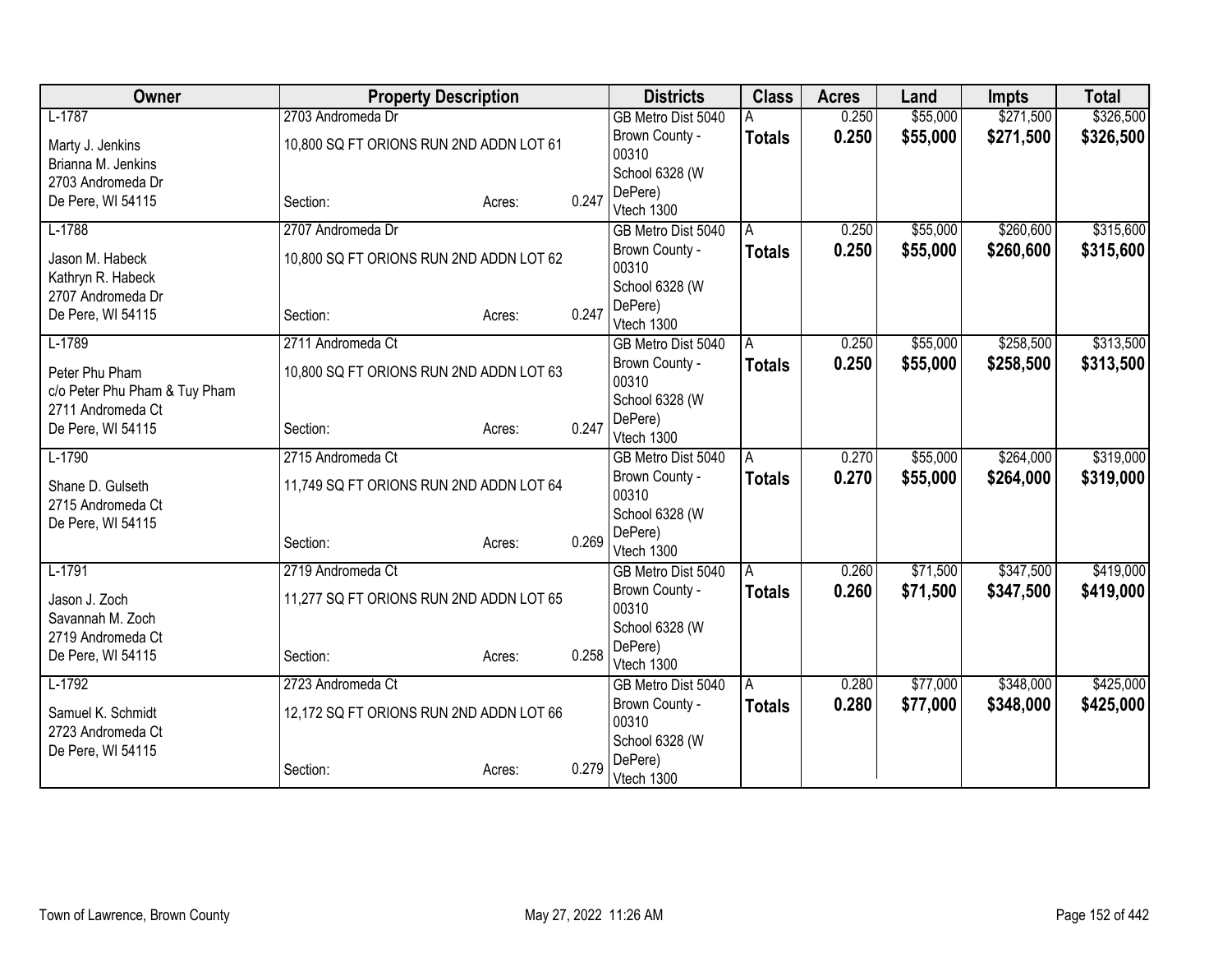| Owner | Property Description | | | Districts | Class | Acres | Land | Impts | Total |
|---|---|---|---|---|---|---|---|---|---|
| L-1787<br>Marty J. Jenkins<br>Brianna M. Jenkins<br>2703 Andromeda Dr<br>De Pere, WI 54115 | 2703 Andromeda Dr<br>10,800 SQ FT ORIONS RUN 2ND ADDN LOT 61<br>Section: | Acres: | 0.247 | GB Metro Dist 5040<br>Brown County - 00310<br>School 6328 (W DePere)<br>Vtech 1300 | A<br>**Totals** | 0.250<br>**0.250** | $55,000<br>**$55,000** | $271,500<br>**$271,500** | $326,500<br>**$326,500** |
| L-1788<br>Jason M. Habeck<br>Kathryn R. Habeck<br>2707 Andromeda Dr<br>De Pere, WI 54115 | 2707 Andromeda Dr<br>10,800 SQ FT ORIONS RUN 2ND ADDN LOT 62<br>Section: | Acres: | 0.247 | GB Metro Dist 5040<br>Brown County - 00310<br>School 6328 (W DePere)<br>Vtech 1300 | A<br>**Totals** | 0.250<br>**0.250** | $55,000<br>**$55,000** | $260,600<br>**$260,600** | $315,600<br>**$315,600** |
| L-1789<br>Peter Phu Pham<br>c/o Peter Phu Pham & Tuy Pham<br>2711 Andromeda Ct<br>De Pere, WI 54115 | 2711 Andromeda Ct<br>10,800 SQ FT ORIONS RUN 2ND ADDN LOT 63<br>Section: | Acres: | 0.247 | GB Metro Dist 5040<br>Brown County - 00310<br>School 6328 (W DePere)<br>Vtech 1300 | A<br>**Totals** | 0.250<br>**0.250** | $55,000<br>**$55,000** | $258,500<br>**$258,500** | $313,500<br>**$313,500** |
| L-1790<br>Shane D. Gulseth<br>2715 Andromeda Ct<br>De Pere, WI 54115 | 2715 Andromeda Ct<br>11,749 SQ FT ORIONS RUN 2ND ADDN LOT 64<br>Section: | Acres: | 0.269 | GB Metro Dist 5040<br>Brown County - 00310<br>School 6328 (W DePere)<br>Vtech 1300 | A<br>**Totals** | 0.270<br>**0.270** | $55,000<br>**$55,000** | $264,000<br>**$264,000** | $319,000<br>**$319,000** |
| L-1791<br>Jason J. Zoch<br>Savannah M. Zoch<br>2719 Andromeda Ct<br>De Pere, WI 54115 | 2719 Andromeda Ct<br>11,277 SQ FT ORIONS RUN 2ND ADDN LOT 65<br>Section: | Acres: | 0.258 | GB Metro Dist 5040<br>Brown County - 00310<br>School 6328 (W DePere)<br>Vtech 1300 | A<br>**Totals** | 0.260<br>**0.260** | $71,500<br>**$71,500** | $347,500<br>**$347,500** | $419,000<br>**$419,000** |
| L-1792<br>Samuel K. Schmidt<br>2723 Andromeda Ct<br>De Pere, WI 54115 | 2723 Andromeda Ct<br>12,172 SQ FT ORIONS RUN 2ND ADDN LOT 66<br>Section: | Acres: | 0.279 | GB Metro Dist 5040<br>Brown County - 00310<br>School 6328 (W DePere)<br>Vtech 1300 | A<br>**Totals** | 0.280<br>**0.280** | $77,000<br>**$77,000** | $348,000<br>**$348,000** | $425,000<br>**$425,000** |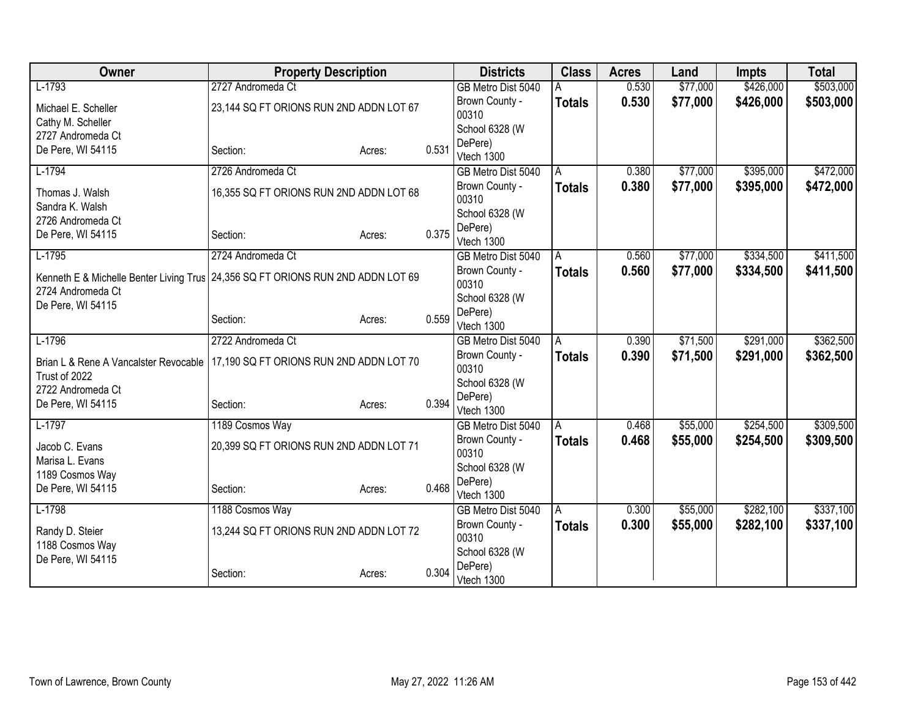| Owner | Property Description | | | Districts | Class | Acres | Land | Impts | Total |
|---|---|---|---|---|---|---|---|---|---|
| L-1793 | 2727 Andromeda Ct | | | GB Metro Dist 5040 | A | 0.530 | $77,000 | $426,000 | $503,000 |
| Michael E. Scheller | 23,144 SQ FT ORIONS RUN 2ND ADDN LOT 67 | | | Brown County - 00310 | **Totals** | **0.530** | **$77,000** | **$426,000** | **$503,000** |
| Cathy M. Scheller | | | | School 6328 (W DePere) | | | | | |
| 2727 Andromeda Ct | | | | | | | | | |
| De Pere, WI 54115 | Section: | Acres: | 0.531 | Vtech 1300 | | | | | |
| L-1794 | 2726 Andromeda Ct | | | GB Metro Dist 5040 | A | 0.380 | $77,000 | $395,000 | $472,000 |
| Thomas J. Walsh | 16,355 SQ FT ORIONS RUN 2ND ADDN LOT 68 | | | Brown County - 00310 | **Totals** | **0.380** | **$77,000** | **$395,000** | **$472,000** |
| Sandra K. Walsh | | | | School 6328 (W DePere) | | | | | |
| 2726 Andromeda Ct | | | | | | | | | |
| De Pere, WI 54115 | Section: | Acres: | 0.375 | Vtech 1300 | | | | | |
| L-1795 | 2724 Andromeda Ct | | | GB Metro Dist 5040 | A | 0.560 | $77,000 | $334,500 | $411,500 |
| Kenneth E & Michelle Benter Living Trus | 24,356 SQ FT ORIONS RUN 2ND ADDN LOT 69 | | | Brown County - 00310 | **Totals** | **0.560** | **$77,000** | **$334,500** | **$411,500** |
| 2724 Andromeda Ct | | | | School 6328 (W DePere) | | | | | |
| De Pere, WI 54115 | Section: | Acres: | 0.559 | Vtech 1300 | | | | | |
| L-1796 | 2722 Andromeda Ct | | | GB Metro Dist 5040 | A | 0.390 | $71,500 | $291,000 | $362,500 |
| Brian L & Rene A Vancalster Revocable Trust of 2022 | 17,190 SQ FT ORIONS RUN 2ND ADDN LOT 70 | | | Brown County - 00310 | **Totals** | **0.390** | **$71,500** | **$291,000** | **$362,500** |
| 2722 Andromeda Ct | | | | School 6328 (W DePere) | | | | | |
| De Pere, WI 54115 | Section: | Acres: | 0.394 | Vtech 1300 | | | | | |
| L-1797 | 1189 Cosmos Way | | | GB Metro Dist 5040 | A | 0.468 | $55,000 | $254,500 | $309,500 |
| Jacob C. Evans | 20,399 SQ FT ORIONS RUN 2ND ADDN LOT 71 | | | Brown County - 00310 | **Totals** | **0.468** | **$55,000** | **$254,500** | **$309,500** |
| Marisa L. Evans | | | | School 6328 (W DePere) | | | | | |
| 1189 Cosmos Way | | | | | | | | | |
| De Pere, WI 54115 | Section: | Acres: | 0.468 | Vtech 1300 | | | | | |
| L-1798 | 1188 Cosmos Way | | | GB Metro Dist 5040 | A | 0.300 | $55,000 | $282,100 | $337,100 |
| Randy D. Steier | 13,244 SQ FT ORIONS RUN 2ND ADDN LOT 72 | | | Brown County - 00310 | **Totals** | **0.300** | **$55,000** | **$282,100** | **$337,100** |
| 1188 Cosmos Way | | | | School 6328 (W DePere) | | | | | |
| De Pere, WI 54115 | Section: | Acres: | 0.304 | Vtech 1300 | | | | | |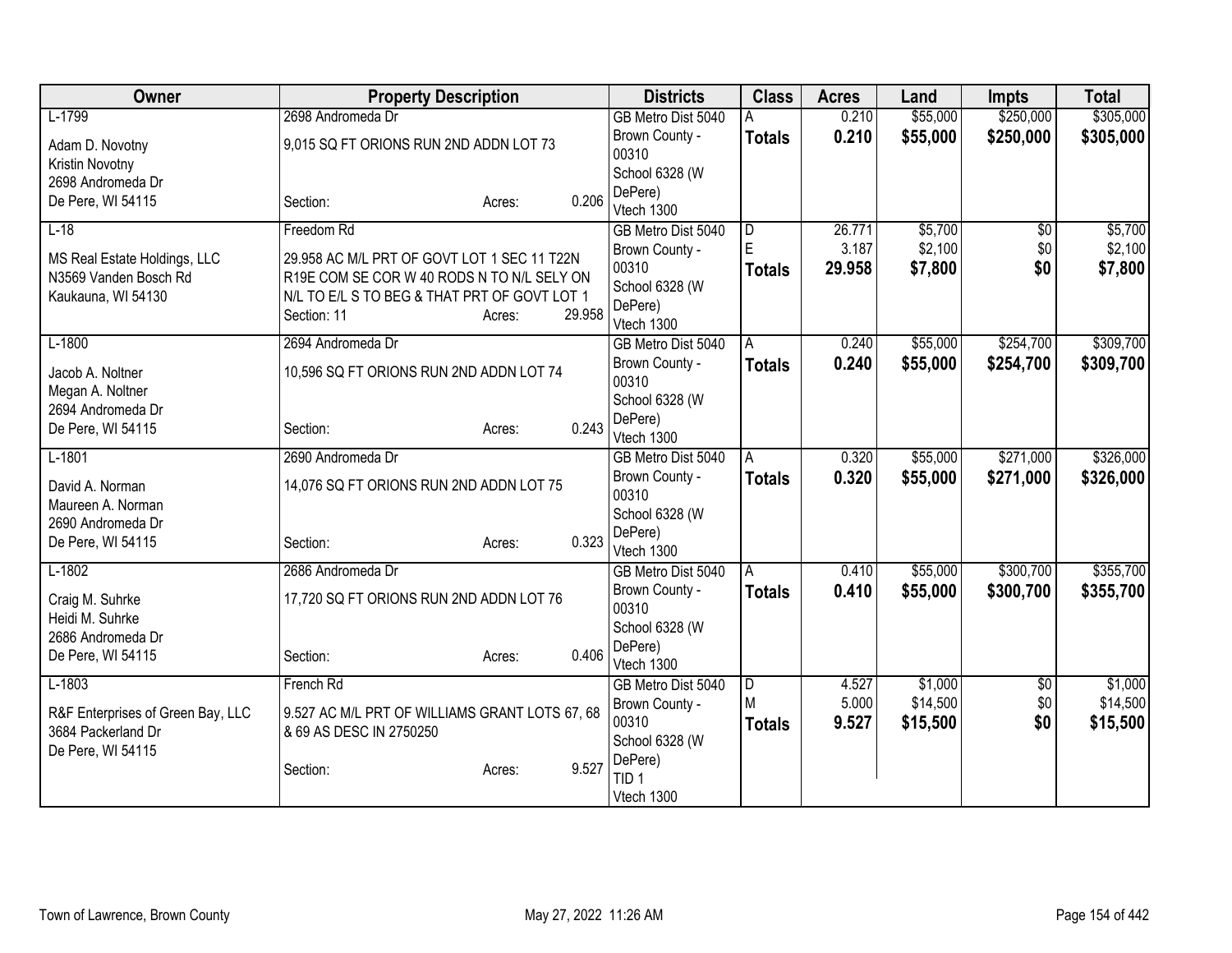| Owner | Property Description | Districts | Class | Acres | Land | Impts | Total |
|---|---|---|---|---|---|---|---|
| L-1799<br>Adam D. Novotny<br>Kristin Novotny<br>2698 Andromeda Dr<br>De Pere, WI 54115 | 2698 Andromeda Dr<br>9,015 SQ FT ORIONS RUN 2ND ADDN LOT 73<br>Section: Acres: 0.206 | GB Metro Dist 5040<br>Brown County - 00310<br>School 6328 (W DePere)<br>Vtech 1300 | A<br>**Totals** | 0.210<br>**0.210** | $55,000<br>**$55,000** | $250,000<br>**$250,000** | $305,000<br>**$305,000** |
| L-18<br>MS Real Estate Holdings, LLC<br>N3569 Vanden Bosch Rd<br>Kaukauna, WI 54130 | Freedom Rd<br>29.958 AC M/L PRT OF GOVT LOT 1 SEC 11 T22N R19E COM SE COR W 40 RODS N TO N/L SELY ON N/L TO E/L S TO BEG & THAT PRT OF GOVT LOT 1<br>Section: 11 Acres: 29.958 | GB Metro Dist 5040<br>Brown County - 00310<br>School 6328 (W DePere)<br>Vtech 1300 | D<br>E<br>**Totals** | 26.771<br>3.187<br>**29.958** | $5,700<br>$2,100<br>**$7,800** | $0<br>$0<br>**$0** | $5,700<br>$2,100<br>**$7,800** |
| L-1800<br>Jacob A. Noltner<br>Megan A. Noltner<br>2694 Andromeda Dr<br>De Pere, WI 54115 | 2694 Andromeda Dr<br>10,596 SQ FT ORIONS RUN 2ND ADDN LOT 74<br>Section: Acres: 0.243 | GB Metro Dist 5040<br>Brown County - 00310<br>School 6328 (W DePere)<br>Vtech 1300 | A<br>**Totals** | 0.240<br>**0.240** | $55,000<br>**$55,000** | $254,700<br>**$254,700** | $309,700<br>**$309,700** |
| L-1801<br>David A. Norman<br>Maureen A. Norman<br>2690 Andromeda Dr<br>De Pere, WI 54115 | 2690 Andromeda Dr<br>14,076 SQ FT ORIONS RUN 2ND ADDN LOT 75<br>Section: Acres: 0.323 | GB Metro Dist 5040<br>Brown County - 00310<br>School 6328 (W DePere)<br>Vtech 1300 | A<br>**Totals** | 0.320<br>**0.320** | $55,000<br>**$55,000** | $271,000<br>**$271,000** | $326,000<br>**$326,000** |
| L-1802<br>Craig M. Suhrke<br>Heidi M. Suhrke<br>2686 Andromeda Dr<br>De Pere, WI 54115 | 2686 Andromeda Dr<br>17,720 SQ FT ORIONS RUN 2ND ADDN LOT 76<br>Section: Acres: 0.406 | GB Metro Dist 5040<br>Brown County - 00310<br>School 6328 (W DePere)<br>Vtech 1300 | A<br>**Totals** | 0.410<br>**0.410** | $55,000<br>**$55,000** | $300,700<br>**$300,700** | $355,700<br>**$355,700** |
| L-1803<br>R&F Enterprises of Green Bay, LLC<br>3684 Packerland Dr<br>De Pere, WI 54115 | French Rd<br>9.527 AC M/L PRT OF WILLIAMS GRANT LOTS 67, 68 & 69 AS DESC IN 2750250<br>Section: Acres: 9.527 | GB Metro Dist 5040<br>Brown County - 00310<br>School 6328 (W DePere)<br>TID 1<br>Vtech 1300 | D<br>M<br>**Totals** | 4.527<br>5.000<br>**9.527** | $1,000<br>$14,500<br>**$15,500** | $0<br>$0<br>**$0** | $1,000<br>$14,500<br>**$15,500** |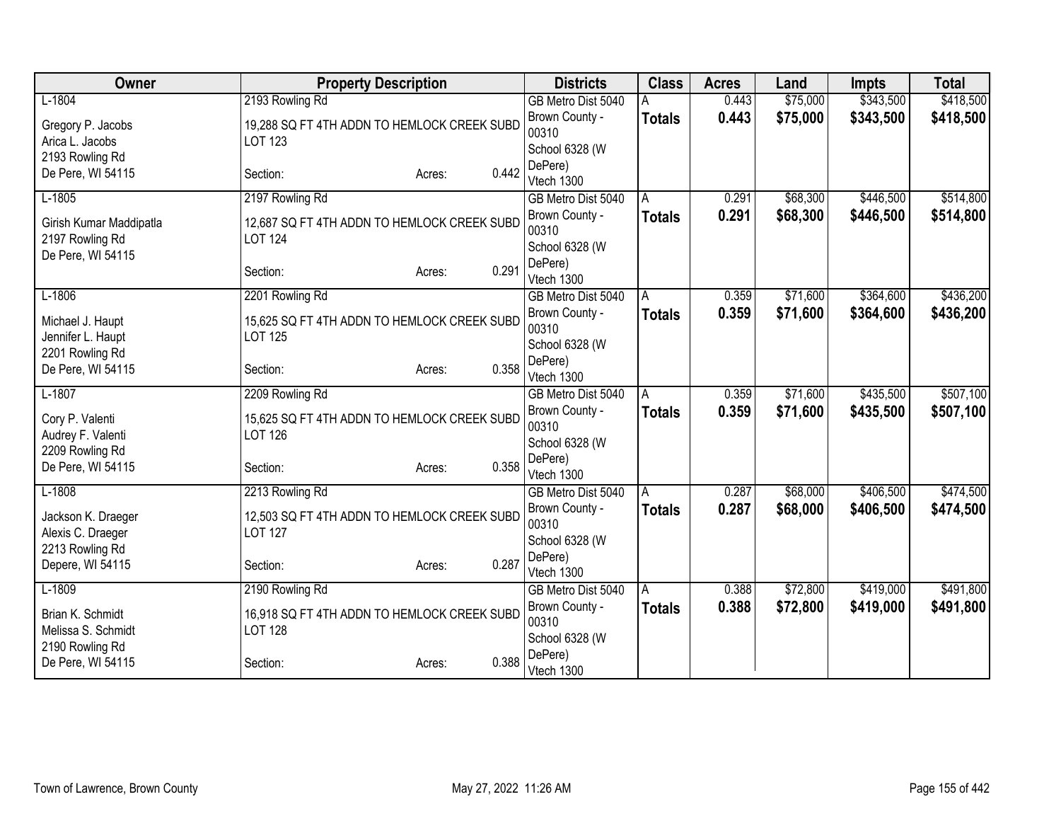| Owner | Property Description | Districts | Class | Acres | Land | Impts | Total |
|---|---|---|---|---|---|---|---|
| L-1804<br>Gregory P. Jacobs<br>Arica L. Jacobs<br>2193 Rowling Rd<br>De Pere, WI 54115 | 2193 Rowling Rd<br>19,288 SQ FT 4TH ADDN TO HEMLOCK CREEK SUBD LOT 123<br>Section: Acres: 0.442 | GB Metro Dist 5040<br>Brown County - 00310<br>School 6328 (W DePere)<br>Vtech 1300 | A<br>**Totals** | 0.443<br>**0.443** | $75,000<br>**$75,000** | $343,500<br>**$343,500** | $418,500<br>**$418,500** |
| L-1805<br>Girish Kumar Maddipatla<br>2197 Rowling Rd<br>De Pere, WI 54115 | 2197 Rowling Rd<br>12,687 SQ FT 4TH ADDN TO HEMLOCK CREEK SUBD LOT 124<br>Section: Acres: 0.291 | GB Metro Dist 5040<br>Brown County - 00310<br>School 6328 (W DePere)<br>Vtech 1300 | A<br>**Totals** | 0.291<br>**0.291** | $68,300<br>**$68,300** | $446,500<br>**$446,500** | $514,800<br>**$514,800** |
| L-1806<br>Michael J. Haupt<br>Jennifer L. Haupt<br>2201 Rowling Rd<br>De Pere, WI 54115 | 2201 Rowling Rd<br>15,625 SQ FT 4TH ADDN TO HEMLOCK CREEK SUBD LOT 125<br>Section: Acres: 0.358 | GB Metro Dist 5040<br>Brown County - 00310<br>School 6328 (W DePere)<br>Vtech 1300 | A<br>**Totals** | 0.359<br>**0.359** | $71,600<br>**$71,600** | $364,600<br>**$364,600** | $436,200<br>**$436,200** |
| L-1807<br>Cory P. Valenti<br>Audrey F. Valenti<br>2209 Rowling Rd<br>De Pere, WI 54115 | 2209 Rowling Rd<br>15,625 SQ FT 4TH ADDN TO HEMLOCK CREEK SUBD LOT 126<br>Section: Acres: 0.358 | GB Metro Dist 5040<br>Brown County - 00310<br>School 6328 (W DePere)<br>Vtech 1300 | A<br>**Totals** | 0.359<br>**0.359** | $71,600<br>**$71,600** | $435,500<br>**$435,500** | $507,100<br>**$507,100** |
| L-1808<br>Jackson K. Draeger<br>Alexis C. Draeger<br>2213 Rowling Rd<br>Depere, WI 54115 | 2213 Rowling Rd<br>12,503 SQ FT 4TH ADDN TO HEMLOCK CREEK SUBD LOT 127<br>Section: Acres: 0.287 | GB Metro Dist 5040<br>Brown County - 00310<br>School 6328 (W DePere)<br>Vtech 1300 | A<br>**Totals** | 0.287<br>**0.287** | $68,000<br>**$68,000** | $406,500<br>**$406,500** | $474,500<br>**$474,500** |
| L-1809<br>Brian K. Schmidt<br>Melissa S. Schmidt<br>2190 Rowling Rd<br>De Pere, WI 54115 | 2190 Rowling Rd<br>16,918 SQ FT 4TH ADDN TO HEMLOCK CREEK SUBD LOT 128<br>Section: Acres: 0.388 | GB Metro Dist 5040<br>Brown County - 00310<br>School 6328 (W DePere)<br>Vtech 1300 | A<br>**Totals** | 0.388<br>**0.388** | $72,800<br>**$72,800** | $419,000<br>**$419,000** | $491,800<br>**$491,800** |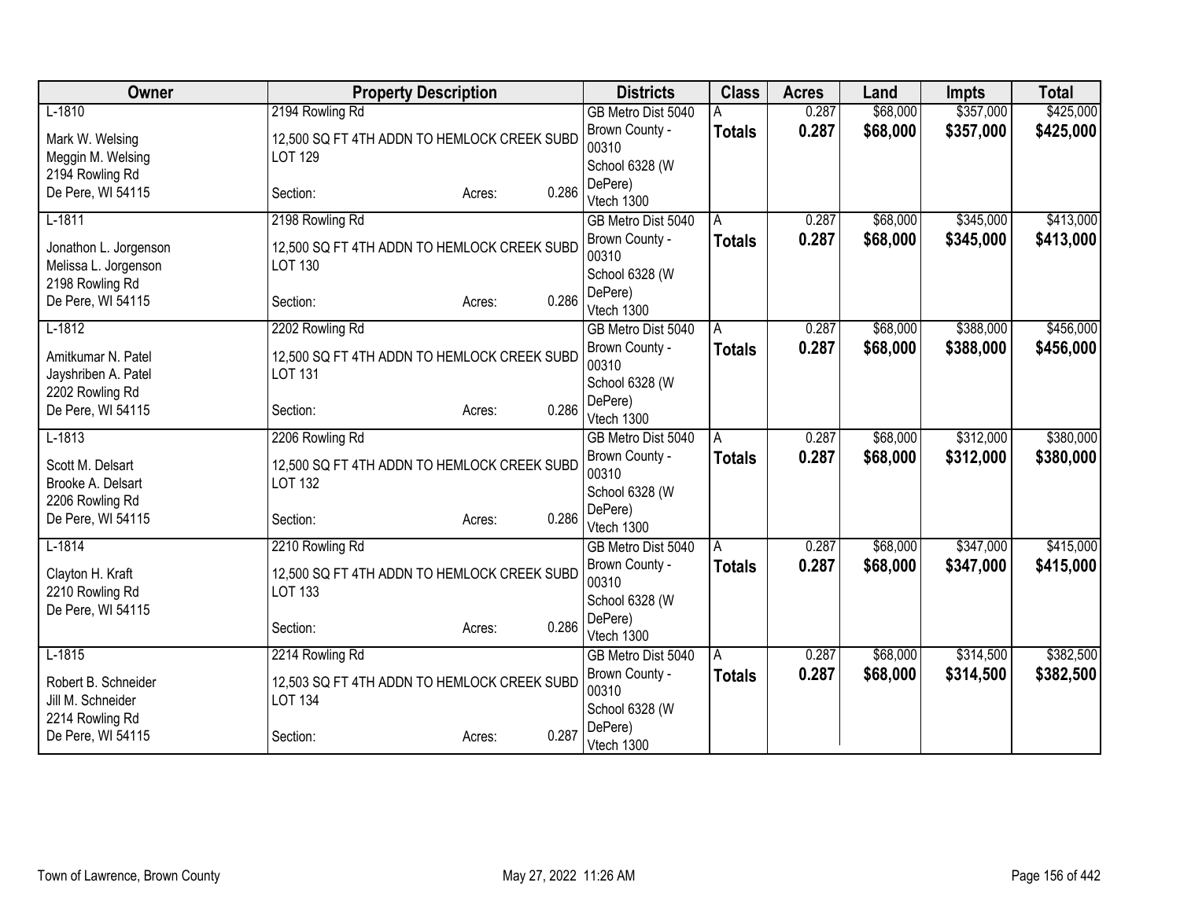| Owner | Property Description | Districts | Class | Acres | Land | Impts | Total |
|---|---|---|---|---|---|---|---|
| L-1810<br>Mark W. Welsing<br>Meggin M. Welsing<br>2194 Rowling Rd<br>De Pere, WI 54115 | 2194 Rowling Rd<br>12,500 SQ FT 4TH ADDN TO HEMLOCK CREEK SUBD LOT 129<br>Section: Acres: 0.286 | GB Metro Dist 5040<br>Brown County - 00310<br>School 6328 (W DePere)<br>Vtech 1300 | A<br>**Totals** | 0.287<br>**0.287** | $68,000<br>**$68,000** | $357,000<br>**$357,000** | $425,000<br>**$425,000** |
| L-1811<br>Jonathon L. Jorgenson<br>Melissa L. Jorgenson<br>2198 Rowling Rd<br>De Pere, WI 54115 | 2198 Rowling Rd<br>12,500 SQ FT 4TH ADDN TO HEMLOCK CREEK SUBD LOT 130<br>Section: Acres: 0.286 | GB Metro Dist 5040<br>Brown County - 00310<br>School 6328 (W DePere)<br>Vtech 1300 | A<br>**Totals** | 0.287<br>**0.287** | $68,000<br>**$68,000** | $345,000<br>**$345,000** | $413,000<br>**$413,000** |
| L-1812<br>Amitkumar N. Patel<br>Jayshriben A. Patel<br>2202 Rowling Rd<br>De Pere, WI 54115 | 2202 Rowling Rd<br>12,500 SQ FT 4TH ADDN TO HEMLOCK CREEK SUBD LOT 131<br>Section: Acres: 0.286 | GB Metro Dist 5040<br>Brown County - 00310<br>School 6328 (W DePere)<br>Vtech 1300 | A<br>**Totals** | 0.287<br>**0.287** | $68,000<br>**$68,000** | $388,000<br>**$388,000** | $456,000<br>**$456,000** |
| L-1813<br>Scott M. Delsart<br>Brooke A. Delsart<br>2206 Rowling Rd<br>De Pere, WI 54115 | 2206 Rowling Rd<br>12,500 SQ FT 4TH ADDN TO HEMLOCK CREEK SUBD LOT 132<br>Section: Acres: 0.286 | GB Metro Dist 5040<br>Brown County - 00310<br>School 6328 (W DePere)<br>Vtech 1300 | A<br>**Totals** | 0.287<br>**0.287** | $68,000<br>**$68,000** | $312,000<br>**$312,000** | $380,000<br>**$380,000** |
| L-1814<br>Clayton H. Kraft<br>2210 Rowling Rd<br>De Pere, WI 54115 | 2210 Rowling Rd<br>12,500 SQ FT 4TH ADDN TO HEMLOCK CREEK SUBD LOT 133<br>Section: Acres: 0.286 | GB Metro Dist 5040<br>Brown County - 00310<br>School 6328 (W DePere)<br>Vtech 1300 | A<br>**Totals** | 0.287<br>**0.287** | $68,000<br>**$68,000** | $347,000<br>**$347,000** | $415,000<br>**$415,000** |
| L-1815<br>Robert B. Schneider<br>Jill M. Schneider<br>2214 Rowling Rd<br>De Pere, WI 54115 | 2214 Rowling Rd<br>12,503 SQ FT 4TH ADDN TO HEMLOCK CREEK SUBD LOT 134<br>Section: Acres: 0.287 | GB Metro Dist 5040<br>Brown County - 00310<br>School 6328 (W DePere)<br>Vtech 1300 | A<br>**Totals** | 0.287<br>**0.287** | $68,000<br>**$68,000** | $314,500<br>**$314,500** | $382,500<br>**$382,500** |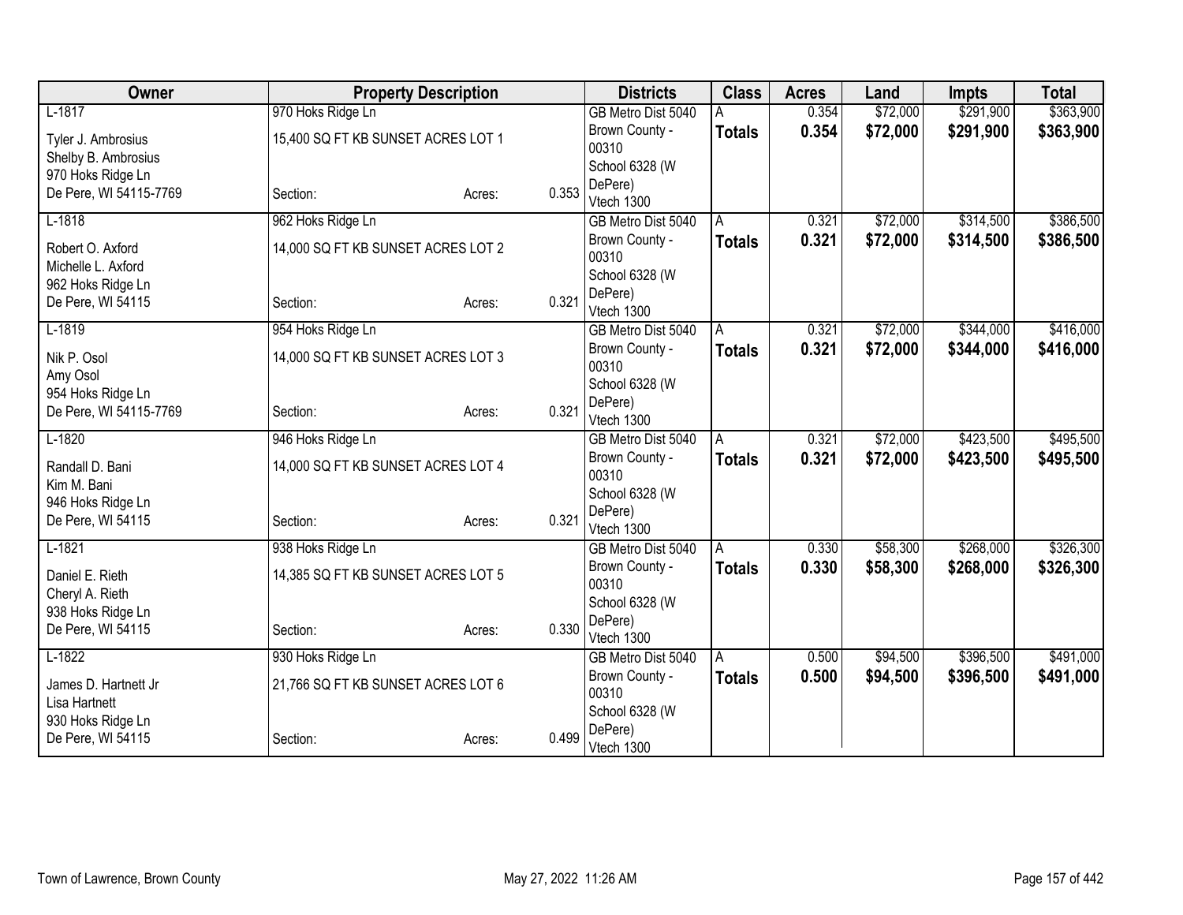| Owner | Property Description | | | Districts | Class | Acres | Land | Impts | Total |
|---|---|---|---|---|---|---|---|---|---|
| L-1817 | 970 Hoks Ridge Ln | | | GB Metro Dist 5040 | A | 0.354 | $72,000 | $291,900 | $363,900 |
| Tyler J. Ambrosius<br>Shelby B. Ambrosius<br>970 Hoks Ridge Ln<br>De Pere, WI 54115-7769 | 15,400 SQ FT KB SUNSET ACRES LOT 1<br><br>Section: | Acres: | 0.353 | Brown County - 00310<br>School 6328 (W DePere)<br>Vtech 1300 | **Totals** | **0.354** | **$72,000** | **$291,900** | **$363,900** |
| L-1818 | 962 Hoks Ridge Ln | | | GB Metro Dist 5040 | A | 0.321 | $72,000 | $314,500 | $386,500 |
| Robert O. Axford<br>Michelle L. Axford<br>962 Hoks Ridge Ln<br>De Pere, WI 54115 | 14,000 SQ FT KB SUNSET ACRES LOT 2<br><br>Section: | Acres: | 0.321 | Brown County - 00310<br>School 6328 (W DePere)<br>Vtech 1300 | **Totals** | **0.321** | **$72,000** | **$314,500** | **$386,500** |
| L-1819 | 954 Hoks Ridge Ln | | | GB Metro Dist 5040 | A | 0.321 | $72,000 | $344,000 | $416,000 |
| Nik P. Osol<br>Amy Osol<br>954 Hoks Ridge Ln<br>De Pere, WI 54115-7769 | 14,000 SQ FT KB SUNSET ACRES LOT 3<br><br>Section: | Acres: | 0.321 | Brown County - 00310<br>School 6328 (W DePere)<br>Vtech 1300 | **Totals** | **0.321** | **$72,000** | **$344,000** | **$416,000** |
| L-1820 | 946 Hoks Ridge Ln | | | GB Metro Dist 5040 | A | 0.321 | $72,000 | $423,500 | $495,500 |
| Randall D. Bani<br>Kim M. Bani<br>946 Hoks Ridge Ln<br>De Pere, WI 54115 | 14,000 SQ FT KB SUNSET ACRES LOT 4<br><br>Section: | Acres: | 0.321 | Brown County - 00310<br>School 6328 (W DePere)<br>Vtech 1300 | **Totals** | **0.321** | **$72,000** | **$423,500** | **$495,500** |
| L-1821 | 938 Hoks Ridge Ln | | | GB Metro Dist 5040 | A | 0.330 | $58,300 | $268,000 | $326,300 |
| Daniel E. Rieth<br>Cheryl A. Rieth<br>938 Hoks Ridge Ln<br>De Pere, WI 54115 | 14,385 SQ FT KB SUNSET ACRES LOT 5<br><br>Section: | Acres: | 0.330 | Brown County - 00310<br>School 6328 (W DePere)<br>Vtech 1300 | **Totals** | **0.330** | **$58,300** | **$268,000** | **$326,300** |
| L-1822 | 930 Hoks Ridge Ln | | | GB Metro Dist 5040 | A | 0.500 | $94,500 | $396,500 | $491,000 |
| James D. Hartnett Jr<br>Lisa Hartnett<br>930 Hoks Ridge Ln<br>De Pere, WI 54115 | 21,766 SQ FT KB SUNSET ACRES LOT 6<br><br>Section: | Acres: | 0.499 | Brown County - 00310<br>School 6328 (W DePere)<br>Vtech 1300 | **Totals** | **0.500** | **$94,500** | **$396,500** | **$491,000** |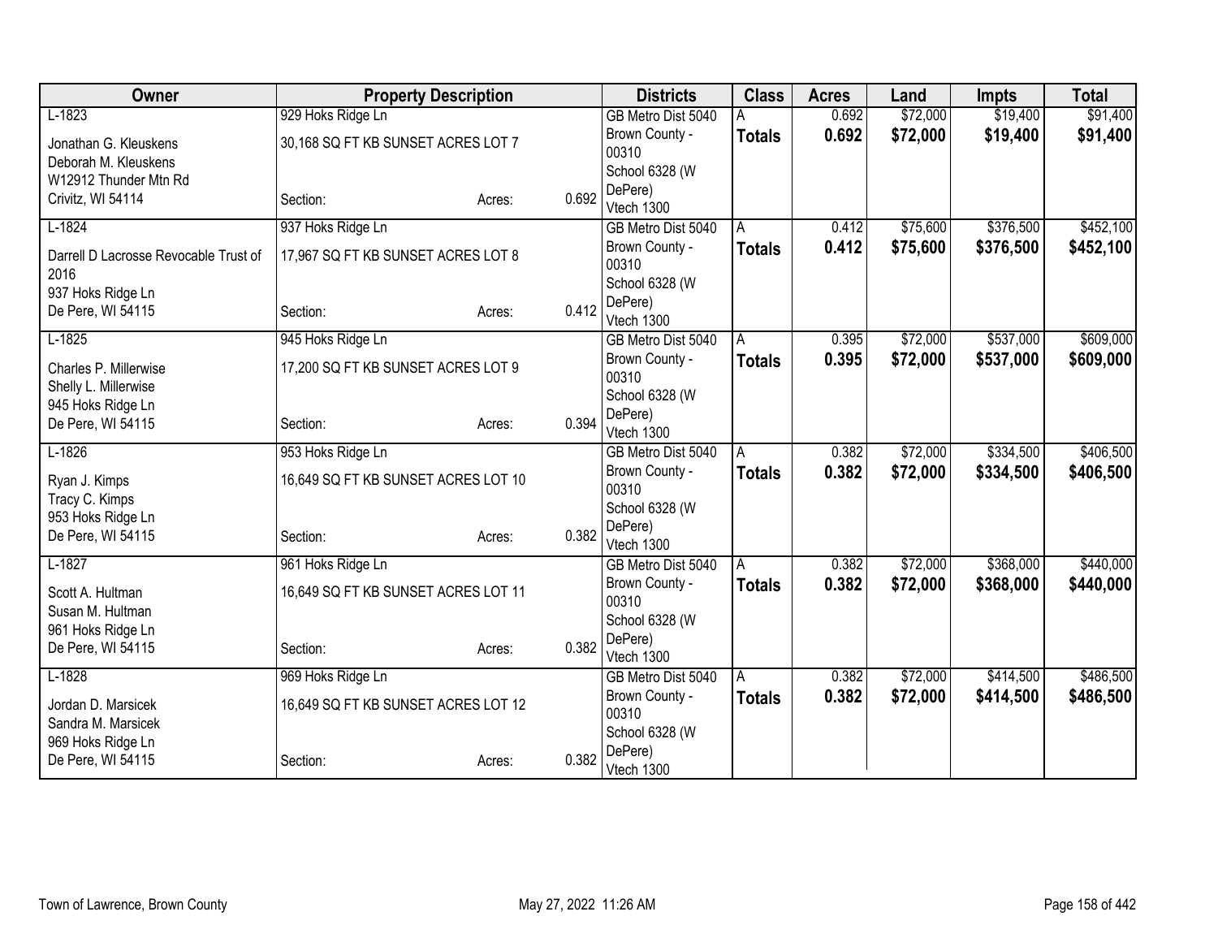| Owner | Property Description | | | Districts | Class | Acres | Land | Impts | Total |
|---|---|---|---|---|---|---|---|---|---|
| L-1823 | 929 Hoks Ridge Ln | | | GB Metro Dist 5040 | A | 0.692 | $72,000 | $19,400 | $91,400 |
| Jonathan G. Kleuskens<br>Deborah M. Kleuskens<br>W12912 Thunder Mtn Rd<br>Crivitz, WI 54114 | 30,168 SQ FT KB SUNSET ACRES LOT 7<br><br>Section: | Acres: | 0.692 | Brown County - 00310<br>School 6328 (W DePere)<br>Vtech 1300 | **Totals** | **0.692** | **$72,000** | **$19,400** | **$91,400** |
| L-1824 | 937 Hoks Ridge Ln | | | GB Metro Dist 5040 | A | 0.412 | $75,600 | $376,500 | $452,100 |
| Darrell D Lacrosse Revocable Trust of 2016<br>937 Hoks Ridge Ln<br>De Pere, WI 54115 | 17,967 SQ FT KB SUNSET ACRES LOT 8<br><br>Section: | Acres: | 0.412 | Brown County - 00310<br>School 6328 (W DePere)<br>Vtech 1300 | **Totals** | **0.412** | **$75,600** | **$376,500** | **$452,100** |
| L-1825 | 945 Hoks Ridge Ln | | | GB Metro Dist 5040 | A | 0.395 | $72,000 | $537,000 | $609,000 |
| Charles P. Millerwise<br>Shelly L. Millerwise<br>945 Hoks Ridge Ln<br>De Pere, WI 54115 | 17,200 SQ FT KB SUNSET ACRES LOT 9<br><br>Section: | Acres: | 0.394 | Brown County - 00310<br>School 6328 (W DePere)<br>Vtech 1300 | **Totals** | **0.395** | **$72,000** | **$537,000** | **$609,000** |
| L-1826 | 953 Hoks Ridge Ln | | | GB Metro Dist 5040 | A | 0.382 | $72,000 | $334,500 | $406,500 |
| Ryan J. Kimps<br>Tracy C. Kimps<br>953 Hoks Ridge Ln<br>De Pere, WI 54115 | 16,649 SQ FT KB SUNSET ACRES LOT 10<br><br>Section: | Acres: | 0.382 | Brown County - 00310<br>School 6328 (W DePere)<br>Vtech 1300 | **Totals** | **0.382** | **$72,000** | **$334,500** | **$406,500** |
| L-1827 | 961 Hoks Ridge Ln | | | GB Metro Dist 5040 | A | 0.382 | $72,000 | $368,000 | $440,000 |
| Scott A. Hultman<br>Susan M. Hultman<br>961 Hoks Ridge Ln<br>De Pere, WI 54115 | 16,649 SQ FT KB SUNSET ACRES LOT 11<br><br>Section: | Acres: | 0.382 | Brown County - 00310<br>School 6328 (W DePere)<br>Vtech 1300 | **Totals** | **0.382** | **$72,000** | **$368,000** | **$440,000** |
| L-1828 | 969 Hoks Ridge Ln | | | GB Metro Dist 5040 | A | 0.382 | $72,000 | $414,500 | $486,500 |
| Jordan D. Marsicek<br>Sandra M. Marsicek<br>969 Hoks Ridge Ln<br>De Pere, WI 54115 | 16,649 SQ FT KB SUNSET ACRES LOT 12<br><br>Section: | Acres: | 0.382 | Brown County - 00310<br>School 6328 (W DePere)<br>Vtech 1300 | **Totals** | **0.382** | **$72,000** | **$414,500** | **$486,500** |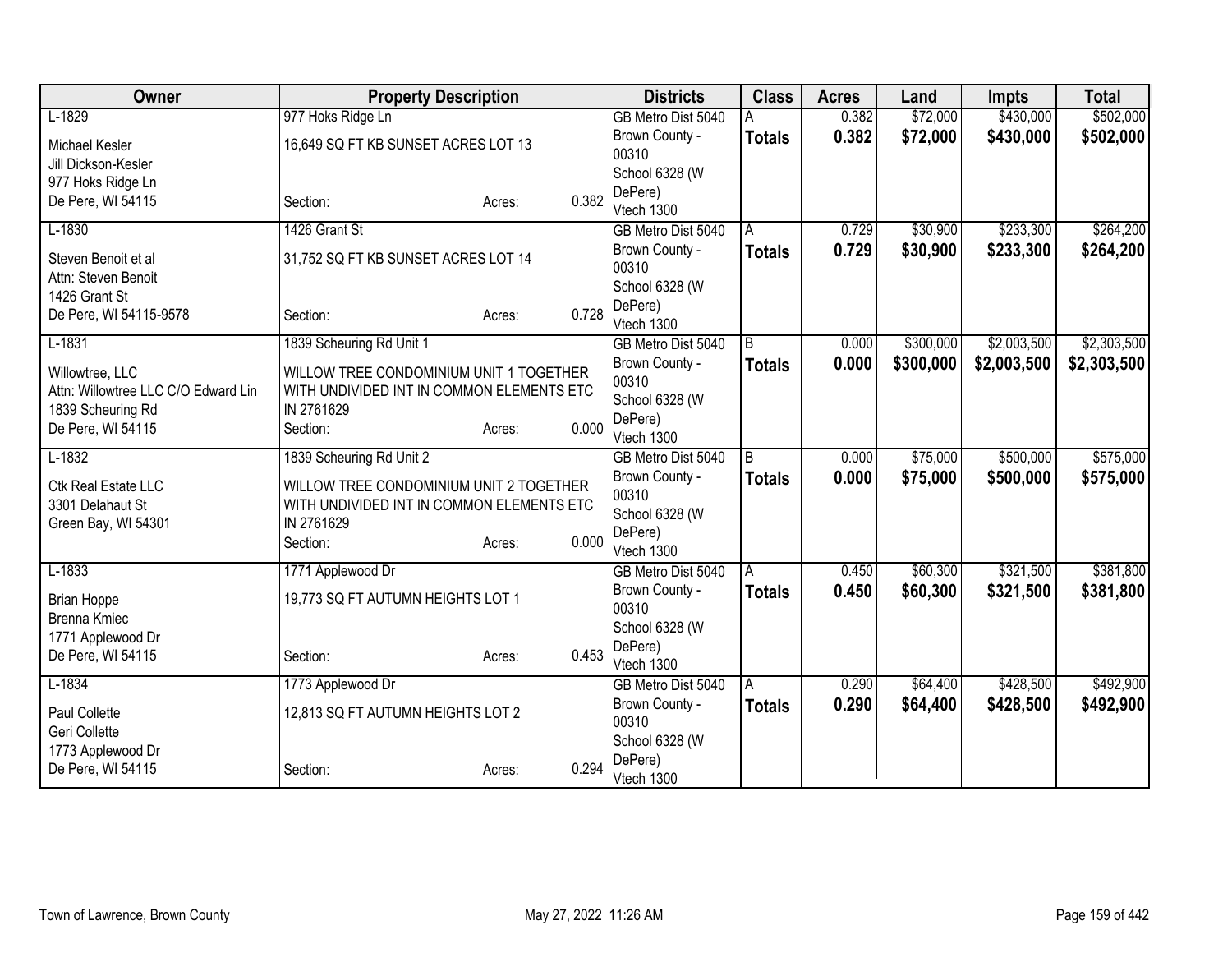| Owner | Property Description | Districts | Class | Acres | Land | Impts | Total |
|---|---|---|---|---|---|---|---|
| L-1829<br>Michael Kesler<br>Jill Dickson-Kesler<br>977 Hoks Ridge Ln<br>De Pere, WI 54115 | 977 Hoks Ridge Ln<br>16,649 SQ FT KB SUNSET ACRES LOT 13<br>Section: Acres: 0.382 | GB Metro Dist 5040<br>Brown County - 00310<br>School 6328 (W DePere)<br>Vtech 1300 | A<br>**Totals** | 0.382<br>**0.382** | $72,000<br>**$72,000** | $430,000<br>**$430,000** | $502,000<br>**$502,000** |
| L-1830<br>Steven Benoit et al<br>Attn: Steven Benoit<br>1426 Grant St<br>De Pere, WI 54115-9578 | 1426 Grant St<br>31,752 SQ FT KB SUNSET ACRES LOT 14<br>Section: Acres: 0.728 | GB Metro Dist 5040<br>Brown County - 00310<br>School 6328 (W DePere)<br>Vtech 1300 | A<br>**Totals** | 0.729<br>**0.729** | $30,900<br>**$30,900** | $233,300<br>**$233,300** | $264,200<br>**$264,200** |
| L-1831<br>Willowtree, LLC<br>Attn: Willowtree LLC C/O Edward Lin<br>1839 Scheuring Rd<br>De Pere, WI 54115 | 1839 Scheuring Rd Unit 1<br>WILLOW TREE CONDOMINIUM UNIT 1 TOGETHER WITH UNDIVIDED INT IN COMMON ELEMENTS ETC IN 2761629<br>Section: Acres: 0.000 | GB Metro Dist 5040<br>Brown County - 00310<br>School 6328 (W DePere)<br>Vtech 1300 | B<br>**Totals** | 0.000<br>**0.000** | $300,000<br>**$300,000** | $2,003,500<br>**$2,003,500** | $2,303,500<br>**$2,303,500** |
| L-1832<br>Ctk Real Estate LLC<br>3301 Delahaut St<br>Green Bay, WI 54301 | 1839 Scheuring Rd Unit 2<br>WILLOW TREE CONDOMINIUM UNIT 2 TOGETHER WITH UNDIVIDED INT IN COMMON ELEMENTS ETC IN 2761629<br>Section: Acres: 0.000 | GB Metro Dist 5040<br>Brown County - 00310<br>School 6328 (W DePere)<br>Vtech 1300 | B<br>**Totals** | 0.000<br>**0.000** | $75,000<br>**$75,000** | $500,000<br>**$500,000** | $575,000<br>**$575,000** |
| L-1833<br>Brian Hoppe<br>Brenna Kmiec<br>1771 Applewood Dr<br>De Pere, WI 54115 | 1771 Applewood Dr<br>19,773 SQ FT AUTUMN HEIGHTS LOT 1<br>Section: Acres: 0.453 | GB Metro Dist 5040<br>Brown County - 00310<br>School 6328 (W DePere)<br>Vtech 1300 | A<br>**Totals** | 0.450<br>**0.450** | $60,300<br>**$60,300** | $321,500<br>**$321,500** | $381,800<br>**$381,800** |
| L-1834<br>Paul Collette<br>Geri Collette<br>1773 Applewood Dr<br>De Pere, WI 54115 | 1773 Applewood Dr<br>12,813 SQ FT AUTUMN HEIGHTS LOT 2<br>Section: Acres: 0.294 | GB Metro Dist 5040<br>Brown County - 00310<br>School 6328 (W DePere)<br>Vtech 1300 | A<br>**Totals** | 0.290<br>**0.290** | $64,400<br>**$64,400** | $428,500<br>**$428,500** | $492,900<br>**$492,900** |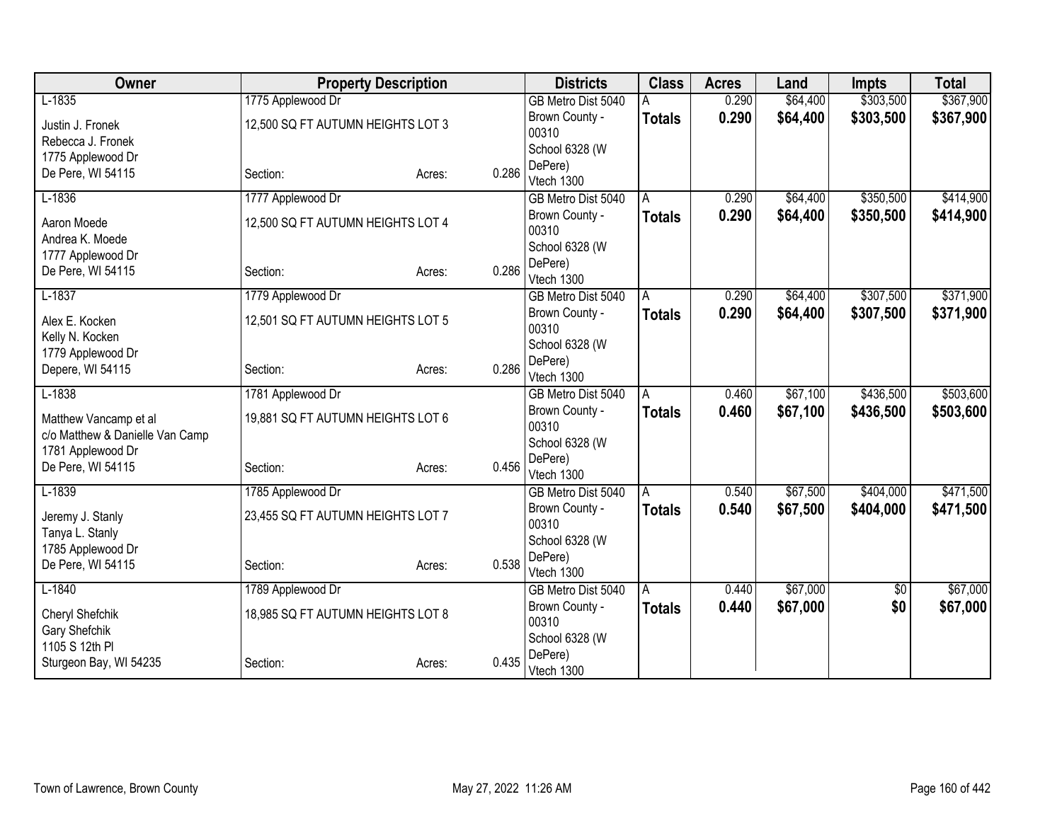| Owner | Property Description | | | Districts | Class | Acres | Land | Impts | Total |
|---|---|---|---|---|---|---|---|---|---|
| L-1835 | 1775 Applewood Dr | | | GB Metro Dist 5040 | A | 0.290 | $64,400 | $303,500 | $367,900 |
| Justin J. Fronek<br>Rebecca J. Fronek<br>1775 Applewood Dr<br>De Pere, WI 54115 | 12,500 SQ FT AUTUMN HEIGHTS LOT 3<br><br>Section: | Acres: | 0.286 | Brown County - 00310<br>School 6328 (W DePere)<br>Vtech 1300 | **Totals** | **0.290** | **$64,400** | **$303,500** | **$367,900** |
| L-1836 | 1777 Applewood Dr | | | GB Metro Dist 5040 | A | 0.290 | $64,400 | $350,500 | $414,900 |
| Aaron Moede<br>Andrea K. Moede<br>1777 Applewood Dr<br>De Pere, WI 54115 | 12,500 SQ FT AUTUMN HEIGHTS LOT 4<br><br>Section: | Acres: | 0.286 | Brown County - 00310<br>School 6328 (W DePere)<br>Vtech 1300 | **Totals** | **0.290** | **$64,400** | **$350,500** | **$414,900** |
| L-1837 | 1779 Applewood Dr | | | GB Metro Dist 5040 | A | 0.290 | $64,400 | $307,500 | $371,900 |
| Alex E. Kocken<br>Kelly N. Kocken<br>1779 Applewood Dr<br>Depere, WI 54115 | 12,501 SQ FT AUTUMN HEIGHTS LOT 5<br><br>Section: | Acres: | 0.286 | Brown County - 00310<br>School 6328 (W DePere)<br>Vtech 1300 | **Totals** | **0.290** | **$64,400** | **$307,500** | **$371,900** |
| L-1838 | 1781 Applewood Dr | | | GB Metro Dist 5040 | A | 0.460 | $67,100 | $436,500 | $503,600 |
| Matthew Vancamp et al<br>c/o Matthew & Danielle Van Camp<br>1781 Applewood Dr<br>De Pere, WI 54115 | 19,881 SQ FT AUTUMN HEIGHTS LOT 6<br><br>Section: | Acres: | 0.456 | Brown County - 00310<br>School 6328 (W DePere)<br>Vtech 1300 | **Totals** | **0.460** | **$67,100** | **$436,500** | **$503,600** |
| L-1839 | 1785 Applewood Dr | | | GB Metro Dist 5040 | A | 0.540 | $67,500 | $404,000 | $471,500 |
| Jeremy J. Stanly<br>Tanya L. Stanly<br>1785 Applewood Dr<br>De Pere, WI 54115 | 23,455 SQ FT AUTUMN HEIGHTS LOT 7<br><br>Section: | Acres: | 0.538 | Brown County - 00310<br>School 6328 (W DePere)<br>Vtech 1300 | **Totals** | **0.540** | **$67,500** | **$404,000** | **$471,500** |
| L-1840 | 1789 Applewood Dr | | | GB Metro Dist 5040 | A | 0.440 | $67,000 | $0 | $67,000 |
| Cheryl Shefchik<br>Gary Shefchik<br>1105 S 12th Pl<br>Sturgeon Bay, WI 54235 | 18,985 SQ FT AUTUMN HEIGHTS LOT 8<br><br>Section: | Acres: | 0.435 | Brown County - 00310<br>School 6328 (W DePere)<br>Vtech 1300 | **Totals** | **0.440** | **$67,000** | **$0** | **$67,000** |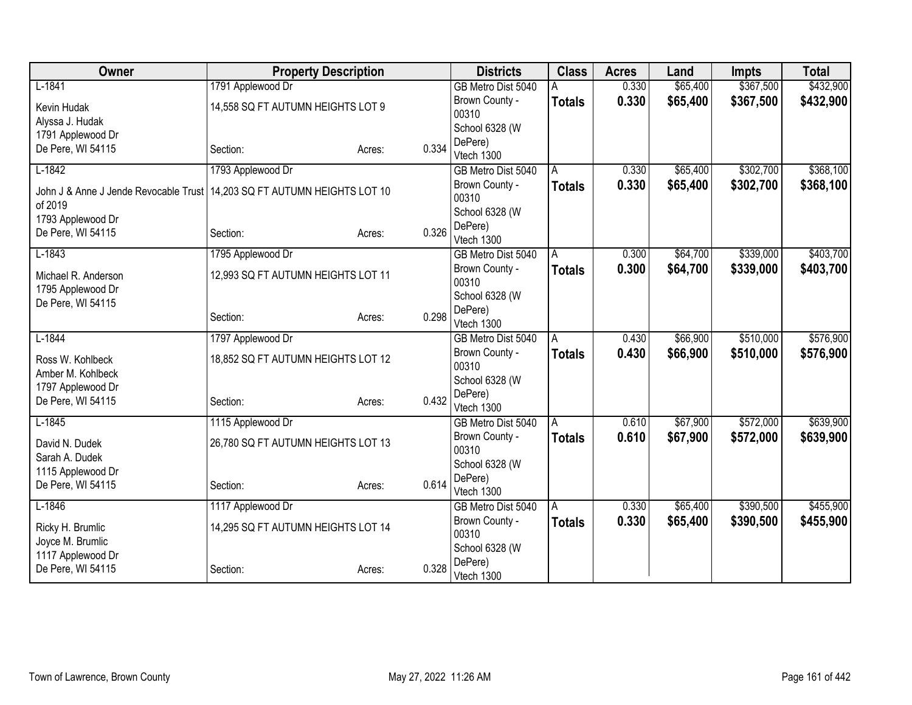| Owner | Property Description | | | Districts | Class | Acres | Land | Impts | Total |
|---|---|---|---|---|---|---|---|---|---|
| L-1841 | 1791 Applewood Dr | | | GB Metro Dist 5040 | A | 0.330 | $65,400 | $367,500 | $432,900 |
| Kevin Hudak<br>Alyssa J. Hudak<br>1791 Applewood Dr<br>De Pere, WI 54115 | 14,558 SQ FT AUTUMN HEIGHTS LOT 9<br><br>Section: | Acres: | 0.334 | Brown County - 00310<br>School 6328 (W DePere)<br>Vtech 1300 | **Totals** | **0.330** | **$65,400** | **$367,500** | **$432,900** |
| L-1842 | 1793 Applewood Dr | | | GB Metro Dist 5040 | A | 0.330 | $65,400 | $302,700 | $368,100 |
| John J & Anne J Jende Revocable Trust of 2019<br>1793 Applewood Dr<br>De Pere, WI 54115 | 14,203 SQ FT AUTUMN HEIGHTS LOT 10<br><br>Section: | Acres: | 0.326 | Brown County - 00310<br>School 6328 (W DePere)<br>Vtech 1300 | **Totals** | **0.330** | **$65,400** | **$302,700** | **$368,100** |
| L-1843 | 1795 Applewood Dr | | | GB Metro Dist 5040 | A | 0.300 | $64,700 | $339,000 | $403,700 |
| Michael R. Anderson<br>1795 Applewood Dr<br>De Pere, WI 54115 | 12,993 SQ FT AUTUMN HEIGHTS LOT 11<br><br>Section: | Acres: | 0.298 | Brown County - 00310<br>School 6328 (W DePere)<br>Vtech 1300 | **Totals** | **0.300** | **$64,700** | **$339,000** | **$403,700** |
| L-1844 | 1797 Applewood Dr | | | GB Metro Dist 5040 | A | 0.430 | $66,900 | $510,000 | $576,900 |
| Ross W. Kohlbeck<br>Amber M. Kohlbeck<br>1797 Applewood Dr<br>De Pere, WI 54115 | 18,852 SQ FT AUTUMN HEIGHTS LOT 12<br><br>Section: | Acres: | 0.432 | Brown County - 00310<br>School 6328 (W DePere)<br>Vtech 1300 | **Totals** | **0.430** | **$66,900** | **$510,000** | **$576,900** |
| L-1845 | 1115 Applewood Dr | | | GB Metro Dist 5040 | A | 0.610 | $67,900 | $572,000 | $639,900 |
| David N. Dudek<br>Sarah A. Dudek<br>1115 Applewood Dr<br>De Pere, WI 54115 | 26,780 SQ FT AUTUMN HEIGHTS LOT 13<br><br>Section: | Acres: | 0.614 | Brown County - 00310<br>School 6328 (W DePere)<br>Vtech 1300 | **Totals** | **0.610** | **$67,900** | **$572,000** | **$639,900** |
| L-1846 | 1117 Applewood Dr | | | GB Metro Dist 5040 | A | 0.330 | $65,400 | $390,500 | $455,900 |
| Ricky H. Brumlic<br>Joyce M. Brumlic<br>1117 Applewood Dr<br>De Pere, WI 54115 | 14,295 SQ FT AUTUMN HEIGHTS LOT 14<br><br>Section: | Acres: | 0.328 | Brown County - 00310<br>School 6328 (W DePere)<br>Vtech 1300 | **Totals** | **0.330** | **$65,400** | **$390,500** | **$455,900** |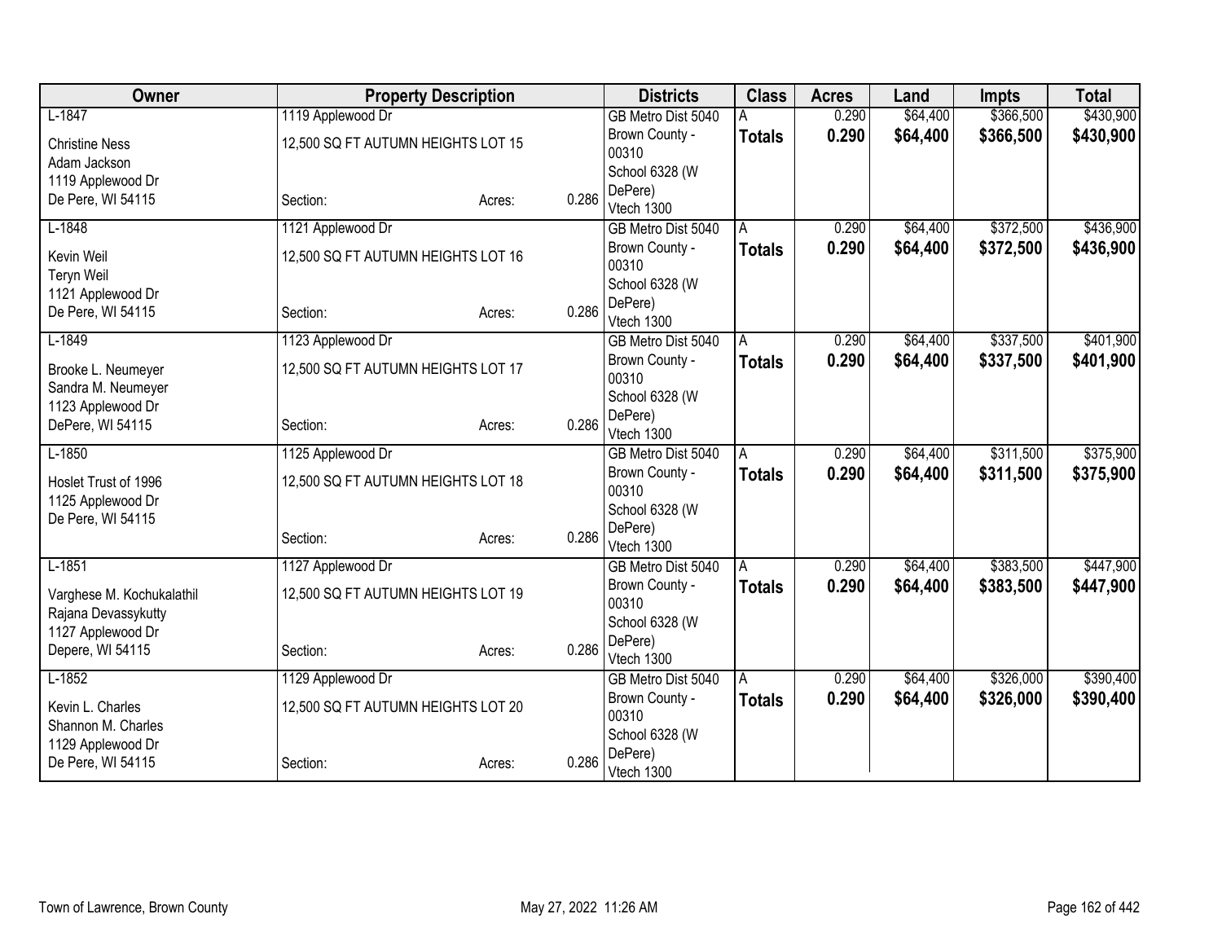| Owner | Property Description | | | Districts | Class | Acres | Land | Impts | Total |
|---|---|---|---|---|---|---|---|---|---|
| L-1847 | 1119 Applewood Dr | | | GB Metro Dist 5040 | A | 0.290 | $64,400 | $366,500 | $430,900 |
| Christine Ness<br>Adam Jackson<br>1119 Applewood Dr<br>De Pere, WI 54115 | 12,500 SQ FT AUTUMN HEIGHTS LOT 15<br><br>Section: | Acres: | 0.286 | Brown County - 00310<br>School 6328 (W DePere)<br>Vtech 1300 | **Totals** | **0.290** | **$64,400** | **$366,500** | **$430,900** |
| L-1848 | 1121 Applewood Dr | | | GB Metro Dist 5040 | A | 0.290 | $64,400 | $372,500 | $436,900 |
| Kevin Weil<br>Teryn Weil<br>1121 Applewood Dr<br>De Pere, WI 54115 | 12,500 SQ FT AUTUMN HEIGHTS LOT 16<br><br>Section: | Acres: | 0.286 | Brown County - 00310<br>School 6328 (W DePere)<br>Vtech 1300 | **Totals** | **0.290** | **$64,400** | **$372,500** | **$436,900** |
| L-1849 | 1123 Applewood Dr | | | GB Metro Dist 5040 | A | 0.290 | $64,400 | $337,500 | $401,900 |
| Brooke L. Neumeyer<br>Sandra M. Neumeyer<br>1123 Applewood Dr<br>DePere, WI 54115 | 12,500 SQ FT AUTUMN HEIGHTS LOT 17<br><br>Section: | Acres: | 0.286 | Brown County - 00310<br>School 6328 (W DePere)<br>Vtech 1300 | **Totals** | **0.290** | **$64,400** | **$337,500** | **$401,900** |
| L-1850 | 1125 Applewood Dr | | | GB Metro Dist 5040 | A | 0.290 | $64,400 | $311,500 | $375,900 |
| Hoslet Trust of 1996<br>1125 Applewood Dr<br>De Pere, WI 54115 | 12,500 SQ FT AUTUMN HEIGHTS LOT 18<br><br>Section: | Acres: | 0.286 | Brown County - 00310<br>School 6328 (W DePere)<br>Vtech 1300 | **Totals** | **0.290** | **$64,400** | **$311,500** | **$375,900** |
| L-1851 | 1127 Applewood Dr | | | GB Metro Dist 5040 | A | 0.290 | $64,400 | $383,500 | $447,900 |
| Varghese M. Kochukalathil<br>Rajana Devassykutty<br>1127 Applewood Dr<br>Depere, WI 54115 | 12,500 SQ FT AUTUMN HEIGHTS LOT 19<br><br>Section: | Acres: | 0.286 | Brown County - 00310<br>School 6328 (W DePere)<br>Vtech 1300 | **Totals** | **0.290** | **$64,400** | **$383,500** | **$447,900** |
| L-1852 | 1129 Applewood Dr | | | GB Metro Dist 5040 | A | 0.290 | $64,400 | $326,000 | $390,400 |
| Kevin L. Charles<br>Shannon M. Charles<br>1129 Applewood Dr<br>De Pere, WI 54115 | 12,500 SQ FT AUTUMN HEIGHTS LOT 20<br><br>Section: | Acres: | 0.286 | Brown County - 00310<br>School 6328 (W DePere)<br>Vtech 1300 | **Totals** | **0.290** | **$64,400** | **$326,000** | **$390,400** |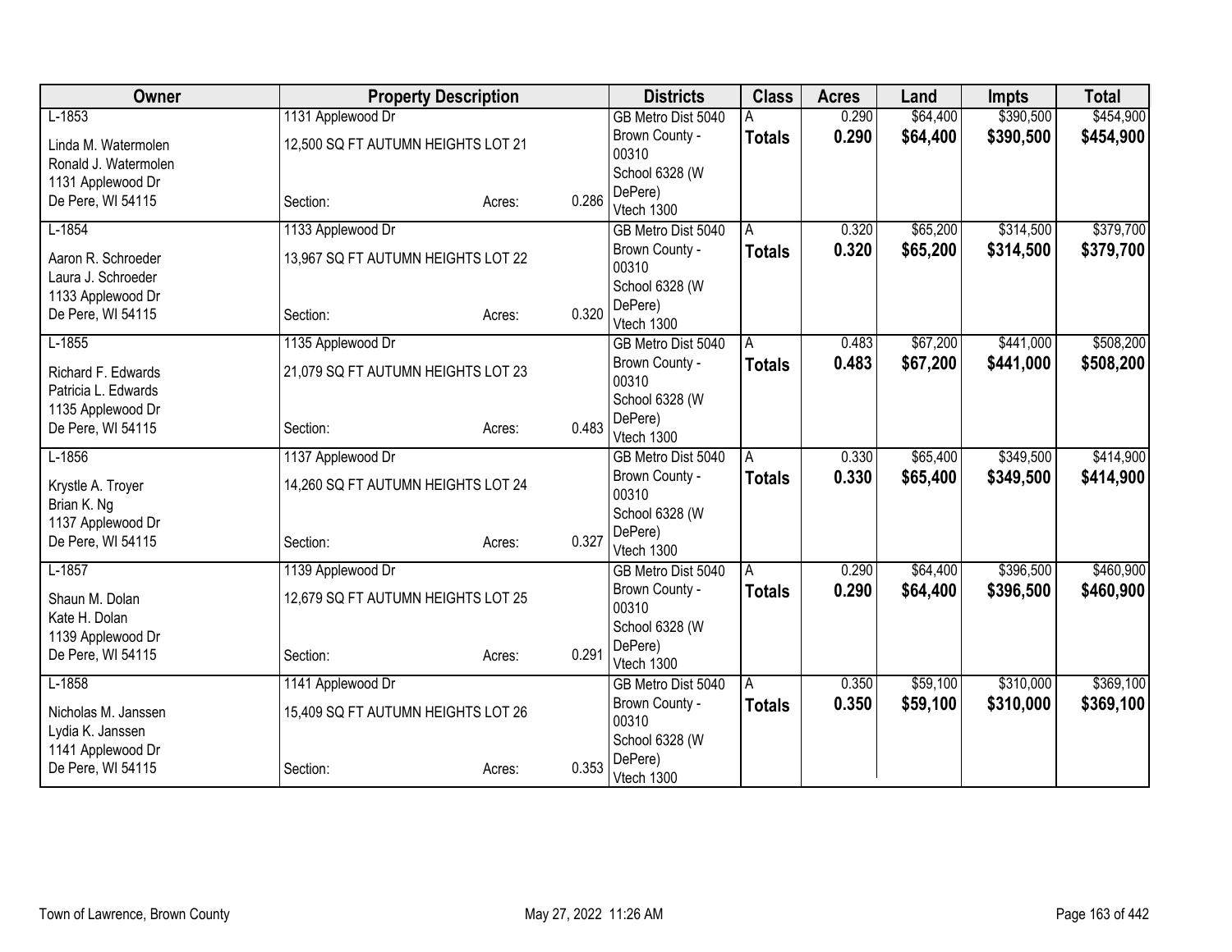| Owner | Property Description | | | Districts | Class | Acres | Land | Impts | Total |
|---|---|---|---|---|---|---|---|---|---|
| L-1853<br>Linda M. Watermolen<br>Ronald J. Watermolen<br>1131 Applewood Dr<br>De Pere, WI 54115 | 1131 Applewood Dr<br>12,500 SQ FT AUTUMN HEIGHTS LOT 21<br>Section: | Acres: | 0.286 | GB Metro Dist 5040<br>Brown County - 00310<br>School 6328 (W DePere)<br>Vtech 1300 | A<br>**Totals** | 0.290<br>**0.290** | $64,400<br>**$64,400** | $390,500<br>**$390,500** | $454,900<br>**$454,900** |
| L-1854<br>Aaron R. Schroeder<br>Laura J. Schroeder<br>1133 Applewood Dr<br>De Pere, WI 54115 | 1133 Applewood Dr<br>13,967 SQ FT AUTUMN HEIGHTS LOT 22<br>Section: | Acres: | 0.320 | GB Metro Dist 5040<br>Brown County - 00310<br>School 6328 (W DePere)<br>Vtech 1300 | A<br>**Totals** | 0.320<br>**0.320** | $65,200<br>**$65,200** | $314,500<br>**$314,500** | $379,700<br>**$379,700** |
| L-1855<br>Richard F. Edwards<br>Patricia L. Edwards<br>1135 Applewood Dr<br>De Pere, WI 54115 | 1135 Applewood Dr<br>21,079 SQ FT AUTUMN HEIGHTS LOT 23<br>Section: | Acres: | 0.483 | GB Metro Dist 5040<br>Brown County - 00310<br>School 6328 (W DePere)<br>Vtech 1300 | A<br>**Totals** | 0.483<br>**0.483** | $67,200<br>**$67,200** | $441,000<br>**$441,000** | $508,200<br>**$508,200** |
| L-1856<br>Krystle A. Troyer<br>Brian K. Ng<br>1137 Applewood Dr<br>De Pere, WI 54115 | 1137 Applewood Dr<br>14,260 SQ FT AUTUMN HEIGHTS LOT 24<br>Section: | Acres: | 0.327 | GB Metro Dist 5040<br>Brown County - 00310<br>School 6328 (W DePere)<br>Vtech 1300 | A<br>**Totals** | 0.330<br>**0.330** | $65,400<br>**$65,400** | $349,500<br>**$349,500** | $414,900<br>**$414,900** |
| L-1857<br>Shaun M. Dolan<br>Kate H. Dolan<br>1139 Applewood Dr<br>De Pere, WI 54115 | 1139 Applewood Dr<br>12,679 SQ FT AUTUMN HEIGHTS LOT 25<br>Section: | Acres: | 0.291 | GB Metro Dist 5040<br>Brown County - 00310<br>School 6328 (W DePere)<br>Vtech 1300 | A<br>**Totals** | 0.290<br>**0.290** | $64,400<br>**$64,400** | $396,500<br>**$396,500** | $460,900<br>**$460,900** |
| L-1858<br>Nicholas M. Janssen<br>Lydia K. Janssen<br>1141 Applewood Dr<br>De Pere, WI 54115 | 1141 Applewood Dr<br>15,409 SQ FT AUTUMN HEIGHTS LOT 26<br>Section: | Acres: | 0.353 | GB Metro Dist 5040<br>Brown County - 00310<br>School 6328 (W DePere)<br>Vtech 1300 | A<br>**Totals** | 0.350<br>**0.350** | $59,100<br>**$59,100** | $310,000<br>**$310,000** | $369,100<br>**$369,100** |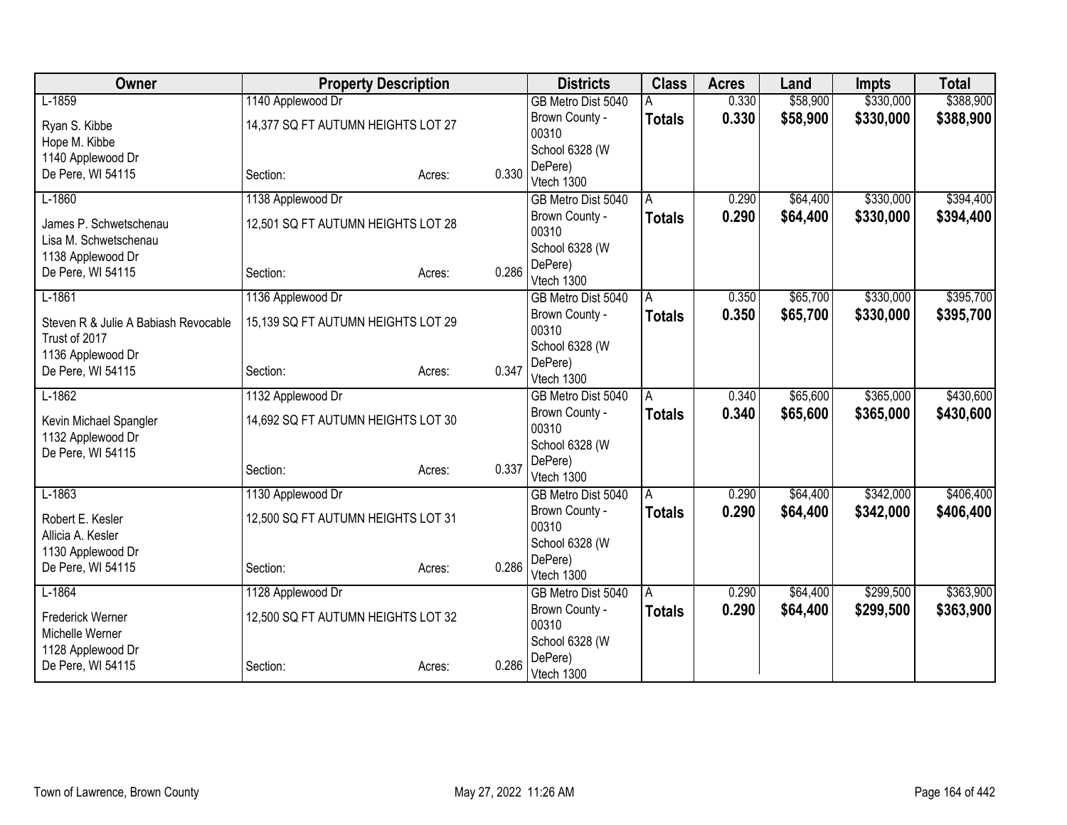| Owner | Property Description | | | Districts | Class | Acres | Land | Impts | Total |
|---|---|---|---|---|---|---|---|---|---|
| L-1859 | 1140 Applewood Dr | | | GB Metro Dist 5040 | A | 0.330 | $58,900 | $330,000 | $388,900 |
| Ryan S. Kibbe<br>Hope M. Kibbe<br>1140 Applewood Dr<br>De Pere, WI 54115 | 14,377 SQ FT AUTUMN HEIGHTS LOT 27<br><br>Section: | Acres: | 0.330 | Brown County - 00310<br>School 6328 (W DePere)<br>Vtech 1300 | **Totals** | **0.330** | **$58,900** | **$330,000** | **$388,900** |
| L-1860 | 1138 Applewood Dr | | | GB Metro Dist 5040 | A | 0.290 | $64,400 | $330,000 | $394,400 |
| James P. Schwetschenau<br>Lisa M. Schwetschenau<br>1138 Applewood Dr<br>De Pere, WI 54115 | 12,501 SQ FT AUTUMN HEIGHTS LOT 28<br><br>Section: | Acres: | 0.286 | Brown County - 00310<br>School 6328 (W DePere)<br>Vtech 1300 | **Totals** | **0.290** | **$64,400** | **$330,000** | **$394,400** |
| L-1861 | 1136 Applewood Dr | | | GB Metro Dist 5040 | A | 0.350 | $65,700 | $330,000 | $395,700 |
| Steven R & Julie A Babiash Revocable Trust of 2017<br>1136 Applewood Dr<br>De Pere, WI 54115 | 15,139 SQ FT AUTUMN HEIGHTS LOT 29<br><br>Section: | Acres: | 0.347 | Brown County - 00310<br>School 6328 (W DePere)<br>Vtech 1300 | **Totals** | **0.350** | **$65,700** | **$330,000** | **$395,700** |
| L-1862 | 1132 Applewood Dr | | | GB Metro Dist 5040 | A | 0.340 | $65,600 | $365,000 | $430,600 |
| Kevin Michael Spangler<br>1132 Applewood Dr<br>De Pere, WI 54115 | 14,692 SQ FT AUTUMN HEIGHTS LOT 30<br><br>Section: | Acres: | 0.337 | Brown County - 00310<br>School 6328 (W DePere)<br>Vtech 1300 | **Totals** | **0.340** | **$65,600** | **$365,000** | **$430,600** |
| L-1863 | 1130 Applewood Dr | | | GB Metro Dist 5040 | A | 0.290 | $64,400 | $342,000 | $406,400 |
| Robert E. Kesler<br>Allicia A. Kesler<br>1130 Applewood Dr<br>De Pere, WI 54115 | 12,500 SQ FT AUTUMN HEIGHTS LOT 31<br><br>Section: | Acres: | 0.286 | Brown County - 00310<br>School 6328 (W DePere)<br>Vtech 1300 | **Totals** | **0.290** | **$64,400** | **$342,000** | **$406,400** |
| L-1864 | 1128 Applewood Dr | | | GB Metro Dist 5040 | A | 0.290 | $64,400 | $299,500 | $363,900 |
| Frederick Werner<br>Michelle Werner<br>1128 Applewood Dr<br>De Pere, WI 54115 | 12,500 SQ FT AUTUMN HEIGHTS LOT 32<br><br>Section: | Acres: | 0.286 | Brown County - 00310<br>School 6328 (W DePere)<br>Vtech 1300 | **Totals** | **0.290** | **$64,400** | **$299,500** | **$363,900** |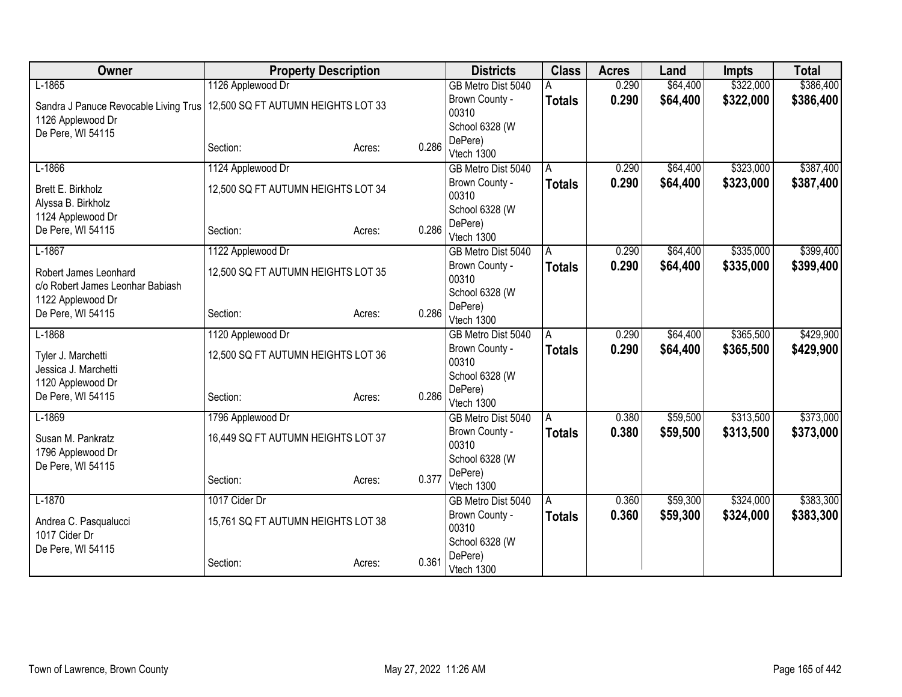| Owner | Property Description | | | Districts | Class | Acres | Land | Impts | Total |
|---|---|---|---|---|---|---|---|---|---|
| L-1865 | 1126 Applewood Dr | | | GB Metro Dist 5040 | A | 0.290 | $64,400 | $322,000 | $386,400 |
| Sandra J Panuce Revocable Living Trus<br>1126 Applewood Dr<br>De Pere, WI 54115 | 12,500 SQ FT AUTUMN HEIGHTS LOT 33 | | | Brown County - 00310<br>School 6328 (W DePere)<br>Vtech 1300 | **Totals** | **0.290** | **$64,400** | **$322,000** | **$386,400** |
| | Section: | Acres: | 0.286 | | | | | | |
| L-1866 | 1124 Applewood Dr | | | GB Metro Dist 5040 | A | 0.290 | $64,400 | $323,000 | $387,400 |
| Brett E. Birkholz<br>Alyssa B. Birkholz<br>1124 Applewood Dr<br>De Pere, WI 54115 | 12,500 SQ FT AUTUMN HEIGHTS LOT 34 | | | Brown County - 00310<br>School 6328 (W DePere)<br>Vtech 1300 | **Totals** | **0.290** | **$64,400** | **$323,000** | **$387,400** |
| | Section: | Acres: | 0.286 | | | | | | |
| L-1867 | 1122 Applewood Dr | | | GB Metro Dist 5040 | A | 0.290 | $64,400 | $335,000 | $399,400 |
| Robert James Leonhard<br>c/o Robert James Leonhar Babiash<br>1122 Applewood Dr<br>De Pere, WI 54115 | 12,500 SQ FT AUTUMN HEIGHTS LOT 35 | | | Brown County - 00310<br>School 6328 (W DePere)<br>Vtech 1300 | **Totals** | **0.290** | **$64,400** | **$335,000** | **$399,400** |
| | Section: | Acres: | 0.286 | | | | | | |
| L-1868 | 1120 Applewood Dr | | | GB Metro Dist 5040 | A | 0.290 | $64,400 | $365,500 | $429,900 |
| Tyler J. Marchetti<br>Jessica J. Marchetti<br>1120 Applewood Dr<br>De Pere, WI 54115 | 12,500 SQ FT AUTUMN HEIGHTS LOT 36 | | | Brown County - 00310<br>School 6328 (W DePere)<br>Vtech 1300 | **Totals** | **0.290** | **$64,400** | **$365,500** | **$429,900** |
| | Section: | Acres: | 0.286 | | | | | | |
| L-1869 | 1796 Applewood Dr | | | GB Metro Dist 5040 | A | 0.380 | $59,500 | $313,500 | $373,000 |
| Susan M. Pankratz<br>1796 Applewood Dr<br>De Pere, WI 54115 | 16,449 SQ FT AUTUMN HEIGHTS LOT 37 | | | Brown County - 00310<br>School 6328 (W DePere)<br>Vtech 1300 | **Totals** | **0.380** | **$59,500** | **$313,500** | **$373,000** |
| | Section: | Acres: | 0.377 | | | | | | |
| L-1870 | 1017 Cider Dr | | | GB Metro Dist 5040 | A | 0.360 | $59,300 | $324,000 | $383,300 |
| Andrea C. Pasqualucci<br>1017 Cider Dr<br>De Pere, WI 54115 | 15,761 SQ FT AUTUMN HEIGHTS LOT 38 | | | Brown County - 00310<br>School 6328 (W DePere)<br>Vtech 1300 | **Totals** | **0.360** | **$59,300** | **$324,000** | **$383,300** |
| | Section: | Acres: | 0.361 | | | | | | |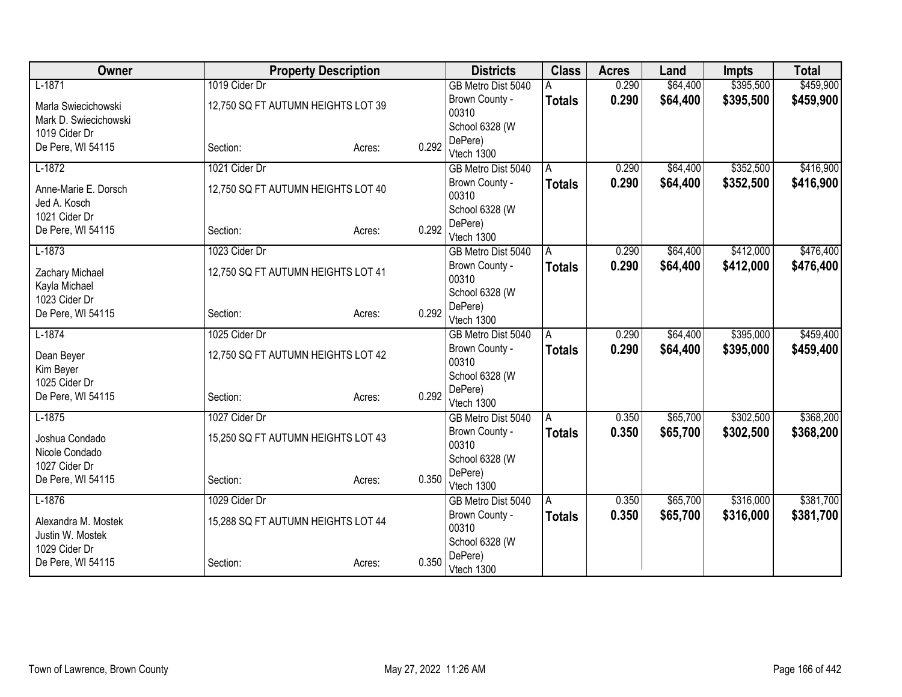| Owner | Property Description | | | Districts | Class | Acres | Land | Impts | Total |
|---|---|---|---|---|---|---|---|---|---|
| L-1871<br>Marla Swiecichowski<br>Mark D. Swiecichowski<br>1019 Cider Dr<br>De Pere, WI 54115 | 1019 Cider Dr<br>12,750 SQ FT AUTUMN HEIGHTS LOT 39<br>Section: | Acres: | 0.292 | GB Metro Dist 5040<br>Brown County - 00310<br>School 6328 (W DePere)<br>Vtech 1300 | A<br>**Totals** | 0.290<br>**0.290** | $64,400<br>**$64,400** | $395,500<br>**$395,500** | $459,900<br>**$459,900** |
| L-1872<br>Anne-Marie E. Dorsch<br>Jed A. Kosch<br>1021 Cider Dr<br>De Pere, WI 54115 | 1021 Cider Dr<br>12,750 SQ FT AUTUMN HEIGHTS LOT 40<br>Section: | Acres: | 0.292 | GB Metro Dist 5040<br>Brown County - 00310<br>School 6328 (W DePere)<br>Vtech 1300 | A<br>**Totals** | 0.290<br>**0.290** | $64,400<br>**$64,400** | $352,500<br>**$352,500** | $416,900<br>**$416,900** |
| L-1873<br>Zachary Michael<br>Kayla Michael<br>1023 Cider Dr<br>De Pere, WI 54115 | 1023 Cider Dr<br>12,750 SQ FT AUTUMN HEIGHTS LOT 41<br>Section: | Acres: | 0.292 | GB Metro Dist 5040<br>Brown County - 00310<br>School 6328 (W DePere)<br>Vtech 1300 | A<br>**Totals** | 0.290<br>**0.290** | $64,400<br>**$64,400** | $412,000<br>**$412,000** | $476,400<br>**$476,400** |
| L-1874<br>Dean Beyer<br>Kim Beyer<br>1025 Cider Dr<br>De Pere, WI 54115 | 1025 Cider Dr<br>12,750 SQ FT AUTUMN HEIGHTS LOT 42<br>Section: | Acres: | 0.292 | GB Metro Dist 5040<br>Brown County - 00310<br>School 6328 (W DePere)<br>Vtech 1300 | A<br>**Totals** | 0.290<br>**0.290** | $64,400<br>**$64,400** | $395,000<br>**$395,000** | $459,400<br>**$459,400** |
| L-1875<br>Joshua Condado<br>Nicole Condado<br>1027 Cider Dr<br>De Pere, WI 54115 | 1027 Cider Dr<br>15,250 SQ FT AUTUMN HEIGHTS LOT 43<br>Section: | Acres: | 0.350 | GB Metro Dist 5040<br>Brown County - 00310<br>School 6328 (W DePere)<br>Vtech 1300 | A<br>**Totals** | 0.350<br>**0.350** | $65,700<br>**$65,700** | $302,500<br>**$302,500** | $368,200<br>**$368,200** |
| L-1876<br>Alexandra M. Mostek<br>Justin W. Mostek<br>1029 Cider Dr<br>De Pere, WI 54115 | 1029 Cider Dr<br>15,288 SQ FT AUTUMN HEIGHTS LOT 44<br>Section: | Acres: | 0.350 | GB Metro Dist 5040<br>Brown County - 00310<br>School 6328 (W DePere)<br>Vtech 1300 | A<br>**Totals** | 0.350<br>**0.350** | $65,700<br>**$65,700** | $316,000<br>**$316,000** | $381,700<br>**$381,700** |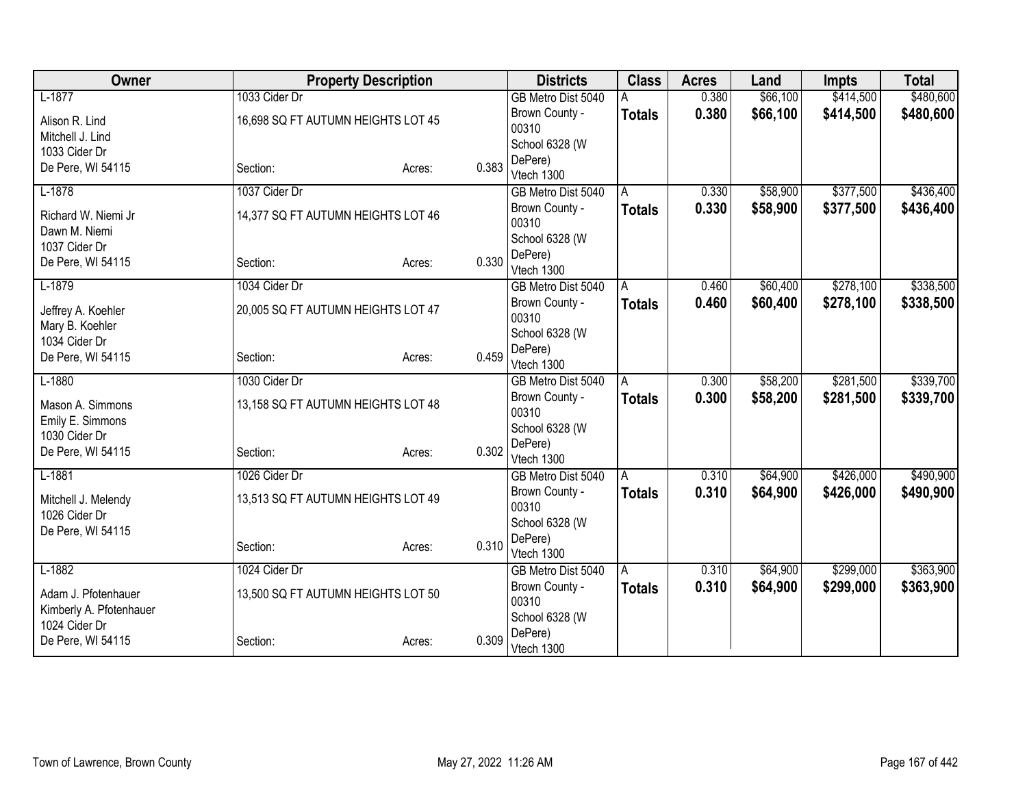| Owner | Property Description | | | Districts | Class | Acres | Land | Impts | Total |
|---|---|---|---|---|---|---|---|---|---|
| L-1877<br>Alison R. Lind<br>Mitchell J. Lind<br>1033 Cider Dr<br>De Pere, WI 54115 | 1033 Cider Dr<br>16,698 SQ FT AUTUMN HEIGHTS LOT 45<br>Section: | Acres: | 0.383 | GB Metro Dist 5040<br>Brown County - 00310<br>School 6328 (W DePere)<br>Vtech 1300 | A<br>**Totals** | 0.380<br>**0.380** | $66,100<br>**$66,100** | $414,500<br>**$414,500** | $480,600<br>**$480,600** |
| L-1878<br>Richard W. Niemi Jr<br>Dawn M. Niemi<br>1037 Cider Dr<br>De Pere, WI 54115 | 1037 Cider Dr<br>14,377 SQ FT AUTUMN HEIGHTS LOT 46<br>Section: | Acres: | 0.330 | GB Metro Dist 5040<br>Brown County - 00310<br>School 6328 (W DePere)<br>Vtech 1300 | A<br>**Totals** | 0.330<br>**0.330** | $58,900<br>**$58,900** | $377,500<br>**$377,500** | $436,400<br>**$436,400** |
| L-1879<br>Jeffrey A. Koehler<br>Mary B. Koehler<br>1034 Cider Dr<br>De Pere, WI 54115 | 1034 Cider Dr<br>20,005 SQ FT AUTUMN HEIGHTS LOT 47<br>Section: | Acres: | 0.459 | GB Metro Dist 5040<br>Brown County - 00310<br>School 6328 (W DePere)<br>Vtech 1300 | A<br>**Totals** | 0.460<br>**0.460** | $60,400<br>**$60,400** | $278,100<br>**$278,100** | $338,500<br>**$338,500** |
| L-1880<br>Mason A. Simmons<br>Emily E. Simmons<br>1030 Cider Dr<br>De Pere, WI 54115 | 1030 Cider Dr<br>13,158 SQ FT AUTUMN HEIGHTS LOT 48<br>Section: | Acres: | 0.302 | GB Metro Dist 5040<br>Brown County - 00310<br>School 6328 (W DePere)<br>Vtech 1300 | A<br>**Totals** | 0.300<br>**0.300** | $58,200<br>**$58,200** | $281,500<br>**$281,500** | $339,700<br>**$339,700** |
| L-1881<br>Mitchell J. Melendy<br>1026 Cider Dr<br>De Pere, WI 54115 | 1026 Cider Dr<br>13,513 SQ FT AUTUMN HEIGHTS LOT 49<br>Section: | Acres: | 0.310 | GB Metro Dist 5040<br>Brown County - 00310<br>School 6328 (W DePere)<br>Vtech 1300 | A<br>**Totals** | 0.310<br>**0.310** | $64,900<br>**$64,900** | $426,000<br>**$426,000** | $490,900<br>**$490,900** |
| L-1882<br>Adam J. Pfotenhauer<br>Kimberly A. Pfotenhauer<br>1024 Cider Dr<br>De Pere, WI 54115 | 1024 Cider Dr<br>13,500 SQ FT AUTUMN HEIGHTS LOT 50<br>Section: | Acres: | 0.309 | GB Metro Dist 5040<br>Brown County - 00310<br>School 6328 (W DePere)<br>Vtech 1300 | A<br>**Totals** | 0.310<br>**0.310** | $64,900<br>**$64,900** | $299,000<br>**$299,000** | $363,900<br>**$363,900** |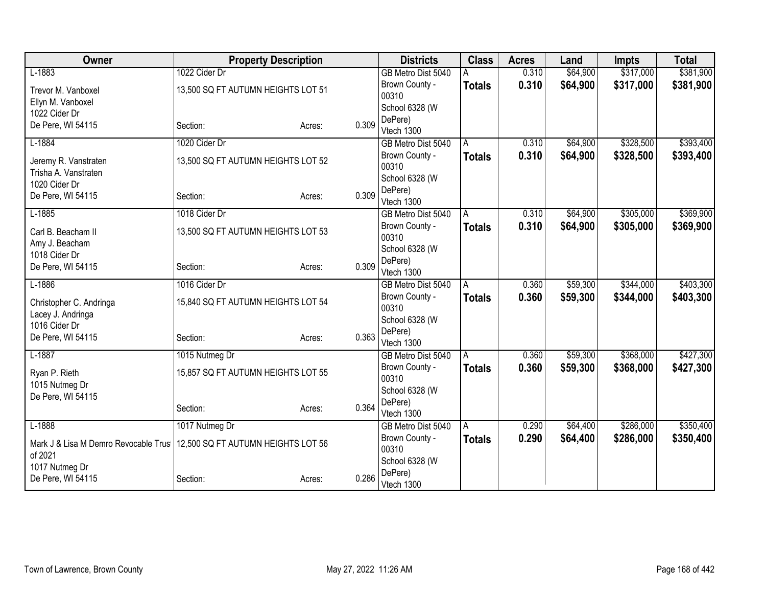| Owner | Property Description | | | Districts | Class | Acres | Land | Impts | Total |
|---|---|---|---|---|---|---|---|---|---|
| L-1883 | 1022 Cider Dr | | | GB Metro Dist 5040 | A | 0.310 | $64,900 | $317,000 | $381,900 |
| Trevor M. Vanboxel<br>Ellyn M. Vanboxel<br>1022 Cider Dr<br>De Pere, WI 54115 | 13,500 SQ FT AUTUMN HEIGHTS LOT 51<br><br>Section: | Acres: | 0.309 | Brown County - 00310<br>School 6328 (W DePere)<br>Vtech 1300 | **Totals** | **0.310** | **$64,900** | **$317,000** | **$381,900** |
| L-1884 | 1020 Cider Dr | | | GB Metro Dist 5040 | A | 0.310 | $64,900 | $328,500 | $393,400 |
| Jeremy R. Vanstraten<br>Trisha A. Vanstraten<br>1020 Cider Dr<br>De Pere, WI 54115 | 13,500 SQ FT AUTUMN HEIGHTS LOT 52<br><br>Section: | Acres: | 0.309 | Brown County - 00310<br>School 6328 (W DePere)<br>Vtech 1300 | **Totals** | **0.310** | **$64,900** | **$328,500** | **$393,400** |
| L-1885 | 1018 Cider Dr | | | GB Metro Dist 5040 | A | 0.310 | $64,900 | $305,000 | $369,900 |
| Carl B. Beacham II<br>Amy J. Beacham<br>1018 Cider Dr<br>De Pere, WI 54115 | 13,500 SQ FT AUTUMN HEIGHTS LOT 53<br><br>Section: | Acres: | 0.309 | Brown County - 00310<br>School 6328 (W DePere)<br>Vtech 1300 | **Totals** | **0.310** | **$64,900** | **$305,000** | **$369,900** |
| L-1886 | 1016 Cider Dr | | | GB Metro Dist 5040 | A | 0.360 | $59,300 | $344,000 | $403,300 |
| Christopher C. Andringa<br>Lacey J. Andringa<br>1016 Cider Dr<br>De Pere, WI 54115 | 15,840 SQ FT AUTUMN HEIGHTS LOT 54<br><br>Section: | Acres: | 0.363 | Brown County - 00310<br>School 6328 (W DePere)<br>Vtech 1300 | **Totals** | **0.360** | **$59,300** | **$344,000** | **$403,300** |
| L-1887 | 1015 Nutmeg Dr | | | GB Metro Dist 5040 | A | 0.360 | $59,300 | $368,000 | $427,300 |
| Ryan P. Rieth<br>1015 Nutmeg Dr<br>De Pere, WI 54115 | 15,857 SQ FT AUTUMN HEIGHTS LOT 55<br><br>Section: | Acres: | 0.364 | Brown County - 00310<br>School 6328 (W DePere)<br>Vtech 1300 | **Totals** | **0.360** | **$59,300** | **$368,000** | **$427,300** |
| L-1888 | 1017 Nutmeg Dr | | | GB Metro Dist 5040 | A | 0.290 | $64,400 | $286,000 | $350,400 |
| Mark J & Lisa M Demro Revocable Trust of 2021<br>1017 Nutmeg Dr<br>De Pere, WI 54115 | 12,500 SQ FT AUTUMN HEIGHTS LOT 56<br><br>Section: | Acres: | 0.286 | Brown County - 00310<br>School 6328 (W DePere)<br>Vtech 1300 | **Totals** | **0.290** | **$64,400** | **$286,000** | **$350,400** |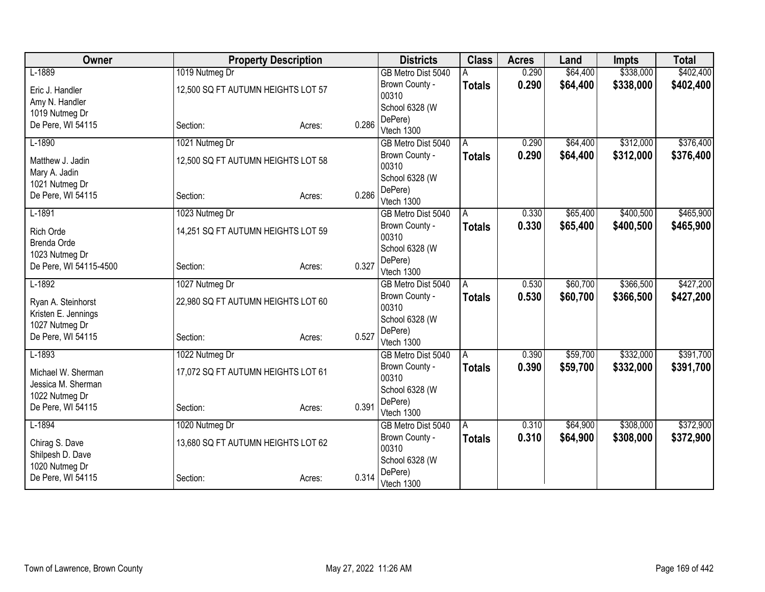| Owner | Property Description | | | Districts | Class | Acres | Land | Impts | Total |
|---|---|---|---|---|---|---|---|---|---|
| L-1889 | 1019 Nutmeg Dr | | | GB Metro Dist 5040 | A | 0.290 | $64,400 | $338,000 | $402,400 |
| Eric J. Handler<br>Amy N. Handler<br>1019 Nutmeg Dr<br>De Pere, WI 54115 | 12,500 SQ FT AUTUMN HEIGHTS LOT 57<br><br><br>Section: | Acres: | 0.286 | Brown County - 00310<br>School 6328 (W DePere)<br>Vtech 1300 | **Totals** | **0.290** | **$64,400** | **$338,000** | **$402,400** |
| L-1890 | 1021 Nutmeg Dr | | | GB Metro Dist 5040 | A | 0.290 | $64,400 | $312,000 | $376,400 |
| Matthew J. Jadin<br>Mary A. Jadin<br>1021 Nutmeg Dr<br>De Pere, WI 54115 | 12,500 SQ FT AUTUMN HEIGHTS LOT 58<br><br><br>Section: | Acres: | 0.286 | Brown County - 00310<br>School 6328 (W DePere)<br>Vtech 1300 | **Totals** | **0.290** | **$64,400** | **$312,000** | **$376,400** |
| L-1891 | 1023 Nutmeg Dr | | | GB Metro Dist 5040 | A | 0.330 | $65,400 | $400,500 | $465,900 |
| Rich Orde<br>Brenda Orde<br>1023 Nutmeg Dr<br>De Pere, WI 54115-4500 | 14,251 SQ FT AUTUMN HEIGHTS LOT 59<br><br><br>Section: | Acres: | 0.327 | Brown County - 00310<br>School 6328 (W DePere)<br>Vtech 1300 | **Totals** | **0.330** | **$65,400** | **$400,500** | **$465,900** |
| L-1892 | 1027 Nutmeg Dr | | | GB Metro Dist 5040 | A | 0.530 | $60,700 | $366,500 | $427,200 |
| Ryan A. Steinhorst<br>Kristen E. Jennings<br>1027 Nutmeg Dr<br>De Pere, WI 54115 | 22,980 SQ FT AUTUMN HEIGHTS LOT 60<br><br><br>Section: | Acres: | 0.527 | Brown County - 00310<br>School 6328 (W DePere)<br>Vtech 1300 | **Totals** | **0.530** | **$60,700** | **$366,500** | **$427,200** |
| L-1893 | 1022 Nutmeg Dr | | | GB Metro Dist 5040 | A | 0.390 | $59,700 | $332,000 | $391,700 |
| Michael W. Sherman<br>Jessica M. Sherman<br>1022 Nutmeg Dr<br>De Pere, WI 54115 | 17,072 SQ FT AUTUMN HEIGHTS LOT 61<br><br><br>Section: | Acres: | 0.391 | Brown County - 00310<br>School 6328 (W DePere)<br>Vtech 1300 | **Totals** | **0.390** | **$59,700** | **$332,000** | **$391,700** |
| L-1894 | 1020 Nutmeg Dr | | | GB Metro Dist 5040 | A | 0.310 | $64,900 | $308,000 | $372,900 |
| Chirag S. Dave<br>Shilpesh D. Dave<br>1020 Nutmeg Dr<br>De Pere, WI 54115 | 13,680 SQ FT AUTUMN HEIGHTS LOT 62<br><br><br>Section: | Acres: | 0.314 | Brown County - 00310<br>School 6328 (W DePere)<br>Vtech 1300 | **Totals** | **0.310** | **$64,900** | **$308,000** | **$372,900** |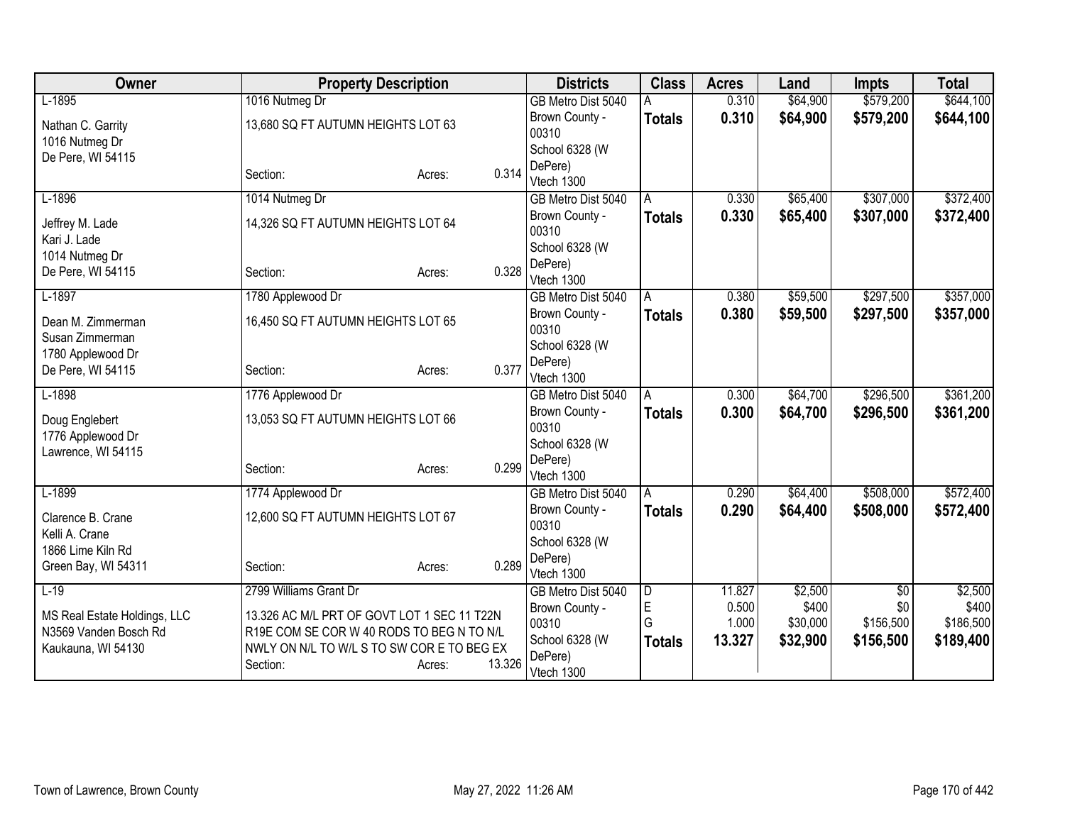| Owner | Property Description | | | Districts | Class | Acres | Land | Impts | Total |
|---|---|---|---|---|---|---|---|---|---|
| L-1895 | 1016 Nutmeg Dr | | | GB Metro Dist 5040 | A | 0.310 | $64,900 | $579,200 | $644,100 |
| Nathan C. Garrity<br>1016 Nutmeg Dr<br>De Pere, WI 54115 | 13,680 SQ FT AUTUMN HEIGHTS LOT 63 | | | Brown County - 00310<br>School 6328 (W DePere)<br>Vtech 1300 | **Totals** | **0.310** | **$64,900** | **$579,200** | **$644,100** |
| | Section: | Acres: | 0.314 | | | | | | |
| L-1896 | 1014 Nutmeg Dr | | | GB Metro Dist 5040 | A | 0.330 | $65,400 | $307,000 | $372,400 |
| Jeffrey M. Lade<br>Kari J. Lade<br>1014 Nutmeg Dr<br>De Pere, WI 54115 | 14,326 SQ FT AUTUMN HEIGHTS LOT 64 | | | Brown County - 00310<br>School 6328 (W DePere)<br>Vtech 1300 | **Totals** | **0.330** | **$65,400** | **$307,000** | **$372,400** |
| | Section: | Acres: | 0.328 | | | | | | |
| L-1897 | 1780 Applewood Dr | | | GB Metro Dist 5040 | A | 0.380 | $59,500 | $297,500 | $357,000 |
| Dean M. Zimmerman<br>Susan Zimmerman<br>1780 Applewood Dr<br>De Pere, WI 54115 | 16,450 SQ FT AUTUMN HEIGHTS LOT 65 | | | Brown County - 00310<br>School 6328 (W DePere)<br>Vtech 1300 | **Totals** | **0.380** | **$59,500** | **$297,500** | **$357,000** |
| | Section: | Acres: | 0.377 | | | | | | |
| L-1898 | 1776 Applewood Dr | | | GB Metro Dist 5040 | A | 0.300 | $64,700 | $296,500 | $361,200 |
| Doug Englebert<br>1776 Applewood Dr<br>Lawrence, WI 54115 | 13,053 SQ FT AUTUMN HEIGHTS LOT 66 | | | Brown County - 00310<br>School 6328 (W DePere)<br>Vtech 1300 | **Totals** | **0.300** | **$64,700** | **$296,500** | **$361,200** |
| | Section: | Acres: | 0.299 | | | | | | |
| L-1899 | 1774 Applewood Dr | | | GB Metro Dist 5040 | A | 0.290 | $64,400 | $508,000 | $572,400 |
| Clarence B. Crane<br>Kelli A. Crane<br>1866 Lime Kiln Rd<br>Green Bay, WI 54311 | 12,600 SQ FT AUTUMN HEIGHTS LOT 67 | | | Brown County - 00310<br>School 6328 (W DePere)<br>Vtech 1300 | **Totals** | **0.290** | **$64,400** | **$508,000** | **$572,400** |
| | Section: | Acres: | 0.289 | | | | | | |
| L-19 | 2799 Williams Grant Dr | | | GB Metro Dist 5040 | D | 11.827 | $2,500 | $0 | $2,500 |
| MS Real Estate Holdings, LLC<br>N3569 Vanden Bosch Rd<br>Kaukauna, WI 54130 | 13.326 AC M/L PRT OF GOVT LOT 1 SEC 11 T22N R19E COM SE COR W 40 RODS TO BEG N TO N/L NWLY ON N/L TO W/L S TO SW COR E TO BEG EX | | | Brown County - 00310 | E | 0.500 | $400 | $0 | $400 |
| | | | | School 6328 (W DePere) | G | 1.000 | $30,000 | $156,500 | $186,500 |
| | | | | Vtech 1300 | **Totals** | **13.327** | **$32,900** | **$156,500** | **$189,400** |
| | Section: | Acres: | 13.326 | | | | | | |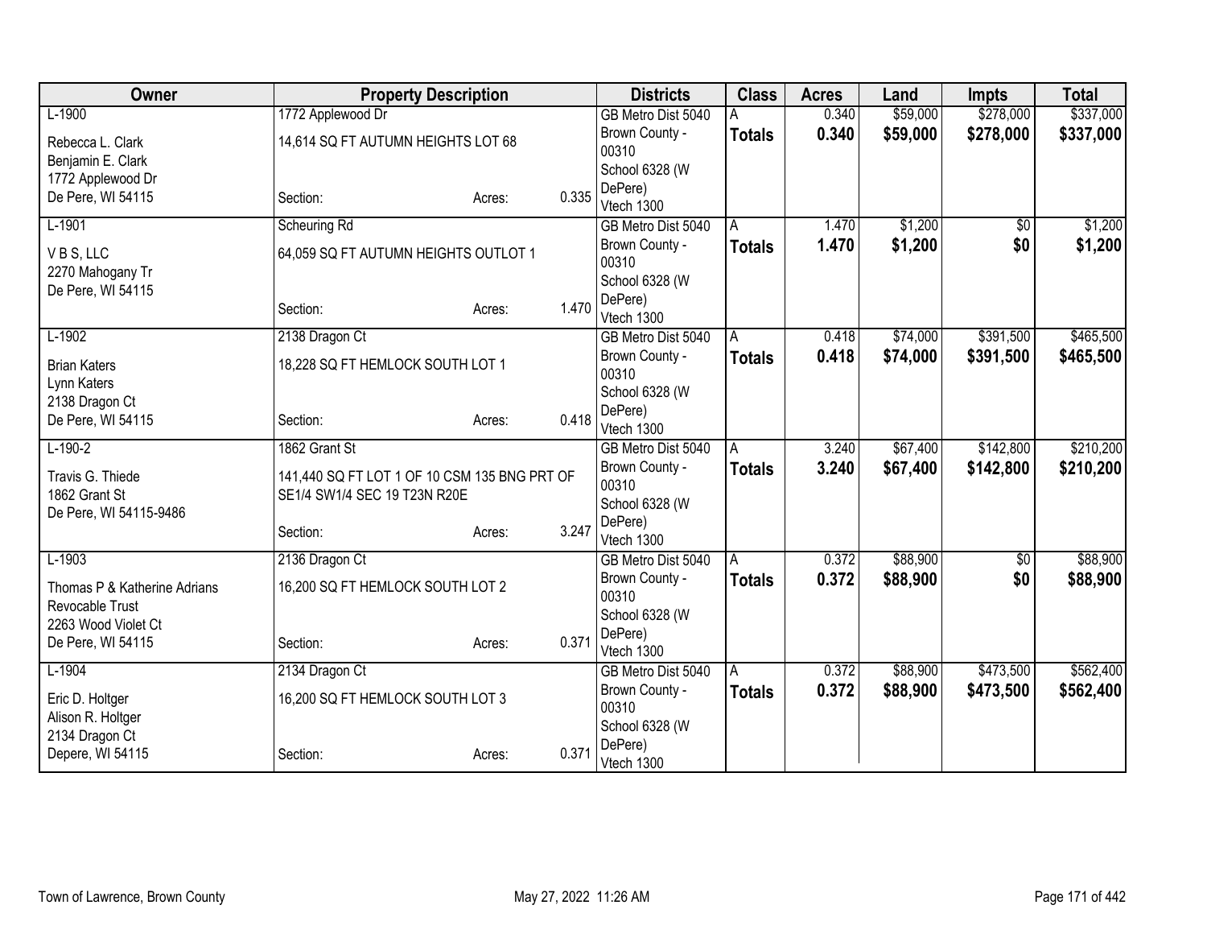| Owner | Property Description | | | Districts | Class | Acres | Land | Impts | Total |
|---|---|---|---|---|---|---|---|---|---|
| L-1900<br>Rebecca L. Clark<br>Benjamin E. Clark<br>1772 Applewood Dr<br>De Pere, WI 54115 | 1772 Applewood Dr<br>14,614 SQ FT AUTUMN HEIGHTS LOT 68<br>Section: | Acres: | 0.335 | GB Metro Dist 5040<br>Brown County - 00310<br>School 6328 (W DePere)<br>Vtech 1300 | A<br>**Totals** | 0.340<br>**0.340** | $59,000<br>**$59,000** | $278,000<br>**$278,000** | $337,000<br>**$337,000** |
| L-1901<br>V B S, LLC<br>2270 Mahogany Tr<br>De Pere, WI 54115 | Scheuring Rd<br>64,059 SQ FT AUTUMN HEIGHTS OUTLOT 1<br>Section: | Acres: | 1.470 | GB Metro Dist 5040<br>Brown County - 00310<br>School 6328 (W DePere)<br>Vtech 1300 | A<br>**Totals** | 1.470<br>**1.470** | $1,200<br>**$1,200** | $0<br>**$0** | $1,200<br>**$1,200** |
| L-1902<br>Brian Katers<br>Lynn Katers<br>2138 Dragon Ct<br>De Pere, WI 54115 | 2138 Dragon Ct<br>18,228 SQ FT HEMLOCK SOUTH LOT 1<br>Section: | Acres: | 0.418 | GB Metro Dist 5040<br>Brown County - 00310<br>School 6328 (W DePere)<br>Vtech 1300 | A<br>**Totals** | 0.418<br>**0.418** | $74,000<br>**$74,000** | $391,500<br>**$391,500** | $465,500<br>**$465,500** |
| L-190-2<br>Travis G. Thiede<br>1862 Grant St<br>De Pere, WI 54115-9486 | 1862 Grant St<br>141,440 SQ FT LOT 1 OF 10 CSM 135 BNG PRT OF SE1/4 SW1/4 SEC 19 T23N R20E<br>Section: | Acres: | 3.247 | GB Metro Dist 5040<br>Brown County - 00310<br>School 6328 (W DePere)<br>Vtech 1300 | A<br>**Totals** | 3.240<br>**3.240** | $67,400<br>**$67,400** | $142,800<br>**$142,800** | $210,200<br>**$210,200** |
| L-1903<br>Thomas P & Katherine Adrians Revocable Trust<br>2263 Wood Violet Ct<br>De Pere, WI 54115 | 2136 Dragon Ct<br>16,200 SQ FT HEMLOCK SOUTH LOT 2<br>Section: | Acres: | 0.371 | GB Metro Dist 5040<br>Brown County - 00310<br>School 6328 (W DePere)<br>Vtech 1300 | A<br>**Totals** | 0.372<br>**0.372** | $88,900<br>**$88,900** | $0<br>**$0** | $88,900<br>**$88,900** |
| L-1904<br>Eric D. Holtger<br>Alison R. Holtger<br>2134 Dragon Ct<br>Depere, WI 54115 | 2134 Dragon Ct<br>16,200 SQ FT HEMLOCK SOUTH LOT 3<br>Section: | Acres: | 0.371 | GB Metro Dist 5040<br>Brown County - 00310<br>School 6328 (W DePere)<br>Vtech 1300 | A<br>**Totals** | 0.372<br>**0.372** | $88,900<br>**$88,900** | $473,500<br>**$473,500** | $562,400<br>**$562,400** |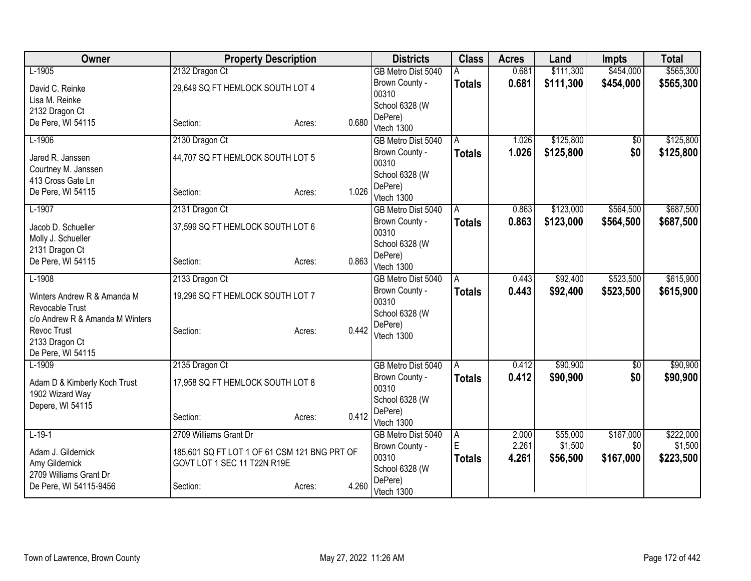| Owner | Property Description | | | Districts | Class | Acres | Land | Impts | Total |
|---|---|---|---|---|---|---|---|---|---|
| L-1905 | 2132 Dragon Ct | | | GB Metro Dist 5040 | A | 0.681 | $111,300 | $454,000 | $565,300 |
| David C. Reinke<br>Lisa M. Reinke<br>2132 Dragon Ct<br>De Pere, WI 54115 | 29,649 SQ FT HEMLOCK SOUTH LOT 4<br><br>Section: | Acres: | 0.680 | Brown County - 00310<br>School 6328 (W DePere)<br>Vtech 1300 | **Totals** | **0.681** | **$111,300** | **$454,000** | **$565,300** |
| L-1906 | 2130 Dragon Ct | | | GB Metro Dist 5040 | A | 1.026 | $125,800 | $0 | $125,800 |
| Jared R. Janssen<br>Courtney M. Janssen<br>413 Cross Gate Ln<br>De Pere, WI 54115 | 44,707 SQ FT HEMLOCK SOUTH LOT 5<br><br>Section: | Acres: | 1.026 | Brown County - 00310<br>School 6328 (W DePere)<br>Vtech 1300 | **Totals** | **1.026** | **$125,800** | **$0** | **$125,800** |
| L-1907 | 2131 Dragon Ct | | | GB Metro Dist 5040 | A | 0.863 | $123,000 | $564,500 | $687,500 |
| Jacob D. Schueller<br>Molly J. Schueller<br>2131 Dragon Ct<br>De Pere, WI 54115 | 37,599 SQ FT HEMLOCK SOUTH LOT 6<br><br>Section: | Acres: | 0.863 | Brown County - 00310<br>School 6328 (W DePere)<br>Vtech 1300 | **Totals** | **0.863** | **$123,000** | **$564,500** | **$687,500** |
| L-1908 | 2133 Dragon Ct | | | GB Metro Dist 5040 | A | 0.443 | $92,400 | $523,500 | $615,900 |
| Winters Andrew R & Amanda M Revocable Trust<br>c/o Andrew R & Amanda M Winters Revoc Trust<br>2133 Dragon Ct<br>De Pere, WI 54115 | 19,296 SQ FT HEMLOCK SOUTH LOT 7<br><br>Section: | Acres: | 0.442 | Brown County - 00310<br>School 6328 (W DePere)<br>Vtech 1300 | **Totals** | **0.443** | **$92,400** | **$523,500** | **$615,900** |
| L-1909 | 2135 Dragon Ct | | | GB Metro Dist 5040 | A | 0.412 | $90,900 | $0 | $90,900 |
| Adam D & Kimberly Koch Trust<br>1902 Wizard Way<br>Depere, WI 54115 | 17,958 SQ FT HEMLOCK SOUTH LOT 8<br><br>Section: | Acres: | 0.412 | Brown County - 00310<br>School 6328 (W DePere)<br>Vtech 1300 | **Totals** | **0.412** | **$90,900** | **$0** | **$90,900** |
| L-19-1 | 2709 Williams Grant Dr | | | GB Metro Dist 5040 | A | 2.000 | $55,000 | $167,000 | $222,000 |
| | | | | | E | 2.261 | $1,500 | $0 | $1,500 |
| Adam J. Gildernick<br>Amy Gildernick<br>2709 Williams Grant Dr<br>De Pere, WI 54115-9456 | 185,601 SQ FT LOT 1 OF 61 CSM 121 BNG PRT OF GOVT LOT 1 SEC 11 T22N R19E<br><br>Section: | Acres: | 4.260 | Brown County - 00310<br>School 6328 (W DePere)<br>Vtech 1300 | **Totals** | **4.261** | **$56,500** | **$167,000** | **$223,500** |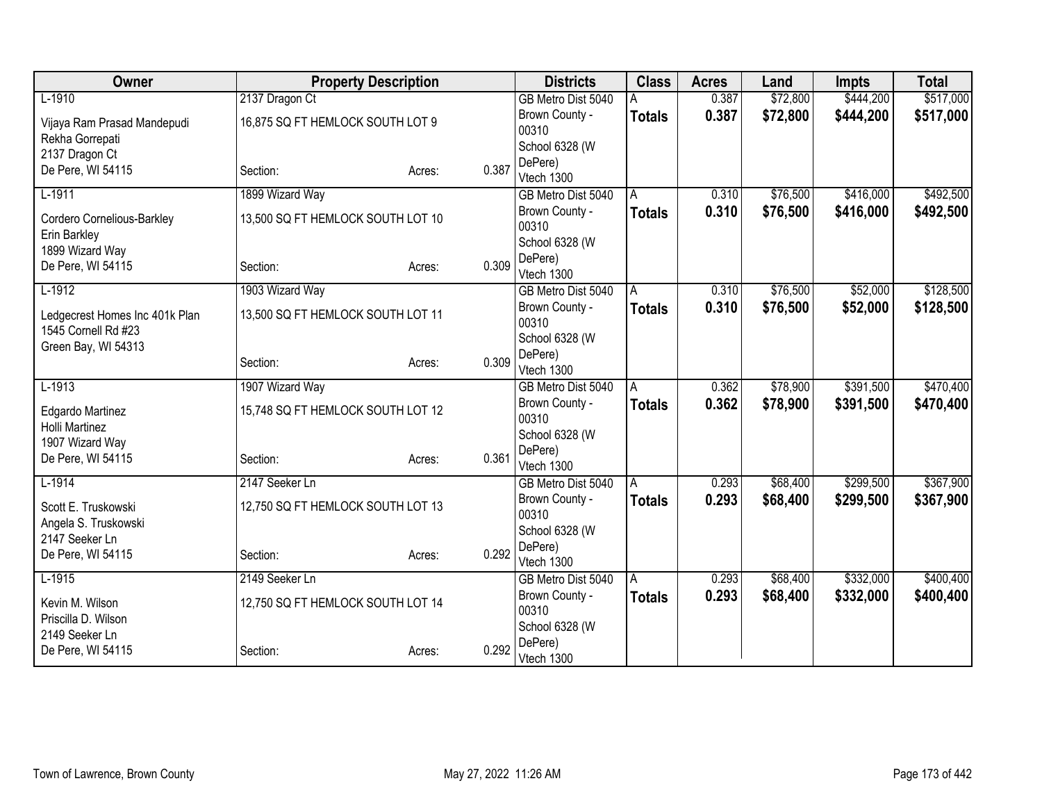| Owner | Property Description | | | Districts | Class | Acres | Land | Impts | Total |
|---|---|---|---|---|---|---|---|---|---|
| L-1910<br>Vijaya Ram Prasad Mandepudi<br>Rekha Gorrepati<br>2137 Dragon Ct<br>De Pere, WI 54115 | 2137 Dragon Ct<br>16,875 SQ FT HEMLOCK SOUTH LOT 9<br>Section: | Acres: | 0.387 | GB Metro Dist 5040<br>Brown County - 00310<br>School 6328 (W DePere)<br>Vtech 1300 | A<br>**Totals** | 0.387<br>**0.387** | $72,800<br>**$72,800** | $444,200<br>**$444,200** | $517,000<br>**$517,000** |
| L-1911<br>Cordero Cornelious-Barkley<br>Erin Barkley<br>1899 Wizard Way<br>De Pere, WI 54115 | 1899 Wizard Way<br>13,500 SQ FT HEMLOCK SOUTH LOT 10<br>Section: | Acres: | 0.309 | GB Metro Dist 5040<br>Brown County - 00310<br>School 6328 (W DePere)<br>Vtech 1300 | A<br>**Totals** | 0.310<br>**0.310** | $76,500<br>**$76,500** | $416,000<br>**$416,000** | $492,500<br>**$492,500** |
| L-1912<br>Ledgecrest Homes Inc 401k Plan<br>1545 Cornell Rd #23<br>Green Bay, WI 54313 | 1903 Wizard Way<br>13,500 SQ FT HEMLOCK SOUTH LOT 11<br>Section: | Acres: | 0.309 | GB Metro Dist 5040<br>Brown County - 00310<br>School 6328 (W DePere)<br>Vtech 1300 | A<br>**Totals** | 0.310<br>**0.310** | $76,500<br>**$76,500** | $52,000<br>**$52,000** | $128,500<br>**$128,500** |
| L-1913<br>Edgardo Martinez<br>Holli Martinez<br>1907 Wizard Way<br>De Pere, WI 54115 | 1907 Wizard Way<br>15,748 SQ FT HEMLOCK SOUTH LOT 12<br>Section: | Acres: | 0.361 | GB Metro Dist 5040<br>Brown County - 00310<br>School 6328 (W DePere)<br>Vtech 1300 | A<br>**Totals** | 0.362<br>**0.362** | $78,900<br>**$78,900** | $391,500<br>**$391,500** | $470,400<br>**$470,400** |
| L-1914<br>Scott E. Truskowski<br>Angela S. Truskowski<br>2147 Seeker Ln<br>De Pere, WI 54115 | 2147 Seeker Ln<br>12,750 SQ FT HEMLOCK SOUTH LOT 13<br>Section: | Acres: | 0.292 | GB Metro Dist 5040<br>Brown County - 00310<br>School 6328 (W DePere)<br>Vtech 1300 | A<br>**Totals** | 0.293<br>**0.293** | $68,400<br>**$68,400** | $299,500<br>**$299,500** | $367,900<br>**$367,900** |
| L-1915<br>Kevin M. Wilson<br>Priscilla D. Wilson<br>2149 Seeker Ln<br>De Pere, WI 54115 | 2149 Seeker Ln<br>12,750 SQ FT HEMLOCK SOUTH LOT 14<br>Section: | Acres: | 0.292 | GB Metro Dist 5040<br>Brown County - 00310<br>School 6328 (W DePere)<br>Vtech 1300 | A<br>**Totals** | 0.293<br>**0.293** | $68,400<br>**$68,400** | $332,000<br>**$332,000** | $400,400<br>**$400,400** |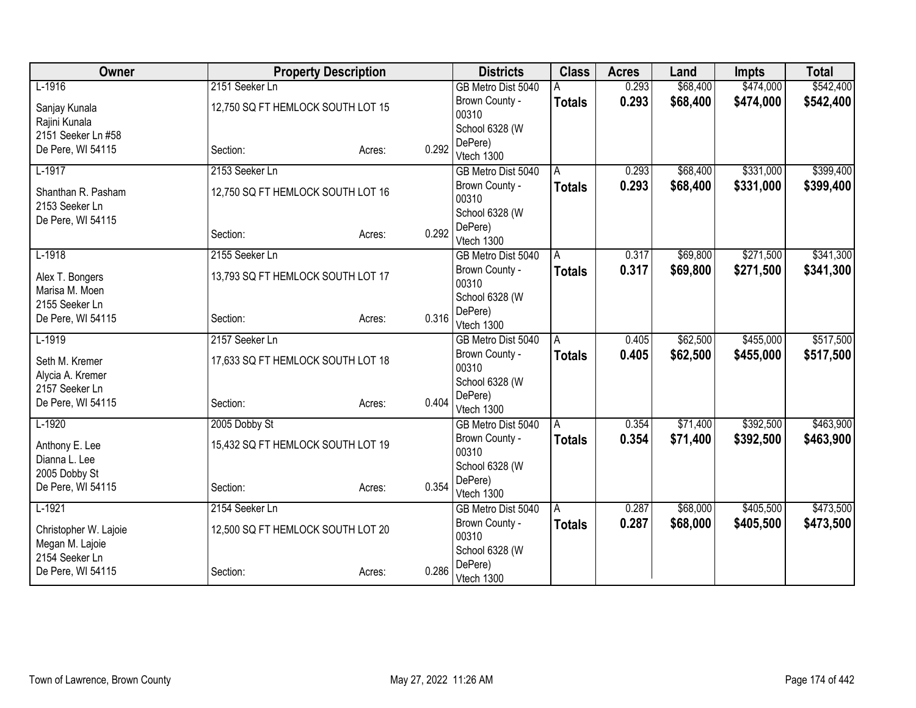| Owner | Property Description | | | Districts | Class | Acres | Land | Impts | Total |
|---|---|---|---|---|---|---|---|---|---|
| L-1916 | 2151 Seeker Ln | | | GB Metro Dist 5040 | A | 0.293 | $68,400 | $474,000 | $542,400 |
| Sanjay Kunala<br>Rajini Kunala<br>2151 Seeker Ln #58<br>De Pere, WI 54115 | 12,750 SQ FT HEMLOCK SOUTH LOT 15<br><br>Section: | Acres: | 0.292 | Brown County - 00310<br>School 6328 (W DePere)<br>Vtech 1300 | **Totals** | **0.293** | **$68,400** | **$474,000** | **$542,400** |
| L-1917 | 2153 Seeker Ln | | | GB Metro Dist 5040 | A | 0.293 | $68,400 | $331,000 | $399,400 |
| Shanthan R. Pasham<br>2153 Seeker Ln<br>De Pere, WI 54115 | 12,750 SQ FT HEMLOCK SOUTH LOT 16<br><br>Section: | Acres: | 0.292 | Brown County - 00310<br>School 6328 (W DePere)<br>Vtech 1300 | **Totals** | **0.293** | **$68,400** | **$331,000** | **$399,400** |
| L-1918 | 2155 Seeker Ln | | | GB Metro Dist 5040 | A | 0.317 | $69,800 | $271,500 | $341,300 |
| Alex T. Bongers<br>Marisa M. Moen<br>2155 Seeker Ln<br>De Pere, WI 54115 | 13,793 SQ FT HEMLOCK SOUTH LOT 17<br><br>Section: | Acres: | 0.316 | Brown County - 00310<br>School 6328 (W DePere)<br>Vtech 1300 | **Totals** | **0.317** | **$69,800** | **$271,500** | **$341,300** |
| L-1919 | 2157 Seeker Ln | | | GB Metro Dist 5040 | A | 0.405 | $62,500 | $455,000 | $517,500 |
| Seth M. Kremer<br>Alycia A. Kremer<br>2157 Seeker Ln<br>De Pere, WI 54115 | 17,633 SQ FT HEMLOCK SOUTH LOT 18<br><br>Section: | Acres: | 0.404 | Brown County - 00310<br>School 6328 (W DePere)<br>Vtech 1300 | **Totals** | **0.405** | **$62,500** | **$455,000** | **$517,500** |
| L-1920 | 2005 Dobby St | | | GB Metro Dist 5040 | A | 0.354 | $71,400 | $392,500 | $463,900 |
| Anthony E. Lee<br>Dianna L. Lee<br>2005 Dobby St<br>De Pere, WI 54115 | 15,432 SQ FT HEMLOCK SOUTH LOT 19<br><br>Section: | Acres: | 0.354 | Brown County - 00310<br>School 6328 (W DePere)<br>Vtech 1300 | **Totals** | **0.354** | **$71,400** | **$392,500** | **$463,900** |
| L-1921 | 2154 Seeker Ln | | | GB Metro Dist 5040 | A | 0.287 | $68,000 | $405,500 | $473,500 |
| Christopher W. Lajoie<br>Megan M. Lajoie<br>2154 Seeker Ln<br>De Pere, WI 54115 | 12,500 SQ FT HEMLOCK SOUTH LOT 20<br><br>Section: | Acres: | 0.286 | Brown County - 00310<br>School 6328 (W DePere)<br>Vtech 1300 | **Totals** | **0.287** | **$68,000** | **$405,500** | **$473,500** |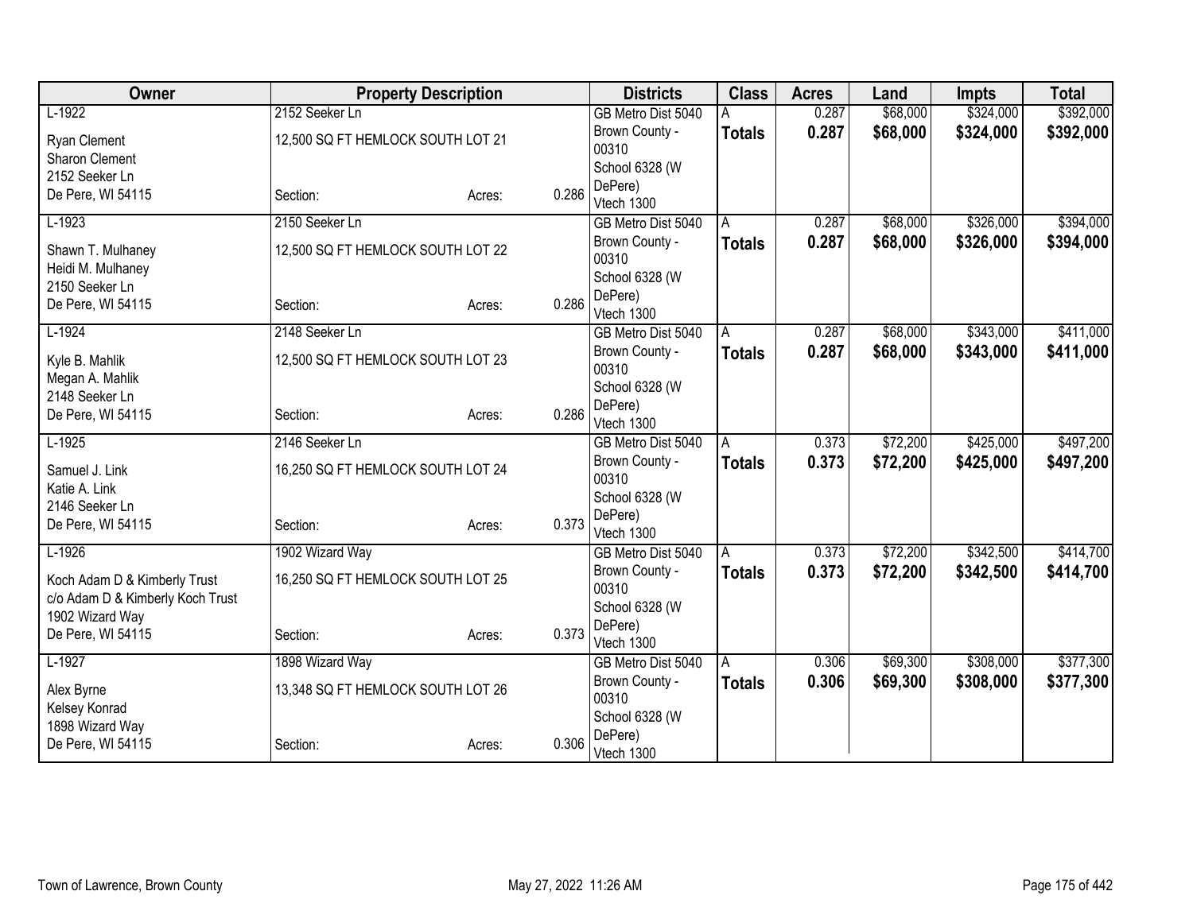| Owner | Property Description | | | Districts | Class | Acres | Land | Impts | Total |
|---|---|---|---|---|---|---|---|---|---|
| L-1922<br>Ryan Clement<br>Sharon Clement<br>2152 Seeker Ln<br>De Pere, WI 54115 | 2152 Seeker Ln<br>12,500 SQ FT HEMLOCK SOUTH LOT 21<br>Section: | Acres: | 0.286 | GB Metro Dist 5040<br>Brown County - 00310<br>School 6328 (W DePere)<br>Vtech 1300 | A<br>**Totals** | 0.287<br>**0.287** | $68,000<br>**$68,000** | $324,000<br>**$324,000** | $392,000<br>**$392,000** |
| L-1923<br>Shawn T. Mulhaney<br>Heidi M. Mulhaney<br>2150 Seeker Ln<br>De Pere, WI 54115 | 2150 Seeker Ln<br>12,500 SQ FT HEMLOCK SOUTH LOT 22<br>Section: | Acres: | 0.286 | GB Metro Dist 5040<br>Brown County - 00310<br>School 6328 (W DePere)<br>Vtech 1300 | A<br>**Totals** | 0.287<br>**0.287** | $68,000<br>**$68,000** | $326,000<br>**$326,000** | $394,000<br>**$394,000** |
| L-1924<br>Kyle B. Mahlik<br>Megan A. Mahlik<br>2148 Seeker Ln<br>De Pere, WI 54115 | 2148 Seeker Ln<br>12,500 SQ FT HEMLOCK SOUTH LOT 23<br>Section: | Acres: | 0.286 | GB Metro Dist 5040<br>Brown County - 00310<br>School 6328 (W DePere)<br>Vtech 1300 | A<br>**Totals** | 0.287<br>**0.287** | $68,000<br>**$68,000** | $343,000<br>**$343,000** | $411,000<br>**$411,000** |
| L-1925<br>Samuel J. Link<br>Katie A. Link<br>2146 Seeker Ln<br>De Pere, WI 54115 | 2146 Seeker Ln<br>16,250 SQ FT HEMLOCK SOUTH LOT 24<br>Section: | Acres: | 0.373 | GB Metro Dist 5040<br>Brown County - 00310<br>School 6328 (W DePere)<br>Vtech 1300 | A<br>**Totals** | 0.373<br>**0.373** | $72,200<br>**$72,200** | $425,000<br>**$425,000** | $497,200<br>**$497,200** |
| L-1926<br>Koch Adam D & Kimberly Trust<br>c/o Adam D & Kimberly Koch Trust<br>1902 Wizard Way<br>De Pere, WI 54115 | 1902 Wizard Way<br>16,250 SQ FT HEMLOCK SOUTH LOT 25<br>Section: | Acres: | 0.373 | GB Metro Dist 5040<br>Brown County - 00310<br>School 6328 (W DePere)<br>Vtech 1300 | A<br>**Totals** | 0.373<br>**0.373** | $72,200<br>**$72,200** | $342,500<br>**$342,500** | $414,700<br>**$414,700** |
| L-1927<br>Alex Byrne<br>Kelsey Konrad<br>1898 Wizard Way<br>De Pere, WI 54115 | 1898 Wizard Way<br>13,348 SQ FT HEMLOCK SOUTH LOT 26<br>Section: | Acres: | 0.306 | GB Metro Dist 5040<br>Brown County - 00310<br>School 6328 (W DePere)<br>Vtech 1300 | A<br>**Totals** | 0.306<br>**0.306** | $69,300<br>**$69,300** | $308,000<br>**$308,000** | $377,300<br>**$377,300** |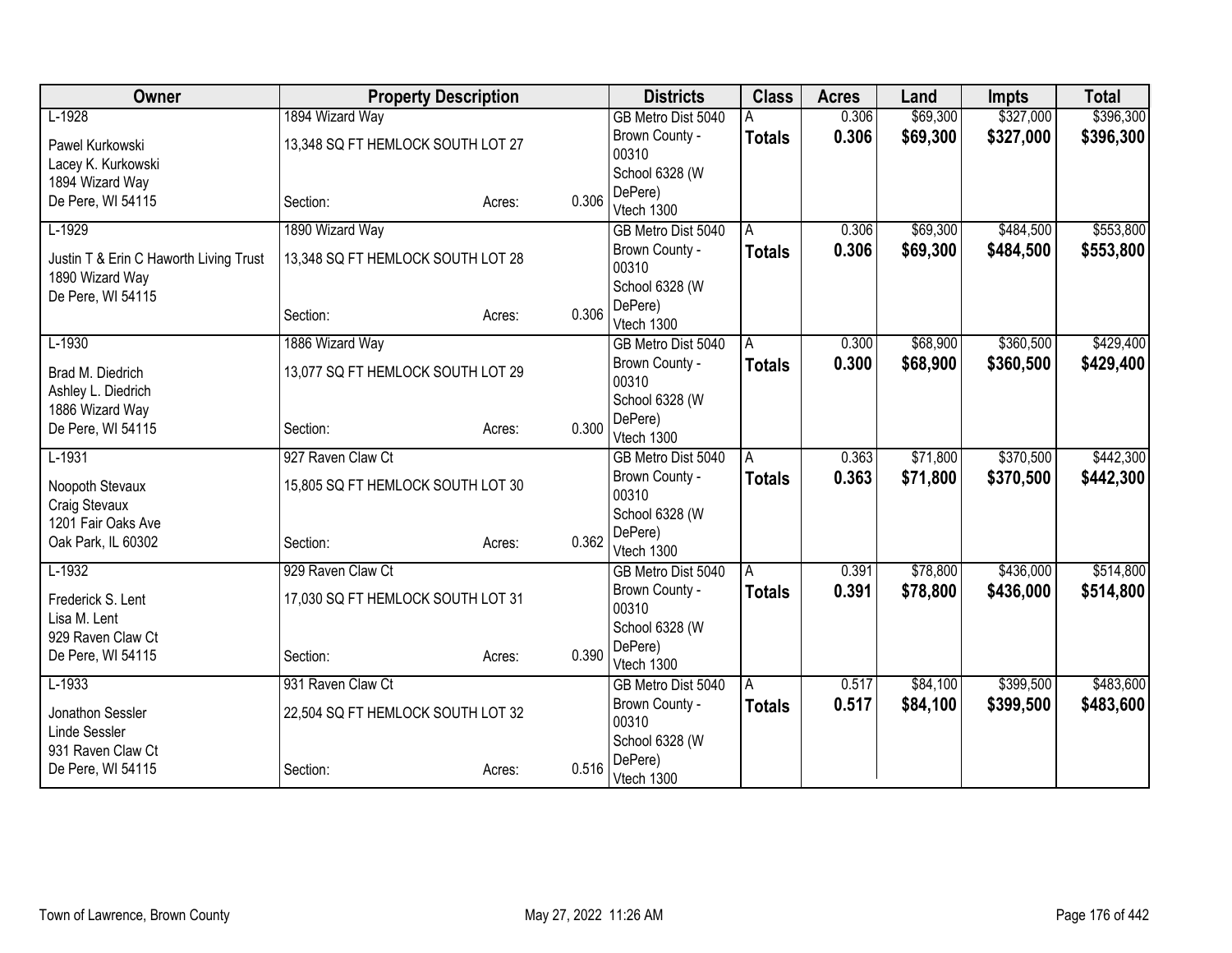| Owner | Property Description | | | Districts | Class | Acres | Land | Impts | Total |
|---|---|---|---|---|---|---|---|---|---|
| L-1928 | 1894 Wizard Way | | | GB Metro Dist 5040 | A | 0.306 | $69,300 | $327,000 | $396,300 |
| Pawel Kurkowski<br>Lacey K. Kurkowski<br>1894 Wizard Way<br>De Pere, WI 54115 | 13,348 SQ FT HEMLOCK SOUTH LOT 27<br>Section: | Acres: | 0.306 | Brown County - 00310<br>School 6328 (W DePere)<br>Vtech 1300 | **Totals** | **0.306** | **$69,300** | **$327,000** | **$396,300** |
| L-1929 | 1890 Wizard Way | | | GB Metro Dist 5040 | A | 0.306 | $69,300 | $484,500 | $553,800 |
| Justin T & Erin C Haworth Living Trust<br>1890 Wizard Way<br>De Pere, WI 54115 | 13,348 SQ FT HEMLOCK SOUTH LOT 28<br>Section: | Acres: | 0.306 | Brown County - 00310<br>School 6328 (W DePere)<br>Vtech 1300 | **Totals** | **0.306** | **$69,300** | **$484,500** | **$553,800** |
| L-1930 | 1886 Wizard Way | | | GB Metro Dist 5040 | A | 0.300 | $68,900 | $360,500 | $429,400 |
| Brad M. Diedrich<br>Ashley L. Diedrich<br>1886 Wizard Way<br>De Pere, WI 54115 | 13,077 SQ FT HEMLOCK SOUTH LOT 29<br>Section: | Acres: | 0.300 | Brown County - 00310<br>School 6328 (W DePere)<br>Vtech 1300 | **Totals** | **0.300** | **$68,900** | **$360,500** | **$429,400** |
| L-1931 | 927 Raven Claw Ct | | | GB Metro Dist 5040 | A | 0.363 | $71,800 | $370,500 | $442,300 |
| Noopoth Stevaux<br>Craig Stevaux<br>1201 Fair Oaks Ave<br>Oak Park, IL 60302 | 15,805 SQ FT HEMLOCK SOUTH LOT 30<br>Section: | Acres: | 0.362 | Brown County - 00310<br>School 6328 (W DePere)<br>Vtech 1300 | **Totals** | **0.363** | **$71,800** | **$370,500** | **$442,300** |
| L-1932 | 929 Raven Claw Ct | | | GB Metro Dist 5040 | A | 0.391 | $78,800 | $436,000 | $514,800 |
| Frederick S. Lent<br>Lisa M. Lent<br>929 Raven Claw Ct<br>De Pere, WI 54115 | 17,030 SQ FT HEMLOCK SOUTH LOT 31<br>Section: | Acres: | 0.390 | Brown County - 00310<br>School 6328 (W DePere)<br>Vtech 1300 | **Totals** | **0.391** | **$78,800** | **$436,000** | **$514,800** |
| L-1933 | 931 Raven Claw Ct | | | GB Metro Dist 5040 | A | 0.517 | $84,100 | $399,500 | $483,600 |
| Jonathon Sessler<br>Linde Sessler<br>931 Raven Claw Ct<br>De Pere, WI 54115 | 22,504 SQ FT HEMLOCK SOUTH LOT 32<br>Section: | Acres: | 0.516 | Brown County - 00310<br>School 6328 (W DePere)<br>Vtech 1300 | **Totals** | **0.517** | **$84,100** | **$399,500** | **$483,600** |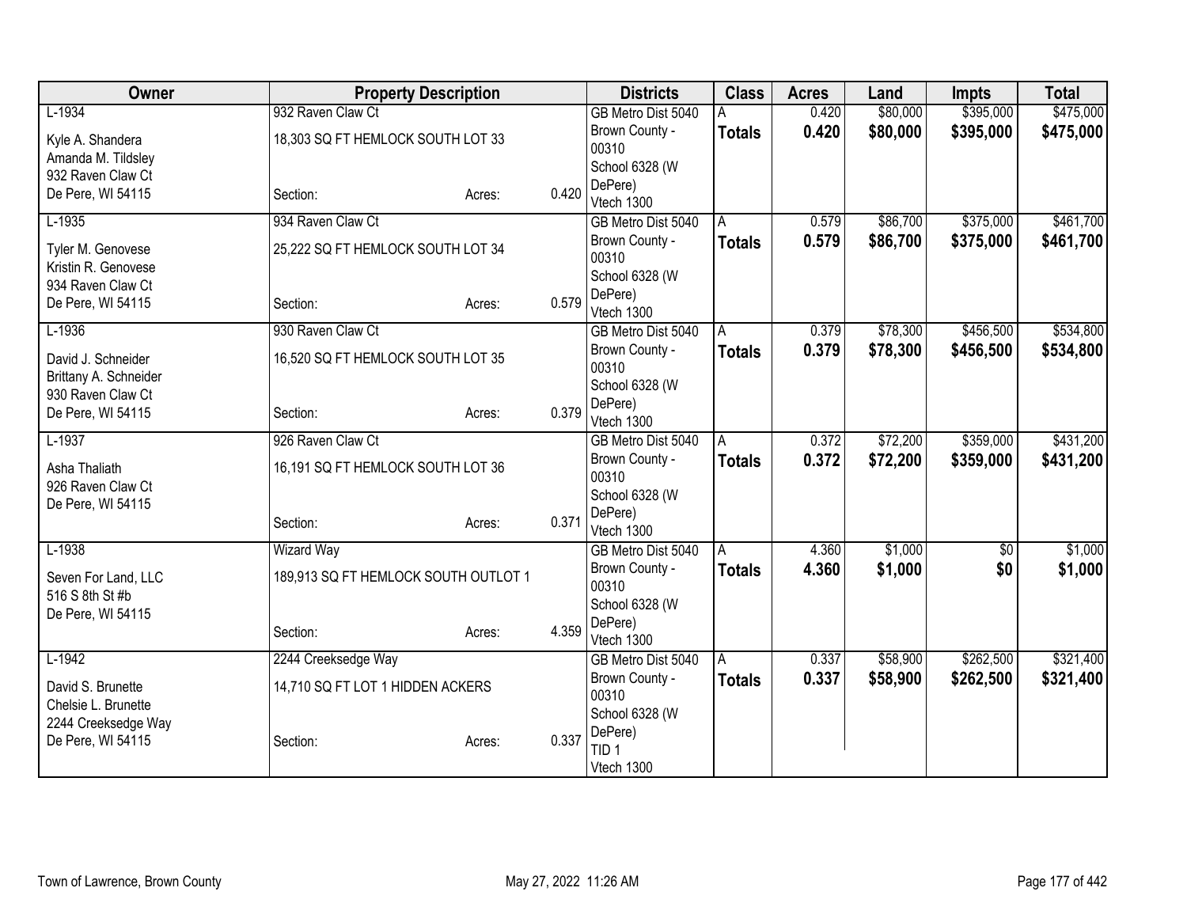| Owner | Property Description | | | Districts | Class | Acres | Land | Impts | Total |
|---|---|---|---|---|---|---|---|---|---|
| L-1934<br>Kyle A. Shandera<br>Amanda M. Tildsley<br>932 Raven Claw Ct<br>De Pere, WI 54115 | 932 Raven Claw Ct<br>18,303 SQ FT HEMLOCK SOUTH LOT 33<br>Section: | Acres: | 0.420 | GB Metro Dist 5040<br>Brown County - 00310<br>School 6328 (W DePere)<br>Vtech 1300 | A<br>**Totals** | 0.420<br>**0.420** | $80,000<br>**$80,000** | $395,000<br>**$395,000** | $475,000<br>**$475,000** |
| L-1935<br>Tyler M. Genovese<br>Kristin R. Genovese<br>934 Raven Claw Ct<br>De Pere, WI 54115 | 934 Raven Claw Ct<br>25,222 SQ FT HEMLOCK SOUTH LOT 34<br>Section: | Acres: | 0.579 | GB Metro Dist 5040<br>Brown County - 00310<br>School 6328 (W DePere)<br>Vtech 1300 | A<br>**Totals** | 0.579<br>**0.579** | $86,700<br>**$86,700** | $375,000<br>**$375,000** | $461,700<br>**$461,700** |
| L-1936<br>David J. Schneider<br>Brittany A. Schneider<br>930 Raven Claw Ct<br>De Pere, WI 54115 | 930 Raven Claw Ct<br>16,520 SQ FT HEMLOCK SOUTH LOT 35<br>Section: | Acres: | 0.379 | GB Metro Dist 5040<br>Brown County - 00310<br>School 6328 (W DePere)<br>Vtech 1300 | A<br>**Totals** | 0.379<br>**0.379** | $78,300<br>**$78,300** | $456,500<br>**$456,500** | $534,800<br>**$534,800** |
| L-1937<br>Asha Thaliath<br>926 Raven Claw Ct<br>De Pere, WI 54115 | 926 Raven Claw Ct<br>16,191 SQ FT HEMLOCK SOUTH LOT 36<br>Section: | Acres: | 0.371 | GB Metro Dist 5040<br>Brown County - 00310<br>School 6328 (W DePere)<br>Vtech 1300 | A<br>**Totals** | 0.372<br>**0.372** | $72,200<br>**$72,200** | $359,000<br>**$359,000** | $431,200<br>**$431,200** |
| L-1938<br>Seven For Land, LLC<br>516 S 8th St #b<br>De Pere, WI 54115 | Wizard Way<br>189,913 SQ FT HEMLOCK SOUTH OUTLOT 1<br>Section: | Acres: | 4.359 | GB Metro Dist 5040<br>Brown County - 00310<br>School 6328 (W DePere)<br>Vtech 1300 | A<br>**Totals** | 4.360<br>**4.360** | $1,000<br>**$1,000** | $0<br>**$0** | $1,000<br>**$1,000** |
| L-1942<br>David S. Brunette<br>Chelsie L. Brunette<br>2244 Creeksedge Way<br>De Pere, WI 54115 | 2244 Creeksedge Way<br>14,710 SQ FT LOT 1 HIDDEN ACKERS<br>Section: | Acres: | 0.337 | GB Metro Dist 5040<br>Brown County - 00310<br>School 6328 (W DePere)<br>TID 1<br>Vtech 1300 | A<br>**Totals** | 0.337<br>**0.337** | $58,900<br>**$58,900** | $262,500<br>**$262,500** | $321,400<br>**$321,400** |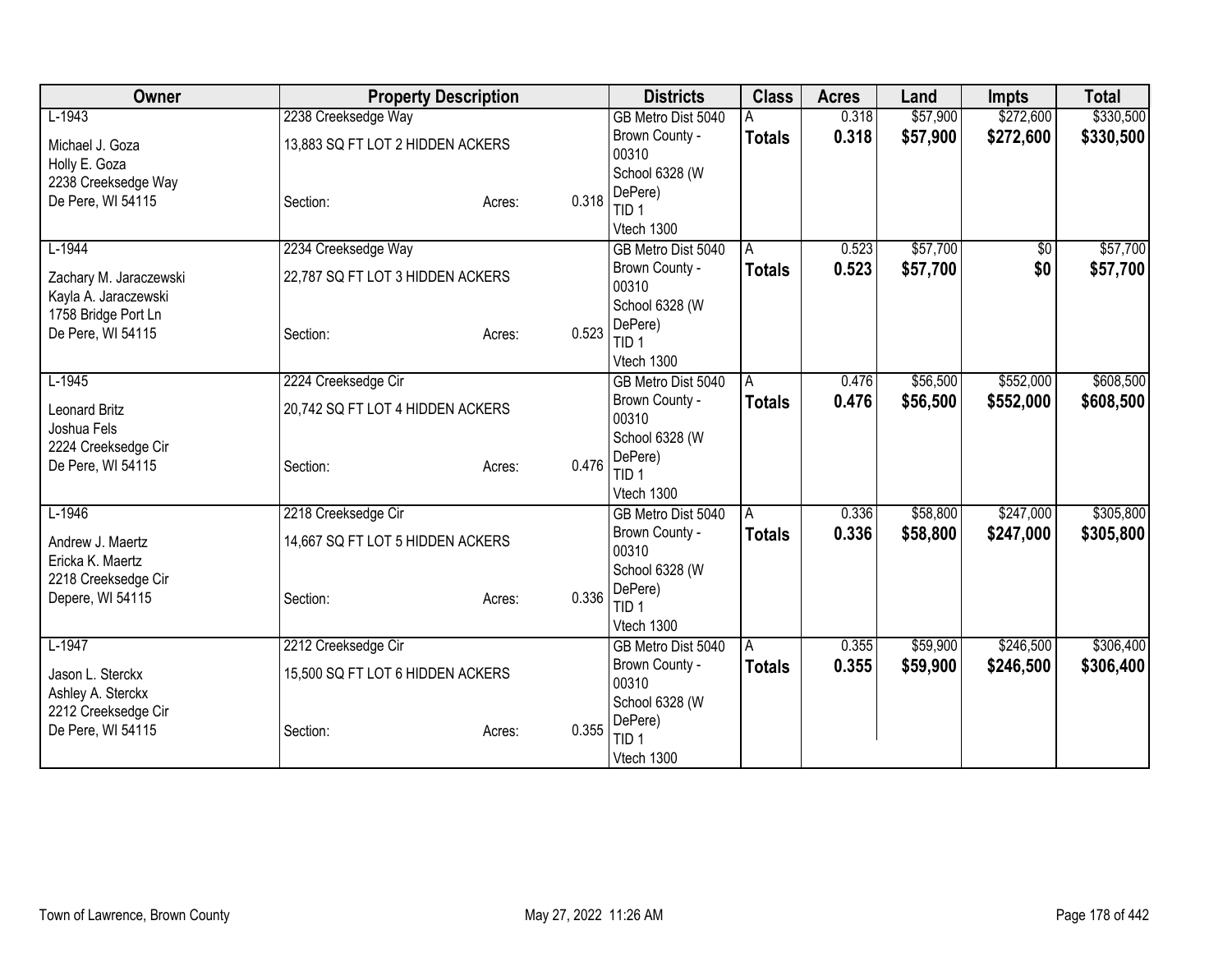| Owner | Property Description | | | Districts | Class | Acres | Land | Impts | Total |
|---|---|---|---|---|---|---|---|---|---|
| L-1943 | 2238 Creeksedge Way | | | GB Metro Dist 5040 | A | 0.318 | $57,900 | $272,600 | $330,500 |
| Michael J. Goza<br>Holly E. Goza<br>2238 Creeksedge Way<br>De Pere, WI 54115 | 13,883 SQ FT LOT 2 HIDDEN ACKERS<br><br>Section: | Acres: | 0.318 | Brown County - 00310<br>School 6328 (W DePere)<br>TID 1<br>Vtech 1300 | **Totals** | **0.318** | **$57,900** | **$272,600** | **$330,500** |
| L-1944 | 2234 Creeksedge Way | | | GB Metro Dist 5040 | A | 0.523 | $57,700 | $0 | $57,700 |
| Zachary M. Jaraczewski<br>Kayla A. Jaraczewski<br>1758 Bridge Port Ln<br>De Pere, WI 54115 | 22,787 SQ FT LOT 3 HIDDEN ACKERS<br><br>Section: | Acres: | 0.523 | Brown County - 00310<br>School 6328 (W DePere)<br>TID 1<br>Vtech 1300 | **Totals** | **0.523** | **$57,700** | **$0** | **$57,700** |
| L-1945 | 2224 Creeksedge Cir | | | GB Metro Dist 5040 | A | 0.476 | $56,500 | $552,000 | $608,500 |
| Leonard Britz<br>Joshua Fels<br>2224 Creeksedge Cir<br>De Pere, WI 54115 | 20,742 SQ FT LOT 4 HIDDEN ACKERS<br><br>Section: | Acres: | 0.476 | Brown County - 00310<br>School 6328 (W DePere)<br>TID 1<br>Vtech 1300 | **Totals** | **0.476** | **$56,500** | **$552,000** | **$608,500** |
| L-1946 | 2218 Creeksedge Cir | | | GB Metro Dist 5040 | A | 0.336 | $58,800 | $247,000 | $305,800 |
| Andrew J. Maertz<br>Ericka K. Maertz<br>2218 Creeksedge Cir<br>Depere, WI 54115 | 14,667 SQ FT LOT 5 HIDDEN ACKERS<br><br>Section: | Acres: | 0.336 | Brown County - 00310<br>School 6328 (W DePere)<br>TID 1<br>Vtech 1300 | **Totals** | **0.336** | **$58,800** | **$247,000** | **$305,800** |
| L-1947 | 2212 Creeksedge Cir | | | GB Metro Dist 5040 | A | 0.355 | $59,900 | $246,500 | $306,400 |
| Jason L. Sterckx<br>Ashley A. Sterckx<br>2212 Creeksedge Cir<br>De Pere, WI 54115 | 15,500 SQ FT LOT 6 HIDDEN ACKERS<br><br>Section: | Acres: | 0.355 | Brown County - 00310<br>School 6328 (W DePere)<br>TID 1<br>Vtech 1300 | **Totals** | **0.355** | **$59,900** | **$246,500** | **$306,400** |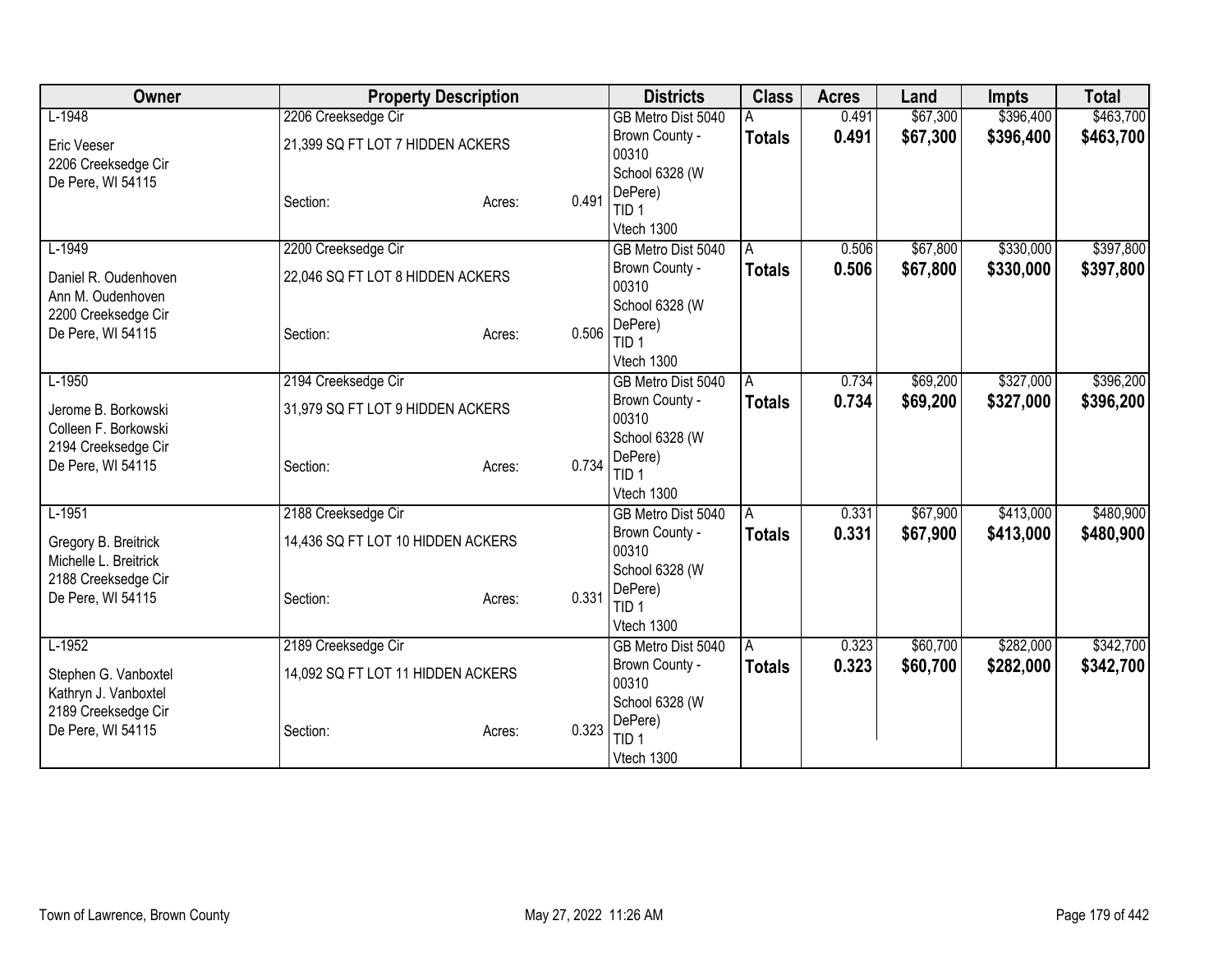| Owner | Property Description | | | Districts | Class | Acres | Land | Impts | Total |
|---|---|---|---|---|---|---|---|---|---|
| L-1948 | 2206 Creeksedge Cir | | | GB Metro Dist 5040 | A | 0.491 | $67,300 | $396,400 | $463,700 |
| Eric Veeser<br>2206 Creeksedge Cir<br>De Pere, WI 54115 | 21,399 SQ FT LOT 7 HIDDEN ACKERS | | | Brown County - 00310 | **Totals** | **0.491** | **$67,300** | **$396,400** | **$463,700** |
| | Section: | Acres: | 0.491 | School 6328 (W DePere)<br>TID 1<br>Vtech 1300 | | | | | |
| L-1949 | 2200 Creeksedge Cir | | | GB Metro Dist 5040 | A | 0.506 | $67,800 | $330,000 | $397,800 |
| Daniel R. Oudenhoven<br>Ann M. Oudenhoven<br>2200 Creeksedge Cir<br>De Pere, WI 54115 | 22,046 SQ FT LOT 8 HIDDEN ACKERS | | | Brown County - 00310 | **Totals** | **0.506** | **$67,800** | **$330,000** | **$397,800** |
| | Section: | Acres: | 0.506 | School 6328 (W DePere)<br>TID 1<br>Vtech 1300 | | | | | |
| L-1950 | 2194 Creeksedge Cir | | | GB Metro Dist 5040 | A | 0.734 | $69,200 | $327,000 | $396,200 |
| Jerome B. Borkowski<br>Colleen F. Borkowski<br>2194 Creeksedge Cir<br>De Pere, WI 54115 | 31,979 SQ FT LOT 9 HIDDEN ACKERS | | | Brown County - 00310 | **Totals** | **0.734** | **$69,200** | **$327,000** | **$396,200** |
| | Section: | Acres: | 0.734 | School 6328 (W DePere)<br>TID 1<br>Vtech 1300 | | | | | |
| L-1951 | 2188 Creeksedge Cir | | | GB Metro Dist 5040 | A | 0.331 | $67,900 | $413,000 | $480,900 |
| Gregory B. Breitrick<br>Michelle L. Breitrick<br>2188 Creeksedge Cir<br>De Pere, WI 54115 | 14,436 SQ FT LOT 10 HIDDEN ACKERS | | | Brown County - 00310 | **Totals** | **0.331** | **$67,900** | **$413,000** | **$480,900** |
| | Section: | Acres: | 0.331 | School 6328 (W DePere)<br>TID 1<br>Vtech 1300 | | | | | |
| L-1952 | 2189 Creeksedge Cir | | | GB Metro Dist 5040 | A | 0.323 | $60,700 | $282,000 | $342,700 |
| Stephen G. Vanboxtel<br>Kathryn J. Vanboxtel<br>2189 Creeksedge Cir<br>De Pere, WI 54115 | 14,092 SQ FT LOT 11 HIDDEN ACKERS | | | Brown County - 00310 | **Totals** | **0.323** | **$60,700** | **$282,000** | **$342,700** |
| | Section: | Acres: | 0.323 | School 6328 (W DePere)<br>TID 1<br>Vtech 1300 | | | | | |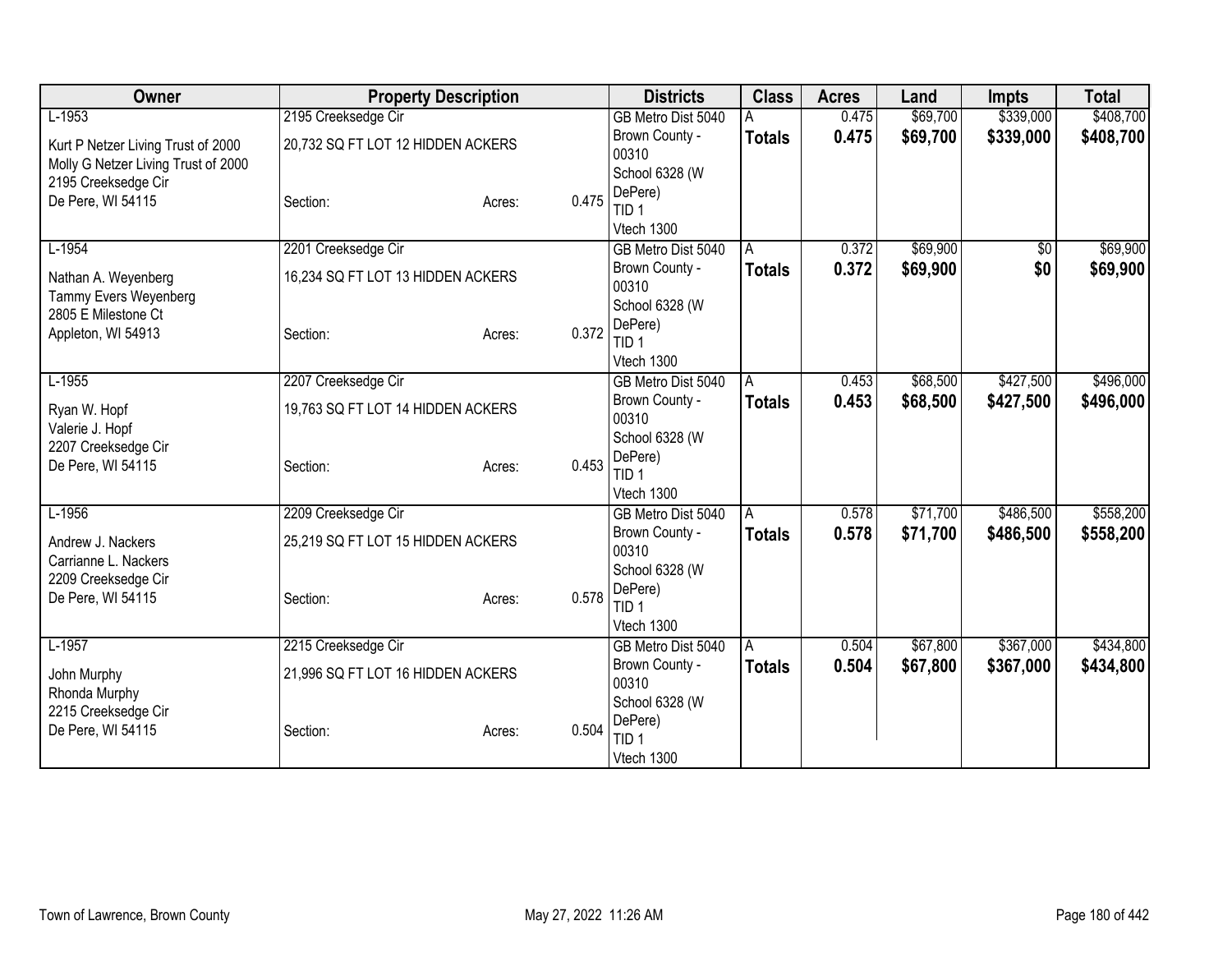| Owner | Property Description | | | Districts | Class | Acres | Land | Impts | Total |
|---|---|---|---|---|---|---|---|---|---|
| L-1953 | 2195 Creeksedge Cir | | | GB Metro Dist 5040 | A | 0.475 | $69,700 | $339,000 | $408,700 |
| Kurt P Netzer Living Trust of 2000<br>Molly G Netzer Living Trust of 2000<br>2195 Creeksedge Cir<br>De Pere, WI 54115 | 20,732 SQ FT LOT 12 HIDDEN ACKERS<br><br>Section: | Acres: | 0.475 | Brown County - 00310<br>School 6328 (W DePere)<br>TID 1<br>Vtech 1300 | **Totals** | **0.475** | **$69,700** | **$339,000** | **$408,700** |
| L-1954 | 2201 Creeksedge Cir | | | GB Metro Dist 5040 | A | 0.372 | $69,900 | $0 | $69,900 |
| Nathan A. Weyenberg<br>Tammy Evers Weyenberg<br>2805 E Milestone Ct<br>Appleton, WI 54913 | 16,234 SQ FT LOT 13 HIDDEN ACKERS<br><br>Section: | Acres: | 0.372 | Brown County - 00310<br>School 6328 (W DePere)<br>TID 1<br>Vtech 1300 | **Totals** | **0.372** | **$69,900** | **$0** | **$69,900** |
| L-1955 | 2207 Creeksedge Cir | | | GB Metro Dist 5040 | A | 0.453 | $68,500 | $427,500 | $496,000 |
| Ryan W. Hopf<br>Valerie J. Hopf<br>2207 Creeksedge Cir<br>De Pere, WI 54115 | 19,763 SQ FT LOT 14 HIDDEN ACKERS<br><br>Section: | Acres: | 0.453 | Brown County - 00310<br>School 6328 (W DePere)<br>TID 1<br>Vtech 1300 | **Totals** | **0.453** | **$68,500** | **$427,500** | **$496,000** |
| L-1956 | 2209 Creeksedge Cir | | | GB Metro Dist 5040 | A | 0.578 | $71,700 | $486,500 | $558,200 |
| Andrew J. Nackers<br>Carrianne L. Nackers<br>2209 Creeksedge Cir<br>De Pere, WI 54115 | 25,219 SQ FT LOT 15 HIDDEN ACKERS<br><br>Section: | Acres: | 0.578 | Brown County - 00310<br>School 6328 (W DePere)<br>TID 1<br>Vtech 1300 | **Totals** | **0.578** | **$71,700** | **$486,500** | **$558,200** |
| L-1957 | 2215 Creeksedge Cir | | | GB Metro Dist 5040 | A | 0.504 | $67,800 | $367,000 | $434,800 |
| John Murphy<br>Rhonda Murphy<br>2215 Creeksedge Cir<br>De Pere, WI 54115 | 21,996 SQ FT LOT 16 HIDDEN ACKERS<br><br>Section: | Acres: | 0.504 | Brown County - 00310<br>School 6328 (W DePere)<br>TID 1<br>Vtech 1300 | **Totals** | **0.504** | **$67,800** | **$367,000** | **$434,800** |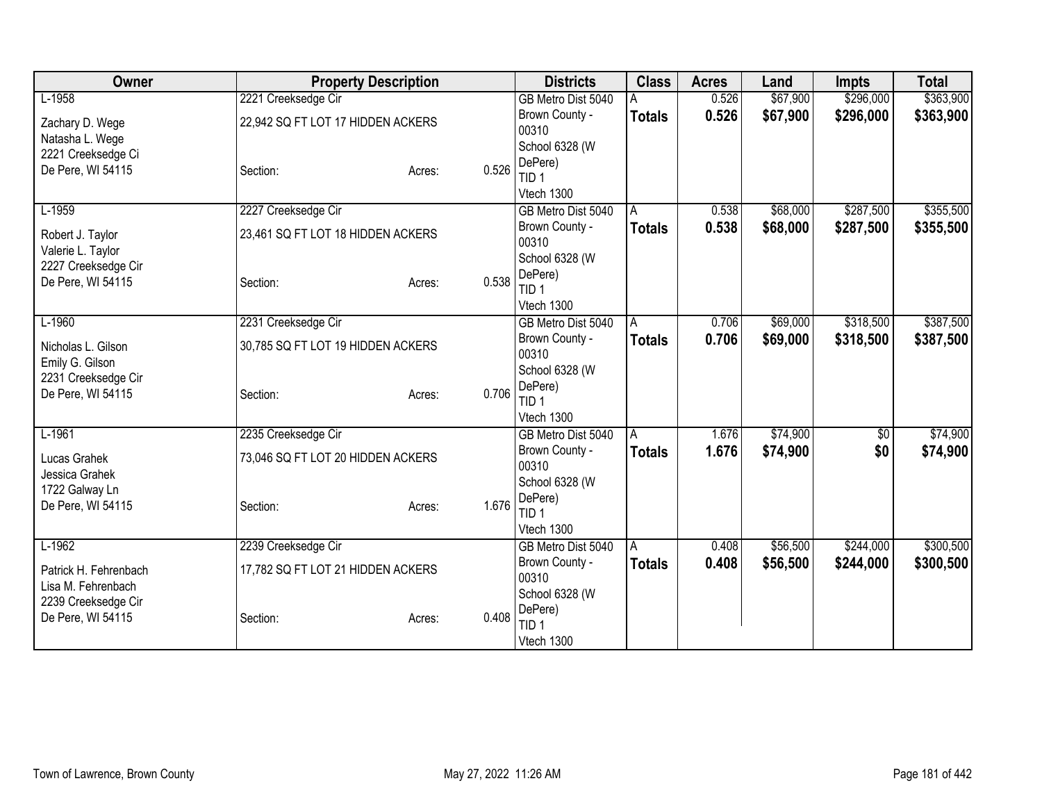| Owner | Property Description | | | Districts | Class | Acres | Land | Impts | Total |
|---|---|---|---|---|---|---|---|---|---|
| L-1958 | 2221 Creeksedge Cir | | | GB Metro Dist 5040 | A | 0.526 | $67,900 | $296,000 | $363,900 |
| Zachary D. Wege<br>Natasha L. Wege<br>2221 Creeksedge Ci<br>De Pere, WI 54115 | 22,942 SQ FT LOT 17 HIDDEN ACKERS<br><br>Section: | Acres: | 0.526 | Brown County - 00310<br>School 6328 (W DePere)<br>TID 1<br>Vtech 1300 | **Totals** | **0.526** | **$67,900** | **$296,000** | **$363,900** |
| L-1959 | 2227 Creeksedge Cir | | | GB Metro Dist 5040 | A | 0.538 | $68,000 | $287,500 | $355,500 |
| Robert J. Taylor<br>Valerie L. Taylor<br>2227 Creeksedge Cir<br>De Pere, WI 54115 | 23,461 SQ FT LOT 18 HIDDEN ACKERS<br><br>Section: | Acres: | 0.538 | Brown County - 00310<br>School 6328 (W DePere)<br>TID 1<br>Vtech 1300 | **Totals** | **0.538** | **$68,000** | **$287,500** | **$355,500** |
| L-1960 | 2231 Creeksedge Cir | | | GB Metro Dist 5040 | A | 0.706 | $69,000 | $318,500 | $387,500 |
| Nicholas L. Gilson<br>Emily G. Gilson<br>2231 Creeksedge Cir<br>De Pere, WI 54115 | 30,785 SQ FT LOT 19 HIDDEN ACKERS<br><br>Section: | Acres: | 0.706 | Brown County - 00310<br>School 6328 (W DePere)<br>TID 1<br>Vtech 1300 | **Totals** | **0.706** | **$69,000** | **$318,500** | **$387,500** |
| L-1961 | 2235 Creeksedge Cir | | | GB Metro Dist 5040 | A | 1.676 | $74,900 | $0 | $74,900 |
| Lucas Grahek<br>Jessica Grahek<br>1722 Galway Ln<br>De Pere, WI 54115 | 73,046 SQ FT LOT 20 HIDDEN ACKERS<br><br>Section: | Acres: | 1.676 | Brown County - 00310<br>School 6328 (W DePere)<br>TID 1<br>Vtech 1300 | **Totals** | **1.676** | **$74,900** | **$0** | **$74,900** |
| L-1962 | 2239 Creeksedge Cir | | | GB Metro Dist 5040 | A | 0.408 | $56,500 | $244,000 | $300,500 |
| Patrick H. Fehrenbach<br>Lisa M. Fehrenbach<br>2239 Creeksedge Cir<br>De Pere, WI 54115 | 17,782 SQ FT LOT 21 HIDDEN ACKERS<br><br>Section: | Acres: | 0.408 | Brown County - 00310<br>School 6328 (W DePere)<br>TID 1<br>Vtech 1300 | **Totals** | **0.408** | **$56,500** | **$244,000** | **$300,500** |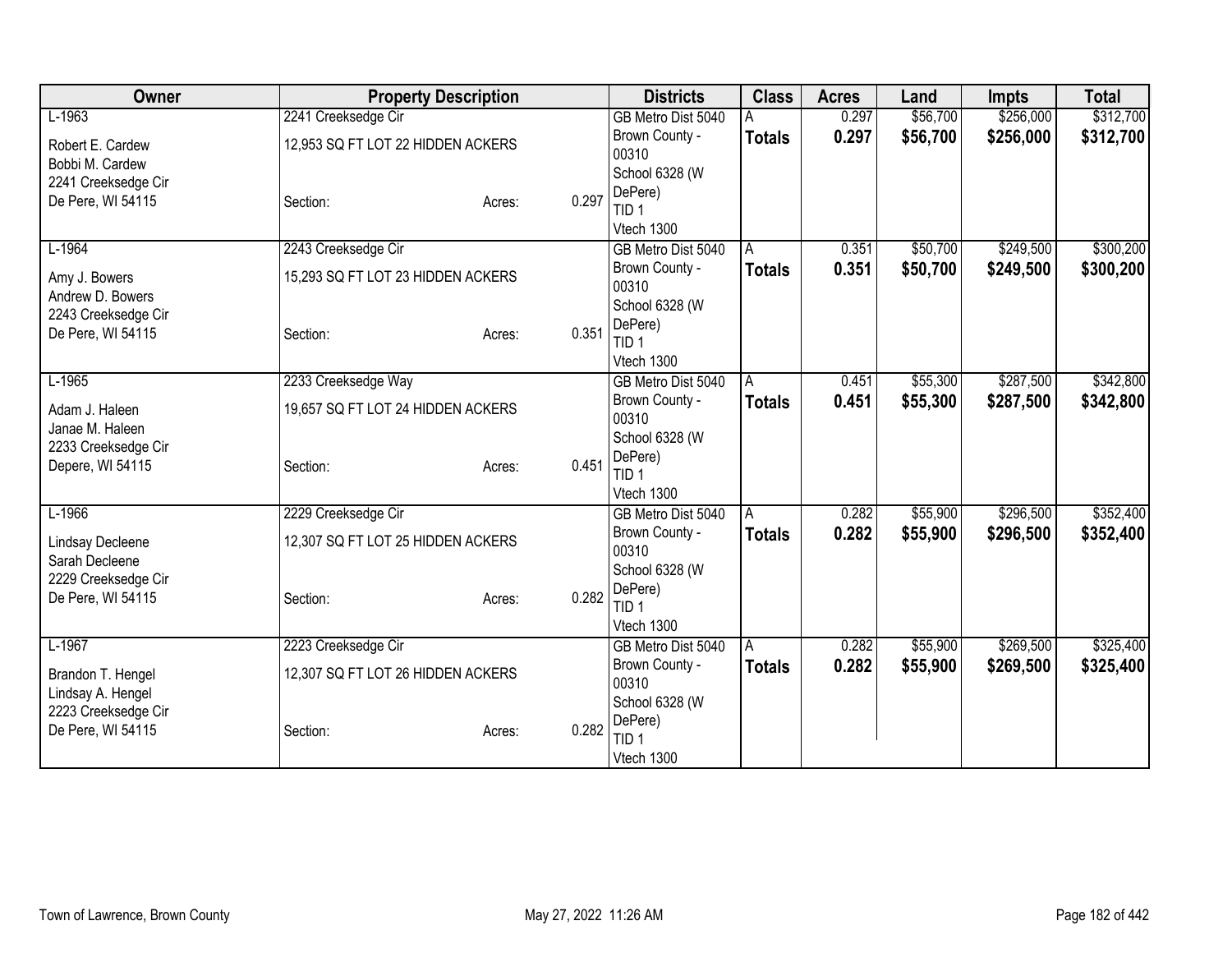| Owner | Property Description | | | Districts | Class | Acres | Land | Impts | Total |
|---|---|---|---|---|---|---|---|---|---|
| L-1963 | 2241 Creeksedge Cir | | | GB Metro Dist 5040 | A | 0.297 | $56,700 | $256,000 | $312,700 |
| Robert E. Cardew<br>Bobbi M. Cardew<br>2241 Creeksedge Cir<br>De Pere, WI 54115 | 12,953 SQ FT LOT 22 HIDDEN ACKERS<br><br>Section: | Acres: | 0.297 | Brown County - 00310<br>School 6328 (W DePere)<br>TID 1<br>Vtech 1300 | **Totals** | **0.297** | **$56,700** | **$256,000** | **$312,700** |
| L-1964 | 2243 Creeksedge Cir | | | GB Metro Dist 5040 | A | 0.351 | $50,700 | $249,500 | $300,200 |
| Amy J. Bowers<br>Andrew D. Bowers<br>2243 Creeksedge Cir<br>De Pere, WI 54115 | 15,293 SQ FT LOT 23 HIDDEN ACKERS<br><br>Section: | Acres: | 0.351 | Brown County - 00310<br>School 6328 (W DePere)<br>TID 1<br>Vtech 1300 | **Totals** | **0.351** | **$50,700** | **$249,500** | **$300,200** |
| L-1965 | 2233 Creeksedge Way | | | GB Metro Dist 5040 | A | 0.451 | $55,300 | $287,500 | $342,800 |
| Adam J. Haleen<br>Janae M. Haleen<br>2233 Creeksedge Cir<br>Depere, WI 54115 | 19,657 SQ FT LOT 24 HIDDEN ACKERS<br><br>Section: | Acres: | 0.451 | Brown County - 00310<br>School 6328 (W DePere)<br>TID 1<br>Vtech 1300 | **Totals** | **0.451** | **$55,300** | **$287,500** | **$342,800** |
| L-1966 | 2229 Creeksedge Cir | | | GB Metro Dist 5040 | A | 0.282 | $55,900 | $296,500 | $352,400 |
| Lindsay Decleene<br>Sarah Decleene<br>2229 Creeksedge Cir<br>De Pere, WI 54115 | 12,307 SQ FT LOT 25 HIDDEN ACKERS<br><br>Section: | Acres: | 0.282 | Brown County - 00310<br>School 6328 (W DePere)<br>TID 1<br>Vtech 1300 | **Totals** | **0.282** | **$55,900** | **$296,500** | **$352,400** |
| L-1967 | 2223 Creeksedge Cir | | | GB Metro Dist 5040 | A | 0.282 | $55,900 | $269,500 | $325,400 |
| Brandon T. Hengel<br>Lindsay A. Hengel<br>2223 Creeksedge Cir<br>De Pere, WI 54115 | 12,307 SQ FT LOT 26 HIDDEN ACKERS<br><br>Section: | Acres: | 0.282 | Brown County - 00310<br>School 6328 (W DePere)<br>TID 1<br>Vtech 1300 | **Totals** | **0.282** | **$55,900** | **$269,500** | **$325,400** |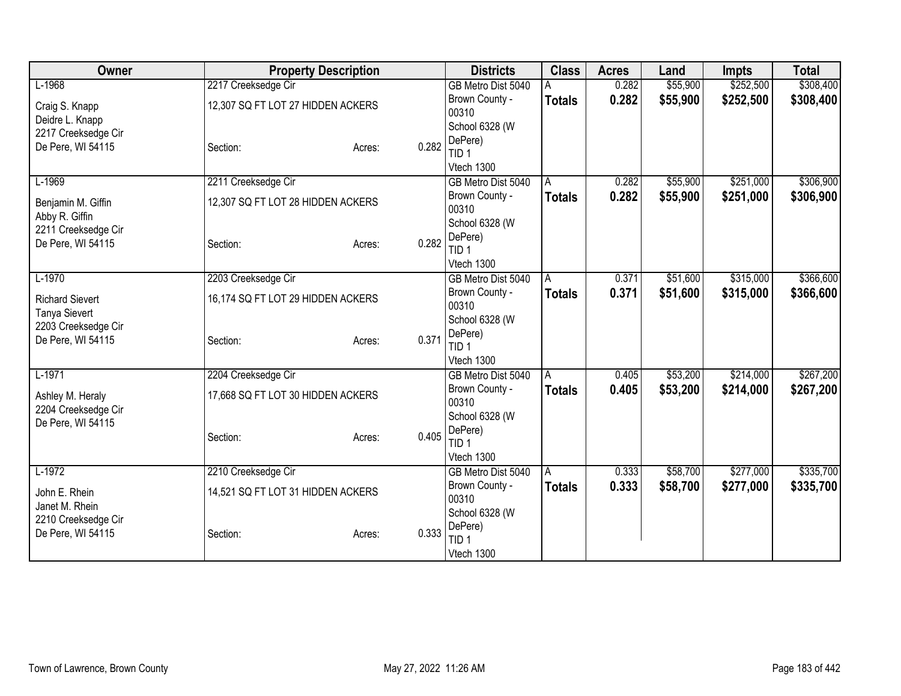| Owner | Property Description | | | Districts | Class | Acres | Land | Impts | Total |
|---|---|---|---|---|---|---|---|---|---|
| L-1968 | 2217 Creeksedge Cir | | | GB Metro Dist 5040 | A | 0.282 | $55,900 | $252,500 | $308,400 |
| Craig S. Knapp<br>Deidre L. Knapp<br>2217 Creeksedge Cir<br>De Pere, WI 54115 | 12,307 SQ FT LOT 27 HIDDEN ACKERS<br><br>Section: | Acres: | 0.282 | Brown County - 00310<br>School 6328 (W DePere)<br>TID 1<br>Vtech 1300 | **Totals** | **0.282** | **$55,900** | **$252,500** | **$308,400** |
| L-1969 | 2211 Creeksedge Cir | | | GB Metro Dist 5040 | A | 0.282 | $55,900 | $251,000 | $306,900 |
| Benjamin M. Giffin<br>Abby R. Giffin<br>2211 Creeksedge Cir<br>De Pere, WI 54115 | 12,307 SQ FT LOT 28 HIDDEN ACKERS<br><br>Section: | Acres: | 0.282 | Brown County - 00310<br>School 6328 (W DePere)<br>TID 1<br>Vtech 1300 | **Totals** | **0.282** | **$55,900** | **$251,000** | **$306,900** |
| L-1970 | 2203 Creeksedge Cir | | | GB Metro Dist 5040 | A | 0.371 | $51,600 | $315,000 | $366,600 |
| Richard Sievert<br>Tanya Sievert<br>2203 Creeksedge Cir<br>De Pere, WI 54115 | 16,174 SQ FT LOT 29 HIDDEN ACKERS<br><br>Section: | Acres: | 0.371 | Brown County - 00310<br>School 6328 (W DePere)<br>TID 1<br>Vtech 1300 | **Totals** | **0.371** | **$51,600** | **$315,000** | **$366,600** |
| L-1971 | 2204 Creeksedge Cir | | | GB Metro Dist 5040 | A | 0.405 | $53,200 | $214,000 | $267,200 |
| Ashley M. Heraly<br>2204 Creeksedge Cir<br>De Pere, WI 54115 | 17,668 SQ FT LOT 30 HIDDEN ACKERS<br><br>Section: | Acres: | 0.405 | Brown County - 00310<br>School 6328 (W DePere)<br>TID 1<br>Vtech 1300 | **Totals** | **0.405** | **$53,200** | **$214,000** | **$267,200** |
| L-1972 | 2210 Creeksedge Cir | | | GB Metro Dist 5040 | A | 0.333 | $58,700 | $277,000 | $335,700 |
| John E. Rhein<br>Janet M. Rhein<br>2210 Creeksedge Cir<br>De Pere, WI 54115 | 14,521 SQ FT LOT 31 HIDDEN ACKERS<br><br>Section: | Acres: | 0.333 | Brown County - 00310<br>School 6328 (W DePere)<br>TID 1<br>Vtech 1300 | **Totals** | **0.333** | **$58,700** | **$277,000** | **$335,700** |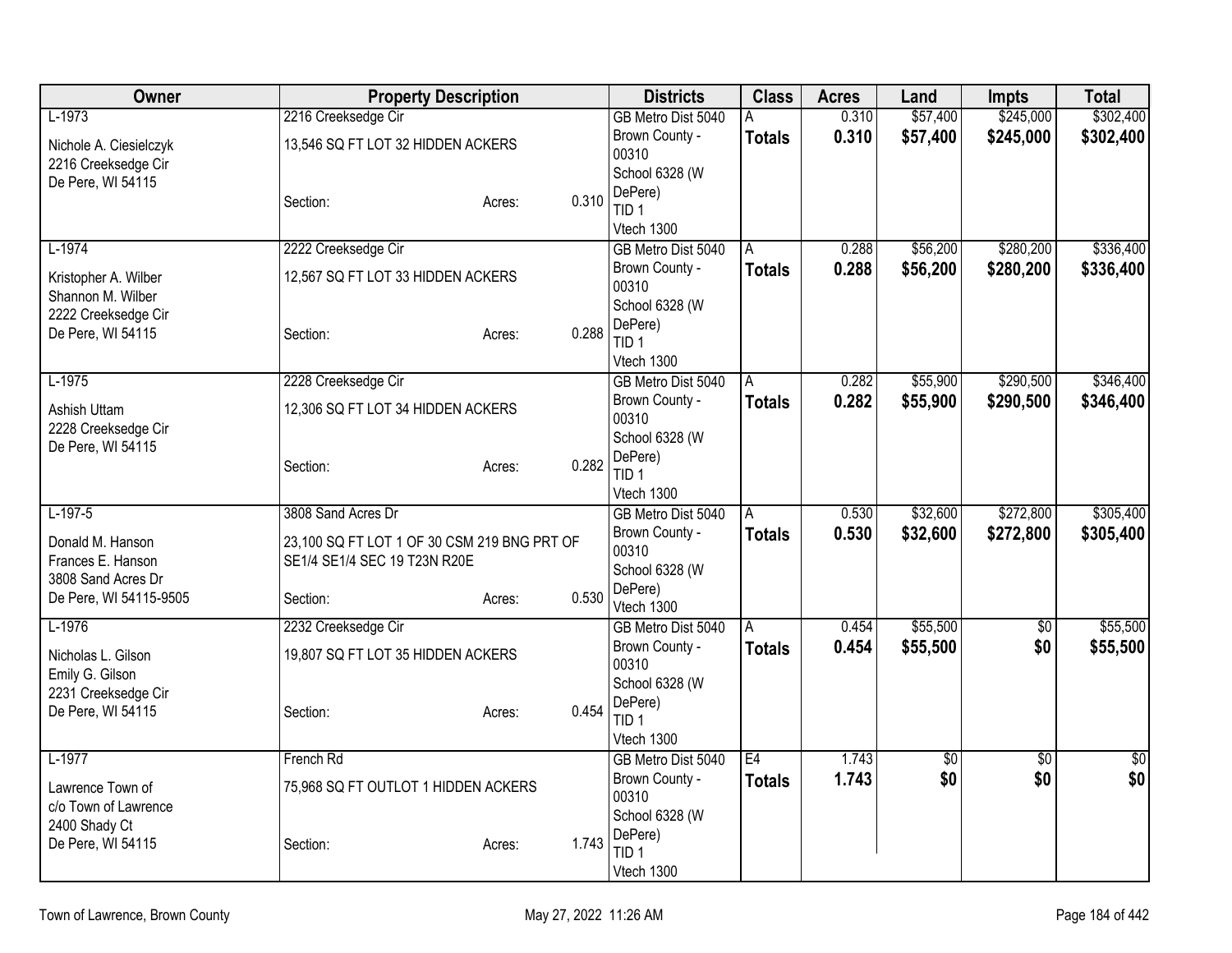| Owner | Property Description | | | Districts | Class | Acres | Land | Impts | Total |
|---|---|---|---|---|---|---|---|---|---|
| L-1973<br>Nichole A. Ciesielczyk<br>2216 Creeksedge Cir<br>De Pere, WI 54115 | 2216 Creeksedge Cir<br>13,546 SQ FT LOT 32 HIDDEN ACKERS<br>Section: | Acres: | 0.310 | GB Metro Dist 5040<br>Brown County - 00310<br>School 6328 (W DePere)<br>TID 1<br>Vtech 1300 | A<br>**Totals** | 0.310<br>**0.310** | $57,400<br>**$57,400** | $245,000<br>**$245,000** | $302,400<br>**$302,400** |
| L-1974<br>Kristopher A. Wilber<br>Shannon M. Wilber<br>2222 Creeksedge Cir<br>De Pere, WI 54115 | 2222 Creeksedge Cir<br>12,567 SQ FT LOT 33 HIDDEN ACKERS<br>Section: | Acres: | 0.288 | GB Metro Dist 5040<br>Brown County - 00310<br>School 6328 (W DePere)<br>TID 1<br>Vtech 1300 | A<br>**Totals** | 0.288<br>**0.288** | $56,200<br>**$56,200** | $280,200<br>**$280,200** | $336,400<br>**$336,400** |
| L-1975<br>Ashish Uttam<br>2228 Creeksedge Cir<br>De Pere, WI 54115 | 2228 Creeksedge Cir<br>12,306 SQ FT LOT 34 HIDDEN ACKERS<br>Section: | Acres: | 0.282 | GB Metro Dist 5040<br>Brown County - 00310<br>School 6328 (W DePere)<br>TID 1<br>Vtech 1300 | A<br>**Totals** | 0.282<br>**0.282** | $55,900<br>**$55,900** | $290,500<br>**$290,500** | $346,400<br>**$346,400** |
| L-197-5<br>Donald M. Hanson<br>Frances E. Hanson<br>3808 Sand Acres Dr<br>De Pere, WI 54115-9505 | 3808 Sand Acres Dr<br>23,100 SQ FT LOT 1 OF 30 CSM 219 BNG PRT OF SE1/4 SE1/4 SEC 19 T23N R20E<br>Section: | Acres: | 0.530 | GB Metro Dist 5040<br>Brown County - 00310<br>School 6328 (W DePere)<br>Vtech 1300 | A<br>**Totals** | 0.530<br>**0.530** | $32,600<br>**$32,600** | $272,800<br>**$272,800** | $305,400<br>**$305,400** |
| L-1976<br>Nicholas L. Gilson<br>Emily G. Gilson<br>2231 Creeksedge Cir<br>De Pere, WI 54115 | 2232 Creeksedge Cir<br>19,807 SQ FT LOT 35 HIDDEN ACKERS<br>Section: | Acres: | 0.454 | GB Metro Dist 5040<br>Brown County - 00310<br>School 6328 (W DePere)<br>TID 1<br>Vtech 1300 | A<br>**Totals** | 0.454<br>**0.454** | $55,500<br>**$55,500** | $0<br>**$0** | $55,500<br>**$55,500** |
| L-1977<br>Lawrence Town of<br>c/o Town of Lawrence<br>2400 Shady Ct<br>De Pere, WI 54115 | French Rd<br>75,968 SQ FT OUTLOT 1 HIDDEN ACKERS<br>Section: | Acres: | 1.743 | GB Metro Dist 5040<br>Brown County - 00310<br>School 6328 (W DePere)<br>TID 1<br>Vtech 1300 | E4<br>**Totals** | 1.743<br>**1.743** | $0<br>**$0** | $0<br>**$0** | $0<br>**$0** |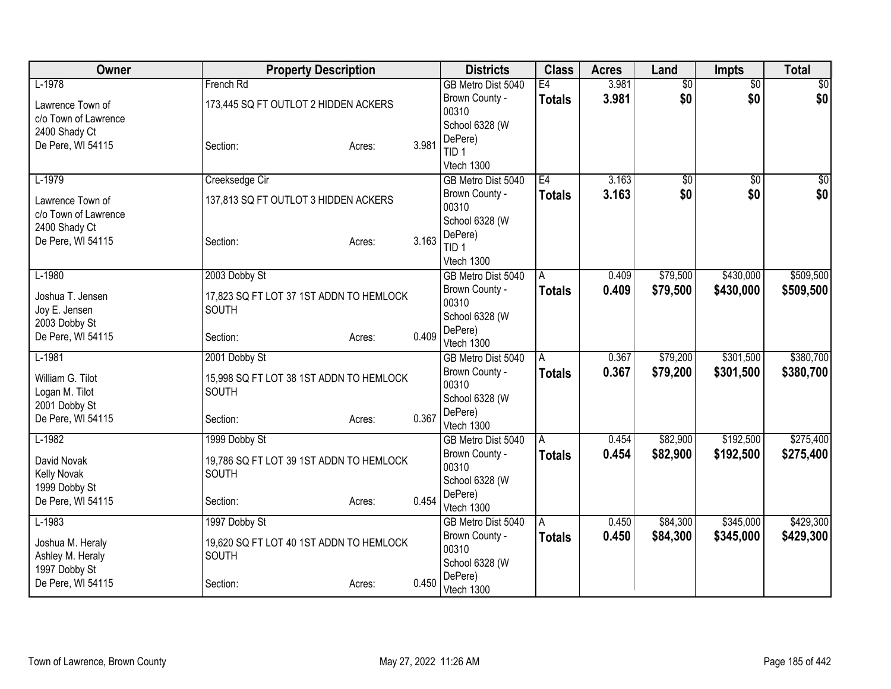| Owner | Property Description | | | Districts | Class | Acres | Land | Impts | Total |
|---|---|---|---|---|---|---|---|---|---|
| L-1978 | French Rd | | | GB Metro Dist 5040 | E4 | 3.981 | $0 | $0 | $0 |
| Lawrence Town of<br>c/o Town of Lawrence<br>2400 Shady Ct<br>De Pere, WI 54115 | 173,445 SQ FT OUTLOT 2 HIDDEN ACKERS<br><br>Section: | Acres: | 3.981 | Brown County - 00310<br>School 6328 (W DePere)<br>TID 1<br>Vtech 1300 | **Totals** | **3.981** | **$0** | **$0** | **$0** |
| L-1979 | Creeksedge Cir | | | GB Metro Dist 5040 | E4 | 3.163 | $0 | $0 | $0 |
| Lawrence Town of<br>c/o Town of Lawrence<br>2400 Shady Ct<br>De Pere, WI 54115 | 137,813 SQ FT OUTLOT 3 HIDDEN ACKERS<br><br>Section: | Acres: | 3.163 | Brown County - 00310<br>School 6328 (W DePere)<br>TID 1<br>Vtech 1300 | **Totals** | **3.163** | **$0** | **$0** | **$0** |
| L-1980 | 2003 Dobby St | | | GB Metro Dist 5040 | A | 0.409 | $79,500 | $430,000 | $509,500 |
| Joshua T. Jensen<br>Joy E. Jensen<br>2003 Dobby St<br>De Pere, WI 54115 | 17,823 SQ FT LOT 37 1ST ADDN TO HEMLOCK SOUTH<br><br>Section: | Acres: | 0.409 | Brown County - 00310<br>School 6328 (W DePere)<br>Vtech 1300 | **Totals** | **0.409** | **$79,500** | **$430,000** | **$509,500** |
| L-1981 | 2001 Dobby St | | | GB Metro Dist 5040 | A | 0.367 | $79,200 | $301,500 | $380,700 |
| William G. Tilot<br>Logan M. Tilot<br>2001 Dobby St<br>De Pere, WI 54115 | 15,998 SQ FT LOT 38 1ST ADDN TO HEMLOCK SOUTH<br><br>Section: | Acres: | 0.367 | Brown County - 00310<br>School 6328 (W DePere)<br>Vtech 1300 | **Totals** | **0.367** | **$79,200** | **$301,500** | **$380,700** |
| L-1982 | 1999 Dobby St | | | GB Metro Dist 5040 | A | 0.454 | $82,900 | $192,500 | $275,400 |
| David Novak<br>Kelly Novak<br>1999 Dobby St<br>De Pere, WI 54115 | 19,786 SQ FT LOT 39 1ST ADDN TO HEMLOCK SOUTH<br><br>Section: | Acres: | 0.454 | Brown County - 00310<br>School 6328 (W DePere)<br>Vtech 1300 | **Totals** | **0.454** | **$82,900** | **$192,500** | **$275,400** |
| L-1983 | 1997 Dobby St | | | GB Metro Dist 5040 | A | 0.450 | $84,300 | $345,000 | $429,300 |
| Joshua M. Heraly<br>Ashley M. Heraly<br>1997 Dobby St<br>De Pere, WI 54115 | 19,620 SQ FT LOT 40 1ST ADDN TO HEMLOCK SOUTH<br><br>Section: | Acres: | 0.450 | Brown County - 00310<br>School 6328 (W DePere)<br>Vtech 1300 | **Totals** | **0.450** | **$84,300** | **$345,000** | **$429,300** |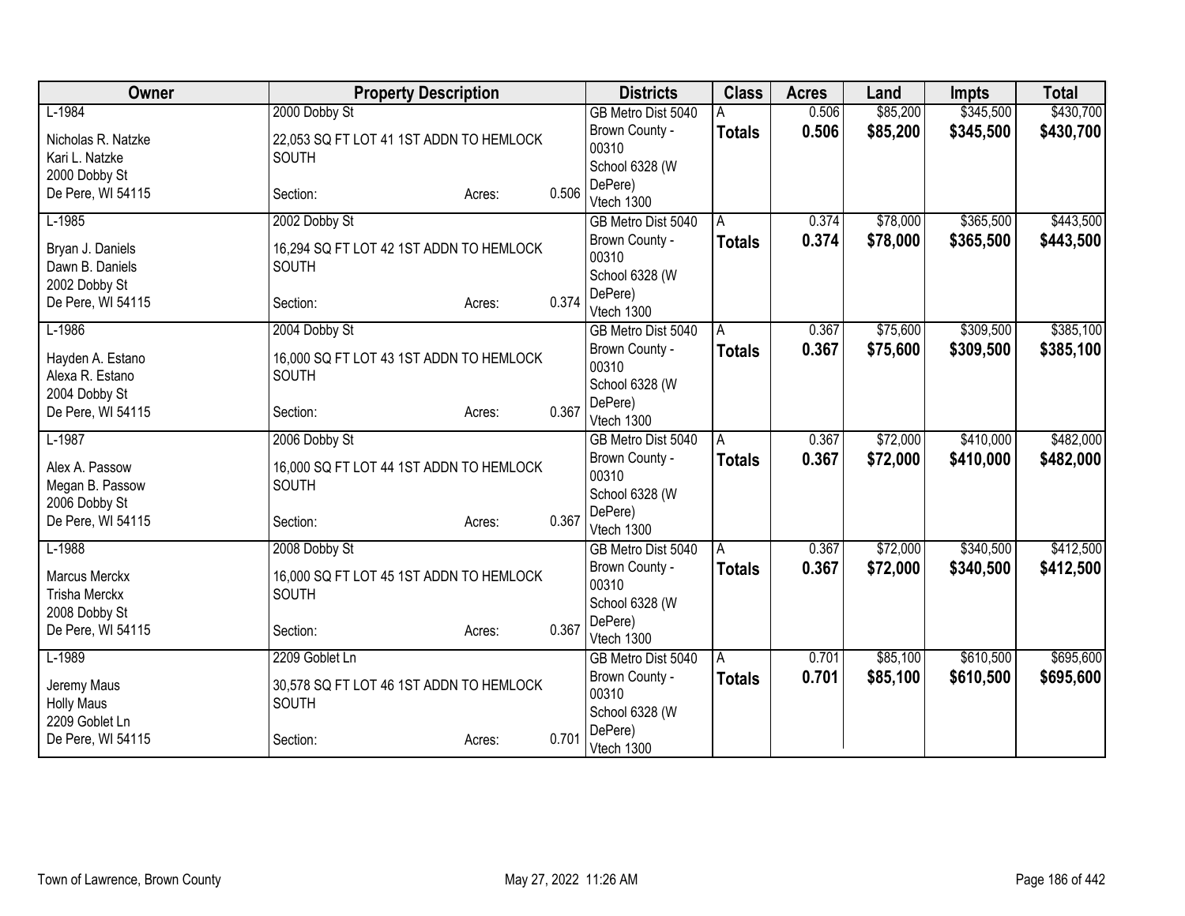| Owner | Property Description | | | Districts | Class | Acres | Land | Impts | Total |
|---|---|---|---|---|---|---|---|---|---|
| L-1984<br>Nicholas R. Natzke<br>Kari L. Natzke<br>2000 Dobby St<br>De Pere, WI 54115 | 2000 Dobby St<br>22,053 SQ FT LOT 41 1ST ADDN TO HEMLOCK SOUTH<br>Section: | Acres: | 0.506 | GB Metro Dist 5040<br>Brown County - 00310<br>School 6328 (W DePere)<br>Vtech 1300 | A<br>**Totals** | 0.506<br>**0.506** | $85,200<br>**$85,200** | $345,500<br>**$345,500** | $430,700<br>**$430,700** |
| L-1985<br>Bryan J. Daniels<br>Dawn B. Daniels<br>2002 Dobby St<br>De Pere, WI 54115 | 2002 Dobby St<br>16,294 SQ FT LOT 42 1ST ADDN TO HEMLOCK SOUTH<br>Section: | Acres: | 0.374 | GB Metro Dist 5040<br>Brown County - 00310<br>School 6328 (W DePere)<br>Vtech 1300 | A<br>**Totals** | 0.374<br>**0.374** | $78,000<br>**$78,000** | $365,500<br>**$365,500** | $443,500<br>**$443,500** |
| L-1986<br>Hayden A. Estano<br>Alexa R. Estano<br>2004 Dobby St<br>De Pere, WI 54115 | 2004 Dobby St<br>16,000 SQ FT LOT 43 1ST ADDN TO HEMLOCK SOUTH<br>Section: | Acres: | 0.367 | GB Metro Dist 5040<br>Brown County - 00310<br>School 6328 (W DePere)<br>Vtech 1300 | A<br>**Totals** | 0.367<br>**0.367** | $75,600<br>**$75,600** | $309,500<br>**$309,500** | $385,100<br>**$385,100** |
| L-1987<br>Alex A. Passow<br>Megan B. Passow<br>2006 Dobby St<br>De Pere, WI 54115 | 2006 Dobby St<br>16,000 SQ FT LOT 44 1ST ADDN TO HEMLOCK SOUTH<br>Section: | Acres: | 0.367 | GB Metro Dist 5040<br>Brown County - 00310<br>School 6328 (W DePere)<br>Vtech 1300 | A<br>**Totals** | 0.367<br>**0.367** | $72,000<br>**$72,000** | $410,000<br>**$410,000** | $482,000<br>**$482,000** |
| L-1988<br>Marcus Merckx<br>Trisha Merckx<br>2008 Dobby St<br>De Pere, WI 54115 | 2008 Dobby St<br>16,000 SQ FT LOT 45 1ST ADDN TO HEMLOCK SOUTH<br>Section: | Acres: | 0.367 | GB Metro Dist 5040<br>Brown County - 00310<br>School 6328 (W DePere)<br>Vtech 1300 | A<br>**Totals** | 0.367<br>**0.367** | $72,000<br>**$72,000** | $340,500<br>**$340,500** | $412,500<br>**$412,500** |
| L-1989<br>Jeremy Maus<br>Holly Maus<br>2209 Goblet Ln<br>De Pere, WI 54115 | 2209 Goblet Ln<br>30,578 SQ FT LOT 46 1ST ADDN TO HEMLOCK SOUTH<br>Section: | Acres: | 0.701 | GB Metro Dist 5040<br>Brown County - 00310<br>School 6328 (W DePere)<br>Vtech 1300 | A<br>**Totals** | 0.701<br>**0.701** | $85,100<br>**$85,100** | $610,500<br>**$610,500** | $695,600<br>**$695,600** |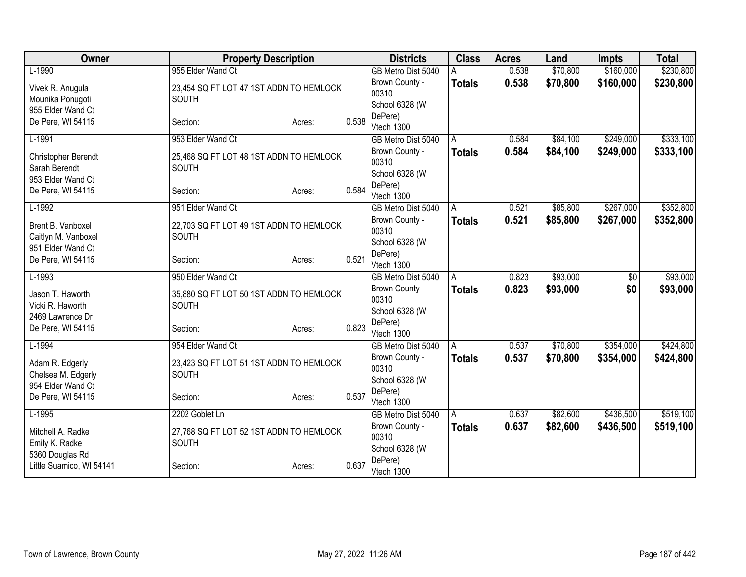| Owner | Property Description | | | Districts | Class | Acres | Land | Impts | Total |
|---|---|---|---|---|---|---|---|---|---|
| L-1990 | 955 Elder Wand Ct | | | GB Metro Dist 5040 | A | 0.538 | $70,800 | $160,000 | $230,800 |
| Vivek R. Anugula<br>Mounika Ponugoti<br>955 Elder Wand Ct<br>De Pere, WI 54115 | 23,454 SQ FT LOT 47 1ST ADDN TO HEMLOCK SOUTH<br>Section: | Acres: | 0.538 | Brown County - 00310<br>School 6328 (W DePere)<br>Vtech 1300 | **Totals** | **0.538** | **$70,800** | **$160,000** | **$230,800** |
| L-1991 | 953 Elder Wand Ct | | | GB Metro Dist 5040 | A | 0.584 | $84,100 | $249,000 | $333,100 |
| Christopher Berendt<br>Sarah Berendt<br>953 Elder Wand Ct<br>De Pere, WI 54115 | 25,468 SQ FT LOT 48 1ST ADDN TO HEMLOCK SOUTH<br>Section: | Acres: | 0.584 | Brown County - 00310<br>School 6328 (W DePere)<br>Vtech 1300 | **Totals** | **0.584** | **$84,100** | **$249,000** | **$333,100** |
| L-1992 | 951 Elder Wand Ct | | | GB Metro Dist 5040 | A | 0.521 | $85,800 | $267,000 | $352,800 |
| Brent B. Vanboxel<br>Caitlyn M. Vanboxel<br>951 Elder Wand Ct<br>De Pere, WI 54115 | 22,703 SQ FT LOT 49 1ST ADDN TO HEMLOCK SOUTH<br>Section: | Acres: | 0.521 | Brown County - 00310<br>School 6328 (W DePere)<br>Vtech 1300 | **Totals** | **0.521** | **$85,800** | **$267,000** | **$352,800** |
| L-1993 | 950 Elder Wand Ct | | | GB Metro Dist 5040 | A | 0.823 | $93,000 | $0 | $93,000 |
| Jason T. Haworth<br>Vicki R. Haworth<br>2469 Lawrence Dr<br>De Pere, WI 54115 | 35,880 SQ FT LOT 50 1ST ADDN TO HEMLOCK SOUTH<br>Section: | Acres: | 0.823 | Brown County - 00310<br>School 6328 (W DePere)<br>Vtech 1300 | **Totals** | **0.823** | **$93,000** | **$0** | **$93,000** |
| L-1994 | 954 Elder Wand Ct | | | GB Metro Dist 5040 | A | 0.537 | $70,800 | $354,000 | $424,800 |
| Adam R. Edgerly<br>Chelsea M. Edgerly<br>954 Elder Wand Ct<br>De Pere, WI 54115 | 23,423 SQ FT LOT 51 1ST ADDN TO HEMLOCK SOUTH<br>Section: | Acres: | 0.537 | Brown County - 00310<br>School 6328 (W DePere)<br>Vtech 1300 | **Totals** | **0.537** | **$70,800** | **$354,000** | **$424,800** |
| L-1995 | 2202 Goblet Ln | | | GB Metro Dist 5040 | A | 0.637 | $82,600 | $436,500 | $519,100 |
| Mitchell A. Radke<br>Emily K. Radke<br>5360 Douglas Rd<br>Little Suamico, WI 54141 | 27,768 SQ FT LOT 52 1ST ADDN TO HEMLOCK SOUTH<br>Section: | Acres: | 0.637 | Brown County - 00310<br>School 6328 (W DePere)<br>Vtech 1300 | **Totals** | **0.637** | **$82,600** | **$436,500** | **$519,100** |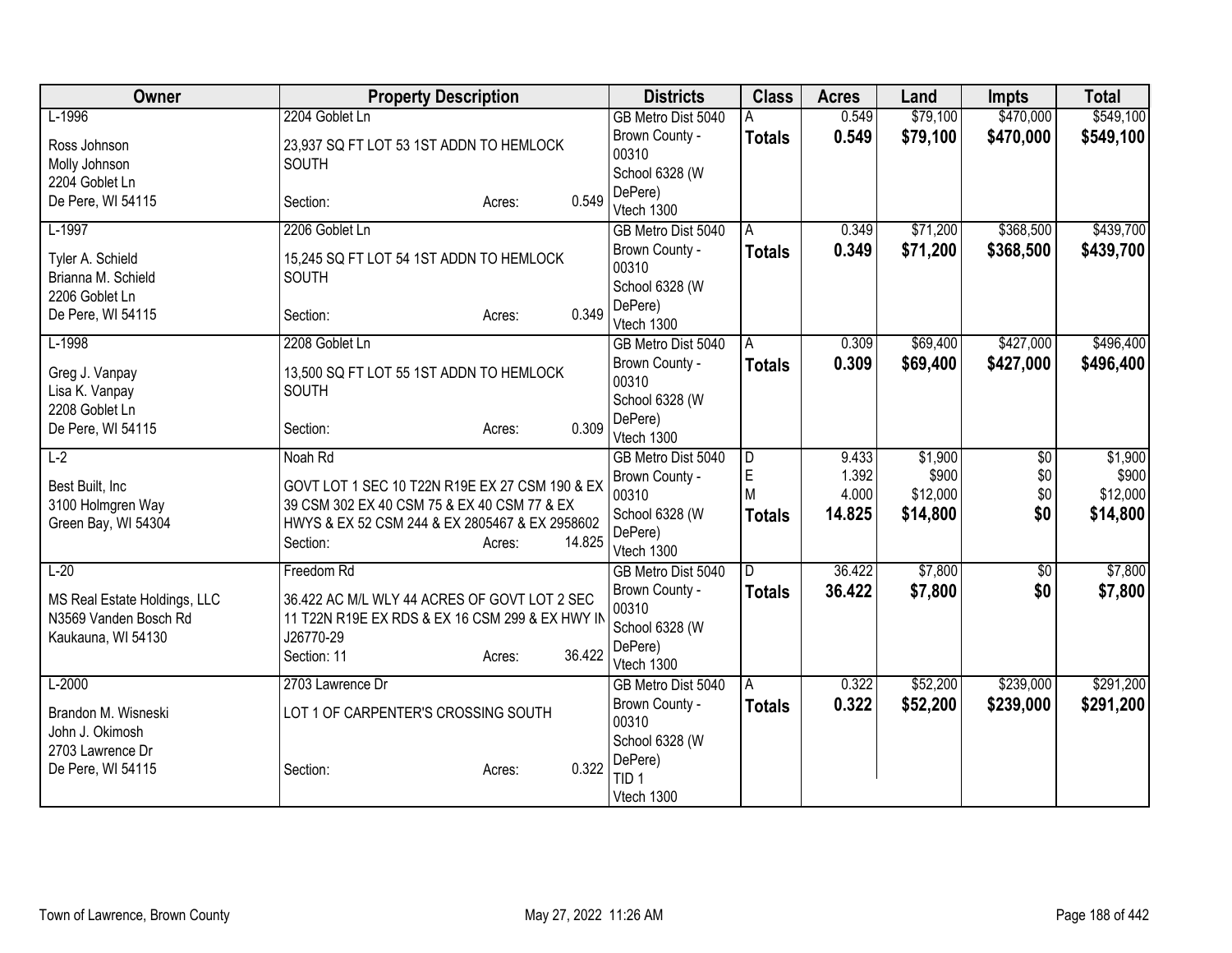| Owner | Property Description | Districts | Class | Acres | Land | Impts | Total |
|---|---|---|---|---|---|---|---|
| L-1996<br>Ross Johnson<br>Molly Johnson<br>2204 Goblet Ln<br>De Pere, WI 54115 | 2204 Goblet Ln<br>23,937 SQ FT LOT 53 1ST ADDN TO HEMLOCK SOUTH<br>Section: Acres: 0.549 | GB Metro Dist 5040<br>Brown County - 00310<br>School 6328 (W DePere)<br>Vtech 1300 | A<br>**Totals** | 0.549<br>**0.549** | $79,100<br>**$79,100** | $470,000<br>**$470,000** | $549,100<br>**$549,100** |
| L-1997<br>Tyler A. Schield<br>Brianna M. Schield<br>2206 Goblet Ln<br>De Pere, WI 54115 | 2206 Goblet Ln<br>15,245 SQ FT LOT 54 1ST ADDN TO HEMLOCK SOUTH<br>Section: Acres: 0.349 | GB Metro Dist 5040<br>Brown County - 00310<br>School 6328 (W DePere)<br>Vtech 1300 | A<br>**Totals** | 0.349<br>**0.349** | $71,200<br>**$71,200** | $368,500<br>**$368,500** | $439,700<br>**$439,700** |
| L-1998<br>Greg J. Vanpay<br>Lisa K. Vanpay<br>2208 Goblet Ln<br>De Pere, WI 54115 | 2208 Goblet Ln<br>13,500 SQ FT LOT 55 1ST ADDN TO HEMLOCK SOUTH<br>Section: Acres: 0.309 | GB Metro Dist 5040<br>Brown County - 00310<br>School 6328 (W DePere)<br>Vtech 1300 | A<br>**Totals** | 0.309<br>**0.309** | $69,400<br>**$69,400** | $427,000<br>**$427,000** | $496,400<br>**$496,400** |
| L-2<br>Best Built, Inc<br>3100 Holmgren Way<br>Green Bay, WI 54304 | Noah Rd<br>GOVT LOT 1 SEC 10 T22N R19E EX 27 CSM 190 & EX 39 CSM 302 EX 40 CSM 75 & EX 40 CSM 77 & EX HWYS & EX 52 CSM 244 & EX 2805467 & EX 2958602<br>Section: Acres: 14.825 | GB Metro Dist 5040<br>Brown County - 00310<br>School 6328 (W DePere)<br>Vtech 1300 | D<br>E<br>M<br>**Totals** | 9.433<br>1.392<br>4.000<br>**14.825** | $1,900<br>$900<br>$12,000<br>**$14,800** | $0<br>$0<br>$0<br>**$0** | $1,900<br>$900<br>$12,000<br>**$14,800** |
| L-20<br>MS Real Estate Holdings, LLC<br>N3569 Vanden Bosch Rd<br>Kaukauna, WI 54130 | Freedom Rd<br>36.422 AC M/L WLY 44 ACRES OF GOVT LOT 2 SEC 11 T22N R19E EX RDS & EX 16 CSM 299 & EX HWY IN J26770-29<br>Section: 11 Acres: 36.422 | GB Metro Dist 5040<br>Brown County - 00310<br>School 6328 (W DePere)<br>Vtech 1300 | D<br>**Totals** | 36.422<br>**36.422** | $7,800<br>**$7,800** | $0<br>**$0** | $7,800<br>**$7,800** |
| L-2000<br>Brandon M. Wisneski<br>John J. Okimosh<br>2703 Lawrence Dr<br>De Pere, WI 54115 | 2703 Lawrence Dr<br>LOT 1 OF CARPENTER'S CROSSING SOUTH<br>Section: Acres: 0.322 | GB Metro Dist 5040<br>Brown County - 00310<br>School 6328 (W DePere)<br>TID 1<br>Vtech 1300 | A<br>**Totals** | 0.322<br>**0.322** | $52,200<br>**$52,200** | $239,000<br>**$239,000** | $291,200<br>**$291,200** |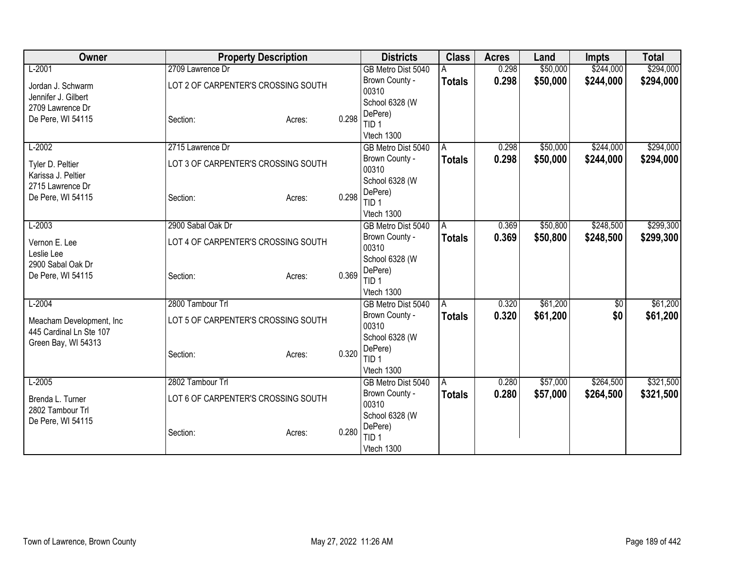| Owner | Property Description | | | Districts | Class | Acres | Land | Impts | Total |
|---|---|---|---|---|---|---|---|---|---|
| L-2001<br><br>Jordan J. Schwarm<br>Jennifer J. Gilbert<br>2709 Lawrence Dr<br>De Pere, WI 54115 | 2709 Lawrence Dr<br><br>LOT 2 OF CARPENTER'S CROSSING SOUTH<br><br>Section: | Acres: | 0.298 | GB Metro Dist 5040<br>Brown County - 00310<br>School 6328 (W DePere)<br>TID 1<br>Vtech 1300 | A<br>**Totals** | 0.298<br>**0.298** | $50,000<br>**$50,000** | $244,000<br>**$244,000** | $294,000<br>**$294,000** |
| L-2002<br><br>Tyler D. Peltier<br>Karissa J. Peltier<br>2715 Lawrence Dr<br>De Pere, WI 54115 | 2715 Lawrence Dr<br><br>LOT 3 OF CARPENTER'S CROSSING SOUTH<br><br>Section: | Acres: | 0.298 | GB Metro Dist 5040<br>Brown County - 00310<br>School 6328 (W DePere)<br>TID 1<br>Vtech 1300 | A<br>**Totals** | 0.298<br>**0.298** | $50,000<br>**$50,000** | $244,000<br>**$244,000** | $294,000<br>**$294,000** |
| L-2003<br><br>Vernon E. Lee<br>Leslie Lee<br>2900 Sabal Oak Dr<br>De Pere, WI 54115 | 2900 Sabal Oak Dr<br><br>LOT 4 OF CARPENTER'S CROSSING SOUTH<br><br>Section: | Acres: | 0.369 | GB Metro Dist 5040<br>Brown County - 00310<br>School 6328 (W DePere)<br>TID 1<br>Vtech 1300 | A<br>**Totals** | 0.369<br>**0.369** | $50,800<br>**$50,800** | $248,500<br>**$248,500** | $299,300<br>**$299,300** |
| L-2004<br><br>Meacham Development, Inc<br>445 Cardinal Ln Ste 107<br>Green Bay, WI 54313 | 2800 Tambour Trl<br><br>LOT 5 OF CARPENTER'S CROSSING SOUTH<br><br>Section: | Acres: | 0.320 | GB Metro Dist 5040<br>Brown County - 00310<br>School 6328 (W DePere)<br>TID 1<br>Vtech 1300 | A<br>**Totals** | 0.320<br>**0.320** | $61,200<br>**$61,200** | $0<br>**$0** | $61,200<br>**$61,200** |
| L-2005<br><br>Brenda L. Turner<br>2802 Tambour Trl<br>De Pere, WI 54115 | 2802 Tambour Trl<br><br>LOT 6 OF CARPENTER'S CROSSING SOUTH<br><br>Section: | Acres: | 0.280 | GB Metro Dist 5040<br>Brown County - 00310<br>School 6328 (W DePere)<br>TID 1<br>Vtech 1300 | A<br>**Totals** | 0.280<br>**0.280** | $57,000<br>**$57,000** | $264,500<br>**$264,500** | $321,500<br>**$321,500** |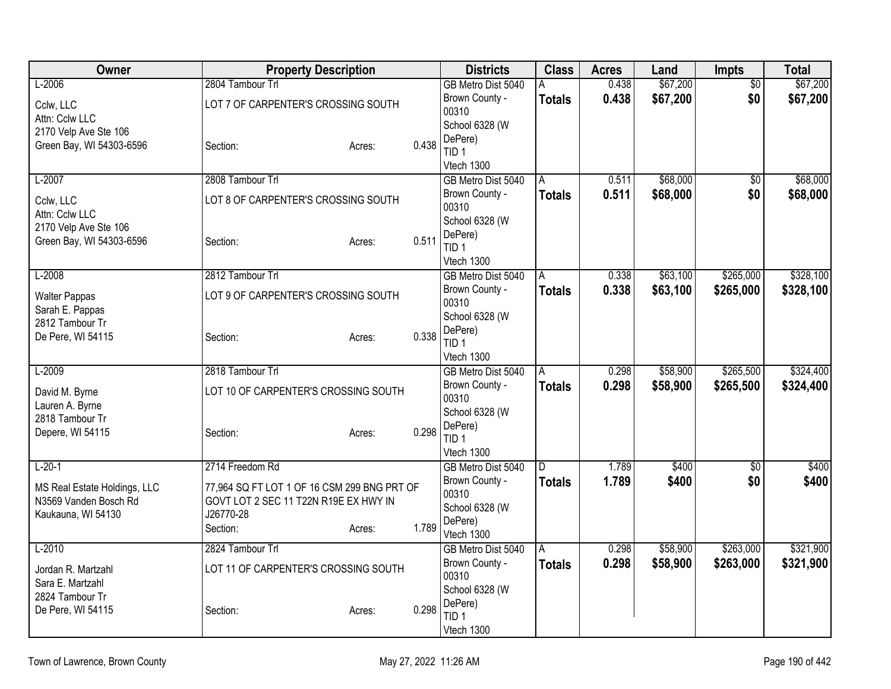| Owner | Property Description | | | Districts | Class | Acres | Land | Impts | Total |
|---|---|---|---|---|---|---|---|---|---|
| L-2006 | 2804 Tambour Trl | | | GB Metro Dist 5040 | A | 0.438 | $67,200 | $0 | $67,200 |
| Cclw, LLC<br>Attn: Cclw LLC<br>2170 Velp Ave Ste 106<br>Green Bay, WI 54303-6596 | LOT 7 OF CARPENTER'S CROSSING SOUTH<br><br>Section: | Acres: | 0.438 | Brown County - 00310<br>School 6328 (W DePere)<br>TID 1<br>Vtech 1300 | **Totals** | **0.438** | **$67,200** | **$0** | **$67,200** |
| L-2007 | 2808 Tambour Trl | | | GB Metro Dist 5040 | A | 0.511 | $68,000 | $0 | $68,000 |
| Cclw, LLC<br>Attn: Cclw LLC<br>2170 Velp Ave Ste 106<br>Green Bay, WI 54303-6596 | LOT 8 OF CARPENTER'S CROSSING SOUTH<br><br>Section: | Acres: | 0.511 | Brown County - 00310<br>School 6328 (W DePere)<br>TID 1<br>Vtech 1300 | **Totals** | **0.511** | **$68,000** | **$0** | **$68,000** |
| L-2008 | 2812 Tambour Trl | | | GB Metro Dist 5040 | A | 0.338 | $63,100 | $265,000 | $328,100 |
| Walter Pappas<br>Sarah E. Pappas<br>2812 Tambour Tr<br>De Pere, WI 54115 | LOT 9 OF CARPENTER'S CROSSING SOUTH<br><br>Section: | Acres: | 0.338 | Brown County - 00310<br>School 6328 (W DePere)<br>TID 1<br>Vtech 1300 | **Totals** | **0.338** | **$63,100** | **$265,000** | **$328,100** |
| L-2009 | 2818 Tambour Trl | | | GB Metro Dist 5040 | A | 0.298 | $58,900 | $265,500 | $324,400 |
| David M. Byrne<br>Lauren A. Byrne<br>2818 Tambour Tr<br>Depere, WI 54115 | LOT 10 OF CARPENTER'S CROSSING SOUTH<br><br>Section: | Acres: | 0.298 | Brown County - 00310<br>School 6328 (W DePere)<br>TID 1<br>Vtech 1300 | **Totals** | **0.298** | **$58,900** | **$265,500** | **$324,400** |
| L-20-1 | 2714 Freedom Rd | | | GB Metro Dist 5040 | D | 1.789 | $400 | $0 | $400 |
| MS Real Estate Holdings, LLC<br>N3569 Vanden Bosch Rd<br>Kaukauna, WI 54130 | 77,964 SQ FT LOT 1 OF 16 CSM 299 BNG PRT OF GOVT LOT 2 SEC 11 T22N R19E EX HWY IN J26770-28<br>Section: | Acres: | 1.789 | Brown County - 00310<br>School 6328 (W DePere)<br>Vtech 1300 | **Totals** | **1.789** | **$400** | **$0** | **$400** |
| L-2010 | 2824 Tambour Trl | | | GB Metro Dist 5040 | A | 0.298 | $58,900 | $263,000 | $321,900 |
| Jordan R. Martzahl<br>Sara E. Martzahl<br>2824 Tambour Tr<br>De Pere, WI 54115 | LOT 11 OF CARPENTER'S CROSSING SOUTH<br><br>Section: | Acres: | 0.298 | Brown County - 00310<br>School 6328 (W DePere)<br>TID 1<br>Vtech 1300 | **Totals** | **0.298** | **$58,900** | **$263,000** | **$321,900** |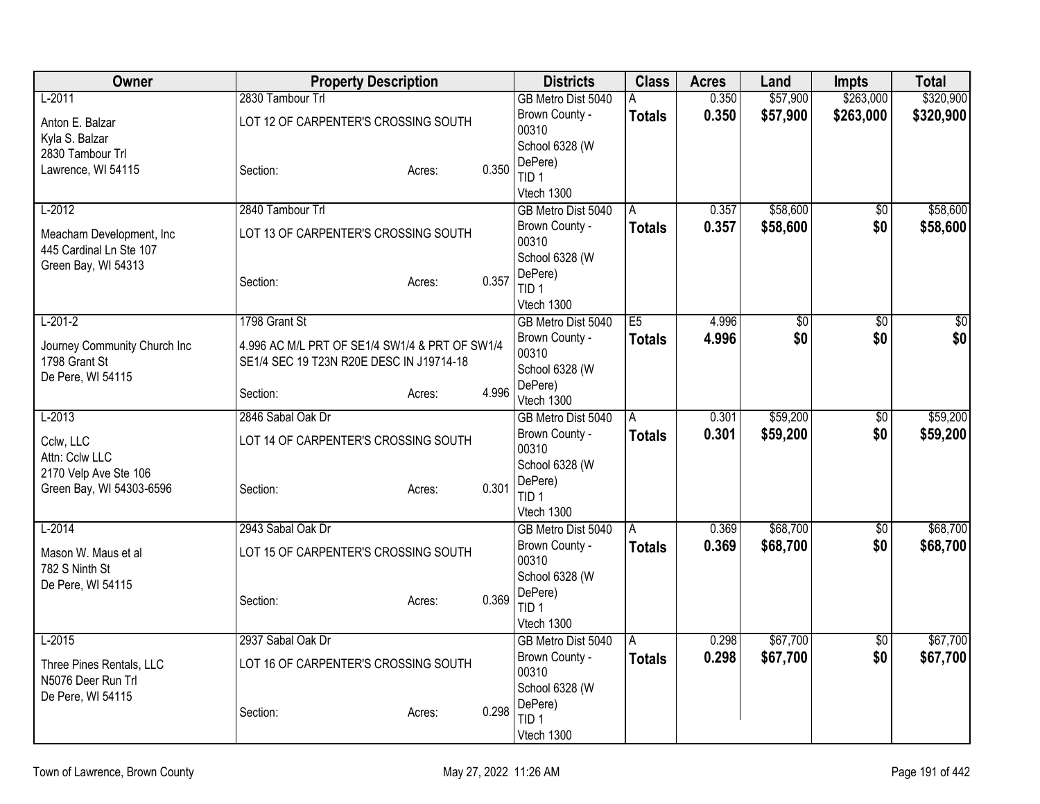| Owner | Property Description | | | Districts | Class | Acres | Land | Impts | Total |
|---|---|---|---|---|---|---|---|---|---|
| L-2011 | 2830 Tambour Trl | | | GB Metro Dist 5040 | A | 0.350 | $57,900 | $263,000 | $320,900 |
| Anton E. Balzar<br>Kyla S. Balzar<br>2830 Tambour Trl<br>Lawrence, WI 54115 | LOT 12 OF CARPENTER'S CROSSING SOUTH<br><br>Section: | Acres: | 0.350 | Brown County - 00310<br>School 6328 (W DePere)<br>TID 1<br>Vtech 1300 | **Totals** | **0.350** | **$57,900** | **$263,000** | **$320,900** |
| L-2012 | 2840 Tambour Trl | | | GB Metro Dist 5040 | A | 0.357 | $58,600 | $0 | $58,600 |
| Meacham Development, Inc<br>445 Cardinal Ln Ste 107<br>Green Bay, WI 54313 | LOT 13 OF CARPENTER'S CROSSING SOUTH<br><br>Section: | Acres: | 0.357 | Brown County - 00310<br>School 6328 (W DePere)<br>TID 1<br>Vtech 1300 | **Totals** | **0.357** | **$58,600** | **$0** | **$58,600** |
| L-201-2 | 1798 Grant St | | | GB Metro Dist 5040 | E5 | 4.996 | $0 | $0 | $0 |
| Journey Community Church Inc<br>1798 Grant St<br>De Pere, WI 54115 | 4.996 AC M/L PRT OF SE1/4 SW1/4 & PRT OF SW1/4 SE1/4 SEC 19 T23N R20E DESC IN J19714-18<br><br>Section: | Acres: | 4.996 | Brown County - 00310<br>School 6328 (W DePere)<br>Vtech 1300 | **Totals** | **4.996** | **$0** | **$0** | **$0** |
| L-2013 | 2846 Sabal Oak Dr | | | GB Metro Dist 5040 | A | 0.301 | $59,200 | $0 | $59,200 |
| Cclw, LLC<br>Attn: Cclw LLC<br>2170 Velp Ave Ste 106<br>Green Bay, WI 54303-6596 | LOT 14 OF CARPENTER'S CROSSING SOUTH<br><br>Section: | Acres: | 0.301 | Brown County - 00310<br>School 6328 (W DePere)<br>TID 1<br>Vtech 1300 | **Totals** | **0.301** | **$59,200** | **$0** | **$59,200** |
| L-2014 | 2943 Sabal Oak Dr | | | GB Metro Dist 5040 | A | 0.369 | $68,700 | $0 | $68,700 |
| Mason W. Maus et al<br>782 S Ninth St<br>De Pere, WI 54115 | LOT 15 OF CARPENTER'S CROSSING SOUTH<br><br>Section: | Acres: | 0.369 | Brown County - 00310<br>School 6328 (W DePere)<br>TID 1<br>Vtech 1300 | **Totals** | **0.369** | **$68,700** | **$0** | **$68,700** |
| L-2015 | 2937 Sabal Oak Dr | | | GB Metro Dist 5040 | A | 0.298 | $67,700 | $0 | $67,700 |
| Three Pines Rentals, LLC<br>N5076 Deer Run Trl<br>De Pere, WI 54115 | LOT 16 OF CARPENTER'S CROSSING SOUTH<br><br>Section: | Acres: | 0.298 | Brown County - 00310<br>School 6328 (W DePere)<br>TID 1<br>Vtech 1300 | **Totals** | **0.298** | **$67,700** | **$0** | **$67,700** |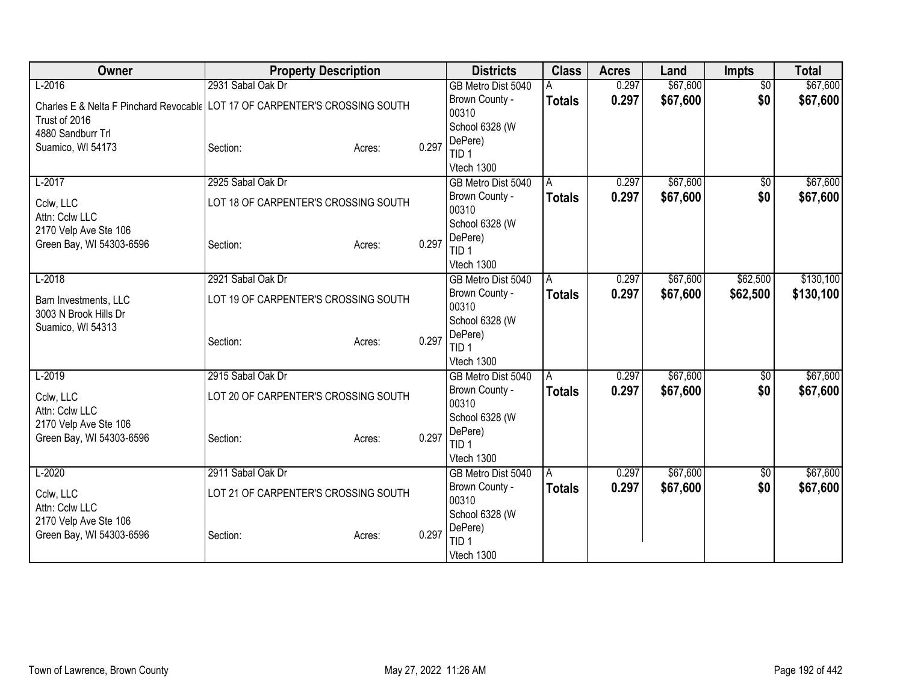| Owner | Property Description | | | Districts | Class | Acres | Land | Impts | Total |
|---|---|---|---|---|---|---|---|---|---|
| L-2016 | 2931 Sabal Oak Dr | | | GB Metro Dist 5040 | A | 0.297 | $67,600 | $0 | $67,600 |
| Charles E & Nelta F Pinchard Revocable Trust of 2016<br>4880 Sandburr Trl<br>Suamico, WI 54173 | LOT 17 OF CARPENTER'S CROSSING SOUTH<br><br>Section: | Acres: | 0.297 | Brown County - 00310<br>School 6328 (W DePere)<br>TID 1<br>Vtech 1300 | **Totals** | **0.297** | **$67,600** | **$0** | **$67,600** |
| L-2017 | 2925 Sabal Oak Dr | | | GB Metro Dist 5040 | A | 0.297 | $67,600 | $0 | $67,600 |
| Cclw, LLC<br>Attn: Cclw LLC<br>2170 Velp Ave Ste 106<br>Green Bay, WI 54303-6596 | LOT 18 OF CARPENTER'S CROSSING SOUTH<br><br>Section: | Acres: | 0.297 | Brown County - 00310<br>School 6328 (W DePere)<br>TID 1<br>Vtech 1300 | **Totals** | **0.297** | **$67,600** | **$0** | **$67,600** |
| L-2018 | 2921 Sabal Oak Dr | | | GB Metro Dist 5040 | A | 0.297 | $67,600 | $62,500 | $130,100 |
| Bam Investments, LLC<br>3003 N Brook Hills Dr<br>Suamico, WI 54313 | LOT 19 OF CARPENTER'S CROSSING SOUTH<br><br>Section: | Acres: | 0.297 | Brown County - 00310<br>School 6328 (W DePere)<br>TID 1<br>Vtech 1300 | **Totals** | **0.297** | **$67,600** | **$62,500** | **$130,100** |
| L-2019 | 2915 Sabal Oak Dr | | | GB Metro Dist 5040 | A | 0.297 | $67,600 | $0 | $67,600 |
| Cclw, LLC<br>Attn: Cclw LLC<br>2170 Velp Ave Ste 106<br>Green Bay, WI 54303-6596 | LOT 20 OF CARPENTER'S CROSSING SOUTH<br><br>Section: | Acres: | 0.297 | Brown County - 00310<br>School 6328 (W DePere)<br>TID 1<br>Vtech 1300 | **Totals** | **0.297** | **$67,600** | **$0** | **$67,600** |
| L-2020 | 2911 Sabal Oak Dr | | | GB Metro Dist 5040 | A | 0.297 | $67,600 | $0 | $67,600 |
| Cclw, LLC<br>Attn: Cclw LLC<br>2170 Velp Ave Ste 106<br>Green Bay, WI 54303-6596 | LOT 21 OF CARPENTER'S CROSSING SOUTH<br><br>Section: | Acres: | 0.297 | Brown County - 00310<br>School 6328 (W DePere)<br>TID 1<br>Vtech 1300 | **Totals** | **0.297** | **$67,600** | **$0** | **$67,600** |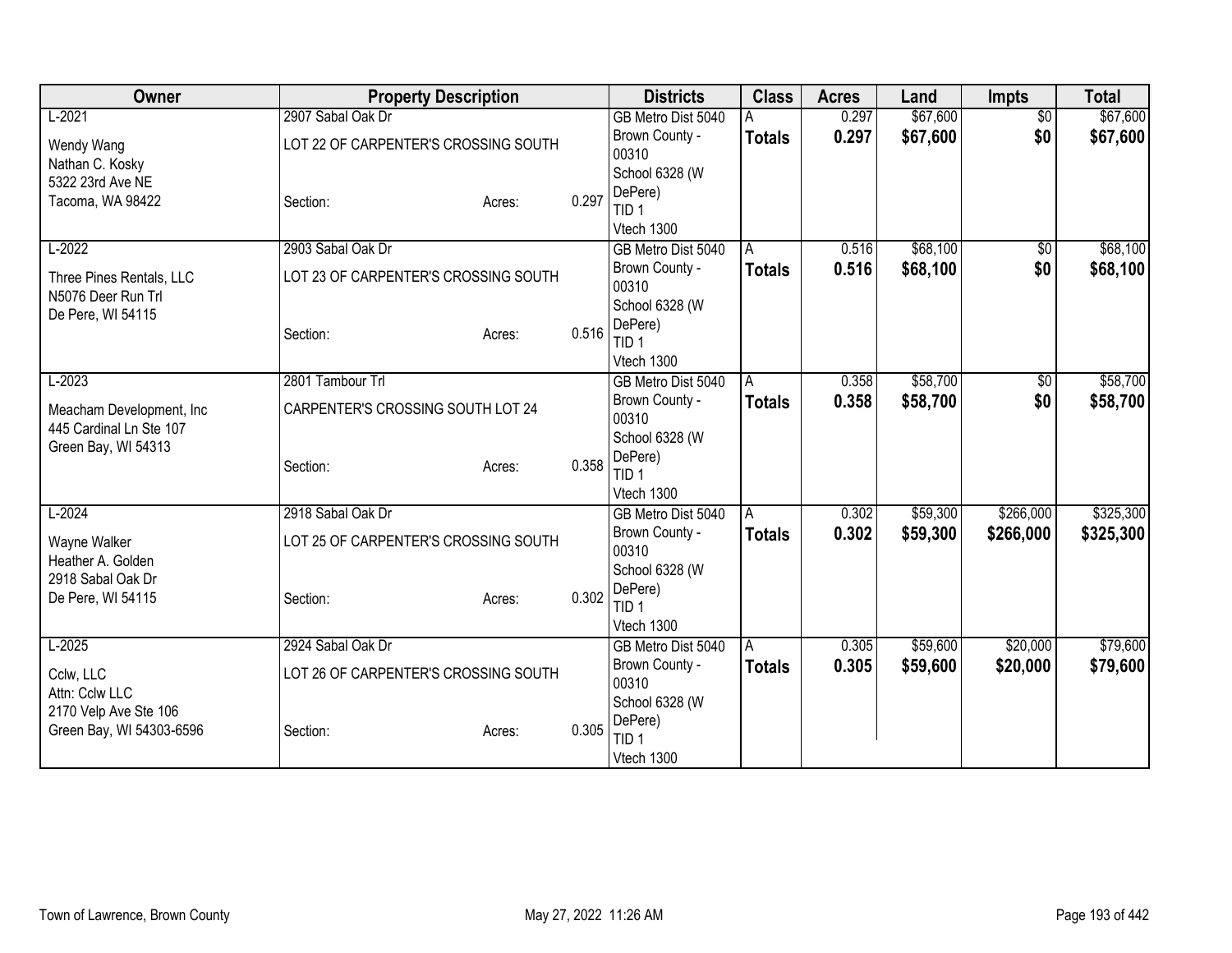| Owner | Property Description | | | Districts | Class | Acres | Land | Impts | Total |
|---|---|---|---|---|---|---|---|---|---|
| L-2021 | 2907 Sabal Oak Dr | | | GB Metro Dist 5040 | A | 0.297 | $67,600 | $0 | $67,600 |
| Wendy Wang<br>Nathan C. Kosky<br>5322 23rd Ave NE<br>Tacoma, WA 98422 | LOT 22 OF CARPENTER'S CROSSING SOUTH | | | Brown County - 00310<br>School 6328 (W DePere)<br>TID 1<br>Vtech 1300 | **Totals** | **0.297** | **$67,600** | **$0** | **$67,600** |
| | Section: | Acres: | 0.297 | | | | | | |
| L-2022 | 2903 Sabal Oak Dr | | | GB Metro Dist 5040 | A | 0.516 | $68,100 | $0 | $68,100 |
| Three Pines Rentals, LLC<br>N5076 Deer Run Trl<br>De Pere, WI 54115 | LOT 23 OF CARPENTER'S CROSSING SOUTH | | | Brown County - 00310<br>School 6328 (W DePere)<br>TID 1<br>Vtech 1300 | **Totals** | **0.516** | **$68,100** | **$0** | **$68,100** |
| | Section: | Acres: | 0.516 | | | | | | |
| L-2023 | 2801 Tambour Trl | | | GB Metro Dist 5040 | A | 0.358 | $58,700 | $0 | $58,700 |
| Meacham Development, Inc<br>445 Cardinal Ln Ste 107<br>Green Bay, WI 54313 | CARPENTER'S CROSSING SOUTH LOT 24 | | | Brown County - 00310<br>School 6328 (W DePere)<br>TID 1<br>Vtech 1300 | **Totals** | **0.358** | **$58,700** | **$0** | **$58,700** |
| | Section: | Acres: | 0.358 | | | | | | |
| L-2024 | 2918 Sabal Oak Dr | | | GB Metro Dist 5040 | A | 0.302 | $59,300 | $266,000 | $325,300 |
| Wayne Walker<br>Heather A. Golden<br>2918 Sabal Oak Dr<br>De Pere, WI 54115 | LOT 25 OF CARPENTER'S CROSSING SOUTH | | | Brown County - 00310<br>School 6328 (W DePere)<br>TID 1<br>Vtech 1300 | **Totals** | **0.302** | **$59,300** | **$266,000** | **$325,300** |
| | Section: | Acres: | 0.302 | | | | | | |
| L-2025 | 2924 Sabal Oak Dr | | | GB Metro Dist 5040 | A | 0.305 | $59,600 | $20,000 | $79,600 |
| Cclw, LLC<br>Attn: Cclw LLC<br>2170 Velp Ave Ste 106<br>Green Bay, WI 54303-6596 | LOT 26 OF CARPENTER'S CROSSING SOUTH | | | Brown County - 00310<br>School 6328 (W DePere)<br>TID 1<br>Vtech 1300 | **Totals** | **0.305** | **$59,600** | **$20,000** | **$79,600** |
| | Section: | Acres: | 0.305 | | | | | | |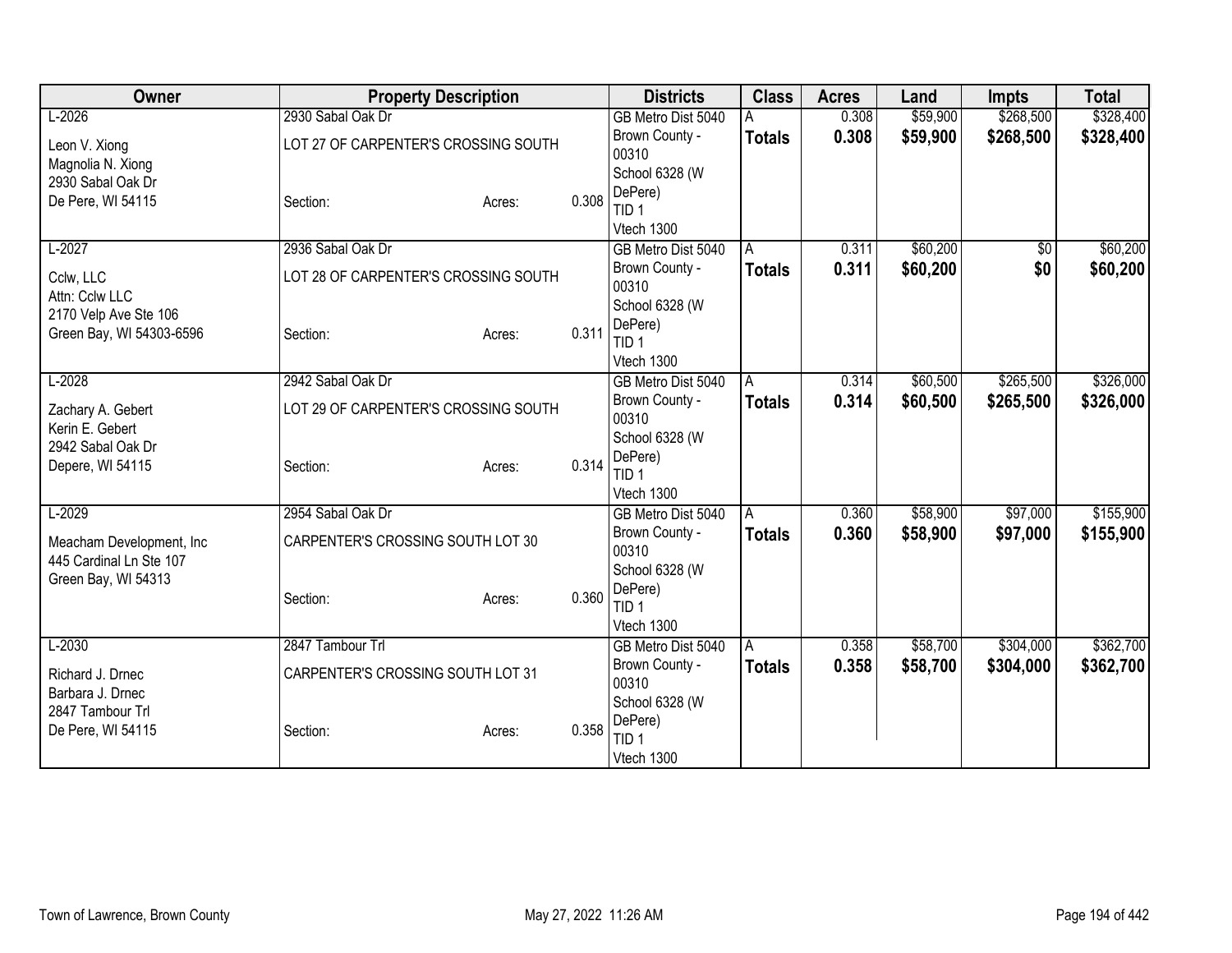| Owner | Property Description | | | Districts | Class | Acres | Land | Impts | Total |
|---|---|---|---|---|---|---|---|---|---|
| L-2026 | 2930 Sabal Oak Dr | | | GB Metro Dist 5040 | A | 0.308 | $59,900 | $268,500 | $328,400 |
| Leon V. Xiong<br>Magnolia N. Xiong<br>2930 Sabal Oak Dr<br>De Pere, WI 54115 | LOT 27 OF CARPENTER'S CROSSING SOUTH<br><br>Section: | Acres: | 0.308 | Brown County - 00310<br>School 6328 (W DePere)<br>TID 1<br>Vtech 1300 | **Totals** | **0.308** | **$59,900** | **$268,500** | **$328,400** |
| L-2027 | 2936 Sabal Oak Dr | | | GB Metro Dist 5040 | A | 0.311 | $60,200 | $0 | $60,200 |
| Cclw, LLC<br>Attn: Cclw LLC<br>2170 Velp Ave Ste 106<br>Green Bay, WI 54303-6596 | LOT 28 OF CARPENTER'S CROSSING SOUTH<br><br>Section: | Acres: | 0.311 | Brown County - 00310<br>School 6328 (W DePere)<br>TID 1<br>Vtech 1300 | **Totals** | **0.311** | **$60,200** | **$0** | **$60,200** |
| L-2028 | 2942 Sabal Oak Dr | | | GB Metro Dist 5040 | A | 0.314 | $60,500 | $265,500 | $326,000 |
| Zachary A. Gebert<br>Kerin E. Gebert<br>2942 Sabal Oak Dr<br>Depere, WI 54115 | LOT 29 OF CARPENTER'S CROSSING SOUTH<br><br>Section: | Acres: | 0.314 | Brown County - 00310<br>School 6328 (W DePere)<br>TID 1<br>Vtech 1300 | **Totals** | **0.314** | **$60,500** | **$265,500** | **$326,000** |
| L-2029 | 2954 Sabal Oak Dr | | | GB Metro Dist 5040 | A | 0.360 | $58,900 | $97,000 | $155,900 |
| Meacham Development, Inc<br>445 Cardinal Ln Ste 107<br>Green Bay, WI 54313 | CARPENTER'S CROSSING SOUTH LOT 30<br><br>Section: | Acres: | 0.360 | Brown County - 00310<br>School 6328 (W DePere)<br>TID 1<br>Vtech 1300 | **Totals** | **0.360** | **$58,900** | **$97,000** | **$155,900** |
| L-2030 | 2847 Tambour Trl | | | GB Metro Dist 5040 | A | 0.358 | $58,700 | $304,000 | $362,700 |
| Richard J. Drnec<br>Barbara J. Drnec<br>2847 Tambour Trl<br>De Pere, WI 54115 | CARPENTER'S CROSSING SOUTH LOT 31<br><br>Section: | Acres: | 0.358 | Brown County - 00310<br>School 6328 (W DePere)<br>TID 1<br>Vtech 1300 | **Totals** | **0.358** | **$58,700** | **$304,000** | **$362,700** |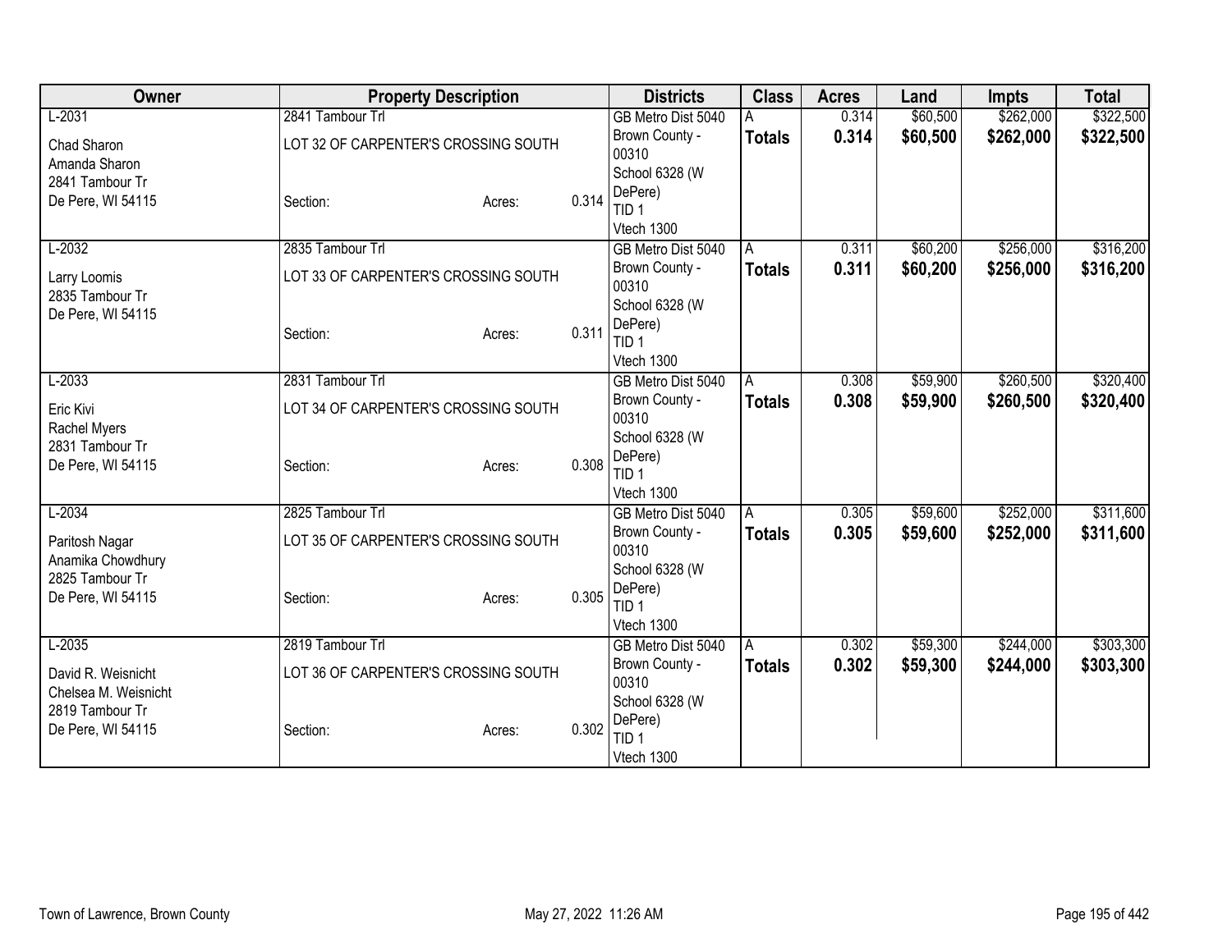| Owner | Property Description | | | Districts | Class | Acres | Land | Impts | Total |
|---|---|---|---|---|---|---|---|---|---|
| L-2031<br>Chad Sharon<br>Amanda Sharon<br>2841 Tambour Tr<br>De Pere, WI 54115 | 2841 Tambour Trl<br>LOT 32 OF CARPENTER'S CROSSING SOUTH<br>Section: | Acres: | 0.314 | GB Metro Dist 5040<br>Brown County - 00310<br>School 6328 (W DePere)<br>TID 1<br>Vtech 1300 | A<br>**Totals** | 0.314<br>**0.314** | $60,500<br>**$60,500** | $262,000<br>**$262,000** | $322,500<br>**$322,500** |
| L-2032<br>Larry Loomis<br>2835 Tambour Tr<br>De Pere, WI 54115 | 2835 Tambour Trl<br>LOT 33 OF CARPENTER'S CROSSING SOUTH<br>Section: | Acres: | 0.311 | GB Metro Dist 5040<br>Brown County - 00310<br>School 6328 (W DePere)<br>TID 1<br>Vtech 1300 | A<br>**Totals** | 0.311<br>**0.311** | $60,200<br>**$60,200** | $256,000<br>**$256,000** | $316,200<br>**$316,200** |
| L-2033<br>Eric Kivi<br>Rachel Myers<br>2831 Tambour Tr<br>De Pere, WI 54115 | 2831 Tambour Trl<br>LOT 34 OF CARPENTER'S CROSSING SOUTH<br>Section: | Acres: | 0.308 | GB Metro Dist 5040<br>Brown County - 00310<br>School 6328 (W DePere)<br>TID 1<br>Vtech 1300 | A<br>**Totals** | 0.308<br>**0.308** | $59,900<br>**$59,900** | $260,500<br>**$260,500** | $320,400<br>**$320,400** |
| L-2034<br>Paritosh Nagar<br>Anamika Chowdhury<br>2825 Tambour Tr<br>De Pere, WI 54115 | 2825 Tambour Trl<br>LOT 35 OF CARPENTER'S CROSSING SOUTH<br>Section: | Acres: | 0.305 | GB Metro Dist 5040<br>Brown County - 00310<br>School 6328 (W DePere)<br>TID 1<br>Vtech 1300 | A<br>**Totals** | 0.305<br>**0.305** | $59,600<br>**$59,600** | $252,000<br>**$252,000** | $311,600<br>**$311,600** |
| L-2035<br>David R. Weisnicht<br>Chelsea M. Weisnicht<br>2819 Tambour Tr<br>De Pere, WI 54115 | 2819 Tambour Trl<br>LOT 36 OF CARPENTER'S CROSSING SOUTH<br>Section: | Acres: | 0.302 | GB Metro Dist 5040<br>Brown County - 00310<br>School 6328 (W DePere)<br>TID 1<br>Vtech 1300 | A<br>**Totals** | 0.302<br>**0.302** | $59,300<br>**$59,300** | $244,000<br>**$244,000** | $303,300<br>**$303,300** |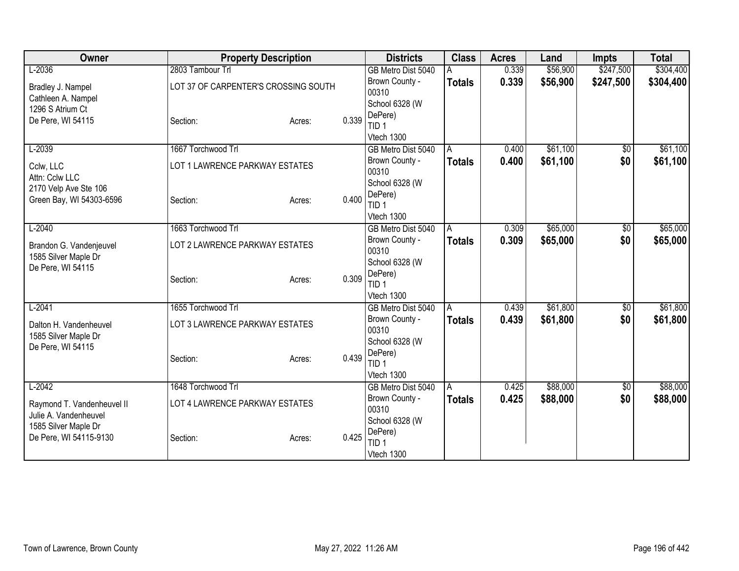| Owner | Property Description | | | Districts | Class | Acres | Land | Impts | Total |
|---|---|---|---|---|---|---|---|---|---|
| L-2036 | 2803 Tambour Trl | | | GB Metro Dist 5040 | A | 0.339 | $56,900 | $247,500 | $304,400 |
| Bradley J. Nampel<br>Cathleen A. Nampel<br>1296 S Atrium Ct<br>De Pere, WI 54115 | LOT 37 OF CARPENTER'S CROSSING SOUTH<br><br>Section: | Acres: | 0.339 | Brown County - 00310<br>School 6328 (W DePere)<br>TID 1<br>Vtech 1300 | **Totals** | **0.339** | **$56,900** | **$247,500** | **$304,400** |
| L-2039 | 1667 Torchwood Trl | | | GB Metro Dist 5040 | A | 0.400 | $61,100 | $0 | $61,100 |
| Cclw, LLC<br>Attn: Cclw LLC<br>2170 Velp Ave Ste 106<br>Green Bay, WI 54303-6596 | LOT 1 LAWRENCE PARKWAY ESTATES<br><br>Section: | Acres: | 0.400 | Brown County - 00310<br>School 6328 (W DePere)<br>TID 1<br>Vtech 1300 | **Totals** | **0.400** | **$61,100** | **$0** | **$61,100** |
| L-2040 | 1663 Torchwood Trl | | | GB Metro Dist 5040 | A | 0.309 | $65,000 | $0 | $65,000 |
| Brandon G. Vandenjeuvel<br>1585 Silver Maple Dr<br>De Pere, WI 54115 | LOT 2 LAWRENCE PARKWAY ESTATES<br><br>Section: | Acres: | 0.309 | Brown County - 00310<br>School 6328 (W DePere)<br>TID 1<br>Vtech 1300 | **Totals** | **0.309** | **$65,000** | **$0** | **$65,000** |
| L-2041 | 1655 Torchwood Trl | | | GB Metro Dist 5040 | A | 0.439 | $61,800 | $0 | $61,800 |
| Dalton H. Vandenheuvel<br>1585 Silver Maple Dr<br>De Pere, WI 54115 | LOT 3 LAWRENCE PARKWAY ESTATES<br><br>Section: | Acres: | 0.439 | Brown County - 00310<br>School 6328 (W DePere)<br>TID 1<br>Vtech 1300 | **Totals** | **0.439** | **$61,800** | **$0** | **$61,800** |
| L-2042 | 1648 Torchwood Trl | | | GB Metro Dist 5040 | A | 0.425 | $88,000 | $0 | $88,000 |
| Raymond T. Vandenheuvel II<br>Julie A. Vandenheuvel<br>1585 Silver Maple Dr<br>De Pere, WI 54115-9130 | LOT 4 LAWRENCE PARKWAY ESTATES<br><br>Section: | Acres: | 0.425 | Brown County - 00310<br>School 6328 (W DePere)<br>TID 1<br>Vtech 1300 | **Totals** | **0.425** | **$88,000** | **$0** | **$88,000** |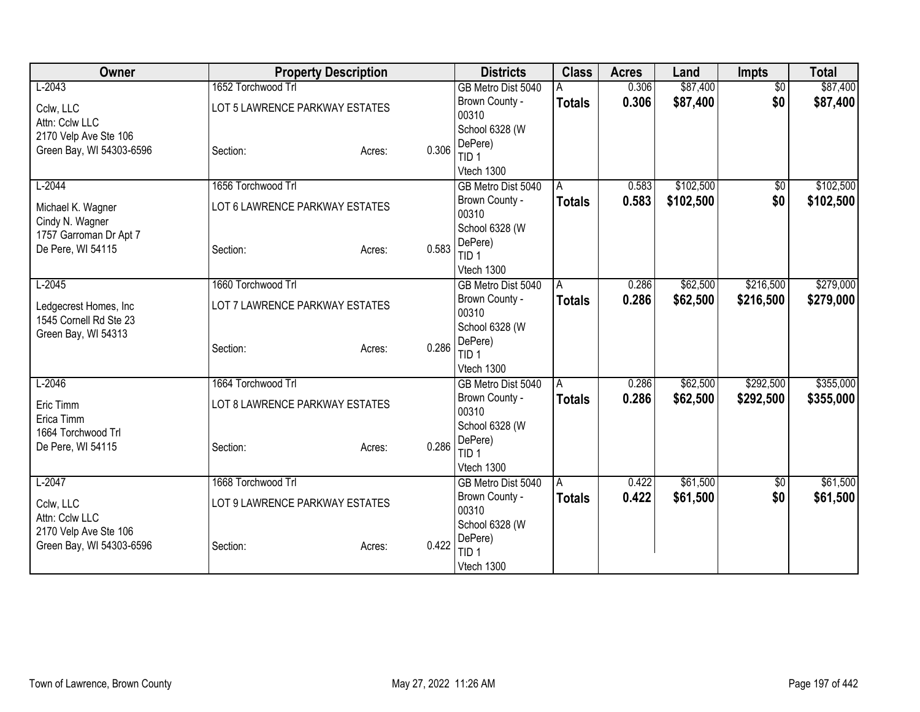| Owner | Property Description | | | Districts | Class | Acres | Land | Impts | Total |
|---|---|---|---|---|---|---|---|---|---|
| L-2043 | 1652 Torchwood Trl | | | GB Metro Dist 5040 | A | 0.306 | $87,400 | $0 | $87,400 |
| Cclw, LLC<br>Attn: Cclw LLC<br>2170 Velp Ave Ste 106<br>Green Bay, WI 54303-6596 | LOT 5 LAWRENCE PARKWAY ESTATES<br><br>Section: | Acres: | 0.306 | Brown County - 00310<br>School 6328 (W DePere)<br>TID 1<br>Vtech 1300 | **Totals** | **0.306** | **$87,400** | **$0** | **$87,400** |
| L-2044 | 1656 Torchwood Trl | | | GB Metro Dist 5040 | A | 0.583 | $102,500 | $0 | $102,500 |
| Michael K. Wagner<br>Cindy N. Wagner<br>1757 Garroman Dr Apt 7<br>De Pere, WI 54115 | LOT 6 LAWRENCE PARKWAY ESTATES<br><br>Section: | Acres: | 0.583 | Brown County - 00310<br>School 6328 (W DePere)<br>TID 1<br>Vtech 1300 | **Totals** | **0.583** | **$102,500** | **$0** | **$102,500** |
| L-2045 | 1660 Torchwood Trl | | | GB Metro Dist 5040 | A | 0.286 | $62,500 | $216,500 | $279,000 |
| Ledgecrest Homes, Inc<br>1545 Cornell Rd Ste 23<br>Green Bay, WI 54313 | LOT 7 LAWRENCE PARKWAY ESTATES<br><br>Section: | Acres: | 0.286 | Brown County - 00310<br>School 6328 (W DePere)<br>TID 1<br>Vtech 1300 | **Totals** | **0.286** | **$62,500** | **$216,500** | **$279,000** |
| L-2046 | 1664 Torchwood Trl | | | GB Metro Dist 5040 | A | 0.286 | $62,500 | $292,500 | $355,000 |
| Eric Timm<br>Erica Timm<br>1664 Torchwood Trl<br>De Pere, WI 54115 | LOT 8 LAWRENCE PARKWAY ESTATES<br><br>Section: | Acres: | 0.286 | Brown County - 00310<br>School 6328 (W DePere)<br>TID 1<br>Vtech 1300 | **Totals** | **0.286** | **$62,500** | **$292,500** | **$355,000** |
| L-2047 | 1668 Torchwood Trl | | | GB Metro Dist 5040 | A | 0.422 | $61,500 | $0 | $61,500 |
| Cclw, LLC<br>Attn: Cclw LLC<br>2170 Velp Ave Ste 106<br>Green Bay, WI 54303-6596 | LOT 9 LAWRENCE PARKWAY ESTATES<br><br>Section: | Acres: | 0.422 | Brown County - 00310<br>School 6328 (W DePere)<br>TID 1<br>Vtech 1300 | **Totals** | **0.422** | **$61,500** | **$0** | **$61,500** |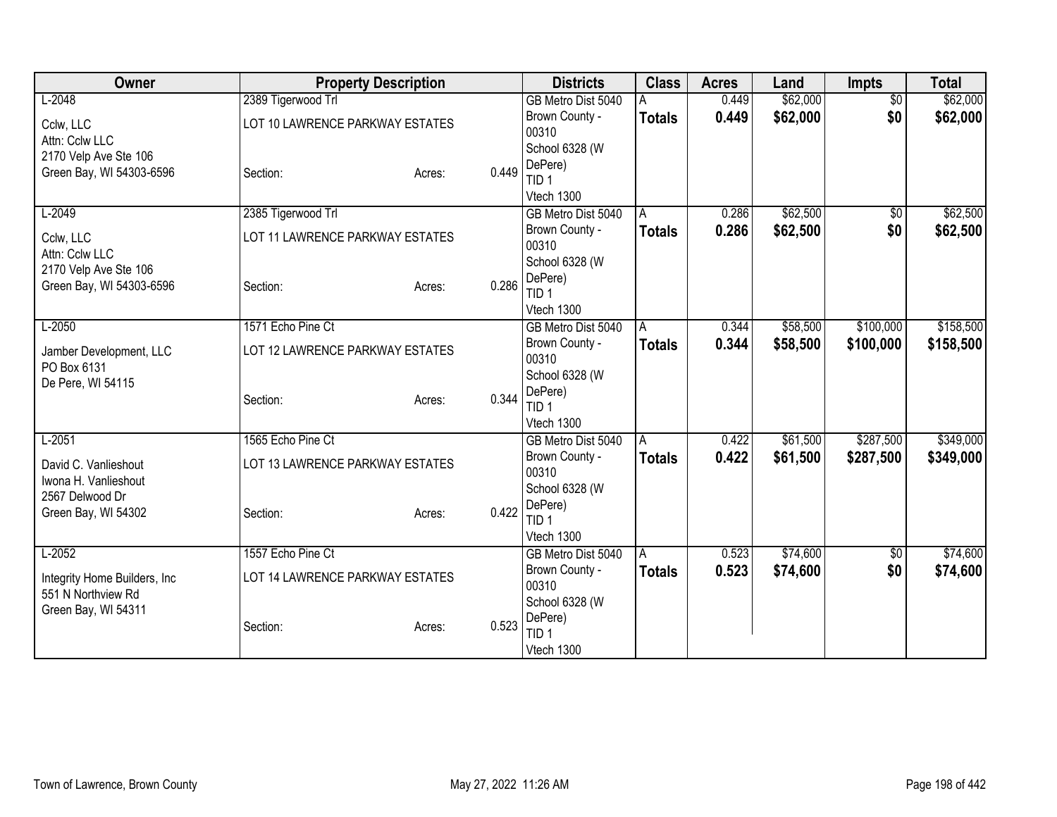| Owner | Property Description | | | Districts | Class | Acres | Land | Impts | Total |
|---|---|---|---|---|---|---|---|---|---|
| L-2048 | 2389 Tigerwood Trl | | | GB Metro Dist 5040 | A | 0.449 | $62,000 | $0 | $62,000 |
| Cclw, LLC<br>Attn: Cclw LLC<br>2170 Velp Ave Ste 106<br>Green Bay, WI 54303-6596 | LOT 10 LAWRENCE PARKWAY ESTATES<br><br>Section: | Acres: | 0.449 | Brown County - 00310<br>School 6328 (W DePere)<br>TID 1<br>Vtech 1300 | **Totals** | **0.449** | **$62,000** | **$0** | **$62,000** |
| L-2049 | 2385 Tigerwood Trl | | | GB Metro Dist 5040 | A | 0.286 | $62,500 | $0 | $62,500 |
| Cclw, LLC<br>Attn: Cclw LLC<br>2170 Velp Ave Ste 106<br>Green Bay, WI 54303-6596 | LOT 11 LAWRENCE PARKWAY ESTATES<br><br>Section: | Acres: | 0.286 | Brown County - 00310<br>School 6328 (W DePere)<br>TID 1<br>Vtech 1300 | **Totals** | **0.286** | **$62,500** | **$0** | **$62,500** |
| L-2050 | 1571 Echo Pine Ct | | | GB Metro Dist 5040 | A | 0.344 | $58,500 | $100,000 | $158,500 |
| Jamber Development, LLC<br>PO Box 6131<br>De Pere, WI 54115 | LOT 12 LAWRENCE PARKWAY ESTATES<br><br>Section: | Acres: | 0.344 | Brown County - 00310<br>School 6328 (W DePere)<br>TID 1<br>Vtech 1300 | **Totals** | **0.344** | **$58,500** | **$100,000** | **$158,500** |
| L-2051 | 1565 Echo Pine Ct | | | GB Metro Dist 5040 | A | 0.422 | $61,500 | $287,500 | $349,000 |
| David C. Vanlieshout<br>Iwona H. Vanlieshout<br>2567 Delwood Dr<br>Green Bay, WI 54302 | LOT 13 LAWRENCE PARKWAY ESTATES<br><br>Section: | Acres: | 0.422 | Brown County - 00310<br>School 6328 (W DePere)<br>TID 1<br>Vtech 1300 | **Totals** | **0.422** | **$61,500** | **$287,500** | **$349,000** |
| L-2052 | 1557 Echo Pine Ct | | | GB Metro Dist 5040 | A | 0.523 | $74,600 | $0 | $74,600 |
| Integrity Home Builders, Inc<br>551 N Northview Rd<br>Green Bay, WI 54311 | LOT 14 LAWRENCE PARKWAY ESTATES<br><br>Section: | Acres: | 0.523 | Brown County - 00310<br>School 6328 (W DePere)<br>TID 1<br>Vtech 1300 | **Totals** | **0.523** | **$74,600** | **$0** | **$74,600** |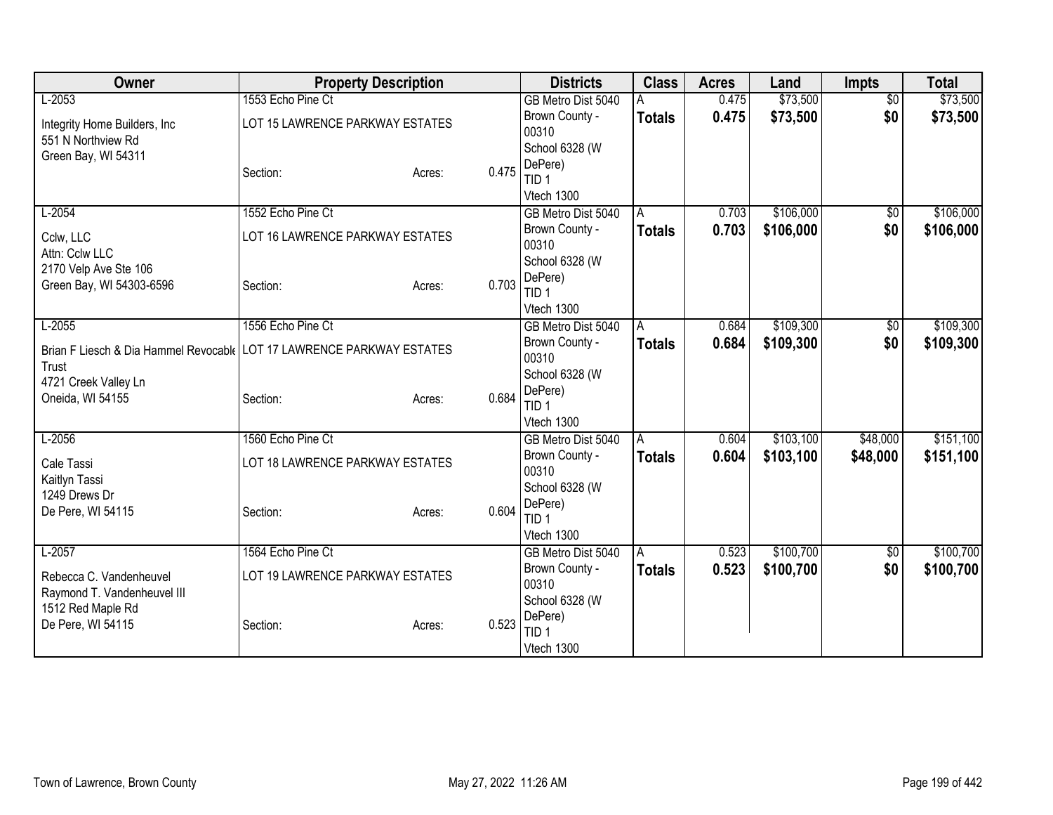| Owner | Property Description | | | Districts | Class | Acres | Land | Impts | Total |
|---|---|---|---|---|---|---|---|---|---|
| L-2053 | 1553 Echo Pine Ct | | | GB Metro Dist 5040 | A | 0.475 | $73,500 | $0 | $73,500 |
| Integrity Home Builders, Inc<br>551 N Northview Rd<br>Green Bay, WI 54311 | LOT 15 LAWRENCE PARKWAY ESTATES | | | Brown County - 00310 | **Totals** | **0.475** | **$73,500** | **$0** | **$73,500** |
| | Section: | Acres: | 0.475 | School 6328 (W DePere)<br>TID 1<br>Vtech 1300 | | | | | |
| L-2054 | 1552 Echo Pine Ct | | | GB Metro Dist 5040 | A | 0.703 | $106,000 | $0 | $106,000 |
| Cclw, LLC<br>Attn: Cclw LLC<br>2170 Velp Ave Ste 106<br>Green Bay, WI 54303-6596 | LOT 16 LAWRENCE PARKWAY ESTATES | | | Brown County - 00310 | **Totals** | **0.703** | **$106,000** | **$0** | **$106,000** |
| | Section: | Acres: | 0.703 | School 6328 (W DePere)<br>TID 1<br>Vtech 1300 | | | | | |
| L-2055 | 1556 Echo Pine Ct | | | GB Metro Dist 5040 | A | 0.684 | $109,300 | $0 | $109,300 |
| Brian F Liesch & Dia Hammel Revocable Trust<br>4721 Creek Valley Ln<br>Oneida, WI 54155 | LOT 17 LAWRENCE PARKWAY ESTATES | | | Brown County - 00310 | **Totals** | **0.684** | **$109,300** | **$0** | **$109,300** |
| | Section: | Acres: | 0.684 | School 6328 (W DePere)<br>TID 1<br>Vtech 1300 | | | | | |
| L-2056 | 1560 Echo Pine Ct | | | GB Metro Dist 5040 | A | 0.604 | $103,100 | $48,000 | $151,100 |
| Cale Tassi<br>Kaitlyn Tassi<br>1249 Drews Dr<br>De Pere, WI 54115 | LOT 18 LAWRENCE PARKWAY ESTATES | | | Brown County - 00310 | **Totals** | **0.604** | **$103,100** | **$48,000** | **$151,100** |
| | Section: | Acres: | 0.604 | School 6328 (W DePere)<br>TID 1<br>Vtech 1300 | | | | | |
| L-2057 | 1564 Echo Pine Ct | | | GB Metro Dist 5040 | A | 0.523 | $100,700 | $0 | $100,700 |
| Rebecca C. Vandenheuvel<br>Raymond T. Vandenheuvel III<br>1512 Red Maple Rd<br>De Pere, WI 54115 | LOT 19 LAWRENCE PARKWAY ESTATES | | | Brown County - 00310 | **Totals** | **0.523** | **$100,700** | **$0** | **$100,700** |
| | Section: | Acres: | 0.523 | School 6328 (W DePere)<br>TID 1<br>Vtech 1300 | | | | | |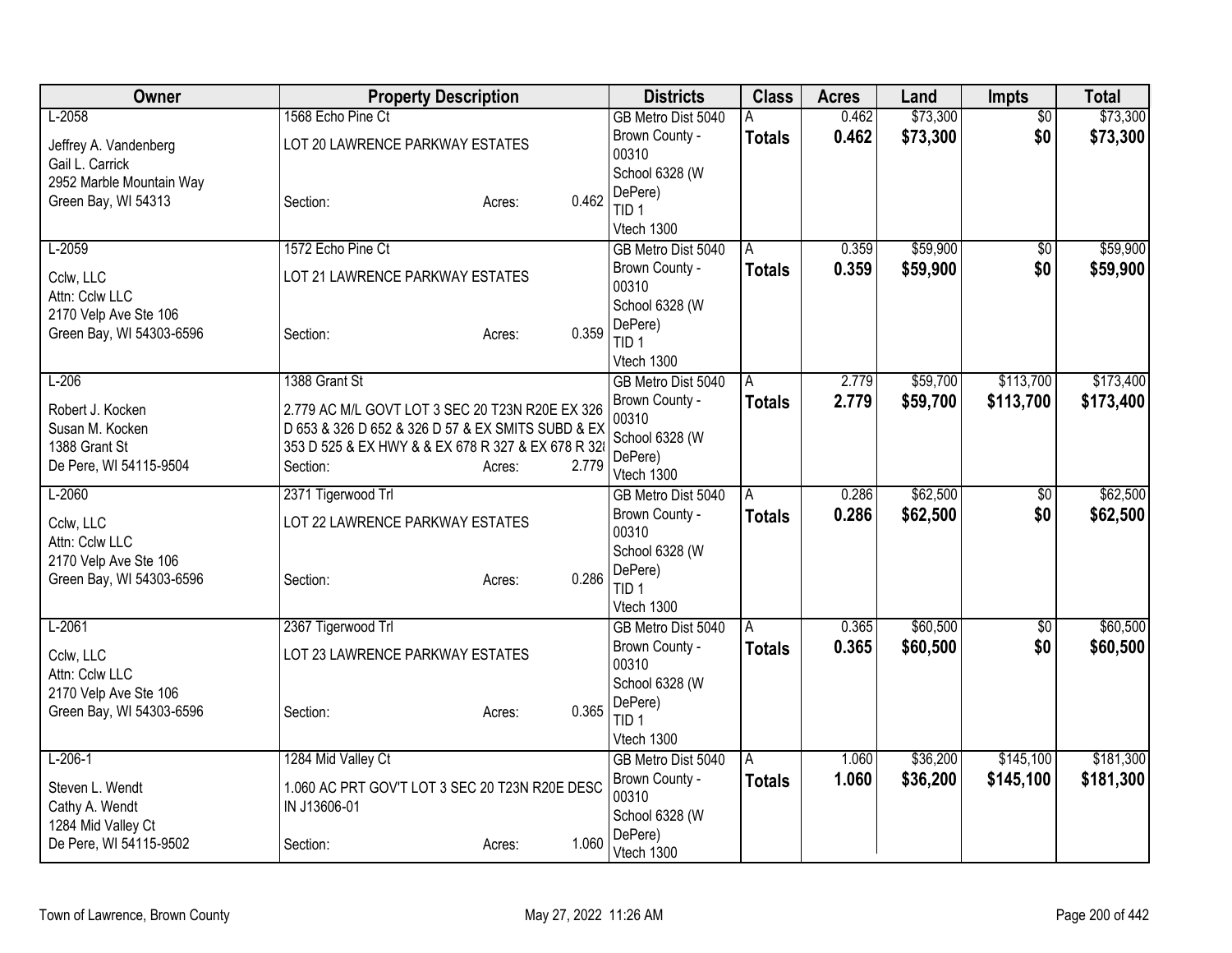| Owner | Property Description | Districts | Class | Acres | Land | Impts | Total |
|---|---|---|---|---|---|---|---|
| L-2058<br>Jeffrey A. Vandenberg<br>Gail L. Carrick<br>2952 Marble Mountain Way<br>Green Bay, WI 54313 | 1568 Echo Pine Ct<br>LOT 20 LAWRENCE PARKWAY ESTATES<br>Section: Acres: 0.462 | GB Metro Dist 5040<br>Brown County - 00310<br>School 6328 (W DePere)<br>TID 1<br>Vtech 1300 | A<br>**Totals** | 0.462<br>**0.462** | $73,300<br>**$73,300** | $0<br>**$0** | $73,300<br>**$73,300** |
| L-2059<br>Cclw, LLC<br>Attn: Cclw LLC<br>2170 Velp Ave Ste 106<br>Green Bay, WI 54303-6596 | 1572 Echo Pine Ct<br>LOT 21 LAWRENCE PARKWAY ESTATES<br>Section: Acres: 0.359 | GB Metro Dist 5040<br>Brown County - 00310<br>School 6328 (W DePere)<br>TID 1<br>Vtech 1300 | A<br>**Totals** | 0.359<br>**0.359** | $59,900<br>**$59,900** | $0<br>**$0** | $59,900<br>**$59,900** |
| L-206<br>Robert J. Kocken<br>Susan M. Kocken<br>1388 Grant St<br>De Pere, WI 54115-9504 | 1388 Grant St<br>2.779 AC M/L GOVT LOT 3 SEC 20 T23N R20E EX 326 D 653 & 326 D 652 & 326 D 57 & EX SMITS SUBD & EX 353 D 525 & EX HWY & & EX 678 R 327 & EX 678 R 328<br>Section: Acres: 2.779 | GB Metro Dist 5040<br>Brown County - 00310<br>School 6328 (W DePere)<br>Vtech 1300 | A<br>**Totals** | 2.779<br>**2.779** | $59,700<br>**$59,700** | $113,700<br>**$113,700** | $173,400<br>**$173,400** |
| L-2060<br>Cclw, LLC<br>Attn: Cclw LLC<br>2170 Velp Ave Ste 106<br>Green Bay, WI 54303-6596 | 2371 Tigerwood Trl<br>LOT 22 LAWRENCE PARKWAY ESTATES<br>Section: Acres: 0.286 | GB Metro Dist 5040<br>Brown County - 00310<br>School 6328 (W DePere)<br>TID 1<br>Vtech 1300 | A<br>**Totals** | 0.286<br>**0.286** | $62,500<br>**$62,500** | $0<br>**$0** | $62,500<br>**$62,500** |
| L-2061<br>Cclw, LLC<br>Attn: Cclw LLC<br>2170 Velp Ave Ste 106<br>Green Bay, WI 54303-6596 | 2367 Tigerwood Trl<br>LOT 23 LAWRENCE PARKWAY ESTATES<br>Section: Acres: 0.365 | GB Metro Dist 5040<br>Brown County - 00310<br>School 6328 (W DePere)<br>TID 1<br>Vtech 1300 | A<br>**Totals** | 0.365<br>**0.365** | $60,500<br>**$60,500** | $0<br>**$0** | $60,500<br>**$60,500** |
| L-206-1<br>Steven L. Wendt<br>Cathy A. Wendt<br>1284 Mid Valley Ct<br>De Pere, WI 54115-9502 | 1284 Mid Valley Ct<br>1.060 AC PRT GOV'T LOT 3 SEC 20 T23N R20E DESC IN J13606-01<br>Section: Acres: 1.060 | GB Metro Dist 5040<br>Brown County - 00310<br>School 6328 (W DePere)<br>Vtech 1300 | A<br>**Totals** | 1.060<br>**1.060** | $36,200<br>**$36,200** | $145,100<br>**$145,100** | $181,300<br>**$181,300** |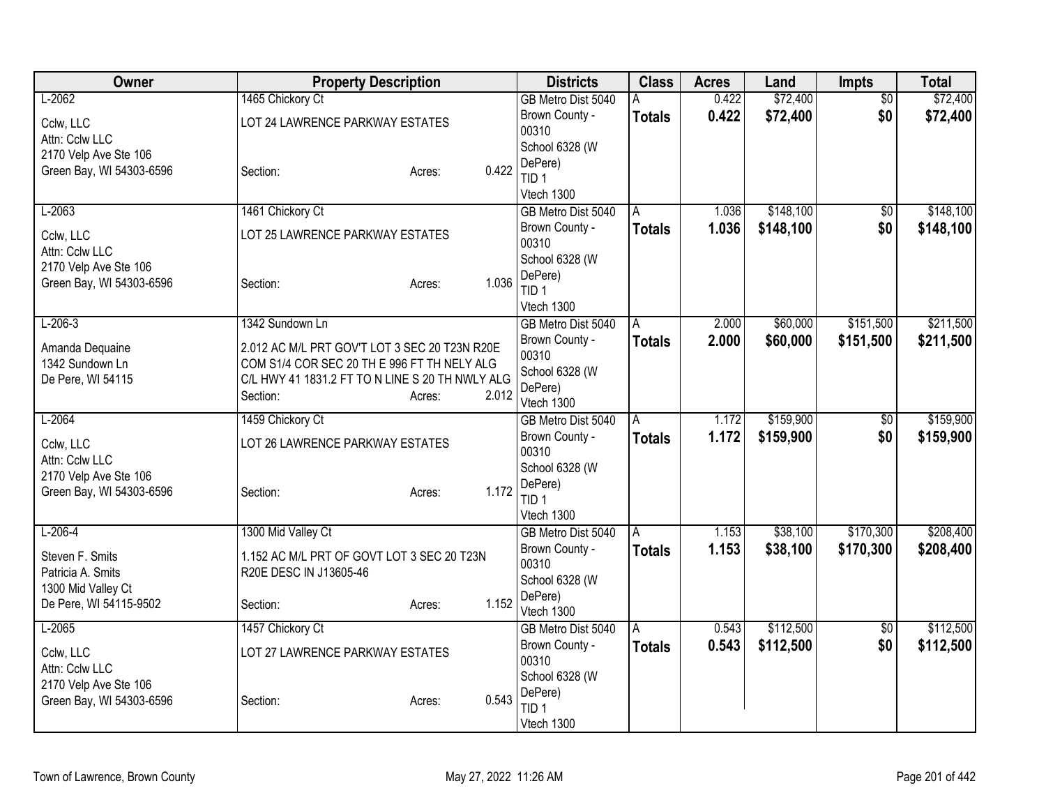| Owner | Property Description | Districts | Class | Acres | Land | Impts | Total |
|---|---|---|---|---|---|---|---|
| L-2062<br>Cclw, LLC<br>Attn: Cclw LLC<br>2170 Velp Ave Ste 106<br>Green Bay, WI 54303-6596 | 1465 Chickory Ct<br>LOT 24 LAWRENCE PARKWAY ESTATES<br>Section: Acres: 0.422 | GB Metro Dist 5040<br>Brown County - 00310<br>School 6328 (W DePere)<br>TID 1<br>Vtech 1300 | A<br>**Totals** | 0.422<br>**0.422** | $72,400<br>**$72,400** | $0<br>**$0** | $72,400<br>**$72,400** |
| L-2063<br>Cclw, LLC<br>Attn: Cclw LLC<br>2170 Velp Ave Ste 106<br>Green Bay, WI 54303-6596 | 1461 Chickory Ct<br>LOT 25 LAWRENCE PARKWAY ESTATES<br>Section: Acres: 1.036 | GB Metro Dist 5040<br>Brown County - 00310<br>School 6328 (W DePere)<br>TID 1<br>Vtech 1300 | A<br>**Totals** | 1.036<br>**1.036** | $148,100<br>**$148,100** | $0<br>**$0** | $148,100<br>**$148,100** |
| L-206-3<br>Amanda Dequaine<br>1342 Sundown Ln<br>De Pere, WI 54115 | 1342 Sundown Ln<br>2.012 AC M/L PRT GOV'T LOT 3 SEC 20 T23N R20E COM S1/4 COR SEC 20 TH E 996 FT TH NELY ALG C/L HWY 41 1831.2 FT TO N LINE S 20 TH NWLY ALG<br>Section: Acres: 2.012 | GB Metro Dist 5040<br>Brown County - 00310<br>School 6328 (W DePere)<br>Vtech 1300 | A<br>**Totals** | 2.000<br>**2.000** | $60,000<br>**$60,000** | $151,500<br>**$151,500** | $211,500<br>**$211,500** |
| L-2064<br>Cclw, LLC<br>Attn: Cclw LLC<br>2170 Velp Ave Ste 106<br>Green Bay, WI 54303-6596 | 1459 Chickory Ct<br>LOT 26 LAWRENCE PARKWAY ESTATES<br>Section: Acres: 1.172 | GB Metro Dist 5040<br>Brown County - 00310<br>School 6328 (W DePere)<br>TID 1<br>Vtech 1300 | A<br>**Totals** | 1.172<br>**1.172** | $159,900<br>**$159,900** | $0<br>**$0** | $159,900<br>**$159,900** |
| L-206-4<br>Steven F. Smits<br>Patricia A. Smits<br>1300 Mid Valley Ct<br>De Pere, WI 54115-9502 | 1300 Mid Valley Ct<br>1.152 AC M/L PRT OF GOVT LOT 3 SEC 20 T23N R20E DESC IN J13605-46<br>Section: Acres: 1.152 | GB Metro Dist 5040<br>Brown County - 00310<br>School 6328 (W DePere)<br>Vtech 1300 | A<br>**Totals** | 1.153<br>**1.153** | $38,100<br>**$38,100** | $170,300<br>**$170,300** | $208,400<br>**$208,400** |
| L-2065<br>Cclw, LLC<br>Attn: Cclw LLC<br>2170 Velp Ave Ste 106<br>Green Bay, WI 54303-6596 | 1457 Chickory Ct<br>LOT 27 LAWRENCE PARKWAY ESTATES<br>Section: Acres: 0.543 | GB Metro Dist 5040<br>Brown County - 00310<br>School 6328 (W DePere)<br>TID 1<br>Vtech 1300 | A<br>**Totals** | 0.543<br>**0.543** | $112,500<br>**$112,500** | $0<br>**$0** | $112,500<br>**$112,500** |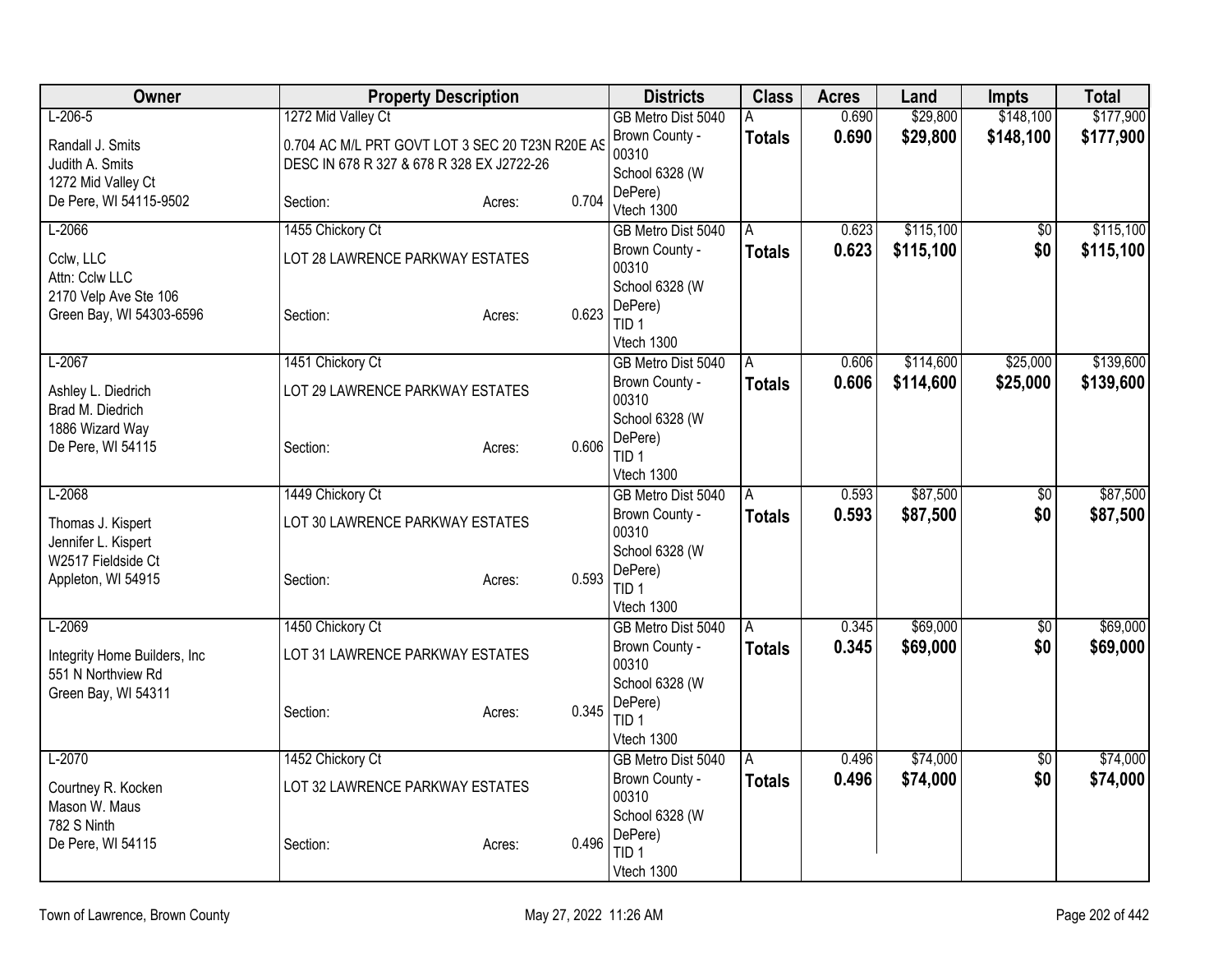| Owner | Property Description | | | Districts | Class | Acres | Land | Impts | Total |
|---|---|---|---|---|---|---|---|---|---|
| L-206-5 | 1272 Mid Valley Ct | | | GB Metro Dist 5040 | A | 0.690 | $29,800 | $148,100 | $177,900 |
| Randall J. Smits<br>Judith A. Smits<br>1272 Mid Valley Ct<br>De Pere, WI 54115-9502 | 0.704 AC M/L PRT GOVT LOT 3 SEC 20 T23N R20E AS DESC IN 678 R 327 & 678 R 328 EX J2722-26 | | | Brown County - 00310<br>School 6328 (W DePere)<br>Vtech 1300 | **Totals** | **0.690** | **$29,800** | **$148,100** | **$177,900** |
| | Section: | Acres: | 0.704 | | | | | | |
| L-2066 | 1455 Chickory Ct | | | GB Metro Dist 5040 | A | 0.623 | $115,100 | $0 | $115,100 |
| Cclw, LLC<br>Attn: Cclw LLC<br>2170 Velp Ave Ste 106<br>Green Bay, WI 54303-6596 | LOT 28 LAWRENCE PARKWAY ESTATES | | | Brown County - 00310<br>School 6328 (W DePere)<br>TID 1<br>Vtech 1300 | **Totals** | **0.623** | **$115,100** | **$0** | **$115,100** |
| | Section: | Acres: | 0.623 | | | | | | |
| L-2067 | 1451 Chickory Ct | | | GB Metro Dist 5040 | A | 0.606 | $114,600 | $25,000 | $139,600 |
| Ashley L. Diedrich<br>Brad M. Diedrich<br>1886 Wizard Way<br>De Pere, WI 54115 | LOT 29 LAWRENCE PARKWAY ESTATES | | | Brown County - 00310<br>School 6328 (W DePere)<br>TID 1<br>Vtech 1300 | **Totals** | **0.606** | **$114,600** | **$25,000** | **$139,600** |
| | Section: | Acres: | 0.606 | | | | | | |
| L-2068 | 1449 Chickory Ct | | | GB Metro Dist 5040 | A | 0.593 | $87,500 | $0 | $87,500 |
| Thomas J. Kispert<br>Jennifer L. Kispert<br>W2517 Fieldside Ct<br>Appleton, WI 54915 | LOT 30 LAWRENCE PARKWAY ESTATES | | | Brown County - 00310<br>School 6328 (W DePere)<br>TID 1<br>Vtech 1300 | **Totals** | **0.593** | **$87,500** | **$0** | **$87,500** |
| | Section: | Acres: | 0.593 | | | | | | |
| L-2069 | 1450 Chickory Ct | | | GB Metro Dist 5040 | A | 0.345 | $69,000 | $0 | $69,000 |
| Integrity Home Builders, Inc<br>551 N Northview Rd<br>Green Bay, WI 54311 | LOT 31 LAWRENCE PARKWAY ESTATES | | | Brown County - 00310<br>School 6328 (W DePere)<br>TID 1<br>Vtech 1300 | **Totals** | **0.345** | **$69,000** | **$0** | **$69,000** |
| | Section: | Acres: | 0.345 | | | | | | |
| L-2070 | 1452 Chickory Ct | | | GB Metro Dist 5040 | A | 0.496 | $74,000 | $0 | $74,000 |
| Courtney R. Kocken<br>Mason W. Maus<br>782 S Ninth<br>De Pere, WI 54115 | LOT 32 LAWRENCE PARKWAY ESTATES | | | Brown County - 00310<br>School 6328 (W DePere)<br>TID 1<br>Vtech 1300 | **Totals** | **0.496** | **$74,000** | **$0** | **$74,000** |
| | Section: | Acres: | 0.496 | | | | | | |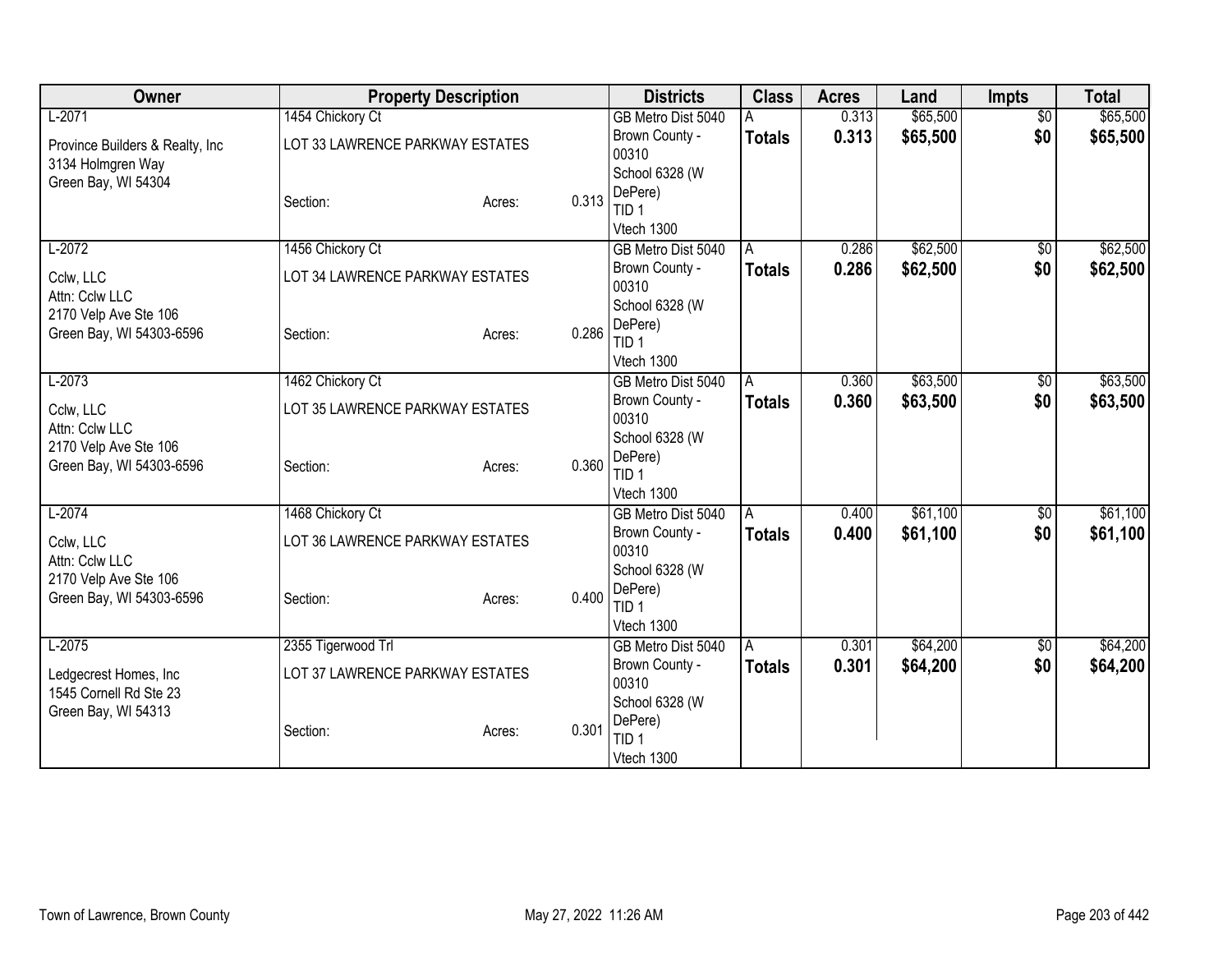| Owner | Property Description | | | Districts | Class | Acres | Land | Impts | Total |
|---|---|---|---|---|---|---|---|---|---|
| L-2071 | 1454 Chickory Ct | | | GB Metro Dist 5040 | A | 0.313 | $65,500 | $0 | $65,500 |
| Province Builders & Realty, Inc<br>3134 Holmgren Way<br>Green Bay, WI 54304 | LOT 33 LAWRENCE PARKWAY ESTATES | | | Brown County - 00310<br>School 6328 (W DePere)<br>TID 1<br>Vtech 1300 | **Totals** | **0.313** | **$65,500** | **$0** | **$65,500** |
| | Section: | Acres: | 0.313 | | | | | | |
| L-2072 | 1456 Chickory Ct | | | GB Metro Dist 5040 | A | 0.286 | $62,500 | $0 | $62,500 |
| Cclw, LLC<br>Attn: Cclw LLC<br>2170 Velp Ave Ste 106<br>Green Bay, WI 54303-6596 | LOT 34 LAWRENCE PARKWAY ESTATES | | | Brown County - 00310<br>School 6328 (W DePere)<br>TID 1<br>Vtech 1300 | **Totals** | **0.286** | **$62,500** | **$0** | **$62,500** |
| | Section: | Acres: | 0.286 | | | | | | |
| L-2073 | 1462 Chickory Ct | | | GB Metro Dist 5040 | A | 0.360 | $63,500 | $0 | $63,500 |
| Cclw, LLC<br>Attn: Cclw LLC<br>2170 Velp Ave Ste 106<br>Green Bay, WI 54303-6596 | LOT 35 LAWRENCE PARKWAY ESTATES | | | Brown County - 00310<br>School 6328 (W DePere)<br>TID 1<br>Vtech 1300 | **Totals** | **0.360** | **$63,500** | **$0** | **$63,500** |
| | Section: | Acres: | 0.360 | | | | | | |
| L-2074 | 1468 Chickory Ct | | | GB Metro Dist 5040 | A | 0.400 | $61,100 | $0 | $61,100 |
| Cclw, LLC<br>Attn: Cclw LLC<br>2170 Velp Ave Ste 106<br>Green Bay, WI 54303-6596 | LOT 36 LAWRENCE PARKWAY ESTATES | | | Brown County - 00310<br>School 6328 (W DePere)<br>TID 1<br>Vtech 1300 | **Totals** | **0.400** | **$61,100** | **$0** | **$61,100** |
| | Section: | Acres: | 0.400 | | | | | | |
| L-2075 | 2355 Tigerwood Trl | | | GB Metro Dist 5040 | A | 0.301 | $64,200 | $0 | $64,200 |
| Ledgecrest Homes, Inc<br>1545 Cornell Rd Ste 23<br>Green Bay, WI 54313 | LOT 37 LAWRENCE PARKWAY ESTATES | | | Brown County - 00310<br>School 6328 (W DePere)<br>TID 1<br>Vtech 1300 | **Totals** | **0.301** | **$64,200** | **$0** | **$64,200** |
| | Section: | Acres: | 0.301 | | | | | | |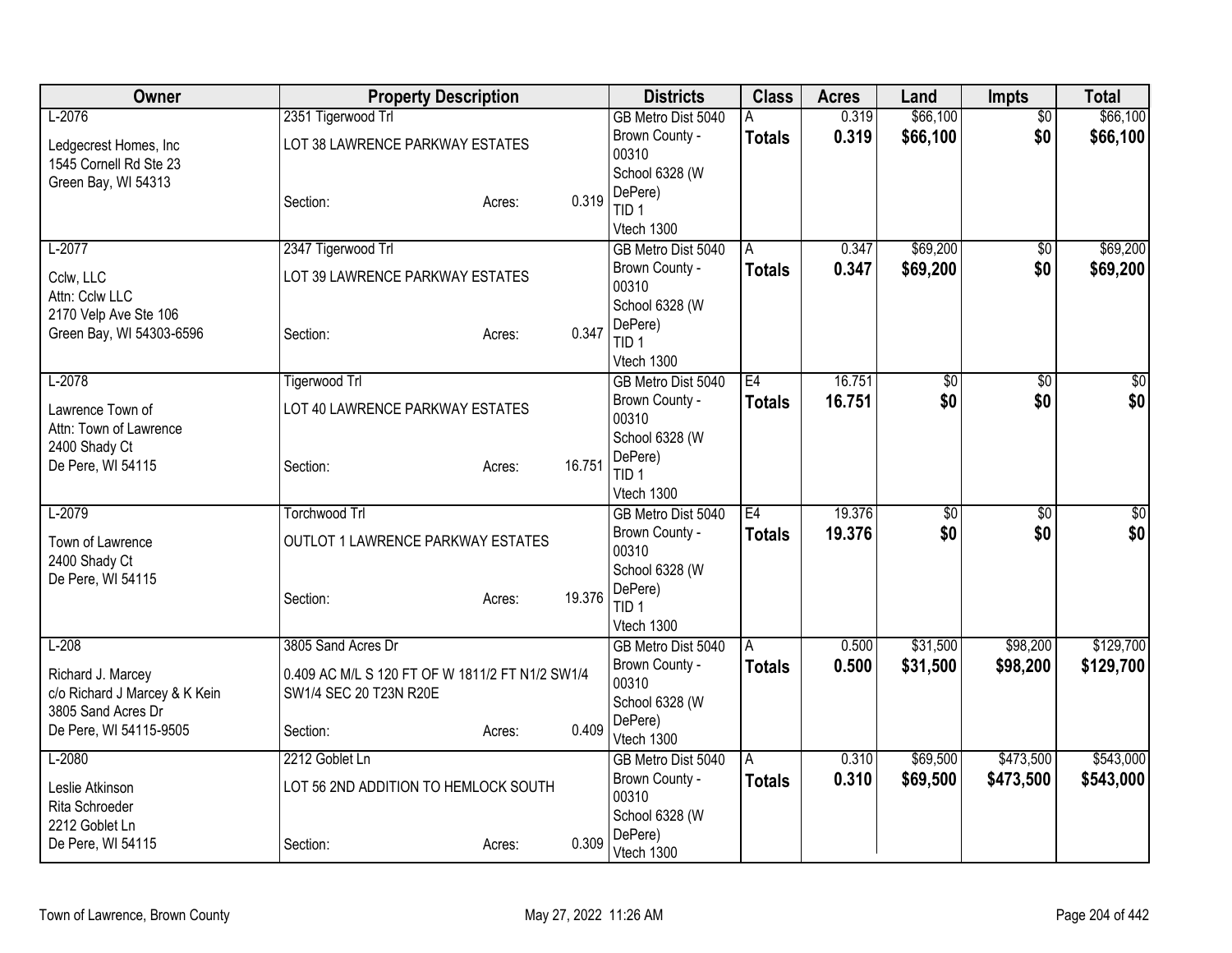| Owner | Property Description | | | Districts | Class | Acres | Land | Impts | Total |
|---|---|---|---|---|---|---|---|---|---|
| L-2076 | 2351 Tigerwood Trl | | | GB Metro Dist 5040 | A | 0.319 | $66,100 | $0 | $66,100 |
| Ledgecrest Homes, Inc<br>1545 Cornell Rd Ste 23<br>Green Bay, WI 54313 | LOT 38 LAWRENCE PARKWAY ESTATES | | | Brown County - 00310<br>School 6328 (W DePere)<br>TID 1<br>Vtech 1300 | **Totals** | **0.319** | **$66,100** | **$0** | **$66,100** |
| | Section: | Acres: | 0.319 | | | | | | |
| L-2077 | 2347 Tigerwood Trl | | | GB Metro Dist 5040 | A | 0.347 | $69,200 | $0 | $69,200 |
| Cclw, LLC<br>Attn: Cclw LLC<br>2170 Velp Ave Ste 106<br>Green Bay, WI 54303-6596 | LOT 39 LAWRENCE PARKWAY ESTATES | | | Brown County - 00310<br>School 6328 (W DePere)<br>TID 1<br>Vtech 1300 | **Totals** | **0.347** | **$69,200** | **$0** | **$69,200** |
| | Section: | Acres: | 0.347 | | | | | | |
| L-2078 | Tigerwood Trl | | | GB Metro Dist 5040 | E4 | 16.751 | $0 | $0 | $0 |
| Lawrence Town of<br>Attn: Town of Lawrence<br>2400 Shady Ct<br>De Pere, WI 54115 | LOT 40 LAWRENCE PARKWAY ESTATES | | | Brown County - 00310<br>School 6328 (W DePere)<br>TID 1<br>Vtech 1300 | **Totals** | **16.751** | **$0** | **$0** | **$0** |
| | Section: | Acres: | 16.751 | | | | | | |
| L-2079 | Torchwood Trl | | | GB Metro Dist 5040 | E4 | 19.376 | $0 | $0 | $0 |
| Town of Lawrence<br>2400 Shady Ct<br>De Pere, WI 54115 | OUTLOT 1 LAWRENCE PARKWAY ESTATES | | | Brown County - 00310<br>School 6328 (W DePere)<br>TID 1<br>Vtech 1300 | **Totals** | **19.376** | **$0** | **$0** | **$0** |
| | Section: | Acres: | 19.376 | | | | | | |
| L-208 | 3805 Sand Acres Dr | | | GB Metro Dist 5040 | A | 0.500 | $31,500 | $98,200 | $129,700 |
| Richard J. Marcey<br>c/o Richard J Marcey & K Kein<br>3805 Sand Acres Dr<br>De Pere, WI 54115-9505 | 0.409 AC M/L S 120 FT OF W 1811/2 FT N1/2 SW1/4 SW1/4 SEC 20 T23N R20E | | | Brown County - 00310<br>School 6328 (W DePere)<br>Vtech 1300 | **Totals** | **0.500** | **$31,500** | **$98,200** | **$129,700** |
| | Section: | Acres: | 0.409 | | | | | | |
| L-2080 | 2212 Goblet Ln | | | GB Metro Dist 5040 | A | 0.310 | $69,500 | $473,500 | $543,000 |
| Leslie Atkinson<br>Rita Schroeder<br>2212 Goblet Ln<br>De Pere, WI 54115 | LOT 56 2ND ADDITION TO HEMLOCK SOUTH | | | Brown County - 00310<br>School 6328 (W DePere)<br>Vtech 1300 | **Totals** | **0.310** | **$69,500** | **$473,500** | **$543,000** |
| | Section: | Acres: | 0.309 | | | | | | |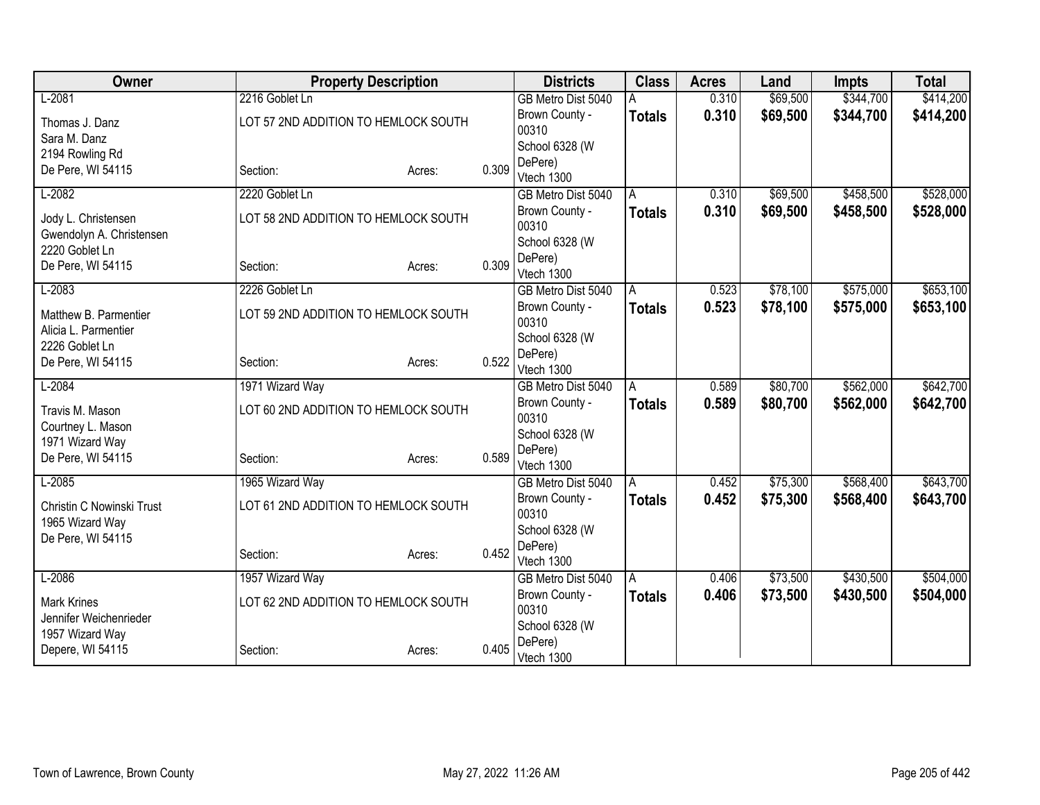| Owner | Property Description | | | Districts | Class | Acres | Land | Impts | Total |
|---|---|---|---|---|---|---|---|---|---|
| L-2081<br>Thomas J. Danz<br>Sara M. Danz<br>2194 Rowling Rd<br>De Pere, WI 54115 | 2216 Goblet Ln<br>LOT 57 2ND ADDITION TO HEMLOCK SOUTH<br>Section: | Acres: | 0.309 | GB Metro Dist 5040<br>Brown County - 00310<br>School 6328 (W DePere)<br>Vtech 1300 | A<br>**Totals** | 0.310<br>**0.310** | $69,500<br>**$69,500** | $344,700<br>**$344,700** | $414,200<br>**$414,200** |
| L-2082<br>Jody L. Christensen<br>Gwendolyn A. Christensen<br>2220 Goblet Ln<br>De Pere, WI 54115 | 2220 Goblet Ln<br>LOT 58 2ND ADDITION TO HEMLOCK SOUTH<br>Section: | Acres: | 0.309 | GB Metro Dist 5040<br>Brown County - 00310<br>School 6328 (W DePere)<br>Vtech 1300 | A<br>**Totals** | 0.310<br>**0.310** | $69,500<br>**$69,500** | $458,500<br>**$458,500** | $528,000<br>**$528,000** |
| L-2083<br>Matthew B. Parmentier<br>Alicia L. Parmentier<br>2226 Goblet Ln<br>De Pere, WI 54115 | 2226 Goblet Ln<br>LOT 59 2ND ADDITION TO HEMLOCK SOUTH<br>Section: | Acres: | 0.522 | GB Metro Dist 5040<br>Brown County - 00310<br>School 6328 (W DePere)<br>Vtech 1300 | A<br>**Totals** | 0.523<br>**0.523** | $78,100<br>**$78,100** | $575,000<br>**$575,000** | $653,100<br>**$653,100** |
| L-2084<br>Travis M. Mason<br>Courtney L. Mason<br>1971 Wizard Way<br>De Pere, WI 54115 | 1971 Wizard Way<br>LOT 60 2ND ADDITION TO HEMLOCK SOUTH<br>Section: | Acres: | 0.589 | GB Metro Dist 5040<br>Brown County - 00310<br>School 6328 (W DePere)<br>Vtech 1300 | A<br>**Totals** | 0.589<br>**0.589** | $80,700<br>**$80,700** | $562,000<br>**$562,000** | $642,700<br>**$642,700** |
| L-2085<br>Christin C Nowinski Trust<br>1965 Wizard Way<br>De Pere, WI 54115 | 1965 Wizard Way<br>LOT 61 2ND ADDITION TO HEMLOCK SOUTH<br>Section: | Acres: | 0.452 | GB Metro Dist 5040<br>Brown County - 00310<br>School 6328 (W DePere)<br>Vtech 1300 | A<br>**Totals** | 0.452<br>**0.452** | $75,300<br>**$75,300** | $568,400<br>**$568,400** | $643,700<br>**$643,700** |
| L-2086<br>Mark Krines<br>Jennifer Weichenrieder<br>1957 Wizard Way<br>Depere, WI 54115 | 1957 Wizard Way<br>LOT 62 2ND ADDITION TO HEMLOCK SOUTH<br>Section: | Acres: | 0.405 | GB Metro Dist 5040<br>Brown County - 00310<br>School 6328 (W DePere)<br>Vtech 1300 | A<br>**Totals** | 0.406<br>**0.406** | $73,500<br>**$73,500** | $430,500<br>**$430,500** | $504,000<br>**$504,000** |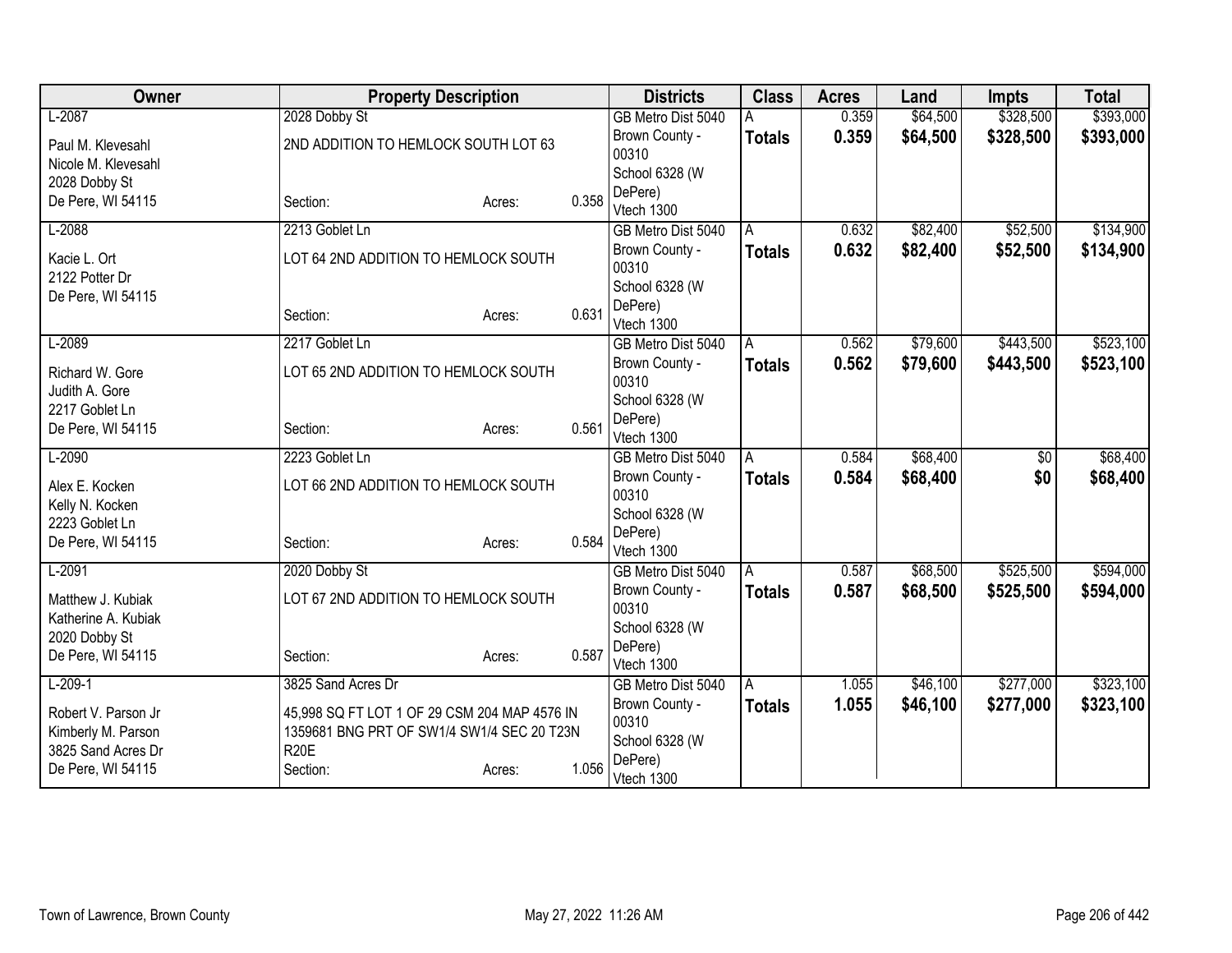| Owner | Property Description | Districts | Class | Acres | Land | Impts | Total |
|---|---|---|---|---|---|---|---|
| L-2087<br>Paul M. Klevesahl<br>Nicole M. Klevesahl<br>2028 Dobby St<br>De Pere, WI 54115 | 2028 Dobby St<br>2ND ADDITION TO HEMLOCK SOUTH LOT 63<br>Section: Acres: 0.358 | GB Metro Dist 5040<br>Brown County - 00310<br>School 6328 (W DePere)<br>Vtech 1300 | A<br>**Totals** | 0.359<br>**0.359** | $64,500<br>**$64,500** | $328,500<br>**$328,500** | $393,000<br>**$393,000** |
| L-2088<br>Kacie L. Ort<br>2122 Potter Dr<br>De Pere, WI 54115 | 2213 Goblet Ln<br>LOT 64 2ND ADDITION TO HEMLOCK SOUTH<br>Section: Acres: 0.631 | GB Metro Dist 5040<br>Brown County - 00310<br>School 6328 (W DePere)<br>Vtech 1300 | A<br>**Totals** | 0.632<br>**0.632** | $82,400<br>**$82,400** | $52,500<br>**$52,500** | $134,900<br>**$134,900** |
| L-2089<br>Richard W. Gore<br>Judith A. Gore<br>2217 Goblet Ln<br>De Pere, WI 54115 | 2217 Goblet Ln<br>LOT 65 2ND ADDITION TO HEMLOCK SOUTH<br>Section: Acres: 0.561 | GB Metro Dist 5040<br>Brown County - 00310<br>School 6328 (W DePere)<br>Vtech 1300 | A<br>**Totals** | 0.562<br>**0.562** | $79,600<br>**$79,600** | $443,500<br>**$443,500** | $523,100<br>**$523,100** |
| L-2090<br>Alex E. Kocken<br>Kelly N. Kocken<br>2223 Goblet Ln<br>De Pere, WI 54115 | 2223 Goblet Ln<br>LOT 66 2ND ADDITION TO HEMLOCK SOUTH<br>Section: Acres: 0.584 | GB Metro Dist 5040<br>Brown County - 00310<br>School 6328 (W DePere)<br>Vtech 1300 | A<br>**Totals** | 0.584<br>**0.584** | $68,400<br>**$68,400** | $0<br>**$0** | $68,400<br>**$68,400** |
| L-2091<br>Matthew J. Kubiak<br>Katherine A. Kubiak<br>2020 Dobby St<br>De Pere, WI 54115 | 2020 Dobby St<br>LOT 67 2ND ADDITION TO HEMLOCK SOUTH<br>Section: Acres: 0.587 | GB Metro Dist 5040<br>Brown County - 00310<br>School 6328 (W DePere)<br>Vtech 1300 | A<br>**Totals** | 0.587<br>**0.587** | $68,500<br>**$68,500** | $525,500<br>**$525,500** | $594,000<br>**$594,000** |
| L-209-1<br>Robert V. Parson Jr<br>Kimberly M. Parson<br>3825 Sand Acres Dr<br>De Pere, WI 54115 | 3825 Sand Acres Dr<br>45,998 SQ FT LOT 1 OF 29 CSM 204 MAP 4576 IN 1359681 BNG PRT OF SW1/4 SW1/4 SEC 20 T23N R20E<br>Section: Acres: 1.056 | GB Metro Dist 5040<br>Brown County - 00310<br>School 6328 (W DePere)<br>Vtech 1300 | A<br>**Totals** | 1.055<br>**1.055** | $46,100<br>**$46,100** | $277,000<br>**$277,000** | $323,100<br>**$323,100** |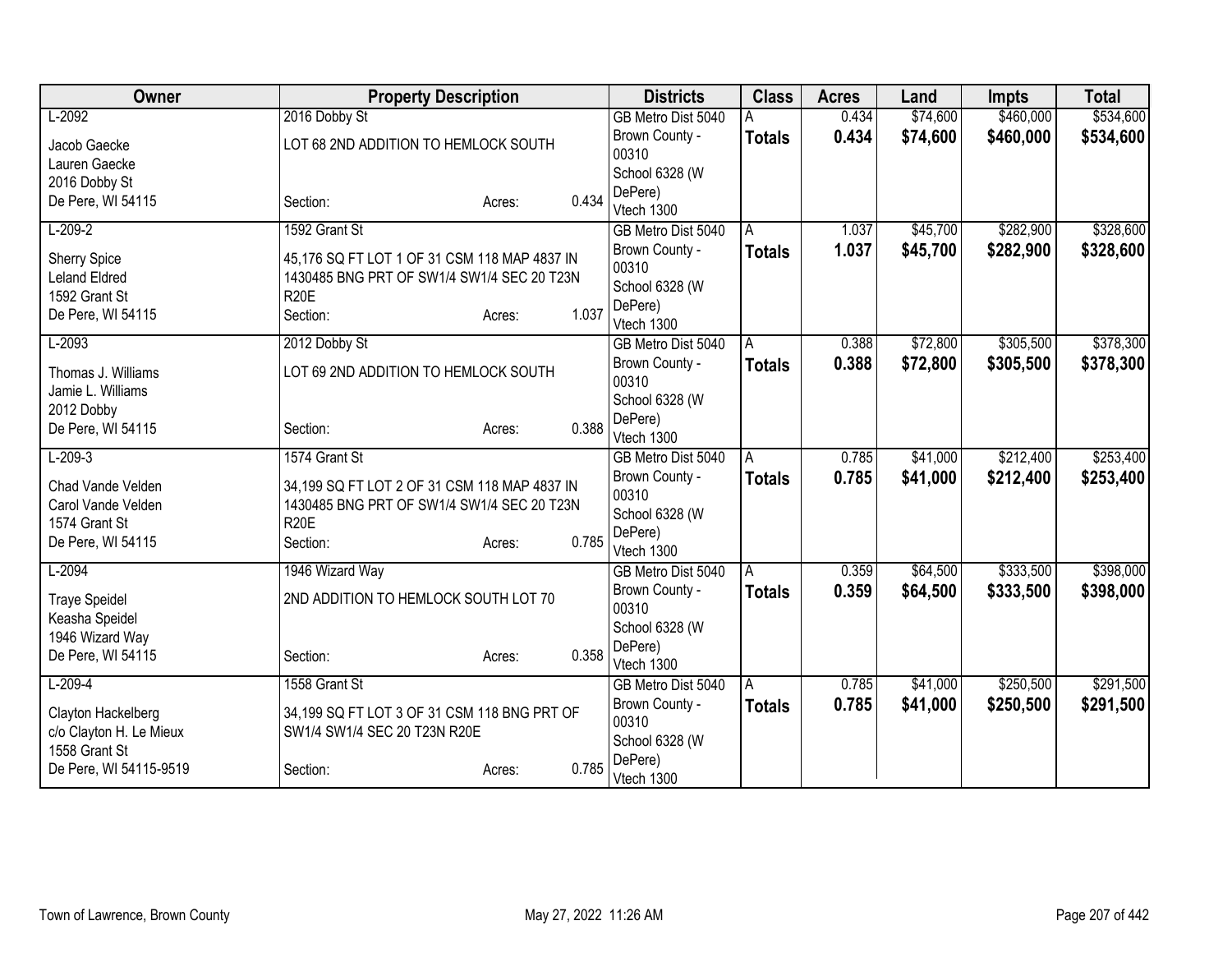| Owner | Property Description | Districts | Class | Acres | Land | Impts | Total |
|---|---|---|---|---|---|---|---|
| L-2092<br>Jacob Gaecke<br>Lauren Gaecke<br>2016 Dobby St<br>De Pere, WI 54115 | 2016 Dobby St<br>LOT 68 2ND ADDITION TO HEMLOCK SOUTH<br>Section: Acres: 0.434 | GB Metro Dist 5040<br>Brown County - 00310<br>School 6328 (W DePere)<br>Vtech 1300 | A<br>**Totals** | 0.434<br>**0.434** | $74,600<br>**$74,600** | $460,000<br>**$460,000** | $534,600<br>**$534,600** |
| L-209-2<br>Sherry Spice<br>Leland Eldred<br>1592 Grant St<br>De Pere, WI 54115 | 1592 Grant St<br>45,176 SQ FT LOT 1 OF 31 CSM 118 MAP 4837 IN 1430485 BNG PRT OF SW1/4 SW1/4 SEC 20 T23N R20E<br>Section: Acres: 1.037 | GB Metro Dist 5040<br>Brown County - 00310<br>School 6328 (W DePere)<br>Vtech 1300 | A<br>**Totals** | 1.037<br>**1.037** | $45,700<br>**$45,700** | $282,900<br>**$282,900** | $328,600<br>**$328,600** |
| L-2093<br>Thomas J. Williams<br>Jamie L. Williams<br>2012 Dobby<br>De Pere, WI 54115 | 2012 Dobby St<br>LOT 69 2ND ADDITION TO HEMLOCK SOUTH<br>Section: Acres: 0.388 | GB Metro Dist 5040<br>Brown County - 00310<br>School 6328 (W DePere)<br>Vtech 1300 | A<br>**Totals** | 0.388<br>**0.388** | $72,800<br>**$72,800** | $305,500<br>**$305,500** | $378,300<br>**$378,300** |
| L-209-3<br>Chad Vande Velden<br>Carol Vande Velden<br>1574 Grant St<br>De Pere, WI 54115 | 1574 Grant St<br>34,199 SQ FT LOT 2 OF 31 CSM 118 MAP 4837 IN 1430485 BNG PRT OF SW1/4 SW1/4 SEC 20 T23N R20E<br>Section: Acres: 0.785 | GB Metro Dist 5040<br>Brown County - 00310<br>School 6328 (W DePere)<br>Vtech 1300 | A<br>**Totals** | 0.785<br>**0.785** | $41,000<br>**$41,000** | $212,400<br>**$212,400** | $253,400<br>**$253,400** |
| L-2094<br>Traye Speidel<br>Keasha Speidel<br>1946 Wizard Way<br>De Pere, WI 54115 | 1946 Wizard Way<br>2ND ADDITION TO HEMLOCK SOUTH LOT 70<br>Section: Acres: 0.358 | GB Metro Dist 5040<br>Brown County - 00310<br>School 6328 (W DePere)<br>Vtech 1300 | A<br>**Totals** | 0.359<br>**0.359** | $64,500<br>**$64,500** | $333,500<br>**$333,500** | $398,000<br>**$398,000** |
| L-209-4<br>Clayton Hackelberg<br>c/o Clayton H. Le Mieux<br>1558 Grant St<br>De Pere, WI 54115-9519 | 1558 Grant St<br>34,199 SQ FT LOT 3 OF 31 CSM 118 BNG PRT OF SW1/4 SW1/4 SEC 20 T23N R20E<br>Section: Acres: 0.785 | GB Metro Dist 5040<br>Brown County - 00310<br>School 6328 (W DePere)<br>Vtech 1300 | A<br>**Totals** | 0.785<br>**0.785** | $41,000<br>**$41,000** | $250,500<br>**$250,500** | $291,500<br>**$291,500** |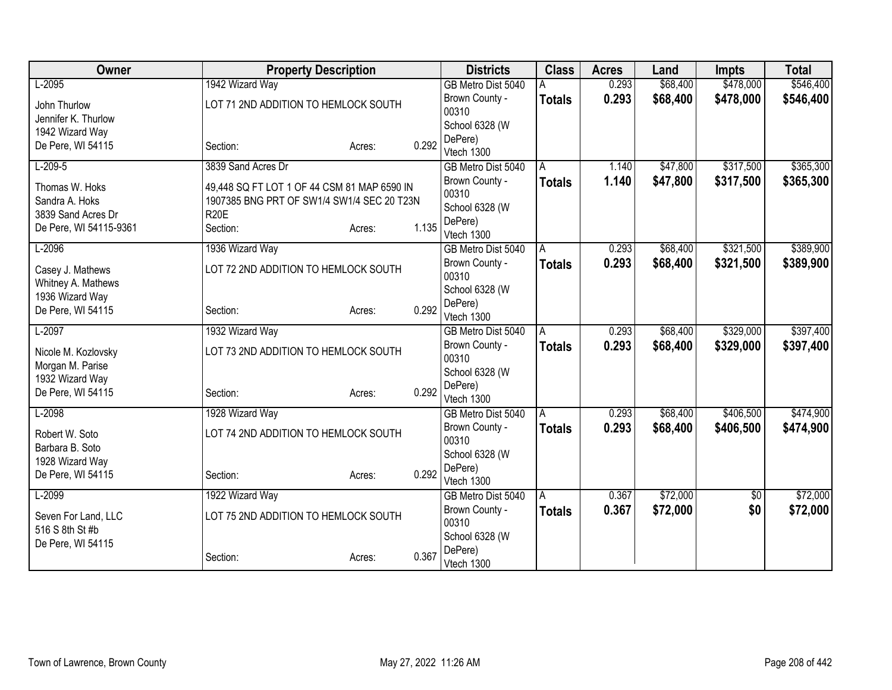| Owner | Property Description | | | Districts | Class | Acres | Land | Impts | Total |
|---|---|---|---|---|---|---|---|---|---|
| L-2095<br>John Thurlow<br>Jennifer K. Thurlow<br>1942 Wizard Way<br>De Pere, WI 54115 | 1942 Wizard Way<br>LOT 71 2ND ADDITION TO HEMLOCK SOUTH<br>Section: | Acres: | 0.292 | GB Metro Dist 5040<br>Brown County - 00310<br>School 6328 (W DePere)<br>Vtech 1300 | A<br>**Totals** | 0.293<br>**0.293** | $68,400<br>**$68,400** | $478,000<br>**$478,000** | $546,400<br>**$546,400** |
| L-209-5<br>Thomas W. Hoks<br>Sandra A. Hoks<br>3839 Sand Acres Dr<br>De Pere, WI 54115-9361 | 3839 Sand Acres Dr<br>49,448 SQ FT LOT 1 OF 44 CSM 81 MAP 6590 IN 1907385 BNG PRT OF SW1/4 SW1/4 SEC 20 T23N R20E<br>Section: | Acres: | 1.135 | GB Metro Dist 5040<br>Brown County - 00310<br>School 6328 (W DePere)<br>Vtech 1300 | A<br>**Totals** | 1.140<br>**1.140** | $47,800<br>**$47,800** | $317,500<br>**$317,500** | $365,300<br>**$365,300** |
| L-2096<br>Casey J. Mathews<br>Whitney A. Mathews<br>1936 Wizard Way<br>De Pere, WI 54115 | 1936 Wizard Way<br>LOT 72 2ND ADDITION TO HEMLOCK SOUTH<br>Section: | Acres: | 0.292 | GB Metro Dist 5040<br>Brown County - 00310<br>School 6328 (W DePere)<br>Vtech 1300 | A<br>**Totals** | 0.293<br>**0.293** | $68,400<br>**$68,400** | $321,500<br>**$321,500** | $389,900<br>**$389,900** |
| L-2097<br>Nicole M. Kozlovsky<br>Morgan M. Parise<br>1932 Wizard Way<br>De Pere, WI 54115 | 1932 Wizard Way<br>LOT 73 2ND ADDITION TO HEMLOCK SOUTH<br>Section: | Acres: | 0.292 | GB Metro Dist 5040<br>Brown County - 00310<br>School 6328 (W DePere)<br>Vtech 1300 | A<br>**Totals** | 0.293<br>**0.293** | $68,400<br>**$68,400** | $329,000<br>**$329,000** | $397,400<br>**$397,400** |
| L-2098<br>Robert W. Soto<br>Barbara B. Soto<br>1928 Wizard Way<br>De Pere, WI 54115 | 1928 Wizard Way<br>LOT 74 2ND ADDITION TO HEMLOCK SOUTH<br>Section: | Acres: | 0.292 | GB Metro Dist 5040<br>Brown County - 00310<br>School 6328 (W DePere)<br>Vtech 1300 | A<br>**Totals** | 0.293<br>**0.293** | $68,400<br>**$68,400** | $406,500<br>**$406,500** | $474,900<br>**$474,900** |
| L-2099<br>Seven For Land, LLC<br>516 S 8th St #b<br>De Pere, WI 54115 | 1922 Wizard Way<br>LOT 75 2ND ADDITION TO HEMLOCK SOUTH<br>Section: | Acres: | 0.367 | GB Metro Dist 5040<br>Brown County - 00310<br>School 6328 (W DePere)<br>Vtech 1300 | A<br>**Totals** | 0.367<br>**0.367** | $72,000<br>**$72,000** | $0<br>**$0** | $72,000<br>**$72,000** |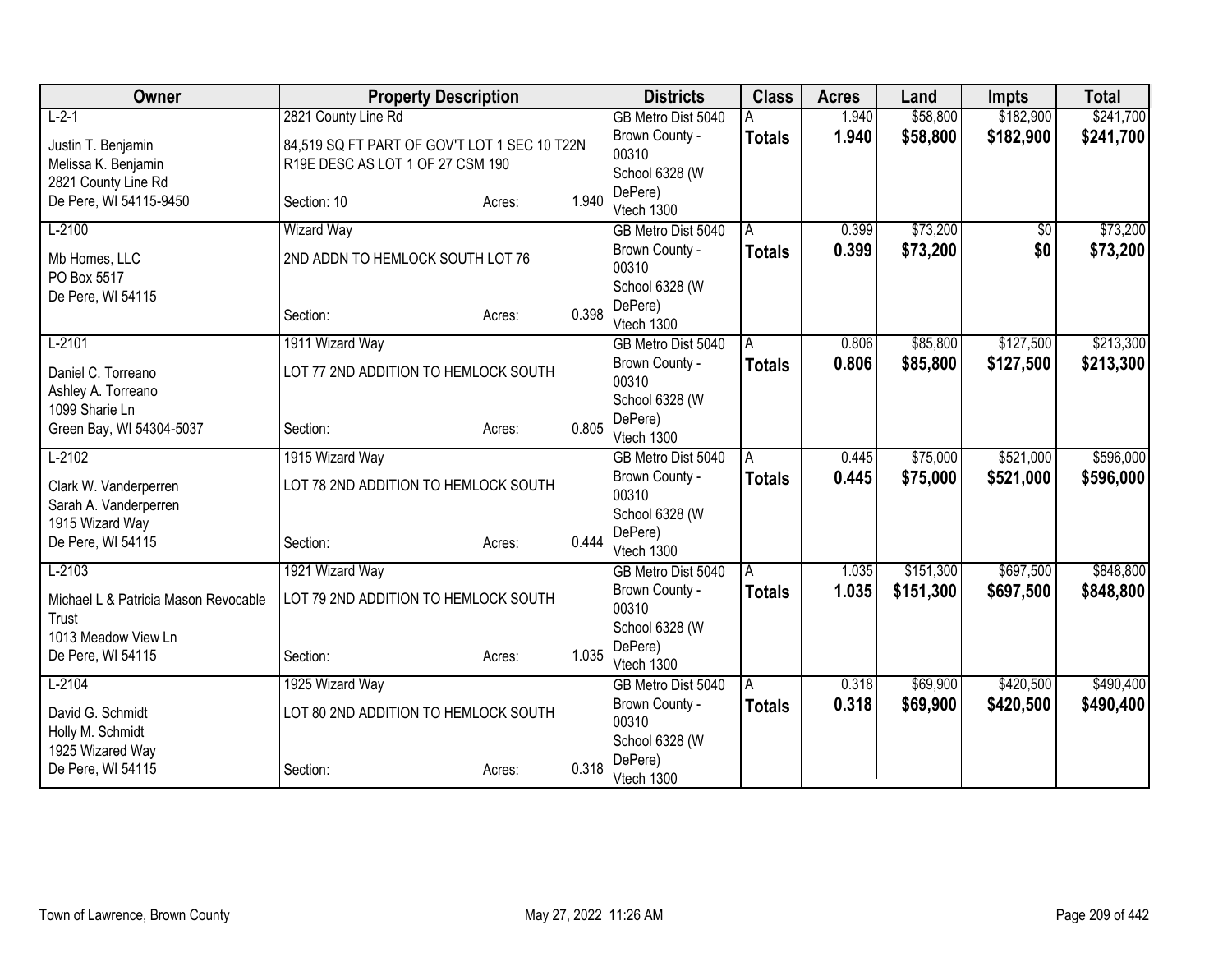| Owner | Property Description | | | Districts | Class | Acres | Land | Impts | Total |
|---|---|---|---|---|---|---|---|---|---|
| L-2-1<br>Justin T. Benjamin<br>Melissa K. Benjamin<br>2821 County Line Rd<br>De Pere, WI 54115-9450 | 2821 County Line Rd<br>84,519 SQ FT PART OF GOV'T LOT 1 SEC 10 T22N R19E DESC AS LOT 1 OF 27 CSM 190<br>Section: 10 | Acres: | 1.940 | GB Metro Dist 5040<br>Brown County - 00310<br>School 6328 (W DePere)<br>Vtech 1300 | A<br>**Totals** | 1.940<br>**1.940** | $58,800<br>**$58,800** | $182,900<br>**$182,900** | $241,700<br>**$241,700** |
| L-2100<br>Mb Homes, LLC<br>PO Box 5517<br>De Pere, WI 54115 | Wizard Way<br>2ND ADDN TO HEMLOCK SOUTH LOT 76<br>Section: | Acres: | 0.398 | GB Metro Dist 5040<br>Brown County - 00310<br>School 6328 (W DePere)<br>Vtech 1300 | A<br>**Totals** | 0.399<br>**0.399** | $73,200<br>**$73,200** | $0<br>**$0** | $73,200<br>**$73,200** |
| L-2101<br>Daniel C. Torreano<br>Ashley A. Torreano<br>1099 Sharie Ln<br>Green Bay, WI 54304-5037 | 1911 Wizard Way<br>LOT 77 2ND ADDITION TO HEMLOCK SOUTH<br>Section: | Acres: | 0.805 | GB Metro Dist 5040<br>Brown County - 00310<br>School 6328 (W DePere)<br>Vtech 1300 | A<br>**Totals** | 0.806<br>**0.806** | $85,800<br>**$85,800** | $127,500<br>**$127,500** | $213,300<br>**$213,300** |
| L-2102<br>Clark W. Vanderperren<br>Sarah A. Vanderperren<br>1915 Wizard Way<br>De Pere, WI 54115 | 1915 Wizard Way<br>LOT 78 2ND ADDITION TO HEMLOCK SOUTH<br>Section: | Acres: | 0.444 | GB Metro Dist 5040<br>Brown County - 00310<br>School 6328 (W DePere)<br>Vtech 1300 | A<br>**Totals** | 0.445<br>**0.445** | $75,000<br>**$75,000** | $521,000<br>**$521,000** | $596,000<br>**$596,000** |
| L-2103<br>Michael L & Patricia Mason Revocable Trust<br>1013 Meadow View Ln<br>De Pere, WI 54115 | 1921 Wizard Way<br>LOT 79 2ND ADDITION TO HEMLOCK SOUTH<br>Section: | Acres: | 1.035 | GB Metro Dist 5040<br>Brown County - 00310<br>School 6328 (W DePere)<br>Vtech 1300 | A<br>**Totals** | 1.035<br>**1.035** | $151,300<br>**$151,300** | $697,500<br>**$697,500** | $848,800<br>**$848,800** |
| L-2104<br>David G. Schmidt<br>Holly M. Schmidt<br>1925 Wizared Way<br>De Pere, WI 54115 | 1925 Wizard Way<br>LOT 80 2ND ADDITION TO HEMLOCK SOUTH<br>Section: | Acres: | 0.318 | GB Metro Dist 5040<br>Brown County - 00310<br>School 6328 (W DePere)<br>Vtech 1300 | A<br>**Totals** | 0.318<br>**0.318** | $69,900<br>**$69,900** | $420,500<br>**$420,500** | $490,400<br>**$490,400** |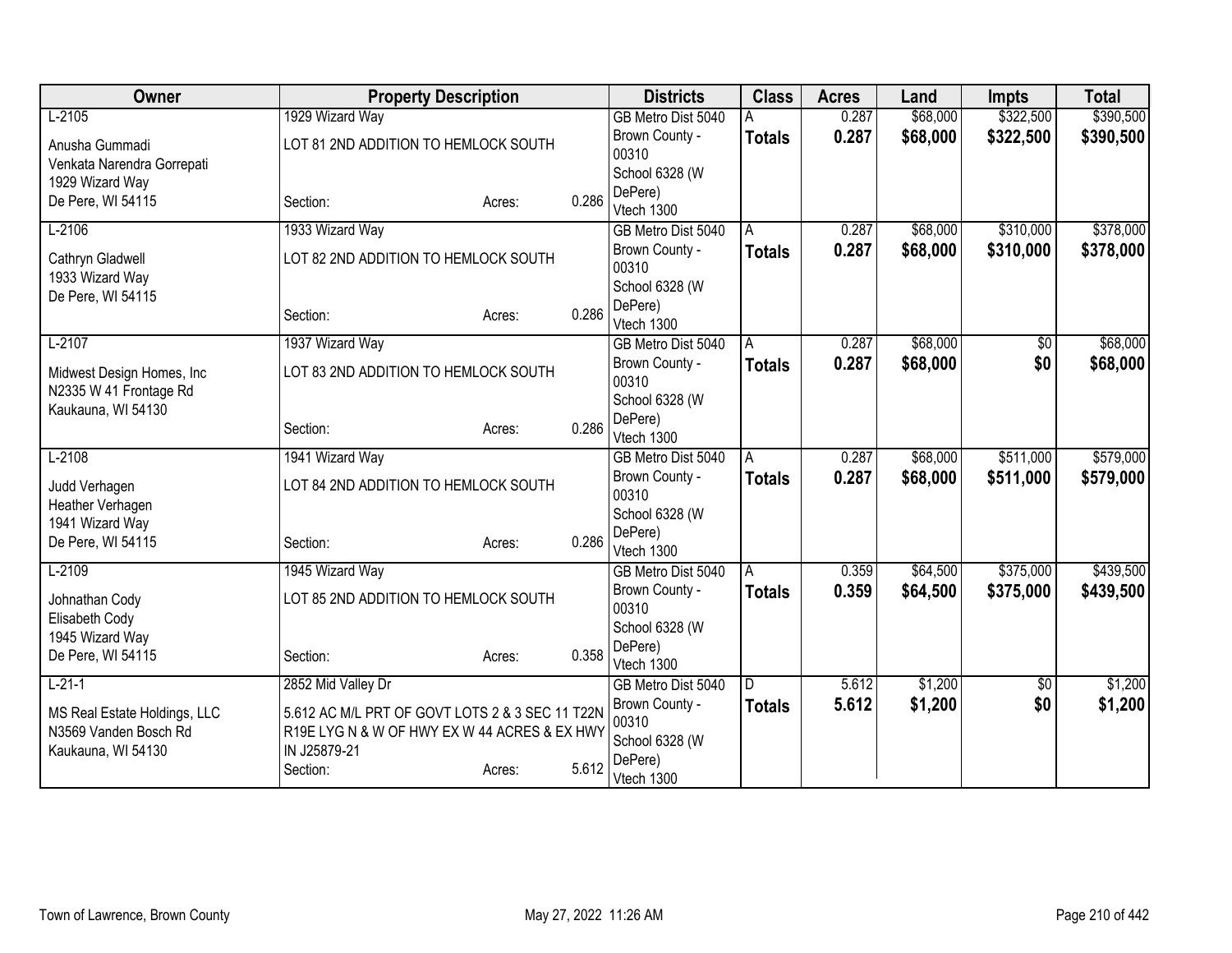| Owner | Property Description | | | Districts | Class | Acres | Land | Impts | Total |
|---|---|---|---|---|---|---|---|---|---|
| L-2105<br>Anusha Gummadi<br>Venkata Narendra Gorrepati<br>1929 Wizard Way<br>De Pere, WI 54115 | 1929 Wizard Way<br>LOT 81 2ND ADDITION TO HEMLOCK SOUTH<br>Section: | Acres: | 0.286 | GB Metro Dist 5040<br>Brown County - 00310<br>School 6328 (W DePere)<br>Vtech 1300 | A<br>**Totals** | 0.287<br>**0.287** | $68,000<br>**$68,000** | $322,500<br>**$322,500** | $390,500<br>**$390,500** |
| L-2106<br>Cathryn Gladwell<br>1933 Wizard Way<br>De Pere, WI 54115 | 1933 Wizard Way<br>LOT 82 2ND ADDITION TO HEMLOCK SOUTH<br>Section: | Acres: | 0.286 | GB Metro Dist 5040<br>Brown County - 00310<br>School 6328 (W DePere)<br>Vtech 1300 | A<br>**Totals** | 0.287<br>**0.287** | $68,000<br>**$68,000** | $310,000<br>**$310,000** | $378,000<br>**$378,000** |
| L-2107<br>Midwest Design Homes, Inc<br>N2335 W 41 Frontage Rd<br>Kaukauna, WI 54130 | 1937 Wizard Way<br>LOT 83 2ND ADDITION TO HEMLOCK SOUTH<br>Section: | Acres: | 0.286 | GB Metro Dist 5040<br>Brown County - 00310<br>School 6328 (W DePere)<br>Vtech 1300 | A<br>**Totals** | 0.287<br>**0.287** | $68,000<br>**$68,000** | $0<br>**$0** | $68,000<br>**$68,000** |
| L-2108<br>Judd Verhagen<br>Heather Verhagen<br>1941 Wizard Way<br>De Pere, WI 54115 | 1941 Wizard Way<br>LOT 84 2ND ADDITION TO HEMLOCK SOUTH<br>Section: | Acres: | 0.286 | GB Metro Dist 5040<br>Brown County - 00310<br>School 6328 (W DePere)<br>Vtech 1300 | A<br>**Totals** | 0.287<br>**0.287** | $68,000<br>**$68,000** | $511,000<br>**$511,000** | $579,000<br>**$579,000** |
| L-2109<br>Johnathan Cody<br>Elisabeth Cody<br>1945 Wizard Way<br>De Pere, WI 54115 | 1945 Wizard Way<br>LOT 85 2ND ADDITION TO HEMLOCK SOUTH<br>Section: | Acres: | 0.358 | GB Metro Dist 5040<br>Brown County - 00310<br>School 6328 (W DePere)<br>Vtech 1300 | A<br>**Totals** | 0.359<br>**0.359** | $64,500<br>**$64,500** | $375,000<br>**$375,000** | $439,500<br>**$439,500** |
| L-21-1<br>MS Real Estate Holdings, LLC<br>N3569 Vanden Bosch Rd<br>Kaukauna, WI 54130 | 2852 Mid Valley Dr<br>5.612 AC M/L PRT OF GOVT LOTS 2 & 3 SEC 11 T22N R19E LYG N & W OF HWY EX W 44 ACRES & EX HWY IN J25879-21<br>Section: | Acres: | 5.612 | GB Metro Dist 5040<br>Brown County - 00310<br>School 6328 (W DePere)<br>Vtech 1300 | D<br>**Totals** | 5.612<br>**5.612** | $1,200<br>**$1,200** | $0<br>**$0** | $1,200<br>**$1,200** |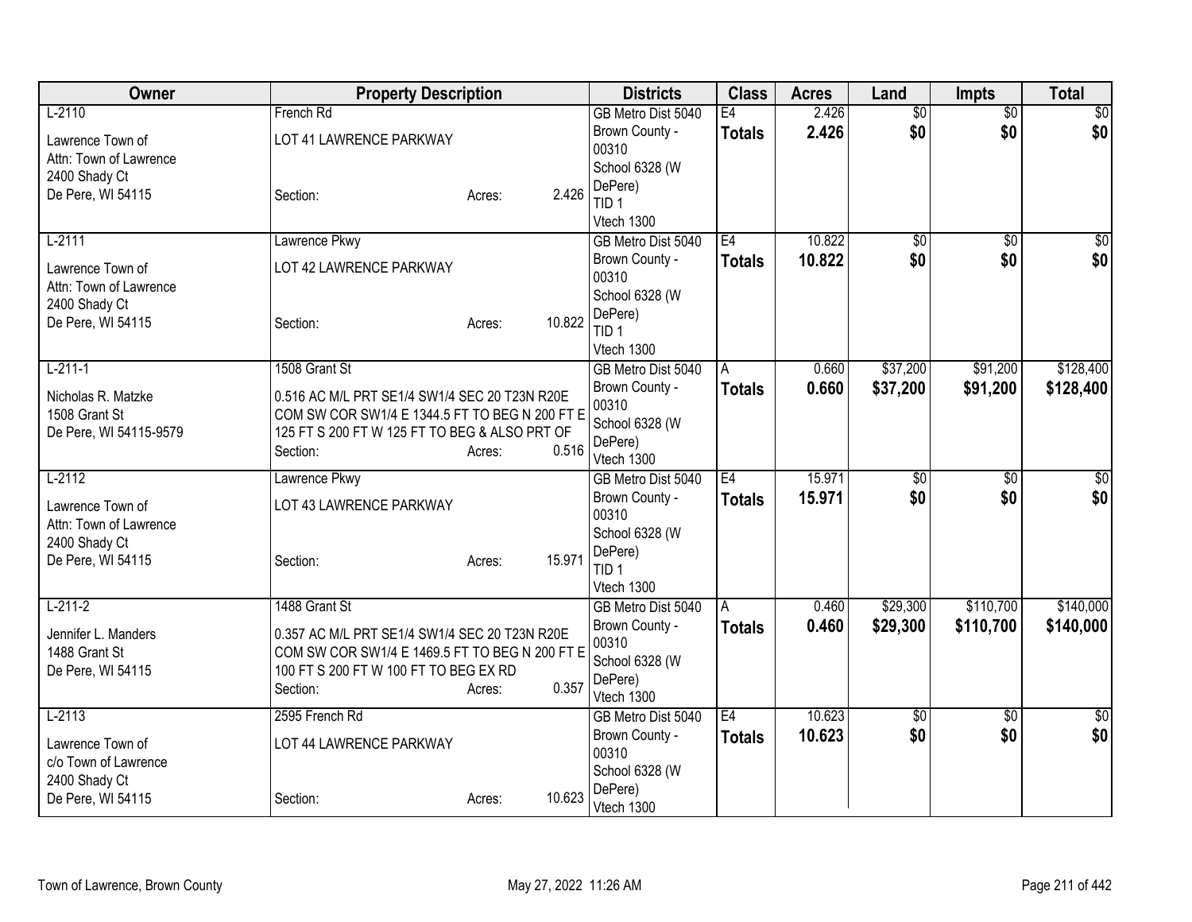| Owner | Property Description | Districts | Class | Acres | Land | Impts | Total |
|---|---|---|---|---|---|---|---|
| L-2110<br>Lawrence Town of<br>Attn: Town of Lawrence<br>2400 Shady Ct<br>De Pere, WI 54115 | French Rd<br>LOT 41 LAWRENCE PARKWAY<br>Section: Acres: 2.426 | GB Metro Dist 5040<br>Brown County - 00310<br>School 6328 (W DePere)<br>TID 1<br>Vtech 1300 | E4<br>**Totals** | 2.426<br>**2.426** | $0<br>**$0** | $0<br>**$0** | $0<br>**$0** |
| L-2111<br>Lawrence Town of<br>Attn: Town of Lawrence<br>2400 Shady Ct<br>De Pere, WI 54115 | Lawrence Pkwy<br>LOT 42 LAWRENCE PARKWAY<br>Section: Acres: 10.822 | GB Metro Dist 5040<br>Brown County - 00310<br>School 6328 (W DePere)<br>TID 1<br>Vtech 1300 | E4<br>**Totals** | 10.822<br>**10.822** | $0<br>**$0** | $0<br>**$0** | $0<br>**$0** |
| L-211-1<br>Nicholas R. Matzke<br>1508 Grant St<br>De Pere, WI 54115-9579 | 1508 Grant St<br>0.516 AC M/L PRT SE1/4 SW1/4 SEC 20 T23N R20E COM SW COR SW1/4 E 1344.5 FT TO BEG N 200 FT E 125 FT S 200 FT W 125 FT TO BEG & ALSO PRT OF<br>Section: Acres: 0.516 | GB Metro Dist 5040<br>Brown County - 00310<br>School 6328 (W DePere)<br>Vtech 1300 | A<br>**Totals** | 0.660<br>**0.660** | $37,200<br>**$37,200** | $91,200<br>**$91,200** | $128,400<br>**$128,400** |
| L-2112<br>Lawrence Town of<br>Attn: Town of Lawrence<br>2400 Shady Ct<br>De Pere, WI 54115 | Lawrence Pkwy<br>LOT 43 LAWRENCE PARKWAY<br>Section: Acres: 15.971 | GB Metro Dist 5040<br>Brown County - 00310<br>School 6328 (W DePere)<br>TID 1<br>Vtech 1300 | E4<br>**Totals** | 15.971<br>**15.971** | $0<br>**$0** | $0<br>**$0** | $0<br>**$0** |
| L-211-2<br>Jennifer L. Manders<br>1488 Grant St<br>De Pere, WI 54115 | 1488 Grant St<br>0.357 AC M/L PRT SE1/4 SW1/4 SEC 20 T23N R20E COM SW COR SW1/4 E 1469.5 FT TO BEG N 200 FT E 100 FT S 200 FT W 100 FT TO BEG EX RD<br>Section: Acres: 0.357 | GB Metro Dist 5040<br>Brown County - 00310<br>School 6328 (W DePere)<br>Vtech 1300 | A<br>**Totals** | 0.460<br>**0.460** | $29,300<br>**$29,300** | $110,700<br>**$110,700** | $140,000<br>**$140,000** |
| L-2113<br>Lawrence Town of<br>c/o Town of Lawrence<br>2400 Shady Ct<br>De Pere, WI 54115 | 2595 French Rd<br>LOT 44 LAWRENCE PARKWAY<br>Section: Acres: 10.623 | GB Metro Dist 5040<br>Brown County - 00310<br>School 6328 (W DePere)<br>Vtech 1300 | E4<br>**Totals** | 10.623<br>**10.623** | $0<br>**$0** | $0<br>**$0** | $0<br>**$0** |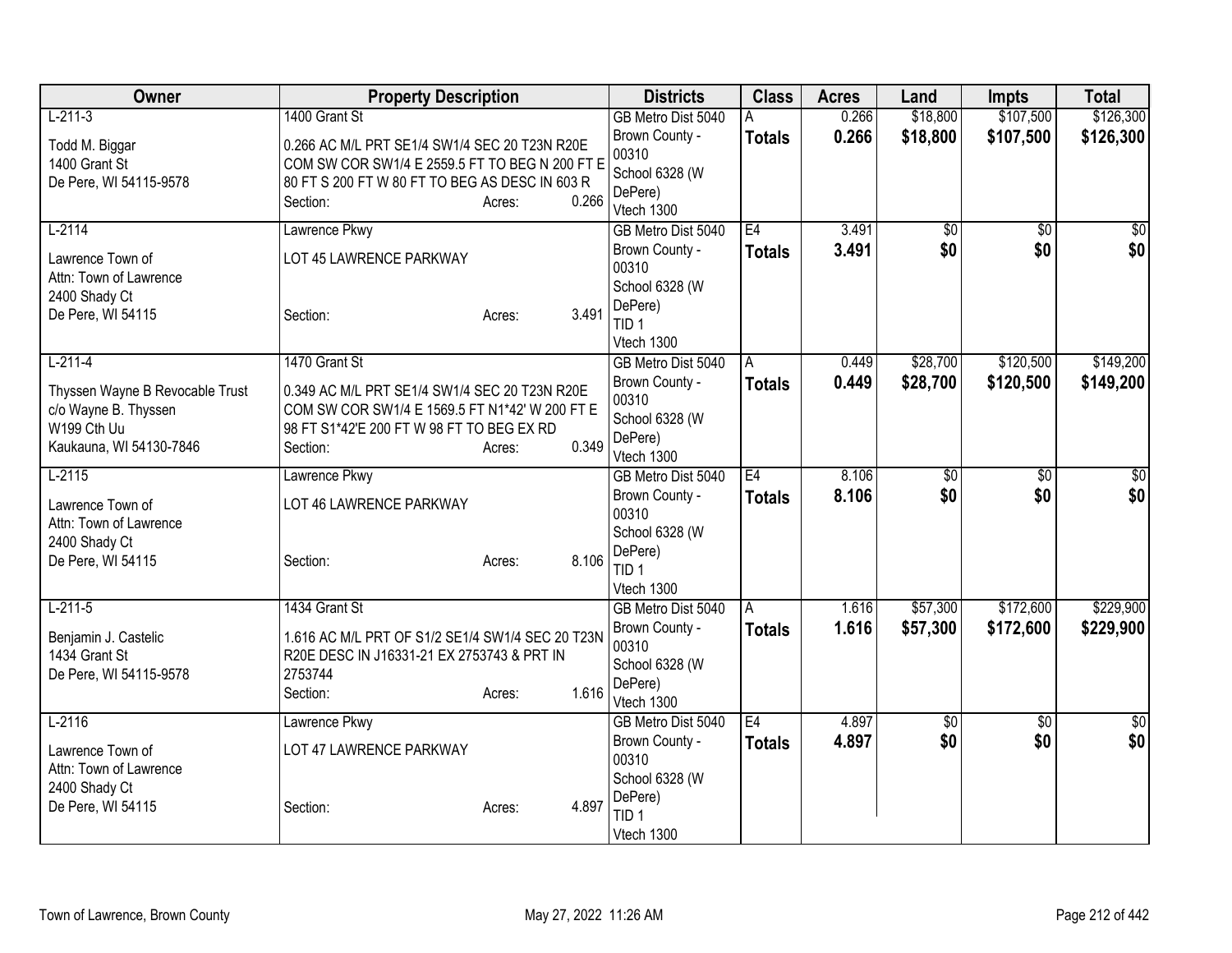| Owner | Property Description | Districts | Class | Acres | Land | Impts | Total |
|---|---|---|---|---|---|---|---|
| L-211-3<br>Todd M. Biggar<br>1400 Grant St<br>De Pere, WI 54115-9578 | 1400 Grant St<br>0.266 AC M/L PRT SE1/4 SW1/4 SEC 20 T23N R20E COM SW COR SW1/4 E 2559.5 FT TO BEG N 200 FT E 80 FT S 200 FT W 80 FT TO BEG AS DESC IN 603 R<br>Section: Acres: 0.266 | GB Metro Dist 5040<br>Brown County - 00310<br>School 6328 (W DePere)<br>Vtech 1300 | A<br>**Totals** | 0.266<br>**0.266** | $18,800<br>**$18,800** | $107,500<br>**$107,500** | $126,300<br>**$126,300** |
| L-2114<br>Lawrence Town of<br>Attn: Town of Lawrence<br>2400 Shady Ct<br>De Pere, WI 54115 | Lawrence Pkwy<br>LOT 45 LAWRENCE PARKWAY<br>Section: Acres: 3.491 | GB Metro Dist 5040<br>Brown County - 00310<br>School 6328 (W DePere)<br>TID 1<br>Vtech 1300 | E4<br>**Totals** | 3.491<br>**3.491** | $0<br>**$0** | $0<br>**$0** | $0<br>**$0** |
| L-211-4<br>Thyssen Wayne B Revocable Trust<br>c/o Wayne B. Thyssen<br>W199 Cth Uu<br>Kaukauna, WI 54130-7846 | 1470 Grant St<br>0.349 AC M/L PRT SE1/4 SW1/4 SEC 20 T23N R20E COM SW COR SW1/4 E 1569.5 FT N1*42' W 200 FT E 98 FT S1*42'E 200 FT W 98 FT TO BEG EX RD<br>Section: Acres: 0.349 | GB Metro Dist 5040<br>Brown County - 00310<br>School 6328 (W DePere)<br>Vtech 1300 | A<br>**Totals** | 0.449<br>**0.449** | $28,700<br>**$28,700** | $120,500<br>**$120,500** | $149,200<br>**$149,200** |
| L-2115<br>Lawrence Town of<br>Attn: Town of Lawrence<br>2400 Shady Ct<br>De Pere, WI 54115 | Lawrence Pkwy<br>LOT 46 LAWRENCE PARKWAY<br>Section: Acres: 8.106 | GB Metro Dist 5040<br>Brown County - 00310<br>School 6328 (W DePere)<br>TID 1<br>Vtech 1300 | E4<br>**Totals** | 8.106<br>**8.106** | $0<br>**$0** | $0<br>**$0** | $0<br>**$0** |
| L-211-5<br>Benjamin J. Castelic<br>1434 Grant St<br>De Pere, WI 54115-9578 | 1434 Grant St<br>1.616 AC M/L PRT OF S1/2 SE1/4 SW1/4 SEC 20 T23N R20E DESC IN J16331-21 EX 2753743 & PRT IN 2753744<br>Section: Acres: 1.616 | GB Metro Dist 5040<br>Brown County - 00310<br>School 6328 (W DePere)<br>Vtech 1300 | A<br>**Totals** | 1.616<br>**1.616** | $57,300<br>**$57,300** | $172,600<br>**$172,600** | $229,900<br>**$229,900** |
| L-2116<br>Lawrence Town of<br>Attn: Town of Lawrence<br>2400 Shady Ct<br>De Pere, WI 54115 | Lawrence Pkwy<br>LOT 47 LAWRENCE PARKWAY<br>Section: Acres: 4.897 | GB Metro Dist 5040<br>Brown County - 00310<br>School 6328 (W DePere)<br>TID 1<br>Vtech 1300 | E4<br>**Totals** | 4.897<br>**4.897** | $0<br>**$0** | $0<br>**$0** | $0<br>**$0** |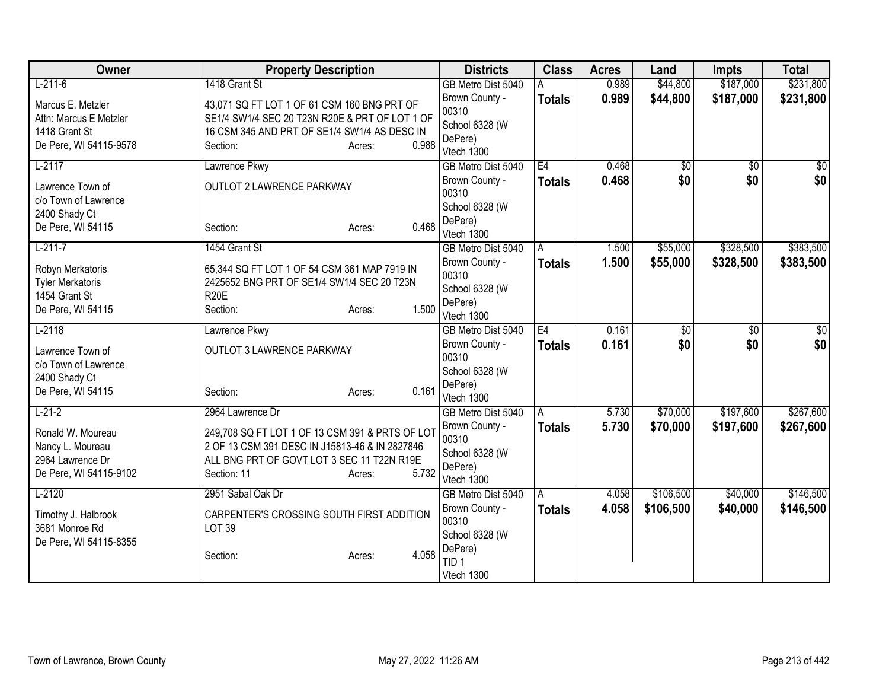| Owner | Property Description | Districts | Class | Acres | Land | Impts | Total |
|---|---|---|---|---|---|---|---|
| L-211-6<br><br>Marcus E. Metzler<br>Attn: Marcus E Metzler<br>1418 Grant St<br>De Pere, WI 54115-9578 | 1418 Grant St<br><br>43,071 SQ FT LOT 1 OF 61 CSM 160 BNG PRT OF SE1/4 SW1/4 SEC 20 T23N R20E & PRT OF LOT 1 OF 16 CSM 345 AND PRT OF SE1/4 SW1/4 AS DESC IN<br>Section: Acres: 0.988 | GB Metro Dist 5040<br>Brown County - 00310<br>School 6328 (W DePere)<br>Vtech 1300 | A<br>**Totals** | 0.989<br>**0.989** | $44,800<br>**$44,800** | $187,000<br>**$187,000** | $231,800<br>**$231,800** |
| L-2117<br><br>Lawrence Town of<br>c/o Town of Lawrence<br>2400 Shady Ct<br>De Pere, WI 54115 | Lawrence Pkwy<br><br>OUTLOT 2 LAWRENCE PARKWAY<br><br>Section: Acres: 0.468 | GB Metro Dist 5040<br>Brown County - 00310<br>School 6328 (W DePere)<br>Vtech 1300 | E4<br>**Totals** | 0.468<br>**0.468** | $0<br>**$0** | $0<br>**$0** | $0<br>**$0** |
| L-211-7<br><br>Robyn Merkatoris<br>Tyler Merkatoris<br>1454 Grant St<br>De Pere, WI 54115 | 1454 Grant St<br><br>65,344 SQ FT LOT 1 OF 54 CSM 361 MAP 7919 IN 2425652 BNG PRT OF SE1/4 SW1/4 SEC 20 T23N R20E<br>Section: Acres: 1.500 | GB Metro Dist 5040<br>Brown County - 00310<br>School 6328 (W DePere)<br>Vtech 1300 | A<br>**Totals** | 1.500<br>**1.500** | $55,000<br>**$55,000** | $328,500<br>**$328,500** | $383,500<br>**$383,500** |
| L-2118<br><br>Lawrence Town of<br>c/o Town of Lawrence<br>2400 Shady Ct<br>De Pere, WI 54115 | Lawrence Pkwy<br><br>OUTLOT 3 LAWRENCE PARKWAY<br><br>Section: Acres: 0.161 | GB Metro Dist 5040<br>Brown County - 00310<br>School 6328 (W DePere)<br>Vtech 1300 | E4<br>**Totals** | 0.161<br>**0.161** | $0<br>**$0** | $0<br>**$0** | $0<br>**$0** |
| L-21-2<br><br>Ronald W. Moureau<br>Nancy L. Moureau<br>2964 Lawrence Dr<br>De Pere, WI 54115-9102 | 2964 Lawrence Dr<br><br>249,708 SQ FT LOT 1 OF 13 CSM 391 & PRTS OF LOT 2 OF 13 CSM 391 DESC IN J15813-46 & IN 2827846 ALL BNG PRT OF GOVT LOT 3 SEC 11 T22N R19E<br>Section: 11 Acres: 5.732 | GB Metro Dist 5040<br>Brown County - 00310<br>School 6328 (W DePere)<br>Vtech 1300 | A<br>**Totals** | 5.730<br>**5.730** | $70,000<br>**$70,000** | $197,600<br>**$197,600** | $267,600<br>**$267,600** |
| L-2120<br><br>Timothy J. Halbrook<br>3681 Monroe Rd<br>De Pere, WI 54115-8355 | 2951 Sabal Oak Dr<br><br>CARPENTER'S CROSSING SOUTH FIRST ADDITION LOT 39<br><br>Section: Acres: 4.058 | GB Metro Dist 5040<br>Brown County - 00310<br>School 6328 (W DePere)<br>TID 1<br>Vtech 1300 | A<br>**Totals** | 4.058<br>**4.058** | $106,500<br>**$106,500** | $40,000<br>**$40,000** | $146,500<br>**$146,500** |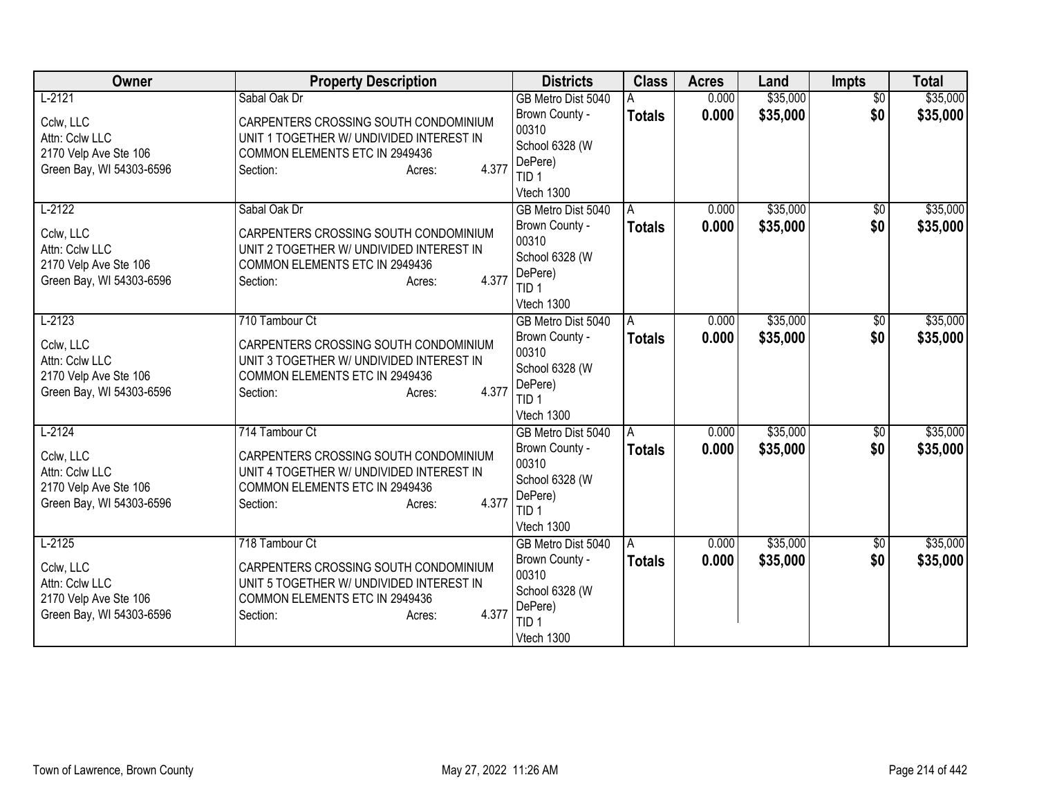| Owner | Property Description | Districts | Class | Acres | Land | Impts | Total |
|---|---|---|---|---|---|---|---|
| L-2121<br><br>Cclw, LLC<br>Attn: Cclw LLC<br>2170 Velp Ave Ste 106<br>Green Bay, WI 54303-6596 | Sabal Oak Dr<br><br>CARPENTERS CROSSING SOUTH CONDOMINIUM UNIT 1 TOGETHER W/ UNDIVIDED INTEREST IN COMMON ELEMENTS ETC IN 2949436<br>Section: Acres: 4.377 | GB Metro Dist 5040<br>Brown County - 00310<br>School 6328 (W DePere)<br>TID 1<br>Vtech 1300 | A<br>**Totals** | 0.000<br>**0.000** | $35,000<br>**$35,000** | $0<br>**$0** | $35,000<br>**$35,000** |
| L-2122<br><br>Cclw, LLC<br>Attn: Cclw LLC<br>2170 Velp Ave Ste 106<br>Green Bay, WI 54303-6596 | Sabal Oak Dr<br><br>CARPENTERS CROSSING SOUTH CONDOMINIUM UNIT 2 TOGETHER W/ UNDIVIDED INTEREST IN COMMON ELEMENTS ETC IN 2949436<br>Section: Acres: 4.377 | GB Metro Dist 5040<br>Brown County - 00310<br>School 6328 (W DePere)<br>TID 1<br>Vtech 1300 | A<br>**Totals** | 0.000<br>**0.000** | $35,000<br>**$35,000** | $0<br>**$0** | $35,000<br>**$35,000** |
| L-2123<br><br>Cclw, LLC<br>Attn: Cclw LLC<br>2170 Velp Ave Ste 106<br>Green Bay, WI 54303-6596 | 710 Tambour Ct<br><br>CARPENTERS CROSSING SOUTH CONDOMINIUM UNIT 3 TOGETHER W/ UNDIVIDED INTEREST IN COMMON ELEMENTS ETC IN 2949436<br>Section: Acres: 4.377 | GB Metro Dist 5040<br>Brown County - 00310<br>School 6328 (W DePere)<br>TID 1<br>Vtech 1300 | A<br>**Totals** | 0.000<br>**0.000** | $35,000<br>**$35,000** | $0<br>**$0** | $35,000<br>**$35,000** |
| L-2124<br><br>Cclw, LLC<br>Attn: Cclw LLC<br>2170 Velp Ave Ste 106<br>Green Bay, WI 54303-6596 | 714 Tambour Ct<br><br>CARPENTERS CROSSING SOUTH CONDOMINIUM UNIT 4 TOGETHER W/ UNDIVIDED INTEREST IN COMMON ELEMENTS ETC IN 2949436<br>Section: Acres: 4.377 | GB Metro Dist 5040<br>Brown County - 00310<br>School 6328 (W DePere)<br>TID 1<br>Vtech 1300 | A<br>**Totals** | 0.000<br>**0.000** | $35,000<br>**$35,000** | $0<br>**$0** | $35,000<br>**$35,000** |
| L-2125<br><br>Cclw, LLC<br>Attn: Cclw LLC<br>2170 Velp Ave Ste 106<br>Green Bay, WI 54303-6596 | 718 Tambour Ct<br><br>CARPENTERS CROSSING SOUTH CONDOMINIUM UNIT 5 TOGETHER W/ UNDIVIDED INTEREST IN COMMON ELEMENTS ETC IN 2949436<br>Section: Acres: 4.377 | GB Metro Dist 5040<br>Brown County - 00310<br>School 6328 (W DePere)<br>TID 1<br>Vtech 1300 | A<br>**Totals** | 0.000<br>**0.000** | $35,000<br>**$35,000** | $0<br>**$0** | $35,000<br>**$35,000** |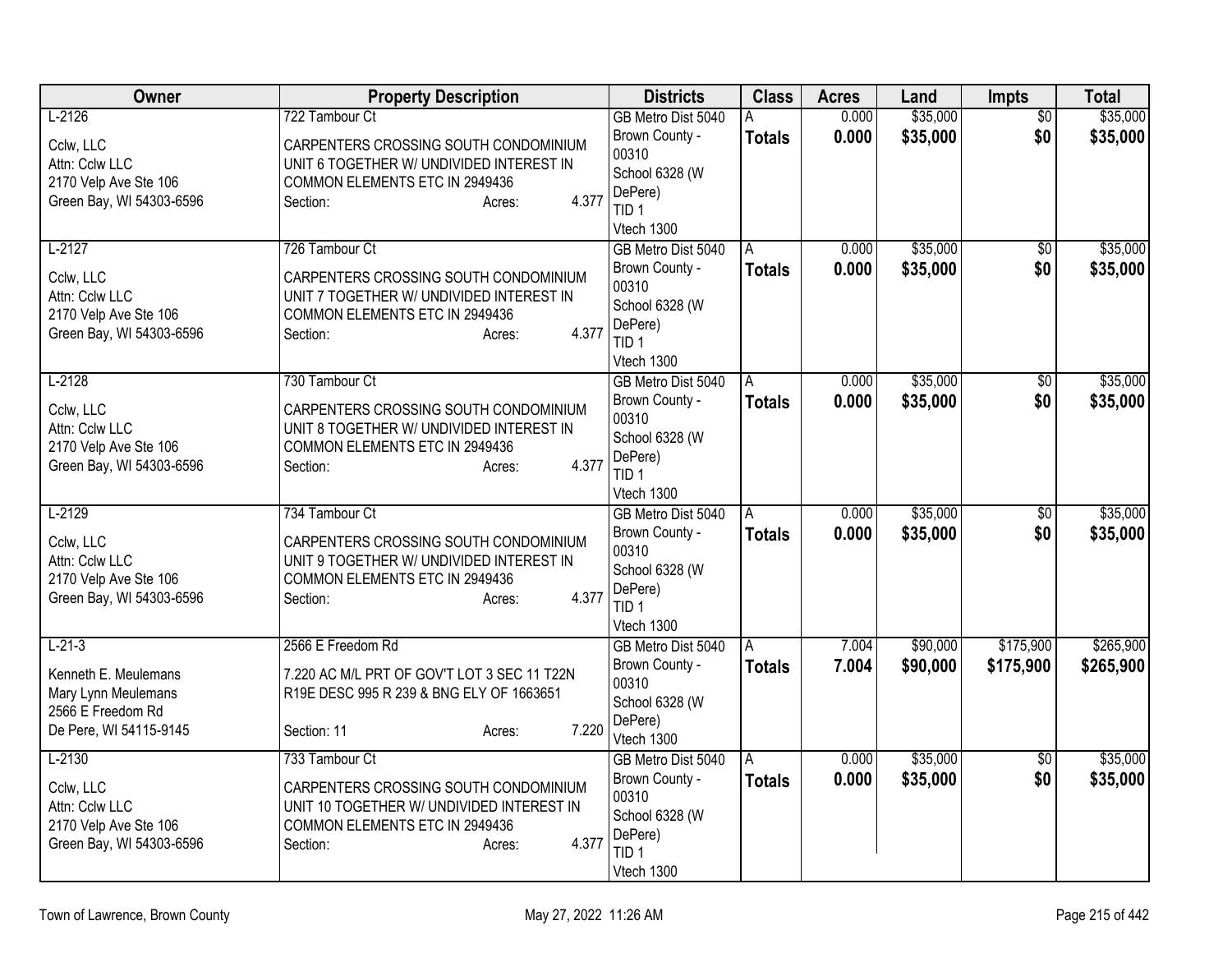| Owner | Property Description | Districts | Class | Acres | Land | Impts | Total |
|---|---|---|---|---|---|---|---|
| L-2126<br><br>Cclw, LLC<br>Attn: Cclw LLC<br>2170 Velp Ave Ste 106<br>Green Bay, WI 54303-6596 | 722 Tambour Ct<br><br>CARPENTERS CROSSING SOUTH CONDOMINIUM UNIT 6 TOGETHER W/ UNDIVIDED INTEREST IN COMMON ELEMENTS ETC IN 2949436<br>Section: Acres: 4.377 | GB Metro Dist 5040<br>Brown County - 00310<br>School 6328 (W DePere)<br>TID 1<br>Vtech 1300 | A<br>**Totals** | 0.000<br>**0.000** | $35,000<br>**$35,000** | $0<br>**$0** | $35,000<br>**$35,000** |
| L-2127<br><br>Cclw, LLC<br>Attn: Cclw LLC<br>2170 Velp Ave Ste 106<br>Green Bay, WI 54303-6596 | 726 Tambour Ct<br><br>CARPENTERS CROSSING SOUTH CONDOMINIUM UNIT 7 TOGETHER W/ UNDIVIDED INTEREST IN COMMON ELEMENTS ETC IN 2949436<br>Section: Acres: 4.377 | GB Metro Dist 5040<br>Brown County - 00310<br>School 6328 (W DePere)<br>TID 1<br>Vtech 1300 | A<br>**Totals** | 0.000<br>**0.000** | $35,000<br>**$35,000** | $0<br>**$0** | $35,000<br>**$35,000** |
| L-2128<br><br>Cclw, LLC<br>Attn: Cclw LLC<br>2170 Velp Ave Ste 106<br>Green Bay, WI 54303-6596 | 730 Tambour Ct<br><br>CARPENTERS CROSSING SOUTH CONDOMINIUM UNIT 8 TOGETHER W/ UNDIVIDED INTEREST IN COMMON ELEMENTS ETC IN 2949436<br>Section: Acres: 4.377 | GB Metro Dist 5040<br>Brown County - 00310<br>School 6328 (W DePere)<br>TID 1<br>Vtech 1300 | A<br>**Totals** | 0.000<br>**0.000** | $35,000<br>**$35,000** | $0<br>**$0** | $35,000<br>**$35,000** |
| L-2129<br><br>Cclw, LLC<br>Attn: Cclw LLC<br>2170 Velp Ave Ste 106<br>Green Bay, WI 54303-6596 | 734 Tambour Ct<br><br>CARPENTERS CROSSING SOUTH CONDOMINIUM UNIT 9 TOGETHER W/ UNDIVIDED INTEREST IN COMMON ELEMENTS ETC IN 2949436<br>Section: Acres: 4.377 | GB Metro Dist 5040<br>Brown County - 00310<br>School 6328 (W DePere)<br>TID 1<br>Vtech 1300 | A<br>**Totals** | 0.000<br>**0.000** | $35,000<br>**$35,000** | $0<br>**$0** | $35,000<br>**$35,000** |
| L-21-3<br><br>Kenneth E. Meulemans<br>Mary Lynn Meulemans<br>2566 E Freedom Rd<br>De Pere, WI 54115-9145 | 2566 E Freedom Rd<br><br>7.220 AC M/L PRT OF GOV'T LOT 3 SEC 11 T22N R19E DESC 995 R 239 & BNG ELY OF 1663651<br><br>Section: 11 Acres: 7.220 | GB Metro Dist 5040<br>Brown County - 00310<br>School 6328 (W DePere)<br>Vtech 1300 | A<br>**Totals** | 7.004<br>**7.004** | $90,000<br>**$90,000** | $175,900<br>**$175,900** | $265,900<br>**$265,900** |
| L-2130<br><br>Cclw, LLC<br>Attn: Cclw LLC<br>2170 Velp Ave Ste 106<br>Green Bay, WI 54303-6596 | 733 Tambour Ct<br><br>CARPENTERS CROSSING SOUTH CONDOMINIUM UNIT 10 TOGETHER W/ UNDIVIDED INTEREST IN COMMON ELEMENTS ETC IN 2949436<br>Section: Acres: 4.377 | GB Metro Dist 5040<br>Brown County - 00310<br>School 6328 (W DePere)<br>TID 1<br>Vtech 1300 | A<br>**Totals** | 0.000<br>**0.000** | $35,000<br>**$35,000** | $0<br>**$0** | $35,000<br>**$35,000** |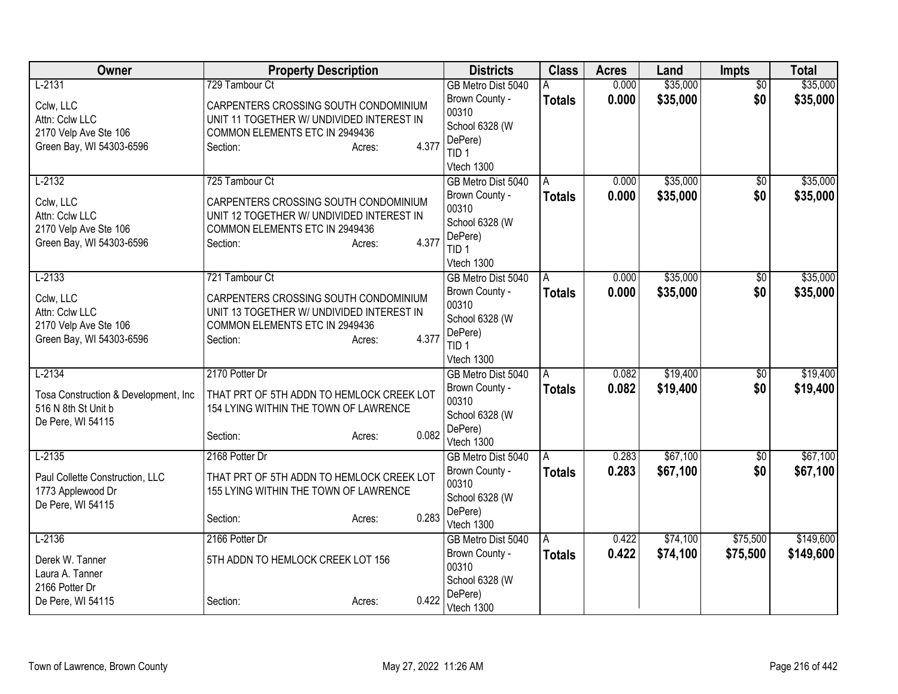| Owner | Property Description | Districts | Class | Acres | Land | Impts | Total |
|---|---|---|---|---|---|---|---|
| L-2131<br>Cclw, LLC<br>Attn: Cclw LLC<br>2170 Velp Ave Ste 106<br>Green Bay, WI 54303-6596 | 729 Tambour Ct<br>CARPENTERS CROSSING SOUTH CONDOMINIUM UNIT 11 TOGETHER W/ UNDIVIDED INTEREST IN COMMON ELEMENTS ETC IN 2949436<br>Section: Acres: 4.377 | GB Metro Dist 5040<br>Brown County - 00310<br>School 6328 (W DePere)<br>TID 1<br>Vtech 1300 | A<br>**Totals** | 0.000<br>**0.000** | $35,000<br>**$35,000** | $0<br>**$0** | $35,000<br>**$35,000** |
| L-2132<br>Cclw, LLC<br>Attn: Cclw LLC<br>2170 Velp Ave Ste 106<br>Green Bay, WI 54303-6596 | 725 Tambour Ct<br>CARPENTERS CROSSING SOUTH CONDOMINIUM UNIT 12 TOGETHER W/ UNDIVIDED INTEREST IN COMMON ELEMENTS ETC IN 2949436<br>Section: Acres: 4.377 | GB Metro Dist 5040<br>Brown County - 00310<br>School 6328 (W DePere)<br>TID 1<br>Vtech 1300 | A<br>**Totals** | 0.000<br>**0.000** | $35,000<br>**$35,000** | $0<br>**$0** | $35,000<br>**$35,000** |
| L-2133<br>Cclw, LLC<br>Attn: Cclw LLC<br>2170 Velp Ave Ste 106<br>Green Bay, WI 54303-6596 | 721 Tambour Ct<br>CARPENTERS CROSSING SOUTH CONDOMINIUM UNIT 13 TOGETHER W/ UNDIVIDED INTEREST IN COMMON ELEMENTS ETC IN 2949436<br>Section: Acres: 4.377 | GB Metro Dist 5040<br>Brown County - 00310<br>School 6328 (W DePere)<br>TID 1<br>Vtech 1300 | A<br>**Totals** | 0.000<br>**0.000** | $35,000<br>**$35,000** | $0<br>**$0** | $35,000<br>**$35,000** |
| L-2134<br>Tosa Construction & Development, Inc<br>516 N 8th St Unit b<br>De Pere, WI 54115 | 2170 Potter Dr<br>THAT PRT OF 5TH ADDN TO HEMLOCK CREEK LOT 154 LYING WITHIN THE TOWN OF LAWRENCE<br>Section: Acres: 0.082 | GB Metro Dist 5040<br>Brown County - 00310<br>School 6328 (W DePere)<br>Vtech 1300 | A<br>**Totals** | 0.082<br>**0.082** | $19,400<br>**$19,400** | $0<br>**$0** | $19,400<br>**$19,400** |
| L-2135<br>Paul Collette Construction, LLC<br>1773 Applewood Dr<br>De Pere, WI 54115 | 2168 Potter Dr<br>THAT PRT OF 5TH ADDN TO HEMLOCK CREEK LOT 155 LYING WITHIN THE TOWN OF LAWRENCE<br>Section: Acres: 0.283 | GB Metro Dist 5040<br>Brown County - 00310<br>School 6328 (W DePere)<br>Vtech 1300 | A<br>**Totals** | 0.283<br>**0.283** | $67,100<br>**$67,100** | $0<br>**$0** | $67,100<br>**$67,100** |
| L-2136<br>Derek W. Tanner<br>Laura A. Tanner<br>2166 Potter Dr<br>De Pere, WI 54115 | 2166 Potter Dr<br>5TH ADDN TO HEMLOCK CREEK LOT 156<br>Section: Acres: 0.422 | GB Metro Dist 5040<br>Brown County - 00310<br>School 6328 (W DePere)<br>Vtech 1300 | A<br>**Totals** | 0.422<br>**0.422** | $74,100<br>**$74,100** | $75,500<br>**$75,500** | $149,600<br>**$149,600** |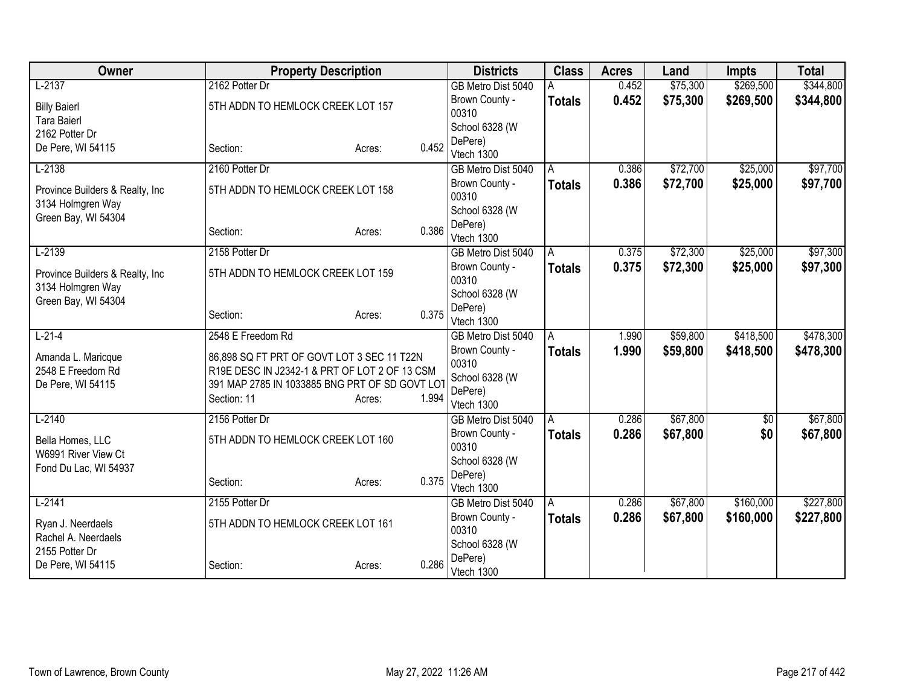| Owner | Property Description | | | Districts | Class | Acres | Land | Impts | Total |
|---|---|---|---|---|---|---|---|---|---|
| L-2137 | 2162 Potter Dr | | | GB Metro Dist 5040 | A | 0.452 | $75,300 | $269,500 | $344,800 |
| Billy Baierl<br>Tara Baierl<br>2162 Potter Dr<br>De Pere, WI 54115 | 5TH ADDN TO HEMLOCK CREEK LOT 157<br><br>Section: | Acres: | 0.452 | Brown County - 00310<br>School 6328 (W DePere)<br>Vtech 1300 | **Totals** | **0.452** | **$75,300** | **$269,500** | **$344,800** |
| L-2138 | 2160 Potter Dr | | | GB Metro Dist 5040 | A | 0.386 | $72,700 | $25,000 | $97,700 |
| Province Builders & Realty, Inc<br>3134 Holmgren Way<br>Green Bay, WI 54304 | 5TH ADDN TO HEMLOCK CREEK LOT 158<br><br>Section: | Acres: | 0.386 | Brown County - 00310<br>School 6328 (W DePere)<br>Vtech 1300 | **Totals** | **0.386** | **$72,700** | **$25,000** | **$97,700** |
| L-2139 | 2158 Potter Dr | | | GB Metro Dist 5040 | A | 0.375 | $72,300 | $25,000 | $97,300 |
| Province Builders & Realty, Inc<br>3134 Holmgren Way<br>Green Bay, WI 54304 | 5TH ADDN TO HEMLOCK CREEK LOT 159<br><br>Section: | Acres: | 0.375 | Brown County - 00310<br>School 6328 (W DePere)<br>Vtech 1300 | **Totals** | **0.375** | **$72,300** | **$25,000** | **$97,300** |
| L-21-4 | 2548 E Freedom Rd | | | GB Metro Dist 5040 | A | 1.990 | $59,800 | $418,500 | $478,300 |
| Amanda L. Maricque<br>2548 E Freedom Rd<br>De Pere, WI 54115 | 86,898 SQ FT PRT OF GOVT LOT 3 SEC 11 T22N R19E DESC IN J2342-1 & PRT OF LOT 2 OF 13 CSM 391 MAP 2785 IN 1033885 BNG PRT OF SD GOVT LOT<br>Section: 11 | Acres: | 1.994 | Brown County - 00310<br>School 6328 (W DePere)<br>Vtech 1300 | **Totals** | **1.990** | **$59,800** | **$418,500** | **$478,300** |
| L-2140 | 2156 Potter Dr | | | GB Metro Dist 5040 | A | 0.286 | $67,800 | $0 | $67,800 |
| Bella Homes, LLC<br>W6991 River View Ct<br>Fond Du Lac, WI 54937 | 5TH ADDN TO HEMLOCK CREEK LOT 160<br><br>Section: | Acres: | 0.375 | Brown County - 00310<br>School 6328 (W DePere)<br>Vtech 1300 | **Totals** | **0.286** | **$67,800** | **$0** | **$67,800** |
| L-2141 | 2155 Potter Dr | | | GB Metro Dist 5040 | A | 0.286 | $67,800 | $160,000 | $227,800 |
| Ryan J. Neerdaels<br>Rachel A. Neerdaels<br>2155 Potter Dr<br>De Pere, WI 54115 | 5TH ADDN TO HEMLOCK CREEK LOT 161<br><br>Section: | Acres: | 0.286 | Brown County - 00310<br>School 6328 (W DePere)<br>Vtech 1300 | **Totals** | **0.286** | **$67,800** | **$160,000** | **$227,800** |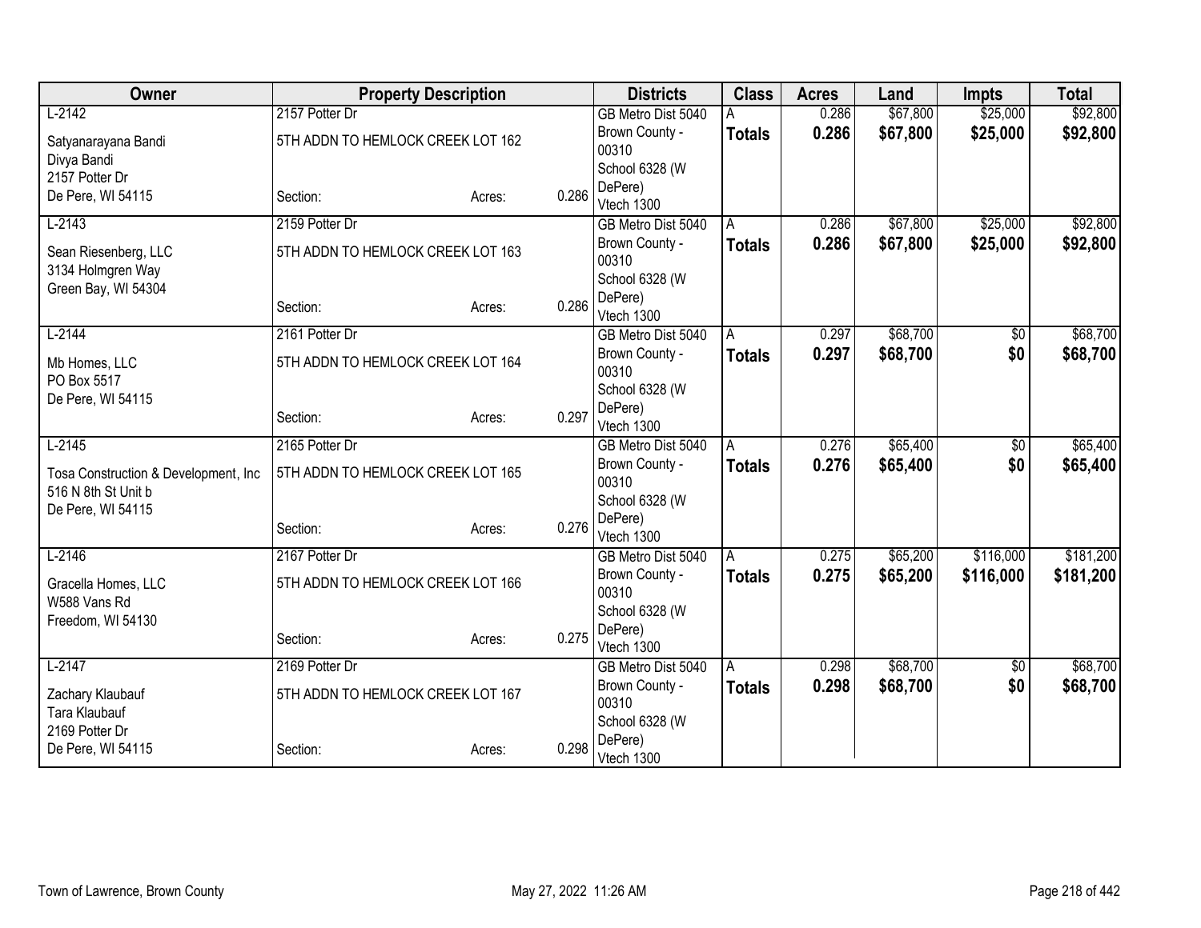| Owner | Property Description | | | Districts | Class | Acres | Land | Impts | Total |
|---|---|---|---|---|---|---|---|---|---|
| L-2142 | 2157 Potter Dr | | | GB Metro Dist 5040 | A | 0.286 | $67,800 | $25,000 | $92,800 |
| Satyanarayana Bandi<br>Divya Bandi<br>2157 Potter Dr<br>De Pere, WI 54115 | 5TH ADDN TO HEMLOCK CREEK LOT 162<br><br>Section: | Acres: | 0.286 | Brown County - 00310<br>School 6328 (W DePere)<br>Vtech 1300 | **Totals** | **0.286** | **$67,800** | **$25,000** | **$92,800** |
| L-2143 | 2159 Potter Dr | | | GB Metro Dist 5040 | A | 0.286 | $67,800 | $25,000 | $92,800 |
| Sean Riesenberg, LLC<br>3134 Holmgren Way<br>Green Bay, WI 54304 | 5TH ADDN TO HEMLOCK CREEK LOT 163<br><br>Section: | Acres: | 0.286 | Brown County - 00310<br>School 6328 (W DePere)<br>Vtech 1300 | **Totals** | **0.286** | **$67,800** | **$25,000** | **$92,800** |
| L-2144 | 2161 Potter Dr | | | GB Metro Dist 5040 | A | 0.297 | $68,700 | $0 | $68,700 |
| Mb Homes, LLC<br>PO Box 5517<br>De Pere, WI 54115 | 5TH ADDN TO HEMLOCK CREEK LOT 164<br><br>Section: | Acres: | 0.297 | Brown County - 00310<br>School 6328 (W DePere)<br>Vtech 1300 | **Totals** | **0.297** | **$68,700** | **$0** | **$68,700** |
| L-2145 | 2165 Potter Dr | | | GB Metro Dist 5040 | A | 0.276 | $65,400 | $0 | $65,400 |
| Tosa Construction & Development, Inc<br>516 N 8th St Unit b<br>De Pere, WI 54115 | 5TH ADDN TO HEMLOCK CREEK LOT 165<br><br>Section: | Acres: | 0.276 | Brown County - 00310<br>School 6328 (W DePere)<br>Vtech 1300 | **Totals** | **0.276** | **$65,400** | **$0** | **$65,400** |
| L-2146 | 2167 Potter Dr | | | GB Metro Dist 5040 | A | 0.275 | $65,200 | $116,000 | $181,200 |
| Gracella Homes, LLC<br>W588 Vans Rd<br>Freedom, WI 54130 | 5TH ADDN TO HEMLOCK CREEK LOT 166<br><br>Section: | Acres: | 0.275 | Brown County - 00310<br>School 6328 (W DePere)<br>Vtech 1300 | **Totals** | **0.275** | **$65,200** | **$116,000** | **$181,200** |
| L-2147 | 2169 Potter Dr | | | GB Metro Dist 5040 | A | 0.298 | $68,700 | $0 | $68,700 |
| Zachary Klaubauf<br>Tara Klaubauf<br>2169 Potter Dr<br>De Pere, WI 54115 | 5TH ADDN TO HEMLOCK CREEK LOT 167<br><br>Section: | Acres: | 0.298 | Brown County - 00310<br>School 6328 (W DePere)<br>Vtech 1300 | **Totals** | **0.298** | **$68,700** | **$0** | **$68,700** |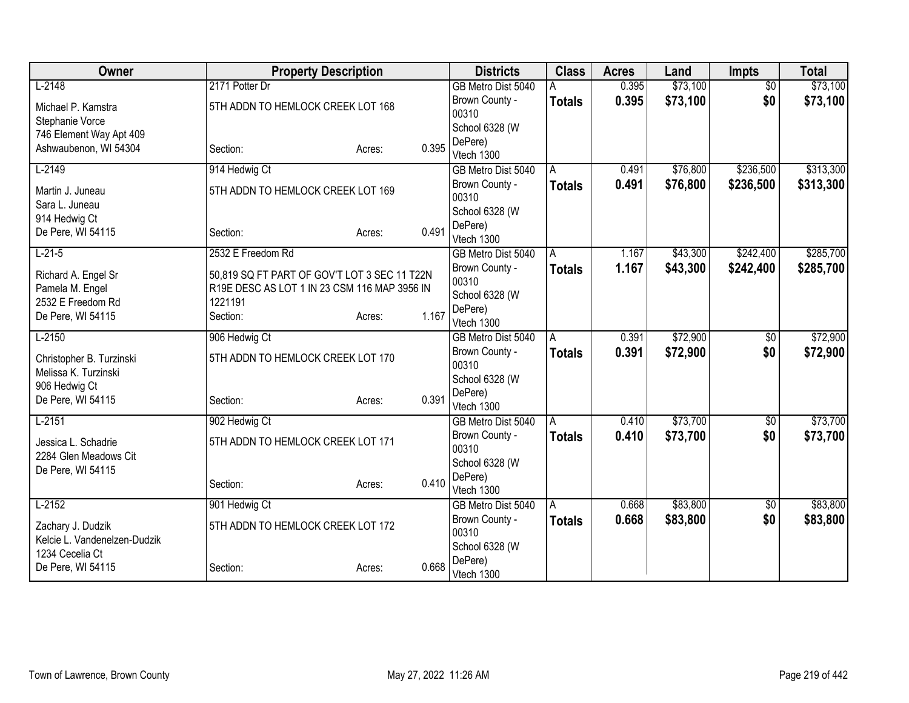| Owner | Property Description | | | Districts | Class | Acres | Land | Impts | Total |
|---|---|---|---|---|---|---|---|---|---|
| L-2148<br>Michael P. Kamstra<br>Stephanie Vorce<br>746 Element Way Apt 409<br>Ashwaubenon, WI 54304 | 2171 Potter Dr<br>5TH ADDN TO HEMLOCK CREEK LOT 168<br>Section: | Acres: | 0.395 | GB Metro Dist 5040<br>Brown County - 00310<br>School 6328 (W DePere)<br>Vtech 1300 | A<br>**Totals** | 0.395<br>**0.395** | $73,100<br>**$73,100** | $0<br>**$0** | $73,100<br>**$73,100** |
| L-2149<br>Martin J. Juneau<br>Sara L. Juneau<br>914 Hedwig Ct<br>De Pere, WI 54115 | 914 Hedwig Ct<br>5TH ADDN TO HEMLOCK CREEK LOT 169<br>Section: | Acres: | 0.491 | GB Metro Dist 5040<br>Brown County - 00310<br>School 6328 (W DePere)<br>Vtech 1300 | A<br>**Totals** | 0.491<br>**0.491** | $76,800<br>**$76,800** | $236,500<br>**$236,500** | $313,300<br>**$313,300** |
| L-21-5<br>Richard A. Engel Sr<br>Pamela M. Engel<br>2532 E Freedom Rd<br>De Pere, WI 54115 | 2532 E Freedom Rd<br>50,819 SQ FT PART OF GOV'T LOT 3 SEC 11 T22N R19E DESC AS LOT 1 IN 23 CSM 116 MAP 3956 IN 1221191<br>Section: | Acres: | 1.167 | GB Metro Dist 5040<br>Brown County - 00310<br>School 6328 (W DePere)<br>Vtech 1300 | A<br>**Totals** | 1.167<br>**1.167** | $43,300<br>**$43,300** | $242,400<br>**$242,400** | $285,700<br>**$285,700** |
| L-2150<br>Christopher B. Turzinski<br>Melissa K. Turzinski<br>906 Hedwig Ct<br>De Pere, WI 54115 | 906 Hedwig Ct<br>5TH ADDN TO HEMLOCK CREEK LOT 170<br>Section: | Acres: | 0.391 | GB Metro Dist 5040<br>Brown County - 00310<br>School 6328 (W DePere)<br>Vtech 1300 | A<br>**Totals** | 0.391<br>**0.391** | $72,900<br>**$72,900** | $0<br>**$0** | $72,900<br>**$72,900** |
| L-2151<br>Jessica L. Schadrie<br>2284 Glen Meadows Cit<br>De Pere, WI 54115 | 902 Hedwig Ct<br>5TH ADDN TO HEMLOCK CREEK LOT 171<br>Section: | Acres: | 0.410 | GB Metro Dist 5040<br>Brown County - 00310<br>School 6328 (W DePere)<br>Vtech 1300 | A<br>**Totals** | 0.410<br>**0.410** | $73,700<br>**$73,700** | $0<br>**$0** | $73,700<br>**$73,700** |
| L-2152<br>Zachary J. Dudzik<br>Kelcie L. Vandenelzen-Dudzik<br>1234 Cecelia Ct<br>De Pere, WI 54115 | 901 Hedwig Ct<br>5TH ADDN TO HEMLOCK CREEK LOT 172<br>Section: | Acres: | 0.668 | GB Metro Dist 5040<br>Brown County - 00310<br>School 6328 (W DePere)<br>Vtech 1300 | A<br>**Totals** | 0.668<br>**0.668** | $83,800<br>**$83,800** | $0<br>**$0** | $83,800<br>**$83,800** |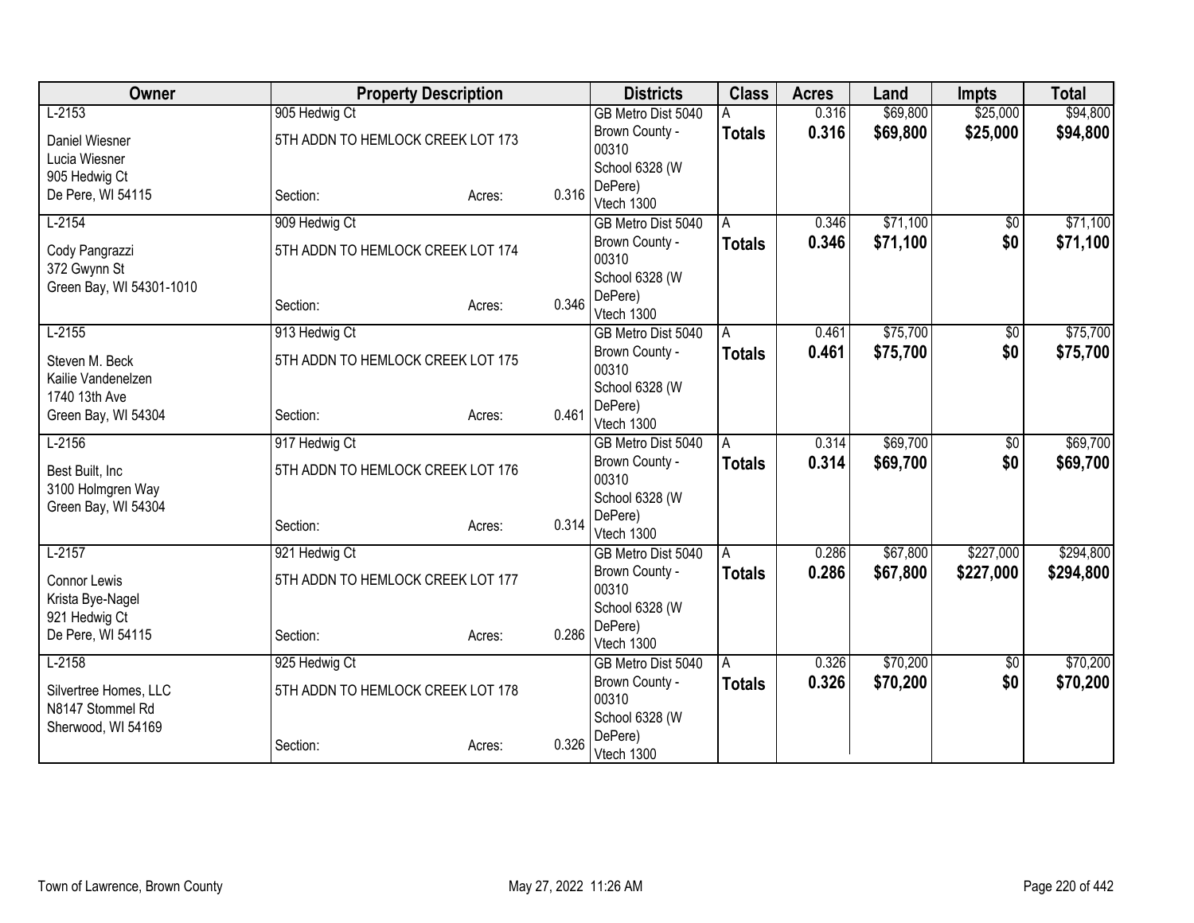| Owner | Property Description | | | Districts | Class | Acres | Land | Impts | Total |
|---|---|---|---|---|---|---|---|---|---|
| L-2153 | 905 Hedwig Ct | | | GB Metro Dist 5040 | A | 0.316 | $69,800 | $25,000 | $94,800 |
| Daniel Wiesner<br>Lucia Wiesner<br>905 Hedwig Ct<br>De Pere, WI 54115 | 5TH ADDN TO HEMLOCK CREEK LOT 173 | | | Brown County - 00310<br>School 6328 (W DePere)<br>Vtech 1300 | **Totals** | **0.316** | **$69,800** | **$25,000** | **$94,800** |
| | Section: | Acres: | 0.316 | | | | | | |
| L-2154 | 909 Hedwig Ct | | | GB Metro Dist 5040 | A | 0.346 | $71,100 | $0 | $71,100 |
| Cody Pangrazzi<br>372 Gwynn St<br>Green Bay, WI 54301-1010 | 5TH ADDN TO HEMLOCK CREEK LOT 174 | | | Brown County - 00310<br>School 6328 (W DePere)<br>Vtech 1300 | **Totals** | **0.346** | **$71,100** | **$0** | **$71,100** |
| | Section: | Acres: | 0.346 | | | | | | |
| L-2155 | 913 Hedwig Ct | | | GB Metro Dist 5040 | A | 0.461 | $75,700 | $0 | $75,700 |
| Steven M. Beck<br>Kailie Vandenelzen<br>1740 13th Ave<br>Green Bay, WI 54304 | 5TH ADDN TO HEMLOCK CREEK LOT 175 | | | Brown County - 00310<br>School 6328 (W DePere)<br>Vtech 1300 | **Totals** | **0.461** | **$75,700** | **$0** | **$75,700** |
| | Section: | Acres: | 0.461 | | | | | | |
| L-2156 | 917 Hedwig Ct | | | GB Metro Dist 5040 | A | 0.314 | $69,700 | $0 | $69,700 |
| Best Built, Inc<br>3100 Holmgren Way<br>Green Bay, WI 54304 | 5TH ADDN TO HEMLOCK CREEK LOT 176 | | | Brown County - 00310<br>School 6328 (W DePere)<br>Vtech 1300 | **Totals** | **0.314** | **$69,700** | **$0** | **$69,700** |
| | Section: | Acres: | 0.314 | | | | | | |
| L-2157 | 921 Hedwig Ct | | | GB Metro Dist 5040 | A | 0.286 | $67,800 | $227,000 | $294,800 |
| Connor Lewis<br>Krista Bye-Nagel<br>921 Hedwig Ct<br>De Pere, WI 54115 | 5TH ADDN TO HEMLOCK CREEK LOT 177 | | | Brown County - 00310<br>School 6328 (W DePere)<br>Vtech 1300 | **Totals** | **0.286** | **$67,800** | **$227,000** | **$294,800** |
| | Section: | Acres: | 0.286 | | | | | | |
| L-2158 | 925 Hedwig Ct | | | GB Metro Dist 5040 | A | 0.326 | $70,200 | $0 | $70,200 |
| Silvertree Homes, LLC<br>N8147 Stommel Rd<br>Sherwood, WI 54169 | 5TH ADDN TO HEMLOCK CREEK LOT 178 | | | Brown County - 00310<br>School 6328 (W DePere)<br>Vtech 1300 | **Totals** | **0.326** | **$70,200** | **$0** | **$70,200** |
| | Section: | Acres: | 0.326 | | | | | | |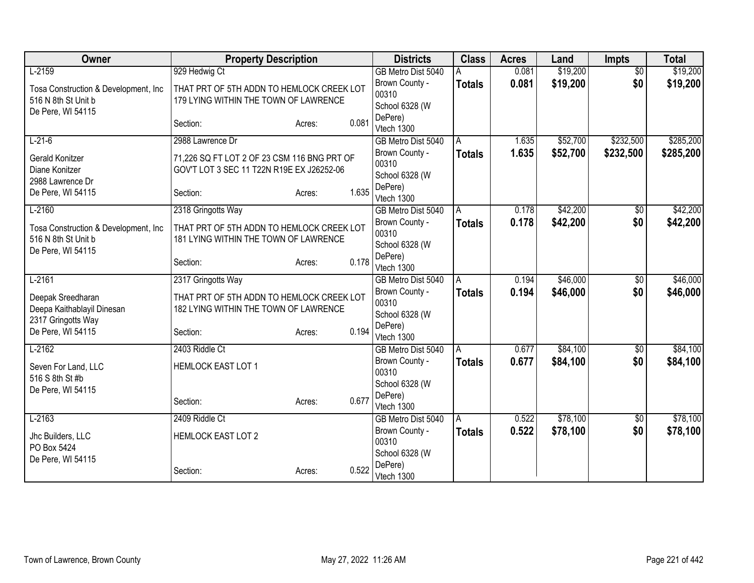| Owner | Property Description | Districts | Class | Acres | Land | Impts | Total |
|---|---|---|---|---|---|---|---|
| L-2159<br><br>Tosa Construction & Development, Inc<br>516 N 8th St Unit b<br>De Pere, WI 54115 | 929 Hedwig Ct<br><br>THAT PRT OF 5TH ADDN TO HEMLOCK CREEK LOT 179 LYING WITHIN THE TOWN OF LAWRENCE<br><br>Section: Acres: 0.081 | GB Metro Dist 5040<br>Brown County - 00310<br>School 6328 (W DePere)<br>Vtech 1300 | A<br>**Totals** | 0.081<br>**0.081** | $19,200<br>**$19,200** | $0<br>**$0** | $19,200<br>**$19,200** |
| L-21-6<br><br>Gerald Konitzer<br>Diane Konitzer<br>2988 Lawrence Dr<br>De Pere, WI 54115 | 2988 Lawrence Dr<br><br>71,226 SQ FT LOT 2 OF 23 CSM 116 BNG PRT OF GOV'T LOT 3 SEC 11 T22N R19E EX J26252-06<br><br>Section: Acres: 1.635 | GB Metro Dist 5040<br>Brown County - 00310<br>School 6328 (W DePere)<br>Vtech 1300 | A<br>**Totals** | 1.635<br>**1.635** | $52,700<br>**$52,700** | $232,500<br>**$232,500** | $285,200<br>**$285,200** |
| L-2160<br><br>Tosa Construction & Development, Inc<br>516 N 8th St Unit b<br>De Pere, WI 54115 | 2318 Gringotts Way<br><br>THAT PRT OF 5TH ADDN TO HEMLOCK CREEK LOT 181 LYING WITHIN THE TOWN OF LAWRENCE<br><br>Section: Acres: 0.178 | GB Metro Dist 5040<br>Brown County - 00310<br>School 6328 (W DePere)<br>Vtech 1300 | A<br>**Totals** | 0.178<br>**0.178** | $42,200<br>**$42,200** | $0<br>**$0** | $42,200<br>**$42,200** |
| L-2161<br><br>Deepak Sreedharan<br>Deepa Kaithablayil Dinesan<br>2317 Gringotts Way<br>De Pere, WI 54115 | 2317 Gringotts Way<br><br>THAT PRT OF 5TH ADDN TO HEMLOCK CREEK LOT 182 LYING WITHIN THE TOWN OF LAWRENCE<br><br>Section: Acres: 0.194 | GB Metro Dist 5040<br>Brown County - 00310<br>School 6328 (W DePere)<br>Vtech 1300 | A<br>**Totals** | 0.194<br>**0.194** | $46,000<br>**$46,000** | $0<br>**$0** | $46,000<br>**$46,000** |
| L-2162<br><br>Seven For Land, LLC<br>516 S 8th St #b<br>De Pere, WI 54115 | 2403 Riddle Ct<br><br>HEMLOCK EAST LOT 1<br><br>Section: Acres: 0.677 | GB Metro Dist 5040<br>Brown County - 00310<br>School 6328 (W DePere)<br>Vtech 1300 | A<br>**Totals** | 0.677<br>**0.677** | $84,100<br>**$84,100** | $0<br>**$0** | $84,100<br>**$84,100** |
| L-2163<br><br>Jhc Builders, LLC<br>PO Box 5424<br>De Pere, WI 54115 | 2409 Riddle Ct<br><br>HEMLOCK EAST LOT 2<br><br>Section: Acres: 0.522 | GB Metro Dist 5040<br>Brown County - 00310<br>School 6328 (W DePere)<br>Vtech 1300 | A<br>**Totals** | 0.522<br>**0.522** | $78,100<br>**$78,100** | $0<br>**$0** | $78,100<br>**$78,100** |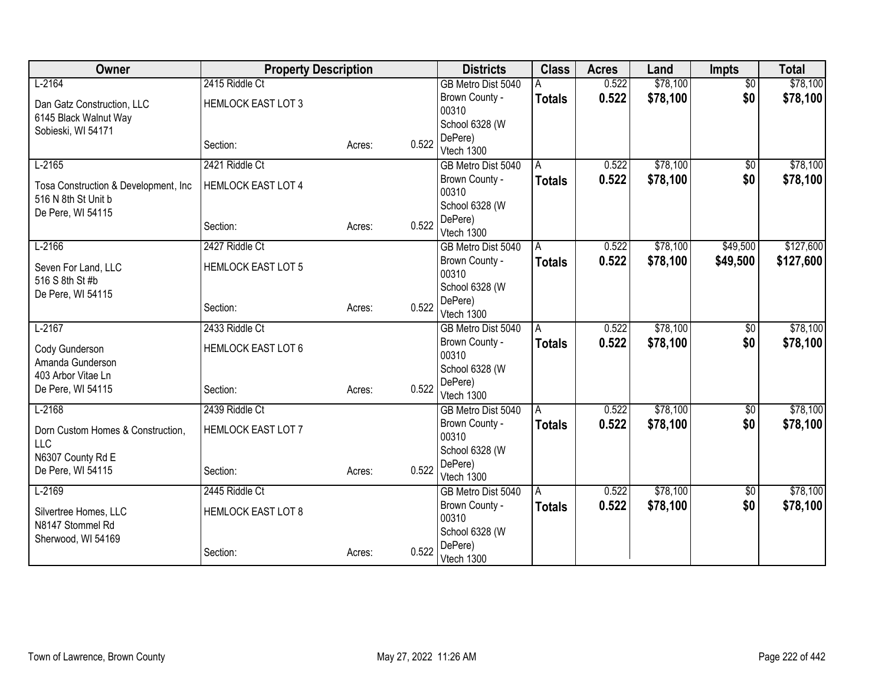| Owner | Property Description | | | Districts | Class | Acres | Land | Impts | Total |
|---|---|---|---|---|---|---|---|---|---|
| L-2164 | 2415 Riddle Ct | | | GB Metro Dist 5040 | A | 0.522 | $78,100 | $0 | $78,100 |
| Dan Gatz Construction, LLC<br>6145 Black Walnut Way<br>Sobieski, WI 54171 | HEMLOCK EAST LOT 3 | | | Brown County - 00310<br>School 6328 (W DePere) | **Totals** | **0.522** | **$78,100** | **$0** | **$78,100** |
| | Section: | Acres: | 0.522 | Vtech 1300 | | | | | |
| L-2165 | 2421 Riddle Ct | | | GB Metro Dist 5040 | A | 0.522 | $78,100 | $0 | $78,100 |
| Tosa Construction & Development, Inc<br>516 N 8th St Unit b<br>De Pere, WI 54115 | HEMLOCK EAST LOT 4 | | | Brown County - 00310<br>School 6328 (W DePere) | **Totals** | **0.522** | **$78,100** | **$0** | **$78,100** |
| | Section: | Acres: | 0.522 | Vtech 1300 | | | | | |
| L-2166 | 2427 Riddle Ct | | | GB Metro Dist 5040 | A | 0.522 | $78,100 | $49,500 | $127,600 |
| Seven For Land, LLC<br>516 S 8th St #b<br>De Pere, WI 54115 | HEMLOCK EAST LOT 5 | | | Brown County - 00310<br>School 6328 (W DePere) | **Totals** | **0.522** | **$78,100** | **$49,500** | **$127,600** |
| | Section: | Acres: | 0.522 | Vtech 1300 | | | | | |
| L-2167 | 2433 Riddle Ct | | | GB Metro Dist 5040 | A | 0.522 | $78,100 | $0 | $78,100 |
| Cody Gunderson<br>Amanda Gunderson<br>403 Arbor Vitae Ln<br>De Pere, WI 54115 | HEMLOCK EAST LOT 6 | | | Brown County - 00310<br>School 6328 (W DePere) | **Totals** | **0.522** | **$78,100** | **$0** | **$78,100** |
| | Section: | Acres: | 0.522 | Vtech 1300 | | | | | |
| L-2168 | 2439 Riddle Ct | | | GB Metro Dist 5040 | A | 0.522 | $78,100 | $0 | $78,100 |
| Dorn Custom Homes & Construction, LLC<br>N6307 County Rd E<br>De Pere, WI 54115 | HEMLOCK EAST LOT 7 | | | Brown County - 00310<br>School 6328 (W DePere) | **Totals** | **0.522** | **$78,100** | **$0** | **$78,100** |
| | Section: | Acres: | 0.522 | Vtech 1300 | | | | | |
| L-2169 | 2445 Riddle Ct | | | GB Metro Dist 5040 | A | 0.522 | $78,100 | $0 | $78,100 |
| Silvertree Homes, LLC<br>N8147 Stommel Rd<br>Sherwood, WI 54169 | HEMLOCK EAST LOT 8 | | | Brown County - 00310<br>School 6328 (W DePere) | **Totals** | **0.522** | **$78,100** | **$0** | **$78,100** |
| | Section: | Acres: | 0.522 | Vtech 1300 | | | | | |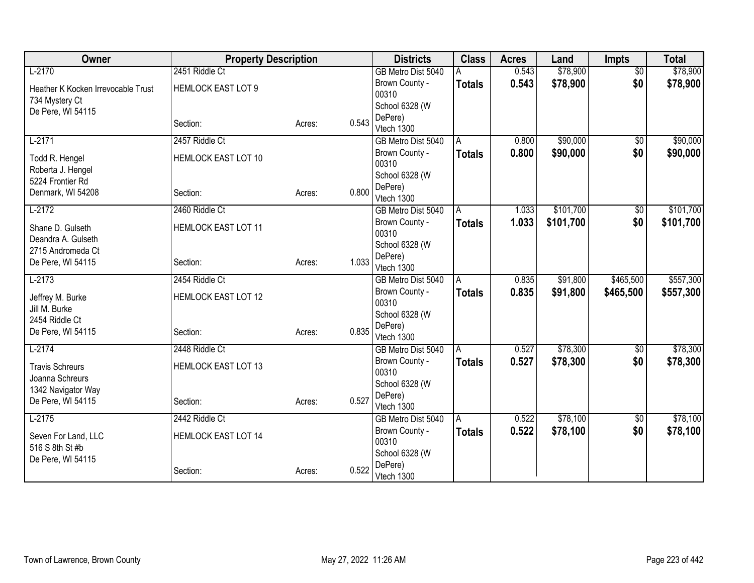| Owner | Property Description | | | Districts | Class | Acres | Land | Impts | Total |
|---|---|---|---|---|---|---|---|---|---|
| L-2170<br>Heather K Kocken Irrevocable Trust<br>734 Mystery Ct<br>De Pere, WI 54115 | 2451 Riddle Ct<br>HEMLOCK EAST LOT 9<br>Section: | Acres: | 0.543 | GB Metro Dist 5040<br>Brown County - 00310<br>School 6328 (W DePere)<br>Vtech 1300 | A<br>**Totals** | 0.543<br>**0.543** | $78,900<br>**$78,900** | $0<br>**$0** | $78,900<br>**$78,900** |
| L-2171<br>Todd R. Hengel<br>Roberta J. Hengel<br>5224 Frontier Rd<br>Denmark, WI 54208 | 2457 Riddle Ct<br>HEMLOCK EAST LOT 10<br>Section: | Acres: | 0.800 | GB Metro Dist 5040<br>Brown County - 00310<br>School 6328 (W DePere)<br>Vtech 1300 | A<br>**Totals** | 0.800<br>**0.800** | $90,000<br>**$90,000** | $0<br>**$0** | $90,000<br>**$90,000** |
| L-2172<br>Shane D. Gulseth<br>Deandra A. Gulseth<br>2715 Andromeda Ct<br>De Pere, WI 54115 | 2460 Riddle Ct<br>HEMLOCK EAST LOT 11<br>Section: | Acres: | 1.033 | GB Metro Dist 5040<br>Brown County - 00310<br>School 6328 (W DePere)<br>Vtech 1300 | A<br>**Totals** | 1.033<br>**1.033** | $101,700<br>**$101,700** | $0<br>**$0** | $101,700<br>**$101,700** |
| L-2173<br>Jeffrey M. Burke<br>Jill M. Burke<br>2454 Riddle Ct<br>De Pere, WI 54115 | 2454 Riddle Ct<br>HEMLOCK EAST LOT 12<br>Section: | Acres: | 0.835 | GB Metro Dist 5040<br>Brown County - 00310<br>School 6328 (W DePere)<br>Vtech 1300 | A<br>**Totals** | 0.835<br>**0.835** | $91,800<br>**$91,800** | $465,500<br>**$465,500** | $557,300<br>**$557,300** |
| L-2174<br>Travis Schreurs<br>Joanna Schreurs<br>1342 Navigator Way<br>De Pere, WI 54115 | 2448 Riddle Ct<br>HEMLOCK EAST LOT 13<br>Section: | Acres: | 0.527 | GB Metro Dist 5040<br>Brown County - 00310<br>School 6328 (W DePere)<br>Vtech 1300 | A<br>**Totals** | 0.527<br>**0.527** | $78,300<br>**$78,300** | $0<br>**$0** | $78,300<br>**$78,300** |
| L-2175<br>Seven For Land, LLC<br>516 S 8th St #b<br>De Pere, WI 54115 | 2442 Riddle Ct<br>HEMLOCK EAST LOT 14<br>Section: | Acres: | 0.522 | GB Metro Dist 5040<br>Brown County - 00310<br>School 6328 (W DePere)<br>Vtech 1300 | A<br>**Totals** | 0.522<br>**0.522** | $78,100<br>**$78,100** | $0<br>**$0** | $78,100<br>**$78,100** |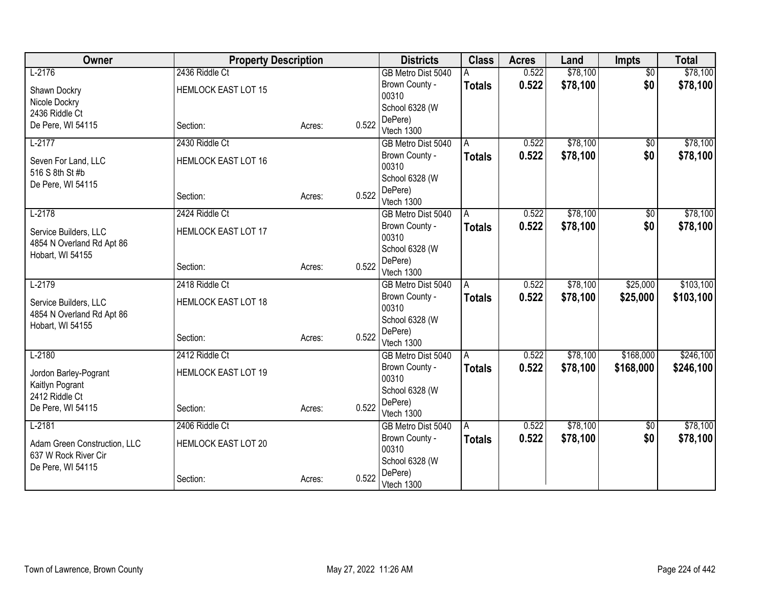| Owner | Property Description | | | Districts | Class | Acres | Land | Impts | Total |
|---|---|---|---|---|---|---|---|---|---|
| L-2176 | 2436 Riddle Ct | | | GB Metro Dist 5040 | A | 0.522 | $78,100 | $0 | $78,100 |
| Shawn Dockry<br>Nicole Dockry<br>2436 Riddle Ct<br>De Pere, WI 54115 | HEMLOCK EAST LOT 15 | | | Brown County - 00310<br>School 6328 (W DePere)<br>Vtech 1300 | **Totals** | **0.522** | **$78,100** | **$0** | **$78,100** |
| | Section: | Acres: | 0.522 | | | | | | |
| L-2177 | 2430 Riddle Ct | | | GB Metro Dist 5040 | A | 0.522 | $78,100 | $0 | $78,100 |
| Seven For Land, LLC<br>516 S 8th St #b<br>De Pere, WI 54115 | HEMLOCK EAST LOT 16 | | | Brown County - 00310<br>School 6328 (W DePere)<br>Vtech 1300 | **Totals** | **0.522** | **$78,100** | **$0** | **$78,100** |
| | Section: | Acres: | 0.522 | | | | | | |
| L-2178 | 2424 Riddle Ct | | | GB Metro Dist 5040 | A | 0.522 | $78,100 | $0 | $78,100 |
| Service Builders, LLC<br>4854 N Overland Rd Apt 86<br>Hobart, WI 54155 | HEMLOCK EAST LOT 17 | | | Brown County - 00310<br>School 6328 (W DePere)<br>Vtech 1300 | **Totals** | **0.522** | **$78,100** | **$0** | **$78,100** |
| | Section: | Acres: | 0.522 | | | | | | |
| L-2179 | 2418 Riddle Ct | | | GB Metro Dist 5040 | A | 0.522 | $78,100 | $25,000 | $103,100 |
| Service Builders, LLC<br>4854 N Overland Rd Apt 86<br>Hobart, WI 54155 | HEMLOCK EAST LOT 18 | | | Brown County - 00310<br>School 6328 (W DePere)<br>Vtech 1300 | **Totals** | **0.522** | **$78,100** | **$25,000** | **$103,100** |
| | Section: | Acres: | 0.522 | | | | | | |
| L-2180 | 2412 Riddle Ct | | | GB Metro Dist 5040 | A | 0.522 | $78,100 | $168,000 | $246,100 |
| Jordon Barley-Pogrant<br>Kaitlyn Pogrant<br>2412 Riddle Ct<br>De Pere, WI 54115 | HEMLOCK EAST LOT 19 | | | Brown County - 00310<br>School 6328 (W DePere)<br>Vtech 1300 | **Totals** | **0.522** | **$78,100** | **$168,000** | **$246,100** |
| | Section: | Acres: | 0.522 | | | | | | |
| L-2181 | 2406 Riddle Ct | | | GB Metro Dist 5040 | A | 0.522 | $78,100 | $0 | $78,100 |
| Adam Green Construction, LLC<br>637 W Rock River Cir<br>De Pere, WI 54115 | HEMLOCK EAST LOT 20 | | | Brown County - 00310<br>School 6328 (W DePere)<br>Vtech 1300 | **Totals** | **0.522** | **$78,100** | **$0** | **$78,100** |
| | Section: | Acres: | 0.522 | | | | | | |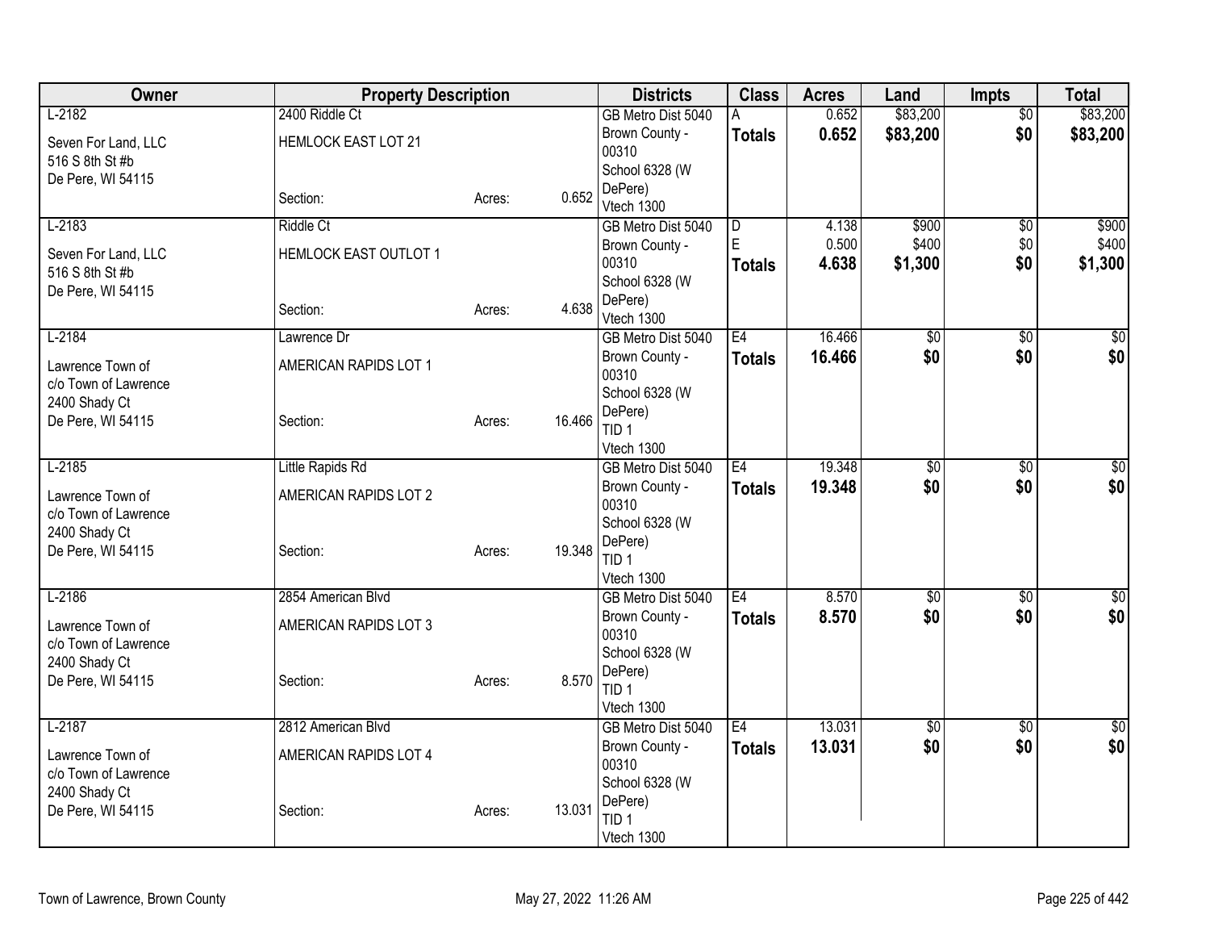| Owner | Property Description | | | Districts | Class | Acres | Land | Impts | Total |
|---|---|---|---|---|---|---|---|---|---|
| L-2182 | 2400 Riddle Ct | | | GB Metro Dist 5040 | A | 0.652 | $83,200 | $0 | $83,200 |
| Seven For Land, LLC<br>516 S 8th St #b<br>De Pere, WI 54115 | HEMLOCK EAST LOT 21 | | | Brown County - 00310 | **Totals** | **0.652** | **$83,200** | **$0** | **$83,200** |
| | Section: | Acres: | 0.652 | School 6328 (W DePere)<br>Vtech 1300 | | | | | |
| L-2183 | Riddle Ct | | | GB Metro Dist 5040 | D | 4.138 | $900 | $0 | $900 |
| Seven For Land, LLC<br>516 S 8th St #b<br>De Pere, WI 54115 | HEMLOCK EAST OUTLOT 1 | | | Brown County - 00310 | E | 0.500 | $400 | $0 | $400 |
| | | | | School 6328 (W DePere) | **Totals** | **4.638** | **$1,300** | **$0** | **$1,300** |
| | Section: | Acres: | 4.638 | Vtech 1300 | | | | | |
| L-2184 | Lawrence Dr | | | GB Metro Dist 5040 | E4 | 16.466 | $0 | $0 | $0 |
| Lawrence Town of<br>c/o Town of Lawrence<br>2400 Shady Ct<br>De Pere, WI 54115 | AMERICAN RAPIDS LOT 1 | | | Brown County - 00310 | **Totals** | **16.466** | **$0** | **$0** | **$0** |
| | Section: | Acres: | 16.466 | School 6328 (W DePere)<br>TID 1<br>Vtech 1300 | | | | | |
| L-2185 | Little Rapids Rd | | | GB Metro Dist 5040 | E4 | 19.348 | $0 | $0 | $0 |
| Lawrence Town of<br>c/o Town of Lawrence<br>2400 Shady Ct<br>De Pere, WI 54115 | AMERICAN RAPIDS LOT 2 | | | Brown County - 00310 | **Totals** | **19.348** | **$0** | **$0** | **$0** |
| | Section: | Acres: | 19.348 | School 6328 (W DePere)<br>TID 1<br>Vtech 1300 | | | | | |
| L-2186 | 2854 American Blvd | | | GB Metro Dist 5040 | E4 | 8.570 | $0 | $0 | $0 |
| Lawrence Town of<br>c/o Town of Lawrence<br>2400 Shady Ct<br>De Pere, WI 54115 | AMERICAN RAPIDS LOT 3 | | | Brown County - 00310 | **Totals** | **8.570** | **$0** | **$0** | **$0** |
| | Section: | Acres: | 8.570 | School 6328 (W DePere)<br>TID 1<br>Vtech 1300 | | | | | |
| L-2187 | 2812 American Blvd | | | GB Metro Dist 5040 | E4 | 13.031 | $0 | $0 | $0 |
| Lawrence Town of<br>c/o Town of Lawrence<br>2400 Shady Ct<br>De Pere, WI 54115 | AMERICAN RAPIDS LOT 4 | | | Brown County - 00310 | **Totals** | **13.031** | **$0** | **$0** | **$0** |
| | Section: | Acres: | 13.031 | School 6328 (W DePere)<br>TID 1<br>Vtech 1300 | | | | | |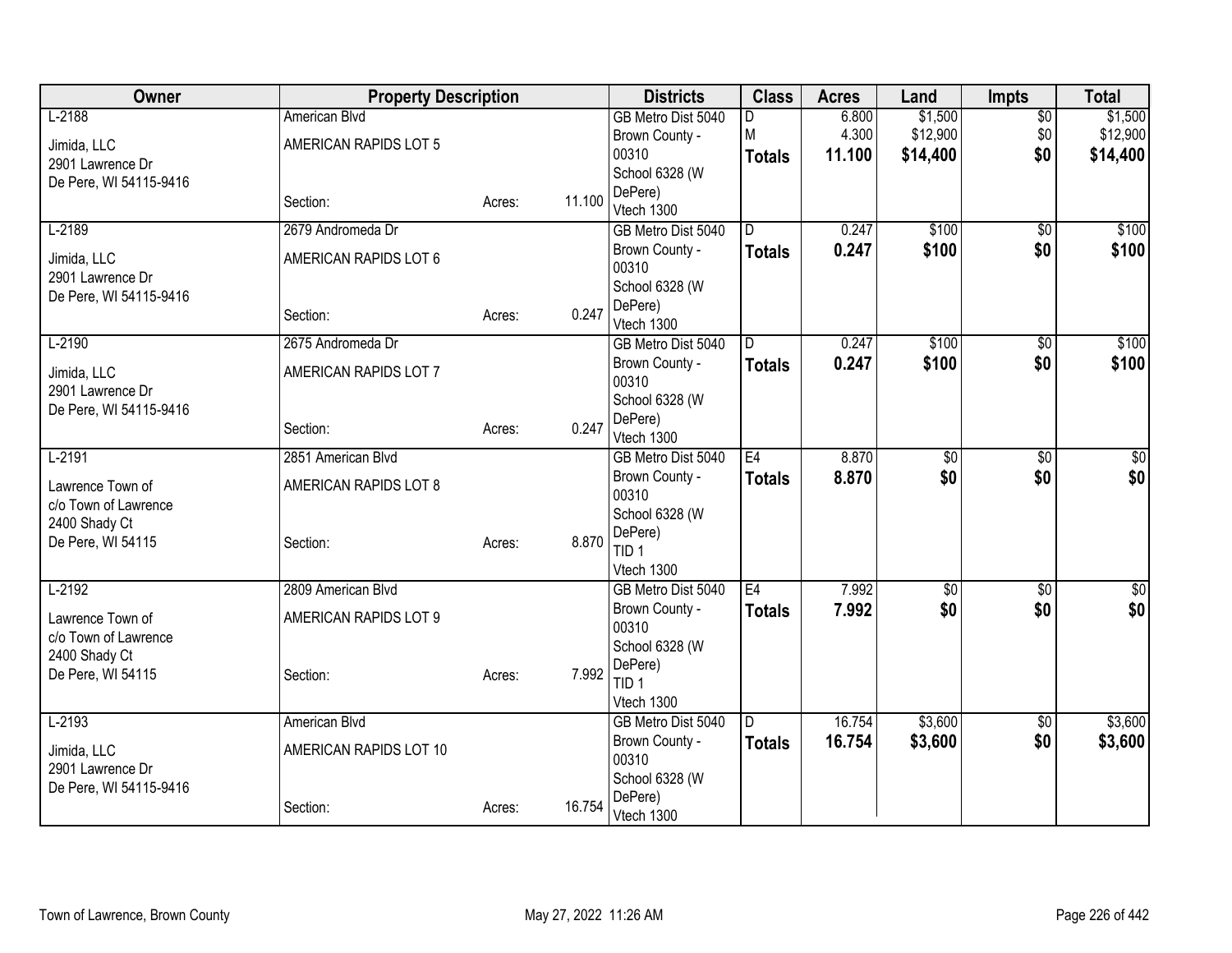| Owner | Property Description | | | Districts | Class | Acres | Land | Impts | Total |
|---|---|---|---|---|---|---|---|---|---|
| L-2188<br>Jimida, LLC<br>2901 Lawrence Dr<br>De Pere, WI 54115-9416 | American Blvd<br>AMERICAN RAPIDS LOT 5<br>Section: | Acres: | 11.100 | GB Metro Dist 5040<br>Brown County - 00310<br>School 6328 (W DePere)<br>Vtech 1300 | D<br>M<br>**Totals** | 6.800<br>4.300<br>**11.100** | $1,500<br>$12,900<br>**$14,400** | $0<br>$0<br>**$0** | $1,500<br>$12,900<br>**$14,400** |
| L-2189<br>Jimida, LLC<br>2901 Lawrence Dr<br>De Pere, WI 54115-9416 | 2679 Andromeda Dr<br>AMERICAN RAPIDS LOT 6<br>Section: | Acres: | 0.247 | GB Metro Dist 5040<br>Brown County - 00310<br>School 6328 (W DePere)<br>Vtech 1300 | D<br>**Totals** | 0.247<br>**0.247** | $100<br>**$100** | $0<br>**$0** | $100<br>**$100** |
| L-2190<br>Jimida, LLC<br>2901 Lawrence Dr<br>De Pere, WI 54115-9416 | 2675 Andromeda Dr<br>AMERICAN RAPIDS LOT 7<br>Section: | Acres: | 0.247 | GB Metro Dist 5040<br>Brown County - 00310<br>School 6328 (W DePere)<br>Vtech 1300 | D<br>**Totals** | 0.247<br>**0.247** | $100<br>**$100** | $0<br>**$0** | $100<br>**$100** |
| L-2191<br>Lawrence Town of<br>c/o Town of Lawrence<br>2400 Shady Ct<br>De Pere, WI 54115 | 2851 American Blvd<br>AMERICAN RAPIDS LOT 8<br>Section: | Acres: | 8.870 | GB Metro Dist 5040<br>Brown County - 00310<br>School 6328 (W DePere)<br>TID 1<br>Vtech 1300 | E4<br>**Totals** | 8.870<br>**8.870** | $0<br>**$0** | $0<br>**$0** | $0<br>**$0** |
| L-2192<br>Lawrence Town of<br>c/o Town of Lawrence<br>2400 Shady Ct<br>De Pere, WI 54115 | 2809 American Blvd<br>AMERICAN RAPIDS LOT 9<br>Section: | Acres: | 7.992 | GB Metro Dist 5040<br>Brown County - 00310<br>School 6328 (W DePere)<br>TID 1<br>Vtech 1300 | E4<br>**Totals** | 7.992<br>**7.992** | $0<br>**$0** | $0<br>**$0** | $0<br>**$0** |
| L-2193<br>Jimida, LLC<br>2901 Lawrence Dr<br>De Pere, WI 54115-9416 | American Blvd<br>AMERICAN RAPIDS LOT 10<br>Section: | Acres: | 16.754 | GB Metro Dist 5040<br>Brown County - 00310<br>School 6328 (W DePere)<br>Vtech 1300 | D<br>**Totals** | 16.754<br>**16.754** | $3,600<br>**$3,600** | $0<br>**$0** | $3,600<br>**$3,600** |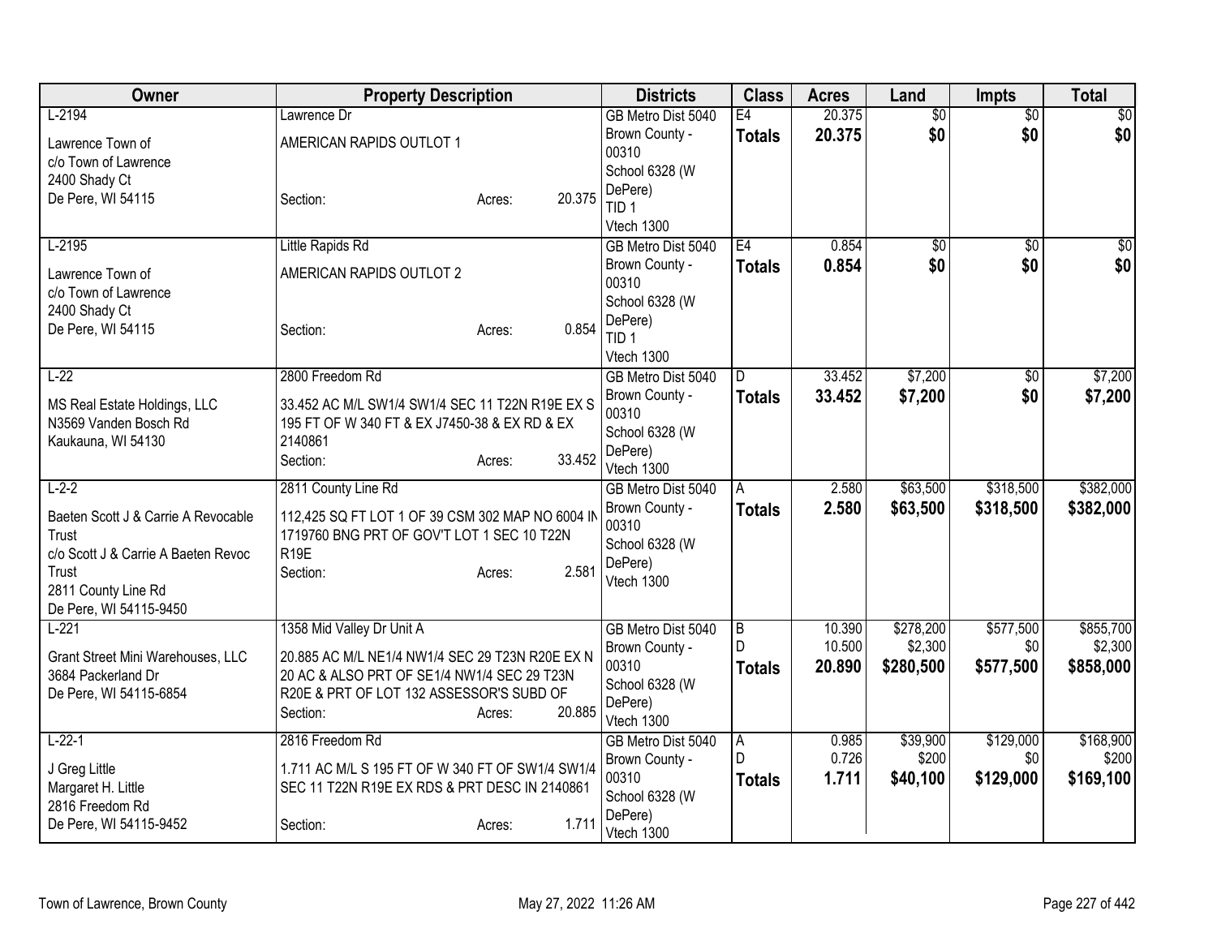| Owner | Property Description | Districts | Class | Acres | Land | Impts | Total |
|---|---|---|---|---|---|---|---|
| L-2194<br>Lawrence Town of<br>c/o Town of Lawrence<br>2400 Shady Ct<br>De Pere, WI 54115 | Lawrence Dr<br>AMERICAN RAPIDS OUTLOT 1<br>Section: Acres: 20.375 | GB Metro Dist 5040<br>Brown County - 00310<br>School 6328 (W DePere)<br>TID 1<br>Vtech 1300 | E4<br>**Totals** | 20.375<br>**20.375** | $0<br>**$0** | $0<br>**$0** | $0<br>**$0** |
| L-2195<br>Lawrence Town of<br>c/o Town of Lawrence<br>2400 Shady Ct<br>De Pere, WI 54115 | Little Rapids Rd<br>AMERICAN RAPIDS OUTLOT 2<br>Section: Acres: 0.854 | GB Metro Dist 5040<br>Brown County - 00310<br>School 6328 (W DePere)<br>TID 1<br>Vtech 1300 | E4<br>**Totals** | 0.854<br>**0.854** | $0<br>**$0** | $0<br>**$0** | $0<br>**$0** |
| L-22<br>MS Real Estate Holdings, LLC<br>N3569 Vanden Bosch Rd<br>Kaukauna, WI 54130 | 2800 Freedom Rd<br>33.452 AC M/L SW1/4 SW1/4 SEC 11 T22N R19E EX S 195 FT OF W 340 FT & EX J7450-38 & EX RD & EX 2140861<br>Section: Acres: 33.452 | GB Metro Dist 5040<br>Brown County - 00310<br>School 6328 (W DePere)<br>Vtech 1300 | D<br>**Totals** | 33.452<br>**33.452** | $7,200<br>**$7,200** | $0<br>**$0** | $7,200<br>**$7,200** |
| L-2-2<br>Baeten Scott J & Carrie A Revocable Trust<br>c/o Scott J & Carrie A Baeten Revoc Trust<br>2811 County Line Rd<br>De Pere, WI 54115-9450 | 2811 County Line Rd<br>112,425 SQ FT LOT 1 OF 39 CSM 302 MAP NO 6004 IN 1719760 BNG PRT OF GOV'T LOT 1 SEC 10 T22N R19E<br>Section: Acres: 2.581 | GB Metro Dist 5040<br>Brown County - 00310<br>School 6328 (W DePere)<br>Vtech 1300 | A<br>**Totals** | 2.580<br>**2.580** | $63,500<br>**$63,500** | $318,500<br>**$318,500** | $382,000<br>**$382,000** |
| L-221<br>Grant Street Mini Warehouses, LLC<br>3684 Packerland Dr<br>De Pere, WI 54115-6854 | 1358 Mid Valley Dr Unit A<br>20.885 AC M/L NE1/4 NW1/4 SEC 29 T23N R20E EX N 20 AC & ALSO PRT OF SE1/4 NW1/4 SEC 29 T23N R20E & PRT OF LOT 132 ASSESSOR'S SUBD OF<br>Section: Acres: 20.885 | GB Metro Dist 5040<br>Brown County - 00310<br>School 6328 (W DePere)<br>Vtech 1300 | B<br>D<br>**Totals** | 10.390<br>10.500<br>**20.890** | $278,200<br>$2,300<br>**$280,500** | $577,500<br>$0<br>**$577,500** | $855,700<br>$2,300<br>**$858,000** |
| L-22-1<br>J Greg Little<br>Margaret H. Little<br>2816 Freedom Rd<br>De Pere, WI 54115-9452 | 2816 Freedom Rd<br>1.711 AC M/L S 195 FT OF W 340 FT OF SW1/4 SW1/4 SEC 11 T22N R19E EX RDS & PRT DESC IN 2140861<br>Section: Acres: 1.711 | GB Metro Dist 5040<br>Brown County - 00310<br>School 6328 (W DePere)<br>Vtech 1300 | A<br>D<br>**Totals** | 0.985<br>0.726<br>**1.711** | $39,900<br>$200<br>**$40,100** | $129,000<br>$0<br>**$129,000** | $168,900<br>$200<br>**$169,100** |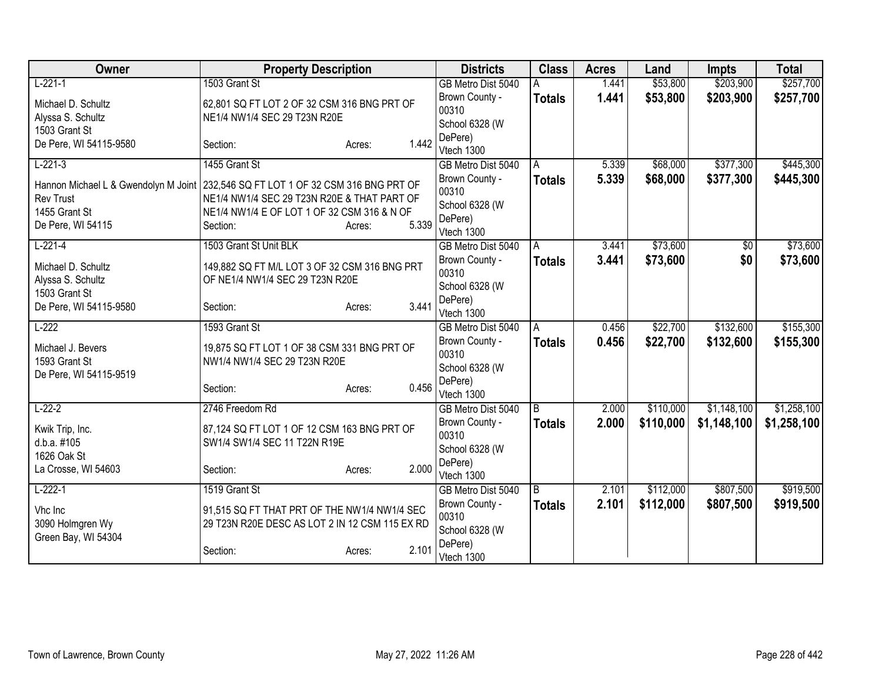| Owner | Property Description | Districts | Class | Acres | Land | Impts | Total |
|---|---|---|---|---|---|---|---|
| L-221-1<br>Michael D. Schultz<br>Alyssa S. Schultz<br>1503 Grant St<br>De Pere, WI 54115-9580 | 1503 Grant St<br>62,801 SQ FT LOT 2 OF 32 CSM 316 BNG PRT OF NE1/4 NW1/4 SEC 29 T23N R20E<br>Section: Acres: 1.442 | GB Metro Dist 5040<br>Brown County - 00310<br>School 6328 (W DePere)<br>Vtech 1300 | A<br>**Totals** | 1.441<br>**1.441** | \$53,800<br>**\$53,800** | \$203,900<br>**\$203,900** | \$257,700<br>**\$257,700** |
| L-221-3<br>Hannon Michael L & Gwendolyn M Joint Rev Trust<br>1455 Grant St<br>De Pere, WI 54115 | 1455 Grant St<br>232,546 SQ FT LOT 1 OF 32 CSM 316 BNG PRT OF NE1/4 NW1/4 SEC 29 T23N R20E & THAT PART OF NE1/4 NW1/4 E OF LOT 1 OF 32 CSM 316 & N OF<br>Section: Acres: 5.339 | GB Metro Dist 5040<br>Brown County - 00310<br>School 6328 (W DePere)<br>Vtech 1300 | A<br>**Totals** | 5.339<br>**5.339** | \$68,000<br>**\$68,000** | \$377,300<br>**\$377,300** | \$445,300<br>**\$445,300** |
| L-221-4<br>Michael D. Schultz<br>Alyssa S. Schultz<br>1503 Grant St<br>De Pere, WI 54115-9580 | 1503 Grant St Unit BLK<br>149,882 SQ FT M/L LOT 3 OF 32 CSM 316 BNG PRT OF NE1/4 NW1/4 SEC 29 T23N R20E<br>Section: Acres: 3.441 | GB Metro Dist 5040<br>Brown County - 00310<br>School 6328 (W DePere)<br>Vtech 1300 | A<br>**Totals** | 3.441<br>**3.441** | \$73,600<br>**\$73,600** | \$0<br>**\$0** | \$73,600<br>**\$73,600** |
| L-222<br>Michael J. Bevers<br>1593 Grant St<br>De Pere, WI 54115-9519 | 1593 Grant St<br>19,875 SQ FT LOT 1 OF 38 CSM 331 BNG PRT OF NW1/4 NW1/4 SEC 29 T23N R20E<br>Section: Acres: 0.456 | GB Metro Dist 5040<br>Brown County - 00310<br>School 6328 (W DePere)<br>Vtech 1300 | A<br>**Totals** | 0.456<br>**0.456** | \$22,700<br>**\$22,700** | \$132,600<br>**\$132,600** | \$155,300<br>**\$155,300** |
| L-22-2<br>Kwik Trip, Inc.<br>d.b.a. #105<br>1626 Oak St<br>La Crosse, WI 54603 | 2746 Freedom Rd<br>87,124 SQ FT LOT 1 OF 12 CSM 163 BNG PRT OF SW1/4 SW1/4 SEC 11 T22N R19E<br>Section: Acres: 2.000 | GB Metro Dist 5040<br>Brown County - 00310<br>School 6328 (W DePere)<br>Vtech 1300 | B<br>**Totals** | 2.000<br>**2.000** | \$110,000<br>**\$110,000** | \$1,148,100<br>**\$1,148,100** | \$1,258,100<br>**\$1,258,100** |
| L-222-1<br>Vhc Inc<br>3090 Holmgren Wy<br>Green Bay, WI 54304 | 1519 Grant St<br>91,515 SQ FT THAT PRT OF THE NW1/4 NW1/4 SEC 29 T23N R20E DESC AS LOT 2 IN 12 CSM 115 EX RD<br>Section: Acres: 2.101 | GB Metro Dist 5040<br>Brown County - 00310<br>School 6328 (W DePere)<br>Vtech 1300 | B<br>**Totals** | 2.101<br>**2.101** | \$112,000<br>**\$112,000** | \$807,500<br>**\$807,500** | \$919,500<br>**\$919,500** |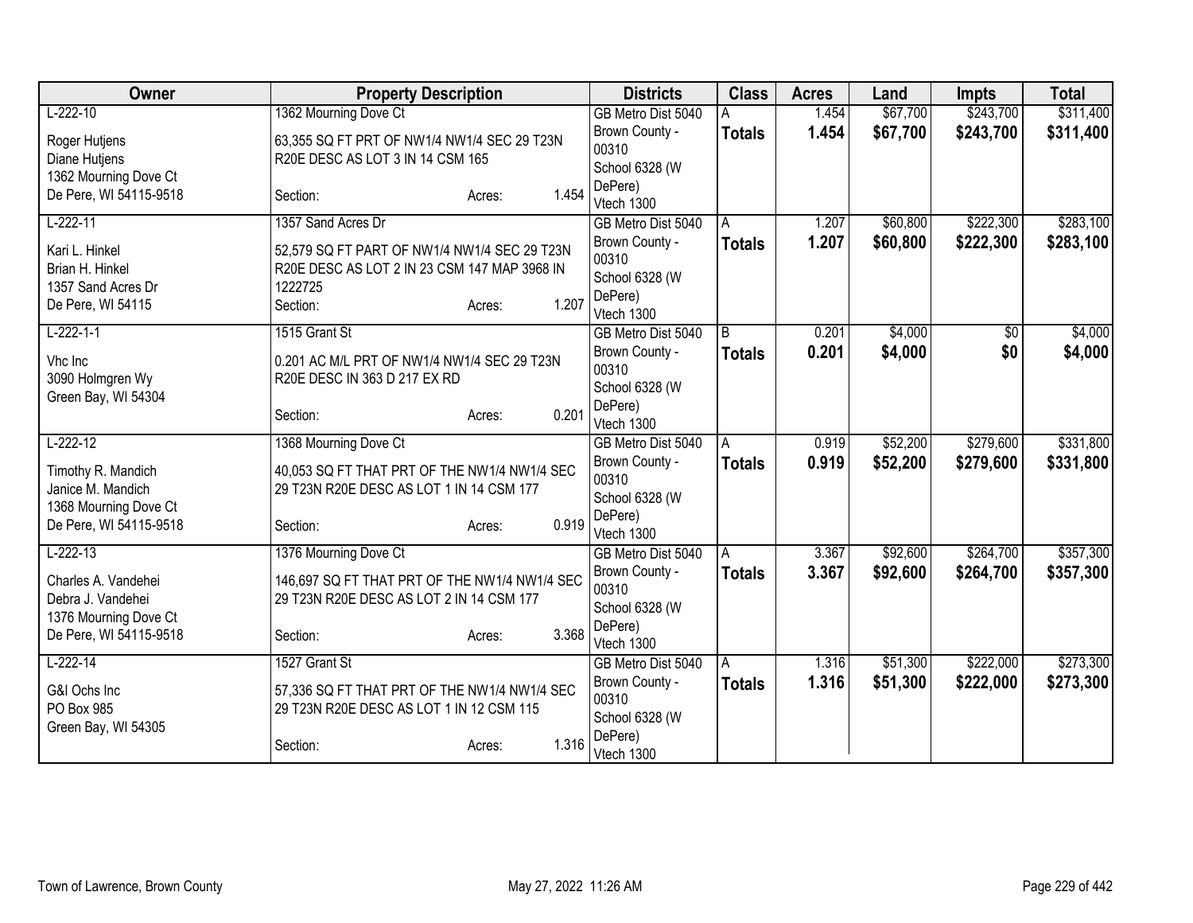| Owner | Property Description | Districts | Class | Acres | Land | Impts | Total |
|---|---|---|---|---|---|---|---|
| L-222-10<br>Roger Hutjens<br>Diane Hutjens<br>1362 Mourning Dove Ct<br>De Pere, WI 54115-9518 | 1362 Mourning Dove Ct<br>63,355 SQ FT PRT OF NW1/4 NW1/4 SEC 29 T23N R20E DESC AS LOT 3 IN 14 CSM 165<br>Section: Acres: 1.454 | GB Metro Dist 5040<br>Brown County - 00310<br>School 6328 (W DePere)<br>Vtech 1300 | A<br>**Totals** | 1.454<br>**1.454** | $67,700<br>**$67,700** | $243,700<br>**$243,700** | $311,400<br>**$311,400** |
| L-222-11<br>Kari L. Hinkel<br>Brian H. Hinkel<br>1357 Sand Acres Dr<br>De Pere, WI 54115 | 1357 Sand Acres Dr<br>52,579 SQ FT PART OF NW1/4 NW1/4 SEC 29 T23N R20E DESC AS LOT 2 IN 23 CSM 147 MAP 3968 IN 1222725<br>Section: Acres: 1.207 | GB Metro Dist 5040<br>Brown County - 00310<br>School 6328 (W DePere)<br>Vtech 1300 | A<br>**Totals** | 1.207<br>**1.207** | $60,800<br>**$60,800** | $222,300<br>**$222,300** | $283,100<br>**$283,100** |
| L-222-1-1<br>Vhc Inc<br>3090 Holmgren Wy<br>Green Bay, WI 54304 | 1515 Grant St<br>0.201 AC M/L PRT OF NW1/4 NW1/4 SEC 29 T23N R20E DESC IN 363 D 217 EX RD<br>Section: Acres: 0.201 | GB Metro Dist 5040<br>Brown County - 00310<br>School 6328 (W DePere)<br>Vtech 1300 | B<br>**Totals** | 0.201<br>**0.201** | $4,000<br>**$4,000** | $0<br>**$0** | $4,000<br>**$4,000** |
| L-222-12<br>Timothy R. Mandich<br>Janice M. Mandich<br>1368 Mourning Dove Ct<br>De Pere, WI 54115-9518 | 1368 Mourning Dove Ct<br>40,053 SQ FT THAT PRT OF THE NW1/4 NW1/4 SEC 29 T23N R20E DESC AS LOT 1 IN 14 CSM 177<br>Section: Acres: 0.919 | GB Metro Dist 5040<br>Brown County - 00310<br>School 6328 (W DePere)<br>Vtech 1300 | A<br>**Totals** | 0.919<br>**0.919** | $52,200<br>**$52,200** | $279,600<br>**$279,600** | $331,800<br>**$331,800** |
| L-222-13<br>Charles A. Vandehei<br>Debra J. Vandehei<br>1376 Mourning Dove Ct<br>De Pere, WI 54115-9518 | 1376 Mourning Dove Ct<br>146,697 SQ FT THAT PRT OF THE NW1/4 NW1/4 SEC 29 T23N R20E DESC AS LOT 2 IN 14 CSM 177<br>Section: Acres: 3.368 | GB Metro Dist 5040<br>Brown County - 00310<br>School 6328 (W DePere)<br>Vtech 1300 | A<br>**Totals** | 3.367<br>**3.367** | $92,600<br>**$92,600** | $264,700<br>**$264,700** | $357,300<br>**$357,300** |
| L-222-14<br>G&I Ochs Inc<br>PO Box 985<br>Green Bay, WI 54305 | 1527 Grant St<br>57,336 SQ FT THAT PRT OF THE NW1/4 NW1/4 SEC 29 T23N R20E DESC AS LOT 1 IN 12 CSM 115<br>Section: Acres: 1.316 | GB Metro Dist 5040<br>Brown County - 00310<br>School 6328 (W DePere)<br>Vtech 1300 | A<br>**Totals** | 1.316<br>**1.316** | $51,300<br>**$51,300** | $222,000<br>**$222,000** | $273,300<br>**$273,300** |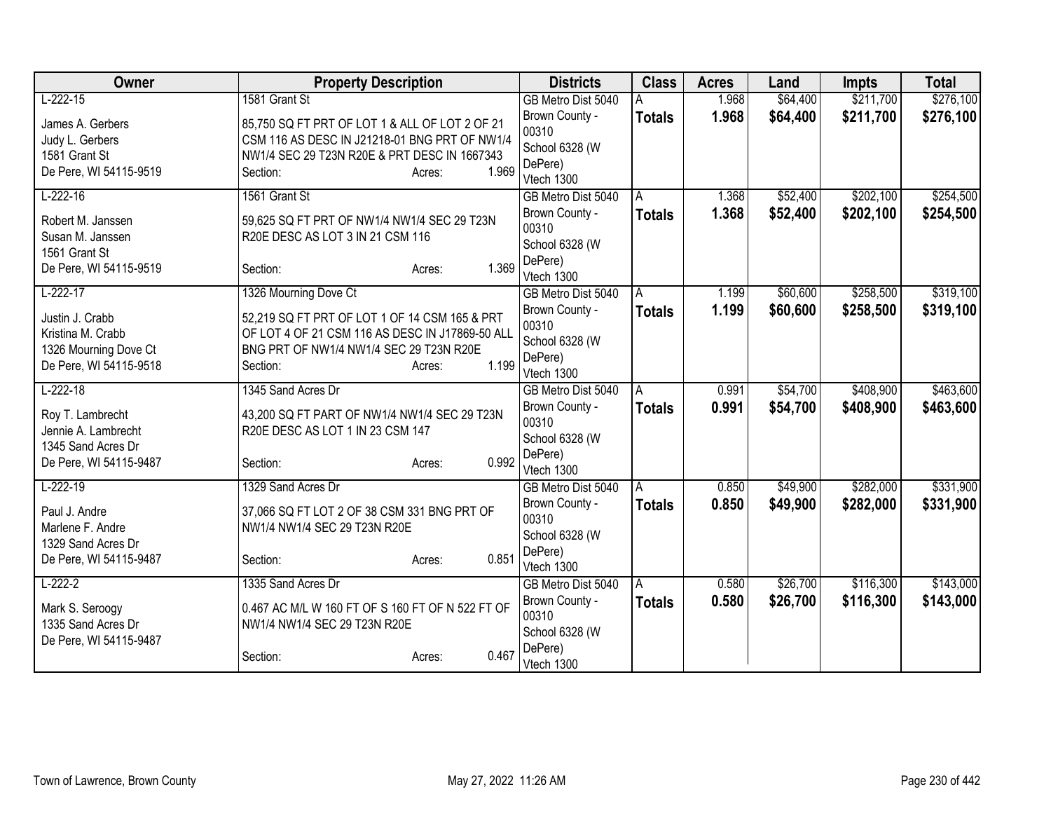| Owner | Property Description | Districts | Class | Acres | Land | Impts | Total |
|---|---|---|---|---|---|---|---|
| L-222-15<br><br>James A. Gerbers<br>Judy L. Gerbers<br>1581 Grant St<br>De Pere, WI 54115-9519 | 1581 Grant St<br><br>85,750 SQ FT PRT OF LOT 1 & ALL OF LOT 2 OF 21 CSM 116 AS DESC IN J21218-01 BNG PRT OF NW1/4 NW1/4 SEC 29 T23N R20E & PRT DESC IN 1667343<br>Section: Acres: 1.969 | GB Metro Dist 5040<br>Brown County - 00310<br>School 6328 (W DePere)<br>Vtech 1300 | A<br>**Totals** | 1.968<br>**1.968** | $64,400<br>**$64,400** | $211,700<br>**$211,700** | $276,100<br>**$276,100** |
| L-222-16<br><br>Robert M. Janssen<br>Susan M. Janssen<br>1561 Grant St<br>De Pere, WI 54115-9519 | 1561 Grant St<br><br>59,625 SQ FT PRT OF NW1/4 NW1/4 SEC 29 T23N R20E DESC AS LOT 3 IN 21 CSM 116<br><br>Section: Acres: 1.369 | GB Metro Dist 5040<br>Brown County - 00310<br>School 6328 (W DePere)<br>Vtech 1300 | A<br>**Totals** | 1.368<br>**1.368** | $52,400<br>**$52,400** | $202,100<br>**$202,100** | $254,500<br>**$254,500** |
| L-222-17<br><br>Justin J. Crabb<br>Kristina M. Crabb<br>1326 Mourning Dove Ct<br>De Pere, WI 54115-9518 | 1326 Mourning Dove Ct<br><br>52,219 SQ FT PRT OF LOT 1 OF 14 CSM 165 & PRT OF LOT 4 OF 21 CSM 116 AS DESC IN J17869-50 ALL BNG PRT OF NW1/4 NW1/4 SEC 29 T23N R20E<br>Section: Acres: 1.199 | GB Metro Dist 5040<br>Brown County - 00310<br>School 6328 (W DePere)<br>Vtech 1300 | A<br>**Totals** | 1.199<br>**1.199** | $60,600<br>**$60,600** | $258,500<br>**$258,500** | $319,100<br>**$319,100** |
| L-222-18<br><br>Roy T. Lambrecht<br>Jennie A. Lambrecht<br>1345 Sand Acres Dr<br>De Pere, WI 54115-9487 | 1345 Sand Acres Dr<br><br>43,200 SQ FT PART OF NW1/4 NW1/4 SEC 29 T23N R20E DESC AS LOT 1 IN 23 CSM 147<br><br>Section: Acres: 0.992 | GB Metro Dist 5040<br>Brown County - 00310<br>School 6328 (W DePere)<br>Vtech 1300 | A<br>**Totals** | 0.991<br>**0.991** | $54,700<br>**$54,700** | $408,900<br>**$408,900** | $463,600<br>**$463,600** |
| L-222-19<br><br>Paul J. Andre<br>Marlene F. Andre<br>1329 Sand Acres Dr<br>De Pere, WI 54115-9487 | 1329 Sand Acres Dr<br><br>37,066 SQ FT LOT 2 OF 38 CSM 331 BNG PRT OF NW1/4 NW1/4 SEC 29 T23N R20E<br><br>Section: Acres: 0.851 | GB Metro Dist 5040<br>Brown County - 00310<br>School 6328 (W DePere)<br>Vtech 1300 | A<br>**Totals** | 0.850<br>**0.850** | $49,900<br>**$49,900** | $282,000<br>**$282,000** | $331,900<br>**$331,900** |
| L-222-2<br><br>Mark S. Seroogy<br>1335 Sand Acres Dr<br>De Pere, WI 54115-9487 | 1335 Sand Acres Dr<br><br>0.467 AC M/L W 160 FT OF S 160 FT OF N 522 FT OF NW1/4 NW1/4 SEC 29 T23N R20E<br><br>Section: Acres: 0.467 | GB Metro Dist 5040<br>Brown County - 00310<br>School 6328 (W DePere)<br>Vtech 1300 | A<br>**Totals** | 0.580<br>**0.580** | $26,700<br>**$26,700** | $116,300<br>**$116,300** | $143,000<br>**$143,000** |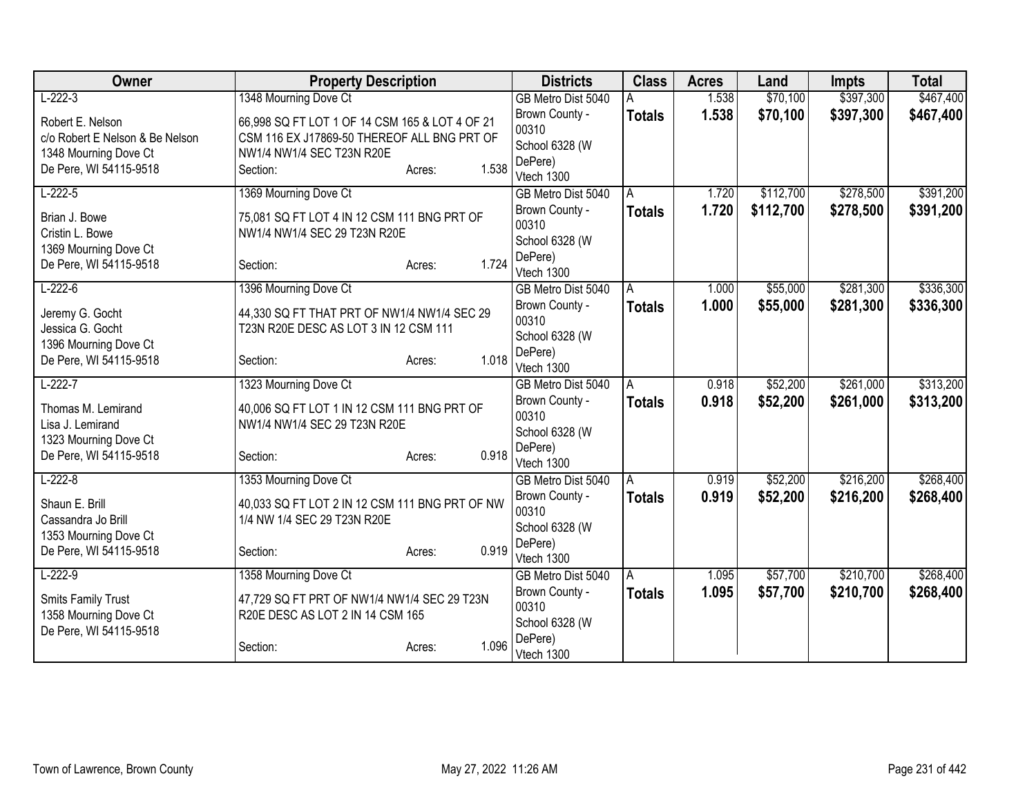| Owner | Property Description | Districts | Class | Acres | Land | Impts | Total |
|---|---|---|---|---|---|---|---|
| L-222-3<br>Robert E. Nelson<br>c/o Robert E Nelson & Be Nelson<br>1348 Mourning Dove Ct<br>De Pere, WI 54115-9518 | 1348 Mourning Dove Ct<br>66,998 SQ FT LOT 1 OF 14 CSM 165 & LOT 4 OF 21 CSM 116 EX J17869-50 THEREOF ALL BNG PRT OF NW1/4 NW1/4 SEC T23N R20E<br>Section: Acres: 1.538 | GB Metro Dist 5040<br>Brown County - 00310<br>School 6328 (W DePere)<br>Vtech 1300 | A<br>**Totals** | 1.538<br>**1.538** | $70,100<br>**$70,100** | $397,300<br>**$397,300** | $467,400<br>**$467,400** |
| L-222-5<br>Brian J. Bowe<br>Cristin L. Bowe<br>1369 Mourning Dove Ct<br>De Pere, WI 54115-9518 | 1369 Mourning Dove Ct<br>75,081 SQ FT LOT 4 IN 12 CSM 111 BNG PRT OF NW1/4 NW1/4 SEC 29 T23N R20E<br>Section: Acres: 1.724 | GB Metro Dist 5040<br>Brown County - 00310<br>School 6328 (W DePere)<br>Vtech 1300 | A<br>**Totals** | 1.720<br>**1.720** | $112,700<br>**$112,700** | $278,500<br>**$278,500** | $391,200<br>**$391,200** |
| L-222-6<br>Jeremy G. Gocht<br>Jessica G. Gocht<br>1396 Mourning Dove Ct<br>De Pere, WI 54115-9518 | 1396 Mourning Dove Ct<br>44,330 SQ FT THAT PRT OF NW1/4 NW1/4 SEC 29 T23N R20E DESC AS LOT 3 IN 12 CSM 111<br>Section: Acres: 1.018 | GB Metro Dist 5040<br>Brown County - 00310<br>School 6328 (W DePere)<br>Vtech 1300 | A<br>**Totals** | 1.000<br>**1.000** | $55,000<br>**$55,000** | $281,300<br>**$281,300** | $336,300<br>**$336,300** |
| L-222-7<br>Thomas M. Lemirand<br>Lisa J. Lemirand<br>1323 Mourning Dove Ct<br>De Pere, WI 54115-9518 | 1323 Mourning Dove Ct<br>40,006 SQ FT LOT 1 IN 12 CSM 111 BNG PRT OF NW1/4 NW1/4 SEC 29 T23N R20E<br>Section: Acres: 0.918 | GB Metro Dist 5040<br>Brown County - 00310<br>School 6328 (W DePere)<br>Vtech 1300 | A<br>**Totals** | 0.918<br>**0.918** | $52,200<br>**$52,200** | $261,000<br>**$261,000** | $313,200<br>**$313,200** |
| L-222-8<br>Shaun E. Brill<br>Cassandra Jo Brill<br>1353 Mourning Dove Ct<br>De Pere, WI 54115-9518 | 1353 Mourning Dove Ct<br>40,033 SQ FT LOT 2 IN 12 CSM 111 BNG PRT OF NW 1/4 NW 1/4 SEC 29 T23N R20E<br>Section: Acres: 0.919 | GB Metro Dist 5040<br>Brown County - 00310<br>School 6328 (W DePere)<br>Vtech 1300 | A<br>**Totals** | 0.919<br>**0.919** | $52,200<br>**$52,200** | $216,200<br>**$216,200** | $268,400<br>**$268,400** |
| L-222-9<br>Smits Family Trust<br>1358 Mourning Dove Ct<br>De Pere, WI 54115-9518 | 1358 Mourning Dove Ct<br>47,729 SQ FT PRT OF NW1/4 NW1/4 SEC 29 T23N R20E DESC AS LOT 2 IN 14 CSM 165<br>Section: Acres: 1.096 | GB Metro Dist 5040<br>Brown County - 00310<br>School 6328 (W DePere)<br>Vtech 1300 | A<br>**Totals** | 1.095<br>**1.095** | $57,700<br>**$57,700** | $210,700<br>**$210,700** | $268,400<br>**$268,400** |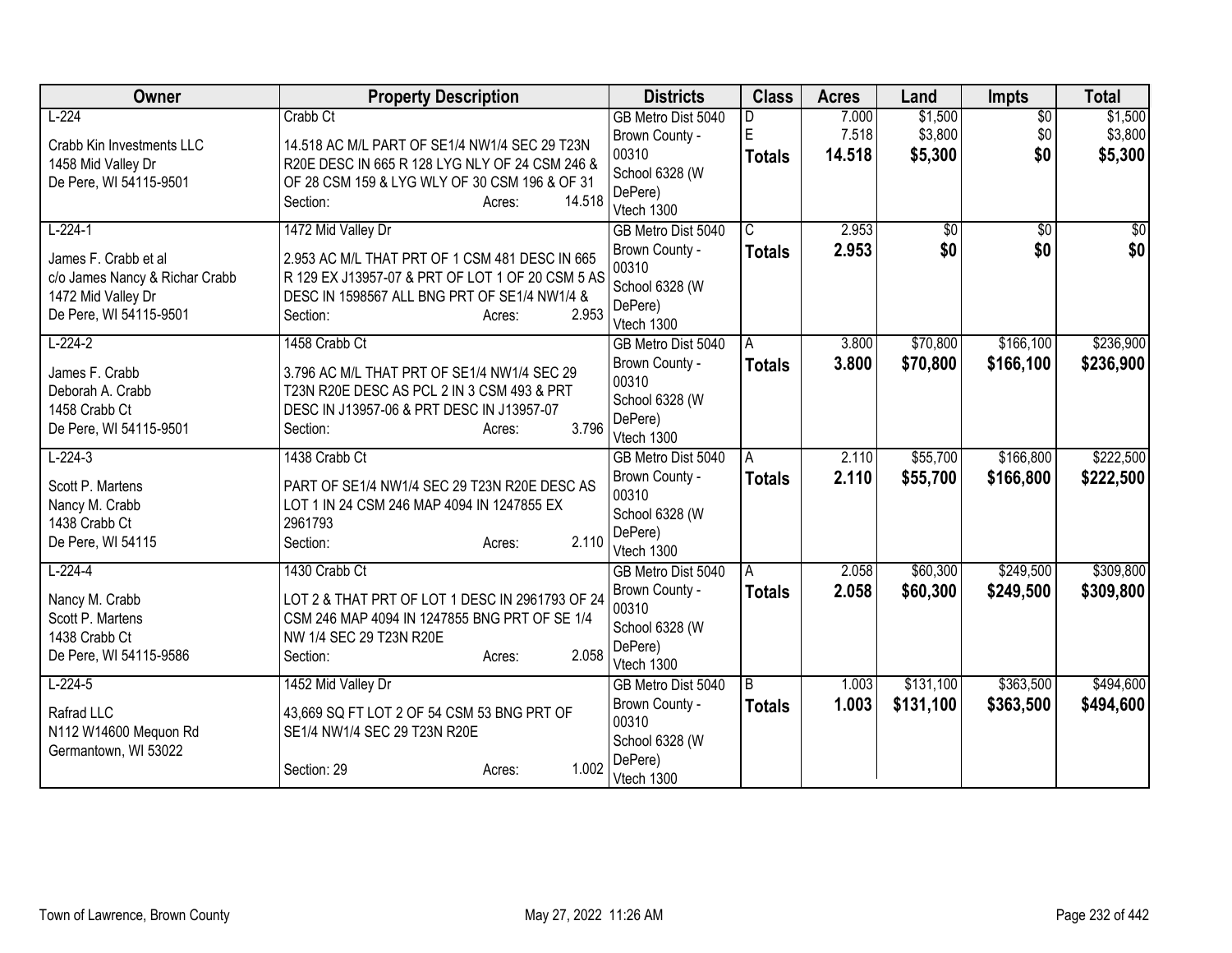| Owner | Property Description | Districts | Class | Acres | Land | Impts | Total |
|---|---|---|---|---|---|---|---|
| L-224<br><br>Crabb Kin Investments LLC<br>1458 Mid Valley Dr<br>De Pere, WI 54115-9501 | Crabb Ct<br><br>14.518 AC M/L PART OF SE1/4 NW1/4 SEC 29 T23N R20E DESC IN 665 R 128 LYG NLY OF 24 CSM 246 & OF 28 CSM 159 & LYG WLY OF 30 CSM 196 & OF 31<br>Section: Acres: 14.518 | GB Metro Dist 5040<br>Brown County - 00310<br>School 6328 (W DePere)<br>Vtech 1300 | D<br>E<br>**Totals** | 7.000<br>7.518<br>**14.518** | $1,500<br>$3,800<br>**$5,300** | $0<br>$0<br>**$0** | $1,500<br>$3,800<br>**$5,300** |
| L-224-1<br><br>James F. Crabb et al<br>c/o James Nancy & Richar Crabb<br>1472 Mid Valley Dr<br>De Pere, WI 54115-9501 | 1472 Mid Valley Dr<br><br>2.953 AC M/L THAT PRT OF 1 CSM 481 DESC IN 665 R 129 EX J13957-07 & PRT OF LOT 1 OF 20 CSM 5 AS DESC IN 1598567 ALL BNG PRT OF SE1/4 NW1/4 &<br>Section: Acres: 2.953 | GB Metro Dist 5040<br>Brown County - 00310<br>School 6328 (W DePere)<br>Vtech 1300 | C<br>**Totals** | 2.953<br>**2.953** | $0<br>**$0** | $0<br>**$0** | $0<br>**$0** |
| L-224-2<br><br>James F. Crabb<br>Deborah A. Crabb<br>1458 Crabb Ct<br>De Pere, WI 54115-9501 | 1458 Crabb Ct<br><br>3.796 AC M/L THAT PRT OF SE1/4 NW1/4 SEC 29 T23N R20E DESC AS PCL 2 IN 3 CSM 493 & PRT DESC IN J13957-06 & PRT DESC IN J13957-07<br>Section: Acres: 3.796 | GB Metro Dist 5040<br>Brown County - 00310<br>School 6328 (W DePere)<br>Vtech 1300 | A<br>**Totals** | 3.800<br>**3.800** | $70,800<br>**$70,800** | $166,100<br>**$166,100** | $236,900<br>**$236,900** |
| L-224-3<br><br>Scott P. Martens<br>Nancy M. Crabb<br>1438 Crabb Ct<br>De Pere, WI 54115 | 1438 Crabb Ct<br><br>PART OF SE1/4 NW1/4 SEC 29 T23N R20E DESC AS LOT 1 IN 24 CSM 246 MAP 4094 IN 1247855 EX 2961793<br>Section: Acres: 2.110 | GB Metro Dist 5040<br>Brown County - 00310<br>School 6328 (W DePere)<br>Vtech 1300 | A<br>**Totals** | 2.110<br>**2.110** | $55,700<br>**$55,700** | $166,800<br>**$166,800** | $222,500<br>**$222,500** |
| L-224-4<br><br>Nancy M. Crabb<br>Scott P. Martens<br>1438 Crabb Ct<br>De Pere, WI 54115-9586 | 1430 Crabb Ct<br><br>LOT 2 & THAT PRT OF LOT 1 DESC IN 2961793 OF 24 CSM 246 MAP 4094 IN 1247855 BNG PRT OF SE 1/4 NW 1/4 SEC 29 T23N R20E<br>Section: Acres: 2.058 | GB Metro Dist 5040<br>Brown County - 00310<br>School 6328 (W DePere)<br>Vtech 1300 | A<br>**Totals** | 2.058<br>**2.058** | $60,300<br>**$60,300** | $249,500<br>**$249,500** | $309,800<br>**$309,800** |
| L-224-5<br><br>Rafrad LLC<br>N112 W14600 Mequon Rd<br>Germantown, WI 53022 | 1452 Mid Valley Dr<br><br>43,669 SQ FT LOT 2 OF 54 CSM 53 BNG PRT OF SE1/4 NW1/4 SEC 29 T23N R20E<br><br>Section: 29 Acres: 1.002 | GB Metro Dist 5040<br>Brown County - 00310<br>School 6328 (W DePere)<br>Vtech 1300 | B<br>**Totals** | 1.003<br>**1.003** | $131,100<br>**$131,100** | $363,500<br>**$363,500** | $494,600<br>**$494,600** |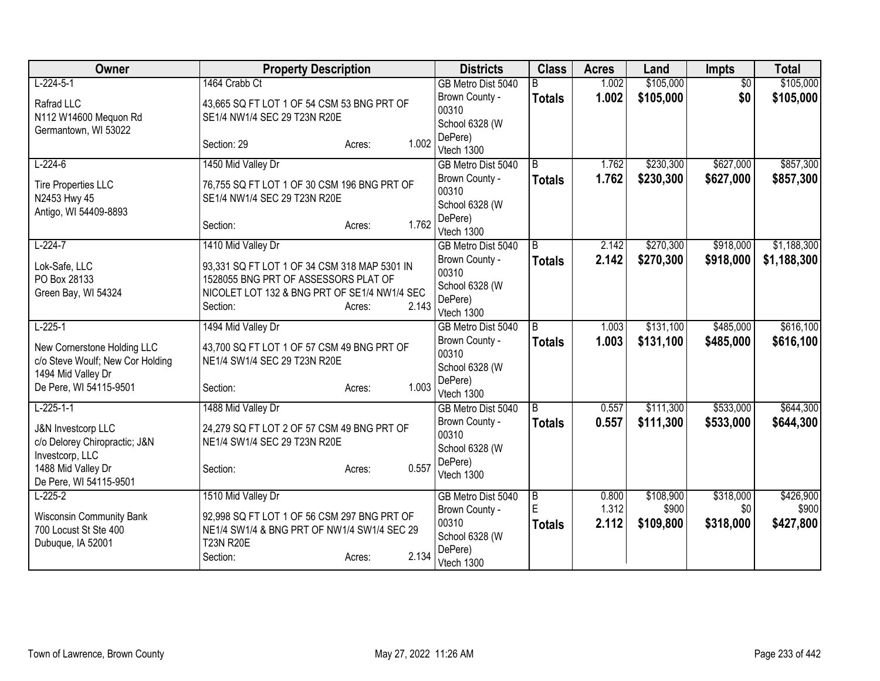| Owner | Property Description | Districts | Class | Acres | Land | Impts | Total |
|---|---|---|---|---|---|---|---|
| L-224-5-1<br>Rafrad LLC<br>N112 W14600 Mequon Rd<br>Germantown, WI 53022 | 1464 Crabb Ct<br>43,665 SQ FT LOT 1 OF 54 CSM 53 BNG PRT OF SE1/4 NW1/4 SEC 29 T23N R20E<br>Section: 29 Acres: 1.002 | GB Metro Dist 5040<br>Brown County - 00310<br>School 6328 (W DePere)<br>Vtech 1300 | B<br>**Totals** | 1.002<br>**1.002** | $105,000<br>**$105,000** | $0<br>**$0** | $105,000<br>**$105,000** |
| L-224-6<br>Tire Properties LLC<br>N2453 Hwy 45<br>Antigo, WI 54409-8893 | 1450 Mid Valley Dr<br>76,755 SQ FT LOT 1 OF 30 CSM 196 BNG PRT OF SE1/4 NW1/4 SEC 29 T23N R20E<br>Section: Acres: 1.762 | GB Metro Dist 5040<br>Brown County - 00310<br>School 6328 (W DePere)<br>Vtech 1300 | B<br>**Totals** | 1.762<br>**1.762** | $230,300<br>**$230,300** | $627,000<br>**$627,000** | $857,300<br>**$857,300** |
| L-224-7<br>Lok-Safe, LLC<br>PO Box 28133<br>Green Bay, WI 54324 | 1410 Mid Valley Dr<br>93,331 SQ FT LOT 1 OF 34 CSM 318 MAP 5301 IN 1528055 BNG PRT OF ASSESSORS PLAT OF NICOLET LOT 132 & BNG PRT OF SE1/4 NW1/4 SEC<br>Section: Acres: 2.143 | GB Metro Dist 5040<br>Brown County - 00310<br>School 6328 (W DePere)<br>Vtech 1300 | B<br>**Totals** | 2.142<br>**2.142** | $270,300<br>**$270,300** | $918,000<br>**$918,000** | $1,188,300<br>**$1,188,300** |
| L-225-1<br>New Cornerstone Holding LLC<br>c/o Steve Woulf; New Cor Holding<br>1494 Mid Valley Dr<br>De Pere, WI 54115-9501 | 1494 Mid Valley Dr<br>43,700 SQ FT LOT 1 OF 57 CSM 49 BNG PRT OF NE1/4 SW1/4 SEC 29 T23N R20E<br>Section: Acres: 1.003 | GB Metro Dist 5040<br>Brown County - 00310<br>School 6328 (W DePere)<br>Vtech 1300 | B<br>**Totals** | 1.003<br>**1.003** | $131,100<br>**$131,100** | $485,000<br>**$485,000** | $616,100<br>**$616,100** |
| L-225-1-1<br>J&N Investcorp LLC<br>c/o Delorey Chiropractic; J&N Investcorp, LLC<br>1488 Mid Valley Dr<br>De Pere, WI 54115-9501 | 1488 Mid Valley Dr<br>24,279 SQ FT LOT 2 OF 57 CSM 49 BNG PRT OF NE1/4 SW1/4 SEC 29 T23N R20E<br>Section: Acres: 0.557 | GB Metro Dist 5040<br>Brown County - 00310<br>School 6328 (W DePere)<br>Vtech 1300 | B<br>**Totals** | 0.557<br>**0.557** | $111,300<br>**$111,300** | $533,000<br>**$533,000** | $644,300<br>**$644,300** |
| L-225-2<br>Wisconsin Community Bank<br>700 Locust St Ste 400<br>Dubuque, IA 52001 | 1510 Mid Valley Dr<br>92,998 SQ FT LOT 1 OF 56 CSM 297 BNG PRT OF NE1/4 SW1/4 & BNG PRT OF NW1/4 SW1/4 SEC 29 T23N R20E<br>Section: Acres: 2.134 | GB Metro Dist 5040<br>Brown County - 00310<br>School 6328 (W DePere)<br>Vtech 1300 | B<br>E<br>**Totals** | 0.800<br>1.312<br>**2.112** | $108,900<br>$900<br>**$109,800** | $318,000<br>$0<br>**$318,000** | $426,900<br>$900<br>**$427,800** |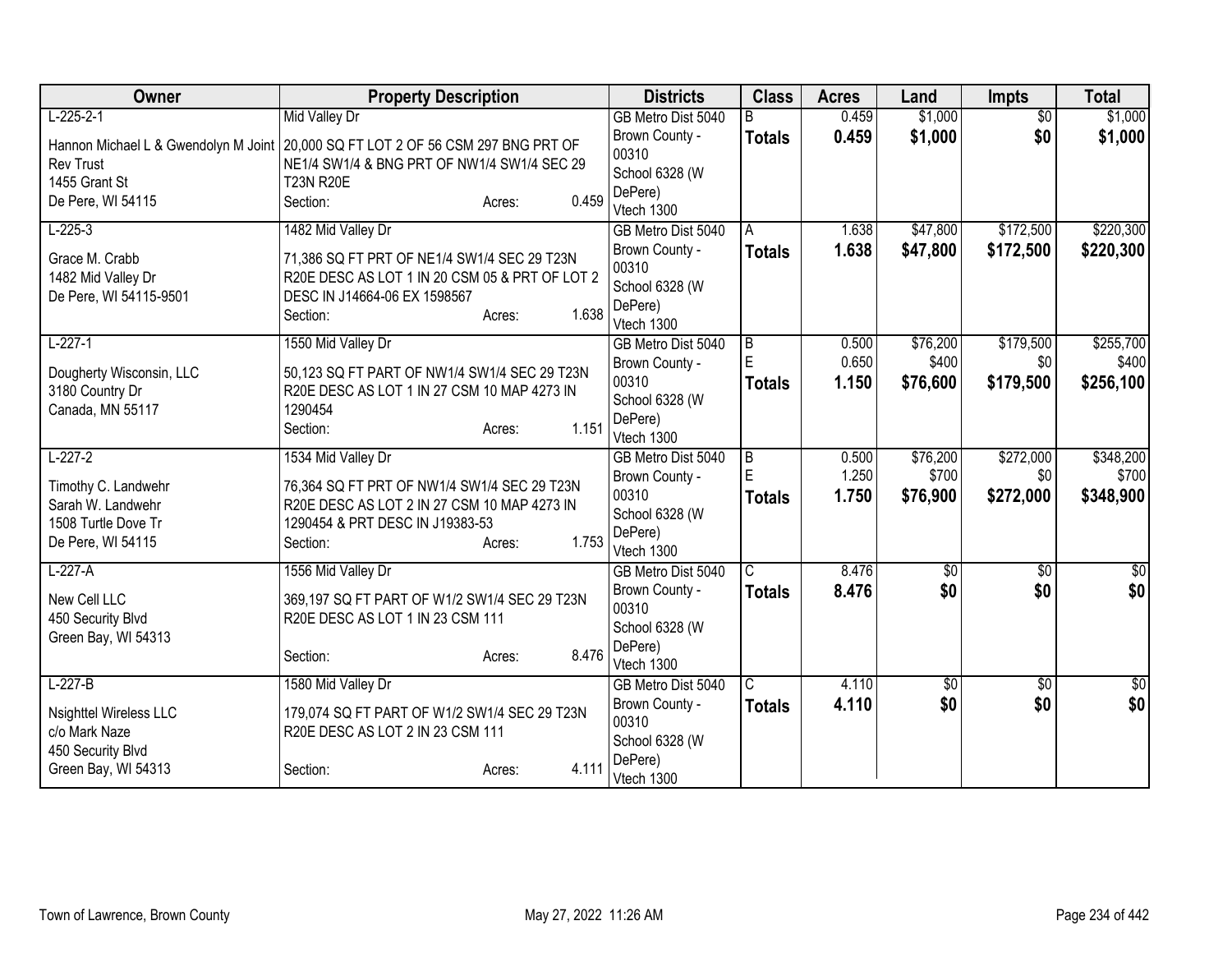| Owner | Property Description | Districts | Class | Acres | Land | Impts | Total |
|---|---|---|---|---|---|---|---|
| L-225-2-1<br>Hannon Michael L & Gwendolyn M Joint Rev Trust<br>1455 Grant St<br>De Pere, WI 54115 | Mid Valley Dr<br>20,000 SQ FT LOT 2 OF 56 CSM 297 BNG PRT OF NE1/4 SW1/4 & BNG PRT OF NW1/4 SW1/4 SEC 29 T23N R20E<br>Section: Acres: 0.459 | GB Metro Dist 5040<br>Brown County - 00310<br>School 6328 (W DePere)<br>Vtech 1300 | B<br>**Totals** | 0.459<br>**0.459** | $1,000<br>**$1,000** | $0<br>**$0** | $1,000<br>**$1,000** |
| L-225-3<br>Grace M. Crabb<br>1482 Mid Valley Dr<br>De Pere, WI 54115-9501 | 1482 Mid Valley Dr<br>71,386 SQ FT PRT OF NE1/4 SW1/4 SEC 29 T23N R20E DESC AS LOT 1 IN 20 CSM 05 & PRT OF LOT 2 DESC IN J14664-06 EX 1598567<br>Section: Acres: 1.638 | GB Metro Dist 5040<br>Brown County - 00310<br>School 6328 (W DePere)<br>Vtech 1300 | A<br>**Totals** | 1.638<br>**1.638** | $47,800<br>**$47,800** | $172,500<br>**$172,500** | $220,300<br>**$220,300** |
| L-227-1<br>Dougherty Wisconsin, LLC<br>3180 Country Dr<br>Canada, MN 55117 | 1550 Mid Valley Dr<br>50,123 SQ FT PART OF NW1/4 SW1/4 SEC 29 T23N R20E DESC AS LOT 1 IN 27 CSM 10 MAP 4273 IN 1290454<br>Section: Acres: 1.151 | GB Metro Dist 5040<br>Brown County - 00310<br>School 6328 (W DePere)<br>Vtech 1300 | B<br>E<br>**Totals** | 0.500<br>0.650<br>**1.150** | $76,200<br>$400<br>**$76,600** | $179,500<br>$0<br>**$179,500** | $255,700<br>$400<br>**$256,100** |
| L-227-2<br>Timothy C. Landwehr<br>Sarah W. Landwehr<br>1508 Turtle Dove Tr<br>De Pere, WI 54115 | 1534 Mid Valley Dr<br>76,364 SQ FT PRT OF NW1/4 SW1/4 SEC 29 T23N R20E DESC AS LOT 2 IN 27 CSM 10 MAP 4273 IN 1290454 & PRT DESC IN J19383-53<br>Section: Acres: 1.753 | GB Metro Dist 5040<br>Brown County - 00310<br>School 6328 (W DePere)<br>Vtech 1300 | B<br>E<br>**Totals** | 0.500<br>1.250<br>**1.750** | $76,200<br>$700<br>**$76,900** | $272,000<br>$0<br>**$272,000** | $348,200<br>$700<br>**$348,900** |
| L-227-A<br>New Cell LLC<br>450 Security Blvd<br>Green Bay, WI 54313 | 1556 Mid Valley Dr<br>369,197 SQ FT PART OF W1/2 SW1/4 SEC 29 T23N R20E DESC AS LOT 1 IN 23 CSM 111<br>Section: Acres: 8.476 | GB Metro Dist 5040<br>Brown County - 00310<br>School 6328 (W DePere)<br>Vtech 1300 | C<br>**Totals** | 8.476<br>**8.476** | $0<br>**$0** | $0<br>**$0** | $0<br>**$0** |
| L-227-B<br>Nsighttel Wireless LLC<br>c/o Mark Naze<br>450 Security Blvd<br>Green Bay, WI 54313 | 1580 Mid Valley Dr<br>179,074 SQ FT PART OF W1/2 SW1/4 SEC 29 T23N R20E DESC AS LOT 2 IN 23 CSM 111<br>Section: Acres: 4.111 | GB Metro Dist 5040<br>Brown County - 00310<br>School 6328 (W DePere)<br>Vtech 1300 | C<br>**Totals** | 4.110<br>**4.110** | $0<br>**$0** | $0<br>**$0** | $0<br>**$0** |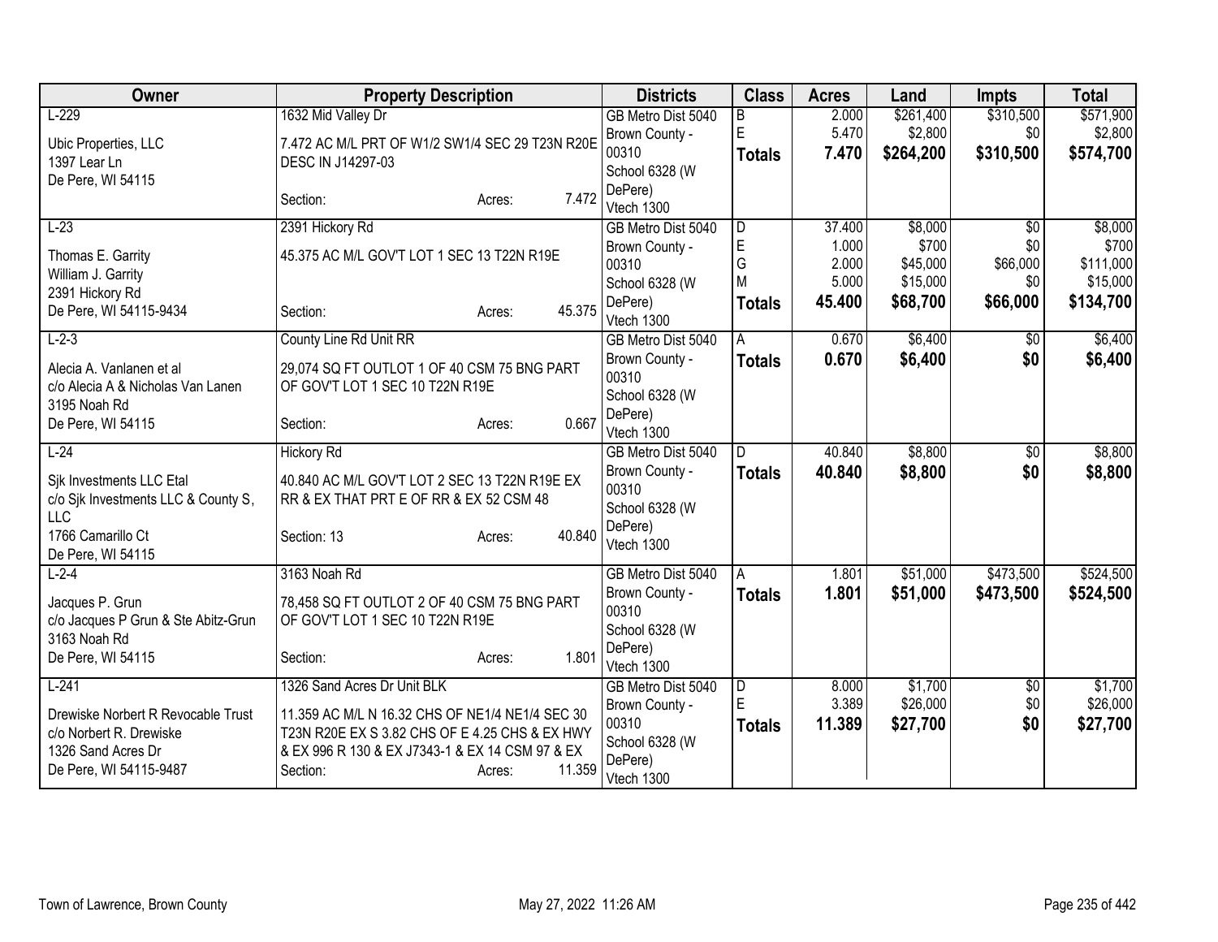| Owner | Property Description | Districts | Class | Acres | Land | Impts | Total |
|---|---|---|---|---|---|---|---|
| L-229<br><br>Ubic Properties, LLC<br>1397 Lear Ln<br>De Pere, WI 54115 | 1632 Mid Valley Dr<br><br>7.472 AC M/L PRT OF W1/2 SW1/4 SEC 29 T23N R20E DESC IN J14297-03<br><br>Section: Acres: 7.472 | GB Metro Dist 5040<br>Brown County - 00310<br>School 6328 (W DePere)<br>Vtech 1300 | B<br>E<br>**Totals** | 2.000<br>5.470<br>**7.470** | $261,400<br>$2,800<br>**$264,200** | $310,500<br>$0<br>**$310,500** | $571,900<br>$2,800<br>**$574,700** |
| L-23<br><br>Thomas E. Garrity<br>William J. Garrity<br>2391 Hickory Rd<br>De Pere, WI 54115-9434 | 2391 Hickory Rd<br><br>45.375 AC M/L GOV'T LOT 1 SEC 13 T22N R19E<br><br>Section: Acres: 45.375 | GB Metro Dist 5040<br>Brown County - 00310<br>School 6328 (W DePere)<br>Vtech 1300 | D<br>E<br>G<br>M<br>**Totals** | 37.400<br>1.000<br>2.000<br>5.000<br>**45.400** | $8,000<br>$700<br>$45,000<br>$15,000<br>**$68,700** | $0<br>$0<br>$66,000<br>$0<br>**$66,000** | $8,000<br>$700<br>$111,000<br>$15,000<br>**$134,700** |
| L-2-3<br><br>Alecia A. Vanlanen et al<br>c/o Alecia A & Nicholas Van Lanen<br>3195 Noah Rd<br>De Pere, WI 54115 | County Line Rd Unit RR<br><br>29,074 SQ FT OUTLOT 1 OF 40 CSM 75 BNG PART OF GOV'T LOT 1 SEC 10 T22N R19E<br><br>Section: Acres: 0.667 | GB Metro Dist 5040<br>Brown County - 00310<br>School 6328 (W DePere)<br>Vtech 1300 | A<br>**Totals** | 0.670<br>**0.670** | $6,400<br>**$6,400** | $0<br>**$0** | $6,400<br>**$6,400** |
| L-24<br><br>Sjk Investments LLC Etal<br>c/o Sjk Investments LLC & County S, LLC<br>1766 Camarillo Ct<br>De Pere, WI 54115 | Hickory Rd<br><br>40.840 AC M/L GOV'T LOT 2 SEC 13 T22N R19E EX RR & EX THAT PRT E OF RR & EX 52 CSM 48<br><br>Section: 13 Acres: 40.840 | GB Metro Dist 5040<br>Brown County - 00310<br>School 6328 (W DePere)<br>Vtech 1300 | D<br>**Totals** | 40.840<br>**40.840** | $8,800<br>**$8,800** | $0<br>**$0** | $8,800<br>**$8,800** |
| L-2-4<br><br>Jacques P. Grun<br>c/o Jacques P Grun & Ste Abitz-Grun<br>3163 Noah Rd<br>De Pere, WI 54115 | 3163 Noah Rd<br><br>78,458 SQ FT OUTLOT 2 OF 40 CSM 75 BNG PART OF GOV'T LOT 1 SEC 10 T22N R19E<br><br>Section: Acres: 1.801 | GB Metro Dist 5040<br>Brown County - 00310<br>School 6328 (W DePere)<br>Vtech 1300 | A<br>**Totals** | 1.801<br>**1.801** | $51,000<br>**$51,000** | $473,500<br>**$473,500** | $524,500<br>**$524,500** |
| L-241<br><br>Drewiske Norbert R Revocable Trust<br>c/o Norbert R. Drewiske<br>1326 Sand Acres Dr<br>De Pere, WI 54115-9487 | 1326 Sand Acres Dr Unit BLK<br><br>11.359 AC M/L N 16.32 CHS OF NE1/4 NE1/4 SEC 30 T23N R20E EX S 3.82 CHS OF E 4.25 CHS & EX HWY & EX 996 R 130 & EX J7343-1 & EX 14 CSM 97 & EX<br>Section: Acres: 11.359 | GB Metro Dist 5040<br>Brown County - 00310<br>School 6328 (W DePere)<br>Vtech 1300 | D<br>E<br>**Totals** | 8.000<br>3.389<br>**11.389** | $1,700<br>$26,000<br>**$27,700** | $0<br>$0<br>**$0** | $1,700<br>$26,000<br>**$27,700** |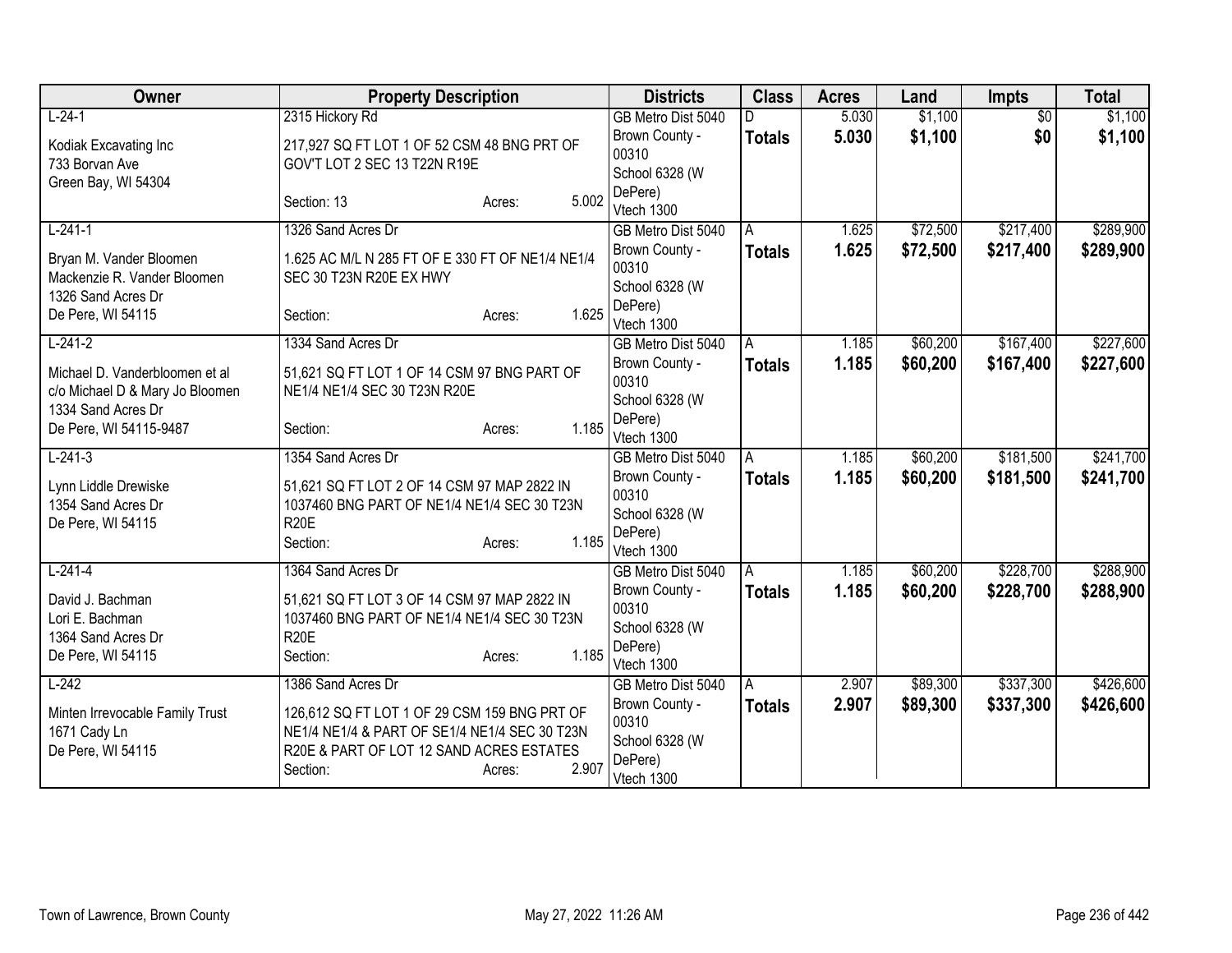| Owner | Property Description | | | Districts | Class | Acres | Land | Impts | Total |
|---|---|---|---|---|---|---|---|---|---|
| L-24-1 | 2315 Hickory Rd | | | GB Metro Dist 5040 | D | 5.030 | $1,100 | $0 | $1,100 |
| Kodiak Excavating Inc<br>733 Borvan Ave<br>Green Bay, WI 54304 | 217,927 SQ FT LOT 1 OF 52 CSM 48 BNG PRT OF GOV'T LOT 2 SEC 13 T22N R19E | | | Brown County - 00310<br>School 6328 (W DePere)<br>Vtech 1300 | **Totals** | **5.030** | **$1,100** | **$0** | **$1,100** |
| | Section: 13 | Acres: | 5.002 | | | | | | |
| L-241-1 | 1326 Sand Acres Dr | | | GB Metro Dist 5040 | A | 1.625 | $72,500 | $217,400 | $289,900 |
| Bryan M. Vander Bloomen<br>Mackenzie R. Vander Bloomen<br>1326 Sand Acres Dr<br>De Pere, WI 54115 | 1.625 AC M/L N 285 FT OF E 330 FT OF NE1/4 NE1/4 SEC 30 T23N R20E EX HWY | | | Brown County - 00310<br>School 6328 (W DePere)<br>Vtech 1300 | **Totals** | **1.625** | **$72,500** | **$217,400** | **$289,900** |
| | Section: | Acres: | 1.625 | | | | | | |
| L-241-2 | 1334 Sand Acres Dr | | | GB Metro Dist 5040 | A | 1.185 | $60,200 | $167,400 | $227,600 |
| Michael D. Vanderbloomen et al<br>c/o Michael D & Mary Jo Bloomen<br>1334 Sand Acres Dr<br>De Pere, WI 54115-9487 | 51,621 SQ FT LOT 1 OF 14 CSM 97 BNG PART OF NE1/4 NE1/4 SEC 30 T23N R20E | | | Brown County - 00310<br>School 6328 (W DePere)<br>Vtech 1300 | **Totals** | **1.185** | **$60,200** | **$167,400** | **$227,600** |
| | Section: | Acres: | 1.185 | | | | | | |
| L-241-3 | 1354 Sand Acres Dr | | | GB Metro Dist 5040 | A | 1.185 | $60,200 | $181,500 | $241,700 |
| Lynn Liddle Drewiske<br>1354 Sand Acres Dr<br>De Pere, WI 54115 | 51,621 SQ FT LOT 2 OF 14 CSM 97 MAP 2822 IN 1037460 BNG PART OF NE1/4 NE1/4 SEC 30 T23N R20E | | | Brown County - 00310<br>School 6328 (W DePere)<br>Vtech 1300 | **Totals** | **1.185** | **$60,200** | **$181,500** | **$241,700** |
| | Section: | Acres: | 1.185 | | | | | | |
| L-241-4 | 1364 Sand Acres Dr | | | GB Metro Dist 5040 | A | 1.185 | $60,200 | $228,700 | $288,900 |
| David J. Bachman<br>Lori E. Bachman<br>1364 Sand Acres Dr<br>De Pere, WI 54115 | 51,621 SQ FT LOT 3 OF 14 CSM 97 MAP 2822 IN 1037460 BNG PART OF NE1/4 NE1/4 SEC 30 T23N R20E | | | Brown County - 00310<br>School 6328 (W DePere)<br>Vtech 1300 | **Totals** | **1.185** | **$60,200** | **$228,700** | **$288,900** |
| | Section: | Acres: | 1.185 | | | | | | |
| L-242 | 1386 Sand Acres Dr | | | GB Metro Dist 5040 | A | 2.907 | $89,300 | $337,300 | $426,600 |
| Minten Irrevocable Family Trust<br>1671 Cady Ln<br>De Pere, WI 54115 | 126,612 SQ FT LOT 1 OF 29 CSM 159 BNG PRT OF NE1/4 NE1/4 & PART OF SE1/4 NE1/4 SEC 30 T23N R20E & PART OF LOT 12 SAND ACRES ESTATES | | | Brown County - 00310<br>School 6328 (W DePere)<br>Vtech 1300 | **Totals** | **2.907** | **$89,300** | **$337,300** | **$426,600** |
| | Section: | Acres: | 2.907 | | | | | | |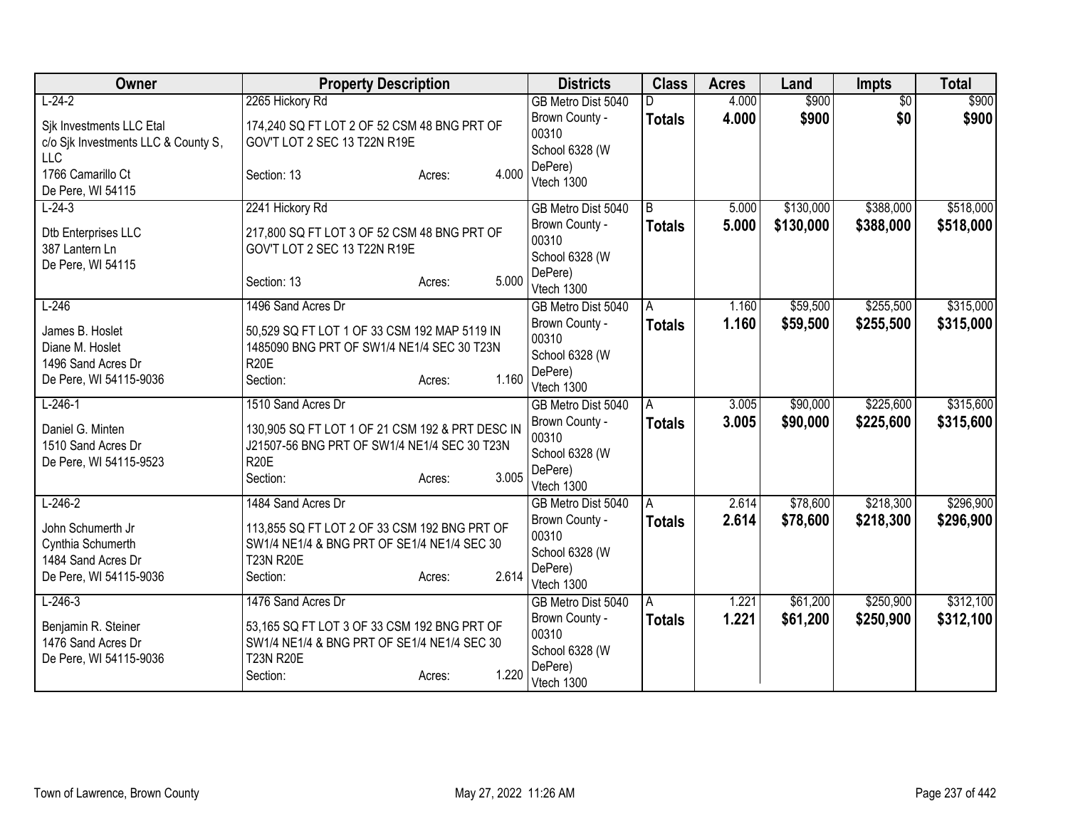| Owner | Property Description | Districts | Class | Acres | Land | Impts | Total |
|---|---|---|---|---|---|---|---|
| L-24-2<br>Sjk Investments LLC Etal<br>c/o Sjk Investments LLC & County S, LLC<br>1766 Camarillo Ct<br>De Pere, WI 54115 | 2265 Hickory Rd<br>174,240 SQ FT LOT 2 OF 52 CSM 48 BNG PRT OF GOV'T LOT 2 SEC 13 T22N R19E<br>Section: 13 Acres: 4.000 | GB Metro Dist 5040<br>Brown County - 00310<br>School 6328 (W DePere)<br>Vtech 1300 | D<br>**Totals** | 4.000<br>**4.000** | $900<br>**$900** | $0<br>**$0** | $900<br>**$900** |
| L-24-3<br>Dtb Enterprises LLC<br>387 Lantern Ln<br>De Pere, WI 54115 | 2241 Hickory Rd<br>217,800 SQ FT LOT 3 OF 52 CSM 48 BNG PRT OF GOV'T LOT 2 SEC 13 T22N R19E<br>Section: 13 Acres: 5.000 | GB Metro Dist 5040<br>Brown County - 00310<br>School 6328 (W DePere)<br>Vtech 1300 | B<br>**Totals** | 5.000<br>**5.000** | $130,000<br>**$130,000** | $388,000<br>**$388,000** | $518,000<br>**$518,000** |
| L-246<br>James B. Hoslet<br>Diane M. Hoslet<br>1496 Sand Acres Dr<br>De Pere, WI 54115-9036 | 1496 Sand Acres Dr<br>50,529 SQ FT LOT 1 OF 33 CSM 192 MAP 5119 IN 1485090 BNG PRT OF SW1/4 NE1/4 SEC 30 T23N R20E<br>Section: Acres: 1.160 | GB Metro Dist 5040<br>Brown County - 00310<br>School 6328 (W DePere)<br>Vtech 1300 | A<br>**Totals** | 1.160<br>**1.160** | $59,500<br>**$59,500** | $255,500<br>**$255,500** | $315,000<br>**$315,000** |
| L-246-1<br>Daniel G. Minten<br>1510 Sand Acres Dr<br>De Pere, WI 54115-9523 | 1510 Sand Acres Dr<br>130,905 SQ FT LOT 1 OF 21 CSM 192 & PRT DESC IN J21507-56 BNG PRT OF SW1/4 NE1/4 SEC 30 T23N R20E<br>Section: Acres: 3.005 | GB Metro Dist 5040<br>Brown County - 00310<br>School 6328 (W DePere)<br>Vtech 1300 | A<br>**Totals** | 3.005<br>**3.005** | $90,000<br>**$90,000** | $225,600<br>**$225,600** | $315,600<br>**$315,600** |
| L-246-2<br>John Schumerth Jr<br>Cynthia Schumerth<br>1484 Sand Acres Dr<br>De Pere, WI 54115-9036 | 1484 Sand Acres Dr<br>113,855 SQ FT LOT 2 OF 33 CSM 192 BNG PRT OF SW1/4 NE1/4 & BNG PRT OF SE1/4 NE1/4 SEC 30 T23N R20E<br>Section: Acres: 2.614 | GB Metro Dist 5040<br>Brown County - 00310<br>School 6328 (W DePere)<br>Vtech 1300 | A<br>**Totals** | 2.614<br>**2.614** | $78,600<br>**$78,600** | $218,300<br>**$218,300** | $296,900<br>**$296,900** |
| L-246-3<br>Benjamin R. Steiner<br>1476 Sand Acres Dr<br>De Pere, WI 54115-9036 | 1476 Sand Acres Dr<br>53,165 SQ FT LOT 3 OF 33 CSM 192 BNG PRT OF SW1/4 NE1/4 & BNG PRT OF SE1/4 NE1/4 SEC 30 T23N R20E<br>Section: Acres: 1.220 | GB Metro Dist 5040<br>Brown County - 00310<br>School 6328 (W DePere)<br>Vtech 1300 | A<br>**Totals** | 1.221<br>**1.221** | $61,200<br>**$61,200** | $250,900<br>**$250,900** | $312,100<br>**$312,100** |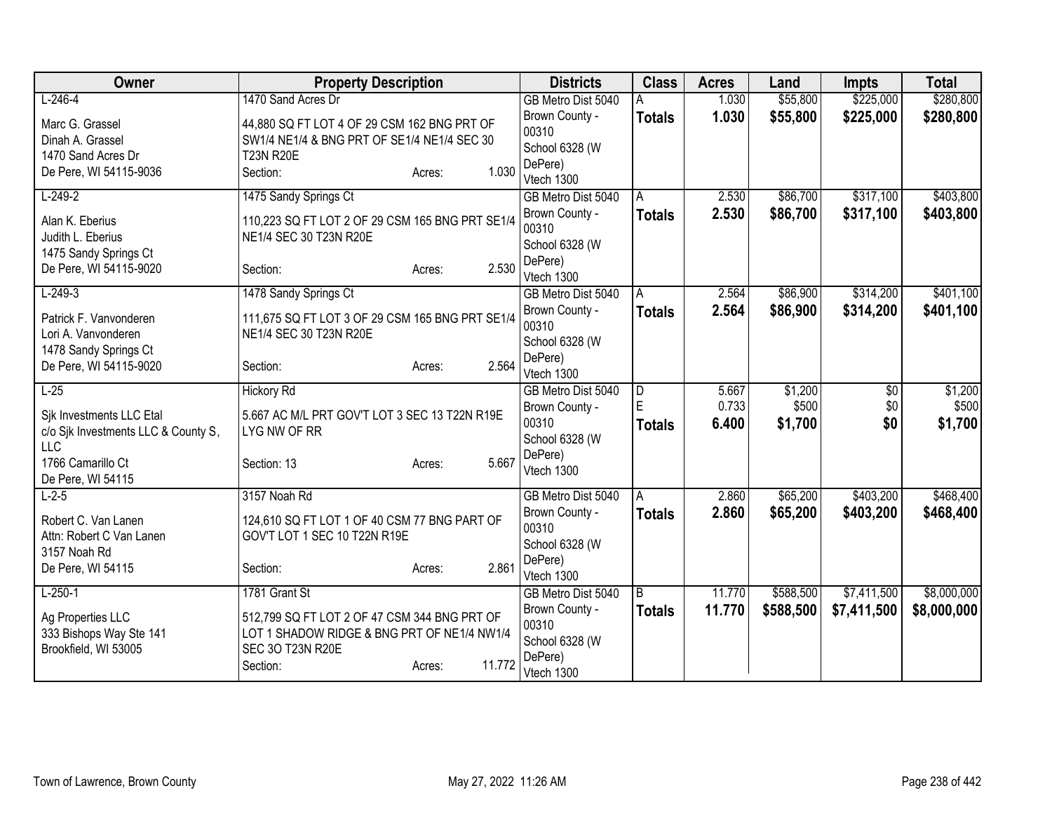| Owner | Property Description | Districts | Class | Acres | Land | Impts | Total |
|---|---|---|---|---|---|---|---|
| L-246-4<br><br>Marc G. Grassel<br>Dinah A. Grassel<br>1470 Sand Acres Dr<br>De Pere, WI 54115-9036 | 1470 Sand Acres Dr<br><br>44,880 SQ FT LOT 4 OF 29 CSM 162 BNG PRT OF SW1/4 NE1/4 & BNG PRT OF SE1/4 NE1/4 SEC 30 T23N R20E<br>Section: Acres: 1.030 | GB Metro Dist 5040<br>Brown County - 00310<br>School 6328 (W DePere)<br>Vtech 1300 | A<br>**Totals** | 1.030<br>**1.030** | \$55,800<br>**\$55,800** | \$225,000<br>**\$225,000** | \$280,800<br>**\$280,800** |
| L-249-2<br><br>Alan K. Eberius<br>Judith L. Eberius<br>1475 Sandy Springs Ct<br>De Pere, WI 54115-9020 | 1475 Sandy Springs Ct<br><br>110,223 SQ FT LOT 2 OF 29 CSM 165 BNG PRT SE1/4 NE1/4 SEC 30 T23N R20E<br>Section: Acres: 2.530 | GB Metro Dist 5040<br>Brown County - 00310<br>School 6328 (W DePere)<br>Vtech 1300 | A<br>**Totals** | 2.530<br>**2.530** | \$86,700<br>**\$86,700** | \$317,100<br>**\$317,100** | \$403,800<br>**\$403,800** |
| L-249-3<br><br>Patrick F. Vanvonderen<br>Lori A. Vanvonderen<br>1478 Sandy Springs Ct<br>De Pere, WI 54115-9020 | 1478 Sandy Springs Ct<br><br>111,675 SQ FT LOT 3 OF 29 CSM 165 BNG PRT SE1/4 NE1/4 SEC 30 T23N R20E<br>Section: Acres: 2.564 | GB Metro Dist 5040<br>Brown County - 00310<br>School 6328 (W DePere)<br>Vtech 1300 | A<br>**Totals** | 2.564<br>**2.564** | \$86,900<br>**\$86,900** | \$314,200<br>**\$314,200** | \$401,100<br>**\$401,100** |
| L-25<br><br>Sjk Investments LLC Etal<br>c/o Sjk Investments LLC & County S, LLC<br>1766 Camarillo Ct<br>De Pere, WI 54115 | Hickory Rd<br><br>5.667 AC M/L PRT GOV'T LOT 3 SEC 13 T22N R19E LYG NW OF RR<br>Section: 13 Acres: 5.667 | GB Metro Dist 5040<br>Brown County - 00310<br>School 6328 (W DePere)<br>Vtech 1300 | D<br>E<br>**Totals** | 5.667<br>0.733<br>**6.400** | \$1,200<br>\$500<br>**\$1,700** | \$0<br>\$0<br>**\$0** | \$1,200<br>\$500<br>**\$1,700** |
| L-2-5<br><br>Robert C. Van Lanen<br>Attn: Robert C Van Lanen<br>3157 Noah Rd<br>De Pere, WI 54115 | 3157 Noah Rd<br><br>124,610 SQ FT LOT 1 OF 40 CSM 77 BNG PART OF GOV'T LOT 1 SEC 10 T22N R19E<br>Section: Acres: 2.861 | GB Metro Dist 5040<br>Brown County - 00310<br>School 6328 (W DePere)<br>Vtech 1300 | A<br>**Totals** | 2.860<br>**2.860** | \$65,200<br>**\$65,200** | \$403,200<br>**\$403,200** | \$468,400<br>**\$468,400** |
| L-250-1<br><br>Ag Properties LLC<br>333 Bishops Way Ste 141<br>Brookfield, WI 53005 | 1781 Grant St<br><br>512,799 SQ FT LOT 2 OF 47 CSM 344 BNG PRT OF LOT 1 SHADOW RIDGE & BNG PRT OF NE1/4 NW1/4 SEC 3O T23N R20E<br>Section: Acres: 11.772 | GB Metro Dist 5040<br>Brown County - 00310<br>School 6328 (W DePere)<br>Vtech 1300 | B<br>**Totals** | 11.770<br>**11.770** | \$588,500<br>**\$588,500** | \$7,411,500<br>**\$7,411,500** | \$8,000,000<br>**\$8,000,000** |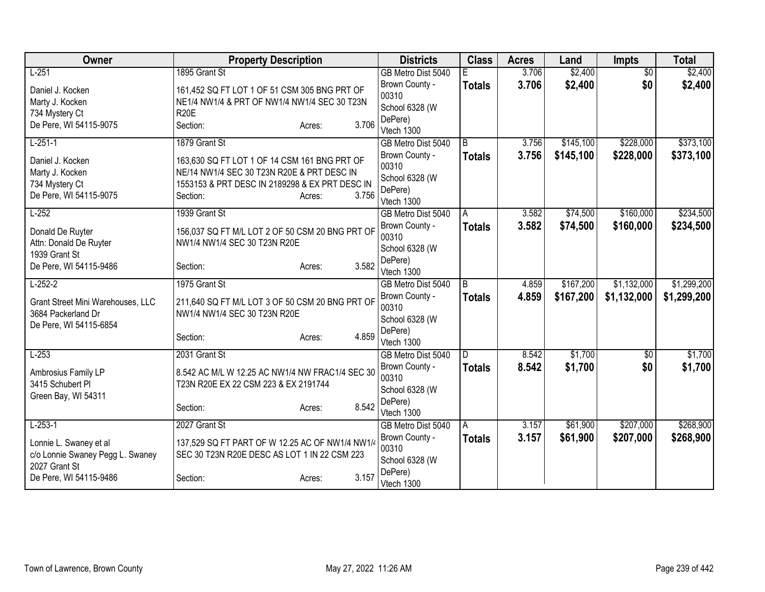| Owner | Property Description | Districts | Class | Acres | Land | Impts | Total |
|---|---|---|---|---|---|---|---|
| L-251<br>Daniel J. Kocken<br>Marty J. Kocken<br>734 Mystery Ct<br>De Pere, WI 54115-9075 | 1895 Grant St<br>161,452 SQ FT LOT 1 OF 51 CSM 305 BNG PRT OF NE1/4 NW1/4 & PRT OF NW1/4 NW1/4 SEC 30 T23N R20E<br>Section: Acres: 3.706 | GB Metro Dist 5040<br>Brown County - 00310<br>School 6328 (W DePere)<br>Vtech 1300 | E<br>**Totals** | 3.706<br>**3.706** | $2,400<br>**$2,400** | $0<br>**$0** | $2,400<br>**$2,400** |
| L-251-1<br>Daniel J. Kocken<br>Marty J. Kocken<br>734 Mystery Ct<br>De Pere, WI 54115-9075 | 1879 Grant St<br>163,630 SQ FT LOT 1 OF 14 CSM 161 BNG PRT OF NE/14 NW1/4 SEC 30 T23N R20E & PRT DESC IN 1553153 & PRT DESC IN 2189298 & EX PRT DESC IN<br>Section: Acres: 3.756 | GB Metro Dist 5040<br>Brown County - 00310<br>School 6328 (W DePere)<br>Vtech 1300 | B<br>**Totals** | 3.756<br>**3.756** | $145,100<br>**$145,100** | $228,000<br>**$228,000** | $373,100<br>**$373,100** |
| L-252<br>Donald De Ruyter<br>Attn: Donald De Ruyter<br>1939 Grant St<br>De Pere, WI 54115-9486 | 1939 Grant St<br>156,037 SQ FT M/L LOT 2 OF 50 CSM 20 BNG PRT OF NW1/4 NW1/4 SEC 30 T23N R20E<br>Section: Acres: 3.582 | GB Metro Dist 5040<br>Brown County - 00310<br>School 6328 (W DePere)<br>Vtech 1300 | A<br>**Totals** | 3.582<br>**3.582** | $74,500<br>**$74,500** | $160,000<br>**$160,000** | $234,500<br>**$234,500** |
| L-252-2<br>Grant Street Mini Warehouses, LLC<br>3684 Packerland Dr<br>De Pere, WI 54115-6854 | 1975 Grant St<br>211,640 SQ FT M/L LOT 3 OF 50 CSM 20 BNG PRT OF NW1/4 NW1/4 SEC 30 T23N R20E<br>Section: Acres: 4.859 | GB Metro Dist 5040<br>Brown County - 00310<br>School 6328 (W DePere)<br>Vtech 1300 | B<br>**Totals** | 4.859<br>**4.859** | $167,200<br>**$167,200** | $1,132,000<br>**$1,132,000** | $1,299,200<br>**$1,299,200** |
| L-253<br>Ambrosius Family LP<br>3415 Schubert Pl<br>Green Bay, WI 54311 | 2031 Grant St<br>8.542 AC M/L W 12.25 AC NW1/4 NW FRAC1/4 SEC 30 T23N R20E EX 22 CSM 223 & EX 2191744<br>Section: Acres: 8.542 | GB Metro Dist 5040<br>Brown County - 00310<br>School 6328 (W DePere)<br>Vtech 1300 | D<br>**Totals** | 8.542<br>**8.542** | $1,700<br>**$1,700** | $0<br>**$0** | $1,700<br>**$1,700** |
| L-253-1<br>Lonnie L. Swaney et al<br>c/o Lonnie Swaney Pegg L. Swaney<br>2027 Grant St<br>De Pere, WI 54115-9486 | 2027 Grant St<br>137,529 SQ FT PART OF W 12.25 AC OF NW1/4 NW1/4 SEC 30 T23N R20E DESC AS LOT 1 IN 22 CSM 223<br>Section: Acres: 3.157 | GB Metro Dist 5040<br>Brown County - 00310<br>School 6328 (W DePere)<br>Vtech 1300 | A<br>**Totals** | 3.157<br>**3.157** | $61,900<br>**$61,900** | $207,000<br>**$207,000** | $268,900<br>**$268,900** |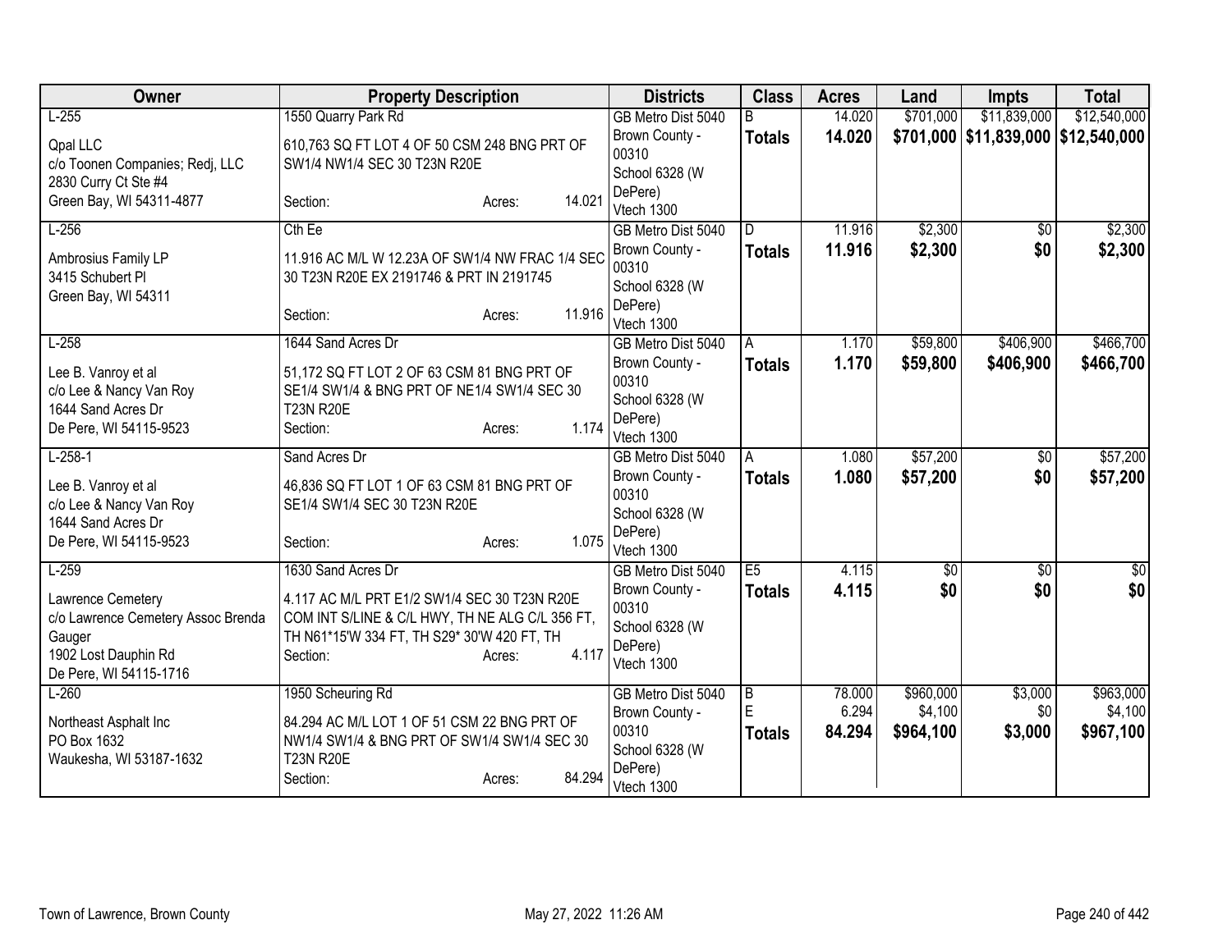| Owner | Property Description | Districts | Class | Acres | Land | Impts | Total |
|---|---|---|---|---|---|---|---|
| L-255<br>Qpal LLC<br>c/o Toonen Companies; Redj, LLC<br>2830 Curry Ct Ste #4<br>Green Bay, WI 54311-4877 | 1550 Quarry Park Rd<br>610,763 SQ FT LOT 4 OF 50 CSM 248 BNG PRT OF SW1/4 NW1/4 SEC 30 T23N R20E<br>Section: Acres: 14.021 | GB Metro Dist 5040<br>Brown County - 00310<br>School 6328 (W DePere)<br>Vtech 1300 | B<br>**Totals** | 14.020<br>**14.020** | $701,000<br>**$701,000** | $11,839,000<br>**$11,839,000** | $12,540,000<br>**$12,540,000** |
| L-256<br>Ambrosius Family LP<br>3415 Schubert Pl<br>Green Bay, WI 54311 | Cth Ee<br>11.916 AC M/L W 12.23A OF SW1/4 NW FRAC 1/4 SEC 30 T23N R20E EX 2191746 & PRT IN 2191745<br>Section: Acres: 11.916 | GB Metro Dist 5040<br>Brown County - 00310<br>School 6328 (W DePere)<br>Vtech 1300 | D<br>**Totals** | 11.916<br>**11.916** | $2,300<br>**$2,300** | $0<br>**$0** | $2,300<br>**$2,300** |
| L-258<br>Lee B. Vanroy et al<br>c/o Lee & Nancy Van Roy<br>1644 Sand Acres Dr<br>De Pere, WI 54115-9523 | 1644 Sand Acres Dr<br>51,172 SQ FT LOT 2 OF 63 CSM 81 BNG PRT OF SE1/4 SW1/4 & BNG PRT OF NE1/4 SW1/4 SEC 30 T23N R20E<br>Section: Acres: 1.174 | GB Metro Dist 5040<br>Brown County - 00310<br>School 6328 (W DePere)<br>Vtech 1300 | A<br>**Totals** | 1.170<br>**1.170** | $59,800<br>**$59,800** | $406,900<br>**$406,900** | $466,700<br>**$466,700** |
| L-258-1<br>Lee B. Vanroy et al<br>c/o Lee & Nancy Van Roy<br>1644 Sand Acres Dr<br>De Pere, WI 54115-9523 | Sand Acres Dr<br>46,836 SQ FT LOT 1 OF 63 CSM 81 BNG PRT OF SE1/4 SW1/4 SEC 30 T23N R20E<br>Section: Acres: 1.075 | GB Metro Dist 5040<br>Brown County - 00310<br>School 6328 (W DePere)<br>Vtech 1300 | A<br>**Totals** | 1.080<br>**1.080** | $57,200<br>**$57,200** | $0<br>**$0** | $57,200<br>**$57,200** |
| L-259<br>Lawrence Cemetery<br>c/o Lawrence Cemetery Assoc Brenda Gauger<br>1902 Lost Dauphin Rd<br>De Pere, WI 54115-1716 | 1630 Sand Acres Dr<br>4.117 AC M/L PRT E1/2 SW1/4 SEC 30 T23N R20E COM INT S/LINE & C/L HWY, TH NE ALG C/L 356 FT, TH N61*15'W 334 FT, TH S29* 30'W 420 FT, TH<br>Section: Acres: 4.117 | GB Metro Dist 5040<br>Brown County - 00310<br>School 6328 (W DePere)<br>Vtech 1300 | E5<br>**Totals** | 4.115<br>**4.115** | $0<br>**$0** | $0<br>**$0** | $0<br>**$0** |
| L-260<br>Northeast Asphalt Inc<br>PO Box 1632<br>Waukesha, WI 53187-1632 | 1950 Scheuring Rd<br>84.294 AC M/L LOT 1 OF 51 CSM 22 BNG PRT OF NW1/4 SW1/4 & BNG PRT OF SW1/4 SW1/4 SEC 30 T23N R20E<br>Section: Acres: 84.294 | GB Metro Dist 5040<br>Brown County - 00310<br>School 6328 (W DePere)<br>Vtech 1300 | B<br>E<br>**Totals** | 78.000<br>6.294<br>**84.294** | $960,000<br>$4,100<br>**$964,100** | $3,000<br>$0<br>**$3,000** | $963,000<br>$4,100<br>**$967,100** |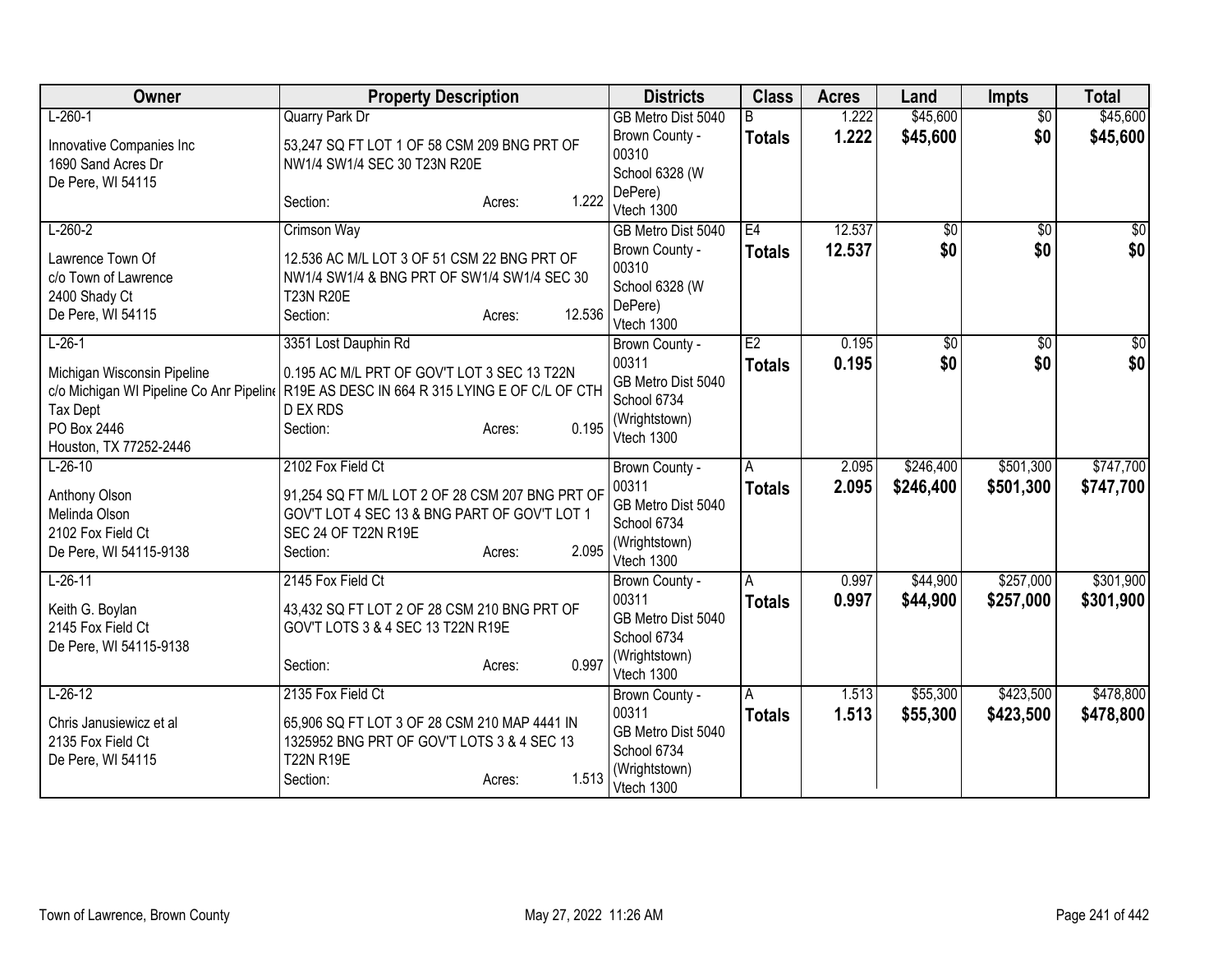| Owner | Property Description | Districts | Class | Acres | Land | Impts | Total |
|---|---|---|---|---|---|---|---|
| L-260-1<br>Innovative Companies Inc<br>1690 Sand Acres Dr<br>De Pere, WI 54115 | Quarry Park Dr<br>53,247 SQ FT LOT 1 OF 58 CSM 209 BNG PRT OF NW1/4 SW1/4 SEC 30 T23N R20E<br>Section: Acres: 1.222 | GB Metro Dist 5040<br>Brown County - 00310<br>School 6328 (W DePere)<br>Vtech 1300 | B<br>**Totals** | 1.222<br>**1.222** | $45,600<br>**$45,600** | $0<br>**$0** | $45,600<br>**$45,600** |
| L-260-2<br>Lawrence Town Of<br>c/o Town of Lawrence<br>2400 Shady Ct<br>De Pere, WI 54115 | Crimson Way<br>12.536 AC M/L LOT 3 OF 51 CSM 22 BNG PRT OF NW1/4 SW1/4 & BNG PRT OF SW1/4 SW1/4 SEC 30 T23N R20E<br>Section: Acres: 12.536 | GB Metro Dist 5040<br>Brown County - 00310<br>School 6328 (W DePere)<br>Vtech 1300 | E4<br>**Totals** | 12.537<br>**12.537** | $0<br>**$0** | $0<br>**$0** | $0<br>**$0** |
| L-26-1<br>Michigan Wisconsin Pipeline<br>c/o Michigan WI Pipeline Co Anr Pipeline<br>Tax Dept<br>PO Box 2446<br>Houston, TX 77252-2446 | 3351 Lost Dauphin Rd<br>0.195 AC M/L PRT OF GOV'T LOT 3 SEC 13 T22N R19E AS DESC IN 664 R 315 LYING E OF C/L OF CTH D EX RDS<br>Section: Acres: 0.195 | Brown County - 00311<br>GB Metro Dist 5040<br>School 6734 (Wrightstown)<br>Vtech 1300 | E2<br>**Totals** | 0.195<br>**0.195** | $0<br>**$0** | $0<br>**$0** | $0<br>**$0** |
| L-26-10<br>Anthony Olson<br>Melinda Olson<br>2102 Fox Field Ct<br>De Pere, WI 54115-9138 | 2102 Fox Field Ct<br>91,254 SQ FT M/L LOT 2 OF 28 CSM 207 BNG PRT OF GOV'T LOT 4 SEC 13 & BNG PART OF GOV'T LOT 1 SEC 24 OF T22N R19E<br>Section: Acres: 2.095 | Brown County - 00311<br>GB Metro Dist 5040<br>School 6734 (Wrightstown)<br>Vtech 1300 | A<br>**Totals** | 2.095<br>**2.095** | $246,400<br>**$246,400** | $501,300<br>**$501,300** | $747,700<br>**$747,700** |
| L-26-11<br>Keith G. Boylan<br>2145 Fox Field Ct<br>De Pere, WI 54115-9138 | 2145 Fox Field Ct<br>43,432 SQ FT LOT 2 OF 28 CSM 210 BNG PRT OF GOV'T LOTS 3 & 4 SEC 13 T22N R19E<br>Section: Acres: 0.997 | Brown County - 00311<br>GB Metro Dist 5040<br>School 6734 (Wrightstown)<br>Vtech 1300 | A<br>**Totals** | 0.997<br>**0.997** | $44,900<br>**$44,900** | $257,000<br>**$257,000** | $301,900<br>**$301,900** |
| L-26-12<br>Chris Janusiewicz et al<br>2135 Fox Field Ct<br>De Pere, WI 54115 | 2135 Fox Field Ct<br>65,906 SQ FT LOT 3 OF 28 CSM 210 MAP 4441 IN 1325952 BNG PRT OF GOV'T LOTS 3 & 4 SEC 13 T22N R19E<br>Section: Acres: 1.513 | Brown County - 00311<br>GB Metro Dist 5040<br>School 6734 (Wrightstown)<br>Vtech 1300 | A<br>**Totals** | 1.513<br>**1.513** | $55,300<br>**$55,300** | $423,500<br>**$423,500** | $478,800<br>**$478,800** |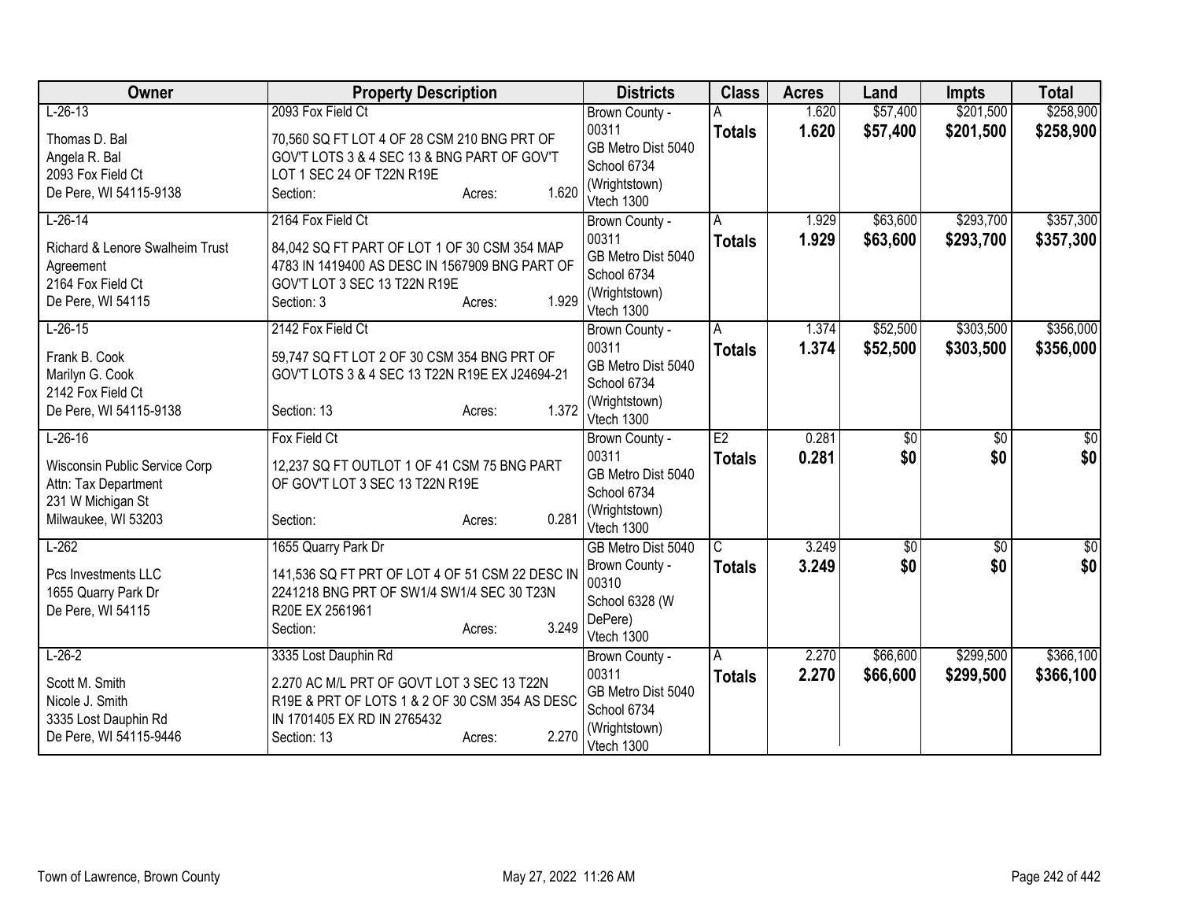| Owner | Property Description | Districts | Class | Acres | Land | Impts | Total |
|---|---|---|---|---|---|---|---|
| L-26-13<br>Thomas D. Bal<br>Angela R. Bal<br>2093 Fox Field Ct<br>De Pere, WI 54115-9138 | 2093 Fox Field Ct<br>70,560 SQ FT LOT 4 OF 28 CSM 210 BNG PRT OF GOV'T LOTS 3 & 4 SEC 13 & BNG PART OF GOV'T LOT 1 SEC 24 OF T22N R19E<br>Section: Acres: 1.620 | Brown County - 00311<br>GB Metro Dist 5040<br>School 6734 (Wrightstown)<br>Vtech 1300 | A<br>**Totals** | 1.620<br>**1.620** | $57,400<br>**$57,400** | $201,500<br>**$201,500** | $258,900<br>**$258,900** |
| L-26-14<br>Richard & Lenore Swalheim Trust Agreement<br>2164 Fox Field Ct<br>De Pere, WI 54115 | 2164 Fox Field Ct<br>84,042 SQ FT PART OF LOT 1 OF 30 CSM 354 MAP 4783 IN 1419400 AS DESC IN 1567909 BNG PART OF GOV'T LOT 3 SEC 13 T22N R19E<br>Section: 3 Acres: 1.929 | Brown County - 00311<br>GB Metro Dist 5040<br>School 6734 (Wrightstown)<br>Vtech 1300 | A<br>**Totals** | 1.929<br>**1.929** | $63,600<br>**$63,600** | $293,700<br>**$293,700** | $357,300<br>**$357,300** |
| L-26-15<br>Frank B. Cook<br>Marilyn G. Cook<br>2142 Fox Field Ct<br>De Pere, WI 54115-9138 | 2142 Fox Field Ct<br>59,747 SQ FT LOT 2 OF 30 CSM 354 BNG PRT OF GOV'T LOTS 3 & 4 SEC 13 T22N R19E EX J24694-21<br>Section: 13 Acres: 1.372 | Brown County - 00311<br>GB Metro Dist 5040<br>School 6734 (Wrightstown)<br>Vtech 1300 | A<br>**Totals** | 1.374<br>**1.374** | $52,500<br>**$52,500** | $303,500<br>**$303,500** | $356,000<br>**$356,000** |
| L-26-16<br>Wisconsin Public Service Corp<br>Attn: Tax Department<br>231 W Michigan St<br>Milwaukee, WI 53203 | Fox Field Ct<br>12,237 SQ FT OUTLOT 1 OF 41 CSM 75 BNG PART OF GOV'T LOT 3 SEC 13 T22N R19E<br>Section: Acres: 0.281 | Brown County - 00311<br>GB Metro Dist 5040<br>School 6734 (Wrightstown)<br>Vtech 1300 | E2<br>**Totals** | 0.281<br>**0.281** | $0<br>**$0** | $0<br>**$0** | $0<br>**$0** |
| L-262<br>Pcs Investments LLC<br>1655 Quarry Park Dr<br>De Pere, WI 54115 | 1655 Quarry Park Dr<br>141,536 SQ FT PRT OF LOT 4 OF 51 CSM 22 DESC IN 2241218 BNG PRT OF SW1/4 SW1/4 SEC 30 T23N R20E EX 2561961<br>Section: Acres: 3.249 | GB Metro Dist 5040<br>Brown County - 00310<br>School 6328 (W DePere)<br>Vtech 1300 | C<br>**Totals** | 3.249<br>**3.249** | $0<br>**$0** | $0<br>**$0** | $0<br>**$0** |
| L-26-2<br>Scott M. Smith<br>Nicole J. Smith<br>3335 Lost Dauphin Rd<br>De Pere, WI 54115-9446 | 3335 Lost Dauphin Rd<br>2.270 AC M/L PRT OF GOVT LOT 3 SEC 13 T22N R19E & PRT OF LOTS 1 & 2 OF 30 CSM 354 AS DESC IN 1701405 EX RD IN 2765432<br>Section: 13 Acres: 2.270 | Brown County - 00311<br>GB Metro Dist 5040<br>School 6734 (Wrightstown)<br>Vtech 1300 | A<br>**Totals** | 2.270<br>**2.270** | $66,600<br>**$66,600** | $299,500<br>**$299,500** | $366,100<br>**$366,100** |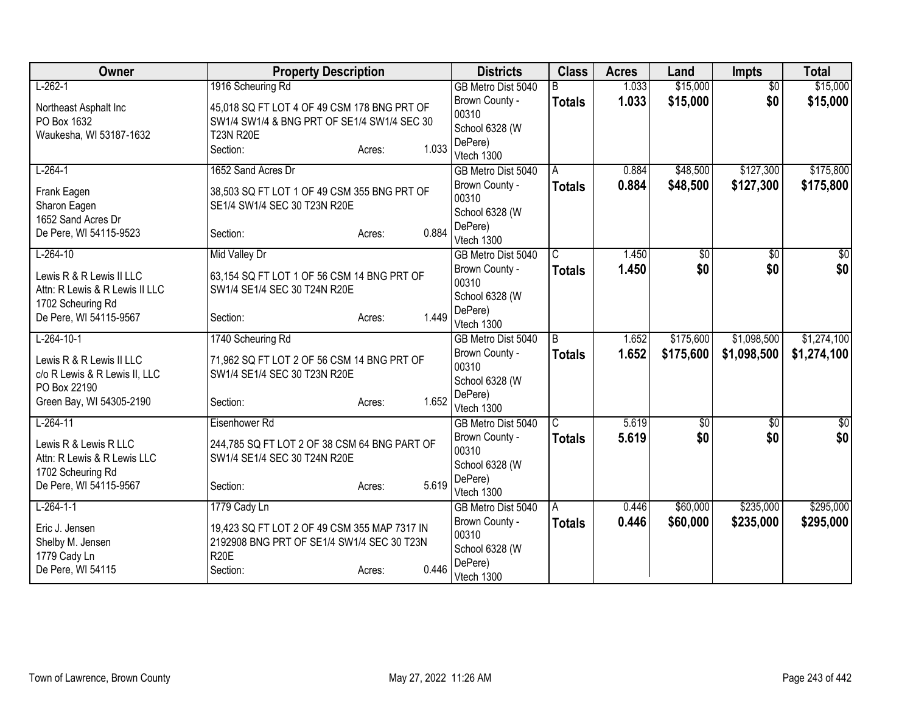| Owner | Property Description | | | Districts | Class | Acres | Land | Impts | Total |
|---|---|---|---|---|---|---|---|---|---|
| L-262-1<br><br>Northeast Asphalt Inc<br>PO Box 1632<br>Waukesha, WI 53187-1632 | 1916 Scheuring Rd<br><br>45,018 SQ FT LOT 4 OF 49 CSM 178 BNG PRT OF SW1/4 SW1/4 & BNG PRT OF SE1/4 SW1/4 SEC 30 T23N R20E<br>Section: | Acres: | 1.033 | GB Metro Dist 5040<br>Brown County - 00310<br>School 6328 (W DePere)<br>Vtech 1300 | B<br>**Totals** | 1.033<br>**1.033** | $15,000<br>**$15,000** | $0<br>**$0** | $15,000<br>**$15,000** |
| L-264-1<br><br>Frank Eagen<br>Sharon Eagen<br>1652 Sand Acres Dr<br>De Pere, WI 54115-9523 | 1652 Sand Acres Dr<br><br>38,503 SQ FT LOT 1 OF 49 CSM 355 BNG PRT OF SE1/4 SW1/4 SEC 30 T23N R20E<br><br>Section: | Acres: | 0.884 | GB Metro Dist 5040<br>Brown County - 00310<br>School 6328 (W DePere)<br>Vtech 1300 | A<br>**Totals** | 0.884<br>**0.884** | $48,500<br>**$48,500** | $127,300<br>**$127,300** | $175,800<br>**$175,800** |
| L-264-10<br><br>Lewis R & R Lewis II LLC<br>Attn: R Lewis & R Lewis II LLC<br>1702 Scheuring Rd<br>De Pere, WI 54115-9567 | Mid Valley Dr<br><br>63,154 SQ FT LOT 1 OF 56 CSM 14 BNG PRT OF SW1/4 SE1/4 SEC 30 T24N R20E<br><br>Section: | Acres: | 1.449 | GB Metro Dist 5040<br>Brown County - 00310<br>School 6328 (W DePere)<br>Vtech 1300 | C<br>**Totals** | 1.450<br>**1.450** | $0<br>**$0** | $0<br>**$0** | $0<br>**$0** |
| L-264-10-1<br><br>Lewis R & R Lewis II LLC<br>c/o R Lewis & R Lewis II, LLC<br>PO Box 22190<br>Green Bay, WI 54305-2190 | 1740 Scheuring Rd<br><br>71,962 SQ FT LOT 2 OF 56 CSM 14 BNG PRT OF SW1/4 SE1/4 SEC 30 T23N R20E<br><br>Section: | Acres: | 1.652 | GB Metro Dist 5040<br>Brown County - 00310<br>School 6328 (W DePere)<br>Vtech 1300 | B<br>**Totals** | 1.652<br>**1.652** | $175,600<br>**$175,600** | $1,098,500<br>**$1,098,500** | $1,274,100<br>**$1,274,100** |
| L-264-11<br><br>Lewis R & Lewis R LLC<br>Attn: R Lewis & R Lewis LLC<br>1702 Scheuring Rd<br>De Pere, WI 54115-9567 | Eisenhower Rd<br><br>244,785 SQ FT LOT 2 OF 38 CSM 64 BNG PART OF SW1/4 SE1/4 SEC 30 T24N R20E<br><br>Section: | Acres: | 5.619 | GB Metro Dist 5040<br>Brown County - 00310<br>School 6328 (W DePere)<br>Vtech 1300 | C<br>**Totals** | 5.619<br>**5.619** | $0<br>**$0** | $0<br>**$0** | $0<br>**$0** |
| L-264-1-1<br><br>Eric J. Jensen<br>Shelby M. Jensen<br>1779 Cady Ln<br>De Pere, WI 54115 | 1779 Cady Ln<br><br>19,423 SQ FT LOT 2 OF 49 CSM 355 MAP 7317 IN 2192908 BNG PRT OF SE1/4 SW1/4 SEC 30 T23N R20E<br>Section: | Acres: | 0.446 | GB Metro Dist 5040<br>Brown County - 00310<br>School 6328 (W DePere)<br>Vtech 1300 | A<br>**Totals** | 0.446<br>**0.446** | $60,000<br>**$60,000** | $235,000<br>**$235,000** | $295,000<br>**$295,000** |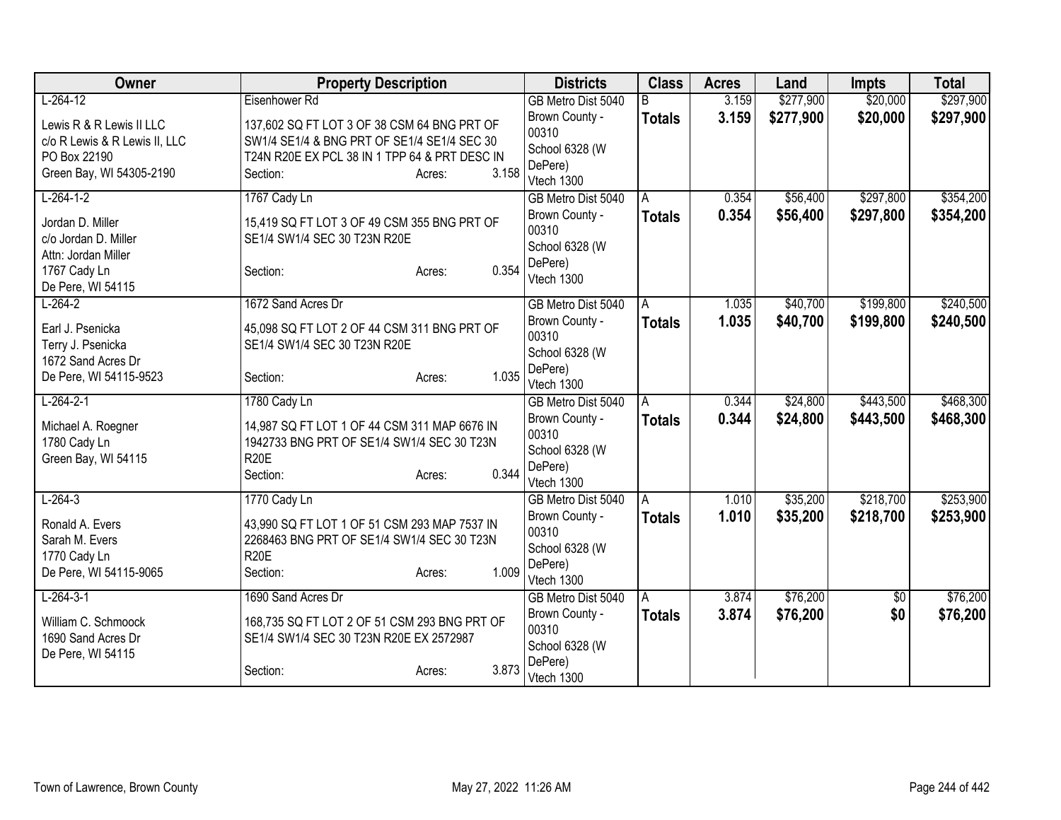| Owner | Property Description | Districts | Class | Acres | Land | Impts | Total |
|---|---|---|---|---|---|---|---|
| L-264-12<br><br>Lewis R & R Lewis II LLC<br>c/o R Lewis & R Lewis II, LLC<br>PO Box 22190<br>Green Bay, WI 54305-2190 | Eisenhower Rd<br><br>137,602 SQ FT LOT 3 OF 38 CSM 64 BNG PRT OF SW1/4 SE1/4 & BNG PRT OF SE1/4 SE1/4 SEC 30 T24N R20E EX PCL 38 IN 1 TPP 64 & PRT DESC IN<br>Section: Acres: 3.158 | GB Metro Dist 5040<br>Brown County - 00310<br>School 6328 (W DePere)<br>Vtech 1300 | B<br>**Totals** | 3.159<br>**3.159** | $277,900<br>**$277,900** | $20,000<br>**$20,000** | $297,900<br>**$297,900** |
| L-264-1-2<br><br>Jordan D. Miller<br>c/o Jordan D. Miller<br>Attn: Jordan Miller<br>1767 Cady Ln<br>De Pere, WI 54115 | 1767 Cady Ln<br><br>15,419 SQ FT LOT 3 OF 49 CSM 355 BNG PRT OF SE1/4 SW1/4 SEC 30 T23N R20E<br><br>Section: Acres: 0.354 | GB Metro Dist 5040<br>Brown County - 00310<br>School 6328 (W DePere)<br>Vtech 1300 | A<br>**Totals** | 0.354<br>**0.354** | $56,400<br>**$56,400** | $297,800<br>**$297,800** | $354,200<br>**$354,200** |
| L-264-2<br><br>Earl J. Psenicka<br>Terry J. Psenicka<br>1672 Sand Acres Dr<br>De Pere, WI 54115-9523 | 1672 Sand Acres Dr<br><br>45,098 SQ FT LOT 2 OF 44 CSM 311 BNG PRT OF SE1/4 SW1/4 SEC 30 T23N R20E<br><br>Section: Acres: 1.035 | GB Metro Dist 5040<br>Brown County - 00310<br>School 6328 (W DePere)<br>Vtech 1300 | A<br>**Totals** | 1.035<br>**1.035** | $40,700<br>**$40,700** | $199,800<br>**$199,800** | $240,500<br>**$240,500** |
| L-264-2-1<br><br>Michael A. Roegner<br>1780 Cady Ln<br>Green Bay, WI 54115 | 1780 Cady Ln<br><br>14,987 SQ FT LOT 1 OF 44 CSM 311 MAP 6676 IN 1942733 BNG PRT OF SE1/4 SW1/4 SEC 30 T23N R20E<br>Section: Acres: 0.344 | GB Metro Dist 5040<br>Brown County - 00310<br>School 6328 (W DePere)<br>Vtech 1300 | A<br>**Totals** | 0.344<br>**0.344** | $24,800<br>**$24,800** | $443,500<br>**$443,500** | $468,300<br>**$468,300** |
| L-264-3<br><br>Ronald A. Evers<br>Sarah M. Evers<br>1770 Cady Ln<br>De Pere, WI 54115-9065 | 1770 Cady Ln<br><br>43,990 SQ FT LOT 1 OF 51 CSM 293 MAP 7537 IN 2268463 BNG PRT OF SE1/4 SW1/4 SEC 30 T23N R20E<br>Section: Acres: 1.009 | GB Metro Dist 5040<br>Brown County - 00310<br>School 6328 (W DePere)<br>Vtech 1300 | A<br>**Totals** | 1.010<br>**1.010** | $35,200<br>**$35,200** | $218,700<br>**$218,700** | $253,900<br>**$253,900** |
| L-264-3-1<br><br>William C. Schmoock<br>1690 Sand Acres Dr<br>De Pere, WI 54115 | 1690 Sand Acres Dr<br><br>168,735 SQ FT LOT 2 OF 51 CSM 293 BNG PRT OF SE1/4 SW1/4 SEC 30 T23N R20E EX 2572987<br><br>Section: Acres: 3.873 | GB Metro Dist 5040<br>Brown County - 00310<br>School 6328 (W DePere)<br>Vtech 1300 | A<br>**Totals** | 3.874<br>**3.874** | $76,200<br>**$76,200** | $0<br>**$0** | $76,200<br>**$76,200** |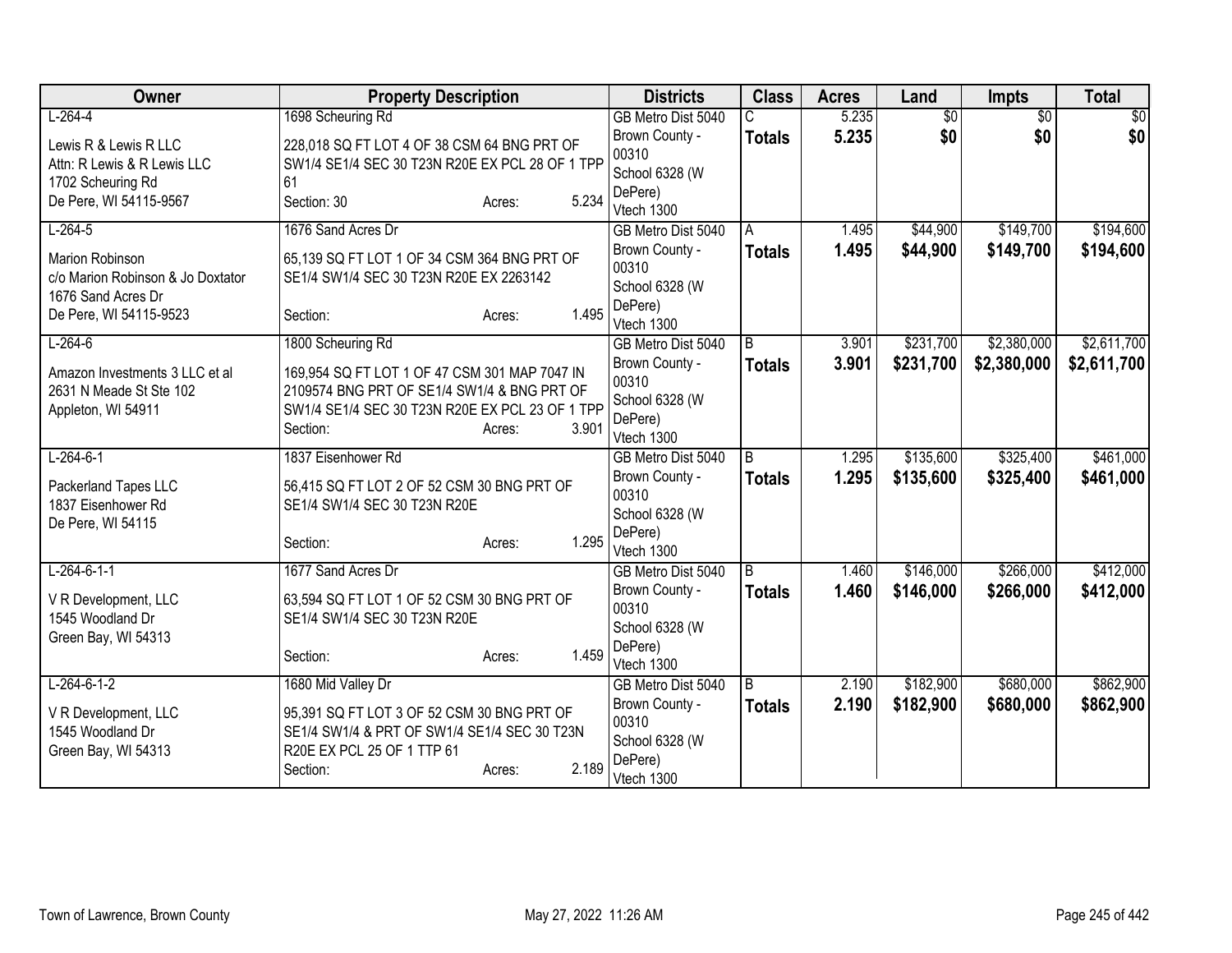| Owner | Property Description | Districts | Class | Acres | Land | Impts | Total |
|---|---|---|---|---|---|---|---|
| L-264-4<br><br>Lewis R & Lewis R LLC<br>Attn: R Lewis & R Lewis LLC<br>1702 Scheuring Rd<br>De Pere, WI 54115-9567 | 1698 Scheuring Rd<br><br>228,018 SQ FT LOT 4 OF 38 CSM 64 BNG PRT OF SW1/4 SE1/4 SEC 30 T23N R20E EX PCL 28 OF 1 TPP 61<br>Section: 30 Acres: 5.234 | GB Metro Dist 5040<br>Brown County - 00310<br>School 6328 (W DePere)<br>Vtech 1300 | C<br>**Totals** | 5.235<br>**5.235** | $0<br>**$0** | $0<br>**$0** | $0<br>**$0** |
| L-264-5<br><br>Marion Robinson<br>c/o Marion Robinson & Jo Doxtator<br>1676 Sand Acres Dr<br>De Pere, WI 54115-9523 | 1676 Sand Acres Dr<br><br>65,139 SQ FT LOT 1 OF 34 CSM 364 BNG PRT OF SE1/4 SW1/4 SEC 30 T23N R20E EX 2263142<br>Section: Acres: 1.495 | GB Metro Dist 5040<br>Brown County - 00310<br>School 6328 (W DePere)<br>Vtech 1300 | A<br>**Totals** | 1.495<br>**1.495** | $44,900<br>**$44,900** | $149,700<br>**$149,700** | $194,600<br>**$194,600** |
| L-264-6<br><br>Amazon Investments 3 LLC et al<br>2631 N Meade St Ste 102<br>Appleton, WI 54911 | 1800 Scheuring Rd<br><br>169,954 SQ FT LOT 1 OF 47 CSM 301 MAP 7047 IN 2109574 BNG PRT OF SE1/4 SW1/4 & BNG PRT OF SW1/4 SE1/4 SEC 30 T23N R20E EX PCL 23 OF 1 TPP<br>Section: Acres: 3.901 | GB Metro Dist 5040<br>Brown County - 00310<br>School 6328 (W DePere)<br>Vtech 1300 | B<br>**Totals** | 3.901<br>**3.901** | $231,700<br>**$231,700** | $2,380,000<br>**$2,380,000** | $2,611,700<br>**$2,611,700** |
| L-264-6-1<br><br>Packerland Tapes LLC<br>1837 Eisenhower Rd<br>De Pere, WI 54115 | 1837 Eisenhower Rd<br><br>56,415 SQ FT LOT 2 OF 52 CSM 30 BNG PRT OF SE1/4 SW1/4 SEC 30 T23N R20E<br>Section: Acres: 1.295 | GB Metro Dist 5040<br>Brown County - 00310<br>School 6328 (W DePere)<br>Vtech 1300 | B<br>**Totals** | 1.295<br>**1.295** | $135,600<br>**$135,600** | $325,400<br>**$325,400** | $461,000<br>**$461,000** |
| L-264-6-1-1<br><br>V R Development, LLC<br>1545 Woodland Dr<br>Green Bay, WI 54313 | 1677 Sand Acres Dr<br><br>63,594 SQ FT LOT 1 OF 52 CSM 30 BNG PRT OF SE1/4 SW1/4 SEC 30 T23N R20E<br>Section: Acres: 1.459 | GB Metro Dist 5040<br>Brown County - 00310<br>School 6328 (W DePere)<br>Vtech 1300 | B<br>**Totals** | 1.460<br>**1.460** | $146,000<br>**$146,000** | $266,000<br>**$266,000** | $412,000<br>**$412,000** |
| L-264-6-1-2<br><br>V R Development, LLC<br>1545 Woodland Dr<br>Green Bay, WI 54313 | 1680 Mid Valley Dr<br><br>95,391 SQ FT LOT 3 OF 52 CSM 30 BNG PRT OF SE1/4 SW1/4 & PRT OF SW1/4 SE1/4 SEC 30 T23N R20E EX PCL 25 OF 1 TTP 61<br>Section: Acres: 2.189 | GB Metro Dist 5040<br>Brown County - 00310<br>School 6328 (W DePere)<br>Vtech 1300 | B<br>**Totals** | 2.190<br>**2.190** | $182,900<br>**$182,900** | $680,000<br>**$680,000** | $862,900<br>**$862,900** |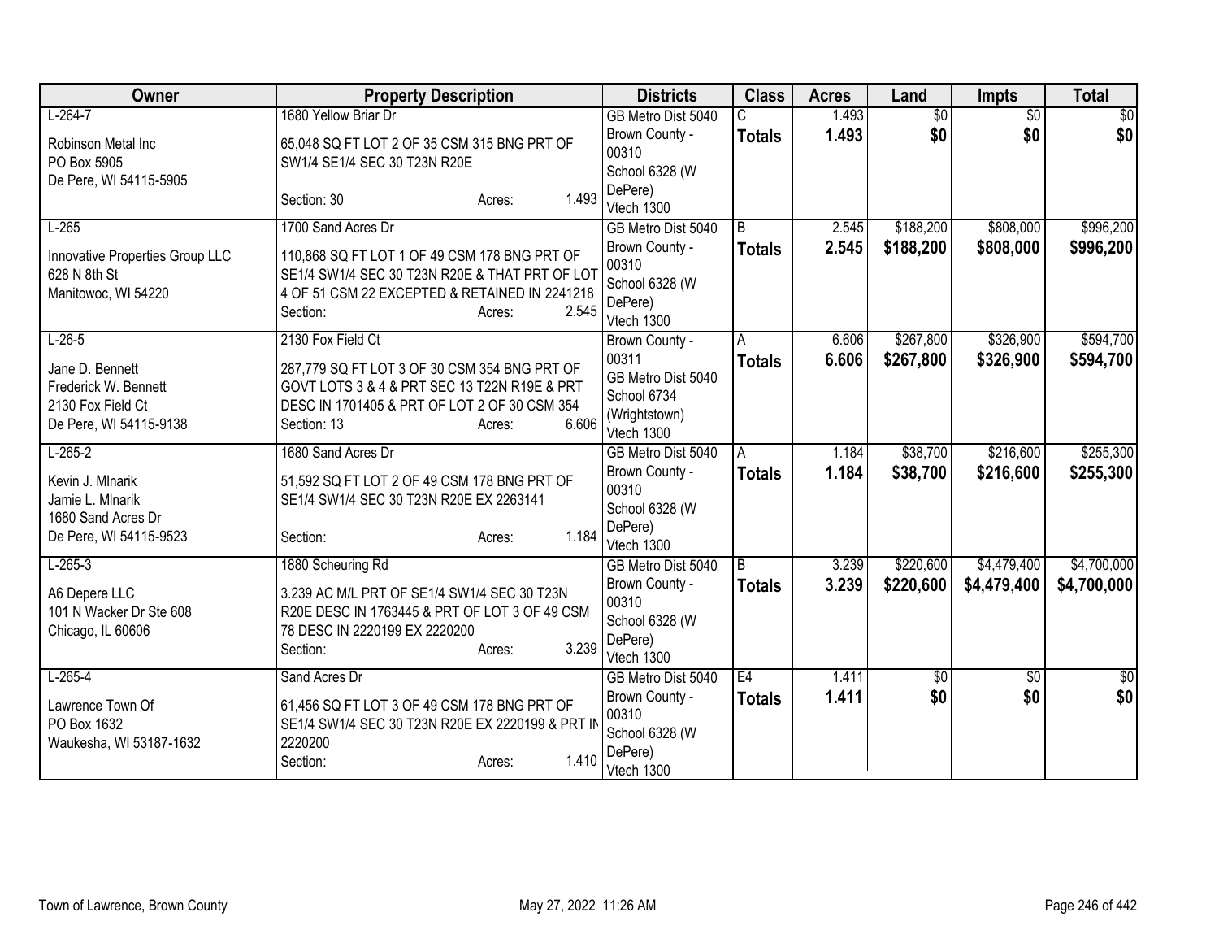| Owner | Property Description | Districts | Class | Acres | Land | Impts | Total |
|---|---|---|---|---|---|---|---|
| L-264-7<br><br>Robinson Metal Inc<br>PO Box 5905<br>De Pere, WI 54115-5905 | 1680 Yellow Briar Dr<br><br>65,048 SQ FT LOT 2 OF 35 CSM 315 BNG PRT OF SW1/4 SE1/4 SEC 30 T23N R20E<br><br>Section: 30 Acres: 1.493 | GB Metro Dist 5040<br>Brown County - 00310<br>School 6328 (W DePere)<br>Vtech 1300 | C<br>**Totals** | 1.493<br>**1.493** | $0<br>**$0** | $0<br>**$0** | $0<br>**$0** |
| L-265<br><br>Innovative Properties Group LLC<br>628 N 8th St<br>Manitowoc, WI 54220 | 1700 Sand Acres Dr<br><br>110,868 SQ FT LOT 1 OF 49 CSM 178 BNG PRT OF SE1/4 SW1/4 SEC 30 T23N R20E & THAT PRT OF LOT 4 OF 51 CSM 22 EXCEPTED & RETAINED IN 2241218<br>Section: Acres: 2.545 | GB Metro Dist 5040<br>Brown County - 00310<br>School 6328 (W DePere)<br>Vtech 1300 | B<br>**Totals** | 2.545<br>**2.545** | $188,200<br>**$188,200** | $808,000<br>**$808,000** | $996,200<br>**$996,200** |
| L-26-5<br><br>Jane D. Bennett<br>Frederick W. Bennett<br>2130 Fox Field Ct<br>De Pere, WI 54115-9138 | 2130 Fox Field Ct<br><br>287,779 SQ FT LOT 3 OF 30 CSM 354 BNG PRT OF GOVT LOTS 3 & 4 & PRT SEC 13 T22N R19E & PRT DESC IN 1701405 & PRT OF LOT 2 OF 30 CSM 354<br>Section: 13 Acres: 6.606 | Brown County - 00311<br>GB Metro Dist 5040<br>School 6734 (Wrightstown)<br>Vtech 1300 | A<br>**Totals** | 6.606<br>**6.606** | $267,800<br>**$267,800** | $326,900<br>**$326,900** | $594,700<br>**$594,700** |
| L-265-2<br><br>Kevin J. Mlnarik<br>Jamie L. Mlnarik<br>1680 Sand Acres Dr<br>De Pere, WI 54115-9523 | 1680 Sand Acres Dr<br><br>51,592 SQ FT LOT 2 OF 49 CSM 178 BNG PRT OF SE1/4 SW1/4 SEC 30 T23N R20E EX 2263141<br><br>Section: Acres: 1.184 | GB Metro Dist 5040<br>Brown County - 00310<br>School 6328 (W DePere)<br>Vtech 1300 | A<br>**Totals** | 1.184<br>**1.184** | $38,700<br>**$38,700** | $216,600<br>**$216,600** | $255,300<br>**$255,300** |
| L-265-3<br><br>A6 Depere LLC<br>101 N Wacker Dr Ste 608<br>Chicago, IL 60606 | 1880 Scheuring Rd<br><br>3.239 AC M/L PRT OF SE1/4 SW1/4 SEC 30 T23N R20E DESC IN 1763445 & PRT OF LOT 3 OF 49 CSM 78 DESC IN 2220199 EX 2220200<br>Section: Acres: 3.239 | GB Metro Dist 5040<br>Brown County - 00310<br>School 6328 (W DePere)<br>Vtech 1300 | B<br>**Totals** | 3.239<br>**3.239** | $220,600<br>**$220,600** | $4,479,400<br>**$4,479,400** | $4,700,000<br>**$4,700,000** |
| L-265-4<br><br>Lawrence Town Of<br>PO Box 1632<br>Waukesha, WI 53187-1632 | Sand Acres Dr<br><br>61,456 SQ FT LOT 3 OF 49 CSM 178 BNG PRT OF SE1/4 SW1/4 SEC 30 T23N R20E EX 2220199 & PRT IN 2220200<br>Section: Acres: 1.410 | GB Metro Dist 5040<br>Brown County - 00310<br>School 6328 (W DePere)<br>Vtech 1300 | E4<br>**Totals** | 1.411<br>**1.411** | $0<br>**$0** | $0<br>**$0** | $0<br>**$0** |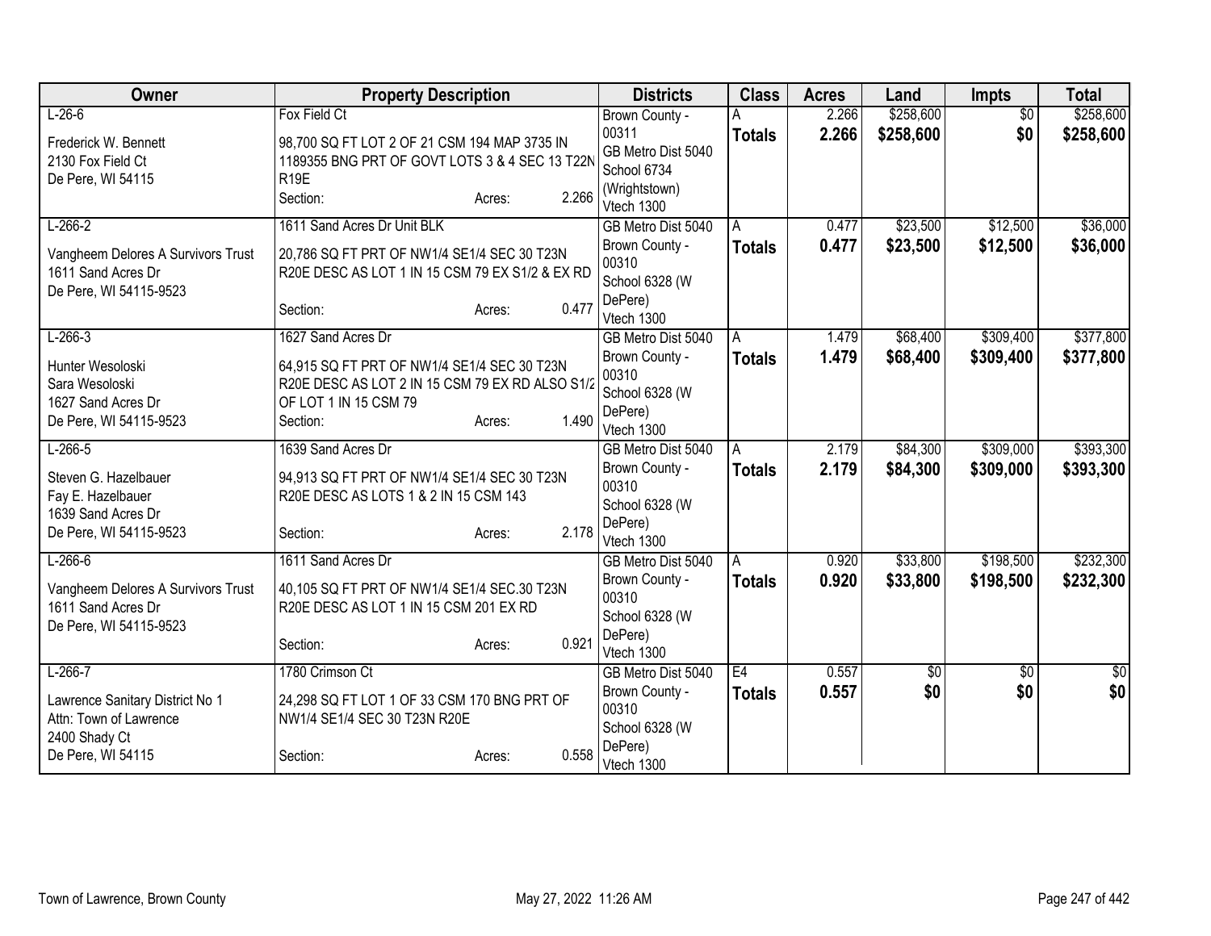| Owner | Property Description | Districts | Class | Acres | Land | Impts | Total |
|---|---|---|---|---|---|---|---|
| L-26-6<br>Frederick W. Bennett<br>2130 Fox Field Ct<br>De Pere, WI 54115 | Fox Field Ct<br>98,700 SQ FT LOT 2 OF 21 CSM 194 MAP 3735 IN 1189355 BNG PRT OF GOVT LOTS 3 & 4 SEC 13 T22N R19E<br>Section: Acres: 2.266 | Brown County - 00311<br>GB Metro Dist 5040<br>School 6734 (Wrightstown)<br>Vtech 1300 | A<br>**Totals** | 2.266<br>**2.266** | $258,600<br>**$258,600** | $0<br>**$0** | $258,600<br>**$258,600** |
| L-266-2<br>Vangheem Delores A Survivors Trust<br>1611 Sand Acres Dr<br>De Pere, WI 54115-9523 | 1611 Sand Acres Dr Unit BLK<br>20,786 SQ FT PRT OF NW1/4 SE1/4 SEC 30 T23N R20E DESC AS LOT 1 IN 15 CSM 79 EX S1/2 & EX RD<br>Section: Acres: 0.477 | GB Metro Dist 5040<br>Brown County - 00310<br>School 6328 (W DePere)<br>Vtech 1300 | A<br>**Totals** | 0.477<br>**0.477** | $23,500<br>**$23,500** | $12,500<br>**$12,500** | $36,000<br>**$36,000** |
| L-266-3<br>Hunter Wesoloski<br>Sara Wesoloski<br>1627 Sand Acres Dr<br>De Pere, WI 54115-9523 | 1627 Sand Acres Dr<br>64,915 SQ FT PRT OF NW1/4 SE1/4 SEC 30 T23N R20E DESC AS LOT 2 IN 15 CSM 79 EX RD ALSO S1/2 OF LOT 1 IN 15 CSM 79<br>Section: Acres: 1.490 | GB Metro Dist 5040<br>Brown County - 00310<br>School 6328 (W DePere)<br>Vtech 1300 | A<br>**Totals** | 1.479<br>**1.479** | $68,400<br>**$68,400** | $309,400<br>**$309,400** | $377,800<br>**$377,800** |
| L-266-5<br>Steven G. Hazelbauer<br>Fay E. Hazelbauer<br>1639 Sand Acres Dr<br>De Pere, WI 54115-9523 | 1639 Sand Acres Dr<br>94,913 SQ FT PRT OF NW1/4 SE1/4 SEC 30 T23N R20E DESC AS LOTS 1 & 2 IN 15 CSM 143<br>Section: Acres: 2.178 | GB Metro Dist 5040<br>Brown County - 00310<br>School 6328 (W DePere)<br>Vtech 1300 | A<br>**Totals** | 2.179<br>**2.179** | $84,300<br>**$84,300** | $309,000<br>**$309,000** | $393,300<br>**$393,300** |
| L-266-6<br>Vangheem Delores A Survivors Trust<br>1611 Sand Acres Dr<br>De Pere, WI 54115-9523 | 1611 Sand Acres Dr<br>40,105 SQ FT PRT OF NW1/4 SE1/4 SEC.30 T23N R20E DESC AS LOT 1 IN 15 CSM 201 EX RD<br>Section: Acres: 0.921 | GB Metro Dist 5040<br>Brown County - 00310<br>School 6328 (W DePere)<br>Vtech 1300 | A<br>**Totals** | 0.920<br>**0.920** | $33,800<br>**$33,800** | $198,500<br>**$198,500** | $232,300<br>**$232,300** |
| L-266-7<br>Lawrence Sanitary District No 1<br>Attn: Town of Lawrence<br>2400 Shady Ct<br>De Pere, WI 54115 | 1780 Crimson Ct<br>24,298 SQ FT LOT 1 OF 33 CSM 170 BNG PRT OF NW1/4 SE1/4 SEC 30 T23N R20E<br>Section: Acres: 0.558 | GB Metro Dist 5040<br>Brown County - 00310<br>School 6328 (W DePere)<br>Vtech 1300 | E4<br>**Totals** | 0.557<br>**0.557** | $0<br>**$0** | $0<br>**$0** | $0<br>**$0** |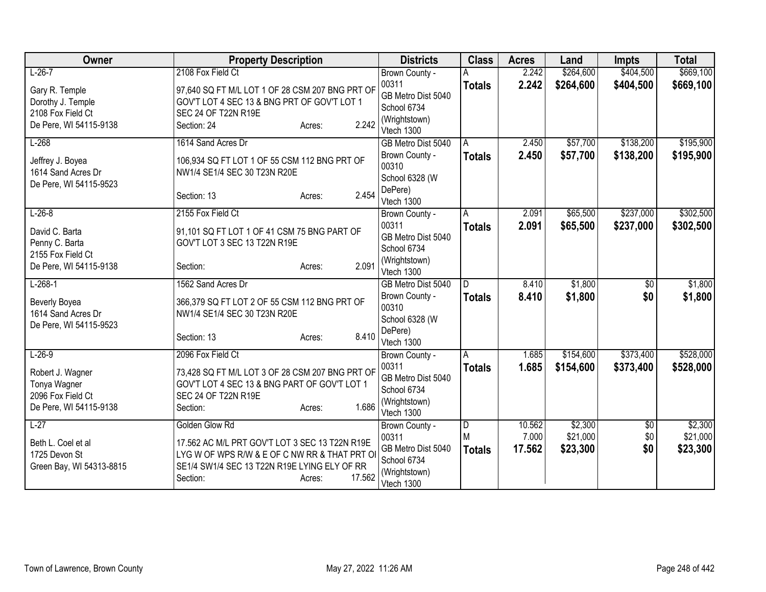| Owner | Property Description | Districts | Class | Acres | Land | Impts | Total |
|---|---|---|---|---|---|---|---|
| L-26-7<br><br>Gary R. Temple<br>Dorothy J. Temple<br>2108 Fox Field Ct<br>De Pere, WI 54115-9138 | 2108 Fox Field Ct<br><br>97,640 SQ FT M/L LOT 1 OF 28 CSM 207 BNG PRT OF GOV'T LOT 4 SEC 13 & BNG PRT OF GOV'T LOT 1 SEC 24 OF T22N R19E<br>Section: 24 Acres: 2.242 | Brown County - 00311<br>GB Metro Dist 5040<br>School 6734 (Wrightstown)<br>Vtech 1300 | A<br>**Totals** | 2.242<br>**2.242** | $264,600<br>**$264,600** | $404,500<br>**$404,500** | $669,100<br>**$669,100** |
| L-268<br><br>Jeffrey J. Boyea<br>1614 Sand Acres Dr<br>De Pere, WI 54115-9523 | 1614 Sand Acres Dr<br><br>106,934 SQ FT LOT 1 OF 55 CSM 112 BNG PRT OF NW1/4 SE1/4 SEC 30 T23N R20E<br><br>Section: 13 Acres: 2.454 | GB Metro Dist 5040<br>Brown County - 00310<br>School 6328 (W DePere)<br>Vtech 1300 | A<br>**Totals** | 2.450<br>**2.450** | $57,700<br>**$57,700** | $138,200<br>**$138,200** | $195,900<br>**$195,900** |
| L-26-8<br><br>David C. Barta<br>Penny C. Barta<br>2155 Fox Field Ct<br>De Pere, WI 54115-9138 | 2155 Fox Field Ct<br><br>91,101 SQ FT LOT 1 OF 41 CSM 75 BNG PART OF GOV'T LOT 3 SEC 13 T22N R19E<br><br>Section: Acres: 2.091 | Brown County - 00311<br>GB Metro Dist 5040<br>School 6734 (Wrightstown)<br>Vtech 1300 | A<br>**Totals** | 2.091<br>**2.091** | $65,500<br>**$65,500** | $237,000<br>**$237,000** | $302,500<br>**$302,500** |
| L-268-1<br><br>Beverly Boyea<br>1614 Sand Acres Dr<br>De Pere, WI 54115-9523 | 1562 Sand Acres Dr<br><br>366,379 SQ FT LOT 2 OF 55 CSM 112 BNG PRT OF NW1/4 SE1/4 SEC 30 T23N R20E<br><br>Section: 13 Acres: 8.410 | GB Metro Dist 5040<br>Brown County - 00310<br>School 6328 (W DePere)<br>Vtech 1300 | D<br>**Totals** | 8.410<br>**8.410** | $1,800<br>**$1,800** | $0<br>**$0** | $1,800<br>**$1,800** |
| L-26-9<br><br>Robert J. Wagner<br>Tonya Wagner<br>2096 Fox Field Ct<br>De Pere, WI 54115-9138 | 2096 Fox Field Ct<br><br>73,428 SQ FT M/L LOT 3 OF 28 CSM 207 BNG PRT OF GOV'T LOT 4 SEC 13 & BNG PART OF GOV'T LOT 1 SEC 24 OF T22N R19E<br>Section: Acres: 1.686 | Brown County - 00311<br>GB Metro Dist 5040<br>School 6734 (Wrightstown)<br>Vtech 1300 | A<br>**Totals** | 1.685<br>**1.685** | $154,600<br>**$154,600** | $373,400<br>**$373,400** | $528,000<br>**$528,000** |
| L-27<br><br>Beth L. Coel et al<br>1725 Devon St<br>Green Bay, WI 54313-8815 | Golden Glow Rd<br><br>17.562 AC M/L PRT GOV'T LOT 3 SEC 13 T22N R19E LYG W OF WPS R/W & E OF C NW RR & THAT PRT OI SE1/4 SW1/4 SEC 13 T22N R19E LYING ELY OF RR<br>Section: Acres: 17.562 | Brown County - 00311<br>GB Metro Dist 5040<br>School 6734 (Wrightstown)<br>Vtech 1300 | D<br>M<br>**Totals** | 10.562<br>7.000<br>**17.562** | $2,300<br>$21,000<br>**$23,300** | $0<br>$0<br>**$0** | $2,300<br>$21,000<br>**$23,300** |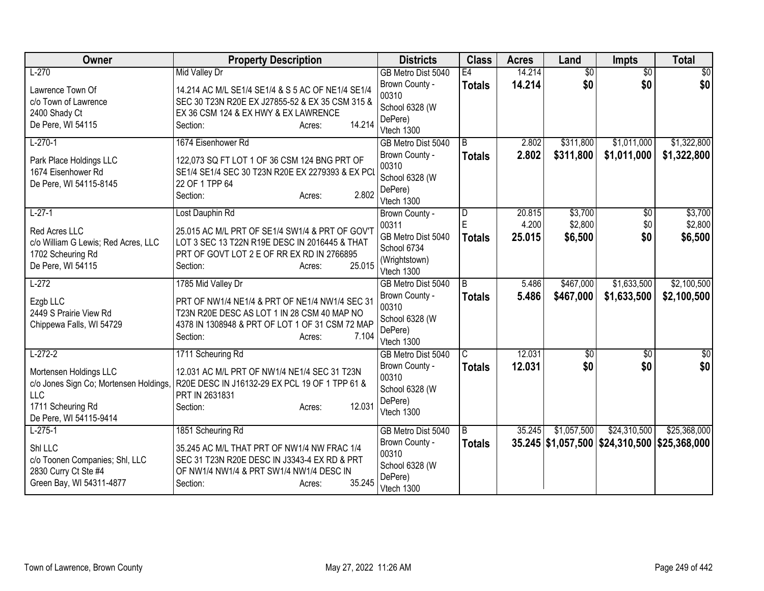| Owner | Property Description | Districts | Class | Acres | Land | Impts | Total |
|---|---|---|---|---|---|---|---|
| L-270<br>Lawrence Town Of<br>c/o Town of Lawrence<br>2400 Shady Ct<br>De Pere, WI 54115 | Mid Valley Dr<br>14.214 AC M/L SE1/4 SE1/4 & S 5 AC OF NE1/4 SE1/4 SEC 30 T23N R20E EX J27855-52 & EX 35 CSM 315 & EX 36 CSM 124 & EX HWY & EX LAWRENCE<br>Section: Acres: 14.214 | GB Metro Dist 5040<br>Brown County - 00310<br>School 6328 (W DePere)<br>Vtech 1300 | E4<br>**Totals** | 14.214<br>**14.214** | $0<br>**$0** | $0<br>**$0** | $0<br>**$0** |
| L-270-1<br>Park Place Holdings LLC<br>1674 Eisenhower Rd<br>De Pere, WI 54115-8145 | 1674 Eisenhower Rd<br>122,073 SQ FT LOT 1 OF 36 CSM 124 BNG PRT OF SE1/4 SE1/4 SEC 30 T23N R20E EX 2279393 & EX PCL 22 OF 1 TPP 64<br>Section: Acres: 2.802 | GB Metro Dist 5040<br>Brown County - 00310<br>School 6328 (W DePere)<br>Vtech 1300 | B<br>**Totals** | 2.802<br>**2.802** | $311,800<br>**$311,800** | $1,011,000<br>**$1,011,000** | $1,322,800<br>**$1,322,800** |
| L-27-1<br>Red Acres LLC<br>c/o William G Lewis; Red Acres, LLC<br>1702 Scheuring Rd<br>De Pere, WI 54115 | Lost Dauphin Rd<br>25.015 AC M/L PRT OF SE1/4 SW1/4 & PRT OF GOV'T LOT 3 SEC 13 T22N R19E DESC IN 2016445 & THAT PRT OF GOVT LOT 2 E OF RR EX RD IN 2766895<br>Section: Acres: 25.015 | Brown County - 00311<br>GB Metro Dist 5040<br>School 6734 (Wrightstown)<br>Vtech 1300 | D<br>E<br>**Totals** | 20.815<br>4.200<br>**25.015** | $3,700<br>$2,800<br>**$6,500** | $0<br>$0<br>**$0** | $3,700<br>$2,800<br>**$6,500** |
| L-272<br>Ezgb LLC<br>2449 S Prairie View Rd<br>Chippewa Falls, WI 54729 | 1785 Mid Valley Dr<br>PRT OF NW1/4 NE1/4 & PRT OF NE1/4 NW1/4 SEC 31 T23N R20E DESC AS LOT 1 IN 28 CSM 40 MAP NO 4378 IN 1308948 & PRT OF LOT 1 OF 31 CSM 72 MAP<br>Section: Acres: 7.104 | GB Metro Dist 5040<br>Brown County - 00310<br>School 6328 (W DePere)<br>Vtech 1300 | B<br>**Totals** | 5.486<br>**5.486** | $467,000<br>**$467,000** | $1,633,500<br>**$1,633,500** | $2,100,500<br>**$2,100,500** |
| L-272-2<br>Mortensen Holdings LLC<br>c/o Jones Sign Co; Mortensen Holdings, LLC<br>1711 Scheuring Rd<br>De Pere, WI 54115-9414 | 1711 Scheuring Rd<br>12.031 AC M/L PRT OF NW1/4 NE1/4 SEC 31 T23N R20E DESC IN J16132-29 EX PCL 19 OF 1 TPP 61 & PRT IN 2631831<br>Section: Acres: 12.031 | GB Metro Dist 5040<br>Brown County - 00310<br>School 6328 (W DePere)<br>Vtech 1300 | C<br>**Totals** | 12.031<br>**12.031** | $0<br>**$0** | $0<br>**$0** | $0<br>**$0** |
| L-275-1<br>Shl LLC<br>c/o Toonen Companies; Shl, LLC<br>2830 Curry Ct Ste #4<br>Green Bay, WI 54311-4877 | 1851 Scheuring Rd<br>35.245 AC M/L THAT PRT OF NW1/4 NW FRAC 1/4 SEC 31 T23N R20E DESC IN J3343-4 EX RD & PRT OF NW1/4 NW1/4 & PRT SW1/4 NW1/4 DESC IN<br>Section: Acres: 35.245 | GB Metro Dist 5040<br>Brown County - 00310<br>School 6328 (W DePere)<br>Vtech 1300 | B<br>**Totals** | 35.245<br>**35.245** | $1,057,500<br>**$1,057,500** | $24,310,500<br>**$24,310,500** | $25,368,000<br>**$25,368,000** |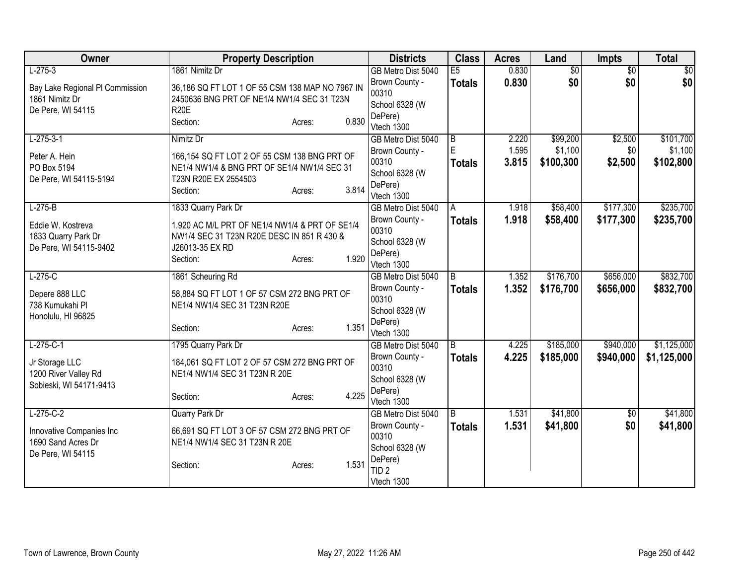| Owner | Property Description | Districts | Class | Acres | Land | Impts | Total |
|---|---|---|---|---|---|---|---|
| L-275-3<br><br>Bay Lake Regional Pl Commission<br>1861 Nimitz Dr<br>De Pere, WI 54115 | 1861 Nimitz Dr<br><br>36,186 SQ FT LOT 1 OF 55 CSM 138 MAP NO 7967 IN 2450636 BNG PRT OF NE1/4 NW1/4 SEC 31 T23N R20E<br>Section: Acres: 0.830 | GB Metro Dist 5040<br>Brown County - 00310<br>School 6328 (W DePere)<br>Vtech 1300 | E5<br>**Totals** | 0.830<br>**0.830** | $0<br>**$0** | $0<br>**$0** | $0<br>**$0** |
| L-275-3-1<br><br>Peter A. Hein<br>PO Box 5194<br>De Pere, WI 54115-5194 | Nimitz Dr<br><br>166,154 SQ FT LOT 2 OF 55 CSM 138 BNG PRT OF NE1/4 NW1/4 & BNG PRT OF SE1/4 NW1/4 SEC 31 T23N R20E EX 2554503<br>Section: Acres: 3.814 | GB Metro Dist 5040<br>Brown County - 00310<br>School 6328 (W DePere)<br>Vtech 1300 | B<br>E<br>**Totals** | 2.220<br>1.595<br>**3.815** | $99,200<br>$1,100<br>**$100,300** | $2,500<br>$0<br>**$2,500** | $101,700<br>$1,100<br>**$102,800** |
| L-275-B<br><br>Eddie W. Kostreva<br>1833 Quarry Park Dr<br>De Pere, WI 54115-9402 | 1833 Quarry Park Dr<br><br>1.920 AC M/L PRT OF NE1/4 NW1/4 & PRT OF SE1/4 NW1/4 SEC 31 T23N R20E DESC IN 851 R 430 & J26013-35 EX RD<br>Section: Acres: 1.920 | GB Metro Dist 5040<br>Brown County - 00310<br>School 6328 (W DePere)<br>Vtech 1300 | A<br>**Totals** | 1.918<br>**1.918** | $58,400<br>**$58,400** | $177,300<br>**$177,300** | $235,700<br>**$235,700** |
| L-275-C<br><br>Depere 888 LLC<br>738 Kumukahi Pl<br>Honolulu, HI 96825 | 1861 Scheuring Rd<br><br>58,884 SQ FT LOT 1 OF 57 CSM 272 BNG PRT OF NE1/4 NW1/4 SEC 31 T23N R20E<br>Section: Acres: 1.351 | GB Metro Dist 5040<br>Brown County - 00310<br>School 6328 (W DePere)<br>Vtech 1300 | B<br>**Totals** | 1.352<br>**1.352** | $176,700<br>**$176,700** | $656,000<br>**$656,000** | $832,700<br>**$832,700** |
| L-275-C-1<br><br>Jr Storage LLC<br>1200 River Valley Rd<br>Sobieski, WI 54171-9413 | 1795 Quarry Park Dr<br><br>184,061 SQ FT LOT 2 OF 57 CSM 272 BNG PRT OF NE1/4 NW1/4 SEC 31 T23N R 20E<br>Section: Acres: 4.225 | GB Metro Dist 5040<br>Brown County - 00310<br>School 6328 (W DePere)<br>Vtech 1300 | B<br>**Totals** | 4.225<br>**4.225** | $185,000<br>**$185,000** | $940,000<br>**$940,000** | $1,125,000<br>**$1,125,000** |
| L-275-C-2<br><br>Innovative Companies Inc<br>1690 Sand Acres Dr<br>De Pere, WI 54115 | Quarry Park Dr<br><br>66,691 SQ FT LOT 3 OF 57 CSM 272 BNG PRT OF NE1/4 NW1/4 SEC 31 T23N R 20E<br>Section: Acres: 1.531 | GB Metro Dist 5040<br>Brown County - 00310<br>School 6328 (W DePere)<br>TID 2<br>Vtech 1300 | B<br>**Totals** | 1.531<br>**1.531** | $41,800<br>**$41,800** | $0<br>**$0** | $41,800<br>**$41,800** |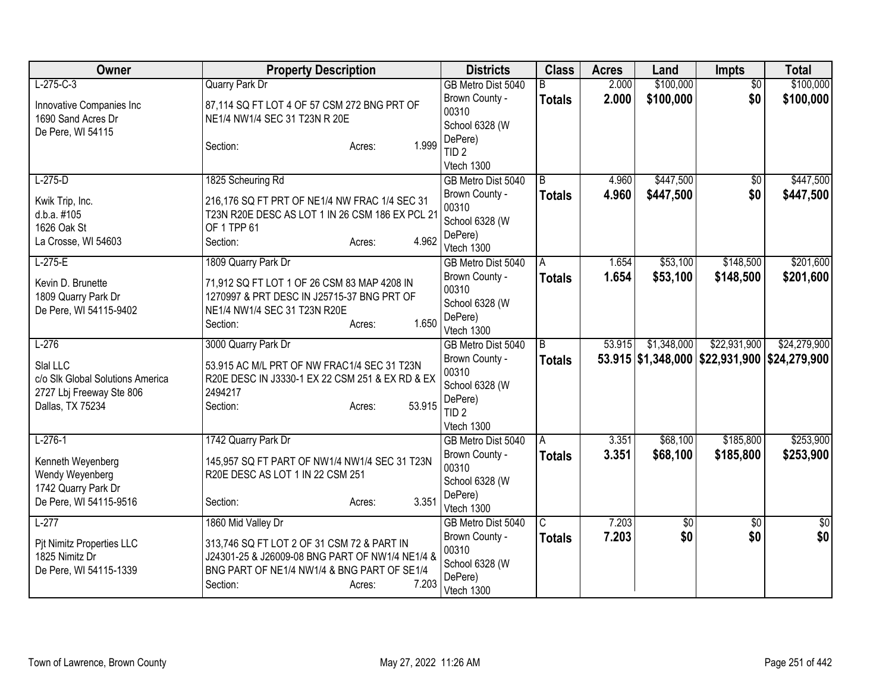| Owner | Property Description | Districts | Class | Acres | Land | Impts | Total |
|---|---|---|---|---|---|---|---|
| L-275-C-3<br>Innovative Companies Inc<br>1690 Sand Acres Dr<br>De Pere, WI 54115 | Quarry Park Dr<br>87,114 SQ FT LOT 4 OF 57 CSM 272 BNG PRT OF NE1/4 NW1/4 SEC 31 T23N R 20E<br>Section: Acres: 1.999 | GB Metro Dist 5040<br>Brown County - 00310<br>School 6328 (W DePere)<br>TID 2<br>Vtech 1300 | B<br>**Totals** | 2.000<br>**2.000** | $100,000<br>**$100,000** | $0<br>**$0** | $100,000<br>**$100,000** |
| L-275-D<br>Kwik Trip, Inc.<br>d.b.a. #105<br>1626 Oak St<br>La Crosse, WI 54603 | 1825 Scheuring Rd<br>216,176 SQ FT PRT OF NE1/4 NW FRAC 1/4 SEC 31 T23N R20E DESC AS LOT 1 IN 26 CSM 186 EX PCL 21 OF 1 TPP 61<br>Section: Acres: 4.962 | GB Metro Dist 5040<br>Brown County - 00310<br>School 6328 (W DePere)<br>Vtech 1300 | B<br>**Totals** | 4.960<br>**4.960** | $447,500<br>**$447,500** | $0<br>**$0** | $447,500<br>**$447,500** |
| L-275-E<br>Kevin D. Brunette<br>1809 Quarry Park Dr<br>De Pere, WI 54115-9402 | 1809 Quarry Park Dr<br>71,912 SQ FT LOT 1 OF 26 CSM 83 MAP 4208 IN 1270997 & PRT DESC IN J25715-37 BNG PRT OF NE1/4 NW1/4 SEC 31 T23N R20E<br>Section: Acres: 1.650 | GB Metro Dist 5040<br>Brown County - 00310<br>School 6328 (W DePere)<br>Vtech 1300 | A<br>**Totals** | 1.654<br>**1.654** | $53,100<br>**$53,100** | $148,500<br>**$148,500** | $201,600<br>**$201,600** |
| L-276<br>Slal LLC<br>c/o Slk Global Solutions America<br>2727 Lbj Freeway Ste 806<br>Dallas, TX 75234 | 3000 Quarry Park Dr<br>53.915 AC M/L PRT OF NW FRAC1/4 SEC 31 T23N R20E DESC IN J3330-1 EX 22 CSM 251 & EX RD & EX 2494217<br>Section: Acres: 53.915 | GB Metro Dist 5040<br>Brown County - 00310<br>School 6328 (W DePere)<br>TID 2<br>Vtech 1300 | B<br>**Totals** | 53.915<br>**53.915** | $1,348,000<br>**$1,348,000** | $22,931,900<br>**$22,931,900** | $24,279,900<br>**$24,279,900** |
| L-276-1<br>Kenneth Weyenberg<br>Wendy Weyenberg<br>1742 Quarry Park Dr<br>De Pere, WI 54115-9516 | 1742 Quarry Park Dr<br>145,957 SQ FT PART OF NW1/4 NW1/4 SEC 31 T23N R20E DESC AS LOT 1 IN 22 CSM 251<br>Section: Acres: 3.351 | GB Metro Dist 5040<br>Brown County - 00310<br>School 6328 (W DePere)<br>Vtech 1300 | A<br>**Totals** | 3.351<br>**3.351** | $68,100<br>**$68,100** | $185,800<br>**$185,800** | $253,900<br>**$253,900** |
| L-277<br>Pjt Nimitz Properties LLC<br>1825 Nimitz Dr<br>De Pere, WI 54115-1339 | 1860 Mid Valley Dr<br>313,746 SQ FT LOT 2 OF 31 CSM 72 & PART IN J24301-25 & J26009-08 BNG PART OF NW1/4 NE1/4 & BNG PART OF NE1/4 NW1/4 & BNG PART OF SE1/4<br>Section: Acres: 7.203 | GB Metro Dist 5040<br>Brown County - 00310<br>School 6328 (W DePere)<br>Vtech 1300 | C<br>**Totals** | 7.203<br>**7.203** | $0<br>**$0** | $0<br>**$0** | $0<br>**$0** |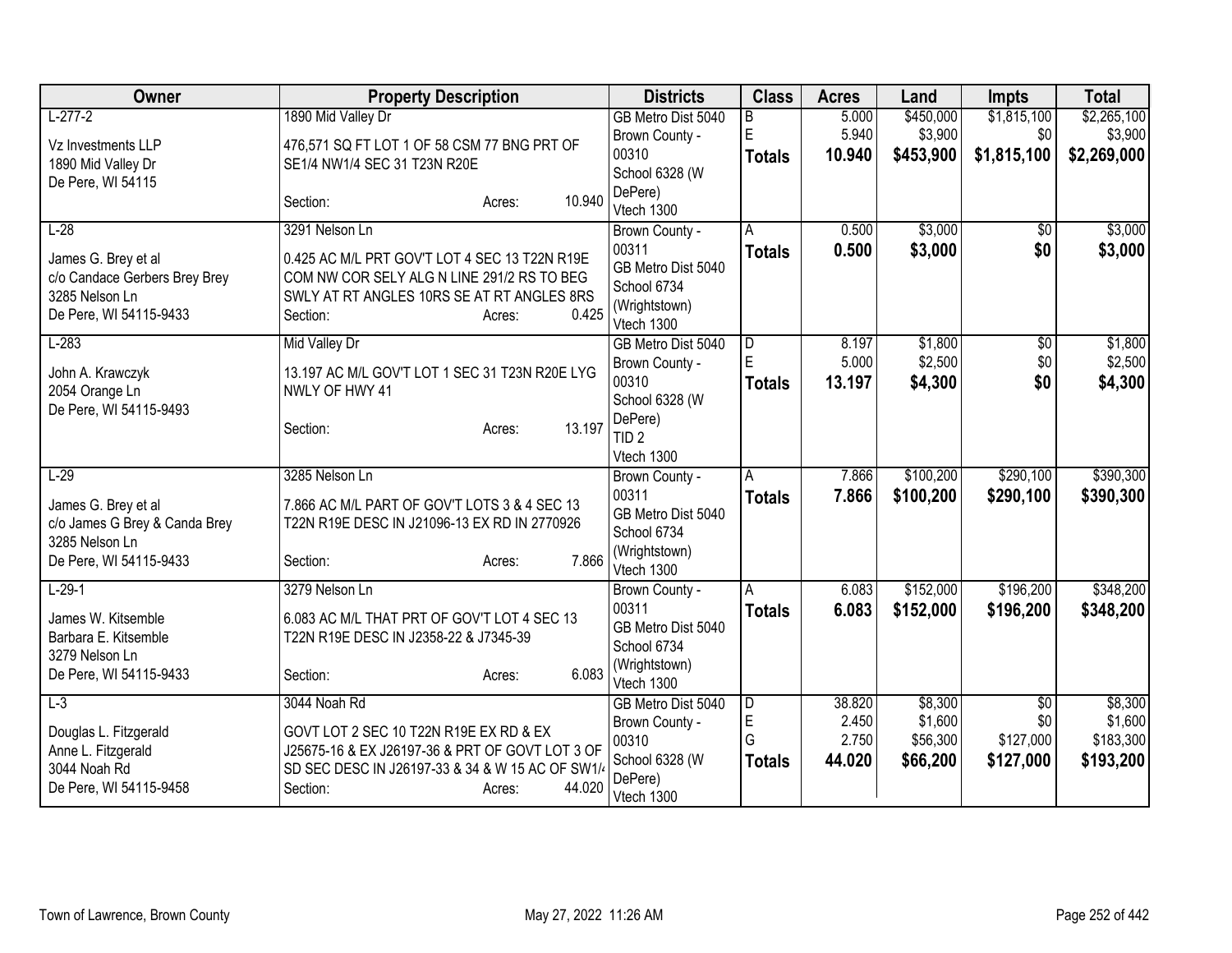| Owner | Property Description | Districts | Class | Acres | Land | Impts | Total |
|---|---|---|---|---|---|---|---|
| L-277-2<br><br>Vz Investments LLP<br>1890 Mid Valley Dr<br>De Pere, WI 54115 | 1890 Mid Valley Dr<br><br>476,571 SQ FT LOT 1 OF 58 CSM 77 BNG PRT OF SE1/4 NW1/4 SEC 31 T23N R20E<br><br>Section: Acres: 10.940 | GB Metro Dist 5040<br>Brown County - 00310<br>School 6328 (W DePere)<br>Vtech 1300 | B<br>E<br>**Totals** | 5.000<br>5.940<br>**10.940** | $450,000<br>$3,900<br>**$453,900** | $1,815,100<br>$0<br>**$1,815,100** | $2,265,100<br>$3,900<br>**$2,269,000** |
| L-28<br><br>James G. Brey et al<br>c/o Candace Gerbers Brey Brey<br>3285 Nelson Ln<br>De Pere, WI 54115-9433 | 3291 Nelson Ln<br><br>0.425 AC M/L PRT GOV'T LOT 4 SEC 13 T22N R19E COM NW COR SELY ALG N LINE 291/2 RS TO BEG SWLY AT RT ANGLES 10RS SE AT RT ANGLES 8RS<br>Section: Acres: 0.425 | Brown County - 00311<br>GB Metro Dist 5040<br>School 6734 (Wrightstown)<br>Vtech 1300 | A<br>**Totals** | 0.500<br>**0.500** | $3,000<br>**$3,000** | $0<br>**$0** | $3,000<br>**$3,000** |
| L-283<br><br>John A. Krawczyk<br>2054 Orange Ln<br>De Pere, WI 54115-9493 | Mid Valley Dr<br><br>13.197 AC M/L GOV'T LOT 1 SEC 31 T23N R20E LYG NWLY OF HWY 41<br><br>Section: Acres: 13.197 | GB Metro Dist 5040<br>Brown County - 00310<br>School 6328 (W DePere)<br>TID 2<br>Vtech 1300 | D<br>E<br>**Totals** | 8.197<br>5.000<br>**13.197** | $1,800<br>$2,500<br>**$4,300** | $0<br>$0<br>**$0** | $1,800<br>$2,500<br>**$4,300** |
| L-29<br><br>James G. Brey et al<br>c/o James G Brey & Canda Brey<br>3285 Nelson Ln<br>De Pere, WI 54115-9433 | 3285 Nelson Ln<br><br>7.866 AC M/L PART OF GOV'T LOTS 3 & 4 SEC 13 T22N R19E DESC IN J21096-13 EX RD IN 2770926<br><br>Section: Acres: 7.866 | Brown County - 00311<br>GB Metro Dist 5040<br>School 6734 (Wrightstown)<br>Vtech 1300 | A<br>**Totals** | 7.866<br>**7.866** | $100,200<br>**$100,200** | $290,100<br>**$290,100** | $390,300<br>**$390,300** |
| L-29-1<br><br>James W. Kitsemble<br>Barbara E. Kitsemble<br>3279 Nelson Ln<br>De Pere, WI 54115-9433 | 3279 Nelson Ln<br><br>6.083 AC M/L THAT PRT OF GOV'T LOT 4 SEC 13 T22N R19E DESC IN J2358-22 & J7345-39<br><br>Section: Acres: 6.083 | Brown County - 00311<br>GB Metro Dist 5040<br>School 6734 (Wrightstown)<br>Vtech 1300 | A<br>**Totals** | 6.083<br>**6.083** | $152,000<br>**$152,000** | $196,200<br>**$196,200** | $348,200<br>**$348,200** |
| L-3<br><br>Douglas L. Fitzgerald<br>Anne L. Fitzgerald<br>3044 Noah Rd<br>De Pere, WI 54115-9458 | 3044 Noah Rd<br><br>GOVT LOT 2 SEC 10 T22N R19E EX RD & EX J25675-16 & EX J26197-36 & PRT OF GOVT LOT 3 OF SD SEC DESC IN J26197-33 & 34 & W 15 AC OF SW1/4<br>Section: Acres: 44.020 | GB Metro Dist 5040<br>Brown County - 00310<br>School 6328 (W DePere)<br>Vtech 1300 | D<br>E<br>G<br>**Totals** | 38.820<br>2.450<br>2.750<br>**44.020** | $8,300<br>$1,600<br>$56,300<br>**$66,200** | $0<br>$0<br>$127,000<br>**$127,000** | $8,300<br>$1,600<br>$183,300<br>**$193,200** |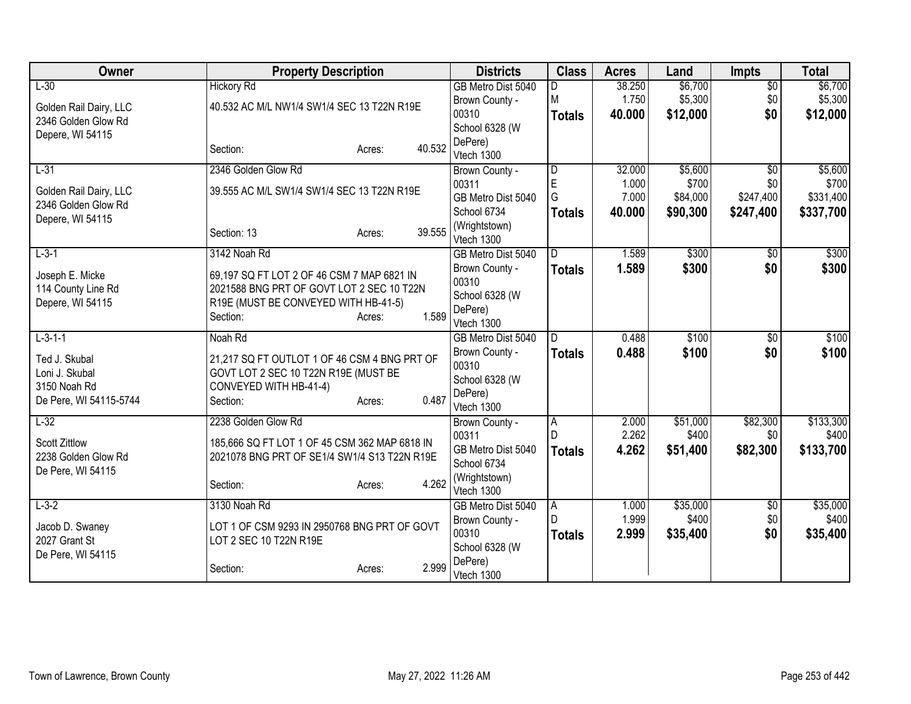| Owner | Property Description | Districts | Class | Acres | Land | Impts | Total |
|---|---|---|---|---|---|---|---|
| L-30<br>Golden Rail Dairy, LLC<br>2346 Golden Glow Rd<br>Depere, WI 54115 | Hickory Rd<br>40.532 AC M/L NW1/4 SW1/4 SEC 13 T22N R19E<br>Section: Acres: 40.532 | GB Metro Dist 5040<br>Brown County - 00310<br>School 6328 (W DePere)<br>Vtech 1300 | D<br>M<br>**Totals** | 38.250<br>1.750<br>**40.000** | $6,700<br>$5,300<br>**$12,000** | $0<br>$0<br>**$0** | $6,700<br>$5,300<br>**$12,000** |
| L-31<br>Golden Rail Dairy, LLC<br>2346 Golden Glow Rd<br>Depere, WI 54115 | 2346 Golden Glow Rd<br>39.555 AC M/L SW1/4 SW1/4 SEC 13 T22N R19E<br>Section: 13 Acres: 39.555 | Brown County - 00311<br>GB Metro Dist 5040<br>School 6734 (Wrightstown)<br>Vtech 1300 | D<br>E<br>G<br>**Totals** | 32.000<br>1.000<br>7.000<br>**40.000** | $5,600<br>$700<br>$84,000<br>**$90,300** | $0<br>$0<br>$247,400<br>**$247,400** | $5,600<br>$700<br>$331,400<br>**$337,700** |
| L-3-1<br>Joseph E. Micke<br>114 County Line Rd<br>Depere, WI 54115 | 3142 Noah Rd<br>69,197 SQ FT LOT 2 OF 46 CSM 7 MAP 6821 IN 2021588 BNG PRT OF GOVT LOT 2 SEC 10 T22N R19E (MUST BE CONVEYED WITH HB-41-5)<br>Section: Acres: 1.589 | GB Metro Dist 5040<br>Brown County - 00310<br>School 6328 (W DePere)<br>Vtech 1300 | D<br>**Totals** | 1.589<br>**1.589** | $300<br>**$300** | $0<br>**$0** | $300<br>**$300** |
| L-3-1-1<br>Ted J. Skubal<br>Loni J. Skubal<br>3150 Noah Rd<br>De Pere, WI 54115-5744 | Noah Rd<br>21,217 SQ FT OUTLOT 1 OF 46 CSM 4 BNG PRT OF GOVT LOT 2 SEC 10 T22N R19E (MUST BE CONVEYED WITH HB-41-4)<br>Section: Acres: 0.487 | GB Metro Dist 5040<br>Brown County - 00310<br>School 6328 (W DePere)<br>Vtech 1300 | D<br>**Totals** | 0.488<br>**0.488** | $100<br>**$100** | $0<br>**$0** | $100<br>**$100** |
| L-32<br>Scott Zittlow<br>2238 Golden Glow Rd<br>De Pere, WI 54115 | 2238 Golden Glow Rd<br>185,666 SQ FT LOT 1 OF 45 CSM 362 MAP 6818 IN 2021078 BNG PRT OF SE1/4 SW1/4 S13 T22N R19E<br>Section: Acres: 4.262 | Brown County - 00311<br>GB Metro Dist 5040<br>School 6734 (Wrightstown)<br>Vtech 1300 | A<br>D<br>**Totals** | 2.000<br>2.262<br>**4.262** | $51,000<br>$400<br>**$51,400** | $82,300<br>$0<br>**$82,300** | $133,300<br>$400<br>**$133,700** |
| L-3-2<br>Jacob D. Swaney<br>2027 Grant St<br>De Pere, WI 54115 | 3130 Noah Rd<br>LOT 1 OF CSM 9293 IN 2950768 BNG PRT OF GOVT LOT 2 SEC 10 T22N R19E<br>Section: Acres: 2.999 | GB Metro Dist 5040<br>Brown County - 00310<br>School 6328 (W DePere)<br>Vtech 1300 | A<br>D<br>**Totals** | 1.000<br>1.999<br>**2.999** | $35,000<br>$400<br>**$35,400** | $0<br>$0<br>**$0** | $35,000<br>$400<br>**$35,400** |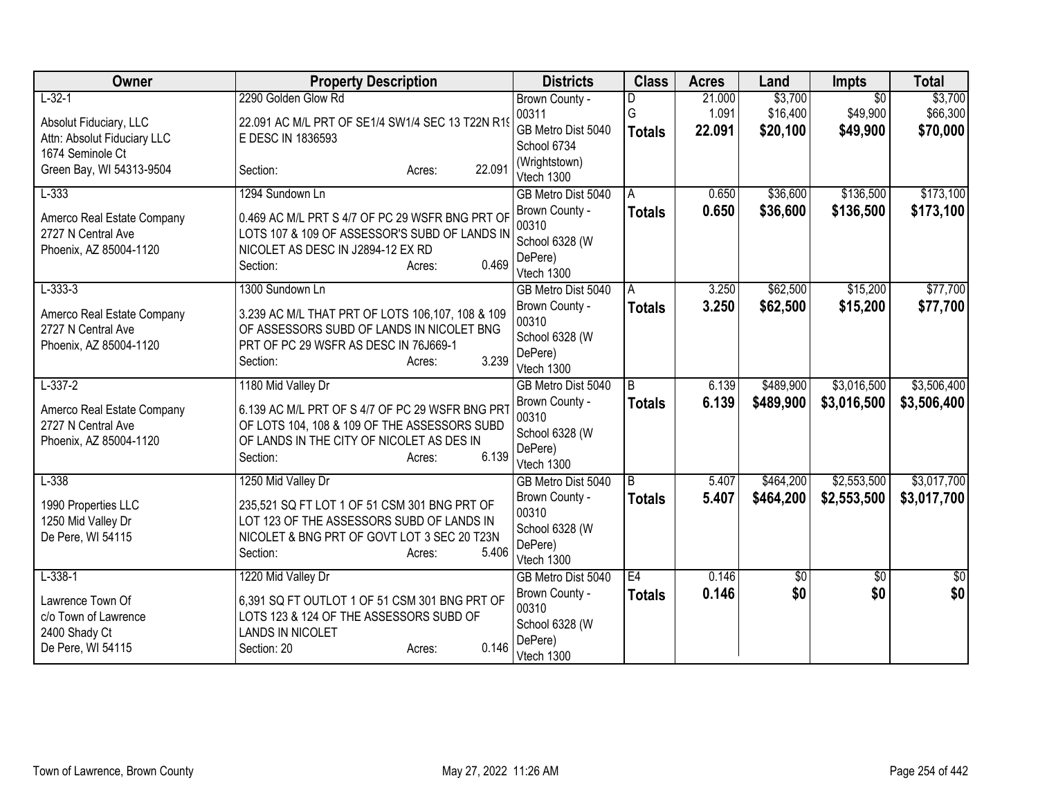| Owner | Property Description | Districts | Class | Acres | Land | Impts | Total |
|---|---|---|---|---|---|---|---|
| L-32-1<br><br>Absolut Fiduciary, LLC<br>Attn: Absolut Fiduciary LLC<br>1674 Seminole Ct<br>Green Bay, WI 54313-9504 | 2290 Golden Glow Rd<br><br>22.091 AC M/L PRT OF SE1/4 SW1/4 SEC 13 T22N R19 E DESC IN 1836593<br><br>Section: Acres: 22.091 | Brown County - 00311<br>GB Metro Dist 5040<br>School 6734 (Wrightstown)<br>Vtech 1300 | D<br>G<br>**Totals** | 21.000<br>1.091<br>**22.091** | $3,700<br>$16,400<br>**$20,100** | $0<br>$49,900<br>**$49,900** | $3,700<br>$66,300<br>**$70,000** |
| L-333<br><br>Amerco Real Estate Company<br>2727 N Central Ave<br>Phoenix, AZ 85004-1120 | 1294 Sundown Ln<br><br>0.469 AC M/L PRT S 4/7 OF PC 29 WSFR BNG PRT OF LOTS 107 & 109 OF ASSESSOR'S SUBD OF LANDS IN NICOLET AS DESC IN J2894-12 EX RD<br>Section: Acres: 0.469 | GB Metro Dist 5040<br>Brown County - 00310<br>School 6328 (W DePere)<br>Vtech 1300 | A<br>**Totals** | 0.650<br>**0.650** | $36,600<br>**$36,600** | $136,500<br>**$136,500** | $173,100<br>**$173,100** |
| L-333-3<br><br>Amerco Real Estate Company<br>2727 N Central Ave<br>Phoenix, AZ 85004-1120 | 1300 Sundown Ln<br><br>3.239 AC M/L THAT PRT OF LOTS 106,107, 108 & 109 OF ASSESSORS SUBD OF LANDS IN NICOLET BNG PRT OF PC 29 WSFR AS DESC IN 76J669-1<br>Section: Acres: 3.239 | GB Metro Dist 5040<br>Brown County - 00310<br>School 6328 (W DePere)<br>Vtech 1300 | A<br>**Totals** | 3.250<br>**3.250** | $62,500<br>**$62,500** | $15,200<br>**$15,200** | $77,700<br>**$77,700** |
| L-337-2<br><br>Amerco Real Estate Company<br>2727 N Central Ave<br>Phoenix, AZ 85004-1120 | 1180 Mid Valley Dr<br><br>6.139 AC M/L PRT OF S 4/7 OF PC 29 WSFR BNG PRT OF LOTS 104, 108 & 109 OF THE ASSESSORS SUBD OF LANDS IN THE CITY OF NICOLET AS DES IN<br>Section: Acres: 6.139 | GB Metro Dist 5040<br>Brown County - 00310<br>School 6328 (W DePere)<br>Vtech 1300 | B<br>**Totals** | 6.139<br>**6.139** | $489,900<br>**$489,900** | $3,016,500<br>**$3,016,500** | $3,506,400<br>**$3,506,400** |
| L-338<br><br>1990 Properties LLC<br>1250 Mid Valley Dr<br>De Pere, WI 54115 | 1250 Mid Valley Dr<br><br>235,521 SQ FT LOT 1 OF 51 CSM 301 BNG PRT OF LOT 123 OF THE ASSESSORS SUBD OF LANDS IN NICOLET & BNG PRT OF GOVT LOT 3 SEC 20 T23N<br>Section: Acres: 5.406 | GB Metro Dist 5040<br>Brown County - 00310<br>School 6328 (W DePere)<br>Vtech 1300 | B<br>**Totals** | 5.407<br>**5.407** | $464,200<br>**$464,200** | $2,553,500<br>**$2,553,500** | $3,017,700<br>**$3,017,700** |
| L-338-1<br><br>Lawrence Town Of<br>c/o Town of Lawrence<br>2400 Shady Ct<br>De Pere, WI 54115 | 1220 Mid Valley Dr<br><br>6,391 SQ FT OUTLOT 1 OF 51 CSM 301 BNG PRT OF LOTS 123 & 124 OF THE ASSESSORS SUBD OF LANDS IN NICOLET<br>Section: 20 Acres: 0.146 | GB Metro Dist 5040<br>Brown County - 00310<br>School 6328 (W DePere)<br>Vtech 1300 | E4<br>**Totals** | 0.146<br>**0.146** | $0<br>**$0** | $0<br>**$0** | $0<br>**$0** |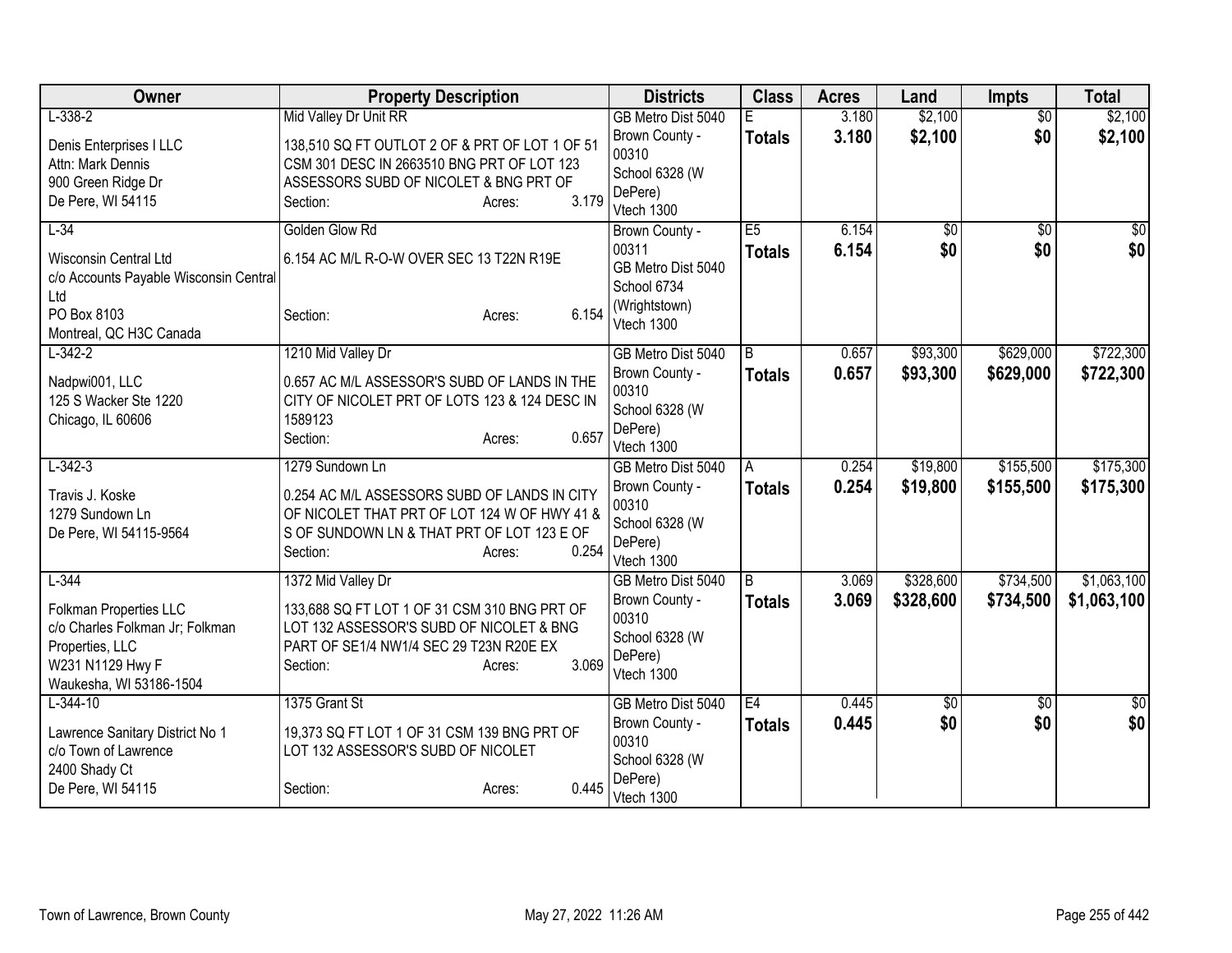| Owner | Property Description | Districts | Class | Acres | Land | Impts | Total |
|---|---|---|---|---|---|---|---|
| L-338-2<br>Denis Enterprises I LLC<br>Attn: Mark Dennis<br>900 Green Ridge Dr<br>De Pere, WI 54115 | Mid Valley Dr Unit RR<br>138,510 SQ FT OUTLOT 2 OF & PRT OF LOT 1 OF 51 CSM 301 DESC IN 2663510 BNG PRT OF LOT 123 ASSESSORS SUBD OF NICOLET & BNG PRT OF<br>Section: Acres: 3.179 | GB Metro Dist 5040<br>Brown County - 00310<br>School 6328 (W DePere)<br>Vtech 1300 | E<br>**Totals** | 3.180<br>**3.180** | $2,100<br>**$2,100** | $0<br>**$0** | $2,100<br>**$2,100** |
| L-34<br>Wisconsin Central Ltd<br>c/o Accounts Payable Wisconsin Central Ltd<br>PO Box 8103<br>Montreal, QC H3C Canada | Golden Glow Rd<br>6.154 AC M/L R-O-W OVER SEC 13 T22N R19E<br>Section: Acres: 6.154 | Brown County - 00311<br>GB Metro Dist 5040<br>School 6734 (Wrightstown)<br>Vtech 1300 | E5<br>**Totals** | 6.154<br>**6.154** | $0<br>**$0** | $0<br>**$0** | $0<br>**$0** |
| L-342-2<br>Nadpwi001, LLC<br>125 S Wacker Ste 1220<br>Chicago, IL 60606 | 1210 Mid Valley Dr<br>0.657 AC M/L ASSESSOR'S SUBD OF LANDS IN THE CITY OF NICOLET PRT OF LOTS 123 & 124 DESC IN 1589123<br>Section: Acres: 0.657 | GB Metro Dist 5040<br>Brown County - 00310<br>School 6328 (W DePere)<br>Vtech 1300 | B<br>**Totals** | 0.657<br>**0.657** | $93,300<br>**$93,300** | $629,000<br>**$629,000** | $722,300<br>**$722,300** |
| L-342-3<br>Travis J. Koske<br>1279 Sundown Ln<br>De Pere, WI 54115-9564 | 1279 Sundown Ln<br>0.254 AC M/L ASSESSORS SUBD OF LANDS IN CITY OF NICOLET THAT PRT OF LOT 124 W OF HWY 41 & S OF SUNDOWN LN & THAT PRT OF LOT 123 E OF<br>Section: Acres: 0.254 | GB Metro Dist 5040<br>Brown County - 00310<br>School 6328 (W DePere)<br>Vtech 1300 | A<br>**Totals** | 0.254<br>**0.254** | $19,800<br>**$19,800** | $155,500<br>**$155,500** | $175,300<br>**$175,300** |
| L-344<br>Folkman Properties LLC<br>c/o Charles Folkman Jr; Folkman Properties, LLC<br>W231 N1129 Hwy F<br>Waukesha, WI 53186-1504 | 1372 Mid Valley Dr<br>133,688 SQ FT LOT 1 OF 31 CSM 310 BNG PRT OF LOT 132 ASSESSOR'S SUBD OF NICOLET & BNG PART OF SE1/4 NW1/4 SEC 29 T23N R20E EX<br>Section: Acres: 3.069 | GB Metro Dist 5040<br>Brown County - 00310<br>School 6328 (W DePere)<br>Vtech 1300 | B<br>**Totals** | 3.069<br>**3.069** | $328,600<br>**$328,600** | $734,500<br>**$734,500** | $1,063,100<br>**$1,063,100** |
| L-344-10<br>Lawrence Sanitary District No 1<br>c/o Town of Lawrence<br>2400 Shady Ct<br>De Pere, WI 54115 | 1375 Grant St<br>19,373 SQ FT LOT 1 OF 31 CSM 139 BNG PRT OF LOT 132 ASSESSOR'S SUBD OF NICOLET<br>Section: Acres: 0.445 | GB Metro Dist 5040<br>Brown County - 00310<br>School 6328 (W DePere)<br>Vtech 1300 | E4<br>**Totals** | 0.445<br>**0.445** | $0<br>**$0** | $0<br>**$0** | $0<br>**$0** |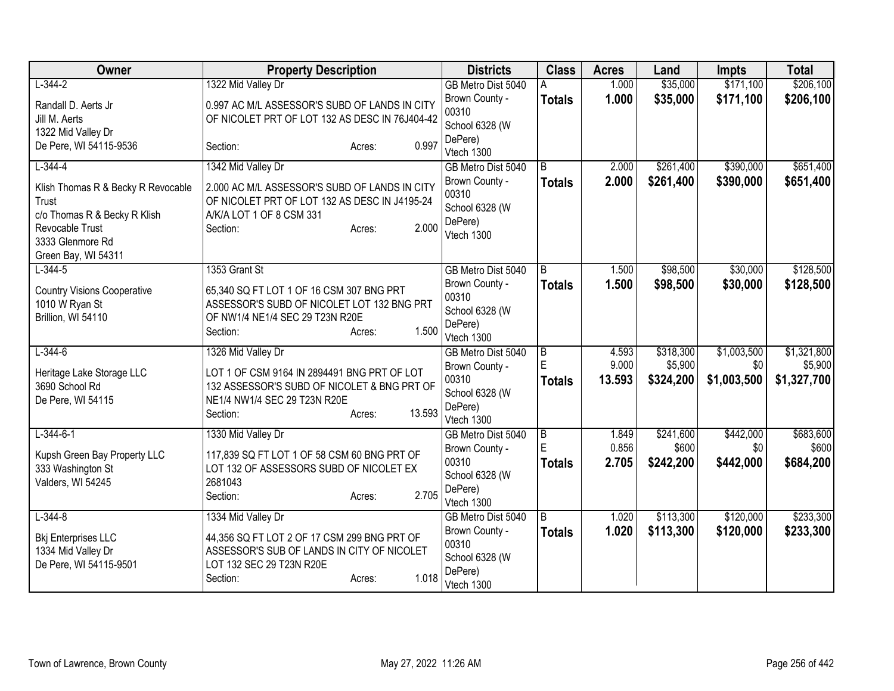| Owner | Property Description | Districts | Class | Acres | Land | Impts | Total |
|---|---|---|---|---|---|---|---|
| L-344-2<br>Randall D. Aerts Jr<br>Jill M. Aerts<br>1322 Mid Valley Dr<br>De Pere, WI 54115-9536 | 1322 Mid Valley Dr<br>0.997 AC M/L ASSESSOR'S SUBD OF LANDS IN CITY OF NICOLET PRT OF LOT 132 AS DESC IN 76J404-42<br>Section: Acres: 0.997 | GB Metro Dist 5040<br>Brown County - 00310<br>School 6328 (W DePere)<br>Vtech 1300 | A<br>**Totals** | 1.000<br>**1.000** | \$35,000<br>**\$35,000** | \$171,100<br>**\$171,100** | \$206,100<br>**\$206,100** |
| L-344-4<br>Klish Thomas R & Becky R Revocable Trust<br>c/o Thomas R & Becky R Klish Revocable Trust<br>3333 Glenmore Rd<br>Green Bay, WI 54311 | 1342 Mid Valley Dr<br>2.000 AC M/L ASSESSOR'S SUBD OF LANDS IN CITY OF NICOLET PRT OF LOT 132 AS DESC IN J4195-24 A/K/A LOT 1 OF 8 CSM 331<br>Section: Acres: 2.000 | GB Metro Dist 5040<br>Brown County - 00310<br>School 6328 (W DePere)<br>Vtech 1300 | B<br>**Totals** | 2.000<br>**2.000** | \$261,400<br>**\$261,400** | \$390,000<br>**\$390,000** | \$651,400<br>**\$651,400** |
| L-344-5<br>Country Visions Cooperative<br>1010 W Ryan St<br>Brillion, WI 54110 | 1353 Grant St<br>65,340 SQ FT LOT 1 OF 16 CSM 307 BNG PRT ASSESSOR'S SUBD OF NICOLET LOT 132 BNG PRT OF NW1/4 NE1/4 SEC 29 T23N R20E<br>Section: Acres: 1.500 | GB Metro Dist 5040<br>Brown County - 00310<br>School 6328 (W DePere)<br>Vtech 1300 | B<br>**Totals** | 1.500<br>**1.500** | \$98,500<br>**\$98,500** | \$30,000<br>**\$30,000** | \$128,500<br>**\$128,500** |
| L-344-6<br>Heritage Lake Storage LLC<br>3690 School Rd<br>De Pere, WI 54115 | 1326 Mid Valley Dr<br>LOT 1 OF CSM 9164 IN 2894491 BNG PRT OF LOT 132 ASSESSOR'S SUBD OF NICOLET & BNG PRT OF NE1/4 NW1/4 SEC 29 T23N R20E<br>Section: Acres: 13.593 | GB Metro Dist 5040<br>Brown County - 00310<br>School 6328 (W DePere)<br>Vtech 1300 | B<br>E<br>**Totals** | 4.593<br>9.000<br>**13.593** | \$318,300<br>\$5,900<br>**\$324,200** | \$1,003,500<br>\$0<br>**\$1,003,500** | \$1,321,800<br>\$5,900<br>**\$1,327,700** |
| L-344-6-1<br>Kupsh Green Bay Property LLC<br>333 Washington St<br>Valders, WI 54245 | 1330 Mid Valley Dr<br>117,839 SQ FT LOT 1 OF 58 CSM 60 BNG PRT OF LOT 132 OF ASSESSORS SUBD OF NICOLET EX 2681043<br>Section: Acres: 2.705 | GB Metro Dist 5040<br>Brown County - 00310<br>School 6328 (W DePere)<br>Vtech 1300 | B<br>E<br>**Totals** | 1.849<br>0.856<br>**2.705** | \$241,600<br>\$600<br>**\$242,200** | \$442,000<br>\$0<br>**\$442,000** | \$683,600<br>\$600<br>**\$684,200** |
| L-344-8<br>Bkj Enterprises LLC<br>1334 Mid Valley Dr<br>De Pere, WI 54115-9501 | 1334 Mid Valley Dr<br>44,356 SQ FT LOT 2 OF 17 CSM 299 BNG PRT OF ASSESSOR'S SUB OF LANDS IN CITY OF NICOLET LOT 132 SEC 29 T23N R20E<br>Section: Acres: 1.018 | GB Metro Dist 5040<br>Brown County - 00310<br>School 6328 (W DePere)<br>Vtech 1300 | B<br>**Totals** | 1.020<br>**1.020** | \$113,300<br>**\$113,300** | \$120,000<br>**\$120,000** | \$233,300<br>**\$233,300** |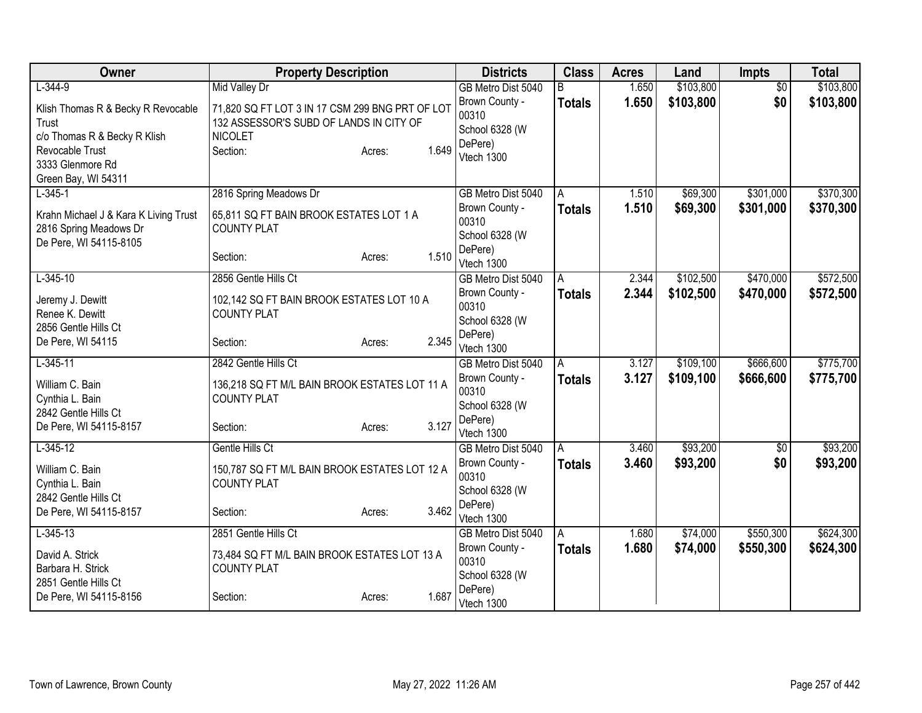| Owner | Property Description | Districts | Class | Acres | Land | Impts | Total |
|---|---|---|---|---|---|---|---|
| L-344-9<br>Klish Thomas R & Becky R Revocable Trust<br>c/o Thomas R & Becky R Klish Revocable Trust<br>3333 Glenmore Rd<br>Green Bay, WI 54311 | Mid Valley Dr<br>71,820 SQ FT LOT 3 IN 17 CSM 299 BNG PRT OF LOT 132 ASSESSOR'S SUBD OF LANDS IN CITY OF NICOLET<br>Section: Acres: 1.649 | GB Metro Dist 5040<br>Brown County - 00310<br>School 6328 (W DePere)<br>Vtech 1300 | B<br>**Totals** | 1.650<br>**1.650** | \$103,800<br>**\$103,800** | \$0<br>**\$0** | \$103,800<br>**\$103,800** |
| L-345-1<br>Krahn Michael J & Kara K Living Trust<br>2816 Spring Meadows Dr<br>De Pere, WI 54115-8105 | 2816 Spring Meadows Dr<br>65,811 SQ FT BAIN BROOK ESTATES LOT 1 A COUNTY PLAT<br>Section: Acres: 1.510 | GB Metro Dist 5040<br>Brown County - 00310<br>School 6328 (W DePere)<br>Vtech 1300 | A<br>**Totals** | 1.510<br>**1.510** | \$69,300<br>**\$69,300** | \$301,000<br>**\$301,000** | \$370,300<br>**\$370,300** |
| L-345-10<br>Jeremy J. Dewitt<br>Renee K. Dewitt<br>2856 Gentle Hills Ct<br>De Pere, WI 54115 | 2856 Gentle Hills Ct<br>102,142 SQ FT BAIN BROOK ESTATES LOT 10 A COUNTY PLAT<br>Section: Acres: 2.345 | GB Metro Dist 5040<br>Brown County - 00310<br>School 6328 (W DePere)<br>Vtech 1300 | A<br>**Totals** | 2.344<br>**2.344** | \$102,500<br>**\$102,500** | \$470,000<br>**\$470,000** | \$572,500<br>**\$572,500** |
| L-345-11<br>William C. Bain<br>Cynthia L. Bain<br>2842 Gentle Hills Ct<br>De Pere, WI 54115-8157 | 2842 Gentle Hills Ct<br>136,218 SQ FT M/L BAIN BROOK ESTATES LOT 11 A COUNTY PLAT<br>Section: Acres: 3.127 | GB Metro Dist 5040<br>Brown County - 00310<br>School 6328 (W DePere)<br>Vtech 1300 | A<br>**Totals** | 3.127<br>**3.127** | \$109,100<br>**\$109,100** | \$666,600<br>**\$666,600** | \$775,700<br>**\$775,700** |
| L-345-12<br>William C. Bain<br>Cynthia L. Bain<br>2842 Gentle Hills Ct<br>De Pere, WI 54115-8157 | Gentle Hills Ct<br>150,787 SQ FT M/L BAIN BROOK ESTATES LOT 12 A COUNTY PLAT<br>Section: Acres: 3.462 | GB Metro Dist 5040<br>Brown County - 00310<br>School 6328 (W DePere)<br>Vtech 1300 | A<br>**Totals** | 3.460<br>**3.460** | \$93,200<br>**\$93,200** | \$0<br>**\$0** | \$93,200<br>**\$93,200** |
| L-345-13<br>David A. Strick<br>Barbara H. Strick<br>2851 Gentle Hills Ct<br>De Pere, WI 54115-8156 | 2851 Gentle Hills Ct<br>73,484 SQ FT M/L BAIN BROOK ESTATES LOT 13 A COUNTY PLAT<br>Section: Acres: 1.687 | GB Metro Dist 5040<br>Brown County - 00310<br>School 6328 (W DePere)<br>Vtech 1300 | A<br>**Totals** | 1.680<br>**1.680** | \$74,000<br>**\$74,000** | \$550,300<br>**\$550,300** | \$624,300<br>**\$624,300** |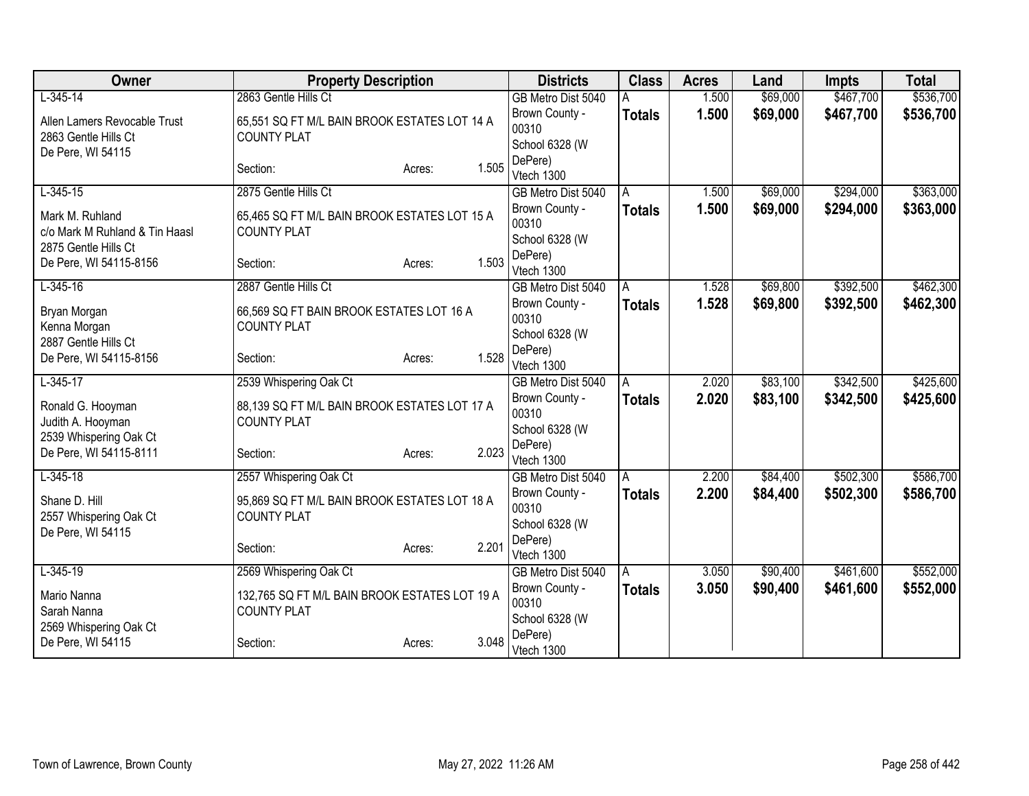| Owner | Property Description | Districts | Class | Acres | Land | Impts | Total |
|---|---|---|---|---|---|---|---|
| L-345-14<br>Allen Lamers Revocable Trust<br>2863 Gentle Hills Ct<br>De Pere, WI 54115 | 2863 Gentle Hills Ct<br>65,551 SQ FT M/L BAIN BROOK ESTATES LOT 14 A COUNTY PLAT<br>Section: Acres: 1.505 | GB Metro Dist 5040<br>Brown County - 00310<br>School 6328 (W DePere)<br>Vtech 1300 | A<br>**Totals** | 1.500<br>**1.500** | $69,000<br>**$69,000** | $467,700<br>**$467,700** | $536,700<br>**$536,700** |
| L-345-15<br>Mark M. Ruhland<br>c/o Mark M Ruhland & Tin Haasl<br>2875 Gentle Hills Ct<br>De Pere, WI 54115-8156 | 2875 Gentle Hills Ct<br>65,465 SQ FT M/L BAIN BROOK ESTATES LOT 15 A COUNTY PLAT<br>Section: Acres: 1.503 | GB Metro Dist 5040<br>Brown County - 00310<br>School 6328 (W DePere)<br>Vtech 1300 | A<br>**Totals** | 1.500<br>**1.500** | $69,000<br>**$69,000** | $294,000<br>**$294,000** | $363,000<br>**$363,000** |
| L-345-16<br>Bryan Morgan<br>Kenna Morgan<br>2887 Gentle Hills Ct<br>De Pere, WI 54115-8156 | 2887 Gentle Hills Ct<br>66,569 SQ FT BAIN BROOK ESTATES LOT 16 A COUNTY PLAT<br>Section: Acres: 1.528 | GB Metro Dist 5040<br>Brown County - 00310<br>School 6328 (W DePere)<br>Vtech 1300 | A<br>**Totals** | 1.528<br>**1.528** | $69,800<br>**$69,800** | $392,500<br>**$392,500** | $462,300<br>**$462,300** |
| L-345-17<br>Ronald G. Hooyman<br>Judith A. Hooyman<br>2539 Whispering Oak Ct<br>De Pere, WI 54115-8111 | 2539 Whispering Oak Ct<br>88,139 SQ FT M/L BAIN BROOK ESTATES LOT 17 A COUNTY PLAT<br>Section: Acres: 2.023 | GB Metro Dist 5040<br>Brown County - 00310<br>School 6328 (W DePere)<br>Vtech 1300 | A<br>**Totals** | 2.020<br>**2.020** | $83,100<br>**$83,100** | $342,500<br>**$342,500** | $425,600<br>**$425,600** |
| L-345-18<br>Shane D. Hill<br>2557 Whispering Oak Ct<br>De Pere, WI 54115 | 2557 Whispering Oak Ct<br>95,869 SQ FT M/L BAIN BROOK ESTATES LOT 18 A COUNTY PLAT<br>Section: Acres: 2.201 | GB Metro Dist 5040<br>Brown County - 00310<br>School 6328 (W DePere)<br>Vtech 1300 | A<br>**Totals** | 2.200<br>**2.200** | $84,400<br>**$84,400** | $502,300<br>**$502,300** | $586,700<br>**$586,700** |
| L-345-19<br>Mario Nanna<br>Sarah Nanna<br>2569 Whispering Oak Ct<br>De Pere, WI 54115 | 2569 Whispering Oak Ct<br>132,765 SQ FT M/L BAIN BROOK ESTATES LOT 19 A COUNTY PLAT<br>Section: Acres: 3.048 | GB Metro Dist 5040<br>Brown County - 00310<br>School 6328 (W DePere)<br>Vtech 1300 | A<br>**Totals** | 3.050<br>**3.050** | $90,400<br>**$90,400** | $461,600<br>**$461,600** | $552,000<br>**$552,000** |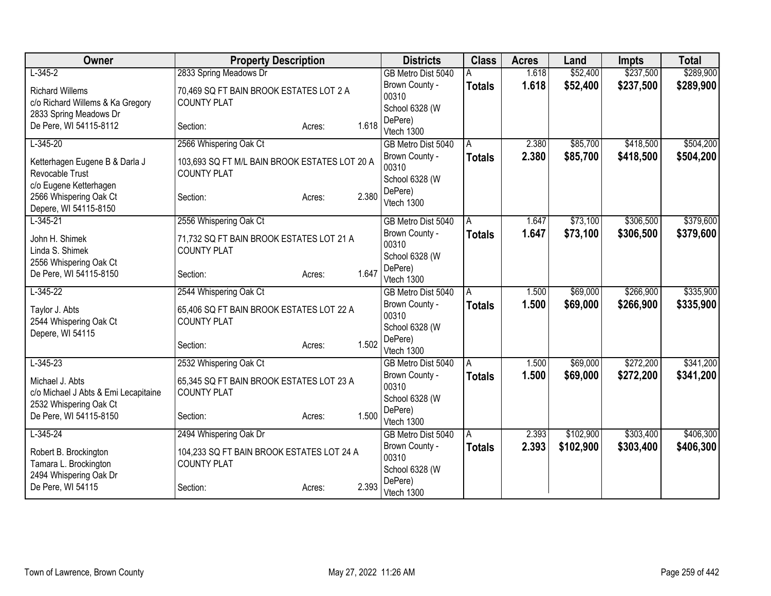| Owner | Property Description | Districts | Class | Acres | Land | Impts | Total |
|---|---|---|---|---|---|---|---|
| L-345-2<br><br>Richard Willems<br>c/o Richard Willems & Ka Gregory<br>2833 Spring Meadows Dr<br>De Pere, WI 54115-8112 | 2833 Spring Meadows Dr<br><br>70,469 SQ FT BAIN BROOK ESTATES LOT 2 A COUNTY PLAT<br><br>Section: Acres: 1.618 | GB Metro Dist 5040<br>Brown County - 00310<br>School 6328 (W DePere)<br>Vtech 1300 | A<br>**Totals** | 1.618<br>**1.618** | $52,400<br>**$52,400** | $237,500<br>**$237,500** | $289,900<br>**$289,900** |
| L-345-20<br><br>Ketterhagen Eugene B & Darla J Revocable Trust<br>c/o Eugene Ketterhagen<br>2566 Whispering Oak Ct<br>Depere, WI 54115-8150 | 2566 Whispering Oak Ct<br><br>103,693 SQ FT M/L BAIN BROOK ESTATES LOT 20 A COUNTY PLAT<br><br>Section: Acres: 2.380 | GB Metro Dist 5040<br>Brown County - 00310<br>School 6328 (W DePere)<br>Vtech 1300 | A<br>**Totals** | 2.380<br>**2.380** | $85,700<br>**$85,700** | $418,500<br>**$418,500** | $504,200<br>**$504,200** |
| L-345-21<br><br>John H. Shimek<br>Linda S. Shimek<br>2556 Whispering Oak Ct<br>De Pere, WI 54115-8150 | 2556 Whispering Oak Ct<br><br>71,732 SQ FT BAIN BROOK ESTATES LOT 21 A COUNTY PLAT<br><br>Section: Acres: 1.647 | GB Metro Dist 5040<br>Brown County - 00310<br>School 6328 (W DePere)<br>Vtech 1300 | A<br>**Totals** | 1.647<br>**1.647** | $73,100<br>**$73,100** | $306,500<br>**$306,500** | $379,600<br>**$379,600** |
| L-345-22<br><br>Taylor J. Abts<br>2544 Whispering Oak Ct<br>Depere, WI 54115 | 2544 Whispering Oak Ct<br><br>65,406 SQ FT BAIN BROOK ESTATES LOT 22 A COUNTY PLAT<br><br>Section: Acres: 1.502 | GB Metro Dist 5040<br>Brown County - 00310<br>School 6328 (W DePere)<br>Vtech 1300 | A<br>**Totals** | 1.500<br>**1.500** | $69,000<br>**$69,000** | $266,900<br>**$266,900** | $335,900<br>**$335,900** |
| L-345-23<br><br>Michael J. Abts<br>c/o Michael J Abts & Emi Lecapitaine<br>2532 Whispering Oak Ct<br>De Pere, WI 54115-8150 | 2532 Whispering Oak Ct<br><br>65,345 SQ FT BAIN BROOK ESTATES LOT 23 A COUNTY PLAT<br><br>Section: Acres: 1.500 | GB Metro Dist 5040<br>Brown County - 00310<br>School 6328 (W DePere)<br>Vtech 1300 | A<br>**Totals** | 1.500<br>**1.500** | $69,000<br>**$69,000** | $272,200<br>**$272,200** | $341,200<br>**$341,200** |
| L-345-24<br><br>Robert B. Brockington<br>Tamara L. Brockington<br>2494 Whispering Oak Dr<br>De Pere, WI 54115 | 2494 Whispering Oak Dr<br><br>104,233 SQ FT BAIN BROOK ESTATES LOT 24 A COUNTY PLAT<br><br>Section: Acres: 2.393 | GB Metro Dist 5040<br>Brown County - 00310<br>School 6328 (W DePere)<br>Vtech 1300 | A<br>**Totals** | 2.393<br>**2.393** | $102,900<br>**$102,900** | $303,400<br>**$303,400** | $406,300<br>**$406,300** |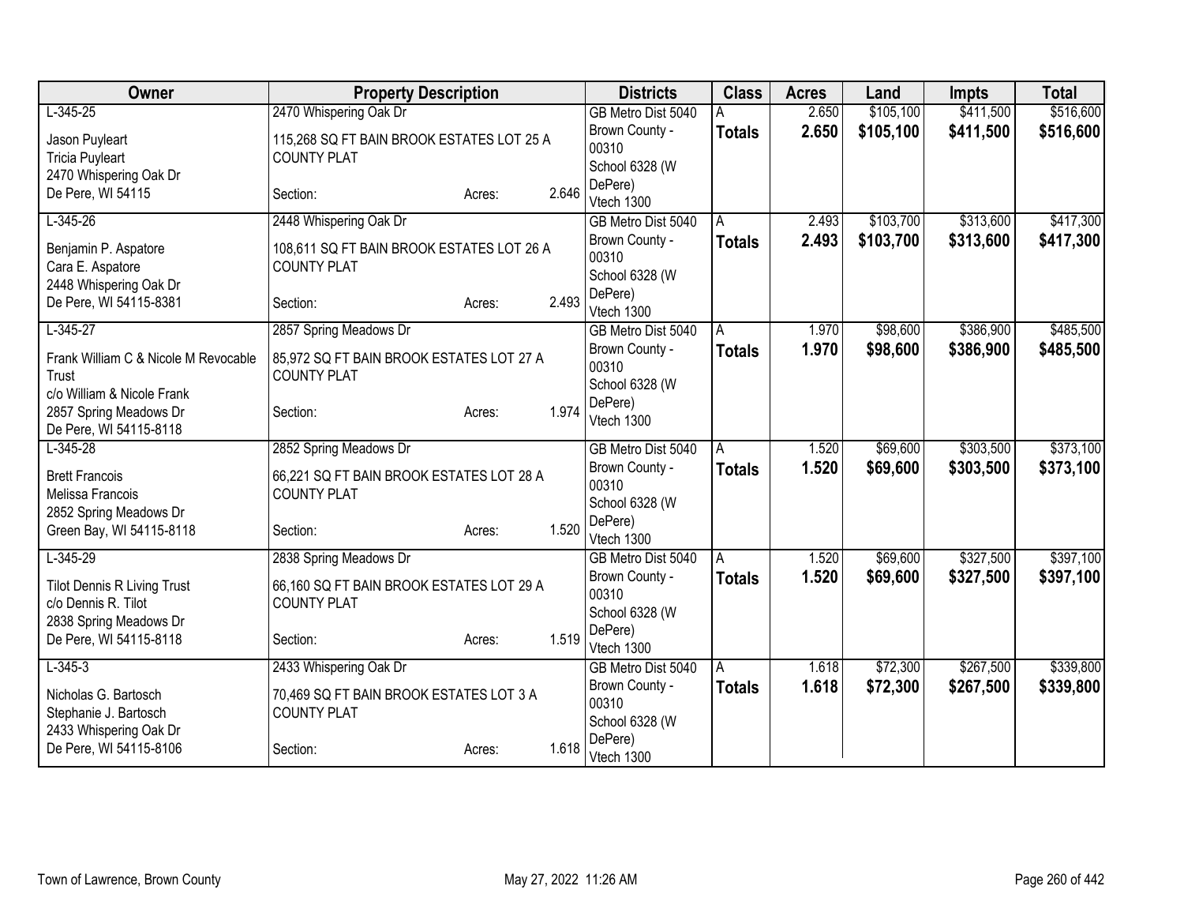| Owner | Property Description | Districts | Class | Acres | Land | Impts | Total |
|---|---|---|---|---|---|---|---|
| L-345-25<br>Jason Puyleart<br>Tricia Puyleart<br>2470 Whispering Oak Dr<br>De Pere, WI 54115 | 2470 Whispering Oak Dr<br>115,268 SQ FT BAIN BROOK ESTATES LOT 25 A COUNTY PLAT<br>Section: Acres: 2.646 | GB Metro Dist 5040<br>Brown County - 00310<br>School 6328 (W DePere)<br>Vtech 1300 | A<br>**Totals** | 2.650<br>**2.650** | $105,100<br>**$105,100** | $411,500<br>**$411,500** | $516,600<br>**$516,600** |
| L-345-26<br>Benjamin P. Aspatore<br>Cara E. Aspatore<br>2448 Whispering Oak Dr<br>De Pere, WI 54115-8381 | 2448 Whispering Oak Dr<br>108,611 SQ FT BAIN BROOK ESTATES LOT 26 A COUNTY PLAT<br>Section: Acres: 2.493 | GB Metro Dist 5040<br>Brown County - 00310<br>School 6328 (W DePere)<br>Vtech 1300 | A<br>**Totals** | 2.493<br>**2.493** | $103,700<br>**$103,700** | $313,600<br>**$313,600** | $417,300<br>**$417,300** |
| L-345-27<br>Frank William C & Nicole M Revocable Trust<br>c/o William & Nicole Frank<br>2857 Spring Meadows Dr<br>De Pere, WI 54115-8118 | 2857 Spring Meadows Dr<br>85,972 SQ FT BAIN BROOK ESTATES LOT 27 A COUNTY PLAT<br>Section: Acres: 1.974 | GB Metro Dist 5040<br>Brown County - 00310<br>School 6328 (W DePere)<br>Vtech 1300 | A<br>**Totals** | 1.970<br>**1.970** | $98,600<br>**$98,600** | $386,900<br>**$386,900** | $485,500<br>**$485,500** |
| L-345-28<br>Brett Francois<br>Melissa Francois<br>2852 Spring Meadows Dr<br>Green Bay, WI 54115-8118 | 2852 Spring Meadows Dr<br>66,221 SQ FT BAIN BROOK ESTATES LOT 28 A COUNTY PLAT<br>Section: Acres: 1.520 | GB Metro Dist 5040<br>Brown County - 00310<br>School 6328 (W DePere)<br>Vtech 1300 | A<br>**Totals** | 1.520<br>**1.520** | $69,600<br>**$69,600** | $303,500<br>**$303,500** | $373,100<br>**$373,100** |
| L-345-29<br>Tilot Dennis R Living Trust<br>c/o Dennis R. Tilot<br>2838 Spring Meadows Dr<br>De Pere, WI 54115-8118 | 2838 Spring Meadows Dr<br>66,160 SQ FT BAIN BROOK ESTATES LOT 29 A COUNTY PLAT<br>Section: Acres: 1.519 | GB Metro Dist 5040<br>Brown County - 00310<br>School 6328 (W DePere)<br>Vtech 1300 | A<br>**Totals** | 1.520<br>**1.520** | $69,600<br>**$69,600** | $327,500<br>**$327,500** | $397,100<br>**$397,100** |
| L-345-3<br>Nicholas G. Bartosch<br>Stephanie J. Bartosch<br>2433 Whispering Oak Dr<br>De Pere, WI 54115-8106 | 2433 Whispering Oak Dr<br>70,469 SQ FT BAIN BROOK ESTATES LOT 3 A COUNTY PLAT<br>Section: Acres: 1.618 | GB Metro Dist 5040<br>Brown County - 00310<br>School 6328 (W DePere)<br>Vtech 1300 | A<br>**Totals** | 1.618<br>**1.618** | $72,300<br>**$72,300** | $267,500<br>**$267,500** | $339,800<br>**$339,800** |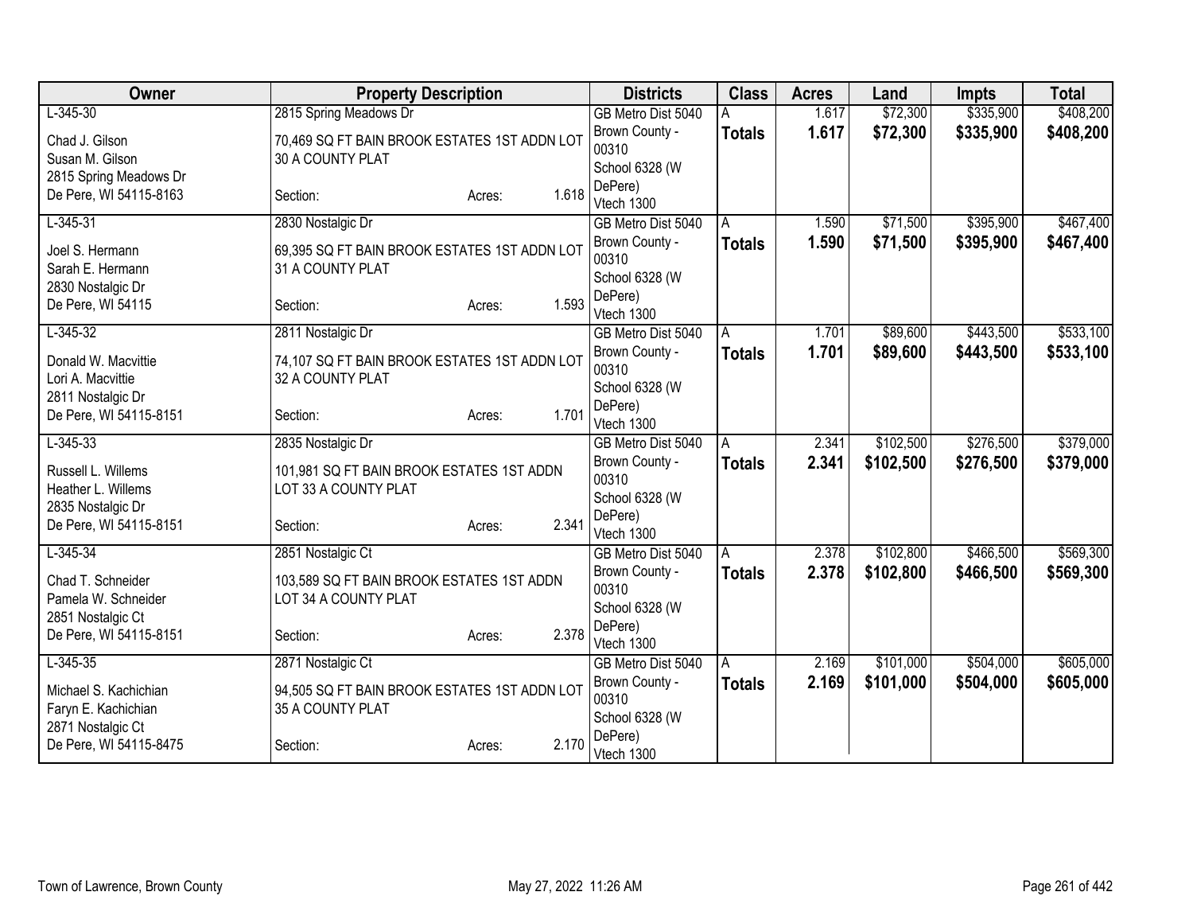| Owner | Property Description | Districts | Class | Acres | Land | Impts | Total |
|---|---|---|---|---|---|---|---|
| L-345-30<br>Chad J. Gilson<br>Susan M. Gilson<br>2815 Spring Meadows Dr<br>De Pere, WI 54115-8163 | 2815 Spring Meadows Dr<br>70,469 SQ FT BAIN BROOK ESTATES 1ST ADDN LOT 30 A COUNTY PLAT<br>Section: Acres: 1.618 | GB Metro Dist 5040<br>Brown County - 00310<br>School 6328 (W DePere)<br>Vtech 1300 | A<br>**Totals** | 1.617<br>**1.617** | $72,300<br>**$72,300** | $335,900<br>**$335,900** | $408,200<br>**$408,200** |
| L-345-31<br>Joel S. Hermann<br>Sarah E. Hermann<br>2830 Nostalgic Dr<br>De Pere, WI 54115 | 2830 Nostalgic Dr<br>69,395 SQ FT BAIN BROOK ESTATES 1ST ADDN LOT 31 A COUNTY PLAT<br>Section: Acres: 1.593 | GB Metro Dist 5040<br>Brown County - 00310<br>School 6328 (W DePere)<br>Vtech 1300 | A<br>**Totals** | 1.590<br>**1.590** | $71,500<br>**$71,500** | $395,900<br>**$395,900** | $467,400<br>**$467,400** |
| L-345-32<br>Donald W. Macvittie<br>Lori A. Macvittie<br>2811 Nostalgic Dr<br>De Pere, WI 54115-8151 | 2811 Nostalgic Dr<br>74,107 SQ FT BAIN BROOK ESTATES 1ST ADDN LOT 32 A COUNTY PLAT<br>Section: Acres: 1.701 | GB Metro Dist 5040<br>Brown County - 00310<br>School 6328 (W DePere)<br>Vtech 1300 | A<br>**Totals** | 1.701<br>**1.701** | $89,600<br>**$89,600** | $443,500<br>**$443,500** | $533,100<br>**$533,100** |
| L-345-33<br>Russell L. Willems<br>Heather L. Willems<br>2835 Nostalgic Dr<br>De Pere, WI 54115-8151 | 2835 Nostalgic Dr<br>101,981 SQ FT BAIN BROOK ESTATES 1ST ADDN LOT 33 A COUNTY PLAT<br>Section: Acres: 2.341 | GB Metro Dist 5040<br>Brown County - 00310<br>School 6328 (W DePere)<br>Vtech 1300 | A<br>**Totals** | 2.341<br>**2.341** | $102,500<br>**$102,500** | $276,500<br>**$276,500** | $379,000<br>**$379,000** |
| L-345-34<br>Chad T. Schneider<br>Pamela W. Schneider<br>2851 Nostalgic Ct<br>De Pere, WI 54115-8151 | 2851 Nostalgic Ct<br>103,589 SQ FT BAIN BROOK ESTATES 1ST ADDN LOT 34 A COUNTY PLAT<br>Section: Acres: 2.378 | GB Metro Dist 5040<br>Brown County - 00310<br>School 6328 (W DePere)<br>Vtech 1300 | A<br>**Totals** | 2.378<br>**2.378** | $102,800<br>**$102,800** | $466,500<br>**$466,500** | $569,300<br>**$569,300** |
| L-345-35<br>Michael S. Kachichian<br>Faryn E. Kachichian<br>2871 Nostalgic Ct<br>De Pere, WI 54115-8475 | 2871 Nostalgic Ct<br>94,505 SQ FT BAIN BROOK ESTATES 1ST ADDN LOT 35 A COUNTY PLAT<br>Section: Acres: 2.170 | GB Metro Dist 5040<br>Brown County - 00310<br>School 6328 (W DePere)<br>Vtech 1300 | A<br>**Totals** | 2.169<br>**2.169** | $101,000<br>**$101,000** | $504,000<br>**$504,000** | $605,000<br>**$605,000** |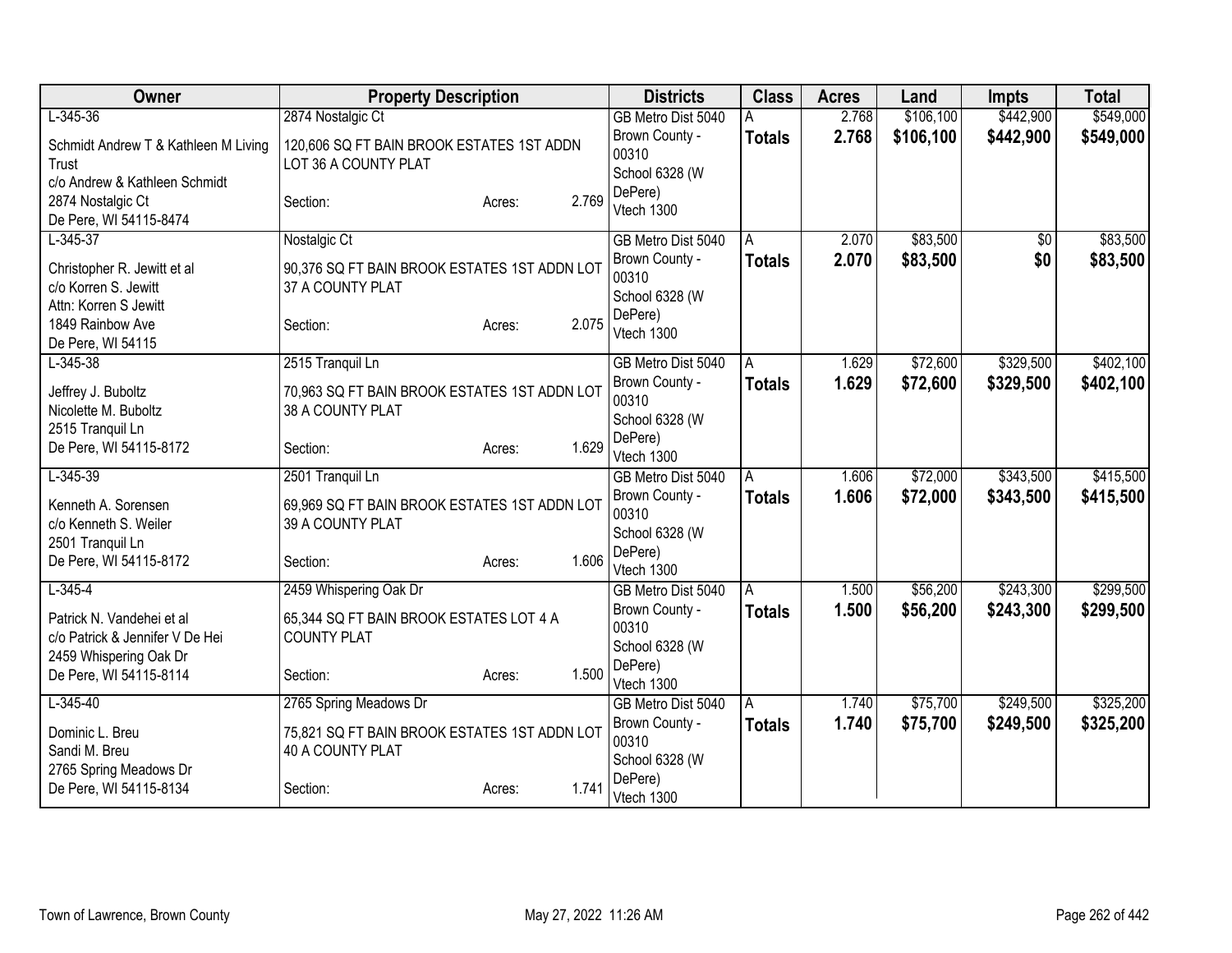| Owner | Property Description | | | Districts | Class | Acres | Land | Impts | Total |
|---|---|---|---|---|---|---|---|---|---|
| L-345-36 | 2874 Nostalgic Ct | | | GB Metro Dist 5040 | A | 2.768 | $106,100 | $442,900 | $549,000 |
| Schmidt Andrew T & Kathleen M Living Trust<br>c/o Andrew & Kathleen Schmidt<br>2874 Nostalgic Ct<br>De Pere, WI 54115-8474 | 120,606 SQ FT BAIN BROOK ESTATES 1ST ADDN LOT 36 A COUNTY PLAT<br>Section: | Acres: | 2.769 | Brown County - 00310<br>School 6328 (W DePere)<br>Vtech 1300 | **Totals** | **2.768** | **$106,100** | **$442,900** | **$549,000** |
| L-345-37 | Nostalgic Ct | | | GB Metro Dist 5040 | A | 2.070 | $83,500 | $0 | $83,500 |
| Christopher R. Jewitt et al<br>c/o Korren S. Jewitt<br>Attn: Korren S Jewitt<br>1849 Rainbow Ave<br>De Pere, WI 54115 | 90,376 SQ FT BAIN BROOK ESTATES 1ST ADDN LOT 37 A COUNTY PLAT<br>Section: | Acres: | 2.075 | Brown County - 00310<br>School 6328 (W DePere)<br>Vtech 1300 | **Totals** | **2.070** | **$83,500** | **$0** | **$83,500** |
| L-345-38 | 2515 Tranquil Ln | | | GB Metro Dist 5040 | A | 1.629 | $72,600 | $329,500 | $402,100 |
| Jeffrey J. Buboltz<br>Nicolette M. Buboltz<br>2515 Tranquil Ln<br>De Pere, WI 54115-8172 | 70,963 SQ FT BAIN BROOK ESTATES 1ST ADDN LOT 38 A COUNTY PLAT<br>Section: | Acres: | 1.629 | Brown County - 00310<br>School 6328 (W DePere)<br>Vtech 1300 | **Totals** | **1.629** | **$72,600** | **$329,500** | **$402,100** |
| L-345-39 | 2501 Tranquil Ln | | | GB Metro Dist 5040 | A | 1.606 | $72,000 | $343,500 | $415,500 |
| Kenneth A. Sorensen<br>c/o Kenneth S. Weiler<br>2501 Tranquil Ln<br>De Pere, WI 54115-8172 | 69,969 SQ FT BAIN BROOK ESTATES 1ST ADDN LOT 39 A COUNTY PLAT<br>Section: | Acres: | 1.606 | Brown County - 00310<br>School 6328 (W DePere)<br>Vtech 1300 | **Totals** | **1.606** | **$72,000** | **$343,500** | **$415,500** |
| L-345-4 | 2459 Whispering Oak Dr | | | GB Metro Dist 5040 | A | 1.500 | $56,200 | $243,300 | $299,500 |
| Patrick N. Vandehei et al<br>c/o Patrick & Jennifer V De Hei<br>2459 Whispering Oak Dr<br>De Pere, WI 54115-8114 | 65,344 SQ FT BAIN BROOK ESTATES LOT 4 A COUNTY PLAT<br>Section: | Acres: | 1.500 | Brown County - 00310<br>School 6328 (W DePere)<br>Vtech 1300 | **Totals** | **1.500** | **$56,200** | **$243,300** | **$299,500** |
| L-345-40 | 2765 Spring Meadows Dr | | | GB Metro Dist 5040 | A | 1.740 | $75,700 | $249,500 | $325,200 |
| Dominic L. Breu<br>Sandi M. Breu<br>2765 Spring Meadows Dr<br>De Pere, WI 54115-8134 | 75,821 SQ FT BAIN BROOK ESTATES 1ST ADDN LOT 40 A COUNTY PLAT<br>Section: | Acres: | 1.741 | Brown County - 00310<br>School 6328 (W DePere)<br>Vtech 1300 | **Totals** | **1.740** | **$75,700** | **$249,500** | **$325,200** |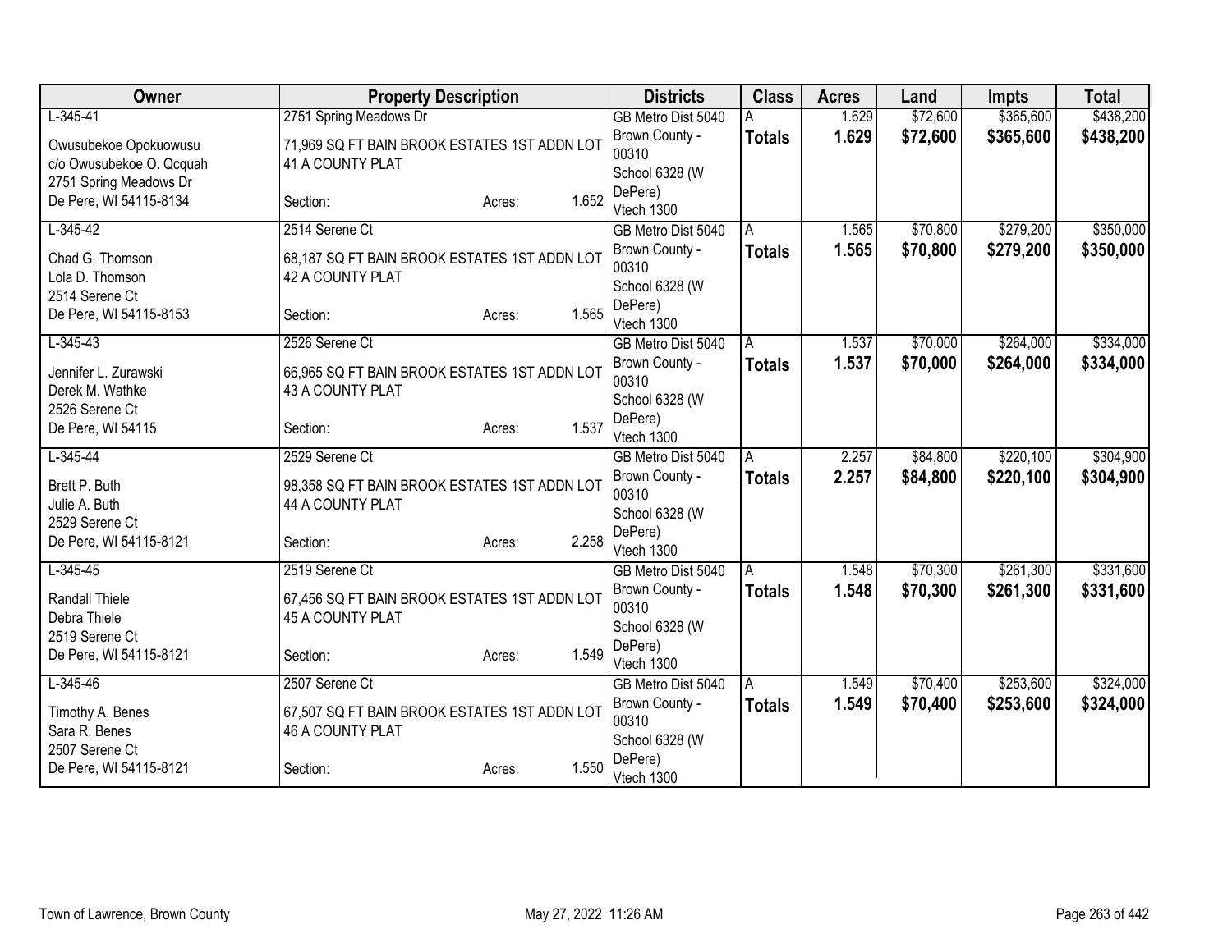| Owner | Property Description | Districts | Class | Acres | Land | Impts | Total |
|---|---|---|---|---|---|---|---|
| L-345-41<br>Owusubekoe Opokuowusu<br>c/o Owusubekoe O. Qcquah<br>2751 Spring Meadows Dr<br>De Pere, WI 54115-8134 | 2751 Spring Meadows Dr<br>71,969 SQ FT BAIN BROOK ESTATES 1ST ADDN LOT 41 A COUNTY PLAT<br>Section: Acres: 1.652 | GB Metro Dist 5040<br>Brown County - 00310<br>School 6328 (W DePere)<br>Vtech 1300 | A<br>**Totals** | 1.629<br>**1.629** | $72,600<br>**$72,600** | $365,600<br>**$365,600** | $438,200<br>**$438,200** |
| L-345-42<br>Chad G. Thomson<br>Lola D. Thomson<br>2514 Serene Ct<br>De Pere, WI 54115-8153 | 2514 Serene Ct<br>68,187 SQ FT BAIN BROOK ESTATES 1ST ADDN LOT 42 A COUNTY PLAT<br>Section: Acres: 1.565 | GB Metro Dist 5040<br>Brown County - 00310<br>School 6328 (W DePere)<br>Vtech 1300 | A<br>**Totals** | 1.565<br>**1.565** | $70,800<br>**$70,800** | $279,200<br>**$279,200** | $350,000<br>**$350,000** |
| L-345-43<br>Jennifer L. Zurawski<br>Derek M. Wathke<br>2526 Serene Ct<br>De Pere, WI 54115 | 2526 Serene Ct<br>66,965 SQ FT BAIN BROOK ESTATES 1ST ADDN LOT 43 A COUNTY PLAT<br>Section: Acres: 1.537 | GB Metro Dist 5040<br>Brown County - 00310<br>School 6328 (W DePere)<br>Vtech 1300 | A<br>**Totals** | 1.537<br>**1.537** | $70,000<br>**$70,000** | $264,000<br>**$264,000** | $334,000<br>**$334,000** |
| L-345-44<br>Brett P. Buth<br>Julie A. Buth<br>2529 Serene Ct<br>De Pere, WI 54115-8121 | 2529 Serene Ct<br>98,358 SQ FT BAIN BROOK ESTATES 1ST ADDN LOT 44 A COUNTY PLAT<br>Section: Acres: 2.258 | GB Metro Dist 5040<br>Brown County - 00310<br>School 6328 (W DePere)<br>Vtech 1300 | A<br>**Totals** | 2.257<br>**2.257** | $84,800<br>**$84,800** | $220,100<br>**$220,100** | $304,900<br>**$304,900** |
| L-345-45<br>Randall Thiele<br>Debra Thiele<br>2519 Serene Ct<br>De Pere, WI 54115-8121 | 2519 Serene Ct<br>67,456 SQ FT BAIN BROOK ESTATES 1ST ADDN LOT 45 A COUNTY PLAT<br>Section: Acres: 1.549 | GB Metro Dist 5040<br>Brown County - 00310<br>School 6328 (W DePere)<br>Vtech 1300 | A<br>**Totals** | 1.548<br>**1.548** | $70,300<br>**$70,300** | $261,300<br>**$261,300** | $331,600<br>**$331,600** |
| L-345-46<br>Timothy A. Benes<br>Sara R. Benes<br>2507 Serene Ct<br>De Pere, WI 54115-8121 | 2507 Serene Ct<br>67,507 SQ FT BAIN BROOK ESTATES 1ST ADDN LOT 46 A COUNTY PLAT<br>Section: Acres: 1.550 | GB Metro Dist 5040<br>Brown County - 00310<br>School 6328 (W DePere)<br>Vtech 1300 | A<br>**Totals** | 1.549<br>**1.549** | $70,400<br>**$70,400** | $253,600<br>**$253,600** | $324,000<br>**$324,000** |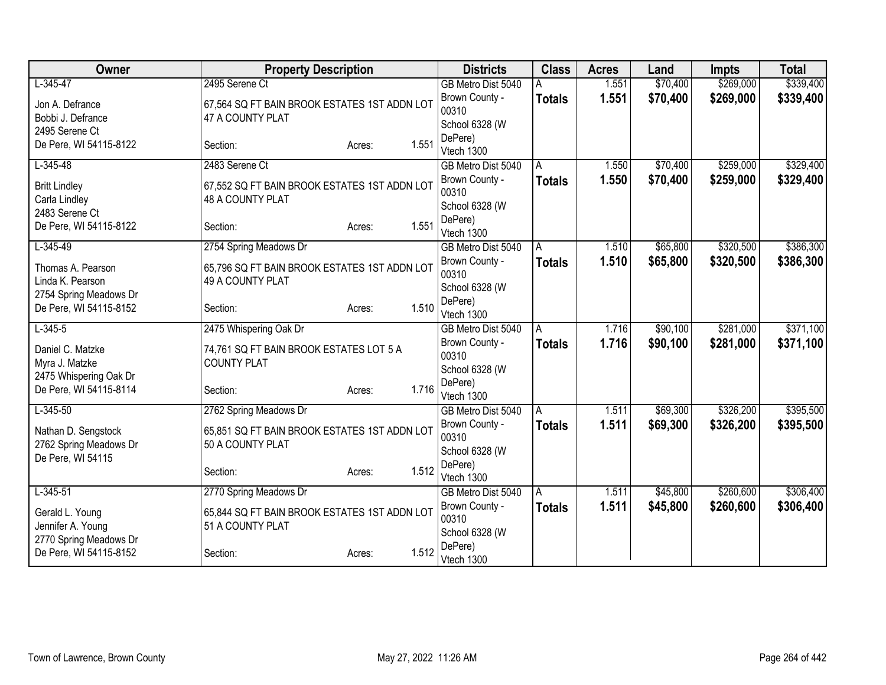| Owner | Property Description | Districts | Class | Acres | Land | Impts | Total |
|---|---|---|---|---|---|---|---|
| L-345-47<br><br>Jon A. Defrance<br>Bobbi J. Defrance<br>2495 Serene Ct<br>De Pere, WI 54115-8122 | 2495 Serene Ct<br><br>67,564 SQ FT BAIN BROOK ESTATES 1ST ADDN LOT 47 A COUNTY PLAT<br><br>Section: Acres: 1.551 | GB Metro Dist 5040<br>Brown County - 00310<br>School 6328 (W DePere)<br>Vtech 1300 | A<br>**Totals** | 1.551<br>**1.551** | $70,400<br>**$70,400** | $269,000<br>**$269,000** | $339,400<br>**$339,400** |
| L-345-48<br><br>Britt Lindley<br>Carla Lindley<br>2483 Serene Ct<br>De Pere, WI 54115-8122 | 2483 Serene Ct<br><br>67,552 SQ FT BAIN BROOK ESTATES 1ST ADDN LOT 48 A COUNTY PLAT<br><br>Section: Acres: 1.551 | GB Metro Dist 5040<br>Brown County - 00310<br>School 6328 (W DePere)<br>Vtech 1300 | A<br>**Totals** | 1.550<br>**1.550** | $70,400<br>**$70,400** | $259,000<br>**$259,000** | $329,400<br>**$329,400** |
| L-345-49<br><br>Thomas A. Pearson<br>Linda K. Pearson<br>2754 Spring Meadows Dr<br>De Pere, WI 54115-8152 | 2754 Spring Meadows Dr<br><br>65,796 SQ FT BAIN BROOK ESTATES 1ST ADDN LOT 49 A COUNTY PLAT<br><br>Section: Acres: 1.510 | GB Metro Dist 5040<br>Brown County - 00310<br>School 6328 (W DePere)<br>Vtech 1300 | A<br>**Totals** | 1.510<br>**1.510** | $65,800<br>**$65,800** | $320,500<br>**$320,500** | $386,300<br>**$386,300** |
| L-345-5<br><br>Daniel C. Matzke<br>Myra J. Matzke<br>2475 Whispering Oak Dr<br>De Pere, WI 54115-8114 | 2475 Whispering Oak Dr<br><br>74,761 SQ FT BAIN BROOK ESTATES LOT 5 A COUNTY PLAT<br><br>Section: Acres: 1.716 | GB Metro Dist 5040<br>Brown County - 00310<br>School 6328 (W DePere)<br>Vtech 1300 | A<br>**Totals** | 1.716<br>**1.716** | $90,100<br>**$90,100** | $281,000<br>**$281,000** | $371,100<br>**$371,100** |
| L-345-50<br><br>Nathan D. Sengstock<br>2762 Spring Meadows Dr<br>De Pere, WI 54115 | 2762 Spring Meadows Dr<br><br>65,851 SQ FT BAIN BROOK ESTATES 1ST ADDN LOT 50 A COUNTY PLAT<br><br>Section: Acres: 1.512 | GB Metro Dist 5040<br>Brown County - 00310<br>School 6328 (W DePere)<br>Vtech 1300 | A<br>**Totals** | 1.511<br>**1.511** | $69,300<br>**$69,300** | $326,200<br>**$326,200** | $395,500<br>**$395,500** |
| L-345-51<br><br>Gerald L. Young<br>Jennifer A. Young<br>2770 Spring Meadows Dr<br>De Pere, WI 54115-8152 | 2770 Spring Meadows Dr<br><br>65,844 SQ FT BAIN BROOK ESTATES 1ST ADDN LOT 51 A COUNTY PLAT<br><br>Section: Acres: 1.512 | GB Metro Dist 5040<br>Brown County - 00310<br>School 6328 (W DePere)<br>Vtech 1300 | A<br>**Totals** | 1.511<br>**1.511** | $45,800<br>**$45,800** | $260,600<br>**$260,600** | $306,400<br>**$306,400** |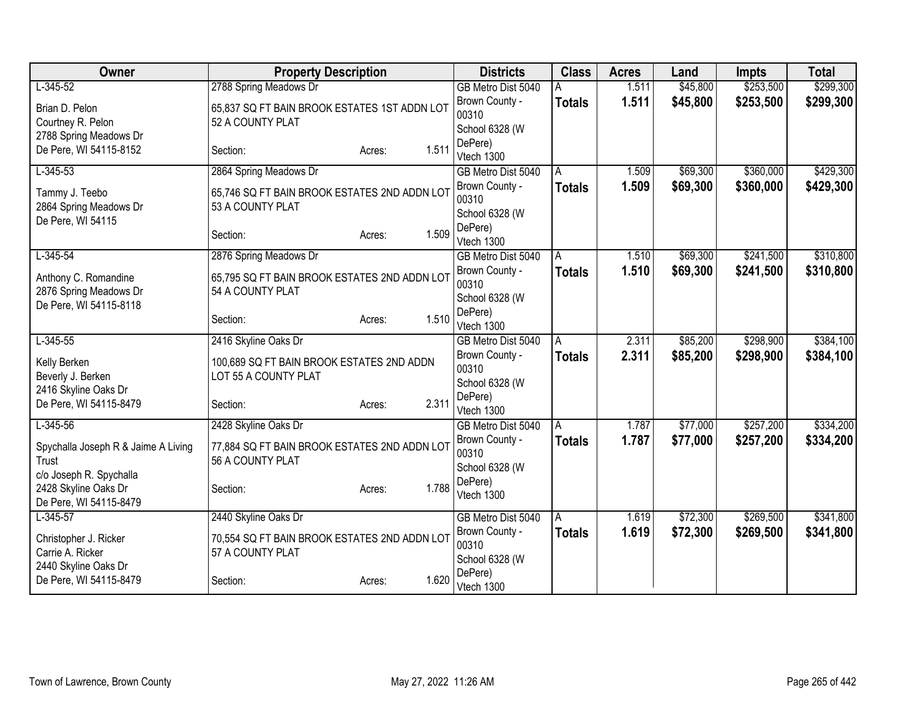| Owner | Property Description | Districts | Class | Acres | Land | Impts | Total |
|---|---|---|---|---|---|---|---|
| L-345-52<br>Brian D. Pelon<br>Courtney R. Pelon<br>2788 Spring Meadows Dr<br>De Pere, WI 54115-8152 | 2788 Spring Meadows Dr<br>65,837 SQ FT BAIN BROOK ESTATES 1ST ADDN LOT 52 A COUNTY PLAT<br>Section: Acres: 1.511 | GB Metro Dist 5040<br>Brown County - 00310<br>School 6328 (W DePere)<br>Vtech 1300 | A<br>**Totals** | 1.511<br>**1.511** | $45,800<br>**$45,800** | $253,500<br>**$253,500** | $299,300<br>**$299,300** |
| L-345-53<br>Tammy J. Teebo<br>2864 Spring Meadows Dr<br>De Pere, WI 54115 | 2864 Spring Meadows Dr<br>65,746 SQ FT BAIN BROOK ESTATES 2ND ADDN LOT 53 A COUNTY PLAT<br>Section: Acres: 1.509 | GB Metro Dist 5040<br>Brown County - 00310<br>School 6328 (W DePere)<br>Vtech 1300 | A<br>**Totals** | 1.509<br>**1.509** | $69,300<br>**$69,300** | $360,000<br>**$360,000** | $429,300<br>**$429,300** |
| L-345-54<br>Anthony C. Romandine<br>2876 Spring Meadows Dr<br>De Pere, WI 54115-8118 | 2876 Spring Meadows Dr<br>65,795 SQ FT BAIN BROOK ESTATES 2ND ADDN LOT 54 A COUNTY PLAT<br>Section: Acres: 1.510 | GB Metro Dist 5040<br>Brown County - 00310<br>School 6328 (W DePere)<br>Vtech 1300 | A<br>**Totals** | 1.510<br>**1.510** | $69,300<br>**$69,300** | $241,500<br>**$241,500** | $310,800<br>**$310,800** |
| L-345-55<br>Kelly Berken<br>Beverly J. Berken<br>2416 Skyline Oaks Dr<br>De Pere, WI 54115-8479 | 2416 Skyline Oaks Dr<br>100,689 SQ FT BAIN BROOK ESTATES 2ND ADDN LOT 55 A COUNTY PLAT<br>Section: Acres: 2.311 | GB Metro Dist 5040<br>Brown County - 00310<br>School 6328 (W DePere)<br>Vtech 1300 | A<br>**Totals** | 2.311<br>**2.311** | $85,200<br>**$85,200** | $298,900<br>**$298,900** | $384,100<br>**$384,100** |
| L-345-56<br>Spychalla Joseph R & Jaime A Living Trust<br>c/o Joseph R. Spychalla<br>2428 Skyline Oaks Dr<br>De Pere, WI 54115-8479 | 2428 Skyline Oaks Dr<br>77,884 SQ FT BAIN BROOK ESTATES 2ND ADDN LOT 56 A COUNTY PLAT<br>Section: Acres: 1.788 | GB Metro Dist 5040<br>Brown County - 00310<br>School 6328 (W DePere)<br>Vtech 1300 | A<br>**Totals** | 1.787<br>**1.787** | $77,000<br>**$77,000** | $257,200<br>**$257,200** | $334,200<br>**$334,200** |
| L-345-57<br>Christopher J. Ricker<br>Carrie A. Ricker<br>2440 Skyline Oaks Dr<br>De Pere, WI 54115-8479 | 2440 Skyline Oaks Dr<br>70,554 SQ FT BAIN BROOK ESTATES 2ND ADDN LOT 57 A COUNTY PLAT<br>Section: Acres: 1.620 | GB Metro Dist 5040<br>Brown County - 00310<br>School 6328 (W DePere)<br>Vtech 1300 | A<br>**Totals** | 1.619<br>**1.619** | $72,300<br>**$72,300** | $269,500<br>**$269,500** | $341,800<br>**$341,800** |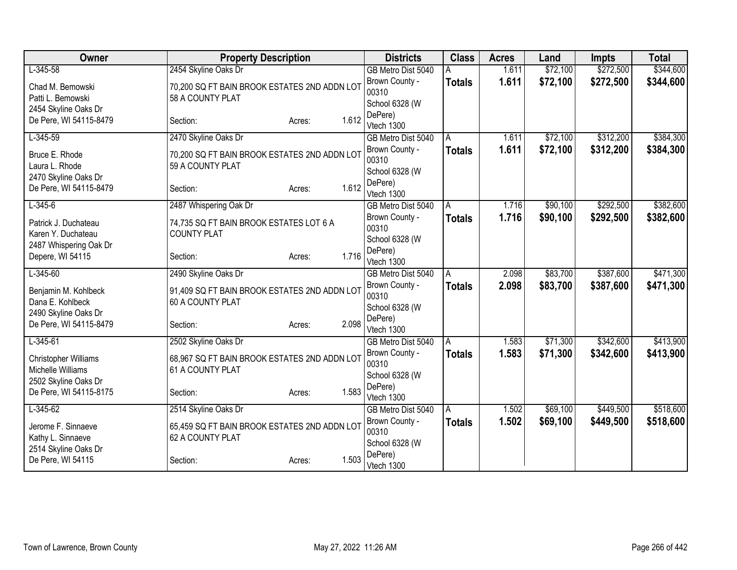| Owner | Property Description | Districts | Class | Acres | Land | Impts | Total |
|---|---|---|---|---|---|---|---|
| L-345-58<br><br>Chad M. Bemowski<br>Patti L. Bemowski<br>2454 Skyline Oaks Dr<br>De Pere, WI 54115-8479 | 2454 Skyline Oaks Dr<br><br>70,200 SQ FT BAIN BROOK ESTATES 2ND ADDN LOT 58 A COUNTY PLAT<br><br>Section: Acres: 1.612 | GB Metro Dist 5040<br>Brown County - 00310<br>School 6328 (W DePere)<br>Vtech 1300 | A<br>**Totals** | 1.611<br>**1.611** | $72,100<br>**$72,100** | $272,500<br>**$272,500** | $344,600<br>**$344,600** |
| L-345-59<br><br>Bruce E. Rhode<br>Laura L. Rhode<br>2470 Skyline Oaks Dr<br>De Pere, WI 54115-8479 | 2470 Skyline Oaks Dr<br><br>70,200 SQ FT BAIN BROOK ESTATES 2ND ADDN LOT 59 A COUNTY PLAT<br><br>Section: Acres: 1.612 | GB Metro Dist 5040<br>Brown County - 00310<br>School 6328 (W DePere)<br>Vtech 1300 | A<br>**Totals** | 1.611<br>**1.611** | $72,100<br>**$72,100** | $312,200<br>**$312,200** | $384,300<br>**$384,300** |
| L-345-6<br><br>Patrick J. Duchateau<br>Karen Y. Duchateau<br>2487 Whispering Oak Dr<br>Depere, WI 54115 | 2487 Whispering Oak Dr<br><br>74,735 SQ FT BAIN BROOK ESTATES LOT 6 A COUNTY PLAT<br><br>Section: Acres: 1.716 | GB Metro Dist 5040<br>Brown County - 00310<br>School 6328 (W DePere)<br>Vtech 1300 | A<br>**Totals** | 1.716<br>**1.716** | $90,100<br>**$90,100** | $292,500<br>**$292,500** | $382,600<br>**$382,600** |
| L-345-60<br><br>Benjamin M. Kohlbeck<br>Dana E. Kohlbeck<br>2490 Skyline Oaks Dr<br>De Pere, WI 54115-8479 | 2490 Skyline Oaks Dr<br><br>91,409 SQ FT BAIN BROOK ESTATES 2ND ADDN LOT 60 A COUNTY PLAT<br><br>Section: Acres: 2.098 | GB Metro Dist 5040<br>Brown County - 00310<br>School 6328 (W DePere)<br>Vtech 1300 | A<br>**Totals** | 2.098<br>**2.098** | $83,700<br>**$83,700** | $387,600<br>**$387,600** | $471,300<br>**$471,300** |
| L-345-61<br><br>Christopher Williams<br>Michelle Williams<br>2502 Skyline Oaks Dr<br>De Pere, WI 54115-8175 | 2502 Skyline Oaks Dr<br><br>68,967 SQ FT BAIN BROOK ESTATES 2ND ADDN LOT 61 A COUNTY PLAT<br><br>Section: Acres: 1.583 | GB Metro Dist 5040<br>Brown County - 00310<br>School 6328 (W DePere)<br>Vtech 1300 | A<br>**Totals** | 1.583<br>**1.583** | $71,300<br>**$71,300** | $342,600<br>**$342,600** | $413,900<br>**$413,900** |
| L-345-62<br><br>Jerome F. Sinnaeve<br>Kathy L. Sinnaeve<br>2514 Skyline Oaks Dr<br>De Pere, WI 54115 | 2514 Skyline Oaks Dr<br><br>65,459 SQ FT BAIN BROOK ESTATES 2ND ADDN LOT 62 A COUNTY PLAT<br><br>Section: Acres: 1.503 | GB Metro Dist 5040<br>Brown County - 00310<br>School 6328 (W DePere)<br>Vtech 1300 | A<br>**Totals** | 1.502<br>**1.502** | $69,100<br>**$69,100** | $449,500<br>**$449,500** | $518,600<br>**$518,600** |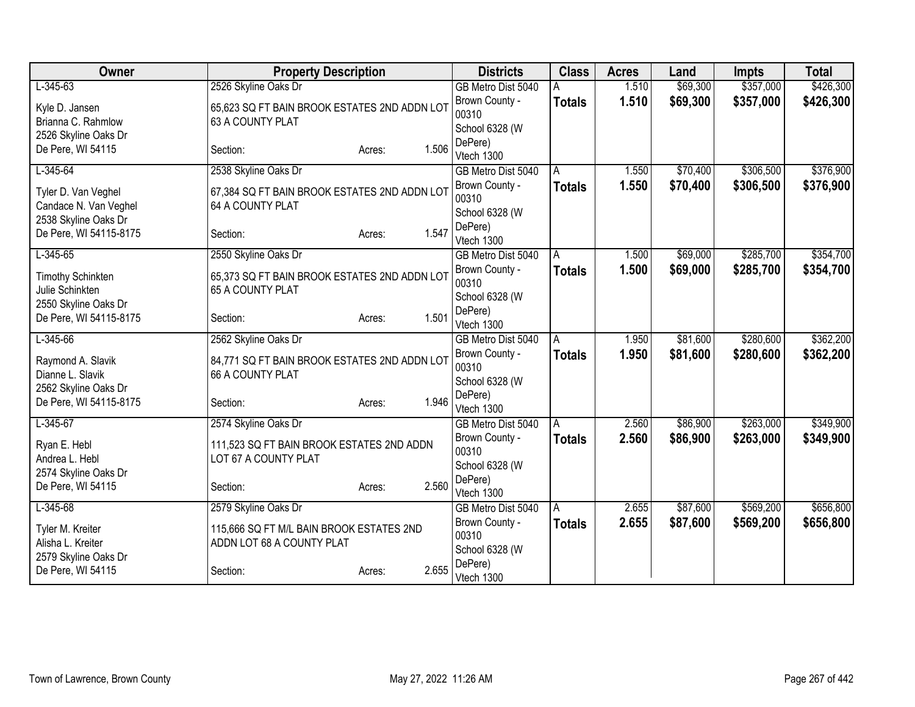| Owner | Property Description | | | Districts | Class | Acres | Land | Impts | Total |
|---|---|---|---|---|---|---|---|---|---|
| L-345-63 | 2526 Skyline Oaks Dr | | | GB Metro Dist 5040 | A | 1.510 | $69,300 | $357,000 | $426,300 |
| Kyle D. Jansen<br>Brianna C. Rahmlow<br>2526 Skyline Oaks Dr<br>De Pere, WI 54115 | 65,623 SQ FT BAIN BROOK ESTATES 2ND ADDN LOT 63 A COUNTY PLAT<br>Section: | Acres: | 1.506 | Brown County - 00310<br>School 6328 (W DePere)<br>Vtech 1300 | **Totals** | **1.510** | **$69,300** | **$357,000** | **$426,300** |
| L-345-64 | 2538 Skyline Oaks Dr | | | GB Metro Dist 5040 | A | 1.550 | $70,400 | $306,500 | $376,900 |
| Tyler D. Van Veghel<br>Candace N. Van Veghel<br>2538 Skyline Oaks Dr<br>De Pere, WI 54115-8175 | 67,384 SQ FT BAIN BROOK ESTATES 2ND ADDN LOT 64 A COUNTY PLAT<br>Section: | Acres: | 1.547 | Brown County - 00310<br>School 6328 (W DePere)<br>Vtech 1300 | **Totals** | **1.550** | **$70,400** | **$306,500** | **$376,900** |
| L-345-65 | 2550 Skyline Oaks Dr | | | GB Metro Dist 5040 | A | 1.500 | $69,000 | $285,700 | $354,700 |
| Timothy Schinkten<br>Julie Schinkten<br>2550 Skyline Oaks Dr<br>De Pere, WI 54115-8175 | 65,373 SQ FT BAIN BROOK ESTATES 2ND ADDN LOT 65 A COUNTY PLAT<br>Section: | Acres: | 1.501 | Brown County - 00310<br>School 6328 (W DePere)<br>Vtech 1300 | **Totals** | **1.500** | **$69,000** | **$285,700** | **$354,700** |
| L-345-66 | 2562 Skyline Oaks Dr | | | GB Metro Dist 5040 | A | 1.950 | $81,600 | $280,600 | $362,200 |
| Raymond A. Slavik<br>Dianne L. Slavik<br>2562 Skyline Oaks Dr<br>De Pere, WI 54115-8175 | 84,771 SQ FT BAIN BROOK ESTATES 2ND ADDN LOT 66 A COUNTY PLAT<br>Section: | Acres: | 1.946 | Brown County - 00310<br>School 6328 (W DePere)<br>Vtech 1300 | **Totals** | **1.950** | **$81,600** | **$280,600** | **$362,200** |
| L-345-67 | 2574 Skyline Oaks Dr | | | GB Metro Dist 5040 | A | 2.560 | $86,900 | $263,000 | $349,900 |
| Ryan E. Hebl<br>Andrea L. Hebl<br>2574 Skyline Oaks Dr<br>De Pere, WI 54115 | 111,523 SQ FT BAIN BROOK ESTATES 2ND ADDN LOT 67 A COUNTY PLAT<br>Section: | Acres: | 2.560 | Brown County - 00310<br>School 6328 (W DePere)<br>Vtech 1300 | **Totals** | **2.560** | **$86,900** | **$263,000** | **$349,900** |
| L-345-68 | 2579 Skyline Oaks Dr | | | GB Metro Dist 5040 | A | 2.655 | $87,600 | $569,200 | $656,800 |
| Tyler M. Kreiter<br>Alisha L. Kreiter<br>2579 Skyline Oaks Dr<br>De Pere, WI 54115 | 115,666 SQ FT M/L BAIN BROOK ESTATES 2ND ADDN LOT 68 A COUNTY PLAT<br>Section: | Acres: | 2.655 | Brown County - 00310<br>School 6328 (W DePere)<br>Vtech 1300 | **Totals** | **2.655** | **$87,600** | **$569,200** | **$656,800** |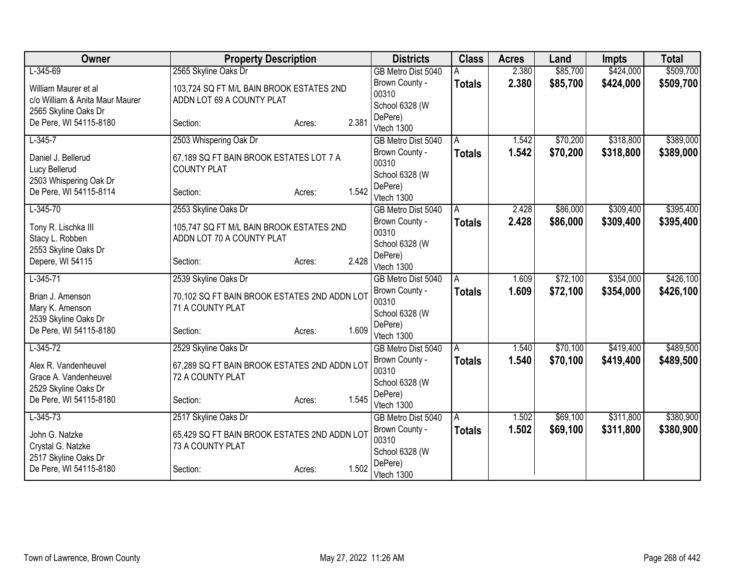| Owner | Property Description | Districts | Class | Acres | Land | Impts | Total |
|---|---|---|---|---|---|---|---|
| L-345-69<br>William Maurer et al<br>c/o William & Anita Maur Maurer<br>2565 Skyline Oaks Dr<br>De Pere, WI 54115-8180 | 2565 Skyline Oaks Dr<br>103,724 SQ FT M/L BAIN BROOK ESTATES 2ND ADDN LOT 69 A COUNTY PLAT<br>Section: Acres: 2.381 | GB Metro Dist 5040<br>Brown County - 00310<br>School 6328 (W DePere)<br>Vtech 1300 | A<br>**Totals** | 2.380<br>**2.380** | \$85,700<br>**\$85,700** | \$424,000<br>**\$424,000** | \$509,700<br>**\$509,700** |
| L-345-7<br>Daniel J. Bellerud<br>Lucy Bellerud<br>2503 Whispering Oak Dr<br>De Pere, WI 54115-8114 | 2503 Whispering Oak Dr<br>67,189 SQ FT BAIN BROOK ESTATES LOT 7 A COUNTY PLAT<br>Section: Acres: 1.542 | GB Metro Dist 5040<br>Brown County - 00310<br>School 6328 (W DePere)<br>Vtech 1300 | A<br>**Totals** | 1.542<br>**1.542** | \$70,200<br>**\$70,200** | \$318,800<br>**\$318,800** | \$389,000<br>**\$389,000** |
| L-345-70<br>Tony R. Lischka III<br>Stacy L. Robben<br>2553 Skyline Oaks Dr<br>Depere, WI 54115 | 2553 Skyline Oaks Dr<br>105,747 SQ FT M/L BAIN BROOK ESTATES 2ND ADDN LOT 70 A COUNTY PLAT<br>Section: Acres: 2.428 | GB Metro Dist 5040<br>Brown County - 00310<br>School 6328 (W DePere)<br>Vtech 1300 | A<br>**Totals** | 2.428<br>**2.428** | \$86,000<br>**\$86,000** | \$309,400<br>**\$309,400** | \$395,400<br>**\$395,400** |
| L-345-71<br>Brian J. Amenson<br>Mary K. Amenson<br>2539 Skyline Oaks Dr<br>De Pere, WI 54115-8180 | 2539 Skyline Oaks Dr<br>70,102 SQ FT BAIN BROOK ESTATES 2ND ADDN LOT 71 A COUNTY PLAT<br>Section: Acres: 1.609 | GB Metro Dist 5040<br>Brown County - 00310<br>School 6328 (W DePere)<br>Vtech 1300 | A<br>**Totals** | 1.609<br>**1.609** | \$72,100<br>**\$72,100** | \$354,000<br>**\$354,000** | \$426,100<br>**\$426,100** |
| L-345-72<br>Alex R. Vandenheuvel<br>Grace A. Vandenheuvel<br>2529 Skyline Oaks Dr<br>De Pere, WI 54115-8180 | 2529 Skyline Oaks Dr<br>67,289 SQ FT BAIN BROOK ESTATES 2ND ADDN LOT 72 A COUNTY PLAT<br>Section: Acres: 1.545 | GB Metro Dist 5040<br>Brown County - 00310<br>School 6328 (W DePere)<br>Vtech 1300 | A<br>**Totals** | 1.540<br>**1.540** | \$70,100<br>**\$70,100** | \$419,400<br>**\$419,400** | \$489,500<br>**\$489,500** |
| L-345-73<br>John G. Natzke<br>Crystal G. Natzke<br>2517 Skyline Oaks Dr<br>De Pere, WI 54115-8180 | 2517 Skyline Oaks Dr<br>65,429 SQ FT BAIN BROOK ESTATES 2ND ADDN LOT 73 A COUNTY PLAT<br>Section: Acres: 1.502 | GB Metro Dist 5040<br>Brown County - 00310<br>School 6328 (W DePere)<br>Vtech 1300 | A<br>**Totals** | 1.502<br>**1.502** | \$69,100<br>**\$69,100** | \$311,800<br>**\$311,800** | \$380,900<br>**\$380,900** |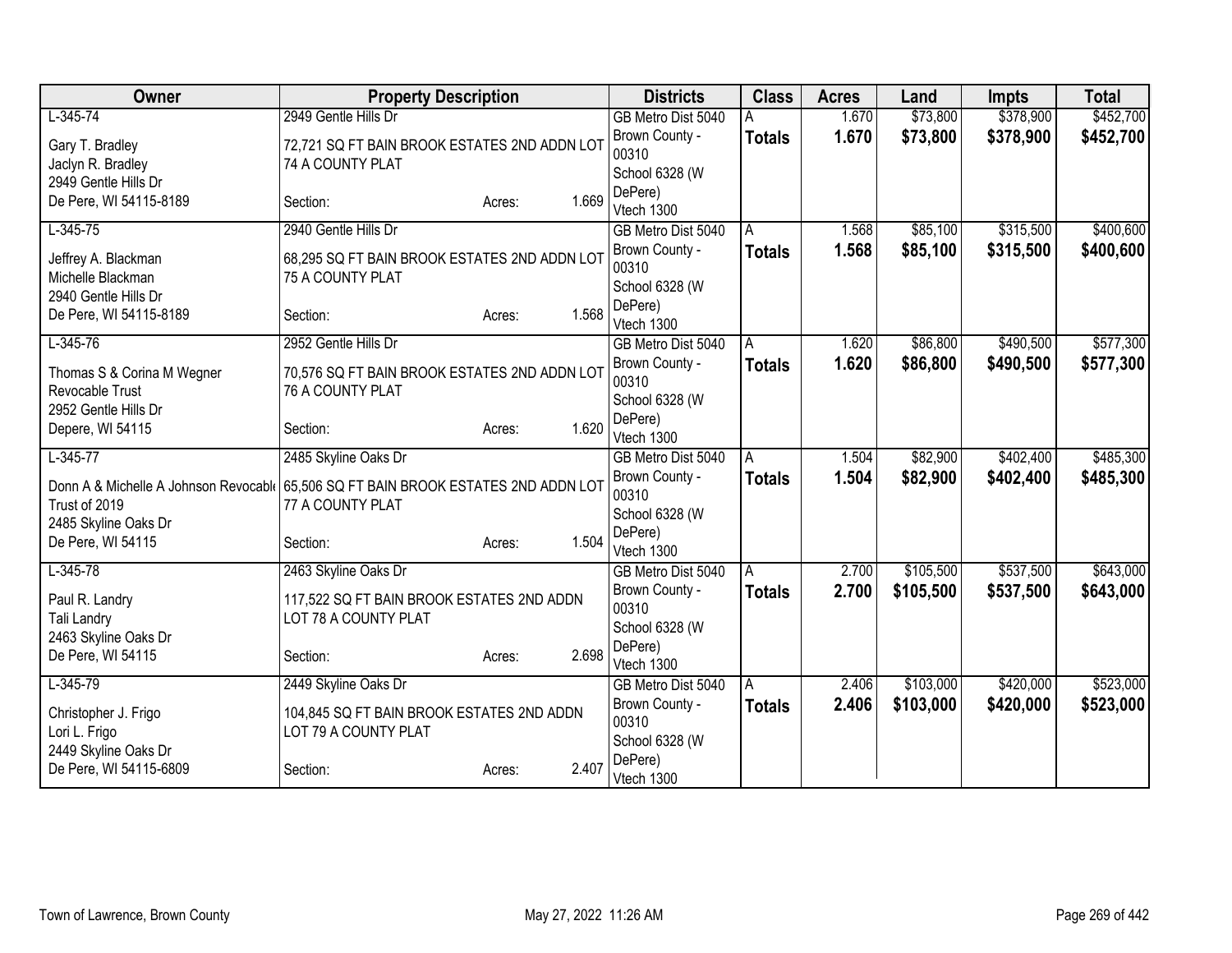| Owner | Property Description | Districts | Class | Acres | Land | Impts | Total |
|---|---|---|---|---|---|---|---|
| L-345-74<br>Gary T. Bradley<br>Jaclyn R. Bradley<br>2949 Gentle Hills Dr<br>De Pere, WI 54115-8189 | 2949 Gentle Hills Dr<br>72,721 SQ FT BAIN BROOK ESTATES 2ND ADDN LOT 74 A COUNTY PLAT<br>Section: Acres: 1.669 | GB Metro Dist 5040<br>Brown County - 00310<br>School 6328 (W DePere)<br>Vtech 1300 | A<br>**Totals** | 1.670<br>**1.670** | $73,800<br>**$73,800** | $378,900<br>**$378,900** | $452,700<br>**$452,700** |
| L-345-75<br>Jeffrey A. Blackman<br>Michelle Blackman<br>2940 Gentle Hills Dr<br>De Pere, WI 54115-8189 | 2940 Gentle Hills Dr<br>68,295 SQ FT BAIN BROOK ESTATES 2ND ADDN LOT 75 A COUNTY PLAT<br>Section: Acres: 1.568 | GB Metro Dist 5040<br>Brown County - 00310<br>School 6328 (W DePere)<br>Vtech 1300 | A<br>**Totals** | 1.568<br>**1.568** | $85,100<br>**$85,100** | $315,500<br>**$315,500** | $400,600<br>**$400,600** |
| L-345-76<br>Thomas S & Corina M Wegner Revocable Trust<br>2952 Gentle Hills Dr<br>Depere, WI 54115 | 2952 Gentle Hills Dr<br>70,576 SQ FT BAIN BROOK ESTATES 2ND ADDN LOT 76 A COUNTY PLAT<br>Section: Acres: 1.620 | GB Metro Dist 5040<br>Brown County - 00310<br>School 6328 (W DePere)<br>Vtech 1300 | A<br>**Totals** | 1.620<br>**1.620** | $86,800<br>**$86,800** | $490,500<br>**$490,500** | $577,300<br>**$577,300** |
| L-345-77<br>Donn A & Michelle A Johnson Revocable Trust of 2019<br>2485 Skyline Oaks Dr<br>De Pere, WI 54115 | 2485 Skyline Oaks Dr<br>65,506 SQ FT BAIN BROOK ESTATES 2ND ADDN LOT 77 A COUNTY PLAT<br>Section: Acres: 1.504 | GB Metro Dist 5040<br>Brown County - 00310<br>School 6328 (W DePere)<br>Vtech 1300 | A<br>**Totals** | 1.504<br>**1.504** | $82,900<br>**$82,900** | $402,400<br>**$402,400** | $485,300<br>**$485,300** |
| L-345-78<br>Paul R. Landry<br>Tali Landry<br>2463 Skyline Oaks Dr<br>De Pere, WI 54115 | 2463 Skyline Oaks Dr<br>117,522 SQ FT BAIN BROOK ESTATES 2ND ADDN LOT 78 A COUNTY PLAT<br>Section: Acres: 2.698 | GB Metro Dist 5040<br>Brown County - 00310<br>School 6328 (W DePere)<br>Vtech 1300 | A<br>**Totals** | 2.700<br>**2.700** | $105,500<br>**$105,500** | $537,500<br>**$537,500** | $643,000<br>**$643,000** |
| L-345-79<br>Christopher J. Frigo<br>Lori L. Frigo<br>2449 Skyline Oaks Dr<br>De Pere, WI 54115-6809 | 2449 Skyline Oaks Dr<br>104,845 SQ FT BAIN BROOK ESTATES 2ND ADDN LOT 79 A COUNTY PLAT<br>Section: Acres: 2.407 | GB Metro Dist 5040<br>Brown County - 00310<br>School 6328 (W DePere)<br>Vtech 1300 | A<br>**Totals** | 2.406<br>**2.406** | $103,000<br>**$103,000** | $420,000<br>**$420,000** | $523,000<br>**$523,000** |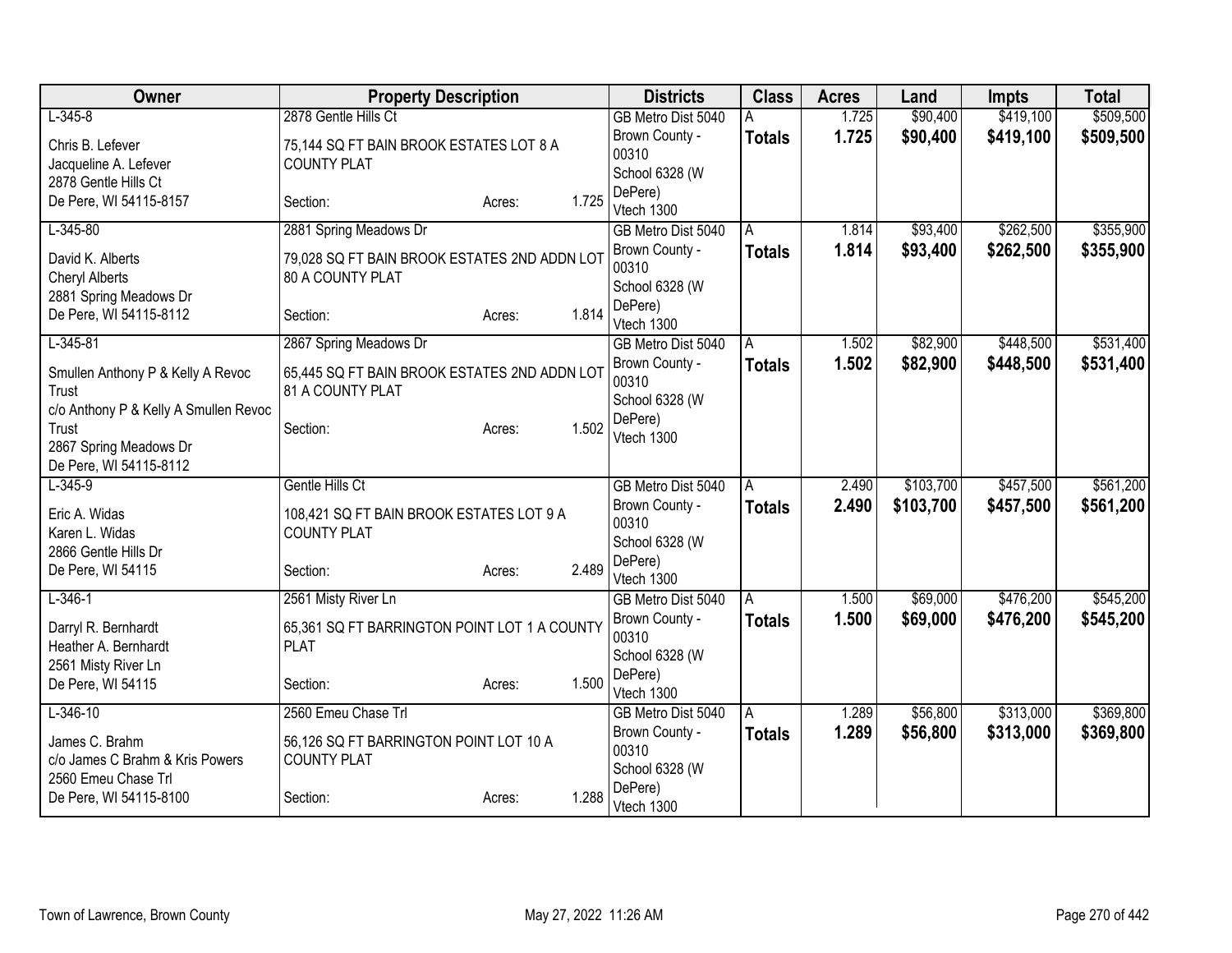| Owner | Property Description | Districts | Class | Acres | Land | Impts | Total |
|---|---|---|---|---|---|---|---|
| L-345-8<br><br>Chris B. Lefever<br>Jacqueline A. Lefever<br>2878 Gentle Hills Ct<br>De Pere, WI 54115-8157 | 2878 Gentle Hills Ct<br><br>75,144 SQ FT BAIN BROOK ESTATES LOT 8 A COUNTY PLAT<br><br>Section: Acres: 1.725 | GB Metro Dist 5040<br>Brown County - 00310<br>School 6328 (W DePere)<br>Vtech 1300 | A<br>**Totals** | 1.725<br>**1.725** | $90,400<br>**$90,400** | $419,100<br>**$419,100** | $509,500<br>**$509,500** |
| L-345-80<br><br>David K. Alberts<br>Cheryl Alberts<br>2881 Spring Meadows Dr<br>De Pere, WI 54115-8112 | 2881 Spring Meadows Dr<br><br>79,028 SQ FT BAIN BROOK ESTATES 2ND ADDN LOT 80 A COUNTY PLAT<br><br>Section: Acres: 1.814 | GB Metro Dist 5040<br>Brown County - 00310<br>School 6328 (W DePere)<br>Vtech 1300 | A<br>**Totals** | 1.814<br>**1.814** | $93,400<br>**$93,400** | $262,500<br>**$262,500** | $355,900<br>**$355,900** |
| L-345-81<br><br>Smullen Anthony P & Kelly A Revoc Trust<br>c/o Anthony P & Kelly A Smullen Revoc Trust<br>2867 Spring Meadows Dr<br>De Pere, WI 54115-8112 | 2867 Spring Meadows Dr<br><br>65,445 SQ FT BAIN BROOK ESTATES 2ND ADDN LOT 81 A COUNTY PLAT<br><br>Section: Acres: 1.502 | GB Metro Dist 5040<br>Brown County - 00310<br>School 6328 (W DePere)<br>Vtech 1300 | A<br>**Totals** | 1.502<br>**1.502** | $82,900<br>**$82,900** | $448,500<br>**$448,500** | $531,400<br>**$531,400** |
| L-345-9<br><br>Eric A. Widas<br>Karen L. Widas<br>2866 Gentle Hills Dr<br>De Pere, WI 54115 | Gentle Hills Ct<br><br>108,421 SQ FT BAIN BROOK ESTATES LOT 9 A COUNTY PLAT<br><br>Section: Acres: 2.489 | GB Metro Dist 5040<br>Brown County - 00310<br>School 6328 (W DePere)<br>Vtech 1300 | A<br>**Totals** | 2.490<br>**2.490** | $103,700<br>**$103,700** | $457,500<br>**$457,500** | $561,200<br>**$561,200** |
| L-346-1<br><br>Darryl R. Bernhardt<br>Heather A. Bernhardt<br>2561 Misty River Ln<br>De Pere, WI 54115 | 2561 Misty River Ln<br><br>65,361 SQ FT BARRINGTON POINT LOT 1 A COUNTY PLAT<br><br>Section: Acres: 1.500 | GB Metro Dist 5040<br>Brown County - 00310<br>School 6328 (W DePere)<br>Vtech 1300 | A<br>**Totals** | 1.500<br>**1.500** | $69,000<br>**$69,000** | $476,200<br>**$476,200** | $545,200<br>**$545,200** |
| L-346-10<br><br>James C. Brahm<br>c/o James C Brahm & Kris Powers<br>2560 Emeu Chase Trl<br>De Pere, WI 54115-8100 | 2560 Emeu Chase Trl<br><br>56,126 SQ FT BARRINGTON POINT LOT 10 A COUNTY PLAT<br><br>Section: Acres: 1.288 | GB Metro Dist 5040<br>Brown County - 00310<br>School 6328 (W DePere)<br>Vtech 1300 | A<br>**Totals** | 1.289<br>**1.289** | $56,800<br>**$56,800** | $313,000<br>**$313,000** | $369,800<br>**$369,800** |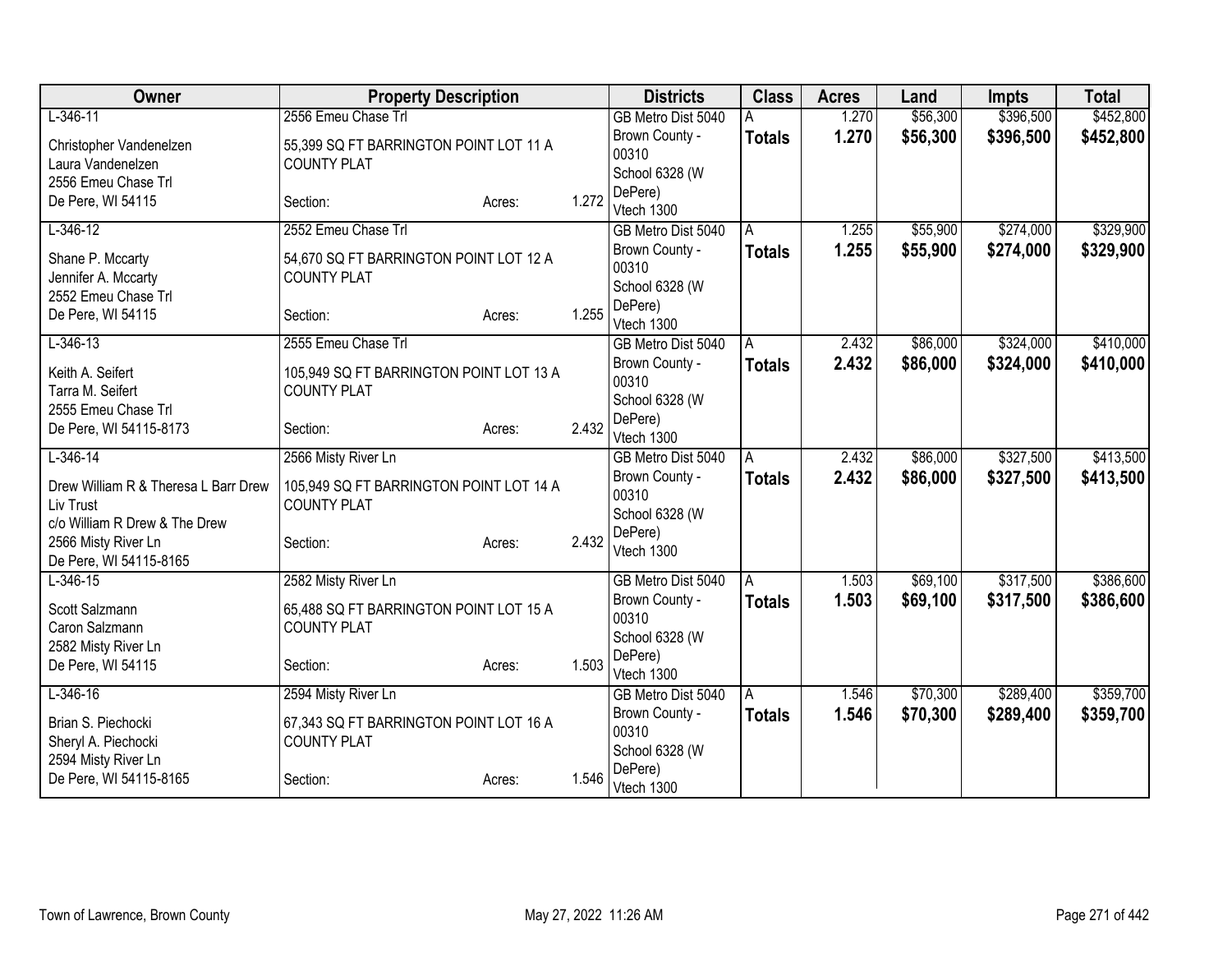| Owner | Property Description | | | Districts | Class | Acres | Land | Impts | Total |
|---|---|---|---|---|---|---|---|---|---|
| L-346-11 | 2556 Emeu Chase Trl | | | GB Metro Dist 5040 | A | 1.270 | $56,300 | $396,500 | $452,800 |
| Christopher Vandenelzen<br>Laura Vandenelzen<br>2556 Emeu Chase Trl<br>De Pere, WI 54115 | 55,399 SQ FT BARRINGTON POINT LOT 11 A COUNTY PLAT<br>Section: | Acres: | 1.272 | Brown County - 00310<br>School 6328 (W DePere)<br>Vtech 1300 | **Totals** | **1.270** | **$56,300** | **$396,500** | **$452,800** |
| L-346-12 | 2552 Emeu Chase Trl | | | GB Metro Dist 5040 | A | 1.255 | $55,900 | $274,000 | $329,900 |
| Shane P. Mccarty<br>Jennifer A. Mccarty<br>2552 Emeu Chase Trl<br>De Pere, WI 54115 | 54,670 SQ FT BARRINGTON POINT LOT 12 A COUNTY PLAT<br>Section: | Acres: | 1.255 | Brown County - 00310<br>School 6328 (W DePere)<br>Vtech 1300 | **Totals** | **1.255** | **$55,900** | **$274,000** | **$329,900** |
| L-346-13 | 2555 Emeu Chase Trl | | | GB Metro Dist 5040 | A | 2.432 | $86,000 | $324,000 | $410,000 |
| Keith A. Seifert<br>Tarra M. Seifert<br>2555 Emeu Chase Trl<br>De Pere, WI 54115-8173 | 105,949 SQ FT BARRINGTON POINT LOT 13 A COUNTY PLAT<br>Section: | Acres: | 2.432 | Brown County - 00310<br>School 6328 (W DePere)<br>Vtech 1300 | **Totals** | **2.432** | **$86,000** | **$324,000** | **$410,000** |
| L-346-14 | 2566 Misty River Ln | | | GB Metro Dist 5040 | A | 2.432 | $86,000 | $327,500 | $413,500 |
| Drew William R & Theresa L Barr Drew Liv Trust<br>c/o William R Drew & The Drew<br>2566 Misty River Ln<br>De Pere, WI 54115-8165 | 105,949 SQ FT BARRINGTON POINT LOT 14 A COUNTY PLAT<br>Section: | Acres: | 2.432 | Brown County - 00310<br>School 6328 (W DePere)<br>Vtech 1300 | **Totals** | **2.432** | **$86,000** | **$327,500** | **$413,500** |
| L-346-15 | 2582 Misty River Ln | | | GB Metro Dist 5040 | A | 1.503 | $69,100 | $317,500 | $386,600 |
| Scott Salzmann<br>Caron Salzmann<br>2582 Misty River Ln<br>De Pere, WI 54115 | 65,488 SQ FT BARRINGTON POINT LOT 15 A COUNTY PLAT<br>Section: | Acres: | 1.503 | Brown County - 00310<br>School 6328 (W DePere)<br>Vtech 1300 | **Totals** | **1.503** | **$69,100** | **$317,500** | **$386,600** |
| L-346-16 | 2594 Misty River Ln | | | GB Metro Dist 5040 | A | 1.546 | $70,300 | $289,400 | $359,700 |
| Brian S. Piechocki<br>Sheryl A. Piechocki<br>2594 Misty River Ln<br>De Pere, WI 54115-8165 | 67,343 SQ FT BARRINGTON POINT LOT 16 A COUNTY PLAT<br>Section: | Acres: | 1.546 | Brown County - 00310<br>School 6328 (W DePere)<br>Vtech 1300 | **Totals** | **1.546** | **$70,300** | **$289,400** | **$359,700** |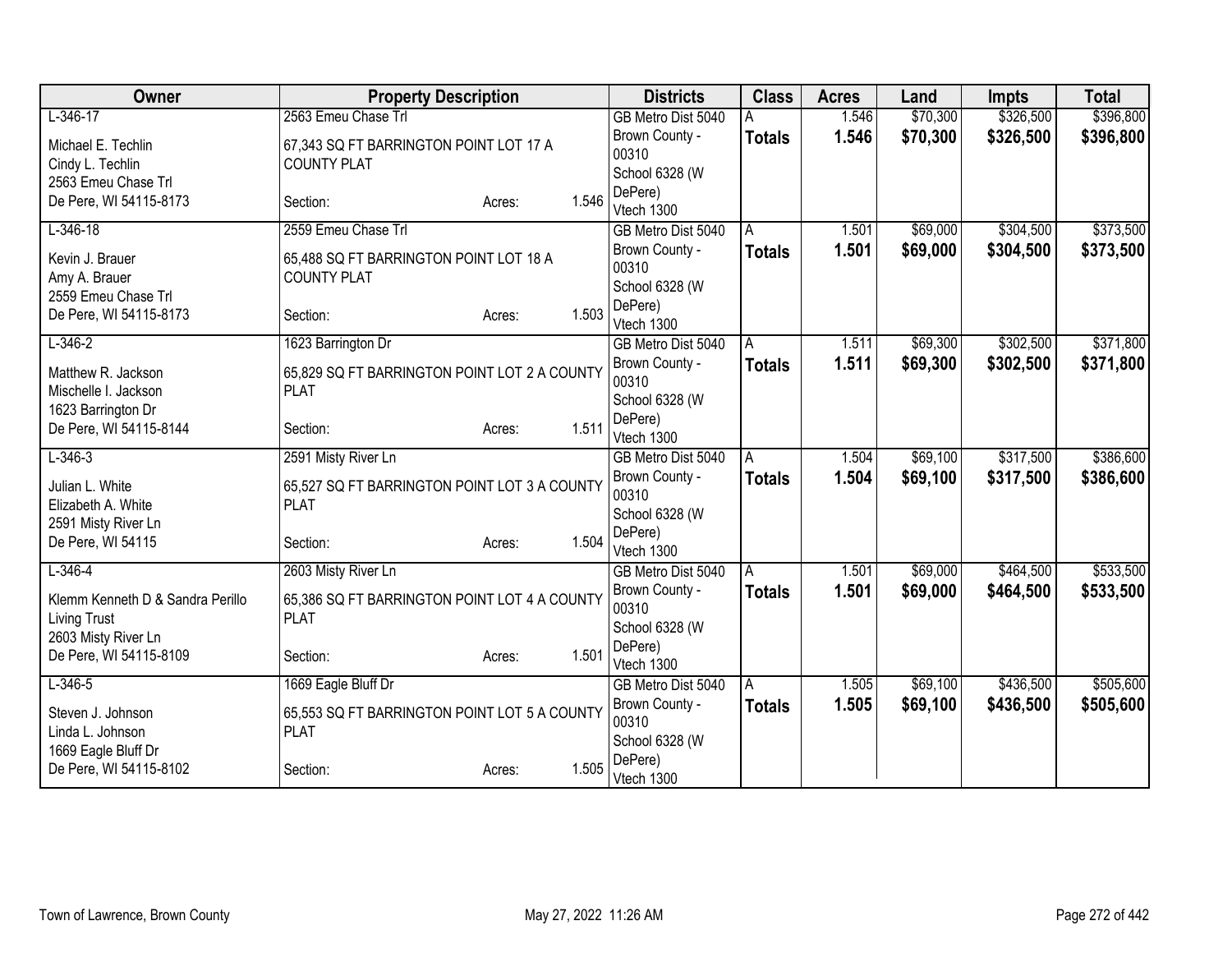| Owner | Property Description | Districts | Class | Acres | Land | Impts | Total |
|---|---|---|---|---|---|---|---|
| L-346-17<br><br>Michael E. Techlin<br>Cindy L. Techlin<br>2563 Emeu Chase Trl<br>De Pere, WI 54115-8173 | 2563 Emeu Chase Trl<br><br>67,343 SQ FT BARRINGTON POINT LOT 17 A COUNTY PLAT<br><br>Section: Acres: 1.546 | GB Metro Dist 5040<br>Brown County - 00310<br>School 6328 (W DePere)<br>Vtech 1300 | A<br>**Totals** | 1.546<br>**1.546** | $70,300<br>**$70,300** | $326,500<br>**$326,500** | $396,800<br>**$396,800** |
| L-346-18<br><br>Kevin J. Brauer<br>Amy A. Brauer<br>2559 Emeu Chase Trl<br>De Pere, WI 54115-8173 | 2559 Emeu Chase Trl<br><br>65,488 SQ FT BARRINGTON POINT LOT 18 A COUNTY PLAT<br><br>Section: Acres: 1.503 | GB Metro Dist 5040<br>Brown County - 00310<br>School 6328 (W DePere)<br>Vtech 1300 | A<br>**Totals** | 1.501<br>**1.501** | $69,000<br>**$69,000** | $304,500<br>**$304,500** | $373,500<br>**$373,500** |
| L-346-2<br><br>Matthew R. Jackson<br>Mischelle I. Jackson<br>1623 Barrington Dr<br>De Pere, WI 54115-8144 | 1623 Barrington Dr<br><br>65,829 SQ FT BARRINGTON POINT LOT 2 A COUNTY PLAT<br><br>Section: Acres: 1.511 | GB Metro Dist 5040<br>Brown County - 00310<br>School 6328 (W DePere)<br>Vtech 1300 | A<br>**Totals** | 1.511<br>**1.511** | $69,300<br>**$69,300** | $302,500<br>**$302,500** | $371,800<br>**$371,800** |
| L-346-3<br><br>Julian L. White<br>Elizabeth A. White<br>2591 Misty River Ln<br>De Pere, WI 54115 | 2591 Misty River Ln<br><br>65,527 SQ FT BARRINGTON POINT LOT 3 A COUNTY PLAT<br><br>Section: Acres: 1.504 | GB Metro Dist 5040<br>Brown County - 00310<br>School 6328 (W DePere)<br>Vtech 1300 | A<br>**Totals** | 1.504<br>**1.504** | $69,100<br>**$69,100** | $317,500<br>**$317,500** | $386,600<br>**$386,600** |
| L-346-4<br><br>Klemm Kenneth D & Sandra Perillo Living Trust<br>2603 Misty River Ln<br>De Pere, WI 54115-8109 | 2603 Misty River Ln<br><br>65,386 SQ FT BARRINGTON POINT LOT 4 A COUNTY PLAT<br><br>Section: Acres: 1.501 | GB Metro Dist 5040<br>Brown County - 00310<br>School 6328 (W DePere)<br>Vtech 1300 | A<br>**Totals** | 1.501<br>**1.501** | $69,000<br>**$69,000** | $464,500<br>**$464,500** | $533,500<br>**$533,500** |
| L-346-5<br><br>Steven J. Johnson<br>Linda L. Johnson<br>1669 Eagle Bluff Dr<br>De Pere, WI 54115-8102 | 1669 Eagle Bluff Dr<br><br>65,553 SQ FT BARRINGTON POINT LOT 5 A COUNTY PLAT<br><br>Section: Acres: 1.505 | GB Metro Dist 5040<br>Brown County - 00310<br>School 6328 (W DePere)<br>Vtech 1300 | A<br>**Totals** | 1.505<br>**1.505** | $69,100<br>**$69,100** | $436,500<br>**$436,500** | $505,600<br>**$505,600** |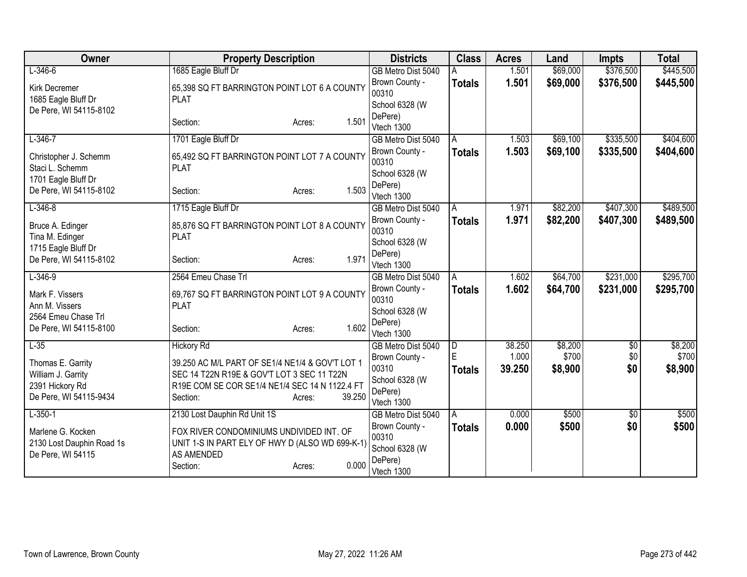| Owner | Property Description | Districts | Class | Acres | Land | Impts | Total |
|---|---|---|---|---|---|---|---|
| L-346-6<br>Kirk Decremer<br>1685 Eagle Bluff Dr<br>De Pere, WI 54115-8102 | 1685 Eagle Bluff Dr<br>65,398 SQ FT BARRINGTON POINT LOT 6 A COUNTY PLAT<br>Section: Acres: 1.501 | GB Metro Dist 5040<br>Brown County - 00310<br>School 6328 (W DePere)<br>Vtech 1300 | A<br>**Totals** | 1.501<br>**1.501** | $69,000<br>**$69,000** | $376,500<br>**$376,500** | $445,500<br>**$445,500** |
| L-346-7<br>Christopher J. Schemm<br>Staci L. Schemm<br>1701 Eagle Bluff Dr<br>De Pere, WI 54115-8102 | 1701 Eagle Bluff Dr<br>65,492 SQ FT BARRINGTON POINT LOT 7 A COUNTY PLAT<br>Section: Acres: 1.503 | GB Metro Dist 5040<br>Brown County - 00310<br>School 6328 (W DePere)<br>Vtech 1300 | A<br>**Totals** | 1.503<br>**1.503** | $69,100<br>**$69,100** | $335,500<br>**$335,500** | $404,600<br>**$404,600** |
| L-346-8<br>Bruce A. Edinger<br>Tina M. Edinger<br>1715 Eagle Bluff Dr<br>De Pere, WI 54115-8102 | 1715 Eagle Bluff Dr<br>85,876 SQ FT BARRINGTON POINT LOT 8 A COUNTY PLAT<br>Section: Acres: 1.971 | GB Metro Dist 5040<br>Brown County - 00310<br>School 6328 (W DePere)<br>Vtech 1300 | A<br>**Totals** | 1.971<br>**1.971** | $82,200<br>**$82,200** | $407,300<br>**$407,300** | $489,500<br>**$489,500** |
| L-346-9<br>Mark F. Vissers<br>Ann M. Vissers<br>2564 Emeu Chase Trl<br>De Pere, WI 54115-8100 | 2564 Emeu Chase Trl<br>69,767 SQ FT BARRINGTON POINT LOT 9 A COUNTY PLAT<br>Section: Acres: 1.602 | GB Metro Dist 5040<br>Brown County - 00310<br>School 6328 (W DePere)<br>Vtech 1300 | A<br>**Totals** | 1.602<br>**1.602** | $64,700<br>**$64,700** | $231,000<br>**$231,000** | $295,700<br>**$295,700** |
| L-35<br>Thomas E. Garrity<br>William J. Garrity<br>2391 Hickory Rd<br>De Pere, WI 54115-9434 | Hickory Rd<br>39.250 AC M/L PART OF SE1/4 NE1/4 & GOV'T LOT 1 SEC 14 T22N R19E & GOV'T LOT 3 SEC 11 T22N R19E COM SE COR SE1/4 NE1/4 SEC 14 N 1122.4 FT<br>Section: Acres: 39.250 | GB Metro Dist 5040<br>Brown County - 00310<br>School 6328 (W DePere)<br>Vtech 1300 | D<br>E<br>**Totals** | 38.250<br>1.000<br>**39.250** | $8,200<br>$700<br>**$8,900** | $0<br>$0<br>**$0** | $8,200<br>$700<br>**$8,900** |
| L-350-1<br>Marlene G. Kocken<br>2130 Lost Dauphin Road 1s<br>De Pere, WI 54115 | 2130 Lost Dauphin Rd Unit 1S<br>FOX RIVER CONDOMINIUMS UNDIVIDED INT. OF UNIT 1-S IN PART ELY OF HWY D (ALSO WD 699-K-1) AS AMENDED<br>Section: Acres: 0.000 | GB Metro Dist 5040<br>Brown County - 00310<br>School 6328 (W DePere)<br>Vtech 1300 | A<br>**Totals** | 0.000<br>**0.000** | $500<br>**$500** | $0<br>**$0** | $500<br>**$500** |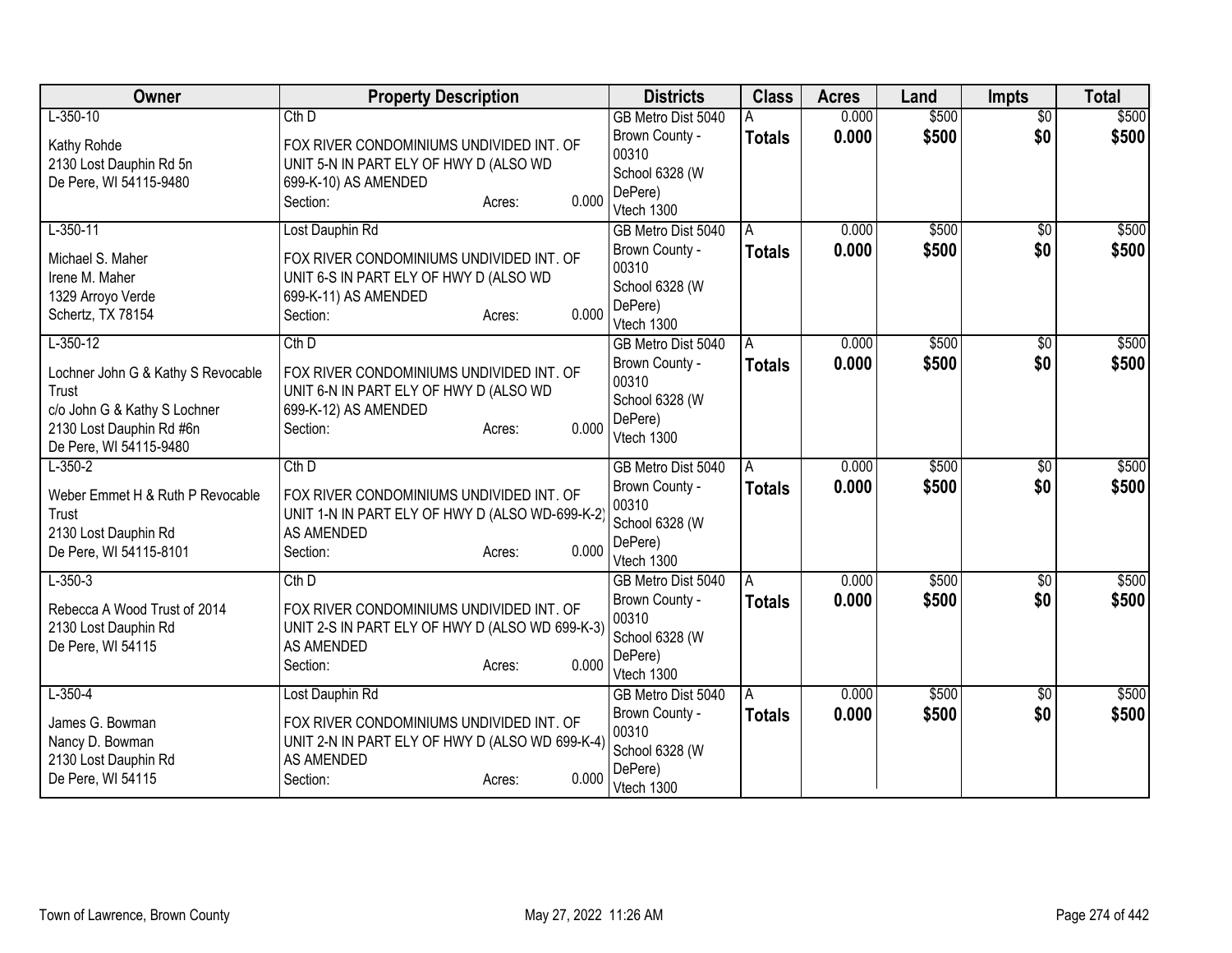| Owner | Property Description | Districts | Class | Acres | Land | Impts | Total |
|---|---|---|---|---|---|---|---|
| L-350-10<br><br>Kathy Rohde<br>2130 Lost Dauphin Rd 5n<br>De Pere, WI 54115-9480 | Cth D<br><br>FOX RIVER CONDOMINIUMS UNDIVIDED INT. OF UNIT 5-N IN PART ELY OF HWY D (ALSO WD 699-K-10) AS AMENDED<br>Section: Acres: 0.000 | GB Metro Dist 5040<br>Brown County - 00310<br>School 6328 (W DePere)<br>Vtech 1300 | A<br>**Totals** | 0.000<br>**0.000** | $500<br>**$500** | $0<br>**$0** | $500<br>**$500** |
| L-350-11<br><br>Michael S. Maher<br>Irene M. Maher<br>1329 Arroyo Verde<br>Schertz, TX 78154 | Lost Dauphin Rd<br><br>FOX RIVER CONDOMINIUMS UNDIVIDED INT. OF UNIT 6-S IN PART ELY OF HWY D (ALSO WD 699-K-11) AS AMENDED<br>Section: Acres: 0.000 | GB Metro Dist 5040<br>Brown County - 00310<br>School 6328 (W DePere)<br>Vtech 1300 | A<br>**Totals** | 0.000<br>**0.000** | $500<br>**$500** | $0<br>**$0** | $500<br>**$500** |
| L-350-12<br><br>Lochner John G & Kathy S Revocable Trust<br>c/o John G & Kathy S Lochner<br>2130 Lost Dauphin Rd #6n<br>De Pere, WI 54115-9480 | Cth D<br><br>FOX RIVER CONDOMINIUMS UNDIVIDED INT. OF UNIT 6-N IN PART ELY OF HWY D (ALSO WD 699-K-12) AS AMENDED<br>Section: Acres: 0.000 | GB Metro Dist 5040<br>Brown County - 00310<br>School 6328 (W DePere)<br>Vtech 1300 | A<br>**Totals** | 0.000<br>**0.000** | $500<br>**$500** | $0<br>**$0** | $500<br>**$500** |
| L-350-2<br><br>Weber Emmet H & Ruth P Revocable Trust<br>2130 Lost Dauphin Rd<br>De Pere, WI 54115-8101 | Cth D<br><br>FOX RIVER CONDOMINIUMS UNDIVIDED INT. OF UNIT 1-N IN PART ELY OF HWY D (ALSO WD-699-K-2) AS AMENDED<br>Section: Acres: 0.000 | GB Metro Dist 5040<br>Brown County - 00310<br>School 6328 (W DePere)<br>Vtech 1300 | A<br>**Totals** | 0.000<br>**0.000** | $500<br>**$500** | $0<br>**$0** | $500<br>**$500** |
| L-350-3<br><br>Rebecca A Wood Trust of 2014<br>2130 Lost Dauphin Rd<br>De Pere, WI 54115 | Cth D<br><br>FOX RIVER CONDOMINIUMS UNDIVIDED INT. OF UNIT 2-S IN PART ELY OF HWY D (ALSO WD 699-K-3) AS AMENDED<br>Section: Acres: 0.000 | GB Metro Dist 5040<br>Brown County - 00310<br>School 6328 (W DePere)<br>Vtech 1300 | A<br>**Totals** | 0.000<br>**0.000** | $500<br>**$500** | $0<br>**$0** | $500<br>**$500** |
| L-350-4<br><br>James G. Bowman<br>Nancy D. Bowman<br>2130 Lost Dauphin Rd<br>De Pere, WI 54115 | Lost Dauphin Rd<br><br>FOX RIVER CONDOMINIUMS UNDIVIDED INT. OF UNIT 2-N IN PART ELY OF HWY D (ALSO WD 699-K-4) AS AMENDED<br>Section: Acres: 0.000 | GB Metro Dist 5040<br>Brown County - 00310<br>School 6328 (W DePere)<br>Vtech 1300 | A<br>**Totals** | 0.000<br>**0.000** | $500<br>**$500** | $0<br>**$0** | $500<br>**$500** |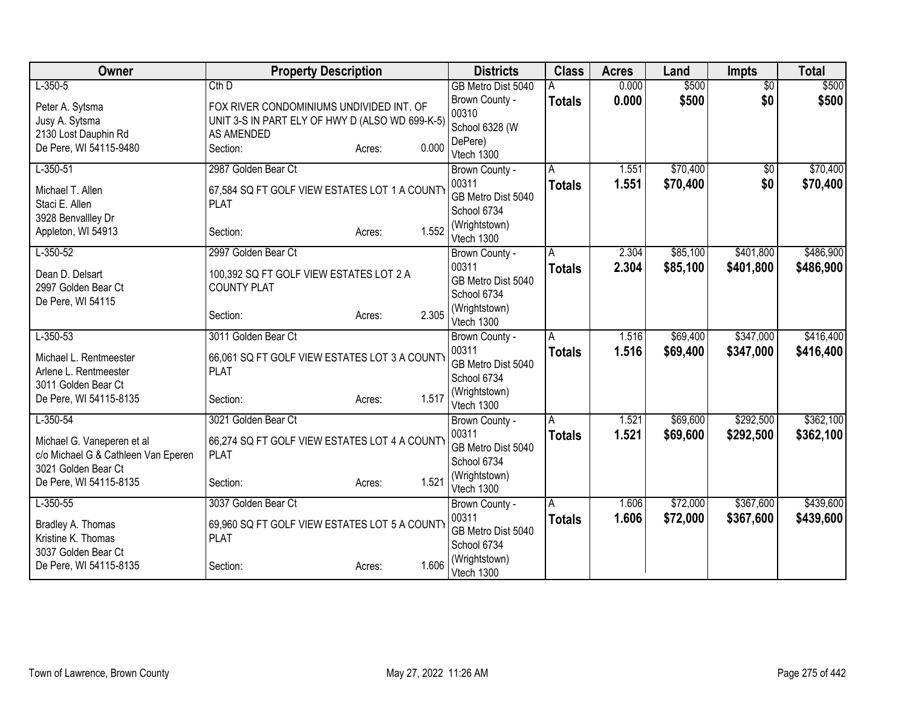| Owner | Property Description | Districts | Class | Acres | Land | Impts | Total |
|---|---|---|---|---|---|---|---|
| L-350-5<br><br>Peter A. Sytsma<br>Jusy A. Sytsma<br>2130 Lost Dauphin Rd<br>De Pere, WI 54115-9480 | Cth D<br><br>FOX RIVER CONDOMINIUMS UNDIVIDED INT. OF UNIT 3-S IN PART ELY OF HWY D (ALSO WD 699-K-5) AS AMENDED<br>Section: Acres: 0.000 | GB Metro Dist 5040<br>Brown County - 00310<br>School 6328 (W DePere)<br>Vtech 1300 | A<br>**Totals** | 0.000<br>**0.000** | \$500<br>**\$500** | \$0<br>**\$0** | \$500<br>**\$500** |
| L-350-51<br><br>Michael T. Allen<br>Staci E. Allen<br>3928 Benvallley Dr<br>Appleton, WI 54913 | 2987 Golden Bear Ct<br><br>67,584 SQ FT GOLF VIEW ESTATES LOT 1 A COUNTY PLAT<br>Section: Acres: 1.552 | Brown County - 00311<br>GB Metro Dist 5040<br>School 6734 (Wrightstown)<br>Vtech 1300 | A<br>**Totals** | 1.551<br>**1.551** | \$70,400<br>**\$70,400** | \$0<br>**\$0** | \$70,400<br>**\$70,400** |
| L-350-52<br><br>Dean D. Delsart<br>2997 Golden Bear Ct<br>De Pere, WI 54115 | 2997 Golden Bear Ct<br><br>100,392 SQ FT GOLF VIEW ESTATES LOT 2 A COUNTY PLAT<br>Section: Acres: 2.305 | Brown County - 00311<br>GB Metro Dist 5040<br>School 6734 (Wrightstown)<br>Vtech 1300 | A<br>**Totals** | 2.304<br>**2.304** | \$85,100<br>**\$85,100** | \$401,800<br>**\$401,800** | \$486,900<br>**\$486,900** |
| L-350-53<br><br>Michael L. Rentmeester<br>Arlene L. Rentmeester<br>3011 Golden Bear Ct<br>De Pere, WI 54115-8135 | 3011 Golden Bear Ct<br><br>66,061 SQ FT GOLF VIEW ESTATES LOT 3 A COUNTY PLAT<br>Section: Acres: 1.517 | Brown County - 00311<br>GB Metro Dist 5040<br>School 6734 (Wrightstown)<br>Vtech 1300 | A<br>**Totals** | 1.516<br>**1.516** | \$69,400<br>**\$69,400** | \$347,000<br>**\$347,000** | \$416,400<br>**\$416,400** |
| L-350-54<br><br>Michael G. Vaneperen et al<br>c/o Michael G & Cathleen Van Eperen<br>3021 Golden Bear Ct<br>De Pere, WI 54115-8135 | 3021 Golden Bear Ct<br><br>66,274 SQ FT GOLF VIEW ESTATES LOT 4 A COUNTY PLAT<br>Section: Acres: 1.521 | Brown County - 00311<br>GB Metro Dist 5040<br>School 6734 (Wrightstown)<br>Vtech 1300 | A<br>**Totals** | 1.521<br>**1.521** | \$69,600<br>**\$69,600** | \$292,500<br>**\$292,500** | \$362,100<br>**\$362,100** |
| L-350-55<br><br>Bradley A. Thomas<br>Kristine K. Thomas<br>3037 Golden Bear Ct<br>De Pere, WI 54115-8135 | 3037 Golden Bear Ct<br><br>69,960 SQ FT GOLF VIEW ESTATES LOT 5 A COUNTY PLAT<br>Section: Acres: 1.606 | Brown County - 00311<br>GB Metro Dist 5040<br>School 6734 (Wrightstown)<br>Vtech 1300 | A<br>**Totals** | 1.606<br>**1.606** | \$72,000<br>**\$72,000** | \$367,600<br>**\$367,600** | \$439,600<br>**\$439,600** |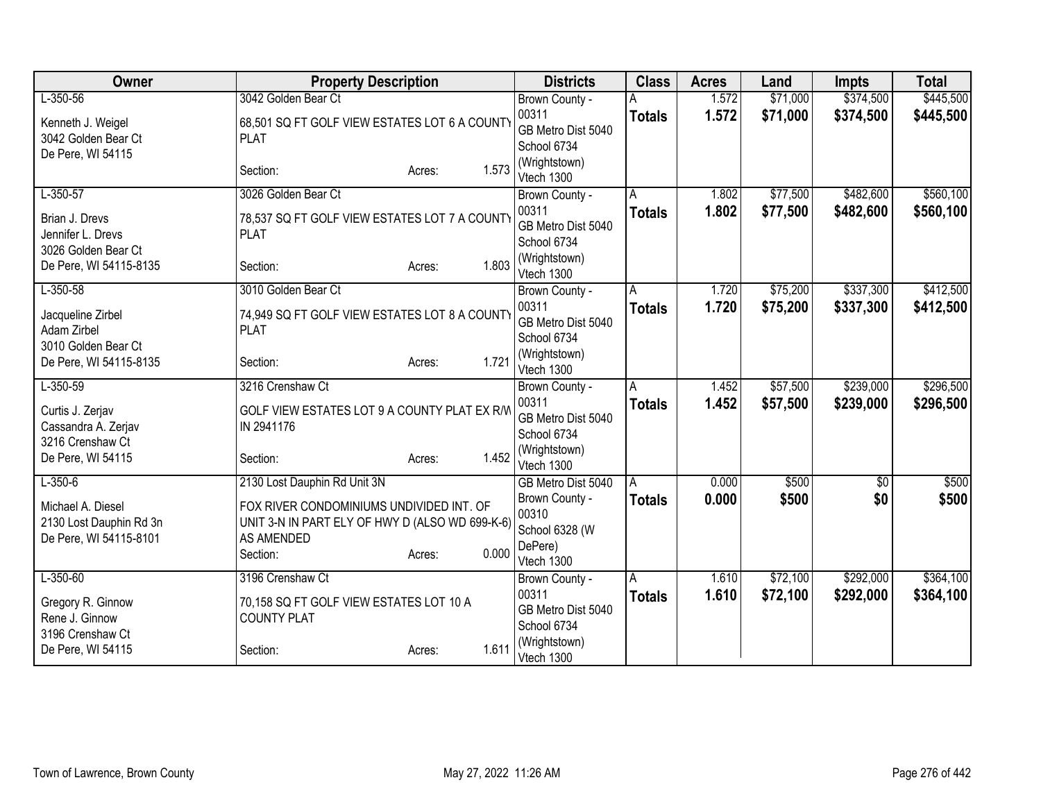| Owner | Property Description | | | Districts | Class | Acres | Land | Impts | Total |
|---|---|---|---|---|---|---|---|---|---|
| L-350-56<br>Kenneth J. Weigel<br>3042 Golden Bear Ct<br>De Pere, WI 54115 | 3042 Golden Bear Ct<br>68,501 SQ FT GOLF VIEW ESTATES LOT 6 A COUNTY PLAT<br>Section: | Acres: | 1.573 | Brown County - 00311<br>GB Metro Dist 5040<br>School 6734 (Wrightstown)<br>Vtech 1300 | A<br>**Totals** | 1.572<br>**1.572** | $71,000<br>**$71,000** | $374,500<br>**$374,500** | $445,500<br>**$445,500** |
| L-350-57<br>Brian J. Drevs<br>Jennifer L. Drevs<br>3026 Golden Bear Ct<br>De Pere, WI 54115-8135 | 3026 Golden Bear Ct<br>78,537 SQ FT GOLF VIEW ESTATES LOT 7 A COUNTY PLAT<br>Section: | Acres: | 1.803 | Brown County - 00311<br>GB Metro Dist 5040<br>School 6734 (Wrightstown)<br>Vtech 1300 | A<br>**Totals** | 1.802<br>**1.802** | $77,500<br>**$77,500** | $482,600<br>**$482,600** | $560,100<br>**$560,100** |
| L-350-58<br>Jacqueline Zirbel<br>Adam Zirbel<br>3010 Golden Bear Ct<br>De Pere, WI 54115-8135 | 3010 Golden Bear Ct<br>74,949 SQ FT GOLF VIEW ESTATES LOT 8 A COUNTY PLAT<br>Section: | Acres: | 1.721 | Brown County - 00311<br>GB Metro Dist 5040<br>School 6734 (Wrightstown)<br>Vtech 1300 | A<br>**Totals** | 1.720<br>**1.720** | $75,200<br>**$75,200** | $337,300<br>**$337,300** | $412,500<br>**$412,500** |
| L-350-59<br>Curtis J. Zerjav<br>Cassandra A. Zerjav<br>3216 Crenshaw Ct<br>De Pere, WI 54115 | 3216 Crenshaw Ct<br>GOLF VIEW ESTATES LOT 9 A COUNTY PLAT EX R/W IN 2941176<br>Section: | Acres: | 1.452 | Brown County - 00311<br>GB Metro Dist 5040<br>School 6734 (Wrightstown)<br>Vtech 1300 | A<br>**Totals** | 1.452<br>**1.452** | $57,500<br>**$57,500** | $239,000<br>**$239,000** | $296,500<br>**$296,500** |
| L-350-6<br>Michael A. Diesel<br>2130 Lost Dauphin Rd 3n<br>De Pere, WI 54115-8101 | 2130 Lost Dauphin Rd Unit 3N<br>FOX RIVER CONDOMINIUMS UNDIVIDED INT. OF UNIT 3-N IN PART ELY OF HWY D (ALSO WD 699-K-6) AS AMENDED<br>Section: | Acres: | 0.000 | GB Metro Dist 5040<br>Brown County - 00310<br>School 6328 (W DePere)<br>Vtech 1300 | A<br>**Totals** | 0.000<br>**0.000** | $500<br>**$500** | $0<br>**$0** | $500<br>**$500** |
| L-350-60<br>Gregory R. Ginnow<br>Rene J. Ginnow<br>3196 Crenshaw Ct<br>De Pere, WI 54115 | 3196 Crenshaw Ct<br>70,158 SQ FT GOLF VIEW ESTATES LOT 10 A COUNTY PLAT<br>Section: | Acres: | 1.611 | Brown County - 00311<br>GB Metro Dist 5040<br>School 6734 (Wrightstown)<br>Vtech 1300 | A<br>**Totals** | 1.610<br>**1.610** | $72,100<br>**$72,100** | $292,000<br>**$292,000** | $364,100<br>**$364,100** |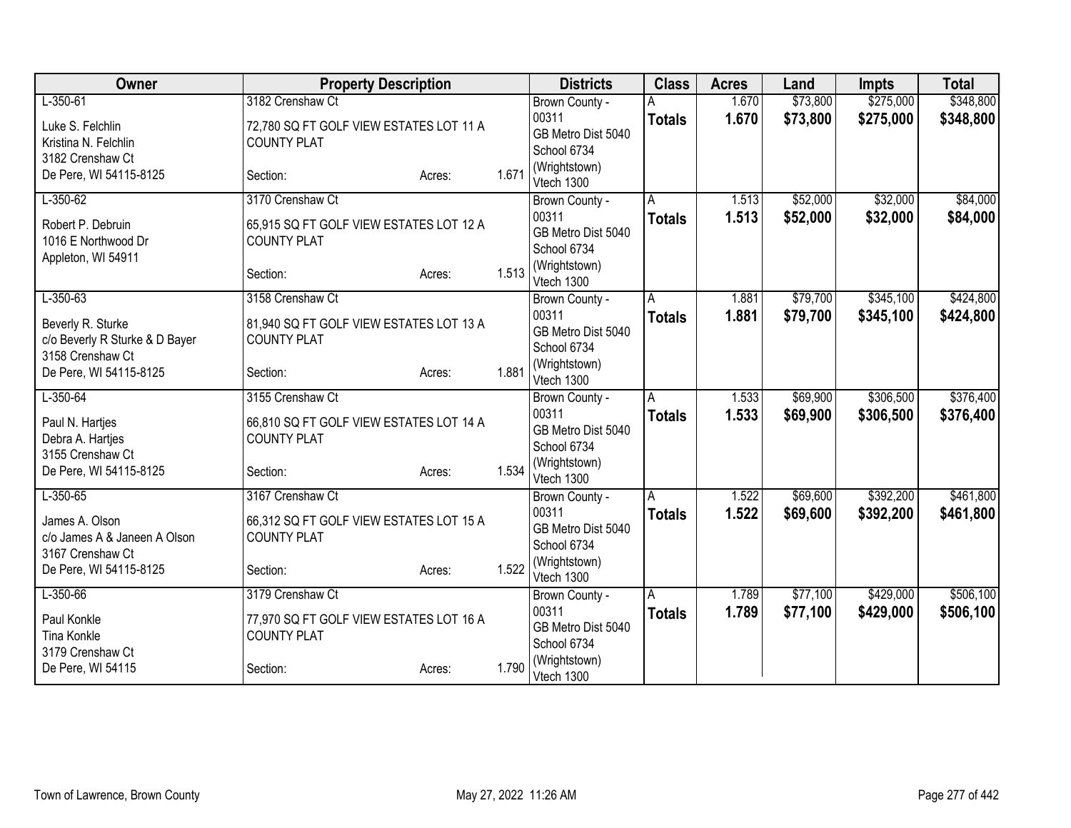| Owner | Property Description | | | Districts | Class | Acres | Land | Impts | Total |
|---|---|---|---|---|---|---|---|---|---|
| L-350-61<br>Luke S. Felchlin<br>Kristina N. Felchlin<br>3182 Crenshaw Ct<br>De Pere, WI 54115-8125 | 3182 Crenshaw Ct<br>72,780 SQ FT GOLF VIEW ESTATES LOT 11 A COUNTY PLAT<br>Section: | Acres: | 1.671 | Brown County - 00311<br>GB Metro Dist 5040<br>School 6734 (Wrightstown)<br>Vtech 1300 | A<br>**Totals** | 1.670<br>**1.670** | $73,800<br>**$73,800** | $275,000<br>**$275,000** | $348,800<br>**$348,800** |
| L-350-62<br>Robert P. Debruin<br>1016 E Northwood Dr<br>Appleton, WI 54911 | 3170 Crenshaw Ct<br>65,915 SQ FT GOLF VIEW ESTATES LOT 12 A COUNTY PLAT<br>Section: | Acres: | 1.513 | Brown County - 00311<br>GB Metro Dist 5040<br>School 6734 (Wrightstown)<br>Vtech 1300 | A<br>**Totals** | 1.513<br>**1.513** | $52,000<br>**$52,000** | $32,000<br>**$32,000** | $84,000<br>**$84,000** |
| L-350-63<br>Beverly R. Sturke<br>c/o Beverly R Sturke & D Bayer<br>3158 Crenshaw Ct<br>De Pere, WI 54115-8125 | 3158 Crenshaw Ct<br>81,940 SQ FT GOLF VIEW ESTATES LOT 13 A COUNTY PLAT<br>Section: | Acres: | 1.881 | Brown County - 00311<br>GB Metro Dist 5040<br>School 6734 (Wrightstown)<br>Vtech 1300 | A<br>**Totals** | 1.881<br>**1.881** | $79,700<br>**$79,700** | $345,100<br>**$345,100** | $424,800<br>**$424,800** |
| L-350-64<br>Paul N. Hartjes<br>Debra A. Hartjes<br>3155 Crenshaw Ct<br>De Pere, WI 54115-8125 | 3155 Crenshaw Ct<br>66,810 SQ FT GOLF VIEW ESTATES LOT 14 A COUNTY PLAT<br>Section: | Acres: | 1.534 | Brown County - 00311<br>GB Metro Dist 5040<br>School 6734 (Wrightstown)<br>Vtech 1300 | A<br>**Totals** | 1.533<br>**1.533** | $69,900<br>**$69,900** | $306,500<br>**$306,500** | $376,400<br>**$376,400** |
| L-350-65<br>James A. Olson<br>c/o James A & Janeen A Olson<br>3167 Crenshaw Ct<br>De Pere, WI 54115-8125 | 3167 Crenshaw Ct<br>66,312 SQ FT GOLF VIEW ESTATES LOT 15 A COUNTY PLAT<br>Section: | Acres: | 1.522 | Brown County - 00311<br>GB Metro Dist 5040<br>School 6734 (Wrightstown)<br>Vtech 1300 | A<br>**Totals** | 1.522<br>**1.522** | $69,600<br>**$69,600** | $392,200<br>**$392,200** | $461,800<br>**$461,800** |
| L-350-66<br>Paul Konkle<br>Tina Konkle<br>3179 Crenshaw Ct<br>De Pere, WI 54115 | 3179 Crenshaw Ct<br>77,970 SQ FT GOLF VIEW ESTATES LOT 16 A COUNTY PLAT<br>Section: | Acres: | 1.790 | Brown County - 00311<br>GB Metro Dist 5040<br>School 6734 (Wrightstown)<br>Vtech 1300 | A<br>**Totals** | 1.789<br>**1.789** | $77,100<br>**$77,100** | $429,000<br>**$429,000** | $506,100<br>**$506,100** |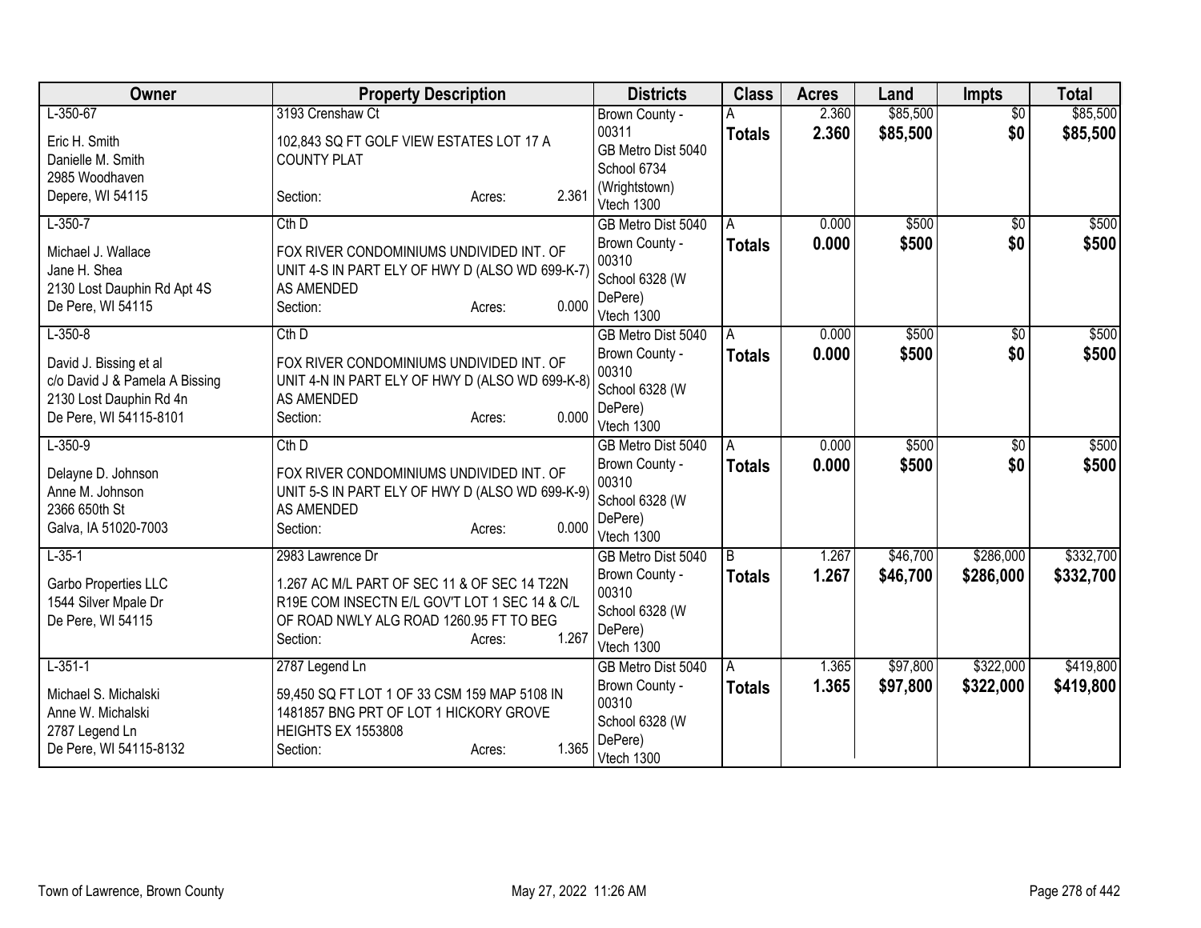| Owner | Property Description | Districts | Class | Acres | Land | Impts | Total |
|---|---|---|---|---|---|---|---|
| L-350-67<br><br>Eric H. Smith<br>Danielle M. Smith<br>2985 Woodhaven<br>Depere, WI 54115 | 3193 Crenshaw Ct<br><br>102,843 SQ FT GOLF VIEW ESTATES LOT 17 A COUNTY PLAT<br><br>Section: Acres: 2.361 | Brown County - 00311<br>GB Metro Dist 5040<br>School 6734 (Wrightstown)<br>Vtech 1300 | A<br>**Totals** | 2.360<br>**2.360** | $85,500<br>**$85,500** | $0<br>**$0** | $85,500<br>**$85,500** |
| L-350-7<br><br>Michael J. Wallace<br>Jane H. Shea<br>2130 Lost Dauphin Rd Apt 4S<br>De Pere, WI 54115 | Cth D<br><br>FOX RIVER CONDOMINIUMS UNDIVIDED INT. OF UNIT 4-S IN PART ELY OF HWY D (ALSO WD 699-K-7) AS AMENDED<br>Section: Acres: 0.000 | GB Metro Dist 5040<br>Brown County - 00310<br>School 6328 (W DePere)<br>Vtech 1300 | A<br>**Totals** | 0.000<br>**0.000** | $500<br>**$500** | $0<br>**$0** | $500<br>**$500** |
| L-350-8<br><br>David J. Bissing et al<br>c/o David J & Pamela A Bissing<br>2130 Lost Dauphin Rd 4n<br>De Pere, WI 54115-8101 | Cth D<br><br>FOX RIVER CONDOMINIUMS UNDIVIDED INT. OF UNIT 4-N IN PART ELY OF HWY D (ALSO WD 699-K-8) AS AMENDED<br>Section: Acres: 0.000 | GB Metro Dist 5040<br>Brown County - 00310<br>School 6328 (W DePere)<br>Vtech 1300 | A<br>**Totals** | 0.000<br>**0.000** | $500<br>**$500** | $0<br>**$0** | $500<br>**$500** |
| L-350-9<br><br>Delayne D. Johnson<br>Anne M. Johnson<br>2366 650th St<br>Galva, IA 51020-7003 | Cth D<br><br>FOX RIVER CONDOMINIUMS UNDIVIDED INT. OF UNIT 5-S IN PART ELY OF HWY D (ALSO WD 699-K-9) AS AMENDED<br>Section: Acres: 0.000 | GB Metro Dist 5040<br>Brown County - 00310<br>School 6328 (W DePere)<br>Vtech 1300 | A<br>**Totals** | 0.000<br>**0.000** | $500<br>**$500** | $0<br>**$0** | $500<br>**$500** |
| L-35-1<br><br>Garbo Properties LLC<br>1544 Silver Mpale Dr<br>De Pere, WI 54115 | 2983 Lawrence Dr<br><br>1.267 AC M/L PART OF SEC 11 & OF SEC 14 T22N R19E COM INSECTN E/L GOV'T LOT 1 SEC 14 & C/L OF ROAD NWLY ALG ROAD 1260.95 FT TO BEG<br>Section: Acres: 1.267 | GB Metro Dist 5040<br>Brown County - 00310<br>School 6328 (W DePere)<br>Vtech 1300 | B<br>**Totals** | 1.267<br>**1.267** | $46,700<br>**$46,700** | $286,000<br>**$286,000** | $332,700<br>**$332,700** |
| L-351-1<br><br>Michael S. Michalski<br>Anne W. Michalski<br>2787 Legend Ln<br>De Pere, WI 54115-8132 | 2787 Legend Ln<br><br>59,450 SQ FT LOT 1 OF 33 CSM 159 MAP 5108 IN 1481857 BNG PRT OF LOT 1 HICKORY GROVE HEIGHTS EX 1553808<br>Section: Acres: 1.365 | GB Metro Dist 5040<br>Brown County - 00310<br>School 6328 (W DePere)<br>Vtech 1300 | A<br>**Totals** | 1.365<br>**1.365** | $97,800<br>**$97,800** | $322,000<br>**$322,000** | $419,800<br>**$419,800** |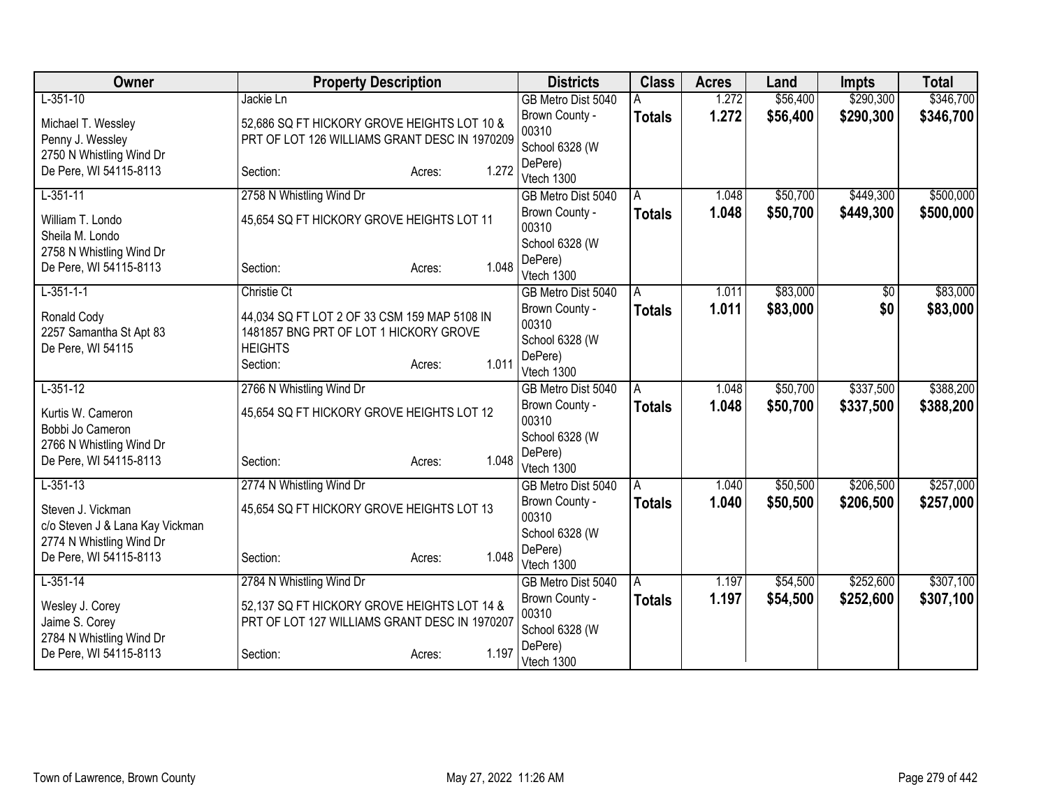| Owner | Property Description | Districts | Class | Acres | Land | Impts | Total |
|---|---|---|---|---|---|---|---|
| L-351-10<br><br>Michael T. Wessley<br>Penny J. Wessley<br>2750 N Whistling Wind Dr<br>De Pere, WI 54115-8113 | Jackie Ln<br><br>52,686 SQ FT HICKORY GROVE HEIGHTS LOT 10 & PRT OF LOT 126 WILLIAMS GRANT DESC IN 1970209<br><br>Section: Acres: 1.272 | GB Metro Dist 5040<br>Brown County - 00310<br>School 6328 (W DePere)<br>Vtech 1300 | A<br>**Totals** | 1.272<br>**1.272** | $56,400<br>**$56,400** | $290,300<br>**$290,300** | $346,700<br>**$346,700** |
| L-351-11<br><br>William T. Londo<br>Sheila M. Londo<br>2758 N Whistling Wind Dr<br>De Pere, WI 54115-8113 | 2758 N Whistling Wind Dr<br><br>45,654 SQ FT HICKORY GROVE HEIGHTS LOT 11<br><br>Section: Acres: 1.048 | GB Metro Dist 5040<br>Brown County - 00310<br>School 6328 (W DePere)<br>Vtech 1300 | A<br>**Totals** | 1.048<br>**1.048** | $50,700<br>**$50,700** | $449,300<br>**$449,300** | $500,000<br>**$500,000** |
| L-351-1-1<br><br>Ronald Cody<br>2257 Samantha St Apt 83<br>De Pere, WI 54115 | Christie Ct<br><br>44,034 SQ FT LOT 2 OF 33 CSM 159 MAP 5108 IN 1481857 BNG PRT OF LOT 1 HICKORY GROVE HEIGHTS<br>Section: Acres: 1.011 | GB Metro Dist 5040<br>Brown County - 00310<br>School 6328 (W DePere)<br>Vtech 1300 | A<br>**Totals** | 1.011<br>**1.011** | $83,000<br>**$83,000** | $0<br>**$0** | $83,000<br>**$83,000** |
| L-351-12<br><br>Kurtis W. Cameron<br>Bobbi Jo Cameron<br>2766 N Whistling Wind Dr<br>De Pere, WI 54115-8113 | 2766 N Whistling Wind Dr<br><br>45,654 SQ FT HICKORY GROVE HEIGHTS LOT 12<br><br>Section: Acres: 1.048 | GB Metro Dist 5040<br>Brown County - 00310<br>School 6328 (W DePere)<br>Vtech 1300 | A<br>**Totals** | 1.048<br>**1.048** | $50,700<br>**$50,700** | $337,500<br>**$337,500** | $388,200<br>**$388,200** |
| L-351-13<br><br>Steven J. Vickman<br>c/o Steven J & Lana Kay Vickman<br>2774 N Whistling Wind Dr<br>De Pere, WI 54115-8113 | 2774 N Whistling Wind Dr<br><br>45,654 SQ FT HICKORY GROVE HEIGHTS LOT 13<br><br>Section: Acres: 1.048 | GB Metro Dist 5040<br>Brown County - 00310<br>School 6328 (W DePere)<br>Vtech 1300 | A<br>**Totals** | 1.040<br>**1.040** | $50,500<br>**$50,500** | $206,500<br>**$206,500** | $257,000<br>**$257,000** |
| L-351-14<br><br>Wesley J. Corey<br>Jaime S. Corey<br>2784 N Whistling Wind Dr<br>De Pere, WI 54115-8113 | 2784 N Whistling Wind Dr<br><br>52,137 SQ FT HICKORY GROVE HEIGHTS LOT 14 & PRT OF LOT 127 WILLIAMS GRANT DESC IN 1970207<br><br>Section: Acres: 1.197 | GB Metro Dist 5040<br>Brown County - 00310<br>School 6328 (W DePere)<br>Vtech 1300 | A<br>**Totals** | 1.197<br>**1.197** | $54,500<br>**$54,500** | $252,600<br>**$252,600** | $307,100<br>**$307,100** |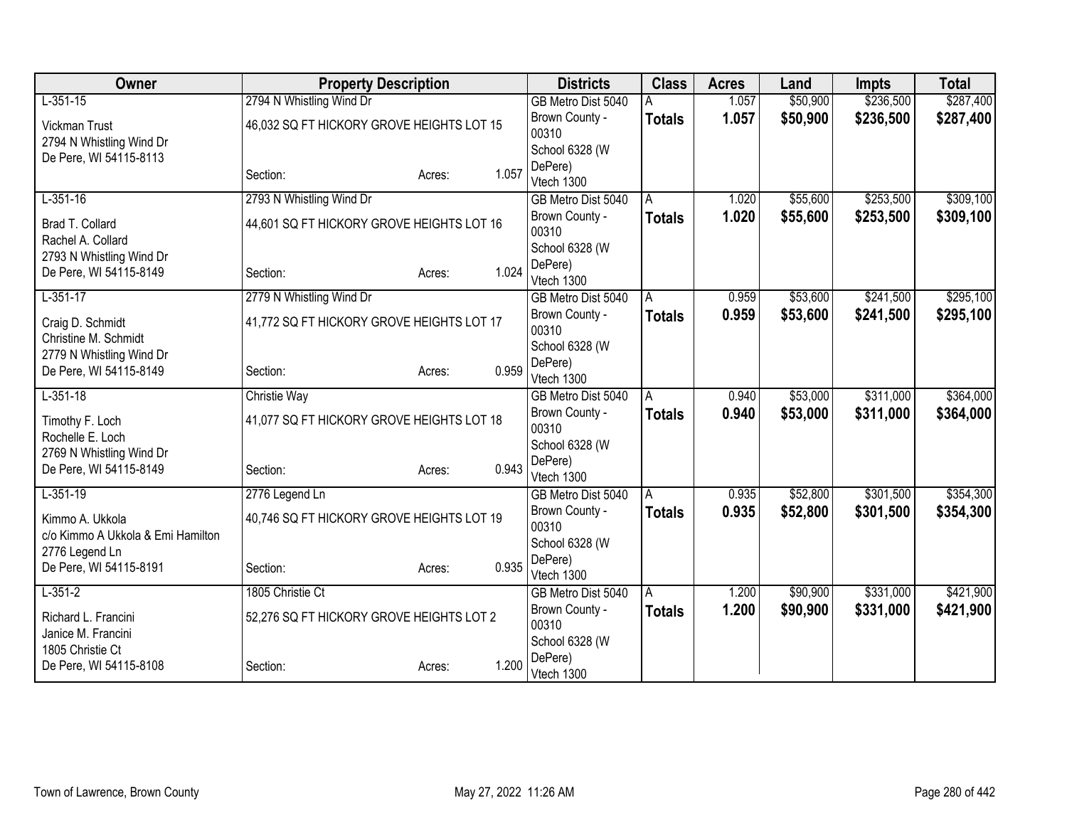| Owner | Property Description | | | Districts | Class | Acres | Land | Impts | Total |
|---|---|---|---|---|---|---|---|---|---|
| L-351-15 | 2794 N Whistling Wind Dr | | | GB Metro Dist 5040 | A | 1.057 | $50,900 | $236,500 | $287,400 |
| Vickman Trust<br>2794 N Whistling Wind Dr<br>De Pere, WI 54115-8113 | 46,032 SQ FT HICKORY GROVE HEIGHTS LOT 15 | | | Brown County - 00310<br>School 6328 (W DePere)<br>Vtech 1300 | **Totals** | **1.057** | **$50,900** | **$236,500** | **$287,400** |
| | Section: | Acres: | 1.057 | | | | | | |
| L-351-16 | 2793 N Whistling Wind Dr | | | GB Metro Dist 5040 | A | 1.020 | $55,600 | $253,500 | $309,100 |
| Brad T. Collard<br>Rachel A. Collard<br>2793 N Whistling Wind Dr<br>De Pere, WI 54115-8149 | 44,601 SQ FT HICKORY GROVE HEIGHTS LOT 16 | | | Brown County - 00310<br>School 6328 (W DePere)<br>Vtech 1300 | **Totals** | **1.020** | **$55,600** | **$253,500** | **$309,100** |
| | Section: | Acres: | 1.024 | | | | | | |
| L-351-17 | 2779 N Whistling Wind Dr | | | GB Metro Dist 5040 | A | 0.959 | $53,600 | $241,500 | $295,100 |
| Craig D. Schmidt<br>Christine M. Schmidt<br>2779 N Whistling Wind Dr<br>De Pere, WI 54115-8149 | 41,772 SQ FT HICKORY GROVE HEIGHTS LOT 17 | | | Brown County - 00310<br>School 6328 (W DePere)<br>Vtech 1300 | **Totals** | **0.959** | **$53,600** | **$241,500** | **$295,100** |
| | Section: | Acres: | 0.959 | | | | | | |
| L-351-18 | Christie Way | | | GB Metro Dist 5040 | A | 0.940 | $53,000 | $311,000 | $364,000 |
| Timothy F. Loch<br>Rochelle E. Loch<br>2769 N Whistling Wind Dr<br>De Pere, WI 54115-8149 | 41,077 SQ FT HICKORY GROVE HEIGHTS LOT 18 | | | Brown County - 00310<br>School 6328 (W DePere)<br>Vtech 1300 | **Totals** | **0.940** | **$53,000** | **$311,000** | **$364,000** |
| | Section: | Acres: | 0.943 | | | | | | |
| L-351-19 | 2776 Legend Ln | | | GB Metro Dist 5040 | A | 0.935 | $52,800 | $301,500 | $354,300 |
| Kimmo A. Ukkola<br>c/o Kimmo A Ukkola & Emi Hamilton<br>2776 Legend Ln<br>De Pere, WI 54115-8191 | 40,746 SQ FT HICKORY GROVE HEIGHTS LOT 19 | | | Brown County - 00310<br>School 6328 (W DePere)<br>Vtech 1300 | **Totals** | **0.935** | **$52,800** | **$301,500** | **$354,300** |
| | Section: | Acres: | 0.935 | | | | | | |
| L-351-2 | 1805 Christie Ct | | | GB Metro Dist 5040 | A | 1.200 | $90,900 | $331,000 | $421,900 |
| Richard L. Francini<br>Janice M. Francini<br>1805 Christie Ct<br>De Pere, WI 54115-8108 | 52,276 SQ FT HICKORY GROVE HEIGHTS LOT 2 | | | Brown County - 00310<br>School 6328 (W DePere)<br>Vtech 1300 | **Totals** | **1.200** | **$90,900** | **$331,000** | **$421,900** |
| | Section: | Acres: | 1.200 | | | | | | |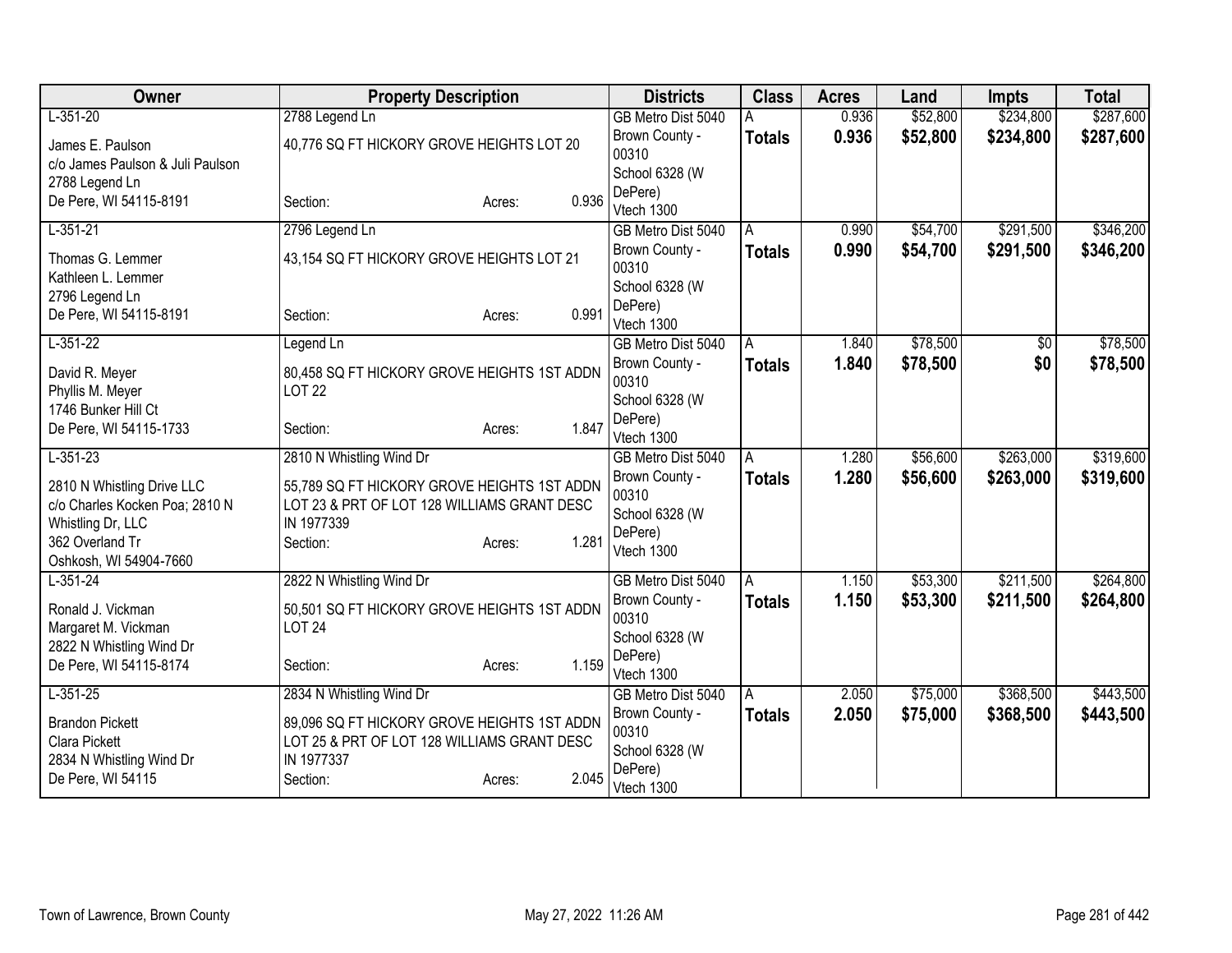| Owner | Property Description | Districts | Class | Acres | Land | Impts | Total |
|---|---|---|---|---|---|---|---|
| L-351-20<br>James E. Paulson<br>c/o James Paulson & Juli Paulson<br>2788 Legend Ln<br>De Pere, WI 54115-8191 | 2788 Legend Ln<br>40,776 SQ FT HICKORY GROVE HEIGHTS LOT 20<br>Section: Acres: 0.936 | GB Metro Dist 5040<br>Brown County - 00310<br>School 6328 (W DePere)<br>Vtech 1300 | A<br>**Totals** | 0.936<br>**0.936** | $52,800<br>**$52,800** | $234,800<br>**$234,800** | $287,600<br>**$287,600** |
| L-351-21<br>Thomas G. Lemmer<br>Kathleen L. Lemmer<br>2796 Legend Ln<br>De Pere, WI 54115-8191 | 2796 Legend Ln<br>43,154 SQ FT HICKORY GROVE HEIGHTS LOT 21<br>Section: Acres: 0.991 | GB Metro Dist 5040<br>Brown County - 00310<br>School 6328 (W DePere)<br>Vtech 1300 | A<br>**Totals** | 0.990<br>**0.990** | $54,700<br>**$54,700** | $291,500<br>**$291,500** | $346,200<br>**$346,200** |
| L-351-22<br>David R. Meyer<br>Phyllis M. Meyer<br>1746 Bunker Hill Ct<br>De Pere, WI 54115-1733 | Legend Ln<br>80,458 SQ FT HICKORY GROVE HEIGHTS 1ST ADDN LOT 22<br>Section: Acres: 1.847 | GB Metro Dist 5040<br>Brown County - 00310<br>School 6328 (W DePere)<br>Vtech 1300 | A<br>**Totals** | 1.840<br>**1.840** | $78,500<br>**$78,500** | $0<br>**$0** | $78,500<br>**$78,500** |
| L-351-23<br>2810 N Whistling Drive LLC<br>c/o Charles Kocken Poa; 2810 N Whistling Dr, LLC<br>362 Overland Tr<br>Oshkosh, WI 54904-7660 | 2810 N Whistling Wind Dr<br>55,789 SQ FT HICKORY GROVE HEIGHTS 1ST ADDN LOT 23 & PRT OF LOT 128 WILLIAMS GRANT DESC IN 1977339<br>Section: Acres: 1.281 | GB Metro Dist 5040<br>Brown County - 00310<br>School 6328 (W DePere)<br>Vtech 1300 | A<br>**Totals** | 1.280<br>**1.280** | $56,600<br>**$56,600** | $263,000<br>**$263,000** | $319,600<br>**$319,600** |
| L-351-24<br>Ronald J. Vickman<br>Margaret M. Vickman<br>2822 N Whistling Wind Dr<br>De Pere, WI 54115-8174 | 2822 N Whistling Wind Dr<br>50,501 SQ FT HICKORY GROVE HEIGHTS 1ST ADDN LOT 24<br>Section: Acres: 1.159 | GB Metro Dist 5040<br>Brown County - 00310<br>School 6328 (W DePere)<br>Vtech 1300 | A<br>**Totals** | 1.150<br>**1.150** | $53,300<br>**$53,300** | $211,500<br>**$211,500** | $264,800<br>**$264,800** |
| L-351-25<br>Brandon Pickett<br>Clara Pickett<br>2834 N Whistling Wind Dr<br>De Pere, WI 54115 | 2834 N Whistling Wind Dr<br>89,096 SQ FT HICKORY GROVE HEIGHTS 1ST ADDN LOT 25 & PRT OF LOT 128 WILLIAMS GRANT DESC IN 1977337<br>Section: Acres: 2.045 | GB Metro Dist 5040<br>Brown County - 00310<br>School 6328 (W DePere)<br>Vtech 1300 | A<br>**Totals** | 2.050<br>**2.050** | $75,000<br>**$75,000** | $368,500<br>**$368,500** | $443,500<br>**$443,500** |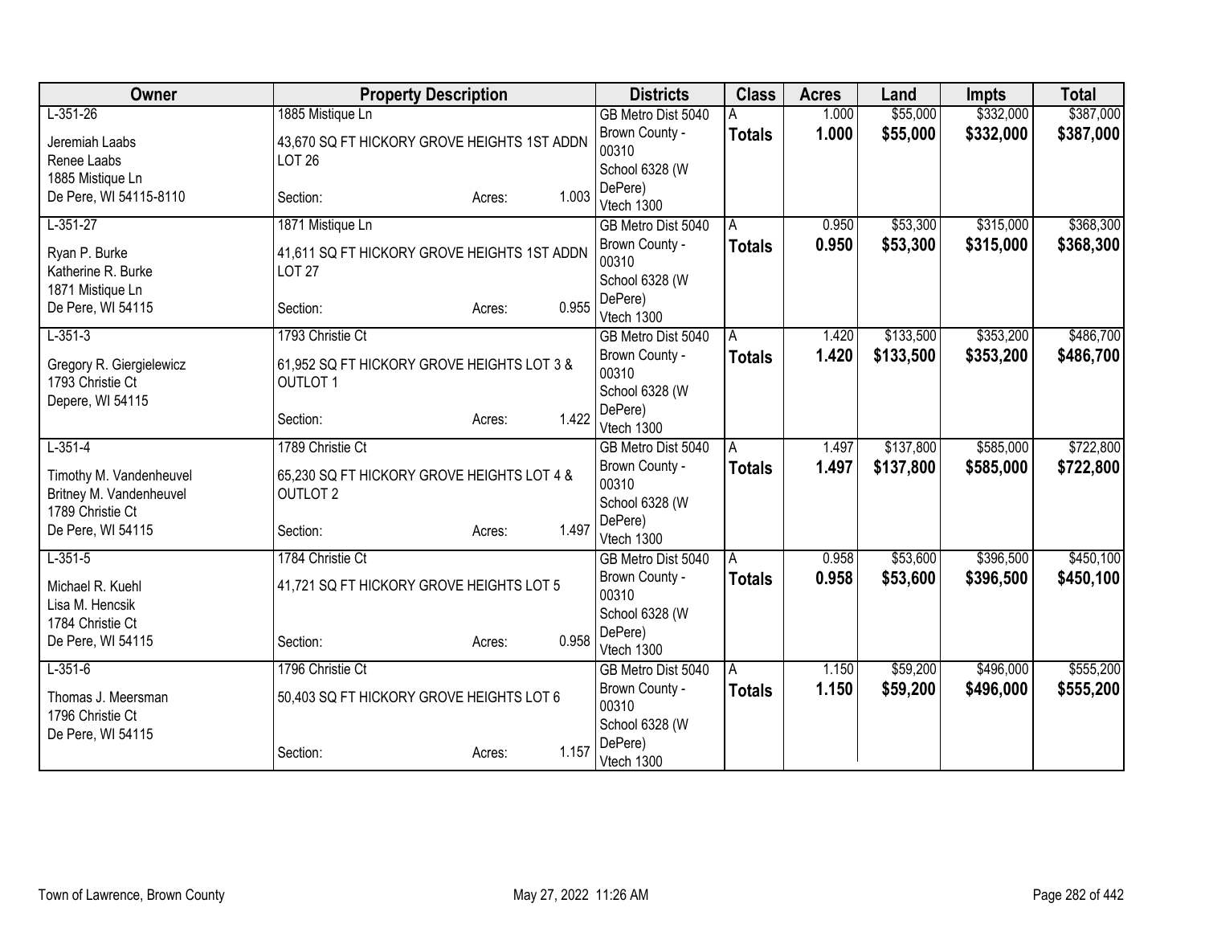| Owner | Property Description | Districts | Class | Acres | Land | Impts | Total |
|---|---|---|---|---|---|---|---|
| L-351-26<br>Jeremiah Laabs<br>Renee Laabs<br>1885 Mistique Ln<br>De Pere, WI 54115-8110 | 1885 Mistique Ln<br>43,670 SQ FT HICKORY GROVE HEIGHTS 1ST ADDN LOT 26<br>Section: Acres: 1.003 | GB Metro Dist 5040<br>Brown County - 00310<br>School 6328 (W DePere)<br>Vtech 1300 | A<br>**Totals** | 1.000<br>**1.000** | \$55,000<br>**\$55,000** | \$332,000<br>**\$332,000** | \$387,000<br>**\$387,000** |
| L-351-27<br>Ryan P. Burke<br>Katherine R. Burke<br>1871 Mistique Ln<br>De Pere, WI 54115 | 1871 Mistique Ln<br>41,611 SQ FT HICKORY GROVE HEIGHTS 1ST ADDN LOT 27<br>Section: Acres: 0.955 | GB Metro Dist 5040<br>Brown County - 00310<br>School 6328 (W DePere)<br>Vtech 1300 | A<br>**Totals** | 0.950<br>**0.950** | \$53,300<br>**\$53,300** | \$315,000<br>**\$315,000** | \$368,300<br>**\$368,300** |
| L-351-3<br>Gregory R. Giergielewicz<br>1793 Christie Ct<br>Depere, WI 54115 | 1793 Christie Ct<br>61,952 SQ FT HICKORY GROVE HEIGHTS LOT 3 & OUTLOT 1<br>Section: Acres: 1.422 | GB Metro Dist 5040<br>Brown County - 00310<br>School 6328 (W DePere)<br>Vtech 1300 | A<br>**Totals** | 1.420<br>**1.420** | \$133,500<br>**\$133,500** | \$353,200<br>**\$353,200** | \$486,700<br>**\$486,700** |
| L-351-4<br>Timothy M. Vandenheuvel<br>Britney M. Vandenheuvel<br>1789 Christie Ct<br>De Pere, WI 54115 | 1789 Christie Ct<br>65,230 SQ FT HICKORY GROVE HEIGHTS LOT 4 & OUTLOT 2<br>Section: Acres: 1.497 | GB Metro Dist 5040<br>Brown County - 00310<br>School 6328 (W DePere)<br>Vtech 1300 | A<br>**Totals** | 1.497<br>**1.497** | \$137,800<br>**\$137,800** | \$585,000<br>**\$585,000** | \$722,800<br>**\$722,800** |
| L-351-5<br>Michael R. Kuehl<br>Lisa M. Hencsik<br>1784 Christie Ct<br>De Pere, WI 54115 | 1784 Christie Ct<br>41,721 SQ FT HICKORY GROVE HEIGHTS LOT 5<br>Section: Acres: 0.958 | GB Metro Dist 5040<br>Brown County - 00310<br>School 6328 (W DePere)<br>Vtech 1300 | A<br>**Totals** | 0.958<br>**0.958** | \$53,600<br>**\$53,600** | \$396,500<br>**\$396,500** | \$450,100<br>**\$450,100** |
| L-351-6<br>Thomas J. Meersman<br>1796 Christie Ct<br>De Pere, WI 54115 | 1796 Christie Ct<br>50,403 SQ FT HICKORY GROVE HEIGHTS LOT 6<br>Section: Acres: 1.157 | GB Metro Dist 5040<br>Brown County - 00310<br>School 6328 (W DePere)<br>Vtech 1300 | A<br>**Totals** | 1.150<br>**1.150** | \$59,200<br>**\$59,200** | \$496,000<br>**\$496,000** | \$555,200<br>**\$555,200** |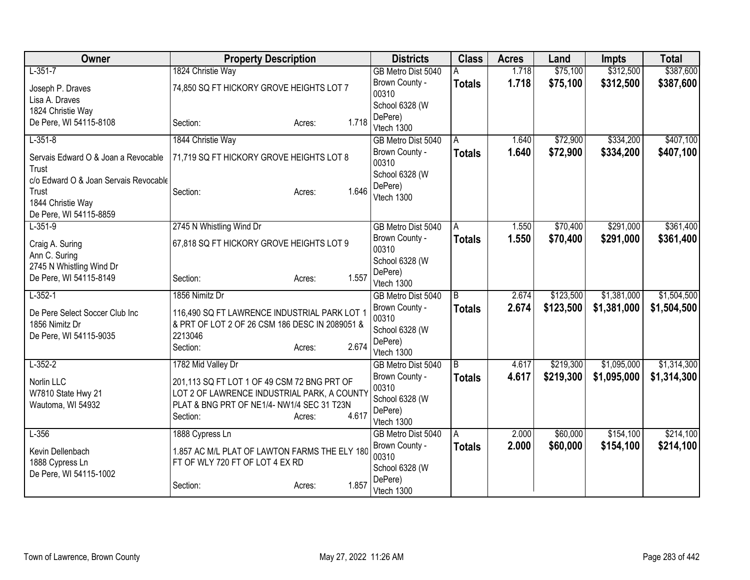| Owner | Property Description | Districts | Class | Acres | Land | Impts | Total |
|---|---|---|---|---|---|---|---|
| L-351-7<br>Joseph P. Draves<br>Lisa A. Draves<br>1824 Christie Way<br>De Pere, WI 54115-8108 | 1824 Christie Way<br>74,850 SQ FT HICKORY GROVE HEIGHTS LOT 7<br>Section: Acres: 1.718 | GB Metro Dist 5040<br>Brown County - 00310<br>School 6328 (W DePere)<br>Vtech 1300 | A<br>**Totals** | 1.718<br>**1.718** | $75,100<br>**$75,100** | $312,500<br>**$312,500** | $387,600<br>**$387,600** |
| L-351-8<br>Servais Edward O & Joan a Revocable Trust<br>c/o Edward O & Joan Servais Revocable Trust<br>1844 Christie Way<br>De Pere, WI 54115-8859 | 1844 Christie Way<br>71,719 SQ FT HICKORY GROVE HEIGHTS LOT 8<br>Section: Acres: 1.646 | GB Metro Dist 5040<br>Brown County - 00310<br>School 6328 (W DePere)<br>Vtech 1300 | A<br>**Totals** | 1.640<br>**1.640** | $72,900<br>**$72,900** | $334,200<br>**$334,200** | $407,100<br>**$407,100** |
| L-351-9<br>Craig A. Suring<br>Ann C. Suring<br>2745 N Whistling Wind Dr<br>De Pere, WI 54115-8149 | 2745 N Whistling Wind Dr<br>67,818 SQ FT HICKORY GROVE HEIGHTS LOT 9<br>Section: Acres: 1.557 | GB Metro Dist 5040<br>Brown County - 00310<br>School 6328 (W DePere)<br>Vtech 1300 | A<br>**Totals** | 1.550<br>**1.550** | $70,400<br>**$70,400** | $291,000<br>**$291,000** | $361,400<br>**$361,400** |
| L-352-1<br>De Pere Select Soccer Club Inc<br>1856 Nimitz Dr<br>De Pere, WI 54115-9035 | 1856 Nimitz Dr<br>116,490 SQ FT LAWRENCE INDUSTRIAL PARK LOT 1 & PRT OF LOT 2 OF 26 CSM 186 DESC IN 2089051 & 2213046<br>Section: Acres: 2.674 | GB Metro Dist 5040<br>Brown County - 00310<br>School 6328 (W DePere)<br>Vtech 1300 | B<br>**Totals** | 2.674<br>**2.674** | $123,500<br>**$123,500** | $1,381,000<br>**$1,381,000** | $1,504,500<br>**$1,504,500** |
| L-352-2<br>Norlin LLC<br>W7810 State Hwy 21<br>Wautoma, WI 54932 | 1782 Mid Valley Dr<br>201,113 SQ FT LOT 1 OF 49 CSM 72 BNG PRT OF LOT 2 OF LAWRENCE INDUSTRIAL PARK, A COUNTY PLAT & BNG PRT OF NE1/4- NW1/4 SEC 31 T23N<br>Section: Acres: 4.617 | GB Metro Dist 5040<br>Brown County - 00310<br>School 6328 (W DePere)<br>Vtech 1300 | B<br>**Totals** | 4.617<br>**4.617** | $219,300<br>**$219,300** | $1,095,000<br>**$1,095,000** | $1,314,300<br>**$1,314,300** |
| L-356<br>Kevin Dellenbach<br>1888 Cypress Ln<br>De Pere, WI 54115-1002 | 1888 Cypress Ln<br>1.857 AC M/L PLAT OF LAWTON FARMS THE ELY 180 FT OF WLY 720 FT OF LOT 4 EX RD<br>Section: Acres: 1.857 | GB Metro Dist 5040<br>Brown County - 00310<br>School 6328 (W DePere)<br>Vtech 1300 | A<br>**Totals** | 2.000<br>**2.000** | $60,000<br>**$60,000** | $154,100<br>**$154,100** | $214,100<br>**$214,100** |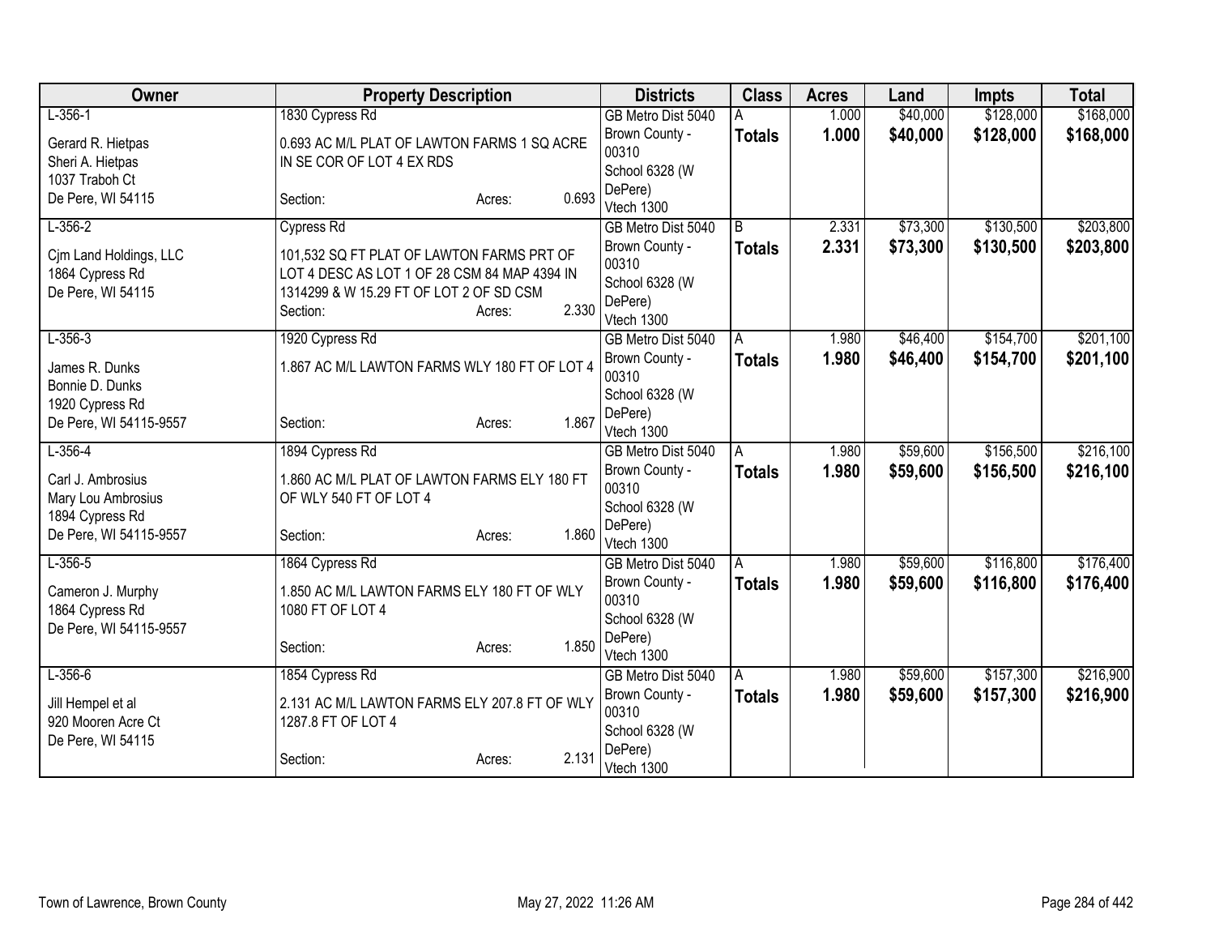| Owner | Property Description | | | Districts | Class | Acres | Land | Impts | Total |
|---|---|---|---|---|---|---|---|---|---|
| L-356-1<br><br>Gerard R. Hietpas<br>Sheri A. Hietpas<br>1037 Trabоh Ct<br>De Pere, WI 54115 | 1830 Cypress Rd<br><br>0.693 AC M/L PLAT OF LAWTON FARMS 1 SQ ACRE IN SE COR OF LOT 4 EX RDS<br><br>Section: | Acres: | 0.693 | GB Metro Dist 5040<br>Brown County - 00310<br>School 6328 (W DePere)<br>Vtech 1300 | A<br>**Totals** | 1.000<br>**1.000** | $40,000<br>**$40,000** | $128,000<br>**$128,000** | $168,000<br>**$168,000** |
| L-356-2<br><br>Cjm Land Holdings, LLC<br>1864 Cypress Rd<br>De Pere, WI 54115 | Cypress Rd<br><br>101,532 SQ FT PLAT OF LAWTON FARMS PRT OF LOT 4 DESC AS LOT 1 OF 28 CSM 84 MAP 4394 IN 1314299 & W 15.29 FT OF LOT 2 OF SD CSM<br>Section: | Acres: | 2.330 | GB Metro Dist 5040<br>Brown County - 00310<br>School 6328 (W DePere)<br>Vtech 1300 | B<br>**Totals** | 2.331<br>**2.331** | $73,300<br>**$73,300** | $130,500<br>**$130,500** | $203,800<br>**$203,800** |
| L-356-3<br><br>James R. Dunks<br>Bonnie D. Dunks<br>1920 Cypress Rd<br>De Pere, WI 54115-9557 | 1920 Cypress Rd<br><br>1.867 AC M/L LAWTON FARMS WLY 180 FT OF LOT 4<br><br>Section: | Acres: | 1.867 | GB Metro Dist 5040<br>Brown County - 00310<br>School 6328 (W DePere)<br>Vtech 1300 | A<br>**Totals** | 1.980<br>**1.980** | $46,400<br>**$46,400** | $154,700<br>**$154,700** | $201,100<br>**$201,100** |
| L-356-4<br><br>Carl J. Ambrosius<br>Mary Lou Ambrosius<br>1894 Cypress Rd<br>De Pere, WI 54115-9557 | 1894 Cypress Rd<br><br>1.860 AC M/L PLAT OF LAWTON FARMS ELY 180 FT OF WLY 540 FT OF LOT 4<br><br>Section: | Acres: | 1.860 | GB Metro Dist 5040<br>Brown County - 00310<br>School 6328 (W DePere)<br>Vtech 1300 | A<br>**Totals** | 1.980<br>**1.980** | $59,600<br>**$59,600** | $156,500<br>**$156,500** | $216,100<br>**$216,100** |
| L-356-5<br><br>Cameron J. Murphy<br>1864 Cypress Rd<br>De Pere, WI 54115-9557 | 1864 Cypress Rd<br><br>1.850 AC M/L LAWTON FARMS ELY 180 FT OF WLY 1080 FT OF LOT 4<br><br>Section: | Acres: | 1.850 | GB Metro Dist 5040<br>Brown County - 00310<br>School 6328 (W DePere)<br>Vtech 1300 | A<br>**Totals** | 1.980<br>**1.980** | $59,600<br>**$59,600** | $116,800<br>**$116,800** | $176,400<br>**$176,400** |
| L-356-6<br><br>Jill Hempel et al<br>920 Mooren Acre Ct<br>De Pere, WI 54115 | 1854 Cypress Rd<br><br>2.131 AC M/L LAWTON FARMS ELY 207.8 FT OF WLY 1287.8 FT OF LOT 4<br><br>Section: | Acres: | 2.131 | GB Metro Dist 5040<br>Brown County - 00310<br>School 6328 (W DePere)<br>Vtech 1300 | A<br>**Totals** | 1.980<br>**1.980** | $59,600<br>**$59,600** | $157,300<br>**$157,300** | $216,900<br>**$216,900** |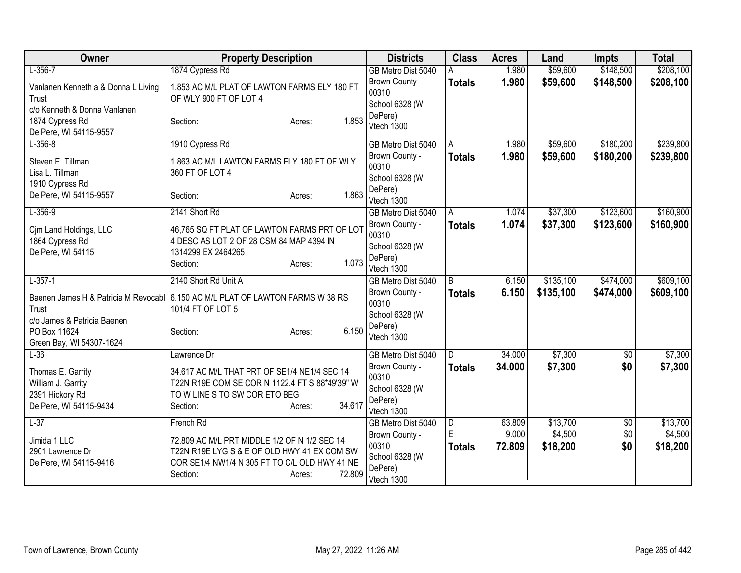| Owner | Property Description | Districts | Class | Acres | Land | Impts | Total |
|---|---|---|---|---|---|---|---|
| L-356-7<br><br>Vanlanen Kenneth a & Donna L Living Trust<br>c/o Kenneth & Donna Vanlanen<br>1874 Cypress Rd<br>De Pere, WI 54115-9557 | 1874 Cypress Rd<br><br>1.853 AC M/L PLAT OF LAWTON FARMS ELY 180 FT OF WLY 900 FT OF LOT 4<br><br>Section: Acres: 1.853 | GB Metro Dist 5040<br>Brown County - 00310<br>School 6328 (W DePere)<br>Vtech 1300 | A<br>**Totals** | 1.980<br>**1.980** | $59,600<br>**$59,600** | $148,500<br>**$148,500** | $208,100<br>**$208,100** |
| L-356-8<br><br>Steven E. Tillman<br>Lisa L. Tillman<br>1910 Cypress Rd<br>De Pere, WI 54115-9557 | 1910 Cypress Rd<br><br>1.863 AC M/L LAWTON FARMS ELY 180 FT OF WLY 360 FT OF LOT 4<br><br>Section: Acres: 1.863 | GB Metro Dist 5040<br>Brown County - 00310<br>School 6328 (W DePere)<br>Vtech 1300 | A<br>**Totals** | 1.980<br>**1.980** | $59,600<br>**$59,600** | $180,200<br>**$180,200** | $239,800<br>**$239,800** |
| L-356-9<br><br>Cjm Land Holdings, LLC<br>1864 Cypress Rd<br>De Pere, WI 54115 | 2141 Short Rd<br><br>46,765 SQ FT PLAT OF LAWTON FARMS PRT OF LOT 4 DESC AS LOT 2 OF 28 CSM 84 MAP 4394 IN 1314299 EX 2464265<br>Section: Acres: 1.073 | GB Metro Dist 5040<br>Brown County - 00310<br>School 6328 (W DePere)<br>Vtech 1300 | A<br>**Totals** | 1.074<br>**1.074** | $37,300<br>**$37,300** | $123,600<br>**$123,600** | $160,900<br>**$160,900** |
| L-357-1<br><br>Baenen James H & Patricia M Revocabl Trust<br>c/o James & Patricia Baenen<br>PO Box 11624<br>Green Bay, WI 54307-1624 | 2140 Short Rd Unit A<br><br>6.150 AC M/L PLAT OF LAWTON FARMS W 38 RS 101/4 FT OF LOT 5<br><br>Section: Acres: 6.150 | GB Metro Dist 5040<br>Brown County - 00310<br>School 6328 (W DePere)<br>Vtech 1300 | B<br>**Totals** | 6.150<br>**6.150** | $135,100<br>**$135,100** | $474,000<br>**$474,000** | $609,100<br>**$609,100** |
| L-36<br><br>Thomas E. Garrity<br>William J. Garrity<br>2391 Hickory Rd<br>De Pere, WI 54115-9434 | Lawrence Dr<br><br>34.617 AC M/L THAT PRT OF SE1/4 NE1/4 SEC 14 T22N R19E COM SE COR N 1122.4 FT S 88*49'39" W TO W LINE S TO SW COR ETO BEG<br>Section: Acres: 34.617 | GB Metro Dist 5040<br>Brown County - 00310<br>School 6328 (W DePere)<br>Vtech 1300 | D<br>**Totals** | 34.000<br>**34.000** | $7,300<br>**$7,300** | $0<br>**$0** | $7,300<br>**$7,300** |
| L-37<br><br>Jimida 1 LLC<br>2901 Lawrence Dr<br>De Pere, WI 54115-9416 | French Rd<br><br>72.809 AC M/L PRT MIDDLE 1/2 OF N 1/2 SEC 14 T22N R19E LYG S & E OF OLD HWY 41 EX COM SW COR SE1/4 NW1/4 N 305 FT TO C/L OLD HWY 41 NE<br>Section: Acres: 72.809 | GB Metro Dist 5040<br>Brown County - 00310<br>School 6328 (W DePere)<br>Vtech 1300 | D<br>E<br>**Totals** | 63.809<br>9.000<br>**72.809** | $13,700<br>$4,500<br>**$18,200** | $0<br>$0<br>**$0** | $13,700<br>$4,500<br>**$18,200** |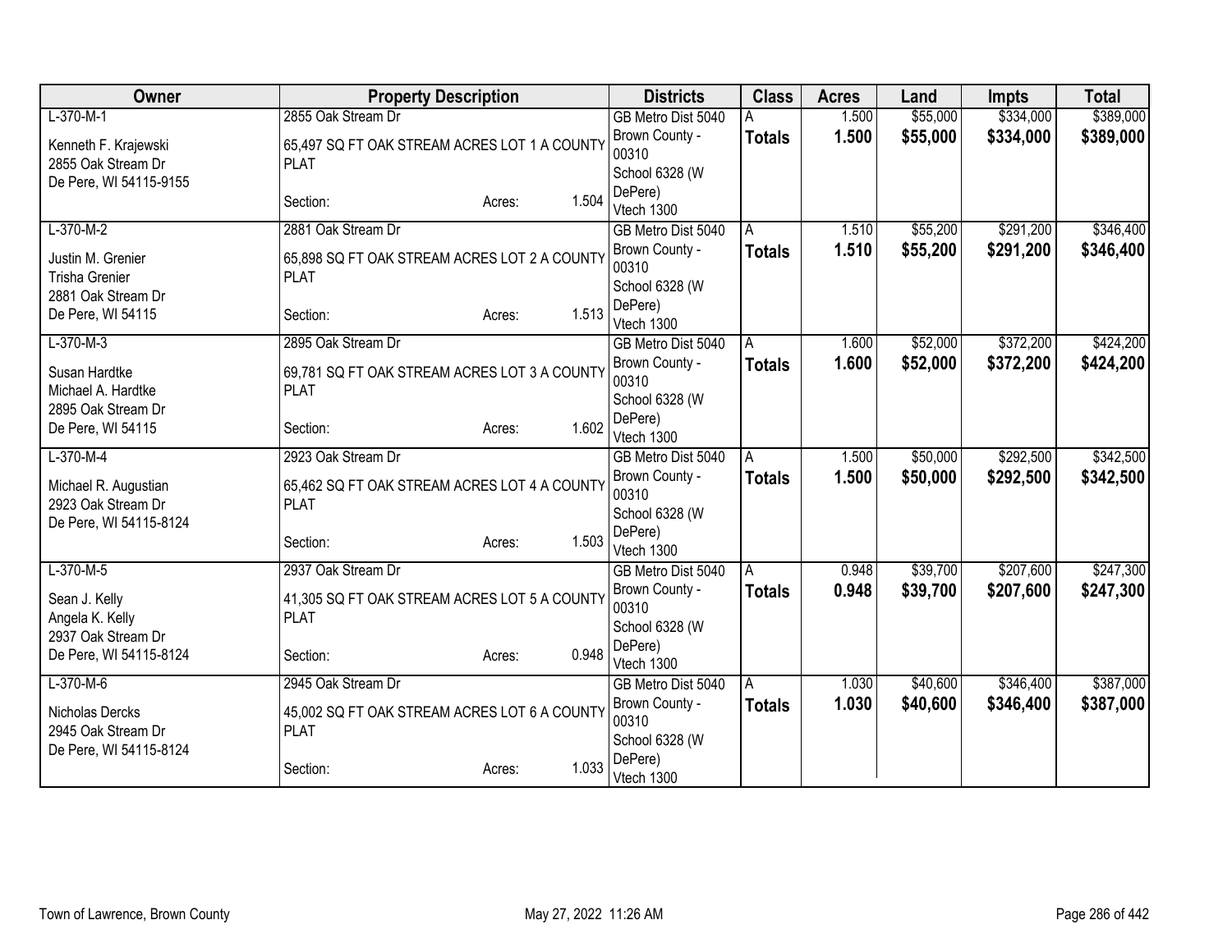| Owner | Property Description | | | Districts | Class | Acres | Land | Impts | Total |
|---|---|---|---|---|---|---|---|---|---|
| L-370-M-1 | 2855 Oak Stream Dr | | | GB Metro Dist 5040 | A | 1.500 | $55,000 | $334,000 | $389,000 |
| Kenneth F. Krajewski<br>2855 Oak Stream Dr<br>De Pere, WI 54115-9155 | 65,497 SQ FT OAK STREAM ACRES LOT 1 A COUNTY PLAT | | | Brown County - 00310<br>School 6328 (W DePere)<br>Vtech 1300 | **Totals** | **1.500** | **$55,000** | **$334,000** | **$389,000** |
| | Section: | Acres: | 1.504 | | | | | | |
| L-370-M-2 | 2881 Oak Stream Dr | | | GB Metro Dist 5040 | A | 1.510 | $55,200 | $291,200 | $346,400 |
| Justin M. Grenier<br>Trisha Grenier<br>2881 Oak Stream Dr<br>De Pere, WI 54115 | 65,898 SQ FT OAK STREAM ACRES LOT 2 A COUNTY PLAT | | | Brown County - 00310<br>School 6328 (W DePere)<br>Vtech 1300 | **Totals** | **1.510** | **$55,200** | **$291,200** | **$346,400** |
| | Section: | Acres: | 1.513 | | | | | | |
| L-370-M-3 | 2895 Oak Stream Dr | | | GB Metro Dist 5040 | A | 1.600 | $52,000 | $372,200 | $424,200 |
| Susan Hardtke<br>Michael A. Hardtke<br>2895 Oak Stream Dr<br>De Pere, WI 54115 | 69,781 SQ FT OAK STREAM ACRES LOT 3 A COUNTY PLAT | | | Brown County - 00310<br>School 6328 (W DePere)<br>Vtech 1300 | **Totals** | **1.600** | **$52,000** | **$372,200** | **$424,200** |
| | Section: | Acres: | 1.602 | | | | | | |
| L-370-M-4 | 2923 Oak Stream Dr | | | GB Metro Dist 5040 | A | 1.500 | $50,000 | $292,500 | $342,500 |
| Michael R. Augustian<br>2923 Oak Stream Dr<br>De Pere, WI 54115-8124 | 65,462 SQ FT OAK STREAM ACRES LOT 4 A COUNTY PLAT | | | Brown County - 00310<br>School 6328 (W DePere)<br>Vtech 1300 | **Totals** | **1.500** | **$50,000** | **$292,500** | **$342,500** |
| | Section: | Acres: | 1.503 | | | | | | |
| L-370-M-5 | 2937 Oak Stream Dr | | | GB Metro Dist 5040 | A | 0.948 | $39,700 | $207,600 | $247,300 |
| Sean J. Kelly<br>Angela K. Kelly<br>2937 Oak Stream Dr<br>De Pere, WI 54115-8124 | 41,305 SQ FT OAK STREAM ACRES LOT 5 A COUNTY PLAT | | | Brown County - 00310<br>School 6328 (W DePere)<br>Vtech 1300 | **Totals** | **0.948** | **$39,700** | **$207,600** | **$247,300** |
| | Section: | Acres: | 0.948 | | | | | | |
| L-370-M-6 | 2945 Oak Stream Dr | | | GB Metro Dist 5040 | A | 1.030 | $40,600 | $346,400 | $387,000 |
| Nicholas Dercks<br>2945 Oak Stream Dr<br>De Pere, WI 54115-8124 | 45,002 SQ FT OAK STREAM ACRES LOT 6 A COUNTY PLAT | | | Brown County - 00310<br>School 6328 (W DePere)<br>Vtech 1300 | **Totals** | **1.030** | **$40,600** | **$346,400** | **$387,000** |
| | Section: | Acres: | 1.033 | | | | | | |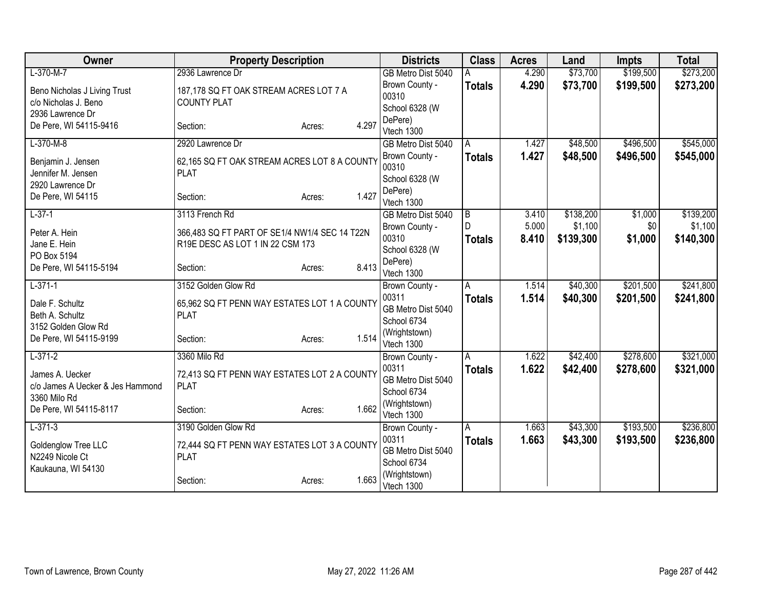| Owner | Property Description | Districts | Class | Acres | Land | Impts | Total |
|---|---|---|---|---|---|---|---|
| L-370-M-7<br>Beno Nicholas J Living Trust<br>c/o Nicholas J. Beno<br>2936 Lawrence Dr<br>De Pere, WI 54115-9416 | 2936 Lawrence Dr<br>187,178 SQ FT OAK STREAM ACRES LOT 7 A COUNTY PLAT<br>Section: Acres: 4.297 | GB Metro Dist 5040<br>Brown County - 00310<br>School 6328 (W DePere)<br>Vtech 1300 | A<br>**Totals** | 4.290<br>**4.290** | $73,700<br>**$73,700** | $199,500<br>**$199,500** | $273,200<br>**$273,200** |
| L-370-M-8<br>Benjamin J. Jensen<br>Jennifer M. Jensen<br>2920 Lawrence Dr<br>De Pere, WI 54115 | 2920 Lawrence Dr<br>62,165 SQ FT OAK STREAM ACRES LOT 8 A COUNTY PLAT<br>Section: Acres: 1.427 | GB Metro Dist 5040<br>Brown County - 00310<br>School 6328 (W DePere)<br>Vtech 1300 | A<br>**Totals** | 1.427<br>**1.427** | $48,500<br>**$48,500** | $496,500<br>**$496,500** | $545,000<br>**$545,000** |
| L-37-1<br>Peter A. Hein<br>Jane E. Hein<br>PO Box 5194<br>De Pere, WI 54115-5194 | 3113 French Rd<br>366,483 SQ FT PART OF SE1/4 NW1/4 SEC 14 T22N R19E DESC AS LOT 1 IN 22 CSM 173<br>Section: Acres: 8.413 | GB Metro Dist 5040<br>Brown County - 00310<br>School 6328 (W DePere)<br>Vtech 1300 | B<br>D<br>**Totals** | 3.410<br>5.000<br>**8.410** | $138,200<br>$1,100<br>**$139,300** | $1,000<br>$0<br>**$1,000** | $139,200<br>$1,100<br>**$140,300** |
| L-371-1<br>Dale F. Schultz<br>Beth A. Schultz<br>3152 Golden Glow Rd<br>De Pere, WI 54115-9199 | 3152 Golden Glow Rd<br>65,962 SQ FT PENN WAY ESTATES LOT 1 A COUNTY PLAT<br>Section: Acres: 1.514 | Brown County - 00311<br>GB Metro Dist 5040<br>School 6734 (Wrightstown)<br>Vtech 1300 | A<br>**Totals** | 1.514<br>**1.514** | $40,300<br>**$40,300** | $201,500<br>**$201,500** | $241,800<br>**$241,800** |
| L-371-2<br>James A. Uecker<br>c/o James A Uecker & Jes Hammond<br>3360 Milo Rd<br>De Pere, WI 54115-8117 | 3360 Milo Rd<br>72,413 SQ FT PENN WAY ESTATES LOT 2 A COUNTY PLAT<br>Section: Acres: 1.662 | Brown County - 00311<br>GB Metro Dist 5040<br>School 6734 (Wrightstown)<br>Vtech 1300 | A<br>**Totals** | 1.622<br>**1.622** | $42,400<br>**$42,400** | $278,600<br>**$278,600** | $321,000<br>**$321,000** |
| L-371-3<br>Goldenglow Tree LLC<br>N2249 Nicole Ct<br>Kaukauna, WI 54130 | 3190 Golden Glow Rd<br>72,444 SQ FT PENN WAY ESTATES LOT 3 A COUNTY PLAT<br>Section: Acres: 1.663 | Brown County - 00311<br>GB Metro Dist 5040<br>School 6734 (Wrightstown)<br>Vtech 1300 | A<br>**Totals** | 1.663<br>**1.663** | $43,300<br>**$43,300** | $193,500<br>**$193,500** | $236,800<br>**$236,800** |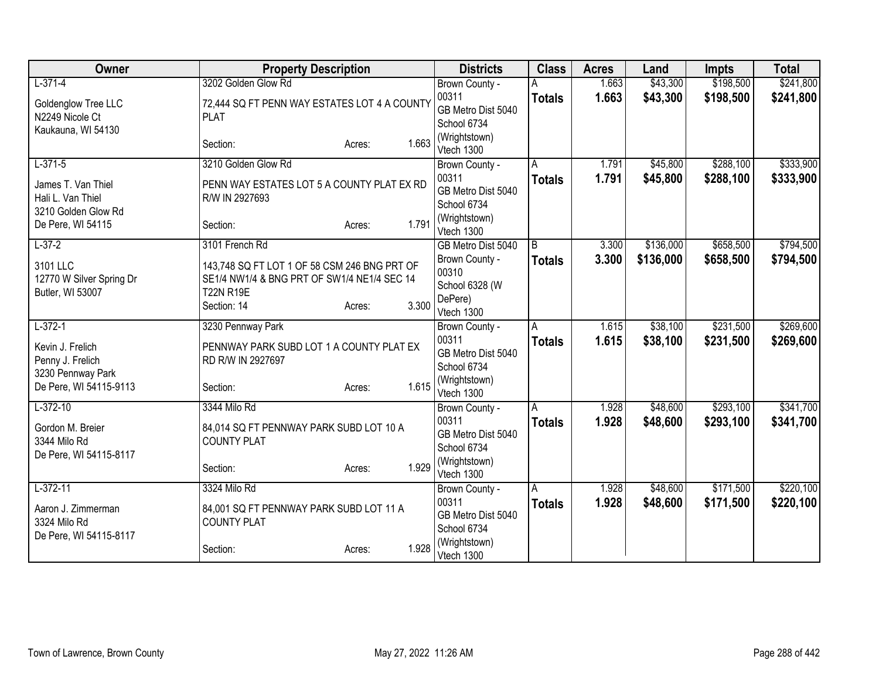| Owner | Property Description | Districts | Class | Acres | Land | Impts | Total |
|---|---|---|---|---|---|---|---|
| L-371-4<br><br>Goldenglow Tree LLC<br>N2249 Nicole Ct<br>Kaukauna, WI 54130 | 3202 Golden Glow Rd<br><br>72,444 SQ FT PENN WAY ESTATES LOT 4 A COUNTY PLAT<br><br>Section: Acres: 1.663 | Brown County - 00311<br>GB Metro Dist 5040<br>School 6734 (Wrightstown)<br>Vtech 1300 | A<br>**Totals** | 1.663<br>**1.663** | $43,300<br>**$43,300** | $198,500<br>**$198,500** | $241,800<br>**$241,800** |
| L-371-5<br><br>James T. Van Thiel<br>Hali L. Van Thiel<br>3210 Golden Glow Rd<br>De Pere, WI 54115 | 3210 Golden Glow Rd<br><br>PENN WAY ESTATES LOT 5 A COUNTY PLAT EX RD R/W IN 2927693<br><br>Section: Acres: 1.791 | Brown County - 00311<br>GB Metro Dist 5040<br>School 6734 (Wrightstown)<br>Vtech 1300 | A<br>**Totals** | 1.791<br>**1.791** | $45,800<br>**$45,800** | $288,100<br>**$288,100** | $333,900<br>**$333,900** |
| L-37-2<br><br>3101 LLC<br>12770 W Silver Spring Dr<br>Butler, WI 53007 | 3101 French Rd<br><br>143,748 SQ FT LOT 1 OF 58 CSM 246 BNG PRT OF SE1/4 NW1/4 & BNG PRT OF SW1/4 NE1/4 SEC 14 T22N R19E<br><br>Section: 14 Acres: 3.300 | GB Metro Dist 5040<br>Brown County - 00310<br>School 6328 (W DePere)<br>Vtech 1300 | B<br>**Totals** | 3.300<br>**3.300** | $136,000<br>**$136,000** | $658,500<br>**$658,500** | $794,500<br>**$794,500** |
| L-372-1<br><br>Kevin J. Frelich<br>Penny J. Frelich<br>3230 Pennway Park<br>De Pere, WI 54115-9113 | 3230 Pennway Park<br><br>PENNWAY PARK SUBD LOT 1 A COUNTY PLAT EX RD R/W IN 2927697<br><br>Section: Acres: 1.615 | Brown County - 00311<br>GB Metro Dist 5040<br>School 6734 (Wrightstown)<br>Vtech 1300 | A<br>**Totals** | 1.615<br>**1.615** | $38,100<br>**$38,100** | $231,500<br>**$231,500** | $269,600<br>**$269,600** |
| L-372-10<br><br>Gordon M. Breier<br>3344 Milo Rd<br>De Pere, WI 54115-8117 | 3344 Milo Rd<br><br>84,014 SQ FT PENNWAY PARK SUBD LOT 10 A COUNTY PLAT<br><br>Section: Acres: 1.929 | Brown County - 00311<br>GB Metro Dist 5040<br>School 6734 (Wrightstown)<br>Vtech 1300 | A<br>**Totals** | 1.928<br>**1.928** | $48,600<br>**$48,600** | $293,100<br>**$293,100** | $341,700<br>**$341,700** |
| L-372-11<br><br>Aaron J. Zimmerman<br>3324 Milo Rd<br>De Pere, WI 54115-8117 | 3324 Milo Rd<br><br>84,001 SQ FT PENNWAY PARK SUBD LOT 11 A COUNTY PLAT<br><br>Section: Acres: 1.928 | Brown County - 00311<br>GB Metro Dist 5040<br>School 6734 (Wrightstown)<br>Vtech 1300 | A<br>**Totals** | 1.928<br>**1.928** | $48,600<br>**$48,600** | $171,500<br>**$171,500** | $220,100<br>**$220,100** |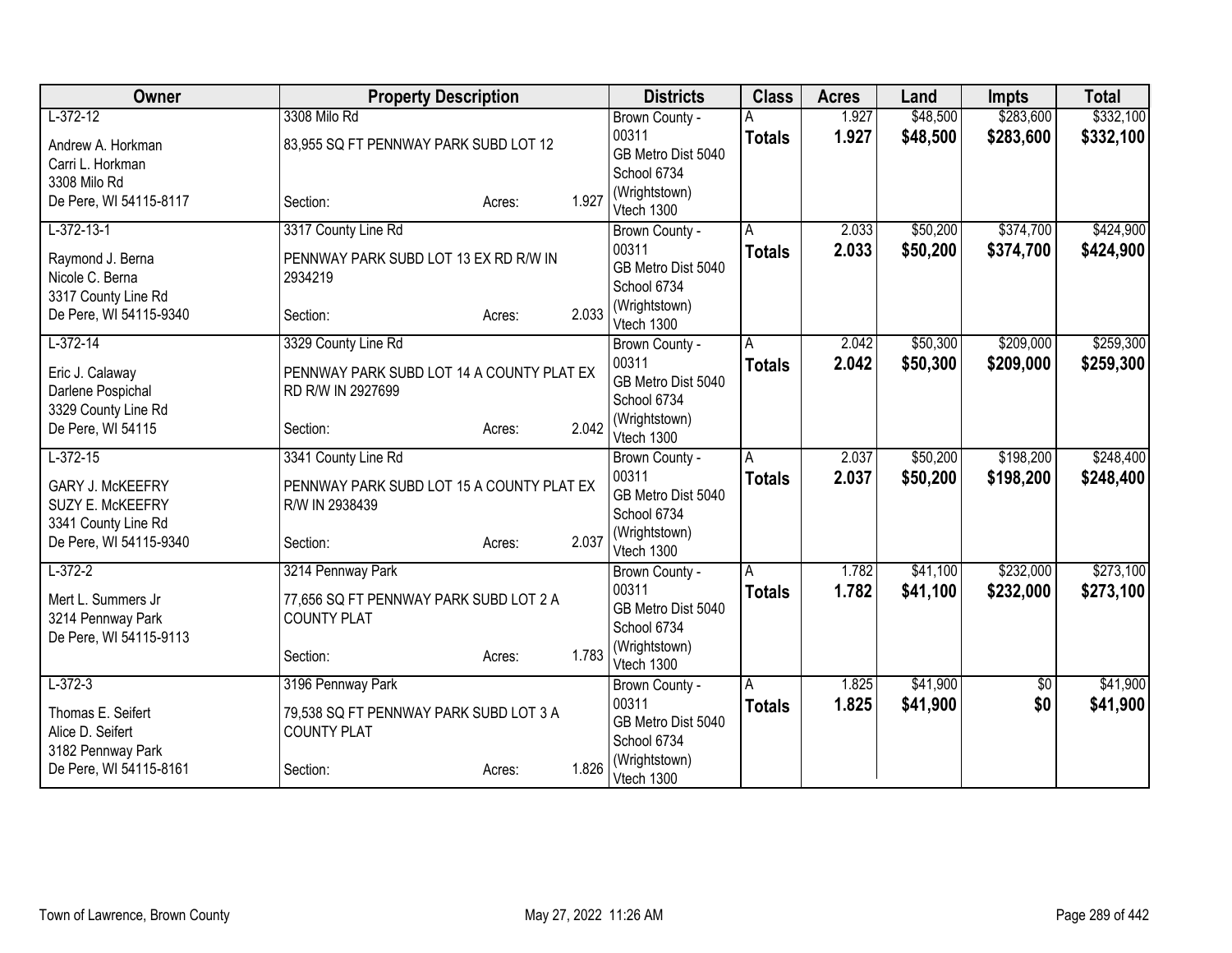| Owner | Property Description | Districts | Class | Acres | Land | Impts | Total |
|---|---|---|---|---|---|---|---|
| L-372-12<br><br>Andrew A. Horkman<br>Carri L. Horkman<br>3308 Milo Rd<br>De Pere, WI 54115-8117 | 3308 Milo Rd<br><br>83,955 SQ FT PENNWAY PARK SUBD LOT 12<br><br>Section: Acres: 1.927 | Brown County - 00311<br>GB Metro Dist 5040<br>School 6734 (Wrightstown)<br>Vtech 1300 | A<br>**Totals** | 1.927<br>**1.927** | $48,500<br>**$48,500** | $283,600<br>**$283,600** | $332,100<br>**$332,100** |
| L-372-13-1<br><br>Raymond J. Berna<br>Nicole C. Berna<br>3317 County Line Rd<br>De Pere, WI 54115-9340 | 3317 County Line Rd<br><br>PENNWAY PARK SUBD LOT 13 EX RD R/W IN 2934219<br><br>Section: Acres: 2.033 | Brown County - 00311<br>GB Metro Dist 5040<br>School 6734 (Wrightstown)<br>Vtech 1300 | A<br>**Totals** | 2.033<br>**2.033** | $50,200<br>**$50,200** | $374,700<br>**$374,700** | $424,900<br>**$424,900** |
| L-372-14<br><br>Eric J. Calaway<br>Darlene Pospichal<br>3329 County Line Rd<br>De Pere, WI 54115 | 3329 County Line Rd<br><br>PENNWAY PARK SUBD LOT 14 A COUNTY PLAT EX RD R/W IN 2927699<br><br>Section: Acres: 2.042 | Brown County - 00311<br>GB Metro Dist 5040<br>School 6734 (Wrightstown)<br>Vtech 1300 | A<br>**Totals** | 2.042<br>**2.042** | $50,300<br>**$50,300** | $209,000<br>**$209,000** | $259,300<br>**$259,300** |
| L-372-15<br><br>GARY J. McKEEFRY<br>SUZY E. McKEEFRY<br>3341 County Line Rd<br>De Pere, WI 54115-9340 | 3341 County Line Rd<br><br>PENNWAY PARK SUBD LOT 15 A COUNTY PLAT EX R/W IN 2938439<br><br>Section: Acres: 2.037 | Brown County - 00311<br>GB Metro Dist 5040<br>School 6734 (Wrightstown)<br>Vtech 1300 | A<br>**Totals** | 2.037<br>**2.037** | $50,200<br>**$50,200** | $198,200<br>**$198,200** | $248,400<br>**$248,400** |
| L-372-2<br><br>Mert L. Summers Jr<br>3214 Pennway Park<br>De Pere, WI 54115-9113 | 3214 Pennway Park<br><br>77,656 SQ FT PENNWAY PARK SUBD LOT 2 A COUNTY PLAT<br><br>Section: Acres: 1.783 | Brown County - 00311<br>GB Metro Dist 5040<br>School 6734 (Wrightstown)<br>Vtech 1300 | A<br>**Totals** | 1.782<br>**1.782** | $41,100<br>**$41,100** | $232,000<br>**$232,000** | $273,100<br>**$273,100** |
| L-372-3<br><br>Thomas E. Seifert<br>Alice D. Seifert<br>3182 Pennway Park<br>De Pere, WI 54115-8161 | 3196 Pennway Park<br><br>79,538 SQ FT PENNWAY PARK SUBD LOT 3 A COUNTY PLAT<br><br>Section: Acres: 1.826 | Brown County - 00311<br>GB Metro Dist 5040<br>School 6734 (Wrightstown)<br>Vtech 1300 | A<br>**Totals** | 1.825<br>**1.825** | $41,900<br>**$41,900** | $0<br>**$0** | $41,900<br>**$41,900** |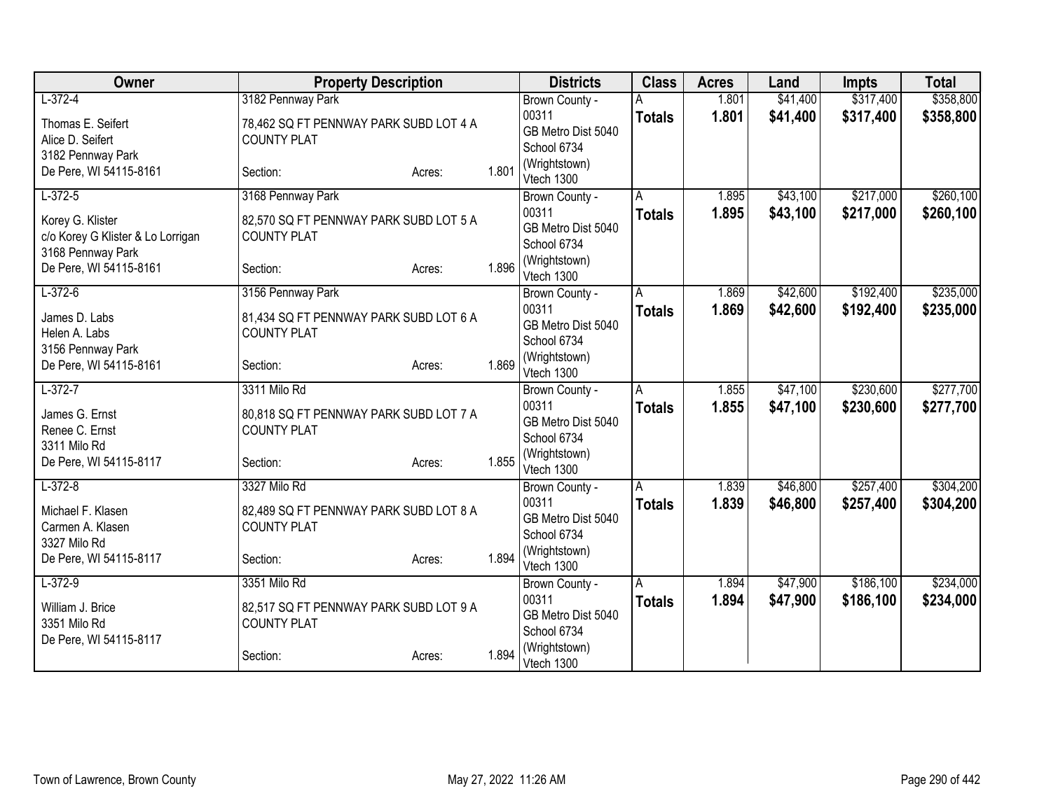| Owner | Property Description | | | Districts | Class | Acres | Land | Impts | Total |
|---|---|---|---|---|---|---|---|---|---|
| L-372-4<br>Thomas E. Seifert<br>Alice D. Seifert<br>3182 Pennway Park<br>De Pere, WI 54115-8161 | 3182 Pennway Park<br>78,462 SQ FT PENNWAY PARK SUBD LOT 4 A COUNTY PLAT<br>Section: | Acres: | 1.801 | Brown County - 00311<br>GB Metro Dist 5040<br>School 6734 (Wrightstown)<br>Vtech 1300 | A<br>**Totals** | 1.801<br>**1.801** | $41,400<br>**$41,400** | $317,400<br>**$317,400** | $358,800<br>**$358,800** |
| L-372-5<br>Korey G. Klister<br>c/o Korey G Klister & Lo Lorrigan<br>3168 Pennway Park<br>De Pere, WI 54115-8161 | 3168 Pennway Park<br>82,570 SQ FT PENNWAY PARK SUBD LOT 5 A COUNTY PLAT<br>Section: | Acres: | 1.896 | Brown County - 00311<br>GB Metro Dist 5040<br>School 6734 (Wrightstown)<br>Vtech 1300 | A<br>**Totals** | 1.895<br>**1.895** | $43,100<br>**$43,100** | $217,000<br>**$217,000** | $260,100<br>**$260,100** |
| L-372-6<br>James D. Labs<br>Helen A. Labs<br>3156 Pennway Park<br>De Pere, WI 54115-8161 | 3156 Pennway Park<br>81,434 SQ FT PENNWAY PARK SUBD LOT 6 A COUNTY PLAT<br>Section: | Acres: | 1.869 | Brown County - 00311<br>GB Metro Dist 5040<br>School 6734 (Wrightstown)<br>Vtech 1300 | A<br>**Totals** | 1.869<br>**1.869** | $42,600<br>**$42,600** | $192,400<br>**$192,400** | $235,000<br>**$235,000** |
| L-372-7<br>James G. Ernst<br>Renee C. Ernst<br>3311 Milo Rd<br>De Pere, WI 54115-8117 | 3311 Milo Rd<br>80,818 SQ FT PENNWAY PARK SUBD LOT 7 A COUNTY PLAT<br>Section: | Acres: | 1.855 | Brown County - 00311<br>GB Metro Dist 5040<br>School 6734 (Wrightstown)<br>Vtech 1300 | A<br>**Totals** | 1.855<br>**1.855** | $47,100<br>**$47,100** | $230,600<br>**$230,600** | $277,700<br>**$277,700** |
| L-372-8<br>Michael F. Klasen<br>Carmen A. Klasen<br>3327 Milo Rd<br>De Pere, WI 54115-8117 | 3327 Milo Rd<br>82,489 SQ FT PENNWAY PARK SUBD LOT 8 A COUNTY PLAT<br>Section: | Acres: | 1.894 | Brown County - 00311<br>GB Metro Dist 5040<br>School 6734 (Wrightstown)<br>Vtech 1300 | A<br>**Totals** | 1.839<br>**1.839** | $46,800<br>**$46,800** | $257,400<br>**$257,400** | $304,200<br>**$304,200** |
| L-372-9<br>William J. Brice<br>3351 Milo Rd<br>De Pere, WI 54115-8117 | 3351 Milo Rd<br>82,517 SQ FT PENNWAY PARK SUBD LOT 9 A COUNTY PLAT<br>Section: | Acres: | 1.894 | Brown County - 00311<br>GB Metro Dist 5040<br>School 6734 (Wrightstown)<br>Vtech 1300 | A<br>**Totals** | 1.894<br>**1.894** | $47,900<br>**$47,900** | $186,100<br>**$186,100** | $234,000<br>**$234,000** |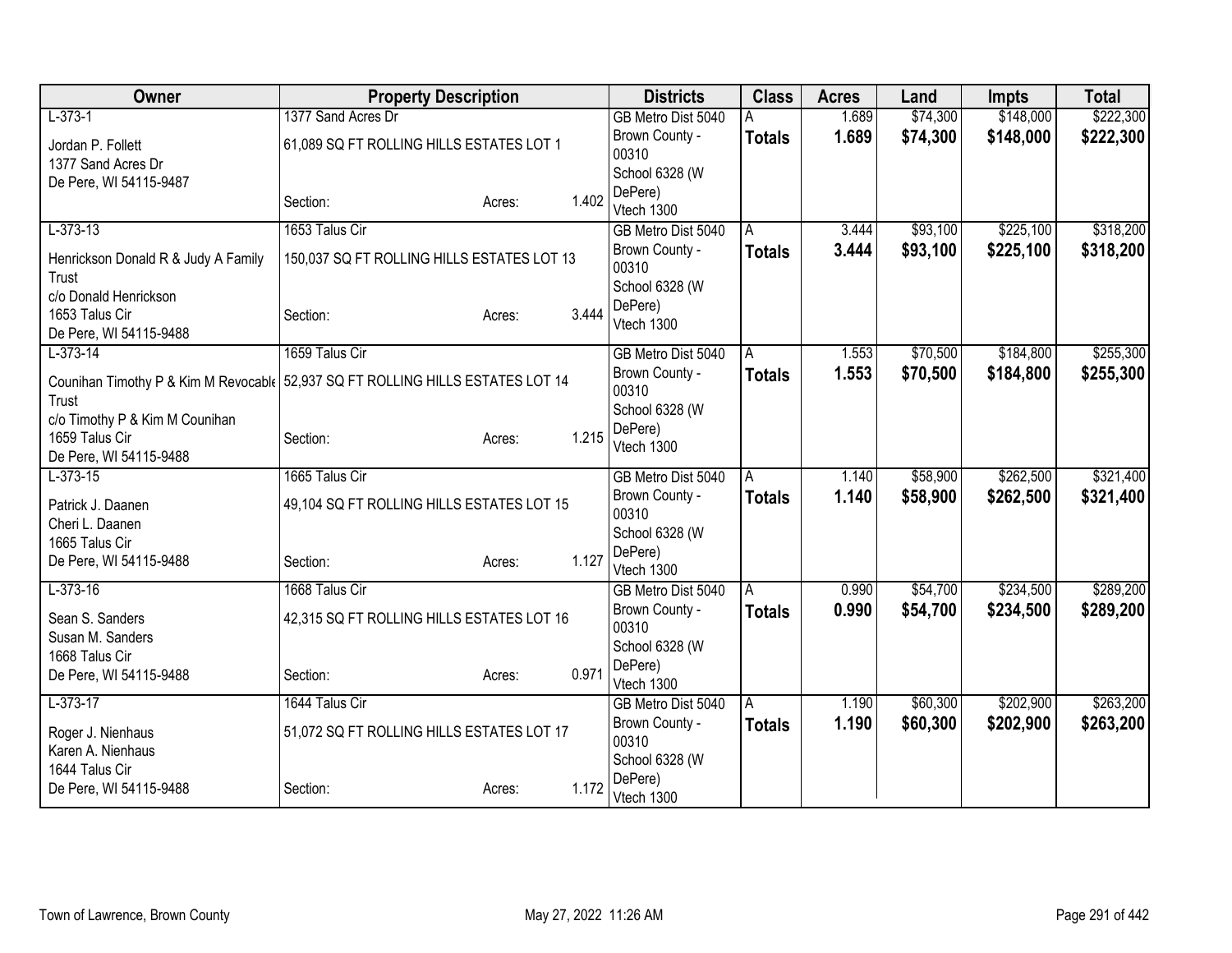| Owner | Property Description | | | Districts | Class | Acres | Land | Impts | Total |
|---|---|---|---|---|---|---|---|---|---|
| L-373-1 | 1377 Sand Acres Dr | | | GB Metro Dist 5040 | A | 1.689 | $74,300 | $148,000 | $222,300 |
| Jordan P. Follett<br>1377 Sand Acres Dr<br>De Pere, WI 54115-9487 | 61,089 SQ FT ROLLING HILLS ESTATES LOT 1 | | | Brown County - 00310<br>School 6328 (W DePere)<br>Vtech 1300 | **Totals** | **1.689** | **$74,300** | **$148,000** | **$222,300** |
| | Section: | Acres: | 1.402 | | | | | | |
| L-373-13 | 1653 Talus Cir | | | GB Metro Dist 5040 | A | 3.444 | $93,100 | $225,100 | $318,200 |
| Henrickson Donald R & Judy A Family Trust<br>c/o Donald Henrickson<br>1653 Talus Cir<br>De Pere, WI 54115-9488 | 150,037 SQ FT ROLLING HILLS ESTATES LOT 13 | | | Brown County - 00310<br>School 6328 (W DePere)<br>Vtech 1300 | **Totals** | **3.444** | **$93,100** | **$225,100** | **$318,200** |
| | Section: | Acres: | 3.444 | | | | | | |
| L-373-14 | 1659 Talus Cir | | | GB Metro Dist 5040 | A | 1.553 | $70,500 | $184,800 | $255,300 |
| Counihan Timothy P & Kim M Revocable Trust<br>c/o Timothy P & Kim M Counihan<br>1659 Talus Cir<br>De Pere, WI 54115-9488 | 52,937 SQ FT ROLLING HILLS ESTATES LOT 14 | | | Brown County - 00310<br>School 6328 (W DePere)<br>Vtech 1300 | **Totals** | **1.553** | **$70,500** | **$184,800** | **$255,300** |
| | Section: | Acres: | 1.215 | | | | | | |
| L-373-15 | 1665 Talus Cir | | | GB Metro Dist 5040 | A | 1.140 | $58,900 | $262,500 | $321,400 |
| Patrick J. Daanen<br>Cheri L. Daanen<br>1665 Talus Cir<br>De Pere, WI 54115-9488 | 49,104 SQ FT ROLLING HILLS ESTATES LOT 15 | | | Brown County - 00310<br>School 6328 (W DePere)<br>Vtech 1300 | **Totals** | **1.140** | **$58,900** | **$262,500** | **$321,400** |
| | Section: | Acres: | 1.127 | | | | | | |
| L-373-16 | 1668 Talus Cir | | | GB Metro Dist 5040 | A | 0.990 | $54,700 | $234,500 | $289,200 |
| Sean S. Sanders<br>Susan M. Sanders<br>1668 Talus Cir<br>De Pere, WI 54115-9488 | 42,315 SQ FT ROLLING HILLS ESTATES LOT 16 | | | Brown County - 00310<br>School 6328 (W DePere)<br>Vtech 1300 | **Totals** | **0.990** | **$54,700** | **$234,500** | **$289,200** |
| | Section: | Acres: | 0.971 | | | | | | |
| L-373-17 | 1644 Talus Cir | | | GB Metro Dist 5040 | A | 1.190 | $60,300 | $202,900 | $263,200 |
| Roger J. Nienhaus<br>Karen A. Nienhaus<br>1644 Talus Cir<br>De Pere, WI 54115-9488 | 51,072 SQ FT ROLLING HILLS ESTATES LOT 17 | | | Brown County - 00310<br>School 6328 (W DePere)<br>Vtech 1300 | **Totals** | **1.190** | **$60,300** | **$202,900** | **$263,200** |
| | Section: | Acres: | 1.172 | | | | | | |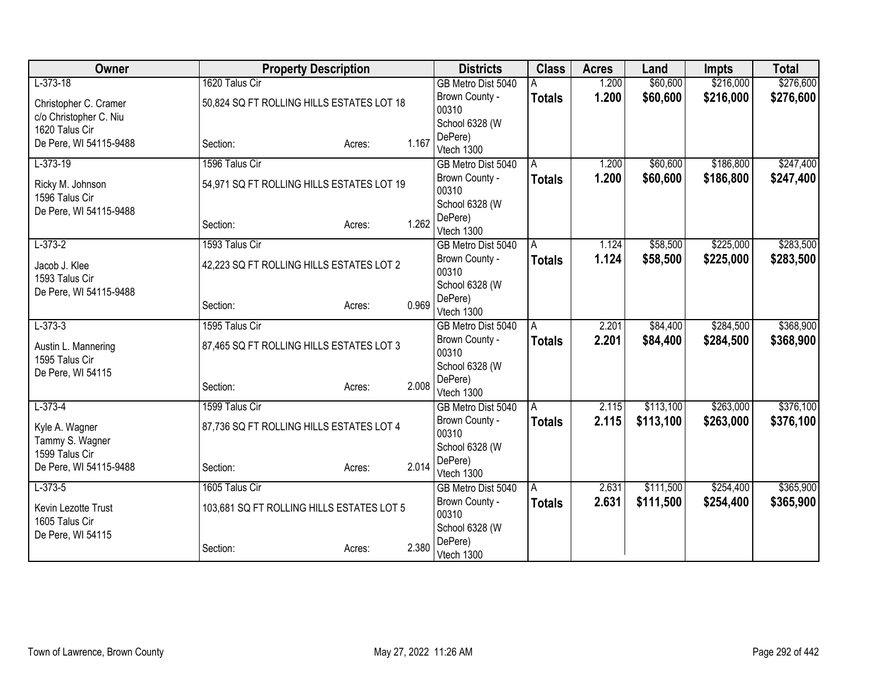| Owner | Property Description | | | Districts | Class | Acres | Land | Impts | Total |
|---|---|---|---|---|---|---|---|---|---|
| L-373-18<br>Christopher C. Cramer<br>c/o Christopher C. Niu<br>1620 Talus Cir<br>De Pere, WI 54115-9488 | 1620 Talus Cir<br>50,824 SQ FT ROLLING HILLS ESTATES LOT 18<br>Section: | Acres: | 1.167 | GB Metro Dist 5040<br>Brown County - 00310<br>School 6328 (W DePere)<br>Vtech 1300 | A<br>**Totals** | 1.200<br>**1.200** | $60,600<br>**$60,600** | $216,000<br>**$216,000** | $276,600<br>**$276,600** |
| L-373-19<br>Ricky M. Johnson<br>1596 Talus Cir<br>De Pere, WI 54115-9488 | 1596 Talus Cir<br>54,971 SQ FT ROLLING HILLS ESTATES LOT 19<br>Section: | Acres: | 1.262 | GB Metro Dist 5040<br>Brown County - 00310<br>School 6328 (W DePere)<br>Vtech 1300 | A<br>**Totals** | 1.200<br>**1.200** | $60,600<br>**$60,600** | $186,800<br>**$186,800** | $247,400<br>**$247,400** |
| L-373-2<br>Jacob J. Klee<br>1593 Talus Cir<br>De Pere, WI 54115-9488 | 1593 Talus Cir<br>42,223 SQ FT ROLLING HILLS ESTATES LOT 2<br>Section: | Acres: | 0.969 | GB Metro Dist 5040<br>Brown County - 00310<br>School 6328 (W DePere)<br>Vtech 1300 | A<br>**Totals** | 1.124<br>**1.124** | $58,500<br>**$58,500** | $225,000<br>**$225,000** | $283,500<br>**$283,500** |
| L-373-3<br>Austin L. Mannering<br>1595 Talus Cir<br>De Pere, WI 54115 | 1595 Talus Cir<br>87,465 SQ FT ROLLING HILLS ESTATES LOT 3<br>Section: | Acres: | 2.008 | GB Metro Dist 5040<br>Brown County - 00310<br>School 6328 (W DePere)<br>Vtech 1300 | A<br>**Totals** | 2.201<br>**2.201** | $84,400<br>**$84,400** | $284,500<br>**$284,500** | $368,900<br>**$368,900** |
| L-373-4<br>Kyle A. Wagner<br>Tammy S. Wagner<br>1599 Talus Cir<br>De Pere, WI 54115-9488 | 1599 Talus Cir<br>87,736 SQ FT ROLLING HILLS ESTATES LOT 4<br>Section: | Acres: | 2.014 | GB Metro Dist 5040<br>Brown County - 00310<br>School 6328 (W DePere)<br>Vtech 1300 | A<br>**Totals** | 2.115<br>**2.115** | $113,100<br>**$113,100** | $263,000<br>**$263,000** | $376,100<br>**$376,100** |
| L-373-5<br>Kevin Lezotte Trust<br>1605 Talus Cir<br>De Pere, WI 54115 | 1605 Talus Cir<br>103,681 SQ FT ROLLING HILLS ESTATES LOT 5<br>Section: | Acres: | 2.380 | GB Metro Dist 5040<br>Brown County - 00310<br>School 6328 (W DePere)<br>Vtech 1300 | A<br>**Totals** | 2.631<br>**2.631** | $111,500<br>**$111,500** | $254,400<br>**$254,400** | $365,900<br>**$365,900** |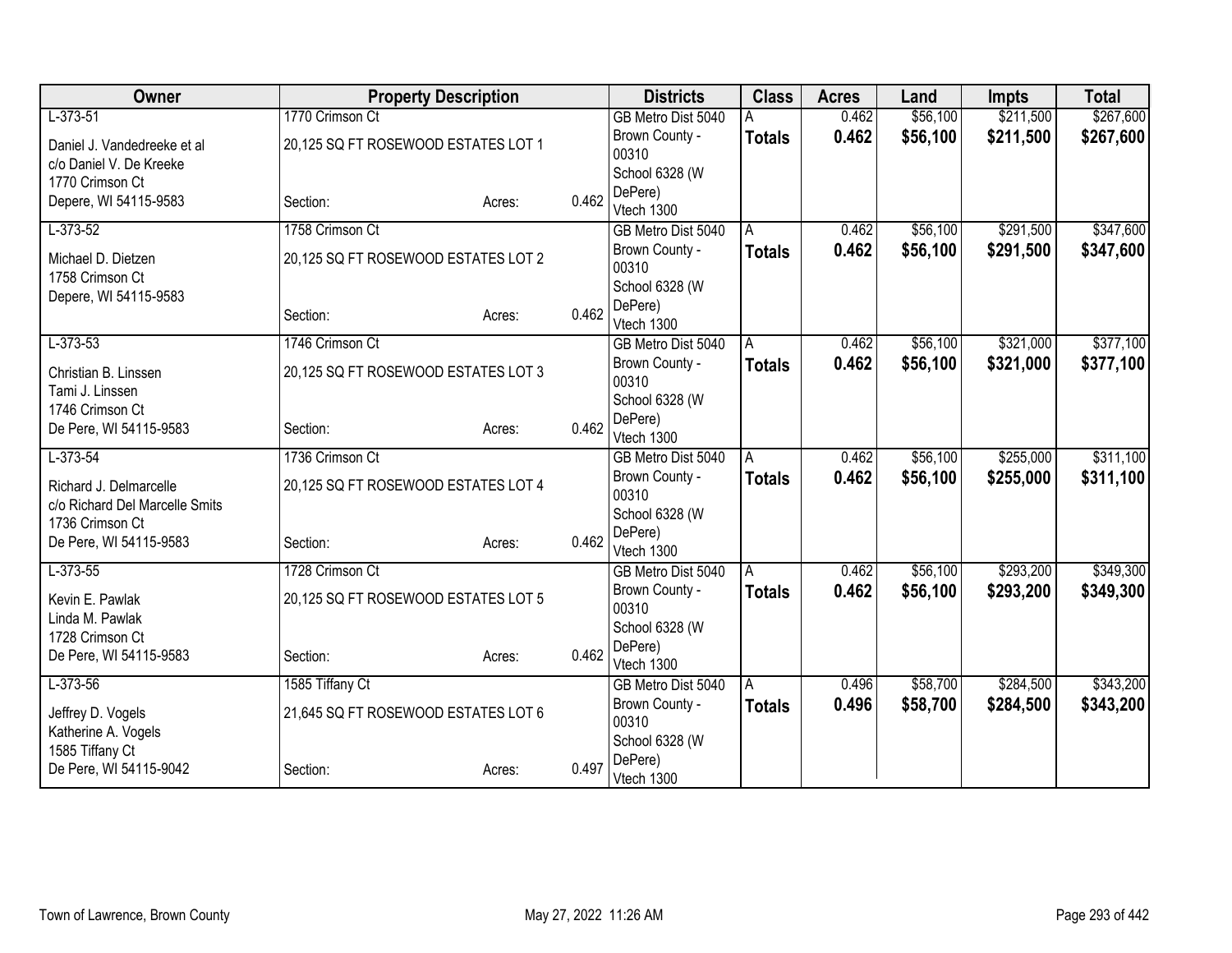| Owner | Property Description | | | Districts | Class | Acres | Land | Impts | Total |
|---|---|---|---|---|---|---|---|---|---|
| L-373-51<br>Daniel J. Vandedreeke et al<br>c/o Daniel V. De Kreeke<br>1770 Crimson Ct<br>Depere, WI 54115-9583 | 1770 Crimson Ct<br>20,125 SQ FT ROSEWOOD ESTATES LOT 1<br>Section: | Acres: | 0.462 | GB Metro Dist 5040<br>Brown County - 00310<br>School 6328 (W DePere)<br>Vtech 1300 | A<br>**Totals** | 0.462<br>**0.462** | $56,100<br>**$56,100** | $211,500<br>**$211,500** | $267,600<br>**$267,600** |
| L-373-52<br>Michael D. Dietzen<br>1758 Crimson Ct<br>Depere, WI 54115-9583 | 1758 Crimson Ct<br>20,125 SQ FT ROSEWOOD ESTATES LOT 2<br>Section: | Acres: | 0.462 | GB Metro Dist 5040<br>Brown County - 00310<br>School 6328 (W DePere)<br>Vtech 1300 | A<br>**Totals** | 0.462<br>**0.462** | $56,100<br>**$56,100** | $291,500<br>**$291,500** | $347,600<br>**$347,600** |
| L-373-53<br>Christian B. Linssen<br>Tami J. Linssen<br>1746 Crimson Ct<br>De Pere, WI 54115-9583 | 1746 Crimson Ct<br>20,125 SQ FT ROSEWOOD ESTATES LOT 3<br>Section: | Acres: | 0.462 | GB Metro Dist 5040<br>Brown County - 00310<br>School 6328 (W DePere)<br>Vtech 1300 | A<br>**Totals** | 0.462<br>**0.462** | $56,100<br>**$56,100** | $321,000<br>**$321,000** | $377,100<br>**$377,100** |
| L-373-54<br>Richard J. Delmarcelle<br>c/o Richard Del Marcelle Smits<br>1736 Crimson Ct<br>De Pere, WI 54115-9583 | 1736 Crimson Ct<br>20,125 SQ FT ROSEWOOD ESTATES LOT 4<br>Section: | Acres: | 0.462 | GB Metro Dist 5040<br>Brown County - 00310<br>School 6328 (W DePere)<br>Vtech 1300 | A<br>**Totals** | 0.462<br>**0.462** | $56,100<br>**$56,100** | $255,000<br>**$255,000** | $311,100<br>**$311,100** |
| L-373-55<br>Kevin E. Pawlak<br>Linda M. Pawlak<br>1728 Crimson Ct<br>De Pere, WI 54115-9583 | 1728 Crimson Ct<br>20,125 SQ FT ROSEWOOD ESTATES LOT 5<br>Section: | Acres: | 0.462 | GB Metro Dist 5040<br>Brown County - 00310<br>School 6328 (W DePere)<br>Vtech 1300 | A<br>**Totals** | 0.462<br>**0.462** | $56,100<br>**$56,100** | $293,200<br>**$293,200** | $349,300<br>**$349,300** |
| L-373-56<br>Jeffrey D. Vogels<br>Katherine A. Vogels<br>1585 Tiffany Ct<br>De Pere, WI 54115-9042 | 1585 Tiffany Ct<br>21,645 SQ FT ROSEWOOD ESTATES LOT 6<br>Section: | Acres: | 0.497 | GB Metro Dist 5040<br>Brown County - 00310<br>School 6328 (W DePere)<br>Vtech 1300 | A<br>**Totals** | 0.496<br>**0.496** | $58,700<br>**$58,700** | $284,500<br>**$284,500** | $343,200<br>**$343,200** |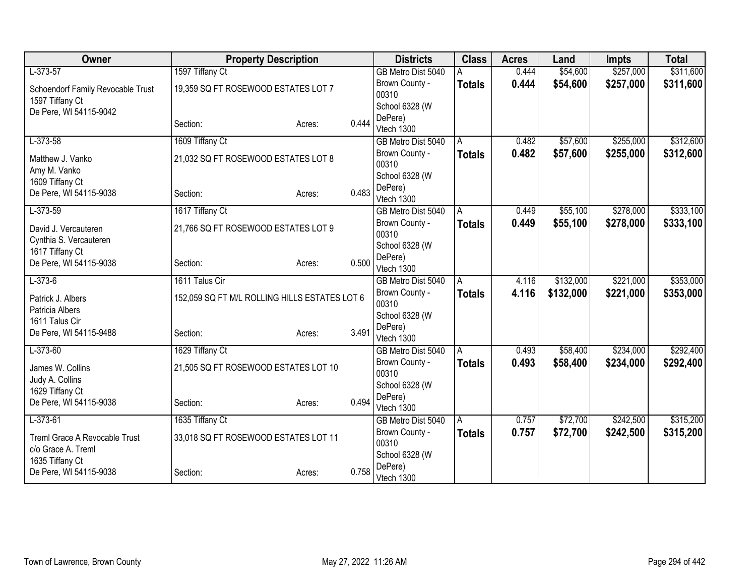| Owner | Property Description | | | Districts | Class | Acres | Land | Impts | Total |
|---|---|---|---|---|---|---|---|---|---|
| L-373-57<br>Schoendorf Family Revocable Trust<br>1597 Tiffany Ct<br>De Pere, WI 54115-9042 | 1597 Tiffany Ct<br>19,359 SQ FT ROSEWOOD ESTATES LOT 7<br>Section: | Acres: | 0.444 | GB Metro Dist 5040<br>Brown County - 00310<br>School 6328 (W DePere)<br>Vtech 1300 | A<br>**Totals** | 0.444<br>**0.444** | $54,600<br>**$54,600** | $257,000<br>**$257,000** | $311,600<br>**$311,600** |
| L-373-58<br>Matthew J. Vanko<br>Amy M. Vanko<br>1609 Tiffany Ct<br>De Pere, WI 54115-9038 | 1609 Tiffany Ct<br>21,032 SQ FT ROSEWOOD ESTATES LOT 8<br>Section: | Acres: | 0.483 | GB Metro Dist 5040<br>Brown County - 00310<br>School 6328 (W DePere)<br>Vtech 1300 | A<br>**Totals** | 0.482<br>**0.482** | $57,600<br>**$57,600** | $255,000<br>**$255,000** | $312,600<br>**$312,600** |
| L-373-59<br>David J. Vercauteren<br>Cynthia S. Vercauteren<br>1617 Tiffany Ct<br>De Pere, WI 54115-9038 | 1617 Tiffany Ct<br>21,766 SQ FT ROSEWOOD ESTATES LOT 9<br>Section: | Acres: | 0.500 | GB Metro Dist 5040<br>Brown County - 00310<br>School 6328 (W DePere)<br>Vtech 1300 | A<br>**Totals** | 0.449<br>**0.449** | $55,100<br>**$55,100** | $278,000<br>**$278,000** | $333,100<br>**$333,100** |
| L-373-6<br>Patrick J. Albers<br>Patricia Albers<br>1611 Talus Cir<br>De Pere, WI 54115-9488 | 1611 Talus Cir<br>152,059 SQ FT M/L ROLLING HILLS ESTATES LOT 6<br>Section: | Acres: | 3.491 | GB Metro Dist 5040<br>Brown County - 00310<br>School 6328 (W DePere)<br>Vtech 1300 | A<br>**Totals** | 4.116<br>**4.116** | $132,000<br>**$132,000** | $221,000<br>**$221,000** | $353,000<br>**$353,000** |
| L-373-60<br>James W. Collins<br>Judy A. Collins<br>1629 Tiffany Ct<br>De Pere, WI 54115-9038 | 1629 Tiffany Ct<br>21,505 SQ FT ROSEWOOD ESTATES LOT 10<br>Section: | Acres: | 0.494 | GB Metro Dist 5040<br>Brown County - 00310<br>School 6328 (W DePere)<br>Vtech 1300 | A<br>**Totals** | 0.493<br>**0.493** | $58,400<br>**$58,400** | $234,000<br>**$234,000** | $292,400<br>**$292,400** |
| L-373-61<br>Treml Grace A Revocable Trust<br>c/o Grace A. Treml<br>1635 Tiffany Ct<br>De Pere, WI 54115-9038 | 1635 Tiffany Ct<br>33,018 SQ FT ROSEWOOD ESTATES LOT 11<br>Section: | Acres: | 0.758 | GB Metro Dist 5040<br>Brown County - 00310<br>School 6328 (W DePere)<br>Vtech 1300 | A<br>**Totals** | 0.757<br>**0.757** | $72,700<br>**$72,700** | $242,500<br>**$242,500** | $315,200<br>**$315,200** |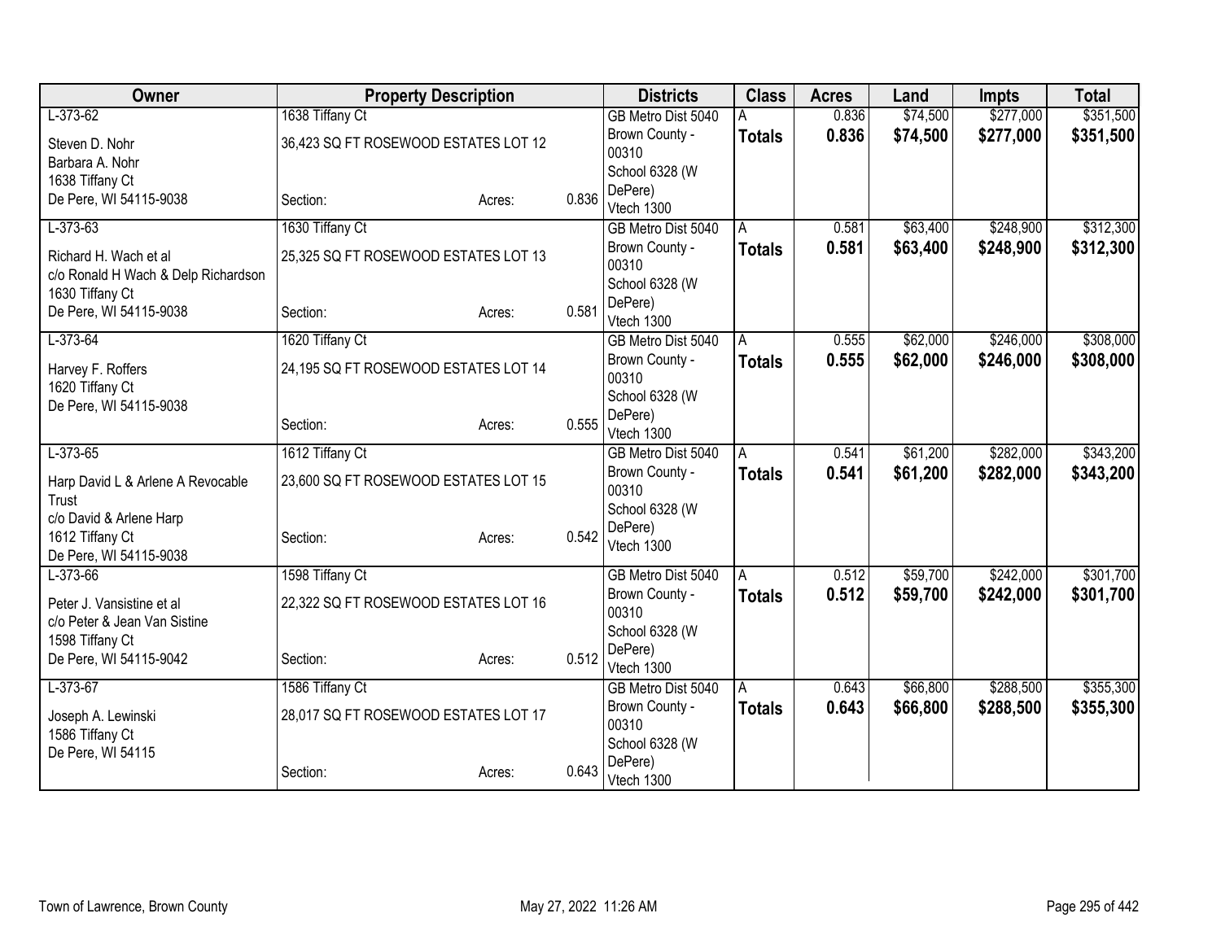| Owner | Property Description | | | Districts | Class | Acres | Land | Impts | Total |
|---|---|---|---|---|---|---|---|---|---|
| L-373-62 | 1638 Tiffany Ct | | | GB Metro Dist 5040 | A | 0.836 | $74,500 | $277,000 | $351,500 |
| Steven D. Nohr<br>Barbara A. Nohr<br>1638 Tiffany Ct<br>De Pere, WI 54115-9038 | 36,423 SQ FT ROSEWOOD ESTATES LOT 12<br><br>Section: | Acres: | 0.836 | Brown County - 00310<br>School 6328 (W DePere)<br>Vtech 1300 | **Totals** | **0.836** | **$74,500** | **$277,000** | **$351,500** |
| L-373-63 | 1630 Tiffany Ct | | | GB Metro Dist 5040 | A | 0.581 | $63,400 | $248,900 | $312,300 |
| Richard H. Wach et al<br>c/o Ronald H Wach & Delp Richardson<br>1630 Tiffany Ct<br>De Pere, WI 54115-9038 | 25,325 SQ FT ROSEWOOD ESTATES LOT 13<br><br>Section: | Acres: | 0.581 | Brown County - 00310<br>School 6328 (W DePere)<br>Vtech 1300 | **Totals** | **0.581** | **$63,400** | **$248,900** | **$312,300** |
| L-373-64 | 1620 Tiffany Ct | | | GB Metro Dist 5040 | A | 0.555 | $62,000 | $246,000 | $308,000 |
| Harvey F. Roffers<br>1620 Tiffany Ct<br>De Pere, WI 54115-9038 | 24,195 SQ FT ROSEWOOD ESTATES LOT 14<br><br>Section: | Acres: | 0.555 | Brown County - 00310<br>School 6328 (W DePere)<br>Vtech 1300 | **Totals** | **0.555** | **$62,000** | **$246,000** | **$308,000** |
| L-373-65 | 1612 Tiffany Ct | | | GB Metro Dist 5040 | A | 0.541 | $61,200 | $282,000 | $343,200 |
| Harp David L & Arlene A Revocable Trust<br>c/o David & Arlene Harp<br>1612 Tiffany Ct<br>De Pere, WI 54115-9038 | 23,600 SQ FT ROSEWOOD ESTATES LOT 15<br><br>Section: | Acres: | 0.542 | Brown County - 00310<br>School 6328 (W DePere)<br>Vtech 1300 | **Totals** | **0.541** | **$61,200** | **$282,000** | **$343,200** |
| L-373-66 | 1598 Tiffany Ct | | | GB Metro Dist 5040 | A | 0.512 | $59,700 | $242,000 | $301,700 |
| Peter J. Vansistine et al<br>c/o Peter & Jean Van Sistine<br>1598 Tiffany Ct<br>De Pere, WI 54115-9042 | 22,322 SQ FT ROSEWOOD ESTATES LOT 16<br><br>Section: | Acres: | 0.512 | Brown County - 00310<br>School 6328 (W DePere)<br>Vtech 1300 | **Totals** | **0.512** | **$59,700** | **$242,000** | **$301,700** |
| L-373-67 | 1586 Tiffany Ct | | | GB Metro Dist 5040 | A | 0.643 | $66,800 | $288,500 | $355,300 |
| Joseph A. Lewinski<br>1586 Tiffany Ct<br>De Pere, WI 54115 | 28,017 SQ FT ROSEWOOD ESTATES LOT 17<br><br>Section: | Acres: | 0.643 | Brown County - 00310<br>School 6328 (W DePere)<br>Vtech 1300 | **Totals** | **0.643** | **$66,800** | **$288,500** | **$355,300** |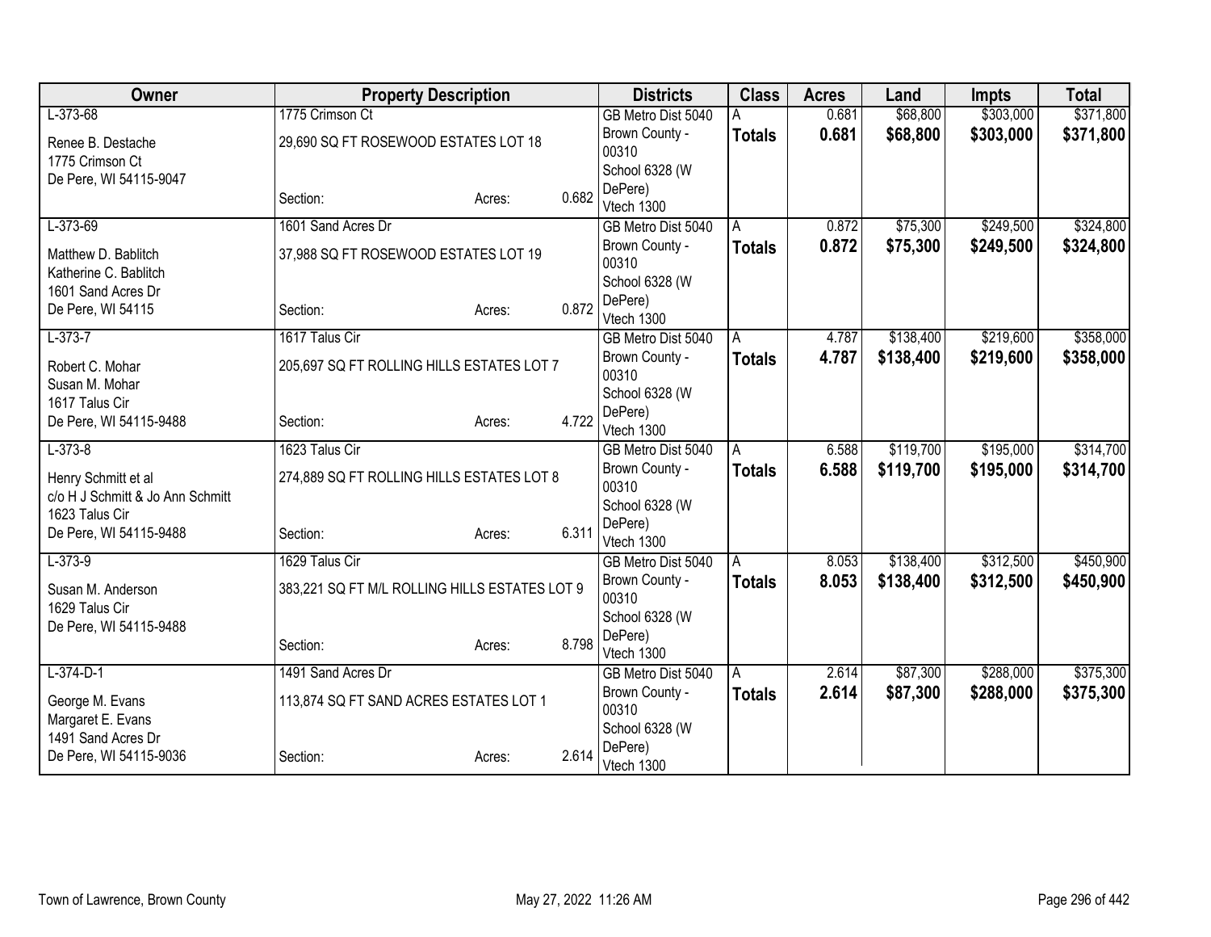| Owner | Property Description | | | Districts | Class | Acres | Land | Impts | Total |
|---|---|---|---|---|---|---|---|---|---|
| L-373-68<br>Renee B. Destache<br>1775 Crimson Ct<br>De Pere, WI 54115-9047 | 1775 Crimson Ct<br>29,690 SQ FT ROSEWOOD ESTATES LOT 18<br>Section: | Acres: | 0.682 | GB Metro Dist 5040<br>Brown County - 00310<br>School 6328 (W DePere)<br>Vtech 1300 | A<br>**Totals** | 0.681<br>**0.681** | $68,800<br>**$68,800** | $303,000<br>**$303,000** | $371,800<br>**$371,800** |
| L-373-69<br>Matthew D. Bablitch<br>Katherine C. Bablitch<br>1601 Sand Acres Dr<br>De Pere, WI 54115 | 1601 Sand Acres Dr<br>37,988 SQ FT ROSEWOOD ESTATES LOT 19<br>Section: | Acres: | 0.872 | GB Metro Dist 5040<br>Brown County - 00310<br>School 6328 (W DePere)<br>Vtech 1300 | A<br>**Totals** | 0.872<br>**0.872** | $75,300<br>**$75,300** | $249,500<br>**$249,500** | $324,800<br>**$324,800** |
| L-373-7<br>Robert C. Mohar<br>Susan M. Mohar<br>1617 Talus Cir<br>De Pere, WI 54115-9488 | 1617 Talus Cir<br>205,697 SQ FT ROLLING HILLS ESTATES LOT 7<br>Section: | Acres: | 4.722 | GB Metro Dist 5040<br>Brown County - 00310<br>School 6328 (W DePere)<br>Vtech 1300 | A<br>**Totals** | 4.787<br>**4.787** | $138,400<br>**$138,400** | $219,600<br>**$219,600** | $358,000<br>**$358,000** |
| L-373-8<br>Henry Schmitt et al<br>c/o H J Schmitt & Jo Ann Schmitt<br>1623 Talus Cir<br>De Pere, WI 54115-9488 | 1623 Talus Cir<br>274,889 SQ FT ROLLING HILLS ESTATES LOT 8<br>Section: | Acres: | 6.311 | GB Metro Dist 5040<br>Brown County - 00310<br>School 6328 (W DePere)<br>Vtech 1300 | A<br>**Totals** | 6.588<br>**6.588** | $119,700<br>**$119,700** | $195,000<br>**$195,000** | $314,700<br>**$314,700** |
| L-373-9<br>Susan M. Anderson<br>1629 Talus Cir<br>De Pere, WI 54115-9488 | 1629 Talus Cir<br>383,221 SQ FT M/L ROLLING HILLS ESTATES LOT 9<br>Section: | Acres: | 8.798 | GB Metro Dist 5040<br>Brown County - 00310<br>School 6328 (W DePere)<br>Vtech 1300 | A<br>**Totals** | 8.053<br>**8.053** | $138,400<br>**$138,400** | $312,500<br>**$312,500** | $450,900<br>**$450,900** |
| L-374-D-1<br>George M. Evans<br>Margaret E. Evans<br>1491 Sand Acres Dr<br>De Pere, WI 54115-9036 | 1491 Sand Acres Dr<br>113,874 SQ FT SAND ACRES ESTATES LOT 1<br>Section: | Acres: | 2.614 | GB Metro Dist 5040<br>Brown County - 00310<br>School 6328 (W DePere)<br>Vtech 1300 | A<br>**Totals** | 2.614<br>**2.614** | $87,300<br>**$87,300** | $288,000<br>**$288,000** | $375,300<br>**$375,300** |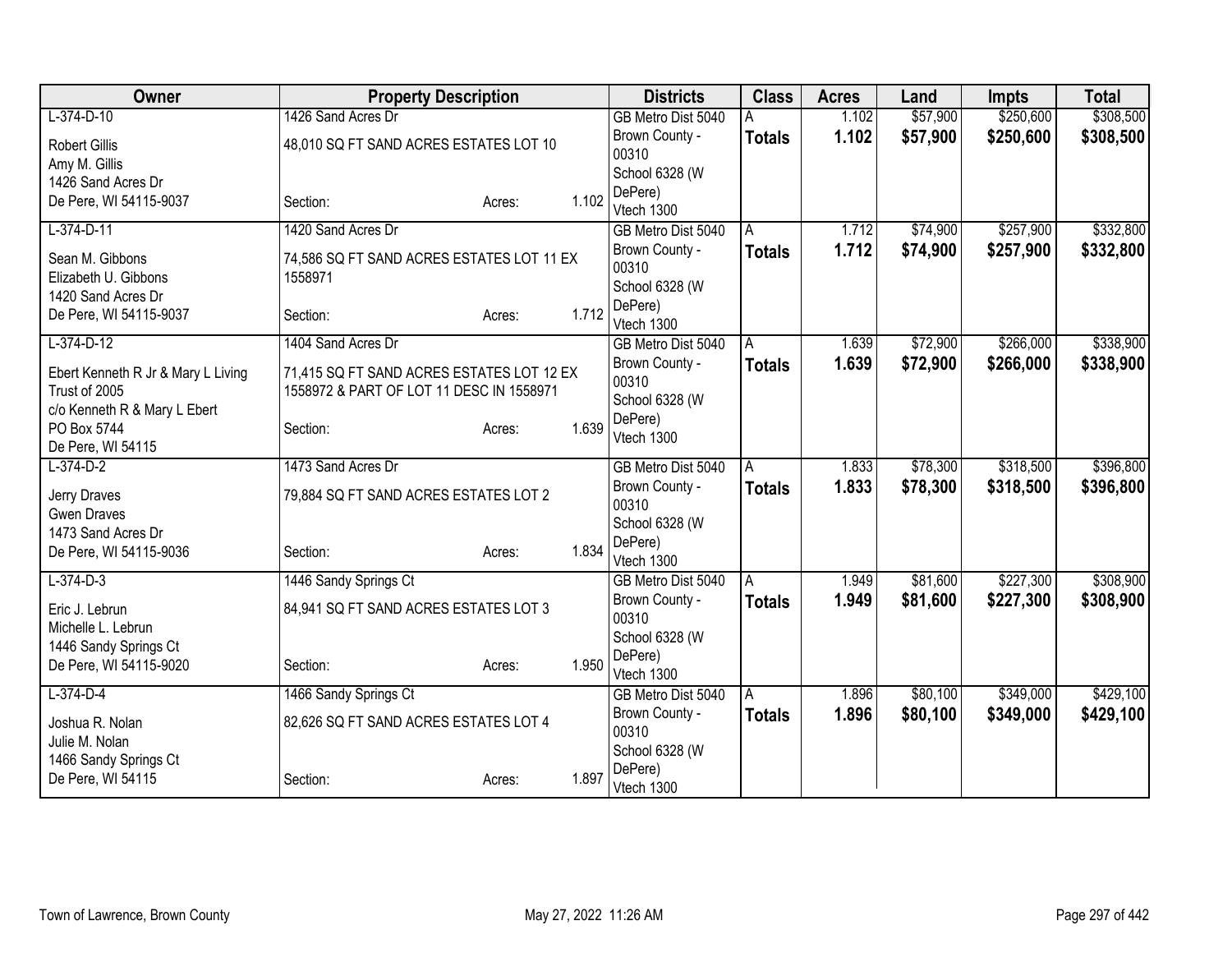| Owner | Property Description | Districts | Class | Acres | Land | Impts | Total |
|---|---|---|---|---|---|---|---|
| L-374-D-10<br>Robert Gillis<br>Amy M. Gillis<br>1426 Sand Acres Dr<br>De Pere, WI 54115-9037 | 1426 Sand Acres Dr<br>48,010 SQ FT SAND ACRES ESTATES LOT 10<br>Section: Acres: 1.102 | GB Metro Dist 5040<br>Brown County - 00310<br>School 6328 (W DePere)<br>Vtech 1300 | A<br>**Totals** | 1.102<br>**1.102** | $57,900<br>**$57,900** | $250,600<br>**$250,600** | $308,500<br>**$308,500** |
| L-374-D-11<br>Sean M. Gibbons<br>Elizabeth U. Gibbons<br>1420 Sand Acres Dr<br>De Pere, WI 54115-9037 | 1420 Sand Acres Dr<br>74,586 SQ FT SAND ACRES ESTATES LOT 11 EX 1558971<br>Section: Acres: 1.712 | GB Metro Dist 5040<br>Brown County - 00310<br>School 6328 (W DePere)<br>Vtech 1300 | A<br>**Totals** | 1.712<br>**1.712** | $74,900<br>**$74,900** | $257,900<br>**$257,900** | $332,800<br>**$332,800** |
| L-374-D-12<br>Ebert Kenneth R Jr & Mary L Living Trust of 2005<br>c/o Kenneth R & Mary L Ebert<br>PO Box 5744<br>De Pere, WI 54115 | 1404 Sand Acres Dr<br>71,415 SQ FT SAND ACRES ESTATES LOT 12 EX 1558972 & PART OF LOT 11 DESC IN 1558971<br>Section: Acres: 1.639 | GB Metro Dist 5040<br>Brown County - 00310<br>School 6328 (W DePere)<br>Vtech 1300 | A<br>**Totals** | 1.639<br>**1.639** | $72,900<br>**$72,900** | $266,000<br>**$266,000** | $338,900<br>**$338,900** |
| L-374-D-2<br>Jerry Draves<br>Gwen Draves<br>1473 Sand Acres Dr<br>De Pere, WI 54115-9036 | 1473 Sand Acres Dr<br>79,884 SQ FT SAND ACRES ESTATES LOT 2<br>Section: Acres: 1.834 | GB Metro Dist 5040<br>Brown County - 00310<br>School 6328 (W DePere)<br>Vtech 1300 | A<br>**Totals** | 1.833<br>**1.833** | $78,300<br>**$78,300** | $318,500<br>**$318,500** | $396,800<br>**$396,800** |
| L-374-D-3<br>Eric J. Lebrun<br>Michelle L. Lebrun<br>1446 Sandy Springs Ct<br>De Pere, WI 54115-9020 | 1446 Sandy Springs Ct<br>84,941 SQ FT SAND ACRES ESTATES LOT 3<br>Section: Acres: 1.950 | GB Metro Dist 5040<br>Brown County - 00310<br>School 6328 (W DePere)<br>Vtech 1300 | A<br>**Totals** | 1.949<br>**1.949** | $81,600<br>**$81,600** | $227,300<br>**$227,300** | $308,900<br>**$308,900** |
| L-374-D-4<br>Joshua R. Nolan<br>Julie M. Nolan<br>1466 Sandy Springs Ct<br>De Pere, WI 54115 | 1466 Sandy Springs Ct<br>82,626 SQ FT SAND ACRES ESTATES LOT 4<br>Section: Acres: 1.897 | GB Metro Dist 5040<br>Brown County - 00310<br>School 6328 (W DePere)<br>Vtech 1300 | A<br>**Totals** | 1.896<br>**1.896** | $80,100<br>**$80,100** | $349,000<br>**$349,000** | $429,100<br>**$429,100** |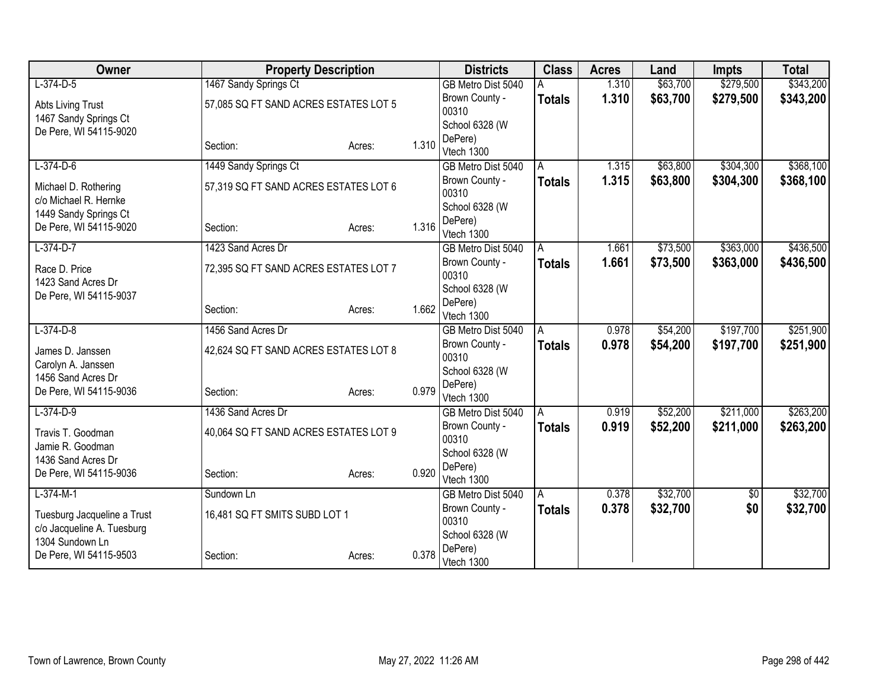| Owner | Property Description | | | Districts | Class | Acres | Land | Impts | Total |
|---|---|---|---|---|---|---|---|---|---|
| L-374-D-5<br>Abts Living Trust<br>1467 Sandy Springs Ct<br>De Pere, WI 54115-9020 | 1467 Sandy Springs Ct<br>57,085 SQ FT SAND ACRES ESTATES LOT 5<br>Section: | Acres: | 1.310 | GB Metro Dist 5040<br>Brown County - 00310<br>School 6328 (W DePere)<br>Vtech 1300 | A<br>**Totals** | 1.310<br>**1.310** | $63,700<br>**$63,700** | $279,500<br>**$279,500** | $343,200<br>**$343,200** |
| L-374-D-6<br>Michael D. Rothering<br>c/o Michael R. Hernke<br>1449 Sandy Springs Ct<br>De Pere, WI 54115-9020 | 1449 Sandy Springs Ct<br>57,319 SQ FT SAND ACRES ESTATES LOT 6<br>Section: | Acres: | 1.316 | GB Metro Dist 5040<br>Brown County - 00310<br>School 6328 (W DePere)<br>Vtech 1300 | A<br>**Totals** | 1.315<br>**1.315** | $63,800<br>**$63,800** | $304,300<br>**$304,300** | $368,100<br>**$368,100** |
| L-374-D-7<br>Race D. Price<br>1423 Sand Acres Dr<br>De Pere, WI 54115-9037 | 1423 Sand Acres Dr<br>72,395 SQ FT SAND ACRES ESTATES LOT 7<br>Section: | Acres: | 1.662 | GB Metro Dist 5040<br>Brown County - 00310<br>School 6328 (W DePere)<br>Vtech 1300 | A<br>**Totals** | 1.661<br>**1.661** | $73,500<br>**$73,500** | $363,000<br>**$363,000** | $436,500<br>**$436,500** |
| L-374-D-8<br>James D. Janssen<br>Carolyn A. Janssen<br>1456 Sand Acres Dr<br>De Pere, WI 54115-9036 | 1456 Sand Acres Dr<br>42,624 SQ FT SAND ACRES ESTATES LOT 8<br>Section: | Acres: | 0.979 | GB Metro Dist 5040<br>Brown County - 00310<br>School 6328 (W DePere)<br>Vtech 1300 | A<br>**Totals** | 0.978<br>**0.978** | $54,200<br>**$54,200** | $197,700<br>**$197,700** | $251,900<br>**$251,900** |
| L-374-D-9<br>Travis T. Goodman<br>Jamie R. Goodman<br>1436 Sand Acres Dr<br>De Pere, WI 54115-9036 | 1436 Sand Acres Dr<br>40,064 SQ FT SAND ACRES ESTATES LOT 9<br>Section: | Acres: | 0.920 | GB Metro Dist 5040<br>Brown County - 00310<br>School 6328 (W DePere)<br>Vtech 1300 | A<br>**Totals** | 0.919<br>**0.919** | $52,200<br>**$52,200** | $211,000<br>**$211,000** | $263,200<br>**$263,200** |
| L-374-M-1<br>Tuesburg Jacqueline a Trust<br>c/o Jacqueline A. Tuesburg<br>1304 Sundown Ln<br>De Pere, WI 54115-9503 | Sundown Ln<br>16,481 SQ FT SMITS SUBD LOT 1<br>Section: | Acres: | 0.378 | GB Metro Dist 5040<br>Brown County - 00310<br>School 6328 (W DePere)<br>Vtech 1300 | A<br>**Totals** | 0.378<br>**0.378** | $32,700<br>**$32,700** | $0<br>**$0** | $32,700<br>**$32,700** |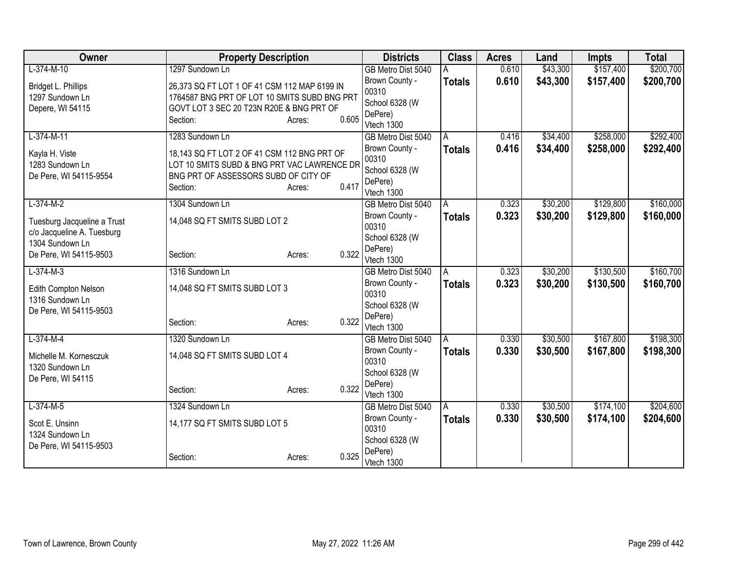| Owner | Property Description | Districts | Class | Acres | Land | Impts | Total |
|---|---|---|---|---|---|---|---|
| L-374-M-10<br><br>Bridget L. Phillips<br>1297 Sundown Ln<br>Depere, WI 54115 | 1297 Sundown Ln<br><br>26,373 SQ FT LOT 1 OF 41 CSM 112 MAP 6199 IN 1764587 BNG PRT OF LOT 10 SMITS SUBD BNG PRT GOVT LOT 3 SEC 20 T23N R20E & BNG PRT OF<br>Section: Acres: 0.605 | GB Metro Dist 5040<br>Brown County - 00310<br>School 6328 (W DePere)<br>Vtech 1300 | A<br>**Totals** | 0.610<br>**0.610** | $43,300<br>**$43,300** | $157,400<br>**$157,400** | $200,700<br>**$200,700** |
| L-374-M-11<br><br>Kayla H. Viste<br>1283 Sundown Ln<br>De Pere, WI 54115-9554 | 1283 Sundown Ln<br><br>18,143 SQ FT LOT 2 OF 41 CSM 112 BNG PRT OF LOT 10 SMITS SUBD & BNG PRT VAC LAWRENCE DR BNG PRT OF ASSESSORS SUBD OF CITY OF<br>Section: Acres: 0.417 | GB Metro Dist 5040<br>Brown County - 00310<br>School 6328 (W DePere)<br>Vtech 1300 | A<br>**Totals** | 0.416<br>**0.416** | $34,400<br>**$34,400** | $258,000<br>**$258,000** | $292,400<br>**$292,400** |
| L-374-M-2<br><br>Tuesburg Jacqueline a Trust<br>c/o Jacqueline A. Tuesburg<br>1304 Sundown Ln<br>De Pere, WI 54115-9503 | 1304 Sundown Ln<br><br>14,048 SQ FT SMITS SUBD LOT 2<br><br>Section: Acres: 0.322 | GB Metro Dist 5040<br>Brown County - 00310<br>School 6328 (W DePere)<br>Vtech 1300 | A<br>**Totals** | 0.323<br>**0.323** | $30,200<br>**$30,200** | $129,800<br>**$129,800** | $160,000<br>**$160,000** |
| L-374-M-3<br><br>Edith Compton Nelson<br>1316 Sundown Ln<br>De Pere, WI 54115-9503 | 1316 Sundown Ln<br><br>14,048 SQ FT SMITS SUBD LOT 3<br><br>Section: Acres: 0.322 | GB Metro Dist 5040<br>Brown County - 00310<br>School 6328 (W DePere)<br>Vtech 1300 | A<br>**Totals** | 0.323<br>**0.323** | $30,200<br>**$30,200** | $130,500<br>**$130,500** | $160,700<br>**$160,700** |
| L-374-M-4<br><br>Michelle M. Kornesczuk<br>1320 Sundown Ln<br>De Pere, WI 54115 | 1320 Sundown Ln<br><br>14,048 SQ FT SMITS SUBD LOT 4<br><br>Section: Acres: 0.322 | GB Metro Dist 5040<br>Brown County - 00310<br>School 6328 (W DePere)<br>Vtech 1300 | A<br>**Totals** | 0.330<br>**0.330** | $30,500<br>**$30,500** | $167,800<br>**$167,800** | $198,300<br>**$198,300** |
| L-374-M-5<br><br>Scot E. Unsinn<br>1324 Sundown Ln<br>De Pere, WI 54115-9503 | 1324 Sundown Ln<br><br>14,177 SQ FT SMITS SUBD LOT 5<br><br>Section: Acres: 0.325 | GB Metro Dist 5040<br>Brown County - 00310<br>School 6328 (W DePere)<br>Vtech 1300 | A<br>**Totals** | 0.330<br>**0.330** | $30,500<br>**$30,500** | $174,100<br>**$174,100** | $204,600<br>**$204,600** |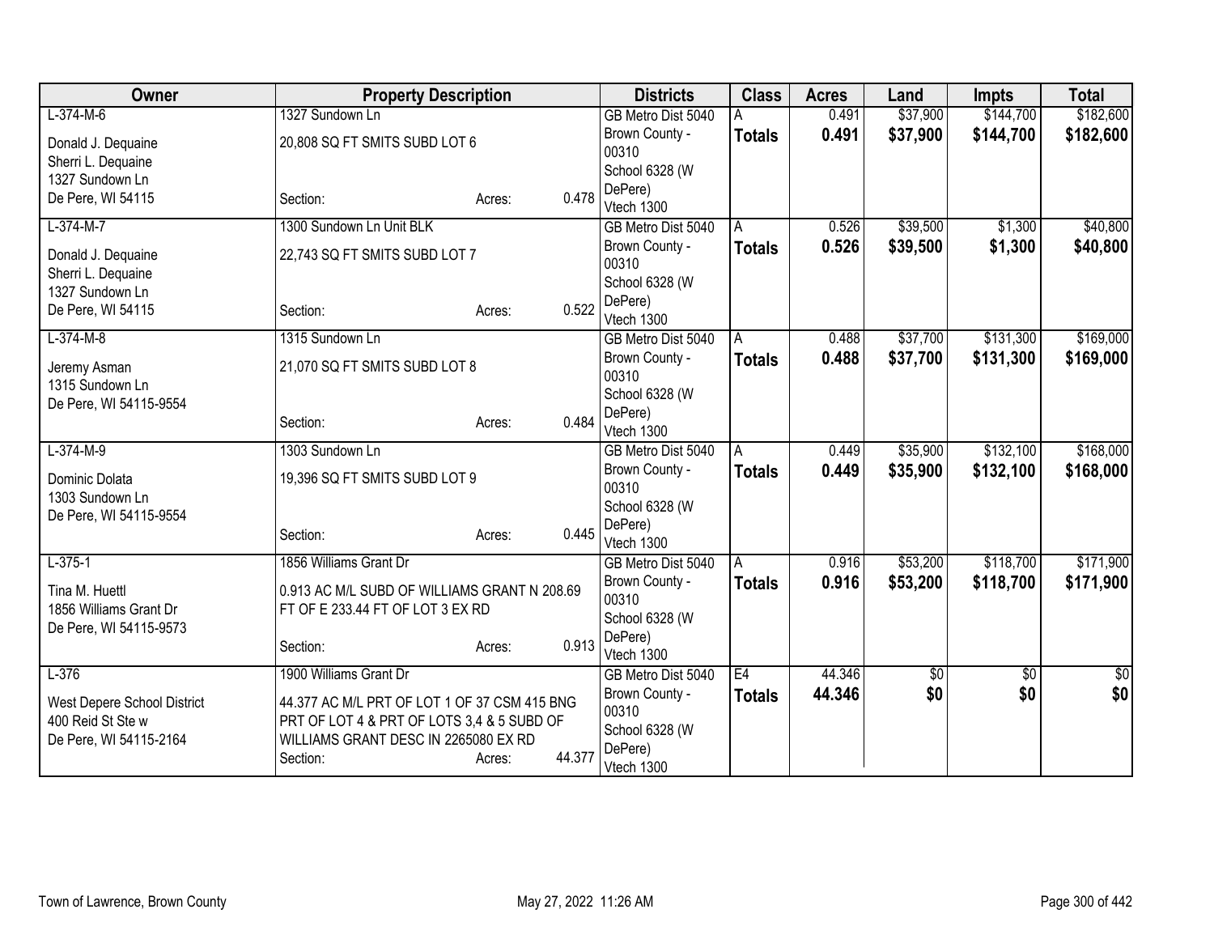| Owner | Property Description | | | Districts | Class | Acres | Land | Impts | Total |
|---|---|---|---|---|---|---|---|---|---|
| L-374-M-6<br>Donald J. Dequaine<br>Sherri L. Dequaine<br>1327 Sundown Ln<br>De Pere, WI 54115 | 1327 Sundown Ln<br>20,808 SQ FT SMITS SUBD LOT 6<br>Section: | Acres: | 0.478 | GB Metro Dist 5040<br>Brown County - 00310<br>School 6328 (W DePere)<br>Vtech 1300 | A<br>**Totals** | 0.491<br>**0.491** | $37,900<br>**$37,900** | $144,700<br>**$144,700** | $182,600<br>**$182,600** |
| L-374-M-7<br>Donald J. Dequaine<br>Sherri L. Dequaine<br>1327 Sundown Ln<br>De Pere, WI 54115 | 1300 Sundown Ln Unit BLK<br>22,743 SQ FT SMITS SUBD LOT 7<br>Section: | Acres: | 0.522 | GB Metro Dist 5040<br>Brown County - 00310<br>School 6328 (W DePere)<br>Vtech 1300 | A<br>**Totals** | 0.526<br>**0.526** | $39,500<br>**$39,500** | $1,300<br>**$1,300** | $40,800<br>**$40,800** |
| L-374-M-8<br>Jeremy Asman<br>1315 Sundown Ln<br>De Pere, WI 54115-9554 | 1315 Sundown Ln<br>21,070 SQ FT SMITS SUBD LOT 8<br>Section: | Acres: | 0.484 | GB Metro Dist 5040<br>Brown County - 00310<br>School 6328 (W DePere)<br>Vtech 1300 | A<br>**Totals** | 0.488<br>**0.488** | $37,700<br>**$37,700** | $131,300<br>**$131,300** | $169,000<br>**$169,000** |
| L-374-M-9<br>Dominic Dolata<br>1303 Sundown Ln<br>De Pere, WI 54115-9554 | 1303 Sundown Ln<br>19,396 SQ FT SMITS SUBD LOT 9<br>Section: | Acres: | 0.445 | GB Metro Dist 5040<br>Brown County - 00310<br>School 6328 (W DePere)<br>Vtech 1300 | A<br>**Totals** | 0.449<br>**0.449** | $35,900<br>**$35,900** | $132,100<br>**$132,100** | $168,000<br>**$168,000** |
| L-375-1<br>Tina M. Huettl<br>1856 Williams Grant Dr<br>De Pere, WI 54115-9573 | 1856 Williams Grant Dr<br>0.913 AC M/L SUBD OF WILLIAMS GRANT N 208.69 FT OF E 233.44 FT OF LOT 3 EX RD<br>Section: | Acres: | 0.913 | GB Metro Dist 5040<br>Brown County - 00310<br>School 6328 (W DePere)<br>Vtech 1300 | A<br>**Totals** | 0.916<br>**0.916** | $53,200<br>**$53,200** | $118,700<br>**$118,700** | $171,900<br>**$171,900** |
| L-376<br>West Depere School District<br>400 Reid St Ste w<br>De Pere, WI 54115-2164 | 1900 Williams Grant Dr<br>44.377 AC M/L PRT OF LOT 1 OF 37 CSM 415 BNG PRT OF LOT 4 & PRT OF LOTS 3,4 & 5 SUBD OF WILLIAMS GRANT DESC IN 2265080 EX RD<br>Section: | Acres: | 44.377 | GB Metro Dist 5040<br>Brown County - 00310<br>School 6328 (W DePere)<br>Vtech 1300 | E4<br>**Totals** | 44.346<br>**44.346** | $0<br>**$0** | $0<br>**$0** | $0<br>**$0** |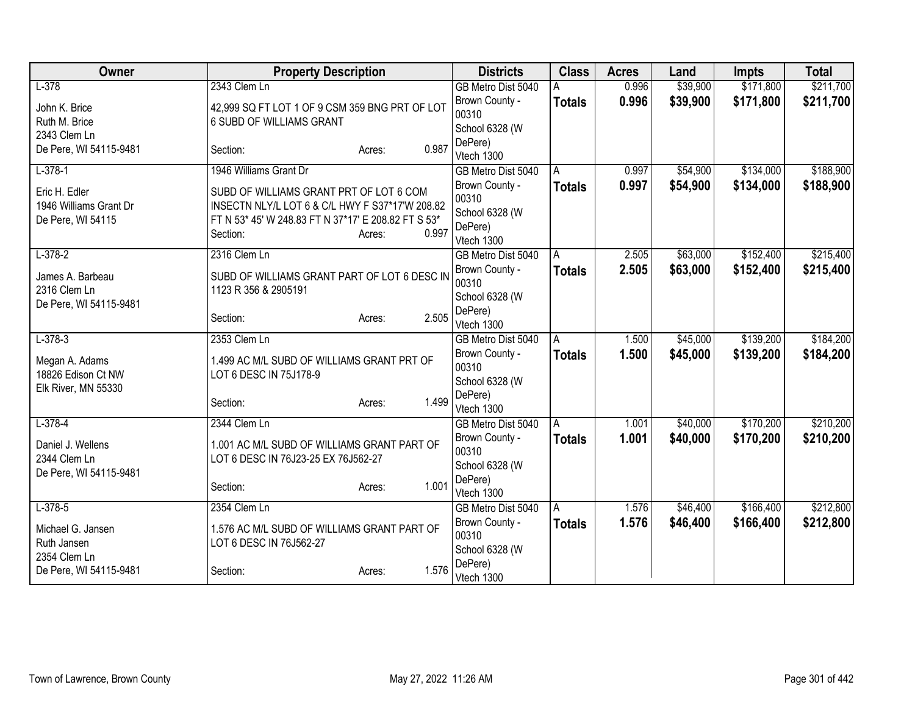| Owner | Property Description | Districts | Class | Acres | Land | Impts | Total |
|---|---|---|---|---|---|---|---|
| L-378<br><br>John K. Brice<br>Ruth M. Brice<br>2343 Clem Ln<br>De Pere, WI 54115-9481 | 2343 Clem Ln<br><br>42,999 SQ FT LOT 1 OF 9 CSM 359 BNG PRT OF LOT 6 SUBD OF WILLIAMS GRANT<br><br>Section: Acres: 0.987 | GB Metro Dist 5040<br>Brown County - 00310<br>School 6328 (W DePere)<br>Vtech 1300 | A<br>**Totals** | 0.996<br>**0.996** | $39,900<br>**$39,900** | $171,800<br>**$171,800** | $211,700<br>**$211,700** |
| L-378-1<br><br>Eric H. Edler<br>1946 Williams Grant Dr<br>De Pere, WI 54115 | 1946 Williams Grant Dr<br><br>SUBD OF WILLIAMS GRANT PRT OF LOT 6 COM INSECTN NLY/L LOT 6 & C/L HWY F S37*17'W 208.82 FT N 53* 45' W 248.83 FT N 37*17' E 208.82 FT S 53*<br>Section: Acres: 0.997 | GB Metro Dist 5040<br>Brown County - 00310<br>School 6328 (W DePere)<br>Vtech 1300 | A<br>**Totals** | 0.997<br>**0.997** | $54,900<br>**$54,900** | $134,000<br>**$134,000** | $188,900<br>**$188,900** |
| L-378-2<br><br>James A. Barbeau<br>2316 Clem Ln<br>De Pere, WI 54115-9481 | 2316 Clem Ln<br><br>SUBD OF WILLIAMS GRANT PART OF LOT 6 DESC IN 1123 R 356 & 2905191<br><br>Section: Acres: 2.505 | GB Metro Dist 5040<br>Brown County - 00310<br>School 6328 (W DePere)<br>Vtech 1300 | A<br>**Totals** | 2.505<br>**2.505** | $63,000<br>**$63,000** | $152,400<br>**$152,400** | $215,400<br>**$215,400** |
| L-378-3<br><br>Megan A. Adams<br>18826 Edison Ct NW<br>Elk River, MN 55330 | 2353 Clem Ln<br><br>1.499 AC M/L SUBD OF WILLIAMS GRANT PRT OF LOT 6 DESC IN 75J178-9<br><br>Section: Acres: 1.499 | GB Metro Dist 5040<br>Brown County - 00310<br>School 6328 (W DePere)<br>Vtech 1300 | A<br>**Totals** | 1.500<br>**1.500** | $45,000<br>**$45,000** | $139,200<br>**$139,200** | $184,200<br>**$184,200** |
| L-378-4<br><br>Daniel J. Wellens<br>2344 Clem Ln<br>De Pere, WI 54115-9481 | 2344 Clem Ln<br><br>1.001 AC M/L SUBD OF WILLIAMS GRANT PART OF LOT 6 DESC IN 76J23-25 EX 76J562-27<br><br>Section: Acres: 1.001 | GB Metro Dist 5040<br>Brown County - 00310<br>School 6328 (W DePere)<br>Vtech 1300 | A<br>**Totals** | 1.001<br>**1.001** | $40,000<br>**$40,000** | $170,200<br>**$170,200** | $210,200<br>**$210,200** |
| L-378-5<br><br>Michael G. Jansen<br>Ruth Jansen<br>2354 Clem Ln<br>De Pere, WI 54115-9481 | 2354 Clem Ln<br><br>1.576 AC M/L SUBD OF WILLIAMS GRANT PART OF LOT 6 DESC IN 76J562-27<br><br>Section: Acres: 1.576 | GB Metro Dist 5040<br>Brown County - 00310<br>School 6328 (W DePere)<br>Vtech 1300 | A<br>**Totals** | 1.576<br>**1.576** | $46,400<br>**$46,400** | $166,400<br>**$166,400** | $212,800<br>**$212,800** |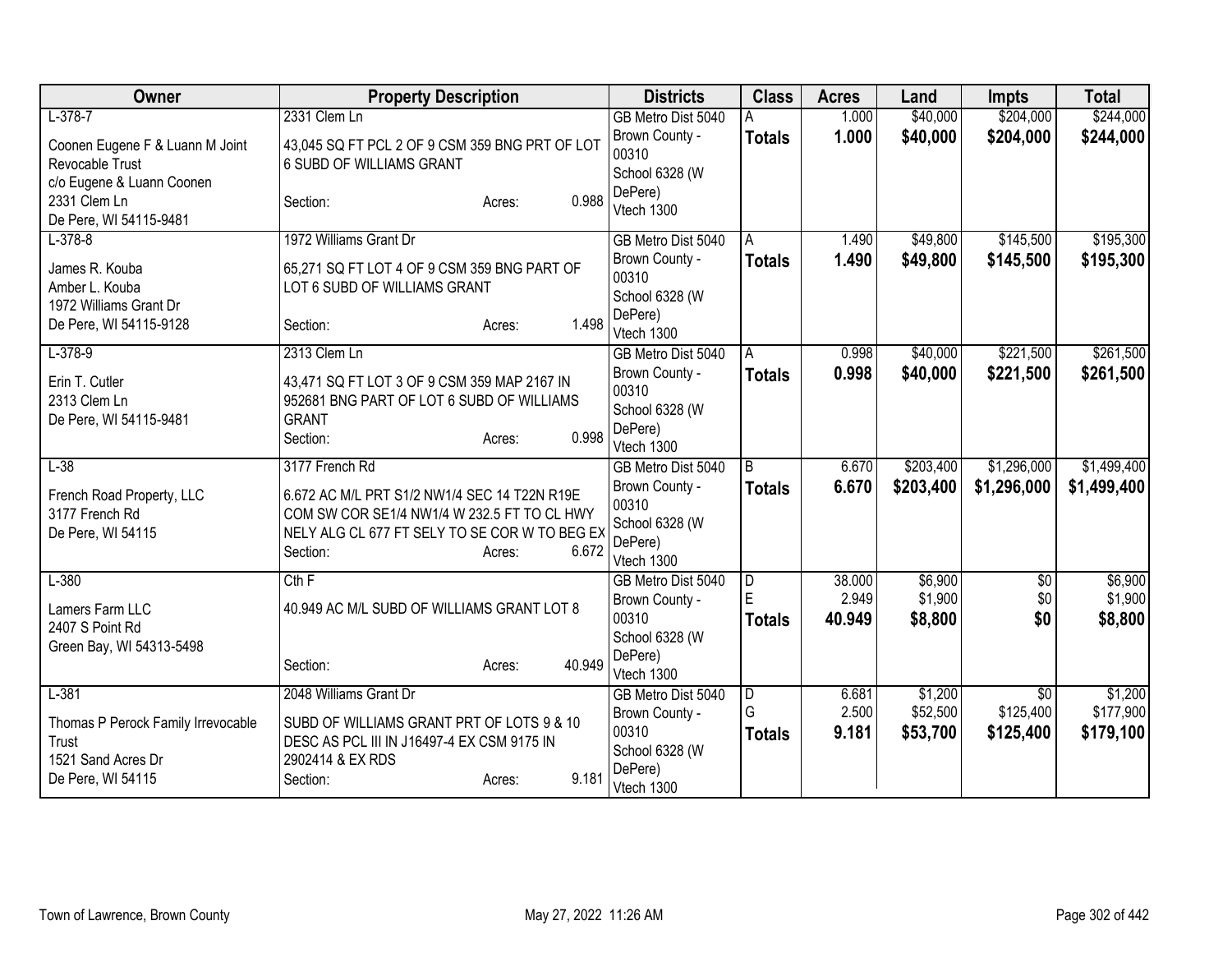| Owner | Property Description | Districts | Class | Acres | Land | Impts | Total |
|---|---|---|---|---|---|---|---|
| L-378-7<br>Coonen Eugene F & Luann M Joint Revocable Trust<br>c/o Eugene & Luann Coonen<br>2331 Clem Ln<br>De Pere, WI 54115-9481 | 2331 Clem Ln<br>43,045 SQ FT PCL 2 OF 9 CSM 359 BNG PRT OF LOT 6 SUBD OF WILLIAMS GRANT<br>Section: Acres: 0.988 | GB Metro Dist 5040<br>Brown County - 00310<br>School 6328 (W DePere)<br>Vtech 1300 | A<br>**Totals** | 1.000<br>**1.000** | $40,000<br>**$40,000** | $204,000<br>**$204,000** | $244,000<br>**$244,000** |
| L-378-8<br>James R. Kouba<br>Amber L. Kouba<br>1972 Williams Grant Dr<br>De Pere, WI 54115-9128 | 1972 Williams Grant Dr<br>65,271 SQ FT LOT 4 OF 9 CSM 359 BNG PART OF LOT 6 SUBD OF WILLIAMS GRANT<br>Section: Acres: 1.498 | GB Metro Dist 5040<br>Brown County - 00310<br>School 6328 (W DePere)<br>Vtech 1300 | A<br>**Totals** | 1.490<br>**1.490** | $49,800<br>**$49,800** | $145,500<br>**$145,500** | $195,300<br>**$195,300** |
| L-378-9<br>Erin T. Cutler<br>2313 Clem Ln<br>De Pere, WI 54115-9481 | 2313 Clem Ln<br>43,471 SQ FT LOT 3 OF 9 CSM 359 MAP 2167 IN 952681 BNG PART OF LOT 6 SUBD OF WILLIAMS GRANT<br>Section: Acres: 0.998 | GB Metro Dist 5040<br>Brown County - 00310<br>School 6328 (W DePere)<br>Vtech 1300 | A<br>**Totals** | 0.998<br>**0.998** | $40,000<br>**$40,000** | $221,500<br>**$221,500** | $261,500<br>**$261,500** |
| L-38<br>French Road Property, LLC<br>3177 French Rd<br>De Pere, WI 54115 | 3177 French Rd<br>6.672 AC M/L PRT S1/2 NW1/4 SEC 14 T22N R19E COM SW COR SE1/4 NW1/4 W 232.5 FT TO CL HWY NELY ALG CL 677 FT SELY TO SE COR W TO BEG EX<br>Section: Acres: 6.672 | GB Metro Dist 5040<br>Brown County - 00310<br>School 6328 (W DePere)<br>Vtech 1300 | B<br>**Totals** | 6.670<br>**6.670** | $203,400<br>**$203,400** | $1,296,000<br>**$1,296,000** | $1,499,400<br>**$1,499,400** |
| L-380<br>Lamers Farm LLC<br>2407 S Point Rd<br>Green Bay, WI 54313-5498 | Cth F<br>40.949 AC M/L SUBD OF WILLIAMS GRANT LOT 8<br>Section: Acres: 40.949 | GB Metro Dist 5040<br>Brown County - 00310<br>School 6328 (W DePere)<br>Vtech 1300 | D<br>E<br>**Totals** | 38.000<br>2.949<br>**40.949** | $6,900<br>$1,900<br>**$8,800** | $0<br>$0<br>**$0** | $6,900<br>$1,900<br>**$8,800** |
| L-381<br>Thomas P Perock Family Irrevocable Trust<br>1521 Sand Acres Dr<br>De Pere, WI 54115 | 2048 Williams Grant Dr<br>SUBD OF WILLIAMS GRANT PRT OF LOTS 9 & 10 DESC AS PCL III IN J16497-4 EX CSM 9175 IN 2902414 & EX RDS<br>Section: Acres: 9.181 | GB Metro Dist 5040<br>Brown County - 00310<br>School 6328 (W DePere)<br>Vtech 1300 | D<br>G<br>**Totals** | 6.681<br>2.500<br>**9.181** | $1,200<br>$52,500<br>**$53,700** | $0<br>$125,400<br>**$125,400** | $1,200<br>$177,900<br>**$179,100** |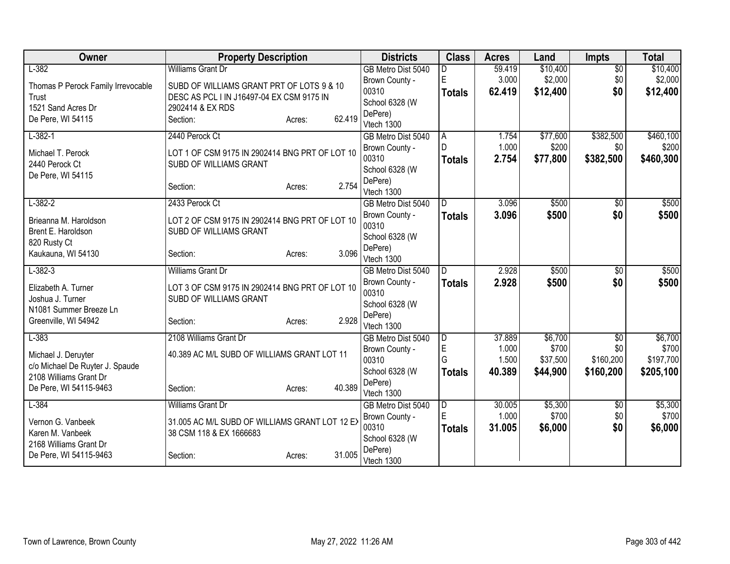| Owner | Property Description | Districts | Class | Acres | Land | Impts | Total |
|---|---|---|---|---|---|---|---|
| L-382<br>Thomas P Perock Family Irrevocable Trust<br>1521 Sand Acres Dr<br>De Pere, WI 54115 | Williams Grant Dr<br>SUBD OF WILLIAMS GRANT PRT OF LOTS 9 & 10 DESC AS PCL I IN J16497-04 EX CSM 9175 IN 2902414 & EX RDS<br>Section: Acres: 62.419 | GB Metro Dist 5040<br>Brown County - 00310<br>School 6328 (W DePere)<br>Vtech 1300 | D<br>E<br>**Totals** | 59.419<br>3.000<br>**62.419** | $10,400<br>$2,000<br>**$12,400** | $0<br>$0<br>**$0** | $10,400<br>$2,000<br>**$12,400** |
| L-382-1<br>Michael T. Perock<br>2440 Perock Ct<br>De Pere, WI 54115 | 2440 Perock Ct<br>LOT 1 OF CSM 9175 IN 2902414 BNG PRT OF LOT 10 SUBD OF WILLIAMS GRANT<br>Section: Acres: 2.754 | GB Metro Dist 5040<br>Brown County - 00310<br>School 6328 (W DePere)<br>Vtech 1300 | A<br>D<br>**Totals** | 1.754<br>1.000<br>**2.754** | $77,600<br>$200<br>**$77,800** | $382,500<br>$0<br>**$382,500** | $460,100<br>$200<br>**$460,300** |
| L-382-2<br>Brieanna M. Haroldson<br>Brent E. Haroldson<br>820 Rusty Ct<br>Kaukauna, WI 54130 | 2433 Perock Ct<br>LOT 2 OF CSM 9175 IN 2902414 BNG PRT OF LOT 10 SUBD OF WILLIAMS GRANT<br>Section: Acres: 3.096 | GB Metro Dist 5040<br>Brown County - 00310<br>School 6328 (W DePere)<br>Vtech 1300 | D<br>**Totals** | 3.096<br>**3.096** | $500<br>**$500** | $0<br>**$0** | $500<br>**$500** |
| L-382-3<br>Elizabeth A. Turner<br>Joshua J. Turner<br>N1081 Summer Breeze Ln<br>Greenville, WI 54942 | Williams Grant Dr<br>LOT 3 OF CSM 9175 IN 2902414 BNG PRT OF LOT 10 SUBD OF WILLIAMS GRANT<br>Section: Acres: 2.928 | GB Metro Dist 5040<br>Brown County - 00310<br>School 6328 (W DePere)<br>Vtech 1300 | D<br>**Totals** | 2.928<br>**2.928** | $500<br>**$500** | $0<br>**$0** | $500<br>**$500** |
| L-383<br>Michael J. Deruyter<br>c/o Michael De Ruyter J. Spaude<br>2108 Williams Grant Dr<br>De Pere, WI 54115-9463 | 2108 Williams Grant Dr<br>40.389 AC M/L SUBD OF WILLIAMS GRANT LOT 11<br>Section: Acres: 40.389 | GB Metro Dist 5040<br>Brown County - 00310<br>School 6328 (W DePere)<br>Vtech 1300 | D<br>E<br>G<br>**Totals** | 37.889<br>1.000<br>1.500<br>**40.389** | $6,700<br>$700<br>$37,500<br>**$44,900** | $0<br>$0<br>$160,200<br>**$160,200** | $6,700<br>$700<br>$197,700<br>**$205,100** |
| L-384<br>Vernon G. Vanbeek<br>Karen M. Vanbeek<br>2168 Williams Grant Dr<br>De Pere, WI 54115-9463 | Williams Grant Dr<br>31.005 AC M/L SUBD OF WILLIAMS GRANT LOT 12 EX 38 CSM 118 & EX 1666683<br>Section: Acres: 31.005 | GB Metro Dist 5040<br>Brown County - 00310<br>School 6328 (W DePere)<br>Vtech 1300 | D<br>E<br>**Totals** | 30.005<br>1.000<br>**31.005** | $5,300<br>$700<br>**$6,000** | $0<br>$0<br>**$0** | $5,300<br>$700<br>**$6,000** |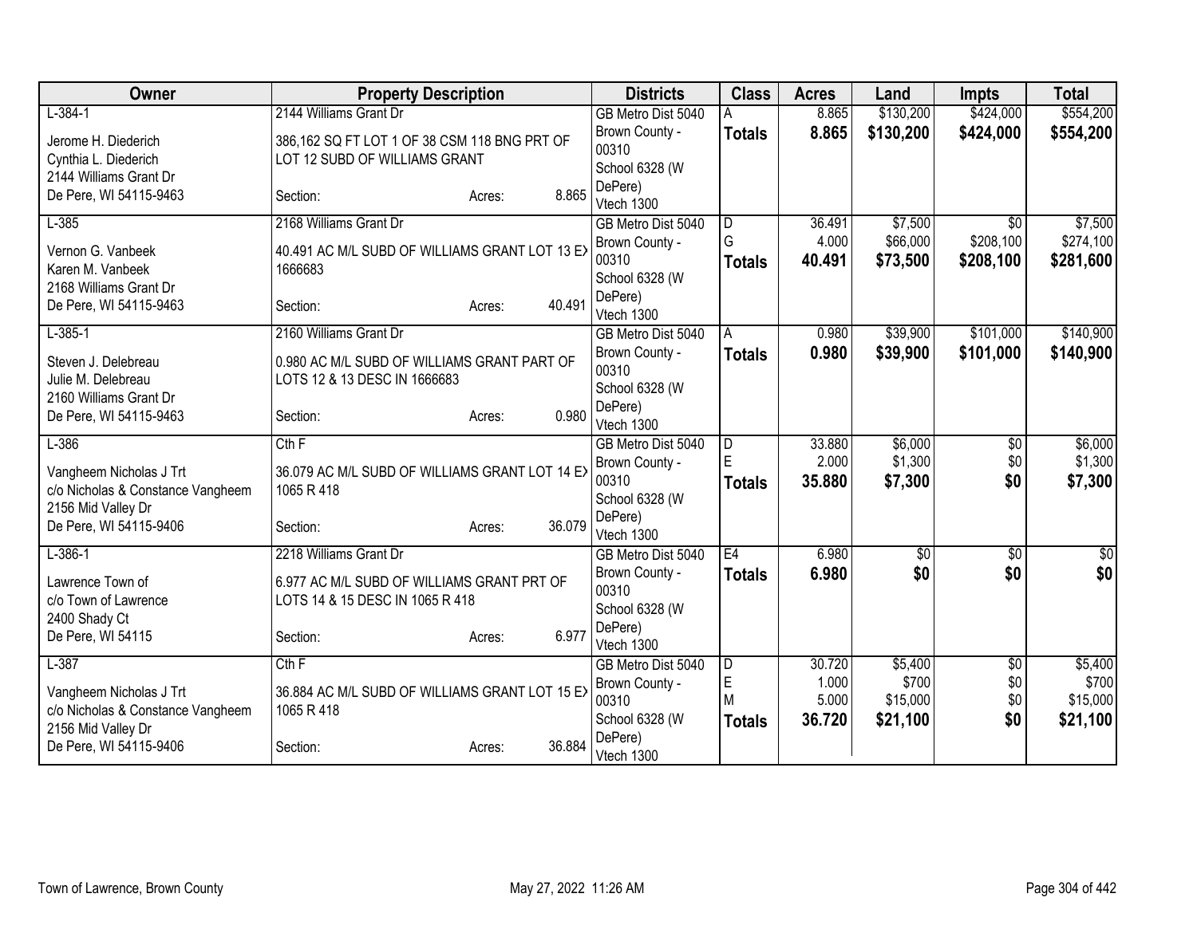| Owner | Property Description | | | Districts | Class | Acres | Land | Impts | Total |
|---|---|---|---|---|---|---|---|---|---|
| L-384-1 | 2144 Williams Grant Dr | | | GB Metro Dist 5040 | A | 8.865 | $130,200 | $424,000 | $554,200 |
| Jerome H. Diederich | 386,162 SQ FT LOT 1 OF 38 CSM 118 BNG PRT OF | | | Brown County - 00310 | **Totals** | **8.865** | **$130,200** | **$424,000** | **$554,200** |
| Cynthia L. Diederich | LOT 12 SUBD OF WILLIAMS GRANT | | | School 6328 (W DePere) | | | | | |
| 2144 Williams Grant Dr | | | | | | | | | |
| De Pere, WI 54115-9463 | Section: | Acres: | 8.865 | Vtech 1300 | | | | | |
| L-385 | 2168 Williams Grant Dr | | | GB Metro Dist 5040 | D | 36.491 | $7,500 | $0 | $7,500 |
| Vernon G. Vanbeek | 40.491 AC M/L SUBD OF WILLIAMS GRANT LOT 13 EX | | | Brown County - 00310 | G | 4.000 | $66,000 | $208,100 | $274,100 |
| Karen M. Vanbeek | 1666683 | | | School 6328 (W DePere) | **Totals** | **40.491** | **$73,500** | **$208,100** | **$281,600** |
| 2168 Williams Grant Dr | | | | | | | | | |
| De Pere, WI 54115-9463 | Section: | Acres: | 40.491 | Vtech 1300 | | | | | |
| L-385-1 | 2160 Williams Grant Dr | | | GB Metro Dist 5040 | A | 0.980 | $39,900 | $101,000 | $140,900 |
| Steven J. Delebreau | 0.980 AC M/L SUBD OF WILLIAMS GRANT PART OF | | | Brown County - 00310 | **Totals** | **0.980** | **$39,900** | **$101,000** | **$140,900** |
| Julie M. Delebreau | LOTS 12 & 13 DESC IN 1666683 | | | School 6328 (W DePere) | | | | | |
| 2160 Williams Grant Dr | | | | | | | | | |
| De Pere, WI 54115-9463 | Section: | Acres: | 0.980 | Vtech 1300 | | | | | |
| L-386 | Cth F | | | GB Metro Dist 5040 | D | 33.880 | $6,000 | $0 | $6,000 |
| Vangheem Nicholas J Trt | 36.079 AC M/L SUBD OF WILLIAMS GRANT LOT 14 EX | | | Brown County - 00310 | E | 2.000 | $1,300 | $0 | $1,300 |
| c/o Nicholas & Constance Vangheem | 1065 R 418 | | | School 6328 (W DePere) | **Totals** | **35.880** | **$7,300** | **$0** | **$7,300** |
| 2156 Mid Valley Dr | | | | | | | | | |
| De Pere, WI 54115-9406 | Section: | Acres: | 36.079 | Vtech 1300 | | | | | |
| L-386-1 | 2218 Williams Grant Dr | | | GB Metro Dist 5040 | E4 | 6.980 | $0 | $0 | $0 |
| Lawrence Town of | 6.977 AC M/L SUBD OF WILLIAMS GRANT PRT OF | | | Brown County - 00310 | **Totals** | **6.980** | **$0** | **$0** | **$0** |
| c/o Town of Lawrence | LOTS 14 & 15 DESC IN 1065 R 418 | | | School 6328 (W DePere) | | | | | |
| 2400 Shady Ct | | | | | | | | | |
| De Pere, WI 54115 | Section: | Acres: | 6.977 | Vtech 1300 | | | | | |
| L-387 | Cth F | | | GB Metro Dist 5040 | D | 30.720 | $5,400 | $0 | $5,400 |
| Vangheem Nicholas J Trt | 36.884 AC M/L SUBD OF WILLIAMS GRANT LOT 15 EX | | | Brown County - 00310 | E | 1.000 | $700 | $0 | $700 |
| c/o Nicholas & Constance Vangheem | 1065 R 418 | | | School 6328 (W DePere) | M | 5.000 | $15,000 | $0 | $15,000 |
| 2156 Mid Valley Dr | | | | | **Totals** | **36.720** | **$21,100** | **$0** | **$21,100** |
| De Pere, WI 54115-9406 | Section: | Acres: | 36.884 | Vtech 1300 | | | | | |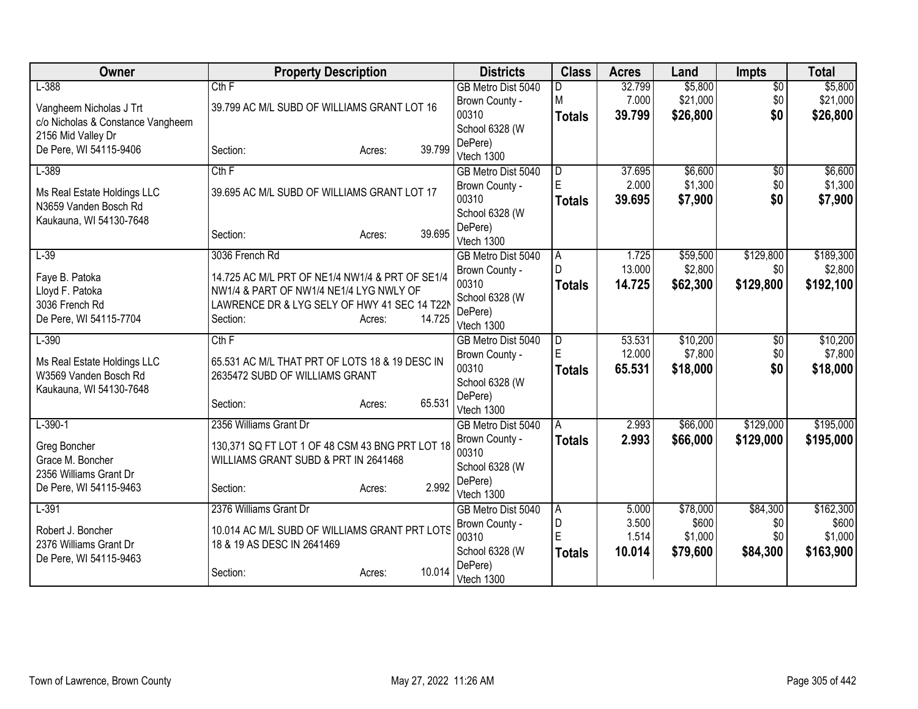| Owner | Property Description | Districts | Class | Acres | Land | Impts | Total |
|---|---|---|---|---|---|---|---|
| L-388<br>Vangheem Nicholas J Trt<br>c/o Nicholas & Constance Vangheem<br>2156 Mid Valley Dr<br>De Pere, WI 54115-9406 | Cth F<br>39.799 AC M/L SUBD OF WILLIAMS GRANT LOT 16<br>Section: Acres: 39.799 | GB Metro Dist 5040<br>Brown County - 00310<br>School 6328 (W DePere)<br>Vtech 1300 | D<br>M<br>**Totals** | 32.799<br>7.000<br>**39.799** | $5,800<br>$21,000<br>**$26,800** | $0<br>$0<br>**$0** | $5,800<br>$21,000<br>**$26,800** |
| L-389<br>Ms Real Estate Holdings LLC<br>N3659 Vanden Bosch Rd<br>Kaukauna, WI 54130-7648 | Cth F<br>39.695 AC M/L SUBD OF WILLIAMS GRANT LOT 17<br>Section: Acres: 39.695 | GB Metro Dist 5040<br>Brown County - 00310<br>School 6328 (W DePere)<br>Vtech 1300 | D<br>E<br>**Totals** | 37.695<br>2.000<br>**39.695** | $6,600<br>$1,300<br>**$7,900** | $0<br>$0<br>**$0** | $6,600<br>$1,300<br>**$7,900** |
| L-39<br>Faye B. Patoka<br>Lloyd F. Patoka<br>3036 French Rd<br>De Pere, WI 54115-7704 | 3036 French Rd<br>14.725 AC M/L PRT OF NE1/4 NW1/4 & PRT OF SE1/4 NW1/4 & PART OF NW1/4 NE1/4 LYG NWLY OF LAWRENCE DR & LYG SELY OF HWY 41 SEC 14 T22N<br>Section: Acres: 14.725 | GB Metro Dist 5040<br>Brown County - 00310<br>School 6328 (W DePere)<br>Vtech 1300 | A<br>D<br>**Totals** | 1.725<br>13.000<br>**14.725** | $59,500<br>$2,800<br>**$62,300** | $129,800<br>$0<br>**$129,800** | $189,300<br>$2,800<br>**$192,100** |
| L-390<br>Ms Real Estate Holdings LLC<br>W3569 Vanden Bosch Rd<br>Kaukauna, WI 54130-7648 | Cth F<br>65.531 AC M/L THAT PRT OF LOTS 18 & 19 DESC IN 2635472 SUBD OF WILLIAMS GRANT<br>Section: Acres: 65.531 | GB Metro Dist 5040<br>Brown County - 00310<br>School 6328 (W DePere)<br>Vtech 1300 | D<br>E<br>**Totals** | 53.531<br>12.000<br>**65.531** | $10,200<br>$7,800<br>**$18,000** | $0<br>$0<br>**$0** | $10,200<br>$7,800<br>**$18,000** |
| L-390-1<br>Greg Boncher<br>Grace M. Boncher<br>2356 Williams Grant Dr<br>De Pere, WI 54115-9463 | 2356 Williams Grant Dr<br>130,371 SQ FT LOT 1 OF 48 CSM 43 BNG PRT LOT 18 WILLIAMS GRANT SUBD & PRT IN 2641468<br>Section: Acres: 2.992 | GB Metro Dist 5040<br>Brown County - 00310<br>School 6328 (W DePere)<br>Vtech 1300 | A<br>**Totals** | 2.993<br>**2.993** | $66,000<br>**$66,000** | $129,000<br>**$129,000** | $195,000<br>**$195,000** |
| L-391<br>Robert J. Boncher<br>2376 Williams Grant Dr<br>De Pere, WI 54115-9463 | 2376 Williams Grant Dr<br>10.014 AC M/L SUBD OF WILLIAMS GRANT PRT LOTS 18 & 19 AS DESC IN 2641469<br>Section: Acres: 10.014 | GB Metro Dist 5040<br>Brown County - 00310<br>School 6328 (W DePere)<br>Vtech 1300 | A<br>D<br>E<br>**Totals** | 5.000<br>3.500<br>1.514<br>**10.014** | $78,000<br>$600<br>$1,000<br>**$79,600** | $84,300<br>$0<br>$0<br>**$84,300** | $162,300<br>$600<br>$1,000<br>**$163,900** |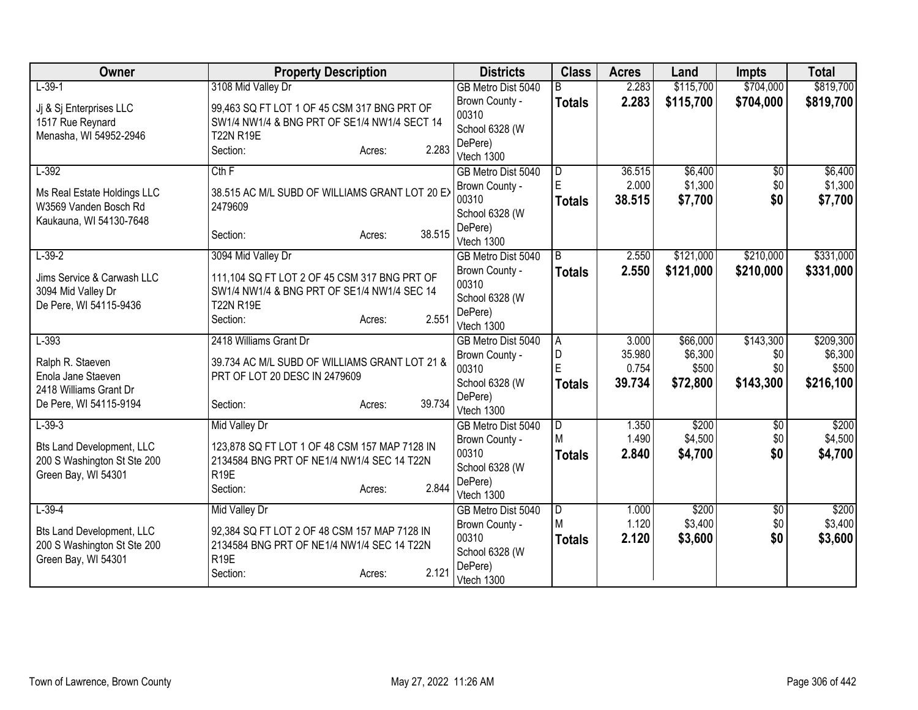| Owner | Property Description | Districts | Class | Acres | Land | Impts | Total |
|---|---|---|---|---|---|---|---|
| L-39-1<br>Jj & Sj Enterprises LLC<br>1517 Rue Reynard<br>Menasha, WI 54952-2946 | 3108 Mid Valley Dr<br>99,463 SQ FT LOT 1 OF 45 CSM 317 BNG PRT OF SW1/4 NW1/4 & BNG PRT OF SE1/4 NW1/4 SECT 14 T22N R19E<br>Section: Acres: 2.283 | GB Metro Dist 5040<br>Brown County - 00310<br>School 6328 (W DePere)<br>Vtech 1300 | B<br>**Totals** | 2.283<br>**2.283** | \$115,700<br>**\$115,700** | \$704,000<br>**\$704,000** | \$819,700<br>**\$819,700** |
| L-392<br>Ms Real Estate Holdings LLC<br>W3569 Vanden Bosch Rd<br>Kaukauna, WI 54130-7648 | Cth F<br>38.515 AC M/L SUBD OF WILLIAMS GRANT LOT 20 EX 2479609<br>Section: Acres: 38.515 | GB Metro Dist 5040<br>Brown County - 00310<br>School 6328 (W DePere)<br>Vtech 1300 | D<br>E<br>**Totals** | 36.515<br>2.000<br>**38.515** | \$6,400<br>\$1,300<br>**\$7,700** | \$0<br>\$0<br>**\$0** | \$6,400<br>\$1,300<br>**\$7,700** |
| L-39-2<br>Jims Service & Carwash LLC<br>3094 Mid Valley Dr<br>De Pere, WI 54115-9436 | 3094 Mid Valley Dr<br>111,104 SQ FT LOT 2 OF 45 CSM 317 BNG PRT OF SW1/4 NW1/4 & BNG PRT OF SE1/4 NW1/4 SEC 14 T22N R19E<br>Section: Acres: 2.551 | GB Metro Dist 5040<br>Brown County - 00310<br>School 6328 (W DePere)<br>Vtech 1300 | B<br>**Totals** | 2.550<br>**2.550** | \$121,000<br>**\$121,000** | \$210,000<br>**\$210,000** | \$331,000<br>**\$331,000** |
| L-393<br>Ralph R. Staeven<br>Enola Jane Staeven<br>2418 Williams Grant Dr<br>De Pere, WI 54115-9194 | 2418 Williams Grant Dr<br>39.734 AC M/L SUBD OF WILLIAMS GRANT LOT 21 & PRT OF LOT 20 DESC IN 2479609<br>Section: Acres: 39.734 | GB Metro Dist 5040<br>Brown County - 00310<br>School 6328 (W DePere)<br>Vtech 1300 | A<br>D<br>E<br>**Totals** | 3.000<br>35.980<br>0.754<br>**39.734** | \$66,000<br>\$6,300<br>\$500<br>**\$72,800** | \$143,300<br>\$0<br>\$0<br>**\$143,300** | \$209,300<br>\$6,300<br>\$500<br>**\$216,100** |
| L-39-3<br>Bts Land Development, LLC<br>200 S Washington St Ste 200<br>Green Bay, WI 54301 | Mid Valley Dr<br>123,878 SQ FT LOT 1 OF 48 CSM 157 MAP 7128 IN 2134584 BNG PRT OF NE1/4 NW1/4 SEC 14 T22N R19E<br>Section: Acres: 2.844 | GB Metro Dist 5040<br>Brown County - 00310<br>School 6328 (W DePere)<br>Vtech 1300 | D<br>M<br>**Totals** | 1.350<br>1.490<br>**2.840** | \$200<br>\$4,500<br>**\$4,700** | \$0<br>\$0<br>**\$0** | \$200<br>\$4,500<br>**\$4,700** |
| L-39-4<br>Bts Land Development, LLC<br>200 S Washington St Ste 200<br>Green Bay, WI 54301 | Mid Valley Dr<br>92,384 SQ FT LOT 2 OF 48 CSM 157 MAP 7128 IN 2134584 BNG PRT OF NE1/4 NW1/4 SEC 14 T22N R19E<br>Section: Acres: 2.121 | GB Metro Dist 5040<br>Brown County - 00310<br>School 6328 (W DePere)<br>Vtech 1300 | D<br>M<br>**Totals** | 1.000<br>1.120<br>**2.120** | \$200<br>\$3,400<br>**\$3,600** | \$0<br>\$0<br>**\$0** | \$200<br>\$3,400<br>**\$3,600** |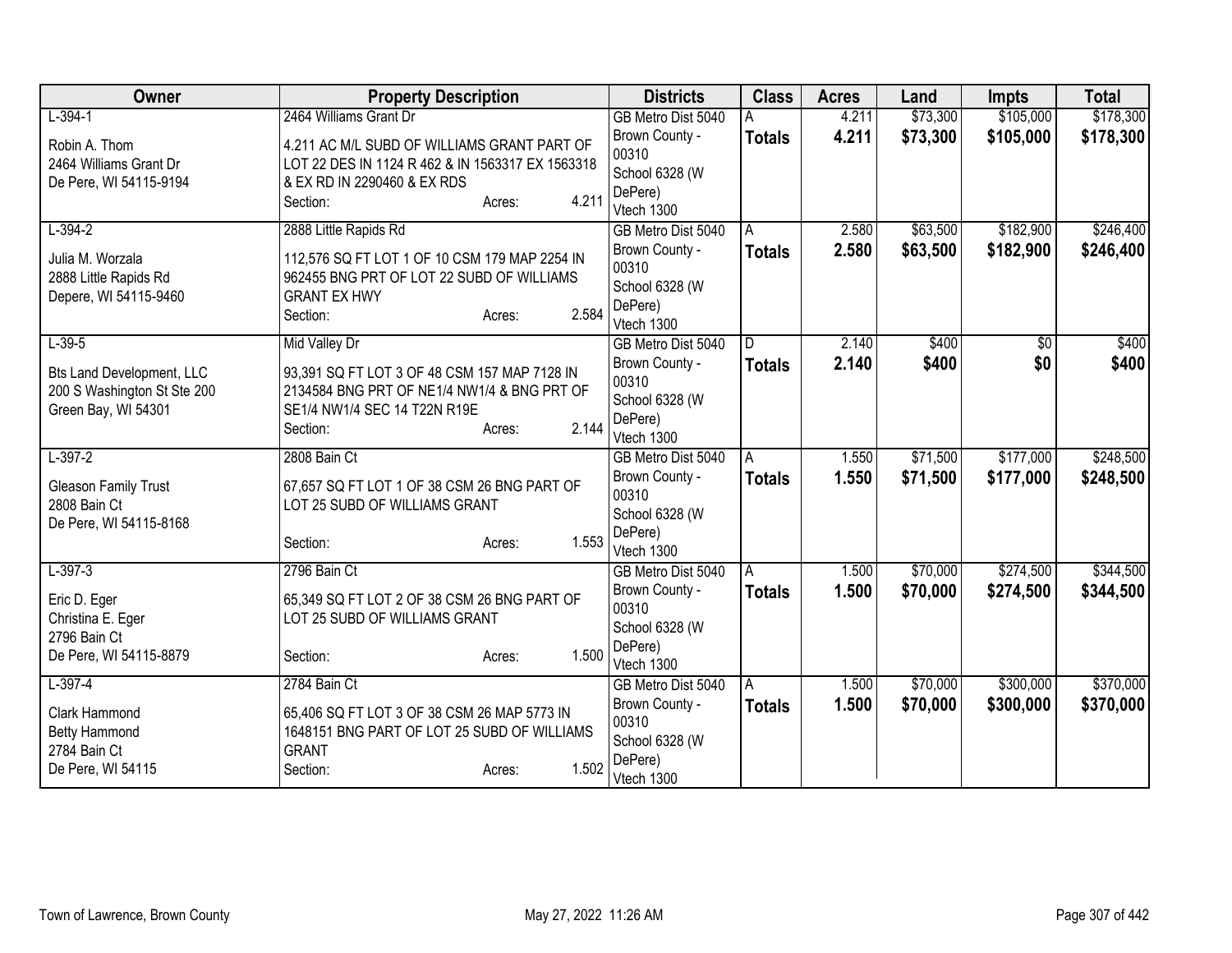| Owner | Property Description | Districts | Class | Acres | Land | Impts | Total |
|---|---|---|---|---|---|---|---|
| L-394-1<br><br>Robin A. Thom<br>2464 Williams Grant Dr<br>De Pere, WI 54115-9194 | 2464 Williams Grant Dr<br><br>4.211 AC M/L SUBD OF WILLIAMS GRANT PART OF LOT 22 DES IN 1124 R 462 & IN 1563317 EX 1563318 & EX RD IN 2290460 & EX RDS<br>Section: Acres: 4.211 | GB Metro Dist 5040<br>Brown County - 00310<br>School 6328 (W DePere)<br>Vtech 1300 | A<br>**Totals** | 4.211<br>**4.211** | $73,300<br>**$73,300** | $105,000<br>**$105,000** | $178,300<br>**$178,300** |
| L-394-2<br><br>Julia M. Worzala<br>2888 Little Rapids Rd<br>Depere, WI 54115-9460 | 2888 Little Rapids Rd<br><br>112,576 SQ FT LOT 1 OF 10 CSM 179 MAP 2254 IN 962455 BNG PRT OF LOT 22 SUBD OF WILLIAMS GRANT EX HWY<br>Section: Acres: 2.584 | GB Metro Dist 5040<br>Brown County - 00310<br>School 6328 (W DePere)<br>Vtech 1300 | A<br>**Totals** | 2.580<br>**2.580** | $63,500<br>**$63,500** | $182,900<br>**$182,900** | $246,400<br>**$246,400** |
| L-39-5<br><br>Bts Land Development, LLC<br>200 S Washington St Ste 200<br>Green Bay, WI 54301 | Mid Valley Dr<br><br>93,391 SQ FT LOT 3 OF 48 CSM 157 MAP 7128 IN 2134584 BNG PRT OF NE1/4 NW1/4 & BNG PRT OF SE1/4 NW1/4 SEC 14 T22N R19E<br>Section: Acres: 2.144 | GB Metro Dist 5040<br>Brown County - 00310<br>School 6328 (W DePere)<br>Vtech 1300 | D<br>**Totals** | 2.140<br>**2.140** | $400<br>**$400** | $0<br>**$0** | $400<br>**$400** |
| L-397-2<br><br>Gleason Family Trust<br>2808 Bain Ct<br>De Pere, WI 54115-8168 | 2808 Bain Ct<br><br>67,657 SQ FT LOT 1 OF 38 CSM 26 BNG PART OF LOT 25 SUBD OF WILLIAMS GRANT<br><br>Section: Acres: 1.553 | GB Metro Dist 5040<br>Brown County - 00310<br>School 6328 (W DePere)<br>Vtech 1300 | A<br>**Totals** | 1.550<br>**1.550** | $71,500<br>**$71,500** | $177,000<br>**$177,000** | $248,500<br>**$248,500** |
| L-397-3<br><br>Eric D. Eger<br>Christina E. Eger<br>2796 Bain Ct<br>De Pere, WI 54115-8879 | 2796 Bain Ct<br><br>65,349 SQ FT LOT 2 OF 38 CSM 26 BNG PART OF LOT 25 SUBD OF WILLIAMS GRANT<br><br>Section: Acres: 1.500 | GB Metro Dist 5040<br>Brown County - 00310<br>School 6328 (W DePere)<br>Vtech 1300 | A<br>**Totals** | 1.500<br>**1.500** | $70,000<br>**$70,000** | $274,500<br>**$274,500** | $344,500<br>**$344,500** |
| L-397-4<br><br>Clark Hammond<br>Betty Hammond<br>2784 Bain Ct<br>De Pere, WI 54115 | 2784 Bain Ct<br><br>65,406 SQ FT LOT 3 OF 38 CSM 26 MAP 5773 IN 1648151 BNG PART OF LOT 25 SUBD OF WILLIAMS GRANT<br>Section: Acres: 1.502 | GB Metro Dist 5040<br>Brown County - 00310<br>School 6328 (W DePere)<br>Vtech 1300 | A<br>**Totals** | 1.500<br>**1.500** | $70,000<br>**$70,000** | $300,000<br>**$300,000** | $370,000<br>**$370,000** |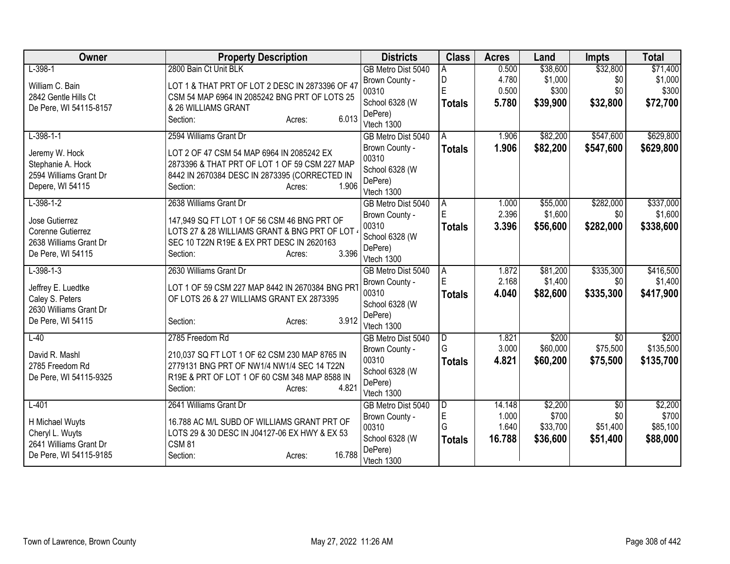| Owner | Property Description | Districts | Class | Acres | Land | Impts | Total |
|---|---|---|---|---|---|---|---|
| L-398-1<br>William C. Bain<br>2842 Gentle Hills Ct<br>De Pere, WI 54115-8157 | 2800 Bain Ct Unit BLK<br>LOT 1 & THAT PRT OF LOT 2 DESC IN 2873396 OF 47 CSM 54 MAP 6964 IN 2085242 BNG PRT OF LOTS 25 & 26 WILLIAMS GRANT<br>Section: Acres: 6.013 | GB Metro Dist 5040<br>Brown County - 00310<br>School 6328 (W DePere)<br>Vtech 1300 | A<br>D<br>E<br>**Totals** | 0.500<br>4.780<br>0.500<br>**5.780** | \$38,600<br>\$1,000<br>\$300<br>**\$39,900** | \$32,800<br>\$0<br>\$0<br>**\$32,800** | \$71,400<br>\$1,000<br>\$300<br>**\$72,700** |
| L-398-1-1<br>Jeremy W. Hock<br>Stephanie A. Hock<br>2594 Williams Grant Dr<br>Depere, WI 54115 | 2594 Williams Grant Dr<br>LOT 2 OF 47 CSM 54 MAP 6964 IN 2085242 EX 2873396 & THAT PRT OF LOT 1 OF 59 CSM 227 MAP 8442 IN 2670384 DESC IN 2873395 (CORRECTED IN<br>Section: Acres: 1.906 | GB Metro Dist 5040<br>Brown County - 00310<br>School 6328 (W DePere)<br>Vtech 1300 | A<br>**Totals** | 1.906<br>**1.906** | \$82,200<br>**\$82,200** | \$547,600<br>**\$547,600** | \$629,800<br>**\$629,800** |
| L-398-1-2<br>Jose Gutierrez<br>Corenne Gutierrez<br>2638 Williams Grant Dr<br>De Pere, WI 54115 | 2638 Williams Grant Dr<br>147,949 SQ FT LOT 1 OF 56 CSM 46 BNG PRT OF LOTS 27 & 28 WILLIAMS GRANT & BNG PRT OF LOT 4 SEC 10 T22N R19E & EX PRT DESC IN 2620163<br>Section: Acres: 3.396 | GB Metro Dist 5040<br>Brown County - 00310<br>School 6328 (W DePere)<br>Vtech 1300 | A<br>E<br>**Totals** | 1.000<br>2.396<br>**3.396** | \$55,000<br>\$1,600<br>**\$56,600** | \$282,000<br>\$0<br>**\$282,000** | \$337,000<br>\$1,600<br>**\$338,600** |
| L-398-1-3<br>Jeffrey E. Luedtke<br>Caley S. Peters<br>2630 Williams Grant Dr<br>De Pere, WI 54115 | 2630 Williams Grant Dr<br>LOT 1 OF 59 CSM 227 MAP 8442 IN 2670384 BNG PRT OF LOTS 26 & 27 WILLIAMS GRANT EX 2873395<br>Section: Acres: 3.912 | GB Metro Dist 5040<br>Brown County - 00310<br>School 6328 (W DePere)<br>Vtech 1300 | A<br>E<br>**Totals** | 1.872<br>2.168<br>**4.040** | \$81,200<br>\$1,400<br>**\$82,600** | \$335,300<br>\$0<br>**\$335,300** | \$416,500<br>\$1,400<br>**\$417,900** |
| L-40<br>David R. Mashl<br>2785 Freedom Rd<br>De Pere, WI 54115-9325 | 2785 Freedom Rd<br>210,037 SQ FT LOT 1 OF 62 CSM 230 MAP 8765 IN 2779131 BNG PRT OF NW1/4 NW1/4 SEC 14 T22N R19E & PRT OF LOT 1 OF 60 CSM 348 MAP 8588 IN<br>Section: Acres: 4.821 | GB Metro Dist 5040<br>Brown County - 00310<br>School 6328 (W DePere)<br>Vtech 1300 | D<br>G<br>**Totals** | 1.821<br>3.000<br>**4.821** | \$200<br>\$60,000<br>**\$60,200** | \$0<br>\$75,500<br>**\$75,500** | \$200<br>\$135,500<br>**\$135,700** |
| L-401<br>H Michael Wuyts<br>Cheryl L. Wuyts<br>2641 Williams Grant Dr<br>De Pere, WI 54115-9185 | 2641 Williams Grant Dr<br>16.788 AC M/L SUBD OF WILLIAMS GRANT PRT OF LOTS 29 & 30 DESC IN J04127-06 EX HWY & EX 53 CSM 81<br>Section: Acres: 16.788 | GB Metro Dist 5040<br>Brown County - 00310<br>School 6328 (W DePere)<br>Vtech 1300 | D<br>E<br>G<br>**Totals** | 14.148<br>1.000<br>1.640<br>**16.788** | \$2,200<br>\$700<br>\$33,700<br>**\$36,600** | \$0<br>\$0<br>\$51,400<br>**\$51,400** | \$2,200<br>\$700<br>\$85,100<br>**\$88,000** |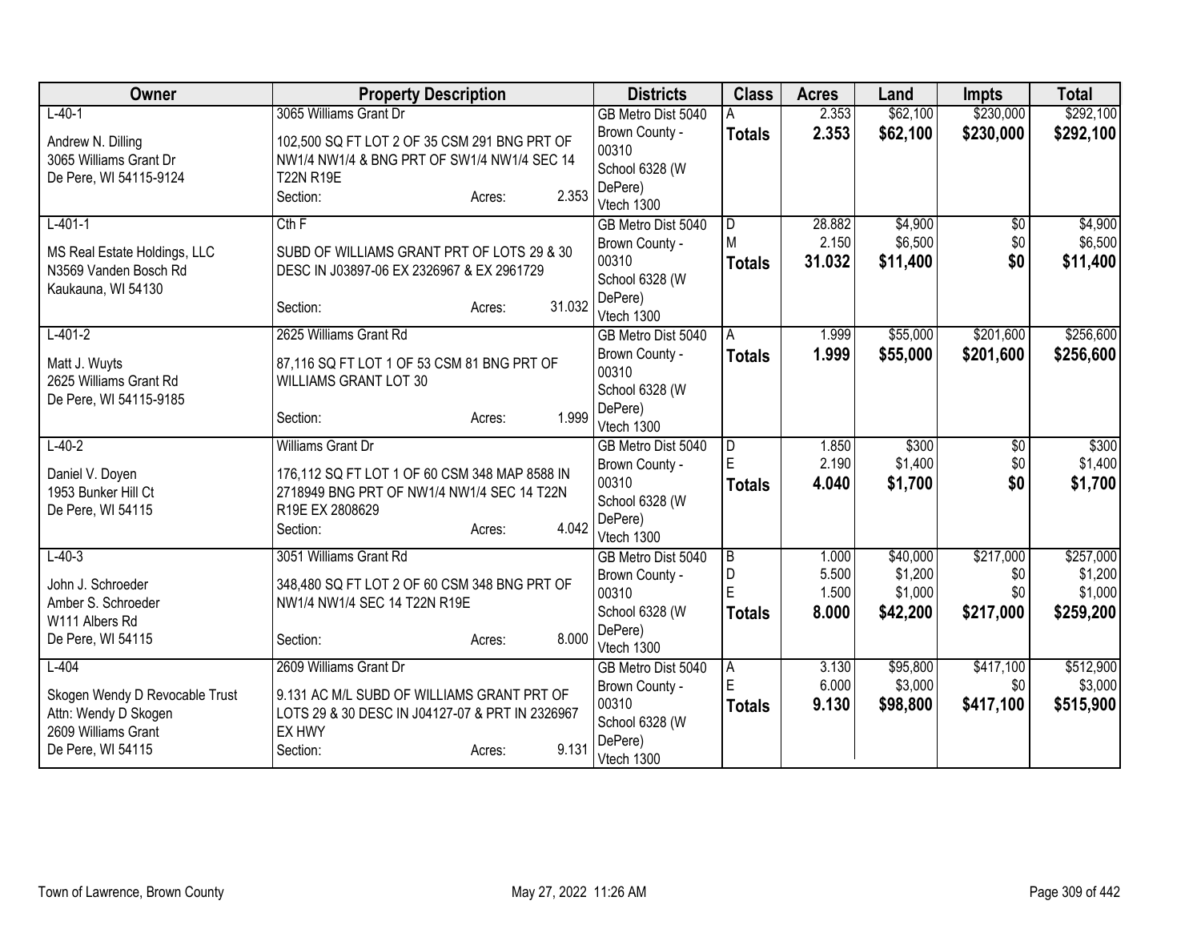| Owner | Property Description | Districts | Class | Acres | Land | Impts | Total |
|---|---|---|---|---|---|---|---|
| L-40-1<br><br>Andrew N. Dilling<br>3065 Williams Grant Dr<br>De Pere, WI 54115-9124 | 3065 Williams Grant Dr<br><br>102,500 SQ FT LOT 2 OF 35 CSM 291 BNG PRT OF NW1/4 NW1/4 & BNG PRT OF SW1/4 NW1/4 SEC 14 T22N R19E<br>Section: Acres: 2.353 | GB Metro Dist 5040<br>Brown County - 00310<br>School 6328 (W DePere)<br>Vtech 1300 | A<br>**Totals** | 2.353<br>**2.353** | $62,100<br>**$62,100** | $230,000<br>**$230,000** | $292,100<br>**$292,100** |
| L-401-1<br><br>MS Real Estate Holdings, LLC<br>N3569 Vanden Bosch Rd<br>Kaukauna, WI 54130 | Cth F<br><br>SUBD OF WILLIAMS GRANT PRT OF LOTS 29 & 30 DESC IN J03897-06 EX 2326967 & EX 2961729<br><br>Section: Acres: 31.032 | GB Metro Dist 5040<br>Brown County - 00310<br>School 6328 (W DePere)<br>Vtech 1300 | D<br>M<br>**Totals** | 28.882<br>2.150<br>**31.032** | $4,900<br>$6,500<br>**$11,400** | $0<br>$0<br>**$0** | $4,900<br>$6,500<br>**$11,400** |
| L-401-2<br><br>Matt J. Wuyts<br>2625 Williams Grant Rd<br>De Pere, WI 54115-9185 | 2625 Williams Grant Rd<br><br>87,116 SQ FT LOT 1 OF 53 CSM 81 BNG PRT OF WILLIAMS GRANT LOT 30<br><br>Section: Acres: 1.999 | GB Metro Dist 5040<br>Brown County - 00310<br>School 6328 (W DePere)<br>Vtech 1300 | A<br>**Totals** | 1.999<br>**1.999** | $55,000<br>**$55,000** | $201,600<br>**$201,600** | $256,600<br>**$256,600** |
| L-40-2<br><br>Daniel V. Doyen<br>1953 Bunker Hill Ct<br>De Pere, WI 54115 | Williams Grant Dr<br><br>176,112 SQ FT LOT 1 OF 60 CSM 348 MAP 8588 IN 2718949 BNG PRT OF NW1/4 NW1/4 SEC 14 T22N R19E EX 2808629<br>Section: Acres: 4.042 | GB Metro Dist 5040<br>Brown County - 00310<br>School 6328 (W DePere)<br>Vtech 1300 | D<br>E<br>**Totals** | 1.850<br>2.190<br>**4.040** | $300<br>$1,400<br>**$1,700** | $0<br>$0<br>**$0** | $300<br>$1,400<br>**$1,700** |
| L-40-3<br><br>John J. Schroeder<br>Amber S. Schroeder<br>W111 Albers Rd<br>De Pere, WI 54115 | 3051 Williams Grant Rd<br><br>348,480 SQ FT LOT 2 OF 60 CSM 348 BNG PRT OF NW1/4 NW1/4 SEC 14 T22N R19E<br><br>Section: Acres: 8.000 | GB Metro Dist 5040<br>Brown County - 00310<br>School 6328 (W DePere)<br>Vtech 1300 | B<br>D<br>E<br>**Totals** | 1.000<br>5.500<br>1.500<br>**8.000** | $40,000<br>$1,200<br>$1,000<br>**$42,200** | $217,000<br>$0<br>$0<br>**$217,000** | $257,000<br>$1,200<br>$1,000<br>**$259,200** |
| L-404<br><br>Skogen Wendy D Revocable Trust<br>Attn: Wendy D Skogen<br>2609 Williams Grant<br>De Pere, WI 54115 | 2609 Williams Grant Dr<br><br>9.131 AC M/L SUBD OF WILLIAMS GRANT PRT OF LOTS 29 & 30 DESC IN J04127-07 & PRT IN 2326967 EX HWY<br>Section: Acres: 9.131 | GB Metro Dist 5040<br>Brown County - 00310<br>School 6328 (W DePere)<br>Vtech 1300 | A<br>E<br>**Totals** | 3.130<br>6.000<br>**9.130** | $95,800<br>$3,000<br>**$98,800** | $417,100<br>$0<br>**$417,100** | $512,900<br>$3,000<br>**$515,900** |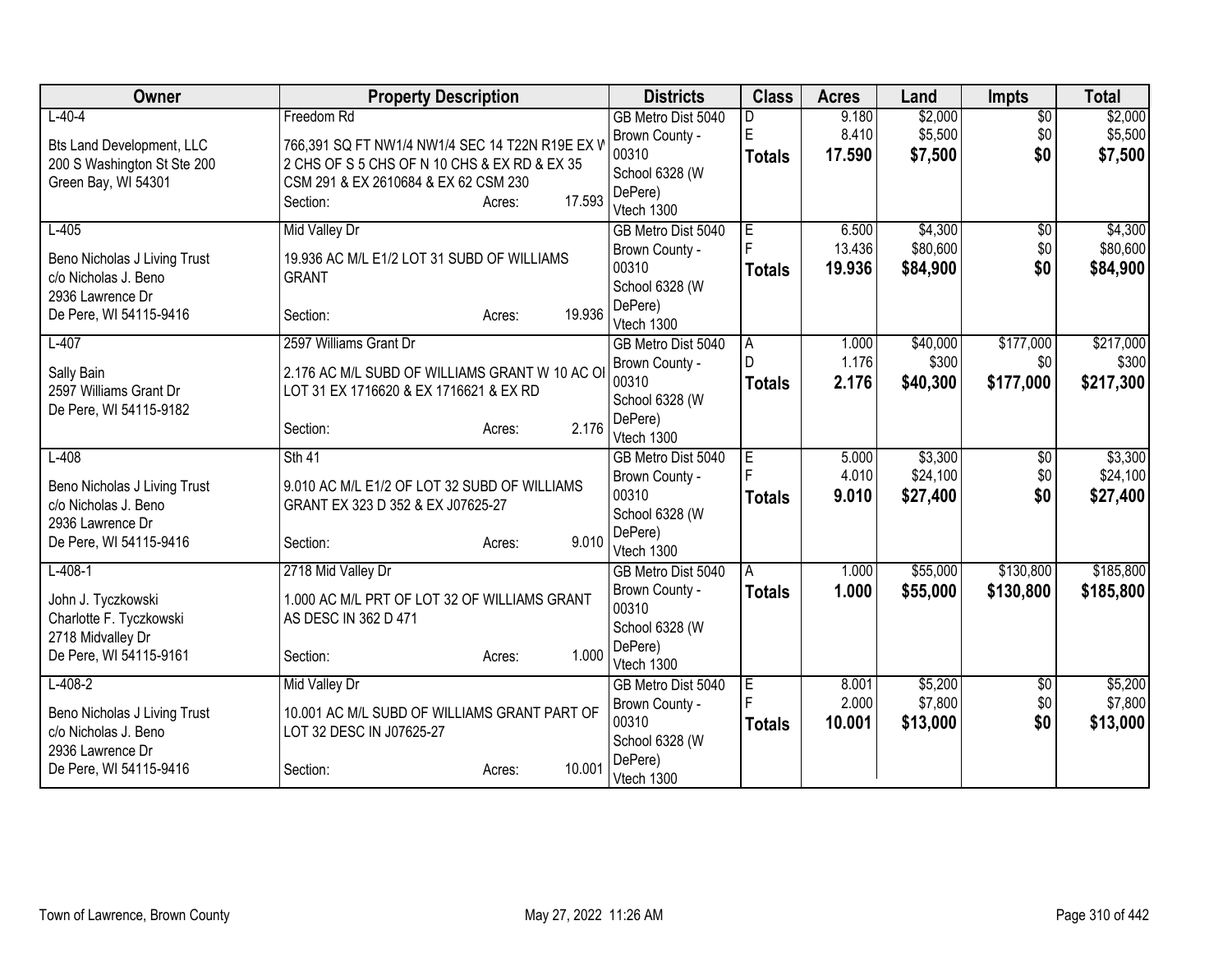| Owner | Property Description | Districts | Class | Acres | Land | Impts | Total |
|---|---|---|---|---|---|---|---|
| L-40-4<br><br>Bts Land Development, LLC<br>200 S Washington St Ste 200<br>Green Bay, WI 54301 | Freedom Rd<br><br>766,391 SQ FT NW1/4 NW1/4 SEC 14 T22N R19E EX W 2 CHS OF S 5 CHS OF N 10 CHS & EX RD & EX 35 CSM 291 & EX 2610684 & EX 62 CSM 230<br>Section: Acres: 17.593 | GB Metro Dist 5040<br>Brown County - 00310<br>School 6328 (W DePere)<br>Vtech 1300 | D<br>E<br>**Totals** | 9.180<br>8.410<br>**17.590** | $2,000<br>$5,500<br>**$7,500** | $0<br>$0<br>**$0** | $2,000<br>$5,500<br>**$7,500** |
| L-405<br><br>Beno Nicholas J Living Trust<br>c/o Nicholas J. Beno<br>2936 Lawrence Dr<br>De Pere, WI 54115-9416 | Mid Valley Dr<br><br>19.936 AC M/L E1/2 LOT 31 SUBD OF WILLIAMS GRANT<br>Section: Acres: 19.936 | GB Metro Dist 5040<br>Brown County - 00310<br>School 6328 (W DePere)<br>Vtech 1300 | E<br>F<br>**Totals** | 6.500<br>13.436<br>**19.936** | $4,300<br>$80,600<br>**$84,900** | $0<br>$0<br>**$0** | $4,300<br>$80,600<br>**$84,900** |
| L-407<br><br>Sally Bain<br>2597 Williams Grant Dr<br>De Pere, WI 54115-9182 | 2597 Williams Grant Dr<br><br>2.176 AC M/L SUBD OF WILLIAMS GRANT W 10 AC OI LOT 31 EX 1716620 & EX 1716621 & EX RD<br>Section: Acres: 2.176 | GB Metro Dist 5040<br>Brown County - 00310<br>School 6328 (W DePere)<br>Vtech 1300 | A<br>D<br>**Totals** | 1.000<br>1.176<br>**2.176** | $40,000<br>$300<br>**$40,300** | $177,000<br>$0<br>**$177,000** | $217,000<br>$300<br>**$217,300** |
| L-408<br><br>Beno Nicholas J Living Trust<br>c/o Nicholas J. Beno<br>2936 Lawrence Dr<br>De Pere, WI 54115-9416 | Sth 41<br><br>9.010 AC M/L E1/2 OF LOT 32 SUBD OF WILLIAMS GRANT EX 323 D 352 & EX J07625-27<br>Section: Acres: 9.010 | GB Metro Dist 5040<br>Brown County - 00310<br>School 6328 (W DePere)<br>Vtech 1300 | E<br>F<br>**Totals** | 5.000<br>4.010<br>**9.010** | $3,300<br>$24,100<br>**$27,400** | $0<br>$0<br>**$0** | $3,300<br>$24,100<br>**$27,400** |
| L-408-1<br><br>John J. Tyczkowski<br>Charlotte F. Tyczkowski<br>2718 Midvalley Dr<br>De Pere, WI 54115-9161 | 2718 Mid Valley Dr<br><br>1.000 AC M/L PRT OF LOT 32 OF WILLIAMS GRANT AS DESC IN 362 D 471<br>Section: Acres: 1.000 | GB Metro Dist 5040<br>Brown County - 00310<br>School 6328 (W DePere)<br>Vtech 1300 | A<br>**Totals** | 1.000<br>**1.000** | $55,000<br>**$55,000** | $130,800<br>**$130,800** | $185,800<br>**$185,800** |
| L-408-2<br><br>Beno Nicholas J Living Trust<br>c/o Nicholas J. Beno<br>2936 Lawrence Dr<br>De Pere, WI 54115-9416 | Mid Valley Dr<br><br>10.001 AC M/L SUBD OF WILLIAMS GRANT PART OF LOT 32 DESC IN J07625-27<br>Section: Acres: 10.001 | GB Metro Dist 5040<br>Brown County - 00310<br>School 6328 (W DePere)<br>Vtech 1300 | E<br>F<br>**Totals** | 8.001<br>2.000<br>**10.001** | $5,200<br>$7,800<br>**$13,000** | $0<br>$0<br>**$0** | $5,200<br>$7,800<br>**$13,000** |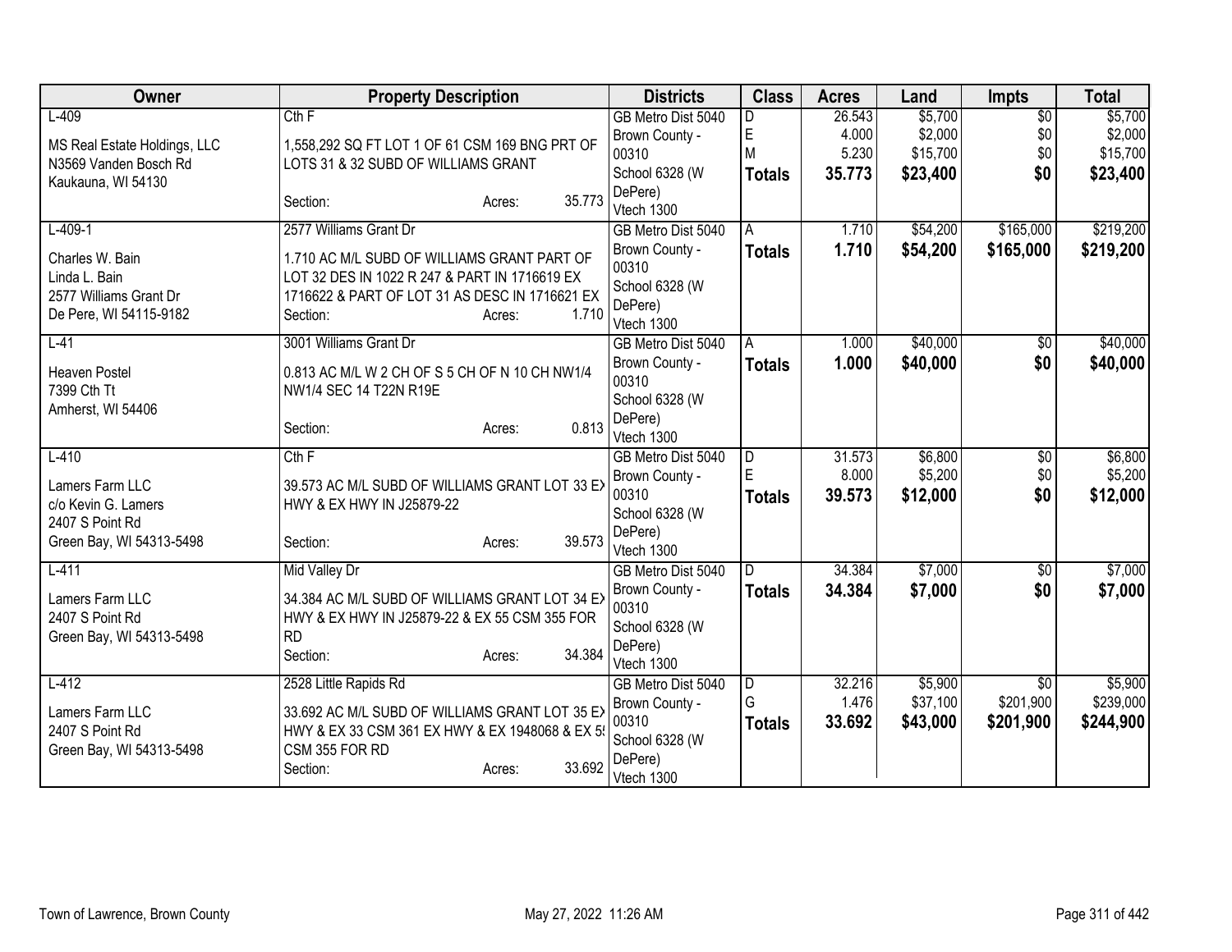| Owner | Property Description | Districts | Class | Acres | Land | Impts | Total |
|---|---|---|---|---|---|---|---|
| L-409<br><br>MS Real Estate Holdings, LLC<br>N3569 Vanden Bosch Rd<br>Kaukauna, WI 54130 | Cth F<br><br>1,558,292 SQ FT LOT 1 OF 61 CSM 169 BNG PRT OF LOTS 31 & 32 SUBD OF WILLIAMS GRANT<br><br>Section: Acres: 35.773 | GB Metro Dist 5040<br>Brown County - 00310<br>School 6328 (W DePere)<br>Vtech 1300 | D<br>E<br>M<br>**Totals** | 26.543<br>4.000<br>5.230<br>**35.773** | $5,700<br>$2,000<br>$15,700<br>**$23,400** | $0<br>$0<br>$0<br>**$0** | $5,700<br>$2,000<br>$15,700<br>**$23,400** |
| L-409-1<br><br>Charles W. Bain<br>Linda L. Bain<br>2577 Williams Grant Dr<br>De Pere, WI 54115-9182 | 2577 Williams Grant Dr<br><br>1.710 AC M/L SUBD OF WILLIAMS GRANT PART OF LOT 32 DES IN 1022 R 247 & PART IN 1716619 EX 1716622 & PART OF LOT 31 AS DESC IN 1716621 EX<br>Section: Acres: 1.710 | GB Metro Dist 5040<br>Brown County - 00310<br>School 6328 (W DePere)<br>Vtech 1300 | A<br>**Totals** | 1.710<br>**1.710** | $54,200<br>**$54,200** | $165,000<br>**$165,000** | $219,200<br>**$219,200** |
| L-41<br><br>Heaven Postel<br>7399 Cth Tt<br>Amherst, WI 54406 | 3001 Williams Grant Dr<br><br>0.813 AC M/L W 2 CH OF S 5 CH OF N 10 CH NW1/4 NW1/4 SEC 14 T22N R19E<br><br>Section: Acres: 0.813 | GB Metro Dist 5040<br>Brown County - 00310<br>School 6328 (W DePere)<br>Vtech 1300 | A<br>**Totals** | 1.000<br>**1.000** | $40,000<br>**$40,000** | $0<br>**$0** | $40,000<br>**$40,000** |
| L-410<br><br>Lamers Farm LLC<br>c/o Kevin G. Lamers<br>2407 S Point Rd<br>Green Bay, WI 54313-5498 | Cth F<br><br>39.573 AC M/L SUBD OF WILLIAMS GRANT LOT 33 EX HWY & EX HWY IN J25879-22<br><br>Section: Acres: 39.573 | GB Metro Dist 5040<br>Brown County - 00310<br>School 6328 (W DePere)<br>Vtech 1300 | D<br>E<br>**Totals** | 31.573<br>8.000<br>**39.573** | $6,800<br>$5,200<br>**$12,000** | $0<br>$0<br>**$0** | $6,800<br>$5,200<br>**$12,000** |
| L-411<br><br>Lamers Farm LLC<br>2407 S Point Rd<br>Green Bay, WI 54313-5498 | Mid Valley Dr<br><br>34.384 AC M/L SUBD OF WILLIAMS GRANT LOT 34 EX HWY & EX HWY IN J25879-22 & EX 55 CSM 355 FOR RD<br>Section: Acres: 34.384 | GB Metro Dist 5040<br>Brown County - 00310<br>School 6328 (W DePere)<br>Vtech 1300 | D<br>**Totals** | 34.384<br>**34.384** | $7,000<br>**$7,000** | $0<br>**$0** | $7,000<br>**$7,000** |
| L-412<br><br>Lamers Farm LLC<br>2407 S Point Rd<br>Green Bay, WI 54313-5498 | 2528 Little Rapids Rd<br><br>33.692 AC M/L SUBD OF WILLIAMS GRANT LOT 35 EX HWY & EX 33 CSM 361 EX HWY & EX 1948068 & EX 55 CSM 355 FOR RD<br>Section: Acres: 33.692 | GB Metro Dist 5040<br>Brown County - 00310<br>School 6328 (W DePere)<br>Vtech 1300 | D<br>G<br>**Totals** | 32.216<br>1.476<br>**33.692** | $5,900<br>$37,100<br>**$43,000** | $0<br>$201,900<br>**$201,900** | $5,900<br>$239,000<br>**$244,900** |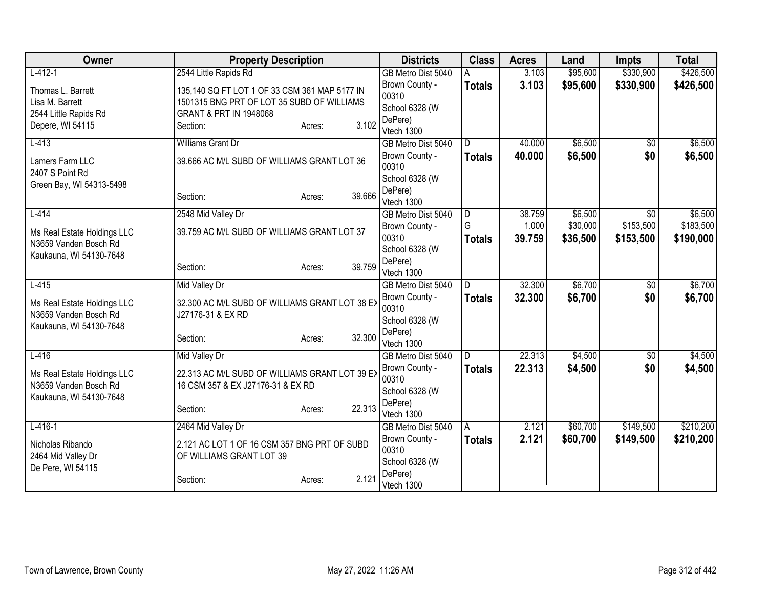| Owner | Property Description | Districts | Class | Acres | Land | Impts | Total |
|---|---|---|---|---|---|---|---|
| L-412-1<br>Thomas L. Barrett<br>Lisa M. Barrett<br>2544 Little Rapids Rd<br>Depere, WI 54115 | 2544 Little Rapids Rd<br>135,140 SQ FT LOT 1 OF 33 CSM 361 MAP 5177 IN 1501315 BNG PRT OF LOT 35 SUBD OF WILLIAMS GRANT & PRT IN 1948068<br>Section: Acres: 3.102 | GB Metro Dist 5040<br>Brown County - 00310<br>School 6328 (W DePere)<br>Vtech 1300 | A<br>**Totals** | 3.103<br>**3.103** | \$95,600<br>**\$95,600** | \$330,900<br>**\$330,900** | \$426,500<br>**\$426,500** |
| L-413<br>Lamers Farm LLC<br>2407 S Point Rd<br>Green Bay, WI 54313-5498 | Williams Grant Dr<br>39.666 AC M/L SUBD OF WILLIAMS GRANT LOT 36<br>Section: Acres: 39.666 | GB Metro Dist 5040<br>Brown County - 00310<br>School 6328 (W DePere)<br>Vtech 1300 | D<br>**Totals** | 40.000<br>**40.000** | \$6,500<br>**\$6,500** | \$0<br>**\$0** | \$6,500<br>**\$6,500** |
| L-414<br>Ms Real Estate Holdings LLC<br>N3659 Vanden Bosch Rd<br>Kaukauna, WI 54130-7648 | 2548 Mid Valley Dr<br>39.759 AC M/L SUBD OF WILLIAMS GRANT LOT 37<br>Section: Acres: 39.759 | GB Metro Dist 5040<br>Brown County - 00310<br>School 6328 (W DePere)<br>Vtech 1300 | D<br>G<br>**Totals** | 38.759<br>1.000<br>**39.759** | \$6,500<br>\$30,000<br>**\$36,500** | \$0<br>\$153,500<br>**\$153,500** | \$6,500<br>\$183,500<br>**\$190,000** |
| L-415<br>Ms Real Estate Holdings LLC<br>N3659 Vanden Bosch Rd<br>Kaukauna, WI 54130-7648 | Mid Valley Dr<br>32.300 AC M/L SUBD OF WILLIAMS GRANT LOT 38 EX J27176-31 & EX RD<br>Section: Acres: 32.300 | GB Metro Dist 5040<br>Brown County - 00310<br>School 6328 (W DePere)<br>Vtech 1300 | D<br>**Totals** | 32.300<br>**32.300** | \$6,700<br>**\$6,700** | \$0<br>**\$0** | \$6,700<br>**\$6,700** |
| L-416<br>Ms Real Estate Holdings LLC<br>N3659 Vanden Bosch Rd<br>Kaukauna, WI 54130-7648 | Mid Valley Dr<br>22.313 AC M/L SUBD OF WILLIAMS GRANT LOT 39 EX 16 CSM 357 & EX J27176-31 & EX RD<br>Section: Acres: 22.313 | GB Metro Dist 5040<br>Brown County - 00310<br>School 6328 (W DePere)<br>Vtech 1300 | D<br>**Totals** | 22.313<br>**22.313** | \$4,500<br>**\$4,500** | \$0<br>**\$0** | \$4,500<br>**\$4,500** |
| L-416-1<br>Nicholas Ribando<br>2464 Mid Valley Dr<br>De Pere, WI 54115 | 2464 Mid Valley Dr<br>2.121 AC LOT 1 OF 16 CSM 357 BNG PRT OF SUBD OF WILLIAMS GRANT LOT 39<br>Section: Acres: 2.121 | GB Metro Dist 5040<br>Brown County - 00310<br>School 6328 (W DePere)<br>Vtech 1300 | A<br>**Totals** | 2.121<br>**2.121** | \$60,700<br>**\$60,700** | \$149,500<br>**\$149,500** | \$210,200<br>**\$210,200** |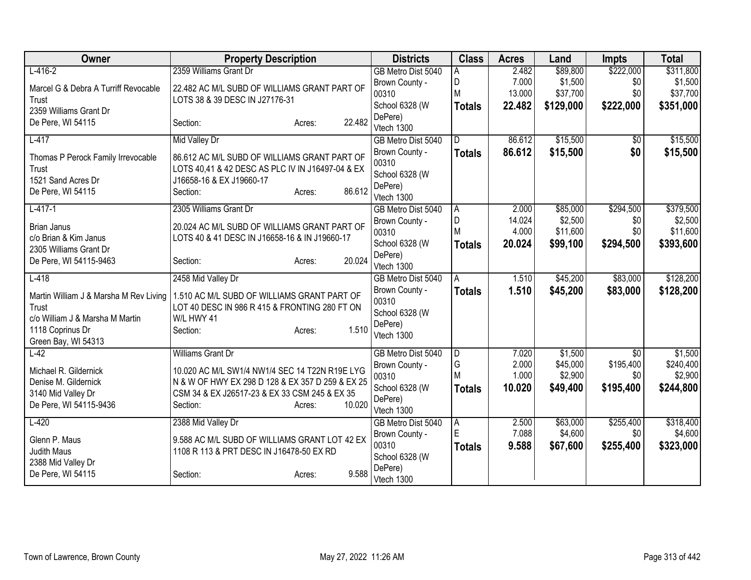| Owner | Property Description | Districts | Class | Acres | Land | Impts | Total |
|---|---|---|---|---|---|---|---|
| L-416-2<br>Marcel G & Debra A Turriff Revocable Trust<br>2359 Williams Grant Dr<br>De Pere, WI 54115 | 2359 Williams Grant Dr<br>22.482 AC M/L SUBD OF WILLIAMS GRANT PART OF LOTS 38 & 39 DESC IN J27176-31<br>Section: Acres: 22.482 | GB Metro Dist 5040<br>Brown County - 00310<br>School 6328 (W DePere)<br>Vtech 1300 | A<br>D<br>M<br>**Totals** | 2.482<br>7.000<br>13.000<br>**22.482** | $89,800<br>$1,500<br>$37,700<br>**$129,000** | $222,000<br>$0<br>$0<br>**$222,000** | $311,800<br>$1,500<br>$37,700<br>**$351,000** |
| L-417<br>Thomas P Perock Family Irrevocable Trust<br>1521 Sand Acres Dr<br>De Pere, WI 54115 | Mid Valley Dr<br>86.612 AC M/L SUBD OF WILLIAMS GRANT PART OF LOTS 40,41 & 42 DESC AS PLC IV IN J16497-04 & EX J16658-16 & EX J19660-17<br>Section: Acres: 86.612 | GB Metro Dist 5040<br>Brown County - 00310<br>School 6328 (W DePere)<br>Vtech 1300 | D<br>**Totals** | 86.612<br>**86.612** | $15,500<br>**$15,500** | $0<br>**$0** | $15,500<br>**$15,500** |
| L-417-1<br>Brian Janus<br>c/o Brian & Kim Janus<br>2305 Williams Grant Dr<br>De Pere, WI 54115-9463 | 2305 Williams Grant Dr<br>20.024 AC M/L SUBD OF WILLIAMS GRANT PART OF LOTS 40 & 41 DESC IN J16658-16 & IN J19660-17<br>Section: Acres: 20.024 | GB Metro Dist 5040<br>Brown County - 00310<br>School 6328 (W DePere)<br>Vtech 1300 | A<br>D<br>M<br>**Totals** | 2.000<br>14.024<br>4.000<br>**20.024** | $85,000<br>$2,500<br>$11,600<br>**$99,100** | $294,500<br>$0<br>$0<br>**$294,500** | $379,500<br>$2,500<br>$11,600<br>**$393,600** |
| L-418<br>Martin William J & Marsha M Rev Living Trust<br>c/o William J & Marsha M Martin<br>1118 Coprinus Dr<br>Green Bay, WI 54313 | 2458 Mid Valley Dr<br>1.510 AC M/L SUBD OF WILLIAMS GRANT PART OF LOT 40 DESC IN 986 R 415 & FRONTING 280 FT ON W/L HWY 41<br>Section: Acres: 1.510 | GB Metro Dist 5040<br>Brown County - 00310<br>School 6328 (W DePere)<br>Vtech 1300 | A<br>**Totals** | 1.510<br>**1.510** | $45,200<br>**$45,200** | $83,000<br>**$83,000** | $128,200<br>**$128,200** |
| L-42<br>Michael R. Gildernick<br>Denise M. Gildernick<br>3140 Mid Valley Dr<br>De Pere, WI 54115-9436 | Williams Grant Dr<br>10.020 AC M/L SW1/4 NW1/4 SEC 14 T22N R19E LYG N & W OF HWY EX 298 D 128 & EX 357 D 259 & EX 25 CSM 34 & EX J26517-23 & EX 33 CSM 245 & EX 35<br>Section: Acres: 10.020 | GB Metro Dist 5040<br>Brown County - 00310<br>School 6328 (W DePere)<br>Vtech 1300 | D<br>G<br>M<br>**Totals** | 7.020<br>2.000<br>1.000<br>**10.020** | $1,500<br>$45,000<br>$2,900<br>**$49,400** | $0<br>$195,400<br>$0<br>**$195,400** | $1,500<br>$240,400<br>$2,900<br>**$244,800** |
| L-420<br>Glenn P. Maus<br>Judith Maus<br>2388 Mid Valley Dr<br>De Pere, WI 54115 | 2388 Mid Valley Dr<br>9.588 AC M/L SUBD OF WILLIAMS GRANT LOT 42 EX 1108 R 113 & PRT DESC IN J16478-50 EX RD<br>Section: Acres: 9.588 | GB Metro Dist 5040<br>Brown County - 00310<br>School 6328 (W DePere)<br>Vtech 1300 | A<br>E<br>**Totals** | 2.500<br>7.088<br>**9.588** | $63,000<br>$4,600<br>**$67,600** | $255,400<br>$0<br>**$255,400** | $318,400<br>$4,600<br>**$323,000** |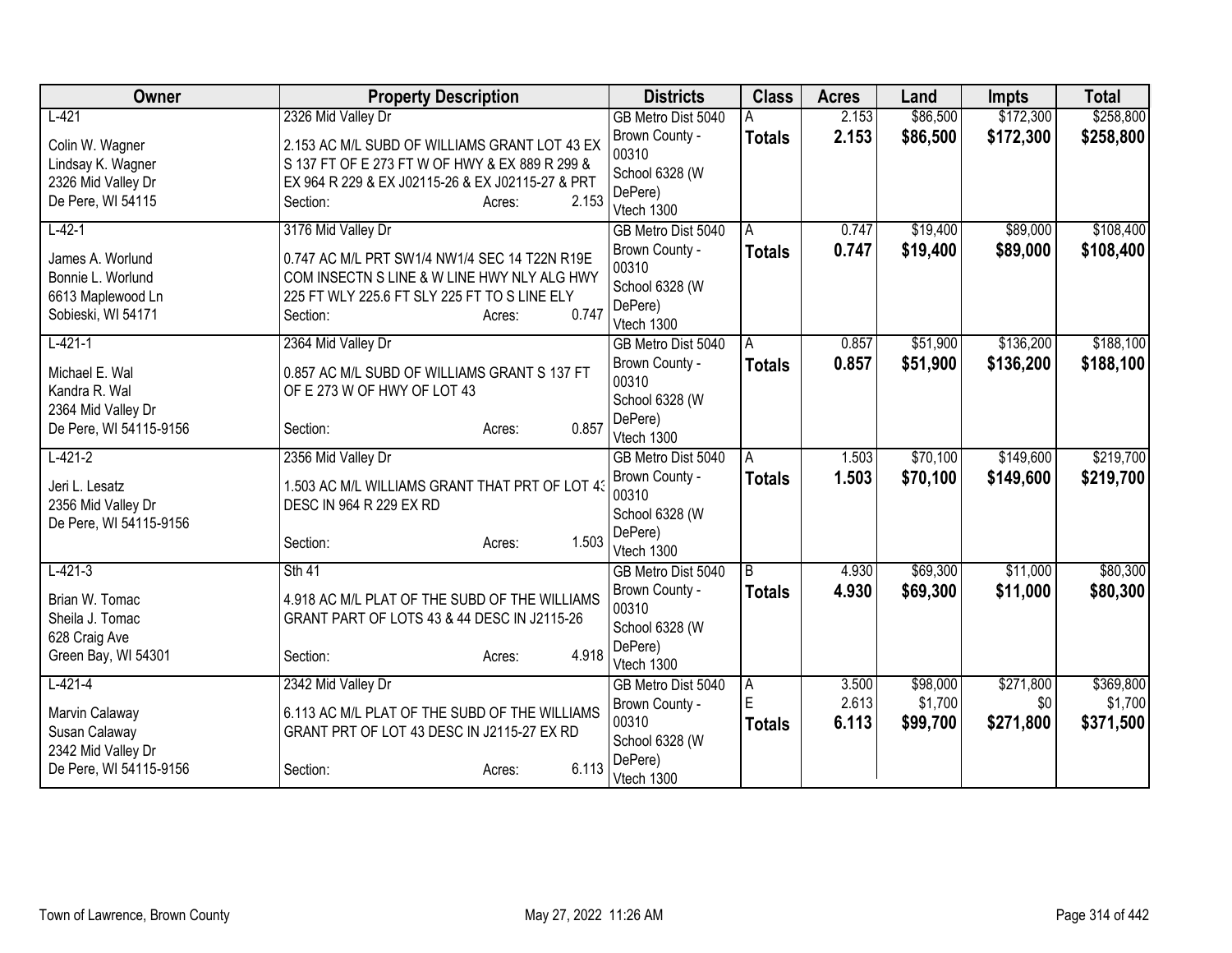| Owner | Property Description | Districts | Class | Acres | Land | Impts | Total |
|---|---|---|---|---|---|---|---|
| L-421<br>Colin W. Wagner<br>Lindsay K. Wagner<br>2326 Mid Valley Dr<br>De Pere, WI 54115 | 2326 Mid Valley Dr<br>2.153 AC M/L SUBD OF WILLIAMS GRANT LOT 43 EX S 137 FT OF E 273 FT W OF HWY & EX 889 R 299 & EX 964 R 229 & EX J02115-26 & EX J02115-27 & PRT<br>Section: Acres: 2.153 | GB Metro Dist 5040<br>Brown County - 00310<br>School 6328 (W DePere)<br>Vtech 1300 | A<br>**Totals** | 2.153<br>**2.153** | $86,500<br>**$86,500** | $172,300<br>**$172,300** | $258,800<br>**$258,800** |
| L-42-1<br>James A. Worlund<br>Bonnie L. Worlund<br>6613 Maplewood Ln<br>Sobieski, WI 54171 | 3176 Mid Valley Dr<br>0.747 AC M/L PRT SW1/4 NW1/4 SEC 14 T22N R19E COM INSECTN S LINE & W LINE HWY NLY ALG HWY 225 FT WLY 225.6 FT SLY 225 FT TO S LINE ELY<br>Section: Acres: 0.747 | GB Metro Dist 5040<br>Brown County - 00310<br>School 6328 (W DePere)<br>Vtech 1300 | A<br>**Totals** | 0.747<br>**0.747** | $19,400<br>**$19,400** | $89,000<br>**$89,000** | $108,400<br>**$108,400** |
| L-421-1<br>Michael E. Wal<br>Kandra R. Wal<br>2364 Mid Valley Dr<br>De Pere, WI 54115-9156 | 2364 Mid Valley Dr<br>0.857 AC M/L SUBD OF WILLIAMS GRANT S 137 FT OF E 273 W OF HWY OF LOT 43<br>Section: Acres: 0.857 | GB Metro Dist 5040<br>Brown County - 00310<br>School 6328 (W DePere)<br>Vtech 1300 | A<br>**Totals** | 0.857<br>**0.857** | $51,900<br>**$51,900** | $136,200<br>**$136,200** | $188,100<br>**$188,100** |
| L-421-2<br>Jeri L. Lesatz<br>2356 Mid Valley Dr<br>De Pere, WI 54115-9156 | 2356 Mid Valley Dr<br>1.503 AC M/L WILLIAMS GRANT THAT PRT OF LOT 43 DESC IN 964 R 229 EX RD<br>Section: Acres: 1.503 | GB Metro Dist 5040<br>Brown County - 00310<br>School 6328 (W DePere)<br>Vtech 1300 | A<br>**Totals** | 1.503<br>**1.503** | $70,100<br>**$70,100** | $149,600<br>**$149,600** | $219,700<br>**$219,700** |
| L-421-3<br>Brian W. Tomac<br>Sheila J. Tomac<br>628 Craig Ave<br>Green Bay, WI 54301 | Sth 41<br>4.918 AC M/L PLAT OF THE SUBD OF THE WILLIAMS GRANT PART OF LOTS 43 & 44 DESC IN J2115-26<br>Section: Acres: 4.918 | GB Metro Dist 5040<br>Brown County - 00310<br>School 6328 (W DePere)<br>Vtech 1300 | B<br>**Totals** | 4.930<br>**4.930** | $69,300<br>**$69,300** | $11,000<br>**$11,000** | $80,300<br>**$80,300** |
| L-421-4<br>Marvin Calaway<br>Susan Calaway<br>2342 Mid Valley Dr<br>De Pere, WI 54115-9156 | 2342 Mid Valley Dr<br>6.113 AC M/L PLAT OF THE SUBD OF THE WILLIAMS GRANT PRT OF LOT 43 DESC IN J2115-27 EX RD<br>Section: Acres: 6.113 | GB Metro Dist 5040<br>Brown County - 00310<br>School 6328 (W DePere)<br>Vtech 1300 | A<br>E<br>**Totals** | 3.500<br>2.613<br>**6.113** | $98,000<br>$1,700<br>**$99,700** | $271,800<br>$0<br>**$271,800** | $369,800<br>$1,700<br>**$371,500** |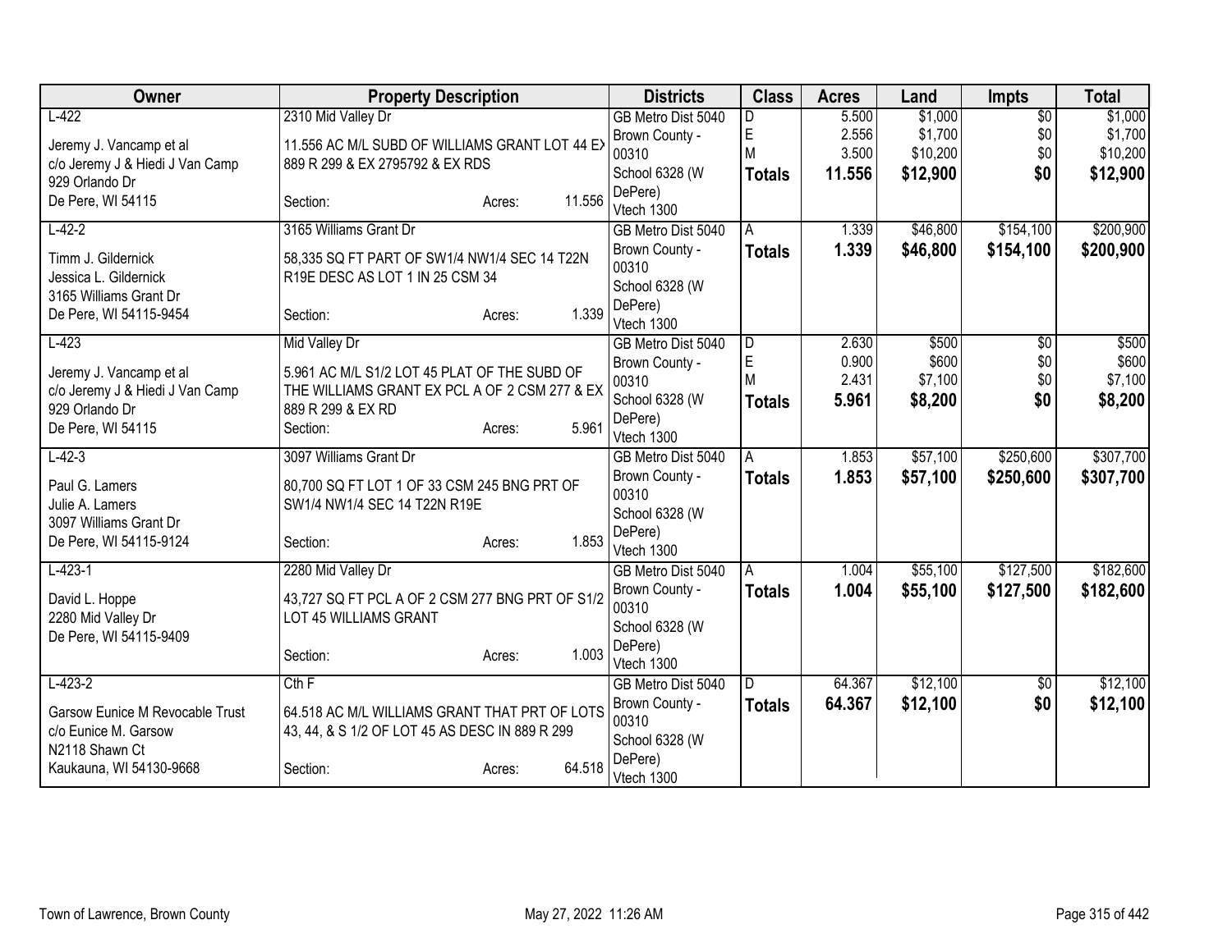| Owner | Property Description | Districts | Class | Acres | Land | Impts | Total |
|---|---|---|---|---|---|---|---|
| L-422<br><br>Jeremy J. Vancamp et al<br>c/o Jeremy J & Hiedi J Van Camp<br>929 Orlando Dr<br>De Pere, WI 54115 | 2310 Mid Valley Dr<br><br>11.556 AC M/L SUBD OF WILLIAMS GRANT LOT 44 EX 889 R 299 & EX 2795792 & EX RDS<br><br>Section: Acres: 11.556 | GB Metro Dist 5040<br>Brown County - 00310<br>School 6328 (W DePere)<br>Vtech 1300 | D<br>E<br>M<br>**Totals** | 5.500<br>2.556<br>3.500<br>**11.556** | $1,000<br>$1,700<br>$10,200<br>**$12,900** | $0<br>$0<br>$0<br>**$0** | $1,000<br>$1,700<br>$10,200<br>**$12,900** |
| L-42-2<br><br>Timm J. Gildernick<br>Jessica L. Gildernick<br>3165 Williams Grant Dr<br>De Pere, WI 54115-9454 | 3165 Williams Grant Dr<br><br>58,335 SQ FT PART OF SW1/4 NW1/4 SEC 14 T22N R19E DESC AS LOT 1 IN 25 CSM 34<br><br>Section: Acres: 1.339 | GB Metro Dist 5040<br>Brown County - 00310<br>School 6328 (W DePere)<br>Vtech 1300 | A<br>**Totals** | 1.339<br>**1.339** | $46,800<br>**$46,800** | $154,100<br>**$154,100** | $200,900<br>**$200,900** |
| L-423<br><br>Jeremy J. Vancamp et al<br>c/o Jeremy J & Hiedi J Van Camp<br>929 Orlando Dr<br>De Pere, WI 54115 | Mid Valley Dr<br><br>5.961 AC M/L S1/2 LOT 45 PLAT OF THE SUBD OF THE WILLIAMS GRANT EX PCL A OF 2 CSM 277 & EX 889 R 299 & EX RD<br>Section: Acres: 5.961 | GB Metro Dist 5040<br>Brown County - 00310<br>School 6328 (W DePere)<br>Vtech 1300 | D<br>E<br>M<br>**Totals** | 2.630<br>0.900<br>2.431<br>**5.961** | $500<br>$600<br>$7,100<br>**$8,200** | $0<br>$0<br>$0<br>**$0** | $500<br>$600<br>$7,100<br>**$8,200** |
| L-42-3<br><br>Paul G. Lamers<br>Julie A. Lamers<br>3097 Williams Grant Dr<br>De Pere, WI 54115-9124 | 3097 Williams Grant Dr<br><br>80,700 SQ FT LOT 1 OF 33 CSM 245 BNG PRT OF SW1/4 NW1/4 SEC 14 T22N R19E<br><br>Section: Acres: 1.853 | GB Metro Dist 5040<br>Brown County - 00310<br>School 6328 (W DePere)<br>Vtech 1300 | A<br>**Totals** | 1.853<br>**1.853** | $57,100<br>**$57,100** | $250,600<br>**$250,600** | $307,700<br>**$307,700** |
| L-423-1<br><br>David L. Hoppe<br>2280 Mid Valley Dr<br>De Pere, WI 54115-9409 | 2280 Mid Valley Dr<br><br>43,727 SQ FT PCL A OF 2 CSM 277 BNG PRT OF S1/2 LOT 45 WILLIAMS GRANT<br><br>Section: Acres: 1.003 | GB Metro Dist 5040<br>Brown County - 00310<br>School 6328 (W DePere)<br>Vtech 1300 | A<br>**Totals** | 1.004<br>**1.004** | $55,100<br>**$55,100** | $127,500<br>**$127,500** | $182,600<br>**$182,600** |
| L-423-2<br><br>Garsow Eunice M Revocable Trust<br>c/o Eunice M. Garsow<br>N2118 Shawn Ct<br>Kaukauna, WI 54130-9668 | Cth F<br><br>64.518 AC M/L WILLIAMS GRANT THAT PRT OF LOTS 43, 44, & S 1/2 OF LOT 45 AS DESC IN 889 R 299<br><br>Section: Acres: 64.518 | GB Metro Dist 5040<br>Brown County - 00310<br>School 6328 (W DePere)<br>Vtech 1300 | D<br>**Totals** | 64.367<br>**64.367** | $12,100<br>**$12,100** | $0<br>**$0** | $12,100<br>**$12,100** |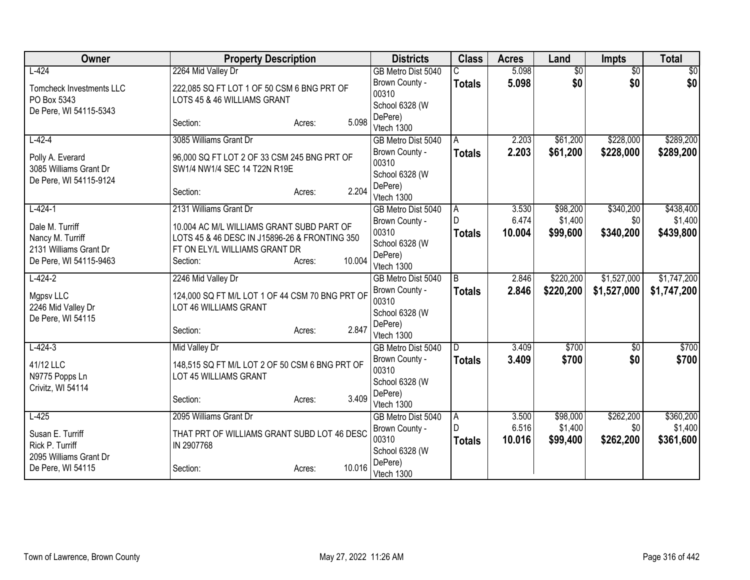| Owner | Property Description | | | Districts | Class | Acres | Land | Impts | Total |
|---|---|---|---|---|---|---|---|---|---|
| L-424 | 2264 Mid Valley Dr | | | GB Metro Dist 5040 | C | 5.098 | $0 | $0 | $0 |
| Tomcheck Investments LLC<br>PO Box 5343<br>De Pere, WI 54115-5343 | 222,085 SQ FT LOT 1 OF 50 CSM 6 BNG PRT OF LOTS 45 & 46 WILLIAMS GRANT | | | Brown County - 00310<br>School 6328 (W DePere)<br>Vtech 1300 | **Totals** | **5.098** | **$0** | **$0** | **$0** |
| | Section: | Acres: | 5.098 | | | | | | |
| L-42-4 | 3085 Williams Grant Dr | | | GB Metro Dist 5040 | A | 2.203 | $61,200 | $228,000 | $289,200 |
| Polly A. Everard<br>3085 Williams Grant Dr<br>De Pere, WI 54115-9124 | 96,000 SQ FT LOT 2 OF 33 CSM 245 BNG PRT OF SW1/4 NW1/4 SEC 14 T22N R19E | | | Brown County - 00310<br>School 6328 (W DePere)<br>Vtech 1300 | **Totals** | **2.203** | **$61,200** | **$228,000** | **$289,200** |
| | Section: | Acres: | 2.204 | | | | | | |
| L-424-1 | 2131 Williams Grant Dr | | | GB Metro Dist 5040 | A | 3.530 | $98,200 | $340,200 | $438,400 |
| Dale M. Turriff<br>Nancy M. Turriff<br>2131 Williams Grant Dr<br>De Pere, WI 54115-9463 | 10.004 AC M/L WILLIAMS GRANT SUBD PART OF LOTS 45 & 46 DESC IN J15896-26 & FRONTING 350 FT ON ELY/L WILLIAMS GRANT DR | | | Brown County - 00310<br>School 6328 (W DePere)<br>Vtech 1300 | D | 6.474 | $1,400 | $0 | $1,400 |
| | Section: | Acres: | 10.004 | | **Totals** | **10.004** | **$99,600** | **$340,200** | **$439,800** |
| L-424-2 | 2246 Mid Valley Dr | | | GB Metro Dist 5040 | B | 2.846 | $220,200 | $1,527,000 | $1,747,200 |
| Mgpsv LLC<br>2246 Mid Valley Dr<br>De Pere, WI 54115 | 124,000 SQ FT M/L LOT 1 OF 44 CSM 70 BNG PRT OF LOT 46 WILLIAMS GRANT | | | Brown County - 00310<br>School 6328 (W DePere)<br>Vtech 1300 | **Totals** | **2.846** | **$220,200** | **$1,527,000** | **$1,747,200** |
| | Section: | Acres: | 2.847 | | | | | | |
| L-424-3 | Mid Valley Dr | | | GB Metro Dist 5040 | D | 3.409 | $700 | $0 | $700 |
| 41/12 LLC<br>N9775 Popps Ln<br>Crivitz, WI 54114 | 148,515 SQ FT M/L LOT 2 OF 50 CSM 6 BNG PRT OF LOT 45 WILLIAMS GRANT | | | Brown County - 00310<br>School 6328 (W DePere)<br>Vtech 1300 | **Totals** | **3.409** | **$700** | **$0** | **$700** |
| | Section: | Acres: | 3.409 | | | | | | |
| L-425 | 2095 Williams Grant Dr | | | GB Metro Dist 5040 | A | 3.500 | $98,000 | $262,200 | $360,200 |
| Susan E. Turriff<br>Rick P. Turriff<br>2095 Williams Grant Dr<br>De Pere, WI 54115 | THAT PRT OF WILLIAMS GRANT SUBD LOT 46 DESC IN 2907768 | | | Brown County - 00310<br>School 6328 (W DePere)<br>Vtech 1300 | D | 6.516 | $1,400 | $0 | $1,400 |
| | Section: | Acres: | 10.016 | | **Totals** | **10.016** | **$99,400** | **$262,200** | **$361,600** |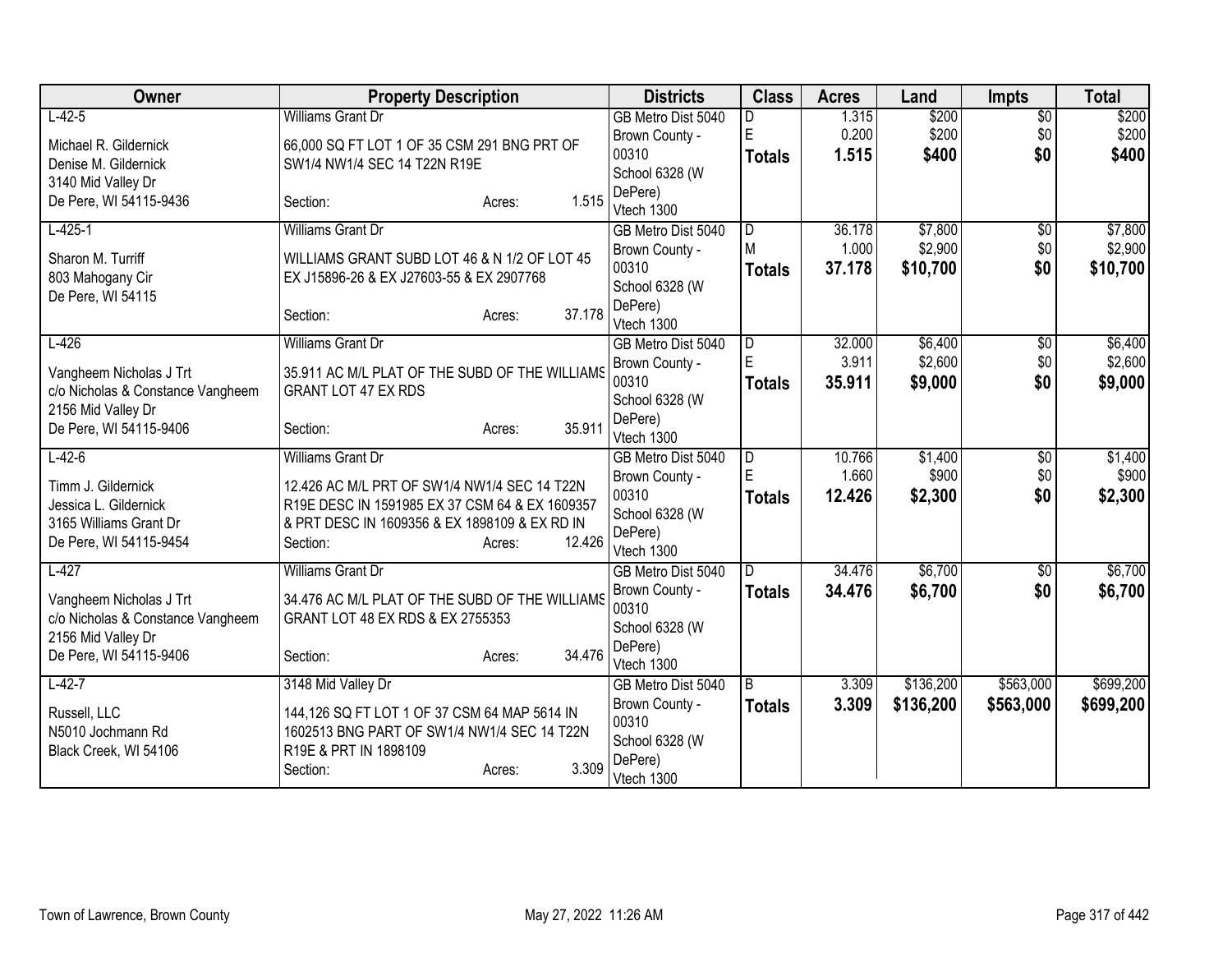| Owner | Property Description | Districts | Class | Acres | Land | Impts | Total |
|---|---|---|---|---|---|---|---|
| L-42-5<br><br>Michael R. Gildernick<br>Denise M. Gildernick<br>3140 Mid Valley Dr<br>De Pere, WI 54115-9436 | Williams Grant Dr<br><br>66,000 SQ FT LOT 1 OF 35 CSM 291 BNG PRT OF SW1/4 NW1/4 SEC 14 T22N R19E<br><br>Section: Acres: 1.515 | GB Metro Dist 5040<br>Brown County - 00310<br>School 6328 (W DePere)<br>Vtech 1300 | D<br>E<br>**Totals** | 1.315<br>0.200<br>**1.515** | $200<br>$200<br>**$400** | $0<br>$0<br>**$0** | $200<br>$200<br>**$400** |
| L-425-1<br><br>Sharon M. Turriff<br>803 Mahogany Cir<br>De Pere, WI 54115 | Williams Grant Dr<br><br>WILLIAMS GRANT SUBD LOT 46 & N 1/2 OF LOT 45 EX J15896-26 & EX J27603-55 & EX 2907768<br><br>Section: Acres: 37.178 | GB Metro Dist 5040<br>Brown County - 00310<br>School 6328 (W DePere)<br>Vtech 1300 | D<br>M<br>**Totals** | 36.178<br>1.000<br>**37.178** | $7,800<br>$2,900<br>**$10,700** | $0<br>$0<br>**$0** | $7,800<br>$2,900<br>**$10,700** |
| L-426<br><br>Vangheem Nicholas J Trt<br>c/o Nicholas & Constance Vangheem<br>2156 Mid Valley Dr<br>De Pere, WI 54115-9406 | Williams Grant Dr<br><br>35.911 AC M/L PLAT OF THE SUBD OF THE WILLIAMS GRANT LOT 47 EX RDS<br><br>Section: Acres: 35.911 | GB Metro Dist 5040<br>Brown County - 00310<br>School 6328 (W DePere)<br>Vtech 1300 | D<br>E<br>**Totals** | 32.000<br>3.911<br>**35.911** | $6,400<br>$2,600<br>**$9,000** | $0<br>$0<br>**$0** | $6,400<br>$2,600<br>**$9,000** |
| L-42-6<br><br>Timm J. Gildernick<br>Jessica L. Gildernick<br>3165 Williams Grant Dr<br>De Pere, WI 54115-9454 | Williams Grant Dr<br><br>12.426 AC M/L PRT OF SW1/4 NW1/4 SEC 14 T22N R19E DESC IN 1591985 EX 37 CSM 64 & EX 1609357 & PRT DESC IN 1609356 & 1898109 & EX RD IN<br>Section: Acres: 12.426 | GB Metro Dist 5040<br>Brown County - 00310<br>School 6328 (W DePere)<br>Vtech 1300 | D<br>E<br>**Totals** | 10.766<br>1.660<br>**12.426** | $1,400<br>$900<br>**$2,300** | $0<br>$0<br>**$0** | $1,400<br>$900<br>**$2,300** |
| L-427<br><br>Vangheem Nicholas J Trt<br>c/o Nicholas & Constance Vangheem<br>2156 Mid Valley Dr<br>De Pere, WI 54115-9406 | Williams Grant Dr<br><br>34.476 AC M/L PLAT OF THE SUBD OF THE WILLIAMS GRANT LOT 48 EX RDS & EX 2755353<br><br>Section: Acres: 34.476 | GB Metro Dist 5040<br>Brown County - 00310<br>School 6328 (W DePere)<br>Vtech 1300 | D<br>**Totals** | 34.476<br>**34.476** | $6,700<br>**$6,700** | $0<br>**$0** | $6,700<br>**$6,700** |
| L-42-7<br><br>Russell, LLC<br>N5010 Jochmann Rd<br>Black Creek, WI 54106 | 3148 Mid Valley Dr<br><br>144,126 SQ FT LOT 1 OF 37 CSM 64 MAP 5614 IN 1602513 BNG PART OF SW1/4 NW1/4 SEC 14 T22N R19E & PRT IN 1898109<br>Section: Acres: 3.309 | GB Metro Dist 5040<br>Brown County - 00310<br>School 6328 (W DePere)<br>Vtech 1300 | B<br>**Totals** | 3.309<br>**3.309** | $136,200<br>**$136,200** | $563,000<br>**$563,000** | $699,200<br>**$699,200** |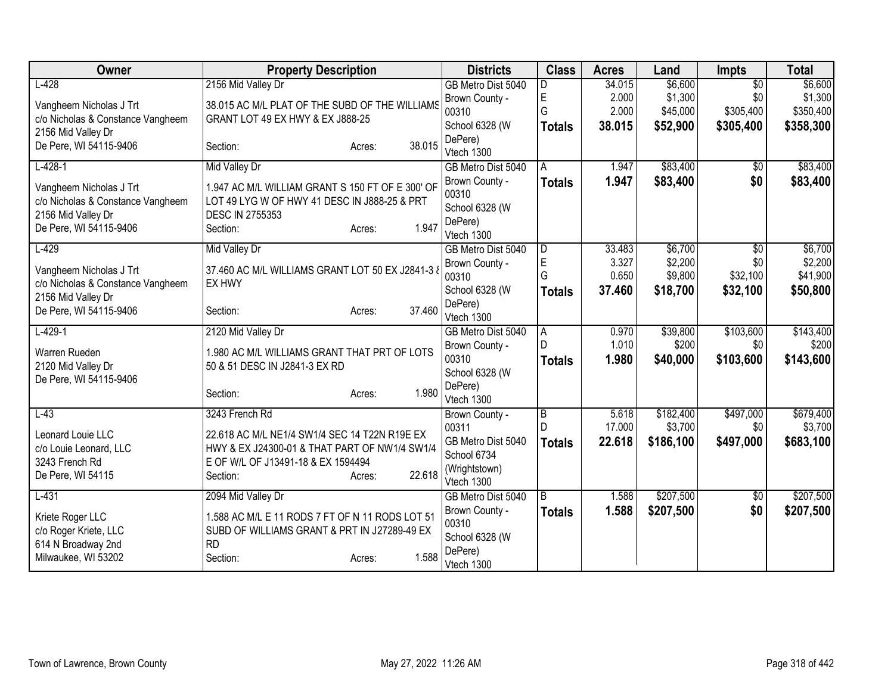| Owner | Property Description | Districts | Class | Acres | Land | Impts | Total |
|---|---|---|---|---|---|---|---|
| L-428<br>Vangheem Nicholas J Trt<br>c/o Nicholas & Constance Vangheem<br>2156 Mid Valley Dr<br>De Pere, WI 54115-9406 | 2156 Mid Valley Dr<br>38.015 AC M/L PLAT OF THE SUBD OF THE WILLIAMS GRANT LOT 49 EX HWY & EX J888-25<br>Section: Acres: 38.015 | GB Metro Dist 5040<br>Brown County - 00310<br>School 6328 (W DePere)<br>Vtech 1300 | D<br>E<br>G<br>**Totals** | 34.015<br>2.000<br>2.000<br>**38.015** | $6,600<br>$1,300<br>$45,000<br>**$52,900** | $0<br>$0<br>$305,400<br>**$305,400** | $6,600<br>$1,300<br>$350,400<br>**$358,300** |
| L-428-1<br>Vangheem Nicholas J Trt<br>c/o Nicholas & Constance Vangheem<br>2156 Mid Valley Dr<br>De Pere, WI 54115-9406 | Mid Valley Dr<br>1.947 AC M/L WILLIAM GRANT S 150 FT OF E 300' OF LOT 49 LYG W OF HWY 41 DESC IN J888-25 & PRT DESC IN 2755353<br>Section: Acres: 1.947 | GB Metro Dist 5040<br>Brown County - 00310<br>School 6328 (W DePere)<br>Vtech 1300 | A<br>**Totals** | 1.947<br>**1.947** | $83,400<br>**$83,400** | $0<br>**$0** | $83,400<br>**$83,400** |
| L-429<br>Vangheem Nicholas J Trt<br>c/o Nicholas & Constance Vangheem<br>2156 Mid Valley Dr<br>De Pere, WI 54115-9406 | Mid Valley Dr<br>37.460 AC M/L WILLIAMS GRANT LOT 50 EX J2841-3 & EX HWY<br>Section: Acres: 37.460 | GB Metro Dist 5040<br>Brown County - 00310<br>School 6328 (W DePere)<br>Vtech 1300 | D<br>E<br>G<br>**Totals** | 33.483<br>3.327<br>0.650<br>**37.460** | $6,700<br>$2,200<br>$9,800<br>**$18,700** | $0<br>$0<br>$32,100<br>**$32,100** | $6,700<br>$2,200<br>$41,900<br>**$50,800** |
| L-429-1<br>Warren Rueden<br>2120 Mid Valley Dr<br>De Pere, WI 54115-9406 | 2120 Mid Valley Dr<br>1.980 AC M/L WILLIAMS GRANT THAT PRT OF LOTS 50 & 51 DESC IN J2841-3 EX RD<br>Section: Acres: 1.980 | GB Metro Dist 5040<br>Brown County - 00310<br>School 6328 (W DePere)<br>Vtech 1300 | A<br>D<br>**Totals** | 0.970<br>1.010<br>**1.980** | $39,800<br>$200<br>**$40,000** | $103,600<br>$0<br>**$103,600** | $143,400<br>$200<br>**$143,600** |
| L-43<br>Leonard Louie LLC<br>c/o Louie Leonard, LLC<br>3243 French Rd<br>De Pere, WI 54115 | 3243 French Rd<br>22.618 AC M/L NE1/4 SW1/4 SEC 14 T22N R19E EX HWY & EX J24300-01 & THAT PART OF NW1/4 SW1/4 E OF W/L OF J13491-18 & EX 1594494<br>Section: Acres: 22.618 | Brown County - 00311<br>GB Metro Dist 5040<br>School 6734 (Wrightstown)<br>Vtech 1300 | B<br>D<br>**Totals** | 5.618<br>17.000<br>**22.618** | $182,400<br>$3,700<br>**$186,100** | $497,000<br>$0<br>**$497,000** | $679,400<br>$3,700<br>**$683,100** |
| L-431<br>Kriete Roger LLC<br>c/o Roger Kriete, LLC<br>614 N Broadway 2nd<br>Milwaukee, WI 53202 | 2094 Mid Valley Dr<br>1.588 AC M/L E 11 RODS 7 FT OF N 11 RODS LOT 51 SUBD OF WILLIAMS GRANT & PRT IN J27289-49 EX RD<br>Section: Acres: 1.588 | GB Metro Dist 5040<br>Brown County - 00310<br>School 6328 (W DePere)<br>Vtech 1300 | B<br>**Totals** | 1.588<br>**1.588** | $207,500<br>**$207,500** | $0<br>**$0** | $207,500<br>**$207,500** |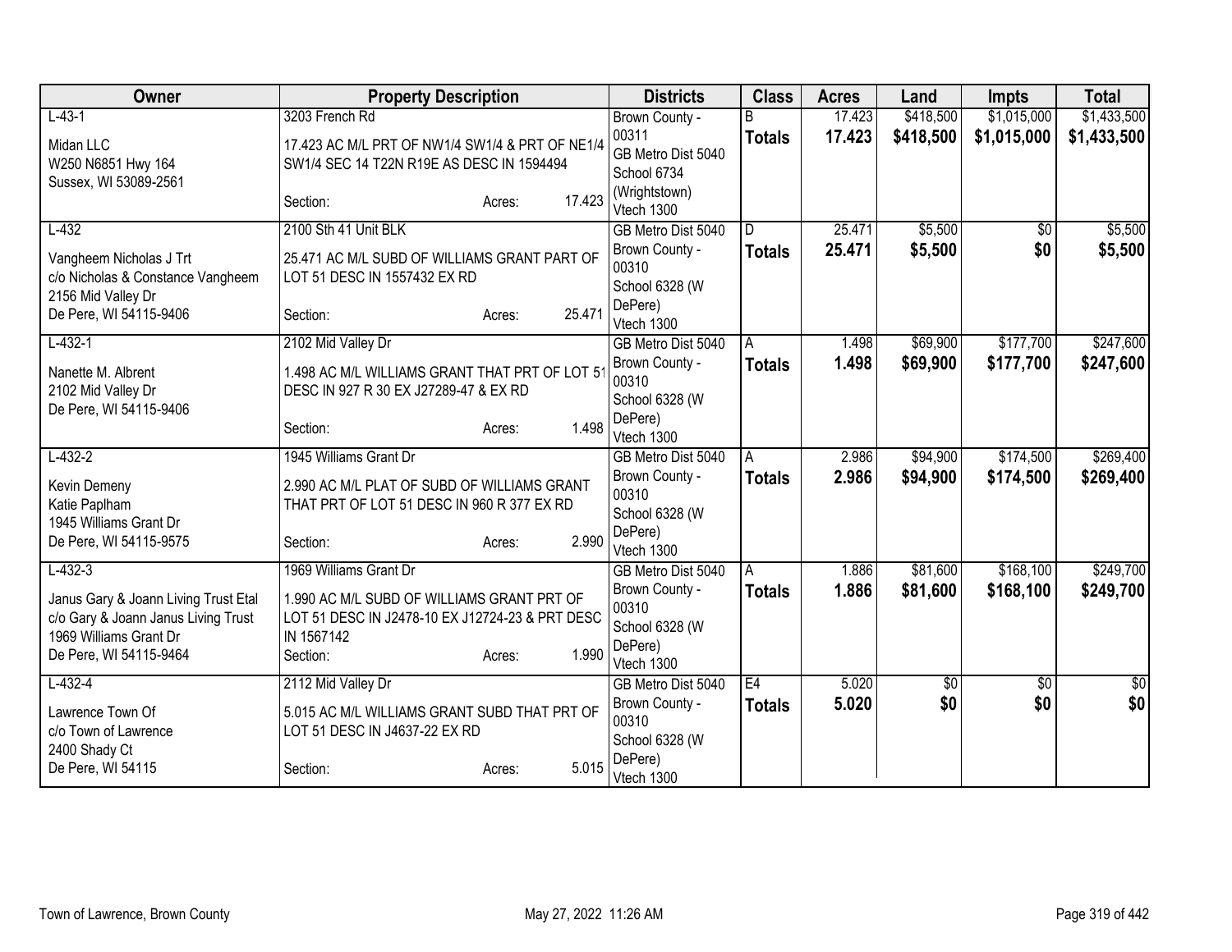| Owner | Property Description | Districts | Class | Acres | Land | Impts | Total |
|---|---|---|---|---|---|---|---|
| L-43-1<br>Midan LLC<br>W250 N6851 Hwy 164<br>Sussex, WI 53089-2561 | 3203 French Rd<br>17.423 AC M/L PRT OF NW1/4 SW1/4 & PRT OF NE1/4 SW1/4 SEC 14 T22N R19E AS DESC IN 1594494<br>Section: Acres: 17.423 | Brown County - 00311<br>GB Metro Dist 5040<br>School 6734 (Wrightstown)<br>Vtech 1300 | B<br>**Totals** | 17.423<br>**17.423** | $418,500<br>**$418,500** | $1,015,000<br>**$1,015,000** | $1,433,500<br>**$1,433,500** |
| L-432<br>Vangheem Nicholas J Trt<br>c/o Nicholas & Constance Vangheem<br>2156 Mid Valley Dr<br>De Pere, WI 54115-9406 | 2100 Sth 41 Unit BLK<br>25.471 AC M/L SUBD OF WILLIAMS GRANT PART OF LOT 51 DESC IN 1557432 EX RD<br>Section: Acres: 25.471 | GB Metro Dist 5040<br>Brown County - 00310<br>School 6328 (W DePere)<br>Vtech 1300 | D<br>**Totals** | 25.471<br>**25.471** | $5,500<br>**$5,500** | $0<br>**$0** | $5,500<br>**$5,500** |
| L-432-1<br>Nanette M. Albrent<br>2102 Mid Valley Dr<br>De Pere, WI 54115-9406 | 2102 Mid Valley Dr<br>1.498 AC M/L WILLIAMS GRANT THAT PRT OF LOT 51 DESC IN 927 R 30 EX J27289-47 & EX RD<br>Section: Acres: 1.498 | GB Metro Dist 5040<br>Brown County - 00310<br>School 6328 (W DePere)<br>Vtech 1300 | A<br>**Totals** | 1.498<br>**1.498** | $69,900<br>**$69,900** | $177,700<br>**$177,700** | $247,600<br>**$247,600** |
| L-432-2<br>Kevin Demeny<br>Katie Paplham<br>1945 Williams Grant Dr<br>De Pere, WI 54115-9575 | 1945 Williams Grant Dr<br>2.990 AC M/L PLAT OF SUBD OF WILLIAMS GRANT THAT PRT OF LOT 51 DESC IN 960 R 377 EX RD<br>Section: Acres: 2.990 | GB Metro Dist 5040<br>Brown County - 00310<br>School 6328 (W DePere)<br>Vtech 1300 | A<br>**Totals** | 2.986<br>**2.986** | $94,900<br>**$94,900** | $174,500<br>**$174,500** | $269,400<br>**$269,400** |
| L-432-3<br>Janus Gary & Joann Living Trust Etal<br>c/o Gary & Joann Janus Living Trust<br>1969 Williams Grant Dr<br>De Pere, WI 54115-9464 | 1969 Williams Grant Dr<br>1.990 AC M/L SUBD OF WILLIAMS GRANT PRT OF LOT 51 DESC IN J2478-10 EX J12724-23 & PRT DESC IN 1567142<br>Section: Acres: 1.990 | GB Metro Dist 5040<br>Brown County - 00310<br>School 6328 (W DePere)<br>Vtech 1300 | A<br>**Totals** | 1.886<br>**1.886** | $81,600<br>**$81,600** | $168,100<br>**$168,100** | $249,700<br>**$249,700** |
| L-432-4<br>Lawrence Town Of<br>c/o Town of Lawrence<br>2400 Shady Ct<br>De Pere, WI 54115 | 2112 Mid Valley Dr<br>5.015 AC M/L WILLIAMS GRANT SUBD THAT PRT OF LOT 51 DESC IN J4637-22 EX RD<br>Section: Acres: 5.015 | GB Metro Dist 5040<br>Brown County - 00310<br>School 6328 (W DePere)<br>Vtech 1300 | E4<br>**Totals** | 5.020<br>**5.020** | $0<br>**$0** | $0<br>**$0** | $0<br>**$0** |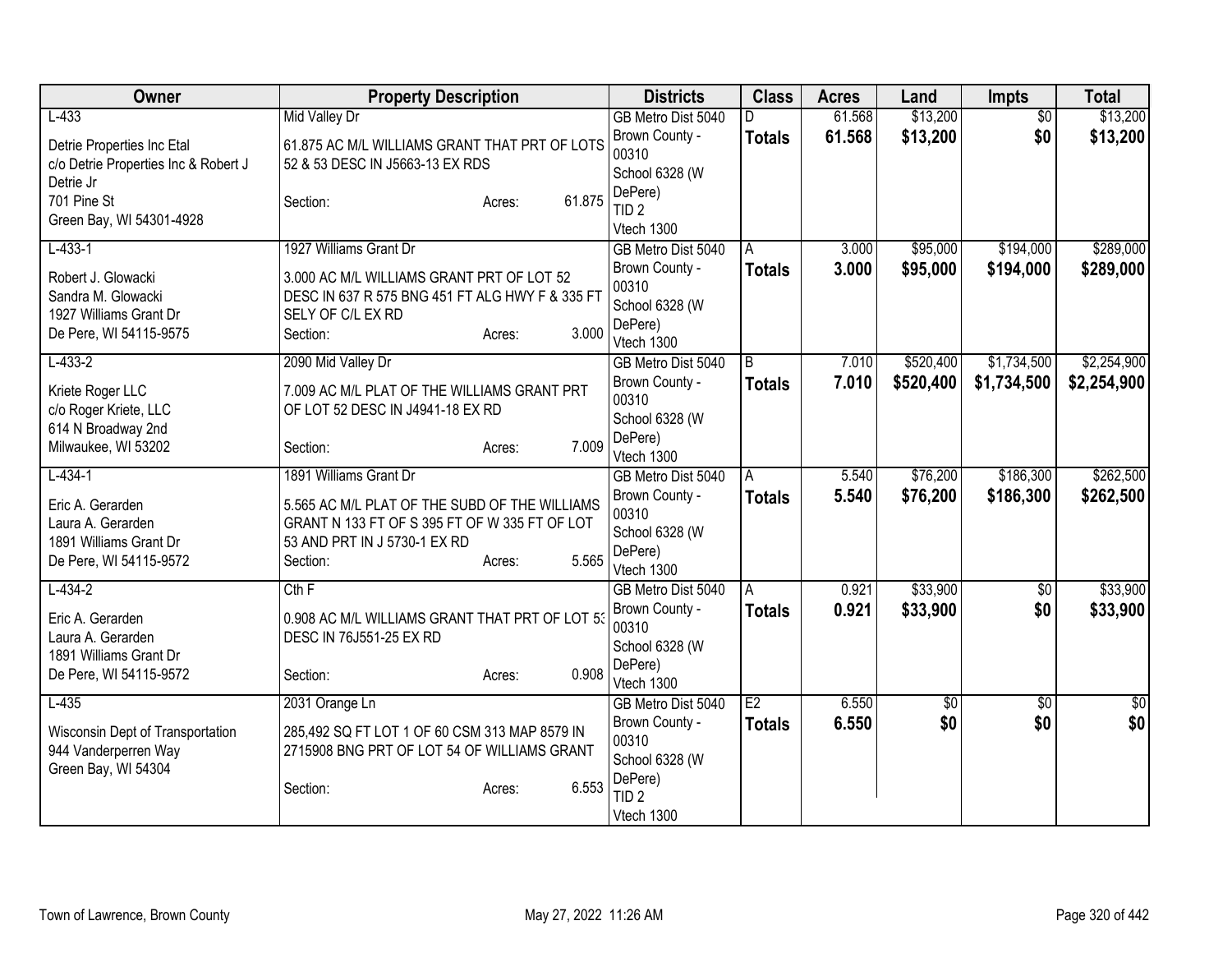| Owner | Property Description | Districts | Class | Acres | Land | Impts | Total |
|---|---|---|---|---|---|---|---|
| L-433<br>Detrie Properties Inc Etal<br>c/o Detrie Properties Inc & Robert J Detrie Jr<br>701 Pine St<br>Green Bay, WI 54301-4928 | Mid Valley Dr<br>61.875 AC M/L WILLIAMS GRANT THAT PRT OF LOTS 52 & 53 DESC IN J5663-13 EX RDS<br>Section: Acres: 61.875 | GB Metro Dist 5040<br>Brown County - 00310<br>School 6328 (W DePere)<br>TID 2<br>Vtech 1300 | D<br>**Totals** | 61.568<br>**61.568** | $13,200<br>**$13,200** | $0<br>**$0** | $13,200<br>**$13,200** |
| L-433-1<br>Robert J. Glowacki<br>Sandra M. Glowacki<br>1927 Williams Grant Dr<br>De Pere, WI 54115-9575 | 1927 Williams Grant Dr<br>3.000 AC M/L WILLIAMS GRANT PRT OF LOT 52 DESC IN 637 R 575 BNG 451 FT ALG HWY F & 335 FT SELY OF C/L EX RD<br>Section: Acres: 3.000 | GB Metro Dist 5040<br>Brown County - 00310<br>School 6328 (W DePere)<br>Vtech 1300 | A<br>**Totals** | 3.000<br>**3.000** | $95,000<br>**$95,000** | $194,000<br>**$194,000** | $289,000<br>**$289,000** |
| L-433-2<br>Kriete Roger LLC<br>c/o Roger Kriete, LLC<br>614 N Broadway 2nd<br>Milwaukee, WI 53202 | 2090 Mid Valley Dr<br>7.009 AC M/L PLAT OF THE WILLIAMS GRANT PRT OF LOT 52 DESC IN J4941-18 EX RD<br>Section: Acres: 7.009 | GB Metro Dist 5040<br>Brown County - 00310<br>School 6328 (W DePere)<br>Vtech 1300 | B<br>**Totals** | 7.010<br>**7.010** | $520,400<br>**$520,400** | $1,734,500<br>**$1,734,500** | $2,254,900<br>**$2,254,900** |
| L-434-1<br>Eric A. Gerarden<br>Laura A. Gerarden<br>1891 Williams Grant Dr<br>De Pere, WI 54115-9572 | 1891 Williams Grant Dr<br>5.565 AC M/L PLAT OF THE SUBD OF THE WILLIAMS GRANT N 133 FT OF S 395 FT OF W 335 FT OF LOT 53 AND PRT IN J 5730-1 EX RD<br>Section: Acres: 5.565 | GB Metro Dist 5040<br>Brown County - 00310<br>School 6328 (W DePere)<br>Vtech 1300 | A<br>**Totals** | 5.540<br>**5.540** | $76,200<br>**$76,200** | $186,300<br>**$186,300** | $262,500<br>**$262,500** |
| L-434-2<br>Eric A. Gerarden<br>Laura A. Gerarden<br>1891 Williams Grant Dr<br>De Pere, WI 54115-9572 | Cth F<br>0.908 AC M/L WILLIAMS GRANT THAT PRT OF LOT 53 DESC IN 76J551-25 EX RD<br>Section: Acres: 0.908 | GB Metro Dist 5040<br>Brown County - 00310<br>School 6328 (W DePere)<br>Vtech 1300 | A<br>**Totals** | 0.921<br>**0.921** | $33,900<br>**$33,900** | $0<br>**$0** | $33,900<br>**$33,900** |
| L-435<br>Wisconsin Dept of Transportation<br>944 Vanderperren Way<br>Green Bay, WI 54304 | 2031 Orange Ln<br>285,492 SQ FT LOT 1 OF 60 CSM 313 MAP 8579 IN 2715908 BNG PRT OF LOT 54 OF WILLIAMS GRANT<br>Section: Acres: 6.553 | GB Metro Dist 5040<br>Brown County - 00310<br>School 6328 (W DePere)<br>TID 2<br>Vtech 1300 | E2<br>**Totals** | 6.550<br>**6.550** | $0<br>**$0** | $0<br>**$0** | $0<br>**$0** |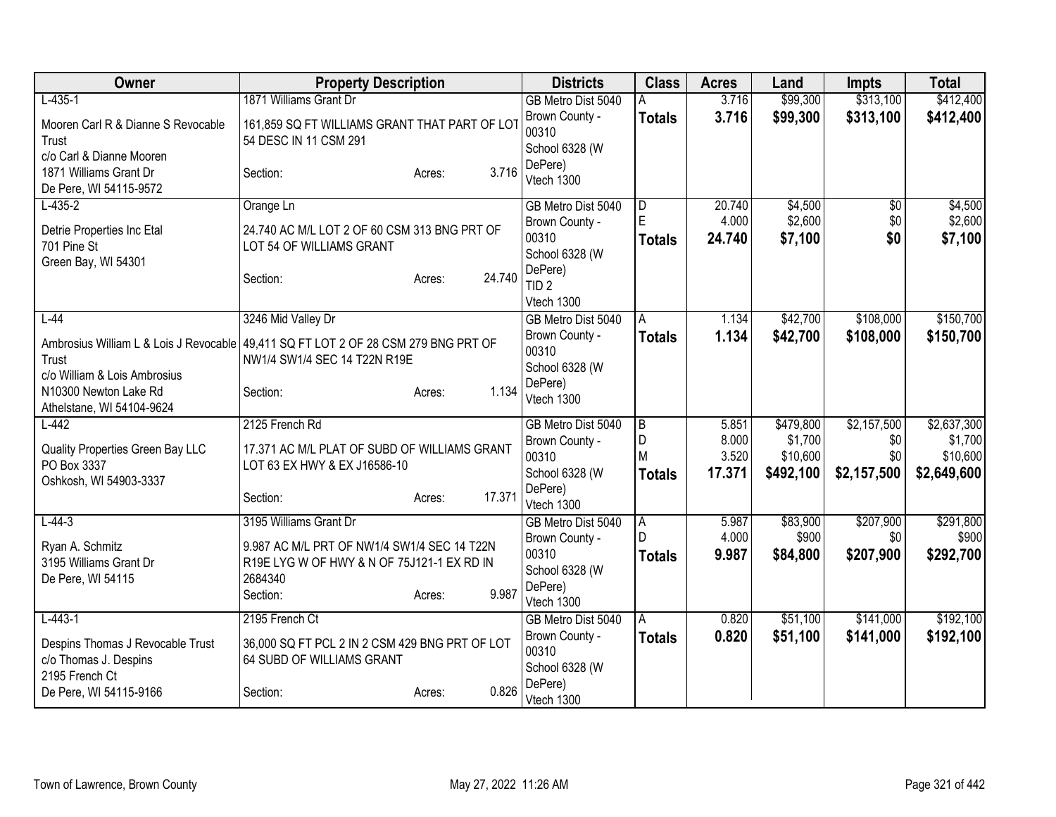| Owner | Property Description | Districts | Class | Acres | Land | Impts | Total |
|---|---|---|---|---|---|---|---|
| L-435-1<br>Mooren Carl R & Dianne S Revocable Trust<br>c/o Carl & Dianne Mooren<br>1871 Williams Grant Dr<br>De Pere, WI 54115-9572 | 1871 Williams Grant Dr<br>161,859 SQ FT WILLIAMS GRANT THAT PART OF LOT 54 DESC IN 11 CSM 291<br>Section: Acres: 3.716 | GB Metro Dist 5040<br>Brown County - 00310<br>School 6328 (W DePere)<br>Vtech 1300 | A<br>**Totals** | 3.716<br>**3.716** | $99,300<br>**$99,300** | $313,100<br>**$313,100** | $412,400<br>**$412,400** |
| L-435-2<br>Detrie Properties Inc Etal<br>701 Pine St<br>Green Bay, WI 54301 | Orange Ln<br>24.740 AC M/L LOT 2 OF 60 CSM 313 BNG PRT OF LOT 54 OF WILLIAMS GRANT<br>Section: Acres: 24.740 | GB Metro Dist 5040<br>Brown County - 00310<br>School 6328 (W DePere)<br>TID 2<br>Vtech 1300 | D<br>E<br>**Totals** | 20.740<br>4.000<br>**24.740** | $4,500<br>$2,600<br>**$7,100** | $0<br>$0<br>**$0** | $4,500<br>$2,600<br>**$7,100** |
| L-44<br>Ambrosius William L & Lois J Revocable Trust<br>c/o William & Lois Ambrosius<br>N10300 Newton Lake Rd<br>Athelstane, WI 54104-9624 | 3246 Mid Valley Dr<br>49,411 SQ FT LOT 2 OF 28 CSM 279 BNG PRT OF NW1/4 SW1/4 SEC 14 T22N R19E<br>Section: Acres: 1.134 | GB Metro Dist 5040<br>Brown County - 00310<br>School 6328 (W DePere)<br>Vtech 1300 | A<br>**Totals** | 1.134<br>**1.134** | $42,700<br>**$42,700** | $108,000<br>**$108,000** | $150,700<br>**$150,700** |
| L-442<br>Quality Properties Green Bay LLC<br>PO Box 3337<br>Oshkosh, WI 54903-3337 | 2125 French Rd<br>17.371 AC M/L PLAT OF SUBD OF WILLIAMS GRANT LOT 63 EX HWY & EX J16586-10<br>Section: Acres: 17.371 | GB Metro Dist 5040<br>Brown County - 00310<br>School 6328 (W DePere)<br>Vtech 1300 | B<br>D<br>M<br>**Totals** | 5.851<br>8.000<br>3.520<br>**17.371** | $479,800<br>$1,700<br>$10,600<br>**$492,100** | $2,157,500<br>$0<br>$0<br>**$2,157,500** | $2,637,300<br>$1,700<br>$10,600<br>**$2,649,600** |
| L-44-3<br>Ryan A. Schmitz<br>3195 Williams Grant Dr<br>De Pere, WI 54115 | 3195 Williams Grant Dr<br>9.987 AC M/L PRT OF NW1/4 SW1/4 SEC 14 T22N R19E LYG W OF HWY & N OF 75J121-1 EX RD IN 2684340<br>Section: Acres: 9.987 | GB Metro Dist 5040<br>Brown County - 00310<br>School 6328 (W DePere)<br>Vtech 1300 | A<br>D<br>**Totals** | 5.987<br>4.000<br>**9.987** | $83,900<br>$900<br>**$84,800** | $207,900<br>$0<br>**$207,900** | $291,800<br>$900<br>**$292,700** |
| L-443-1<br>Despins Thomas J Revocable Trust<br>c/o Thomas J. Despins<br>2195 French Ct<br>De Pere, WI 54115-9166 | 2195 French Ct<br>36,000 SQ FT PCL 2 IN 2 CSM 429 BNG PRT OF LOT 64 SUBD OF WILLIAMS GRANT<br>Section: Acres: 0.826 | GB Metro Dist 5040<br>Brown County - 00310<br>School 6328 (W DePere)<br>Vtech 1300 | A<br>**Totals** | 0.820<br>**0.820** | $51,100<br>**$51,100** | $141,000<br>**$141,000** | $192,100<br>**$192,100** |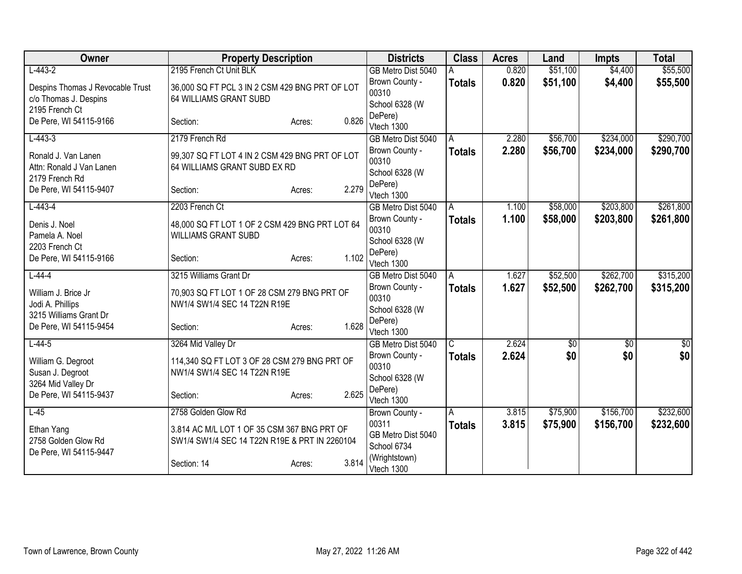| Owner | Property Description | Districts | Class | Acres | Land | Impts | Total |
|---|---|---|---|---|---|---|---|
| L-443-2<br>Despins Thomas J Revocable Trust<br>c/o Thomas J. Despins<br>2195 French Ct<br>De Pere, WI 54115-9166 | 2195 French Ct Unit BLK<br>36,000 SQ FT PCL 3 IN 2 CSM 429 BNG PRT OF LOT 64 WILLIAMS GRANT SUBD<br>Section: Acres: 0.826 | GB Metro Dist 5040<br>Brown County - 00310<br>School 6328 (W DePere)<br>Vtech 1300 | A<br>**Totals** | 0.820<br>**0.820** | $51,100<br>**$51,100** | $4,400<br>**$4,400** | $55,500<br>**$55,500** |
| L-443-3<br>Ronald J. Van Lanen<br>Attn: Ronald J Van Lanen<br>2179 French Rd<br>De Pere, WI 54115-9407 | 2179 French Rd<br>99,307 SQ FT LOT 4 IN 2 CSM 429 BNG PRT OF LOT 64 WILLIAMS GRANT SUBD EX RD<br>Section: Acres: 2.279 | GB Metro Dist 5040<br>Brown County - 00310<br>School 6328 (W DePere)<br>Vtech 1300 | A<br>**Totals** | 2.280<br>**2.280** | $56,700<br>**$56,700** | $234,000<br>**$234,000** | $290,700<br>**$290,700** |
| L-443-4<br>Denis J. Noel<br>Pamela A. Noel<br>2203 French Ct<br>De Pere, WI 54115-9166 | 2203 French Ct<br>48,000 SQ FT LOT 1 OF 2 CSM 429 BNG PRT LOT 64 WILLIAMS GRANT SUBD<br>Section: Acres: 1.102 | GB Metro Dist 5040<br>Brown County - 00310<br>School 6328 (W DePere)<br>Vtech 1300 | A<br>**Totals** | 1.100<br>**1.100** | $58,000<br>**$58,000** | $203,800<br>**$203,800** | $261,800<br>**$261,800** |
| L-44-4<br>William J. Brice Jr<br>Jodi A. Phillips<br>3215 Williams Grant Dr<br>De Pere, WI 54115-9454 | 3215 Williams Grant Dr<br>70,903 SQ FT LOT 1 OF 28 CSM 279 BNG PRT OF NW1/4 SW1/4 SEC 14 T22N R19E<br>Section: Acres: 1.628 | GB Metro Dist 5040<br>Brown County - 00310<br>School 6328 (W DePere)<br>Vtech 1300 | A<br>**Totals** | 1.627<br>**1.627** | $52,500<br>**$52,500** | $262,700<br>**$262,700** | $315,200<br>**$315,200** |
| L-44-5<br>William G. Degroot<br>Susan J. Degroot<br>3264 Mid Valley Dr<br>De Pere, WI 54115-9437 | 3264 Mid Valley Dr<br>114,340 SQ FT LOT 3 OF 28 CSM 279 BNG PRT OF NW1/4 SW1/4 SEC 14 T22N R19E<br>Section: Acres: 2.625 | GB Metro Dist 5040<br>Brown County - 00310<br>School 6328 (W DePere)<br>Vtech 1300 | C<br>**Totals** | 2.624<br>**2.624** | $0<br>**$0** | $0<br>**$0** | $0<br>**$0** |
| L-45<br>Ethan Yang<br>2758 Golden Glow Rd<br>De Pere, WI 54115-9447 | 2758 Golden Glow Rd<br>3.814 AC M/L LOT 1 OF 35 CSM 367 BNG PRT OF SW1/4 SW1/4 SEC 14 T22N R19E & PRT IN 2260104<br>Section: 14 Acres: 3.814 | Brown County - 00311<br>GB Metro Dist 5040<br>School 6734 (Wrightstown)<br>Vtech 1300 | A<br>**Totals** | 3.815<br>**3.815** | $75,900<br>**$75,900** | $156,700<br>**$156,700** | $232,600<br>**$232,600** |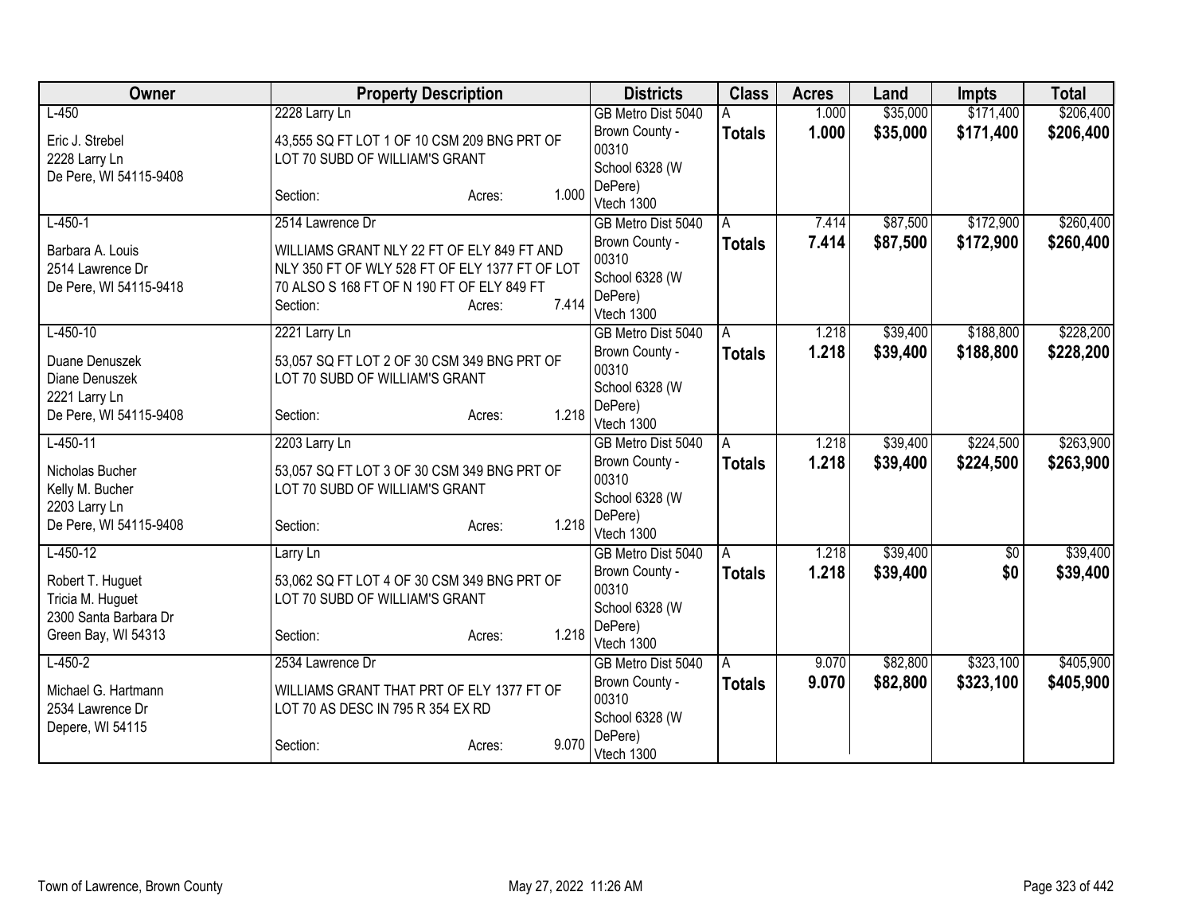| Owner | Property Description | Districts | Class | Acres | Land | Impts | Total |
|---|---|---|---|---|---|---|---|
| L-450<br><br>Eric J. Strebel<br>2228 Larry Ln<br>De Pere, WI 54115-9408 | 2228 Larry Ln<br><br>43,555 SQ FT LOT 1 OF 10 CSM 209 BNG PRT OF LOT 70 SUBD OF WILLIAM'S GRANT<br><br>Section: Acres: 1.000 | GB Metro Dist 5040<br>Brown County - 00310<br>School 6328 (W DePere)<br>Vtech 1300 | A<br>**Totals** | 1.000<br>**1.000** | $35,000<br>**$35,000** | $171,400<br>**$171,400** | $206,400<br>**$206,400** |
| L-450-1<br><br>Barbara A. Louis<br>2514 Lawrence Dr<br>De Pere, WI 54115-9418 | 2514 Lawrence Dr<br><br>WILLIAMS GRANT NLY 22 FT OF ELY 849 FT AND NLY 350 FT OF WLY 528 FT OF ELY 1377 FT OF LOT 70 ALSO S 168 FT OF N 190 FT OF ELY 849 FT<br>Section: Acres: 7.414 | GB Metro Dist 5040<br>Brown County - 00310<br>School 6328 (W DePere)<br>Vtech 1300 | A<br>**Totals** | 7.414<br>**7.414** | $87,500<br>**$87,500** | $172,900<br>**$172,900** | $260,400<br>**$260,400** |
| L-450-10<br><br>Duane Denuszek<br>Diane Denuszek<br>2221 Larry Ln<br>De Pere, WI 54115-9408 | 2221 Larry Ln<br><br>53,057 SQ FT LOT 2 OF 30 CSM 349 BNG PRT OF LOT 70 SUBD OF WILLIAM'S GRANT<br><br>Section: Acres: 1.218 | GB Metro Dist 5040<br>Brown County - 00310<br>School 6328 (W DePere)<br>Vtech 1300 | A<br>**Totals** | 1.218<br>**1.218** | $39,400<br>**$39,400** | $188,800<br>**$188,800** | $228,200<br>**$228,200** |
| L-450-11<br><br>Nicholas Bucher<br>Kelly M. Bucher<br>2203 Larry Ln<br>De Pere, WI 54115-9408 | 2203 Larry Ln<br><br>53,057 SQ FT LOT 3 OF 30 CSM 349 BNG PRT OF LOT 70 SUBD OF WILLIAM'S GRANT<br><br>Section: Acres: 1.218 | GB Metro Dist 5040<br>Brown County - 00310<br>School 6328 (W DePere)<br>Vtech 1300 | A<br>**Totals** | 1.218<br>**1.218** | $39,400<br>**$39,400** | $224,500<br>**$224,500** | $263,900<br>**$263,900** |
| L-450-12<br><br>Robert T. Huguet<br>Tricia M. Huguet<br>2300 Santa Barbara Dr<br>Green Bay, WI 54313 | Larry Ln<br><br>53,062 SQ FT LOT 4 OF 30 CSM 349 BNG PRT OF LOT 70 SUBD OF WILLIAM'S GRANT<br><br>Section: Acres: 1.218 | GB Metro Dist 5040<br>Brown County - 00310<br>School 6328 (W DePere)<br>Vtech 1300 | A<br>**Totals** | 1.218<br>**1.218** | $39,400<br>**$39,400** | $0<br>**$0** | $39,400<br>**$39,400** |
| L-450-2<br><br>Michael G. Hartmann<br>2534 Lawrence Dr<br>Depere, WI 54115 | 2534 Lawrence Dr<br><br>WILLIAMS GRANT THAT PRT OF ELY 1377 FT OF LOT 70 AS DESC IN 795 R 354 EX RD<br><br>Section: Acres: 9.070 | GB Metro Dist 5040<br>Brown County - 00310<br>School 6328 (W DePere)<br>Vtech 1300 | A<br>**Totals** | 9.070<br>**9.070** | $82,800<br>**$82,800** | $323,100<br>**$323,100** | $405,900<br>**$405,900** |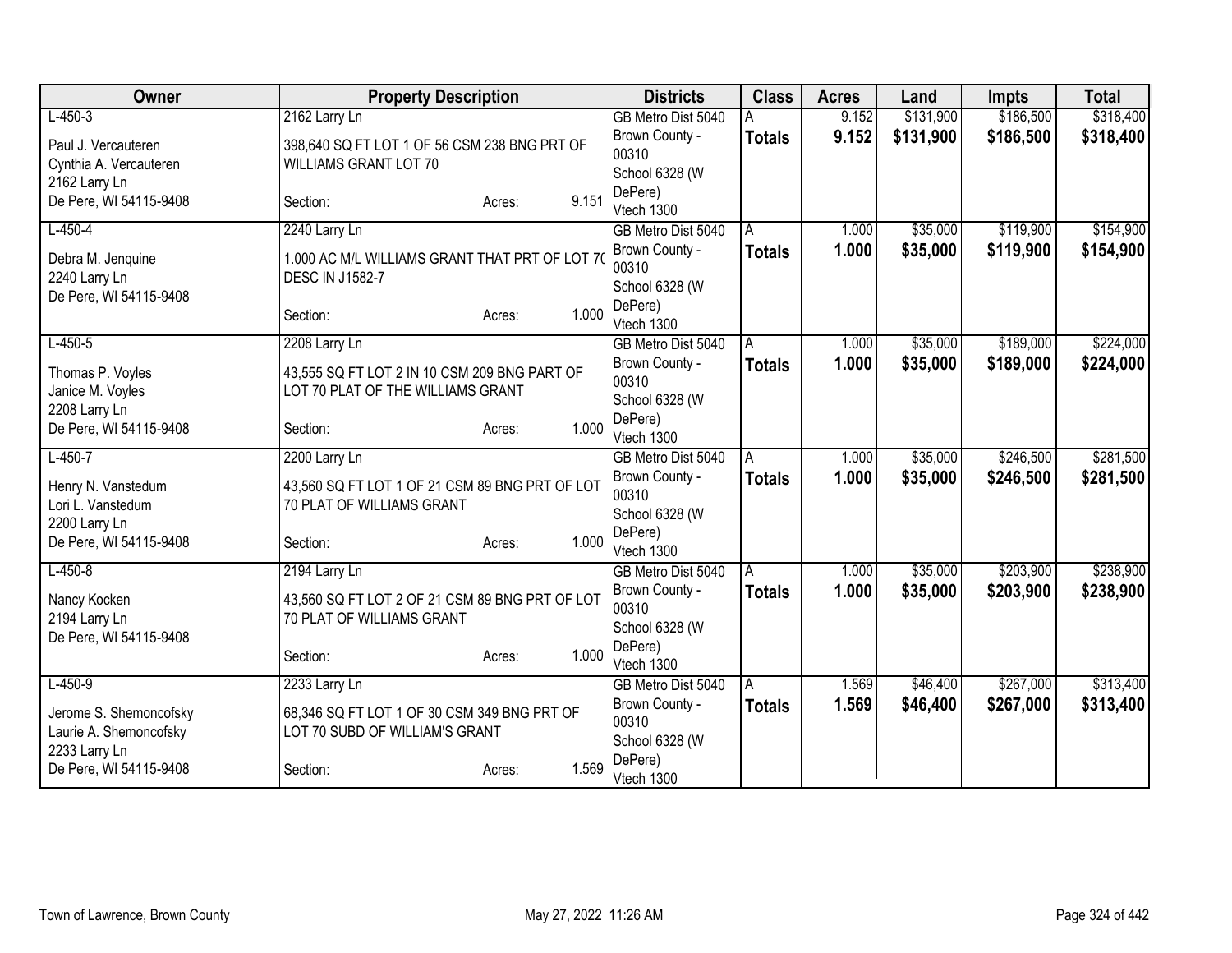| Owner | Property Description | Districts | Class | Acres | Land | Impts | Total |
|---|---|---|---|---|---|---|---|
| L-450-3<br>Paul J. Vercauteren<br>Cynthia A. Vercauteren<br>2162 Larry Ln<br>De Pere, WI 54115-9408 | 2162 Larry Ln<br>398,640 SQ FT LOT 1 OF 56 CSM 238 BNG PRT OF WILLIAMS GRANT LOT 70<br>Section: Acres: 9.151 | GB Metro Dist 5040<br>Brown County - 00310<br>School 6328 (W DePere)<br>Vtech 1300 | A<br>**Totals** | 9.152<br>**9.152** | $131,900<br>**$131,900** | $186,500<br>**$186,500** | $318,400<br>**$318,400** |
| L-450-4<br>Debra M. Jenquine<br>2240 Larry Ln<br>De Pere, WI 54115-9408 | 2240 Larry Ln<br>1.000 AC M/L WILLIAMS GRANT THAT PRT OF LOT 70 DESC IN J1582-7<br>Section: Acres: 1.000 | GB Metro Dist 5040<br>Brown County - 00310<br>School 6328 (W DePere)<br>Vtech 1300 | A<br>**Totals** | 1.000<br>**1.000** | $35,000<br>**$35,000** | $119,900<br>**$119,900** | $154,900<br>**$154,900** |
| L-450-5<br>Thomas P. Voyles<br>Janice M. Voyles<br>2208 Larry Ln<br>De Pere, WI 54115-9408 | 2208 Larry Ln<br>43,555 SQ FT LOT 2 IN 10 CSM 209 BNG PART OF LOT 70 PLAT OF THE WILLIAMS GRANT<br>Section: Acres: 1.000 | GB Metro Dist 5040<br>Brown County - 00310<br>School 6328 (W DePere)<br>Vtech 1300 | A<br>**Totals** | 1.000<br>**1.000** | $35,000<br>**$35,000** | $189,000<br>**$189,000** | $224,000<br>**$224,000** |
| L-450-7<br>Henry N. Vanstedum<br>Lori L. Vanstedum<br>2200 Larry Ln<br>De Pere, WI 54115-9408 | 2200 Larry Ln<br>43,560 SQ FT LOT 1 OF 21 CSM 89 BNG PRT OF LOT 70 PLAT OF WILLIAMS GRANT<br>Section: Acres: 1.000 | GB Metro Dist 5040<br>Brown County - 00310<br>School 6328 (W DePere)<br>Vtech 1300 | A<br>**Totals** | 1.000<br>**1.000** | $35,000<br>**$35,000** | $246,500<br>**$246,500** | $281,500<br>**$281,500** |
| L-450-8<br>Nancy Kocken<br>2194 Larry Ln<br>De Pere, WI 54115-9408 | 2194 Larry Ln<br>43,560 SQ FT LOT 2 OF 21 CSM 89 BNG PRT OF LOT 70 PLAT OF WILLIAMS GRANT<br>Section: Acres: 1.000 | GB Metro Dist 5040<br>Brown County - 00310<br>School 6328 (W DePere)<br>Vtech 1300 | A<br>**Totals** | 1.000<br>**1.000** | $35,000<br>**$35,000** | $203,900<br>**$203,900** | $238,900<br>**$238,900** |
| L-450-9<br>Jerome S. Shemoncofsky<br>Laurie A. Shemoncofsky<br>2233 Larry Ln<br>De Pere, WI 54115-9408 | 2233 Larry Ln<br>68,346 SQ FT LOT 1 OF 30 CSM 349 BNG PRT OF LOT 70 SUBD OF WILLIAM'S GRANT<br>Section: Acres: 1.569 | GB Metro Dist 5040<br>Brown County - 00310<br>School 6328 (W DePere)<br>Vtech 1300 | A<br>**Totals** | 1.569<br>**1.569** | $46,400<br>**$46,400** | $267,000<br>**$267,000** | $313,400<br>**$313,400** |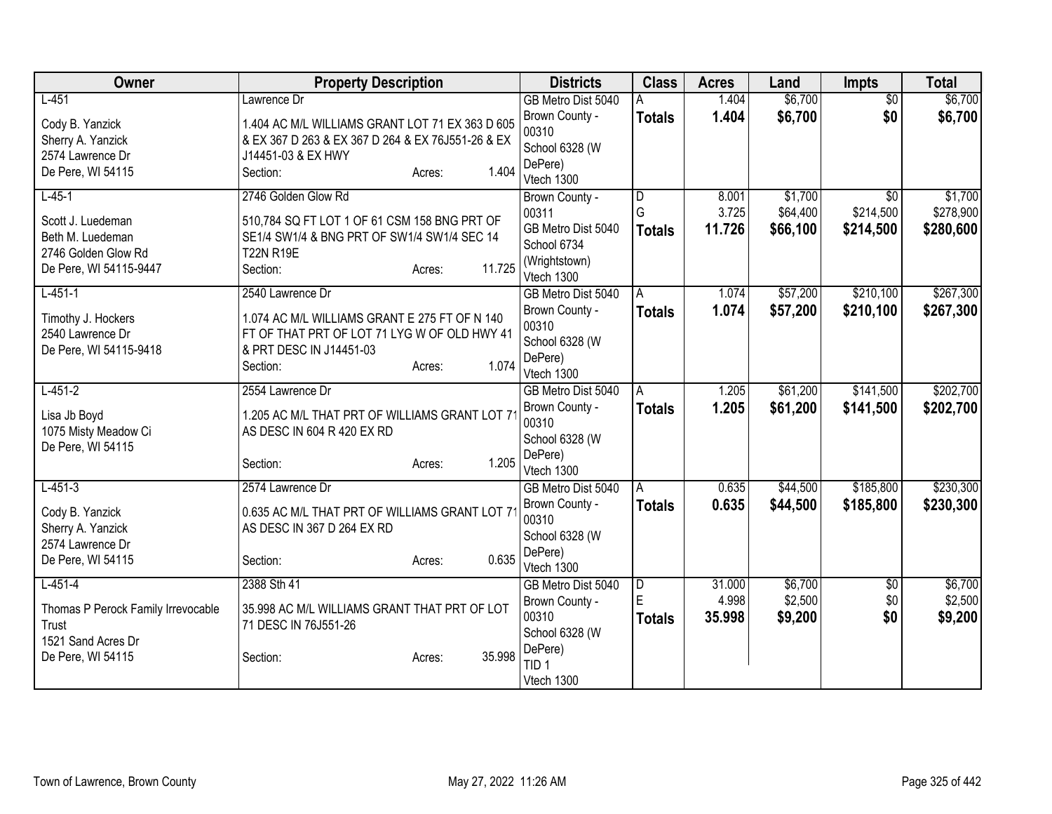| Owner | Property Description | Districts | Class | Acres | Land | Impts | Total |
|---|---|---|---|---|---|---|---|
| L-451<br><br>Cody B. Yanzick<br>Sherry A. Yanzick<br>2574 Lawrence Dr<br>De Pere, WI 54115 | Lawrence Dr<br><br>1.404 AC M/L WILLIAMS GRANT LOT 71 EX 363 D 605 & EX 367 D 263 & EX 367 D 264 & EX 76J551-26 & EX J14451-03 & EX HWY<br>Section: Acres: 1.404 | GB Metro Dist 5040<br>Brown County - 00310<br>School 6328 (W DePere)<br>Vtech 1300 | A<br>**Totals** | 1.404<br>**1.404** | $6,700<br>**$6,700** | $0<br>**$0** | $6,700<br>**$6,700** |
| L-45-1<br><br>Scott J. Luedeman<br>Beth M. Luedeman<br>2746 Golden Glow Rd<br>De Pere, WI 54115-9447 | 2746 Golden Glow Rd<br><br>510,784 SQ FT LOT 1 OF 61 CSM 158 BNG PRT OF SE1/4 SW1/4 & BNG PRT OF SW1/4 SW1/4 SEC 14 T22N R19E<br>Section: Acres: 11.725 | Brown County - 00311<br>GB Metro Dist 5040<br>School 6734 (Wrightstown)<br>Vtech 1300 | D<br>G<br>**Totals** | 8.001<br>3.725<br>**11.726** | $1,700<br>$64,400<br>**$66,100** | $0<br>$214,500<br>**$214,500** | $1,700<br>$278,900<br>**$280,600** |
| L-451-1<br><br>Timothy J. Hockers<br>2540 Lawrence Dr<br>De Pere, WI 54115-9418 | 2540 Lawrence Dr<br><br>1.074 AC M/L WILLIAMS GRANT E 275 FT OF N 140 FT OF THAT PRT OF LOT 71 LYG W OF OLD HWY 41 & PRT DESC IN J14451-03<br>Section: Acres: 1.074 | GB Metro Dist 5040<br>Brown County - 00310<br>School 6328 (W DePere)<br>Vtech 1300 | A<br>**Totals** | 1.074<br>**1.074** | $57,200<br>**$57,200** | $210,100<br>**$210,100** | $267,300<br>**$267,300** |
| L-451-2<br><br>Lisa Jb Boyd<br>1075 Misty Meadow Ci<br>De Pere, WI 54115 | 2554 Lawrence Dr<br><br>1.205 AC M/L THAT PRT OF WILLIAMS GRANT LOT 71 AS DESC IN 604 R 420 EX RD<br>Section: Acres: 1.205 | GB Metro Dist 5040<br>Brown County - 00310<br>School 6328 (W DePere)<br>Vtech 1300 | A<br>**Totals** | 1.205<br>**1.205** | $61,200<br>**$61,200** | $141,500<br>**$141,500** | $202,700<br>**$202,700** |
| L-451-3<br><br>Cody B. Yanzick<br>Sherry A. Yanzick<br>2574 Lawrence Dr<br>De Pere, WI 54115 | 2574 Lawrence Dr<br><br>0.635 AC M/L THAT PRT OF WILLIAMS GRANT LOT 71 AS DESC IN 367 D 264 EX RD<br>Section: Acres: 0.635 | GB Metro Dist 5040<br>Brown County - 00310<br>School 6328 (W DePere)<br>Vtech 1300 | A<br>**Totals** | 0.635<br>**0.635** | $44,500<br>**$44,500** | $185,800<br>**$185,800** | $230,300<br>**$230,300** |
| L-451-4<br><br>Thomas P Perock Family Irrevocable Trust<br>1521 Sand Acres Dr<br>De Pere, WI 54115 | 2388 Sth 41<br><br>35.998 AC M/L WILLIAMS GRANT THAT PRT OF LOT 71 DESC IN 76J551-26<br>Section: Acres: 35.998 | GB Metro Dist 5040<br>Brown County - 00310<br>School 6328 (W DePere)<br>TID 1<br>Vtech 1300 | D<br>E<br>**Totals** | 31.000<br>4.998<br>**35.998** | $6,700<br>$2,500<br>**$9,200** | $0<br>$0<br>**$0** | $6,700<br>$2,500<br>**$9,200** |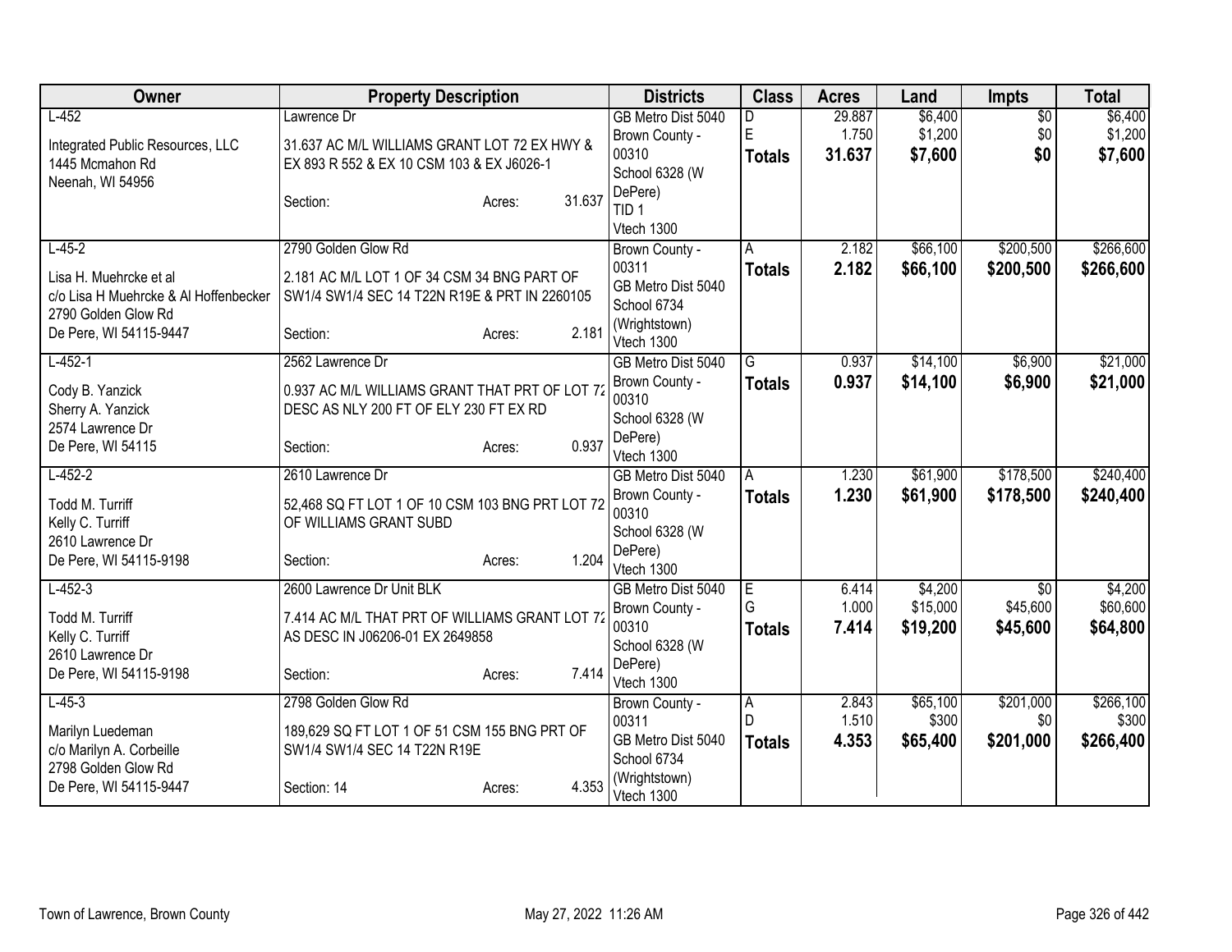| Owner | Property Description | Districts | Class | Acres | Land | Impts | Total |
|---|---|---|---|---|---|---|---|
| L-452<br><br>Integrated Public Resources, LLC<br>1445 Mcmahon Rd<br>Neenah, WI 54956 | Lawrence Dr<br><br>31.637 AC M/L WILLIAMS GRANT LOT 72 EX HWY & EX 893 R 552 & EX 10 CSM 103 & EX J6026-1<br><br>Section: Acres: 31.637 | GB Metro Dist 5040<br>Brown County - 00310<br>School 6328 (W DePere)<br>TID 1<br>Vtech 1300 | D<br>E<br>**Totals** | 29.887<br>1.750<br>**31.637** | $6,400<br>$1,200<br>**$7,600** | $0<br>$0<br>**$0** | $6,400<br>$1,200<br>**$7,600** |
| L-45-2<br><br>Lisa H. Muehrcke et al<br>c/o Lisa H Muehrcke & Al Hoffenbecker<br>2790 Golden Glow Rd<br>De Pere, WI 54115-9447 | 2790 Golden Glow Rd<br><br>2.181 AC M/L LOT 1 OF 34 CSM 34 BNG PART OF SW1/4 SW1/4 SEC 14 T22N R19E & PRT IN 2260105<br><br>Section: Acres: 2.181 | Brown County - 00311<br>GB Metro Dist 5040<br>School 6734 (Wrightstown)<br>Vtech 1300 | A<br>**Totals** | 2.182<br>**2.182** | $66,100<br>**$66,100** | $200,500<br>**$200,500** | $266,600<br>**$266,600** |
| L-452-1<br><br>Cody B. Yanzick<br>Sherry A. Yanzick<br>2574 Lawrence Dr<br>De Pere, WI 54115 | 2562 Lawrence Dr<br><br>0.937 AC M/L WILLIAMS GRANT THAT PRT OF LOT 72 DESC AS NLY 200 FT OF ELY 230 FT EX RD<br><br>Section: Acres: 0.937 | GB Metro Dist 5040<br>Brown County - 00310<br>School 6328 (W DePere)<br>Vtech 1300 | G<br>**Totals** | 0.937<br>**0.937** | $14,100<br>**$14,100** | $6,900<br>**$6,900** | $21,000<br>**$21,000** |
| L-452-2<br><br>Todd M. Turriff<br>Kelly C. Turriff<br>2610 Lawrence Dr<br>De Pere, WI 54115-9198 | 2610 Lawrence Dr<br><br>52,468 SQ FT LOT 1 OF 10 CSM 103 BNG PRT LOT 72 OF WILLIAMS GRANT SUBD<br><br>Section: Acres: 1.204 | GB Metro Dist 5040<br>Brown County - 00310<br>School 6328 (W DePere)<br>Vtech 1300 | A<br>**Totals** | 1.230<br>**1.230** | $61,900<br>**$61,900** | $178,500<br>**$178,500** | $240,400<br>**$240,400** |
| L-452-3<br><br>Todd M. Turriff<br>Kelly C. Turriff<br>2610 Lawrence Dr<br>De Pere, WI 54115-9198 | 2600 Lawrence Dr Unit BLK<br><br>7.414 AC M/L THAT PRT OF WILLIAMS GRANT LOT 72 AS DESC IN J06206-01 EX 2649858<br><br>Section: Acres: 7.414 | GB Metro Dist 5040<br>Brown County - 00310<br>School 6328 (W DePere)<br>Vtech 1300 | E<br>G<br>**Totals** | 6.414<br>1.000<br>**7.414** | $4,200<br>$15,000<br>**$19,200** | $0<br>$45,600<br>**$45,600** | $4,200<br>$60,600<br>**$64,800** |
| L-45-3<br><br>Marilyn Luedeman<br>c/o Marilyn A. Corbeille<br>2798 Golden Glow Rd<br>De Pere, WI 54115-9447 | 2798 Golden Glow Rd<br><br>189,629 SQ FT LOT 1 OF 51 CSM 155 BNG PRT OF SW1/4 SW1/4 SEC 14 T22N R19E<br><br>Section: 14 Acres: 4.353 | Brown County - 00311<br>GB Metro Dist 5040<br>School 6734 (Wrightstown)<br>Vtech 1300 | A<br>D<br>**Totals** | 2.843<br>1.510<br>**4.353** | $65,100<br>$300<br>**$65,400** | $201,000<br>$0<br>**$201,000** | $266,100<br>$300<br>**$266,400** |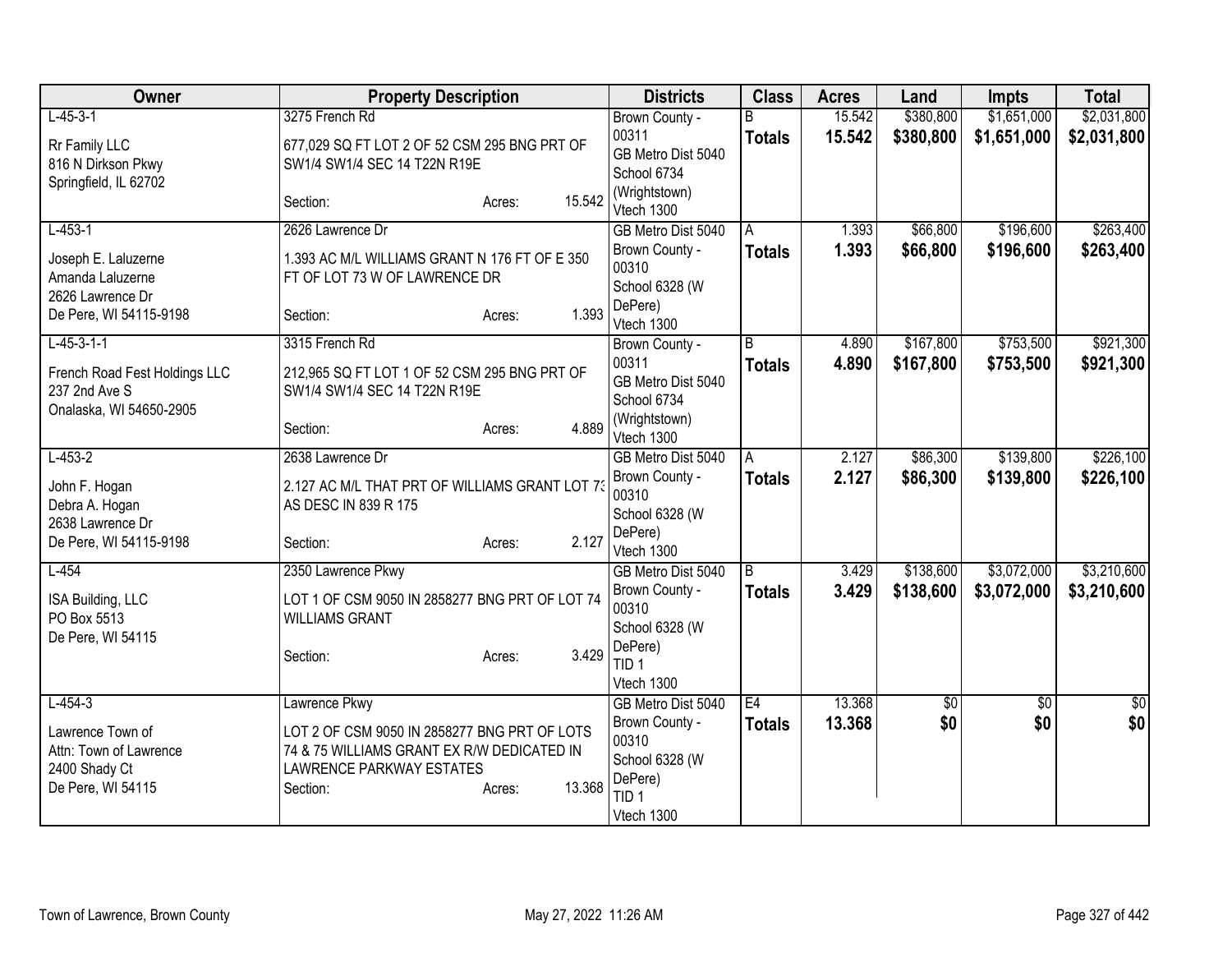| Owner | Property Description | Districts | Class | Acres | Land | Impts | Total |
|---|---|---|---|---|---|---|---|
| L-45-3-1<br>Rr Family LLC<br>816 N Dirkson Pkwy<br>Springfield, IL 62702 | 3275 French Rd<br>677,029 SQ FT LOT 2 OF 52 CSM 295 BNG PRT OF SW1/4 SW1/4 SEC 14 T22N R19E<br>Section: Acres: 15.542 | Brown County - 00311<br>GB Metro Dist 5040<br>School 6734 (Wrightstown)<br>Vtech 1300 | B<br>**Totals** | 15.542<br>**15.542** | $380,800<br>**$380,800** | $1,651,000<br>**$1,651,000** | $2,031,800<br>**$2,031,800** |
| L-453-1<br>Joseph E. Laluzerne<br>Amanda Laluzerne<br>2626 Lawrence Dr<br>De Pere, WI 54115-9198 | 2626 Lawrence Dr<br>1.393 AC M/L WILLIAMS GRANT N 176 FT OF E 350 FT OF LOT 73 W OF LAWRENCE DR<br>Section: Acres: 1.393 | GB Metro Dist 5040<br>Brown County - 00310<br>School 6328 (W DePere)<br>Vtech 1300 | A<br>**Totals** | 1.393<br>**1.393** | $66,800<br>**$66,800** | $196,600<br>**$196,600** | $263,400<br>**$263,400** |
| L-45-3-1-1<br>French Road Fest Holdings LLC<br>237 2nd Ave S<br>Onalaska, WI 54650-2905 | 3315 French Rd<br>212,965 SQ FT LOT 1 OF 52 CSM 295 BNG PRT OF SW1/4 SW1/4 SEC 14 T22N R19E<br>Section: Acres: 4.889 | Brown County - 00311<br>GB Metro Dist 5040<br>School 6734 (Wrightstown)<br>Vtech 1300 | B<br>**Totals** | 4.890<br>**4.890** | $167,800<br>**$167,800** | $753,500<br>**$753,500** | $921,300<br>**$921,300** |
| L-453-2<br>John F. Hogan<br>Debra A. Hogan<br>2638 Lawrence Dr<br>De Pere, WI 54115-9198 | 2638 Lawrence Dr<br>2.127 AC M/L THAT PRT OF WILLIAMS GRANT LOT 73 AS DESC IN 839 R 175<br>Section: Acres: 2.127 | GB Metro Dist 5040<br>Brown County - 00310<br>School 6328 (W DePere)<br>Vtech 1300 | A<br>**Totals** | 2.127<br>**2.127** | $86,300<br>**$86,300** | $139,800<br>**$139,800** | $226,100<br>**$226,100** |
| L-454<br>ISA Building, LLC<br>PO Box 5513<br>De Pere, WI 54115 | 2350 Lawrence Pkwy<br>LOT 1 OF CSM 9050 IN 2858277 BNG PRT OF LOT 74 WILLIAMS GRANT<br>Section: Acres: 3.429 | GB Metro Dist 5040<br>Brown County - 00310<br>School 6328 (W DePere)<br>TID 1<br>Vtech 1300 | B<br>**Totals** | 3.429<br>**3.429** | $138,600<br>**$138,600** | $3,072,000<br>**$3,072,000** | $3,210,600<br>**$3,210,600** |
| L-454-3<br>Lawrence Town of<br>Attn: Town of Lawrence<br>2400 Shady Ct<br>De Pere, WI 54115 | Lawrence Pkwy<br>LOT 2 OF CSM 9050 IN 2858277 BNG PRT OF LOTS 74 & 75 WILLIAMS GRANT EX R/W DEDICATED IN LAWRENCE PARKWAY ESTATES<br>Section: Acres: 13.368 | GB Metro Dist 5040<br>Brown County - 00310<br>School 6328 (W DePere)<br>TID 1<br>Vtech 1300 | E4<br>**Totals** | 13.368<br>**13.368** | $0<br>**$0** | $0<br>**$0** | $0<br>**$0** |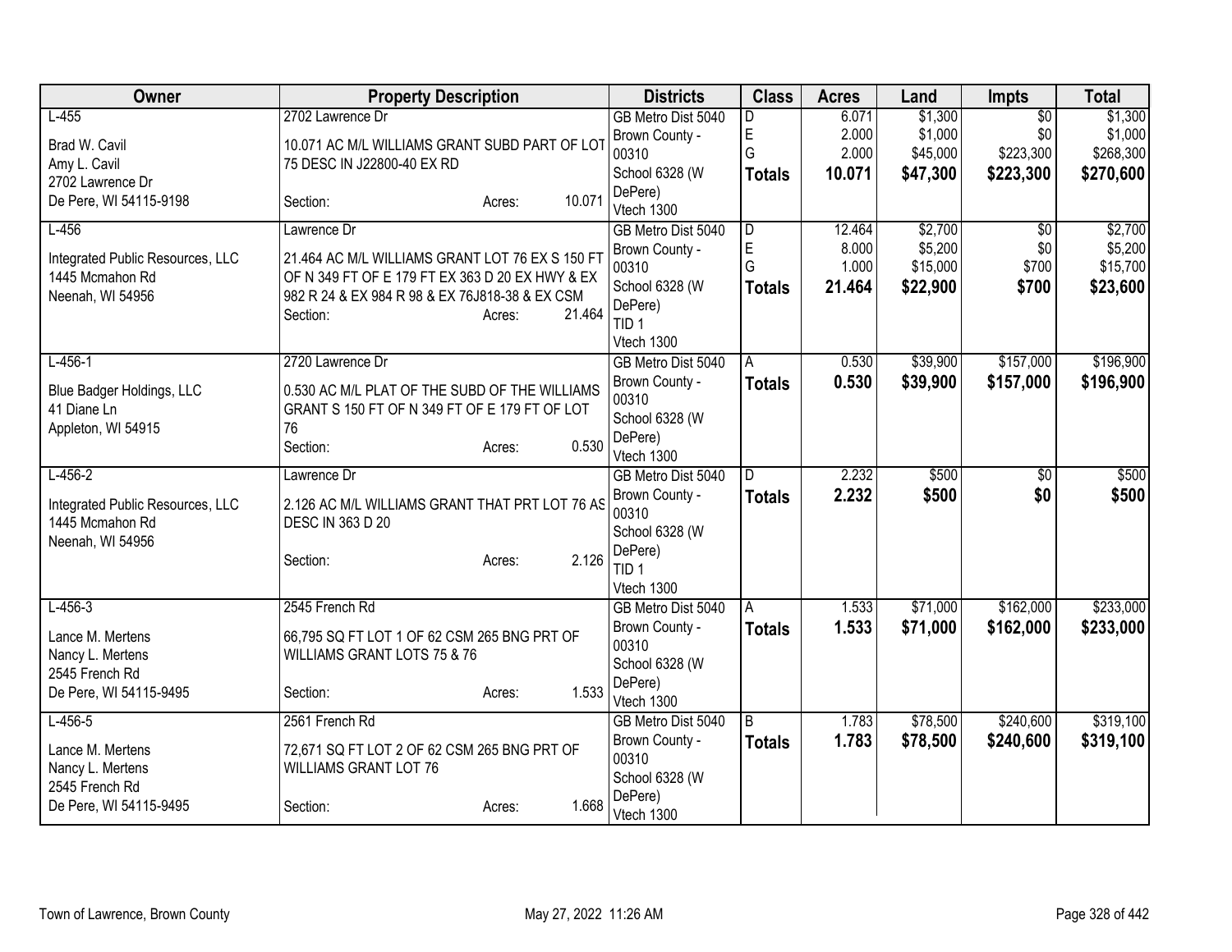| Owner | Property Description | Districts | Class | Acres | Land | Impts | Total |
|---|---|---|---|---|---|---|---|
| L-455<br>Brad W. Cavil<br>Amy L. Cavil<br>2702 Lawrence Dr<br>De Pere, WI 54115-9198 | 2702 Lawrence Dr<br>10.071 AC M/L WILLIAMS GRANT SUBD PART OF LOT 75 DESC IN J22800-40 EX RD<br>Section: Acres: 10.071 | GB Metro Dist 5040<br>Brown County - 00310<br>School 6328 (W DePere)<br>Vtech 1300 | D<br>E<br>G<br>**Totals** | 6.071<br>2.000<br>2.000<br>**10.071** | $1,300<br>$1,000<br>$45,000<br>**$47,300** | $0<br>$0<br>$223,300<br>**$223,300** | $1,300<br>$1,000<br>$268,300<br>**$270,600** |
| L-456<br>Integrated Public Resources, LLC<br>1445 Mcmahon Rd<br>Neenah, WI 54956 | Lawrence Dr<br>21.464 AC M/L WILLIAMS GRANT LOT 76 EX S 150 FT OF N 349 FT OF E 179 FT EX 363 D 20 EX HWY & EX 982 R 24 & EX 984 R 98 & EX 76J818-38 & EX CSM<br>Section: Acres: 21.464 | GB Metro Dist 5040<br>Brown County - 00310<br>School 6328 (W DePere)<br>TID 1<br>Vtech 1300 | D<br>E<br>G<br>**Totals** | 12.464<br>8.000<br>1.000<br>**21.464** | $2,700<br>$5,200<br>$15,000<br>**$22,900** | $0<br>$0<br>$700<br>**$700** | $2,700<br>$5,200<br>$15,700<br>**$23,600** |
| L-456-1<br>Blue Badger Holdings, LLC<br>41 Diane Ln<br>Appleton, WI 54915 | 2720 Lawrence Dr<br>0.530 AC M/L PLAT OF THE SUBD OF THE WILLIAMS GRANT S 150 FT OF N 349 FT OF E 179 FT OF LOT 76<br>Section: Acres: 0.530 | GB Metro Dist 5040<br>Brown County - 00310<br>School 6328 (W DePere)<br>Vtech 1300 | A<br>**Totals** | 0.530<br>**0.530** | $39,900<br>**$39,900** | $157,000<br>**$157,000** | $196,900<br>**$196,900** |
| L-456-2<br>Integrated Public Resources, LLC<br>1445 Mcmahon Rd<br>Neenah, WI 54956 | Lawrence Dr<br>2.126 AC M/L WILLIAMS GRANT THAT PRT LOT 76 AS DESC IN 363 D 20<br>Section: Acres: 2.126 | GB Metro Dist 5040<br>Brown County - 00310<br>School 6328 (W DePere)<br>TID 1<br>Vtech 1300 | D<br>**Totals** | 2.232<br>**2.232** | $500<br>**$500** | $0<br>**$0** | $500<br>**$500** |
| L-456-3<br>Lance M. Mertens<br>Nancy L. Mertens<br>2545 French Rd<br>De Pere, WI 54115-9495 | 2545 French Rd<br>66,795 SQ FT LOT 1 OF 62 CSM 265 BNG PRT OF WILLIAMS GRANT LOTS 75 & 76<br>Section: Acres: 1.533 | GB Metro Dist 5040<br>Brown County - 00310<br>School 6328 (W DePere)<br>Vtech 1300 | A<br>**Totals** | 1.533<br>**1.533** | $71,000<br>**$71,000** | $162,000<br>**$162,000** | $233,000<br>**$233,000** |
| L-456-5<br>Lance M. Mertens<br>Nancy L. Mertens<br>2545 French Rd<br>De Pere, WI 54115-9495 | 2561 French Rd<br>72,671 SQ FT LOT 2 OF 62 CSM 265 BNG PRT OF WILLIAMS GRANT LOT 76<br>Section: Acres: 1.668 | GB Metro Dist 5040<br>Brown County - 00310<br>School 6328 (W DePere)<br>Vtech 1300 | B<br>**Totals** | 1.783<br>**1.783** | $78,500<br>**$78,500** | $240,600<br>**$240,600** | $319,100<br>**$319,100** |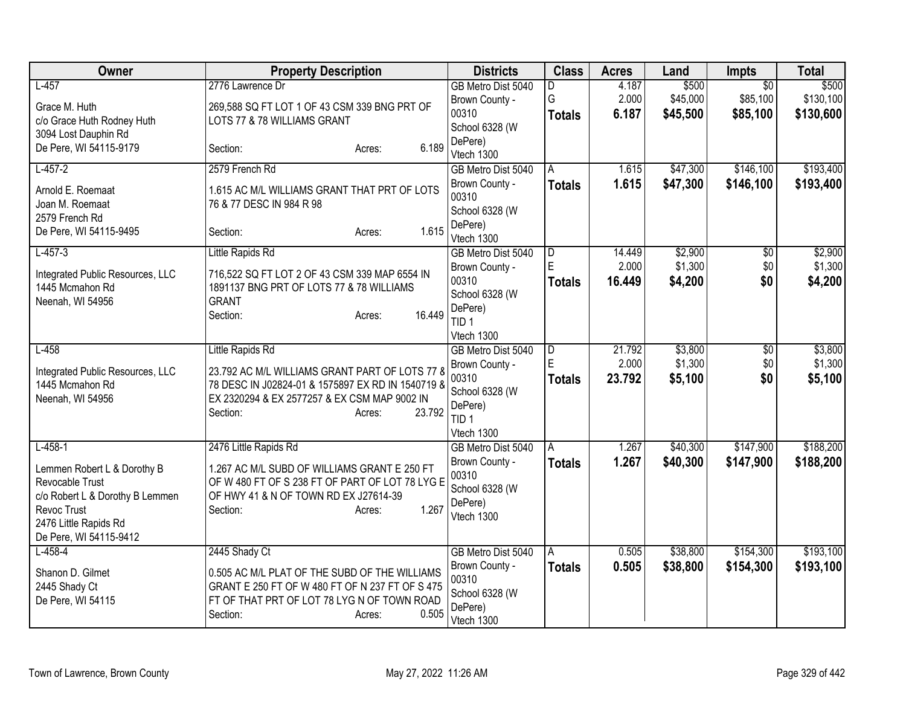| Owner | Property Description | Districts | Class | Acres | Land | Impts | Total |
|---|---|---|---|---|---|---|---|
| L-457<br>Grace M. Huth<br>c/o Grace Huth Rodney Huth<br>3094 Lost Dauphin Rd<br>De Pere, WI 54115-9179 | 2776 Lawrence Dr<br>269,588 SQ FT LOT 1 OF 43 CSM 339 BNG PRT OF LOTS 77 & 78 WILLIAMS GRANT<br>Section: Acres: 6.189 | GB Metro Dist 5040<br>Brown County - 00310<br>School 6328 (W DePere)<br>Vtech 1300 | D<br>G<br>**Totals** | 4.187<br>2.000<br>**6.187** | $500<br>$45,000<br>**$45,500** | $0<br>$85,100<br>**$85,100** | $500<br>$130,100<br>**$130,600** |
| L-457-2<br>Arnold E. Roemaat<br>Joan M. Roemaat<br>2579 French Rd<br>De Pere, WI 54115-9495 | 2579 French Rd<br>1.615 AC M/L WILLIAMS GRANT THAT PRT OF LOTS 76 & 77 DESC IN 984 R 98<br>Section: Acres: 1.615 | GB Metro Dist 5040<br>Brown County - 00310<br>School 6328 (W DePere)<br>Vtech 1300 | A<br>**Totals** | 1.615<br>**1.615** | $47,300<br>**$47,300** | $146,100<br>**$146,100** | $193,400<br>**$193,400** |
| L-457-3<br>Integrated Public Resources, LLC<br>1445 Mcmahon Rd<br>Neenah, WI 54956 | Little Rapids Rd<br>716,522 SQ FT LOT 2 OF 43 CSM 339 MAP 6554 IN 1891137 BNG PRT OF LOTS 77 & 78 WILLIAMS GRANT<br>Section: Acres: 16.449 | GB Metro Dist 5040<br>Brown County - 00310<br>School 6328 (W DePere)<br>TID 1<br>Vtech 1300 | D<br>E<br>**Totals** | 14.449<br>2.000<br>**16.449** | $2,900<br>$1,300<br>**$4,200** | $0<br>$0<br>**$0** | $2,900<br>$1,300<br>**$4,200** |
| L-458<br>Integrated Public Resources, LLC<br>1445 Mcmahon Rd<br>Neenah, WI 54956 | Little Rapids Rd<br>23.792 AC M/L WILLIAMS GRANT PART OF LOTS 77 & 78 DESC IN J02824-01 & 1575897 EX RD IN 1540719 & EX 2320294 & EX 2577257 & EX CSM MAP 9002 IN<br>Section: Acres: 23.792 | GB Metro Dist 5040<br>Brown County - 00310<br>School 6328 (W DePere)<br>TID 1<br>Vtech 1300 | D<br>E<br>**Totals** | 21.792<br>2.000<br>**23.792** | $3,800<br>$1,300<br>**$5,100** | $0<br>$0<br>**$0** | $3,800<br>$1,300<br>**$5,100** |
| L-458-1<br>Lemmen Robert L & Dorothy B Revocable Trust<br>c/o Robert L & Dorothy B Lemmen Revoc Trust<br>2476 Little Rapids Rd<br>De Pere, WI 54115-9412 | 2476 Little Rapids Rd<br>1.267 AC M/L SUBD OF WILLIAMS GRANT E 250 FT OF W 480 FT OF S 238 FT OF PART OF LOT 78 LYG E OF HWY 41 & N OF TOWN RD EX J27614-39<br>Section: Acres: 1.267 | GB Metro Dist 5040<br>Brown County - 00310<br>School 6328 (W DePere)<br>Vtech 1300 | A<br>**Totals** | 1.267<br>**1.267** | $40,300<br>**$40,300** | $147,900<br>**$147,900** | $188,200<br>**$188,200** |
| L-458-4<br>Shanon D. Gilmet<br>2445 Shady Ct<br>De Pere, WI 54115 | 2445 Shady Ct<br>0.505 AC M/L PLAT OF THE SUBD OF THE WILLIAMS GRANT E 250 FT OF W 480 FT OF N 237 FT OF S 475 FT OF THAT PRT OF LOT 78 LYG N OF TOWN ROAD<br>Section: Acres: 0.505 | GB Metro Dist 5040<br>Brown County - 00310<br>School 6328 (W DePere)<br>Vtech 1300 | A<br>**Totals** | 0.505<br>**0.505** | $38,800<br>**$38,800** | $154,300<br>**$154,300** | $193,100<br>**$193,100** |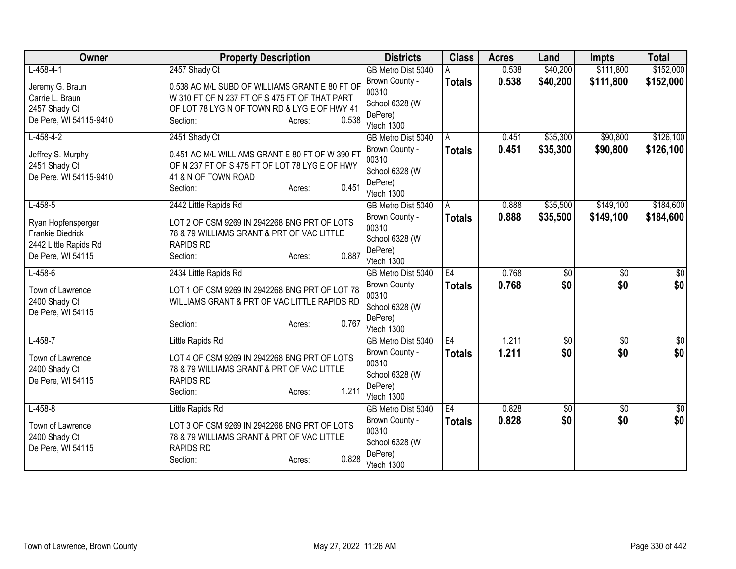| Owner | Property Description | Districts | Class | Acres | Land | Impts | Total |
|---|---|---|---|---|---|---|---|
| L-458-4-1<br>Jeremy G. Braun<br>Carrie L. Braun<br>2457 Shady Ct<br>De Pere, WI 54115-9410 | 2457 Shady Ct<br>0.538 AC M/L SUBD OF WILLIAMS GRANT E 80 FT OF W 310 FT OF N 237 FT OF S 475 FT OF THAT PART OF LOT 78 LYG N OF TOWN RD & LYG E OF HWY 41<br>Section: Acres: 0.538 | GB Metro Dist 5040<br>Brown County - 00310<br>School 6328 (W DePere)<br>Vtech 1300 | A<br>**Totals** | 0.538<br>**0.538** | $40,200<br>**$40,200** | $111,800<br>**$111,800** | $152,000<br>**$152,000** |
| L-458-4-2<br>Jeffrey S. Murphy<br>2451 Shady Ct<br>De Pere, WI 54115-9410 | 2451 Shady Ct<br>0.451 AC M/L WILLIAMS GRANT E 80 FT OF W 390 FT OF N 237 FT OF S 475 FT OF LOT 78 LYG E OF HWY 41 & N OF TOWN ROAD<br>Section: Acres: 0.451 | GB Metro Dist 5040<br>Brown County - 00310<br>School 6328 (W DePere)<br>Vtech 1300 | A<br>**Totals** | 0.451<br>**0.451** | $35,300<br>**$35,300** | $90,800<br>**$90,800** | $126,100<br>**$126,100** |
| L-458-5<br>Ryan Hopfensperger<br>Frankie Diedrick<br>2442 Little Rapids Rd<br>De Pere, WI 54115 | 2442 Little Rapids Rd<br>LOT 2 OF CSM 9269 IN 2942268 BNG PRT OF LOTS 78 & 79 WILLIAMS GRANT & PRT OF VAC LITTLE RAPIDS RD<br>Section: Acres: 0.887 | GB Metro Dist 5040<br>Brown County - 00310<br>School 6328 (W DePere)<br>Vtech 1300 | A<br>**Totals** | 0.888<br>**0.888** | $35,500<br>**$35,500** | $149,100<br>**$149,100** | $184,600<br>**$184,600** |
| L-458-6<br>Town of Lawrence<br>2400 Shady Ct<br>De Pere, WI 54115 | 2434 Little Rapids Rd<br>LOT 1 OF CSM 9269 IN 2942268 BNG PRT OF LOT 78 WILLIAMS GRANT & PRT OF VAC LITTLE RAPIDS RD<br>Section: Acres: 0.767 | GB Metro Dist 5040<br>Brown County - 00310<br>School 6328 (W DePere)<br>Vtech 1300 | E4<br>**Totals** | 0.768<br>**0.768** | $0<br>**$0** | $0<br>**$0** | $0<br>**$0** |
| L-458-7<br>Town of Lawrence<br>2400 Shady Ct<br>De Pere, WI 54115 | Little Rapids Rd<br>LOT 4 OF CSM 9269 IN 2942268 BNG PRT OF LOTS 78 & 79 WILLIAMS GRANT & PRT OF VAC LITTLE RAPIDS RD<br>Section: Acres: 1.211 | GB Metro Dist 5040<br>Brown County - 00310<br>School 6328 (W DePere)<br>Vtech 1300 | E4<br>**Totals** | 1.211<br>**1.211** | $0<br>**$0** | $0<br>**$0** | $0<br>**$0** |
| L-458-8<br>Town of Lawrence<br>2400 Shady Ct<br>De Pere, WI 54115 | Little Rapids Rd<br>LOT 3 OF CSM 9269 IN 2942268 BNG PRT OF LOTS 78 & 79 WILLIAMS GRANT & PRT OF VAC LITTLE RAPIDS RD<br>Section: Acres: 0.828 | GB Metro Dist 5040<br>Brown County - 00310<br>School 6328 (W DePere)<br>Vtech 1300 | E4<br>**Totals** | 0.828<br>**0.828** | $0<br>**$0** | $0<br>**$0** | $0<br>**$0** |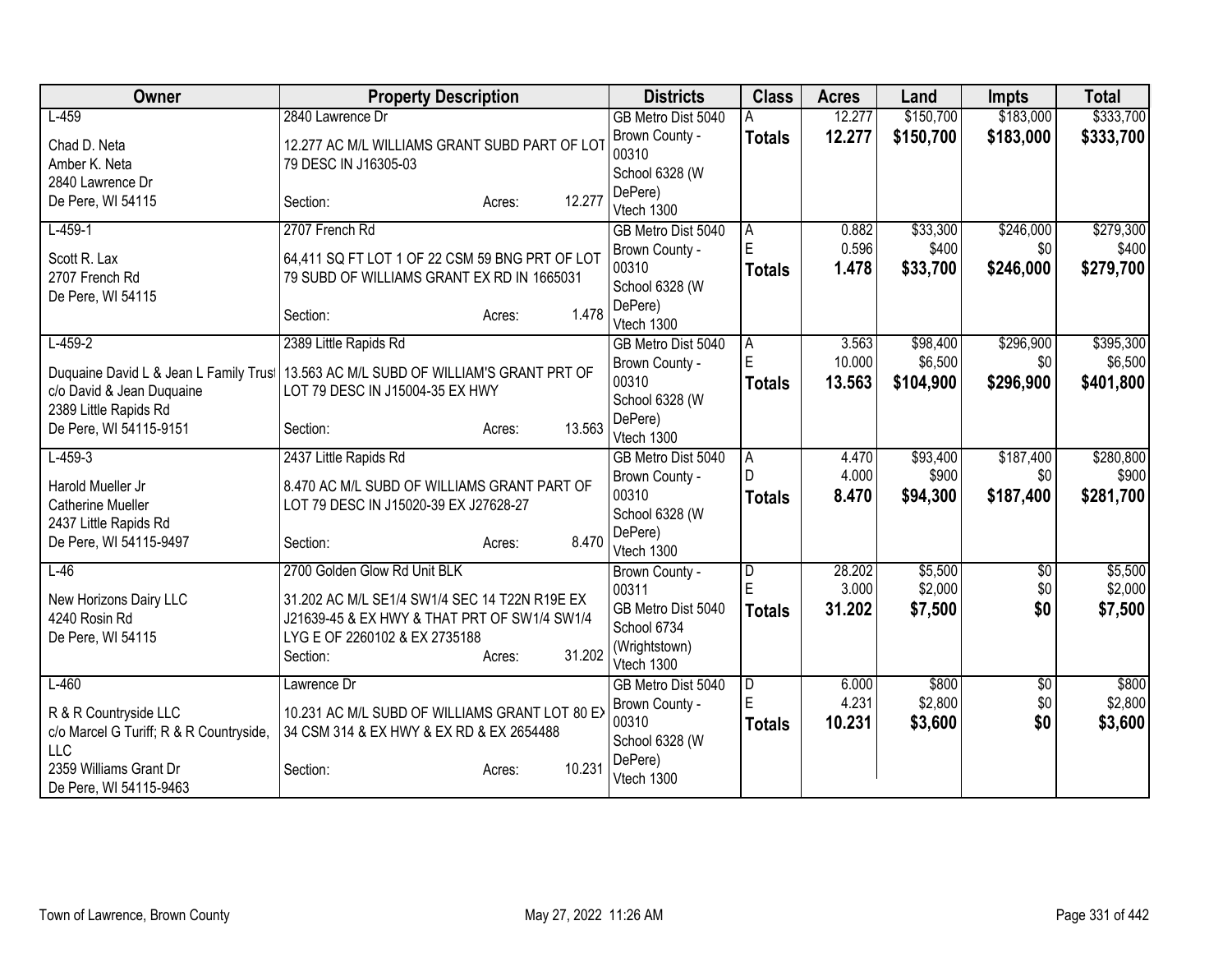| Owner | Property Description | Districts | Class | Acres | Land | Impts | Total |
|---|---|---|---|---|---|---|---|
| L-459<br><br>Chad D. Neta<br>Amber K. Neta<br>2840 Lawrence Dr<br>De Pere, WI 54115 | 2840 Lawrence Dr<br><br>12.277 AC M/L WILLIAMS GRANT SUBD PART OF LOT 79 DESC IN J16305-03<br><br>Section: Acres: 12.277 | GB Metro Dist 5040<br>Brown County - 00310<br>School 6328 (W DePere)<br>Vtech 1300 | A<br>**Totals** | 12.277<br>**12.277** | $150,700<br>**$150,700** | $183,000<br>**$183,000** | $333,700<br>**$333,700** |
| L-459-1<br><br>Scott R. Lax<br>2707 French Rd<br>De Pere, WI 54115 | 2707 French Rd<br><br>64,411 SQ FT LOT 1 OF 22 CSM 59 BNG PRT OF LOT 79 SUBD OF WILLIAMS GRANT EX RD IN 1665031<br><br>Section: Acres: 1.478 | GB Metro Dist 5040<br>Brown County - 00310<br>School 6328 (W DePere)<br>Vtech 1300 | A<br>E<br>**Totals** | 0.882<br>0.596<br>**1.478** | $33,300<br>$400<br>**$33,700** | $246,000<br>$0<br>**$246,000** | $279,300<br>$400<br>**$279,700** |
| L-459-2<br><br>Duquaine David L & Jean L Family Trust<br>c/o David & Jean Duquaine<br>2389 Little Rapids Rd<br>De Pere, WI 54115-9151 | 2389 Little Rapids Rd<br><br>13.563 AC M/L SUBD OF WILLIAM'S GRANT PRT OF LOT 79 DESC IN J15004-35 EX HWY<br><br>Section: Acres: 13.563 | GB Metro Dist 5040<br>Brown County - 00310<br>School 6328 (W DePere)<br>Vtech 1300 | A<br>E<br>**Totals** | 3.563<br>10.000<br>**13.563** | $98,400<br>$6,500<br>**$104,900** | $296,900<br>$0<br>**$296,900** | $395,300<br>$6,500<br>**$401,800** |
| L-459-3<br><br>Harold Mueller Jr<br>Catherine Mueller<br>2437 Little Rapids Rd<br>De Pere, WI 54115-9497 | 2437 Little Rapids Rd<br><br>8.470 AC M/L SUBD OF WILLIAMS GRANT PART OF LOT 79 DESC IN J15020-39 EX J27628-27<br><br>Section: Acres: 8.470 | GB Metro Dist 5040<br>Brown County - 00310<br>School 6328 (W DePere)<br>Vtech 1300 | A<br>D<br>**Totals** | 4.470<br>4.000<br>**8.470** | $93,400<br>$900<br>**$94,300** | $187,400<br>$0<br>**$187,400** | $280,800<br>$900<br>**$281,700** |
| L-46<br><br>New Horizons Dairy LLC<br>4240 Rosin Rd<br>De Pere, WI 54115 | 2700 Golden Glow Rd Unit BLK<br><br>31.202 AC M/L SE1/4 SW1/4 SEC 14 T22N R19E EX J21639-45 & EX HWY & THAT PRT OF SW1/4 SW1/4 LYG E OF 2260102 & EX 2735188<br><br>Section: Acres: 31.202 | Brown County - 00311<br>GB Metro Dist 5040<br>School 6734 (Wrightstown)<br>Vtech 1300 | D<br>E<br>**Totals** | 28.202<br>3.000<br>**31.202** | $5,500<br>$2,000<br>**$7,500** | $0<br>$0<br>**$0** | $5,500<br>$2,000<br>**$7,500** |
| L-460<br><br>R & R Countryside LLC<br>c/o Marcel G Turiff; R & R Countryside, LLC<br>2359 Williams Grant Dr<br>De Pere, WI 54115-9463 | Lawrence Dr<br><br>10.231 AC M/L SUBD OF WILLIAMS GRANT LOT 80 EX 34 CSM 314 & EX HWY & EX RD & EX 2654488<br><br>Section: Acres: 10.231 | GB Metro Dist 5040<br>Brown County - 00310<br>School 6328 (W DePere)<br>Vtech 1300 | D<br>E<br>**Totals** | 6.000<br>4.231<br>**10.231** | $800<br>$2,800<br>**$3,600** | $0<br>$0<br>**$0** | $800<br>$2,800<br>**$3,600** |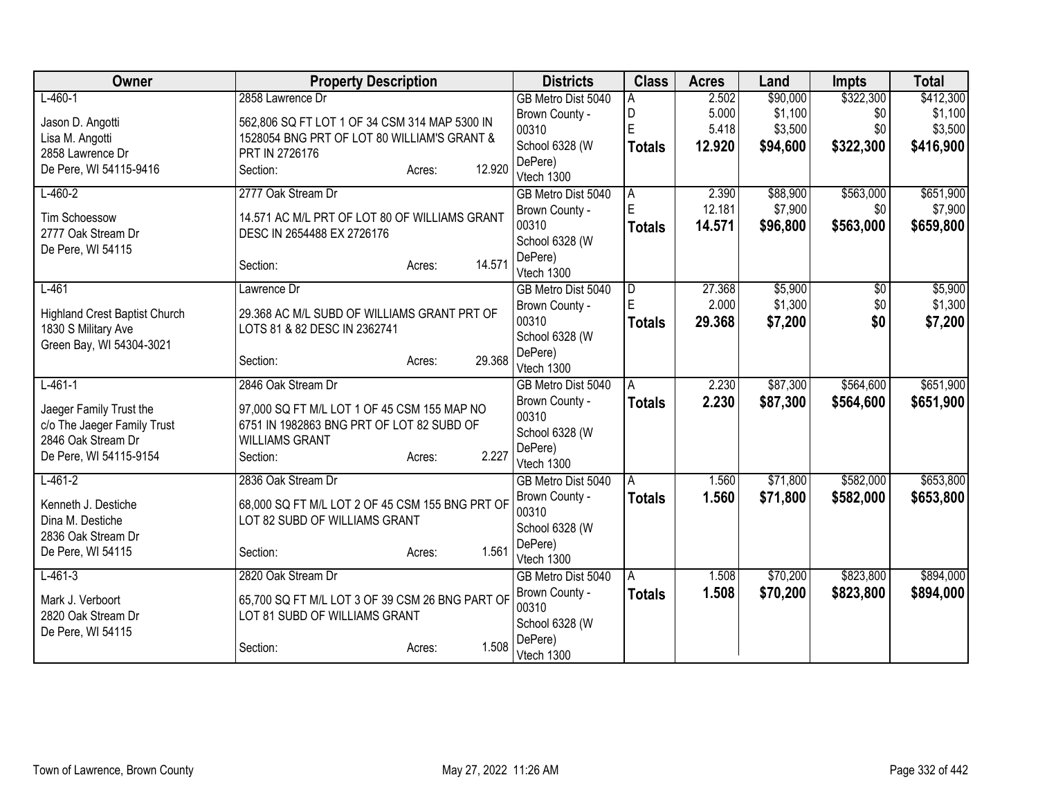| Owner | Property Description | Districts | Class | Acres | Land | Impts | Total |
|---|---|---|---|---|---|---|---|
| L-460-1<br><br>Jason D. Angotti<br>Lisa M. Angotti<br>2858 Lawrence Dr<br>De Pere, WI 54115-9416 | 2858 Lawrence Dr<br><br>562,806 SQ FT LOT 1 OF 34 CSM 314 MAP 5300 IN 1528054 BNG PRT OF LOT 80 WILLIAM'S GRANT & PRT IN 2726176<br>Section: Acres: 12.920 | GB Metro Dist 5040<br>Brown County - 00310<br>School 6328 (W DePere)<br>Vtech 1300 | A<br>D<br>E<br>**Totals** | 2.502<br>5.000<br>5.418<br>**12.920** | $90,000<br>$1,100<br>$3,500<br>**$94,600** | $322,300<br>$0<br>$0<br>**$322,300** | $412,300<br>$1,100<br>$3,500<br>**$416,900** |
| L-460-2<br><br>Tim Schoessow<br>2777 Oak Stream Dr<br>De Pere, WI 54115 | 2777 Oak Stream Dr<br><br>14.571 AC M/L PRT OF LOT 80 OF WILLIAMS GRANT DESC IN 2654488 EX 2726176<br>Section: Acres: 14.571 | GB Metro Dist 5040<br>Brown County - 00310<br>School 6328 (W DePere)<br>Vtech 1300 | A<br>E<br>**Totals** | 2.390<br>12.181<br>**14.571** | $88,900<br>$7,900<br>**$96,800** | $563,000<br>$0<br>**$563,000** | $651,900<br>$7,900<br>**$659,800** |
| L-461<br><br>Highland Crest Baptist Church<br>1830 S Military Ave<br>Green Bay, WI 54304-3021 | Lawrence Dr<br><br>29.368 AC M/L SUBD OF WILLIAMS GRANT PRT OF LOTS 81 & 82 DESC IN 2362741<br>Section: Acres: 29.368 | GB Metro Dist 5040<br>Brown County - 00310<br>School 6328 (W DePere)<br>Vtech 1300 | D<br>E<br>**Totals** | 27.368<br>2.000<br>**29.368** | $5,900<br>$1,300<br>**$7,200** | $0<br>$0<br>**$0** | $5,900<br>$1,300<br>**$7,200** |
| L-461-1<br><br>Jaeger Family Trust the<br>c/o The Jaeger Family Trust<br>2846 Oak Stream Dr<br>De Pere, WI 54115-9154 | 2846 Oak Stream Dr<br><br>97,000 SQ FT M/L LOT 1 OF 45 CSM 155 MAP NO 6751 IN 1982863 BNG PRT OF LOT 82 SUBD OF WILLIAMS GRANT<br>Section: Acres: 2.227 | GB Metro Dist 5040<br>Brown County - 00310<br>School 6328 (W DePere)<br>Vtech 1300 | A<br>**Totals** | 2.230<br>**2.230** | $87,300<br>**$87,300** | $564,600<br>**$564,600** | $651,900<br>**$651,900** |
| L-461-2<br><br>Kenneth J. Destiche<br>Dina M. Destiche<br>2836 Oak Stream Dr<br>De Pere, WI 54115 | 2836 Oak Stream Dr<br><br>68,000 SQ FT M/L LOT 2 OF 45 CSM 155 BNG PRT OF LOT 82 SUBD OF WILLIAMS GRANT<br>Section: Acres: 1.561 | GB Metro Dist 5040<br>Brown County - 00310<br>School 6328 (W DePere)<br>Vtech 1300 | A<br>**Totals** | 1.560<br>**1.560** | $71,800<br>**$71,800** | $582,000<br>**$582,000** | $653,800<br>**$653,800** |
| L-461-3<br><br>Mark J. Verboort<br>2820 Oak Stream Dr<br>De Pere, WI 54115 | 2820 Oak Stream Dr<br><br>65,700 SQ FT M/L LOT 3 OF 39 CSM 26 BNG PART OF LOT 81 SUBD OF WILLIAMS GRANT<br>Section: Acres: 1.508 | GB Metro Dist 5040<br>Brown County - 00310<br>School 6328 (W DePere)<br>Vtech 1300 | A<br>**Totals** | 1.508<br>**1.508** | $70,200<br>**$70,200** | $823,800<br>**$823,800** | $894,000<br>**$894,000** |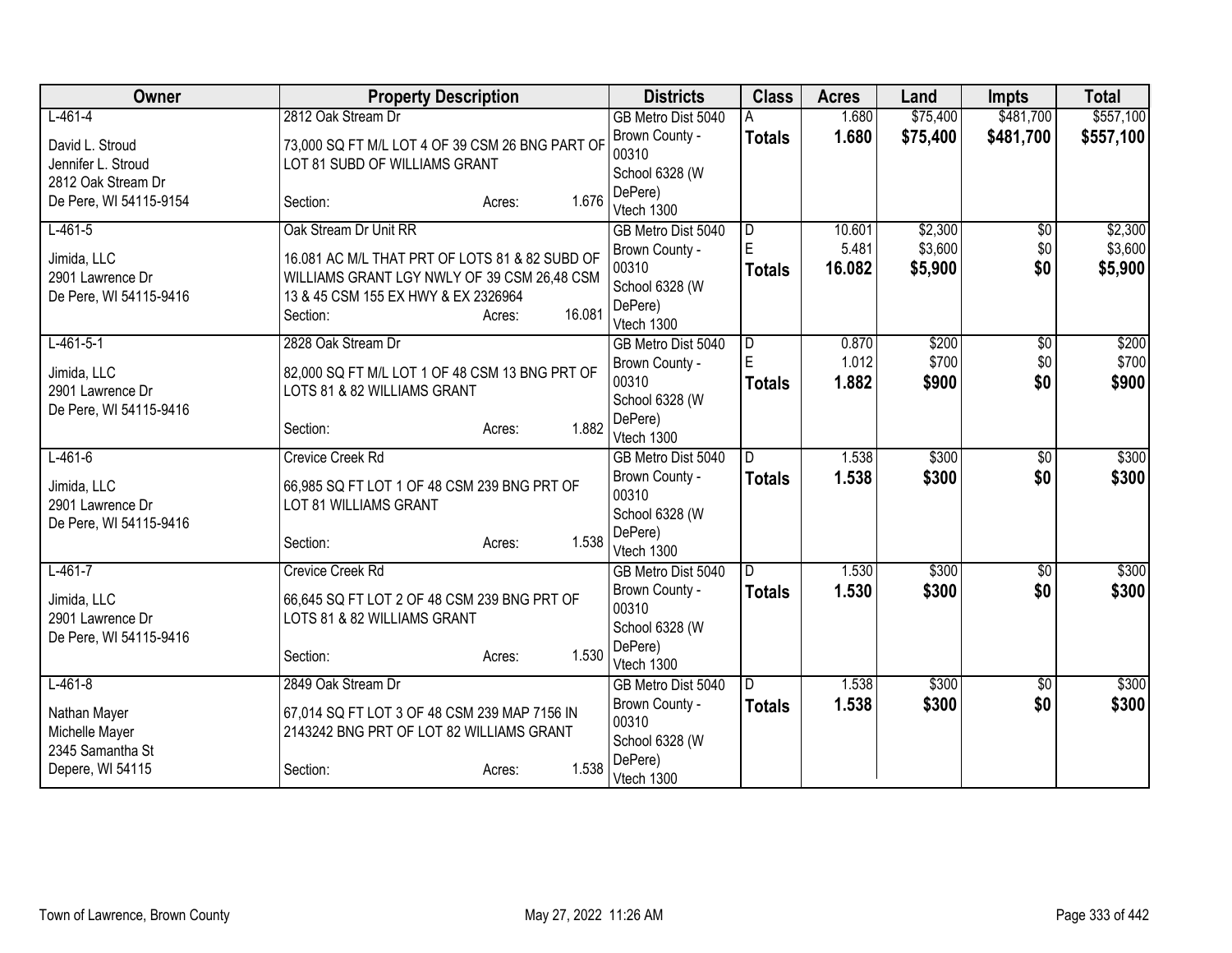| Owner | Property Description | Districts | Class | Acres | Land | Impts | Total |
|---|---|---|---|---|---|---|---|
| L-461-4<br><br>David L. Stroud<br>Jennifer L. Stroud<br>2812 Oak Stream Dr<br>De Pere, WI 54115-9154 | 2812 Oak Stream Dr<br><br>73,000 SQ FT M/L LOT 4 OF 39 CSM 26 BNG PART OF LOT 81 SUBD OF WILLIAMS GRANT<br><br>Section: Acres: 1.676 | GB Metro Dist 5040<br>Brown County - 00310<br>School 6328 (W DePere)<br>Vtech 1300 | A<br>**Totals** | 1.680<br>**1.680** | $75,400<br>**$75,400** | $481,700<br>**$481,700** | $557,100<br>**$557,100** |
| L-461-5<br><br>Jimida, LLC<br>2901 Lawrence Dr<br>De Pere, WI 54115-9416 | Oak Stream Dr Unit RR<br><br>16.081 AC M/L THAT PRT OF LOTS 81 & 82 SUBD OF WILLIAMS GRANT LGY NWLY OF 39 CSM 26,48 CSM 13 & 45 CSM 155 EX HWY & EX 2326964<br>Section: Acres: 16.081 | GB Metro Dist 5040<br>Brown County - 00310<br>School 6328 (W DePere)<br>Vtech 1300 | D<br>E<br>**Totals** | 10.601<br>5.481<br>**16.082** | $2,300<br>$3,600<br>**$5,900** | $0<br>$0<br>**$0** | $2,300<br>$3,600<br>**$5,900** |
| L-461-5-1<br><br>Jimida, LLC<br>2901 Lawrence Dr<br>De Pere, WI 54115-9416 | 2828 Oak Stream Dr<br><br>82,000 SQ FT M/L LOT 1 OF 48 CSM 13 BNG PRT OF LOTS 81 & 82 WILLIAMS GRANT<br><br>Section: Acres: 1.882 | GB Metro Dist 5040<br>Brown County - 00310<br>School 6328 (W DePere)<br>Vtech 1300 | D<br>E<br>**Totals** | 0.870<br>1.012<br>**1.882** | $200<br>$700<br>**$900** | $0<br>$0<br>**$0** | $200<br>$700<br>**$900** |
| L-461-6<br><br>Jimida, LLC<br>2901 Lawrence Dr<br>De Pere, WI 54115-9416 | Crevice Creek Rd<br><br>66,985 SQ FT LOT 1 OF 48 CSM 239 BNG PRT OF LOT 81 WILLIAMS GRANT<br><br>Section: Acres: 1.538 | GB Metro Dist 5040<br>Brown County - 00310<br>School 6328 (W DePere)<br>Vtech 1300 | D<br>**Totals** | 1.538<br>**1.538** | $300<br>**$300** | $0<br>**$0** | $300<br>**$300** |
| L-461-7<br><br>Jimida, LLC<br>2901 Lawrence Dr<br>De Pere, WI 54115-9416 | Crevice Creek Rd<br><br>66,645 SQ FT LOT 2 OF 48 CSM 239 BNG PRT OF LOTS 81 & 82 WILLIAMS GRANT<br><br>Section: Acres: 1.530 | GB Metro Dist 5040<br>Brown County - 00310<br>School 6328 (W DePere)<br>Vtech 1300 | D<br>**Totals** | 1.530<br>**1.530** | $300<br>**$300** | $0<br>**$0** | $300<br>**$300** |
| L-461-8<br><br>Nathan Mayer<br>Michelle Mayer<br>2345 Samantha St<br>Depere, WI 54115 | 2849 Oak Stream Dr<br><br>67,014 SQ FT LOT 3 OF 48 CSM 239 MAP 7156 IN 2143242 BNG PRT OF LOT 82 WILLIAMS GRANT<br><br>Section: Acres: 1.538 | GB Metro Dist 5040<br>Brown County - 00310<br>School 6328 (W DePere)<br>Vtech 1300 | D<br>**Totals** | 1.538<br>**1.538** | $300<br>**$300** | $0<br>**$0** | $300<br>**$300** |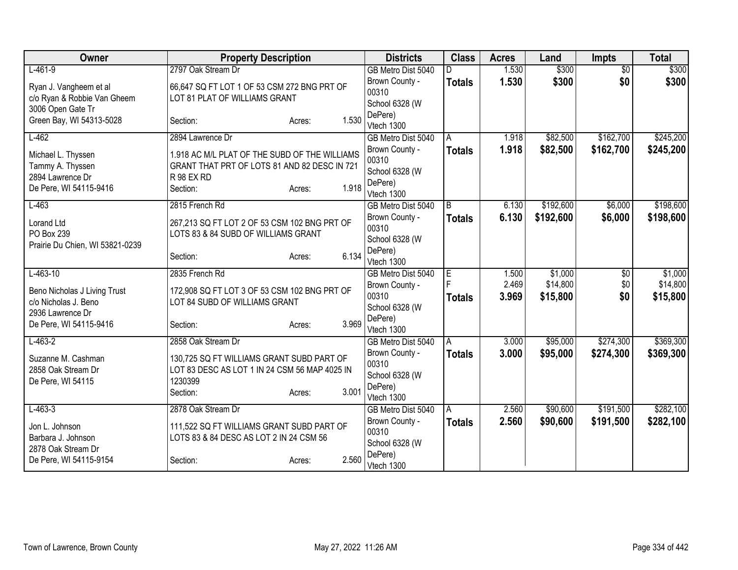| Owner | Property Description | Districts | Class | Acres | Land | Impts | Total |
|---|---|---|---|---|---|---|---|
| L-461-9<br><br>Ryan J. Vangheem et al<br>c/o Ryan & Robbie Van Gheem<br>3006 Open Gate Tr<br>Green Bay, WI 54313-5028 | 2797 Oak Stream Dr<br><br>66,647 SQ FT LOT 1 OF 53 CSM 272 BNG PRT OF LOT 81 PLAT OF WILLIAMS GRANT<br><br>Section: Acres: 1.530 | GB Metro Dist 5040<br>Brown County - 00310<br>School 6328 (W DePere)<br>Vtech 1300 | D<br>**Totals** | 1.530<br>**1.530** | $300<br>**$300** | $0<br>**$0** | $300<br>**$300** |
| L-462<br><br>Michael L. Thyssen<br>Tammy A. Thyssen<br>2894 Lawrence Dr<br>De Pere, WI 54115-9416 | 2894 Lawrence Dr<br><br>1.918 AC M/L PLAT OF THE SUBD OF THE WILLIAMS GRANT THAT PRT OF LOTS 81 AND 82 DESC IN 721 R 98 EX RD<br>Section: Acres: 1.918 | GB Metro Dist 5040<br>Brown County - 00310<br>School 6328 (W DePere)<br>Vtech 1300 | A<br>**Totals** | 1.918<br>**1.918** | $82,500<br>**$82,500** | $162,700<br>**$162,700** | $245,200<br>**$245,200** |
| L-463<br><br>Lorand Ltd<br>PO Box 239<br>Prairie Du Chien, WI 53821-0239 | 2815 French Rd<br><br>267,213 SQ FT LOT 2 OF 53 CSM 102 BNG PRT OF LOTS 83 & 84 SUBD OF WILLIAMS GRANT<br><br>Section: Acres: 6.134 | GB Metro Dist 5040<br>Brown County - 00310<br>School 6328 (W DePere)<br>Vtech 1300 | B<br>**Totals** | 6.130<br>**6.130** | $192,600<br>**$192,600** | $6,000<br>**$6,000** | $198,600<br>**$198,600** |
| L-463-10<br><br>Beno Nicholas J Living Trust<br>c/o Nicholas J. Beno<br>2936 Lawrence Dr<br>De Pere, WI 54115-9416 | 2835 French Rd<br><br>172,908 SQ FT LOT 3 OF 53 CSM 102 BNG PRT OF LOT 84 SUBD OF WILLIAMS GRANT<br><br>Section: Acres: 3.969 | GB Metro Dist 5040<br>Brown County - 00310<br>School 6328 (W DePere)<br>Vtech 1300 | E<br>F<br>**Totals** | 1.500<br>2.469<br>**3.969** | $1,000<br>$14,800<br>**$15,800** | $0<br>$0<br>**$0** | $1,000<br>$14,800<br>**$15,800** |
| L-463-2<br><br>Suzanne M. Cashman<br>2858 Oak Stream Dr<br>De Pere, WI 54115 | 2858 Oak Stream Dr<br><br>130,725 SQ FT WILLIAMS GRANT SUBD PART OF LOT 83 DESC AS LOT 1 IN 24 CSM 56 MAP 4025 IN 1230399<br>Section: Acres: 3.001 | GB Metro Dist 5040<br>Brown County - 00310<br>School 6328 (W DePere)<br>Vtech 1300 | A<br>**Totals** | 3.000<br>**3.000** | $95,000<br>**$95,000** | $274,300<br>**$274,300** | $369,300<br>**$369,300** |
| L-463-3<br><br>Jon L. Johnson<br>Barbara J. Johnson<br>2878 Oak Stream Dr<br>De Pere, WI 54115-9154 | 2878 Oak Stream Dr<br><br>111,522 SQ FT WILLIAMS GRANT SUBD PART OF LOTS 83 & 84 DESC AS LOT 2 IN 24 CSM 56<br><br>Section: Acres: 2.560 | GB Metro Dist 5040<br>Brown County - 00310<br>School 6328 (W DePere)<br>Vtech 1300 | A<br>**Totals** | 2.560<br>**2.560** | $90,600<br>**$90,600** | $191,500<br>**$191,500** | $282,100<br>**$282,100** |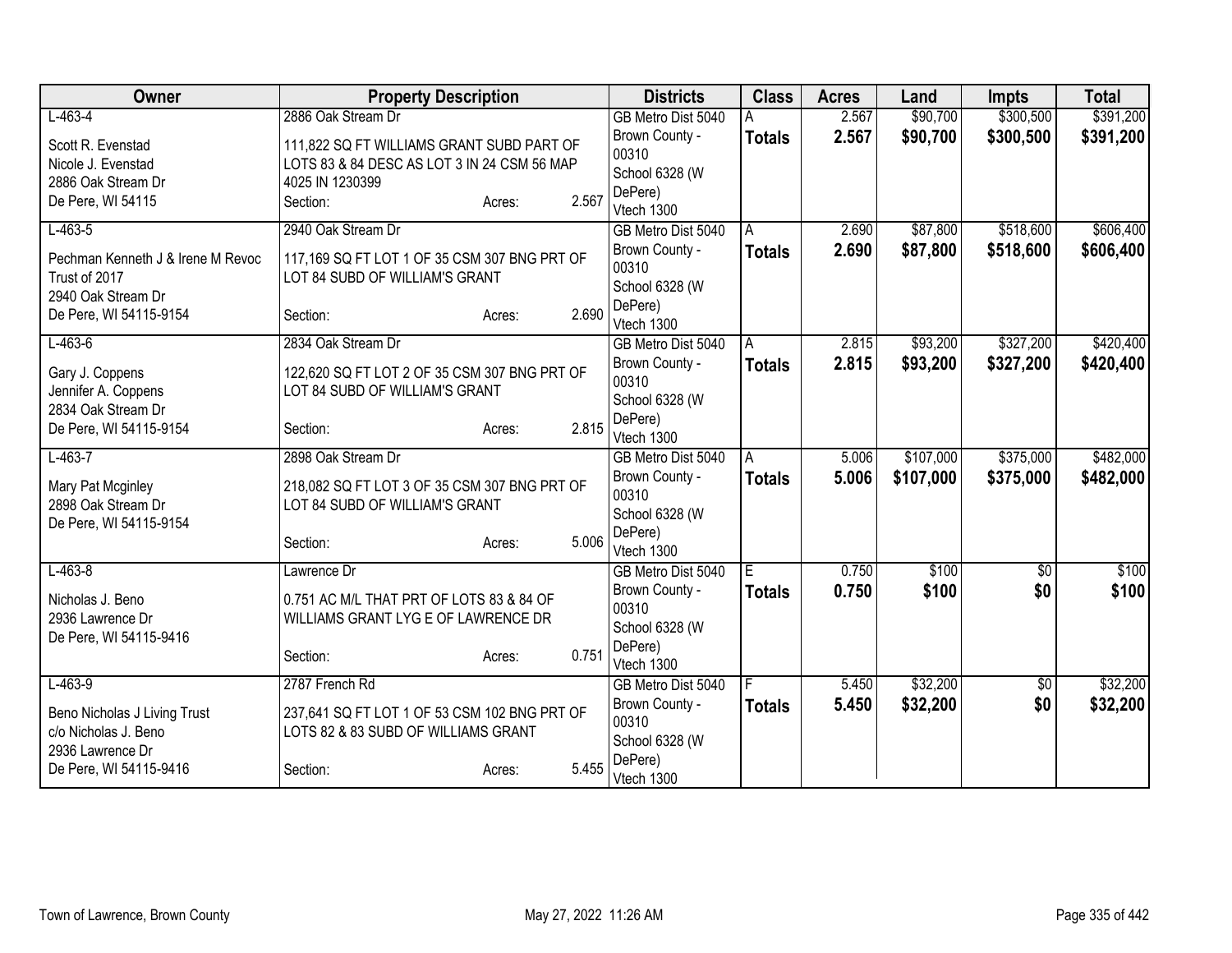| Owner | Property Description | | | Districts | Class | Acres | Land | Impts | Total |
|---|---|---|---|---|---|---|---|---|---|
| L-463-4<br>Scott R. Evenstad<br>Nicole J. Evenstad<br>2886 Oak Stream Dr<br>De Pere, WI 54115 | 2886 Oak Stream Dr<br>111,822 SQ FT WILLIAMS GRANT SUBD PART OF LOTS 83 & 84 DESC AS LOT 3 IN 24 CSM 56 MAP 4025 IN 1230399<br>Section: | Acres: | 2.567 | GB Metro Dist 5040<br>Brown County - 00310<br>School 6328 (W DePere)<br>Vtech 1300 | A<br>**Totals** | 2.567<br>**2.567** | $90,700<br>**$90,700** | $300,500<br>**$300,500** | $391,200<br>**$391,200** |
| L-463-5<br>Pechman Kenneth J & Irene M Revoc Trust of 2017<br>2940 Oak Stream Dr<br>De Pere, WI 54115-9154 | 2940 Oak Stream Dr<br>117,169 SQ FT LOT 1 OF 35 CSM 307 BNG PRT OF LOT 84 SUBD OF WILLIAM'S GRANT<br>Section: | Acres: | 2.690 | GB Metro Dist 5040<br>Brown County - 00310<br>School 6328 (W DePere)<br>Vtech 1300 | A<br>**Totals** | 2.690<br>**2.690** | $87,800<br>**$87,800** | $518,600<br>**$518,600** | $606,400<br>**$606,400** |
| L-463-6<br>Gary J. Coppens<br>Jennifer A. Coppens<br>2834 Oak Stream Dr<br>De Pere, WI 54115-9154 | 2834 Oak Stream Dr<br>122,620 SQ FT LOT 2 OF 35 CSM 307 BNG PRT OF LOT 84 SUBD OF WILLIAM'S GRANT<br>Section: | Acres: | 2.815 | GB Metro Dist 5040<br>Brown County - 00310<br>School 6328 (W DePere)<br>Vtech 1300 | A<br>**Totals** | 2.815<br>**2.815** | $93,200<br>**$93,200** | $327,200<br>**$327,200** | $420,400<br>**$420,400** |
| L-463-7<br>Mary Pat Mcginley<br>2898 Oak Stream Dr<br>De Pere, WI 54115-9154 | 2898 Oak Stream Dr<br>218,082 SQ FT LOT 3 OF 35 CSM 307 BNG PRT OF LOT 84 SUBD OF WILLIAM'S GRANT<br>Section: | Acres: | 5.006 | GB Metro Dist 5040<br>Brown County - 00310<br>School 6328 (W DePere)<br>Vtech 1300 | A<br>**Totals** | 5.006<br>**5.006** | $107,000<br>**$107,000** | $375,000<br>**$375,000** | $482,000<br>**$482,000** |
| L-463-8<br>Nicholas J. Beno<br>2936 Lawrence Dr<br>De Pere, WI 54115-9416 | Lawrence Dr<br>0.751 AC M/L THAT PRT OF LOTS 83 & 84 OF WILLIAMS GRANT LYG E OF LAWRENCE DR<br>Section: | Acres: | 0.751 | GB Metro Dist 5040<br>Brown County - 00310<br>School 6328 (W DePere)<br>Vtech 1300 | E<br>**Totals** | 0.750<br>**0.750** | $100<br>**$100** | $0<br>**$0** | $100<br>**$100** |
| L-463-9<br>Beno Nicholas J Living Trust<br>c/o Nicholas J. Beno<br>2936 Lawrence Dr<br>De Pere, WI 54115-9416 | 2787 French Rd<br>237,641 SQ FT LOT 1 OF 53 CSM 102 BNG PRT OF LOTS 82 & 83 SUBD OF WILLIAMS GRANT<br>Section: | Acres: | 5.455 | GB Metro Dist 5040<br>Brown County - 00310<br>School 6328 (W DePere)<br>Vtech 1300 | F<br>**Totals** | 5.450<br>**5.450** | $32,200<br>**$32,200** | $0<br>**$0** | $32,200<br>**$32,200** |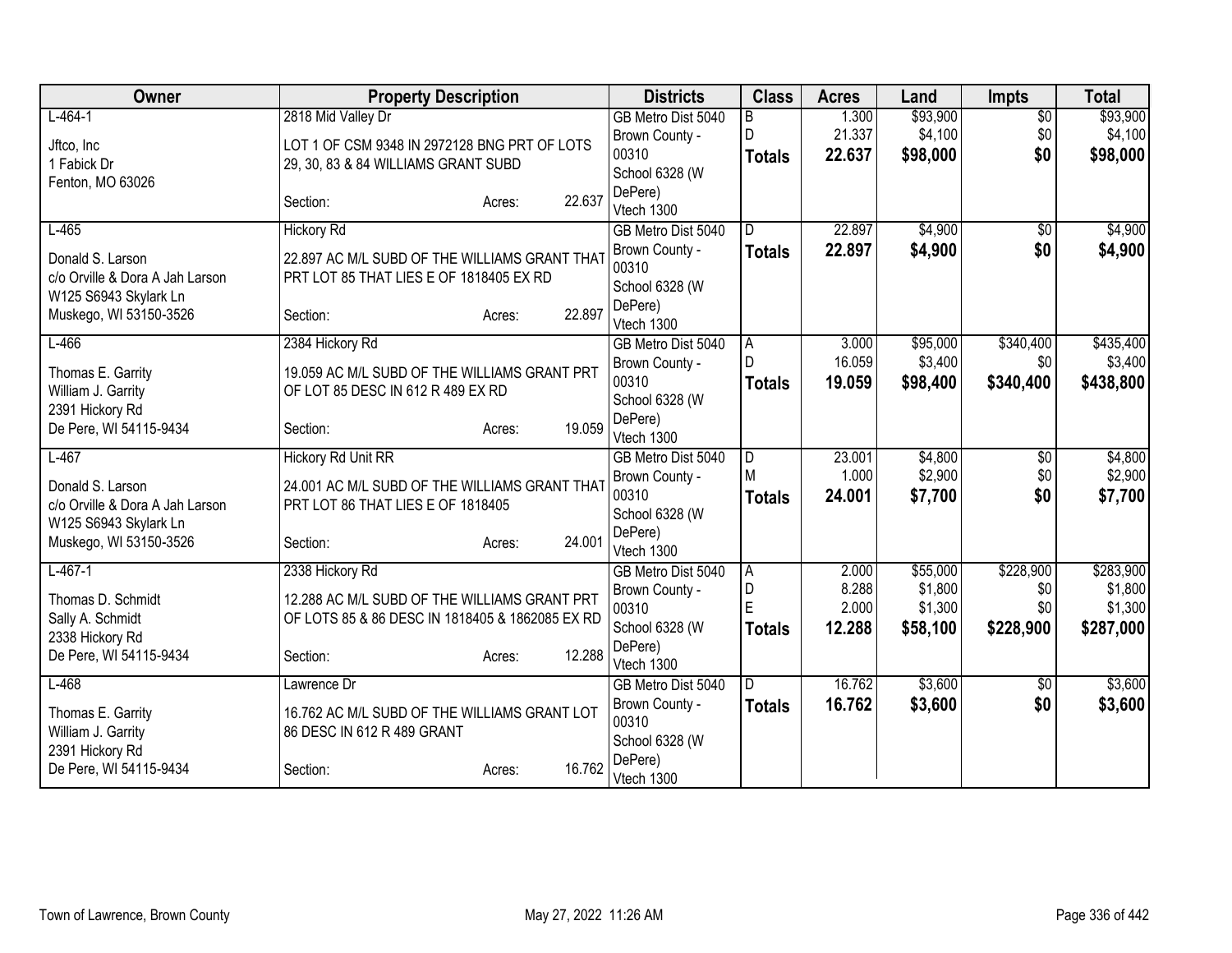| Owner | Property Description | Districts | Class | Acres | Land | Impts | Total |
|---|---|---|---|---|---|---|---|
| L-464-1<br>Jftco, Inc<br>1 Fabick Dr<br>Fenton, MO 63026 | 2818 Mid Valley Dr<br>LOT 1 OF CSM 9348 IN 2972128 BNG PRT OF LOTS 29, 30, 83 & 84 WILLIAMS GRANT SUBD<br>Section: Acres: 22.637 | GB Metro Dist 5040<br>Brown County - 00310<br>School 6328 (W DePere)<br>Vtech 1300 | B<br>D<br>**Totals** | 1.300<br>21.337<br>**22.637** | $93,900<br>$4,100<br>**$98,000** | $0<br>$0<br>**$0** | $93,900<br>$4,100<br>**$98,000** |
| L-465<br>Donald S. Larson<br>c/o Orville & Dora A Jah Larson<br>W125 S6943 Skylark Ln<br>Muskego, WI 53150-3526 | Hickory Rd<br>22.897 AC M/L SUBD OF THE WILLIAMS GRANT THAT PRT LOT 85 THAT LIES E OF 1818405 EX RD<br>Section: Acres: 22.897 | GB Metro Dist 5040<br>Brown County - 00310<br>School 6328 (W DePere)<br>Vtech 1300 | D<br>**Totals** | 22.897<br>**22.897** | $4,900<br>**$4,900** | $0<br>**$0** | $4,900<br>**$4,900** |
| L-466<br>Thomas E. Garrity<br>William J. Garrity<br>2391 Hickory Rd<br>De Pere, WI 54115-9434 | 2384 Hickory Rd<br>19.059 AC M/L SUBD OF THE WILLIAMS GRANT PRT OF LOT 85 DESC IN 612 R 489 EX RD<br>Section: Acres: 19.059 | GB Metro Dist 5040<br>Brown County - 00310<br>School 6328 (W DePere)<br>Vtech 1300 | A<br>D<br>**Totals** | 3.000<br>16.059<br>**19.059** | $95,000<br>$3,400<br>**$98,400** | $340,400<br>$0<br>**$340,400** | $435,400<br>$3,400<br>**$438,800** |
| L-467<br>Donald S. Larson<br>c/o Orville & Dora A Jah Larson<br>W125 S6943 Skylark Ln<br>Muskego, WI 53150-3526 | Hickory Rd Unit RR<br>24.001 AC M/L SUBD OF THE WILLIAMS GRANT THAT PRT LOT 86 THAT LIES E OF 1818405<br>Section: Acres: 24.001 | GB Metro Dist 5040<br>Brown County - 00310<br>School 6328 (W DePere)<br>Vtech 1300 | D<br>M<br>**Totals** | 23.001<br>1.000<br>**24.001** | $4,800<br>$2,900<br>**$7,700** | $0<br>$0<br>**$0** | $4,800<br>$2,900<br>**$7,700** |
| L-467-1<br>Thomas D. Schmidt<br>Sally A. Schmidt<br>2338 Hickory Rd<br>De Pere, WI 54115-9434 | 2338 Hickory Rd<br>12.288 AC M/L SUBD OF THE WILLIAMS GRANT PRT OF LOTS 85 & 86 DESC IN 1818405 & 1862085 EX RD<br>Section: Acres: 12.288 | GB Metro Dist 5040<br>Brown County - 00310<br>School 6328 (W DePere)<br>Vtech 1300 | A<br>D<br>E<br>**Totals** | 2.000<br>8.288<br>2.000<br>**12.288** | $55,000<br>$1,800<br>$1,300<br>**$58,100** | $228,900<br>$0<br>$0<br>**$228,900** | $283,900<br>$1,800<br>$1,300<br>**$287,000** |
| L-468<br>Thomas E. Garrity<br>William J. Garrity<br>2391 Hickory Rd<br>De Pere, WI 54115-9434 | Lawrence Dr<br>16.762 AC M/L SUBD OF THE WILLIAMS GRANT LOT 86 DESC IN 612 R 489 GRANT<br>Section: Acres: 16.762 | GB Metro Dist 5040<br>Brown County - 00310<br>School 6328 (W DePere)<br>Vtech 1300 | D<br>**Totals** | 16.762<br>**16.762** | $3,600<br>**$3,600** | $0<br>**$0** | $3,600<br>**$3,600** |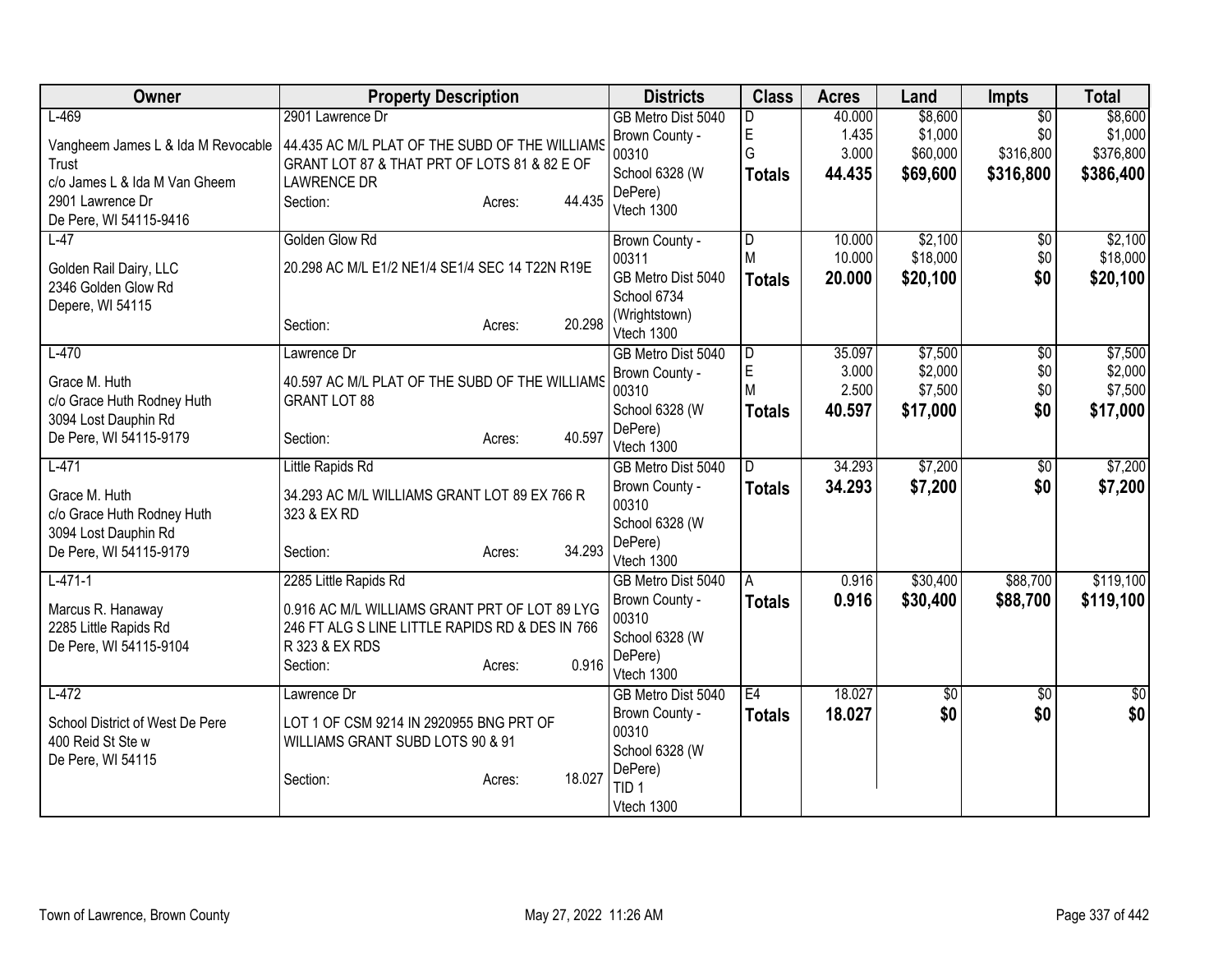| Owner | Property Description | Districts | Class | Acres | Land | Impts | Total |
|---|---|---|---|---|---|---|---|
| L-469<br>Vangheem James L & Ida M Revocable Trust<br>c/o James L & Ida M Van Gheem<br>2901 Lawrence Dr<br>De Pere, WI 54115-9416 | 2901 Lawrence Dr<br>44.435 AC M/L PLAT OF THE SUBD OF THE WILLIAMS GRANT LOT 87 & THAT PRT OF LOTS 81 & 82 E OF LAWRENCE DR<br>Section: Acres: 44.435 | GB Metro Dist 5040<br>Brown County - 00310<br>School 6328 (W DePere)<br>Vtech 1300 | D<br>E<br>G<br>**Totals** | 40.000<br>1.435<br>3.000<br>**44.435** | $8,600<br>$1,000<br>$60,000<br>**$69,600** | $0<br>$0<br>$316,800<br>**$316,800** | $8,600<br>$1,000<br>$376,800<br>**$386,400** |
| L-47<br>Golden Rail Dairy, LLC<br>2346 Golden Glow Rd<br>Depere, WI 54115 | Golden Glow Rd<br>20.298 AC M/L E1/2 NE1/4 SE1/4 SEC 14 T22N R19E<br>Section: Acres: 20.298 | Brown County - 00311<br>GB Metro Dist 5040<br>School 6734 (Wrightstown)<br>Vtech 1300 | D<br>M<br>**Totals** | 10.000<br>10.000<br>**20.000** | $2,100<br>$18,000<br>**$20,100** | $0<br>$0<br>**$0** | $2,100<br>$18,000<br>**$20,100** |
| L-470<br>Grace M. Huth<br>c/o Grace Huth Rodney Huth<br>3094 Lost Dauphin Rd<br>De Pere, WI 54115-9179 | Lawrence Dr<br>40.597 AC M/L PLAT OF THE SUBD OF THE WILLIAMS GRANT LOT 88<br>Section: Acres: 40.597 | GB Metro Dist 5040<br>Brown County - 00310<br>School 6328 (W DePere)<br>Vtech 1300 | D<br>E<br>M<br>**Totals** | 35.097<br>3.000<br>2.500<br>**40.597** | $7,500<br>$2,000<br>$7,500<br>**$17,000** | $0<br>$0<br>$0<br>**$0** | $7,500<br>$2,000<br>$7,500<br>**$17,000** |
| L-471<br>Grace M. Huth<br>c/o Grace Huth Rodney Huth<br>3094 Lost Dauphin Rd<br>De Pere, WI 54115-9179 | Little Rapids Rd<br>34.293 AC M/L WILLIAMS GRANT LOT 89 EX 766 R 323 & EX RD<br>Section: Acres: 34.293 | GB Metro Dist 5040<br>Brown County - 00310<br>School 6328 (W DePere)<br>Vtech 1300 | D<br>**Totals** | 34.293<br>**34.293** | $7,200<br>**$7,200** | $0<br>**$0** | $7,200<br>**$7,200** |
| L-471-1<br>Marcus R. Hanaway<br>2285 Little Rapids Rd<br>De Pere, WI 54115-9104 | 2285 Little Rapids Rd<br>0.916 AC M/L WILLIAMS GRANT PRT OF LOT 89 LYG 246 FT ALG S LINE LITTLE RAPIDS RD & DES IN 766 R 323 & EX RDS<br>Section: Acres: 0.916 | GB Metro Dist 5040<br>Brown County - 00310<br>School 6328 (W DePere)<br>Vtech 1300 | A<br>**Totals** | 0.916<br>**0.916** | $30,400<br>**$30,400** | $88,700<br>**$88,700** | $119,100<br>**$119,100** |
| L-472<br>School District of West De Pere<br>400 Reid St Ste w<br>De Pere, WI 54115 | Lawrence Dr<br>LOT 1 OF CSM 9214 IN 2920955 BNG PRT OF WILLIAMS GRANT SUBD LOTS 90 & 91<br>Section: Acres: 18.027 | GB Metro Dist 5040<br>Brown County - 00310<br>School 6328 (W DePere)<br>TID 1<br>Vtech 1300 | E4<br>**Totals** | 18.027<br>**18.027** | $0<br>**$0** | $0<br>**$0** | $0<br>**$0** |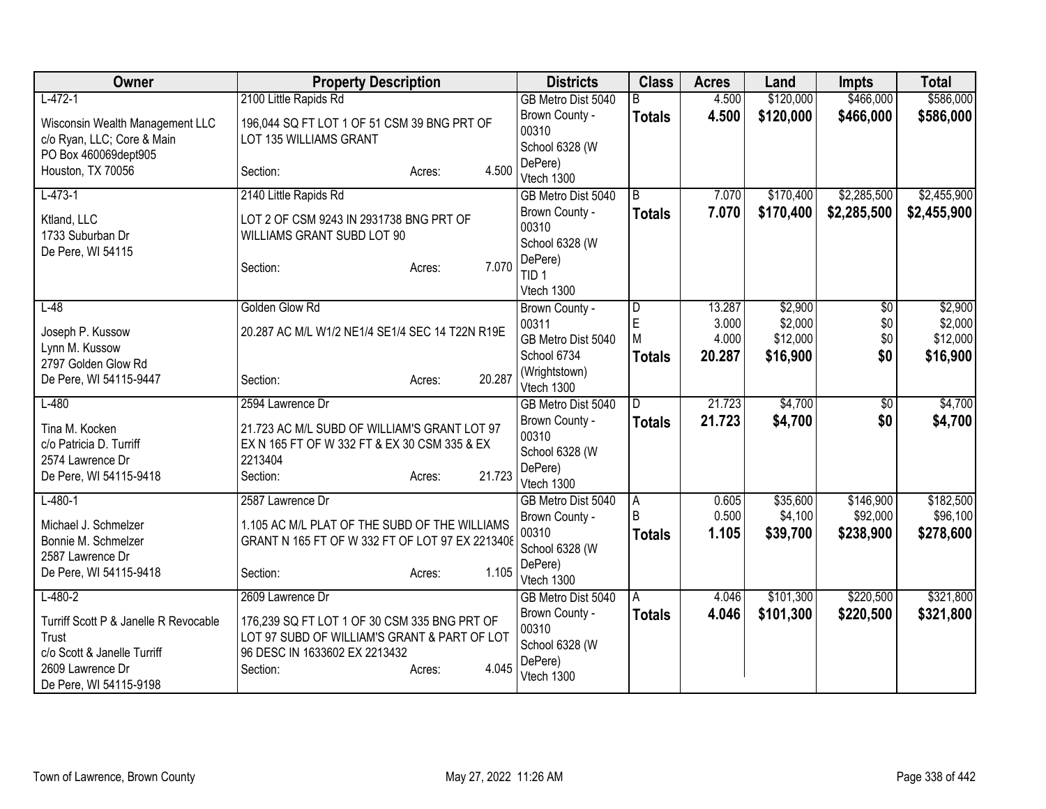| Owner | Property Description | Districts | Class | Acres | Land | Impts | Total |
|---|---|---|---|---|---|---|---|
| L-472-1<br>Wisconsin Wealth Management LLC<br>c/o Ryan, LLC; Core & Main<br>PO Box 460069dept905<br>Houston, TX 70056 | 2100 Little Rapids Rd<br>196,044 SQ FT LOT 1 OF 51 CSM 39 BNG PRT OF LOT 135 WILLIAMS GRANT<br>Section: Acres: 4.500 | GB Metro Dist 5040<br>Brown County - 00310<br>School 6328 (W DePere)<br>Vtech 1300 | B<br>**Totals** | 4.500<br>**4.500** | $120,000<br>**$120,000** | $466,000<br>**$466,000** | $586,000<br>**$586,000** |
| L-473-1<br>Ktland, LLC<br>1733 Suburban Dr<br>De Pere, WI 54115 | 2140 Little Rapids Rd<br>LOT 2 OF CSM 9243 IN 2931738 BNG PRT OF WILLIAMS GRANT SUBD LOT 90<br>Section: Acres: 7.070 | GB Metro Dist 5040<br>Brown County - 00310<br>School 6328 (W DePere)<br>TID 1<br>Vtech 1300 | B<br>**Totals** | 7.070<br>**7.070** | $170,400<br>**$170,400** | $2,285,500<br>**$2,285,500** | $2,455,900<br>**$2,455,900** |
| L-48<br>Joseph P. Kussow<br>Lynn M. Kussow<br>2797 Golden Glow Rd<br>De Pere, WI 54115-9447 | Golden Glow Rd<br>20.287 AC M/L W1/2 NE1/4 SE1/4 SEC 14 T22N R19E<br>Section: Acres: 20.287 | Brown County - 00311<br>GB Metro Dist 5040<br>School 6734 (Wrightstown)<br>Vtech 1300 | D<br>E<br>M<br>**Totals** | 13.287<br>3.000<br>4.000<br>**20.287** | $2,900<br>$2,000<br>$12,000<br>**$16,900** | $0<br>$0<br>$0<br>**$0** | $2,900<br>$2,000<br>$12,000<br>**$16,900** |
| L-480<br>Tina M. Kocken<br>c/o Patricia D. Turriff<br>2574 Lawrence Dr<br>De Pere, WI 54115-9418 | 2594 Lawrence Dr<br>21.723 AC M/L SUBD OF WILLIAM'S GRANT LOT 97 EX N 165 FT OF W 332 FT & EX 30 CSM 335 & EX 2213404<br>Section: Acres: 21.723 | GB Metro Dist 5040<br>Brown County - 00310<br>School 6328 (W DePere)<br>Vtech 1300 | D<br>**Totals** | 21.723<br>**21.723** | $4,700<br>**$4,700** | $0<br>**$0** | $4,700<br>**$4,700** |
| L-480-1<br>Michael J. Schmelzer<br>Bonnie M. Schmelzer<br>2587 Lawrence Dr<br>De Pere, WI 54115-9418 | 2587 Lawrence Dr<br>1.105 AC M/L PLAT OF THE SUBD OF THE WILLIAMS GRANT N 165 FT OF W 332 FT OF LOT 97 EX 2213408<br>Section: Acres: 1.105 | GB Metro Dist 5040<br>Brown County - 00310<br>School 6328 (W DePere)<br>Vtech 1300 | A<br>B<br>**Totals** | 0.605<br>0.500<br>**1.105** | $35,600<br>$4,100<br>**$39,700** | $146,900<br>$92,000<br>**$238,900** | $182,500<br>$96,100<br>**$278,600** |
| L-480-2<br>Turriff Scott P & Janelle R Revocable Trust<br>c/o Scott & Janelle Turriff<br>2609 Lawrence Dr<br>De Pere, WI 54115-9198 | 2609 Lawrence Dr<br>176,239 SQ FT LOT 1 OF 30 CSM 335 BNG PRT OF LOT 97 SUBD OF WILLIAM'S GRANT & PART OF LOT 96 DESC IN 1633602 EX 2213432<br>Section: Acres: 4.045 | GB Metro Dist 5040<br>Brown County - 00310<br>School 6328 (W DePere)<br>Vtech 1300 | A<br>**Totals** | 4.046<br>**4.046** | $101,300<br>**$101,300** | $220,500<br>**$220,500** | $321,800<br>**$321,800** |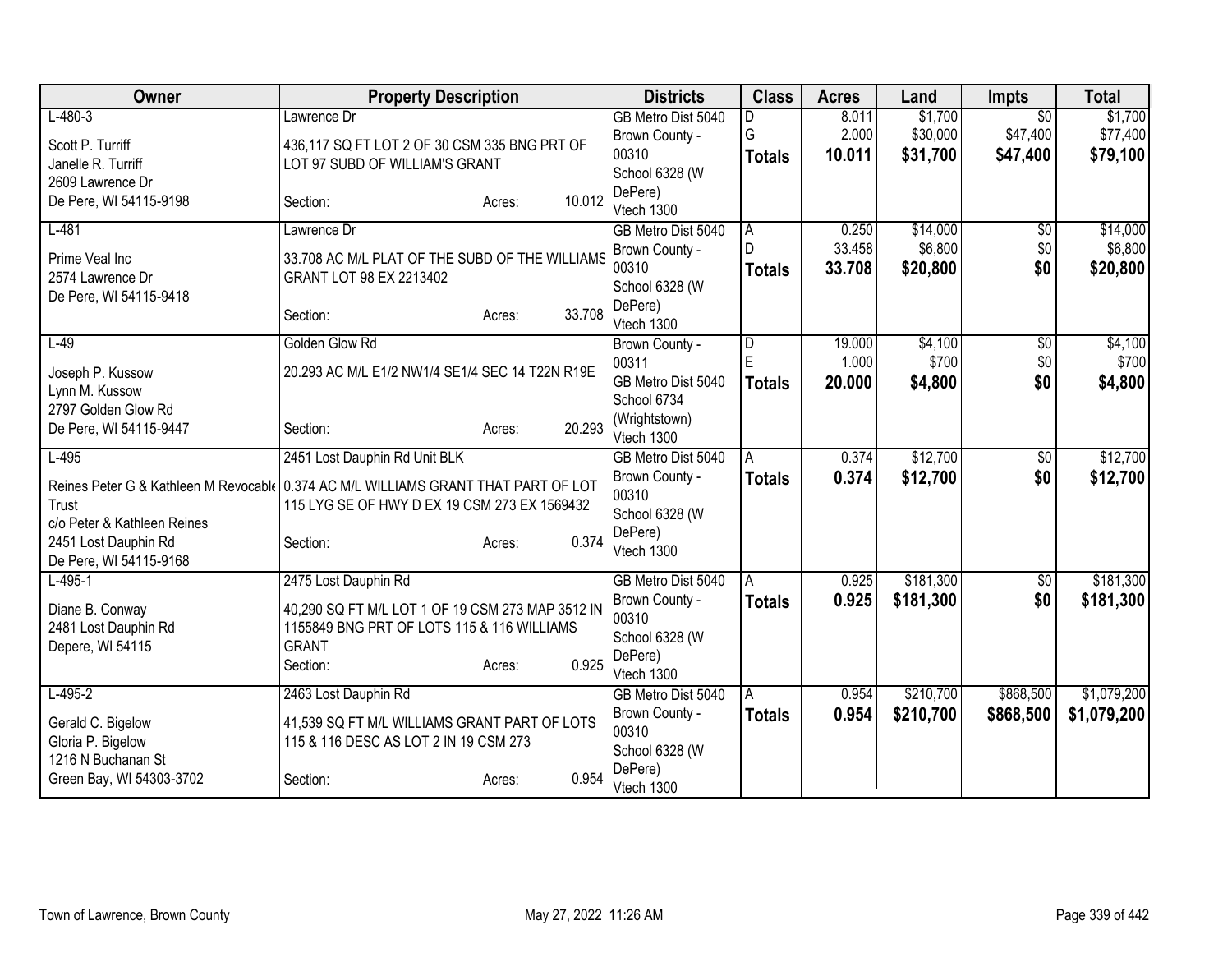| Owner | Property Description | Districts | Class | Acres | Land | Impts | Total |
|---|---|---|---|---|---|---|---|
| L-480-3<br>Scott P. Turriff<br>Janelle R. Turriff<br>2609 Lawrence Dr<br>De Pere, WI 54115-9198 | Lawrence Dr<br>436,117 SQ FT LOT 2 OF 30 CSM 335 BNG PRT OF LOT 97 SUBD OF WILLIAM'S GRANT<br>Section: Acres: 10.012 | GB Metro Dist 5040<br>Brown County - 00310<br>School 6328 (W DePere)<br>Vtech 1300 | D<br>G<br>**Totals** | 8.011<br>2.000<br>**10.011** | $1,700<br>$30,000<br>**$31,700** | $0<br>$47,400<br>**$47,400** | $1,700<br>$77,400<br>**$79,100** |
| L-481<br>Prime Veal Inc<br>2574 Lawrence Dr<br>De Pere, WI 54115-9418 | Lawrence Dr<br>33.708 AC M/L PLAT OF THE SUBD OF THE WILLIAMS GRANT LOT 98 EX 2213402<br>Section: Acres: 33.708 | GB Metro Dist 5040<br>Brown County - 00310<br>School 6328 (W DePere)<br>Vtech 1300 | A<br>D<br>**Totals** | 0.250<br>33.458<br>**33.708** | $14,000<br>$6,800<br>**$20,800** | $0<br>$0<br>**$0** | $14,000<br>$6,800<br>**$20,800** |
| L-49<br>Joseph P. Kussow<br>Lynn M. Kussow<br>2797 Golden Glow Rd<br>De Pere, WI 54115-9447 | Golden Glow Rd<br>20.293 AC M/L E1/2 NW1/4 SE1/4 SEC 14 T22N R19E<br>Section: Acres: 20.293 | Brown County - 00311<br>GB Metro Dist 5040<br>School 6734 (Wrightstown)<br>Vtech 1300 | D<br>E<br>**Totals** | 19.000<br>1.000<br>**20.000** | $4,100<br>$700<br>**$4,800** | $0<br>$0<br>**$0** | $4,100<br>$700<br>**$4,800** |
| L-495<br>Reines Peter G & Kathleen M Revocable Trust<br>c/o Peter & Kathleen Reines<br>2451 Lost Dauphin Rd<br>De Pere, WI 54115-9168 | 2451 Lost Dauphin Rd Unit BLK<br>0.374 AC M/L WILLIAMS GRANT THAT PART OF LOT 115 LYG SE OF HWY D EX 19 CSM 273 EX 1569432<br>Section: Acres: 0.374 | GB Metro Dist 5040<br>Brown County - 00310<br>School 6328 (W DePere)<br>Vtech 1300 | A<br>**Totals** | 0.374<br>**0.374** | $12,700<br>**$12,700** | $0<br>**$0** | $12,700<br>**$12,700** |
| L-495-1<br>Diane B. Conway<br>2481 Lost Dauphin Rd<br>Depere, WI 54115 | 2475 Lost Dauphin Rd<br>40,290 SQ FT M/L LOT 1 OF 19 CSM 273 MAP 3512 IN 1155849 BNG PRT OF LOTS 115 & 116 WILLIAMS GRANT<br>Section: Acres: 0.925 | GB Metro Dist 5040<br>Brown County - 00310<br>School 6328 (W DePere)<br>Vtech 1300 | A<br>**Totals** | 0.925<br>**0.925** | $181,300<br>**$181,300** | $0<br>**$0** | $181,300<br>**$181,300** |
| L-495-2<br>Gerald C. Bigelow<br>Gloria P. Bigelow<br>1216 N Buchanan St<br>Green Bay, WI 54303-3702 | 2463 Lost Dauphin Rd<br>41,539 SQ FT M/L WILLIAMS GRANT PART OF LOTS 115 & 116 DESC AS LOT 2 IN 19 CSM 273<br>Section: Acres: 0.954 | GB Metro Dist 5040<br>Brown County - 00310<br>School 6328 (W DePere)<br>Vtech 1300 | A<br>**Totals** | 0.954<br>**0.954** | $210,700<br>**$210,700** | $868,500<br>**$868,500** | $1,079,200<br>**$1,079,200** |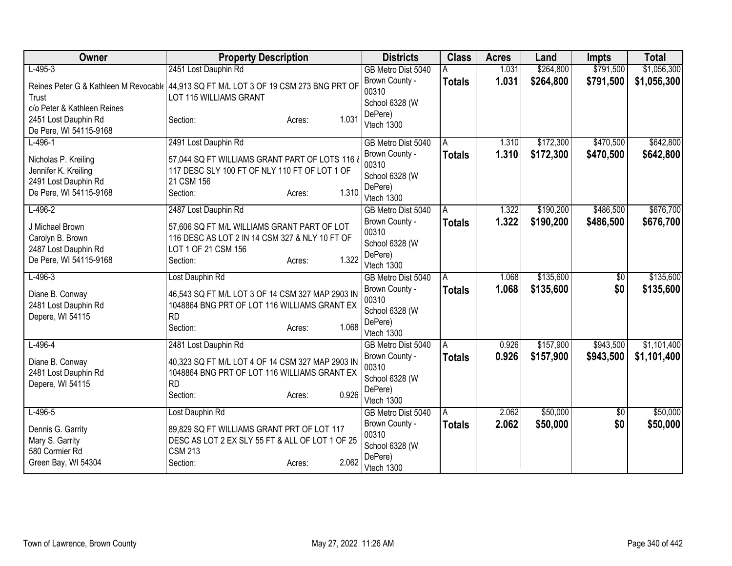| Owner | Property Description | Districts | Class | Acres | Land | Impts | Total |
|---|---|---|---|---|---|---|---|
| L-495-3<br>Reines Peter G & Kathleen M Revocable Trust<br>c/o Peter & Kathleen Reines<br>2451 Lost Dauphin Rd<br>De Pere, WI 54115-9168 | 2451 Lost Dauphin Rd<br>44,913 SQ FT M/L LOT 3 OF 19 CSM 273 BNG PRT OF LOT 115 WILLIAMS GRANT<br>Section: Acres: 1.031 | GB Metro Dist 5040<br>Brown County - 00310<br>School 6328 (W DePere)<br>Vtech 1300 | A<br>**Totals** | 1.031<br>**1.031** | $264,800<br>**$264,800** | $791,500<br>**$791,500** | $1,056,300<br>**$1,056,300** |
| L-496-1<br>Nicholas P. Kreiling<br>Jennifer K. Kreiling<br>2491 Lost Dauphin Rd<br>De Pere, WI 54115-9168 | 2491 Lost Dauphin Rd<br>57,044 SQ FT WILLIAMS GRANT PART OF LOTS 116 & 117 DESC SLY 100 FT OF NLY 110 FT OF LOT 1 OF 21 CSM 156<br>Section: Acres: 1.310 | GB Metro Dist 5040<br>Brown County - 00310<br>School 6328 (W DePere)<br>Vtech 1300 | A<br>**Totals** | 1.310<br>**1.310** | $172,300<br>**$172,300** | $470,500<br>**$470,500** | $642,800<br>**$642,800** |
| L-496-2<br>J Michael Brown<br>Carolyn B. Brown<br>2487 Lost Dauphin Rd<br>De Pere, WI 54115-9168 | 2487 Lost Dauphin Rd<br>57,606 SQ FT M/L WILLIAMS GRANT PART OF LOT 116 DESC AS LOT 2 IN 14 CSM 327 & NLY 10 FT OF LOT 1 OF 21 CSM 156<br>Section: Acres: 1.322 | GB Metro Dist 5040<br>Brown County - 00310<br>School 6328 (W DePere)<br>Vtech 1300 | A<br>**Totals** | 1.322<br>**1.322** | $190,200<br>**$190,200** | $486,500<br>**$486,500** | $676,700<br>**$676,700** |
| L-496-3<br>Diane B. Conway<br>2481 Lost Dauphin Rd<br>Depere, WI 54115 | Lost Dauphin Rd<br>46,543 SQ FT M/L LOT 3 OF 14 CSM 327 MAP 2903 IN 1048864 BNG PRT OF LOT 116 WILLIAMS GRANT EX RD<br>Section: Acres: 1.068 | GB Metro Dist 5040<br>Brown County - 00310<br>School 6328 (W DePere)<br>Vtech 1300 | A<br>**Totals** | 1.068<br>**1.068** | $135,600<br>**$135,600** | $0<br>**$0** | $135,600<br>**$135,600** |
| L-496-4<br>Diane B. Conway<br>2481 Lost Dauphin Rd<br>Depere, WI 54115 | 2481 Lost Dauphin Rd<br>40,323 SQ FT M/L LOT 4 OF 14 CSM 327 MAP 2903 IN 1048864 BNG PRT OF LOT 116 WILLIAMS GRANT EX RD<br>Section: Acres: 0.926 | GB Metro Dist 5040<br>Brown County - 00310<br>School 6328 (W DePere)<br>Vtech 1300 | A<br>**Totals** | 0.926<br>**0.926** | $157,900<br>**$157,900** | $943,500<br>**$943,500** | $1,101,400<br>**$1,101,400** |
| L-496-5<br>Dennis G. Garrity<br>Mary S. Garrity<br>580 Cormier Rd<br>Green Bay, WI 54304 | Lost Dauphin Rd<br>89,829 SQ FT WILLIAMS GRANT PRT OF LOT 117 DESC AS LOT 2 EX SLY 55 FT & ALL OF LOT 1 OF 25 CSM 213<br>Section: Acres: 2.062 | GB Metro Dist 5040<br>Brown County - 00310<br>School 6328 (W DePere)<br>Vtech 1300 | A<br>**Totals** | 2.062<br>**2.062** | $50,000<br>**$50,000** | $0<br>**$0** | $50,000<br>**$50,000** |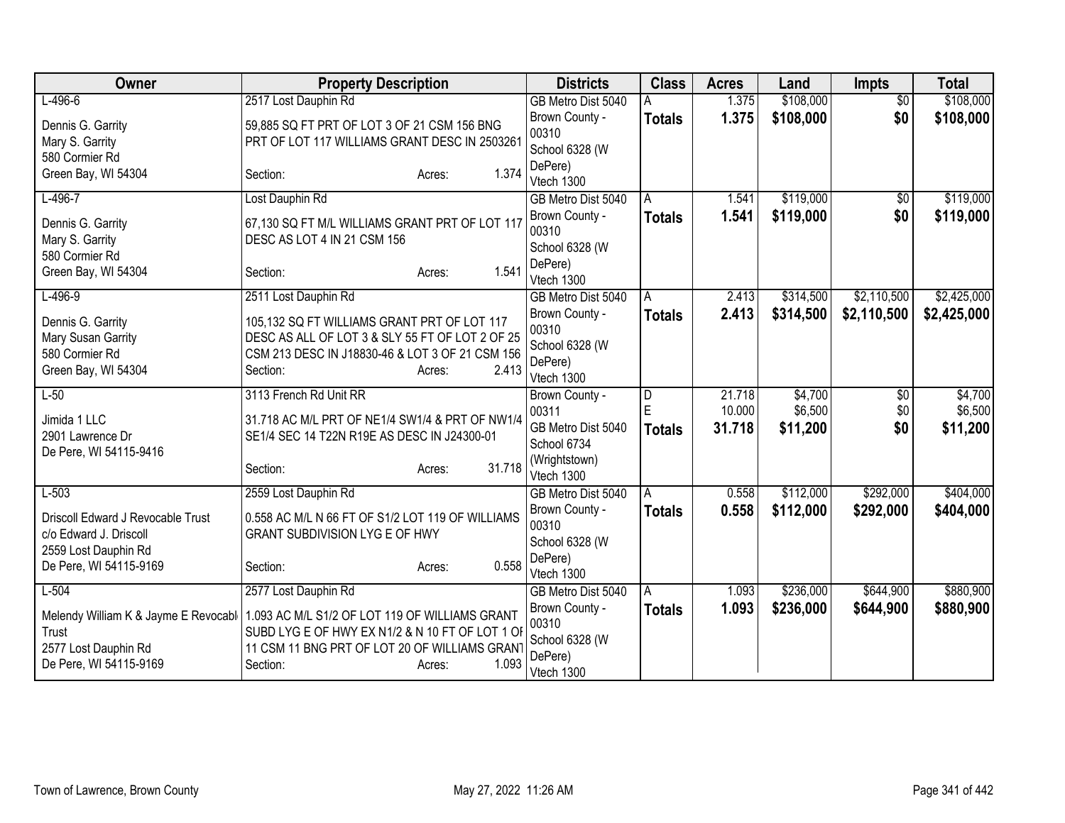| Owner | Property Description | Districts | Class | Acres | Land | Impts | Total |
|---|---|---|---|---|---|---|---|
| L-496-6<br><br>Dennis G. Garrity<br>Mary S. Garrity<br>580 Cormier Rd<br>Green Bay, WI 54304 | 2517 Lost Dauphin Rd<br><br>59,885 SQ FT PRT OF LOT 3 OF 21 CSM 156 BNG PRT OF LOT 117 WILLIAMS GRANT DESC IN 2503261<br><br>Section: Acres: 1.374 | GB Metro Dist 5040<br>Brown County - 00310<br>School 6328 (W DePere)<br>Vtech 1300 | A<br>**Totals** | 1.375<br>**1.375** | $108,000<br>**$108,000** | $0<br>**$0** | $108,000<br>**$108,000** |
| L-496-7<br><br>Dennis G. Garrity<br>Mary S. Garrity<br>580 Cormier Rd<br>Green Bay, WI 54304 | Lost Dauphin Rd<br><br>67,130 SQ FT M/L WILLIAMS GRANT PRT OF LOT 117 DESC AS LOT 4 IN 21 CSM 156<br><br>Section: Acres: 1.541 | GB Metro Dist 5040<br>Brown County - 00310<br>School 6328 (W DePere)<br>Vtech 1300 | A<br>**Totals** | 1.541<br>**1.541** | $119,000<br>**$119,000** | $0<br>**$0** | $119,000<br>**$119,000** |
| L-496-9<br><br>Dennis G. Garrity<br>Mary Susan Garrity<br>580 Cormier Rd<br>Green Bay, WI 54304 | 2511 Lost Dauphin Rd<br><br>105,132 SQ FT WILLIAMS GRANT PRT OF LOT 117 DESC AS ALL OF LOT 3 & SLY 55 FT OF LOT 2 OF 25 CSM 213 DESC IN J18830-46 & LOT 3 OF 21 CSM 156<br>Section: Acres: 2.413 | GB Metro Dist 5040<br>Brown County - 00310<br>School 6328 (W DePere)<br>Vtech 1300 | A<br>**Totals** | 2.413<br>**2.413** | $314,500<br>**$314,500** | $2,110,500<br>**$2,110,500** | $2,425,000<br>**$2,425,000** |
| L-50<br><br>Jimida 1 LLC<br>2901 Lawrence Dr<br>De Pere, WI 54115-9416 | 3113 French Rd Unit RR<br><br>31.718 AC M/L PRT OF NE1/4 SW1/4 & PRT OF NW1/4 SE1/4 SEC 14 T22N R19E AS DESC IN J24300-01<br><br>Section: Acres: 31.718 | Brown County - 00311<br>GB Metro Dist 5040<br>School 6734 (Wrightstown)<br>Vtech 1300 | D<br>E<br>**Totals** | 21.718<br>10.000<br>**31.718** | $4,700<br>$6,500<br>**$11,200** | $0<br>$0<br>**$0** | $4,700<br>$6,500<br>**$11,200** |
| L-503<br><br>Driscoll Edward J Revocable Trust<br>c/o Edward J. Driscoll<br>2559 Lost Dauphin Rd<br>De Pere, WI 54115-9169 | 2559 Lost Dauphin Rd<br><br>0.558 AC M/L N 66 FT OF S1/2 LOT 119 OF WILLIAMS GRANT SUBDIVISION LYG E OF HWY<br><br>Section: Acres: 0.558 | GB Metro Dist 5040<br>Brown County - 00310<br>School 6328 (W DePere)<br>Vtech 1300 | A<br>**Totals** | 0.558<br>**0.558** | $112,000<br>**$112,000** | $292,000<br>**$292,000** | $404,000<br>**$404,000** |
| L-504<br><br>Melendy William K & Jayme E Revocabl Trust<br>2577 Lost Dauphin Rd<br>De Pere, WI 54115-9169 | 2577 Lost Dauphin Rd<br><br>1.093 AC M/L S1/2 OF LOT 119 OF WILLIAMS GRANT SUBD LYG E OF HWY EX N1/2 & N 10 FT OF LOT 1 OF 11 CSM 11 BNG PRT OF LOT 20 OF WILLIAMS GRANT<br>Section: Acres: 1.093 | GB Metro Dist 5040<br>Brown County - 00310<br>School 6328 (W DePere)<br>Vtech 1300 | A<br>**Totals** | 1.093<br>**1.093** | $236,000<br>**$236,000** | $644,900<br>**$644,900** | $880,900<br>**$880,900** |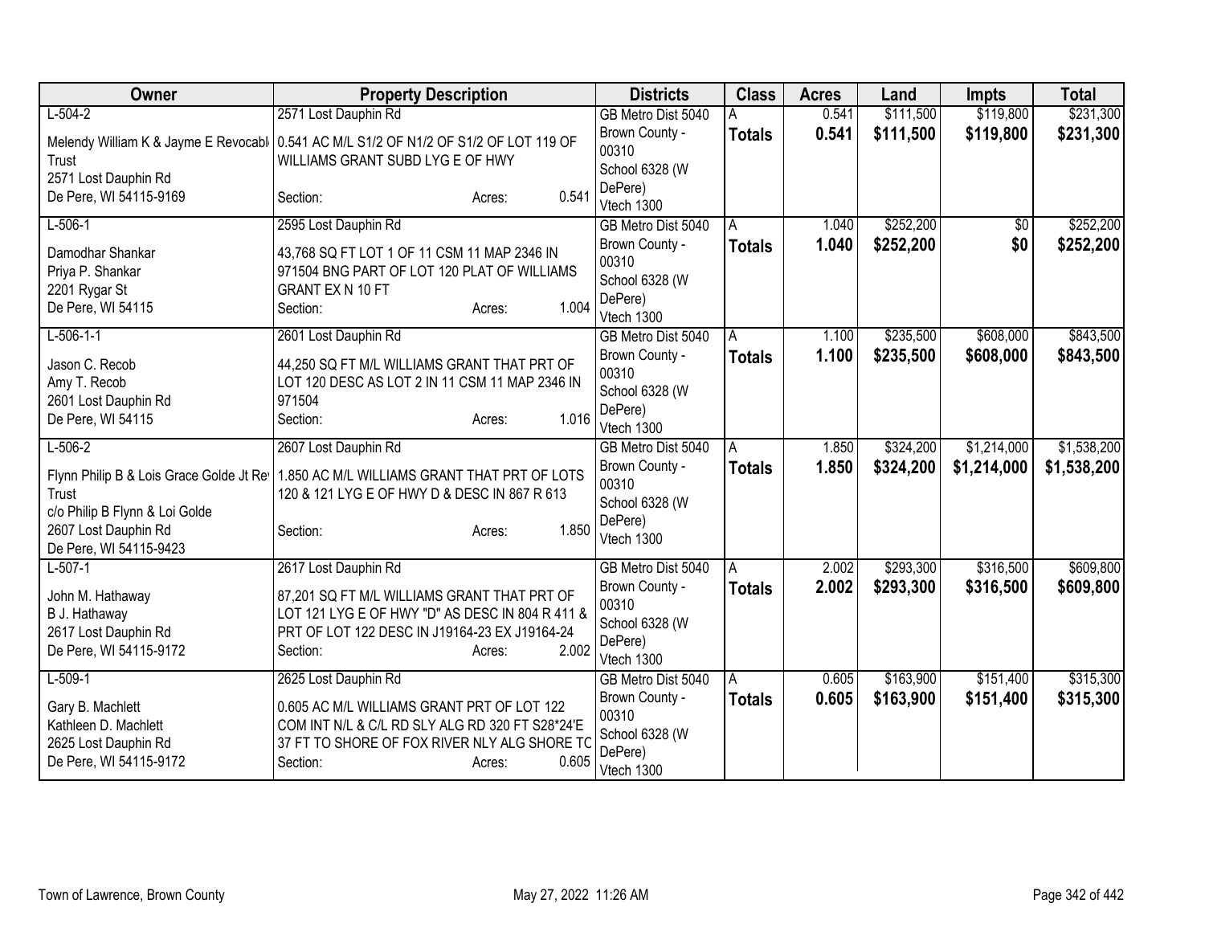| Owner | Property Description | Districts | Class | Acres | Land | Impts | Total |
|---|---|---|---|---|---|---|---|
| L-504-2<br>Melendy William K & Jayme E Revocabl<br>Trust<br>2571 Lost Dauphin Rd<br>De Pere, WI 54115-9169 | 2571 Lost Dauphin Rd<br>0.541 AC M/L S1/2 OF N1/2 OF S1/2 OF LOT 119 OF WILLIAMS GRANT SUBD LYG E OF HWY<br>Section: Acres: 0.541 | GB Metro Dist 5040<br>Brown County - 00310<br>School 6328 (W DePere)<br>Vtech 1300 | A<br>**Totals** | 0.541<br>**0.541** | $111,500<br>**$111,500** | $119,800<br>**$119,800** | $231,300<br>**$231,300** |
| L-506-1<br>Damodhar Shankar<br>Priya P. Shankar<br>2201 Rygar St<br>De Pere, WI 54115 | 2595 Lost Dauphin Rd<br>43,768 SQ FT LOT 1 OF 11 CSM 11 MAP 2346 IN 971504 BNG PART OF LOT 120 PLAT OF WILLIAMS GRANT EX N 10 FT<br>Section: Acres: 1.004 | GB Metro Dist 5040<br>Brown County - 00310<br>School 6328 (W DePere)<br>Vtech 1300 | A<br>**Totals** | 1.040<br>**1.040** | $252,200<br>**$252,200** | $0<br>**$0** | $252,200<br>**$252,200** |
| L-506-1-1<br>Jason C. Recob<br>Amy T. Recob<br>2601 Lost Dauphin Rd<br>De Pere, WI 54115 | 2601 Lost Dauphin Rd<br>44,250 SQ FT M/L WILLIAMS GRANT THAT PRT OF LOT 120 DESC AS LOT 2 IN 11 CSM 11 MAP 2346 IN 971504<br>Section: Acres: 1.016 | GB Metro Dist 5040<br>Brown County - 00310<br>School 6328 (W DePere)<br>Vtech 1300 | A<br>**Totals** | 1.100<br>**1.100** | $235,500<br>**$235,500** | $608,000<br>**$608,000** | $843,500<br>**$843,500** |
| L-506-2<br>Flynn Philip B & Lois Grace Golde Jt Rev<br>Trust<br>c/o Philip B Flynn & Loi Golde<br>2607 Lost Dauphin Rd<br>De Pere, WI 54115-9423 | 2607 Lost Dauphin Rd<br>1.850 AC M/L WILLIAMS GRANT THAT PRT OF LOTS 120 & 121 LYG E OF HWY D & DESC IN 867 R 613<br>Section: Acres: 1.850 | GB Metro Dist 5040<br>Brown County - 00310<br>School 6328 (W DePere)<br>Vtech 1300 | A<br>**Totals** | 1.850<br>**1.850** | $324,200<br>**$324,200** | $1,214,000<br>**$1,214,000** | $1,538,200<br>**$1,538,200** |
| L-507-1<br>John M. Hathaway<br>B J. Hathaway<br>2617 Lost Dauphin Rd<br>De Pere, WI 54115-9172 | 2617 Lost Dauphin Rd<br>87,201 SQ FT M/L WILLIAMS GRANT THAT PRT OF LOT 121 LYG E OF HWY "D" AS DESC IN 804 R 411 & PRT OF LOT 122 DESC IN J19164-23 EX J19164-24<br>Section: Acres: 2.002 | GB Metro Dist 5040<br>Brown County - 00310<br>School 6328 (W DePere)<br>Vtech 1300 | A<br>**Totals** | 2.002<br>**2.002** | $293,300<br>**$293,300** | $316,500<br>**$316,500** | $609,800<br>**$609,800** |
| L-509-1<br>Gary B. Machlett<br>Kathleen D. Machlett<br>2625 Lost Dauphin Rd<br>De Pere, WI 54115-9172 | 2625 Lost Dauphin Rd<br>0.605 AC M/L WILLIAMS GRANT PRT OF LOT 122 COM INT N/L & C/L RD SLY ALG RD 320 FT S28*24'E 37 FT TO SHORE OF FOX RIVER NLY ALG SHORE TO<br>Section: Acres: 0.605 | GB Metro Dist 5040<br>Brown County - 00310<br>School 6328 (W DePere)<br>Vtech 1300 | A<br>**Totals** | 0.605<br>**0.605** | $163,900<br>**$163,900** | $151,400<br>**$151,400** | $315,300<br>**$315,300** |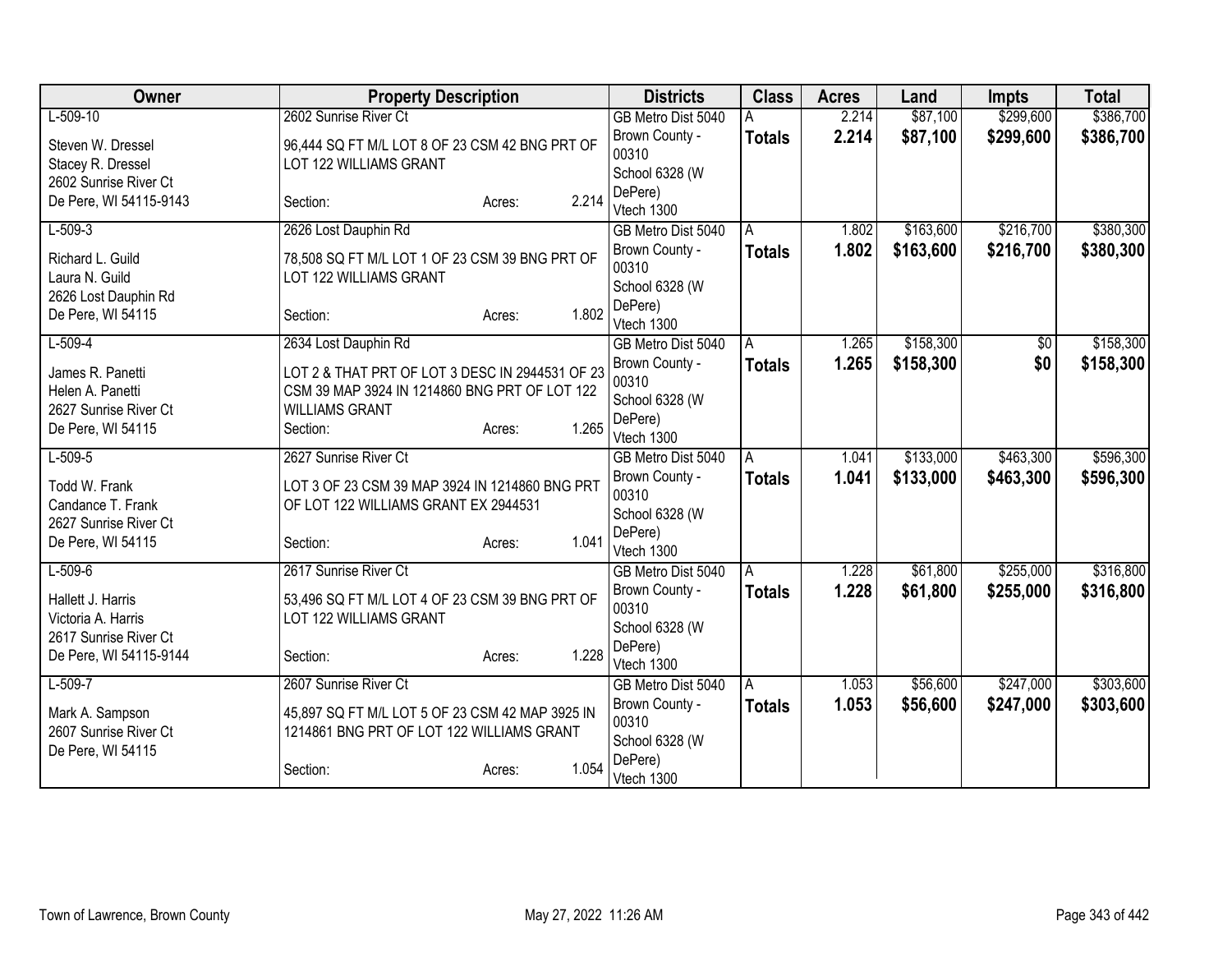| Owner | Property Description | | | Districts | Class | Acres | Land | Impts | Total |
|---|---|---|---|---|---|---|---|---|---|
| L-509-10<br>Steven W. Dressel<br>Stacey R. Dressel<br>2602 Sunrise River Ct<br>De Pere, WI 54115-9143 | 2602 Sunrise River Ct<br>96,444 SQ FT M/L LOT 8 OF 23 CSM 42 BNG PRT OF LOT 122 WILLIAMS GRANT<br>Section: | Acres: | 2.214 | GB Metro Dist 5040<br>Brown County - 00310<br>School 6328 (W DePere)<br>Vtech 1300 | A<br>**Totals** | 2.214<br>**2.214** | $87,100<br>**$87,100** | $299,600<br>**$299,600** | $386,700<br>**$386,700** |
| L-509-3<br>Richard L. Guild<br>Laura N. Guild<br>2626 Lost Dauphin Rd<br>De Pere, WI 54115 | 2626 Lost Dauphin Rd<br>78,508 SQ FT M/L LOT 1 OF 23 CSM 39 BNG PRT OF LOT 122 WILLIAMS GRANT<br>Section: | Acres: | 1.802 | GB Metro Dist 5040<br>Brown County - 00310<br>School 6328 (W DePere)<br>Vtech 1300 | A<br>**Totals** | 1.802<br>**1.802** | $163,600<br>**$163,600** | $216,700<br>**$216,700** | $380,300<br>**$380,300** |
| L-509-4<br>James R. Panetti<br>Helen A. Panetti<br>2627 Sunrise River Ct<br>De Pere, WI 54115 | 2634 Lost Dauphin Rd<br>LOT 2 & THAT PRT OF LOT 3 DESC IN 2944531 OF 23 CSM 39 MAP 3924 IN 1214860 BNG PRT OF LOT 122 WILLIAMS GRANT<br>Section: | Acres: | 1.265 | GB Metro Dist 5040<br>Brown County - 00310<br>School 6328 (W DePere)<br>Vtech 1300 | A<br>**Totals** | 1.265<br>**1.265** | $158,300<br>**$158,300** | $0<br>**$0** | $158,300<br>**$158,300** |
| L-509-5<br>Todd W. Frank<br>Candance T. Frank<br>2627 Sunrise River Ct<br>De Pere, WI 54115 | 2627 Sunrise River Ct<br>LOT 3 OF 23 CSM 39 MAP 3924 IN 1214860 BNG PRT OF LOT 122 WILLIAMS GRANT EX 2944531<br>Section: | Acres: | 1.041 | GB Metro Dist 5040<br>Brown County - 00310<br>School 6328 (W DePere)<br>Vtech 1300 | A<br>**Totals** | 1.041<br>**1.041** | $133,000<br>**$133,000** | $463,300<br>**$463,300** | $596,300<br>**$596,300** |
| L-509-6<br>Hallett J. Harris<br>Victoria A. Harris<br>2617 Sunrise River Ct<br>De Pere, WI 54115-9144 | 2617 Sunrise River Ct<br>53,496 SQ FT M/L LOT 4 OF 23 CSM 39 BNG PRT OF LOT 122 WILLIAMS GRANT<br>Section: | Acres: | 1.228 | GB Metro Dist 5040<br>Brown County - 00310<br>School 6328 (W DePere)<br>Vtech 1300 | A<br>**Totals** | 1.228<br>**1.228** | $61,800<br>**$61,800** | $255,000<br>**$255,000** | $316,800<br>**$316,800** |
| L-509-7<br>Mark A. Sampson<br>2607 Sunrise River Ct<br>De Pere, WI 54115 | 2607 Sunrise River Ct<br>45,897 SQ FT M/L LOT 5 OF 23 CSM 42 MAP 3925 IN 1214861 BNG PRT OF LOT 122 WILLIAMS GRANT<br>Section: | Acres: | 1.054 | GB Metro Dist 5040<br>Brown County - 00310<br>School 6328 (W DePere)<br>Vtech 1300 | A<br>**Totals** | 1.053<br>**1.053** | $56,600<br>**$56,600** | $247,000<br>**$247,000** | $303,600<br>**$303,600** |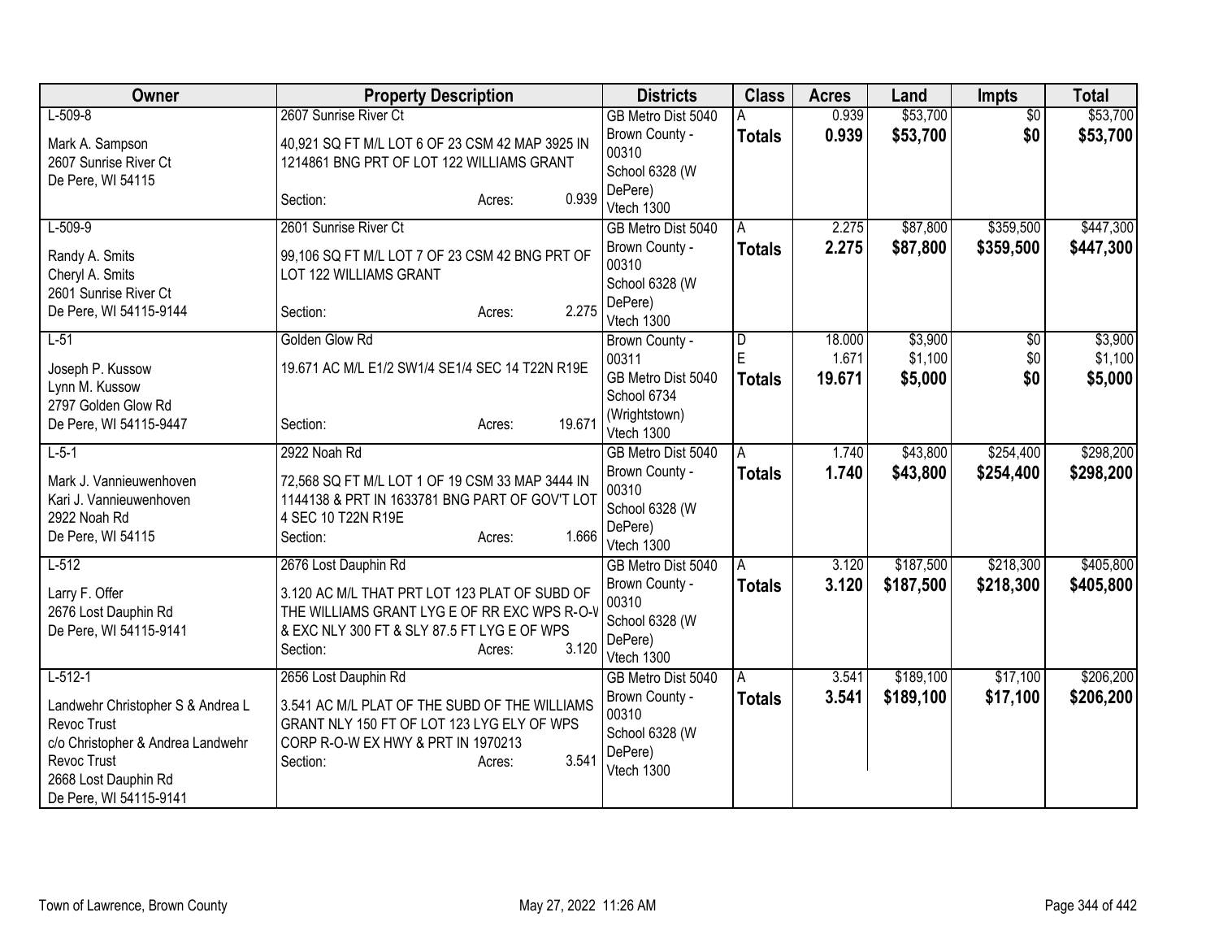| Owner | Property Description | Districts | Class | Acres | Land | Impts | Total |
|---|---|---|---|---|---|---|---|
| L-509-8<br><br>Mark A. Sampson<br>2607 Sunrise River Ct<br>De Pere, WI 54115 | 2607 Sunrise River Ct<br><br>40,921 SQ FT M/L LOT 6 OF 23 CSM 42 MAP 3925 IN 1214861 BNG PRT OF LOT 122 WILLIAMS GRANT<br><br>Section: Acres: 0.939 | GB Metro Dist 5040<br>Brown County - 00310<br>School 6328 (W DePere)<br>Vtech 1300 | A<br>**Totals** | 0.939<br>**0.939** | $53,700<br>**$53,700** | $0<br>**$0** | $53,700<br>**$53,700** |
| L-509-9<br><br>Randy A. Smits<br>Cheryl A. Smits<br>2601 Sunrise River Ct<br>De Pere, WI 54115-9144 | 2601 Sunrise River Ct<br><br>99,106 SQ FT M/L LOT 7 OF 23 CSM 42 BNG PRT OF LOT 122 WILLIAMS GRANT<br><br>Section: Acres: 2.275 | GB Metro Dist 5040<br>Brown County - 00310<br>School 6328 (W DePere)<br>Vtech 1300 | A<br>**Totals** | 2.275<br>**2.275** | $87,800<br>**$87,800** | $359,500<br>**$359,500** | $447,300<br>**$447,300** |
| L-51<br><br>Joseph P. Kussow<br>Lynn M. Kussow<br>2797 Golden Glow Rd<br>De Pere, WI 54115-9447 | Golden Glow Rd<br><br>19.671 AC M/L E1/2 SW1/4 SE1/4 SEC 14 T22N R19E<br><br>Section: Acres: 19.671 | Brown County - 00311<br>GB Metro Dist 5040<br>School 6734 (Wrightstown)<br>Vtech 1300 | D<br>E<br>**Totals** | 18.000<br>1.671<br>**19.671** | $3,900<br>$1,100<br>**$5,000** | $0<br>$0<br>**$0** | $3,900<br>$1,100<br>**$5,000** |
| L-5-1<br><br>Mark J. Vannieuwenhoven<br>Kari J. Vannieuwenhoven<br>2922 Noah Rd<br>De Pere, WI 54115 | 2922 Noah Rd<br><br>72,568 SQ FT M/L LOT 1 OF 19 CSM 33 MAP 3444 IN 1144138 & PRT IN 1633781 BNG PART OF GOV'T LOT 4 SEC 10 T22N R19E<br>Section: Acres: 1.666 | GB Metro Dist 5040<br>Brown County - 00310<br>School 6328 (W DePere)<br>Vtech 1300 | A<br>**Totals** | 1.740<br>**1.740** | $43,800<br>**$43,800** | $254,400<br>**$254,400** | $298,200<br>**$298,200** |
| L-512<br><br>Larry F. Offer<br>2676 Lost Dauphin Rd<br>De Pere, WI 54115-9141 | 2676 Lost Dauphin Rd<br><br>3.120 AC M/L THAT PRT LOT 123 PLAT OF SUBD OF THE WILLIAMS GRANT LYG E OF RR EXC WPS R-O-W & EXC NLY 300 FT & SLY 87.5 FT LYG E OF WPS<br>Section: Acres: 3.120 | GB Metro Dist 5040<br>Brown County - 00310<br>School 6328 (W DePere)<br>Vtech 1300 | A<br>**Totals** | 3.120<br>**3.120** | $187,500<br>**$187,500** | $218,300<br>**$218,300** | $405,800<br>**$405,800** |
| L-512-1<br><br>Landwehr Christopher S & Andrea L Revoc Trust<br>c/o Christopher & Andrea Landwehr Revoc Trust<br>2668 Lost Dauphin Rd<br>De Pere, WI 54115-9141 | 2656 Lost Dauphin Rd<br><br>3.541 AC M/L PLAT OF THE SUBD OF THE WILLIAMS GRANT NLY 150 FT OF LOT 123 LYG ELY OF WPS CORP R-O-W EX HWY & PRT IN 1970213<br>Section: Acres: 3.541 | GB Metro Dist 5040<br>Brown County - 00310<br>School 6328 (W DePere)<br>Vtech 1300 | A<br>**Totals** | 3.541<br>**3.541** | $189,100<br>**$189,100** | $17,100<br>**$17,100** | $206,200<br>**$206,200** |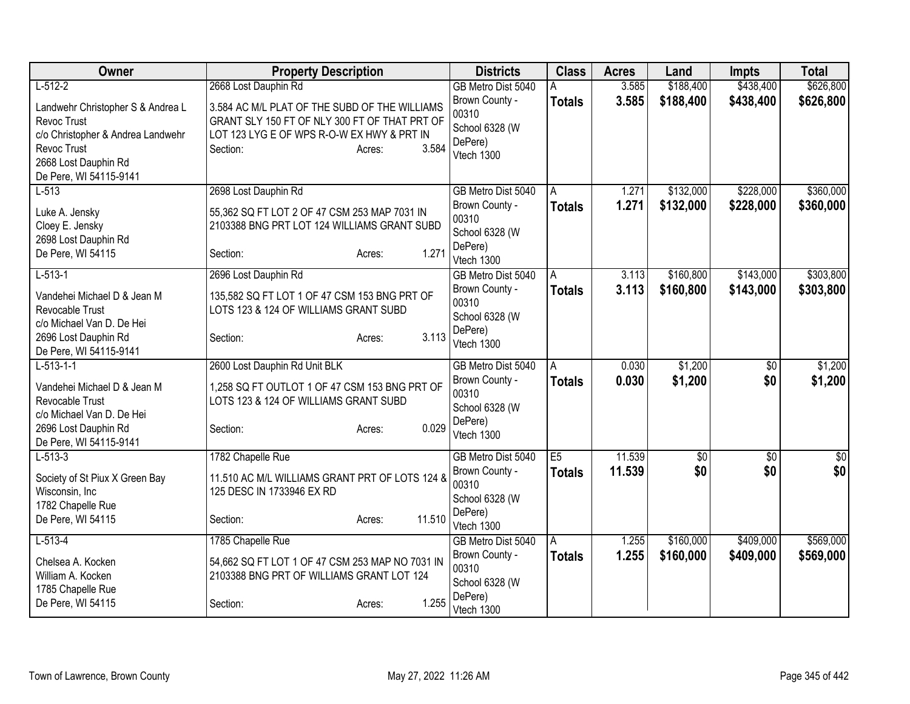| Owner | Property Description | Districts | Class | Acres | Land | Impts | Total |
|---|---|---|---|---|---|---|---|
| L-512-2<br><br>Landwehr Christopher S & Andrea L Revoc Trust<br>c/o Christopher & Andrea Landwehr Revoc Trust<br>2668 Lost Dauphin Rd<br>De Pere, WI 54115-9141 | 2668 Lost Dauphin Rd<br><br>3.584 AC M/L PLAT OF THE SUBD OF THE WILLIAMS GRANT SLY 150 FT OF NLY 300 FT OF THAT PRT OF LOT 123 LYG E OF WPS R-O-W EX HWY & PRT IN<br>Section: Acres: 3.584 | GB Metro Dist 5040<br>Brown County - 00310<br>School 6328 (W DePere)<br>Vtech 1300 | A<br>**Totals** | 3.585<br>**3.585** | $188,400<br>**$188,400** | $438,400<br>**$438,400** | $626,800<br>**$626,800** |
| L-513<br><br>Luke A. Jensky<br>Cloey E. Jensky<br>2698 Lost Dauphin Rd<br>De Pere, WI 54115 | 2698 Lost Dauphin Rd<br><br>55,362 SQ FT LOT 2 OF 47 CSM 253 MAP 7031 IN 2103388 BNG PRT LOT 124 WILLIAMS GRANT SUBD<br>Section: Acres: 1.271 | GB Metro Dist 5040<br>Brown County - 00310<br>School 6328 (W DePere)<br>Vtech 1300 | A<br>**Totals** | 1.271<br>**1.271** | $132,000<br>**$132,000** | $228,000<br>**$228,000** | $360,000<br>**$360,000** |
| L-513-1<br><br>Vandehei Michael D & Jean M Revocable Trust<br>c/o Michael Van D. De Hei<br>2696 Lost Dauphin Rd<br>De Pere, WI 54115-9141 | 2696 Lost Dauphin Rd<br><br>135,582 SQ FT LOT 1 OF 47 CSM 153 BNG PRT OF LOTS 123 & 124 OF WILLIAMS GRANT SUBD<br>Section: Acres: 3.113 | GB Metro Dist 5040<br>Brown County - 00310<br>School 6328 (W DePere)<br>Vtech 1300 | A<br>**Totals** | 3.113<br>**3.113** | $160,800<br>**$160,800** | $143,000<br>**$143,000** | $303,800<br>**$303,800** |
| L-513-1-1<br><br>Vandehei Michael D & Jean M Revocable Trust<br>c/o Michael Van D. De Hei<br>2696 Lost Dauphin Rd<br>De Pere, WI 54115-9141 | 2600 Lost Dauphin Rd Unit BLK<br><br>1,258 SQ FT OUTLOT 1 OF 47 CSM 153 BNG PRT OF LOTS 123 & 124 OF WILLIAMS GRANT SUBD<br>Section: Acres: 0.029 | GB Metro Dist 5040<br>Brown County - 00310<br>School 6328 (W DePere)<br>Vtech 1300 | A<br>**Totals** | 0.030<br>**0.030** | $1,200<br>**$1,200** | $0<br>**$0** | $1,200<br>**$1,200** |
| L-513-3<br><br>Society of St Piux X Green Bay Wisconsin, Inc<br>1782 Chapelle Rue<br>De Pere, WI 54115 | 1782 Chapelle Rue<br><br>11.510 AC M/L WILLIAMS GRANT PRT OF LOTS 124 & 125 DESC IN 1733946 EX RD<br>Section: Acres: 11.510 | GB Metro Dist 5040<br>Brown County - 00310<br>School 6328 (W DePere)<br>Vtech 1300 | E5<br>**Totals** | 11.539<br>**11.539** | $0<br>**$0** | $0<br>**$0** | $0<br>**$0** |
| L-513-4<br><br>Chelsea A. Kocken<br>William A. Kocken<br>1785 Chapelle Rue<br>De Pere, WI 54115 | 1785 Chapelle Rue<br><br>54,662 SQ FT LOT 1 OF 47 CSM 253 MAP NO 7031 IN 2103388 BNG PRT OF WILLIAMS GRANT LOT 124<br>Section: Acres: 1.255 | GB Metro Dist 5040<br>Brown County - 00310<br>School 6328 (W DePere)<br>Vtech 1300 | A<br>**Totals** | 1.255<br>**1.255** | $160,000<br>**$160,000** | $409,000<br>**$409,000** | $569,000<br>**$569,000** |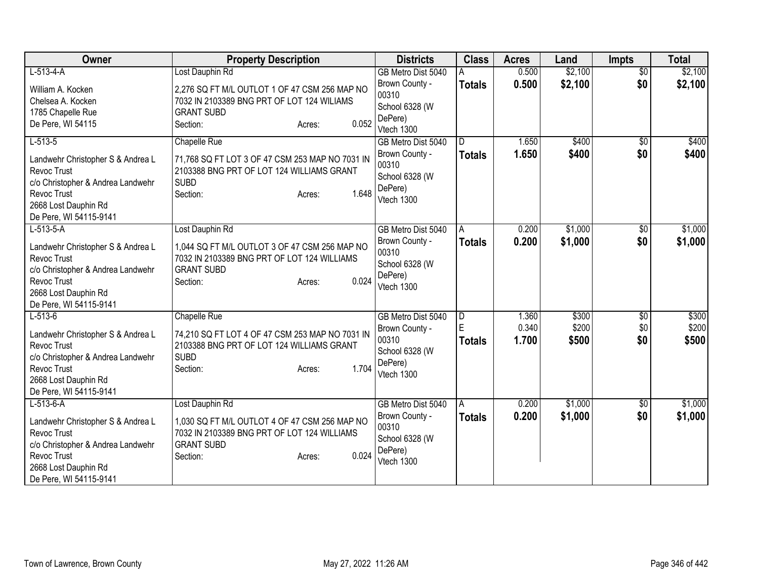| Owner | Property Description | Districts | Class | Acres | Land | Impts | Total |
|---|---|---|---|---|---|---|---|
| L-513-4-A<br><br>William A. Kocken<br>Chelsea A. Kocken<br>1785 Chapelle Rue<br>De Pere, WI 54115 | Lost Dauphin Rd<br><br>2,276 SQ FT M/L OUTLOT 1 OF 47 CSM 256 MAP NO 7032 IN 2103389 BNG PRT OF LOT 124 WILIAMS GRANT SUBD<br>Section: Acres: 0.052 | GB Metro Dist 5040<br>Brown County - 00310<br>School 6328 (W DePere)<br>Vtech 1300 | A<br>**Totals** | 0.500<br>**0.500** | $2,100<br>**$2,100** | $0<br>**$0** | $2,100<br>**$2,100** |
| L-513-5<br><br>Landwehr Christopher S & Andrea L Revoc Trust<br>c/o Christopher & Andrea Landwehr Revoc Trust<br>2668 Lost Dauphin Rd<br>De Pere, WI 54115-9141 | Chapelle Rue<br><br>71,768 SQ FT LOT 3 OF 47 CSM 253 MAP NO 7031 IN 2103388 BNG PRT OF LOT 124 WILLIAMS GRANT SUBD<br>Section: Acres: 1.648 | GB Metro Dist 5040<br>Brown County - 00310<br>School 6328 (W DePere)<br>Vtech 1300 | D<br>**Totals** | 1.650<br>**1.650** | $400<br>**$400** | $0<br>**$0** | $400<br>**$400** |
| L-513-5-A<br><br>Landwehr Christopher S & Andrea L Revoc Trust<br>c/o Christopher & Andrea Landwehr Revoc Trust<br>2668 Lost Dauphin Rd<br>De Pere, WI 54115-9141 | Lost Dauphin Rd<br><br>1,044 SQ FT M/L OUTLOT 3 OF 47 CSM 256 MAP NO 7032 IN 2103389 BNG PRT OF LOT 124 WILLIAMS GRANT SUBD<br>Section: Acres: 0.024 | GB Metro Dist 5040<br>Brown County - 00310<br>School 6328 (W DePere)<br>Vtech 1300 | A<br>**Totals** | 0.200<br>**0.200** | $1,000<br>**$1,000** | $0<br>**$0** | $1,000<br>**$1,000** |
| L-513-6<br><br>Landwehr Christopher S & Andrea L Revoc Trust<br>c/o Christopher & Andrea Landwehr Revoc Trust<br>2668 Lost Dauphin Rd<br>De Pere, WI 54115-9141 | Chapelle Rue<br><br>74,210 SQ FT LOT 4 OF 47 CSM 253 MAP NO 7031 IN 2103388 BNG PRT OF LOT 124 WILLIAMS GRANT SUBD<br>Section: Acres: 1.704 | GB Metro Dist 5040<br>Brown County - 00310<br>School 6328 (W DePere)<br>Vtech 1300 | D<br>E<br>**Totals** | 1.360<br>0.340<br>**1.700** | $300<br>$200<br>**$500** | $0<br>$0<br>**$0** | $300<br>$200<br>**$500** |
| L-513-6-A<br><br>Landwehr Christopher S & Andrea L Revoc Trust<br>c/o Christopher & Andrea Landwehr Revoc Trust<br>2668 Lost Dauphin Rd<br>De Pere, WI 54115-9141 | Lost Dauphin Rd<br><br>1,030 SQ FT M/L OUTLOT 4 OF 47 CSM 256 MAP NO 7032 IN 2103389 BNG PRT OF LOT 124 WILLIAMS GRANT SUBD<br>Section: Acres: 0.024 | GB Metro Dist 5040<br>Brown County - 00310<br>School 6328 (W DePere)<br>Vtech 1300 | A<br>**Totals** | 0.200<br>**0.200** | $1,000<br>**$1,000** | $0<br>**$0** | $1,000<br>**$1,000** |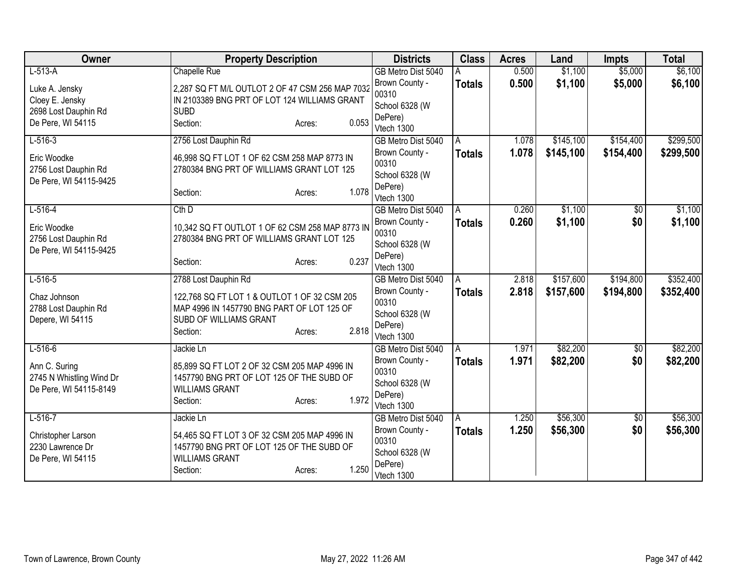| Owner | Property Description | Districts | Class | Acres | Land | Impts | Total |
|---|---|---|---|---|---|---|---|
| L-513-A<br><br>Luke A. Jensky<br>Cloey E. Jensky<br>2698 Lost Dauphin Rd<br>De Pere, WI 54115 | Chapelle Rue<br><br>2,287 SQ FT M/L OUTLOT 2 OF 47 CSM 256 MAP 7032 IN 2103389 BNG PRT OF LOT 124 WILLIAMS GRANT SUBD<br>Section: Acres: 0.053 | GB Metro Dist 5040<br>Brown County - 00310<br>School 6328 (W DePere)<br>Vtech 1300 | A<br>**Totals** | 0.500<br>**0.500** | $1,100<br>**$1,100** | $5,000<br>**$5,000** | $6,100<br>**$6,100** |
| L-516-3<br><br>Eric Woodke<br>2756 Lost Dauphin Rd<br>De Pere, WI 54115-9425 | 2756 Lost Dauphin Rd<br><br>46,998 SQ FT LOT 1 OF 62 CSM 258 MAP 8773 IN 2780384 BNG PRT OF WILLIAMS GRANT LOT 125<br>Section: Acres: 1.078 | GB Metro Dist 5040<br>Brown County - 00310<br>School 6328 (W DePere)<br>Vtech 1300 | A<br>**Totals** | 1.078<br>**1.078** | $145,100<br>**$145,100** | $154,400<br>**$154,400** | $299,500<br>**$299,500** |
| L-516-4<br><br>Eric Woodke<br>2756 Lost Dauphin Rd<br>De Pere, WI 54115-9425 | Cth D<br><br>10,342 SQ FT OUTLOT 1 OF 62 CSM 258 MAP 8773 IN 2780384 BNG PRT OF WILLIAMS GRANT LOT 125<br>Section: Acres: 0.237 | GB Metro Dist 5040<br>Brown County - 00310<br>School 6328 (W DePere)<br>Vtech 1300 | A<br>**Totals** | 0.260<br>**0.260** | $1,100<br>**$1,100** | $0<br>**$0** | $1,100<br>**$1,100** |
| L-516-5<br><br>Chaz Johnson<br>2788 Lost Dauphin Rd<br>Depere, WI 54115 | 2788 Lost Dauphin Rd<br><br>122,768 SQ FT LOT 1 & OUTLOT 1 OF 32 CSM 205 MAP 4996 IN 1457790 BNG PART OF LOT 125 OF SUBD OF WILLIAMS GRANT<br>Section: Acres: 2.818 | GB Metro Dist 5040<br>Brown County - 00310<br>School 6328 (W DePere)<br>Vtech 1300 | A<br>**Totals** | 2.818<br>**2.818** | $157,600<br>**$157,600** | $194,800<br>**$194,800** | $352,400<br>**$352,400** |
| L-516-6<br><br>Ann C. Suring<br>2745 N Whistling Wind Dr<br>De Pere, WI 54115-8149 | Jackie Ln<br><br>85,899 SQ FT LOT 2 OF 32 CSM 205 MAP 4996 IN 1457790 BNG PRT OF LOT 125 OF THE SUBD OF WILLIAMS GRANT<br>Section: Acres: 1.972 | GB Metro Dist 5040<br>Brown County - 00310<br>School 6328 (W DePere)<br>Vtech 1300 | A<br>**Totals** | 1.971<br>**1.971** | $82,200<br>**$82,200** | $0<br>**$0** | $82,200<br>**$82,200** |
| L-516-7<br><br>Christopher Larson<br>2230 Lawrence Dr<br>De Pere, WI 54115 | Jackie Ln<br><br>54,465 SQ FT LOT 3 OF 32 CSM 205 MAP 4996 IN 1457790 BNG PRT OF LOT 125 OF THE SUBD OF WILLIAMS GRANT<br>Section: Acres: 1.250 | GB Metro Dist 5040<br>Brown County - 00310<br>School 6328 (W DePere)<br>Vtech 1300 | A<br>**Totals** | 1.250<br>**1.250** | $56,300<br>**$56,300** | $0<br>**$0** | $56,300<br>**$56,300** |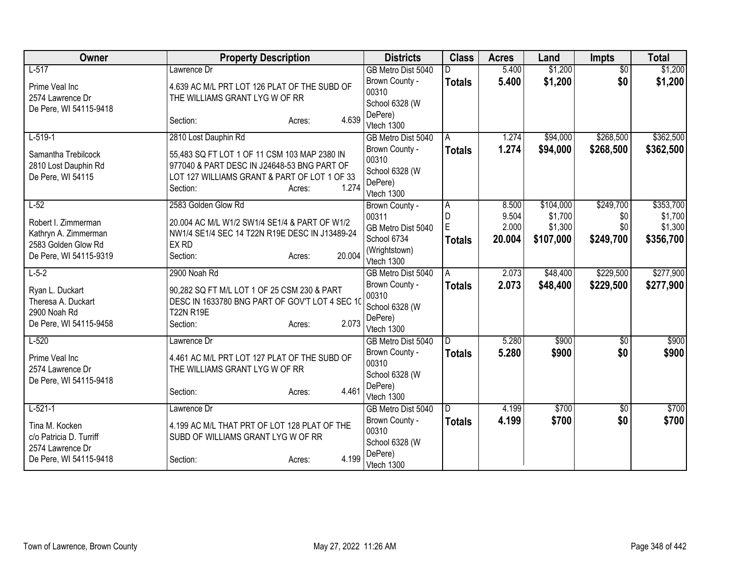| Owner | Property Description | Districts | Class | Acres | Land | Impts | Total |
|---|---|---|---|---|---|---|---|
| L-517<br>Prime Veal Inc<br>2574 Lawrence Dr<br>De Pere, WI 54115-9418 | Lawrence Dr<br>4.639 AC M/L PRT LOT 126 PLAT OF THE SUBD OF THE WILLIAMS GRANT LYG W OF RR<br>Section: Acres: 4.639 | GB Metro Dist 5040<br>Brown County - 00310<br>School 6328 (W DePere)<br>Vtech 1300 | D<br>**Totals** | 5.400<br>**5.400** | $1,200<br>**$1,200** | $0<br>**$0** | $1,200<br>**$1,200** |
| L-519-1<br>Samantha Trebilcock<br>2810 Lost Dauphin Rd<br>De Pere, WI 54115 | 2810 Lost Dauphin Rd<br>55,483 SQ FT LOT 1 OF 11 CSM 103 MAP 2380 IN 977040 & PART DESC IN J24648-53 BNG PART OF LOT 127 WILLIAMS GRANT & PART OF LOT 1 OF 33<br>Section: Acres: 1.274 | GB Metro Dist 5040<br>Brown County - 00310<br>School 6328 (W DePere)<br>Vtech 1300 | A<br>**Totals** | 1.274<br>**1.274** | $94,000<br>**$94,000** | $268,500<br>**$268,500** | $362,500<br>**$362,500** |
| L-52<br>Robert I. Zimmerman<br>Kathryn A. Zimmerman<br>2583 Golden Glow Rd<br>De Pere, WI 54115-9319 | 2583 Golden Glow Rd<br>20.004 AC M/L W1/2 SW1/4 SE1/4 & PART OF W1/2 NW1/4 SE1/4 SEC 14 T22N R19E DESC IN J13489-24 EX RD<br>Section: Acres: 20.004 | Brown County - 00311<br>GB Metro Dist 5040<br>School 6734 (Wrightstown)<br>Vtech 1300 | A<br>D<br>E<br>**Totals** | 8.500<br>9.504<br>2.000<br>**20.004** | $104,000<br>$1,700<br>$1,300<br>**$107,000** | $249,700<br>$0<br>$0<br>**$249,700** | $353,700<br>$1,700<br>$1,300<br>**$356,700** |
| L-5-2<br>Ryan L. Duckart<br>Theresa A. Duckart<br>2900 Noah Rd<br>De Pere, WI 54115-9458 | 2900 Noah Rd<br>90,282 SQ FT M/L LOT 1 OF 25 CSM 230 & PART DESC IN 1633780 BNG PART OF GOV'T LOT 4 SEC 10 T22N R19E<br>Section: Acres: 2.073 | GB Metro Dist 5040<br>Brown County - 00310<br>School 6328 (W DePere)<br>Vtech 1300 | A<br>**Totals** | 2.073<br>**2.073** | $48,400<br>**$48,400** | $229,500<br>**$229,500** | $277,900<br>**$277,900** |
| L-520<br>Prime Veal Inc<br>2574 Lawrence Dr<br>De Pere, WI 54115-9418 | Lawrence Dr<br>4.461 AC M/L PRT LOT 127 PLAT OF THE SUBD OF THE WILLIAMS GRANT LYG W OF RR<br>Section: Acres: 4.461 | GB Metro Dist 5040<br>Brown County - 00310<br>School 6328 (W DePere)<br>Vtech 1300 | D<br>**Totals** | 5.280<br>**5.280** | $900<br>**$900** | $0<br>**$0** | $900<br>**$900** |
| L-521-1<br>Tina M. Kocken<br>c/o Patricia D. Turriff<br>2574 Lawrence Dr<br>De Pere, WI 54115-9418 | Lawrence Dr<br>4.199 AC M/L THAT PRT OF LOT 128 PLAT OF THE SUBD OF WILLIAMS GRANT LYG W OF RR<br>Section: Acres: 4.199 | GB Metro Dist 5040<br>Brown County - 00310<br>School 6328 (W DePere)<br>Vtech 1300 | D<br>**Totals** | 4.199<br>**4.199** | $700<br>**$700** | $0<br>**$0** | $700<br>**$700** |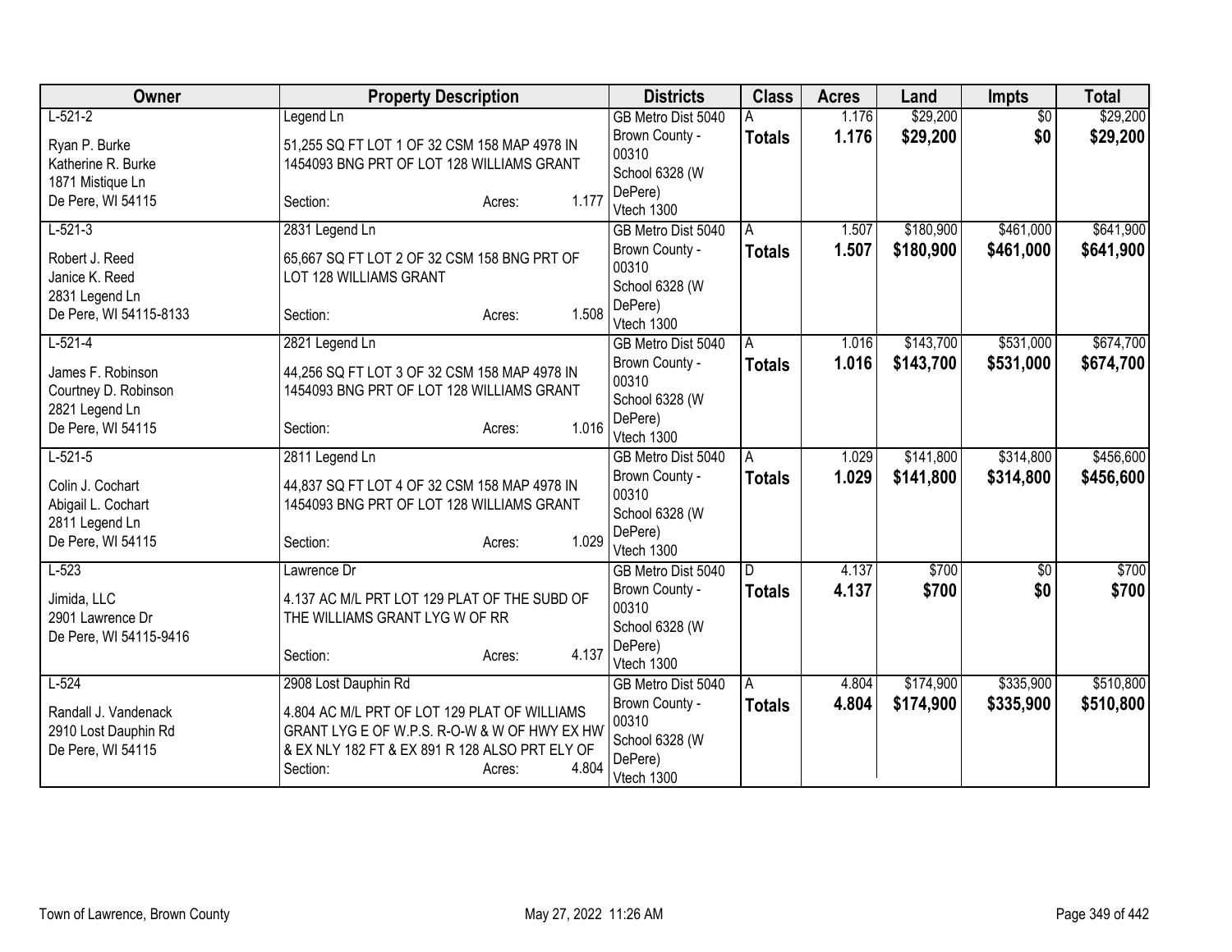| Owner | Property Description | Districts | Class | Acres | Land | Impts | Total |
|---|---|---|---|---|---|---|---|
| L-521-2<br><br>Ryan P. Burke<br>Katherine R. Burke<br>1871 Mistique Ln<br>De Pere, WI 54115 | Legend Ln<br><br>51,255 SQ FT LOT 1 OF 32 CSM 158 MAP 4978 IN 1454093 BNG PRT OF LOT 128 WILLIAMS GRANT<br><br>Section: Acres: 1.177 | GB Metro Dist 5040<br>Brown County - 00310<br>School 6328 (W DePere)<br>Vtech 1300 | A<br>**Totals** | 1.176<br>**1.176** | $29,200<br>**$29,200** | $0<br>**$0** | $29,200<br>**$29,200** |
| L-521-3<br><br>Robert J. Reed<br>Janice K. Reed<br>2831 Legend Ln<br>De Pere, WI 54115-8133 | 2831 Legend Ln<br><br>65,667 SQ FT LOT 2 OF 32 CSM 158 BNG PRT OF LOT 128 WILLIAMS GRANT<br><br>Section: Acres: 1.508 | GB Metro Dist 5040<br>Brown County - 00310<br>School 6328 (W DePere)<br>Vtech 1300 | A<br>**Totals** | 1.507<br>**1.507** | $180,900<br>**$180,900** | $461,000<br>**$461,000** | $641,900<br>**$641,900** |
| L-521-4<br><br>James F. Robinson<br>Courtney D. Robinson<br>2821 Legend Ln<br>De Pere, WI 54115 | 2821 Legend Ln<br><br>44,256 SQ FT LOT 3 OF 32 CSM 158 MAP 4978 IN 1454093 BNG PRT OF LOT 128 WILLIAMS GRANT<br><br>Section: Acres: 1.016 | GB Metro Dist 5040<br>Brown County - 00310<br>School 6328 (W DePere)<br>Vtech 1300 | A<br>**Totals** | 1.016<br>**1.016** | $143,700<br>**$143,700** | $531,000<br>**$531,000** | $674,700<br>**$674,700** |
| L-521-5<br><br>Colin J. Cochart<br>Abigail L. Cochart<br>2811 Legend Ln<br>De Pere, WI 54115 | 2811 Legend Ln<br><br>44,837 SQ FT LOT 4 OF 32 CSM 158 MAP 4978 IN 1454093 BNG PRT OF LOT 128 WILLIAMS GRANT<br><br>Section: Acres: 1.029 | GB Metro Dist 5040<br>Brown County - 00310<br>School 6328 (W DePere)<br>Vtech 1300 | A<br>**Totals** | 1.029<br>**1.029** | $141,800<br>**$141,800** | $314,800<br>**$314,800** | $456,600<br>**$456,600** |
| L-523<br><br>Jimida, LLC<br>2901 Lawrence Dr<br>De Pere, WI 54115-9416 | Lawrence Dr<br><br>4.137 AC M/L PRT LOT 129 PLAT OF THE SUBD OF THE WILLIAMS GRANT LYG W OF RR<br><br>Section: Acres: 4.137 | GB Metro Dist 5040<br>Brown County - 00310<br>School 6328 (W DePere)<br>Vtech 1300 | D<br>**Totals** | 4.137<br>**4.137** | $700<br>**$700** | $0<br>**$0** | $700<br>**$700** |
| L-524<br><br>Randall J. Vandenack<br>2910 Lost Dauphin Rd<br>De Pere, WI 54115 | 2908 Lost Dauphin Rd<br><br>4.804 AC M/L PRT OF LOT 129 PLAT OF WILLIAMS GRANT LYG E OF W.P.S. R-O-W & W OF HWY EX HW & EX NLY 182 FT & EX 891 R 128 ALSO PRT ELY OF<br>Section: Acres: 4.804 | GB Metro Dist 5040<br>Brown County - 00310<br>School 6328 (W DePere)<br>Vtech 1300 | A<br>**Totals** | 4.804<br>**4.804** | $174,900<br>**$174,900** | $335,900<br>**$335,900** | $510,800<br>**$510,800** |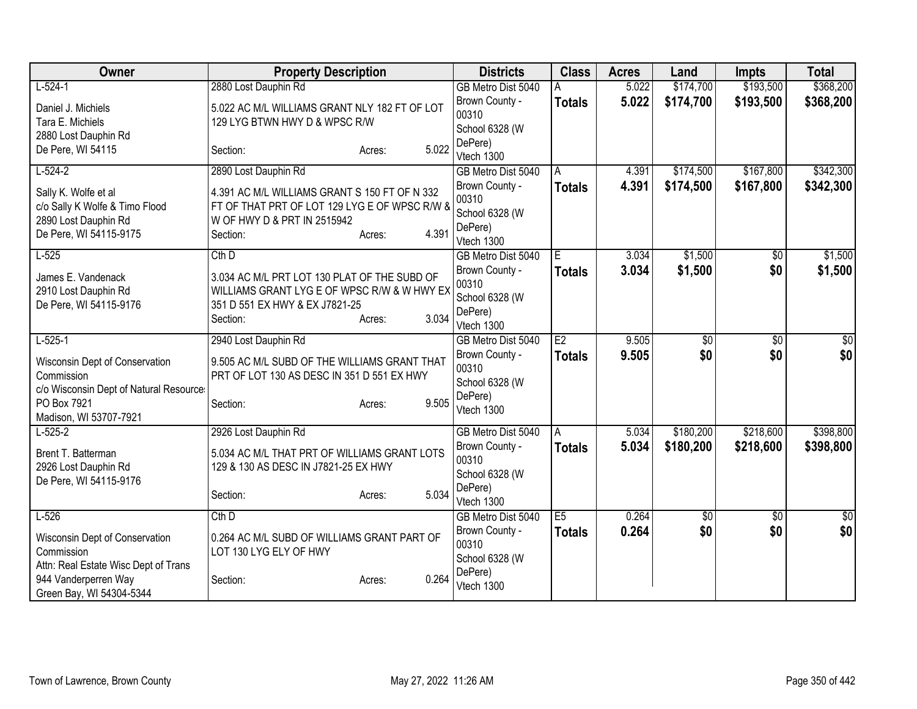| Owner | Property Description | Districts | Class | Acres | Land | Impts | Total |
|---|---|---|---|---|---|---|---|
| L-524-1<br>Daniel J. Michiels<br>Tara E. Michiels<br>2880 Lost Dauphin Rd<br>De Pere, WI 54115 | 2880 Lost Dauphin Rd<br>5.022 AC M/L WILLIAMS GRANT NLY 182 FT OF LOT 129 LYG BTWN HWY D & WPSC R/W<br>Section: Acres: 5.022 | GB Metro Dist 5040<br>Brown County - 00310<br>School 6328 (W DePere)<br>Vtech 1300 | A<br>**Totals** | 5.022<br>**5.022** | $174,700<br>**$174,700** | $193,500<br>**$193,500** | $368,200<br>**$368,200** |
| L-524-2<br>Sally K. Wolfe et al<br>c/o Sally K Wolfe & Timo Flood<br>2890 Lost Dauphin Rd<br>De Pere, WI 54115-9175 | 2890 Lost Dauphin Rd<br>4.391 AC M/L WILLIAMS GRANT S 150 FT OF N 332 FT OF THAT PRT OF LOT 129 LYG E OF WPSC R/W & W OF HWY D & PRT IN 2515942<br>Section: Acres: 4.391 | GB Metro Dist 5040<br>Brown County - 00310<br>School 6328 (W DePere)<br>Vtech 1300 | A<br>**Totals** | 4.391<br>**4.391** | $174,500<br>**$174,500** | $167,800<br>**$167,800** | $342,300<br>**$342,300** |
| L-525<br>James E. Vandenack<br>2910 Lost Dauphin Rd<br>De Pere, WI 54115-9176 | Cth D<br>3.034 AC M/L PRT LOT 130 PLAT OF THE SUBD OF WILLIAMS GRANT LYG E OF WPSC R/W & W HWY EX 351 D 551 EX HWY & EX J7821-25<br>Section: Acres: 3.034 | GB Metro Dist 5040<br>Brown County - 00310<br>School 6328 (W DePere)<br>Vtech 1300 | E<br>**Totals** | 3.034<br>**3.034** | $1,500<br>**$1,500** | $0<br>**$0** | $1,500<br>**$1,500** |
| L-525-1<br>Wisconsin Dept of Conservation Commission<br>c/o Wisconsin Dept of Natural Resource:<br>PO Box 7921<br>Madison, WI 53707-7921 | 2940 Lost Dauphin Rd<br>9.505 AC M/L SUBD OF THE WILLIAMS GRANT THAT PRT OF LOT 130 AS DESC IN 351 D 551 EX HWY<br>Section: Acres: 9.505 | GB Metro Dist 5040<br>Brown County - 00310<br>School 6328 (W DePere)<br>Vtech 1300 | E2<br>**Totals** | 9.505<br>**9.505** | $0<br>**$0** | $0<br>**$0** | $0<br>**$0** |
| L-525-2<br>Brent T. Batterman<br>2926 Lost Dauphin Rd<br>De Pere, WI 54115-9176 | 2926 Lost Dauphin Rd<br>5.034 AC M/L THAT PRT OF WILLIAMS GRANT LOTS 129 & 130 AS DESC IN J7821-25 EX HWY<br>Section: Acres: 5.034 | GB Metro Dist 5040<br>Brown County - 00310<br>School 6328 (W DePere)<br>Vtech 1300 | A<br>**Totals** | 5.034<br>**5.034** | $180,200<br>**$180,200** | $218,600<br>**$218,600** | $398,800<br>**$398,800** |
| L-526<br>Wisconsin Dept of Conservation Commission<br>Attn: Real Estate Wisc Dept of Trans<br>944 Vanderperren Way<br>Green Bay, WI 54304-5344 | Cth D<br>0.264 AC M/L SUBD OF WILLIAMS GRANT PART OF LOT 130 LYG ELY OF HWY<br>Section: Acres: 0.264 | GB Metro Dist 5040<br>Brown County - 00310<br>School 6328 (W DePere)<br>Vtech 1300 | E5<br>**Totals** | 0.264<br>**0.264** | $0<br>**$0** | $0<br>**$0** | $0<br>**$0** |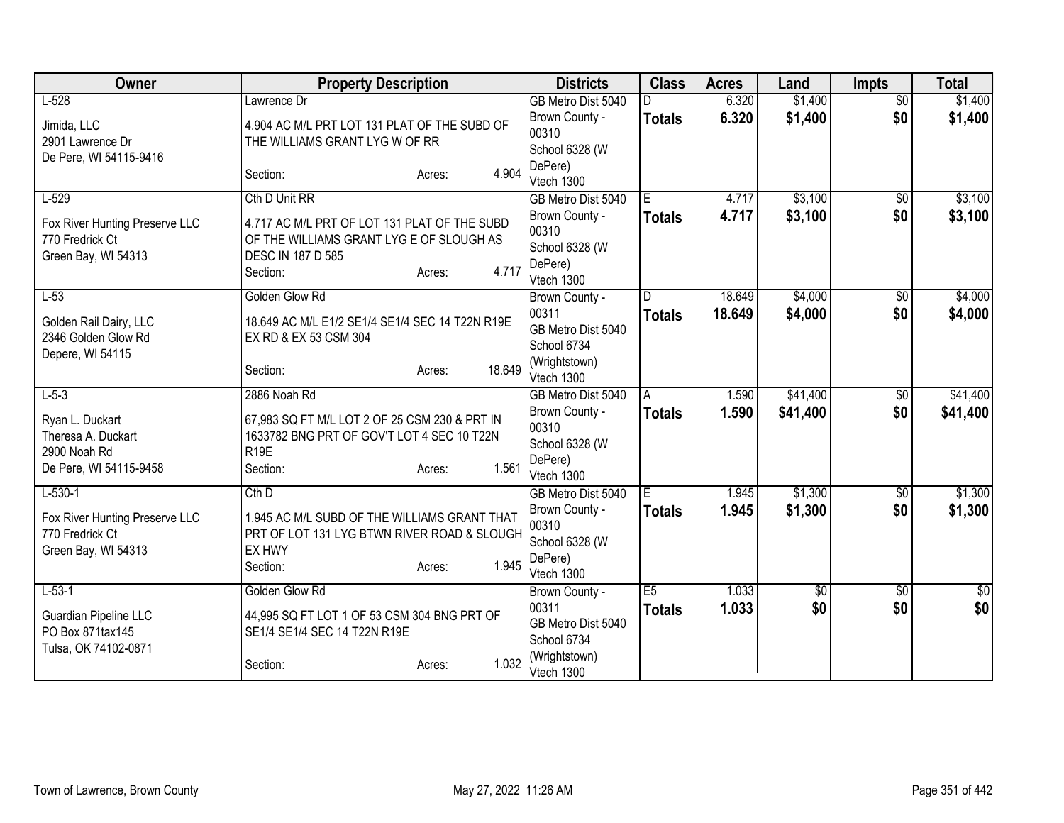| Owner | Property Description | Districts | Class | Acres | Land | Impts | Total |
|---|---|---|---|---|---|---|---|
| L-528<br>Jimida, LLC<br>2901 Lawrence Dr<br>De Pere, WI 54115-9416 | Lawrence Dr<br>4.904 AC M/L PRT LOT 131 PLAT OF THE SUBD OF THE WILLIAMS GRANT LYG W OF RR<br>Section: Acres: 4.904 | GB Metro Dist 5040<br>Brown County - 00310<br>School 6328 (W DePere)<br>Vtech 1300 | D<br>**Totals** | 6.320<br>**6.320** | $1,400<br>**$1,400** | $0<br>**$0** | $1,400<br>**$1,400** |
| L-529<br>Fox River Hunting Preserve LLC<br>770 Fredrick Ct<br>Green Bay, WI 54313 | Cth D Unit RR<br>4.717 AC M/L PRT OF LOT 131 PLAT OF THE SUBD OF THE WILLIAMS GRANT LYG E OF SLOUGH AS DESC IN 187 D 585<br>Section: Acres: 4.717 | GB Metro Dist 5040<br>Brown County - 00310<br>School 6328 (W DePere)<br>Vtech 1300 | E<br>**Totals** | 4.717<br>**4.717** | $3,100<br>**$3,100** | $0<br>**$0** | $3,100<br>**$3,100** |
| L-53<br>Golden Rail Dairy, LLC<br>2346 Golden Glow Rd<br>Depere, WI 54115 | Golden Glow Rd<br>18.649 AC M/L E1/2 SE1/4 SE1/4 SEC 14 T22N R19E EX RD & EX 53 CSM 304<br>Section: Acres: 18.649 | Brown County - 00311<br>GB Metro Dist 5040<br>School 6734 (Wrightstown)<br>Vtech 1300 | D<br>**Totals** | 18.649<br>**18.649** | $4,000<br>**$4,000** | $0<br>**$0** | $4,000<br>**$4,000** |
| L-5-3<br>Ryan L. Duckart<br>Theresa A. Duckart<br>2900 Noah Rd<br>De Pere, WI 54115-9458 | 2886 Noah Rd<br>67,983 SQ FT M/L LOT 2 OF 25 CSM 230 & PRT IN 1633782 BNG PRT OF GOV'T LOT 4 SEC 10 T22N R19E<br>Section: Acres: 1.561 | GB Metro Dist 5040<br>Brown County - 00310<br>School 6328 (W DePere)<br>Vtech 1300 | A<br>**Totals** | 1.590<br>**1.590** | $41,400<br>**$41,400** | $0<br>**$0** | $41,400<br>**$41,400** |
| L-530-1<br>Fox River Hunting Preserve LLC<br>770 Fredrick Ct<br>Green Bay, WI 54313 | Cth D<br>1.945 AC M/L SUBD OF THE WILLIAMS GRANT THAT PRT OF LOT 131 LYG BTWN RIVER ROAD & SLOUGH EX HWY<br>Section: Acres: 1.945 | GB Metro Dist 5040<br>Brown County - 00310<br>School 6328 (W DePere)<br>Vtech 1300 | E<br>**Totals** | 1.945<br>**1.945** | $1,300<br>**$1,300** | $0<br>**$0** | $1,300<br>**$1,300** |
| L-53-1<br>Guardian Pipeline LLC<br>PO Box 871tax145<br>Tulsa, OK 74102-0871 | Golden Glow Rd<br>44,995 SQ FT LOT 1 OF 53 CSM 304 BNG PRT OF SE1/4 SE1/4 SEC 14 T22N R19E<br>Section: Acres: 1.032 | Brown County - 00311<br>GB Metro Dist 5040<br>School 6734 (Wrightstown)<br>Vtech 1300 | E5<br>**Totals** | 1.033<br>**1.033** | $0<br>**$0** | $0<br>**$0** | $0<br>**$0** |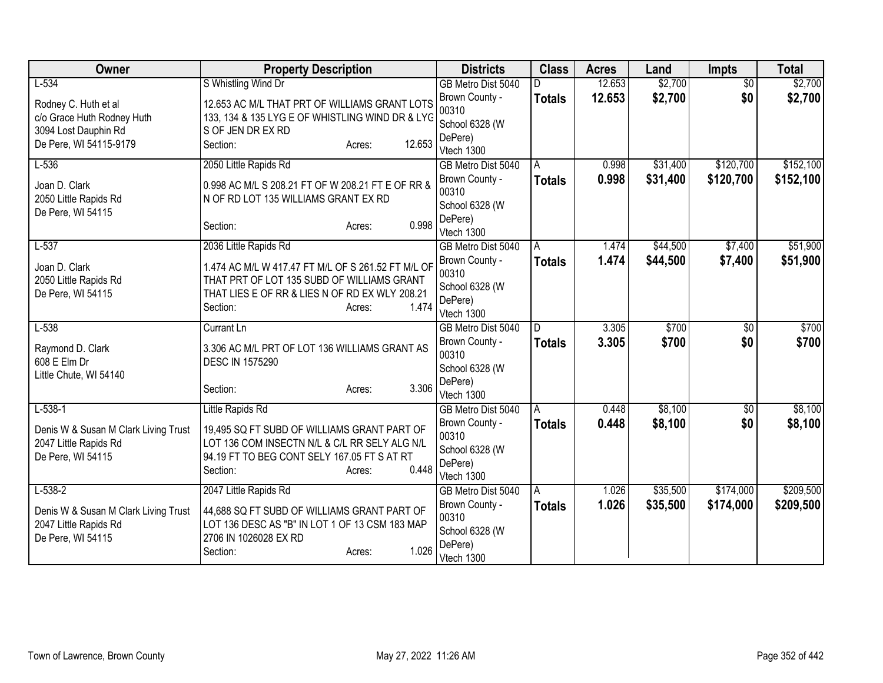| Owner | Property Description | Districts | Class | Acres | Land | Impts | Total |
|---|---|---|---|---|---|---|---|
| L-534<br><br>Rodney C. Huth et al<br>c/o Grace Huth Rodney Huth<br>3094 Lost Dauphin Rd<br>De Pere, WI 54115-9179 | S Whistling Wind Dr<br><br>12.653 AC M/L THAT PRT OF WILLIAMS GRANT LOTS 133, 134 & 135 LYG E OF WHISTLING WIND DR & LYG S OF JEN DR EX RD<br>Section: Acres: 12.653 | GB Metro Dist 5040<br>Brown County - 00310<br>School 6328 (W DePere)<br>Vtech 1300 | D<br>**Totals** | 12.653<br>**12.653** | $2,700<br>**$2,700** | $0<br>**$0** | $2,700<br>**$2,700** |
| L-536<br><br>Joan D. Clark<br>2050 Little Rapids Rd<br>De Pere, WI 54115 | 2050 Little Rapids Rd<br><br>0.998 AC M/L S 208.21 FT OF W 208.21 FT E OF RR & N OF RD LOT 135 WILLIAMS GRANT EX RD<br><br>Section: Acres: 0.998 | GB Metro Dist 5040<br>Brown County - 00310<br>School 6328 (W DePere)<br>Vtech 1300 | A<br>**Totals** | 0.998<br>**0.998** | $31,400<br>**$31,400** | $120,700<br>**$120,700** | $152,100<br>**$152,100** |
| L-537<br><br>Joan D. Clark<br>2050 Little Rapids Rd<br>De Pere, WI 54115 | 2036 Little Rapids Rd<br><br>1.474 AC M/L W 417.47 FT M/L OF S 261.52 FT M/L OF THAT PRT OF LOT 135 SUBD OF WILLIAMS GRANT THAT LIES E OF RR & LIES N OF RD EX WLY 208.21<br>Section: Acres: 1.474 | GB Metro Dist 5040<br>Brown County - 00310<br>School 6328 (W DePere)<br>Vtech 1300 | A<br>**Totals** | 1.474<br>**1.474** | $44,500<br>**$44,500** | $7,400<br>**$7,400** | $51,900<br>**$51,900** |
| L-538<br><br>Raymond D. Clark<br>608 E Elm Dr<br>Little Chute, WI 54140 | Currant Ln<br><br>3.306 AC M/L PRT OF LOT 136 WILLIAMS GRANT AS DESC IN 1575290<br><br>Section: Acres: 3.306 | GB Metro Dist 5040<br>Brown County - 00310<br>School 6328 (W DePere)<br>Vtech 1300 | D<br>**Totals** | 3.305<br>**3.305** | $700<br>**$700** | $0<br>**$0** | $700<br>**$700** |
| L-538-1<br><br>Denis W & Susan M Clark Living Trust<br>2047 Little Rapids Rd<br>De Pere, WI 54115 | Little Rapids Rd<br><br>19,495 SQ FT SUBD OF WILLIAMS GRANT PART OF LOT 136 COM INSECTN N/L & C/L RR SELY ALG N/L 94.19 FT TO BEG CONT SELY 167.05 FT S AT RT<br>Section: Acres: 0.448 | GB Metro Dist 5040<br>Brown County - 00310<br>School 6328 (W DePere)<br>Vtech 1300 | A<br>**Totals** | 0.448<br>**0.448** | $8,100<br>**$8,100** | $0<br>**$0** | $8,100<br>**$8,100** |
| L-538-2<br><br>Denis W & Susan M Clark Living Trust<br>2047 Little Rapids Rd<br>De Pere, WI 54115 | 2047 Little Rapids Rd<br><br>44,688 SQ FT SUBD OF WILLIAMS GRANT PART OF LOT 136 DESC AS "B" IN LOT 1 OF 13 CSM 183 MAP 2706 IN 1026028 EX RD<br>Section: Acres: 1.026 | GB Metro Dist 5040<br>Brown County - 00310<br>School 6328 (W DePere)<br>Vtech 1300 | A<br>**Totals** | 1.026<br>**1.026** | $35,500<br>**$35,500** | $174,000<br>**$174,000** | $209,500<br>**$209,500** |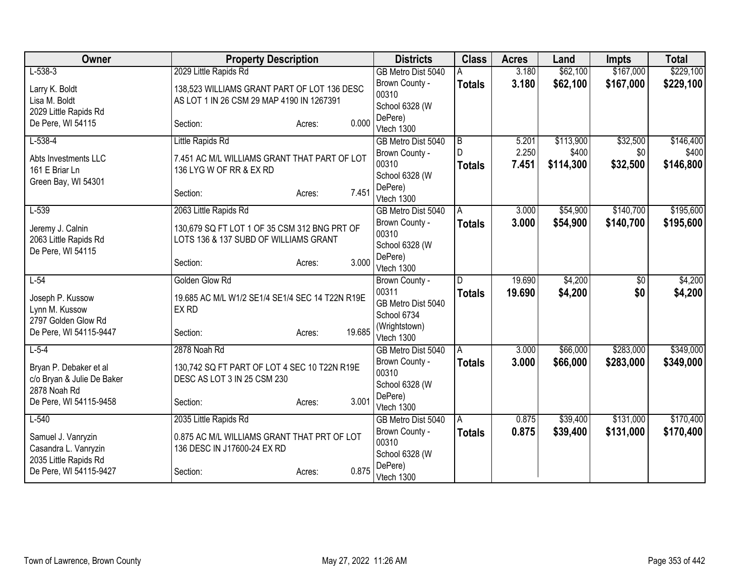| Owner | Property Description | Districts | Class | Acres | Land | Impts | Total |
|---|---|---|---|---|---|---|---|
| L-538-3<br><br>Larry K. Boldt<br>Lisa M. Boldt<br>2029 Little Rapids Rd<br>De Pere, WI 54115 | 2029 Little Rapids Rd<br><br>138,523 WILLIAMS GRANT PART OF LOT 136 DESC AS LOT 1 IN 26 CSM 29 MAP 4190 IN 1267391<br><br>Section: Acres: 0.000 | GB Metro Dist 5040<br>Brown County - 00310<br>School 6328 (W DePere)<br>Vtech 1300 | A<br>**Totals** | 3.180<br>**3.180** | $62,100<br>**$62,100** | $167,000<br>**$167,000** | $229,100<br>**$229,100** |
| L-538-4<br><br>Abts Investments LLC<br>161 E Briar Ln<br>Green Bay, WI 54301 | Little Rapids Rd<br><br>7.451 AC M/L WILLIAMS GRANT THAT PART OF LOT 136 LYG W OF RR & EX RD<br><br>Section: Acres: 7.451 | GB Metro Dist 5040<br>Brown County - 00310<br>School 6328 (W DePere)<br>Vtech 1300 | B<br>D<br>**Totals** | 5.201<br>2.250<br>**7.451** | $113,900<br>$400<br>**$114,300** | $32,500<br>$0<br>**$32,500** | $146,400<br>$400<br>**$146,800** |
| L-539<br><br>Jeremy J. Calnin<br>2063 Little Rapids Rd<br>De Pere, WI 54115 | 2063 Little Rapids Rd<br><br>130,679 SQ FT LOT 1 OF 35 CSM 312 BNG PRT OF LOTS 136 & 137 SUBD OF WILLIAMS GRANT<br><br>Section: Acres: 3.000 | GB Metro Dist 5040<br>Brown County - 00310<br>School 6328 (W DePere)<br>Vtech 1300 | A<br>**Totals** | 3.000<br>**3.000** | $54,900<br>**$54,900** | $140,700<br>**$140,700** | $195,600<br>**$195,600** |
| L-54<br><br>Joseph P. Kussow<br>Lynn M. Kussow<br>2797 Golden Glow Rd<br>De Pere, WI 54115-9447 | Golden Glow Rd<br><br>19.685 AC M/L W1/2 SE1/4 SE1/4 SEC 14 T22N R19E EX RD<br><br>Section: Acres: 19.685 | Brown County - 00311<br>GB Metro Dist 5040<br>School 6734 (Wrightstown)<br>Vtech 1300 | D<br>**Totals** | 19.690<br>**19.690** | $4,200<br>**$4,200** | $0<br>**$0** | $4,200<br>**$4,200** |
| L-5-4<br><br>Bryan P. Debaker et al<br>c/o Bryan & Julie De Baker<br>2878 Noah Rd<br>De Pere, WI 54115-9458 | 2878 Noah Rd<br><br>130,742 SQ FT PART OF LOT 4 SEC 10 T22N R19E DESC AS LOT 3 IN 25 CSM 230<br><br>Section: Acres: 3.001 | GB Metro Dist 5040<br>Brown County - 00310<br>School 6328 (W DePere)<br>Vtech 1300 | A<br>**Totals** | 3.000<br>**3.000** | $66,000<br>**$66,000** | $283,000<br>**$283,000** | $349,000<br>**$349,000** |
| L-540<br><br>Samuel J. Vanryzin<br>Casandra L. Vanryzin<br>2035 Little Rapids Rd<br>De Pere, WI 54115-9427 | 2035 Little Rapids Rd<br><br>0.875 AC M/L WILLIAMS GRANT THAT PRT OF LOT 136 DESC IN J17600-24 EX RD<br><br>Section: Acres: 0.875 | GB Metro Dist 5040<br>Brown County - 00310<br>School 6328 (W DePere)<br>Vtech 1300 | A<br>**Totals** | 0.875<br>**0.875** | $39,400<br>**$39,400** | $131,000<br>**$131,000** | $170,400<br>**$170,400** |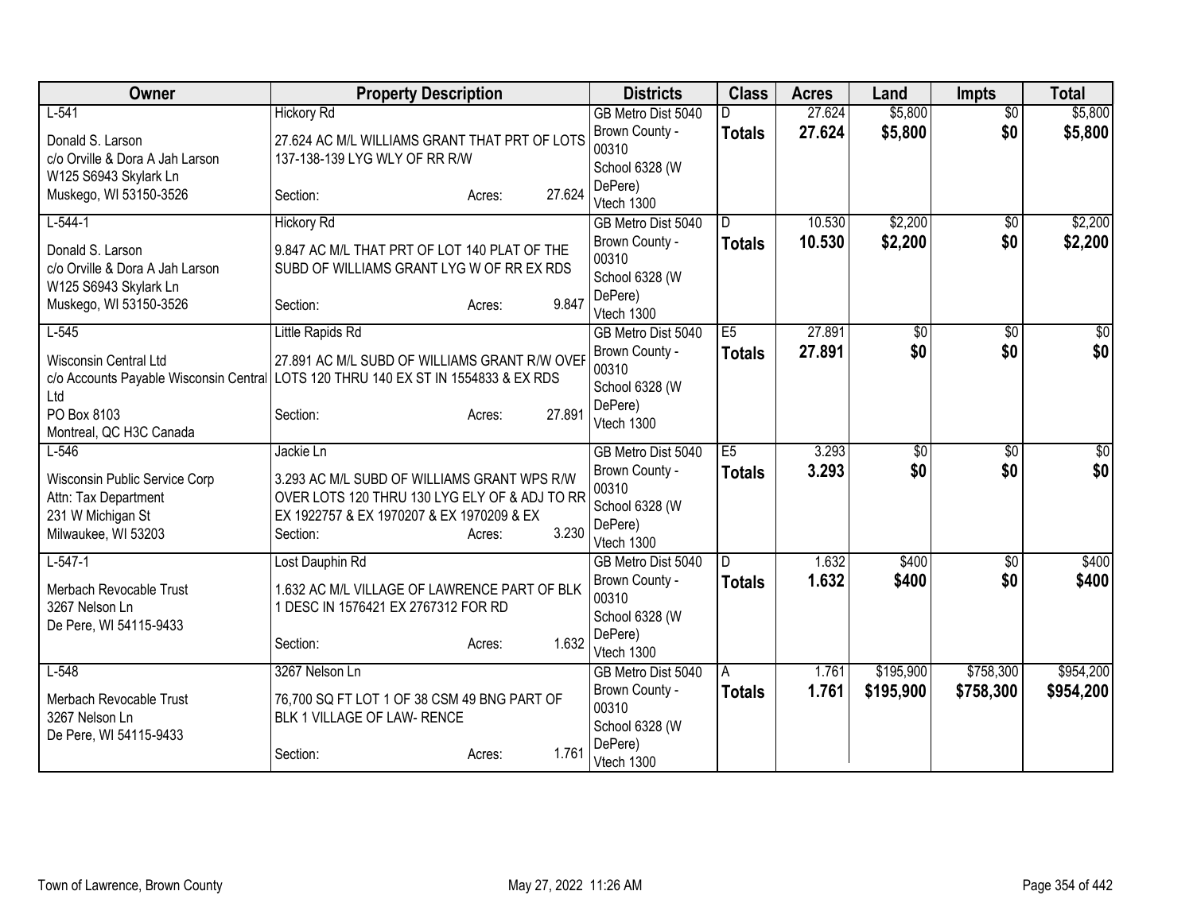| Owner | Property Description | Districts | Class | Acres | Land | Impts | Total |
|---|---|---|---|---|---|---|---|
| L-541<br>Donald S. Larson<br>c/o Orville & Dora A Jah Larson<br>W125 S6943 Skylark Ln<br>Muskego, WI 53150-3526 | Hickory Rd<br>27.624 AC M/L WILLIAMS GRANT THAT PRT OF LOTS 137-138-139 LYG WLY OF RR R/W<br>Section: Acres: 27.624 | GB Metro Dist 5040<br>Brown County - 00310<br>School 6328 (W DePere)<br>Vtech 1300 | D<br>**Totals** | 27.624<br>**27.624** | $5,800<br>**$5,800** | $0<br>**$0** | $5,800<br>**$5,800** |
| L-544-1<br>Donald S. Larson<br>c/o Orville & Dora A Jah Larson<br>W125 S6943 Skylark Ln<br>Muskego, WI 53150-3526 | Hickory Rd<br>9.847 AC M/L THAT PRT OF LOT 140 PLAT OF THE SUBD OF WILLIAMS GRANT LYG W OF RR EX RDS<br>Section: Acres: 9.847 | GB Metro Dist 5040<br>Brown County - 00310<br>School 6328 (W DePere)<br>Vtech 1300 | D<br>**Totals** | 10.530<br>**10.530** | $2,200<br>**$2,200** | $0<br>**$0** | $2,200<br>**$2,200** |
| L-545<br>Wisconsin Central Ltd<br>c/o Accounts Payable Wisconsin Central Ltd<br>PO Box 8103<br>Montreal, QC H3C Canada | Little Rapids Rd<br>27.891 AC M/L SUBD OF WILLIAMS GRANT R/W OVER LOTS 120 THRU 140 EX ST IN 1554833 & EX RDS<br>Section: Acres: 27.891 | GB Metro Dist 5040<br>Brown County - 00310<br>School 6328 (W DePere)<br>Vtech 1300 | E5<br>**Totals** | 27.891<br>**27.891** | $0<br>**$0** | $0<br>**$0** | $0<br>**$0** |
| L-546<br>Wisconsin Public Service Corp<br>Attn: Tax Department<br>231 W Michigan St<br>Milwaukee, WI 53203 | Jackie Ln<br>3.293 AC M/L SUBD OF WILLIAMS GRANT WPS R/W OVER LOTS 120 THRU 130 LYG ELY OF & ADJ TO RR EX 1922757 & EX 1970207 & EX 1970209 & EX<br>Section: Acres: 3.230 | GB Metro Dist 5040<br>Brown County - 00310<br>School 6328 (W DePere)<br>Vtech 1300 | E5<br>**Totals** | 3.293<br>**3.293** | $0<br>**$0** | $0<br>**$0** | $0<br>**$0** |
| L-547-1<br>Merbach Revocable Trust<br>3267 Nelson Ln<br>De Pere, WI 54115-9433 | Lost Dauphin Rd<br>1.632 AC M/L VILLAGE OF LAWRENCE PART OF BLK 1 DESC IN 1576421 EX 2767312 FOR RD<br>Section: Acres: 1.632 | GB Metro Dist 5040<br>Brown County - 00310<br>School 6328 (W DePere)<br>Vtech 1300 | D<br>**Totals** | 1.632<br>**1.632** | $400<br>**$400** | $0<br>**$0** | $400<br>**$400** |
| L-548<br>Merbach Revocable Trust<br>3267 Nelson Ln<br>De Pere, WI 54115-9433 | 3267 Nelson Ln<br>76,700 SQ FT LOT 1 OF 38 CSM 49 BNG PART OF BLK 1 VILLAGE OF LAW- RENCE<br>Section: Acres: 1.761 | GB Metro Dist 5040<br>Brown County - 00310<br>School 6328 (W DePere)<br>Vtech 1300 | A<br>**Totals** | 1.761<br>**1.761** | $195,900<br>**$195,900** | $758,300<br>**$758,300** | $954,200<br>**$954,200** |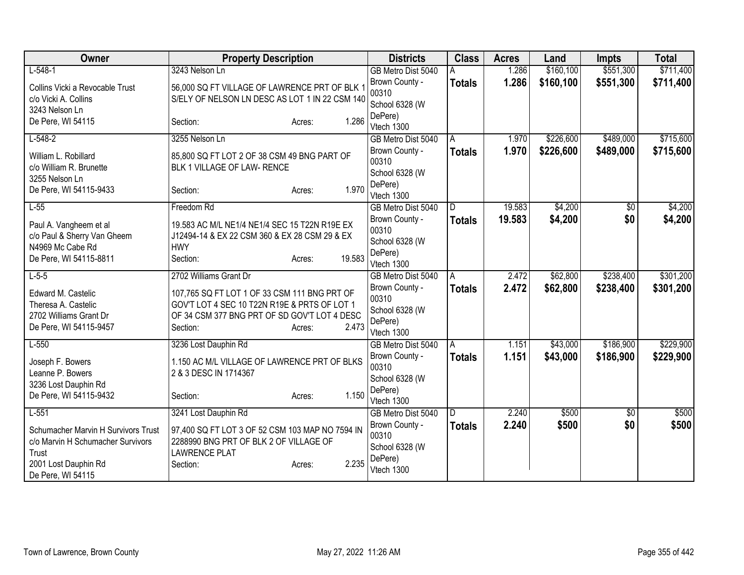| Owner | Property Description | Districts | Class | Acres | Land | Impts | Total |
|---|---|---|---|---|---|---|---|
| L-548-1<br><br>Collins Vicki a Revocable Trust<br>c/o Vicki A. Collins<br>3243 Nelson Ln<br>De Pere, WI 54115 | 3243 Nelson Ln<br><br>56,000 SQ FT VILLAGE OF LAWRENCE PRT OF BLK 1 S/ELY OF NELSON LN DESC AS LOT 1 IN 22 CSM 140<br><br>Section: Acres: 1.286 | GB Metro Dist 5040<br>Brown County - 00310<br>School 6328 (W DePere)<br>Vtech 1300 | A<br>**Totals** | 1.286<br>**1.286** | $160,100<br>**$160,100** | $551,300<br>**$551,300** | $711,400<br>**$711,400** |
| L-548-2<br><br>William L. Robillard<br>c/o William R. Brunette<br>3255 Nelson Ln<br>De Pere, WI 54115-9433 | 3255 Nelson Ln<br><br>85,800 SQ FT LOT 2 OF 38 CSM 49 BNG PART OF BLK 1 VILLAGE OF LAW- RENCE<br><br>Section: Acres: 1.970 | GB Metro Dist 5040<br>Brown County - 00310<br>School 6328 (W DePere)<br>Vtech 1300 | A<br>**Totals** | 1.970<br>**1.970** | $226,600<br>**$226,600** | $489,000<br>**$489,000** | $715,600<br>**$715,600** |
| L-55<br><br>Paul A. Vangheem et al<br>c/o Paul & Sherry Van Gheem<br>N4969 Mc Cabe Rd<br>De Pere, WI 54115-8811 | Freedom Rd<br><br>19.583 AC M/L NE1/4 NE1/4 SEC 15 T22N R19E EX J12494-14 & EX 22 CSM 360 & EX 28 CSM 29 & EX HWY<br>Section: Acres: 19.583 | GB Metro Dist 5040<br>Brown County - 00310<br>School 6328 (W DePere)<br>Vtech 1300 | D<br>**Totals** | 19.583<br>**19.583** | $4,200<br>**$4,200** | $0<br>**$0** | $4,200<br>**$4,200** |
| L-5-5<br><br>Edward M. Castelic<br>Theresa A. Castelic<br>2702 Williams Grant Dr<br>De Pere, WI 54115-9457 | 2702 Williams Grant Dr<br><br>107,765 SQ FT LOT 1 OF 33 CSM 111 BNG PRT OF GOV'T LOT 4 SEC 10 T22N R19E & PRTS OF LOT 1 OF 34 CSM 377 BNG PRT OF SD GOV'T LOT 4 DESC<br>Section: Acres: 2.473 | GB Metro Dist 5040<br>Brown County - 00310<br>School 6328 (W DePere)<br>Vtech 1300 | A<br>**Totals** | 2.472<br>**2.472** | $62,800<br>**$62,800** | $238,400<br>**$238,400** | $301,200<br>**$301,200** |
| L-550<br><br>Joseph F. Bowers<br>Leanne P. Bowers<br>3236 Lost Dauphin Rd<br>De Pere, WI 54115-9432 | 3236 Lost Dauphin Rd<br><br>1.150 AC M/L VILLAGE OF LAWRENCE PRT OF BLKS 2 & 3 DESC IN 1714367<br><br>Section: Acres: 1.150 | GB Metro Dist 5040<br>Brown County - 00310<br>School 6328 (W DePere)<br>Vtech 1300 | A<br>**Totals** | 1.151<br>**1.151** | $43,000<br>**$43,000** | $186,900<br>**$186,900** | $229,900<br>**$229,900** |
| L-551<br><br>Schumacher Marvin H Survivors Trust<br>c/o Marvin H Schumacher Survivors Trust<br>2001 Lost Dauphin Rd<br>De Pere, WI 54115 | 3241 Lost Dauphin Rd<br><br>97,400 SQ FT LOT 3 OF 52 CSM 103 MAP NO 7594 IN 2288990 BNG PRT OF BLK 2 OF VILLAGE OF LAWRENCE PLAT<br>Section: Acres: 2.235 | GB Metro Dist 5040<br>Brown County - 00310<br>School 6328 (W DePere)<br>Vtech 1300 | D<br>**Totals** | 2.240<br>**2.240** | $500<br>**$500** | $0<br>**$0** | $500<br>**$500** |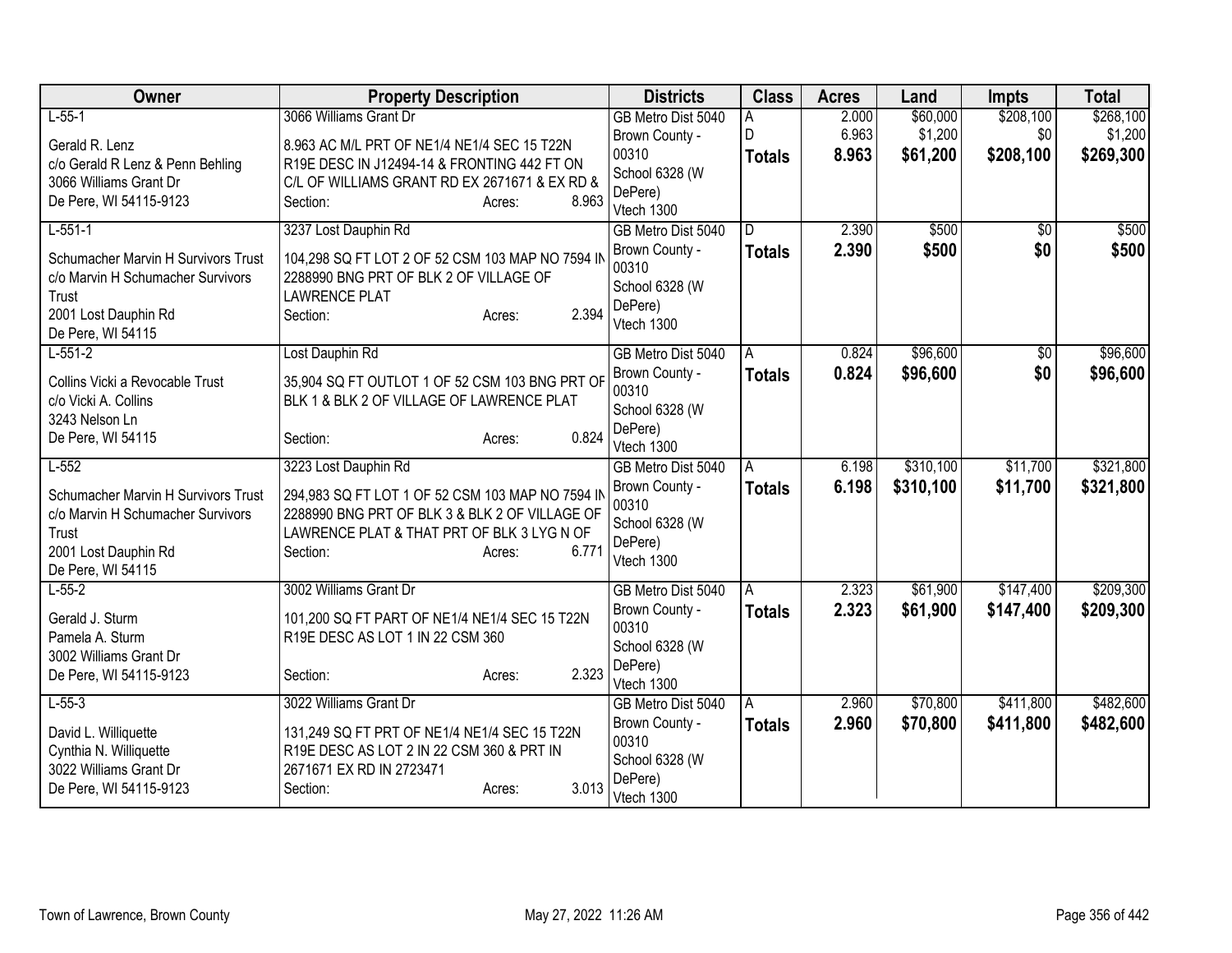| Owner | Property Description | Districts | Class | Acres | Land | Impts | Total |
|---|---|---|---|---|---|---|---|
| L-55-1<br><br>Gerald R. Lenz<br>c/o Gerald R Lenz & Penn Behling<br>3066 Williams Grant Dr<br>De Pere, WI 54115-9123 | 3066 Williams Grant Dr<br><br>8.963 AC M/L PRT OF NE1/4 NE1/4 SEC 15 T22N R19E DESC IN J12494-14 & FRONTING 442 FT ON C/L OF WILLIAMS GRANT RD EX 2671671 & EX RD &<br>Section: Acres: 8.963 | GB Metro Dist 5040<br>Brown County - 00310<br>School 6328 (W DePere)<br>Vtech 1300 | A<br>D<br>**Totals** | 2.000<br>6.963<br>**8.963** | $60,000<br>$1,200<br>**$61,200** | $208,100<br>$0<br>**$208,100** | $268,100<br>$1,200<br>**$269,300** |
| L-551-1<br><br>Schumacher Marvin H Survivors Trust<br>c/o Marvin H Schumacher Survivors Trust<br>2001 Lost Dauphin Rd<br>De Pere, WI 54115 | 3237 Lost Dauphin Rd<br><br>104,298 SQ FT LOT 2 OF 52 CSM 103 MAP NO 7594 IN 2288990 BNG PRT OF BLK 2 OF VILLAGE OF LAWRENCE PLAT<br>Section: Acres: 2.394 | GB Metro Dist 5040<br>Brown County - 00310<br>School 6328 (W DePere)<br>Vtech 1300 | D<br>**Totals** | 2.390<br>**2.390** | $500<br>**$500** | $0<br>**$0** | $500<br>**$500** |
| L-551-2<br><br>Collins Vicki a Revocable Trust<br>c/o Vicki A. Collins<br>3243 Nelson Ln<br>De Pere, WI 54115 | Lost Dauphin Rd<br><br>35,904 SQ FT OUTLOT 1 OF 52 CSM 103 BNG PRT OF BLK 1 & BLK 2 OF VILLAGE OF LAWRENCE PLAT<br>Section: Acres: 0.824 | GB Metro Dist 5040<br>Brown County - 00310<br>School 6328 (W DePere)<br>Vtech 1300 | A<br>**Totals** | 0.824<br>**0.824** | $96,600<br>**$96,600** | $0<br>**$0** | $96,600<br>**$96,600** |
| L-552<br><br>Schumacher Marvin H Survivors Trust<br>c/o Marvin H Schumacher Survivors Trust<br>2001 Lost Dauphin Rd<br>De Pere, WI 54115 | 3223 Lost Dauphin Rd<br><br>294,983 SQ FT LOT 1 OF 52 CSM 103 MAP NO 7594 IN 2288990 BNG PRT OF BLK 3 & BLK 2 OF VILLAGE OF LAWRENCE PLAT & THAT PRT OF BLK 3 LYG N OF<br>Section: Acres: 6.771 | GB Metro Dist 5040<br>Brown County - 00310<br>School 6328 (W DePere)<br>Vtech 1300 | A<br>**Totals** | 6.198<br>**6.198** | $310,100<br>**$310,100** | $11,700<br>**$11,700** | $321,800<br>**$321,800** |
| L-55-2<br><br>Gerald J. Sturm<br>Pamela A. Sturm<br>3002 Williams Grant Dr<br>De Pere, WI 54115-9123 | 3002 Williams Grant Dr<br><br>101,200 SQ FT PART OF NE1/4 NE1/4 SEC 15 T22N R19E DESC AS LOT 1 IN 22 CSM 360<br>Section: Acres: 2.323 | GB Metro Dist 5040<br>Brown County - 00310<br>School 6328 (W DePere)<br>Vtech 1300 | A<br>**Totals** | 2.323<br>**2.323** | $61,900<br>**$61,900** | $147,400<br>**$147,400** | $209,300<br>**$209,300** |
| L-55-3<br><br>David L. Williquette<br>Cynthia N. Williquette<br>3022 Williams Grant Dr<br>De Pere, WI 54115-9123 | 3022 Williams Grant Dr<br><br>131,249 SQ FT PRT OF NE1/4 NE1/4 SEC 15 T22N R19E DESC AS LOT 2 IN 22 CSM 360 & PRT IN 2671671 EX RD IN 2723471<br>Section: Acres: 3.013 | GB Metro Dist 5040<br>Brown County - 00310<br>School 6328 (W DePere)<br>Vtech 1300 | A<br>**Totals** | 2.960<br>**2.960** | $70,800<br>**$70,800** | $411,800<br>**$411,800** | $482,600<br>**$482,600** |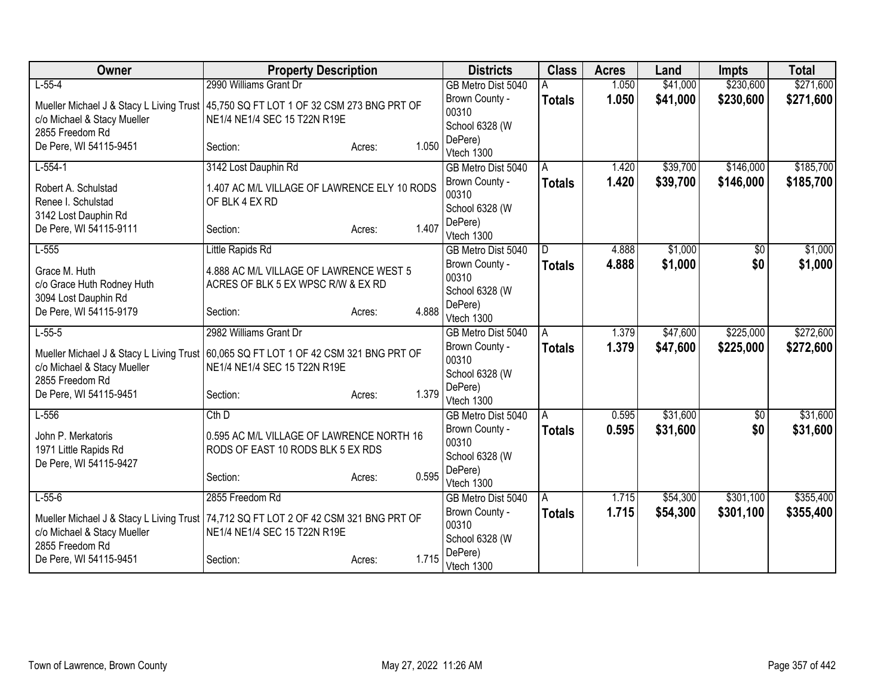| Owner | Property Description | Districts | Class | Acres | Land | Impts | Total |
|---|---|---|---|---|---|---|---|
| L-55-4<br>Mueller Michael J & Stacy L Living Trust<br>c/o Michael & Stacy Mueller<br>2855 Freedom Rd<br>De Pere, WI 54115-9451 | 2990 Williams Grant Dr<br>45,750 SQ FT LOT 1 OF 32 CSM 273 BNG PRT OF NE1/4 NE1/4 SEC 15 T22N R19E<br>Section: Acres: 1.050 | GB Metro Dist 5040<br>Brown County - 00310<br>School 6328 (W DePere)<br>Vtech 1300 | A<br>**Totals** | 1.050<br>**1.050** | $41,000<br>**$41,000** | $230,600<br>**$230,600** | $271,600<br>**$271,600** |
| L-554-1<br>Robert A. Schulstad<br>Renee I. Schulstad<br>3142 Lost Dauphin Rd<br>De Pere, WI 54115-9111 | 3142 Lost Dauphin Rd<br>1.407 AC M/L VILLAGE OF LAWRENCE ELY 10 RODS OF BLK 4 EX RD<br>Section: Acres: 1.407 | GB Metro Dist 5040<br>Brown County - 00310<br>School 6328 (W DePere)<br>Vtech 1300 | A<br>**Totals** | 1.420<br>**1.420** | $39,700<br>**$39,700** | $146,000<br>**$146,000** | $185,700<br>**$185,700** |
| L-555<br>Grace M. Huth<br>c/o Grace Huth Rodney Huth<br>3094 Lost Dauphin Rd<br>De Pere, WI 54115-9179 | Little Rapids Rd<br>4.888 AC M/L VILLAGE OF LAWRENCE WEST 5 ACRES OF BLK 5 EX WPSC R/W & EX RD<br>Section: Acres: 4.888 | GB Metro Dist 5040<br>Brown County - 00310<br>School 6328 (W DePere)<br>Vtech 1300 | D<br>**Totals** | 4.888<br>**4.888** | $1,000<br>**$1,000** | $0<br>**$0** | $1,000<br>**$1,000** |
| L-55-5<br>Mueller Michael J & Stacy L Living Trust<br>c/o Michael & Stacy Mueller<br>2855 Freedom Rd<br>De Pere, WI 54115-9451 | 2982 Williams Grant Dr<br>60,065 SQ FT LOT 1 OF 42 CSM 321 BNG PRT OF NE1/4 NE1/4 SEC 15 T22N R19E<br>Section: Acres: 1.379 | GB Metro Dist 5040<br>Brown County - 00310<br>School 6328 (W DePere)<br>Vtech 1300 | A<br>**Totals** | 1.379<br>**1.379** | $47,600<br>**$47,600** | $225,000<br>**$225,000** | $272,600<br>**$272,600** |
| L-556<br>John P. Merkatoris<br>1971 Little Rapids Rd<br>De Pere, WI 54115-9427 | Cth D<br>0.595 AC M/L VILLAGE OF LAWRENCE NORTH 16 RODS OF EAST 10 RODS BLK 5 EX RDS<br>Section: Acres: 0.595 | GB Metro Dist 5040<br>Brown County - 00310<br>School 6328 (W DePere)<br>Vtech 1300 | A<br>**Totals** | 0.595<br>**0.595** | $31,600<br>**$31,600** | $0<br>**$0** | $31,600<br>**$31,600** |
| L-55-6<br>Mueller Michael J & Stacy L Living Trust<br>c/o Michael & Stacy Mueller<br>2855 Freedom Rd<br>De Pere, WI 54115-9451 | 2855 Freedom Rd<br>74,712 SQ FT LOT 2 OF 42 CSM 321 BNG PRT OF NE1/4 NE1/4 SEC 15 T22N R19E<br>Section: Acres: 1.715 | GB Metro Dist 5040<br>Brown County - 00310<br>School 6328 (W DePere)<br>Vtech 1300 | A<br>**Totals** | 1.715<br>**1.715** | $54,300<br>**$54,300** | $301,100<br>**$301,100** | $355,400<br>**$355,400** |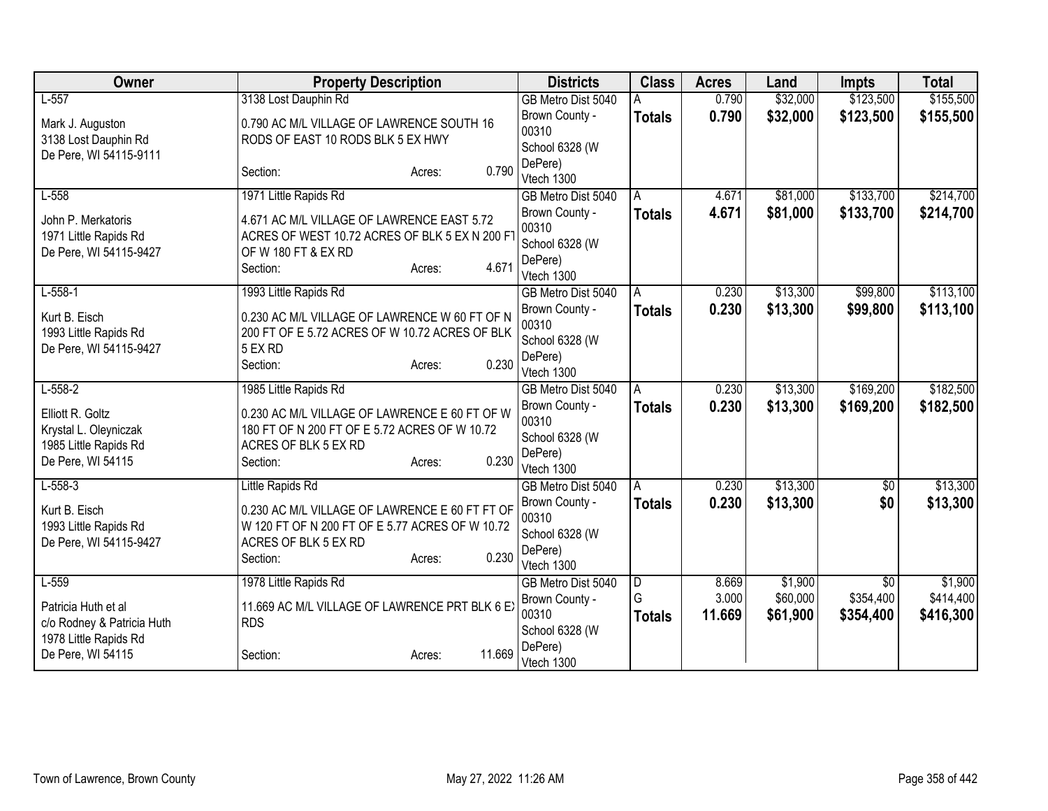| Owner | Property Description | Districts | Class | Acres | Land | Impts | Total |
|---|---|---|---|---|---|---|---|
| L-557<br><br>Mark J. Auguston<br>3138 Lost Dauphin Rd<br>De Pere, WI 54115-9111 | 3138 Lost Dauphin Rd<br><br>0.790 AC M/L VILLAGE OF LAWRENCE SOUTH 16 RODS OF EAST 10 RODS BLK 5 EX HWY<br><br>Section: Acres: 0.790 | GB Metro Dist 5040<br>Brown County - 00310<br>School 6328 (W DePere)<br>Vtech 1300 | A<br>**Totals** | 0.790<br>**0.790** | \$32,000<br>**\$32,000** | \$123,500<br>**\$123,500** | \$155,500<br>**\$155,500** |
| L-558<br><br>John P. Merkatoris<br>1971 Little Rapids Rd<br>De Pere, WI 54115-9427 | 1971 Little Rapids Rd<br><br>4.671 AC M/L VILLAGE OF LAWRENCE EAST 5.72 ACRES OF WEST 10.72 ACRES OF BLK 5 EX N 200 FT OF W 180 FT & EX RD<br>Section: Acres: 4.671 | GB Metro Dist 5040<br>Brown County - 00310<br>School 6328 (W DePere)<br>Vtech 1300 | A<br>**Totals** | 4.671<br>**4.671** | \$81,000<br>**\$81,000** | \$133,700<br>**\$133,700** | \$214,700<br>**\$214,700** |
| L-558-1<br><br>Kurt B. Eisch<br>1993 Little Rapids Rd<br>De Pere, WI 54115-9427 | 1993 Little Rapids Rd<br><br>0.230 AC M/L VILLAGE OF LAWRENCE W 60 FT OF N 200 FT OF E 5.72 ACRES OF W 10.72 ACRES OF BLK 5 EX RD<br>Section: Acres: 0.230 | GB Metro Dist 5040<br>Brown County - 00310<br>School 6328 (W DePere)<br>Vtech 1300 | A<br>**Totals** | 0.230<br>**0.230** | \$13,300<br>**\$13,300** | \$99,800<br>**\$99,800** | \$113,100<br>**\$113,100** |
| L-558-2<br><br>Elliott R. Goltz<br>Krystal L. Oleyniczak<br>1985 Little Rapids Rd<br>De Pere, WI 54115 | 1985 Little Rapids Rd<br><br>0.230 AC M/L VILLAGE OF LAWRENCE E 60 FT OF W 180 FT OF N 200 FT OF E 5.72 ACRES OF W 10.72 ACRES OF BLK 5 EX RD<br>Section: Acres: 0.230 | GB Metro Dist 5040<br>Brown County - 00310<br>School 6328 (W DePere)<br>Vtech 1300 | A<br>**Totals** | 0.230<br>**0.230** | \$13,300<br>**\$13,300** | \$169,200<br>**\$169,200** | \$182,500<br>**\$182,500** |
| L-558-3<br><br>Kurt B. Eisch<br>1993 Little Rapids Rd<br>De Pere, WI 54115-9427 | Little Rapids Rd<br><br>0.230 AC M/L VILLAGE OF LAWRENCE E 60 FT FT OF W 120 FT OF N 200 FT OF E 5.77 ACRES OF W 10.72 ACRES OF BLK 5 EX RD<br>Section: Acres: 0.230 | GB Metro Dist 5040<br>Brown County - 00310<br>School 6328 (W DePere)<br>Vtech 1300 | A<br>**Totals** | 0.230<br>**0.230** | \$13,300<br>**\$13,300** | \$0<br>**\$0** | \$13,300<br>**\$13,300** |
| L-559<br><br>Patricia Huth et al<br>c/o Rodney & Patricia Huth<br>1978 Little Rapids Rd<br>De Pere, WI 54115 | 1978 Little Rapids Rd<br><br>11.669 AC M/L VILLAGE OF LAWRENCE PRT BLK 6 EX RDS<br><br>Section: Acres: 11.669 | GB Metro Dist 5040<br>Brown County - 00310<br>School 6328 (W DePere)<br>Vtech 1300 | D<br>G<br>**Totals** | 8.669<br>3.000<br>**11.669** | \$1,900<br>\$60,000<br>**\$61,900** | \$0<br>\$354,400<br>**\$354,400** | \$1,900<br>\$414,400<br>**\$416,300** |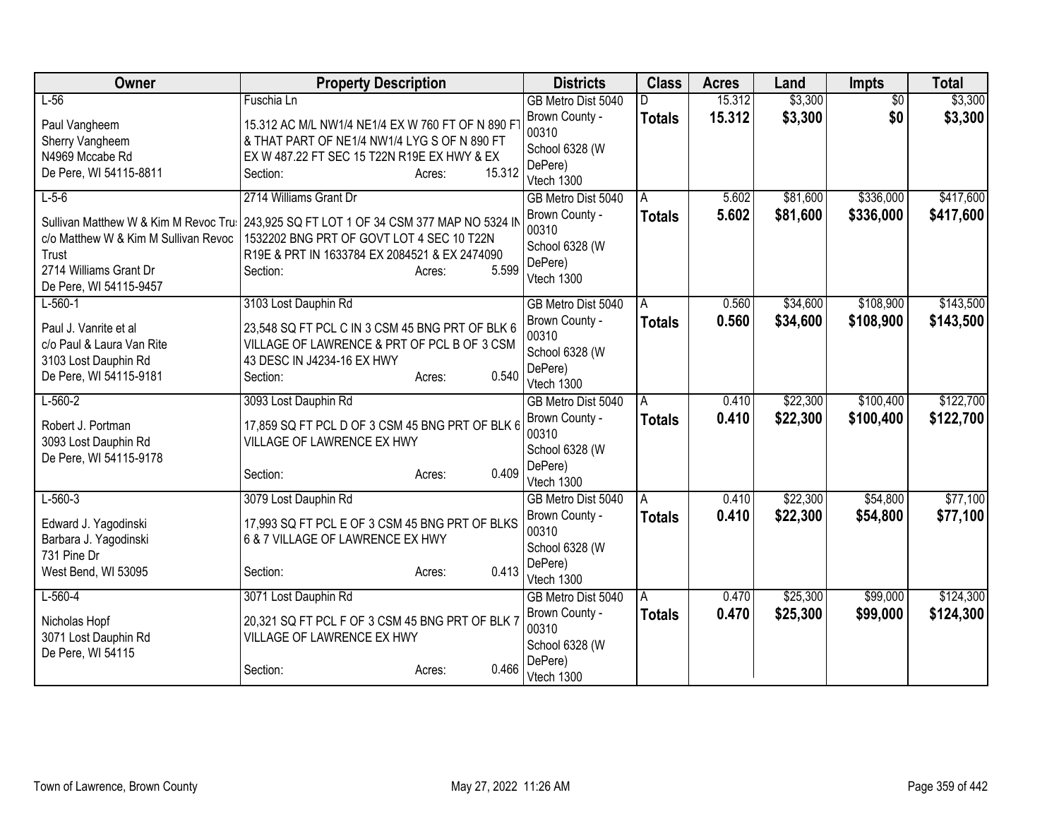| Owner | Property Description | Districts | Class | Acres | Land | Impts | Total |
|---|---|---|---|---|---|---|---|
| L-56<br><br>Paul Vangheem<br>Sherry Vangheem<br>N4969 Mccabe Rd<br>De Pere, WI 54115-8811 | Fuschia Ln<br><br>15.312 AC M/L NW1/4 NE1/4 EX W 760 FT OF N 890 FT & THAT PART OF NE1/4 NW1/4 LYG S OF N 890 FT EX W 487.22 FT SEC 15 T22N R19E EX HWY & EX<br>Section: Acres: 15.312 | GB Metro Dist 5040<br>Brown County - 00310<br>School 6328 (W DePere)<br>Vtech 1300 | D<br>**Totals** | 15.312<br>**15.312** | $3,300<br>**$3,300** | $0<br>**$0** | $3,300<br>**$3,300** |
| L-5-6<br><br>Sullivan Matthew W & Kim M Revoc Trust<br>c/o Matthew W & Kim M Sullivan Revoc Trust<br>2714 Williams Grant Dr<br>De Pere, WI 54115-9457 | 2714 Williams Grant Dr<br><br>243,925 SQ FT LOT 1 OF 34 CSM 377 MAP NO 5324 IN 1532202 BNG PRT OF GOVT LOT 4 SEC 10 T22N R19E & PRT IN 1633784 EX 2084521 & EX 2474090<br>Section: Acres: 5.599 | GB Metro Dist 5040<br>Brown County - 00310<br>School 6328 (W DePere)<br>Vtech 1300 | A<br>**Totals** | 5.602<br>**5.602** | $81,600<br>**$81,600** | $336,000<br>**$336,000** | $417,600<br>**$417,600** |
| L-560-1<br><br>Paul J. Vanrite et al<br>c/o Paul & Laura Van Rite<br>3103 Lost Dauphin Rd<br>De Pere, WI 54115-9181 | 3103 Lost Dauphin Rd<br><br>23,548 SQ FT PCL C IN 3 CSM 45 BNG PRT OF BLK 6 VILLAGE OF LAWRENCE & PRT OF PCL B OF 3 CSM 43 DESC IN J4234-16 EX HWY<br>Section: Acres: 0.540 | GB Metro Dist 5040<br>Brown County - 00310<br>School 6328 (W DePere)<br>Vtech 1300 | A<br>**Totals** | 0.560<br>**0.560** | $34,600<br>**$34,600** | $108,900<br>**$108,900** | $143,500<br>**$143,500** |
| L-560-2<br><br>Robert J. Portman<br>3093 Lost Dauphin Rd<br>De Pere, WI 54115-9178 | 3093 Lost Dauphin Rd<br><br>17,859 SQ FT PCL D OF 3 CSM 45 BNG PRT OF BLK 6 VILLAGE OF LAWRENCE EX HWY<br>Section: Acres: 0.409 | GB Metro Dist 5040<br>Brown County - 00310<br>School 6328 (W DePere)<br>Vtech 1300 | A<br>**Totals** | 0.410<br>**0.410** | $22,300<br>**$22,300** | $100,400<br>**$100,400** | $122,700<br>**$122,700** |
| L-560-3<br><br>Edward J. Yagodinski<br>Barbara J. Yagodinski<br>731 Pine Dr<br>West Bend, WI 53095 | 3079 Lost Dauphin Rd<br><br>17,993 SQ FT PCL E OF 3 CSM 45 BNG PRT OF BLKS 6 & 7 VILLAGE OF LAWRENCE EX HWY<br>Section: Acres: 0.413 | GB Metro Dist 5040<br>Brown County - 00310<br>School 6328 (W DePere)<br>Vtech 1300 | A<br>**Totals** | 0.410<br>**0.410** | $22,300<br>**$22,300** | $54,800<br>**$54,800** | $77,100<br>**$77,100** |
| L-560-4<br><br>Nicholas Hopf<br>3071 Lost Dauphin Rd<br>De Pere, WI 54115 | 3071 Lost Dauphin Rd<br><br>20,321 SQ FT PCL F OF 3 CSM 45 BNG PRT OF BLK 7 VILLAGE OF LAWRENCE EX HWY<br>Section: Acres: 0.466 | GB Metro Dist 5040<br>Brown County - 00310<br>School 6328 (W DePere)<br>Vtech 1300 | A<br>**Totals** | 0.470<br>**0.470** | $25,300<br>**$25,300** | $99,000<br>**$99,000** | $124,300<br>**$124,300** |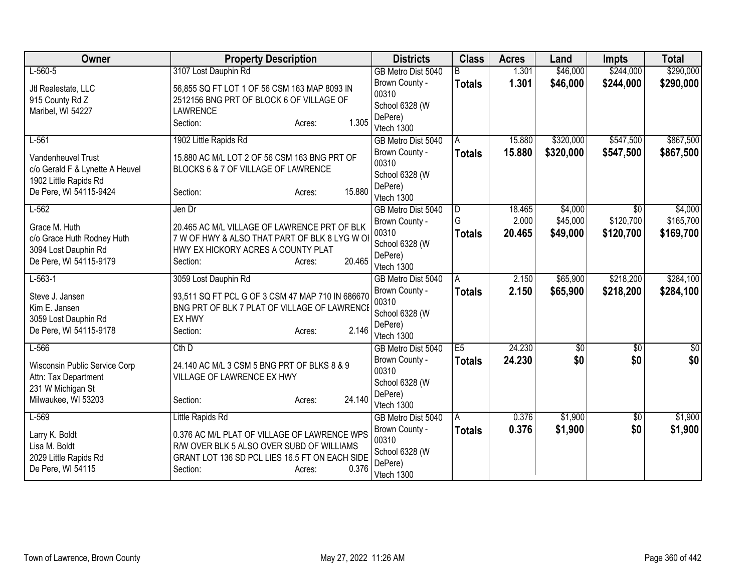| Owner | Property Description | Districts | Class | Acres | Land | Impts | Total |
|---|---|---|---|---|---|---|---|
| L-560-5<br>Jtl Realestate, LLC<br>915 County Rd Z<br>Maribel, WI 54227 | 3107 Lost Dauphin Rd<br>56,855 SQ FT LOT 1 OF 56 CSM 163 MAP 8093 IN 2512156 BNG PRT OF BLOCK 6 OF VILLAGE OF LAWRENCE<br>Section: Acres: 1.305 | GB Metro Dist 5040<br>Brown County - 00310<br>School 6328 (W DePere)<br>Vtech 1300 | B<br>**Totals** | 1.301<br>**1.301** | $46,000<br>**$46,000** | $244,000<br>**$244,000** | $290,000<br>**$290,000** |
| L-561<br>Vandenheuvel Trust<br>c/o Gerald F & Lynette A Heuvel<br>1902 Little Rapids Rd<br>De Pere, WI 54115-9424 | 1902 Little Rapids Rd<br>15.880 AC M/L LOT 2 OF 56 CSM 163 BNG PRT OF BLOCKS 6 & 7 OF VILLAGE OF LAWRENCE<br>Section: Acres: 15.880 | GB Metro Dist 5040<br>Brown County - 00310<br>School 6328 (W DePere)<br>Vtech 1300 | A<br>**Totals** | 15.880<br>**15.880** | $320,000<br>**$320,000** | $547,500<br>**$547,500** | $867,500<br>**$867,500** |
| L-562<br>Grace M. Huth<br>c/o Grace Huth Rodney Huth<br>3094 Lost Dauphin Rd<br>De Pere, WI 54115-9179 | Jen Dr<br>20.465 AC M/L VILLAGE OF LAWRENCE PRT OF BLK 7 W OF HWY & ALSO THAT PART OF BLK 8 LYG W OF HWY EX HICKORY ACRES A COUNTY PLAT<br>Section: Acres: 20.465 | GB Metro Dist 5040<br>Brown County - 00310<br>School 6328 (W DePere)<br>Vtech 1300 | D<br>G<br>**Totals** | 18.465<br>2.000<br>**20.465** | $4,000<br>$45,000<br>**$49,000** | $0<br>$120,700<br>**$120,700** | $4,000<br>$165,700<br>**$169,700** |
| L-563-1<br>Steve J. Jansen<br>Kim E. Jansen<br>3059 Lost Dauphin Rd<br>De Pere, WI 54115-9178 | 3059 Lost Dauphin Rd<br>93,511 SQ FT PCL G OF 3 CSM 47 MAP 710 IN 686670 BNG PRT OF BLK 7 PLAT OF VILLAGE OF LAWRENCE EX HWY<br>Section: Acres: 2.146 | GB Metro Dist 5040<br>Brown County - 00310<br>School 6328 (W DePere)<br>Vtech 1300 | A<br>**Totals** | 2.150<br>**2.150** | $65,900<br>**$65,900** | $218,200<br>**$218,200** | $284,100<br>**$284,100** |
| L-566<br>Wisconsin Public Service Corp<br>Attn: Tax Department<br>231 W Michigan St<br>Milwaukee, WI 53203 | Cth D<br>24.140 AC M/L 3 CSM 5 BNG PRT OF BLKS 8 & 9 VILLAGE OF LAWRENCE EX HWY<br>Section: Acres: 24.140 | GB Metro Dist 5040<br>Brown County - 00310<br>School 6328 (W DePere)<br>Vtech 1300 | E5<br>**Totals** | 24.230<br>**24.230** | $0<br>**$0** | $0<br>**$0** | $0<br>**$0** |
| L-569<br>Larry K. Boldt<br>Lisa M. Boldt<br>2029 Little Rapids Rd<br>De Pere, WI 54115 | Little Rapids Rd<br>0.376 AC M/L PLAT OF VILLAGE OF LAWRENCE WPS R/W OVER BLK 5 ALSO OVER SUBD OF WILLIAMS GRANT LOT 136 SD PCL LIES 16.5 FT ON EACH SIDE<br>Section: Acres: 0.376 | GB Metro Dist 5040<br>Brown County - 00310<br>School 6328 (W DePere)<br>Vtech 1300 | A<br>**Totals** | 0.376<br>**0.376** | $1,900<br>**$1,900** | $0<br>**$0** | $1,900<br>**$1,900** |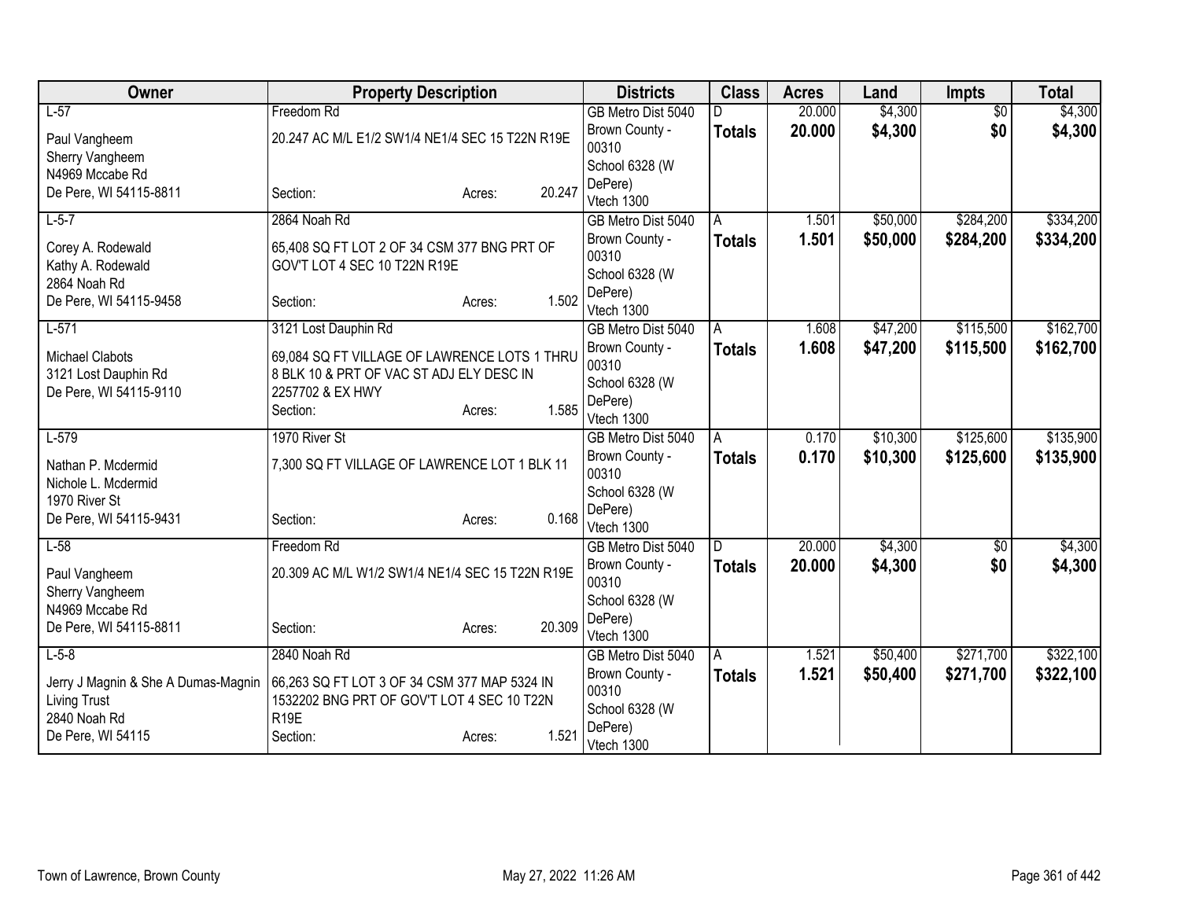| Owner | Property Description | Districts | Class | Acres | Land | Impts | Total |
|---|---|---|---|---|---|---|---|
| L-57<br>Paul Vangheem<br>Sherry Vangheem<br>N4969 Mccabe Rd<br>De Pere, WI 54115-8811 | Freedom Rd<br>20.247 AC M/L E1/2 SW1/4 NE1/4 SEC 15 T22N R19E<br>Section: Acres: 20.247 | GB Metro Dist 5040<br>Brown County - 00310<br>School 6328 (W DePere)<br>Vtech 1300 | D<br>**Totals** | 20.000<br>**20.000** | $4,300<br>**$4,300** | $0<br>**$0** | $4,300<br>**$4,300** |
| L-5-7<br>Corey A. Rodewald<br>Kathy A. Rodewald<br>2864 Noah Rd<br>De Pere, WI 54115-9458 | 2864 Noah Rd<br>65,408 SQ FT LOT 2 OF 34 CSM 377 BNG PRT OF GOV'T LOT 4 SEC 10 T22N R19E<br>Section: Acres: 1.502 | GB Metro Dist 5040<br>Brown County - 00310<br>School 6328 (W DePere)<br>Vtech 1300 | A<br>**Totals** | 1.501<br>**1.501** | $50,000<br>**$50,000** | $284,200<br>**$284,200** | $334,200<br>**$334,200** |
| L-571<br>Michael Clabots<br>3121 Lost Dauphin Rd<br>De Pere, WI 54115-9110 | 3121 Lost Dauphin Rd<br>69,084 SQ FT VILLAGE OF LAWRENCE LOTS 1 THRU 8 BLK 10 & PRT OF VAC ST ADJ ELY DESC IN 2257702 & EX HWY<br>Section: Acres: 1.585 | GB Metro Dist 5040<br>Brown County - 00310<br>School 6328 (W DePere)<br>Vtech 1300 | A<br>**Totals** | 1.608<br>**1.608** | $47,200<br>**$47,200** | $115,500<br>**$115,500** | $162,700<br>**$162,700** |
| L-579<br>Nathan P. Mcdermid<br>Nichole L. Mcdermid<br>1970 River St<br>De Pere, WI 54115-9431 | 1970 River St<br>7,300 SQ FT VILLAGE OF LAWRENCE LOT 1 BLK 11<br>Section: Acres: 0.168 | GB Metro Dist 5040<br>Brown County - 00310<br>School 6328 (W DePere)<br>Vtech 1300 | A<br>**Totals** | 0.170<br>**0.170** | $10,300<br>**$10,300** | $125,600<br>**$125,600** | $135,900<br>**$135,900** |
| L-58<br>Paul Vangheem<br>Sherry Vangheem<br>N4969 Mccabe Rd<br>De Pere, WI 54115-8811 | Freedom Rd<br>20.309 AC M/L W1/2 SW1/4 NE1/4 SEC 15 T22N R19E<br>Section: Acres: 20.309 | GB Metro Dist 5040<br>Brown County - 00310<br>School 6328 (W DePere)<br>Vtech 1300 | D<br>**Totals** | 20.000<br>**20.000** | $4,300<br>**$4,300** | $0<br>**$0** | $4,300<br>**$4,300** |
| L-5-8<br>Jerry J Magnin & She A Dumas-Magnin Living Trust<br>2840 Noah Rd<br>De Pere, WI 54115 | 2840 Noah Rd<br>66,263 SQ FT LOT 3 OF 34 CSM 377 MAP 5324 IN 1532202 BNG PRT OF GOV'T LOT 4 SEC 10 T22N R19E<br>Section: Acres: 1.521 | GB Metro Dist 5040<br>Brown County - 00310<br>School 6328 (W DePere)<br>Vtech 1300 | A<br>**Totals** | 1.521<br>**1.521** | $50,400<br>**$50,400** | $271,700<br>**$271,700** | $322,100<br>**$322,100** |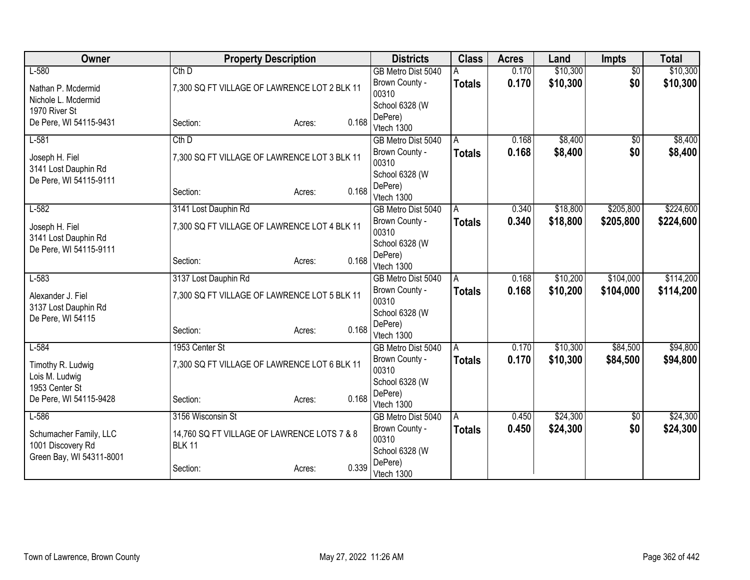| Owner | Property Description | | | Districts | Class | Acres | Land | Impts | Total |
|---|---|---|---|---|---|---|---|---|---|
| L-580 | Cth D | | | GB Metro Dist 5040 | A | 0.170 | $10,300 | $0 | $10,300 |
| Nathan P. Mcdermid<br>Nichole L. Mcdermid<br>1970 River St<br>De Pere, WI 54115-9431 | 7,300 SQ FT VILLAGE OF LAWRENCE LOT 2 BLK 11 | | | Brown County - 00310<br>School 6328 (W DePere)<br>Vtech 1300 | **Totals** | **0.170** | **$10,300** | **$0** | **$10,300** |
| | Section: | Acres: | 0.168 | | | | | | |
| L-581 | Cth D | | | GB Metro Dist 5040 | A | 0.168 | $8,400 | $0 | $8,400 |
| Joseph H. Fiel<br>3141 Lost Dauphin Rd<br>De Pere, WI 54115-9111 | 7,300 SQ FT VILLAGE OF LAWRENCE LOT 3 BLK 11 | | | Brown County - 00310<br>School 6328 (W DePere)<br>Vtech 1300 | **Totals** | **0.168** | **$8,400** | **$0** | **$8,400** |
| | Section: | Acres: | 0.168 | | | | | | |
| L-582 | 3141 Lost Dauphin Rd | | | GB Metro Dist 5040 | A | 0.340 | $18,800 | $205,800 | $224,600 |
| Joseph H. Fiel<br>3141 Lost Dauphin Rd<br>De Pere, WI 54115-9111 | 7,300 SQ FT VILLAGE OF LAWRENCE LOT 4 BLK 11 | | | Brown County - 00310<br>School 6328 (W DePere)<br>Vtech 1300 | **Totals** | **0.340** | **$18,800** | **$205,800** | **$224,600** |
| | Section: | Acres: | 0.168 | | | | | | |
| L-583 | 3137 Lost Dauphin Rd | | | GB Metro Dist 5040 | A | 0.168 | $10,200 | $104,000 | $114,200 |
| Alexander J. Fiel<br>3137 Lost Dauphin Rd<br>De Pere, WI 54115 | 7,300 SQ FT VILLAGE OF LAWRENCE LOT 5 BLK 11 | | | Brown County - 00310<br>School 6328 (W DePere)<br>Vtech 1300 | **Totals** | **0.168** | **$10,200** | **$104,000** | **$114,200** |
| | Section: | Acres: | 0.168 | | | | | | |
| L-584 | 1953 Center St | | | GB Metro Dist 5040 | A | 0.170 | $10,300 | $84,500 | $94,800 |
| Timothy R. Ludwig<br>Lois M. Ludwig<br>1953 Center St<br>De Pere, WI 54115-9428 | 7,300 SQ FT VILLAGE OF LAWRENCE LOT 6 BLK 11 | | | Brown County - 00310<br>School 6328 (W DePere)<br>Vtech 1300 | **Totals** | **0.170** | **$10,300** | **$84,500** | **$94,800** |
| | Section: | Acres: | 0.168 | | | | | | |
| L-586 | 3156 Wisconsin St | | | GB Metro Dist 5040 | A | 0.450 | $24,300 | $0 | $24,300 |
| Schumacher Family, LLC<br>1001 Discovery Rd<br>Green Bay, WI 54311-8001 | 14,760 SQ FT VILLAGE OF LAWRENCE LOTS 7 & 8 BLK 11 | | | Brown County - 00310<br>School 6328 (W DePere)<br>Vtech 1300 | **Totals** | **0.450** | **$24,300** | **$0** | **$24,300** |
| | Section: | Acres: | 0.339 | | | | | | |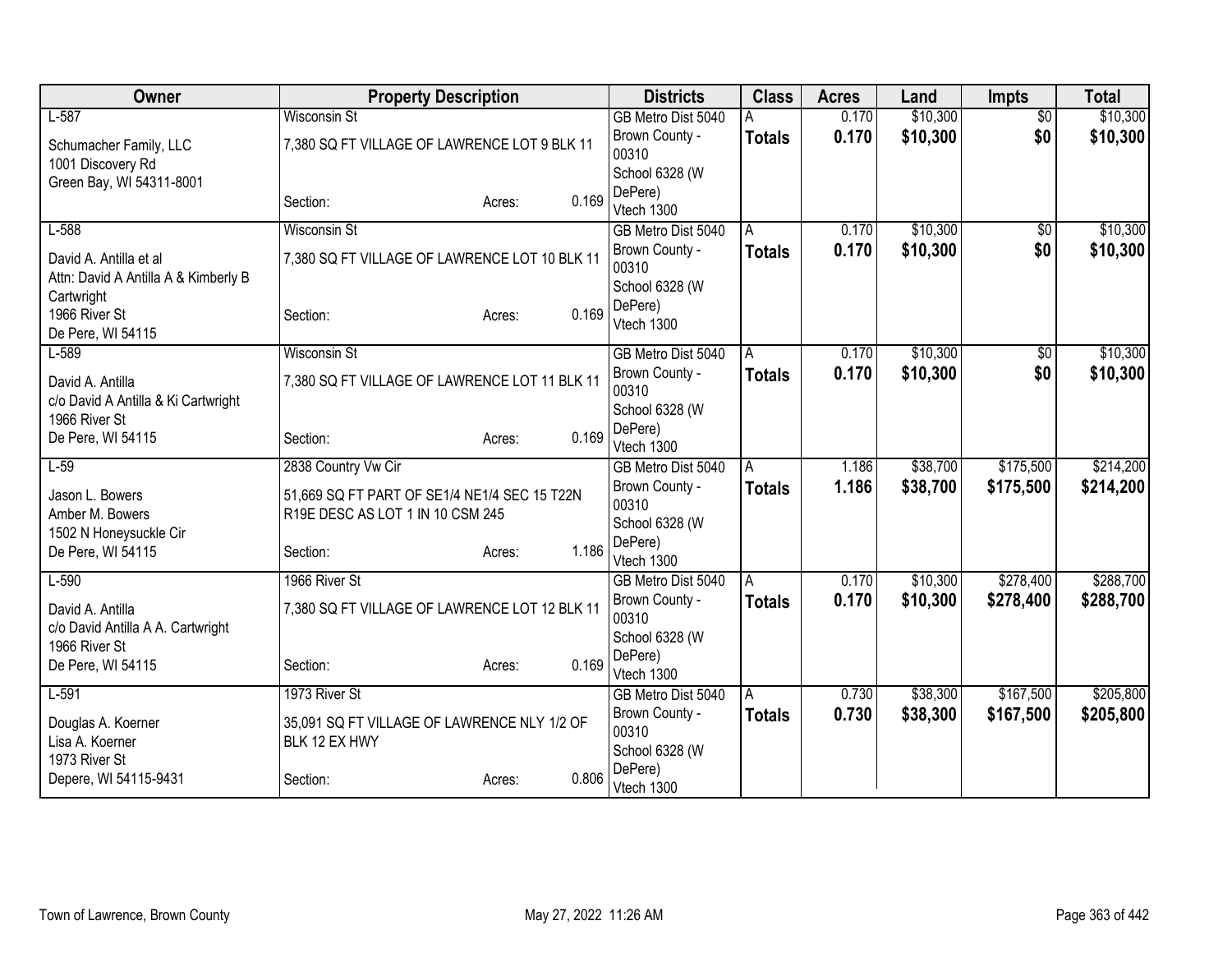| Owner | Property Description | Districts | Class | Acres | Land | Impts | Total |
|---|---|---|---|---|---|---|---|
| L-587<br>Schumacher Family, LLC<br>1001 Discovery Rd<br>Green Bay, WI 54311-8001 | Wisconsin St<br>7,380 SQ FT VILLAGE OF LAWRENCE LOT 9 BLK 11<br>Section: Acres: 0.169 | GB Metro Dist 5040<br>Brown County - 00310<br>School 6328 (W DePere)<br>Vtech 1300 | A<br>**Totals** | 0.170<br>**0.170** | $10,300<br>**$10,300** | $0<br>**$0** | $10,300<br>**$10,300** |
| L-588<br>David A. Antilla et al<br>Attn: David A Antilla A & Kimberly B Cartwright<br>1966 River St<br>De Pere, WI 54115 | Wisconsin St<br>7,380 SQ FT VILLAGE OF LAWRENCE LOT 10 BLK 11<br>Section: Acres: 0.169 | GB Metro Dist 5040<br>Brown County - 00310<br>School 6328 (W DePere)<br>Vtech 1300 | A<br>**Totals** | 0.170<br>**0.170** | $10,300<br>**$10,300** | $0<br>**$0** | $10,300<br>**$10,300** |
| L-589<br>David A. Antilla<br>c/o David A Antilla & Ki Cartwright<br>1966 River St<br>De Pere, WI 54115 | Wisconsin St<br>7,380 SQ FT VILLAGE OF LAWRENCE LOT 11 BLK 11<br>Section: Acres: 0.169 | GB Metro Dist 5040<br>Brown County - 00310<br>School 6328 (W DePere)<br>Vtech 1300 | A<br>**Totals** | 0.170<br>**0.170** | $10,300<br>**$10,300** | $0<br>**$0** | $10,300<br>**$10,300** |
| L-59<br>Jason L. Bowers<br>Amber M. Bowers<br>1502 N Honeysuckle Cir<br>De Pere, WI 54115 | 2838 Country Vw Cir<br>51,669 SQ FT PART OF SE1/4 NE1/4 SEC 15 T22N R19E DESC AS LOT 1 IN 10 CSM 245<br>Section: Acres: 1.186 | GB Metro Dist 5040<br>Brown County - 00310<br>School 6328 (W DePere)<br>Vtech 1300 | A<br>**Totals** | 1.186<br>**1.186** | $38,700<br>**$38,700** | $175,500<br>**$175,500** | $214,200<br>**$214,200** |
| L-590<br>David A. Antilla<br>c/o David Antilla A A. Cartwright<br>1966 River St<br>De Pere, WI 54115 | 1966 River St<br>7,380 SQ FT VILLAGE OF LAWRENCE LOT 12 BLK 11<br>Section: Acres: 0.169 | GB Metro Dist 5040<br>Brown County - 00310<br>School 6328 (W DePere)<br>Vtech 1300 | A<br>**Totals** | 0.170<br>**0.170** | $10,300<br>**$10,300** | $278,400<br>**$278,400** | $288,700<br>**$288,700** |
| L-591<br>Douglas A. Koerner<br>Lisa A. Koerner<br>1973 River St<br>Depere, WI 54115-9431 | 1973 River St<br>35,091 SQ FT VILLAGE OF LAWRENCE NLY 1/2 OF BLK 12 EX HWY<br>Section: Acres: 0.806 | GB Metro Dist 5040<br>Brown County - 00310<br>School 6328 (W DePere)<br>Vtech 1300 | A<br>**Totals** | 0.730<br>**0.730** | $38,300<br>**$38,300** | $167,500<br>**$167,500** | $205,800<br>**$205,800** |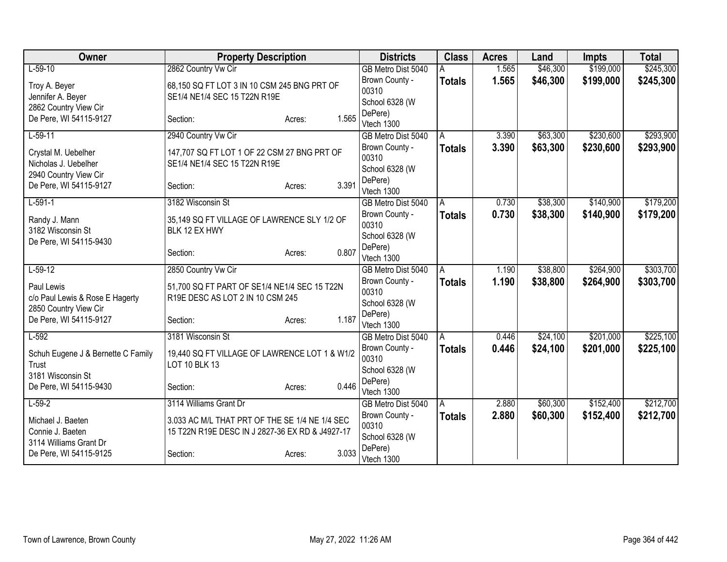| Owner | Property Description | Districts | Class | Acres | Land | Impts | Total |
|---|---|---|---|---|---|---|---|
| L-59-10<br><br>Troy A. Beyer<br>Jennifer A. Beyer<br>2862 Country View Cir<br>De Pere, WI 54115-9127 | 2862 Country Vw Cir<br><br>68,150 SQ FT LOT 3 IN 10 CSM 245 BNG PRT OF SE1/4 NE1/4 SEC 15 T22N R19E<br><br>Section: Acres: 1.565 | GB Metro Dist 5040<br>Brown County - 00310<br>School 6328 (W DePere)<br>Vtech 1300 | A<br>**Totals** | 1.565<br>**1.565** | $46,300<br>**$46,300** | $199,000<br>**$199,000** | $245,300<br>**$245,300** |
| L-59-11<br><br>Crystal M. Uebelher<br>Nicholas J. Uebelher<br>2940 Country View Cir<br>De Pere, WI 54115-9127 | 2940 Country Vw Cir<br><br>147,707 SQ FT LOT 1 OF 22 CSM 27 BNG PRT OF SE1/4 NE1/4 SEC 15 T22N R19E<br><br>Section: Acres: 3.391 | GB Metro Dist 5040<br>Brown County - 00310<br>School 6328 (W DePere)<br>Vtech 1300 | A<br>**Totals** | 3.390<br>**3.390** | $63,300<br>**$63,300** | $230,600<br>**$230,600** | $293,900<br>**$293,900** |
| L-591-1<br><br>Randy J. Mann<br>3182 Wisconsin St<br>De Pere, WI 54115-9430 | 3182 Wisconsin St<br><br>35,149 SQ FT VILLAGE OF LAWRENCE SLY 1/2 OF BLK 12 EX HWY<br><br>Section: Acres: 0.807 | GB Metro Dist 5040<br>Brown County - 00310<br>School 6328 (W DePere)<br>Vtech 1300 | A<br>**Totals** | 0.730<br>**0.730** | $38,300<br>**$38,300** | $140,900<br>**$140,900** | $179,200<br>**$179,200** |
| L-59-12<br><br>Paul Lewis<br>c/o Paul Lewis & Rose E Hagerty<br>2850 Country View Cir<br>De Pere, WI 54115-9127 | 2850 Country Vw Cir<br><br>51,700 SQ FT PART OF SE1/4 NE1/4 SEC 15 T22N R19E DESC AS LOT 2 IN 10 CSM 245<br><br>Section: Acres: 1.187 | GB Metro Dist 5040<br>Brown County - 00310<br>School 6328 (W DePere)<br>Vtech 1300 | A<br>**Totals** | 1.190<br>**1.190** | $38,800<br>**$38,800** | $264,900<br>**$264,900** | $303,700<br>**$303,700** |
| L-592<br><br>Schuh Eugene J & Bernette C Family Trust<br>3181 Wisconsin St<br>De Pere, WI 54115-9430 | 3181 Wisconsin St<br><br>19,440 SQ FT VILLAGE OF LAWRENCE LOT 1 & W1/2 LOT 10 BLK 13<br><br>Section: Acres: 0.446 | GB Metro Dist 5040<br>Brown County - 00310<br>School 6328 (W DePere)<br>Vtech 1300 | A<br>**Totals** | 0.446<br>**0.446** | $24,100<br>**$24,100** | $201,000<br>**$201,000** | $225,100<br>**$225,100** |
| L-59-2<br><br>Michael J. Baeten<br>Connie J. Baeten<br>3114 Williams Grant Dr<br>De Pere, WI 54115-9125 | 3114 Williams Grant Dr<br><br>3.033 AC M/L THAT PRT OF THE SE 1/4 NE 1/4 SEC 15 T22N R19E DESC IN J 2827-36 EX RD & J4927-17<br><br>Section: Acres: 3.033 | GB Metro Dist 5040<br>Brown County - 00310<br>School 6328 (W DePere)<br>Vtech 1300 | A<br>**Totals** | 2.880<br>**2.880** | $60,300<br>**$60,300** | $152,400<br>**$152,400** | $212,700<br>**$212,700** |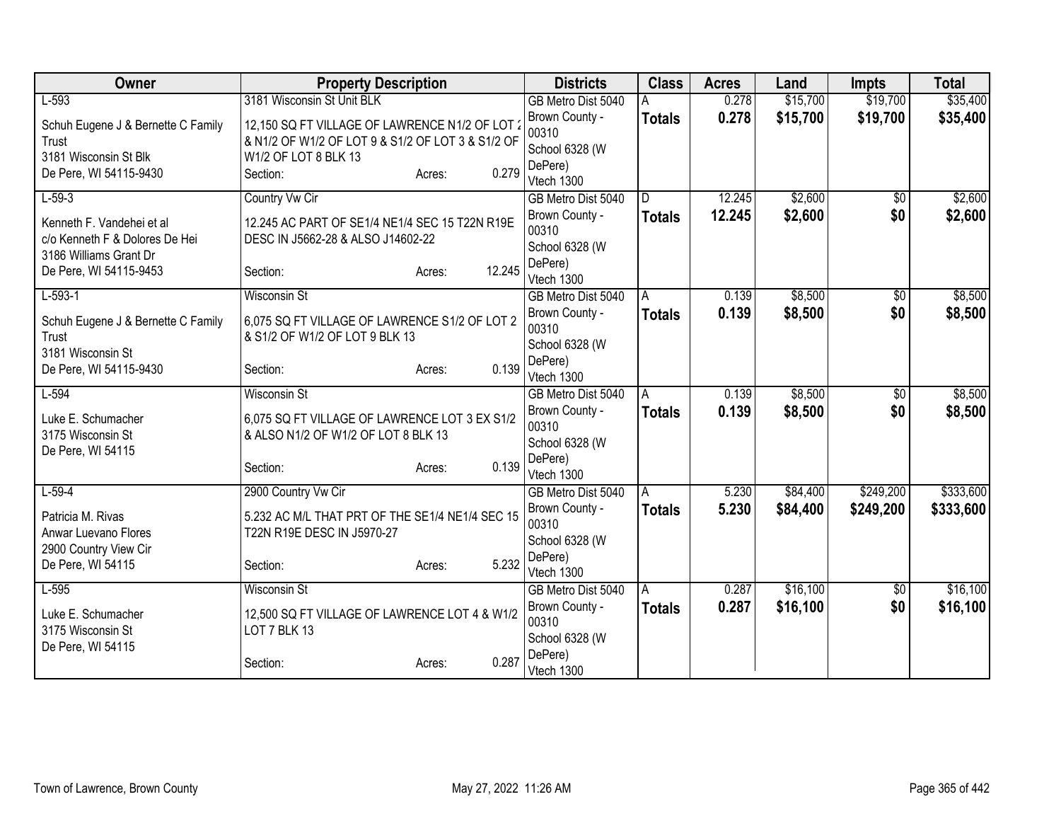| Owner | Property Description | Districts | Class | Acres | Land | Impts | Total |
|---|---|---|---|---|---|---|---|
| L-593<br>Schuh Eugene J & Bernette C Family Trust<br>3181 Wisconsin St Blk<br>De Pere, WI 54115-9430 | 3181 Wisconsin St Unit BLK<br>12,150 SQ FT VILLAGE OF LAWRENCE N1/2 OF LOT 2 & N1/2 OF W1/2 OF LOT 9 & S1/2 OF LOT 3 & S1/2 OF W1/2 OF LOT 8 BLK 13<br>Section: Acres: 0.279 | GB Metro Dist 5040<br>Brown County - 00310<br>School 6328 (W DePere)<br>Vtech 1300 | A<br>**Totals** | 0.278<br>**0.278** | $15,700<br>**$15,700** | $19,700<br>**$19,700** | $35,400<br>**$35,400** |
| L-59-3<br>Kenneth F. Vandehei et al<br>c/o Kenneth F & Dolores De Hei<br>3186 Williams Grant Dr<br>De Pere, WI 54115-9453 | Country Vw Cir<br>12.245 AC PART OF SE1/4 NE1/4 SEC 15 T22N R19E DESC IN J5662-28 & ALSO J14602-22<br>Section: Acres: 12.245 | GB Metro Dist 5040<br>Brown County - 00310<br>School 6328 (W DePere)<br>Vtech 1300 | D<br>**Totals** | 12.245<br>**12.245** | $2,600<br>**$2,600** | $0<br>**$0** | $2,600<br>**$2,600** |
| L-593-1<br>Schuh Eugene J & Bernette C Family Trust<br>3181 Wisconsin St<br>De Pere, WI 54115-9430 | Wisconsin St<br>6,075 SQ FT VILLAGE OF LAWRENCE S1/2 OF LOT 2 & S1/2 OF W1/2 OF LOT 9 BLK 13<br>Section: Acres: 0.139 | GB Metro Dist 5040<br>Brown County - 00310<br>School 6328 (W DePere)<br>Vtech 1300 | A<br>**Totals** | 0.139<br>**0.139** | $8,500<br>**$8,500** | $0<br>**$0** | $8,500<br>**$8,500** |
| L-594<br>Luke E. Schumacher<br>3175 Wisconsin St<br>De Pere, WI 54115 | Wisconsin St<br>6,075 SQ FT VILLAGE OF LAWRENCE LOT 3 EX S1/2 & ALSO N1/2 OF W1/2 OF LOT 8 BLK 13<br>Section: Acres: 0.139 | GB Metro Dist 5040<br>Brown County - 00310<br>School 6328 (W DePere)<br>Vtech 1300 | A<br>**Totals** | 0.139<br>**0.139** | $8,500<br>**$8,500** | $0<br>**$0** | $8,500<br>**$8,500** |
| L-59-4<br>Patricia M. Rivas<br>Anwar Luevano Flores<br>2900 Country View Cir<br>De Pere, WI 54115 | 2900 Country Vw Cir<br>5.232 AC M/L THAT PRT OF THE SE1/4 NE1/4 SEC 15 T22N R19E DESC IN J5970-27<br>Section: Acres: 5.232 | GB Metro Dist 5040<br>Brown County - 00310<br>School 6328 (W DePere)<br>Vtech 1300 | A<br>**Totals** | 5.230<br>**5.230** | $84,400<br>**$84,400** | $249,200<br>**$249,200** | $333,600<br>**$333,600** |
| L-595<br>Luke E. Schumacher<br>3175 Wisconsin St<br>De Pere, WI 54115 | Wisconsin St<br>12,500 SQ FT VILLAGE OF LAWRENCE LOT 4 & W1/2 LOT 7 BLK 13<br>Section: Acres: 0.287 | GB Metro Dist 5040<br>Brown County - 00310<br>School 6328 (W DePere)<br>Vtech 1300 | A<br>**Totals** | 0.287<br>**0.287** | $16,100<br>**$16,100** | $0<br>**$0** | $16,100<br>**$16,100** |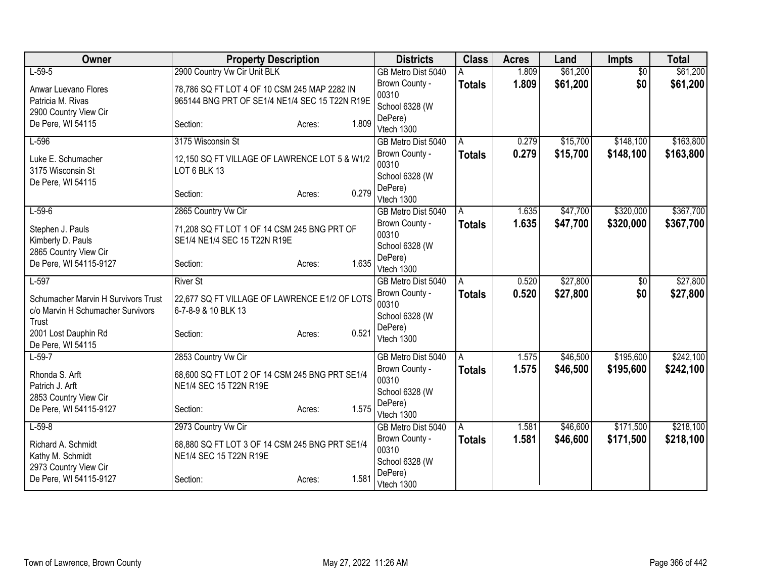| Owner | Property Description | Districts | Class | Acres | Land | Impts | Total |
|---|---|---|---|---|---|---|---|
| L-59-5<br>Anwar Luevano Flores<br>Patricia M. Rivas<br>2900 Country View Cir<br>De Pere, WI 54115 | 2900 Country Vw Cir Unit BLK<br>78,786 SQ FT LOT 4 OF 10 CSM 245 MAP 2282 IN 965144 BNG PRT OF SE1/4 NE1/4 SEC 15 T22N R19E<br>Section: Acres: 1.809 | GB Metro Dist 5040<br>Brown County - 00310<br>School 6328 (W DePere)<br>Vtech 1300 | A<br>**Totals** | 1.809<br>**1.809** | $61,200<br>**$61,200** | $0<br>**$0** | $61,200<br>**$61,200** |
| L-596<br>Luke E. Schumacher<br>3175 Wisconsin St<br>De Pere, WI 54115 | 3175 Wisconsin St<br>12,150 SQ FT VILLAGE OF LAWRENCE LOT 5 & W1/2 LOT 6 BLK 13<br>Section: Acres: 0.279 | GB Metro Dist 5040<br>Brown County - 00310<br>School 6328 (W DePere)<br>Vtech 1300 | A<br>**Totals** | 0.279<br>**0.279** | $15,700<br>**$15,700** | $148,100<br>**$148,100** | $163,800<br>**$163,800** |
| L-59-6<br>Stephen J. Pauls<br>Kimberly D. Pauls<br>2865 Country View Cir<br>De Pere, WI 54115-9127 | 2865 Country Vw Cir<br>71,208 SQ FT LOT 1 OF 14 CSM 245 BNG PRT OF SE1/4 NE1/4 SEC 15 T22N R19E<br>Section: Acres: 1.635 | GB Metro Dist 5040<br>Brown County - 00310<br>School 6328 (W DePere)<br>Vtech 1300 | A<br>**Totals** | 1.635<br>**1.635** | $47,700<br>**$47,700** | $320,000<br>**$320,000** | $367,700<br>**$367,700** |
| L-597<br>Schumacher Marvin H Survivors Trust<br>c/o Marvin H Schumacher Survivors Trust<br>2001 Lost Dauphin Rd<br>De Pere, WI 54115 | River St<br>22,677 SQ FT VILLAGE OF LAWRENCE E1/2 OF LOTS 6-7-8-9 & 10 BLK 13<br>Section: Acres: 0.521 | GB Metro Dist 5040<br>Brown County - 00310<br>School 6328 (W DePere)<br>Vtech 1300 | A<br>**Totals** | 0.520<br>**0.520** | $27,800<br>**$27,800** | $0<br>**$0** | $27,800<br>**$27,800** |
| L-59-7<br>Rhonda S. Arft<br>Patrich J. Arft<br>2853 Country View Cir<br>De Pere, WI 54115-9127 | 2853 Country Vw Cir<br>68,600 SQ FT LOT 2 OF 14 CSM 245 BNG PRT SE1/4 NE1/4 SEC 15 T22N R19E<br>Section: Acres: 1.575 | GB Metro Dist 5040<br>Brown County - 00310<br>School 6328 (W DePere)<br>Vtech 1300 | A<br>**Totals** | 1.575<br>**1.575** | $46,500<br>**$46,500** | $195,600<br>**$195,600** | $242,100<br>**$242,100** |
| L-59-8<br>Richard A. Schmidt<br>Kathy M. Schmidt<br>2973 Country View Cir<br>De Pere, WI 54115-9127 | 2973 Country Vw Cir<br>68,880 SQ FT LOT 3 OF 14 CSM 245 BNG PRT SE1/4 NE1/4 SEC 15 T22N R19E<br>Section: Acres: 1.581 | GB Metro Dist 5040<br>Brown County - 00310<br>School 6328 (W DePere)<br>Vtech 1300 | A<br>**Totals** | 1.581<br>**1.581** | $46,600<br>**$46,600** | $171,500<br>**$171,500** | $218,100<br>**$218,100** |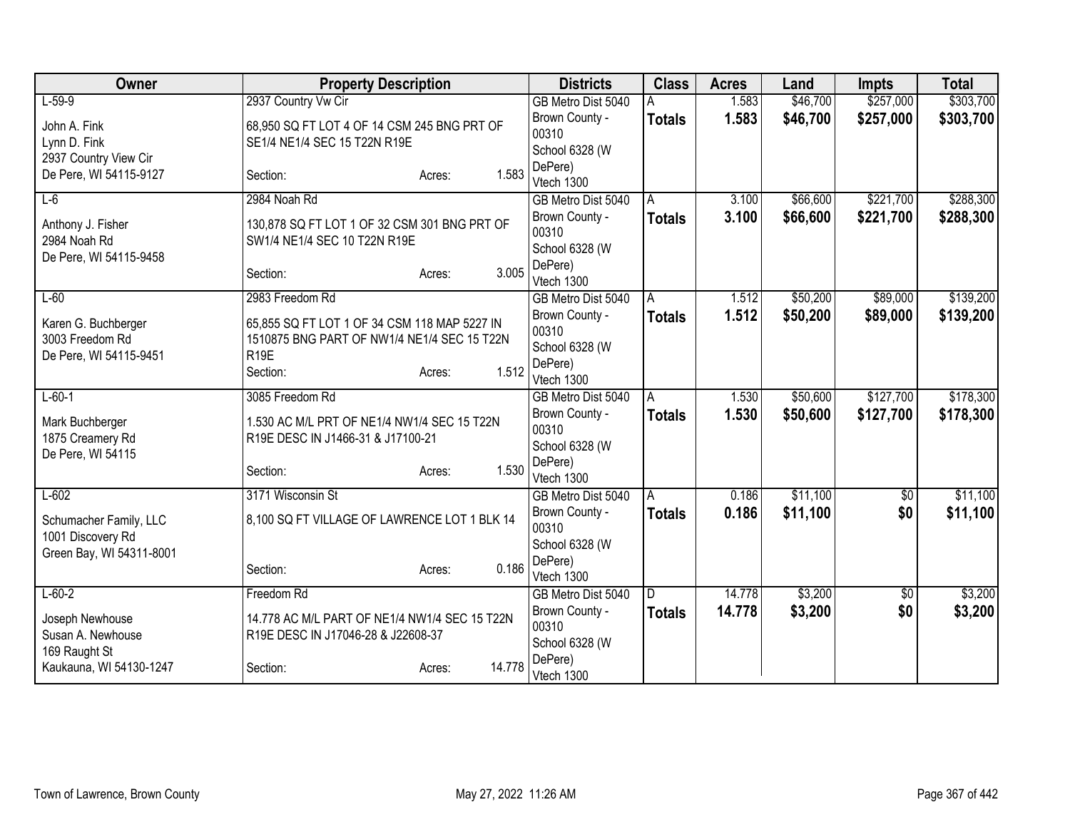| Owner | Property Description | Districts | Class | Acres | Land | Impts | Total |
|---|---|---|---|---|---|---|---|
| L-59-9<br>John A. Fink<br>Lynn D. Fink<br>2937 Country View Cir<br>De Pere, WI 54115-9127 | 2937 Country Vw Cir<br>68,950 SQ FT LOT 4 OF 14 CSM 245 BNG PRT OF SE1/4 NE1/4 SEC 15 T22N R19E<br>Section: Acres: 1.583 | GB Metro Dist 5040<br>Brown County - 00310<br>School 6328 (W DePere)<br>Vtech 1300 | A<br>**Totals** | 1.583<br>**1.583** | $46,700<br>**$46,700** | $257,000<br>**$257,000** | $303,700<br>**$303,700** |
| L-6<br>Anthony J. Fisher<br>2984 Noah Rd<br>De Pere, WI 54115-9458 | 2984 Noah Rd<br>130,878 SQ FT LOT 1 OF 32 CSM 301 BNG PRT OF SW1/4 NE1/4 SEC 10 T22N R19E<br>Section: Acres: 3.005 | GB Metro Dist 5040<br>Brown County - 00310<br>School 6328 (W DePere)<br>Vtech 1300 | A<br>**Totals** | 3.100<br>**3.100** | $66,600<br>**$66,600** | $221,700<br>**$221,700** | $288,300<br>**$288,300** |
| L-60<br>Karen G. Buchberger<br>3003 Freedom Rd<br>De Pere, WI 54115-9451 | 2983 Freedom Rd<br>65,855 SQ FT LOT 1 OF 34 CSM 118 MAP 5227 IN 1510875 BNG PART OF NW1/4 NE1/4 SEC 15 T22N R19E<br>Section: Acres: 1.512 | GB Metro Dist 5040<br>Brown County - 00310<br>School 6328 (W DePere)<br>Vtech 1300 | A<br>**Totals** | 1.512<br>**1.512** | $50,200<br>**$50,200** | $89,000<br>**$89,000** | $139,200<br>**$139,200** |
| L-60-1<br>Mark Buchberger<br>1875 Creamery Rd<br>De Pere, WI 54115 | 3085 Freedom Rd<br>1.530 AC M/L PRT OF NE1/4 NW1/4 SEC 15 T22N R19E DESC IN J1466-31 & J17100-21<br>Section: Acres: 1.530 | GB Metro Dist 5040<br>Brown County - 00310<br>School 6328 (W DePere)<br>Vtech 1300 | A<br>**Totals** | 1.530<br>**1.530** | $50,600<br>**$50,600** | $127,700<br>**$127,700** | $178,300<br>**$178,300** |
| L-602<br>Schumacher Family, LLC<br>1001 Discovery Rd<br>Green Bay, WI 54311-8001 | 3171 Wisconsin St<br>8,100 SQ FT VILLAGE OF LAWRENCE LOT 1 BLK 14<br>Section: Acres: 0.186 | GB Metro Dist 5040<br>Brown County - 00310<br>School 6328 (W DePere)<br>Vtech 1300 | A<br>**Totals** | 0.186<br>**0.186** | $11,100<br>**$11,100** | $0<br>**$0** | $11,100<br>**$11,100** |
| L-60-2<br>Joseph Newhouse<br>Susan A. Newhouse<br>169 Raught St<br>Kaukauna, WI 54130-1247 | Freedom Rd<br>14.778 AC M/L PART OF NE1/4 NW1/4 SEC 15 T22N R19E DESC IN J17046-28 & J22608-37<br>Section: Acres: 14.778 | GB Metro Dist 5040<br>Brown County - 00310<br>School 6328 (W DePere)<br>Vtech 1300 | D<br>**Totals** | 14.778<br>**14.778** | $3,200<br>**$3,200** | $0<br>**$0** | $3,200<br>**$3,200** |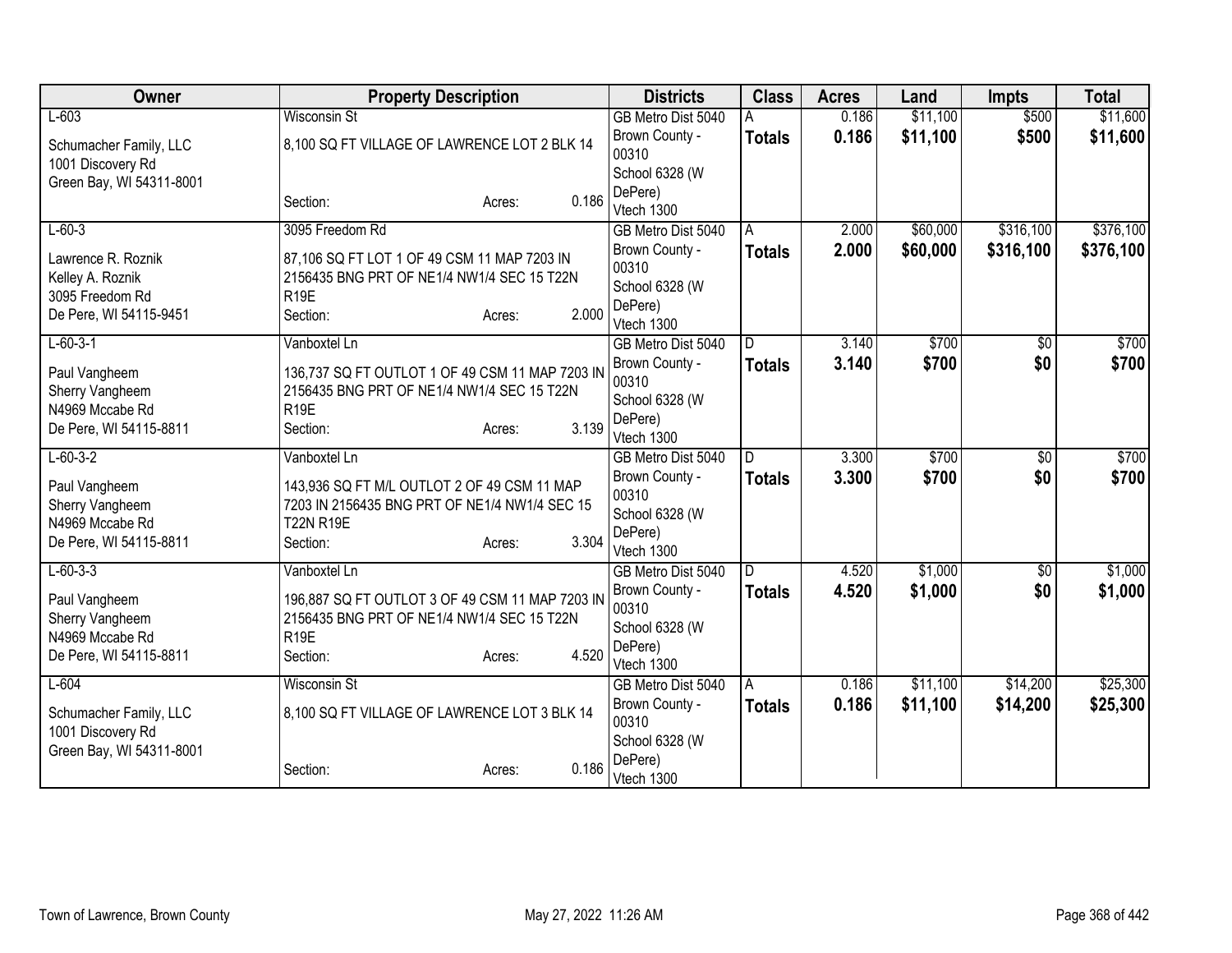| Owner | Property Description | Districts | Class | Acres | Land | Impts | Total |
|---|---|---|---|---|---|---|---|
| L-603<br><br>Schumacher Family, LLC<br>1001 Discovery Rd<br>Green Bay, WI 54311-8001 | Wisconsin St<br><br>8,100 SQ FT VILLAGE OF LAWRENCE LOT 2 BLK 14<br><br>Section: Acres: 0.186 | GB Metro Dist 5040<br>Brown County - 00310<br>School 6328 (W DePere)<br>Vtech 1300 | A<br>**Totals** | 0.186<br>**0.186** | $11,100<br>**$11,100** | $500<br>**$500** | $11,600<br>**$11,600** |
| L-60-3<br><br>Lawrence R. Roznik<br>Kelley A. Roznik<br>3095 Freedom Rd<br>De Pere, WI 54115-9451 | 3095 Freedom Rd<br><br>87,106 SQ FT LOT 1 OF 49 CSM 11 MAP 7203 IN 2156435 BNG PRT OF NE1/4 NW1/4 SEC 15 T22N R19E<br>Section: Acres: 2.000 | GB Metro Dist 5040<br>Brown County - 00310<br>School 6328 (W DePere)<br>Vtech 1300 | A<br>**Totals** | 2.000<br>**2.000** | $60,000<br>**$60,000** | $316,100<br>**$316,100** | $376,100<br>**$376,100** |
| L-60-3-1<br><br>Paul Vangheem<br>Sherry Vangheem<br>N4969 Mccabe Rd<br>De Pere, WI 54115-8811 | Vanboxtel Ln<br><br>136,737 SQ FT OUTLOT 1 OF 49 CSM 11 MAP 7203 IN 2156435 BNG PRT OF NE1/4 NW1/4 SEC 15 T22N R19E<br>Section: Acres: 3.139 | GB Metro Dist 5040<br>Brown County - 00310<br>School 6328 (W DePere)<br>Vtech 1300 | D<br>**Totals** | 3.140<br>**3.140** | $700<br>**$700** | $0<br>**$0** | $700<br>**$700** |
| L-60-3-2<br><br>Paul Vangheem<br>Sherry Vangheem<br>N4969 Mccabe Rd<br>De Pere, WI 54115-8811 | Vanboxtel Ln<br><br>143,936 SQ FT M/L OUTLOT 2 OF 49 CSM 11 MAP 7203 IN 2156435 BNG PRT OF NE1/4 NW1/4 SEC 15 T22N R19E<br>Section: Acres: 3.304 | GB Metro Dist 5040<br>Brown County - 00310<br>School 6328 (W DePere)<br>Vtech 1300 | D<br>**Totals** | 3.300<br>**3.300** | $700<br>**$700** | $0<br>**$0** | $700<br>**$700** |
| L-60-3-3<br><br>Paul Vangheem<br>Sherry Vangheem<br>N4969 Mccabe Rd<br>De Pere, WI 54115-8811 | Vanboxtel Ln<br><br>196,887 SQ FT OUTLOT 3 OF 49 CSM 11 MAP 7203 IN 2156435 BNG PRT OF NE1/4 NW1/4 SEC 15 T22N R19E<br>Section: Acres: 4.520 | GB Metro Dist 5040<br>Brown County - 00310<br>School 6328 (W DePere)<br>Vtech 1300 | D<br>**Totals** | 4.520<br>**4.520** | $1,000<br>**$1,000** | $0<br>**$0** | $1,000<br>**$1,000** |
| L-604<br><br>Schumacher Family, LLC<br>1001 Discovery Rd<br>Green Bay, WI 54311-8001 | Wisconsin St<br><br>8,100 SQ FT VILLAGE OF LAWRENCE LOT 3 BLK 14<br><br>Section: Acres: 0.186 | GB Metro Dist 5040<br>Brown County - 00310<br>School 6328 (W DePere)<br>Vtech 1300 | A<br>**Totals** | 0.186<br>**0.186** | $11,100<br>**$11,100** | $14,200<br>**$14,200** | $25,300<br>**$25,300** |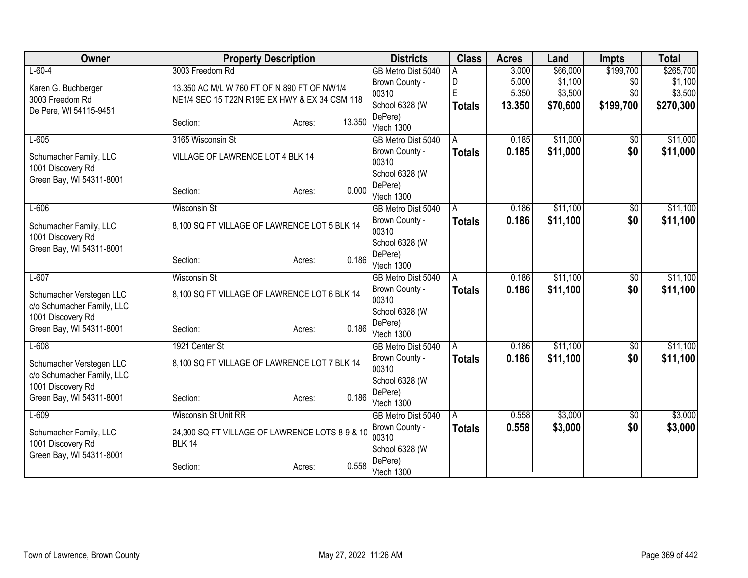| Owner | Property Description | | | Districts | Class | Acres | Land | Impts | Total |
|---|---|---|---|---|---|---|---|---|---|
| L-60-4<br><br>Karen G. Buchberger<br>3003 Freedom Rd<br>De Pere, WI 54115-9451 | 3003 Freedom Rd<br><br>13.350 AC M/L W 760 FT OF N 890 FT OF NW1/4 NE1/4 SEC 15 T22N R19E EX HWY & EX 34 CSM 118<br><br>Section: | Acres: | 13.350 | GB Metro Dist 5040<br>Brown County - 00310<br>School 6328 (W DePere)<br>Vtech 1300 | A<br>D<br>E<br>**Totals** | 3.000<br>5.000<br>5.350<br>**13.350** | $66,000<br>$1,100<br>$3,500<br>**$70,600** | $199,700<br>$0<br>$0<br>**$199,700** | $265,700<br>$1,100<br>$3,500<br>**$270,300** |
| L-605<br><br>Schumacher Family, LLC<br>1001 Discovery Rd<br>Green Bay, WI 54311-8001 | 3165 Wisconsin St<br><br>VILLAGE OF LAWRENCE LOT 4 BLK 14<br><br>Section: | Acres: | 0.000 | GB Metro Dist 5040<br>Brown County - 00310<br>School 6328 (W DePere)<br>Vtech 1300 | A<br>**Totals** | 0.185<br>**0.185** | $11,000<br>**$11,000** | $0<br>**$0** | $11,000<br>**$11,000** |
| L-606<br><br>Schumacher Family, LLC<br>1001 Discovery Rd<br>Green Bay, WI 54311-8001 | Wisconsin St<br><br>8,100 SQ FT VILLAGE OF LAWRENCE LOT 5 BLK 14<br><br>Section: | Acres: | 0.186 | GB Metro Dist 5040<br>Brown County - 00310<br>School 6328 (W DePere)<br>Vtech 1300 | A<br>**Totals** | 0.186<br>**0.186** | $11,100<br>**$11,100** | $0<br>**$0** | $11,100<br>**$11,100** |
| L-607<br><br>Schumacher Verstegen LLC<br>c/o Schumacher Family, LLC<br>1001 Discovery Rd<br>Green Bay, WI 54311-8001 | Wisconsin St<br><br>8,100 SQ FT VILLAGE OF LAWRENCE LOT 6 BLK 14<br><br>Section: | Acres: | 0.186 | GB Metro Dist 5040<br>Brown County - 00310<br>School 6328 (W DePere)<br>Vtech 1300 | A<br>**Totals** | 0.186<br>**0.186** | $11,100<br>**$11,100** | $0<br>**$0** | $11,100<br>**$11,100** |
| L-608<br><br>Schumacher Verstegen LLC<br>c/o Schumacher Family, LLC<br>1001 Discovery Rd<br>Green Bay, WI 54311-8001 | 1921 Center St<br><br>8,100 SQ FT VILLAGE OF LAWRENCE LOT 7 BLK 14<br><br>Section: | Acres: | 0.186 | GB Metro Dist 5040<br>Brown County - 00310<br>School 6328 (W DePere)<br>Vtech 1300 | A<br>**Totals** | 0.186<br>**0.186** | $11,100<br>**$11,100** | $0<br>**$0** | $11,100<br>**$11,100** |
| L-609<br><br>Schumacher Family, LLC<br>1001 Discovery Rd<br>Green Bay, WI 54311-8001 | Wisconsin St Unit RR<br><br>24,300 SQ FT VILLAGE OF LAWRENCE LOTS 8-9 & 10 BLK 14<br><br>Section: | Acres: | 0.558 | GB Metro Dist 5040<br>Brown County - 00310<br>School 6328 (W DePere)<br>Vtech 1300 | A<br>**Totals** | 0.558<br>**0.558** | $3,000<br>**$3,000** | $0<br>**$0** | $3,000<br>**$3,000** |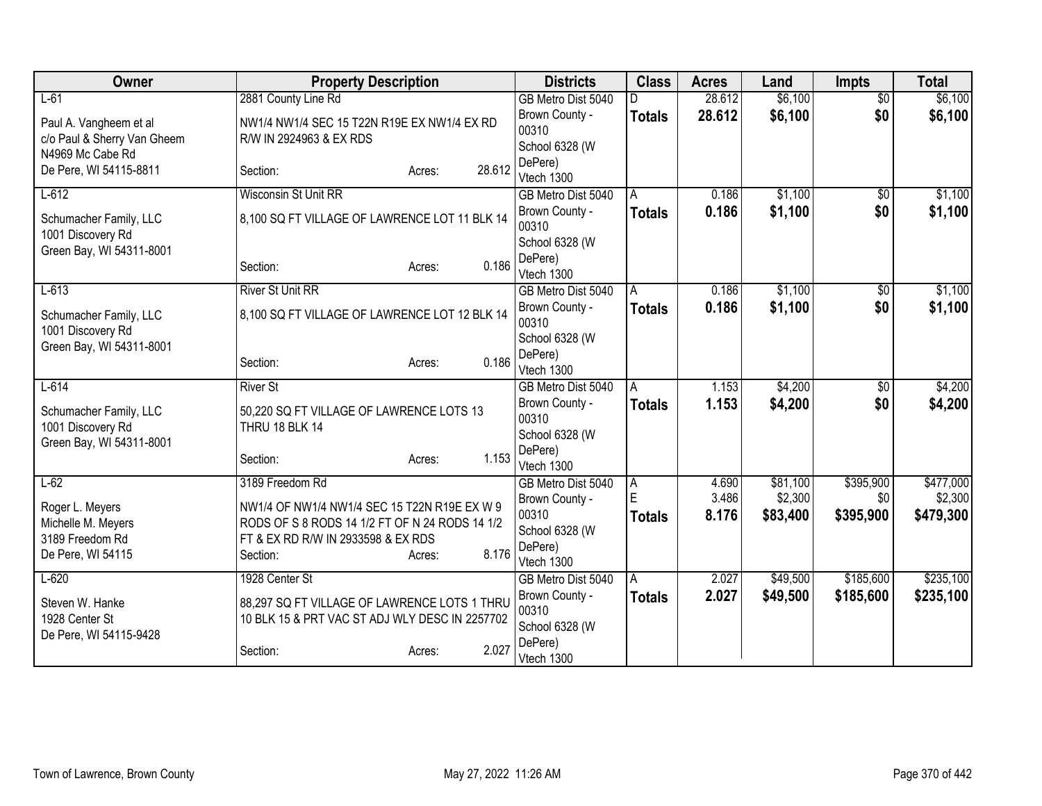| Owner | Property Description | Districts | Class | Acres | Land | Impts | Total |
|---|---|---|---|---|---|---|---|
| L-61<br>Paul A. Vangheem et al<br>c/o Paul & Sherry Van Gheem<br>N4969 Mc Cabe Rd<br>De Pere, WI 54115-8811 | 2881 County Line Rd<br>NW1/4 NW1/4 SEC 15 T22N R19E EX NW1/4 EX RD R/W IN 2924963 & EX RDS<br>Section: Acres: 28.612 | GB Metro Dist 5040<br>Brown County - 00310<br>School 6328 (W DePere)<br>Vtech 1300 | D<br>**Totals** | 28.612<br>**28.612** | $6,100<br>**$6,100** | $0<br>**$0** | $6,100<br>**$6,100** |
| L-612<br>Schumacher Family, LLC<br>1001 Discovery Rd<br>Green Bay, WI 54311-8001 | Wisconsin St Unit RR<br>8,100 SQ FT VILLAGE OF LAWRENCE LOT 11 BLK 14<br>Section: Acres: 0.186 | GB Metro Dist 5040<br>Brown County - 00310<br>School 6328 (W DePere)<br>Vtech 1300 | A<br>**Totals** | 0.186<br>**0.186** | $1,100<br>**$1,100** | $0<br>**$0** | $1,100<br>**$1,100** |
| L-613<br>Schumacher Family, LLC<br>1001 Discovery Rd<br>Green Bay, WI 54311-8001 | River St Unit RR<br>8,100 SQ FT VILLAGE OF LAWRENCE LOT 12 BLK 14<br>Section: Acres: 0.186 | GB Metro Dist 5040<br>Brown County - 00310<br>School 6328 (W DePere)<br>Vtech 1300 | A<br>**Totals** | 0.186<br>**0.186** | $1,100<br>**$1,100** | $0<br>**$0** | $1,100<br>**$1,100** |
| L-614<br>Schumacher Family, LLC<br>1001 Discovery Rd<br>Green Bay, WI 54311-8001 | River St<br>50,220 SQ FT VILLAGE OF LAWRENCE LOTS 13 THRU 18 BLK 14<br>Section: Acres: 1.153 | GB Metro Dist 5040<br>Brown County - 00310<br>School 6328 (W DePere)<br>Vtech 1300 | A<br>**Totals** | 1.153<br>**1.153** | $4,200<br>**$4,200** | $0<br>**$0** | $4,200<br>**$4,200** |
| L-62<br>Roger L. Meyers<br>Michelle M. Meyers<br>3189 Freedom Rd<br>De Pere, WI 54115 | 3189 Freedom Rd<br>NW1/4 OF NW1/4 NW1/4 SEC 15 T22N R19E EX W 9 RODS OF S 8 RODS 14 1/2 FT OF N 24 RODS 14 1/2 FT & EX RD R/W IN 2933598 & EX RDS<br>Section: Acres: 8.176 | GB Metro Dist 5040<br>Brown County - 00310<br>School 6328 (W DePere)<br>Vtech 1300 | A<br>E<br>**Totals** | 4.690<br>3.486<br>**8.176** | $81,100<br>$2,300<br>**$83,400** | $395,900<br>$0<br>**$395,900** | $477,000<br>$2,300<br>**$479,300** |
| L-620<br>Steven W. Hanke<br>1928 Center St<br>De Pere, WI 54115-9428 | 1928 Center St<br>88,297 SQ FT VILLAGE OF LAWRENCE LOTS 1 THRU 10 BLK 15 & PRT VAC ST ADJ WLY DESC IN 2257702<br>Section: Acres: 2.027 | GB Metro Dist 5040<br>Brown County - 00310<br>School 6328 (W DePere)<br>Vtech 1300 | A<br>**Totals** | 2.027<br>**2.027** | $49,500<br>**$49,500** | $185,600<br>**$185,600** | $235,100<br>**$235,100** |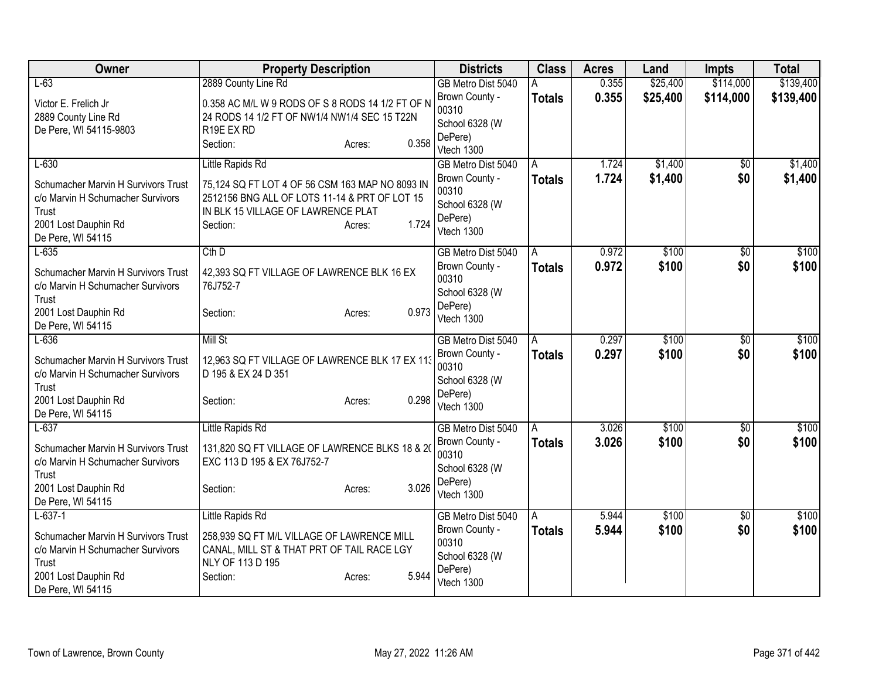| Owner | Property Description | Districts | Class | Acres | Land | Impts | Total |
|---|---|---|---|---|---|---|---|
| L-63<br>Victor E. Frelich Jr<br>2889 County Line Rd<br>De Pere, WI 54115-9803 | 2889 County Line Rd<br>0.358 AC M/L W 9 RODS OF S 8 RODS 14 1/2 FT OF N 24 RODS 14 1/2 FT OF NW1/4 NW1/4 SEC 15 T22N R19E EX RD<br>Section: Acres: 0.358 | GB Metro Dist 5040<br>Brown County - 00310<br>School 6328 (W DePere)<br>Vtech 1300 | A<br>**Totals** | 0.355<br>**0.355** | $25,400<br>**$25,400** | $114,000<br>**$114,000** | $139,400<br>**$139,400** |
| L-630<br>Schumacher Marvin H Survivors Trust<br>c/o Marvin H Schumacher Survivors Trust<br>2001 Lost Dauphin Rd<br>De Pere, WI 54115 | Little Rapids Rd<br>75,124 SQ FT LOT 4 OF 56 CSM 163 MAP NO 8093 IN 2512156 BNG ALL OF LOTS 11-14 & PRT OF LOT 15 IN BLK 15 VILLAGE OF LAWRENCE PLAT<br>Section: Acres: 1.724 | GB Metro Dist 5040<br>Brown County - 00310<br>School 6328 (W DePere)<br>Vtech 1300 | A<br>**Totals** | 1.724<br>**1.724** | $1,400<br>**$1,400** | $0<br>**$0** | $1,400<br>**$1,400** |
| L-635<br>Schumacher Marvin H Survivors Trust<br>c/o Marvin H Schumacher Survivors Trust<br>2001 Lost Dauphin Rd<br>De Pere, WI 54115 | Cth D<br>42,393 SQ FT VILLAGE OF LAWRENCE BLK 16 EX 76J752-7<br>Section: Acres: 0.973 | GB Metro Dist 5040<br>Brown County - 00310<br>School 6328 (W DePere)<br>Vtech 1300 | A<br>**Totals** | 0.972<br>**0.972** | $100<br>**$100** | $0<br>**$0** | $100<br>**$100** |
| L-636<br>Schumacher Marvin H Survivors Trust<br>c/o Marvin H Schumacher Survivors Trust<br>2001 Lost Dauphin Rd<br>De Pere, WI 54115 | Mill St<br>12,963 SQ FT VILLAGE OF LAWRENCE BLK 17 EX 113 D 195 & EX 24 D 351<br>Section: Acres: 0.298 | GB Metro Dist 5040<br>Brown County - 00310<br>School 6328 (W DePere)<br>Vtech 1300 | A<br>**Totals** | 0.297<br>**0.297** | $100<br>**$100** | $0<br>**$0** | $100<br>**$100** |
| L-637<br>Schumacher Marvin H Survivors Trust<br>c/o Marvin H Schumacher Survivors Trust<br>2001 Lost Dauphin Rd<br>De Pere, WI 54115 | Little Rapids Rd<br>131,820 SQ FT VILLAGE OF LAWRENCE BLKS 18 & 20 EXC 113 D 195 & EX 76J752-7<br>Section: Acres: 3.026 | GB Metro Dist 5040<br>Brown County - 00310<br>School 6328 (W DePere)<br>Vtech 1300 | A<br>**Totals** | 3.026<br>**3.026** | $100<br>**$100** | $0<br>**$0** | $100<br>**$100** |
| L-637-1<br>Schumacher Marvin H Survivors Trust<br>c/o Marvin H Schumacher Survivors Trust<br>2001 Lost Dauphin Rd<br>De Pere, WI 54115 | Little Rapids Rd<br>258,939 SQ FT M/L VILLAGE OF LAWRENCE MILL CANAL, MILL ST & THAT PRT OF TAIL RACE LGY NLY OF 113 D 195<br>Section: Acres: 5.944 | GB Metro Dist 5040<br>Brown County - 00310<br>School 6328 (W DePere)<br>Vtech 1300 | A<br>**Totals** | 5.944<br>**5.944** | $100<br>**$100** | $0<br>**$0** | $100<br>**$100** |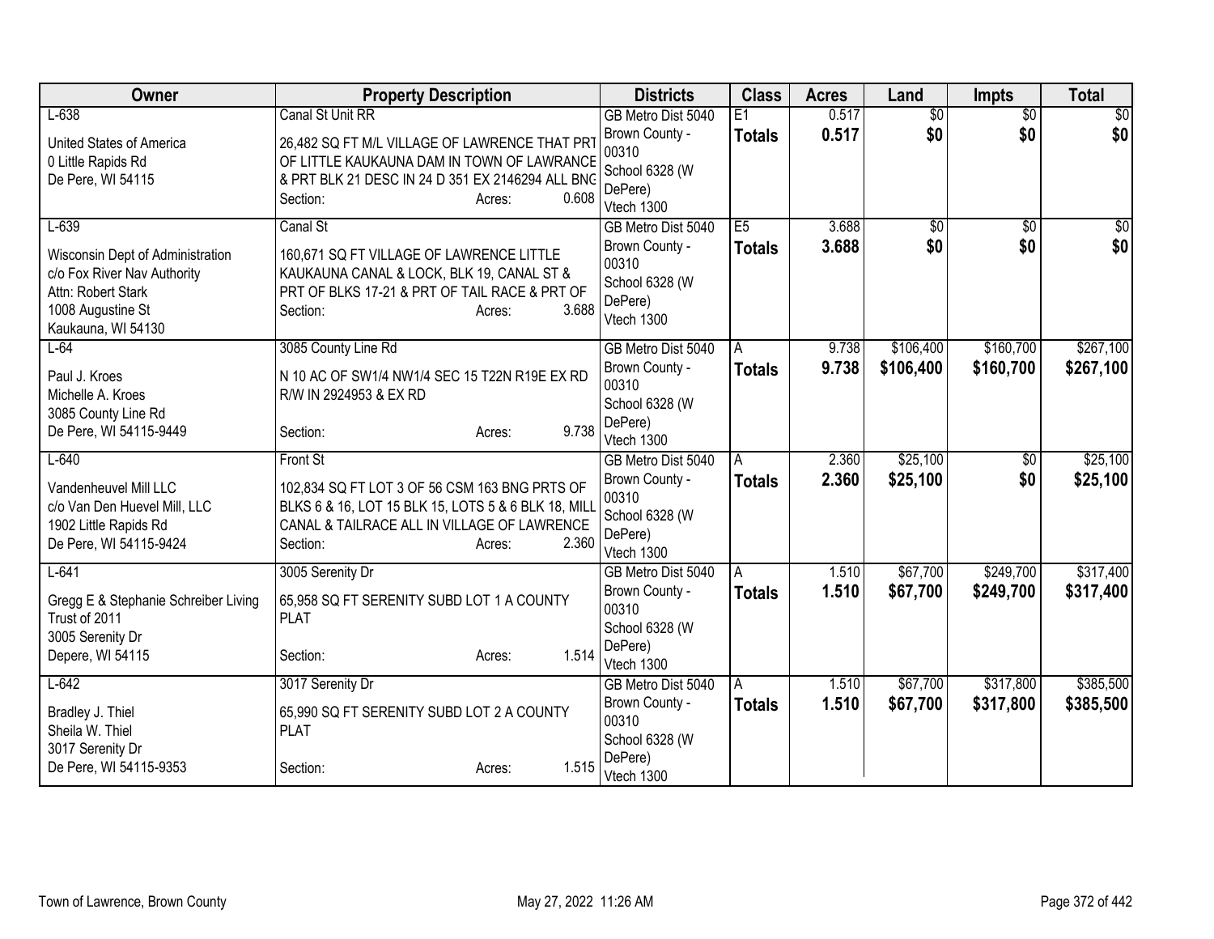| Owner | Property Description | Districts | Class | Acres | Land | Impts | Total |
|---|---|---|---|---|---|---|---|
| L-638<br>United States of America<br>0 Little Rapids Rd<br>De Pere, WI 54115 | Canal St Unit RR<br>26,482 SQ FT M/L VILLAGE OF LAWRENCE THAT PRT OF LITTLE KAUKAUNA DAM IN TOWN OF LAWRANCE & PRT BLK 21 DESC IN 24 D 351 EX 2146294 ALL BNG<br>Section: Acres: 0.608 | GB Metro Dist 5040<br>Brown County - 00310<br>School 6328 (W DePere)<br>Vtech 1300 | E1<br>**Totals** | 0.517<br>**0.517** | $0<br>**$0** | $0<br>**$0** | $0<br>**$0** |
| L-639<br>Wisconsin Dept of Administration<br>c/o Fox River Nav Authority<br>Attn: Robert Stark<br>1008 Augustine St<br>Kaukauna, WI 54130 | Canal St<br>160,671 SQ FT VILLAGE OF LAWRENCE LITTLE KAUKAUNA CANAL & LOCK, BLK 19, CANAL ST & PRT OF BLKS 17-21 & PRT OF TAIL RACE & PRT OF<br>Section: Acres: 3.688 | GB Metro Dist 5040<br>Brown County - 00310<br>School 6328 (W DePere)<br>Vtech 1300 | E5<br>**Totals** | 3.688<br>**3.688** | $0<br>**$0** | $0<br>**$0** | $0<br>**$0** |
| L-64<br>Paul J. Kroes<br>Michelle A. Kroes<br>3085 County Line Rd<br>De Pere, WI 54115-9449 | 3085 County Line Rd<br>N 10 AC OF SW1/4 NW1/4 SEC 15 T22N R19E EX RD R/W IN 2924953 & EX RD<br>Section: Acres: 9.738 | GB Metro Dist 5040<br>Brown County - 00310<br>School 6328 (W DePere)<br>Vtech 1300 | A<br>**Totals** | 9.738<br>**9.738** | $106,400<br>**$106,400** | $160,700<br>**$160,700** | $267,100<br>**$267,100** |
| L-640<br>Vandenheuvel Mill LLC<br>c/o Van Den Huevel Mill, LLC<br>1902 Little Rapids Rd<br>De Pere, WI 54115-9424 | Front St<br>102,834 SQ FT LOT 3 OF 56 CSM 163 BNG PRTS OF BLKS 6 & 16, LOT 15 BLK 15, LOTS 5 & 6 BLK 18, MILL CANAL & TAILRACE ALL IN VILLAGE OF LAWRENCE<br>Section: Acres: 2.360 | GB Metro Dist 5040<br>Brown County - 00310<br>School 6328 (W DePere)<br>Vtech 1300 | A<br>**Totals** | 2.360<br>**2.360** | $25,100<br>**$25,100** | $0<br>**$0** | $25,100<br>**$25,100** |
| L-641<br>Gregg E & Stephanie Schreiber Living Trust of 2011<br>3005 Serenity Dr<br>Depere, WI 54115 | 3005 Serenity Dr<br>65,958 SQ FT SERENITY SUBD LOT 1 A COUNTY PLAT<br>Section: Acres: 1.514 | GB Metro Dist 5040<br>Brown County - 00310<br>School 6328 (W DePere)<br>Vtech 1300 | A<br>**Totals** | 1.510<br>**1.510** | $67,700<br>**$67,700** | $249,700<br>**$249,700** | $317,400<br>**$317,400** |
| L-642<br>Bradley J. Thiel<br>Sheila W. Thiel<br>3017 Serenity Dr<br>De Pere, WI 54115-9353 | 3017 Serenity Dr<br>65,990 SQ FT SERENITY SUBD LOT 2 A COUNTY PLAT<br>Section: Acres: 1.515 | GB Metro Dist 5040<br>Brown County - 00310<br>School 6328 (W DePere)<br>Vtech 1300 | A<br>**Totals** | 1.510<br>**1.510** | $67,700<br>**$67,700** | $317,800<br>**$317,800** | $385,500<br>**$385,500** |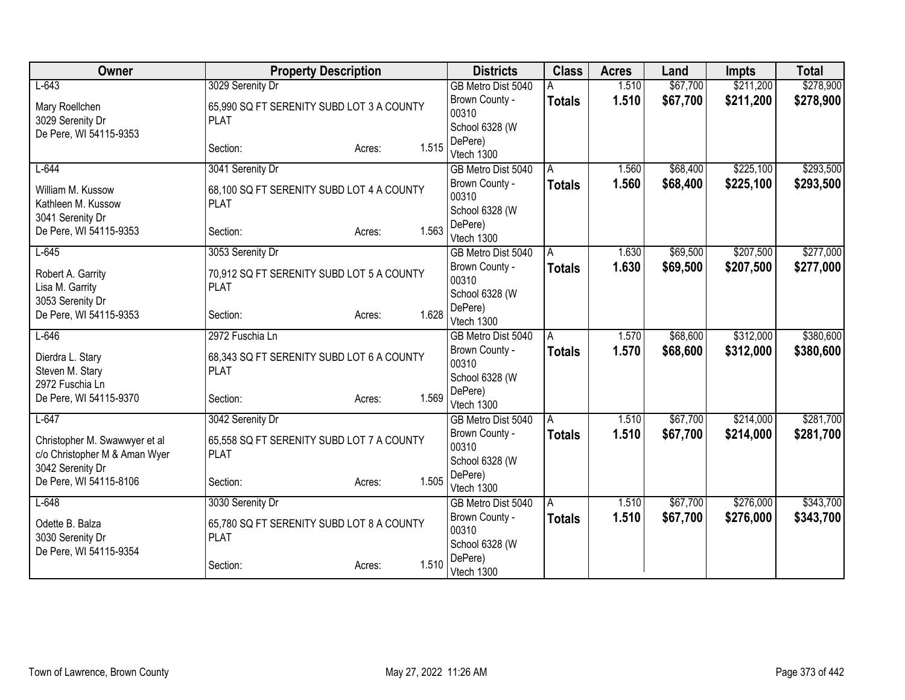| Owner | Property Description | Districts | Class | Acres | Land | Impts | Total |
|---|---|---|---|---|---|---|---|
| L-643<br><br>Mary Roellchen<br>3029 Serenity Dr<br>De Pere, WI 54115-9353 | 3029 Serenity Dr<br><br>65,990 SQ FT SERENITY SUBD LOT 3 A COUNTY PLAT<br><br>Section: Acres: 1.515 | GB Metro Dist 5040<br>Brown County - 00310<br>School 6328 (W DePere)<br>Vtech 1300 | A<br>**Totals** | 1.510<br>**1.510** | $67,700<br>**$67,700** | $211,200<br>**$211,200** | $278,900<br>**$278,900** |
| L-644<br><br>William M. Kussow<br>Kathleen M. Kussow<br>3041 Serenity Dr<br>De Pere, WI 54115-9353 | 3041 Serenity Dr<br><br>68,100 SQ FT SERENITY SUBD LOT 4 A COUNTY PLAT<br><br>Section: Acres: 1.563 | GB Metro Dist 5040<br>Brown County - 00310<br>School 6328 (W DePere)<br>Vtech 1300 | A<br>**Totals** | 1.560<br>**1.560** | $68,400<br>**$68,400** | $225,100<br>**$225,100** | $293,500<br>**$293,500** |
| L-645<br><br>Robert A. Garrity<br>Lisa M. Garrity<br>3053 Serenity Dr<br>De Pere, WI 54115-9353 | 3053 Serenity Dr<br><br>70,912 SQ FT SERENITY SUBD LOT 5 A COUNTY PLAT<br><br>Section: Acres: 1.628 | GB Metro Dist 5040<br>Brown County - 00310<br>School 6328 (W DePere)<br>Vtech 1300 | A<br>**Totals** | 1.630<br>**1.630** | $69,500<br>**$69,500** | $207,500<br>**$207,500** | $277,000<br>**$277,000** |
| L-646<br><br>Dierdra L. Stary<br>Steven M. Stary<br>2972 Fuschia Ln<br>De Pere, WI 54115-9370 | 2972 Fuschia Ln<br><br>68,343 SQ FT SERENITY SUBD LOT 6 A COUNTY PLAT<br><br>Section: Acres: 1.569 | GB Metro Dist 5040<br>Brown County - 00310<br>School 6328 (W DePere)<br>Vtech 1300 | A<br>**Totals** | 1.570<br>**1.570** | $68,600<br>**$68,600** | $312,000<br>**$312,000** | $380,600<br>**$380,600** |
| L-647<br><br>Christopher M. Swawwyer et al<br>c/o Christopher M & Aman Wyer<br>3042 Serenity Dr<br>De Pere, WI 54115-8106 | 3042 Serenity Dr<br><br>65,558 SQ FT SERENITY SUBD LOT 7 A COUNTY PLAT<br><br>Section: Acres: 1.505 | GB Metro Dist 5040<br>Brown County - 00310<br>School 6328 (W DePere)<br>Vtech 1300 | A<br>**Totals** | 1.510<br>**1.510** | $67,700<br>**$67,700** | $214,000<br>**$214,000** | $281,700<br>**$281,700** |
| L-648<br><br>Odette B. Balza<br>3030 Serenity Dr<br>De Pere, WI 54115-9354 | 3030 Serenity Dr<br><br>65,780 SQ FT SERENITY SUBD LOT 8 A COUNTY PLAT<br><br>Section: Acres: 1.510 | GB Metro Dist 5040<br>Brown County - 00310<br>School 6328 (W DePere)<br>Vtech 1300 | A<br>**Totals** | 1.510<br>**1.510** | $67,700<br>**$67,700** | $276,000<br>**$276,000** | $343,700<br>**$343,700** |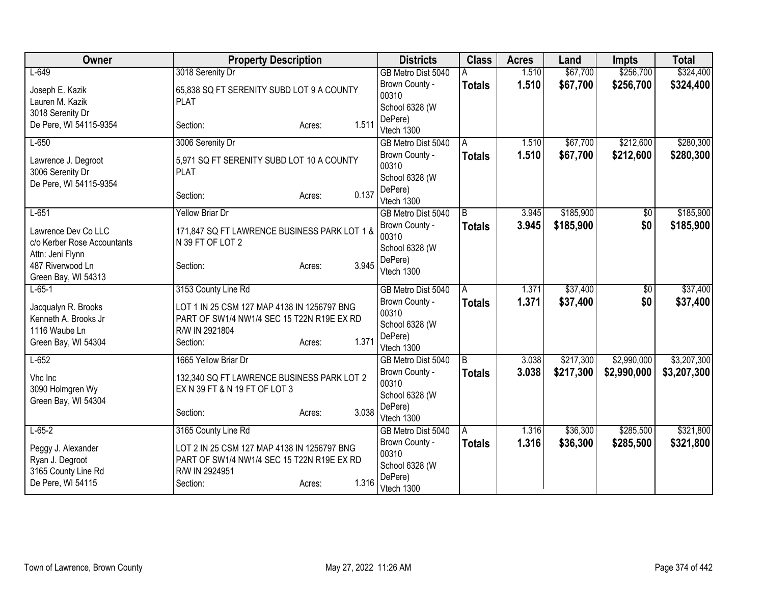| Owner | Property Description | Districts | Class | Acres | Land | Impts | Total |
|---|---|---|---|---|---|---|---|
| L-649<br>Joseph E. Kazik<br>Lauren M. Kazik<br>3018 Serenity Dr<br>De Pere, WI 54115-9354 | 3018 Serenity Dr<br>65,838 SQ FT SERENITY SUBD LOT 9 A COUNTY PLAT<br>Section: Acres: 1.511 | GB Metro Dist 5040<br>Brown County - 00310<br>School 6328 (W DePere)<br>Vtech 1300 | A<br>**Totals** | 1.510<br>**1.510** | $67,700<br>**$67,700** | $256,700<br>**$256,700** | $324,400<br>**$324,400** |
| L-650<br>Lawrence J. Degroot<br>3006 Serenity Dr<br>De Pere, WI 54115-9354 | 3006 Serenity Dr<br>5,971 SQ FT SERENITY SUBD LOT 10 A COUNTY PLAT<br>Section: Acres: 0.137 | GB Metro Dist 5040<br>Brown County - 00310<br>School 6328 (W DePere)<br>Vtech 1300 | A<br>**Totals** | 1.510<br>**1.510** | $67,700<br>**$67,700** | $212,600<br>**$212,600** | $280,300<br>**$280,300** |
| L-651<br>Lawrence Dev Co LLC<br>c/o Kerber Rose Accountants<br>Attn: Jeni Flynn<br>487 Riverwood Ln<br>Green Bay, WI 54313 | Yellow Briar Dr<br>171,847 SQ FT LAWRENCE BUSINESS PARK LOT 1 & N 39 FT OF LOT 2<br>Section: Acres: 3.945 | GB Metro Dist 5040<br>Brown County - 00310<br>School 6328 (W DePere)<br>Vtech 1300 | B<br>**Totals** | 3.945<br>**3.945** | $185,900<br>**$185,900** | $0<br>**$0** | $185,900<br>**$185,900** |
| L-65-1<br>Jacqualyn R. Brooks<br>Kenneth A. Brooks Jr<br>1116 Waube Ln<br>Green Bay, WI 54304 | 3153 County Line Rd<br>LOT 1 IN 25 CSM 127 MAP 4138 IN 1256797 BNG PART OF SW1/4 NW1/4 SEC 15 T22N R19E EX RD R/W IN 2921804<br>Section: Acres: 1.371 | GB Metro Dist 5040<br>Brown County - 00310<br>School 6328 (W DePere)<br>Vtech 1300 | A<br>**Totals** | 1.371<br>**1.371** | $37,400<br>**$37,400** | $0<br>**$0** | $37,400<br>**$37,400** |
| L-652<br>Vhc Inc<br>3090 Holmgren Wy<br>Green Bay, WI 54304 | 1665 Yellow Briar Dr<br>132,340 SQ FT LAWRENCE BUSINESS PARK LOT 2 EX N 39 FT & N 19 FT OF LOT 3<br>Section: Acres: 3.038 | GB Metro Dist 5040<br>Brown County - 00310<br>School 6328 (W DePere)<br>Vtech 1300 | B<br>**Totals** | 3.038<br>**3.038** | $217,300<br>**$217,300** | $2,990,000<br>**$2,990,000** | $3,207,300<br>**$3,207,300** |
| L-65-2<br>Peggy J. Alexander<br>Ryan J. Degroot<br>3165 County Line Rd<br>De Pere, WI 54115 | 3165 County Line Rd<br>LOT 2 IN 25 CSM 127 MAP 4138 IN 1256797 BNG PART OF SW1/4 NW1/4 SEC 15 T22N R19E EX RD R/W IN 2924951<br>Section: Acres: 1.316 | GB Metro Dist 5040<br>Brown County - 00310<br>School 6328 (W DePere)<br>Vtech 1300 | A<br>**Totals** | 1.316<br>**1.316** | $36,300<br>**$36,300** | $285,500<br>**$285,500** | $321,800<br>**$321,800** |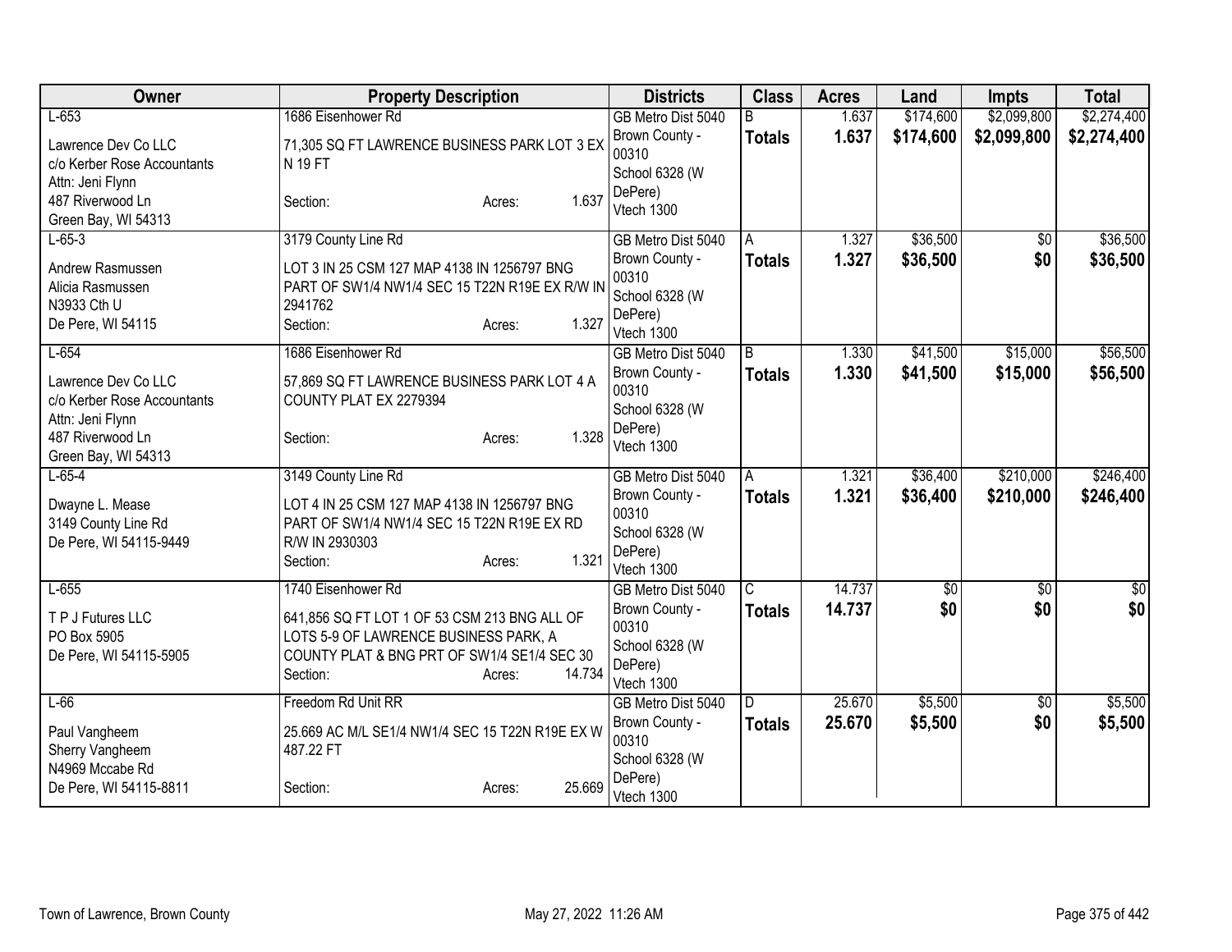| Owner | Property Description | Districts | Class | Acres | Land | Impts | Total |
|---|---|---|---|---|---|---|---|
| L-653<br>Lawrence Dev Co LLC<br>c/o Kerber Rose Accountants<br>Attn: Jeni Flynn<br>487 Riverwood Ln<br>Green Bay, WI 54313 | 1686 Eisenhower Rd<br>71,305 SQ FT LAWRENCE BUSINESS PARK LOT 3 EX N 19 FT<br>Section: Acres: 1.637 | GB Metro Dist 5040<br>Brown County - 00310<br>School 6328 (W DePere)<br>Vtech 1300 | B<br>**Totals** | 1.637<br>**1.637** | $174,600<br>**$174,600** | $2,099,800<br>**$2,099,800** | $2,274,400<br>**$2,274,400** |
| L-65-3<br>Andrew Rasmussen<br>Alicia Rasmussen<br>N3933 Cth U<br>De Pere, WI 54115 | 3179 County Line Rd<br>LOT 3 IN 25 CSM 127 MAP 4138 IN 1256797 BNG PART OF SW1/4 NW1/4 SEC 15 T22N R19E EX R/W IN 2941762<br>Section: Acres: 1.327 | GB Metro Dist 5040<br>Brown County - 00310<br>School 6328 (W DePere)<br>Vtech 1300 | A<br>**Totals** | 1.327<br>**1.327** | $36,500<br>**$36,500** | $0<br>**$0** | $36,500<br>**$36,500** |
| L-654<br>Lawrence Dev Co LLC<br>c/o Kerber Rose Accountants<br>Attn: Jeni Flynn<br>487 Riverwood Ln<br>Green Bay, WI 54313 | 1686 Eisenhower Rd<br>57,869 SQ FT LAWRENCE BUSINESS PARK LOT 4 A COUNTY PLAT EX 2279394<br>Section: Acres: 1.328 | GB Metro Dist 5040<br>Brown County - 00310<br>School 6328 (W DePere)<br>Vtech 1300 | B<br>**Totals** | 1.330<br>**1.330** | $41,500<br>**$41,500** | $15,000<br>**$15,000** | $56,500<br>**$56,500** |
| L-65-4<br>Dwayne L. Mease<br>3149 County Line Rd<br>De Pere, WI 54115-9449 | 3149 County Line Rd<br>LOT 4 IN 25 CSM 127 MAP 4138 IN 1256797 BNG PART OF SW1/4 NW1/4 SEC 15 T22N R19E EX RD R/W IN 2930303<br>Section: Acres: 1.321 | GB Metro Dist 5040<br>Brown County - 00310<br>School 6328 (W DePere)<br>Vtech 1300 | A<br>**Totals** | 1.321<br>**1.321** | $36,400<br>**$36,400** | $210,000<br>**$210,000** | $246,400<br>**$246,400** |
| L-655<br>T P J Futures LLC<br>PO Box 5905<br>De Pere, WI 54115-5905 | 1740 Eisenhower Rd<br>641,856 SQ FT LOT 1 OF 53 CSM 213 BNG ALL OF LOTS 5-9 OF LAWRENCE BUSINESS PARK, A COUNTY PLAT & BNG PRT OF SW1/4 SE1/4 SEC 30<br>Section: Acres: 14.734 | GB Metro Dist 5040<br>Brown County - 00310<br>School 6328 (W DePere)<br>Vtech 1300 | C<br>**Totals** | 14.737<br>**14.737** | $0<br>**$0** | $0<br>**$0** | $0<br>**$0** |
| L-66<br>Paul Vangheem<br>Sherry Vangheem<br>N4969 Mccabe Rd<br>De Pere, WI 54115-8811 | Freedom Rd Unit RR<br>25.669 AC M/L SE1/4 NW1/4 SEC 15 T22N R19E EX W 487.22 FT<br>Section: Acres: 25.669 | GB Metro Dist 5040<br>Brown County - 00310<br>School 6328 (W DePere)<br>Vtech 1300 | D<br>**Totals** | 25.670<br>**25.670** | $5,500<br>**$5,500** | $0<br>**$0** | $5,500<br>**$5,500** |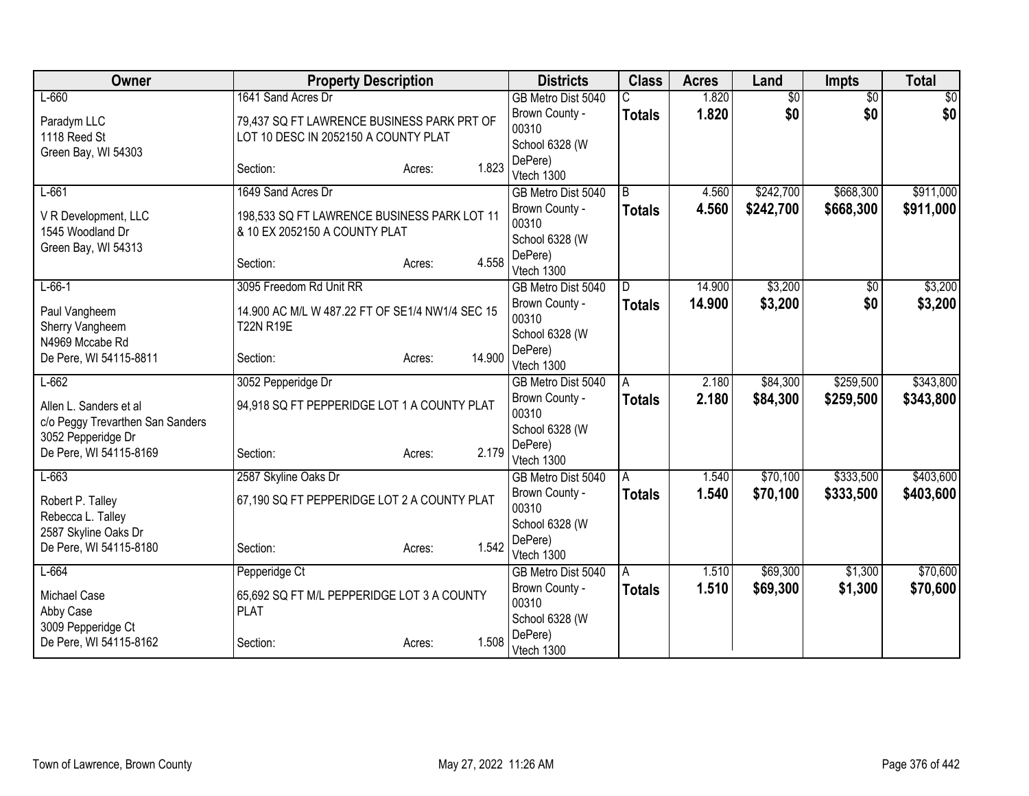| Owner | Property Description | Districts | Class | Acres | Land | Impts | Total |
|---|---|---|---|---|---|---|---|
| L-660<br><br>Paradym LLC<br>1118 Reed St<br>Green Bay, WI 54303 | 1641 Sand Acres Dr<br><br>79,437 SQ FT LAWRENCE BUSINESS PARK PRT OF LOT 10 DESC IN 2052150 A COUNTY PLAT<br><br>Section: Acres: 1.823 | GB Metro Dist 5040<br>Brown County - 00310<br>School 6328 (W DePere)<br>Vtech 1300 | C<br>**Totals** | 1.820<br>**1.820** | $0<br>**$0** | $0<br>**$0** | $0<br>**$0** |
| L-661<br><br>V R Development, LLC<br>1545 Woodland Dr<br>Green Bay, WI 54313 | 1649 Sand Acres Dr<br><br>198,533 SQ FT LAWRENCE BUSINESS PARK LOT 11 & 10 EX 2052150 A COUNTY PLAT<br><br>Section: Acres: 4.558 | GB Metro Dist 5040<br>Brown County - 00310<br>School 6328 (W DePere)<br>Vtech 1300 | B<br>**Totals** | 4.560<br>**4.560** | $242,700<br>**$242,700** | $668,300<br>**$668,300** | $911,000<br>**$911,000** |
| L-66-1<br><br>Paul Vangheem<br>Sherry Vangheem<br>N4969 Mccabe Rd<br>De Pere, WI 54115-8811 | 3095 Freedom Rd Unit RR<br><br>14.900 AC M/L W 487.22 FT OF SE1/4 NW1/4 SEC 15 T22N R19E<br><br>Section: Acres: 14.900 | GB Metro Dist 5040<br>Brown County - 00310<br>School 6328 (W DePere)<br>Vtech 1300 | D<br>**Totals** | 14.900<br>**14.900** | $3,200<br>**$3,200** | $0<br>**$0** | $3,200<br>**$3,200** |
| L-662<br><br>Allen L. Sanders et al<br>c/o Peggy Trevarthen San Sanders<br>3052 Pepperidge Dr<br>De Pere, WI 54115-8169 | 3052 Pepperidge Dr<br><br>94,918 SQ FT PEPPERIDGE LOT 1 A COUNTY PLAT<br><br>Section: Acres: 2.179 | GB Metro Dist 5040<br>Brown County - 00310<br>School 6328 (W DePere)<br>Vtech 1300 | A<br>**Totals** | 2.180<br>**2.180** | $84,300<br>**$84,300** | $259,500<br>**$259,500** | $343,800<br>**$343,800** |
| L-663<br><br>Robert P. Talley<br>Rebecca L. Talley<br>2587 Skyline Oaks Dr<br>De Pere, WI 54115-8180 | 2587 Skyline Oaks Dr<br><br>67,190 SQ FT PEPPERIDGE LOT 2 A COUNTY PLAT<br><br>Section: Acres: 1.542 | GB Metro Dist 5040<br>Brown County - 00310<br>School 6328 (W DePere)<br>Vtech 1300 | A<br>**Totals** | 1.540<br>**1.540** | $70,100<br>**$70,100** | $333,500<br>**$333,500** | $403,600<br>**$403,600** |
| L-664<br><br>Michael Case<br>Abby Case<br>3009 Pepperidge Ct<br>De Pere, WI 54115-8162 | Pepperidge Ct<br><br>65,692 SQ FT M/L PEPPERIDGE LOT 3 A COUNTY PLAT<br><br>Section: Acres: 1.508 | GB Metro Dist 5040<br>Brown County - 00310<br>School 6328 (W DePere)<br>Vtech 1300 | A<br>**Totals** | 1.510<br>**1.510** | $69,300<br>**$69,300** | $1,300<br>**$1,300** | $70,600<br>**$70,600** |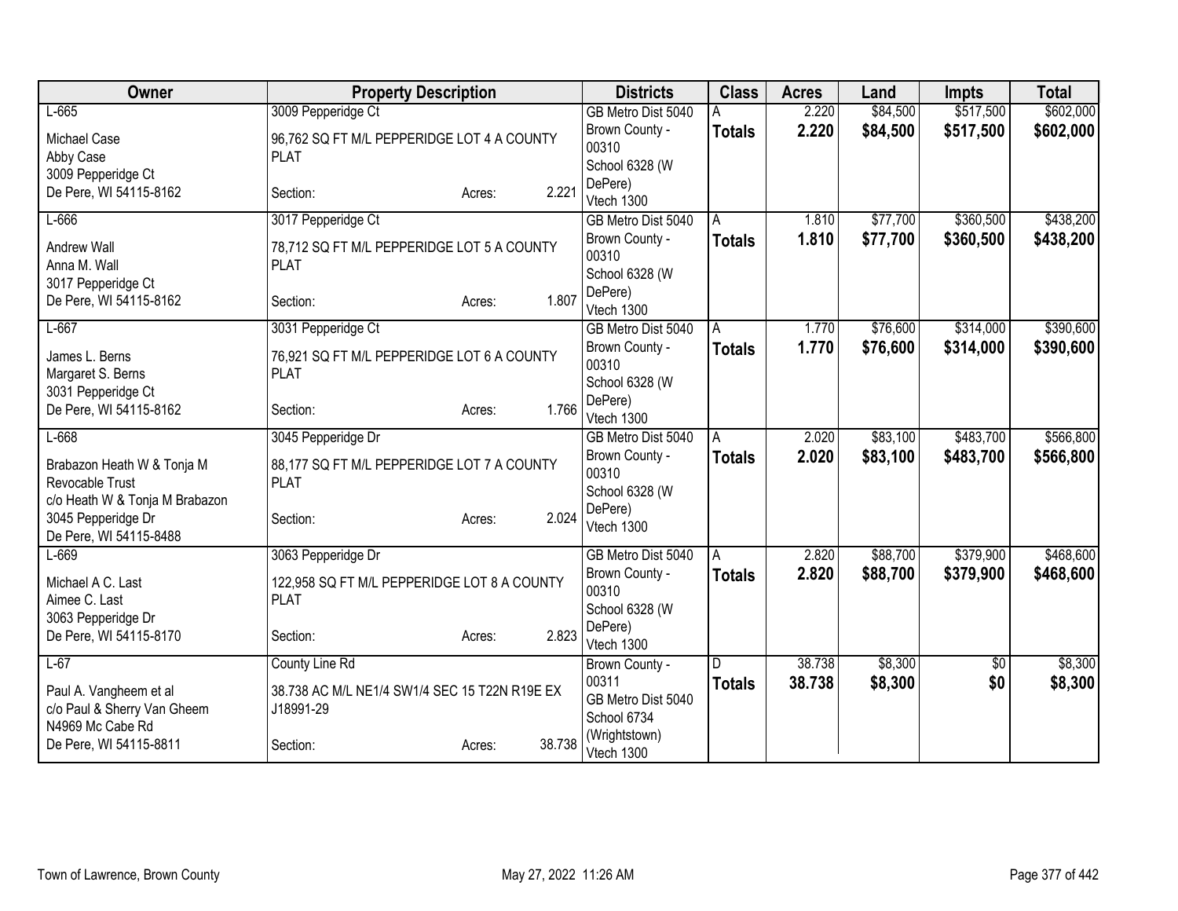| Owner | Property Description | Districts | Class | Acres | Land | Impts | Total |
|---|---|---|---|---|---|---|---|
| L-665<br>Michael Case<br>Abby Case<br>3009 Pepperidge Ct<br>De Pere, WI 54115-8162 | 3009 Pepperidge Ct<br>96,762 SQ FT M/L PEPPERIDGE LOT 4 A COUNTY PLAT<br>Section: Acres: 2.221 | GB Metro Dist 5040<br>Brown County - 00310<br>School 6328 (W DePere)<br>Vtech 1300 | A<br>**Totals** | 2.220<br>**2.220** | $84,500<br>**$84,500** | $517,500<br>**$517,500** | $602,000<br>**$602,000** |
| L-666<br>Andrew Wall<br>Anna M. Wall<br>3017 Pepperidge Ct<br>De Pere, WI 54115-8162 | 3017 Pepperidge Ct<br>78,712 SQ FT M/L PEPPERIDGE LOT 5 A COUNTY PLAT<br>Section: Acres: 1.807 | GB Metro Dist 5040<br>Brown County - 00310<br>School 6328 (W DePere)<br>Vtech 1300 | A<br>**Totals** | 1.810<br>**1.810** | $77,700<br>**$77,700** | $360,500<br>**$360,500** | $438,200<br>**$438,200** |
| L-667<br>James L. Berns<br>Margaret S. Berns<br>3031 Pepperidge Ct<br>De Pere, WI 54115-8162 | 3031 Pepperidge Ct<br>76,921 SQ FT M/L PEPPERIDGE LOT 6 A COUNTY PLAT<br>Section: Acres: 1.766 | GB Metro Dist 5040<br>Brown County - 00310<br>School 6328 (W DePere)<br>Vtech 1300 | A<br>**Totals** | 1.770<br>**1.770** | $76,600<br>**$76,600** | $314,000<br>**$314,000** | $390,600<br>**$390,600** |
| L-668<br>Brabazon Heath W & Tonja M Revocable Trust<br>c/o Heath W & Tonja M Brabazon<br>3045 Pepperidge Dr<br>De Pere, WI 54115-8488 | 3045 Pepperidge Dr<br>88,177 SQ FT M/L PEPPERIDGE LOT 7 A COUNTY PLAT<br>Section: Acres: 2.024 | GB Metro Dist 5040<br>Brown County - 00310<br>School 6328 (W DePere)<br>Vtech 1300 | A<br>**Totals** | 2.020<br>**2.020** | $83,100<br>**$83,100** | $483,700<br>**$483,700** | $566,800<br>**$566,800** |
| L-669<br>Michael A C. Last<br>Aimee C. Last<br>3063 Pepperidge Dr<br>De Pere, WI 54115-8170 | 3063 Pepperidge Dr<br>122,958 SQ FT M/L PEPPERIDGE LOT 8 A COUNTY PLAT<br>Section: Acres: 2.823 | GB Metro Dist 5040<br>Brown County - 00310<br>School 6328 (W DePere)<br>Vtech 1300 | A<br>**Totals** | 2.820<br>**2.820** | $88,700<br>**$88,700** | $379,900<br>**$379,900** | $468,600<br>**$468,600** |
| L-67<br>Paul A. Vangheem et al<br>c/o Paul & Sherry Van Gheem<br>N4969 Mc Cabe Rd<br>De Pere, WI 54115-8811 | County Line Rd<br>38.738 AC M/L NE1/4 SW1/4 SEC 15 T22N R19E EX J18991-29<br>Section: Acres: 38.738 | Brown County - 00311<br>GB Metro Dist 5040<br>School 6734 (Wrightstown)<br>Vtech 1300 | D<br>**Totals** | 38.738<br>**38.738** | $8,300<br>**$8,300** | $0<br>**$0** | $8,300<br>**$8,300** |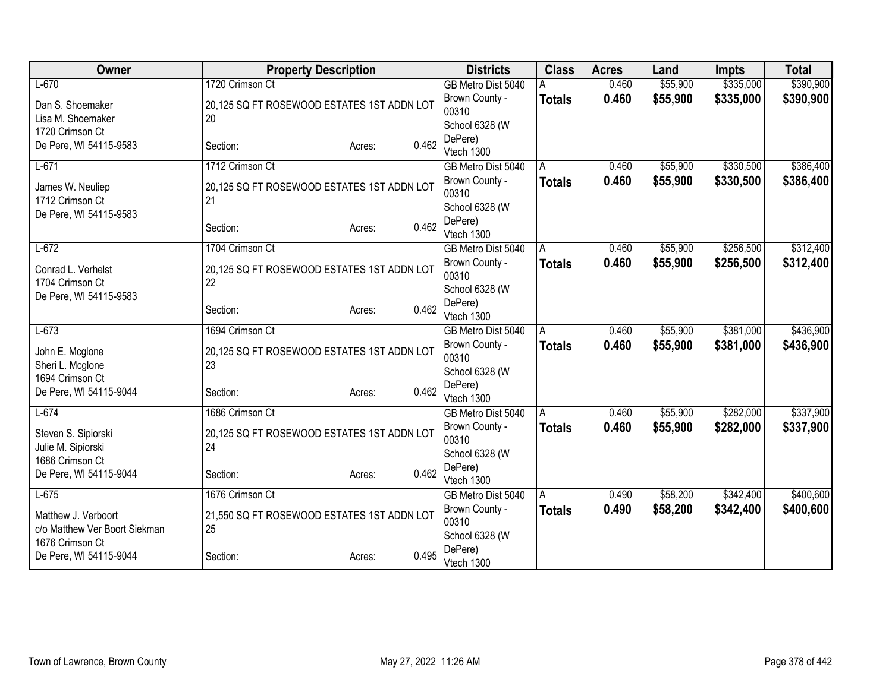| Owner | Property Description | Districts | Class | Acres | Land | Impts | Total |
|---|---|---|---|---|---|---|---|
| L-670<br>Dan S. Shoemaker<br>Lisa M. Shoemaker<br>1720 Crimson Ct<br>De Pere, WI 54115-9583 | 1720 Crimson Ct<br>20,125 SQ FT ROSEWOOD ESTATES 1ST ADDN LOT 20<br>Section: Acres: 0.462 | GB Metro Dist 5040<br>Brown County - 00310<br>School 6328 (W DePere)<br>Vtech 1300 | A<br>**Totals** | 0.460<br>**0.460** | $55,900<br>**$55,900** | $335,000<br>**$335,000** | $390,900<br>**$390,900** |
| L-671<br>James W. Neuliep<br>1712 Crimson Ct<br>De Pere, WI 54115-9583 | 1712 Crimson Ct<br>20,125 SQ FT ROSEWOOD ESTATES 1ST ADDN LOT 21<br>Section: Acres: 0.462 | GB Metro Dist 5040<br>Brown County - 00310<br>School 6328 (W DePere)<br>Vtech 1300 | A<br>**Totals** | 0.460<br>**0.460** | $55,900<br>**$55,900** | $330,500<br>**$330,500** | $386,400<br>**$386,400** |
| L-672<br>Conrad L. Verhelst<br>1704 Crimson Ct<br>De Pere, WI 54115-9583 | 1704 Crimson Ct<br>20,125 SQ FT ROSEWOOD ESTATES 1ST ADDN LOT 22<br>Section: Acres: 0.462 | GB Metro Dist 5040<br>Brown County - 00310<br>School 6328 (W DePere)<br>Vtech 1300 | A<br>**Totals** | 0.460<br>**0.460** | $55,900<br>**$55,900** | $256,500<br>**$256,500** | $312,400<br>**$312,400** |
| L-673<br>John E. Mcglone<br>Sheri L. Mcglone<br>1694 Crimson Ct<br>De Pere, WI 54115-9044 | 1694 Crimson Ct<br>20,125 SQ FT ROSEWOOD ESTATES 1ST ADDN LOT 23<br>Section: Acres: 0.462 | GB Metro Dist 5040<br>Brown County - 00310<br>School 6328 (W DePere)<br>Vtech 1300 | A<br>**Totals** | 0.460<br>**0.460** | $55,900<br>**$55,900** | $381,000<br>**$381,000** | $436,900<br>**$436,900** |
| L-674<br>Steven S. Sipiorski<br>Julie M. Sipiorski<br>1686 Crimson Ct<br>De Pere, WI 54115-9044 | 1686 Crimson Ct<br>20,125 SQ FT ROSEWOOD ESTATES 1ST ADDN LOT 24<br>Section: Acres: 0.462 | GB Metro Dist 5040<br>Brown County - 00310<br>School 6328 (W DePere)<br>Vtech 1300 | A<br>**Totals** | 0.460<br>**0.460** | $55,900<br>**$55,900** | $282,000<br>**$282,000** | $337,900<br>**$337,900** |
| L-675<br>Matthew J. Verboort<br>c/o Matthew Ver Boort Siekman<br>1676 Crimson Ct<br>De Pere, WI 54115-9044 | 1676 Crimson Ct<br>21,550 SQ FT ROSEWOOD ESTATES 1ST ADDN LOT 25<br>Section: Acres: 0.495 | GB Metro Dist 5040<br>Brown County - 00310<br>School 6328 (W DePere)<br>Vtech 1300 | A<br>**Totals** | 0.490<br>**0.490** | $58,200<br>**$58,200** | $342,400<br>**$342,400** | $400,600<br>**$400,600** |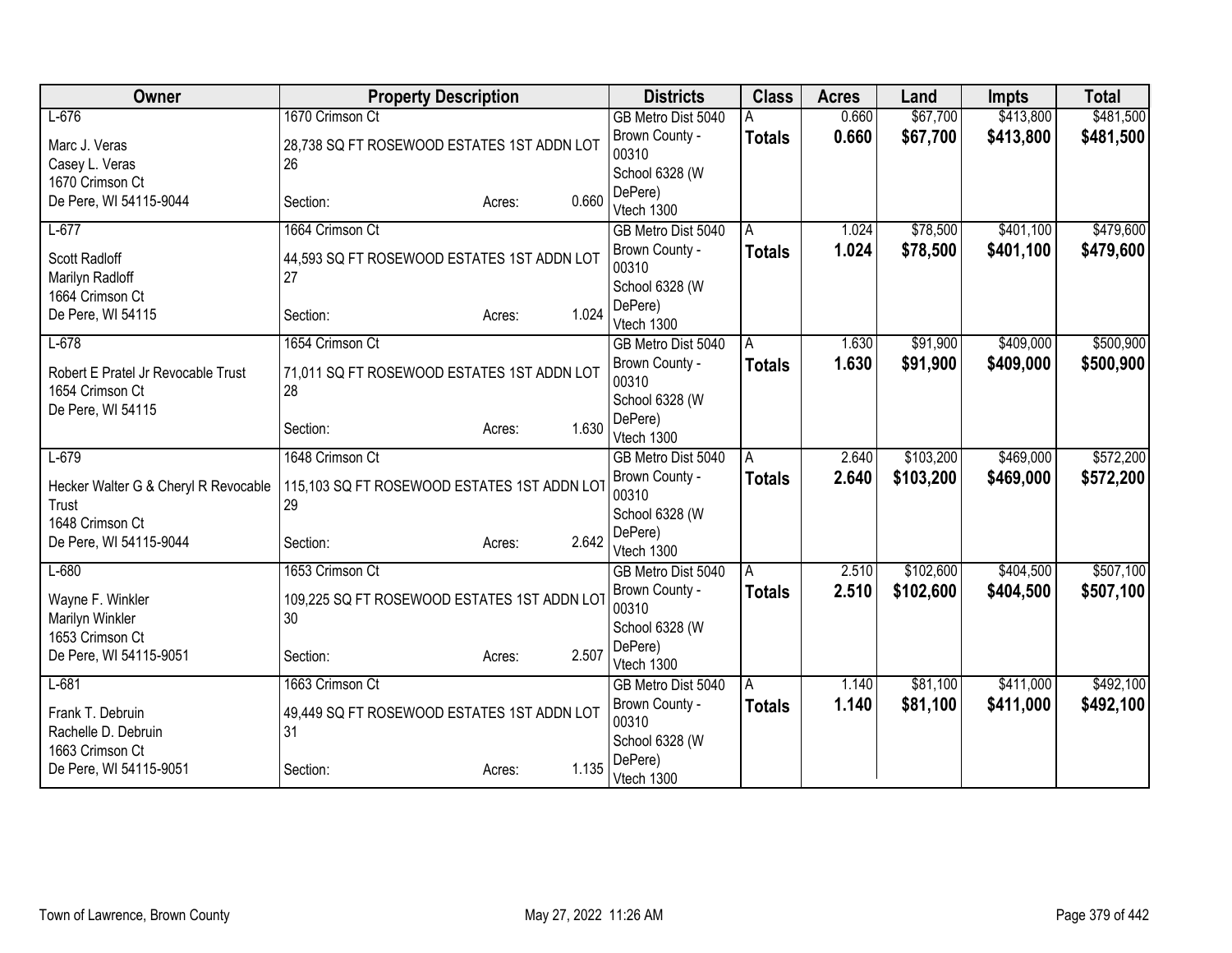| Owner | Property Description | Districts | Class | Acres | Land | Impts | Total |
|---|---|---|---|---|---|---|---|
| L-676<br>Marc J. Veras<br>Casey L. Veras<br>1670 Crimson Ct<br>De Pere, WI 54115-9044 | 1670 Crimson Ct<br>28,738 SQ FT ROSEWOOD ESTATES 1ST ADDN LOT 26<br>Section: Acres: 0.660 | GB Metro Dist 5040<br>Brown County - 00310<br>School 6328 (W DePere)<br>Vtech 1300 | A<br>**Totals** | 0.660<br>**0.660** | $67,700<br>**$67,700** | $413,800<br>**$413,800** | $481,500<br>**$481,500** |
| L-677<br>Scott Radloff<br>Marilyn Radloff<br>1664 Crimson Ct<br>De Pere, WI 54115 | 1664 Crimson Ct<br>44,593 SQ FT ROSEWOOD ESTATES 1ST ADDN LOT 27<br>Section: Acres: 1.024 | GB Metro Dist 5040<br>Brown County - 00310<br>School 6328 (W DePere)<br>Vtech 1300 | A<br>**Totals** | 1.024<br>**1.024** | $78,500<br>**$78,500** | $401,100<br>**$401,100** | $479,600<br>**$479,600** |
| L-678<br>Robert E Pratel Jr Revocable Trust<br>1654 Crimson Ct<br>De Pere, WI 54115 | 1654 Crimson Ct<br>71,011 SQ FT ROSEWOOD ESTATES 1ST ADDN LOT 28<br>Section: Acres: 1.630 | GB Metro Dist 5040<br>Brown County - 00310<br>School 6328 (W DePere)<br>Vtech 1300 | A<br>**Totals** | 1.630<br>**1.630** | $91,900<br>**$91,900** | $409,000<br>**$409,000** | $500,900<br>**$500,900** |
| L-679<br>Hecker Walter G & Cheryl R Revocable Trust<br>1648 Crimson Ct<br>De Pere, WI 54115-9044 | 1648 Crimson Ct<br>115,103 SQ FT ROSEWOOD ESTATES 1ST ADDN LOT 29<br>Section: Acres: 2.642 | GB Metro Dist 5040<br>Brown County - 00310<br>School 6328 (W DePere)<br>Vtech 1300 | A<br>**Totals** | 2.640<br>**2.640** | $103,200<br>**$103,200** | $469,000<br>**$469,000** | $572,200<br>**$572,200** |
| L-680<br>Wayne F. Winkler<br>Marilyn Winkler<br>1653 Crimson Ct<br>De Pere, WI 54115-9051 | 1653 Crimson Ct<br>109,225 SQ FT ROSEWOOD ESTATES 1ST ADDN LOT 30<br>Section: Acres: 2.507 | GB Metro Dist 5040<br>Brown County - 00310<br>School 6328 (W DePere)<br>Vtech 1300 | A<br>**Totals** | 2.510<br>**2.510** | $102,600<br>**$102,600** | $404,500<br>**$404,500** | $507,100<br>**$507,100** |
| L-681<br>Frank T. Debruin<br>Rachelle D. Debruin<br>1663 Crimson Ct<br>De Pere, WI 54115-9051 | 1663 Crimson Ct<br>49,449 SQ FT ROSEWOOD ESTATES 1ST ADDN LOT 31<br>Section: Acres: 1.135 | GB Metro Dist 5040<br>Brown County - 00310<br>School 6328 (W DePere)<br>Vtech 1300 | A<br>**Totals** | 1.140<br>**1.140** | $81,100<br>**$81,100** | $411,000<br>**$411,000** | $492,100<br>**$492,100** |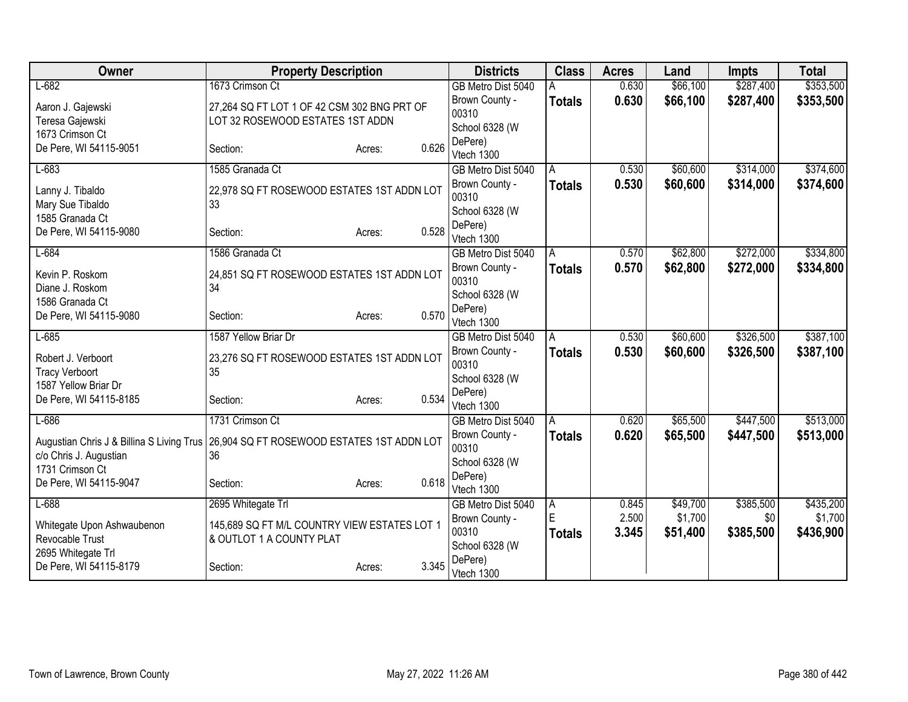| Owner | Property Description | Districts | Class | Acres | Land | Impts | Total |
|---|---|---|---|---|---|---|---|
| L-682<br>Aaron J. Gajewski<br>Teresa Gajewski<br>1673 Crimson Ct<br>De Pere, WI 54115-9051 | 1673 Crimson Ct<br>27,264 SQ FT LOT 1 OF 42 CSM 302 BNG PRT OF LOT 32 ROSEWOOD ESTATES 1ST ADDN<br>Section: Acres: 0.626 | GB Metro Dist 5040<br>Brown County - 00310<br>School 6328 (W DePere)<br>Vtech 1300 | A<br>**Totals** | 0.630<br>**0.630** | $66,100<br>**$66,100** | $287,400<br>**$287,400** | $353,500<br>**$353,500** |
| L-683<br>Lanny J. Tibaldo<br>Mary Sue Tibaldo<br>1585 Granada Ct<br>De Pere, WI 54115-9080 | 1585 Granada Ct<br>22,978 SQ FT ROSEWOOD ESTATES 1ST ADDN LOT 33<br>Section: Acres: 0.528 | GB Metro Dist 5040<br>Brown County - 00310<br>School 6328 (W DePere)<br>Vtech 1300 | A<br>**Totals** | 0.530<br>**0.530** | $60,600<br>**$60,600** | $314,000<br>**$314,000** | $374,600<br>**$374,600** |
| L-684<br>Kevin P. Roskom<br>Diane J. Roskom<br>1586 Granada Ct<br>De Pere, WI 54115-9080 | 1586 Granada Ct<br>24,851 SQ FT ROSEWOOD ESTATES 1ST ADDN LOT 34<br>Section: Acres: 0.570 | GB Metro Dist 5040<br>Brown County - 00310<br>School 6328 (W DePere)<br>Vtech 1300 | A<br>**Totals** | 0.570<br>**0.570** | $62,800<br>**$62,800** | $272,000<br>**$272,000** | $334,800<br>**$334,800** |
| L-685<br>Robert J. Verboort<br>Tracy Verboort<br>1587 Yellow Briar Dr<br>De Pere, WI 54115-8185 | 1587 Yellow Briar Dr<br>23,276 SQ FT ROSEWOOD ESTATES 1ST ADDN LOT 35<br>Section: Acres: 0.534 | GB Metro Dist 5040<br>Brown County - 00310<br>School 6328 (W DePere)<br>Vtech 1300 | A<br>**Totals** | 0.530<br>**0.530** | $60,600<br>**$60,600** | $326,500<br>**$326,500** | $387,100<br>**$387,100** |
| L-686<br>Augustian Chris J & Billina S Living Trus<br>c/o Chris J. Augustian<br>1731 Crimson Ct<br>De Pere, WI 54115-9047 | 1731 Crimson Ct<br>26,904 SQ FT ROSEWOOD ESTATES 1ST ADDN LOT 36<br>Section: Acres: 0.618 | GB Metro Dist 5040<br>Brown County - 00310<br>School 6328 (W DePere)<br>Vtech 1300 | A<br>**Totals** | 0.620<br>**0.620** | $65,500<br>**$65,500** | $447,500<br>**$447,500** | $513,000<br>**$513,000** |
| L-688<br>Whitegate Upon Ashwaubenon Revocable Trust<br>2695 Whitegate Trl<br>De Pere, WI 54115-8179 | 2695 Whitegate Trl<br>145,689 SQ FT M/L COUNTRY VIEW ESTATES LOT 1 & OUTLOT 1 A COUNTY PLAT<br>Section: Acres: 3.345 | GB Metro Dist 5040<br>Brown County - 00310<br>School 6328 (W DePere)<br>Vtech 1300 | A<br>E<br>**Totals** | 0.845<br>2.500<br>**3.345** | $49,700<br>$1,700<br>**$51,400** | $385,500<br>$0<br>**$385,500** | $435,200<br>$1,700<br>**$436,900** |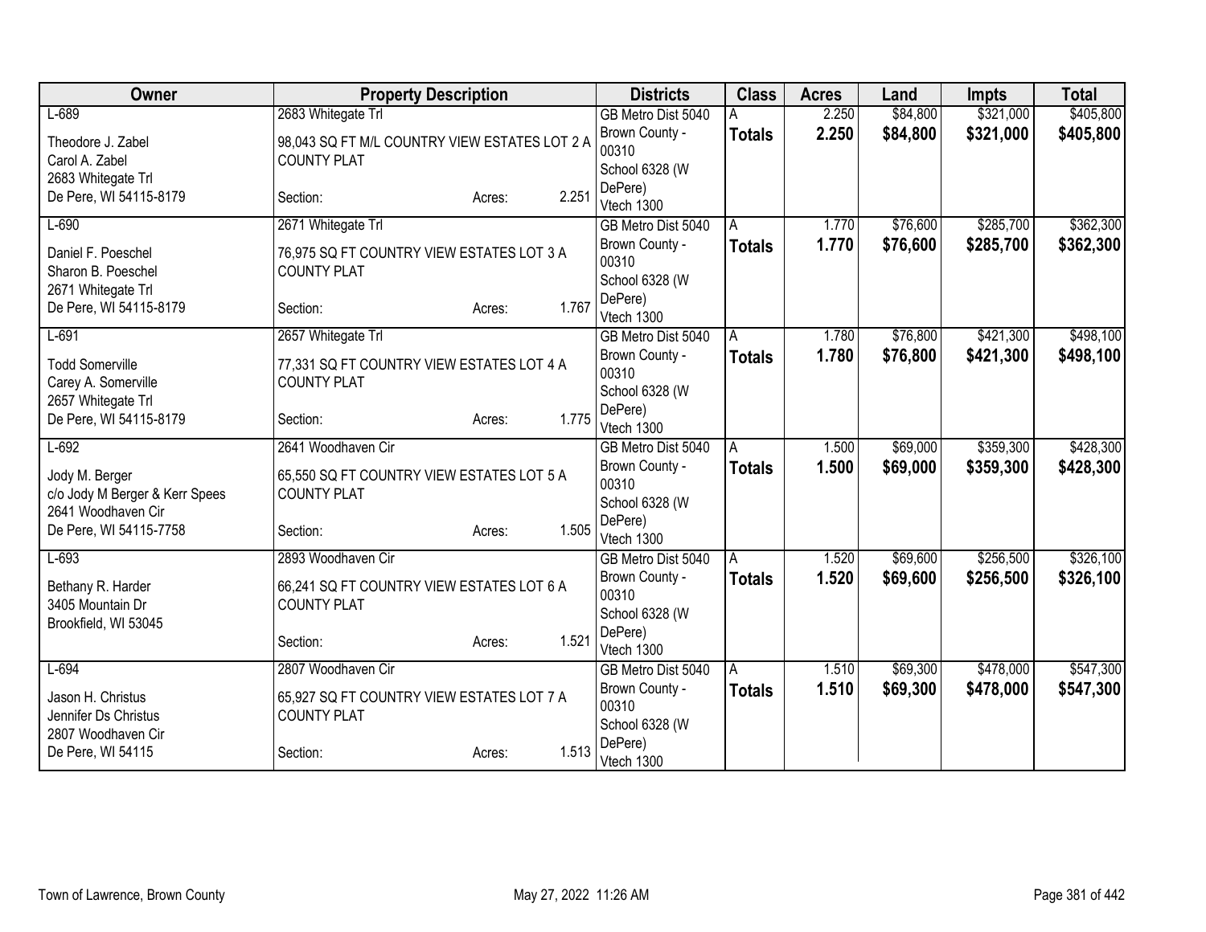| Owner | Property Description | Districts | Class | Acres | Land | Impts | Total |
|---|---|---|---|---|---|---|---|
| L-689<br>Theodore J. Zabel<br>Carol A. Zabel<br>2683 Whitegate Trl<br>De Pere, WI 54115-8179 | 2683 Whitegate Trl<br>98,043 SQ FT M/L COUNTRY VIEW ESTATES LOT 2 A COUNTY PLAT<br>Section: Acres: 2.251 | GB Metro Dist 5040<br>Brown County - 00310<br>School 6328 (W DePere)<br>Vtech 1300 | A<br>**Totals** | 2.250<br>**2.250** | $84,800<br>**$84,800** | $321,000<br>**$321,000** | $405,800<br>**$405,800** |
| L-690<br>Daniel F. Poeschel<br>Sharon B. Poeschel<br>2671 Whitegate Trl<br>De Pere, WI 54115-8179 | 2671 Whitegate Trl<br>76,975 SQ FT COUNTRY VIEW ESTATES LOT 3 A COUNTY PLAT<br>Section: Acres: 1.767 | GB Metro Dist 5040<br>Brown County - 00310<br>School 6328 (W DePere)<br>Vtech 1300 | A<br>**Totals** | 1.770<br>**1.770** | $76,600<br>**$76,600** | $285,700<br>**$285,700** | $362,300<br>**$362,300** |
| L-691<br>Todd Somerville<br>Carey A. Somerville<br>2657 Whitegate Trl<br>De Pere, WI 54115-8179 | 2657 Whitegate Trl<br>77,331 SQ FT COUNTRY VIEW ESTATES LOT 4 A COUNTY PLAT<br>Section: Acres: 1.775 | GB Metro Dist 5040<br>Brown County - 00310<br>School 6328 (W DePere)<br>Vtech 1300 | A<br>**Totals** | 1.780<br>**1.780** | $76,800<br>**$76,800** | $421,300<br>**$421,300** | $498,100<br>**$498,100** |
| L-692<br>Jody M. Berger<br>c/o Jody M Berger & Kerr Spees<br>2641 Woodhaven Cir<br>De Pere, WI 54115-7758 | 2641 Woodhaven Cir<br>65,550 SQ FT COUNTRY VIEW ESTATES LOT 5 A COUNTY PLAT<br>Section: Acres: 1.505 | GB Metro Dist 5040<br>Brown County - 00310<br>School 6328 (W DePere)<br>Vtech 1300 | A<br>**Totals** | 1.500<br>**1.500** | $69,000<br>**$69,000** | $359,300<br>**$359,300** | $428,300<br>**$428,300** |
| L-693<br>Bethany R. Harder<br>3405 Mountain Dr<br>Brookfield, WI 53045 | 2893 Woodhaven Cir<br>66,241 SQ FT COUNTRY VIEW ESTATES LOT 6 A COUNTY PLAT<br>Section: Acres: 1.521 | GB Metro Dist 5040<br>Brown County - 00310<br>School 6328 (W DePere)<br>Vtech 1300 | A<br>**Totals** | 1.520<br>**1.520** | $69,600<br>**$69,600** | $256,500<br>**$256,500** | $326,100<br>**$326,100** |
| L-694<br>Jason H. Christus<br>Jennifer Ds Christus<br>2807 Woodhaven Cir<br>De Pere, WI 54115 | 2807 Woodhaven Cir<br>65,927 SQ FT COUNTRY VIEW ESTATES LOT 7 A COUNTY PLAT<br>Section: Acres: 1.513 | GB Metro Dist 5040<br>Brown County - 00310<br>School 6328 (W DePere)<br>Vtech 1300 | A<br>**Totals** | 1.510<br>**1.510** | $69,300<br>**$69,300** | $478,000<br>**$478,000** | $547,300<br>**$547,300** |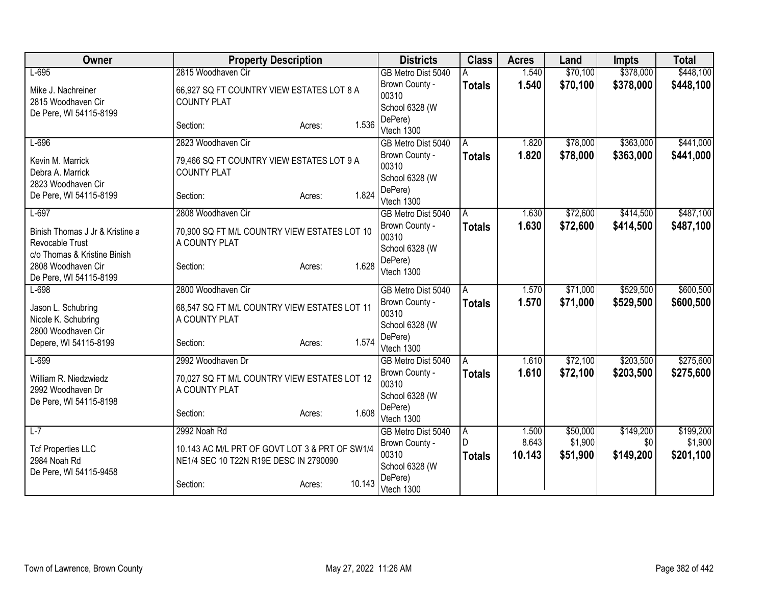| Owner | Property Description | Districts | Class | Acres | Land | Impts | Total |
|---|---|---|---|---|---|---|---|
| L-695<br>Mike J. Nachreiner<br>2815 Woodhaven Cir<br>De Pere, WI 54115-8199 | 2815 Woodhaven Cir<br>66,927 SQ FT COUNTRY VIEW ESTATES LOT 8 A COUNTY PLAT<br>Section: Acres: 1.536 | GB Metro Dist 5040<br>Brown County - 00310<br>School 6328 (W DePere)<br>Vtech 1300 | A<br>**Totals** | 1.540<br>**1.540** | $70,100<br>**$70,100** | $378,000<br>**$378,000** | $448,100<br>**$448,100** |
| L-696<br>Kevin M. Marrick<br>Debra A. Marrick<br>2823 Woodhaven Cir<br>De Pere, WI 54115-8199 | 2823 Woodhaven Cir<br>79,466 SQ FT COUNTRY VIEW ESTATES LOT 9 A COUNTY PLAT<br>Section: Acres: 1.824 | GB Metro Dist 5040<br>Brown County - 00310<br>School 6328 (W DePere)<br>Vtech 1300 | A<br>**Totals** | 1.820<br>**1.820** | $78,000<br>**$78,000** | $363,000<br>**$363,000** | $441,000<br>**$441,000** |
| L-697<br>Binish Thomas J Jr & Kristine a Revocable Trust<br>c/o Thomas & Kristine Binish<br>2808 Woodhaven Cir<br>De Pere, WI 54115-8199 | 2808 Woodhaven Cir<br>70,900 SQ FT M/L COUNTRY VIEW ESTATES LOT 10 A COUNTY PLAT<br>Section: Acres: 1.628 | GB Metro Dist 5040<br>Brown County - 00310<br>School 6328 (W DePere)<br>Vtech 1300 | A<br>**Totals** | 1.630<br>**1.630** | $72,600<br>**$72,600** | $414,500<br>**$414,500** | $487,100<br>**$487,100** |
| L-698<br>Jason L. Schubring<br>Nicole K. Schubring<br>2800 Woodhaven Cir<br>Depere, WI 54115-8199 | 2800 Woodhaven Cir<br>68,547 SQ FT M/L COUNTRY VIEW ESTATES LOT 11 A COUNTY PLAT<br>Section: Acres: 1.574 | GB Metro Dist 5040<br>Brown County - 00310<br>School 6328 (W DePere)<br>Vtech 1300 | A<br>**Totals** | 1.570<br>**1.570** | $71,000<br>**$71,000** | $529,500<br>**$529,500** | $600,500<br>**$600,500** |
| L-699<br>William R. Niedzwiedz<br>2992 Woodhaven Dr<br>De Pere, WI 54115-8198 | 2992 Woodhaven Dr<br>70,027 SQ FT M/L COUNTRY VIEW ESTATES LOT 12 A COUNTY PLAT<br>Section: Acres: 1.608 | GB Metro Dist 5040<br>Brown County - 00310<br>School 6328 (W DePere)<br>Vtech 1300 | A<br>**Totals** | 1.610<br>**1.610** | $72,100<br>**$72,100** | $203,500<br>**$203,500** | $275,600<br>**$275,600** |
| L-7<br>Tcf Properties LLC<br>2984 Noah Rd<br>De Pere, WI 54115-9458 | 2992 Noah Rd<br>10.143 AC M/L PRT OF GOVT LOT 3 & PRT OF SW1/4 NE1/4 SEC 10 T22N R19E DESC IN 2790090<br>Section: Acres: 10.143 | GB Metro Dist 5040<br>Brown County - 00310<br>School 6328 (W DePere)<br>Vtech 1300 | A<br>D<br>**Totals** | 1.500<br>8.643<br>**10.143** | $50,000<br>$1,900<br>**$51,900** | $149,200<br>$0<br>**$149,200** | $199,200<br>$1,900<br>**$201,100** |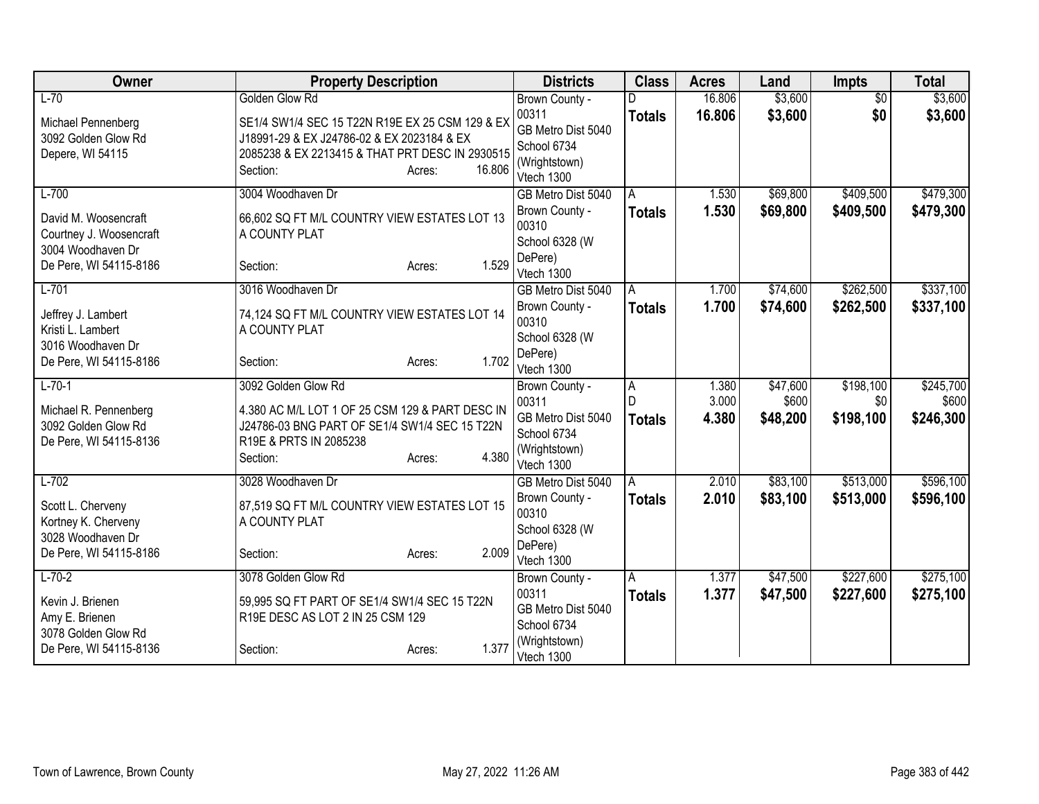| Owner | Property Description | Districts | Class | Acres | Land | Impts | Total |
|---|---|---|---|---|---|---|---|
| L-70<br><br>Michael Pennenberg<br>3092 Golden Glow Rd<br>Depere, WI 54115 | Golden Glow Rd<br><br>SE1/4 SW1/4 SEC 15 T22N R19E EX 25 CSM 129 & EX J18991-29 & EX J24786-02 & EX 2023184 & EX 2085238 & EX 2213415 & THAT PRT DESC IN 2930515<br>Section: Acres: 16.806 | Brown County - 00311<br>GB Metro Dist 5040<br>School 6734 (Wrightstown)<br>Vtech 1300 | D<br>**Totals** | 16.806<br>**16.806** | $3,600<br>**$3,600** | $0<br>**$0** | $3,600<br>**$3,600** |
| L-700<br><br>David M. Woosencraft<br>Courtney J. Woosencraft<br>3004 Woodhaven Dr<br>De Pere, WI 54115-8186 | 3004 Woodhaven Dr<br><br>66,602 SQ FT M/L COUNTRY VIEW ESTATES LOT 13 A COUNTY PLAT<br><br>Section: Acres: 1.529 | GB Metro Dist 5040<br>Brown County - 00310<br>School 6328 (W DePere)<br>Vtech 1300 | A<br>**Totals** | 1.530<br>**1.530** | $69,800<br>**$69,800** | $409,500<br>**$409,500** | $479,300<br>**$479,300** |
| L-701<br><br>Jeffrey J. Lambert<br>Kristi L. Lambert<br>3016 Woodhaven Dr<br>De Pere, WI 54115-8186 | 3016 Woodhaven Dr<br><br>74,124 SQ FT M/L COUNTRY VIEW ESTATES LOT 14 A COUNTY PLAT<br><br>Section: Acres: 1.702 | GB Metro Dist 5040<br>Brown County - 00310<br>School 6328 (W DePere)<br>Vtech 1300 | A<br>**Totals** | 1.700<br>**1.700** | $74,600<br>**$74,600** | $262,500<br>**$262,500** | $337,100<br>**$337,100** |
| L-70-1<br><br>Michael R. Pennenberg<br>3092 Golden Glow Rd<br>De Pere, WI 54115-8136 | 3092 Golden Glow Rd<br><br>4.380 AC M/L LOT 1 OF 25 CSM 129 & PART DESC IN J24786-03 BNG PART OF SE1/4 SW1/4 SEC 15 T22N R19E & PRTS IN 2085238<br>Section: Acres: 4.380 | Brown County - 00311<br>GB Metro Dist 5040<br>School 6734 (Wrightstown)<br>Vtech 1300 | A<br>D<br>**Totals** | 1.380<br>3.000<br>**4.380** | $47,600<br>$600<br>**$48,200** | $198,100<br>$0<br>**$198,100** | $245,700<br>$600<br>**$246,300** |
| L-702<br><br>Scott L. Cherveny<br>Kortney K. Cherveny<br>3028 Woodhaven Dr<br>De Pere, WI 54115-8186 | 3028 Woodhaven Dr<br><br>87,519 SQ FT M/L COUNTRY VIEW ESTATES LOT 15 A COUNTY PLAT<br><br>Section: Acres: 2.009 | GB Metro Dist 5040<br>Brown County - 00310<br>School 6328 (W DePere)<br>Vtech 1300 | A<br>**Totals** | 2.010<br>**2.010** | $83,100<br>**$83,100** | $513,000<br>**$513,000** | $596,100<br>**$596,100** |
| L-70-2<br><br>Kevin J. Brienen<br>Amy E. Brienen<br>3078 Golden Glow Rd<br>De Pere, WI 54115-8136 | 3078 Golden Glow Rd<br><br>59,995 SQ FT PART OF SE1/4 SW1/4 SEC 15 T22N R19E DESC AS LOT 2 IN 25 CSM 129<br><br>Section: Acres: 1.377 | Brown County - 00311<br>GB Metro Dist 5040<br>School 6734 (Wrightstown)<br>Vtech 1300 | A<br>**Totals** | 1.377<br>**1.377** | $47,500<br>**$47,500** | $227,600<br>**$227,600** | $275,100<br>**$275,100** |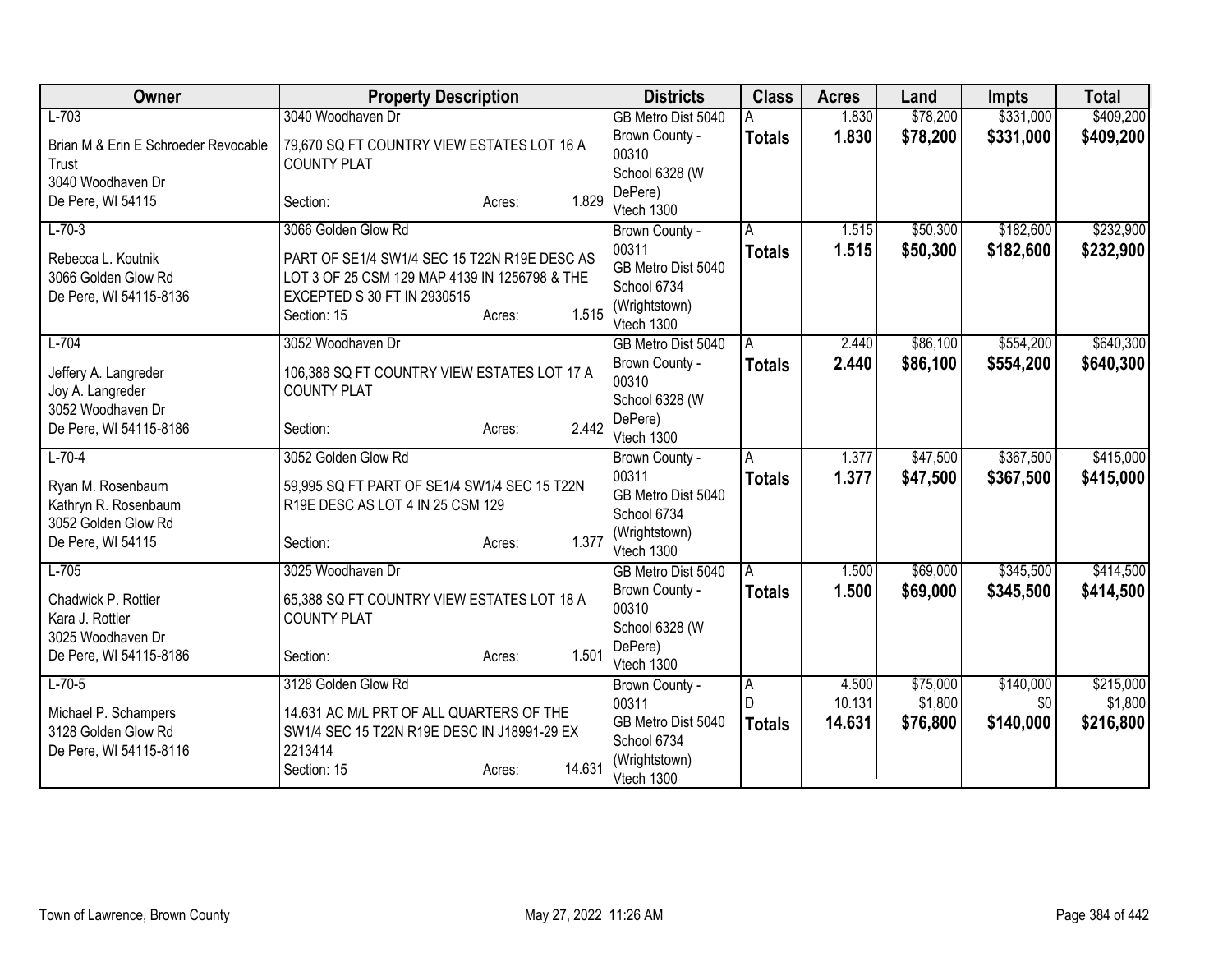| Owner | Property Description | Districts | Class | Acres | Land | Impts | Total |
|---|---|---|---|---|---|---|---|
| L-703<br><br>Brian M & Erin E Schroeder Revocable Trust<br>3040 Woodhaven Dr<br>De Pere, WI 54115 | 3040 Woodhaven Dr<br><br>79,670 SQ FT COUNTRY VIEW ESTATES LOT 16 A COUNTY PLAT<br><br>Section: Acres: 1.829 | GB Metro Dist 5040<br>Brown County - 00310<br>School 6328 (W DePere)<br>Vtech 1300 | A<br>**Totals** | 1.830<br>**1.830** | $78,200<br>**$78,200** | $331,000<br>**$331,000** | $409,200<br>**$409,200** |
| L-70-3<br><br>Rebecca L. Koutnik<br>3066 Golden Glow Rd<br>De Pere, WI 54115-8136 | 3066 Golden Glow Rd<br><br>PART OF SE1/4 SW1/4 SEC 15 T22N R19E DESC AS LOT 3 OF 25 CSM 129 MAP 4139 IN 1256798 & THE EXCEPTED S 30 FT IN 2930515<br>Section: 15 Acres: 1.515 | Brown County - 00311<br>GB Metro Dist 5040<br>School 6734 (Wrightstown)<br>Vtech 1300 | A<br>**Totals** | 1.515<br>**1.515** | $50,300<br>**$50,300** | $182,600<br>**$182,600** | $232,900<br>**$232,900** |
| L-704<br><br>Jeffery A. Langreder<br>Joy A. Langreder<br>3052 Woodhaven Dr<br>De Pere, WI 54115-8186 | 3052 Woodhaven Dr<br><br>106,388 SQ FT COUNTRY VIEW ESTATES LOT 17 A COUNTY PLAT<br><br>Section: Acres: 2.442 | GB Metro Dist 5040<br>Brown County - 00310<br>School 6328 (W DePere)<br>Vtech 1300 | A<br>**Totals** | 2.440<br>**2.440** | $86,100<br>**$86,100** | $554,200<br>**$554,200** | $640,300<br>**$640,300** |
| L-70-4<br><br>Ryan M. Rosenbaum<br>Kathryn R. Rosenbaum<br>3052 Golden Glow Rd<br>De Pere, WI 54115 | 3052 Golden Glow Rd<br><br>59,995 SQ FT PART OF SE1/4 SW1/4 SEC 15 T22N R19E DESC AS LOT 4 IN 25 CSM 129<br><br>Section: Acres: 1.377 | Brown County - 00311<br>GB Metro Dist 5040<br>School 6734 (Wrightstown)<br>Vtech 1300 | A<br>**Totals** | 1.377<br>**1.377** | $47,500<br>**$47,500** | $367,500<br>**$367,500** | $415,000<br>**$415,000** |
| L-705<br><br>Chadwick P. Rottier<br>Kara J. Rottier<br>3025 Woodhaven Dr<br>De Pere, WI 54115-8186 | 3025 Woodhaven Dr<br><br>65,388 SQ FT COUNTRY VIEW ESTATES LOT 18 A COUNTY PLAT<br><br>Section: Acres: 1.501 | GB Metro Dist 5040<br>Brown County - 00310<br>School 6328 (W DePere)<br>Vtech 1300 | A<br>**Totals** | 1.500<br>**1.500** | $69,000<br>**$69,000** | $345,500<br>**$345,500** | $414,500<br>**$414,500** |
| L-70-5<br><br>Michael P. Schampers<br>3128 Golden Glow Rd<br>De Pere, WI 54115-8116 | 3128 Golden Glow Rd<br><br>14.631 AC M/L PRT OF ALL QUARTERS OF THE SW1/4 SEC 15 T22N R19E DESC IN J18991-29 EX 2213414<br>Section: 15 Acres: 14.631 | Brown County - 00311<br>GB Metro Dist 5040<br>School 6734 (Wrightstown)<br>Vtech 1300 | A<br>D<br>**Totals** | 4.500<br>10.131<br>**14.631** | $75,000<br>$1,800<br>**$76,800** | $140,000<br>$0<br>**$140,000** | $215,000<br>$1,800<br>**$216,800** |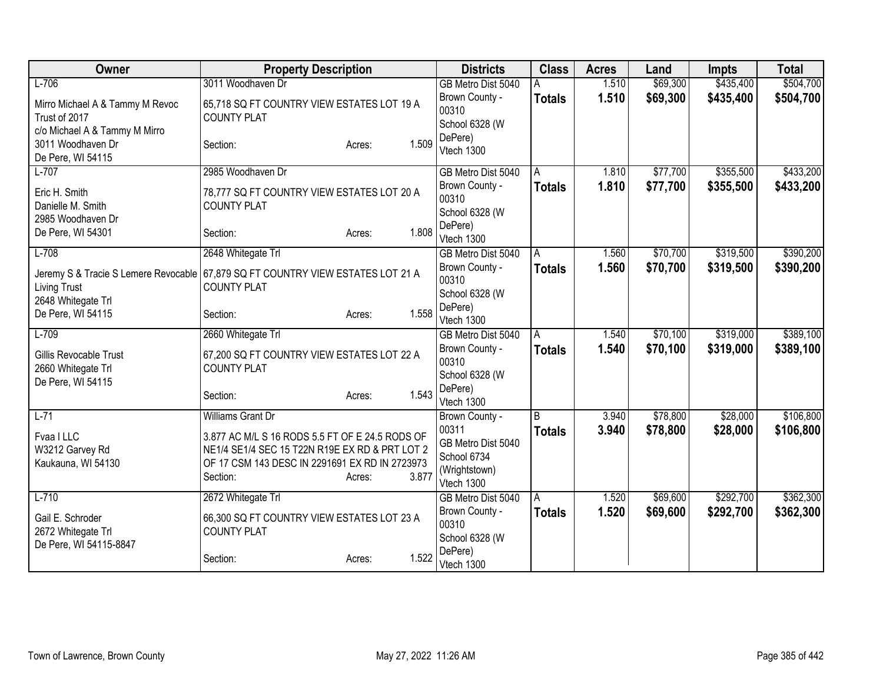| Owner | Property Description | Districts | Class | Acres | Land | Impts | Total |
|---|---|---|---|---|---|---|---|
| L-706<br>Mirro Michael A & Tammy M Revoc Trust of 2017<br>c/o Michael A & Tammy M Mirro<br>3011 Woodhaven Dr<br>De Pere, WI 54115 | 3011 Woodhaven Dr<br>65,718 SQ FT COUNTRY VIEW ESTATES LOT 19 A COUNTY PLAT<br>Section: Acres: 1.509 | GB Metro Dist 5040<br>Brown County - 00310<br>School 6328 (W DePere)<br>Vtech 1300 | A<br>**Totals** | 1.510<br>**1.510** | $69,300<br>**$69,300** | $435,400<br>**$435,400** | $504,700<br>**$504,700** |
| L-707<br>Eric H. Smith<br>Danielle M. Smith<br>2985 Woodhaven Dr<br>De Pere, WI 54301 | 2985 Woodhaven Dr<br>78,777 SQ FT COUNTRY VIEW ESTATES LOT 20 A COUNTY PLAT<br>Section: Acres: 1.808 | GB Metro Dist 5040<br>Brown County - 00310<br>School 6328 (W DePere)<br>Vtech 1300 | A<br>**Totals** | 1.810<br>**1.810** | $77,700<br>**$77,700** | $355,500<br>**$355,500** | $433,200<br>**$433,200** |
| L-708<br>Jeremy S & Tracie S Lemere Revocable Living Trust<br>2648 Whitegate Trl<br>De Pere, WI 54115 | 2648 Whitegate Trl<br>67,879 SQ FT COUNTRY VIEW ESTATES LOT 21 A COUNTY PLAT<br>Section: Acres: 1.558 | GB Metro Dist 5040<br>Brown County - 00310<br>School 6328 (W DePere)<br>Vtech 1300 | A<br>**Totals** | 1.560<br>**1.560** | $70,700<br>**$70,700** | $319,500<br>**$319,500** | $390,200<br>**$390,200** |
| L-709<br>Gillis Revocable Trust<br>2660 Whitegate Trl<br>De Pere, WI 54115 | 2660 Whitegate Trl<br>67,200 SQ FT COUNTRY VIEW ESTATES LOT 22 A COUNTY PLAT<br>Section: Acres: 1.543 | GB Metro Dist 5040<br>Brown County - 00310<br>School 6328 (W DePere)<br>Vtech 1300 | A<br>**Totals** | 1.540<br>**1.540** | $70,100<br>**$70,100** | $319,000<br>**$319,000** | $389,100<br>**$389,100** |
| L-71<br>Fvaa I LLC<br>W3212 Garvey Rd<br>Kaukauna, WI 54130 | Williams Grant Dr<br>3.877 AC M/L S 16 RODS 5.5 FT OF E 24.5 RODS OF NE1/4 SE1/4 SEC 15 T22N R19E EX RD & PRT LOT 2 OF 17 CSM 143 DESC IN 2291691 EX RD IN 2723973<br>Section: Acres: 3.877 | Brown County - 00311<br>GB Metro Dist 5040<br>School 6734 (Wrightstown)<br>Vtech 1300 | B<br>**Totals** | 3.940<br>**3.940** | $78,800<br>**$78,800** | $28,000<br>**$28,000** | $106,800<br>**$106,800** |
| L-710<br>Gail E. Schroder<br>2672 Whitegate Trl<br>De Pere, WI 54115-8847 | 2672 Whitegate Trl<br>66,300 SQ FT COUNTRY VIEW ESTATES LOT 23 A COUNTY PLAT<br>Section: Acres: 1.522 | GB Metro Dist 5040<br>Brown County - 00310<br>School 6328 (W DePere)<br>Vtech 1300 | A<br>**Totals** | 1.520<br>**1.520** | $69,600<br>**$69,600** | $292,700<br>**$292,700** | $362,300<br>**$362,300** |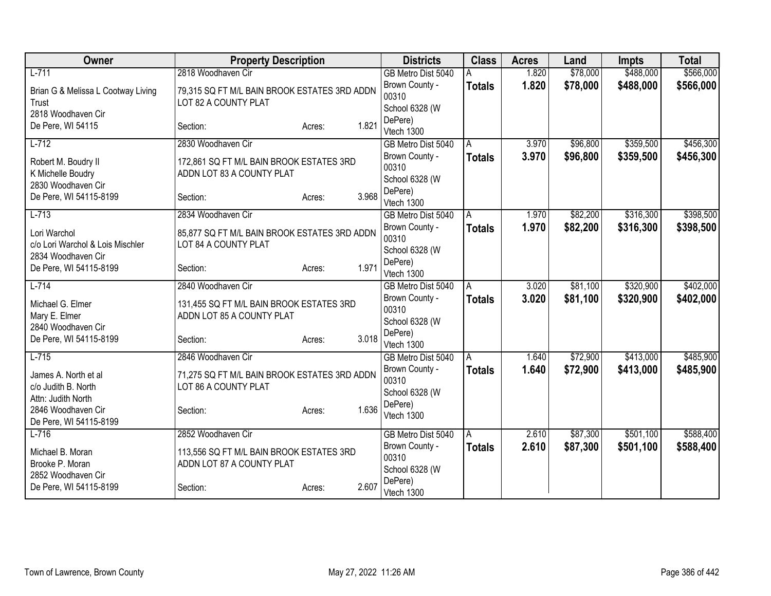| Owner | Property Description | | | Districts | Class | Acres | Land | Impts | Total |
|---|---|---|---|---|---|---|---|---|---|
| L-711 | 2818 Woodhaven Cir | | | GB Metro Dist 5040 | A | 1.820 | $78,000 | $488,000 | $566,000 |
| Brian G & Melissa L Cootway Living Trust<br>2818 Woodhaven Cir<br>De Pere, WI 54115 | 79,315 SQ FT M/L BAIN BROOK ESTATES 3RD ADDN LOT 82 A COUNTY PLAT<br>Section: | Acres: | 1.821 | Brown County - 00310<br>School 6328 (W DePere)<br>Vtech 1300 | **Totals** | **1.820** | **$78,000** | **$488,000** | **$566,000** |
| L-712 | 2830 Woodhaven Cir | | | GB Metro Dist 5040 | A | 3.970 | $96,800 | $359,500 | $456,300 |
| Robert M. Boudry II<br>K Michelle Boudry<br>2830 Woodhaven Cir<br>De Pere, WI 54115-8199 | 172,861 SQ FT M/L BAIN BROOK ESTATES 3RD ADDN LOT 83 A COUNTY PLAT<br>Section: | Acres: | 3.968 | Brown County - 00310<br>School 6328 (W DePere)<br>Vtech 1300 | **Totals** | **3.970** | **$96,800** | **$359,500** | **$456,300** |
| L-713 | 2834 Woodhaven Cir | | | GB Metro Dist 5040 | A | 1.970 | $82,200 | $316,300 | $398,500 |
| Lori Warchol<br>c/o Lori Warchol & Lois Mischler<br>2834 Woodhaven Cir<br>De Pere, WI 54115-8199 | 85,877 SQ FT M/L BAIN BROOK ESTATES 3RD ADDN LOT 84 A COUNTY PLAT<br>Section: | Acres: | 1.971 | Brown County - 00310<br>School 6328 (W DePere)<br>Vtech 1300 | **Totals** | **1.970** | **$82,200** | **$316,300** | **$398,500** |
| L-714 | 2840 Woodhaven Cir | | | GB Metro Dist 5040 | A | 3.020 | $81,100 | $320,900 | $402,000 |
| Michael G. Elmer<br>Mary E. Elmer<br>2840 Woodhaven Cir<br>De Pere, WI 54115-8199 | 131,455 SQ FT M/L BAIN BROOK ESTATES 3RD ADDN LOT 85 A COUNTY PLAT<br>Section: | Acres: | 3.018 | Brown County - 00310<br>School 6328 (W DePere)<br>Vtech 1300 | **Totals** | **3.020** | **$81,100** | **$320,900** | **$402,000** |
| L-715 | 2846 Woodhaven Cir | | | GB Metro Dist 5040 | A | 1.640 | $72,900 | $413,000 | $485,900 |
| James A. North et al<br>c/o Judith B. North<br>Attn: Judith North<br>2846 Woodhaven Cir<br>De Pere, WI 54115-8199 | 71,275 SQ FT M/L BAIN BROOK ESTATES 3RD ADDN LOT 86 A COUNTY PLAT<br>Section: | Acres: | 1.636 | Brown County - 00310<br>School 6328 (W DePere)<br>Vtech 1300 | **Totals** | **1.640** | **$72,900** | **$413,000** | **$485,900** |
| L-716 | 2852 Woodhaven Cir | | | GB Metro Dist 5040 | A | 2.610 | $87,300 | $501,100 | $588,400 |
| Michael B. Moran<br>Brooke P. Moran<br>2852 Woodhaven Cir<br>De Pere, WI 54115-8199 | 113,556 SQ FT M/L BAIN BROOK ESTATES 3RD ADDN LOT 87 A COUNTY PLAT<br>Section: | Acres: | 2.607 | Brown County - 00310<br>School 6328 (W DePere)<br>Vtech 1300 | **Totals** | **2.610** | **$87,300** | **$501,100** | **$588,400** |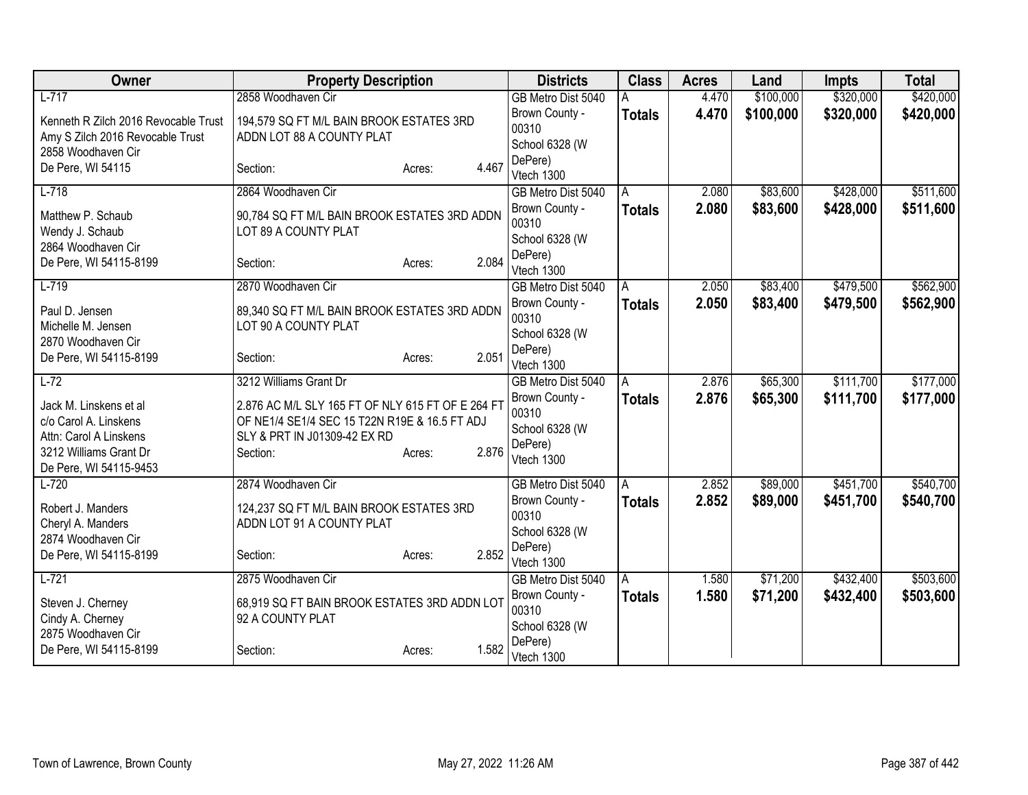| Owner | Property Description | Districts | Class | Acres | Land | Impts | Total |
|---|---|---|---|---|---|---|---|
| L-717<br>Kenneth R Zilch 2016 Revocable Trust<br>Amy S Zilch 2016 Revocable Trust<br>2858 Woodhaven Cir<br>De Pere, WI 54115 | 2858 Woodhaven Cir<br>194,579 SQ FT M/L BAIN BROOK ESTATES 3RD ADDN LOT 88 A COUNTY PLAT<br>Section: Acres: 4.467 | GB Metro Dist 5040<br>Brown County - 00310<br>School 6328 (W DePere)<br>Vtech 1300 | A<br>**Totals** | 4.470<br>**4.470** | \$100,000<br>**\$100,000** | \$320,000<br>**\$320,000** | \$420,000<br>**\$420,000** |
| L-718<br>Matthew P. Schaub<br>Wendy J. Schaub<br>2864 Woodhaven Cir<br>De Pere, WI 54115-8199 | 2864 Woodhaven Cir<br>90,784 SQ FT M/L BAIN BROOK ESTATES 3RD ADDN LOT 89 A COUNTY PLAT<br>Section: Acres: 2.084 | GB Metro Dist 5040<br>Brown County - 00310<br>School 6328 (W DePere)<br>Vtech 1300 | A<br>**Totals** | 2.080<br>**2.080** | \$83,600<br>**\$83,600** | \$428,000<br>**\$428,000** | \$511,600<br>**\$511,600** |
| L-719<br>Paul D. Jensen<br>Michelle M. Jensen<br>2870 Woodhaven Cir<br>De Pere, WI 54115-8199 | 2870 Woodhaven Cir<br>89,340 SQ FT M/L BAIN BROOK ESTATES 3RD ADDN LOT 90 A COUNTY PLAT<br>Section: Acres: 2.051 | GB Metro Dist 5040<br>Brown County - 00310<br>School 6328 (W DePere)<br>Vtech 1300 | A<br>**Totals** | 2.050<br>**2.050** | \$83,400<br>**\$83,400** | \$479,500<br>**\$479,500** | \$562,900<br>**\$562,900** |
| L-72<br>Jack M. Linskens et al<br>c/o Carol A. Linskens<br>Attn: Carol A Linskens<br>3212 Williams Grant Dr<br>De Pere, WI 54115-9453 | 3212 Williams Grant Dr<br>2.876 AC M/L SLY 165 FT OF NLY 615 FT OF E 264 FT OF NE1/4 SE1/4 SEC 15 T22N R19E & 16.5 FT ADJ SLY & PRT IN J01309-42 EX RD<br>Section: Acres: 2.876 | GB Metro Dist 5040<br>Brown County - 00310<br>School 6328 (W DePere)<br>Vtech 1300 | A<br>**Totals** | 2.876<br>**2.876** | \$65,300<br>**\$65,300** | \$111,700<br>**\$111,700** | \$177,000<br>**\$177,000** |
| L-720<br>Robert J. Manders<br>Cheryl A. Manders<br>2874 Woodhaven Cir<br>De Pere, WI 54115-8199 | 2874 Woodhaven Cir<br>124,237 SQ FT M/L BAIN BROOK ESTATES 3RD ADDN LOT 91 A COUNTY PLAT<br>Section: Acres: 2.852 | GB Metro Dist 5040<br>Brown County - 00310<br>School 6328 (W DePere)<br>Vtech 1300 | A<br>**Totals** | 2.852<br>**2.852** | \$89,000<br>**\$89,000** | \$451,700<br>**\$451,700** | \$540,700<br>**\$540,700** |
| L-721<br>Steven J. Cherney<br>Cindy A. Cherney<br>2875 Woodhaven Cir<br>De Pere, WI 54115-8199 | 2875 Woodhaven Cir<br>68,919 SQ FT BAIN BROOK ESTATES 3RD ADDN LOT 92 A COUNTY PLAT<br>Section: Acres: 1.582 | GB Metro Dist 5040<br>Brown County - 00310<br>School 6328 (W DePere)<br>Vtech 1300 | A<br>**Totals** | 1.580<br>**1.580** | \$71,200<br>**\$71,200** | \$432,400<br>**\$432,400** | \$503,600<br>**\$503,600** |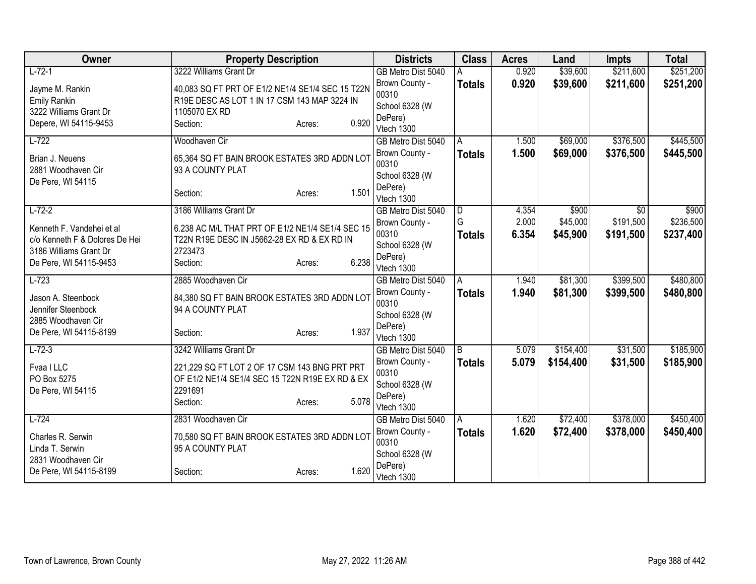| Owner | Property Description | Districts | Class | Acres | Land | Impts | Total |
|---|---|---|---|---|---|---|---|
| L-72-1<br><br>Jayme M. Rankin<br>Emily Rankin<br>3222 Williams Grant Dr<br>Depere, WI 54115-9453 | 3222 Williams Grant Dr<br><br>40,083 SQ FT PRT OF E1/2 NE1/4 SE1/4 SEC 15 T22N R19E DESC AS LOT 1 IN 17 CSM 143 MAP 3224 IN 1105070 EX RD<br>Section: Acres: 0.920 | GB Metro Dist 5040<br>Brown County - 00310<br>School 6328 (W DePere)<br>Vtech 1300 | A<br>**Totals** | 0.920<br>**0.920** | $39,600<br>**$39,600** | $211,600<br>**$211,600** | $251,200<br>**$251,200** |
| L-722<br><br>Brian J. Neuens<br>2881 Woodhaven Cir<br>De Pere, WI 54115 | Woodhaven Cir<br><br>65,364 SQ FT BAIN BROOK ESTATES 3RD ADDN LOT 93 A COUNTY PLAT<br>Section: Acres: 1.501 | GB Metro Dist 5040<br>Brown County - 00310<br>School 6328 (W DePere)<br>Vtech 1300 | A<br>**Totals** | 1.500<br>**1.500** | $69,000<br>**$69,000** | $376,500<br>**$376,500** | $445,500<br>**$445,500** |
| L-72-2<br><br>Kenneth F. Vandehei et al<br>c/o Kenneth F & Dolores De Hei<br>3186 Williams Grant Dr<br>De Pere, WI 54115-9453 | 3186 Williams Grant Dr<br><br>6.238 AC M/L THAT PRT OF E1/2 NE1/4 SE1/4 SEC 15 T22N R19E DESC IN J5662-28 EX RD & EX RD IN 2723473<br>Section: Acres: 6.238 | GB Metro Dist 5040<br>Brown County - 00310<br>School 6328 (W DePere)<br>Vtech 1300 | D<br>G<br>**Totals** | 4.354<br>2.000<br>**6.354** | $900<br>$45,000<br>**$45,900** | $0<br>$191,500<br>**$191,500** | $900<br>$236,500<br>**$237,400** |
| L-723<br><br>Jason A. Steenbock<br>Jennifer Steenbock<br>2885 Woodhaven Cir<br>De Pere, WI 54115-8199 | 2885 Woodhaven Cir<br><br>84,380 SQ FT BAIN BROOK ESTATES 3RD ADDN LOT 94 A COUNTY PLAT<br>Section: Acres: 1.937 | GB Metro Dist 5040<br>Brown County - 00310<br>School 6328 (W DePere)<br>Vtech 1300 | A<br>**Totals** | 1.940<br>**1.940** | $81,300<br>**$81,300** | $399,500<br>**$399,500** | $480,800<br>**$480,800** |
| L-72-3<br><br>Fvaa I LLC<br>PO Box 5275<br>De Pere, WI 54115 | 3242 Williams Grant Dr<br><br>221,229 SQ FT LOT 2 OF 17 CSM 143 BNG PRT PRT OF E1/2 NE1/4 SE1/4 SEC 15 T22N R19E EX RD & EX 2291691<br>Section: Acres: 5.078 | GB Metro Dist 5040<br>Brown County - 00310<br>School 6328 (W DePere)<br>Vtech 1300 | B<br>**Totals** | 5.079<br>**5.079** | $154,400<br>**$154,400** | $31,500<br>**$31,500** | $185,900<br>**$185,900** |
| L-724<br><br>Charles R. Serwin<br>Linda T. Serwin<br>2831 Woodhaven Cir<br>De Pere, WI 54115-8199 | 2831 Woodhaven Cir<br><br>70,580 SQ FT BAIN BROOK ESTATES 3RD ADDN LOT 95 A COUNTY PLAT<br>Section: Acres: 1.620 | GB Metro Dist 5040<br>Brown County - 00310<br>School 6328 (W DePere)<br>Vtech 1300 | A<br>**Totals** | 1.620<br>**1.620** | $72,400<br>**$72,400** | $378,000<br>**$378,000** | $450,400<br>**$450,400** |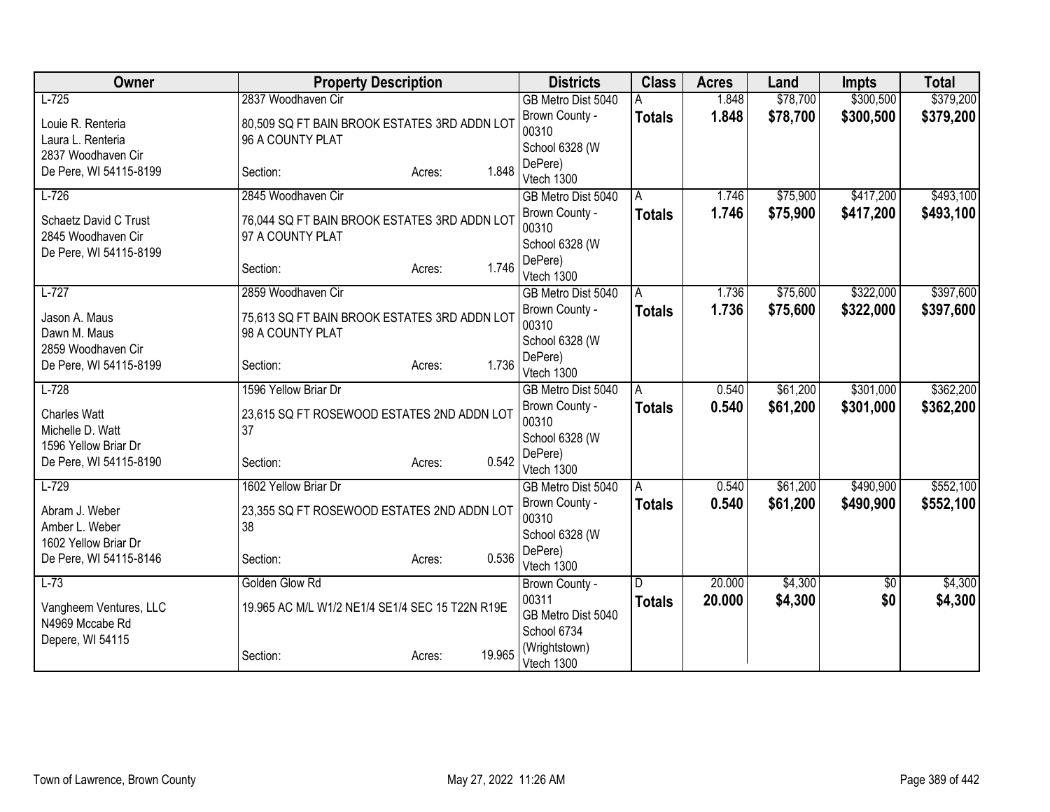| Owner | Property Description | Districts | Class | Acres | Land | Impts | Total |
|---|---|---|---|---|---|---|---|
| L-725<br><br>Louie R. Renteria<br>Laura L. Renteria<br>2837 Woodhaven Cir<br>De Pere, WI 54115-8199 | 2837 Woodhaven Cir<br><br>80,509 SQ FT BAIN BROOK ESTATES 3RD ADDN LOT 96 A COUNTY PLAT<br><br>Section: Acres: 1.848 | GB Metro Dist 5040<br>Brown County - 00310<br>School 6328 (W DePere)<br>Vtech 1300 | A<br>**Totals** | 1.848<br>**1.848** | \$78,700<br>**\$78,700** | \$300,500<br>**\$300,500** | \$379,200<br>**\$379,200** |
| L-726<br><br>Schaetz David C Trust<br>2845 Woodhaven Cir<br>De Pere, WI 54115-8199 | 2845 Woodhaven Cir<br><br>76,044 SQ FT BAIN BROOK ESTATES 3RD ADDN LOT 97 A COUNTY PLAT<br><br>Section: Acres: 1.746 | GB Metro Dist 5040<br>Brown County - 00310<br>School 6328 (W DePere)<br>Vtech 1300 | A<br>**Totals** | 1.746<br>**1.746** | \$75,900<br>**\$75,900** | \$417,200<br>**\$417,200** | \$493,100<br>**\$493,100** |
| L-727<br><br>Jason A. Maus<br>Dawn M. Maus<br>2859 Woodhaven Cir<br>De Pere, WI 54115-8199 | 2859 Woodhaven Cir<br><br>75,613 SQ FT BAIN BROOK ESTATES 3RD ADDN LOT 98 A COUNTY PLAT<br><br>Section: Acres: 1.736 | GB Metro Dist 5040<br>Brown County - 00310<br>School 6328 (W DePere)<br>Vtech 1300 | A<br>**Totals** | 1.736<br>**1.736** | \$75,600<br>**\$75,600** | \$322,000<br>**\$322,000** | \$397,600<br>**\$397,600** |
| L-728<br><br>Charles Watt<br>Michelle D. Watt<br>1596 Yellow Briar Dr<br>De Pere, WI 54115-8190 | 1596 Yellow Briar Dr<br><br>23,615 SQ FT ROSEWOOD ESTATES 2ND ADDN LOT 37<br><br>Section: Acres: 0.542 | GB Metro Dist 5040<br>Brown County - 00310<br>School 6328 (W DePere)<br>Vtech 1300 | A<br>**Totals** | 0.540<br>**0.540** | \$61,200<br>**\$61,200** | \$301,000<br>**\$301,000** | \$362,200<br>**\$362,200** |
| L-729<br><br>Abram J. Weber<br>Amber L. Weber<br>1602 Yellow Briar Dr<br>De Pere, WI 54115-8146 | 1602 Yellow Briar Dr<br><br>23,355 SQ FT ROSEWOOD ESTATES 2ND ADDN LOT 38<br><br>Section: Acres: 0.536 | GB Metro Dist 5040<br>Brown County - 00310<br>School 6328 (W DePere)<br>Vtech 1300 | A<br>**Totals** | 0.540<br>**0.540** | \$61,200<br>**\$61,200** | \$490,900<br>**\$490,900** | \$552,100<br>**\$552,100** |
| L-73<br><br>Vangheem Ventures, LLC<br>N4969 Mccabe Rd<br>Depere, WI 54115 | Golden Glow Rd<br><br>19.965 AC M/L W1/2 NE1/4 SE1/4 SEC 15 T22N R19E<br><br>Section: Acres: 19.965 | Brown County - 00311<br>GB Metro Dist 5040<br>School 6734 (Wrightstown)<br>Vtech 1300 | D<br>**Totals** | 20.000<br>**20.000** | \$4,300<br>**\$4,300** | \$0<br>**\$0** | \$4,300<br>**\$4,300** |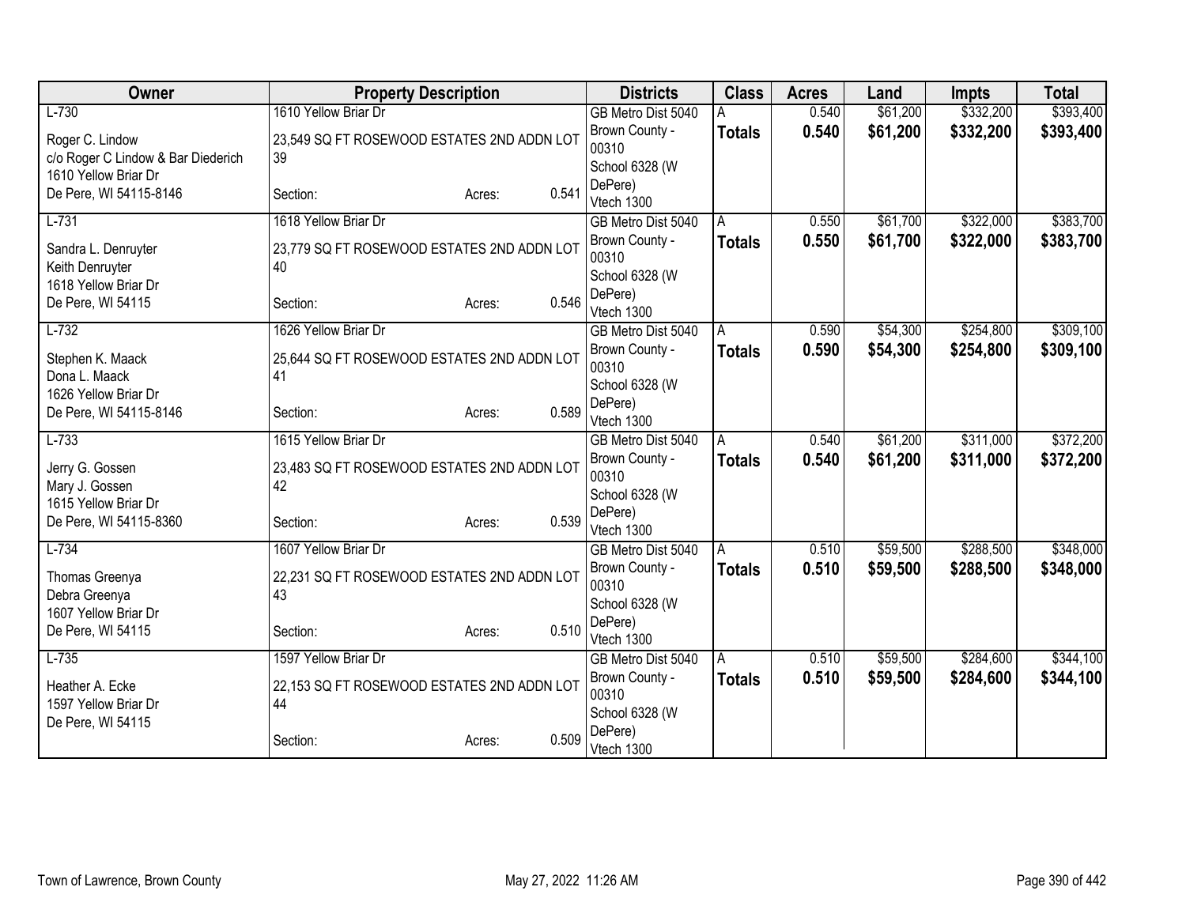| Owner | Property Description | Districts | Class | Acres | Land | Impts | Total |
|---|---|---|---|---|---|---|---|
| L-730<br>Roger C. Lindow<br>c/o Roger C Lindow & Bar Diederich<br>1610 Yellow Briar Dr<br>De Pere, WI 54115-8146 | 1610 Yellow Briar Dr<br>23,549 SQ FT ROSEWOOD ESTATES 2ND ADDN LOT 39<br>Section: Acres: 0.541 | GB Metro Dist 5040<br>Brown County - 00310<br>School 6328 (W DePere)<br>Vtech 1300 | A<br>**Totals** | 0.540<br>**0.540** | $61,200<br>**$61,200** | $332,200<br>**$332,200** | $393,400<br>**$393,400** |
| L-731<br>Sandra L. Denruyter<br>Keith Denruyter<br>1618 Yellow Briar Dr<br>De Pere, WI 54115 | 1618 Yellow Briar Dr<br>23,779 SQ FT ROSEWOOD ESTATES 2ND ADDN LOT 40<br>Section: Acres: 0.546 | GB Metro Dist 5040<br>Brown County - 00310<br>School 6328 (W DePere)<br>Vtech 1300 | A<br>**Totals** | 0.550<br>**0.550** | $61,700<br>**$61,700** | $322,000<br>**$322,000** | $383,700<br>**$383,700** |
| L-732<br>Stephen K. Maack<br>Dona L. Maack<br>1626 Yellow Briar Dr<br>De Pere, WI 54115-8146 | 1626 Yellow Briar Dr<br>25,644 SQ FT ROSEWOOD ESTATES 2ND ADDN LOT 41<br>Section: Acres: 0.589 | GB Metro Dist 5040<br>Brown County - 00310<br>School 6328 (W DePere)<br>Vtech 1300 | A<br>**Totals** | 0.590<br>**0.590** | $54,300<br>**$54,300** | $254,800<br>**$254,800** | $309,100<br>**$309,100** |
| L-733<br>Jerry G. Gossen<br>Mary J. Gossen<br>1615 Yellow Briar Dr<br>De Pere, WI 54115-8360 | 1615 Yellow Briar Dr<br>23,483 SQ FT ROSEWOOD ESTATES 2ND ADDN LOT 42<br>Section: Acres: 0.539 | GB Metro Dist 5040<br>Brown County - 00310<br>School 6328 (W DePere)<br>Vtech 1300 | A<br>**Totals** | 0.540<br>**0.540** | $61,200<br>**$61,200** | $311,000<br>**$311,000** | $372,200<br>**$372,200** |
| L-734<br>Thomas Greenya<br>Debra Greenya<br>1607 Yellow Briar Dr<br>De Pere, WI 54115 | 1607 Yellow Briar Dr<br>22,231 SQ FT ROSEWOOD ESTATES 2ND ADDN LOT 43<br>Section: Acres: 0.510 | GB Metro Dist 5040<br>Brown County - 00310<br>School 6328 (W DePere)<br>Vtech 1300 | A<br>**Totals** | 0.510<br>**0.510** | $59,500<br>**$59,500** | $288,500<br>**$288,500** | $348,000<br>**$348,000** |
| L-735<br>Heather A. Ecke<br>1597 Yellow Briar Dr<br>De Pere, WI 54115 | 1597 Yellow Briar Dr<br>22,153 SQ FT ROSEWOOD ESTATES 2ND ADDN LOT 44<br>Section: Acres: 0.509 | GB Metro Dist 5040<br>Brown County - 00310<br>School 6328 (W DePere)<br>Vtech 1300 | A<br>**Totals** | 0.510<br>**0.510** | $59,500<br>**$59,500** | $284,600<br>**$284,600** | $344,100<br>**$344,100** |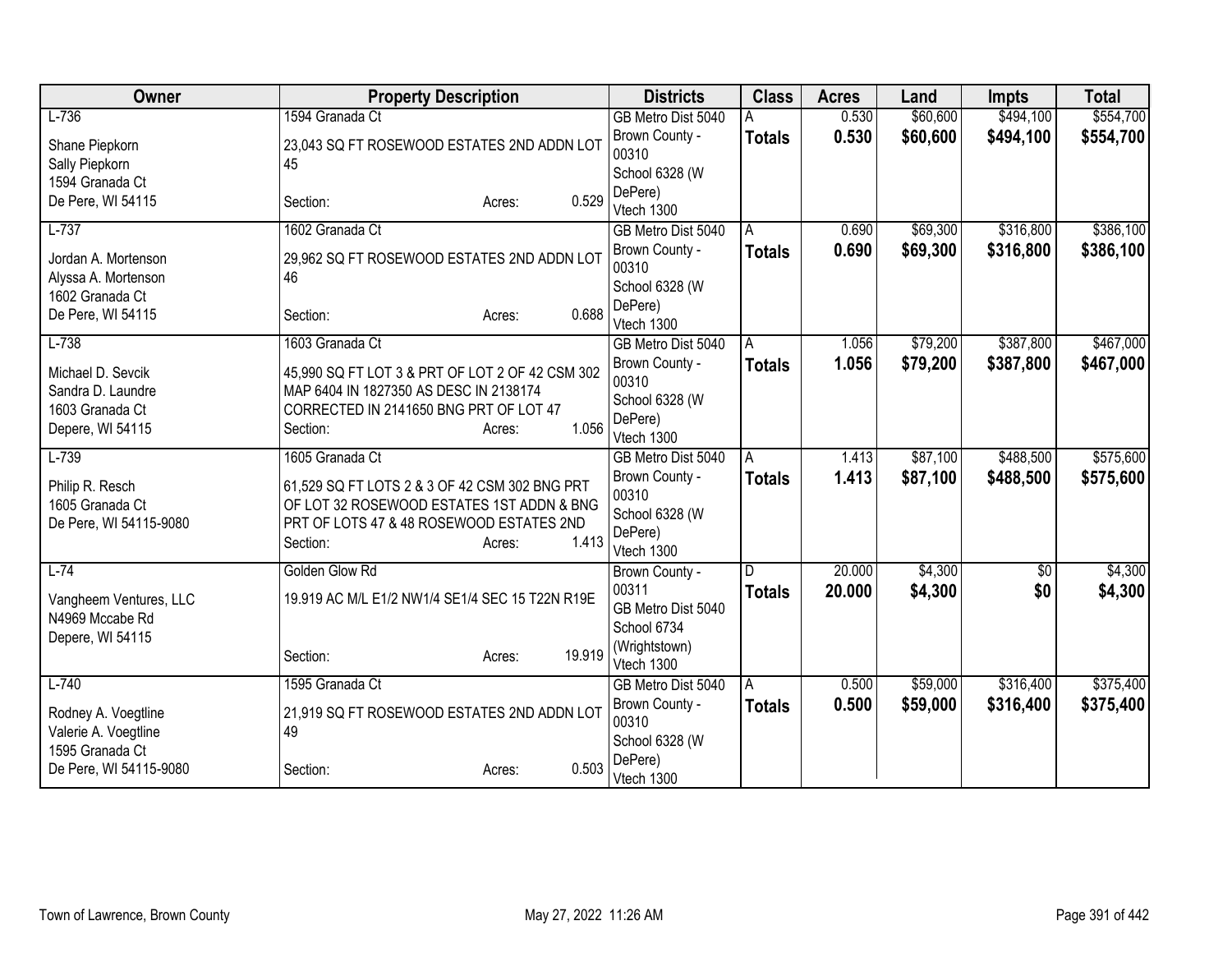| Owner | Property Description | Districts | Class | Acres | Land | Impts | Total |
|---|---|---|---|---|---|---|---|
| L-736<br><br>Shane Piepkorn<br>Sally Piepkorn<br>1594 Granada Ct<br>De Pere, WI 54115 | 1594 Granada Ct<br><br>23,043 SQ FT ROSEWOOD ESTATES 2ND ADDN LOT 45<br><br>Section: Acres: 0.529 | GB Metro Dist 5040<br>Brown County - 00310<br>School 6328 (W DePere)<br>Vtech 1300 | A<br>**Totals** | 0.530<br>**0.530** | $60,600<br>**$60,600** | $494,100<br>**$494,100** | $554,700<br>**$554,700** |
| L-737<br><br>Jordan A. Mortenson<br>Alyssa A. Mortenson<br>1602 Granada Ct<br>De Pere, WI 54115 | 1602 Granada Ct<br><br>29,962 SQ FT ROSEWOOD ESTATES 2ND ADDN LOT 46<br><br>Section: Acres: 0.688 | GB Metro Dist 5040<br>Brown County - 00310<br>School 6328 (W DePere)<br>Vtech 1300 | A<br>**Totals** | 0.690<br>**0.690** | $69,300<br>**$69,300** | $316,800<br>**$316,800** | $386,100<br>**$386,100** |
| L-738<br><br>Michael D. Sevcik<br>Sandra D. Laundre<br>1603 Granada Ct<br>Depere, WI 54115 | 1603 Granada Ct<br><br>45,990 SQ FT LOT 3 & PRT OF LOT 2 OF 42 CSM 302 MAP 6404 IN 1827350 AS DESC IN 2138174 CORRECTED IN 2141650 BNG PRT OF LOT 47<br>Section: Acres: 1.056 | GB Metro Dist 5040<br>Brown County - 00310<br>School 6328 (W DePere)<br>Vtech 1300 | A<br>**Totals** | 1.056<br>**1.056** | $79,200<br>**$79,200** | $387,800<br>**$387,800** | $467,000<br>**$467,000** |
| L-739<br><br>Philip R. Resch<br>1605 Granada Ct<br>De Pere, WI 54115-9080 | 1605 Granada Ct<br><br>61,529 SQ FT LOTS 2 & 3 OF 42 CSM 302 BNG PRT OF LOT 32 ROSEWOOD ESTATES 1ST ADDN & BNG PRT OF LOTS 47 & 48 ROSEWOOD ESTATES 2ND<br>Section: Acres: 1.413 | GB Metro Dist 5040<br>Brown County - 00310<br>School 6328 (W DePere)<br>Vtech 1300 | A<br>**Totals** | 1.413<br>**1.413** | $87,100<br>**$87,100** | $488,500<br>**$488,500** | $575,600<br>**$575,600** |
| L-74<br><br>Vangheem Ventures, LLC<br>N4969 Mccabe Rd<br>Depere, WI 54115 | Golden Glow Rd<br><br>19.919 AC M/L E1/2 NW1/4 SE1/4 SEC 15 T22N R19E<br><br>Section: Acres: 19.919 | Brown County - 00311<br>GB Metro Dist 5040<br>School 6734 (Wrightstown)<br>Vtech 1300 | D<br>**Totals** | 20.000<br>**20.000** | $4,300<br>**$4,300** | $0<br>**$0** | $4,300<br>**$4,300** |
| L-740<br><br>Rodney A. Voegtline<br>Valerie A. Voegtline<br>1595 Granada Ct<br>De Pere, WI 54115-9080 | 1595 Granada Ct<br><br>21,919 SQ FT ROSEWOOD ESTATES 2ND ADDN LOT 49<br><br>Section: Acres: 0.503 | GB Metro Dist 5040<br>Brown County - 00310<br>School 6328 (W DePere)<br>Vtech 1300 | A<br>**Totals** | 0.500<br>**0.500** | $59,000<br>**$59,000** | $316,400<br>**$316,400** | $375,400<br>**$375,400** |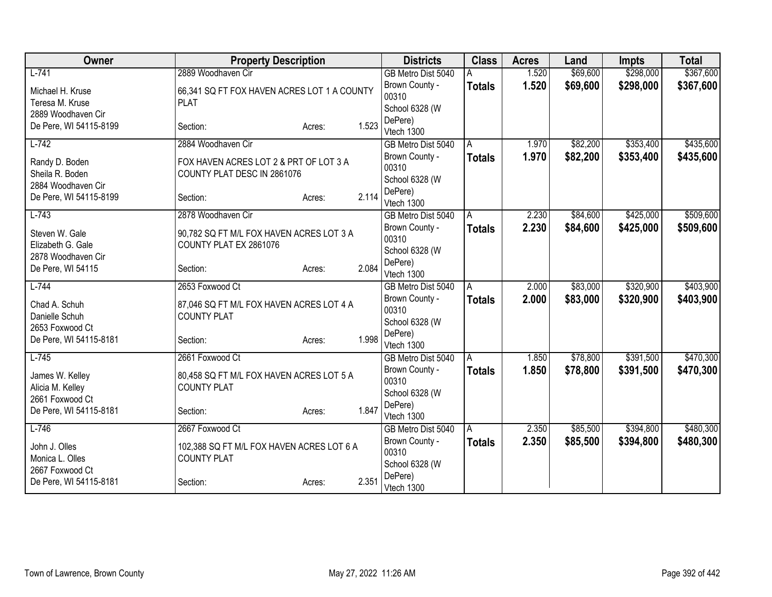| Owner | Property Description | Districts | Class | Acres | Land | Impts | Total |
|---|---|---|---|---|---|---|---|
| L-741<br>Michael H. Kruse<br>Teresa M. Kruse<br>2889 Woodhaven Cir<br>De Pere, WI 54115-8199 | 2889 Woodhaven Cir<br>66,341 SQ FT FOX HAVEN ACRES LOT 1 A COUNTY PLAT<br>Section: Acres: 1.523 | GB Metro Dist 5040<br>Brown County - 00310<br>School 6328 (W DePere)<br>Vtech 1300 | A<br>**Totals** | 1.520<br>**1.520** | $69,600<br>**$69,600** | $298,000<br>**$298,000** | $367,600<br>**$367,600** |
| L-742<br>Randy D. Boden<br>Sheila R. Boden<br>2884 Woodhaven Cir<br>De Pere, WI 54115-8199 | 2884 Woodhaven Cir<br>FOX HAVEN ACRES LOT 2 & PRT OF LOT 3 A COUNTY PLAT DESC IN 2861076<br>Section: Acres: 2.114 | GB Metro Dist 5040<br>Brown County - 00310<br>School 6328 (W DePere)<br>Vtech 1300 | A<br>**Totals** | 1.970<br>**1.970** | $82,200<br>**$82,200** | $353,400<br>**$353,400** | $435,600<br>**$435,600** |
| L-743<br>Steven W. Gale<br>Elizabeth G. Gale<br>2878 Woodhaven Cir<br>De Pere, WI 54115 | 2878 Woodhaven Cir<br>90,782 SQ FT M/L FOX HAVEN ACRES LOT 3 A COUNTY PLAT EX 2861076<br>Section: Acres: 2.084 | GB Metro Dist 5040<br>Brown County - 00310<br>School 6328 (W DePere)<br>Vtech 1300 | A<br>**Totals** | 2.230<br>**2.230** | $84,600<br>**$84,600** | $425,000<br>**$425,000** | $509,600<br>**$509,600** |
| L-744<br>Chad A. Schuh<br>Danielle Schuh<br>2653 Foxwood Ct<br>De Pere, WI 54115-8181 | 2653 Foxwood Ct<br>87,046 SQ FT M/L FOX HAVEN ACRES LOT 4 A COUNTY PLAT<br>Section: Acres: 1.998 | GB Metro Dist 5040<br>Brown County - 00310<br>School 6328 (W DePere)<br>Vtech 1300 | A<br>**Totals** | 2.000<br>**2.000** | $83,000<br>**$83,000** | $320,900<br>**$320,900** | $403,900<br>**$403,900** |
| L-745<br>James W. Kelley<br>Alicia M. Kelley<br>2661 Foxwood Ct<br>De Pere, WI 54115-8181 | 2661 Foxwood Ct<br>80,458 SQ FT M/L FOX HAVEN ACRES LOT 5 A COUNTY PLAT<br>Section: Acres: 1.847 | GB Metro Dist 5040<br>Brown County - 00310<br>School 6328 (W DePere)<br>Vtech 1300 | A<br>**Totals** | 1.850<br>**1.850** | $78,800<br>**$78,800** | $391,500<br>**$391,500** | $470,300<br>**$470,300** |
| L-746<br>John J. Olles<br>Monica L. Olles<br>2667 Foxwood Ct<br>De Pere, WI 54115-8181 | 2667 Foxwood Ct<br>102,388 SQ FT M/L FOX HAVEN ACRES LOT 6 A COUNTY PLAT<br>Section: Acres: 2.351 | GB Metro Dist 5040<br>Brown County - 00310<br>School 6328 (W DePere)<br>Vtech 1300 | A<br>**Totals** | 2.350<br>**2.350** | $85,500<br>**$85,500** | $394,800<br>**$394,800** | $480,300<br>**$480,300** |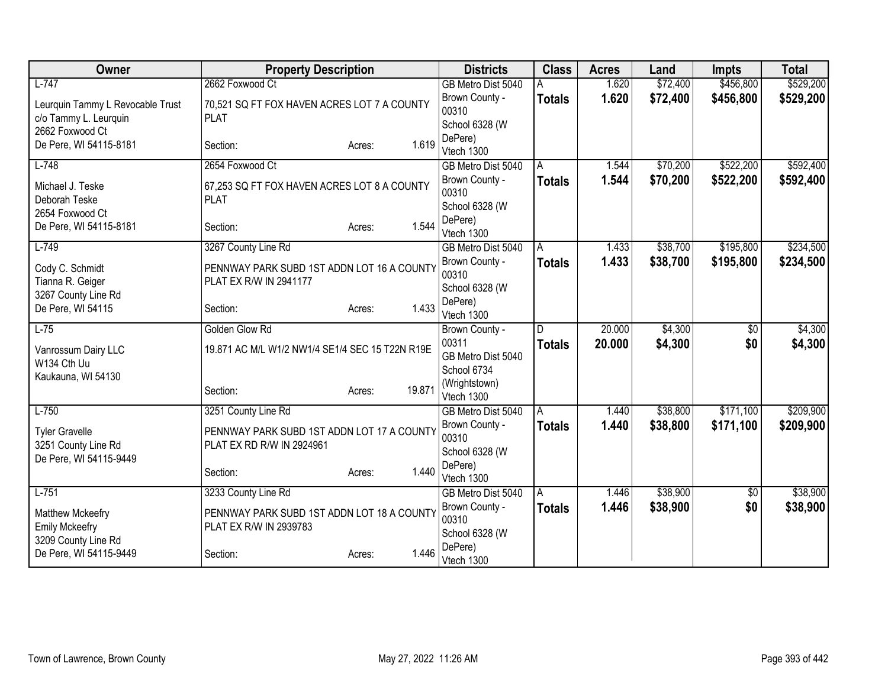| Owner | Property Description | Districts | Class | Acres | Land | Impts | Total |
|---|---|---|---|---|---|---|---|
| L-747<br>Leurquin Tammy L Revocable Trust<br>c/o Tammy L. Leurquin<br>2662 Foxwood Ct<br>De Pere, WI 54115-8181 | 2662 Foxwood Ct<br>70,521 SQ FT FOX HAVEN ACRES LOT 7 A COUNTY PLAT<br>Section: Acres: 1.619 | GB Metro Dist 5040<br>Brown County - 00310<br>School 6328 (W DePere)<br>Vtech 1300 | A<br>**Totals** | 1.620<br>**1.620** | $72,400<br>**$72,400** | $456,800<br>**$456,800** | $529,200<br>**$529,200** |
| L-748<br>Michael J. Teske<br>Deborah Teske<br>2654 Foxwood Ct<br>De Pere, WI 54115-8181 | 2654 Foxwood Ct<br>67,253 SQ FT FOX HAVEN ACRES LOT 8 A COUNTY PLAT<br>Section: Acres: 1.544 | GB Metro Dist 5040<br>Brown County - 00310<br>School 6328 (W DePere)<br>Vtech 1300 | A<br>**Totals** | 1.544<br>**1.544** | $70,200<br>**$70,200** | $522,200<br>**$522,200** | $592,400<br>**$592,400** |
| L-749<br>Cody C. Schmidt<br>Tianna R. Geiger<br>3267 County Line Rd<br>De Pere, WI 54115 | 3267 County Line Rd<br>PENNWAY PARK SUBD 1ST ADDN LOT 16 A COUNTY PLAT EX R/W IN 2941177<br>Section: Acres: 1.433 | GB Metro Dist 5040<br>Brown County - 00310<br>School 6328 (W DePere)<br>Vtech 1300 | A<br>**Totals** | 1.433<br>**1.433** | $38,700<br>**$38,700** | $195,800<br>**$195,800** | $234,500<br>**$234,500** |
| L-75<br>Vanrossum Dairy LLC<br>W134 Cth Uu<br>Kaukauna, WI 54130 | Golden Glow Rd<br>19.871 AC M/L W1/2 NW1/4 SE1/4 SEC 15 T22N R19E<br>Section: Acres: 19.871 | Brown County - 00311<br>GB Metro Dist 5040<br>School 6734 (Wrightstown)<br>Vtech 1300 | D<br>**Totals** | 20.000<br>**20.000** | $4,300<br>**$4,300** | $0<br>**$0** | $4,300<br>**$4,300** |
| L-750<br>Tyler Gravelle<br>3251 County Line Rd<br>De Pere, WI 54115-9449 | 3251 County Line Rd<br>PENNWAY PARK SUBD 1ST ADDN LOT 17 A COUNTY PLAT EX RD R/W IN 2924961<br>Section: Acres: 1.440 | GB Metro Dist 5040<br>Brown County - 00310<br>School 6328 (W DePere)<br>Vtech 1300 | A<br>**Totals** | 1.440<br>**1.440** | $38,800<br>**$38,800** | $171,100<br>**$171,100** | $209,900<br>**$209,900** |
| L-751<br>Matthew Mckeefry<br>Emily Mckeefry<br>3209 County Line Rd<br>De Pere, WI 54115-9449 | 3233 County Line Rd<br>PENNWAY PARK SUBD 1ST ADDN LOT 18 A COUNTY PLAT EX R/W IN 2939783<br>Section: Acres: 1.446 | GB Metro Dist 5040<br>Brown County - 00310<br>School 6328 (W DePere)<br>Vtech 1300 | A<br>**Totals** | 1.446<br>**1.446** | $38,900<br>**$38,900** | $0<br>**$0** | $38,900<br>**$38,900** |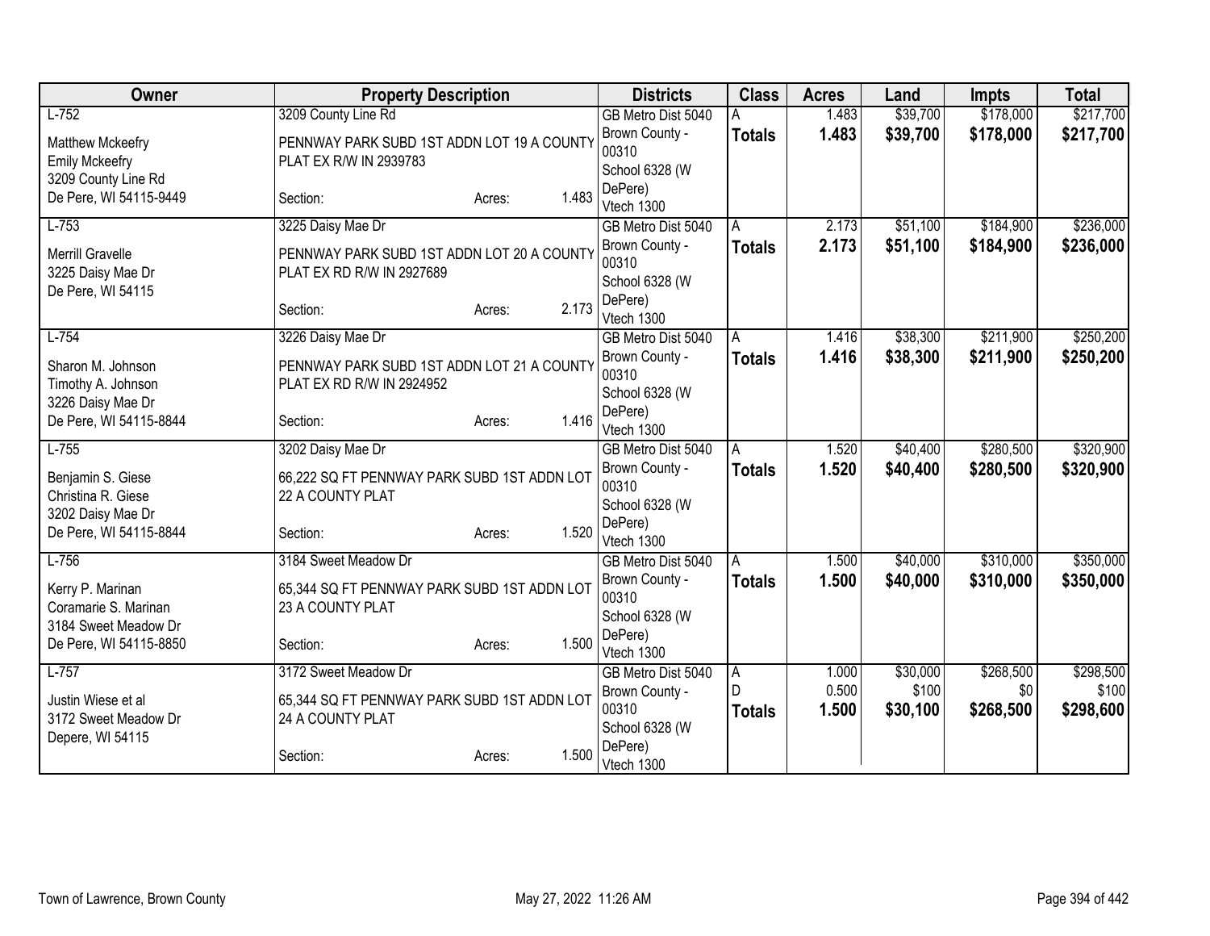| Owner | Property Description | | | Districts | Class | Acres | Land | Impts | Total |
|---|---|---|---|---|---|---|---|---|---|
| L-752 | 3209 County Line Rd | | | GB Metro Dist 5040 | A | 1.483 | $39,700 | $178,000 | $217,700 |
| Matthew Mckeefry<br>Emily Mckeefry<br>3209 County Line Rd<br>De Pere, WI 54115-9449 | PENNWAY PARK SUBD 1ST ADDN LOT 19 A COUNTY PLAT EX R/W IN 2939783 | | | Brown County - 00310<br>School 6328 (W DePere)<br>Vtech 1300 | **Totals** | **1.483** | **$39,700** | **$178,000** | **$217,700** |
| | Section: | Acres: | 1.483 | | | | | | |
| L-753 | 3225 Daisy Mae Dr | | | GB Metro Dist 5040 | A | 2.173 | $51,100 | $184,900 | $236,000 |
| Merrill Gravelle<br>3225 Daisy Mae Dr<br>De Pere, WI 54115 | PENNWAY PARK SUBD 1ST ADDN LOT 20 A COUNTY PLAT EX RD R/W IN 2927689 | | | Brown County - 00310<br>School 6328 (W DePere)<br>Vtech 1300 | **Totals** | **2.173** | **$51,100** | **$184,900** | **$236,000** |
| | Section: | Acres: | 2.173 | | | | | | |
| L-754 | 3226 Daisy Mae Dr | | | GB Metro Dist 5040 | A | 1.416 | $38,300 | $211,900 | $250,200 |
| Sharon M. Johnson<br>Timothy A. Johnson<br>3226 Daisy Mae Dr<br>De Pere, WI 54115-8844 | PENNWAY PARK SUBD 1ST ADDN LOT 21 A COUNTY PLAT EX RD R/W IN 2924952 | | | Brown County - 00310<br>School 6328 (W DePere)<br>Vtech 1300 | **Totals** | **1.416** | **$38,300** | **$211,900** | **$250,200** |
| | Section: | Acres: | 1.416 | | | | | | |
| L-755 | 3202 Daisy Mae Dr | | | GB Metro Dist 5040 | A | 1.520 | $40,400 | $280,500 | $320,900 |
| Benjamin S. Giese<br>Christina R. Giese<br>3202 Daisy Mae Dr<br>De Pere, WI 54115-8844 | 66,222 SQ FT PENNWAY PARK SUBD 1ST ADDN LOT 22 A COUNTY PLAT | | | Brown County - 00310<br>School 6328 (W DePere)<br>Vtech 1300 | **Totals** | **1.520** | **$40,400** | **$280,500** | **$320,900** |
| | Section: | Acres: | 1.520 | | | | | | |
| L-756 | 3184 Sweet Meadow Dr | | | GB Metro Dist 5040 | A | 1.500 | $40,000 | $310,000 | $350,000 |
| Kerry P. Marinan<br>Coramarie S. Marinan<br>3184 Sweet Meadow Dr<br>De Pere, WI 54115-8850 | 65,344 SQ FT PENNWAY PARK SUBD 1ST ADDN LOT 23 A COUNTY PLAT | | | Brown County - 00310<br>School 6328 (W DePere)<br>Vtech 1300 | **Totals** | **1.500** | **$40,000** | **$310,000** | **$350,000** |
| | Section: | Acres: | 1.500 | | | | | | |
| L-757 | 3172 Sweet Meadow Dr | | | GB Metro Dist 5040 | A | 1.000 | $30,000 | $268,500 | $298,500 |
| Justin Wiese et al<br>3172 Sweet Meadow Dr<br>Depere, WI 54115 | 65,344 SQ FT PENNWAY PARK SUBD 1ST ADDN LOT 24 A COUNTY PLAT | | | Brown County - 00310<br>School 6328 (W DePere)<br>Vtech 1300 | D | 0.500 | $100 | $0 | $100 |
| | Section: | Acres: | 1.500 | | **Totals** | **1.500** | **$30,100** | **$268,500** | **$298,600** |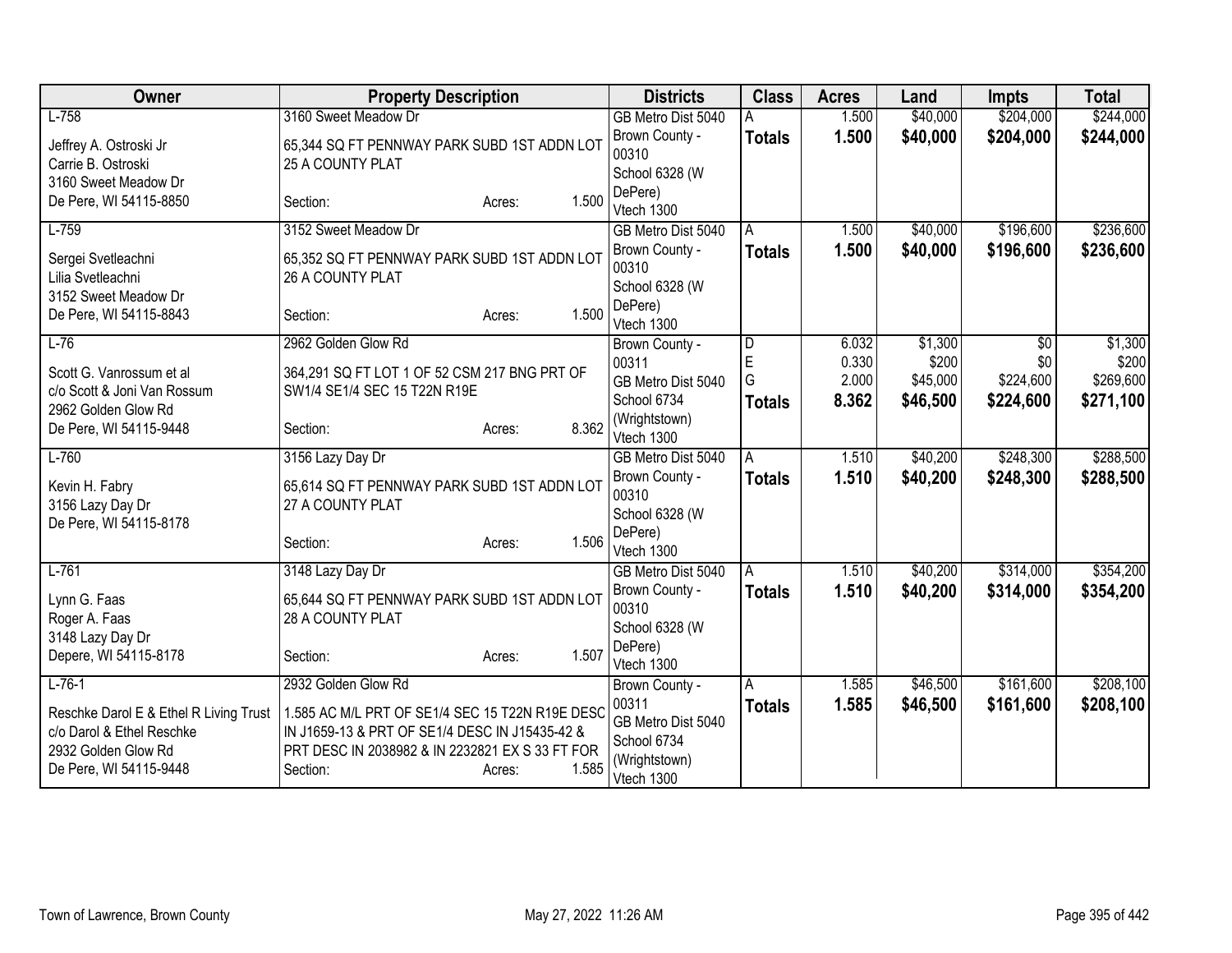| Owner | Property Description | Districts | Class | Acres | Land | Impts | Total |
|---|---|---|---|---|---|---|---|
| L-758<br><br>Jeffrey A. Ostroski Jr<br>Carrie B. Ostroski<br>3160 Sweet Meadow Dr<br>De Pere, WI 54115-8850 | 3160 Sweet Meadow Dr<br><br>65,344 SQ FT PENNWAY PARK SUBD 1ST ADDN LOT 25 A COUNTY PLAT<br><br>Section: Acres: 1.500 | GB Metro Dist 5040<br>Brown County - 00310<br>School 6328 (W DePere)<br>Vtech 1300 | A<br>**Totals** | 1.500<br>**1.500** | $40,000<br>**$40,000** | $204,000<br>**$204,000** | $244,000<br>**$244,000** |
| L-759<br><br>Sergei Svetleachni<br>Lilia Svetleachni<br>3152 Sweet Meadow Dr<br>De Pere, WI 54115-8843 | 3152 Sweet Meadow Dr<br><br>65,352 SQ FT PENNWAY PARK SUBD 1ST ADDN LOT 26 A COUNTY PLAT<br><br>Section: Acres: 1.500 | GB Metro Dist 5040<br>Brown County - 00310<br>School 6328 (W DePere)<br>Vtech 1300 | A<br>**Totals** | 1.500<br>**1.500** | $40,000<br>**$40,000** | $196,600<br>**$196,600** | $236,600<br>**$236,600** |
| L-76<br><br>Scott G. Vanrossum et al<br>c/o Scott & Joni Van Rossum<br>2962 Golden Glow Rd<br>De Pere, WI 54115-9448 | 2962 Golden Glow Rd<br><br>364,291 SQ FT LOT 1 OF 52 CSM 217 BNG PRT OF SW1/4 SE1/4 SEC 15 T22N R19E<br><br>Section: Acres: 8.362 | Brown County - 00311<br>GB Metro Dist 5040<br>School 6734 (Wrightstown)<br>Vtech 1300 | D<br>E<br>G<br>**Totals** | 6.032<br>0.330<br>2.000<br>**8.362** | $1,300<br>$200<br>$45,000<br>**$46,500** | $0<br>$0<br>$224,600<br>**$224,600** | $1,300<br>$200<br>$269,600<br>**$271,100** |
| L-760<br><br>Kevin H. Fabry<br>3156 Lazy Day Dr<br>De Pere, WI 54115-8178 | 3156 Lazy Day Dr<br><br>65,614 SQ FT PENNWAY PARK SUBD 1ST ADDN LOT 27 A COUNTY PLAT<br><br>Section: Acres: 1.506 | GB Metro Dist 5040<br>Brown County - 00310<br>School 6328 (W DePere)<br>Vtech 1300 | A<br>**Totals** | 1.510<br>**1.510** | $40,200<br>**$40,200** | $248,300<br>**$248,300** | $288,500<br>**$288,500** |
| L-761<br><br>Lynn G. Faas<br>Roger A. Faas<br>3148 Lazy Day Dr<br>Depere, WI 54115-8178 | 3148 Lazy Day Dr<br><br>65,644 SQ FT PENNWAY PARK SUBD 1ST ADDN LOT 28 A COUNTY PLAT<br><br>Section: Acres: 1.507 | GB Metro Dist 5040<br>Brown County - 00310<br>School 6328 (W DePere)<br>Vtech 1300 | A<br>**Totals** | 1.510<br>**1.510** | $40,200<br>**$40,200** | $314,000<br>**$314,000** | $354,200<br>**$354,200** |
| L-76-1<br><br>Reschke Darol E & Ethel R Living Trust<br>c/o Darol & Ethel Reschke<br>2932 Golden Glow Rd<br>De Pere, WI 54115-9448 | 2932 Golden Glow Rd<br><br>1.585 AC M/L PRT OF SE1/4 SEC 15 T22N R19E DESC IN J1659-13 & PRT OF SE1/4 DESC IN J15435-42 & PRT DESC IN 2038982 & IN 2232821 EX S 33 FT FOR<br>Section: Acres: 1.585 | Brown County - 00311<br>GB Metro Dist 5040<br>School 6734 (Wrightstown)<br>Vtech 1300 | A<br>**Totals** | 1.585<br>**1.585** | $46,500<br>**$46,500** | $161,600<br>**$161,600** | $208,100<br>**$208,100** |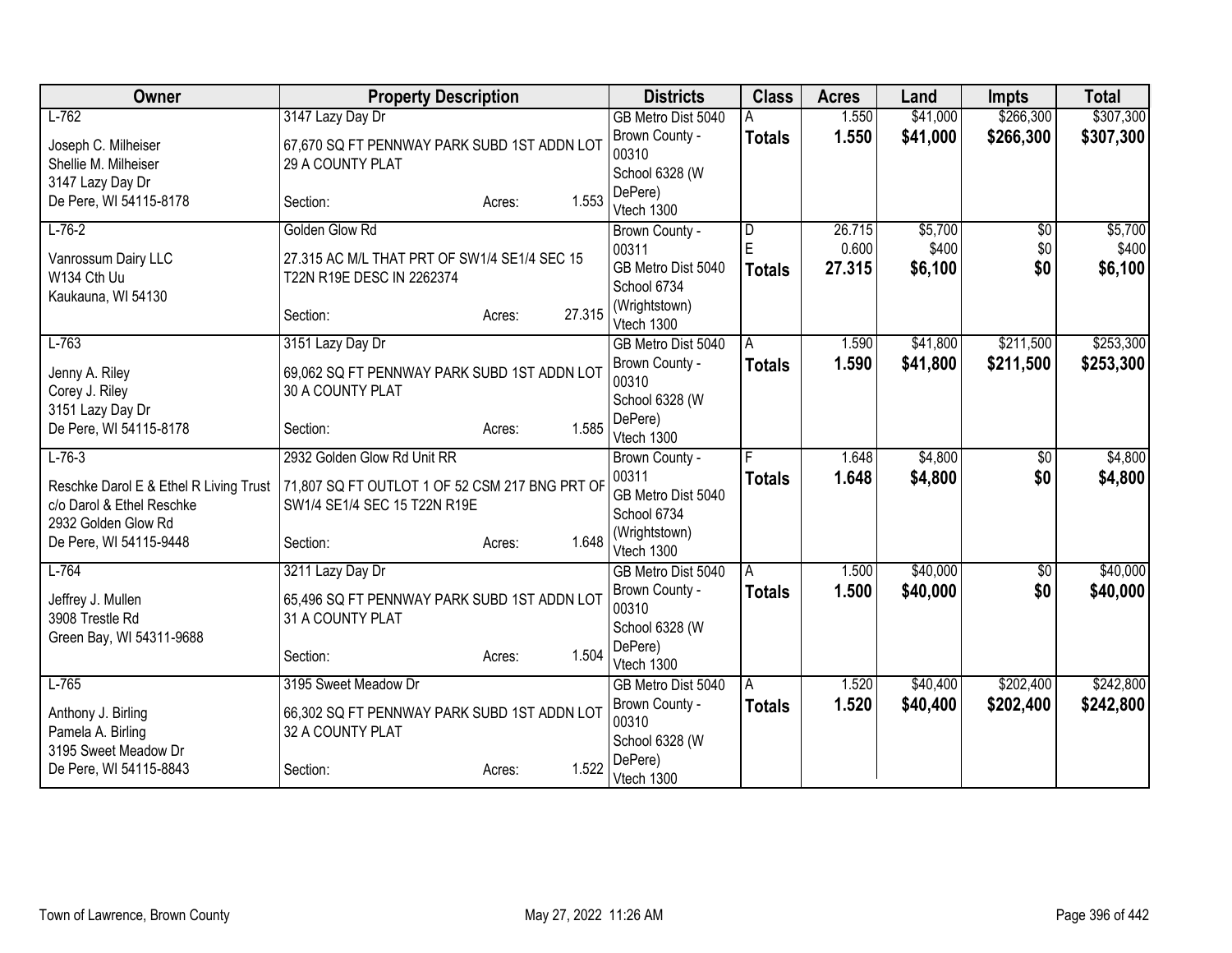| Owner | Property Description | Districts | Class | Acres | Land | Impts | Total |
|---|---|---|---|---|---|---|---|
| L-762<br><br>Joseph C. Milheiser<br>Shellie M. Milheiser<br>3147 Lazy Day Dr<br>De Pere, WI 54115-8178 | 3147 Lazy Day Dr<br><br>67,670 SQ FT PENNWAY PARK SUBD 1ST ADDN LOT 29 A COUNTY PLAT<br><br>Section: Acres: 1.553 | GB Metro Dist 5040<br>Brown County - 00310<br>School 6328 (W DePere)<br>Vtech 1300 | A<br>**Totals** | 1.550<br>**1.550** | $41,000<br>**$41,000** | $266,300<br>**$266,300** | $307,300<br>**$307,300** |
| L-76-2<br><br>Vanrossum Dairy LLC<br>W134 Cth Uu<br>Kaukauna, WI 54130 | Golden Glow Rd<br><br>27.315 AC M/L THAT PRT OF SW1/4 SE1/4 SEC 15 T22N R19E DESC IN 2262374<br><br>Section: Acres: 27.315 | Brown County - 00311<br>GB Metro Dist 5040<br>School 6734 (Wrightstown)<br>Vtech 1300 | D<br>E<br>**Totals** | 26.715<br>0.600<br>**27.315** | $5,700<br>$400<br>**$6,100** | $0<br>$0<br>**$0** | $5,700<br>$400<br>**$6,100** |
| L-763<br><br>Jenny A. Riley<br>Corey J. Riley<br>3151 Lazy Day Dr<br>De Pere, WI 54115-8178 | 3151 Lazy Day Dr<br><br>69,062 SQ FT PENNWAY PARK SUBD 1ST ADDN LOT 30 A COUNTY PLAT<br><br>Section: Acres: 1.585 | GB Metro Dist 5040<br>Brown County - 00310<br>School 6328 (W DePere)<br>Vtech 1300 | A<br>**Totals** | 1.590<br>**1.590** | $41,800<br>**$41,800** | $211,500<br>**$211,500** | $253,300<br>**$253,300** |
| L-76-3<br><br>Reschke Darol E & Ethel R Living Trust<br>c/o Darol & Ethel Reschke<br>2932 Golden Glow Rd<br>De Pere, WI 54115-9448 | 2932 Golden Glow Rd Unit RR<br><br>71,807 SQ FT OUTLOT 1 OF 52 CSM 217 BNG PRT OF SW1/4 SE1/4 SEC 15 T22N R19E<br><br>Section: Acres: 1.648 | Brown County - 00311<br>GB Metro Dist 5040<br>School 6734 (Wrightstown)<br>Vtech 1300 | F<br>**Totals** | 1.648<br>**1.648** | $4,800<br>**$4,800** | $0<br>**$0** | $4,800<br>**$4,800** |
| L-764<br><br>Jeffrey J. Mullen<br>3908 Trestle Rd<br>Green Bay, WI 54311-9688 | 3211 Lazy Day Dr<br><br>65,496 SQ FT PENNWAY PARK SUBD 1ST ADDN LOT 31 A COUNTY PLAT<br><br>Section: Acres: 1.504 | GB Metro Dist 5040<br>Brown County - 00310<br>School 6328 (W DePere)<br>Vtech 1300 | A<br>**Totals** | 1.500<br>**1.500** | $40,000<br>**$40,000** | $0<br>**$0** | $40,000<br>**$40,000** |
| L-765<br><br>Anthony J. Birling<br>Pamela A. Birling<br>3195 Sweet Meadow Dr<br>De Pere, WI 54115-8843 | 3195 Sweet Meadow Dr<br><br>66,302 SQ FT PENNWAY PARK SUBD 1ST ADDN LOT 32 A COUNTY PLAT<br><br>Section: Acres: 1.522 | GB Metro Dist 5040<br>Brown County - 00310<br>School 6328 (W DePere)<br>Vtech 1300 | A<br>**Totals** | 1.520<br>**1.520** | $40,400<br>**$40,400** | $202,400<br>**$202,400** | $242,800<br>**$242,800** |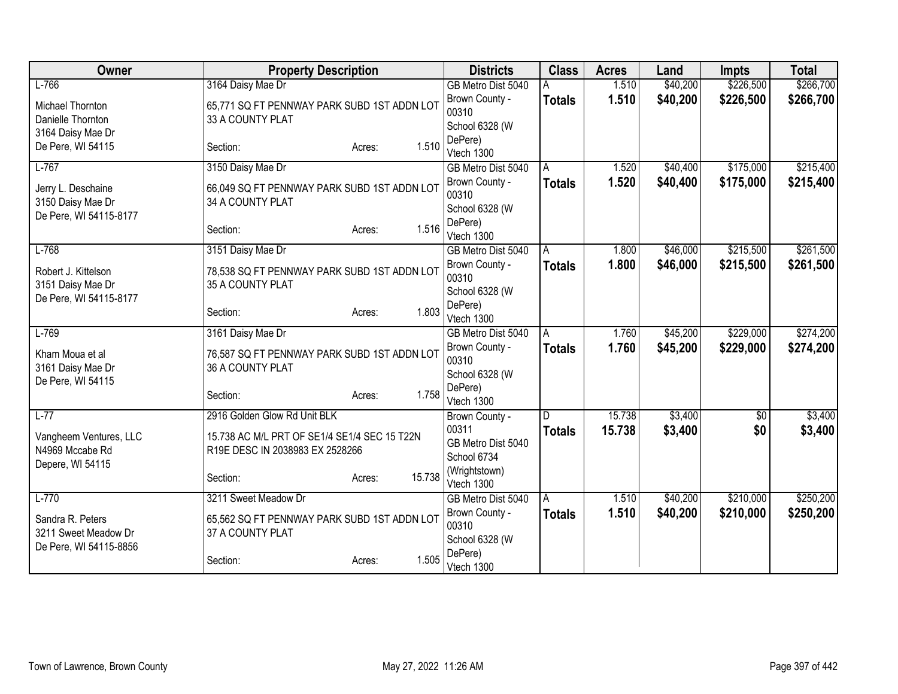| Owner | Property Description | Districts | Class | Acres | Land | Impts | Total |
|---|---|---|---|---|---|---|---|
| L-766<br>Michael Thornton<br>Danielle Thornton<br>3164 Daisy Mae Dr<br>De Pere, WI 54115 | 3164 Daisy Mae Dr<br>65,771 SQ FT PENNWAY PARK SUBD 1ST ADDN LOT 33 A COUNTY PLAT<br>Section: Acres: 1.510 | GB Metro Dist 5040<br>Brown County - 00310<br>School 6328 (W DePere)<br>Vtech 1300 | A<br>**Totals** | 1.510<br>**1.510** | $40,200<br>**$40,200** | $226,500<br>**$226,500** | $266,700<br>**$266,700** |
| L-767<br>Jerry L. Deschaine<br>3150 Daisy Mae Dr<br>De Pere, WI 54115-8177 | 3150 Daisy Mae Dr<br>66,049 SQ FT PENNWAY PARK SUBD 1ST ADDN LOT 34 A COUNTY PLAT<br>Section: Acres: 1.516 | GB Metro Dist 5040<br>Brown County - 00310<br>School 6328 (W DePere)<br>Vtech 1300 | A<br>**Totals** | 1.520<br>**1.520** | $40,400<br>**$40,400** | $175,000<br>**$175,000** | $215,400<br>**$215,400** |
| L-768<br>Robert J. Kittelson<br>3151 Daisy Mae Dr<br>De Pere, WI 54115-8177 | 3151 Daisy Mae Dr<br>78,538 SQ FT PENNWAY PARK SUBD 1ST ADDN LOT 35 A COUNTY PLAT<br>Section: Acres: 1.803 | GB Metro Dist 5040<br>Brown County - 00310<br>School 6328 (W DePere)<br>Vtech 1300 | A<br>**Totals** | 1.800<br>**1.800** | $46,000<br>**$46,000** | $215,500<br>**$215,500** | $261,500<br>**$261,500** |
| L-769<br>Kham Moua et al<br>3161 Daisy Mae Dr<br>De Pere, WI 54115 | 3161 Daisy Mae Dr<br>76,587 SQ FT PENNWAY PARK SUBD 1ST ADDN LOT 36 A COUNTY PLAT<br>Section: Acres: 1.758 | GB Metro Dist 5040<br>Brown County - 00310<br>School 6328 (W DePere)<br>Vtech 1300 | A<br>**Totals** | 1.760<br>**1.760** | $45,200<br>**$45,200** | $229,000<br>**$229,000** | $274,200<br>**$274,200** |
| L-77<br>Vangheem Ventures, LLC<br>N4969 Mccabe Rd<br>Depere, WI 54115 | 2916 Golden Glow Rd Unit BLK<br>15.738 AC M/L PRT OF SE1/4 SE1/4 SEC 15 T22N R19E DESC IN 2038983 EX 2528266<br>Section: Acres: 15.738 | Brown County - 00311<br>GB Metro Dist 5040<br>School 6734 (Wrightstown)<br>Vtech 1300 | D<br>**Totals** | 15.738<br>**15.738** | $3,400<br>**$3,400** | $0<br>**$0** | $3,400<br>**$3,400** |
| L-770<br>Sandra R. Peters<br>3211 Sweet Meadow Dr<br>De Pere, WI 54115-8856 | 3211 Sweet Meadow Dr<br>65,562 SQ FT PENNWAY PARK SUBD 1ST ADDN LOT 37 A COUNTY PLAT<br>Section: Acres: 1.505 | GB Metro Dist 5040<br>Brown County - 00310<br>School 6328 (W DePere)<br>Vtech 1300 | A<br>**Totals** | 1.510<br>**1.510** | $40,200<br>**$40,200** | $210,000<br>**$210,000** | $250,200<br>**$250,200** |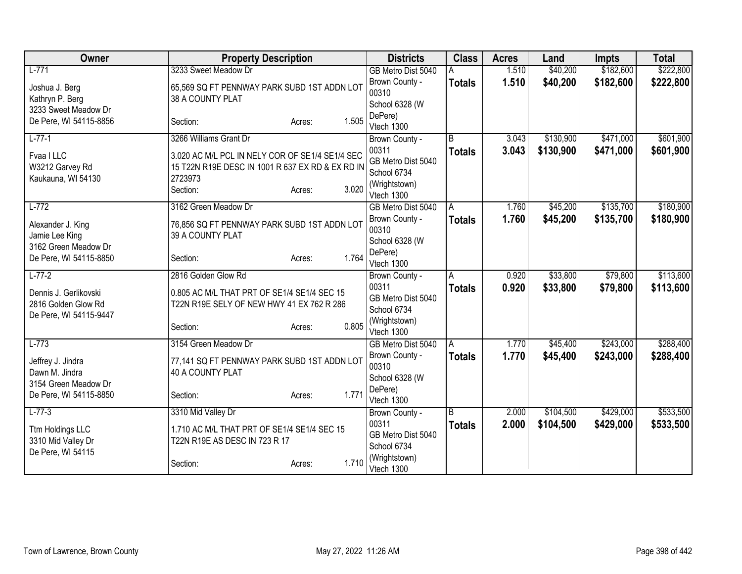| Owner | Property Description | Districts | Class | Acres | Land | Impts | Total |
|---|---|---|---|---|---|---|---|
| L-771<br><br>Joshua J. Berg<br>Kathryn P. Berg<br>3233 Sweet Meadow Dr<br>De Pere, WI 54115-8856 | 3233 Sweet Meadow Dr<br><br>65,569 SQ FT PENNWAY PARK SUBD 1ST ADDN LOT 38 A COUNTY PLAT<br><br>Section: Acres: 1.505 | GB Metro Dist 5040<br>Brown County - 00310<br>School 6328 (W DePere)<br>Vtech 1300 | A<br>**Totals** | 1.510<br>**1.510** | \$40,200<br>**\$40,200** | \$182,600<br>**\$182,600** | \$222,800<br>**\$222,800** |
| L-77-1<br><br>Fvaa I LLC<br>W3212 Garvey Rd<br>Kaukauna, WI 54130 | 3266 Williams Grant Dr<br><br>3.020 AC M/L PCL IN NELY COR OF SE1/4 SE1/4 SEC 15 T22N R19E DESC IN 1001 R 637 EX RD & EX RD IN 2723973<br>Section: Acres: 3.020 | Brown County - 00311<br>GB Metro Dist 5040<br>School 6734 (Wrightstown)<br>Vtech 1300 | B<br>**Totals** | 3.043<br>**3.043** | \$130,900<br>**\$130,900** | \$471,000<br>**\$471,000** | \$601,900<br>**\$601,900** |
| L-772<br><br>Alexander J. King<br>Jamie Lee King<br>3162 Green Meadow Dr<br>De Pere, WI 54115-8850 | 3162 Green Meadow Dr<br><br>76,856 SQ FT PENNWAY PARK SUBD 1ST ADDN LOT 39 A COUNTY PLAT<br><br>Section: Acres: 1.764 | GB Metro Dist 5040<br>Brown County - 00310<br>School 6328 (W DePere)<br>Vtech 1300 | A<br>**Totals** | 1.760<br>**1.760** | \$45,200<br>**\$45,200** | \$135,700<br>**\$135,700** | \$180,900<br>**\$180,900** |
| L-77-2<br><br>Dennis J. Gerlikovski<br>2816 Golden Glow Rd<br>De Pere, WI 54115-9447 | 2816 Golden Glow Rd<br><br>0.805 AC M/L THAT PRT OF SE1/4 SE1/4 SEC 15 T22N R19E SELY OF NEW HWY 41 EX 762 R 286<br><br>Section: Acres: 0.805 | Brown County - 00311<br>GB Metro Dist 5040<br>School 6734 (Wrightstown)<br>Vtech 1300 | A<br>**Totals** | 0.920<br>**0.920** | \$33,800<br>**\$33,800** | \$79,800<br>**\$79,800** | \$113,600<br>**\$113,600** |
| L-773<br><br>Jeffrey J. Jindra<br>Dawn M. Jindra<br>3154 Green Meadow Dr<br>De Pere, WI 54115-8850 | 3154 Green Meadow Dr<br><br>77,141 SQ FT PENNWAY PARK SUBD 1ST ADDN LOT 40 A COUNTY PLAT<br><br>Section: Acres: 1.771 | GB Metro Dist 5040<br>Brown County - 00310<br>School 6328 (W DePere)<br>Vtech 1300 | A<br>**Totals** | 1.770<br>**1.770** | \$45,400<br>**\$45,400** | \$243,000<br>**\$243,000** | \$288,400<br>**\$288,400** |
| L-77-3<br><br>Ttm Holdings LLC<br>3310 Mid Valley Dr<br>De Pere, WI 54115 | 3310 Mid Valley Dr<br><br>1.710 AC M/L THAT PRT OF SE1/4 SE1/4 SEC 15 T22N R19E AS DESC IN 723 R 17<br><br>Section: Acres: 1.710 | Brown County - 00311<br>GB Metro Dist 5040<br>School 6734 (Wrightstown)<br>Vtech 1300 | B<br>**Totals** | 2.000<br>**2.000** | \$104,500<br>**\$104,500** | \$429,000<br>**\$429,000** | \$533,500<br>**\$533,500** |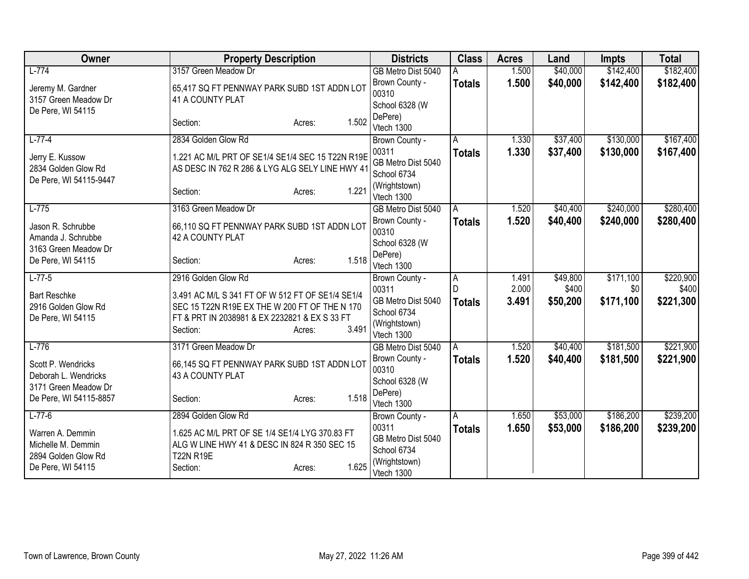| Owner | Property Description | Districts | Class | Acres | Land | Impts | Total |
|---|---|---|---|---|---|---|---|
| L-774<br><br>Jeremy M. Gardner<br>3157 Green Meadow Dr<br>De Pere, WI 54115 | 3157 Green Meadow Dr<br><br>65,417 SQ FT PENNWAY PARK SUBD 1ST ADDN LOT 41 A COUNTY PLAT<br><br>Section: Acres: 1.502 | GB Metro Dist 5040<br>Brown County - 00310<br>School 6328 (W DePere)<br>Vtech 1300 | A<br>**Totals** | 1.500<br>**1.500** | $40,000<br>**$40,000** | $142,400<br>**$142,400** | $182,400<br>**$182,400** |
| L-77-4<br><br>Jerry E. Kussow<br>2834 Golden Glow Rd<br>De Pere, WI 54115-9447 | 2834 Golden Glow Rd<br><br>1.221 AC M/L PRT OF SE1/4 SE1/4 SEC 15 T22N R19E AS DESC IN 762 R 286 & LYG ALG SELY LINE HWY 41<br><br>Section: Acres: 1.221 | Brown County - 00311<br>GB Metro Dist 5040<br>School 6734 (Wrightstown)<br>Vtech 1300 | A<br>**Totals** | 1.330<br>**1.330** | $37,400<br>**$37,400** | $130,000<br>**$130,000** | $167,400<br>**$167,400** |
| L-775<br><br>Jason R. Schrubbe<br>Amanda J. Schrubbe<br>3163 Green Meadow Dr<br>De Pere, WI 54115 | 3163 Green Meadow Dr<br><br>66,110 SQ FT PENNWAY PARK SUBD 1ST ADDN LOT 42 A COUNTY PLAT<br><br>Section: Acres: 1.518 | GB Metro Dist 5040<br>Brown County - 00310<br>School 6328 (W DePere)<br>Vtech 1300 | A<br>**Totals** | 1.520<br>**1.520** | $40,400<br>**$40,400** | $240,000<br>**$240,000** | $280,400<br>**$280,400** |
| L-77-5<br><br>Bart Reschke<br>2916 Golden Glow Rd<br>De Pere, WI 54115 | 2916 Golden Glow Rd<br><br>3.491 AC M/L S 341 FT OF W 512 FT OF SE1/4 SE1/4 SEC 15 T22N R19E EX THE W 200 FT OF THE N 170 FT & PRT IN 2038981 & EX 2232821 & EX S 33 FT<br>Section: Acres: 3.491 | Brown County - 00311<br>GB Metro Dist 5040<br>School 6734 (Wrightstown)<br>Vtech 1300 | A<br>D<br>**Totals** | 1.491<br>2.000<br>**3.491** | $49,800<br>$400<br>**$50,200** | $171,100<br>$0<br>**$171,100** | $220,900<br>$400<br>**$221,300** |
| L-776<br><br>Scott P. Wendricks<br>Deborah L. Wendricks<br>3171 Green Meadow Dr<br>De Pere, WI 54115-8857 | 3171 Green Meadow Dr<br><br>66,145 SQ FT PENNWAY PARK SUBD 1ST ADDN LOT 43 A COUNTY PLAT<br><br>Section: Acres: 1.518 | GB Metro Dist 5040<br>Brown County - 00310<br>School 6328 (W DePere)<br>Vtech 1300 | A<br>**Totals** | 1.520<br>**1.520** | $40,400<br>**$40,400** | $181,500<br>**$181,500** | $221,900<br>**$221,900** |
| L-77-6<br><br>Warren A. Demmin<br>Michelle M. Demmin<br>2894 Golden Glow Rd<br>De Pere, WI 54115 | 2894 Golden Glow Rd<br><br>1.625 AC M/L PRT OF SE 1/4 SE1/4 LYG 370.83 FT ALG W LINE HWY 41 & DESC IN 824 R 350 SEC 15 T22N R19E<br>Section: Acres: 1.625 | Brown County - 00311<br>GB Metro Dist 5040<br>School 6734 (Wrightstown)<br>Vtech 1300 | A<br>**Totals** | 1.650<br>**1.650** | $53,000<br>**$53,000** | $186,200<br>**$186,200** | $239,200<br>**$239,200** |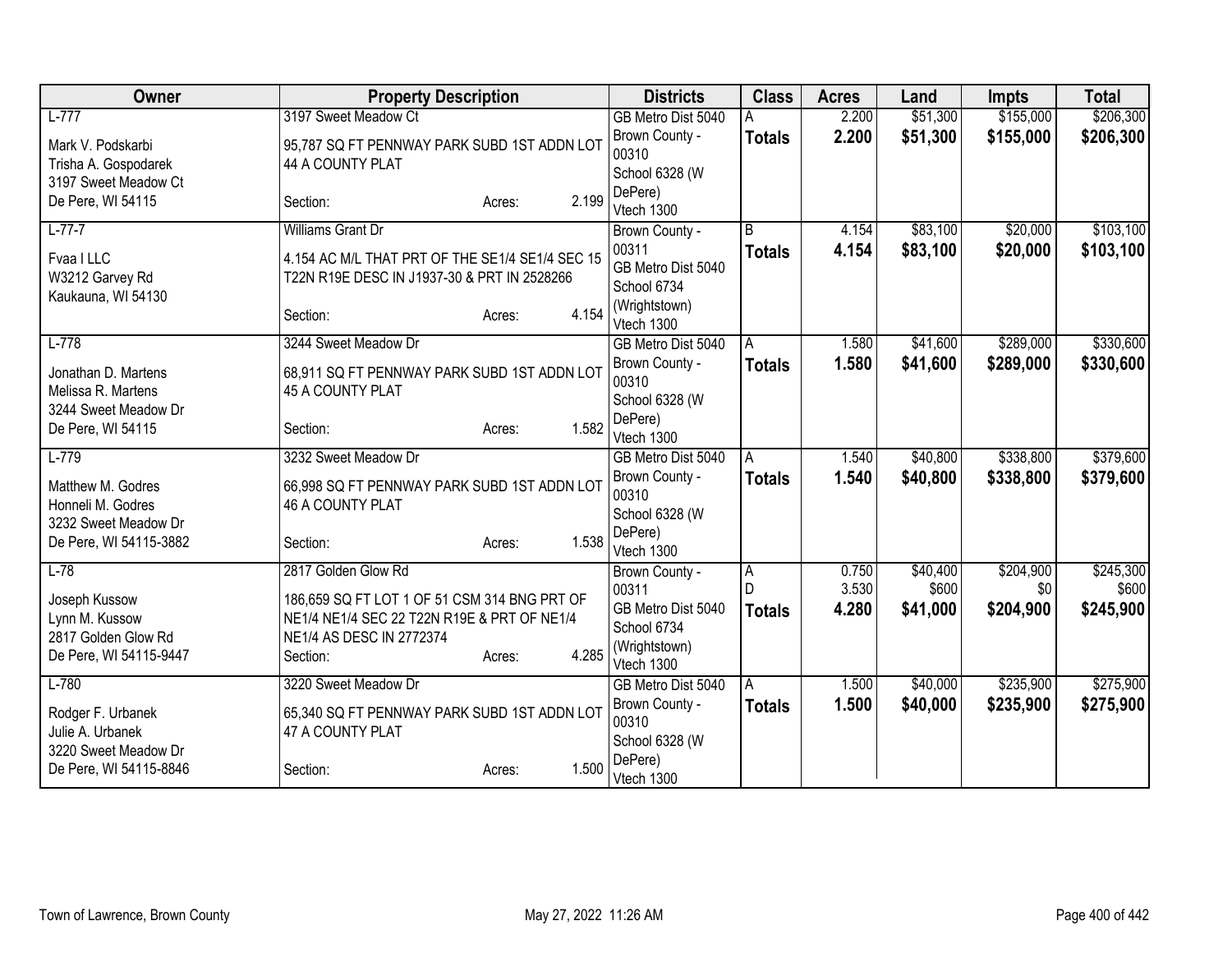| Owner | Property Description | Districts | Class | Acres | Land | Impts | Total |
|---|---|---|---|---|---|---|---|
| L-777<br><br>Mark V. Podskarbi<br>Trisha A. Gospodarek<br>3197 Sweet Meadow Ct<br>De Pere, WI 54115 | 3197 Sweet Meadow Ct<br><br>95,787 SQ FT PENNWAY PARK SUBD 1ST ADDN LOT 44 A COUNTY PLAT<br><br>Section: Acres: 2.199 | GB Metro Dist 5040<br>Brown County - 00310<br>School 6328 (W DePere)<br>Vtech 1300 | A<br>**Totals** | 2.200<br>**2.200** | $51,300<br>**$51,300** | $155,000<br>**$155,000** | $206,300<br>**$206,300** |
| L-77-7<br><br>Fvaa I LLC<br>W3212 Garvey Rd<br>Kaukauna, WI 54130 | Williams Grant Dr<br><br>4.154 AC M/L THAT PRT OF THE SE1/4 SE1/4 SEC 15 T22N R19E DESC IN J1937-30 & PRT IN 2528266<br><br>Section: Acres: 4.154 | Brown County - 00311<br>GB Metro Dist 5040<br>School 6734 (Wrightstown)<br>Vtech 1300 | B<br>**Totals** | 4.154<br>**4.154** | $83,100<br>**$83,100** | $20,000<br>**$20,000** | $103,100<br>**$103,100** |
| L-778<br><br>Jonathan D. Martens<br>Melissa R. Martens<br>3244 Sweet Meadow Dr<br>De Pere, WI 54115 | 3244 Sweet Meadow Dr<br><br>68,911 SQ FT PENNWAY PARK SUBD 1ST ADDN LOT 45 A COUNTY PLAT<br><br>Section: Acres: 1.582 | GB Metro Dist 5040<br>Brown County - 00310<br>School 6328 (W DePere)<br>Vtech 1300 | A<br>**Totals** | 1.580<br>**1.580** | $41,600<br>**$41,600** | $289,000<br>**$289,000** | $330,600<br>**$330,600** |
| L-779<br><br>Matthew M. Godres<br>Honneli M. Godres<br>3232 Sweet Meadow Dr<br>De Pere, WI 54115-3882 | 3232 Sweet Meadow Dr<br><br>66,998 SQ FT PENNWAY PARK SUBD 1ST ADDN LOT 46 A COUNTY PLAT<br><br>Section: Acres: 1.538 | GB Metro Dist 5040<br>Brown County - 00310<br>School 6328 (W DePere)<br>Vtech 1300 | A<br>**Totals** | 1.540<br>**1.540** | $40,800<br>**$40,800** | $338,800<br>**$338,800** | $379,600<br>**$379,600** |
| L-78<br><br>Joseph Kussow<br>Lynn M. Kussow<br>2817 Golden Glow Rd<br>De Pere, WI 54115-9447 | 2817 Golden Glow Rd<br><br>186,659 SQ FT LOT 1 OF 51 CSM 314 BNG PRT OF NE1/4 NE1/4 SEC 22 T22N R19E & PRT OF NE1/4 NE1/4 AS DESC IN 2772374<br>Section: Acres: 4.285 | Brown County - 00311<br>GB Metro Dist 5040<br>School 6734 (Wrightstown)<br>Vtech 1300 | A<br>D<br>**Totals** | 0.750<br>3.530<br>**4.280** | $40,400<br>$600<br>**$41,000** | $204,900<br>$0<br>**$204,900** | $245,300<br>$600<br>**$245,900** |
| L-780<br><br>Rodger F. Urbanek<br>Julie A. Urbanek<br>3220 Sweet Meadow Dr<br>De Pere, WI 54115-8846 | 3220 Sweet Meadow Dr<br><br>65,340 SQ FT PENNWAY PARK SUBD 1ST ADDN LOT 47 A COUNTY PLAT<br><br>Section: Acres: 1.500 | GB Metro Dist 5040<br>Brown County - 00310<br>School 6328 (W DePere)<br>Vtech 1300 | A<br>**Totals** | 1.500<br>**1.500** | $40,000<br>**$40,000** | $235,900<br>**$235,900** | $275,900<br>**$275,900** |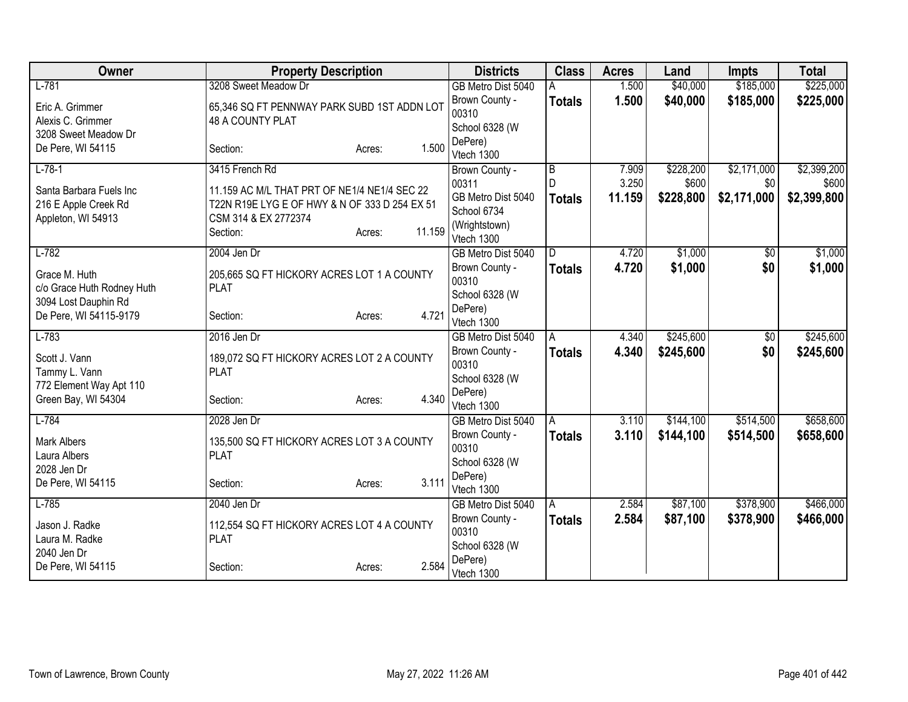| Owner | Property Description | Districts | Class | Acres | Land | Impts | Total |
|---|---|---|---|---|---|---|---|
| L-781<br>Eric A. Grimmer<br>Alexis C. Grimmer<br>3208 Sweet Meadow Dr<br>De Pere, WI 54115 | 3208 Sweet Meadow Dr<br>65,346 SQ FT PENNWAY PARK SUBD 1ST ADDN LOT 48 A COUNTY PLAT<br>Section: Acres: 1.500 | GB Metro Dist 5040<br>Brown County - 00310<br>School 6328 (W DePere)<br>Vtech 1300 | A<br>**Totals** | 1.500<br>**1.500** | \$40,000<br>**\$40,000** | \$185,000<br>**\$185,000** | \$225,000<br>**\$225,000** |
| L-78-1<br>Santa Barbara Fuels Inc<br>216 E Apple Creek Rd<br>Appleton, WI 54913 | 3415 French Rd<br>11.159 AC M/L THAT PRT OF NE1/4 NE1/4 SEC 22 T22N R19E LYG E OF HWY & N OF 333 D 254 EX 51 CSM 314 & EX 2772374<br>Section: Acres: 11.159 | Brown County - 00311<br>GB Metro Dist 5040<br>School 6734 (Wrightstown)<br>Vtech 1300 | B<br>D<br>**Totals** | 7.909<br>3.250<br>**11.159** | \$228,200<br>\$600<br>**\$228,800** | \$2,171,000<br>\$0<br>**\$2,171,000** | \$2,399,200<br>\$600<br>**\$2,399,800** |
| L-782<br>Grace M. Huth<br>c/o Grace Huth Rodney Huth<br>3094 Lost Dauphin Rd<br>De Pere, WI 54115-9179 | 2004 Jen Dr<br>205,665 SQ FT HICKORY ACRES LOT 1 A COUNTY PLAT<br>Section: Acres: 4.721 | GB Metro Dist 5040<br>Brown County - 00310<br>School 6328 (W DePere)<br>Vtech 1300 | D<br>**Totals** | 4.720<br>**4.720** | \$1,000<br>**\$1,000** | \$0<br>**\$0** | \$1,000<br>**\$1,000** |
| L-783<br>Scott J. Vann<br>Tammy L. Vann<br>772 Element Way Apt 110<br>Green Bay, WI 54304 | 2016 Jen Dr<br>189,072 SQ FT HICKORY ACRES LOT 2 A COUNTY PLAT<br>Section: Acres: 4.340 | GB Metro Dist 5040<br>Brown County - 00310<br>School 6328 (W DePere)<br>Vtech 1300 | A<br>**Totals** | 4.340<br>**4.340** | \$245,600<br>**\$245,600** | \$0<br>**\$0** | \$245,600<br>**\$245,600** |
| L-784<br>Mark Albers<br>Laura Albers<br>2028 Jen Dr<br>De Pere, WI 54115 | 2028 Jen Dr<br>135,500 SQ FT HICKORY ACRES LOT 3 A COUNTY PLAT<br>Section: Acres: 3.111 | GB Metro Dist 5040<br>Brown County - 00310<br>School 6328 (W DePere)<br>Vtech 1300 | A<br>**Totals** | 3.110<br>**3.110** | \$144,100<br>**\$144,100** | \$514,500<br>**\$514,500** | \$658,600<br>**\$658,600** |
| L-785<br>Jason J. Radke<br>Laura M. Radke<br>2040 Jen Dr<br>De Pere, WI 54115 | 2040 Jen Dr<br>112,554 SQ FT HICKORY ACRES LOT 4 A COUNTY PLAT<br>Section: Acres: 2.584 | GB Metro Dist 5040<br>Brown County - 00310<br>School 6328 (W DePere)<br>Vtech 1300 | A<br>**Totals** | 2.584<br>**2.584** | \$87,100<br>**\$87,100** | \$378,900<br>**\$378,900** | \$466,000<br>**\$466,000** |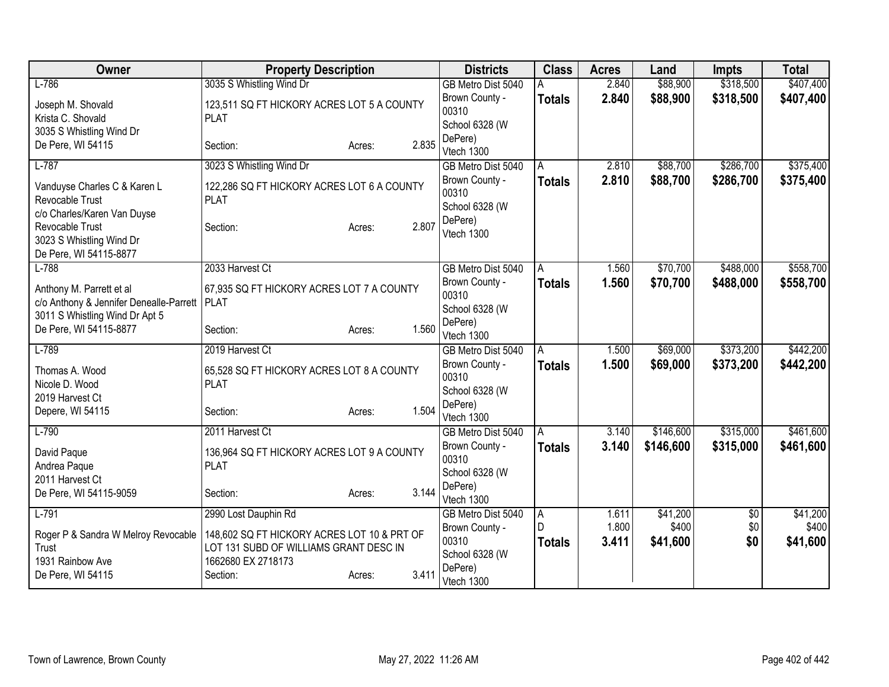| Owner | Property Description | Districts | Class | Acres | Land | Impts | Total |
|---|---|---|---|---|---|---|---|
| L-786<br><br>Joseph M. Shovald<br>Krista C. Shovald<br>3035 S Whistling Wind Dr<br>De Pere, WI 54115 | 3035 S Whistling Wind Dr<br><br>123,511 SQ FT HICKORY ACRES LOT 5 A COUNTY PLAT<br><br>Section: Acres: 2.835 | GB Metro Dist 5040<br>Brown County - 00310<br>School 6328 (W DePere)<br>Vtech 1300 | A<br>**Totals** | 2.840<br>**2.840** | $88,900<br>**$88,900** | $318,500<br>**$318,500** | $407,400<br>**$407,400** |
| L-787<br><br>Vanduyse Charles C & Karen L Revocable Trust<br>c/o Charles/Karen Van Duyse Revocable Trust<br>3023 S Whistling Wind Dr<br>De Pere, WI 54115-8877 | 3023 S Whistling Wind Dr<br><br>122,286 SQ FT HICKORY ACRES LOT 6 A COUNTY PLAT<br><br>Section: Acres: 2.807 | GB Metro Dist 5040<br>Brown County - 00310<br>School 6328 (W DePere)<br>Vtech 1300 | A<br>**Totals** | 2.810<br>**2.810** | $88,700<br>**$88,700** | $286,700<br>**$286,700** | $375,400<br>**$375,400** |
| L-788<br><br>Anthony M. Parrett et al<br>c/o Anthony & Jennifer Denealle-Parrett<br>3011 S Whistling Wind Dr Apt 5<br>De Pere, WI 54115-8877 | 2033 Harvest Ct<br><br>67,935 SQ FT HICKORY ACRES LOT 7 A COUNTY PLAT<br><br>Section: Acres: 1.560 | GB Metro Dist 5040<br>Brown County - 00310<br>School 6328 (W DePere)<br>Vtech 1300 | A<br>**Totals** | 1.560<br>**1.560** | $70,700<br>**$70,700** | $488,000<br>**$488,000** | $558,700<br>**$558,700** |
| L-789<br><br>Thomas A. Wood<br>Nicole D. Wood<br>2019 Harvest Ct<br>Depere, WI 54115 | 2019 Harvest Ct<br><br>65,528 SQ FT HICKORY ACRES LOT 8 A COUNTY PLAT<br><br>Section: Acres: 1.504 | GB Metro Dist 5040<br>Brown County - 00310<br>School 6328 (W DePere)<br>Vtech 1300 | A<br>**Totals** | 1.500<br>**1.500** | $69,000<br>**$69,000** | $373,200<br>**$373,200** | $442,200<br>**$442,200** |
| L-790<br><br>David Paque<br>Andrea Paque<br>2011 Harvest Ct<br>De Pere, WI 54115-9059 | 2011 Harvest Ct<br><br>136,964 SQ FT HICKORY ACRES LOT 9 A COUNTY PLAT<br><br>Section: Acres: 3.144 | GB Metro Dist 5040<br>Brown County - 00310<br>School 6328 (W DePere)<br>Vtech 1300 | A<br>**Totals** | 3.140<br>**3.140** | $146,600<br>**$146,600** | $315,000<br>**$315,000** | $461,600<br>**$461,600** |
| L-791<br><br>Roger P & Sandra W Melroy Revocable Trust<br>1931 Rainbow Ave<br>De Pere, WI 54115 | 2990 Lost Dauphin Rd<br><br>148,602 SQ FT HICKORY ACRES LOT 10 & PRT OF LOT 131 SUBD OF WILLIAMS GRANT DESC IN 1662680 EX 2718173<br>Section: Acres: 3.411 | GB Metro Dist 5040<br>Brown County - 00310<br>School 6328 (W DePere)<br>Vtech 1300 | A<br>D<br>**Totals** | 1.611<br>1.800<br>**3.411** | $41,200<br>$400<br>**$41,600** | $0<br>$0<br>**$0** | $41,200<br>$400<br>**$41,600** |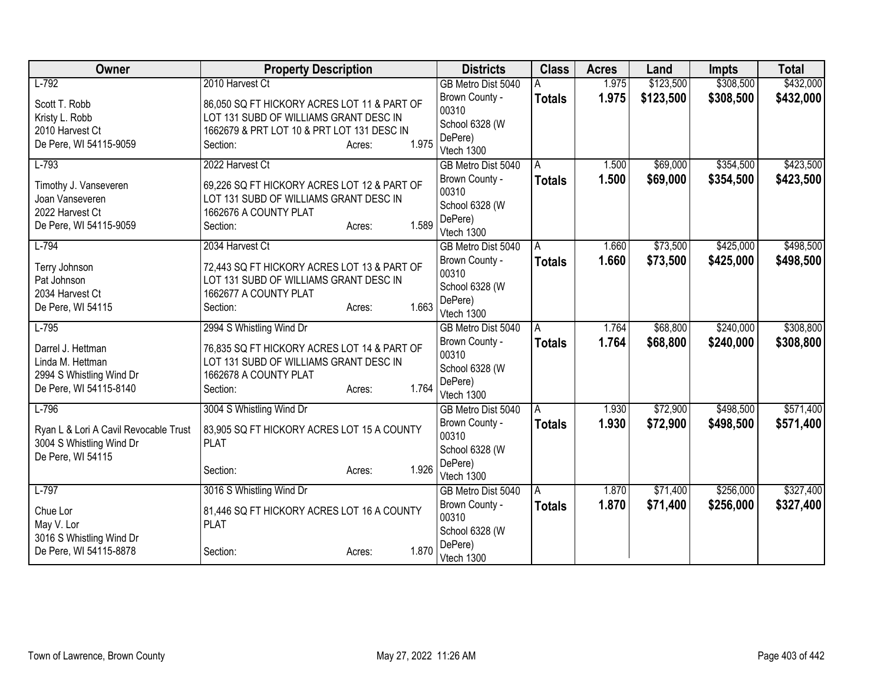| Owner | Property Description | Districts | Class | Acres | Land | Impts | Total |
|---|---|---|---|---|---|---|---|
| L-792<br>Scott T. Robb<br>Kristy L. Robb<br>2010 Harvest Ct<br>De Pere, WI 54115-9059 | 2010 Harvest Ct<br>86,050 SQ FT HICKORY ACRES LOT 11 & PART OF LOT 131 SUBD OF WILLIAMS GRANT DESC IN 1662679 & PRT LOT 10 & PRT LOT 131 DESC IN<br>Section: Acres: 1.975 | GB Metro Dist 5040<br>Brown County - 00310<br>School 6328 (W DePere)<br>Vtech 1300 | A<br>**Totals** | 1.975<br>**1.975** | $123,500<br>**$123,500** | $308,500<br>**$308,500** | $432,000<br>**$432,000** |
| L-793<br>Timothy J. Vanseveren<br>Joan Vanseveren<br>2022 Harvest Ct<br>De Pere, WI 54115-9059 | 2022 Harvest Ct<br>69,226 SQ FT HICKORY ACRES LOT 12 & PART OF LOT 131 SUBD OF WILLIAMS GRANT DESC IN 1662676 A COUNTY PLAT<br>Section: Acres: 1.589 | GB Metro Dist 5040<br>Brown County - 00310<br>School 6328 (W DePere)<br>Vtech 1300 | A<br>**Totals** | 1.500<br>**1.500** | $69,000<br>**$69,000** | $354,500<br>**$354,500** | $423,500<br>**$423,500** |
| L-794<br>Terry Johnson<br>Pat Johnson<br>2034 Harvest Ct<br>De Pere, WI 54115 | 2034 Harvest Ct<br>72,443 SQ FT HICKORY ACRES LOT 13 & PART OF LOT 131 SUBD OF WILLIAMS GRANT DESC IN 1662677 A COUNTY PLAT<br>Section: Acres: 1.663 | GB Metro Dist 5040<br>Brown County - 00310<br>School 6328 (W DePere)<br>Vtech 1300 | A<br>**Totals** | 1.660<br>**1.660** | $73,500<br>**$73,500** | $425,000<br>**$425,000** | $498,500<br>**$498,500** |
| L-795<br>Darrel J. Hettman<br>Linda M. Hettman<br>2994 S Whistling Wind Dr<br>De Pere, WI 54115-8140 | 2994 S Whistling Wind Dr<br>76,835 SQ FT HICKORY ACRES LOT 14 & PART OF LOT 131 SUBD OF WILLIAMS GRANT DESC IN 1662678 A COUNTY PLAT<br>Section: Acres: 1.764 | GB Metro Dist 5040<br>Brown County - 00310<br>School 6328 (W DePere)<br>Vtech 1300 | A<br>**Totals** | 1.764<br>**1.764** | $68,800<br>**$68,800** | $240,000<br>**$240,000** | $308,800<br>**$308,800** |
| L-796<br>Ryan L & Lori A Cavil Revocable Trust<br>3004 S Whistling Wind Dr<br>De Pere, WI 54115 | 3004 S Whistling Wind Dr<br>83,905 SQ FT HICKORY ACRES LOT 15 A COUNTY PLAT<br>Section: Acres: 1.926 | GB Metro Dist 5040<br>Brown County - 00310<br>School 6328 (W DePere)<br>Vtech 1300 | A<br>**Totals** | 1.930<br>**1.930** | $72,900<br>**$72,900** | $498,500<br>**$498,500** | $571,400<br>**$571,400** |
| L-797<br>Chue Lor<br>May V. Lor<br>3016 S Whistling Wind Dr<br>De Pere, WI 54115-8878 | 3016 S Whistling Wind Dr<br>81,446 SQ FT HICKORY ACRES LOT 16 A COUNTY PLAT<br>Section: Acres: 1.870 | GB Metro Dist 5040<br>Brown County - 00310<br>School 6328 (W DePere)<br>Vtech 1300 | A<br>**Totals** | 1.870<br>**1.870** | $71,400<br>**$71,400** | $256,000<br>**$256,000** | $327,400<br>**$327,400** |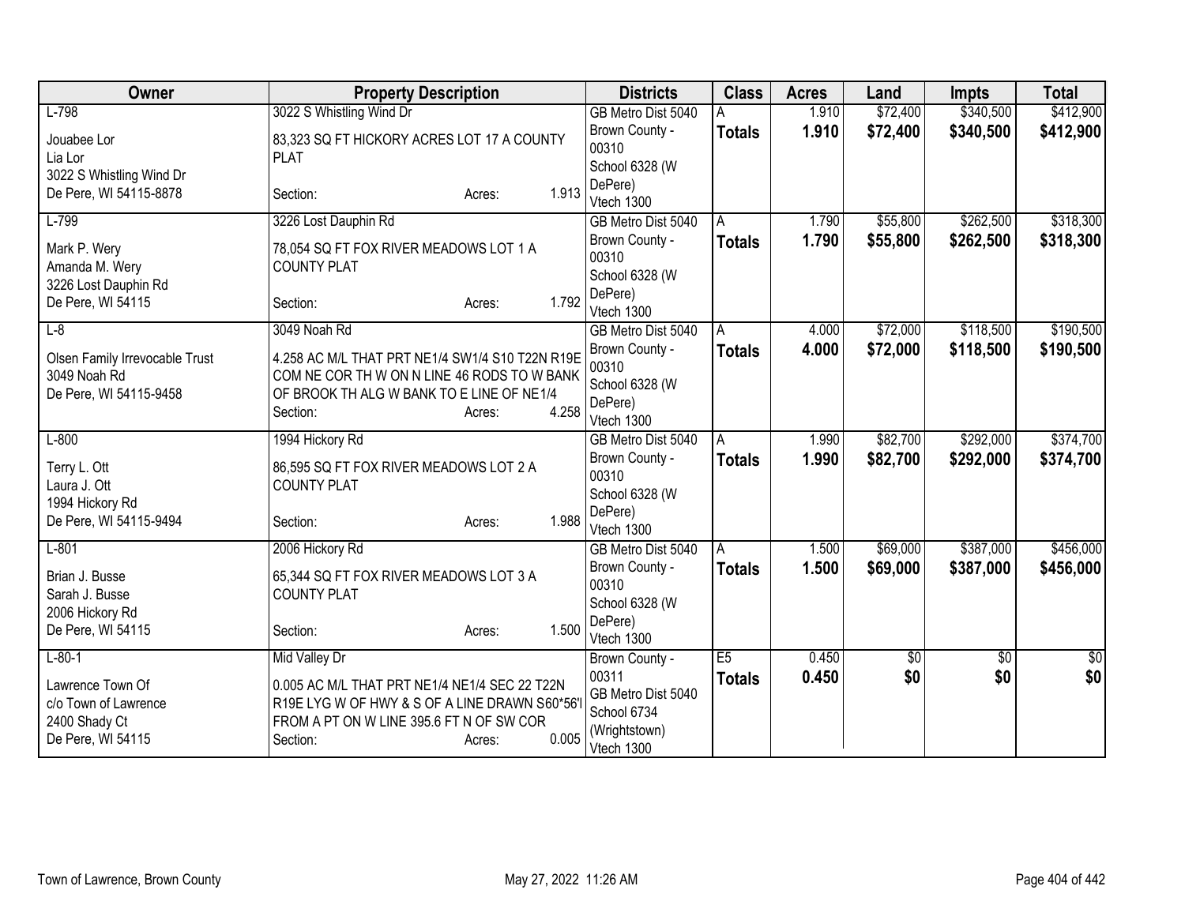| Owner | Property Description | Districts | Class | Acres | Land | Impts | Total |
|---|---|---|---|---|---|---|---|
| L-798<br>Jouabee Lor<br>Lia Lor<br>3022 S Whistling Wind Dr<br>De Pere, WI 54115-8878 | 3022 S Whistling Wind Dr<br>83,323 SQ FT HICKORY ACRES LOT 17 A COUNTY PLAT<br>Section: Acres: 1.913 | GB Metro Dist 5040<br>Brown County - 00310<br>School 6328 (W DePere)<br>Vtech 1300 | A<br>**Totals** | 1.910<br>**1.910** | $72,400<br>**$72,400** | $340,500<br>**$340,500** | $412,900<br>**$412,900** |
| L-799<br>Mark P. Wery<br>Amanda M. Wery<br>3226 Lost Dauphin Rd<br>De Pere, WI 54115 | 3226 Lost Dauphin Rd<br>78,054 SQ FT FOX RIVER MEADOWS LOT 1 A COUNTY PLAT<br>Section: Acres: 1.792 | GB Metro Dist 5040<br>Brown County - 00310<br>School 6328 (W DePere)<br>Vtech 1300 | A<br>**Totals** | 1.790<br>**1.790** | $55,800<br>**$55,800** | $262,500<br>**$262,500** | $318,300<br>**$318,300** |
| L-8<br>Olsen Family Irrevocable Trust<br>3049 Noah Rd<br>De Pere, WI 54115-9458 | 3049 Noah Rd<br>4.258 AC M/L THAT PRT NE1/4 SW1/4 S10 T22N R19E COM NE COR TH W ON N LINE 46 RODS TO W BANK OF BROOK TH ALG W BANK TO E LINE OF NE1/4<br>Section: Acres: 4.258 | GB Metro Dist 5040<br>Brown County - 00310<br>School 6328 (W DePere)<br>Vtech 1300 | A<br>**Totals** | 4.000<br>**4.000** | $72,000<br>**$72,000** | $118,500<br>**$118,500** | $190,500<br>**$190,500** |
| L-800<br>Terry L. Ott<br>Laura J. Ott<br>1994 Hickory Rd<br>De Pere, WI 54115-9494 | 1994 Hickory Rd<br>86,595 SQ FT FOX RIVER MEADOWS LOT 2 A COUNTY PLAT<br>Section: Acres: 1.988 | GB Metro Dist 5040<br>Brown County - 00310<br>School 6328 (W DePere)<br>Vtech 1300 | A<br>**Totals** | 1.990<br>**1.990** | $82,700<br>**$82,700** | $292,000<br>**$292,000** | $374,700<br>**$374,700** |
| L-801<br>Brian J. Busse<br>Sarah J. Busse<br>2006 Hickory Rd<br>De Pere, WI 54115 | 2006 Hickory Rd<br>65,344 SQ FT FOX RIVER MEADOWS LOT 3 A COUNTY PLAT<br>Section: Acres: 1.500 | GB Metro Dist 5040<br>Brown County - 00310<br>School 6328 (W DePere)<br>Vtech 1300 | A<br>**Totals** | 1.500<br>**1.500** | $69,000<br>**$69,000** | $387,000<br>**$387,000** | $456,000<br>**$456,000** |
| L-80-1<br>Lawrence Town Of<br>c/o Town of Lawrence<br>2400 Shady Ct<br>De Pere, WI 54115 | Mid Valley Dr<br>0.005 AC M/L THAT PRT NE1/4 NE1/4 SEC 22 T22N R19E LYG W OF HWY & S OF A LINE DRAWN S60*56'I FROM A PT ON W LINE 395.6 FT N OF SW COR<br>Section: Acres: 0.005 | Brown County - 00311<br>GB Metro Dist 5040<br>School 6734 (Wrightstown)<br>Vtech 1300 | E5<br>**Totals** | 0.450<br>**0.450** | $0<br>**$0** | $0<br>**$0** | $0<br>**$0** |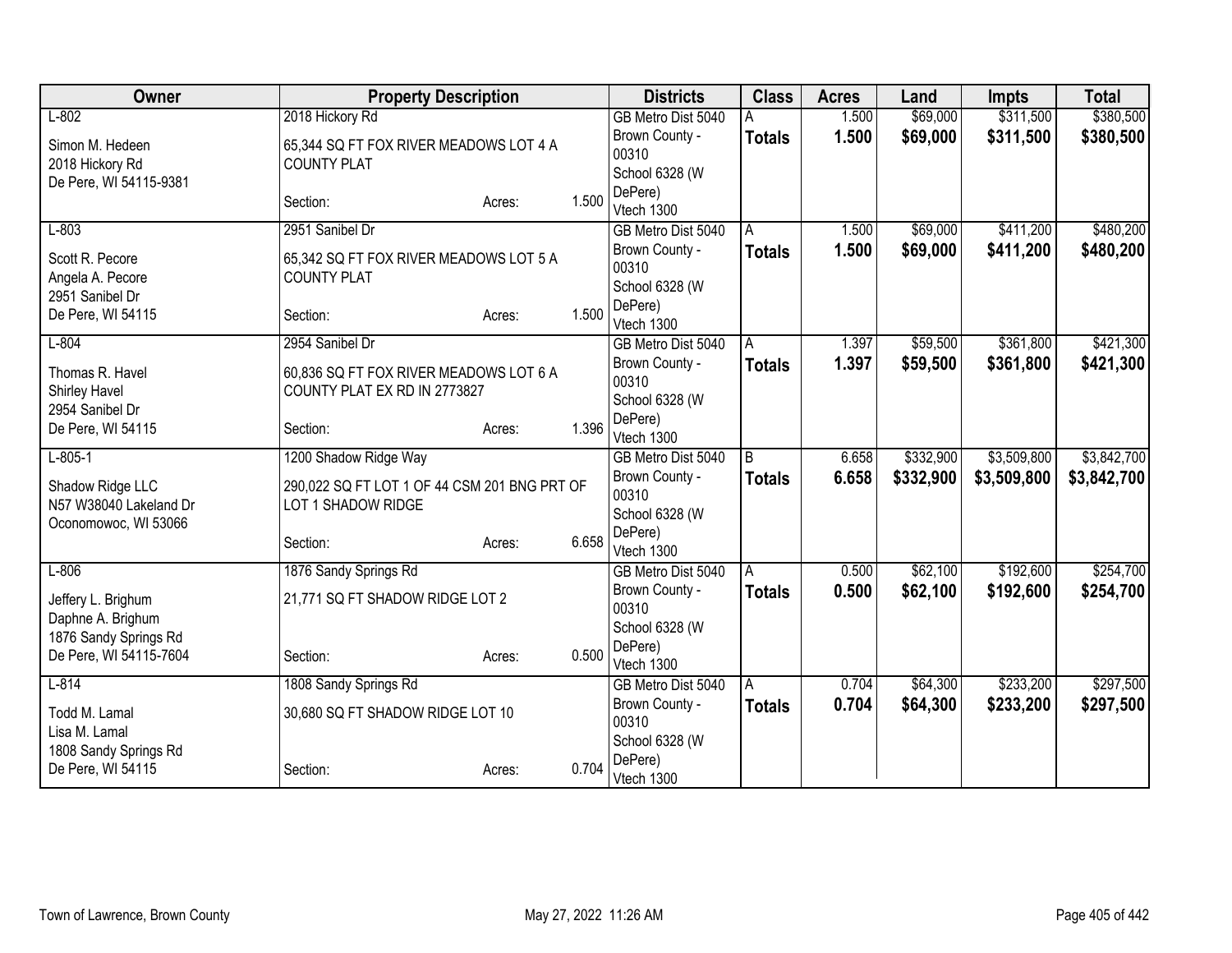| Owner | Property Description | | | Districts | Class | Acres | Land | Impts | Total |
|---|---|---|---|---|---|---|---|---|---|
| L-802 | 2018 Hickory Rd | | | GB Metro Dist 5040 | A | 1.500 | $69,000 | $311,500 | $380,500 |
| Simon M. Hedeen<br>2018 Hickory Rd<br>De Pere, WI 54115-9381 | 65,344 SQ FT FOX RIVER MEADOWS LOT 4 A COUNTY PLAT | | | Brown County - 00310<br>School 6328 (W DePere)<br>Vtech 1300 | **Totals** | **1.500** | **$69,000** | **$311,500** | **$380,500** |
| | Section: | Acres: | 1.500 | | | | | | |
| L-803 | 2951 Sanibel Dr | | | GB Metro Dist 5040 | A | 1.500 | $69,000 | $411,200 | $480,200 |
| Scott R. Pecore<br>Angela A. Pecore<br>2951 Sanibel Dr<br>De Pere, WI 54115 | 65,342 SQ FT FOX RIVER MEADOWS LOT 5 A COUNTY PLAT | | | Brown County - 00310<br>School 6328 (W DePere)<br>Vtech 1300 | **Totals** | **1.500** | **$69,000** | **$411,200** | **$480,200** |
| | Section: | Acres: | 1.500 | | | | | | |
| L-804 | 2954 Sanibel Dr | | | GB Metro Dist 5040 | A | 1.397 | $59,500 | $361,800 | $421,300 |
| Thomas R. Havel<br>Shirley Havel<br>2954 Sanibel Dr<br>De Pere, WI 54115 | 60,836 SQ FT FOX RIVER MEADOWS LOT 6 A COUNTY PLAT EX RD IN 2773827 | | | Brown County - 00310<br>School 6328 (W DePere)<br>Vtech 1300 | **Totals** | **1.397** | **$59,500** | **$361,800** | **$421,300** |
| | Section: | Acres: | 1.396 | | | | | | |
| L-805-1 | 1200 Shadow Ridge Way | | | GB Metro Dist 5040 | B | 6.658 | $332,900 | $3,509,800 | $3,842,700 |
| Shadow Ridge LLC<br>N57 W38040 Lakeland Dr<br>Oconomowoc, WI 53066 | 290,022 SQ FT LOT 1 OF 44 CSM 201 BNG PRT OF LOT 1 SHADOW RIDGE | | | Brown County - 00310<br>School 6328 (W DePere)<br>Vtech 1300 | **Totals** | **6.658** | **$332,900** | **$3,509,800** | **$3,842,700** |
| | Section: | Acres: | 6.658 | | | | | | |
| L-806 | 1876 Sandy Springs Rd | | | GB Metro Dist 5040 | A | 0.500 | $62,100 | $192,600 | $254,700 |
| Jeffery L. Brighum<br>Daphne A. Brighum<br>1876 Sandy Springs Rd<br>De Pere, WI 54115-7604 | 21,771 SQ FT SHADOW RIDGE LOT 2 | | | Brown County - 00310<br>School 6328 (W DePere)<br>Vtech 1300 | **Totals** | **0.500** | **$62,100** | **$192,600** | **$254,700** |
| | Section: | Acres: | 0.500 | | | | | | |
| L-814 | 1808 Sandy Springs Rd | | | GB Metro Dist 5040 | A | 0.704 | $64,300 | $233,200 | $297,500 |
| Todd M. Lamal<br>Lisa M. Lamal<br>1808 Sandy Springs Rd<br>De Pere, WI 54115 | 30,680 SQ FT SHADOW RIDGE LOT 10 | | | Brown County - 00310<br>School 6328 (W DePere)<br>Vtech 1300 | **Totals** | **0.704** | **$64,300** | **$233,200** | **$297,500** |
| | Section: | Acres: | 0.704 | | | | | | |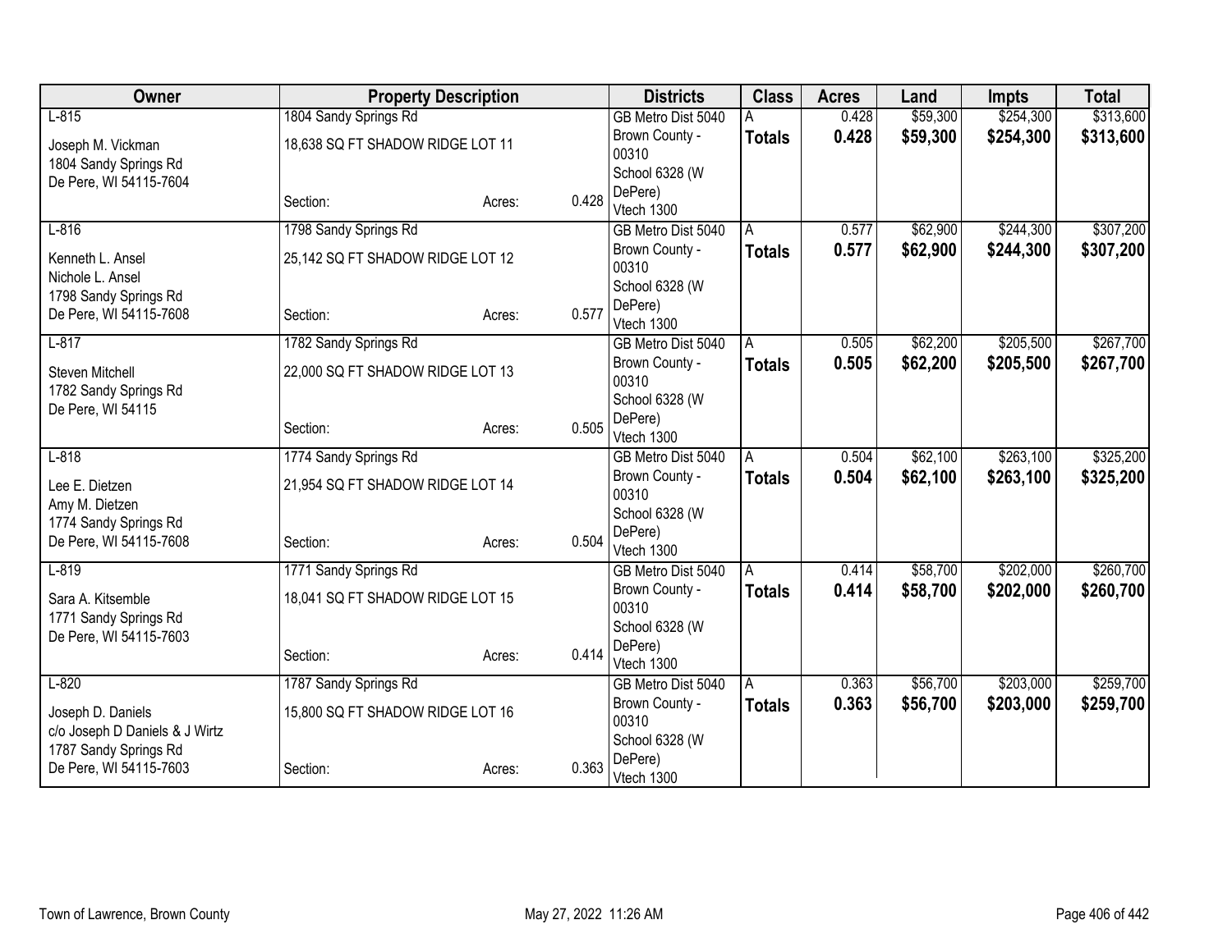| Owner | Property Description | | | Districts | Class | Acres | Land | Impts | Total |
|---|---|---|---|---|---|---|---|---|---|
| L-815<br>Joseph M. Vickman<br>1804 Sandy Springs Rd<br>De Pere, WI 54115-7604 | 1804 Sandy Springs Rd<br>18,638 SQ FT SHADOW RIDGE LOT 11<br>Section: | Acres: | 0.428 | GB Metro Dist 5040<br>Brown County - 00310<br>School 6328 (W DePere)<br>Vtech 1300 | A<br>**Totals** | 0.428<br>**0.428** | $59,300<br>**$59,300** | $254,300<br>**$254,300** | $313,600<br>**$313,600** |
| L-816<br>Kenneth L. Ansel<br>Nichole L. Ansel<br>1798 Sandy Springs Rd<br>De Pere, WI 54115-7608 | 1798 Sandy Springs Rd<br>25,142 SQ FT SHADOW RIDGE LOT 12<br>Section: | Acres: | 0.577 | GB Metro Dist 5040<br>Brown County - 00310<br>School 6328 (W DePere)<br>Vtech 1300 | A<br>**Totals** | 0.577<br>**0.577** | $62,900<br>**$62,900** | $244,300<br>**$244,300** | $307,200<br>**$307,200** |
| L-817<br>Steven Mitchell<br>1782 Sandy Springs Rd<br>De Pere, WI 54115 | 1782 Sandy Springs Rd<br>22,000 SQ FT SHADOW RIDGE LOT 13<br>Section: | Acres: | 0.505 | GB Metro Dist 5040<br>Brown County - 00310<br>School 6328 (W DePere)<br>Vtech 1300 | A<br>**Totals** | 0.505<br>**0.505** | $62,200<br>**$62,200** | $205,500<br>**$205,500** | $267,700<br>**$267,700** |
| L-818<br>Lee E. Dietzen<br>Amy M. Dietzen<br>1774 Sandy Springs Rd<br>De Pere, WI 54115-7608 | 1774 Sandy Springs Rd<br>21,954 SQ FT SHADOW RIDGE LOT 14<br>Section: | Acres: | 0.504 | GB Metro Dist 5040<br>Brown County - 00310<br>School 6328 (W DePere)<br>Vtech 1300 | A<br>**Totals** | 0.504<br>**0.504** | $62,100<br>**$62,100** | $263,100<br>**$263,100** | $325,200<br>**$325,200** |
| L-819<br>Sara A. Kitsemble<br>1771 Sandy Springs Rd<br>De Pere, WI 54115-7603 | 1771 Sandy Springs Rd<br>18,041 SQ FT SHADOW RIDGE LOT 15<br>Section: | Acres: | 0.414 | GB Metro Dist 5040<br>Brown County - 00310<br>School 6328 (W DePere)<br>Vtech 1300 | A<br>**Totals** | 0.414<br>**0.414** | $58,700<br>**$58,700** | $202,000<br>**$202,000** | $260,700<br>**$260,700** |
| L-820<br>Joseph D. Daniels<br>c/o Joseph D Daniels & J Wirtz<br>1787 Sandy Springs Rd<br>De Pere, WI 54115-7603 | 1787 Sandy Springs Rd<br>15,800 SQ FT SHADOW RIDGE LOT 16<br>Section: | Acres: | 0.363 | GB Metro Dist 5040<br>Brown County - 00310<br>School 6328 (W DePere)<br>Vtech 1300 | A<br>**Totals** | 0.363<br>**0.363** | $56,700<br>**$56,700** | $203,000<br>**$203,000** | $259,700<br>**$259,700** |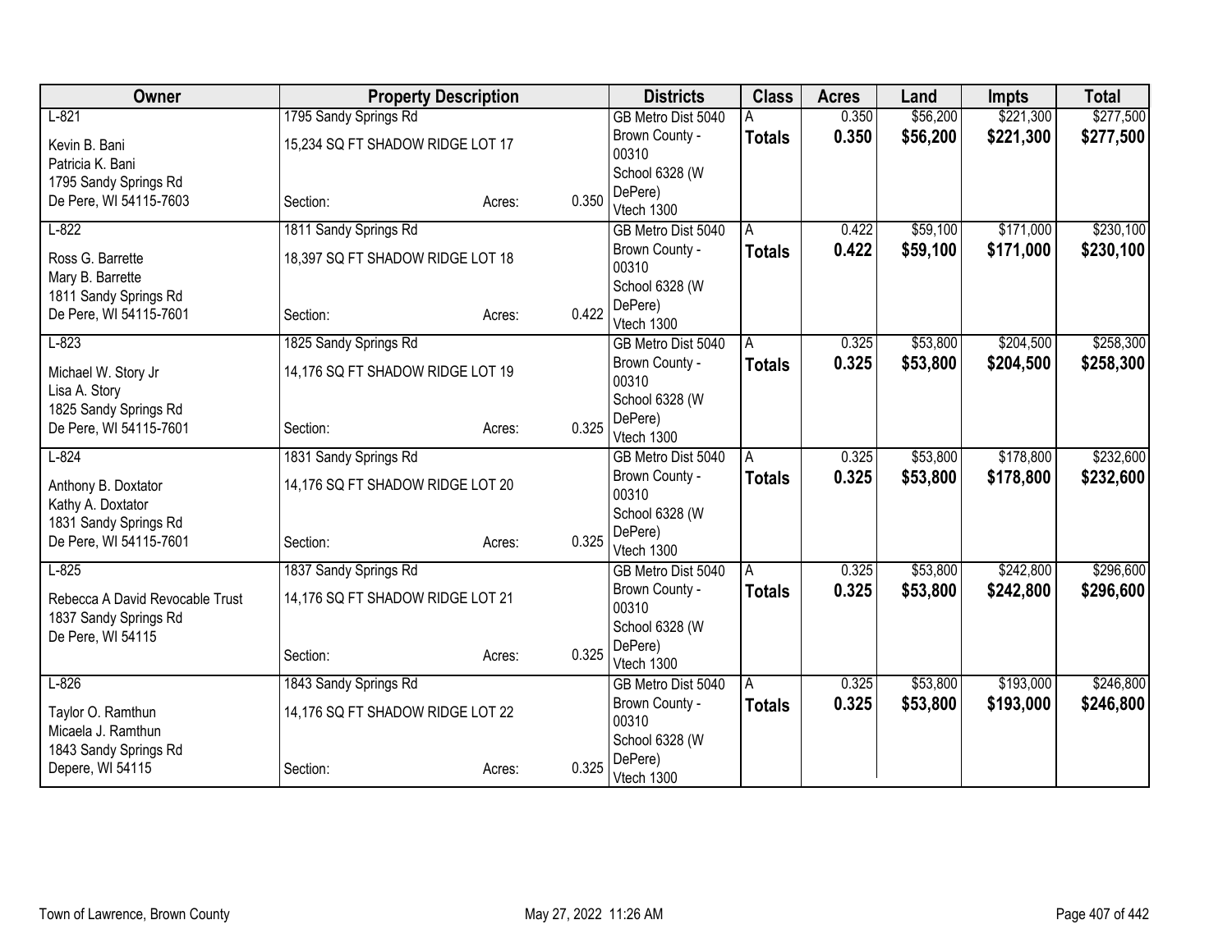| Owner | Property Description | | | Districts | Class | Acres | Land | Impts | Total |
|---|---|---|---|---|---|---|---|---|---|
| L-821 | 1795 Sandy Springs Rd | | | GB Metro Dist 5040 | A | 0.350 | $56,200 | $221,300 | $277,500 |
| Kevin B. Bani<br>Patricia K. Bani<br>1795 Sandy Springs Rd<br>De Pere, WI 54115-7603 | 15,234 SQ FT SHADOW RIDGE LOT 17<br><br>Section: | Acres: | 0.350 | Brown County - 00310<br>School 6328 (W DePere)<br>Vtech 1300 | **Totals** | **0.350** | **$56,200** | **$221,300** | **$277,500** |
| L-822 | 1811 Sandy Springs Rd | | | GB Metro Dist 5040 | A | 0.422 | $59,100 | $171,000 | $230,100 |
| Ross G. Barrette<br>Mary B. Barrette<br>1811 Sandy Springs Rd<br>De Pere, WI 54115-7601 | 18,397 SQ FT SHADOW RIDGE LOT 18<br><br>Section: | Acres: | 0.422 | Brown County - 00310<br>School 6328 (W DePere)<br>Vtech 1300 | **Totals** | **0.422** | **$59,100** | **$171,000** | **$230,100** |
| L-823 | 1825 Sandy Springs Rd | | | GB Metro Dist 5040 | A | 0.325 | $53,800 | $204,500 | $258,300 |
| Michael W. Story Jr<br>Lisa A. Story<br>1825 Sandy Springs Rd<br>De Pere, WI 54115-7601 | 14,176 SQ FT SHADOW RIDGE LOT 19<br><br>Section: | Acres: | 0.325 | Brown County - 00310<br>School 6328 (W DePere)<br>Vtech 1300 | **Totals** | **0.325** | **$53,800** | **$204,500** | **$258,300** |
| L-824 | 1831 Sandy Springs Rd | | | GB Metro Dist 5040 | A | 0.325 | $53,800 | $178,800 | $232,600 |
| Anthony B. Doxtator<br>Kathy A. Doxtator<br>1831 Sandy Springs Rd<br>De Pere, WI 54115-7601 | 14,176 SQ FT SHADOW RIDGE LOT 20<br><br>Section: | Acres: | 0.325 | Brown County - 00310<br>School 6328 (W DePere)<br>Vtech 1300 | **Totals** | **0.325** | **$53,800** | **$178,800** | **$232,600** |
| L-825 | 1837 Sandy Springs Rd | | | GB Metro Dist 5040 | A | 0.325 | $53,800 | $242,800 | $296,600 |
| Rebecca A David Revocable Trust<br>1837 Sandy Springs Rd<br>De Pere, WI 54115 | 14,176 SQ FT SHADOW RIDGE LOT 21<br><br>Section: | Acres: | 0.325 | Brown County - 00310<br>School 6328 (W DePere)<br>Vtech 1300 | **Totals** | **0.325** | **$53,800** | **$242,800** | **$296,600** |
| L-826 | 1843 Sandy Springs Rd | | | GB Metro Dist 5040 | A | 0.325 | $53,800 | $193,000 | $246,800 |
| Taylor O. Ramthun<br>Micaela J. Ramthun<br>1843 Sandy Springs Rd<br>Depere, WI 54115 | 14,176 SQ FT SHADOW RIDGE LOT 22<br><br>Section: | Acres: | 0.325 | Brown County - 00310<br>School 6328 (W DePere)<br>Vtech 1300 | **Totals** | **0.325** | **$53,800** | **$193,000** | **$246,800** |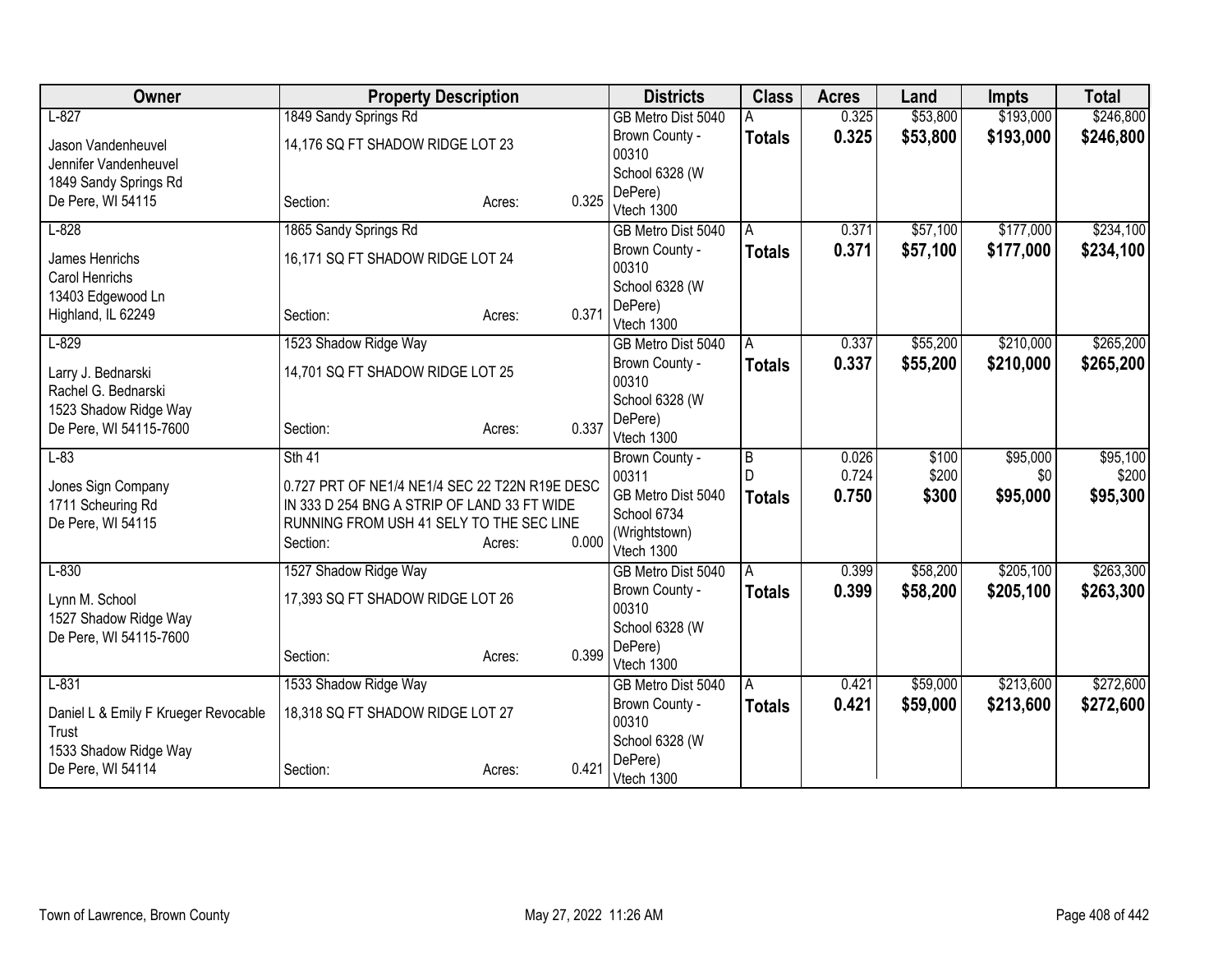| Owner | Property Description | Districts | Class | Acres | Land | Impts | Total |
|---|---|---|---|---|---|---|---|
| L-827<br>Jason Vandenheuvel<br>Jennifer Vandenheuvel<br>1849 Sandy Springs Rd<br>De Pere, WI 54115 | 1849 Sandy Springs Rd<br>14,176 SQ FT SHADOW RIDGE LOT 23<br>Section: Acres: 0.325 | GB Metro Dist 5040<br>Brown County - 00310<br>School 6328 (W DePere)<br>Vtech 1300 | A<br>**Totals** | 0.325<br>**0.325** | \$53,800<br>**\$53,800** | \$193,000<br>**\$193,000** | \$246,800<br>**\$246,800** |
| L-828<br>James Henrichs<br>Carol Henrichs<br>13403 Edgewood Ln<br>Highland, IL 62249 | 1865 Sandy Springs Rd<br>16,171 SQ FT SHADOW RIDGE LOT 24<br>Section: Acres: 0.371 | GB Metro Dist 5040<br>Brown County - 00310<br>School 6328 (W DePere)<br>Vtech 1300 | A<br>**Totals** | 0.371<br>**0.371** | \$57,100<br>**\$57,100** | \$177,000<br>**\$177,000** | \$234,100<br>**\$234,100** |
| L-829<br>Larry J. Bednarski<br>Rachel G. Bednarski<br>1523 Shadow Ridge Way<br>De Pere, WI 54115-7600 | 1523 Shadow Ridge Way<br>14,701 SQ FT SHADOW RIDGE LOT 25<br>Section: Acres: 0.337 | GB Metro Dist 5040<br>Brown County - 00310<br>School 6328 (W DePere)<br>Vtech 1300 | A<br>**Totals** | 0.337<br>**0.337** | \$55,200<br>**\$55,200** | \$210,000<br>**\$210,000** | \$265,200<br>**\$265,200** |
| L-83<br>Jones Sign Company<br>1711 Scheuring Rd<br>De Pere, WI 54115 | Sth 41<br>0.727 PRT OF NE1/4 NE1/4 SEC 22 T22N R19E DESC IN 333 D 254 BNG A STRIP OF LAND 33 FT WIDE RUNNING FROM USH 41 SELY TO THE SEC LINE<br>Section: Acres: 0.000 | Brown County - 00311<br>GB Metro Dist 5040<br>School 6734 (Wrightstown)<br>Vtech 1300 | B<br>D<br>**Totals** | 0.026<br>0.724<br>**0.750** | \$100<br>\$200<br>**\$300** | \$95,000<br>\$0<br>**\$95,000** | \$95,100<br>\$200<br>**\$95,300** |
| L-830<br>Lynn M. School<br>1527 Shadow Ridge Way<br>De Pere, WI 54115-7600 | 1527 Shadow Ridge Way<br>17,393 SQ FT SHADOW RIDGE LOT 26<br>Section: Acres: 0.399 | GB Metro Dist 5040<br>Brown County - 00310<br>School 6328 (W DePere)<br>Vtech 1300 | A<br>**Totals** | 0.399<br>**0.399** | \$58,200<br>**\$58,200** | \$205,100<br>**\$205,100** | \$263,300<br>**\$263,300** |
| L-831<br>Daniel L & Emily F Krueger Revocable Trust<br>1533 Shadow Ridge Way<br>De Pere, WI 54114 | 1533 Shadow Ridge Way<br>18,318 SQ FT SHADOW RIDGE LOT 27<br>Section: Acres: 0.421 | GB Metro Dist 5040<br>Brown County - 00310<br>School 6328 (W DePere)<br>Vtech 1300 | A<br>**Totals** | 0.421<br>**0.421** | \$59,000<br>**\$59,000** | \$213,600<br>**\$213,600** | \$272,600<br>**\$272,600** |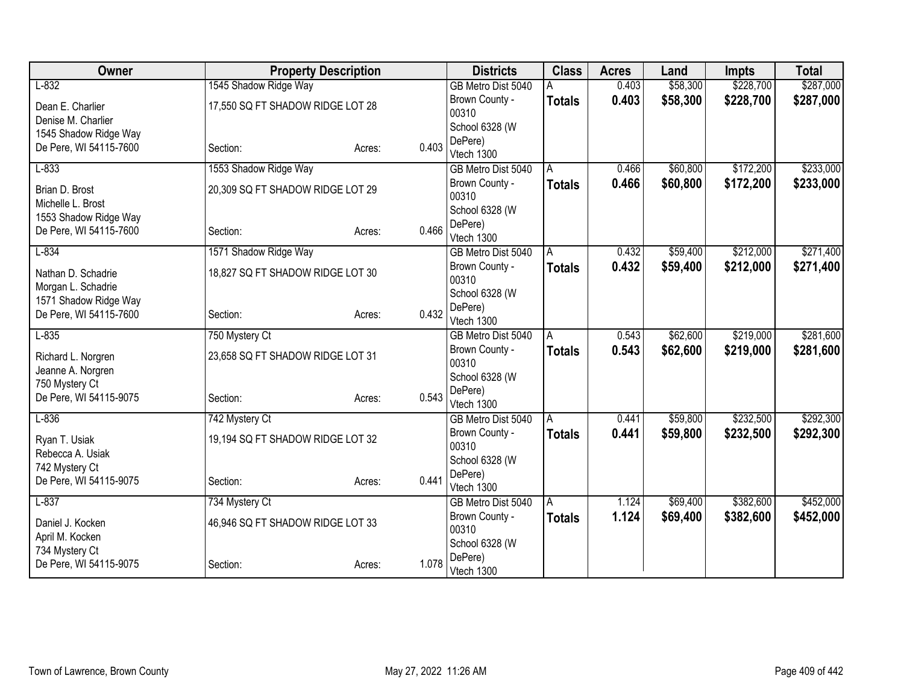| Owner | Property Description | | | Districts | Class | Acres | Land | Impts | Total |
|---|---|---|---|---|---|---|---|---|---|
| L-832<br>Dean E. Charlier<br>Denise M. Charlier<br>1545 Shadow Ridge Way<br>De Pere, WI 54115-7600 | 1545 Shadow Ridge Way<br>17,550 SQ FT SHADOW RIDGE LOT 28<br><br><br>Section: | Acres: | 0.403 | GB Metro Dist 5040<br>Brown County - 00310<br>School 6328 (W DePere)<br>Vtech 1300 | A<br>**Totals** | 0.403<br>**0.403** | $58,300<br>**$58,300** | $228,700<br>**$228,700** | $287,000<br>**$287,000** |
| L-833<br>Brian D. Brost<br>Michelle L. Brost<br>1553 Shadow Ridge Way<br>De Pere, WI 54115-7600 | 1553 Shadow Ridge Way<br>20,309 SQ FT SHADOW RIDGE LOT 29<br><br><br>Section: | Acres: | 0.466 | GB Metro Dist 5040<br>Brown County - 00310<br>School 6328 (W DePere)<br>Vtech 1300 | A<br>**Totals** | 0.466<br>**0.466** | $60,800<br>**$60,800** | $172,200<br>**$172,200** | $233,000<br>**$233,000** |
| L-834<br>Nathan D. Schadrie<br>Morgan L. Schadrie<br>1571 Shadow Ridge Way<br>De Pere, WI 54115-7600 | 1571 Shadow Ridge Way<br>18,827 SQ FT SHADOW RIDGE LOT 30<br><br><br>Section: | Acres: | 0.432 | GB Metro Dist 5040<br>Brown County - 00310<br>School 6328 (W DePere)<br>Vtech 1300 | A<br>**Totals** | 0.432<br>**0.432** | $59,400<br>**$59,400** | $212,000<br>**$212,000** | $271,400<br>**$271,400** |
| L-835<br>Richard L. Norgren<br>Jeanne A. Norgren<br>750 Mystery Ct<br>De Pere, WI 54115-9075 | 750 Mystery Ct<br>23,658 SQ FT SHADOW RIDGE LOT 31<br><br><br>Section: | Acres: | 0.543 | GB Metro Dist 5040<br>Brown County - 00310<br>School 6328 (W DePere)<br>Vtech 1300 | A<br>**Totals** | 0.543<br>**0.543** | $62,600<br>**$62,600** | $219,000<br>**$219,000** | $281,600<br>**$281,600** |
| L-836<br>Ryan T. Usiak<br>Rebecca A. Usiak<br>742 Mystery Ct<br>De Pere, WI 54115-9075 | 742 Mystery Ct<br>19,194 SQ FT SHADOW RIDGE LOT 32<br><br><br>Section: | Acres: | 0.441 | GB Metro Dist 5040<br>Brown County - 00310<br>School 6328 (W DePere)<br>Vtech 1300 | A<br>**Totals** | 0.441<br>**0.441** | $59,800<br>**$59,800** | $232,500<br>**$232,500** | $292,300<br>**$292,300** |
| L-837<br>Daniel J. Kocken<br>April M. Kocken<br>734 Mystery Ct<br>De Pere, WI 54115-9075 | 734 Mystery Ct<br>46,946 SQ FT SHADOW RIDGE LOT 33<br><br><br>Section: | Acres: | 1.078 | GB Metro Dist 5040<br>Brown County - 00310<br>School 6328 (W DePere)<br>Vtech 1300 | A<br>**Totals** | 1.124<br>**1.124** | $69,400<br>**$69,400** | $382,600<br>**$382,600** | $452,000<br>**$452,000** |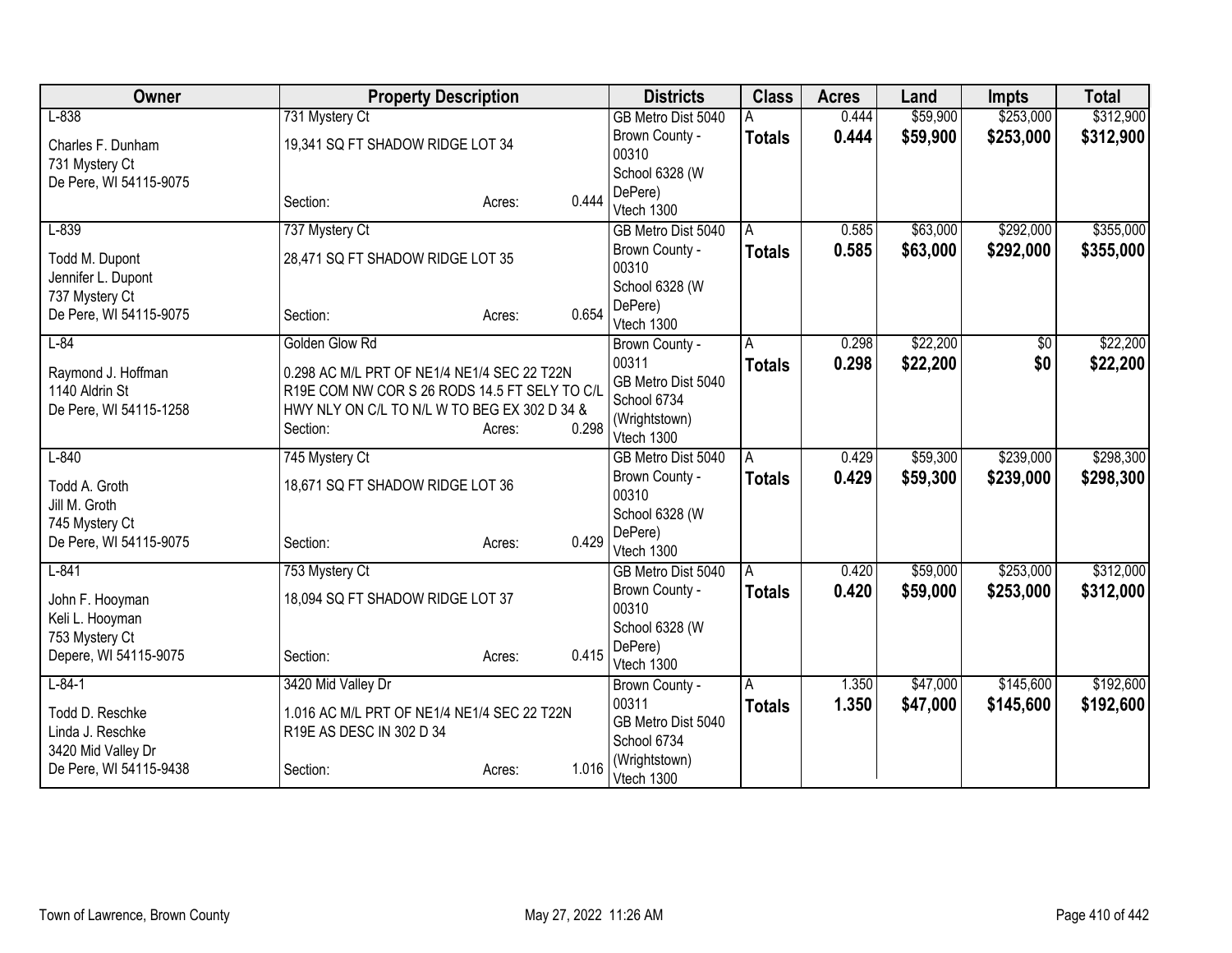| Owner | Property Description | Districts | Class | Acres | Land | Impts | Total |
|---|---|---|---|---|---|---|---|
| L-838<br>Charles F. Dunham<br>731 Mystery Ct<br>De Pere, WI 54115-9075 | 731 Mystery Ct<br>19,341 SQ FT SHADOW RIDGE LOT 34<br>Section: Acres: 0.444 | GB Metro Dist 5040<br>Brown County - 00310<br>School 6328 (W DePere)<br>Vtech 1300 | A<br>**Totals** | 0.444<br>**0.444** | \$59,900<br>**\$59,900** | \$253,000<br>**\$253,000** | \$312,900<br>**\$312,900** |
| L-839<br>Todd M. Dupont<br>Jennifer L. Dupont<br>737 Mystery Ct<br>De Pere, WI 54115-9075 | 737 Mystery Ct<br>28,471 SQ FT SHADOW RIDGE LOT 35<br>Section: Acres: 0.654 | GB Metro Dist 5040<br>Brown County - 00310<br>School 6328 (W DePere)<br>Vtech 1300 | A<br>**Totals** | 0.585<br>**0.585** | \$63,000<br>**\$63,000** | \$292,000<br>**\$292,000** | \$355,000<br>**\$355,000** |
| L-84<br>Raymond J. Hoffman<br>1140 Aldrin St<br>De Pere, WI 54115-1258 | Golden Glow Rd<br>0.298 AC M/L PRT OF NE1/4 NE1/4 SEC 22 T22N R19E COM NW COR S 26 RODS 14.5 FT SELY TO C/L HWY NLY ON C/L TO N/L W TO BEG EX 302 D 34 &<br>Section: Acres: 0.298 | Brown County - 00311<br>GB Metro Dist 5040<br>School 6734 (Wrightstown)<br>Vtech 1300 | A<br>**Totals** | 0.298<br>**0.298** | \$22,200<br>**\$22,200** | \$0<br>**\$0** | \$22,200<br>**\$22,200** |
| L-840<br>Todd A. Groth<br>Jill M. Groth<br>745 Mystery Ct<br>De Pere, WI 54115-9075 | 745 Mystery Ct<br>18,671 SQ FT SHADOW RIDGE LOT 36<br>Section: Acres: 0.429 | GB Metro Dist 5040<br>Brown County - 00310<br>School 6328 (W DePere)<br>Vtech 1300 | A<br>**Totals** | 0.429<br>**0.429** | \$59,300<br>**\$59,300** | \$239,000<br>**\$239,000** | \$298,300<br>**\$298,300** |
| L-841<br>John F. Hooyman<br>Keli L. Hooyman<br>753 Mystery Ct<br>Depere, WI 54115-9075 | 753 Mystery Ct<br>18,094 SQ FT SHADOW RIDGE LOT 37<br>Section: Acres: 0.415 | GB Metro Dist 5040<br>Brown County - 00310<br>School 6328 (W DePere)<br>Vtech 1300 | A<br>**Totals** | 0.420<br>**0.420** | \$59,000<br>**\$59,000** | \$253,000<br>**\$253,000** | \$312,000<br>**\$312,000** |
| L-84-1<br>Todd D. Reschke<br>Linda J. Reschke<br>3420 Mid Valley Dr<br>De Pere, WI 54115-9438 | 3420 Mid Valley Dr<br>1.016 AC M/L PRT OF NE1/4 NE1/4 SEC 22 T22N R19E AS DESC IN 302 D 34<br>Section: Acres: 1.016 | Brown County - 00311<br>GB Metro Dist 5040<br>School 6734 (Wrightstown)<br>Vtech 1300 | A<br>**Totals** | 1.350<br>**1.350** | \$47,000<br>**\$47,000** | \$145,600<br>**\$145,600** | \$192,600<br>**\$192,600** |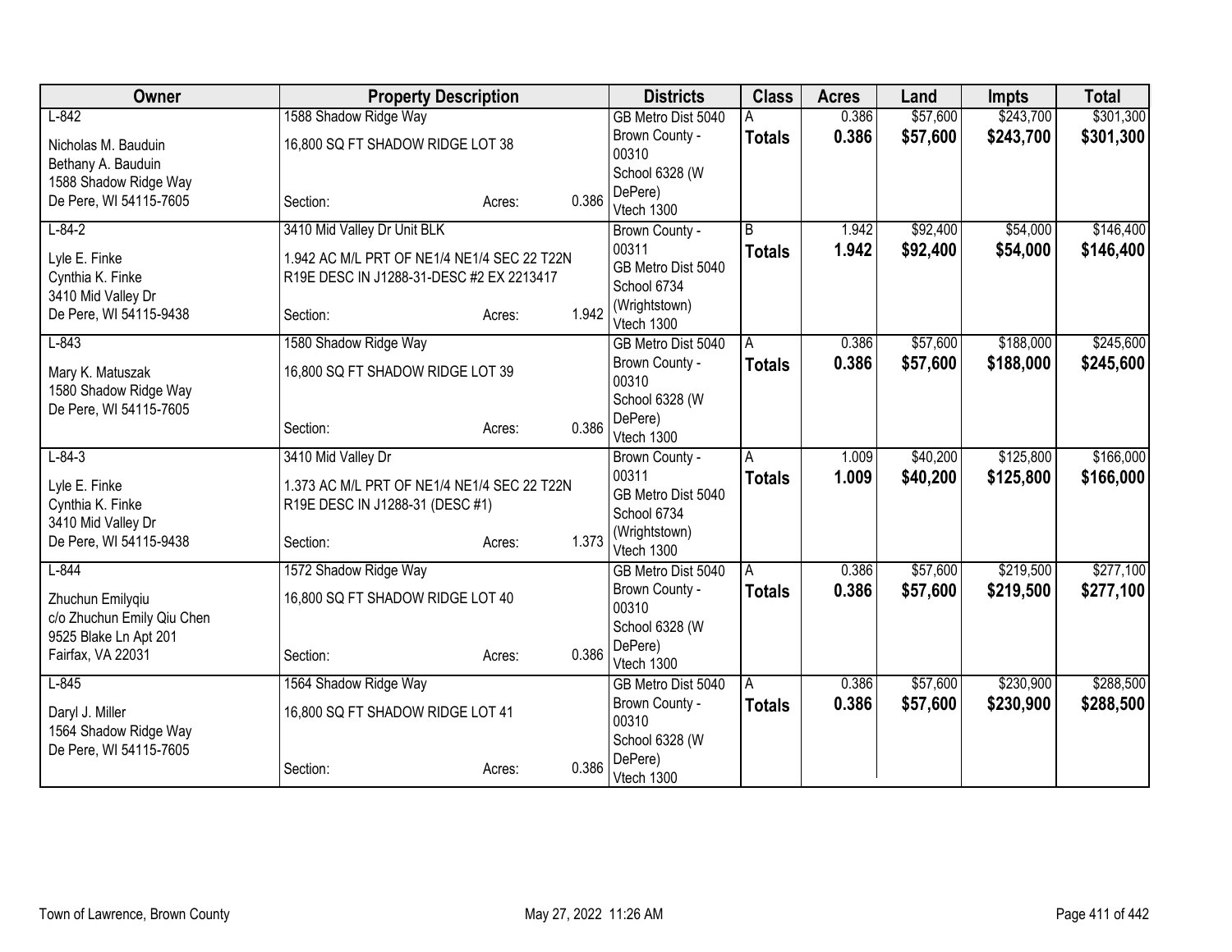| Owner | Property Description | Districts | Class | Acres | Land | Impts | Total |
|---|---|---|---|---|---|---|---|
| L-842<br><br>Nicholas M. Bauduin<br>Bethany A. Bauduin<br>1588 Shadow Ridge Way<br>De Pere, WI 54115-7605 | 1588 Shadow Ridge Way<br><br>16,800 SQ FT SHADOW RIDGE LOT 38<br><br>Section: Acres: 0.386 | GB Metro Dist 5040<br>Brown County - 00310<br>School 6328 (W DePere)<br>Vtech 1300 | A<br>**Totals** | 0.386<br>**0.386** | $57,600<br>**$57,600** | $243,700<br>**$243,700** | $301,300<br>**$301,300** |
| L-84-2<br><br>Lyle E. Finke<br>Cynthia K. Finke<br>3410 Mid Valley Dr<br>De Pere, WI 54115-9438 | 3410 Mid Valley Dr Unit BLK<br><br>1.942 AC M/L PRT OF NE1/4 NE1/4 SEC 22 T22N R19E DESC IN J1288-31-DESC #2 EX 2213417<br><br>Section: Acres: 1.942 | Brown County - 00311<br>GB Metro Dist 5040<br>School 6734 (Wrightstown)<br>Vtech 1300 | B<br>**Totals** | 1.942<br>**1.942** | $92,400<br>**$92,400** | $54,000<br>**$54,000** | $146,400<br>**$146,400** |
| L-843<br><br>Mary K. Matuszak<br>1580 Shadow Ridge Way<br>De Pere, WI 54115-7605 | 1580 Shadow Ridge Way<br><br>16,800 SQ FT SHADOW RIDGE LOT 39<br><br>Section: Acres: 0.386 | GB Metro Dist 5040<br>Brown County - 00310<br>School 6328 (W DePere)<br>Vtech 1300 | A<br>**Totals** | 0.386<br>**0.386** | $57,600<br>**$57,600** | $188,000<br>**$188,000** | $245,600<br>**$245,600** |
| L-84-3<br><br>Lyle E. Finke<br>Cynthia K. Finke<br>3410 Mid Valley Dr<br>De Pere, WI 54115-9438 | 3410 Mid Valley Dr<br><br>1.373 AC M/L PRT OF NE1/4 NE1/4 SEC 22 T22N R19E DESC IN J1288-31 (DESC #1)<br><br>Section: Acres: 1.373 | Brown County - 00311<br>GB Metro Dist 5040<br>School 6734 (Wrightstown)<br>Vtech 1300 | A<br>**Totals** | 1.009<br>**1.009** | $40,200<br>**$40,200** | $125,800<br>**$125,800** | $166,000<br>**$166,000** |
| L-844<br><br>Zhuchun Emilyqiu<br>c/o Zhuchun Emily Qiu Chen<br>9525 Blake Ln Apt 201<br>Fairfax, VA 22031 | 1572 Shadow Ridge Way<br><br>16,800 SQ FT SHADOW RIDGE LOT 40<br><br>Section: Acres: 0.386 | GB Metro Dist 5040<br>Brown County - 00310<br>School 6328 (W DePere)<br>Vtech 1300 | A<br>**Totals** | 0.386<br>**0.386** | $57,600<br>**$57,600** | $219,500<br>**$219,500** | $277,100<br>**$277,100** |
| L-845<br><br>Daryl J. Miller<br>1564 Shadow Ridge Way<br>De Pere, WI 54115-7605 | 1564 Shadow Ridge Way<br><br>16,800 SQ FT SHADOW RIDGE LOT 41<br><br>Section: Acres: 0.386 | GB Metro Dist 5040<br>Brown County - 00310<br>School 6328 (W DePere)<br>Vtech 1300 | A<br>**Totals** | 0.386<br>**0.386** | $57,600<br>**$57,600** | $230,900<br>**$230,900** | $288,500<br>**$288,500** |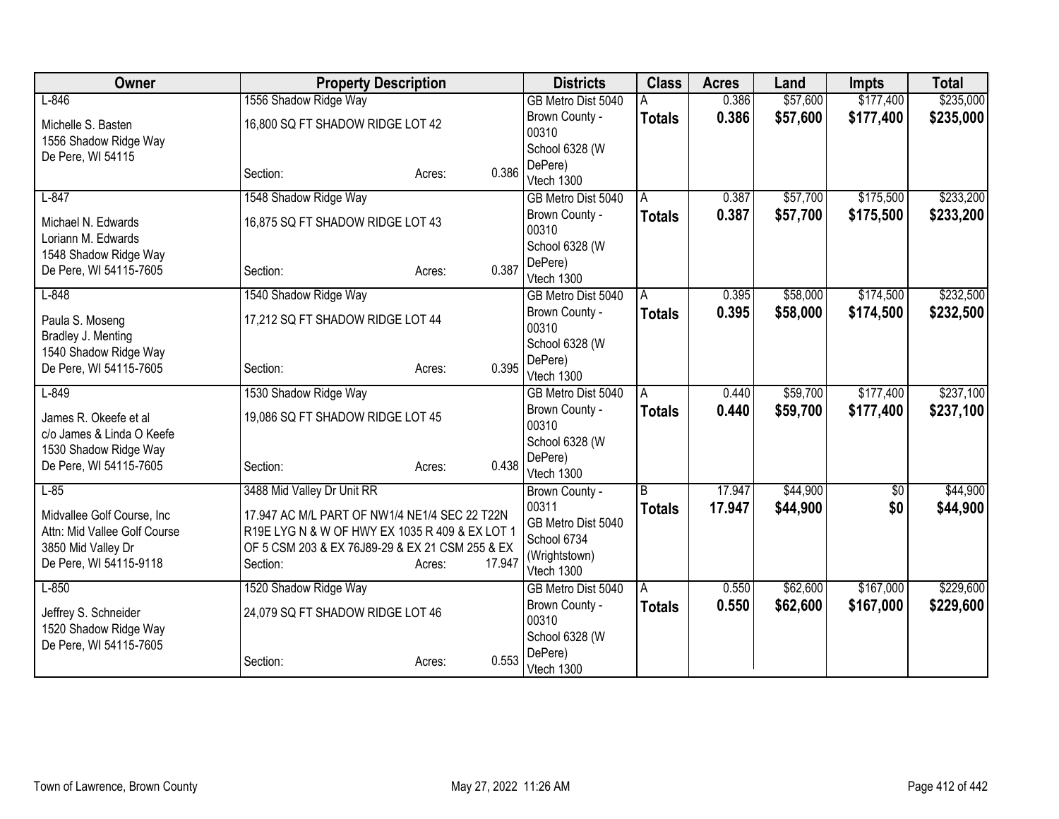| Owner | Property Description | Districts | Class | Acres | Land | Impts | Total |
|---|---|---|---|---|---|---|---|
| L-846<br><br>Michelle S. Basten<br>1556 Shadow Ridge Way<br>De Pere, WI 54115 | 1556 Shadow Ridge Way<br><br>16,800 SQ FT SHADOW RIDGE LOT 42<br><br>Section: Acres: 0.386 | GB Metro Dist 5040<br>Brown County - 00310<br>School 6328 (W DePere)<br>Vtech 1300 | A<br>**Totals** | 0.386<br>**0.386** | $57,600<br>**$57,600** | $177,400<br>**$177,400** | $235,000<br>**$235,000** |
| L-847<br><br>Michael N. Edwards<br>Loriann M. Edwards<br>1548 Shadow Ridge Way<br>De Pere, WI 54115-7605 | 1548 Shadow Ridge Way<br><br>16,875 SQ FT SHADOW RIDGE LOT 43<br><br>Section: Acres: 0.387 | GB Metro Dist 5040<br>Brown County - 00310<br>School 6328 (W DePere)<br>Vtech 1300 | A<br>**Totals** | 0.387<br>**0.387** | $57,700<br>**$57,700** | $175,500<br>**$175,500** | $233,200<br>**$233,200** |
| L-848<br><br>Paula S. Moseng<br>Bradley J. Menting<br>1540 Shadow Ridge Way<br>De Pere, WI 54115-7605 | 1540 Shadow Ridge Way<br><br>17,212 SQ FT SHADOW RIDGE LOT 44<br><br>Section: Acres: 0.395 | GB Metro Dist 5040<br>Brown County - 00310<br>School 6328 (W DePere)<br>Vtech 1300 | A<br>**Totals** | 0.395<br>**0.395** | $58,000<br>**$58,000** | $174,500<br>**$174,500** | $232,500<br>**$232,500** |
| L-849<br><br>James R. Okeefe et al<br>c/o James & Linda O Keefe<br>1530 Shadow Ridge Way<br>De Pere, WI 54115-7605 | 1530 Shadow Ridge Way<br><br>19,086 SQ FT SHADOW RIDGE LOT 45<br><br>Section: Acres: 0.438 | GB Metro Dist 5040<br>Brown County - 00310<br>School 6328 (W DePere)<br>Vtech 1300 | A<br>**Totals** | 0.440<br>**0.440** | $59,700<br>**$59,700** | $177,400<br>**$177,400** | $237,100<br>**$237,100** |
| L-85<br><br>Midvallee Golf Course, Inc<br>Attn: Mid Vallee Golf Course<br>3850 Mid Valley Dr<br>De Pere, WI 54115-9118 | 3488 Mid Valley Dr Unit RR<br><br>17.947 AC M/L PART OF NW1/4 NE1/4 SEC 22 T22N R19E LYG N & W OF HWY EX 1035 R 409 & EX LOT 1 OF 5 CSM 203 & EX 76J89-29 & EX 21 CSM 255 & EX<br>Section: Acres: 17.947 | Brown County - 00311<br>GB Metro Dist 5040<br>School 6734 (Wrightstown)<br>Vtech 1300 | B<br>**Totals** | 17.947<br>**17.947** | $44,900<br>**$44,900** | $0<br>**$0** | $44,900<br>**$44,900** |
| L-850<br><br>Jeffrey S. Schneider<br>1520 Shadow Ridge Way<br>De Pere, WI 54115-7605 | 1520 Shadow Ridge Way<br><br>24,079 SQ FT SHADOW RIDGE LOT 46<br><br>Section: Acres: 0.553 | GB Metro Dist 5040<br>Brown County - 00310<br>School 6328 (W DePere)<br>Vtech 1300 | A<br>**Totals** | 0.550<br>**0.550** | $62,600<br>**$62,600** | $167,000<br>**$167,000** | $229,600<br>**$229,600** |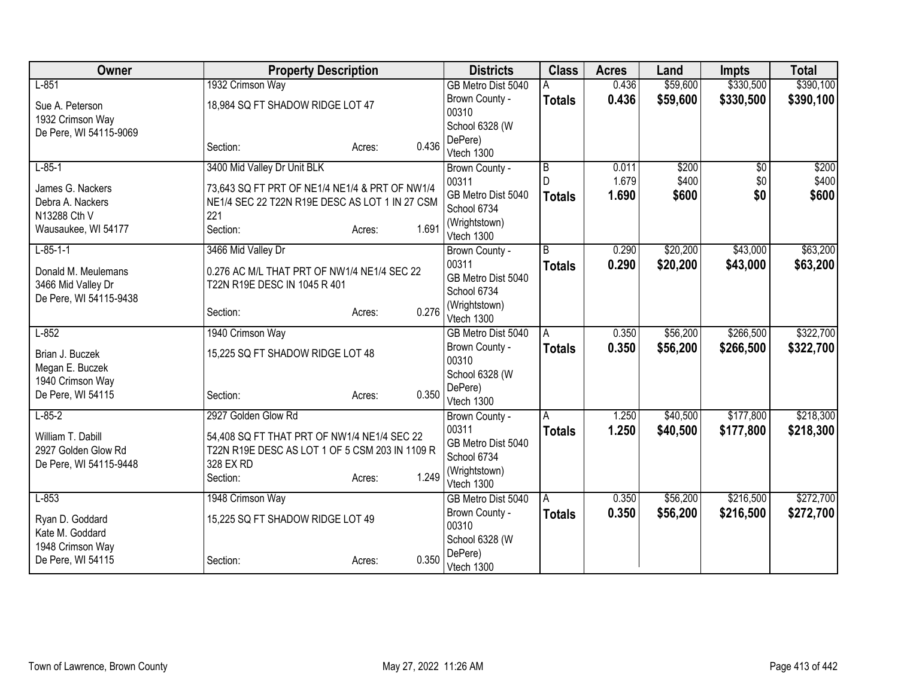| Owner | Property Description | Districts | Class | Acres | Land | Impts | Total |
|---|---|---|---|---|---|---|---|
| L-851<br>Sue A. Peterson<br>1932 Crimson Way<br>De Pere, WI 54115-9069 | 1932 Crimson Way<br>18,984 SQ FT SHADOW RIDGE LOT 47<br>Section: Acres: 0.436 | GB Metro Dist 5040<br>Brown County - 00310<br>School 6328 (W DePere)<br>Vtech 1300 | A<br>**Totals** | 0.436<br>**0.436** | $59,600<br>**$59,600** | $330,500<br>**$330,500** | $390,100<br>**$390,100** |
| L-85-1<br>James G. Nackers<br>Debra A. Nackers<br>N13288 Cth V<br>Wausaukee, WI 54177 | 3400 Mid Valley Dr Unit BLK<br>73,643 SQ FT PRT OF NE1/4 NE1/4 & PRT OF NW1/4 NE1/4 SEC 22 T22N R19E DESC AS LOT 1 IN 27 CSM 221<br>Section: Acres: 1.691 | Brown County - 00311<br>GB Metro Dist 5040<br>School 6734 (Wrightstown)<br>Vtech 1300 | B<br>D<br>**Totals** | 0.011<br>1.679<br>**1.690** | $200<br>$400<br>**$600** | $0<br>$0<br>**$0** | $200<br>$400<br>**$600** |
| L-85-1-1<br>Donald M. Meulemans<br>3466 Mid Valley Dr<br>De Pere, WI 54115-9438 | 3466 Mid Valley Dr<br>0.276 AC M/L THAT PRT OF NW1/4 NE1/4 SEC 22 T22N R19E DESC IN 1045 R 401<br>Section: Acres: 0.276 | Brown County - 00311<br>GB Metro Dist 5040<br>School 6734 (Wrightstown)<br>Vtech 1300 | B<br>**Totals** | 0.290<br>**0.290** | $20,200<br>**$20,200** | $43,000<br>**$43,000** | $63,200<br>**$63,200** |
| L-852<br>Brian J. Buczek<br>Megan E. Buczek<br>1940 Crimson Way<br>De Pere, WI 54115 | 1940 Crimson Way<br>15,225 SQ FT SHADOW RIDGE LOT 48<br>Section: Acres: 0.350 | GB Metro Dist 5040<br>Brown County - 00310<br>School 6328 (W DePere)<br>Vtech 1300 | A<br>**Totals** | 0.350<br>**0.350** | $56,200<br>**$56,200** | $266,500<br>**$266,500** | $322,700<br>**$322,700** |
| L-85-2<br>William T. Dabill<br>2927 Golden Glow Rd<br>De Pere, WI 54115-9448 | 2927 Golden Glow Rd<br>54,408 SQ FT THAT PRT OF NW1/4 NE1/4 SEC 22 T22N R19E DESC AS LOT 1 OF 5 CSM 203 IN 1109 R 328 EX RD<br>Section: Acres: 1.249 | Brown County - 00311<br>GB Metro Dist 5040<br>School 6734 (Wrightstown)<br>Vtech 1300 | A<br>**Totals** | 1.250<br>**1.250** | $40,500<br>**$40,500** | $177,800<br>**$177,800** | $218,300<br>**$218,300** |
| L-853<br>Ryan D. Goddard<br>Kate M. Goddard<br>1948 Crimson Way<br>De Pere, WI 54115 | 1948 Crimson Way<br>15,225 SQ FT SHADOW RIDGE LOT 49<br>Section: Acres: 0.350 | GB Metro Dist 5040<br>Brown County - 00310<br>School 6328 (W DePere)<br>Vtech 1300 | A<br>**Totals** | 0.350<br>**0.350** | $56,200<br>**$56,200** | $216,500<br>**$216,500** | $272,700<br>**$272,700** |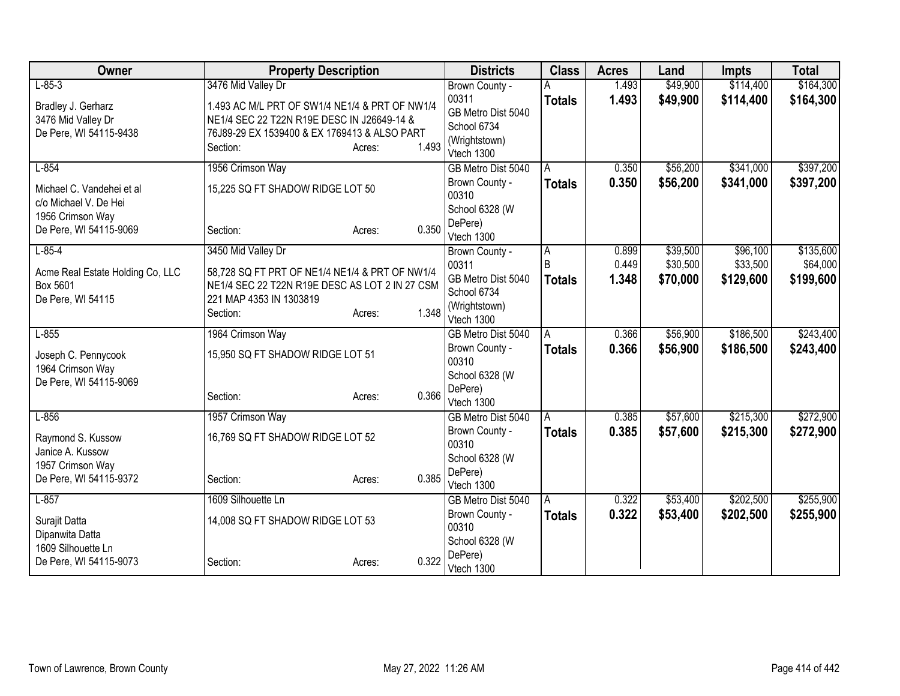| Owner | Property Description | Districts | Class | Acres | Land | Impts | Total |
|---|---|---|---|---|---|---|---|
| L-85-3<br>Bradley J. Gerharz<br>3476 Mid Valley Dr<br>De Pere, WI 54115-9438 | 3476 Mid Valley Dr<br>1.493 AC M/L PRT OF SW1/4 NE1/4 & PRT OF NW1/4 NE1/4 SEC 22 T22N R19E DESC IN J26649-14 & 76J89-29 EX 1539400 & EX 1769413 & ALSO PART<br>Section: Acres: 1.493 | Brown County - 00311<br>GB Metro Dist 5040<br>School 6734 (Wrightstown)<br>Vtech 1300 | A<br>**Totals** | 1.493<br>**1.493** | $49,900<br>**$49,900** | $114,400<br>**$114,400** | $164,300<br>**$164,300** |
| L-854<br>Michael C. Vandehei et al<br>c/o Michael V. De Hei<br>1956 Crimson Way<br>De Pere, WI 54115-9069 | 1956 Crimson Way<br>15,225 SQ FT SHADOW RIDGE LOT 50<br>Section: Acres: 0.350 | GB Metro Dist 5040<br>Brown County - 00310<br>School 6328 (W DePere)<br>Vtech 1300 | A<br>**Totals** | 0.350<br>**0.350** | $56,200<br>**$56,200** | $341,000<br>**$341,000** | $397,200<br>**$397,200** |
| L-85-4<br>Acme Real Estate Holding Co, LLC<br>Box 5601<br>De Pere, WI 54115 | 3450 Mid Valley Dr<br>58,728 SQ FT PRT OF NE1/4 NE1/4 & PRT OF NW1/4 NE1/4 SEC 22 T22N R19E DESC AS LOT 2 IN 27 CSM 221 MAP 4353 IN 1303819<br>Section: Acres: 1.348 | Brown County - 00311<br>GB Metro Dist 5040<br>School 6734 (Wrightstown)<br>Vtech 1300 | A<br>B<br>**Totals** | 0.899<br>0.449<br>**1.348** | $39,500<br>$30,500<br>**$70,000** | $96,100<br>$33,500<br>**$129,600** | $135,600<br>$64,000<br>**$199,600** |
| L-855<br>Joseph C. Pennycook<br>1964 Crimson Way<br>De Pere, WI 54115-9069 | 1964 Crimson Way<br>15,950 SQ FT SHADOW RIDGE LOT 51<br>Section: Acres: 0.366 | GB Metro Dist 5040<br>Brown County - 00310<br>School 6328 (W DePere)<br>Vtech 1300 | A<br>**Totals** | 0.366<br>**0.366** | $56,900<br>**$56,900** | $186,500<br>**$186,500** | $243,400<br>**$243,400** |
| L-856<br>Raymond S. Kussow<br>Janice A. Kussow<br>1957 Crimson Way<br>De Pere, WI 54115-9372 | 1957 Crimson Way<br>16,769 SQ FT SHADOW RIDGE LOT 52<br>Section: Acres: 0.385 | GB Metro Dist 5040<br>Brown County - 00310<br>School 6328 (W DePere)<br>Vtech 1300 | A<br>**Totals** | 0.385<br>**0.385** | $57,600<br>**$57,600** | $215,300<br>**$215,300** | $272,900<br>**$272,900** |
| L-857<br>Surajit Datta<br>Dipanwita Datta<br>1609 Silhouette Ln<br>De Pere, WI 54115-9073 | 1609 Silhouette Ln<br>14,008 SQ FT SHADOW RIDGE LOT 53<br>Section: Acres: 0.322 | GB Metro Dist 5040<br>Brown County - 00310<br>School 6328 (W DePere)<br>Vtech 1300 | A<br>**Totals** | 0.322<br>**0.322** | $53,400<br>**$53,400** | $202,500<br>**$202,500** | $255,900<br>**$255,900** |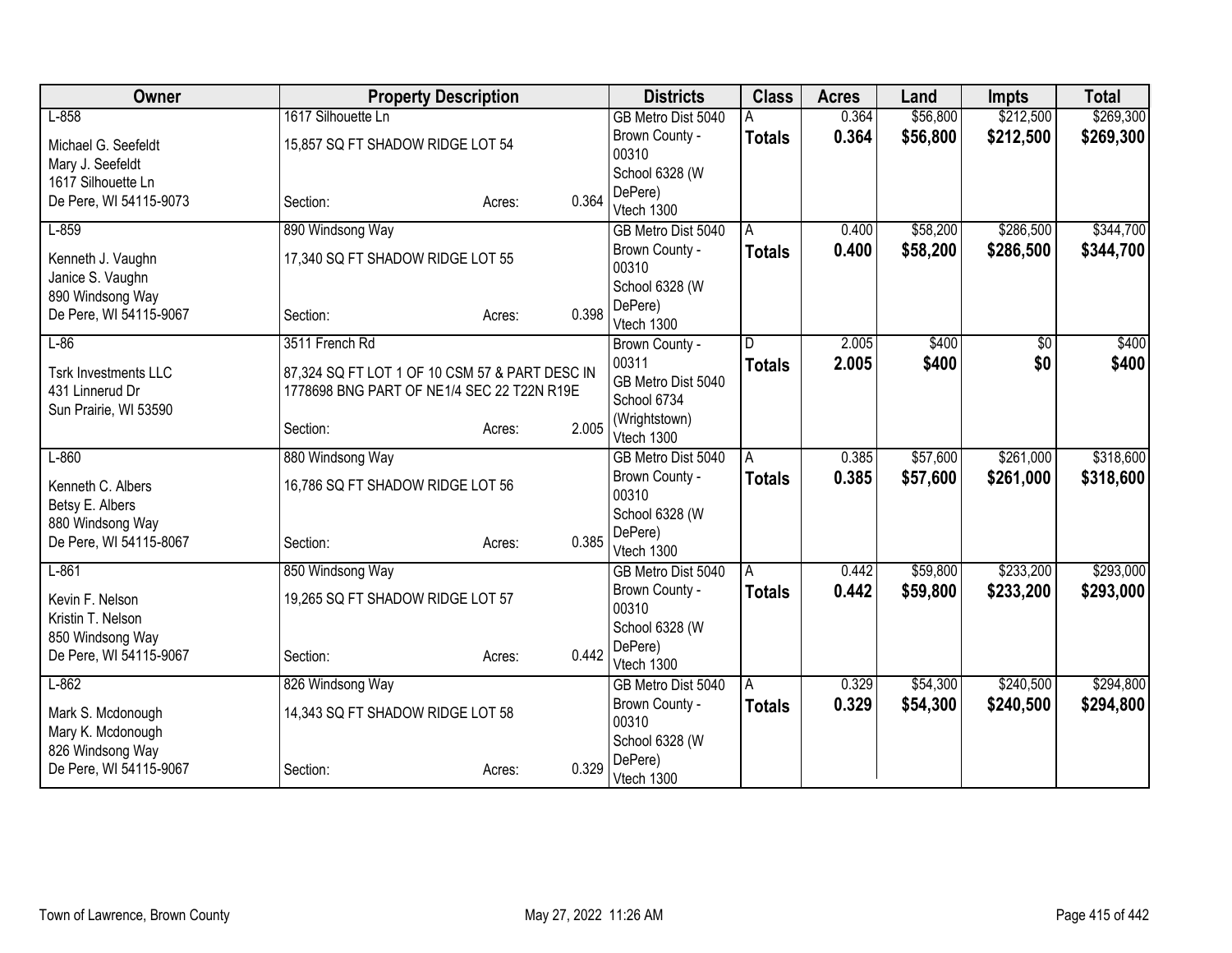| Owner | Property Description | | | Districts | Class | Acres | Land | Impts | Total |
|---|---|---|---|---|---|---|---|---|---|
| L-858<br><br>Michael G. Seefeldt<br>Mary J. Seefeldt<br>1617 Silhouette Ln<br>De Pere, WI 54115-9073 | 1617 Silhouette Ln<br><br>15,857 SQ FT SHADOW RIDGE LOT 54<br><br>Section: | Acres: | 0.364 | GB Metro Dist 5040<br>Brown County - 00310<br>School 6328 (W DePere)<br>Vtech 1300 | A<br>**Totals** | 0.364<br>**0.364** | $56,800<br>**$56,800** | $212,500<br>**$212,500** | $269,300<br>**$269,300** |
| L-859<br><br>Kenneth J. Vaughn<br>Janice S. Vaughn<br>890 Windsong Way<br>De Pere, WI 54115-9067 | 890 Windsong Way<br><br>17,340 SQ FT SHADOW RIDGE LOT 55<br><br>Section: | Acres: | 0.398 | GB Metro Dist 5040<br>Brown County - 00310<br>School 6328 (W DePere)<br>Vtech 1300 | A<br>**Totals** | 0.400<br>**0.400** | $58,200<br>**$58,200** | $286,500<br>**$286,500** | $344,700<br>**$344,700** |
| L-86<br><br>Tsrk Investments LLC<br>431 Linnerud Dr<br>Sun Prairie, WI 53590 | 3511 French Rd<br><br>87,324 SQ FT LOT 1 OF 10 CSM 57 & PART DESC IN 1778698 BNG PART OF NE1/4 SEC 22 T22N R19E<br><br>Section: | Acres: | 2.005 | Brown County - 00311<br>GB Metro Dist 5040<br>School 6734 (Wrightstown)<br>Vtech 1300 | D<br>**Totals** | 2.005<br>**2.005** | $400<br>**$400** | $0<br>**$0** | $400<br>**$400** |
| L-860<br><br>Kenneth C. Albers<br>Betsy E. Albers<br>880 Windsong Way<br>De Pere, WI 54115-8067 | 880 Windsong Way<br><br>16,786 SQ FT SHADOW RIDGE LOT 56<br><br>Section: | Acres: | 0.385 | GB Metro Dist 5040<br>Brown County - 00310<br>School 6328 (W DePere)<br>Vtech 1300 | A<br>**Totals** | 0.385<br>**0.385** | $57,600<br>**$57,600** | $261,000<br>**$261,000** | $318,600<br>**$318,600** |
| L-861<br><br>Kevin F. Nelson<br>Kristin T. Nelson<br>850 Windsong Way<br>De Pere, WI 54115-9067 | 850 Windsong Way<br><br>19,265 SQ FT SHADOW RIDGE LOT 57<br><br>Section: | Acres: | 0.442 | GB Metro Dist 5040<br>Brown County - 00310<br>School 6328 (W DePere)<br>Vtech 1300 | A<br>**Totals** | 0.442<br>**0.442** | $59,800<br>**$59,800** | $233,200<br>**$233,200** | $293,000<br>**$293,000** |
| L-862<br><br>Mark S. Mcdonough<br>Mary K. Mcdonough<br>826 Windsong Way<br>De Pere, WI 54115-9067 | 826 Windsong Way<br><br>14,343 SQ FT SHADOW RIDGE LOT 58<br><br>Section: | Acres: | 0.329 | GB Metro Dist 5040<br>Brown County - 00310<br>School 6328 (W DePere)<br>Vtech 1300 | A<br>**Totals** | 0.329<br>**0.329** | $54,300<br>**$54,300** | $240,500<br>**$240,500** | $294,800<br>**$294,800** |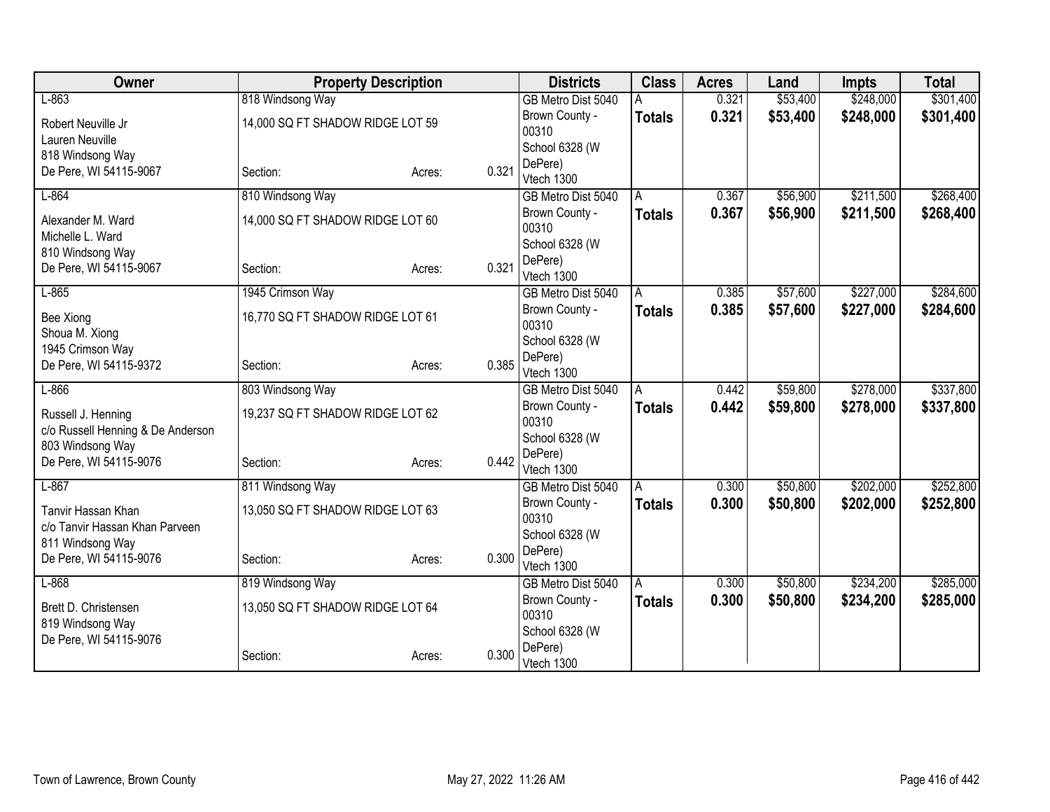| Owner | Property Description | Districts | Class | Acres | Land | Impts | Total |
|---|---|---|---|---|---|---|---|
| L-863<br>Robert Neuville Jr<br>Lauren Neuville<br>818 Windsong Way<br>De Pere, WI 54115-9067 | 818 Windsong Way<br>14,000 SQ FT SHADOW RIDGE LOT 59<br>Section: Acres: 0.321 | GB Metro Dist 5040<br>Brown County - 00310<br>School 6328 (W DePere)<br>Vtech 1300 | A<br>**Totals** | 0.321<br>**0.321** | $53,400<br>**$53,400** | $248,000<br>**$248,000** | $301,400<br>**$301,400** |
| L-864<br>Alexander M. Ward<br>Michelle L. Ward<br>810 Windsong Way<br>De Pere, WI 54115-9067 | 810 Windsong Way<br>14,000 SQ FT SHADOW RIDGE LOT 60<br>Section: Acres: 0.321 | GB Metro Dist 5040<br>Brown County - 00310<br>School 6328 (W DePere)<br>Vtech 1300 | A<br>**Totals** | 0.367<br>**0.367** | $56,900<br>**$56,900** | $211,500<br>**$211,500** | $268,400<br>**$268,400** |
| L-865<br>Bee Xiong<br>Shoua M. Xiong<br>1945 Crimson Way<br>De Pere, WI 54115-9372 | 1945 Crimson Way<br>16,770 SQ FT SHADOW RIDGE LOT 61<br>Section: Acres: 0.385 | GB Metro Dist 5040<br>Brown County - 00310<br>School 6328 (W DePere)<br>Vtech 1300 | A<br>**Totals** | 0.385<br>**0.385** | $57,600<br>**$57,600** | $227,000<br>**$227,000** | $284,600<br>**$284,600** |
| L-866<br>Russell J. Henning<br>c/o Russell Henning & De Anderson<br>803 Windsong Way<br>De Pere, WI 54115-9076 | 803 Windsong Way<br>19,237 SQ FT SHADOW RIDGE LOT 62<br>Section: Acres: 0.442 | GB Metro Dist 5040<br>Brown County - 00310<br>School 6328 (W DePere)<br>Vtech 1300 | A<br>**Totals** | 0.442<br>**0.442** | $59,800<br>**$59,800** | $278,000<br>**$278,000** | $337,800<br>**$337,800** |
| L-867<br>Tanvir Hassan Khan<br>c/o Tanvir Hassan Khan Parveen<br>811 Windsong Way<br>De Pere, WI 54115-9076 | 811 Windsong Way<br>13,050 SQ FT SHADOW RIDGE LOT 63<br>Section: Acres: 0.300 | GB Metro Dist 5040<br>Brown County - 00310<br>School 6328 (W DePere)<br>Vtech 1300 | A<br>**Totals** | 0.300<br>**0.300** | $50,800<br>**$50,800** | $202,000<br>**$202,000** | $252,800<br>**$252,800** |
| L-868<br>Brett D. Christensen<br>819 Windsong Way<br>De Pere, WI 54115-9076 | 819 Windsong Way<br>13,050 SQ FT SHADOW RIDGE LOT 64<br>Section: Acres: 0.300 | GB Metro Dist 5040<br>Brown County - 00310<br>School 6328 (W DePere)<br>Vtech 1300 | A<br>**Totals** | 0.300<br>**0.300** | $50,800<br>**$50,800** | $234,200<br>**$234,200** | $285,000<br>**$285,000** |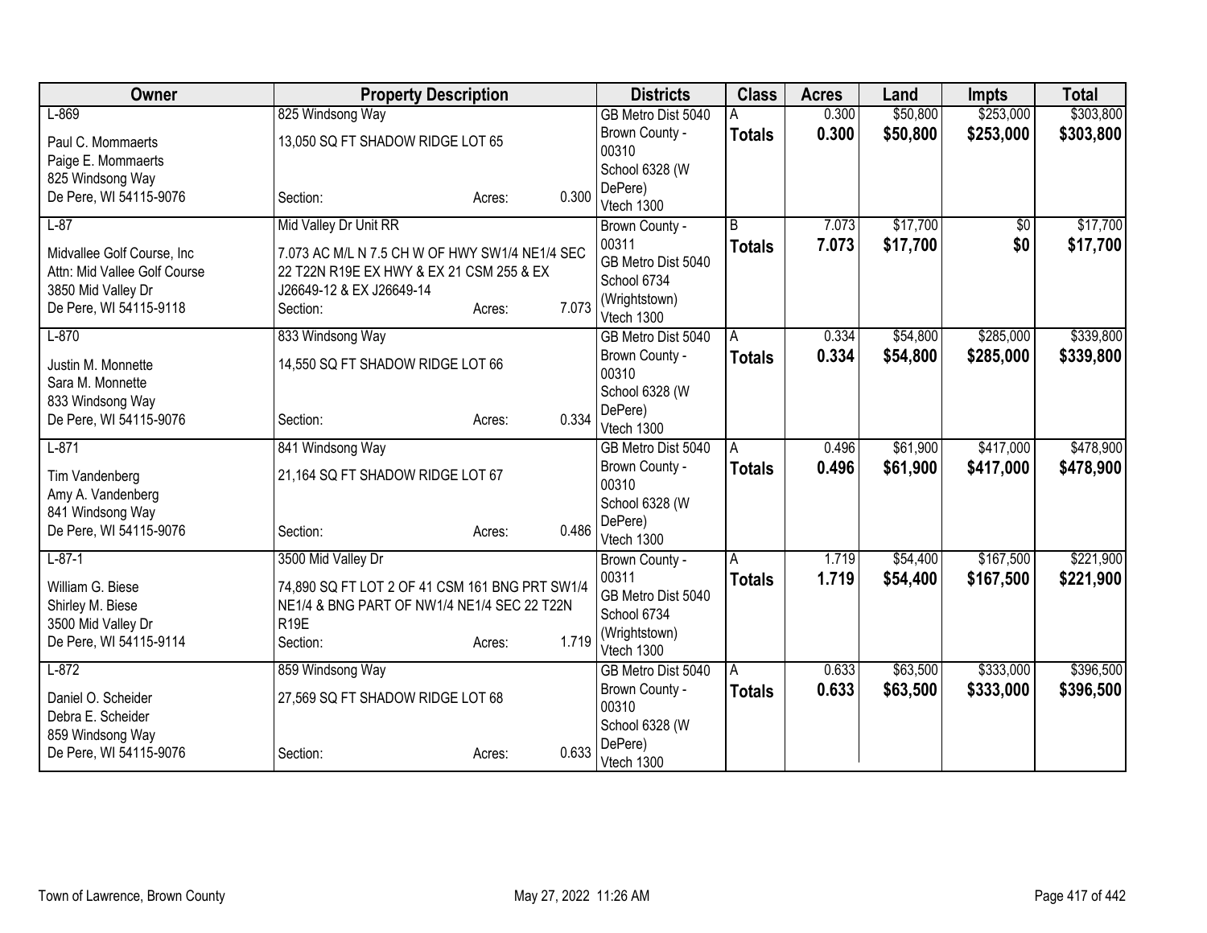| Owner | Property Description | Districts | Class | Acres | Land | Impts | Total |
|---|---|---|---|---|---|---|---|
| L-869<br>Paul C. Mommaerts<br>Paige E. Mommaerts<br>825 Windsong Way<br>De Pere, WI 54115-9076 | 825 Windsong Way<br>13,050 SQ FT SHADOW RIDGE LOT 65<br>Section: Acres: 0.300 | GB Metro Dist 5040<br>Brown County - 00310<br>School 6328 (W DePere)<br>Vtech 1300 | A<br>**Totals** | 0.300<br>**0.300** | $50,800<br>**$50,800** | $253,000<br>**$253,000** | $303,800<br>**$303,800** |
| L-87<br>Midvallee Golf Course, Inc<br>Attn: Mid Vallee Golf Course<br>3850 Mid Valley Dr<br>De Pere, WI 54115-9118 | Mid Valley Dr Unit RR<br>7.073 AC M/L N 7.5 CH W OF HWY SW1/4 NE1/4 SEC 22 T22N R19E EX HWY & EX 21 CSM 255 & EX J26649-12 & EX J26649-14<br>Section: Acres: 7.073 | Brown County - 00311<br>GB Metro Dist 5040<br>School 6734 (Wrightstown)<br>Vtech 1300 | B<br>**Totals** | 7.073<br>**7.073** | $17,700<br>**$17,700** | $0<br>**$0** | $17,700<br>**$17,700** |
| L-870<br>Justin M. Monnette<br>Sara M. Monnette<br>833 Windsong Way<br>De Pere, WI 54115-9076 | 833 Windsong Way<br>14,550 SQ FT SHADOW RIDGE LOT 66<br>Section: Acres: 0.334 | GB Metro Dist 5040<br>Brown County - 00310<br>School 6328 (W DePere)<br>Vtech 1300 | A<br>**Totals** | 0.334<br>**0.334** | $54,800<br>**$54,800** | $285,000<br>**$285,000** | $339,800<br>**$339,800** |
| L-871<br>Tim Vandenberg<br>Amy A. Vandenberg<br>841 Windsong Way<br>De Pere, WI 54115-9076 | 841 Windsong Way<br>21,164 SQ FT SHADOW RIDGE LOT 67<br>Section: Acres: 0.486 | GB Metro Dist 5040<br>Brown County - 00310<br>School 6328 (W DePere)<br>Vtech 1300 | A<br>**Totals** | 0.496<br>**0.496** | $61,900<br>**$61,900** | $417,000<br>**$417,000** | $478,900<br>**$478,900** |
| L-87-1<br>William G. Biese<br>Shirley M. Biese<br>3500 Mid Valley Dr<br>De Pere, WI 54115-9114 | 3500 Mid Valley Dr<br>74,890 SQ FT LOT 2 OF 41 CSM 161 BNG PRT SW1/4 NE1/4 & BNG PART OF NW1/4 NE1/4 SEC 22 T22N R19E<br>Section: Acres: 1.719 | Brown County - 00311<br>GB Metro Dist 5040<br>School 6734 (Wrightstown)<br>Vtech 1300 | A<br>**Totals** | 1.719<br>**1.719** | $54,400<br>**$54,400** | $167,500<br>**$167,500** | $221,900<br>**$221,900** |
| L-872<br>Daniel O. Scheider<br>Debra E. Scheider<br>859 Windsong Way<br>De Pere, WI 54115-9076 | 859 Windsong Way<br>27,569 SQ FT SHADOW RIDGE LOT 68<br>Section: Acres: 0.633 | GB Metro Dist 5040<br>Brown County - 00310<br>School 6328 (W DePere)<br>Vtech 1300 | A<br>**Totals** | 0.633<br>**0.633** | $63,500<br>**$63,500** | $333,000<br>**$333,000** | $396,500<br>**$396,500** |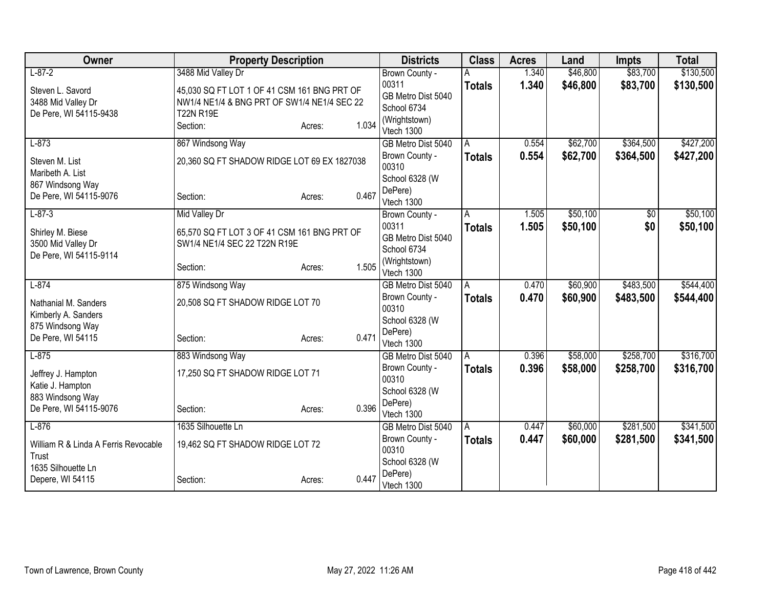| Owner | Property Description | Districts | Class | Acres | Land | Impts | Total |
|---|---|---|---|---|---|---|---|
| L-87-2<br>Steven L. Savord<br>3488 Mid Valley Dr<br>De Pere, WI 54115-9438 | 3488 Mid Valley Dr<br>45,030 SQ FT LOT 1 OF 41 CSM 161 BNG PRT OF NW1/4 NE1/4 & BNG PRT OF SW1/4 NE1/4 SEC 22 T22N R19E<br>Section: Acres: 1.034 | Brown County - 00311<br>GB Metro Dist 5040<br>School 6734 (Wrightstown)<br>Vtech 1300 | A<br>**Totals** | 1.340<br>**1.340** | $46,800<br>**$46,800** | $83,700<br>**$83,700** | $130,500<br>**$130,500** |
| L-873<br>Steven M. List<br>Maribeth A. List<br>867 Windsong Way<br>De Pere, WI 54115-9076 | 867 Windsong Way<br>20,360 SQ FT SHADOW RIDGE LOT 69 EX 1827038<br>Section: Acres: 0.467 | GB Metro Dist 5040<br>Brown County - 00310<br>School 6328 (W DePere)<br>Vtech 1300 | A<br>**Totals** | 0.554<br>**0.554** | $62,700<br>**$62,700** | $364,500<br>**$364,500** | $427,200<br>**$427,200** |
| L-87-3<br>Shirley M. Biese<br>3500 Mid Valley Dr<br>De Pere, WI 54115-9114 | Mid Valley Dr<br>65,570 SQ FT LOT 3 OF 41 CSM 161 BNG PRT OF SW1/4 NE1/4 SEC 22 T22N R19E<br>Section: Acres: 1.505 | Brown County - 00311<br>GB Metro Dist 5040<br>School 6734 (Wrightstown)<br>Vtech 1300 | A<br>**Totals** | 1.505<br>**1.505** | $50,100<br>**$50,100** | $0<br>**$0** | $50,100<br>**$50,100** |
| L-874<br>Nathanial M. Sanders<br>Kimberly A. Sanders<br>875 Windsong Way<br>De Pere, WI 54115 | 875 Windsong Way<br>20,508 SQ FT SHADOW RIDGE LOT 70<br>Section: Acres: 0.471 | GB Metro Dist 5040<br>Brown County - 00310<br>School 6328 (W DePere)<br>Vtech 1300 | A<br>**Totals** | 0.470<br>**0.470** | $60,900<br>**$60,900** | $483,500<br>**$483,500** | $544,400<br>**$544,400** |
| L-875<br>Jeffrey J. Hampton<br>Katie J. Hampton<br>883 Windsong Way<br>De Pere, WI 54115-9076 | 883 Windsong Way<br>17,250 SQ FT SHADOW RIDGE LOT 71<br>Section: Acres: 0.396 | GB Metro Dist 5040<br>Brown County - 00310<br>School 6328 (W DePere)<br>Vtech 1300 | A<br>**Totals** | 0.396<br>**0.396** | $58,000<br>**$58,000** | $258,700<br>**$258,700** | $316,700<br>**$316,700** |
| L-876<br>William R & Linda A Ferris Revocable Trust<br>1635 Silhouette Ln<br>Depere, WI 54115 | 1635 Silhouette Ln<br>19,462 SQ FT SHADOW RIDGE LOT 72<br>Section: Acres: 0.447 | GB Metro Dist 5040<br>Brown County - 00310<br>School 6328 (W DePere)<br>Vtech 1300 | A<br>**Totals** | 0.447<br>**0.447** | $60,000<br>**$60,000** | $281,500<br>**$281,500** | $341,500<br>**$341,500** |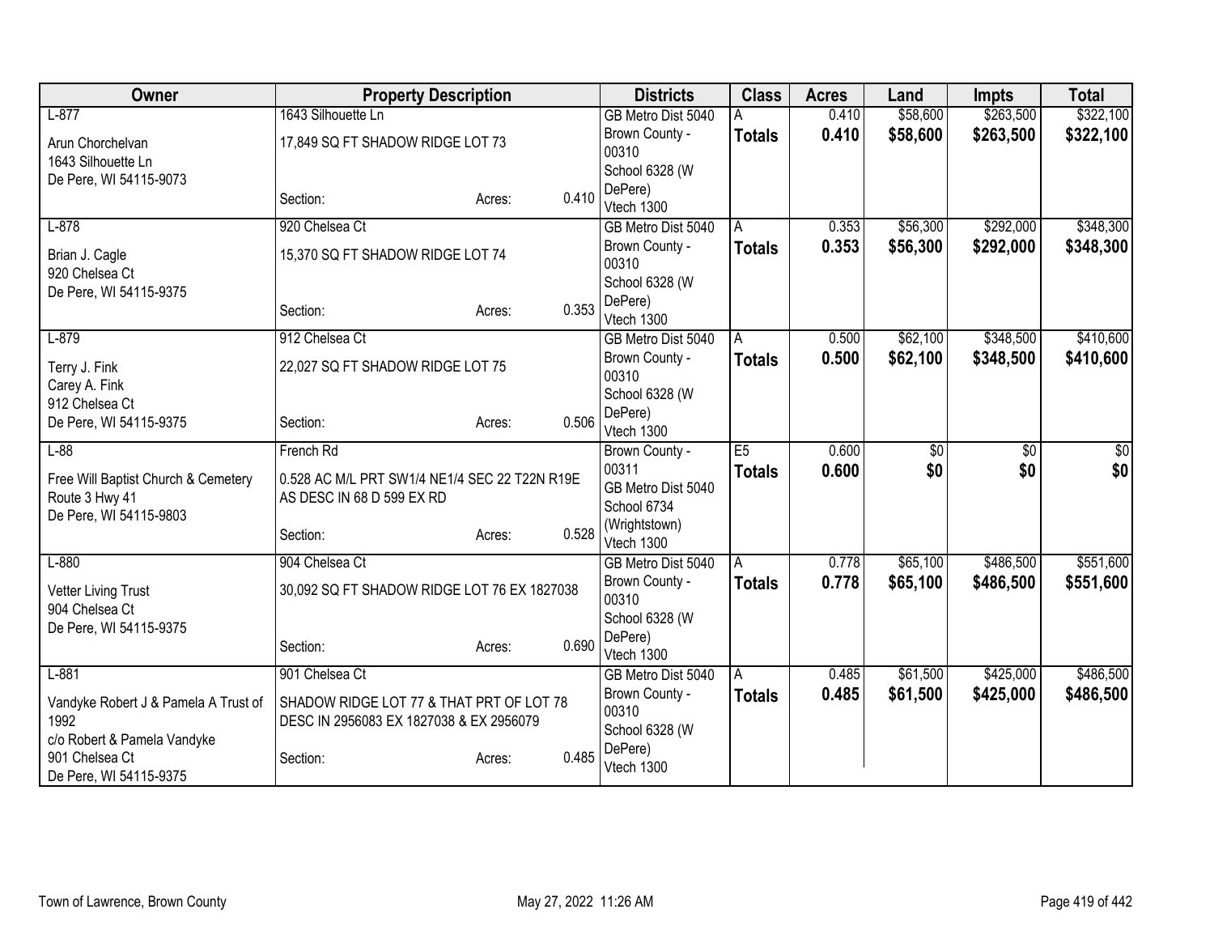| Owner | Property Description | Districts | Class | Acres | Land | Impts | Total |
|---|---|---|---|---|---|---|---|
| L-877<br>Arun Chorchelvan<br>1643 Silhouette Ln<br>De Pere, WI 54115-9073 | 1643 Silhouette Ln<br>17,849 SQ FT SHADOW RIDGE LOT 73<br>Section: Acres: 0.410 | GB Metro Dist 5040<br>Brown County - 00310<br>School 6328 (W DePere)<br>Vtech 1300 | A<br>**Totals** | 0.410<br>**0.410** | \$58,600<br>**\$58,600** | \$263,500<br>**\$263,500** | \$322,100<br>**\$322,100** |
| L-878<br>Brian J. Cagle<br>920 Chelsea Ct<br>De Pere, WI 54115-9375 | 920 Chelsea Ct<br>15,370 SQ FT SHADOW RIDGE LOT 74<br>Section: Acres: 0.353 | GB Metro Dist 5040<br>Brown County - 00310<br>School 6328 (W DePere)<br>Vtech 1300 | A<br>**Totals** | 0.353<br>**0.353** | \$56,300<br>**\$56,300** | \$292,000<br>**\$292,000** | \$348,300<br>**\$348,300** |
| L-879<br>Terry J. Fink<br>Carey A. Fink<br>912 Chelsea Ct<br>De Pere, WI 54115-9375 | 912 Chelsea Ct<br>22,027 SQ FT SHADOW RIDGE LOT 75<br>Section: Acres: 0.506 | GB Metro Dist 5040<br>Brown County - 00310<br>School 6328 (W DePere)<br>Vtech 1300 | A<br>**Totals** | 0.500<br>**0.500** | \$62,100<br>**\$62,100** | \$348,500<br>**\$348,500** | \$410,600<br>**\$410,600** |
| L-88<br>Free Will Baptist Church & Cemetery<br>Route 3 Hwy 41<br>De Pere, WI 54115-9803 | French Rd<br>0.528 AC M/L PRT SW1/4 NE1/4 SEC 22 T22N R19E AS DESC IN 68 D 599 EX RD<br>Section: Acres: 0.528 | Brown County - 00311<br>GB Metro Dist 5040<br>School 6734 (Wrightstown)<br>Vtech 1300 | E5<br>**Totals** | 0.600<br>**0.600** | \$0<br>**\$0** | \$0<br>**\$0** | \$0<br>**\$0** |
| L-880<br>Vetter Living Trust<br>904 Chelsea Ct<br>De Pere, WI 54115-9375 | 904 Chelsea Ct<br>30,092 SQ FT SHADOW RIDGE LOT 76 EX 1827038<br>Section: Acres: 0.690 | GB Metro Dist 5040<br>Brown County - 00310<br>School 6328 (W DePere)<br>Vtech 1300 | A<br>**Totals** | 0.778<br>**0.778** | \$65,100<br>**\$65,100** | \$486,500<br>**\$486,500** | \$551,600<br>**\$551,600** |
| L-881<br>Vandyke Robert J & Pamela A Trust of 1992<br>c/o Robert & Pamela Vandyke<br>901 Chelsea Ct<br>De Pere, WI 54115-9375 | 901 Chelsea Ct<br>SHADOW RIDGE LOT 77 & THAT PRT OF LOT 78 DESC IN 2956083 EX 1827038 & EX 2956079<br>Section: Acres: 0.485 | GB Metro Dist 5040<br>Brown County - 00310<br>School 6328 (W DePere)<br>Vtech 1300 | A<br>**Totals** | 0.485<br>**0.485** | \$61,500<br>**\$61,500** | \$425,000<br>**\$425,000** | \$486,500<br>**\$486,500** |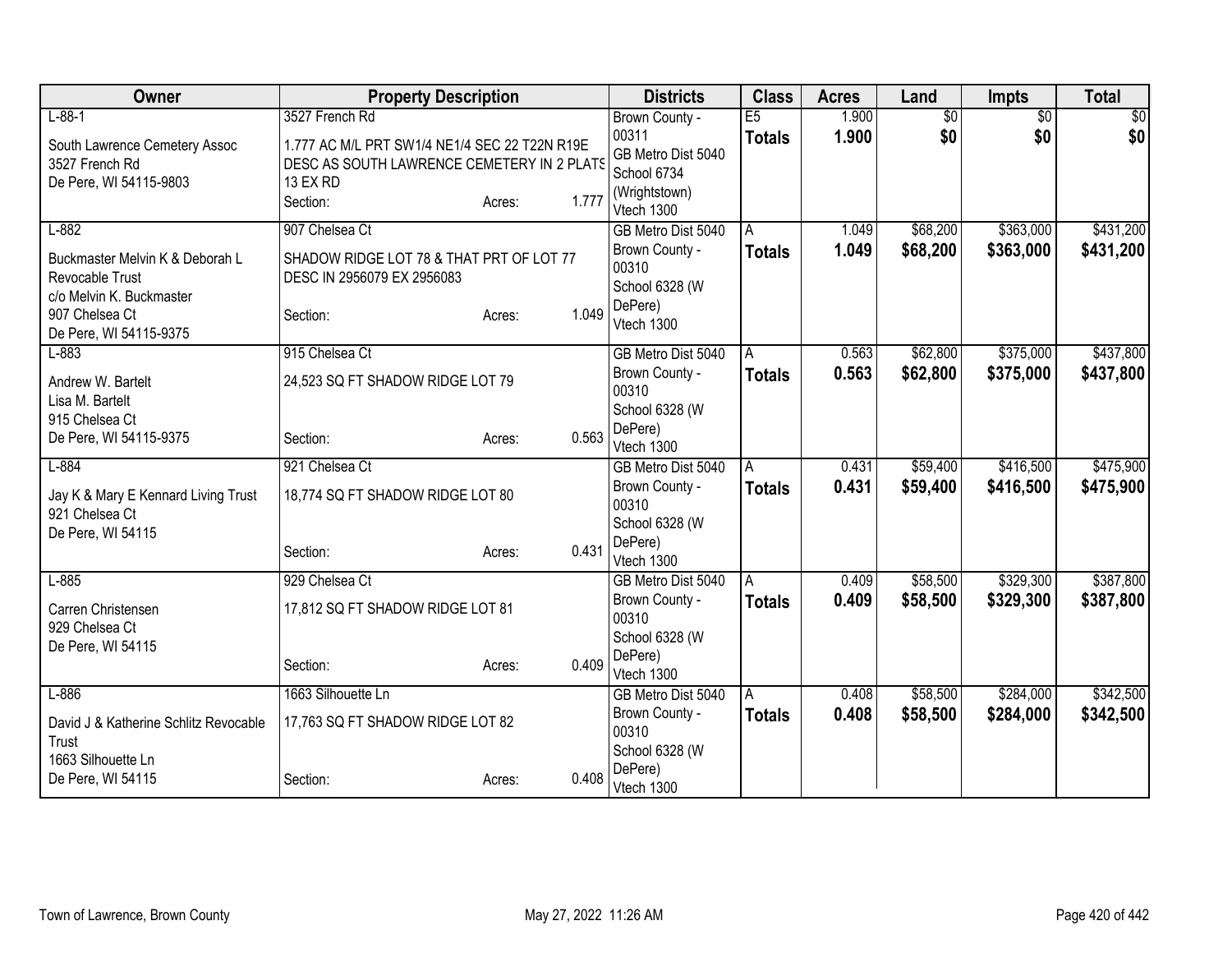| Owner | Property Description | | | Districts | Class | Acres | Land | Impts | Total |
|---|---|---|---|---|---|---|---|---|---|
| L-88-1<br>South Lawrence Cemetery Assoc<br>3527 French Rd<br>De Pere, WI 54115-9803 | 3527 French Rd<br>1.777 AC M/L PRT SW1/4 NE1/4 SEC 22 T22N R19E DESC AS SOUTH LAWRENCE CEMETERY IN 2 PLATS 13 EX RD<br>Section: | Acres: | 1.777 | Brown County - 00311<br>GB Metro Dist 5040<br>School 6734 (Wrightstown)<br>Vtech 1300 | E5<br>**Totals** | 1.900<br>**1.900** | $0<br>**$0** | $0<br>**$0** | $0<br>**$0** |
| L-882<br>Buckmaster Melvin K & Deborah L Revocable Trust<br>c/o Melvin K. Buckmaster<br>907 Chelsea Ct<br>De Pere, WI 54115-9375 | 907 Chelsea Ct<br>SHADOW RIDGE LOT 78 & THAT PRT OF LOT 77 DESC IN 2956079 EX 2956083<br>Section: | Acres: | 1.049 | GB Metro Dist 5040<br>Brown County - 00310<br>School 6328 (W DePere)<br>Vtech 1300 | A<br>**Totals** | 1.049<br>**1.049** | $68,200<br>**$68,200** | $363,000<br>**$363,000** | $431,200<br>**$431,200** |
| L-883<br>Andrew W. Bartelt<br>Lisa M. Bartelt<br>915 Chelsea Ct<br>De Pere, WI 54115-9375 | 915 Chelsea Ct<br>24,523 SQ FT SHADOW RIDGE LOT 79<br>Section: | Acres: | 0.563 | GB Metro Dist 5040<br>Brown County - 00310<br>School 6328 (W DePere)<br>Vtech 1300 | A<br>**Totals** | 0.563<br>**0.563** | $62,800<br>**$62,800** | $375,000<br>**$375,000** | $437,800<br>**$437,800** |
| L-884<br>Jay K & Mary E Kennard Living Trust<br>921 Chelsea Ct<br>De Pere, WI 54115 | 921 Chelsea Ct<br>18,774 SQ FT SHADOW RIDGE LOT 80<br>Section: | Acres: | 0.431 | GB Metro Dist 5040<br>Brown County - 00310<br>School 6328 (W DePere)<br>Vtech 1300 | A<br>**Totals** | 0.431<br>**0.431** | $59,400<br>**$59,400** | $416,500<br>**$416,500** | $475,900<br>**$475,900** |
| L-885<br>Carren Christensen<br>929 Chelsea Ct<br>De Pere, WI 54115 | 929 Chelsea Ct<br>17,812 SQ FT SHADOW RIDGE LOT 81<br>Section: | Acres: | 0.409 | GB Metro Dist 5040<br>Brown County - 00310<br>School 6328 (W DePere)<br>Vtech 1300 | A<br>**Totals** | 0.409<br>**0.409** | $58,500<br>**$58,500** | $329,300<br>**$329,300** | $387,800<br>**$387,800** |
| L-886<br>David J & Katherine Schlitz Revocable Trust<br>1663 Silhouette Ln<br>De Pere, WI 54115 | 1663 Silhouette Ln<br>17,763 SQ FT SHADOW RIDGE LOT 82<br>Section: | Acres: | 0.408 | GB Metro Dist 5040<br>Brown County - 00310<br>School 6328 (W DePere)<br>Vtech 1300 | A<br>**Totals** | 0.408<br>**0.408** | $58,500<br>**$58,500** | $284,000<br>**$284,000** | $342,500<br>**$342,500** |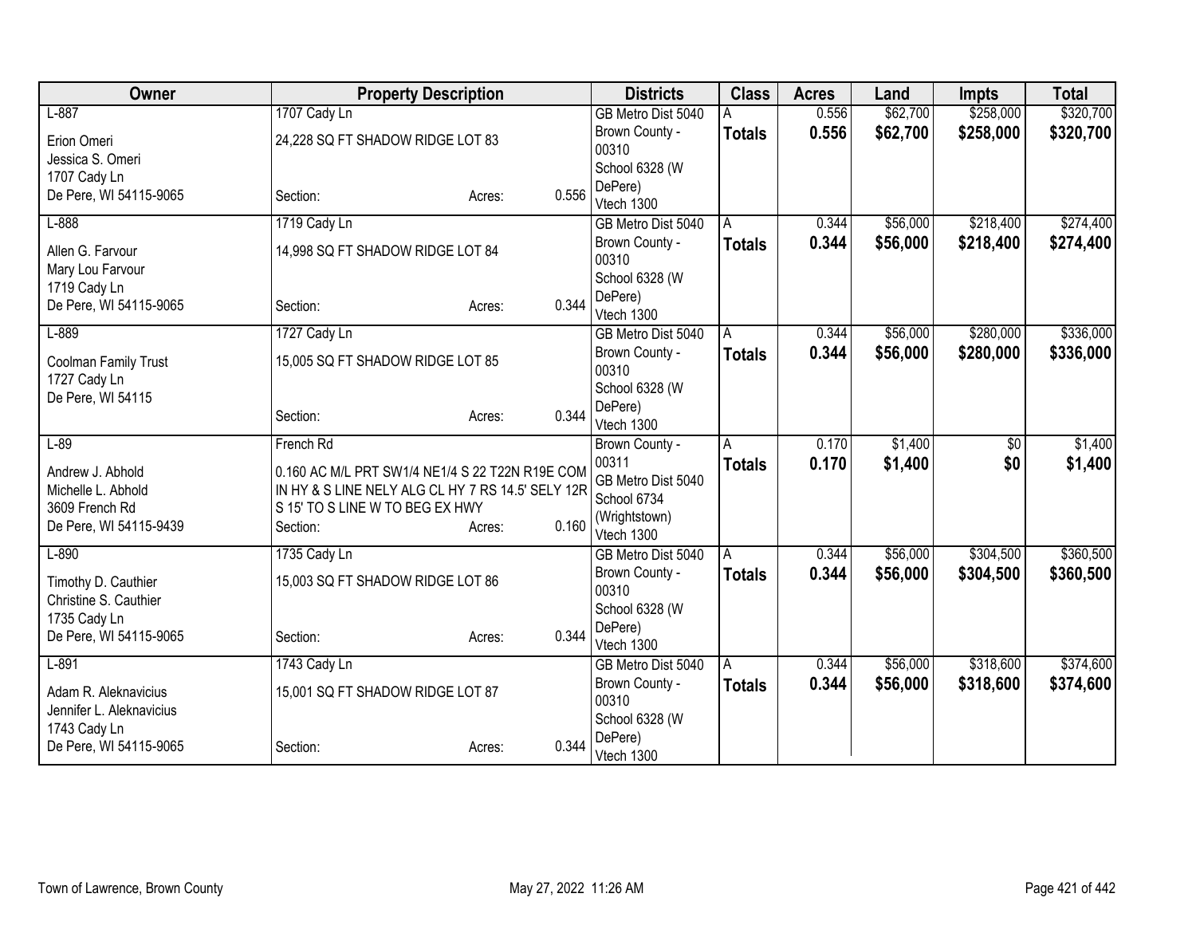| Owner | Property Description | Districts | Class | Acres | Land | Impts | Total |
|---|---|---|---|---|---|---|---|
| L-887<br>Erion Omeri<br>Jessica S. Omeri<br>1707 Cady Ln<br>De Pere, WI 54115-9065 | 1707 Cady Ln<br>24,228 SQ FT SHADOW RIDGE LOT 83<br>Section: Acres: 0.556 | GB Metro Dist 5040<br>Brown County - 00310<br>School 6328 (W DePere)<br>Vtech 1300 | A<br>**Totals** | 0.556<br>**0.556** | $62,700<br>**$62,700** | $258,000<br>**$258,000** | $320,700<br>**$320,700** |
| L-888<br>Allen G. Farvour<br>Mary Lou Farvour<br>1719 Cady Ln<br>De Pere, WI 54115-9065 | 1719 Cady Ln<br>14,998 SQ FT SHADOW RIDGE LOT 84<br>Section: Acres: 0.344 | GB Metro Dist 5040<br>Brown County - 00310<br>School 6328 (W DePere)<br>Vtech 1300 | A<br>**Totals** | 0.344<br>**0.344** | $56,000<br>**$56,000** | $218,400<br>**$218,400** | $274,400<br>**$274,400** |
| L-889<br>Coolman Family Trust<br>1727 Cady Ln<br>De Pere, WI 54115 | 1727 Cady Ln<br>15,005 SQ FT SHADOW RIDGE LOT 85<br>Section: Acres: 0.344 | GB Metro Dist 5040<br>Brown County - 00310<br>School 6328 (W DePere)<br>Vtech 1300 | A<br>**Totals** | 0.344<br>**0.344** | $56,000<br>**$56,000** | $280,000<br>**$280,000** | $336,000<br>**$336,000** |
| L-89<br>Andrew J. Abhold<br>Michelle L. Abhold<br>3609 French Rd<br>De Pere, WI 54115-9439 | French Rd<br>0.160 AC M/L PRT SW1/4 NE1/4 S 22 T22N R19E COM IN HY & S LINE NELY ALG CL HY 7 RS 14.5' SELY 12R S 15' TO S LINE W TO BEG EX HWY<br>Section: Acres: 0.160 | Brown County - 00311<br>GB Metro Dist 5040<br>School 6734 (Wrightstown)<br>Vtech 1300 | A<br>**Totals** | 0.170<br>**0.170** | $1,400<br>**$1,400** | $0<br>**$0** | $1,400<br>**$1,400** |
| L-890<br>Timothy D. Cauthier<br>Christine S. Cauthier<br>1735 Cady Ln<br>De Pere, WI 54115-9065 | 1735 Cady Ln<br>15,003 SQ FT SHADOW RIDGE LOT 86<br>Section: Acres: 0.344 | GB Metro Dist 5040<br>Brown County - 00310<br>School 6328 (W DePere)<br>Vtech 1300 | A<br>**Totals** | 0.344<br>**0.344** | $56,000<br>**$56,000** | $304,500<br>**$304,500** | $360,500<br>**$360,500** |
| L-891<br>Adam R. Aleknavicius<br>Jennifer L. Aleknavicius<br>1743 Cady Ln<br>De Pere, WI 54115-9065 | 1743 Cady Ln<br>15,001 SQ FT SHADOW RIDGE LOT 87<br>Section: Acres: 0.344 | GB Metro Dist 5040<br>Brown County - 00310<br>School 6328 (W DePere)<br>Vtech 1300 | A<br>**Totals** | 0.344<br>**0.344** | $56,000<br>**$56,000** | $318,600<br>**$318,600** | $374,600<br>**$374,600** |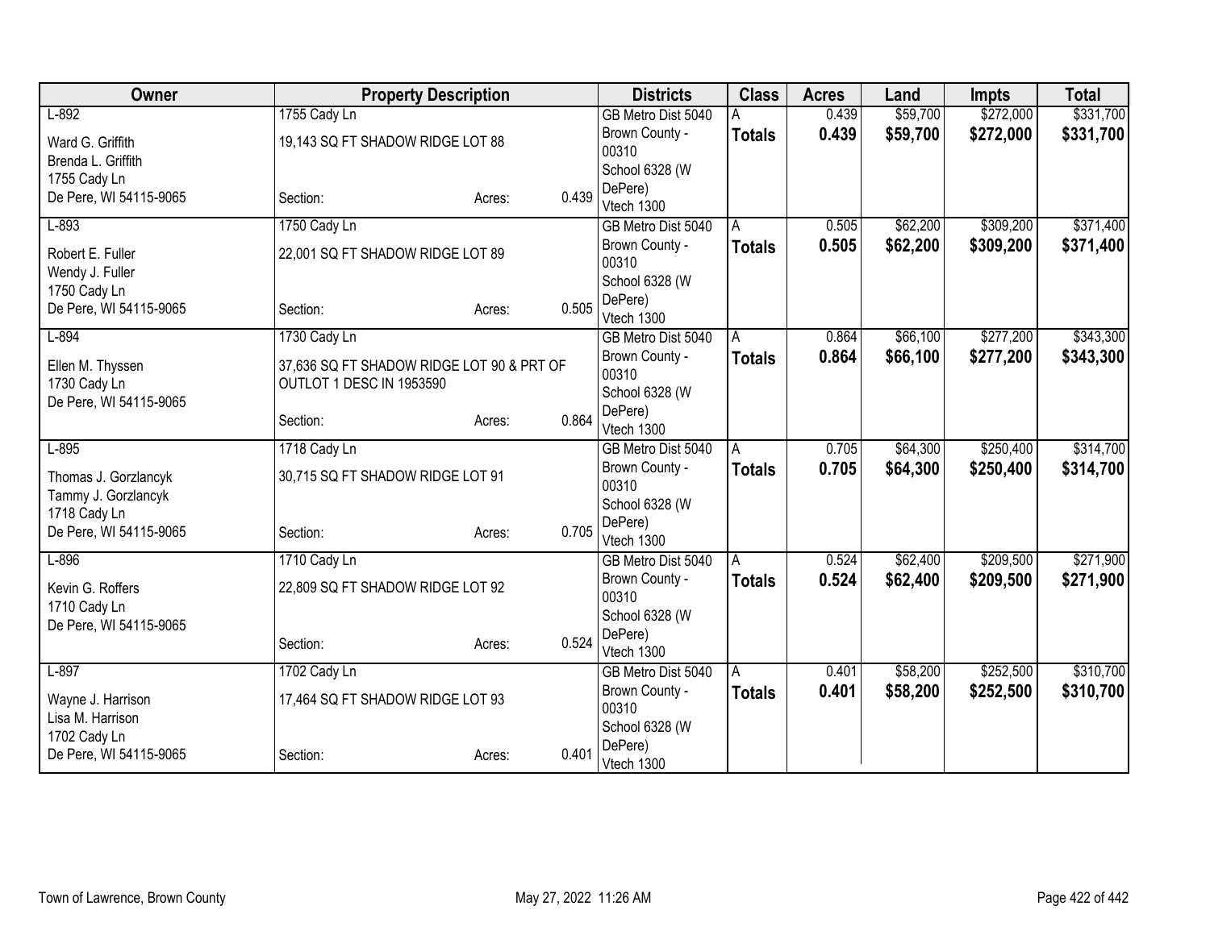| Owner | Property Description | | | Districts | Class | Acres | Land | Impts | Total |
|---|---|---|---|---|---|---|---|---|---|
| L-892 | 1755 Cady Ln | | | GB Metro Dist 5040 | A | 0.439 | $59,700 | $272,000 | $331,700 |
| Ward G. Griffith<br>Brenda L. Griffith<br>1755 Cady Ln<br>De Pere, WI 54115-9065 | 19,143 SQ FT SHADOW RIDGE LOT 88 | | | Brown County - 00310<br>School 6328 (W DePere)<br>Vtech 1300 | **Totals** | **0.439** | **$59,700** | **$272,000** | **$331,700** |
| | Section: | Acres: | 0.439 | | | | | | |
| L-893 | 1750 Cady Ln | | | GB Metro Dist 5040 | A | 0.505 | $62,200 | $309,200 | $371,400 |
| Robert E. Fuller<br>Wendy J. Fuller<br>1750 Cady Ln<br>De Pere, WI 54115-9065 | 22,001 SQ FT SHADOW RIDGE LOT 89 | | | Brown County - 00310<br>School 6328 (W DePere)<br>Vtech 1300 | **Totals** | **0.505** | **$62,200** | **$309,200** | **$371,400** |
| | Section: | Acres: | 0.505 | | | | | | |
| L-894 | 1730 Cady Ln | | | GB Metro Dist 5040 | A | 0.864 | $66,100 | $277,200 | $343,300 |
| Ellen M. Thyssen<br>1730 Cady Ln<br>De Pere, WI 54115-9065 | 37,636 SQ FT SHADOW RIDGE LOT 90 & PRT OF OUTLOT 1 DESC IN 1953590 | | | Brown County - 00310<br>School 6328 (W DePere)<br>Vtech 1300 | **Totals** | **0.864** | **$66,100** | **$277,200** | **$343,300** |
| | Section: | Acres: | 0.864 | | | | | | |
| L-895 | 1718 Cady Ln | | | GB Metro Dist 5040 | A | 0.705 | $64,300 | $250,400 | $314,700 |
| Thomas J. Gorzlancyk<br>Tammy J. Gorzlancyk<br>1718 Cady Ln<br>De Pere, WI 54115-9065 | 30,715 SQ FT SHADOW RIDGE LOT 91 | | | Brown County - 00310<br>School 6328 (W DePere)<br>Vtech 1300 | **Totals** | **0.705** | **$64,300** | **$250,400** | **$314,700** |
| | Section: | Acres: | 0.705 | | | | | | |
| L-896 | 1710 Cady Ln | | | GB Metro Dist 5040 | A | 0.524 | $62,400 | $209,500 | $271,900 |
| Kevin G. Roffers<br>1710 Cady Ln<br>De Pere, WI 54115-9065 | 22,809 SQ FT SHADOW RIDGE LOT 92 | | | Brown County - 00310<br>School 6328 (W DePere)<br>Vtech 1300 | **Totals** | **0.524** | **$62,400** | **$209,500** | **$271,900** |
| | Section: | Acres: | 0.524 | | | | | | |
| L-897 | 1702 Cady Ln | | | GB Metro Dist 5040 | A | 0.401 | $58,200 | $252,500 | $310,700 |
| Wayne J. Harrison<br>Lisa M. Harrison<br>1702 Cady Ln<br>De Pere, WI 54115-9065 | 17,464 SQ FT SHADOW RIDGE LOT 93 | | | Brown County - 00310<br>School 6328 (W DePere)<br>Vtech 1300 | **Totals** | **0.401** | **$58,200** | **$252,500** | **$310,700** |
| | Section: | Acres: | 0.401 | | | | | | |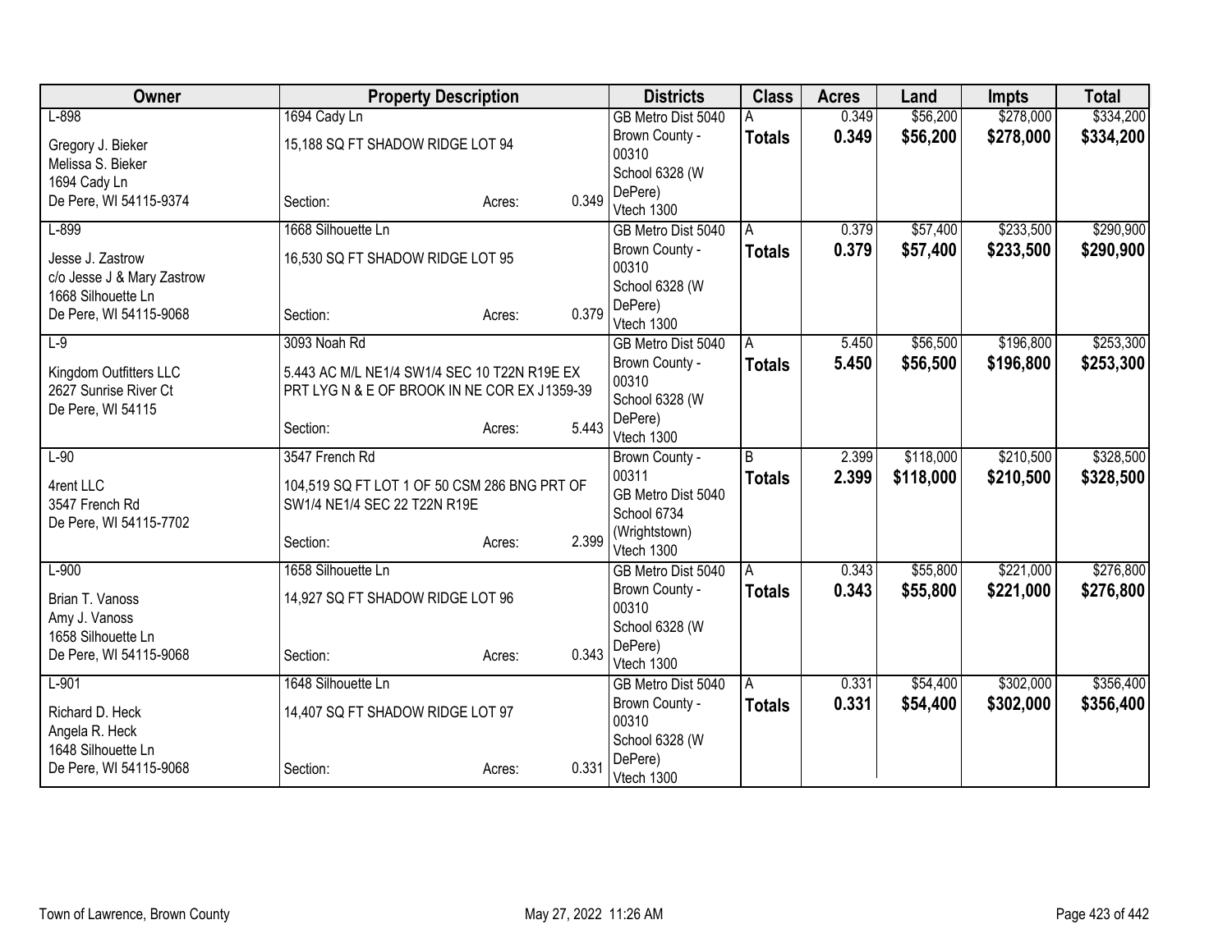| Owner | Property Description | Districts | Class | Acres | Land | Impts | Total |
|---|---|---|---|---|---|---|---|
| L-898<br>Gregory J. Bieker<br>Melissa S. Bieker<br>1694 Cady Ln<br>De Pere, WI 54115-9374 | 1694 Cady Ln<br>15,188 SQ FT SHADOW RIDGE LOT 94<br>Section: Acres: 0.349 | GB Metro Dist 5040<br>Brown County - 00310<br>School 6328 (W DePere)<br>Vtech 1300 | A<br>**Totals** | 0.349<br>**0.349** | $56,200<br>**$56,200** | $278,000<br>**$278,000** | $334,200<br>**$334,200** |
| L-899<br>Jesse J. Zastrow<br>c/o Jesse J & Mary Zastrow<br>1668 Silhouette Ln<br>De Pere, WI 54115-9068 | 1668 Silhouette Ln<br>16,530 SQ FT SHADOW RIDGE LOT 95<br>Section: Acres: 0.379 | GB Metro Dist 5040<br>Brown County - 00310<br>School 6328 (W DePere)<br>Vtech 1300 | A<br>**Totals** | 0.379<br>**0.379** | $57,400<br>**$57,400** | $233,500<br>**$233,500** | $290,900<br>**$290,900** |
| L-9<br>Kingdom Outfitters LLC<br>2627 Sunrise River Ct<br>De Pere, WI 54115 | 3093 Noah Rd<br>5.443 AC M/L NE1/4 SW1/4 SEC 10 T22N R19E EX PRT LYG N & E OF BROOK IN NE COR EX J1359-39<br>Section: Acres: 5.443 | GB Metro Dist 5040<br>Brown County - 00310<br>School 6328 (W DePere)<br>Vtech 1300 | A<br>**Totals** | 5.450<br>**5.450** | $56,500<br>**$56,500** | $196,800<br>**$196,800** | $253,300<br>**$253,300** |
| L-90<br>4rent LLC<br>3547 French Rd<br>De Pere, WI 54115-7702 | 3547 French Rd<br>104,519 SQ FT LOT 1 OF 50 CSM 286 BNG PRT OF SW1/4 NE1/4 SEC 22 T22N R19E<br>Section: Acres: 2.399 | Brown County - 00311<br>GB Metro Dist 5040<br>School 6734 (Wrightstown)<br>Vtech 1300 | B<br>**Totals** | 2.399<br>**2.399** | $118,000<br>**$118,000** | $210,500<br>**$210,500** | $328,500<br>**$328,500** |
| L-900<br>Brian T. Vanoss<br>Amy J. Vanoss<br>1658 Silhouette Ln<br>De Pere, WI 54115-9068 | 1658 Silhouette Ln<br>14,927 SQ FT SHADOW RIDGE LOT 96<br>Section: Acres: 0.343 | GB Metro Dist 5040<br>Brown County - 00310<br>School 6328 (W DePere)<br>Vtech 1300 | A<br>**Totals** | 0.343<br>**0.343** | $55,800<br>**$55,800** | $221,000<br>**$221,000** | $276,800<br>**$276,800** |
| L-901<br>Richard D. Heck<br>Angela R. Heck<br>1648 Silhouette Ln<br>De Pere, WI 54115-9068 | 1648 Silhouette Ln<br>14,407 SQ FT SHADOW RIDGE LOT 97<br>Section: Acres: 0.331 | GB Metro Dist 5040<br>Brown County - 00310<br>School 6328 (W DePere)<br>Vtech 1300 | A<br>**Totals** | 0.331<br>**0.331** | $54,400<br>**$54,400** | $302,000<br>**$302,000** | $356,400<br>**$356,400** |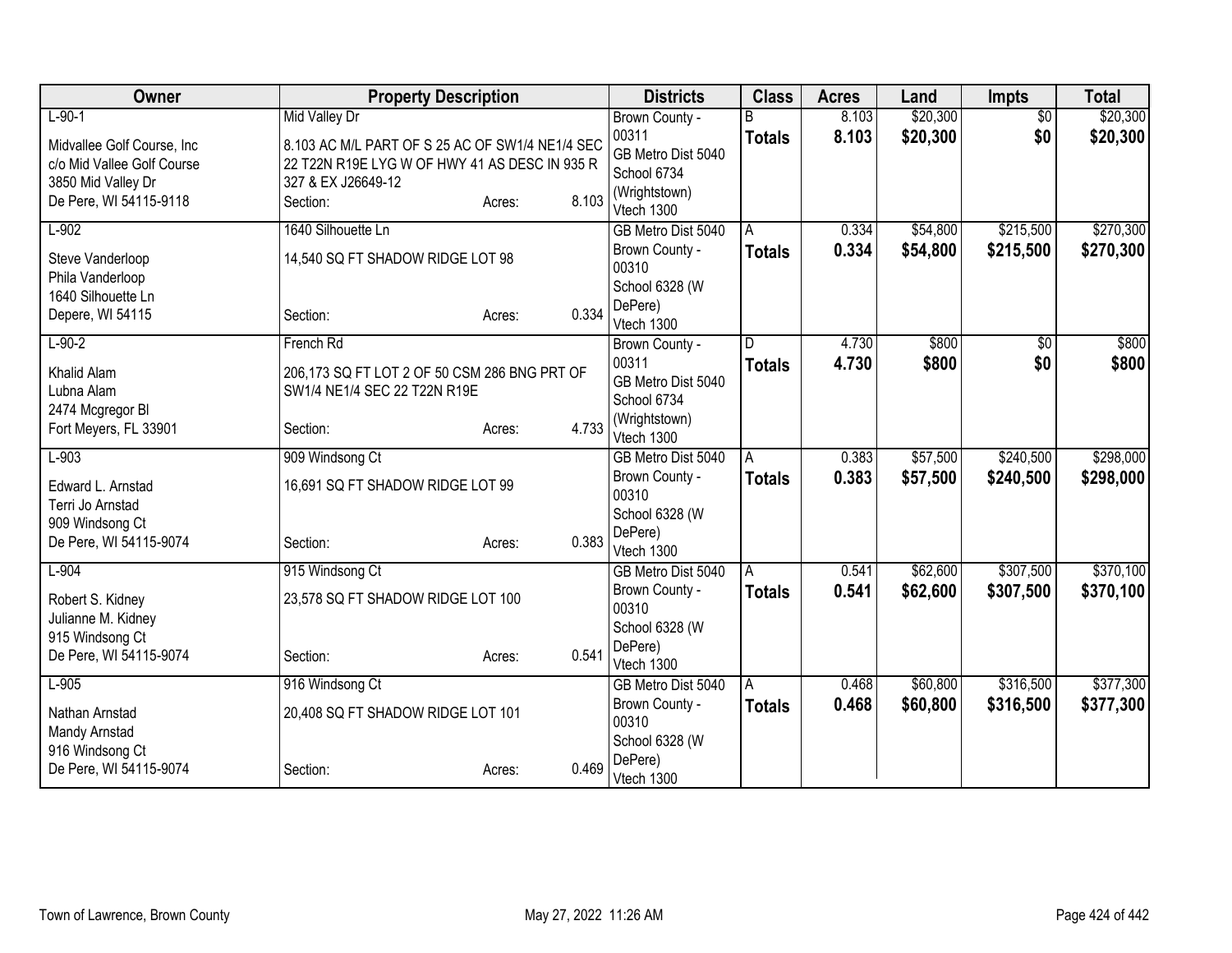| Owner | Property Description | Districts | Class | Acres | Land | Impts | Total |
|---|---|---|---|---|---|---|---|
| L-90-1<br>Midvallee Golf Course, Inc<br>c/o Mid Vallee Golf Course<br>3850 Mid Valley Dr<br>De Pere, WI 54115-9118 | Mid Valley Dr<br>8.103 AC M/L PART OF S 25 AC OF SW1/4 NE1/4 SEC 22 T22N R19E LYG W OF HWY 41 AS DESC IN 935 R 327 & EX J26649-12<br>Section: Acres: 8.103 | Brown County - 00311<br>GB Metro Dist 5040<br>School 6734 (Wrightstown)<br>Vtech 1300 | B<br>**Totals** | 8.103<br>**8.103** | $20,300<br>**$20,300** | $0<br>**$0** | $20,300<br>**$20,300** |
| L-902<br>Steve Vanderloop<br>Phila Vanderloop<br>1640 Silhouette Ln<br>Depere, WI 54115 | 1640 Silhouette Ln<br>14,540 SQ FT SHADOW RIDGE LOT 98<br>Section: Acres: 0.334 | GB Metro Dist 5040<br>Brown County - 00310<br>School 6328 (W DePere)<br>Vtech 1300 | A<br>**Totals** | 0.334<br>**0.334** | $54,800<br>**$54,800** | $215,500<br>**$215,500** | $270,300<br>**$270,300** |
| L-90-2<br>Khalid Alam<br>Lubna Alam<br>2474 Mcgregor Bl<br>Fort Meyers, FL 33901 | French Rd<br>206,173 SQ FT LOT 2 OF 50 CSM 286 BNG PRT OF SW1/4 NE1/4 SEC 22 T22N R19E<br>Section: Acres: 4.733 | Brown County - 00311<br>GB Metro Dist 5040<br>School 6734 (Wrightstown)<br>Vtech 1300 | D<br>**Totals** | 4.730<br>**4.730** | $800<br>**$800** | $0<br>**$0** | $800<br>**$800** |
| L-903<br>Edward L. Arnstad<br>Terri Jo Arnstad<br>909 Windsong Ct<br>De Pere, WI 54115-9074 | 909 Windsong Ct<br>16,691 SQ FT SHADOW RIDGE LOT 99<br>Section: Acres: 0.383 | GB Metro Dist 5040<br>Brown County - 00310<br>School 6328 (W DePere)<br>Vtech 1300 | A<br>**Totals** | 0.383<br>**0.383** | $57,500<br>**$57,500** | $240,500<br>**$240,500** | $298,000<br>**$298,000** |
| L-904<br>Robert S. Kidney<br>Julianne M. Kidney<br>915 Windsong Ct<br>De Pere, WI 54115-9074 | 915 Windsong Ct<br>23,578 SQ FT SHADOW RIDGE LOT 100<br>Section: Acres: 0.541 | GB Metro Dist 5040<br>Brown County - 00310<br>School 6328 (W DePere)<br>Vtech 1300 | A<br>**Totals** | 0.541<br>**0.541** | $62,600<br>**$62,600** | $307,500<br>**$307,500** | $370,100<br>**$370,100** |
| L-905<br>Nathan Arnstad<br>Mandy Arnstad<br>916 Windsong Ct<br>De Pere, WI 54115-9074 | 916 Windsong Ct<br>20,408 SQ FT SHADOW RIDGE LOT 101<br>Section: Acres: 0.469 | GB Metro Dist 5040<br>Brown County - 00310<br>School 6328 (W DePere)<br>Vtech 1300 | A<br>**Totals** | 0.468<br>**0.468** | $60,800<br>**$60,800** | $316,500<br>**$316,500** | $377,300<br>**$377,300** |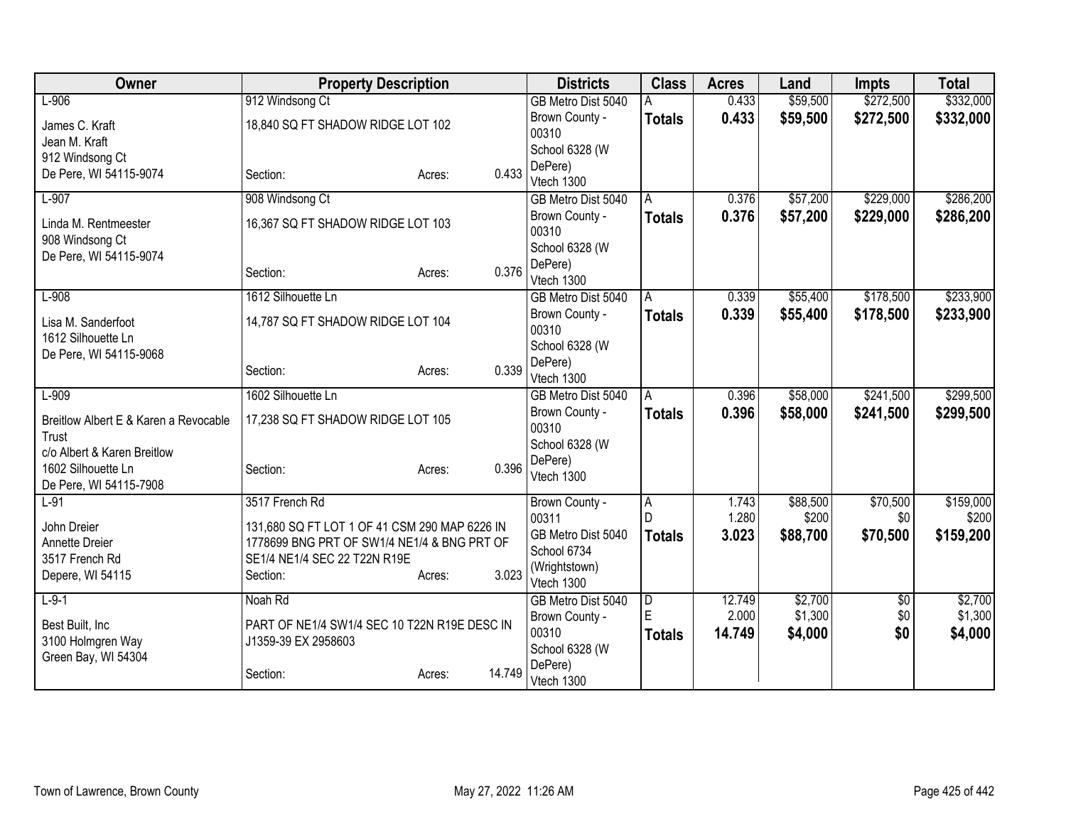| Owner | Property Description | Districts | Class | Acres | Land | Impts | Total |
|---|---|---|---|---|---|---|---|
| L-906<br>James C. Kraft<br>Jean M. Kraft<br>912 Windsong Ct<br>De Pere, WI 54115-9074 | 912 Windsong Ct<br>18,840 SQ FT SHADOW RIDGE LOT 102<br>Section: Acres: 0.433 | GB Metro Dist 5040<br>Brown County - 00310<br>School 6328 (W DePere)<br>Vtech 1300 | A<br>**Totals** | 0.433<br>**0.433** | $59,500<br>**$59,500** | $272,500<br>**$272,500** | $332,000<br>**$332,000** |
| L-907<br>Linda M. Rentmeester<br>908 Windsong Ct<br>De Pere, WI 54115-9074 | 908 Windsong Ct<br>16,367 SQ FT SHADOW RIDGE LOT 103<br>Section: Acres: 0.376 | GB Metro Dist 5040<br>Brown County - 00310<br>School 6328 (W DePere)<br>Vtech 1300 | A<br>**Totals** | 0.376<br>**0.376** | $57,200<br>**$57,200** | $229,000<br>**$229,000** | $286,200<br>**$286,200** |
| L-908<br>Lisa M. Sanderfoot<br>1612 Silhouette Ln<br>De Pere, WI 54115-9068 | 1612 Silhouette Ln<br>14,787 SQ FT SHADOW RIDGE LOT 104<br>Section: Acres: 0.339 | GB Metro Dist 5040<br>Brown County - 00310<br>School 6328 (W DePere)<br>Vtech 1300 | A<br>**Totals** | 0.339<br>**0.339** | $55,400<br>**$55,400** | $178,500<br>**$178,500** | $233,900<br>**$233,900** |
| L-909<br>Breitlow Albert E & Karen a Revocable Trust<br>c/o Albert & Karen Breitlow<br>1602 Silhouette Ln<br>De Pere, WI 54115-7908 | 1602 Silhouette Ln<br>17,238 SQ FT SHADOW RIDGE LOT 105<br>Section: Acres: 0.396 | GB Metro Dist 5040<br>Brown County - 00310<br>School 6328 (W DePere)<br>Vtech 1300 | A<br>**Totals** | 0.396<br>**0.396** | $58,000<br>**$58,000** | $241,500<br>**$241,500** | $299,500<br>**$299,500** |
| L-91<br>John Dreier<br>Annette Dreier<br>3517 French Rd<br>Depere, WI 54115 | 3517 French Rd<br>131,680 SQ FT LOT 1 OF 41 CSM 290 MAP 6226 IN 1778699 BNG PRT OF SW1/4 NE1/4 & BNG PRT OF SE1/4 NE1/4 SEC 22 T22N R19E<br>Section: Acres: 3.023 | Brown County - 00311<br>GB Metro Dist 5040<br>School 6734 (Wrightstown)<br>Vtech 1300 | A<br>D<br>**Totals** | 1.743<br>1.280<br>**3.023** | $88,500<br>$200<br>**$88,700** | $70,500<br>$0<br>**$70,500** | $159,000<br>$200<br>**$159,200** |
| L-9-1<br>Best Built, Inc<br>3100 Holmgren Way<br>Green Bay, WI 54304 | Noah Rd<br>PART OF NE1/4 SW1/4 SEC 10 T22N R19E DESC IN J1359-39 EX 2958603<br>Section: Acres: 14.749 | GB Metro Dist 5040<br>Brown County - 00310<br>School 6328 (W DePere)<br>Vtech 1300 | D<br>E<br>**Totals** | 12.749<br>2.000<br>**14.749** | $2,700<br>$1,300<br>**$4,000** | $0<br>$0<br>**$0** | $2,700<br>$1,300<br>**$4,000** |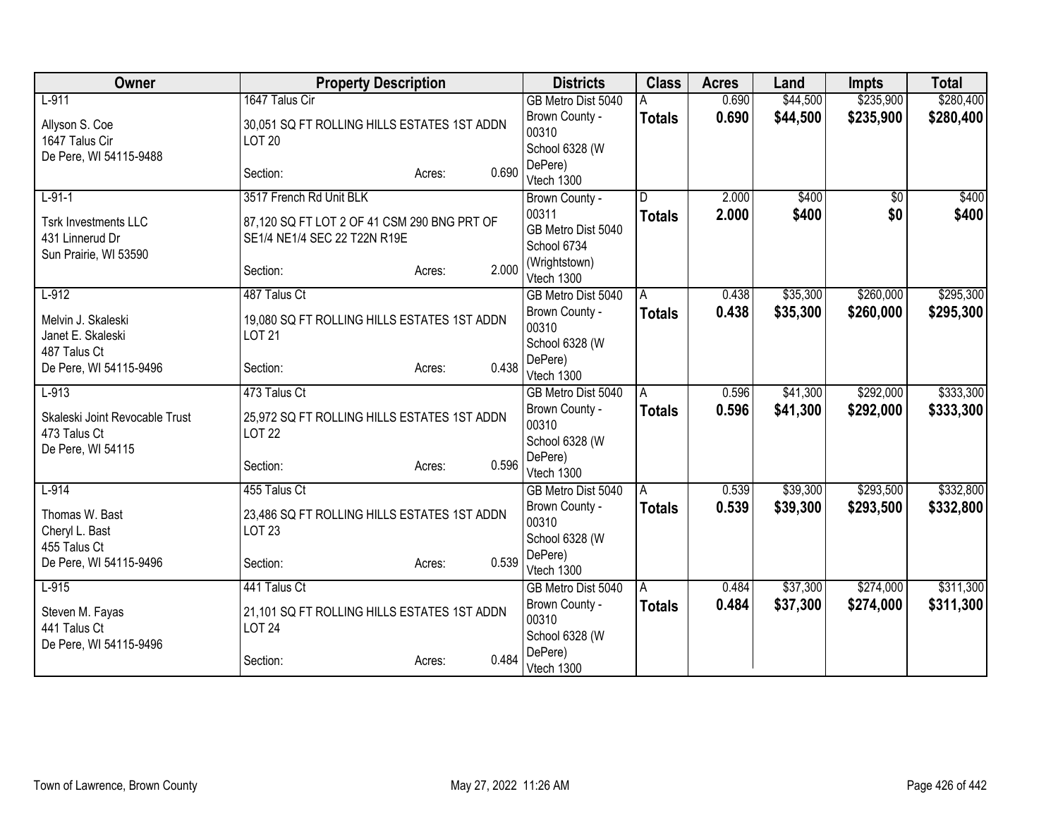| Owner | Property Description | Districts | Class | Acres | Land | Impts | Total |
|---|---|---|---|---|---|---|---|
| L-911<br>Allyson S. Coe<br>1647 Talus Cir<br>De Pere, WI 54115-9488 | 1647 Talus Cir<br>30,051 SQ FT ROLLING HILLS ESTATES 1ST ADDN LOT 20<br>Section: Acres: 0.690 | GB Metro Dist 5040<br>Brown County - 00310<br>School 6328 (W DePere)<br>Vtech 1300 | A<br>**Totals** | 0.690<br>**0.690** | $44,500<br>**$44,500** | $235,900<br>**$235,900** | $280,400<br>**$280,400** |
| L-91-1<br>Tsrk Investments LLC<br>431 Linnerud Dr<br>Sun Prairie, WI 53590 | 3517 French Rd Unit BLK<br>87,120 SQ FT LOT 2 OF 41 CSM 290 BNG PRT OF SE1/4 NE1/4 SEC 22 T22N R19E<br>Section: Acres: 2.000 | Brown County - 00311<br>GB Metro Dist 5040<br>School 6734 (Wrightstown)<br>Vtech 1300 | D<br>**Totals** | 2.000<br>**2.000** | $400<br>**$400** | $0<br>**$0** | $400<br>**$400** |
| L-912<br>Melvin J. Skaleski<br>Janet E. Skaleski<br>487 Talus Ct<br>De Pere, WI 54115-9496 | 487 Talus Ct<br>19,080 SQ FT ROLLING HILLS ESTATES 1ST ADDN LOT 21<br>Section: Acres: 0.438 | GB Metro Dist 5040<br>Brown County - 00310<br>School 6328 (W DePere)<br>Vtech 1300 | A<br>**Totals** | 0.438<br>**0.438** | $35,300<br>**$35,300** | $260,000<br>**$260,000** | $295,300<br>**$295,300** |
| L-913<br>Skaleski Joint Revocable Trust<br>473 Talus Ct<br>De Pere, WI 54115 | 473 Talus Ct<br>25,972 SQ FT ROLLING HILLS ESTATES 1ST ADDN LOT 22<br>Section: Acres: 0.596 | GB Metro Dist 5040<br>Brown County - 00310<br>School 6328 (W DePere)<br>Vtech 1300 | A<br>**Totals** | 0.596<br>**0.596** | $41,300<br>**$41,300** | $292,000<br>**$292,000** | $333,300<br>**$333,300** |
| L-914<br>Thomas W. Bast<br>Cheryl L. Bast<br>455 Talus Ct<br>De Pere, WI 54115-9496 | 455 Talus Ct<br>23,486 SQ FT ROLLING HILLS ESTATES 1ST ADDN LOT 23<br>Section: Acres: 0.539 | GB Metro Dist 5040<br>Brown County - 00310<br>School 6328 (W DePere)<br>Vtech 1300 | A<br>**Totals** | 0.539<br>**0.539** | $39,300<br>**$39,300** | $293,500<br>**$293,500** | $332,800<br>**$332,800** |
| L-915<br>Steven M. Fayas<br>441 Talus Ct<br>De Pere, WI 54115-9496 | 441 Talus Ct<br>21,101 SQ FT ROLLING HILLS ESTATES 1ST ADDN LOT 24<br>Section: Acres: 0.484 | GB Metro Dist 5040<br>Brown County - 00310<br>School 6328 (W DePere)<br>Vtech 1300 | A<br>**Totals** | 0.484<br>**0.484** | $37,300<br>**$37,300** | $274,000<br>**$274,000** | $311,300<br>**$311,300** |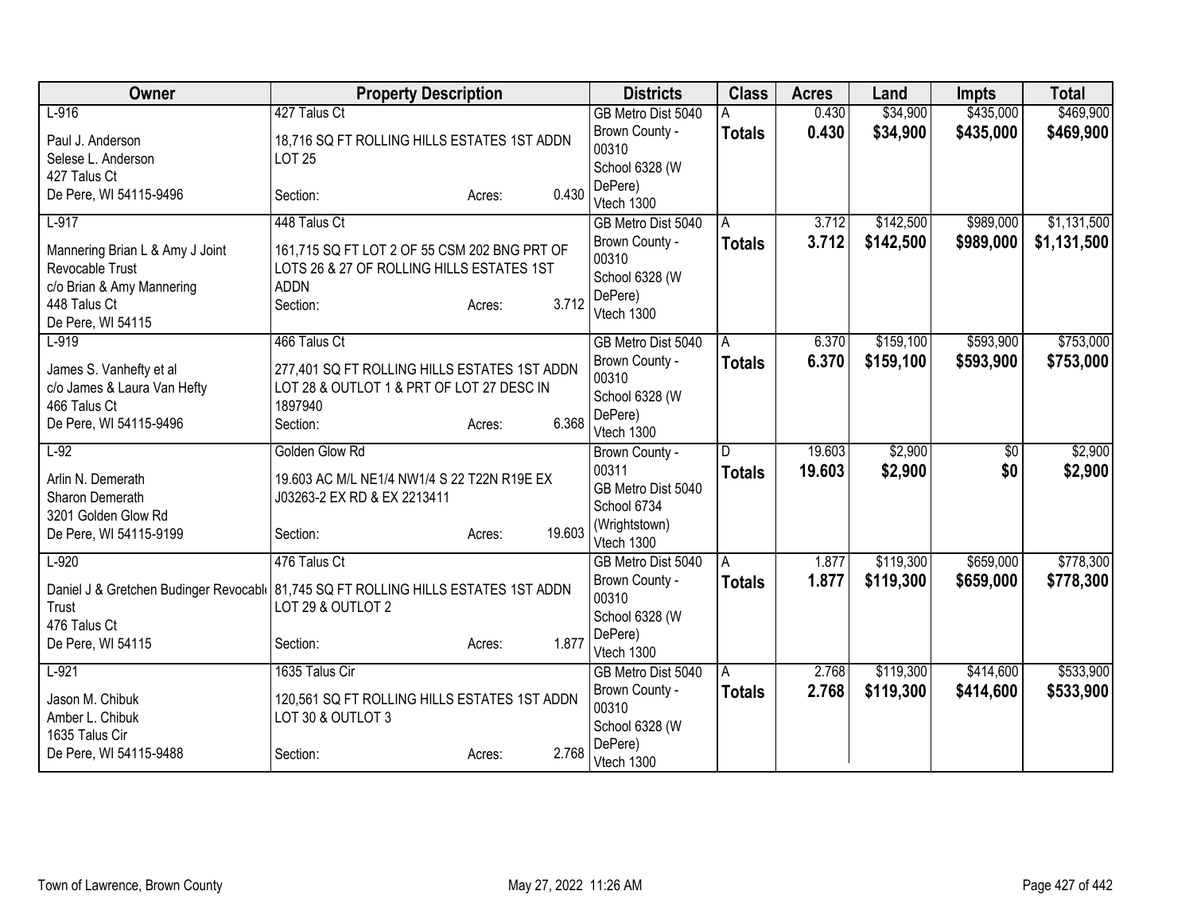| Owner | Property Description | Districts | Class | Acres | Land | Impts | Total |
|---|---|---|---|---|---|---|---|
| L-916<br>Paul J. Anderson<br>Selese L. Anderson<br>427 Talus Ct<br>De Pere, WI 54115-9496 | 427 Talus Ct<br>18,716 SQ FT ROLLING HILLS ESTATES 1ST ADDN LOT 25<br>Section: Acres: 0.430 | GB Metro Dist 5040<br>Brown County - 00310<br>School 6328 (W DePere)<br>Vtech 1300 | A<br>**Totals** | 0.430<br>**0.430** | $34,900<br>**$34,900** | $435,000<br>**$435,000** | $469,900<br>**$469,900** |
| L-917<br>Mannering Brian L & Amy J Joint Revocable Trust<br>c/o Brian & Amy Mannering<br>448 Talus Ct<br>De Pere, WI 54115 | 448 Talus Ct<br>161,715 SQ FT LOT 2 OF 55 CSM 202 BNG PRT OF LOTS 26 & 27 OF ROLLING HILLS ESTATES 1ST ADDN<br>Section: Acres: 3.712 | GB Metro Dist 5040<br>Brown County - 00310<br>School 6328 (W DePere)<br>Vtech 1300 | A<br>**Totals** | 3.712<br>**3.712** | $142,500<br>**$142,500** | $989,000<br>**$989,000** | $1,131,500<br>**$1,131,500** |
| L-919<br>James S. Vanhefty et al<br>c/o James & Laura Van Hefty<br>466 Talus Ct<br>De Pere, WI 54115-9496 | 466 Talus Ct<br>277,401 SQ FT ROLLING HILLS ESTATES 1ST ADDN LOT 28 & OUTLOT 1 & PRT OF LOT 27 DESC IN 1897940<br>Section: Acres: 6.368 | GB Metro Dist 5040<br>Brown County - 00310<br>School 6328 (W DePere)<br>Vtech 1300 | A<br>**Totals** | 6.370<br>**6.370** | $159,100<br>**$159,100** | $593,900<br>**$593,900** | $753,000<br>**$753,000** |
| L-92<br>Arlin N. Demerath<br>Sharon Demerath<br>3201 Golden Glow Rd<br>De Pere, WI 54115-9199 | Golden Glow Rd<br>19.603 AC M/L NE1/4 NW1/4 S 22 T22N R19E EX J03263-2 EX RD & EX 2213411<br>Section: Acres: 19.603 | Brown County - 00311<br>GB Metro Dist 5040<br>School 6734 (Wrightstown)<br>Vtech 1300 | D<br>**Totals** | 19.603<br>**19.603** | $2,900<br>**$2,900** | $0<br>**$0** | $2,900<br>**$2,900** |
| L-920<br>Daniel J & Gretchen Budinger Revocable Trust<br>476 Talus Ct<br>De Pere, WI 54115 | 476 Talus Ct<br>81,745 SQ FT ROLLING HILLS ESTATES 1ST ADDN LOT 29 & OUTLOT 2<br>Section: Acres: 1.877 | GB Metro Dist 5040<br>Brown County - 00310<br>School 6328 (W DePere)<br>Vtech 1300 | A<br>**Totals** | 1.877<br>**1.877** | $119,300<br>**$119,300** | $659,000<br>**$659,000** | $778,300<br>**$778,300** |
| L-921<br>Jason M. Chibuk<br>Amber L. Chibuk<br>1635 Talus Cir<br>De Pere, WI 54115-9488 | 1635 Talus Cir<br>120,561 SQ FT ROLLING HILLS ESTATES 1ST ADDN LOT 30 & OUTLOT 3<br>Section: Acres: 2.768 | GB Metro Dist 5040<br>Brown County - 00310<br>School 6328 (W DePere)<br>Vtech 1300 | A<br>**Totals** | 2.768<br>**2.768** | $119,300<br>**$119,300** | $414,600<br>**$414,600** | $533,900<br>**$533,900** |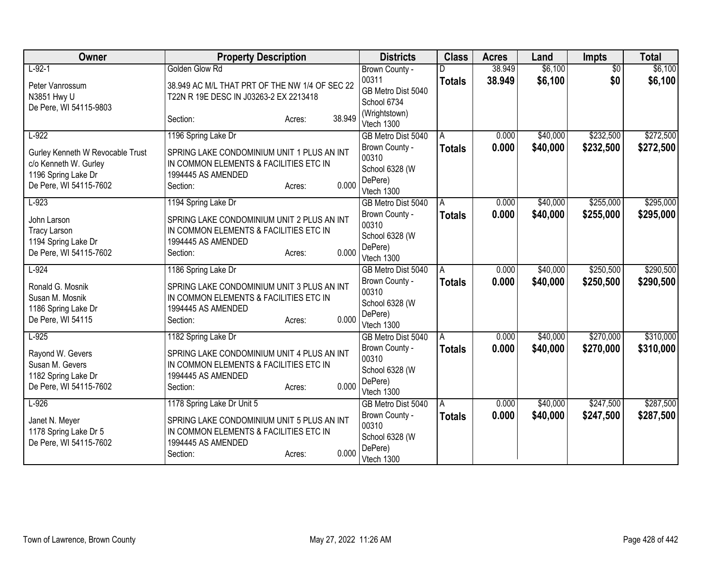| Owner | Property Description | Districts | Class | Acres | Land | Impts | Total |
|---|---|---|---|---|---|---|---|
| L-92-1<br>Peter Vanrossum<br>N3851 Hwy U<br>De Pere, WI 54115-9803 | Golden Glow Rd<br>38.949 AC M/L THAT PRT OF THE NW 1/4 OF SEC 22 T22N R 19E DESC IN J03263-2 EX 2213418<br>Section: Acres: 38.949 | Brown County - 00311<br>GB Metro Dist 5040<br>School 6734 (Wrightstown)<br>Vtech 1300 | D<br>**Totals** | 38.949<br>**38.949** | $6,100<br>**$6,100** | $0<br>**$0** | $6,100<br>**$6,100** |
| L-922<br>Gurley Kenneth W Revocable Trust<br>c/o Kenneth W. Gurley<br>1196 Spring Lake Dr<br>De Pere, WI 54115-7602 | 1196 Spring Lake Dr<br>SPRING LAKE CONDOMINIUM UNIT 1 PLUS AN INT IN COMMON ELEMENTS & FACILITIES ETC IN 1994445 AS AMENDED<br>Section: Acres: 0.000 | GB Metro Dist 5040<br>Brown County - 00310<br>School 6328 (W DePere)<br>Vtech 1300 | A<br>**Totals** | 0.000<br>**0.000** | $40,000<br>**$40,000** | $232,500<br>**$232,500** | $272,500<br>**$272,500** |
| L-923<br>John Larson<br>Tracy Larson<br>1194 Spring Lake Dr<br>De Pere, WI 54115-7602 | 1194 Spring Lake Dr<br>SPRING LAKE CONDOMINIUM UNIT 2 PLUS AN INT IN COMMON ELEMENTS & FACILITIES ETC IN 1994445 AS AMENDED<br>Section: Acres: 0.000 | GB Metro Dist 5040<br>Brown County - 00310<br>School 6328 (W DePere)<br>Vtech 1300 | A<br>**Totals** | 0.000<br>**0.000** | $40,000<br>**$40,000** | $255,000<br>**$255,000** | $295,000<br>**$295,000** |
| L-924<br>Ronald G. Mosnik<br>Susan M. Mosnik<br>1186 Spring Lake Dr<br>De Pere, WI 54115 | 1186 Spring Lake Dr<br>SPRING LAKE CONDOMINIUM UNIT 3 PLUS AN INT IN COMMON ELEMENTS & FACILITIES ETC IN 1994445 AS AMENDED<br>Section: Acres: 0.000 | GB Metro Dist 5040<br>Brown County - 00310<br>School 6328 (W DePere)<br>Vtech 1300 | A<br>**Totals** | 0.000<br>**0.000** | $40,000<br>**$40,000** | $250,500<br>**$250,500** | $290,500<br>**$290,500** |
| L-925<br>Rayond W. Gevers<br>Susan M. Gevers<br>1182 Spring Lake Dr<br>De Pere, WI 54115-7602 | 1182 Spring Lake Dr<br>SPRING LAKE CONDOMINIUM UNIT 4 PLUS AN INT IN COMMON ELEMENTS & FACILITIES ETC IN 1994445 AS AMENDED<br>Section: Acres: 0.000 | GB Metro Dist 5040<br>Brown County - 00310<br>School 6328 (W DePere)<br>Vtech 1300 | A<br>**Totals** | 0.000<br>**0.000** | $40,000<br>**$40,000** | $270,000<br>**$270,000** | $310,000<br>**$310,000** |
| L-926<br>Janet N. Meyer<br>1178 Spring Lake Dr 5<br>De Pere, WI 54115-7602 | 1178 Spring Lake Dr Unit 5<br>SPRING LAKE CONDOMINIUM UNIT 5 PLUS AN INT IN COMMON ELEMENTS & FACILITIES ETC IN 1994445 AS AMENDED<br>Section: Acres: 0.000 | GB Metro Dist 5040<br>Brown County - 00310<br>School 6328 (W DePere)<br>Vtech 1300 | A<br>**Totals** | 0.000<br>**0.000** | $40,000<br>**$40,000** | $247,500<br>**$247,500** | $287,500<br>**$287,500** |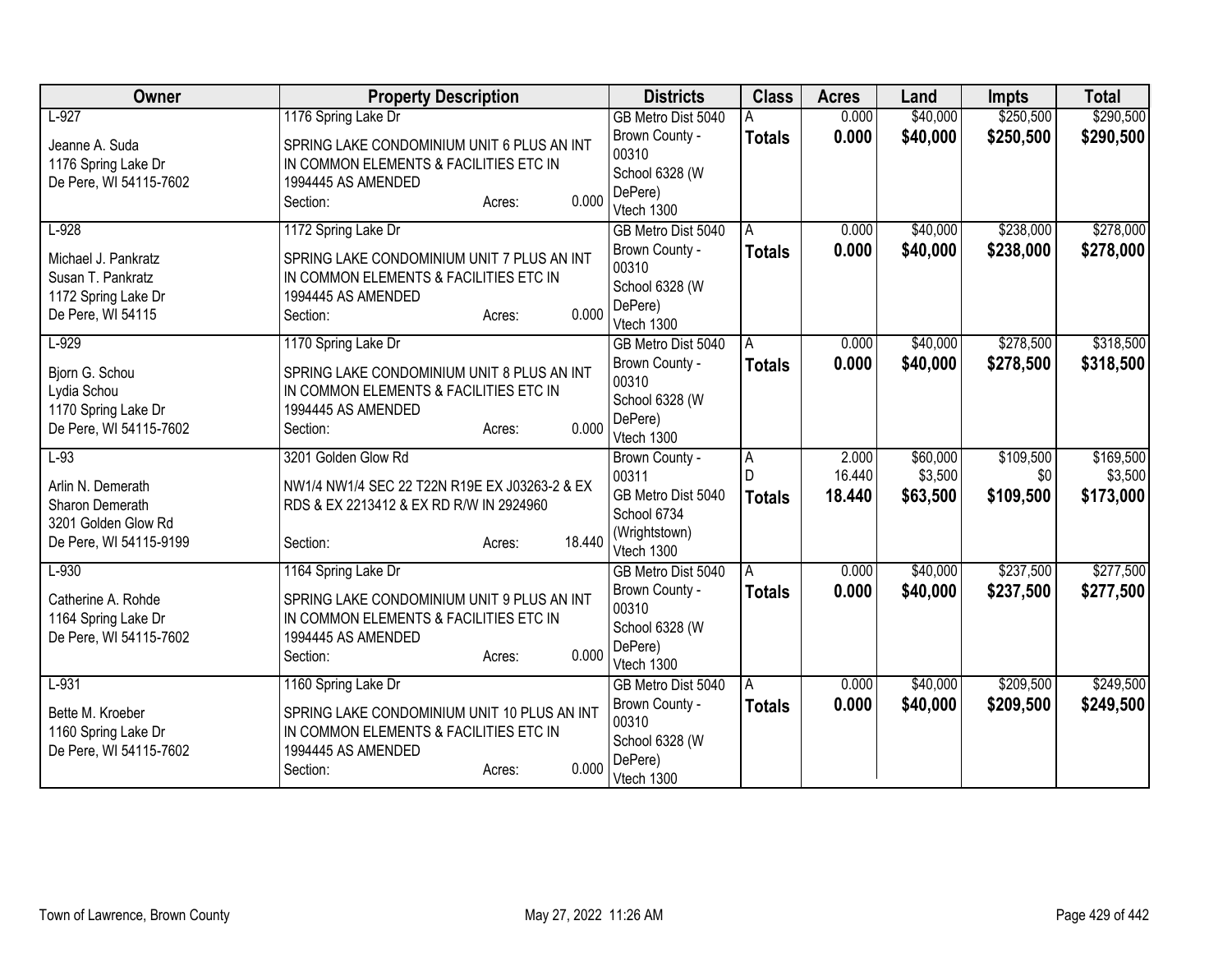| Owner | Property Description | Districts | Class | Acres | Land | Impts | Total |
|---|---|---|---|---|---|---|---|
| L-927<br><br>Jeanne A. Suda<br>1176 Spring Lake Dr<br>De Pere, WI 54115-7602 | 1176 Spring Lake Dr<br><br>SPRING LAKE CONDOMINIUM UNIT 6 PLUS AN INT IN COMMON ELEMENTS & FACILITIES ETC IN 1994445 AS AMENDED<br>Section: Acres: 0.000 | GB Metro Dist 5040<br>Brown County - 00310<br>School 6328 (W DePere)<br>Vtech 1300 | A<br>**Totals** | 0.000<br>**0.000** | $40,000<br>**$40,000** | $250,500<br>**$250,500** | $290,500<br>**$290,500** |
| L-928<br><br>Michael J. Pankratz<br>Susan T. Pankratz<br>1172 Spring Lake Dr<br>De Pere, WI 54115 | 1172 Spring Lake Dr<br><br>SPRING LAKE CONDOMINIUM UNIT 7 PLUS AN INT IN COMMON ELEMENTS & FACILITIES ETC IN 1994445 AS AMENDED<br>Section: Acres: 0.000 | GB Metro Dist 5040<br>Brown County - 00310<br>School 6328 (W DePere)<br>Vtech 1300 | A<br>**Totals** | 0.000<br>**0.000** | $40,000<br>**$40,000** | $238,000<br>**$238,000** | $278,000<br>**$278,000** |
| L-929<br><br>Bjorn G. Schou<br>Lydia Schou<br>1170 Spring Lake Dr<br>De Pere, WI 54115-7602 | 1170 Spring Lake Dr<br><br>SPRING LAKE CONDOMINIUM UNIT 8 PLUS AN INT IN COMMON ELEMENTS & FACILITIES ETC IN 1994445 AS AMENDED<br>Section: Acres: 0.000 | GB Metro Dist 5040<br>Brown County - 00310<br>School 6328 (W DePere)<br>Vtech 1300 | A<br>**Totals** | 0.000<br>**0.000** | $40,000<br>**$40,000** | $278,500<br>**$278,500** | $318,500<br>**$318,500** |
| L-93<br><br>Arlin N. Demerath<br>Sharon Demerath<br>3201 Golden Glow Rd<br>De Pere, WI 54115-9199 | 3201 Golden Glow Rd<br><br>NW1/4 NW1/4 SEC 22 T22N R19E EX J03263-2 & EX RDS & EX 2213412 & EX RD R/W IN 2924960<br><br>Section: Acres: 18.440 | Brown County - 00311<br>GB Metro Dist 5040<br>School 6734 (Wrightstown)<br>Vtech 1300 | A<br>D<br>**Totals** | 2.000<br>16.440<br>**18.440** | $60,000<br>$3,500<br>**$63,500** | $109,500<br>$0<br>**$109,500** | $169,500<br>$3,500<br>**$173,000** |
| L-930<br><br>Catherine A. Rohde<br>1164 Spring Lake Dr<br>De Pere, WI 54115-7602 | 1164 Spring Lake Dr<br><br>SPRING LAKE CONDOMINIUM UNIT 9 PLUS AN INT IN COMMON ELEMENTS & FACILITIES ETC IN 1994445 AS AMENDED<br>Section: Acres: 0.000 | GB Metro Dist 5040<br>Brown County - 00310<br>School 6328 (W DePere)<br>Vtech 1300 | A<br>**Totals** | 0.000<br>**0.000** | $40,000<br>**$40,000** | $237,500<br>**$237,500** | $277,500<br>**$277,500** |
| L-931<br><br>Bette M. Kroeber<br>1160 Spring Lake Dr<br>De Pere, WI 54115-7602 | 1160 Spring Lake Dr<br><br>SPRING LAKE CONDOMINIUM UNIT 10 PLUS AN INT IN COMMON ELEMENTS & FACILITIES ETC IN 1994445 AS AMENDED<br>Section: Acres: 0.000 | GB Metro Dist 5040<br>Brown County - 00310<br>School 6328 (W DePere)<br>Vtech 1300 | A<br>**Totals** | 0.000<br>**0.000** | $40,000<br>**$40,000** | $209,500<br>**$209,500** | $249,500<br>**$249,500** |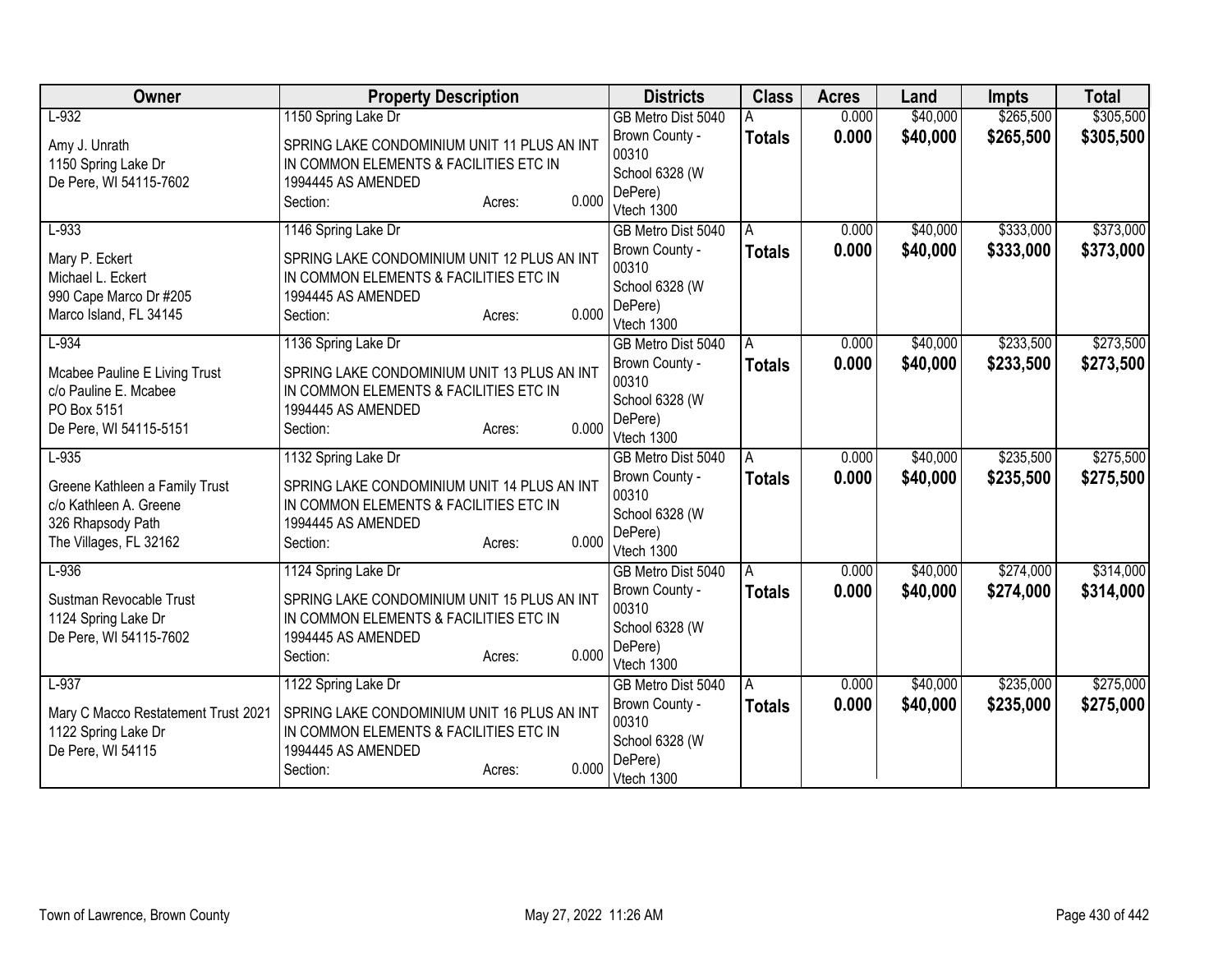| Owner | Property Description | Districts | Class | Acres | Land | Impts | Total |
|---|---|---|---|---|---|---|---|
| L-932<br><br>Amy J. Unrath<br>1150 Spring Lake Dr<br>De Pere, WI 54115-7602 | 1150 Spring Lake Dr<br><br>SPRING LAKE CONDOMINIUM UNIT 11 PLUS AN INT IN COMMON ELEMENTS & FACILITIES ETC IN 1994445 AS AMENDED<br>Section: Acres: 0.000 | GB Metro Dist 5040<br>Brown County - 00310<br>School 6328 (W DePere)<br>Vtech 1300 | A<br>**Totals** | 0.000<br>**0.000** | $40,000<br>**$40,000** | $265,500<br>**$265,500** | $305,500<br>**$305,500** |
| L-933<br><br>Mary P. Eckert<br>Michael L. Eckert<br>990 Cape Marco Dr #205<br>Marco Island, FL 34145 | 1146 Spring Lake Dr<br><br>SPRING LAKE CONDOMINIUM UNIT 12 PLUS AN INT IN COMMON ELEMENTS & FACILITIES ETC IN 1994445 AS AMENDED<br>Section: Acres: 0.000 | GB Metro Dist 5040<br>Brown County - 00310<br>School 6328 (W DePere)<br>Vtech 1300 | A<br>**Totals** | 0.000<br>**0.000** | $40,000<br>**$40,000** | $333,000<br>**$333,000** | $373,000<br>**$373,000** |
| L-934<br><br>Mcabee Pauline E Living Trust<br>c/o Pauline E. Mcabee<br>PO Box 5151<br>De Pere, WI 54115-5151 | 1136 Spring Lake Dr<br><br>SPRING LAKE CONDOMINIUM UNIT 13 PLUS AN INT IN COMMON ELEMENTS & FACILITIES ETC IN 1994445 AS AMENDED<br>Section: Acres: 0.000 | GB Metro Dist 5040<br>Brown County - 00310<br>School 6328 (W DePere)<br>Vtech 1300 | A<br>**Totals** | 0.000<br>**0.000** | $40,000<br>**$40,000** | $233,500<br>**$233,500** | $273,500<br>**$273,500** |
| L-935<br><br>Greene Kathleen a Family Trust<br>c/o Kathleen A. Greene<br>326 Rhapsody Path<br>The Villages, FL 32162 | 1132 Spring Lake Dr<br><br>SPRING LAKE CONDOMINIUM UNIT 14 PLUS AN INT IN COMMON ELEMENTS & FACILITIES ETC IN 1994445 AS AMENDED<br>Section: Acres: 0.000 | GB Metro Dist 5040<br>Brown County - 00310<br>School 6328 (W DePere)<br>Vtech 1300 | A<br>**Totals** | 0.000<br>**0.000** | $40,000<br>**$40,000** | $235,500<br>**$235,500** | $275,500<br>**$275,500** |
| L-936<br><br>Sustman Revocable Trust<br>1124 Spring Lake Dr<br>De Pere, WI 54115-7602 | 1124 Spring Lake Dr<br><br>SPRING LAKE CONDOMINIUM UNIT 15 PLUS AN INT IN COMMON ELEMENTS & FACILITIES ETC IN 1994445 AS AMENDED<br>Section: Acres: 0.000 | GB Metro Dist 5040<br>Brown County - 00310<br>School 6328 (W DePere)<br>Vtech 1300 | A<br>**Totals** | 0.000<br>**0.000** | $40,000<br>**$40,000** | $274,000<br>**$274,000** | $314,000<br>**$314,000** |
| L-937<br><br>Mary C Macco Restatement Trust 2021<br>1122 Spring Lake Dr<br>De Pere, WI 54115 | 1122 Spring Lake Dr<br><br>SPRING LAKE CONDOMINIUM UNIT 16 PLUS AN INT IN COMMON ELEMENTS & FACILITIES ETC IN 1994445 AS AMENDED<br>Section: Acres: 0.000 | GB Metro Dist 5040<br>Brown County - 00310<br>School 6328 (W DePere)<br>Vtech 1300 | A<br>**Totals** | 0.000<br>**0.000** | $40,000<br>**$40,000** | $235,000<br>**$235,000** | $275,000<br>**$275,000** |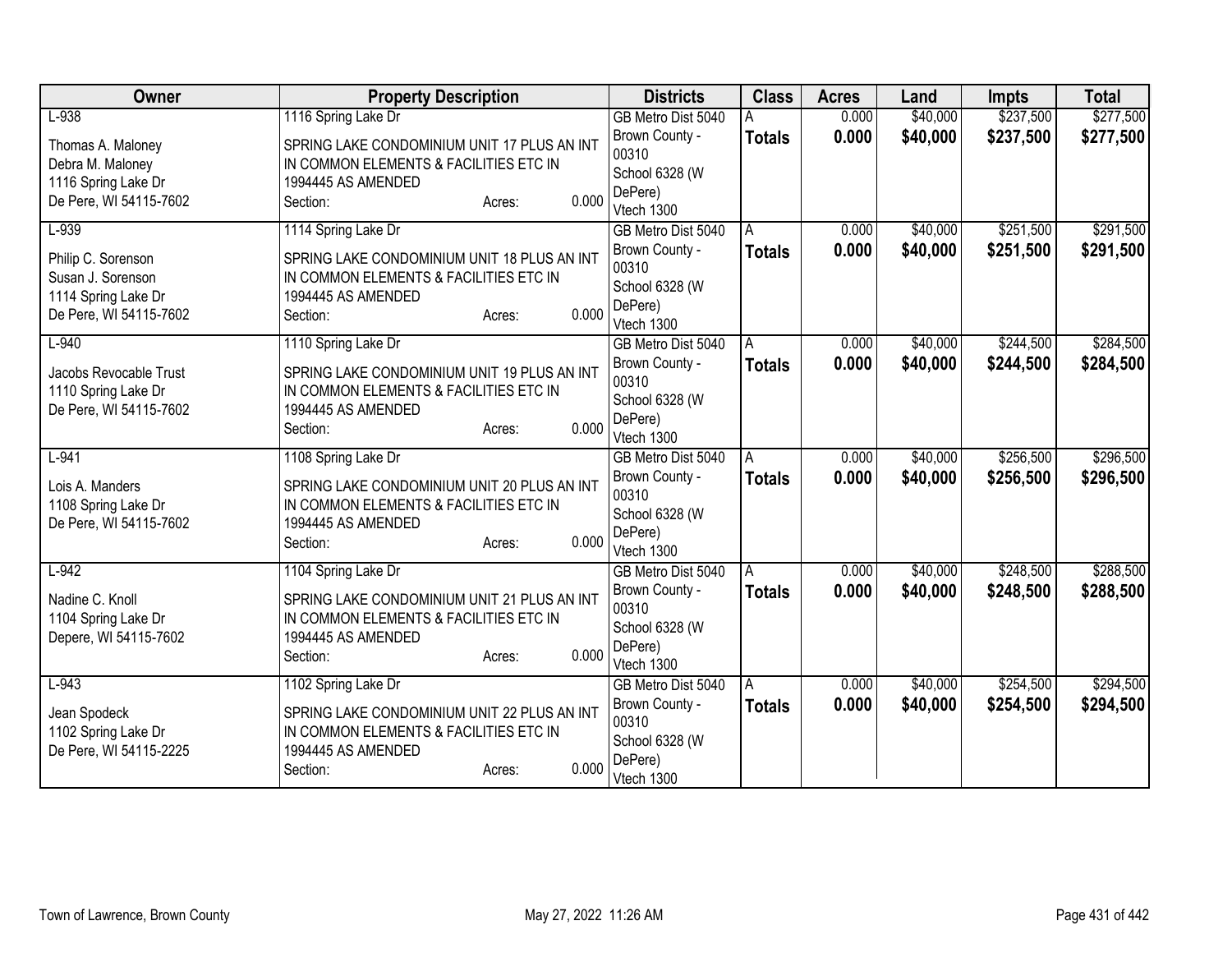| Owner | Property Description | Districts | Class | Acres | Land | Impts | Total |
|---|---|---|---|---|---|---|---|
| L-938<br><br>Thomas A. Maloney<br>Debra M. Maloney<br>1116 Spring Lake Dr<br>De Pere, WI 54115-7602 | 1116 Spring Lake Dr<br><br>SPRING LAKE CONDOMINIUM UNIT 17 PLUS AN INT IN COMMON ELEMENTS & FACILITIES ETC IN 1994445 AS AMENDED<br>Section: Acres: 0.000 | GB Metro Dist 5040<br>Brown County - 00310<br>School 6328 (W DePere)<br>Vtech 1300 | A<br>**Totals** | 0.000<br>**0.000** | $40,000<br>**$40,000** | $237,500<br>**$237,500** | $277,500<br>**$277,500** |
| L-939<br><br>Philip C. Sorenson<br>Susan J. Sorenson<br>1114 Spring Lake Dr<br>De Pere, WI 54115-7602 | 1114 Spring Lake Dr<br><br>SPRING LAKE CONDOMINIUM UNIT 18 PLUS AN INT IN COMMON ELEMENTS & FACILITIES ETC IN 1994445 AS AMENDED<br>Section: Acres: 0.000 | GB Metro Dist 5040<br>Brown County - 00310<br>School 6328 (W DePere)<br>Vtech 1300 | A<br>**Totals** | 0.000<br>**0.000** | $40,000<br>**$40,000** | $251,500<br>**$251,500** | $291,500<br>**$291,500** |
| L-940<br><br>Jacobs Revocable Trust<br>1110 Spring Lake Dr<br>De Pere, WI 54115-7602 | 1110 Spring Lake Dr<br><br>SPRING LAKE CONDOMINIUM UNIT 19 PLUS AN INT IN COMMON ELEMENTS & FACILITIES ETC IN 1994445 AS AMENDED<br>Section: Acres: 0.000 | GB Metro Dist 5040<br>Brown County - 00310<br>School 6328 (W DePere)<br>Vtech 1300 | A<br>**Totals** | 0.000<br>**0.000** | $40,000<br>**$40,000** | $244,500<br>**$244,500** | $284,500<br>**$284,500** |
| L-941<br><br>Lois A. Manders<br>1108 Spring Lake Dr<br>De Pere, WI 54115-7602 | 1108 Spring Lake Dr<br><br>SPRING LAKE CONDOMINIUM UNIT 20 PLUS AN INT IN COMMON ELEMENTS & FACILITIES ETC IN 1994445 AS AMENDED<br>Section: Acres: 0.000 | GB Metro Dist 5040<br>Brown County - 00310<br>School 6328 (W DePere)<br>Vtech 1300 | A<br>**Totals** | 0.000<br>**0.000** | $40,000<br>**$40,000** | $256,500<br>**$256,500** | $296,500<br>**$296,500** |
| L-942<br><br>Nadine C. Knoll<br>1104 Spring Lake Dr<br>Depere, WI 54115-7602 | 1104 Spring Lake Dr<br><br>SPRING LAKE CONDOMINIUM UNIT 21 PLUS AN INT IN COMMON ELEMENTS & FACILITIES ETC IN 1994445 AS AMENDED<br>Section: Acres: 0.000 | GB Metro Dist 5040<br>Brown County - 00310<br>School 6328 (W DePere)<br>Vtech 1300 | A<br>**Totals** | 0.000<br>**0.000** | $40,000<br>**$40,000** | $248,500<br>**$248,500** | $288,500<br>**$288,500** |
| L-943<br><br>Jean Spodeck<br>1102 Spring Lake Dr<br>De Pere, WI 54115-2225 | 1102 Spring Lake Dr<br><br>SPRING LAKE CONDOMINIUM UNIT 22 PLUS AN INT IN COMMON ELEMENTS & FACILITIES ETC IN 1994445 AS AMENDED<br>Section: Acres: 0.000 | GB Metro Dist 5040<br>Brown County - 00310<br>School 6328 (W DePere)<br>Vtech 1300 | A<br>**Totals** | 0.000<br>**0.000** | $40,000<br>**$40,000** | $254,500<br>**$254,500** | $294,500<br>**$294,500** |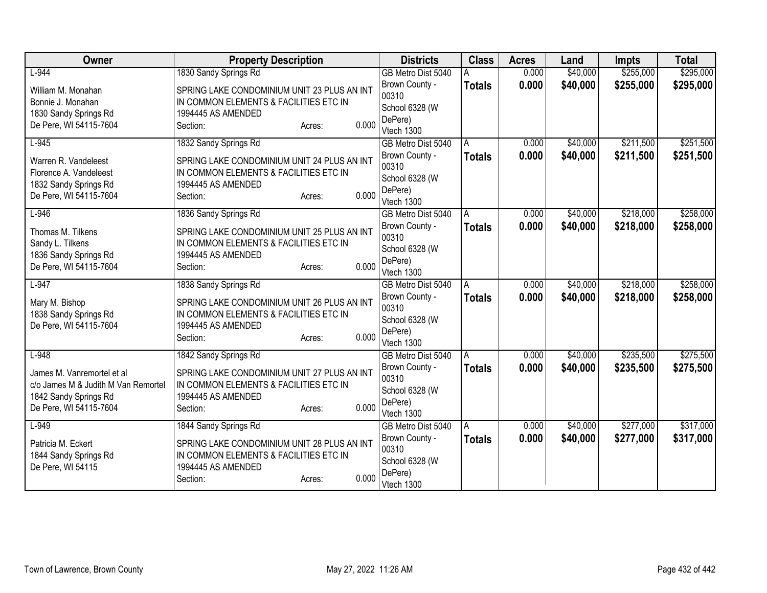| Owner | Property Description | Districts | Class | Acres | Land | Impts | Total |
|---|---|---|---|---|---|---|---|
| L-944<br>William M. Monahan<br>Bonnie J. Monahan<br>1830 Sandy Springs Rd<br>De Pere, WI 54115-7604 | 1830 Sandy Springs Rd<br>SPRING LAKE CONDOMINIUM UNIT 23 PLUS AN INT IN COMMON ELEMENTS & FACILITIES ETC IN 1994445 AS AMENDED<br>Section: Acres: 0.000 | GB Metro Dist 5040<br>Brown County - 00310<br>School 6328 (W DePere)<br>Vtech 1300 | A<br>**Totals** | 0.000<br>**0.000** | $40,000<br>**$40,000** | $255,000<br>**$255,000** | $295,000<br>**$295,000** |
| L-945<br>Warren R. Vandeleest<br>Florence A. Vandeleest<br>1832 Sandy Springs Rd<br>De Pere, WI 54115-7604 | 1832 Sandy Springs Rd<br>SPRING LAKE CONDOMINIUM UNIT 24 PLUS AN INT IN COMMON ELEMENTS & FACILITIES ETC IN 1994445 AS AMENDED<br>Section: Acres: 0.000 | GB Metro Dist 5040<br>Brown County - 00310<br>School 6328 (W DePere)<br>Vtech 1300 | A<br>**Totals** | 0.000<br>**0.000** | $40,000<br>**$40,000** | $211,500<br>**$211,500** | $251,500<br>**$251,500** |
| L-946<br>Thomas M. Tilkens<br>Sandy L. Tilkens<br>1836 Sandy Springs Rd<br>De Pere, WI 54115-7604 | 1836 Sandy Springs Rd<br>SPRING LAKE CONDOMINIUM UNIT 25 PLUS AN INT IN COMMON ELEMENTS & FACILITIES ETC IN 1994445 AS AMENDED<br>Section: Acres: 0.000 | GB Metro Dist 5040<br>Brown County - 00310<br>School 6328 (W DePere)<br>Vtech 1300 | A<br>**Totals** | 0.000<br>**0.000** | $40,000<br>**$40,000** | $218,000<br>**$218,000** | $258,000<br>**$258,000** |
| L-947<br>Mary M. Bishop<br>1838 Sandy Springs Rd<br>De Pere, WI 54115-7604 | 1838 Sandy Springs Rd<br>SPRING LAKE CONDOMINIUM UNIT 26 PLUS AN INT IN COMMON ELEMENTS & FACILITIES ETC IN 1994445 AS AMENDED<br>Section: Acres: 0.000 | GB Metro Dist 5040<br>Brown County - 00310<br>School 6328 (W DePere)<br>Vtech 1300 | A<br>**Totals** | 0.000<br>**0.000** | $40,000<br>**$40,000** | $218,000<br>**$218,000** | $258,000<br>**$258,000** |
| L-948<br>James M. Vanremortel et al<br>c/o James M & Judith M Van Remortel<br>1842 Sandy Springs Rd<br>De Pere, WI 54115-7604 | 1842 Sandy Springs Rd<br>SPRING LAKE CONDOMINIUM UNIT 27 PLUS AN INT IN COMMON ELEMENTS & FACILITIES ETC IN 1994445 AS AMENDED<br>Section: Acres: 0.000 | GB Metro Dist 5040<br>Brown County - 00310<br>School 6328 (W DePere)<br>Vtech 1300 | A<br>**Totals** | 0.000<br>**0.000** | $40,000<br>**$40,000** | $235,500<br>**$235,500** | $275,500<br>**$275,500** |
| L-949<br>Patricia M. Eckert<br>1844 Sandy Springs Rd<br>De Pere, WI 54115 | 1844 Sandy Springs Rd<br>SPRING LAKE CONDOMINIUM UNIT 28 PLUS AN INT IN COMMON ELEMENTS & FACILITIES ETC IN 1994445 AS AMENDED<br>Section: Acres: 0.000 | GB Metro Dist 5040<br>Brown County - 00310<br>School 6328 (W DePere)<br>Vtech 1300 | A<br>**Totals** | 0.000<br>**0.000** | $40,000<br>**$40,000** | $277,000<br>**$277,000** | $317,000<br>**$317,000** |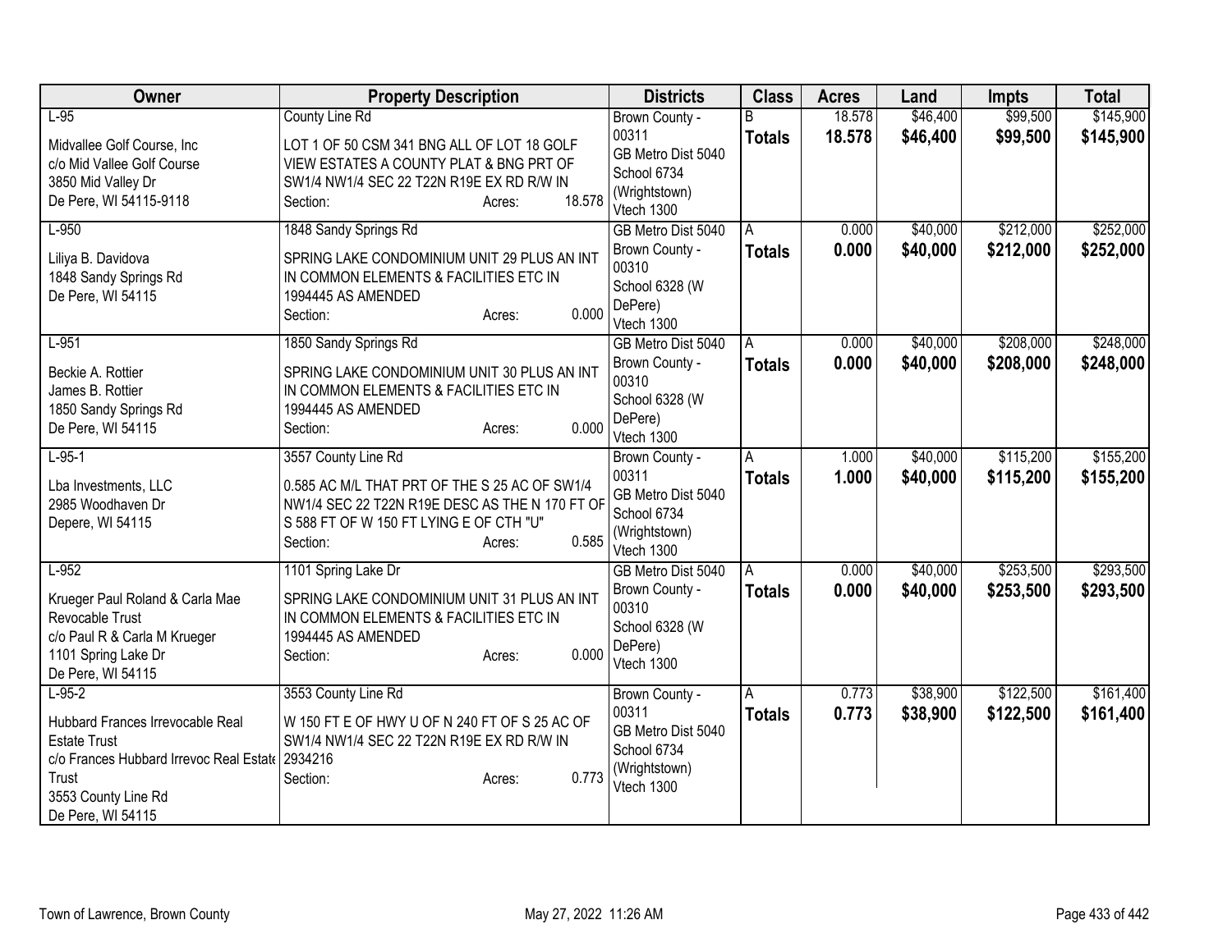| Owner | Property Description | Districts | Class | Acres | Land | Impts | Total |
|---|---|---|---|---|---|---|---|
| L-95<br><br>Midvallee Golf Course, Inc<br>c/o Mid Vallee Golf Course<br>3850 Mid Valley Dr<br>De Pere, WI 54115-9118 | County Line Rd<br><br>LOT 1 OF 50 CSM 341 BNG ALL OF LOT 18 GOLF VIEW ESTATES A COUNTY PLAT & BNG PRT OF SW1/4 NW1/4 SEC 22 T22N R19E EX RD R/W IN<br>Section: Acres: 18.578 | Brown County - 00311<br>GB Metro Dist 5040<br>School 6734 (Wrightstown)<br>Vtech 1300 | B<br>**Totals** | 18.578<br>**18.578** | $46,400<br>**$46,400** | $99,500<br>**$99,500** | $145,900<br>**$145,900** |
| L-950<br><br>Liliya B. Davidova<br>1848 Sandy Springs Rd<br>De Pere, WI 54115 | 1848 Sandy Springs Rd<br><br>SPRING LAKE CONDOMINIUM UNIT 29 PLUS AN INT IN COMMON ELEMENTS & FACILITIES ETC IN 1994445 AS AMENDED<br>Section: Acres: 0.000 | GB Metro Dist 5040<br>Brown County - 00310<br>School 6328 (W DePere)<br>Vtech 1300 | A<br>**Totals** | 0.000<br>**0.000** | $40,000<br>**$40,000** | $212,000<br>**$212,000** | $252,000<br>**$252,000** |
| L-951<br><br>Beckie A. Rottier<br>James B. Rottier<br>1850 Sandy Springs Rd<br>De Pere, WI 54115 | 1850 Sandy Springs Rd<br><br>SPRING LAKE CONDOMINIUM UNIT 30 PLUS AN INT IN COMMON ELEMENTS & FACILITIES ETC IN 1994445 AS AMENDED<br>Section: Acres: 0.000 | GB Metro Dist 5040<br>Brown County - 00310<br>School 6328 (W DePere)<br>Vtech 1300 | A<br>**Totals** | 0.000<br>**0.000** | $40,000<br>**$40,000** | $208,000<br>**$208,000** | $248,000<br>**$248,000** |
| L-95-1<br><br>Lba Investments, LLC<br>2985 Woodhaven Dr<br>Depere, WI 54115 | 3557 County Line Rd<br><br>0.585 AC M/L THAT PRT OF THE S 25 AC OF SW1/4 NW1/4 SEC 22 T22N R19E DESC AS THE N 170 FT OF S 588 FT OF W 150 FT LYING E OF CTH "U"<br>Section: Acres: 0.585 | Brown County - 00311<br>GB Metro Dist 5040<br>School 6734 (Wrightstown)<br>Vtech 1300 | A<br>**Totals** | 1.000<br>**1.000** | $40,000<br>**$40,000** | $115,200<br>**$115,200** | $155,200<br>**$155,200** |
| L-952<br><br>Krueger Paul Roland & Carla Mae Revocable Trust<br>c/o Paul R & Carla M Krueger<br>1101 Spring Lake Dr<br>De Pere, WI 54115 | 1101 Spring Lake Dr<br><br>SPRING LAKE CONDOMINIUM UNIT 31 PLUS AN INT IN COMMON ELEMENTS & FACILITIES ETC IN 1994445 AS AMENDED<br>Section: Acres: 0.000 | GB Metro Dist 5040<br>Brown County - 00310<br>School 6328 (W DePere)<br>Vtech 1300 | A<br>**Totals** | 0.000<br>**0.000** | $40,000<br>**$40,000** | $253,500<br>**$253,500** | $293,500<br>**$293,500** |
| L-95-2<br><br>Hubbard Frances Irrevocable Real Estate Trust<br>c/o Frances Hubbard Irrevoc Real Estate Trust<br>3553 County Line Rd<br>De Pere, WI 54115 | 3553 County Line Rd<br><br>W 150 FT E OF HWY U OF N 240 FT OF S 25 AC OF SW1/4 NW1/4 SEC 22 T22N R19E EX RD R/W IN 2934216<br>Section: Acres: 0.773 | Brown County - 00311<br>GB Metro Dist 5040<br>School 6734 (Wrightstown)<br>Vtech 1300 | A<br>**Totals** | 0.773<br>**0.773** | $38,900<br>**$38,900** | $122,500<br>**$122,500** | $161,400<br>**$161,400** |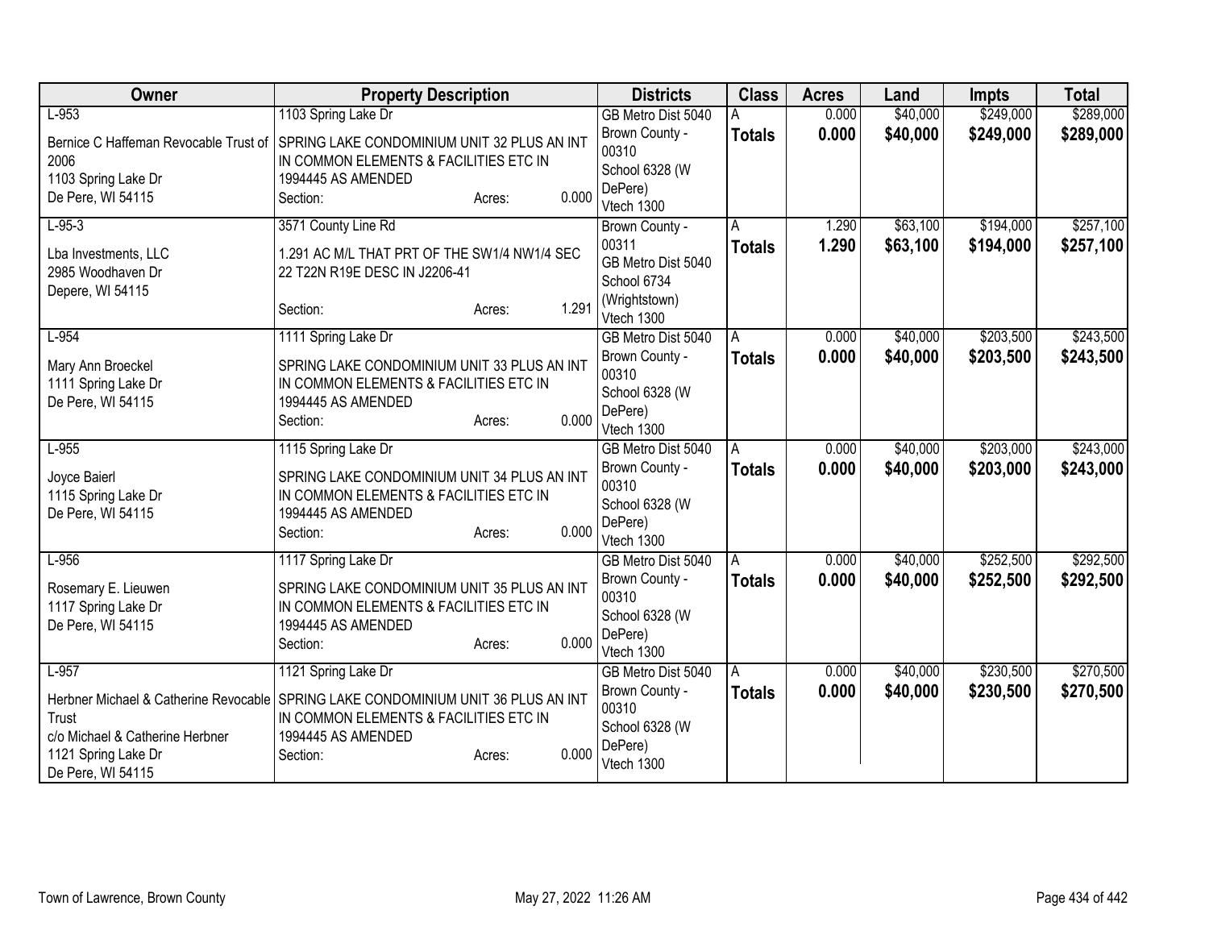| Owner | Property Description | Districts | Class | Acres | Land | Impts | Total |
|---|---|---|---|---|---|---|---|
| L-953<br>Bernice C Haffeman Revocable Trust of 2006<br>1103 Spring Lake Dr<br>De Pere, WI 54115 | 1103 Spring Lake Dr<br>SPRING LAKE CONDOMINIUM UNIT 32 PLUS AN INT IN COMMON ELEMENTS & FACILITIES ETC IN 1994445 AS AMENDED<br>Section: Acres: 0.000 | GB Metro Dist 5040<br>Brown County - 00310<br>School 6328 (W DePere)<br>Vtech 1300 | A<br>**Totals** | 0.000<br>**0.000** | $40,000<br>**$40,000** | $249,000<br>**$249,000** | $289,000<br>**$289,000** |
| L-95-3<br>Lba Investments, LLC<br>2985 Woodhaven Dr<br>Depere, WI 54115 | 3571 County Line Rd<br>1.291 AC M/L THAT PRT OF THE SW1/4 NW1/4 SEC 22 T22N R19E DESC IN J2206-41<br>Section: Acres: 1.291 | Brown County - 00311<br>GB Metro Dist 5040<br>School 6734 (Wrightstown)<br>Vtech 1300 | A<br>**Totals** | 1.290<br>**1.290** | $63,100<br>**$63,100** | $194,000<br>**$194,000** | $257,100<br>**$257,100** |
| L-954<br>Mary Ann Broeckel<br>1111 Spring Lake Dr<br>De Pere, WI 54115 | 1111 Spring Lake Dr<br>SPRING LAKE CONDOMINIUM UNIT 33 PLUS AN INT IN COMMON ELEMENTS & FACILITIES ETC IN 1994445 AS AMENDED<br>Section: Acres: 0.000 | GB Metro Dist 5040<br>Brown County - 00310<br>School 6328 (W DePere)<br>Vtech 1300 | A<br>**Totals** | 0.000<br>**0.000** | $40,000<br>**$40,000** | $203,500<br>**$203,500** | $243,500<br>**$243,500** |
| L-955<br>Joyce Baierl<br>1115 Spring Lake Dr<br>De Pere, WI 54115 | 1115 Spring Lake Dr<br>SPRING LAKE CONDOMINIUM UNIT 34 PLUS AN INT IN COMMON ELEMENTS & FACILITIES ETC IN 1994445 AS AMENDED<br>Section: Acres: 0.000 | GB Metro Dist 5040<br>Brown County - 00310<br>School 6328 (W DePere)<br>Vtech 1300 | A<br>**Totals** | 0.000<br>**0.000** | $40,000<br>**$40,000** | $203,000<br>**$203,000** | $243,000<br>**$243,000** |
| L-956<br>Rosemary E. Lieuwen<br>1117 Spring Lake Dr<br>De Pere, WI 54115 | 1117 Spring Lake Dr<br>SPRING LAKE CONDOMINIUM UNIT 35 PLUS AN INT IN COMMON ELEMENTS & FACILITIES ETC IN 1994445 AS AMENDED<br>Section: Acres: 0.000 | GB Metro Dist 5040<br>Brown County - 00310<br>School 6328 (W DePere)<br>Vtech 1300 | A<br>**Totals** | 0.000<br>**0.000** | $40,000<br>**$40,000** | $252,500<br>**$252,500** | $292,500<br>**$292,500** |
| L-957<br>Herbner Michael & Catherine Revocable Trust<br>c/o Michael & Catherine Herbner<br>1121 Spring Lake Dr<br>De Pere, WI 54115 | 1121 Spring Lake Dr<br>SPRING LAKE CONDOMINIUM UNIT 36 PLUS AN INT IN COMMON ELEMENTS & FACILITIES ETC IN 1994445 AS AMENDED<br>Section: Acres: 0.000 | GB Metro Dist 5040<br>Brown County - 00310<br>School 6328 (W DePere)<br>Vtech 1300 | A<br>**Totals** | 0.000<br>**0.000** | $40,000<br>**$40,000** | $230,500<br>**$230,500** | $270,500<br>**$270,500** |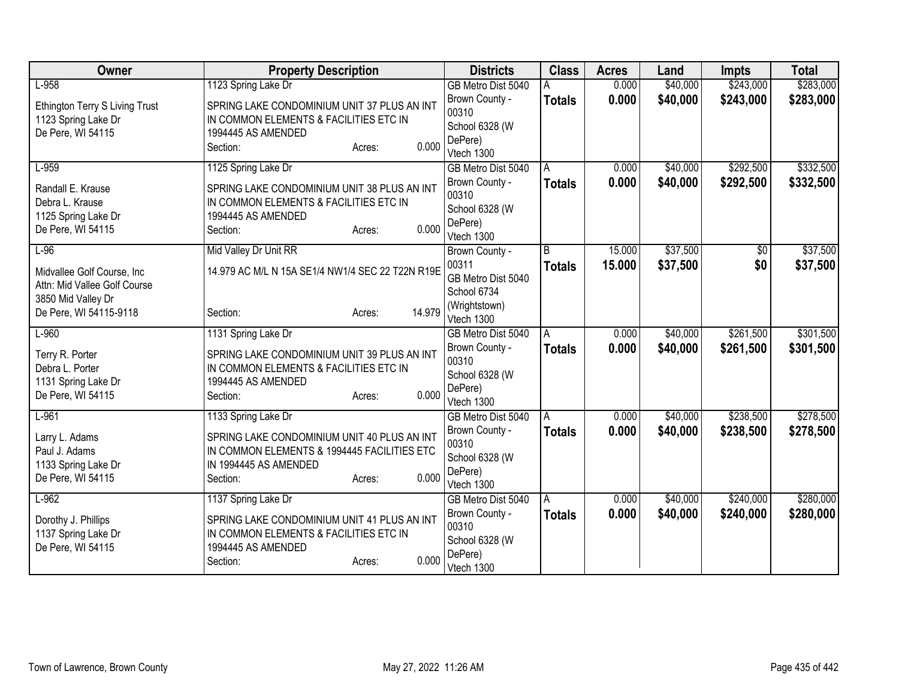| Owner | Property Description | Districts | Class | Acres | Land | Impts | Total |
|---|---|---|---|---|---|---|---|
| L-958<br>Ethington Terry S Living Trust<br>1123 Spring Lake Dr<br>De Pere, WI 54115 | 1123 Spring Lake Dr<br>SPRING LAKE CONDOMINIUM UNIT 37 PLUS AN INT IN COMMON ELEMENTS & FACILITIES ETC IN 1994445 AS AMENDED<br>Section: Acres: 0.000 | GB Metro Dist 5040<br>Brown County - 00310<br>School 6328 (W DePere)<br>Vtech 1300 | A<br>**Totals** | 0.000<br>**0.000** | $40,000<br>**$40,000** | $243,000<br>**$243,000** | $283,000<br>**$283,000** |
| L-959<br>Randall E. Krause<br>Debra L. Krause<br>1125 Spring Lake Dr<br>De Pere, WI 54115 | 1125 Spring Lake Dr<br>SPRING LAKE CONDOMINIUM UNIT 38 PLUS AN INT IN COMMON ELEMENTS & FACILITIES ETC IN 1994445 AS AMENDED<br>Section: Acres: 0.000 | GB Metro Dist 5040<br>Brown County - 00310<br>School 6328 (W DePere)<br>Vtech 1300 | A<br>**Totals** | 0.000<br>**0.000** | $40,000<br>**$40,000** | $292,500<br>**$292,500** | $332,500<br>**$332,500** |
| L-96<br>Midvallee Golf Course, Inc<br>Attn: Mid Vallee Golf Course<br>3850 Mid Valley Dr<br>De Pere, WI 54115-9118 | Mid Valley Dr Unit RR<br>14.979 AC M/L N 15A SE1/4 NW1/4 SEC 22 T22N R19E<br>Section: Acres: 14.979 | Brown County - 00311<br>GB Metro Dist 5040<br>School 6734 (Wrightstown)<br>Vtech 1300 | B<br>**Totals** | 15.000<br>**15.000** | $37,500<br>**$37,500** | $0<br>**$0** | $37,500<br>**$37,500** |
| L-960<br>Terry R. Porter<br>Debra L. Porter<br>1131 Spring Lake Dr<br>De Pere, WI 54115 | 1131 Spring Lake Dr<br>SPRING LAKE CONDOMINIUM UNIT 39 PLUS AN INT IN COMMON ELEMENTS & FACILITIES ETC IN 1994445 AS AMENDED<br>Section: Acres: 0.000 | GB Metro Dist 5040<br>Brown County - 00310<br>School 6328 (W DePere)<br>Vtech 1300 | A<br>**Totals** | 0.000<br>**0.000** | $40,000<br>**$40,000** | $261,500<br>**$261,500** | $301,500<br>**$301,500** |
| L-961<br>Larry L. Adams<br>Paul J. Adams<br>1133 Spring Lake Dr<br>De Pere, WI 54115 | 1133 Spring Lake Dr<br>SPRING LAKE CONDOMINIUM UNIT 40 PLUS AN INT IN COMMON ELEMENTS & 1994445 FACILITIES ETC IN 1994445 AS AMENDED<br>Section: Acres: 0.000 | GB Metro Dist 5040<br>Brown County - 00310<br>School 6328 (W DePere)<br>Vtech 1300 | A<br>**Totals** | 0.000<br>**0.000** | $40,000<br>**$40,000** | $238,500<br>**$238,500** | $278,500<br>**$278,500** |
| L-962<br>Dorothy J. Phillips<br>1137 Spring Lake Dr<br>De Pere, WI 54115 | 1137 Spring Lake Dr<br>SPRING LAKE CONDOMINIUM UNIT 41 PLUS AN INT IN COMMON ELEMENTS & FACILITIES ETC IN 1994445 AS AMENDED<br>Section: Acres: 0.000 | GB Metro Dist 5040<br>Brown County - 00310<br>School 6328 (W DePere)<br>Vtech 1300 | A<br>**Totals** | 0.000<br>**0.000** | $40,000<br>**$40,000** | $240,000<br>**$240,000** | $280,000<br>**$280,000** |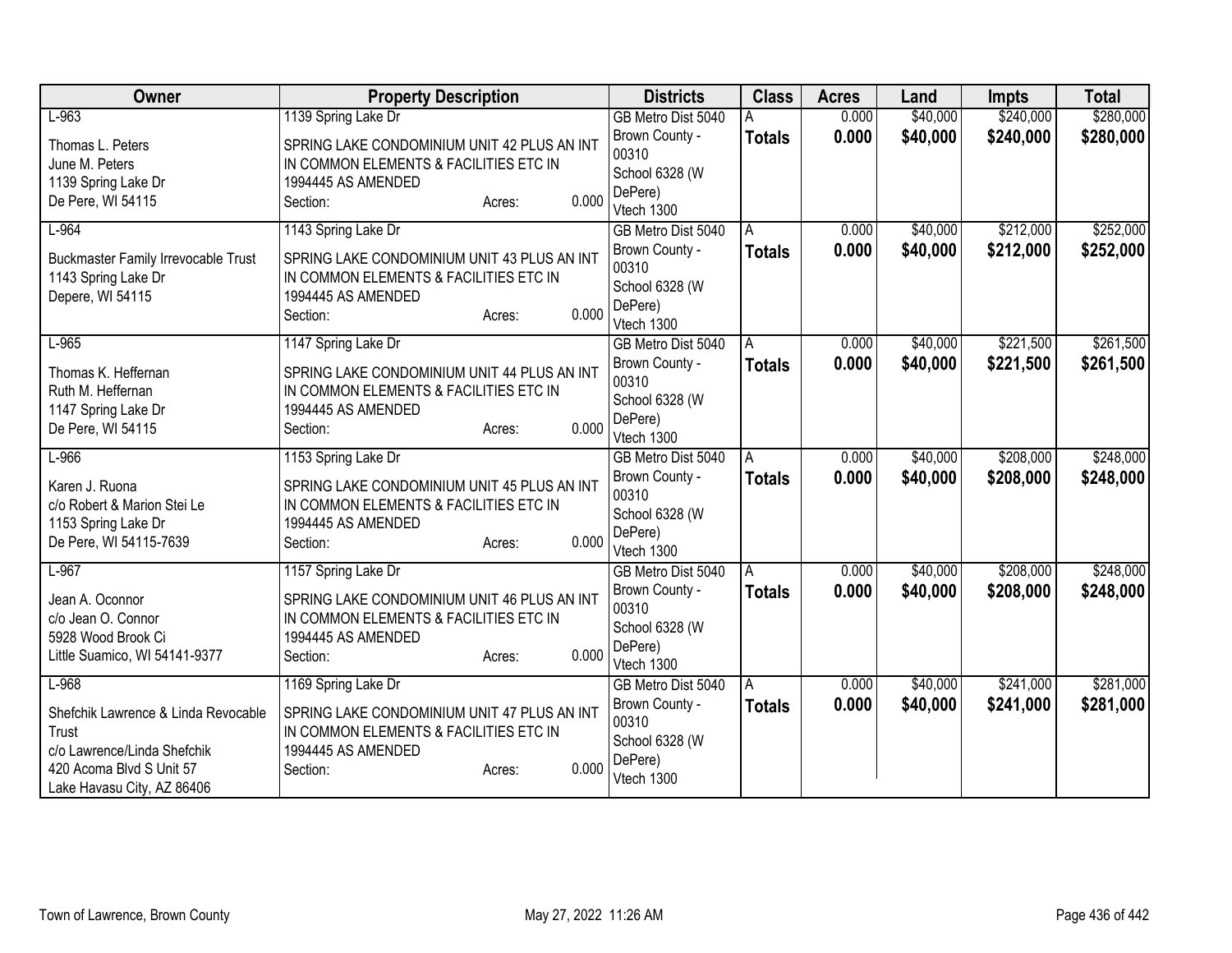| Owner | Property Description | Districts | Class | Acres | Land | Impts | Total |
|---|---|---|---|---|---|---|---|
| L-963<br>Thomas L. Peters<br>June M. Peters<br>1139 Spring Lake Dr<br>De Pere, WI 54115 | 1139 Spring Lake Dr<br>SPRING LAKE CONDOMINIUM UNIT 42 PLUS AN INT IN COMMON ELEMENTS & FACILITIES ETC IN 1994445 AS AMENDED<br>Section: Acres: 0.000 | GB Metro Dist 5040<br>Brown County - 00310<br>School 6328 (W DePere)<br>Vtech 1300 | A<br>**Totals** | 0.000<br>**0.000** | $40,000<br>**$40,000** | $240,000<br>**$240,000** | $280,000<br>**$280,000** |
| L-964<br>Buckmaster Family Irrevocable Trust<br>1143 Spring Lake Dr<br>Depere, WI 54115 | 1143 Spring Lake Dr<br>SPRING LAKE CONDOMINIUM UNIT 43 PLUS AN INT IN COMMON ELEMENTS & FACILITIES ETC IN 1994445 AS AMENDED<br>Section: Acres: 0.000 | GB Metro Dist 5040<br>Brown County - 00310<br>School 6328 (W DePere)<br>Vtech 1300 | A<br>**Totals** | 0.000<br>**0.000** | $40,000<br>**$40,000** | $212,000<br>**$212,000** | $252,000<br>**$252,000** |
| L-965<br>Thomas K. Heffernan<br>Ruth M. Heffernan<br>1147 Spring Lake Dr<br>De Pere, WI 54115 | 1147 Spring Lake Dr<br>SPRING LAKE CONDOMINIUM UNIT 44 PLUS AN INT IN COMMON ELEMENTS & FACILITIES ETC IN 1994445 AS AMENDED<br>Section: Acres: 0.000 | GB Metro Dist 5040<br>Brown County - 00310<br>School 6328 (W DePere)<br>Vtech 1300 | A<br>**Totals** | 0.000<br>**0.000** | $40,000<br>**$40,000** | $221,500<br>**$221,500** | $261,500<br>**$261,500** |
| L-966<br>Karen J. Ruona<br>c/o Robert & Marion Stei Le<br>1153 Spring Lake Dr<br>De Pere, WI 54115-7639 | 1153 Spring Lake Dr<br>SPRING LAKE CONDOMINIUM UNIT 45 PLUS AN INT IN COMMON ELEMENTS & FACILITIES ETC IN 1994445 AS AMENDED<br>Section: Acres: 0.000 | GB Metro Dist 5040<br>Brown County - 00310<br>School 6328 (W DePere)<br>Vtech 1300 | A<br>**Totals** | 0.000<br>**0.000** | $40,000<br>**$40,000** | $208,000<br>**$208,000** | $248,000<br>**$248,000** |
| L-967<br>Jean A. Oconnor<br>c/o Jean O. Connor<br>5928 Wood Brook Ci<br>Little Suamico, WI 54141-9377 | 1157 Spring Lake Dr<br>SPRING LAKE CONDOMINIUM UNIT 46 PLUS AN INT IN COMMON ELEMENTS & FACILITIES ETC IN 1994445 AS AMENDED<br>Section: Acres: 0.000 | GB Metro Dist 5040<br>Brown County - 00310<br>School 6328 (W DePere)<br>Vtech 1300 | A<br>**Totals** | 0.000<br>**0.000** | $40,000<br>**$40,000** | $208,000<br>**$208,000** | $248,000<br>**$248,000** |
| L-968<br>Shefchik Lawrence & Linda Revocable Trust<br>c/o Lawrence/Linda Shefchik<br>420 Acoma Blvd S Unit 57<br>Lake Havasu City, AZ 86406 | 1169 Spring Lake Dr<br>SPRING LAKE CONDOMINIUM UNIT 47 PLUS AN INT IN COMMON ELEMENTS & FACILITIES ETC IN 1994445 AS AMENDED<br>Section: Acres: 0.000 | GB Metro Dist 5040<br>Brown County - 00310<br>School 6328 (W DePere)<br>Vtech 1300 | A<br>**Totals** | 0.000<br>**0.000** | $40,000<br>**$40,000** | $241,000<br>**$241,000** | $281,000<br>**$281,000** |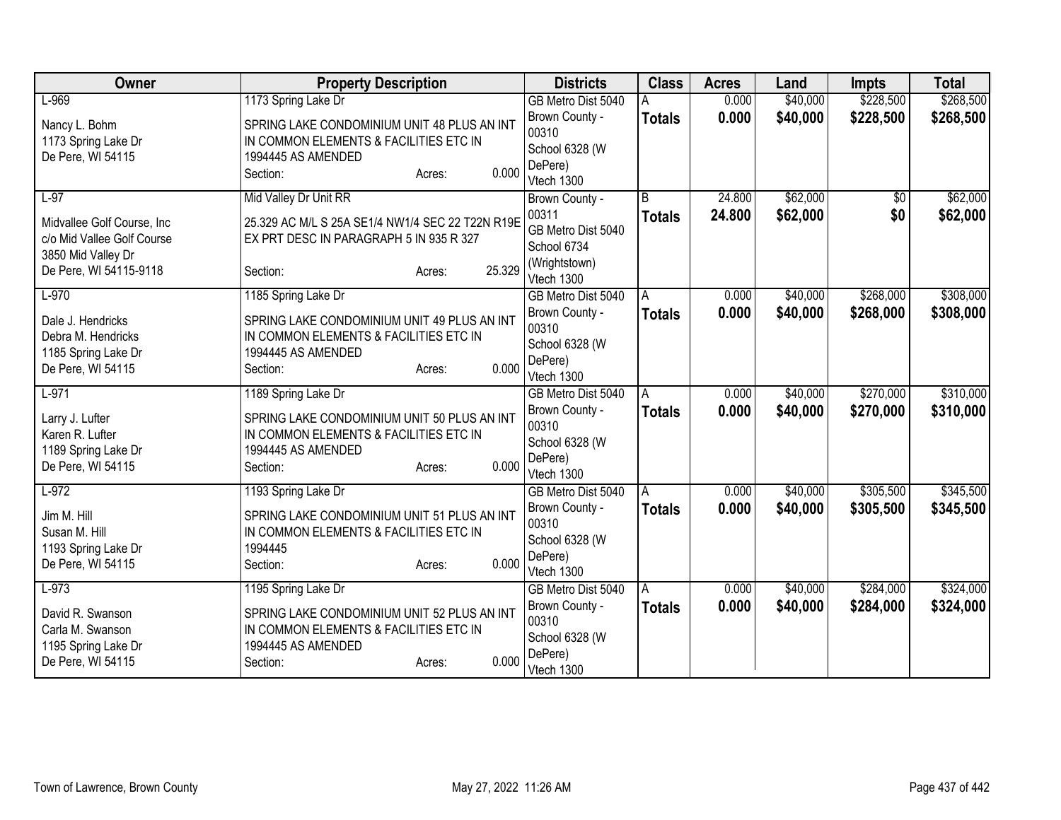| Owner | Property Description | Districts | Class | Acres | Land | Impts | Total |
|---|---|---|---|---|---|---|---|
| L-969<br>Nancy L. Bohm<br>1173 Spring Lake Dr<br>De Pere, WI 54115 | 1173 Spring Lake Dr<br>SPRING LAKE CONDOMINIUM UNIT 48 PLUS AN INT IN COMMON ELEMENTS & FACILITIES ETC IN 1994445 AS AMENDED<br>Section: Acres: 0.000 | GB Metro Dist 5040<br>Brown County - 00310<br>School 6328 (W DePere)<br>Vtech 1300 | A<br>**Totals** | 0.000<br>**0.000** | $40,000<br>**$40,000** | $228,500<br>**$228,500** | $268,500<br>**$268,500** |
| L-97<br>Midvallee Golf Course, Inc<br>c/o Mid Vallee Golf Course<br>3850 Mid Valley Dr<br>De Pere, WI 54115-9118 | Mid Valley Dr Unit RR<br>25.329 AC M/L S 25A SE1/4 NW1/4 SEC 22 T22N R19E EX PRT DESC IN PARAGRAPH 5 IN 935 R 327<br>Section: Acres: 25.329 | Brown County - 00311<br>GB Metro Dist 5040<br>School 6734 (Wrightstown)<br>Vtech 1300 | B<br>**Totals** | 24.800<br>**24.800** | $62,000<br>**$62,000** | $0<br>**$0** | $62,000<br>**$62,000** |
| L-970<br>Dale J. Hendricks<br>Debra M. Hendricks<br>1185 Spring Lake Dr<br>De Pere, WI 54115 | 1185 Spring Lake Dr<br>SPRING LAKE CONDOMINIUM UNIT 49 PLUS AN INT IN COMMON ELEMENTS & FACILITIES ETC IN 1994445 AS AMENDED<br>Section: Acres: 0.000 | GB Metro Dist 5040<br>Brown County - 00310<br>School 6328 (W DePere)<br>Vtech 1300 | A<br>**Totals** | 0.000<br>**0.000** | $40,000<br>**$40,000** | $268,000<br>**$268,000** | $308,000<br>**$308,000** |
| L-971<br>Larry J. Lufter<br>Karen R. Lufter<br>1189 Spring Lake Dr<br>De Pere, WI 54115 | 1189 Spring Lake Dr<br>SPRING LAKE CONDOMINIUM UNIT 50 PLUS AN INT IN COMMON ELEMENTS & FACILITIES ETC IN 1994445 AS AMENDED<br>Section: Acres: 0.000 | GB Metro Dist 5040<br>Brown County - 00310<br>School 6328 (W DePere)<br>Vtech 1300 | A<br>**Totals** | 0.000<br>**0.000** | $40,000<br>**$40,000** | $270,000<br>**$270,000** | $310,000<br>**$310,000** |
| L-972<br>Jim M. Hill<br>Susan M. Hill<br>1193 Spring Lake Dr<br>De Pere, WI 54115 | 1193 Spring Lake Dr<br>SPRING LAKE CONDOMINIUM UNIT 51 PLUS AN INT IN COMMON ELEMENTS & FACILITIES ETC IN 1994445<br>Section: Acres: 0.000 | GB Metro Dist 5040<br>Brown County - 00310<br>School 6328 (W DePere)<br>Vtech 1300 | A<br>**Totals** | 0.000<br>**0.000** | $40,000<br>**$40,000** | $305,500<br>**$305,500** | $345,500<br>**$345,500** |
| L-973<br>David R. Swanson<br>Carla M. Swanson<br>1195 Spring Lake Dr<br>De Pere, WI 54115 | 1195 Spring Lake Dr<br>SPRING LAKE CONDOMINIUM UNIT 52 PLUS AN INT IN COMMON ELEMENTS & FACILITIES ETC IN 1994445 AS AMENDED<br>Section: Acres: 0.000 | GB Metro Dist 5040<br>Brown County - 00310<br>School 6328 (W DePere)<br>Vtech 1300 | A<br>**Totals** | 0.000<br>**0.000** | $40,000<br>**$40,000** | $284,000<br>**$284,000** | $324,000<br>**$324,000** |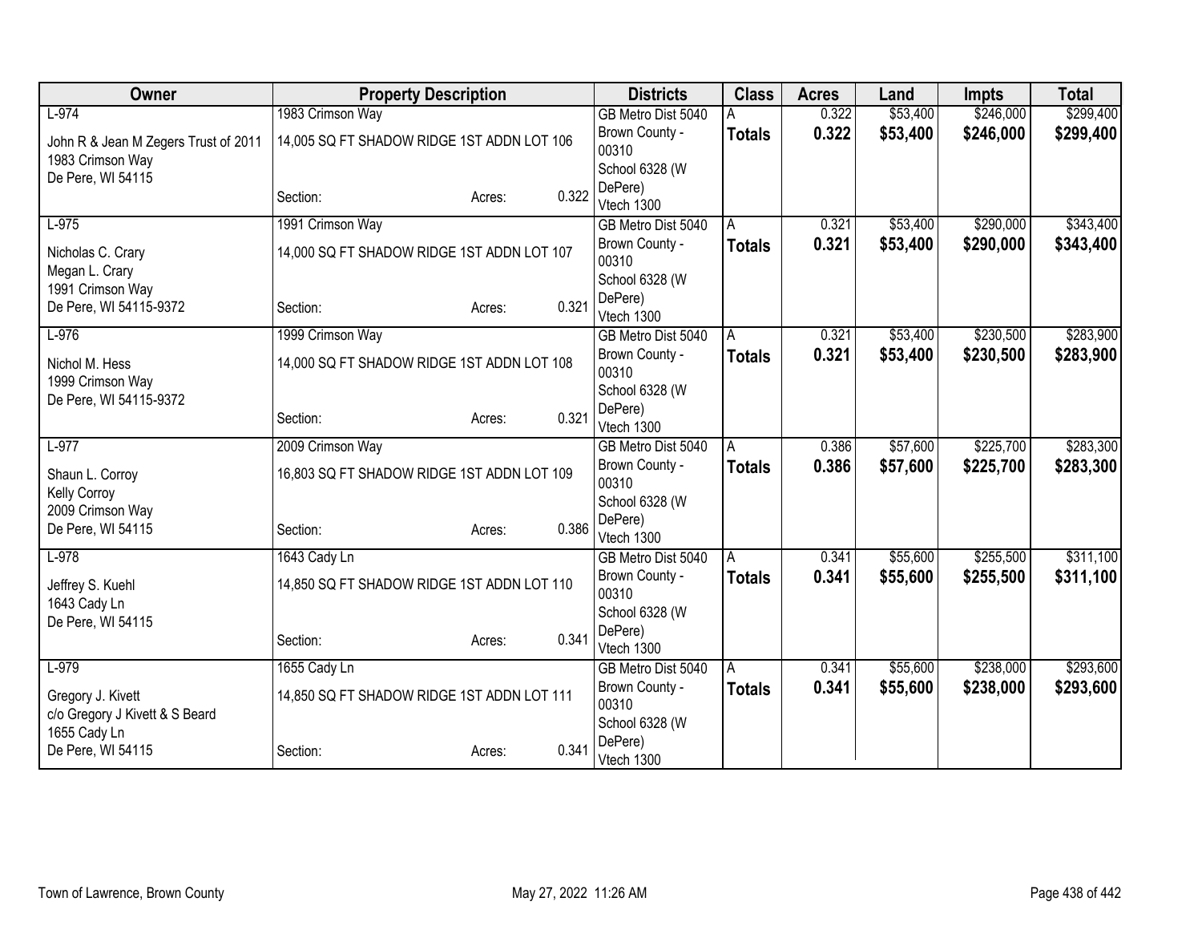| Owner | Property Description | Districts | Class | Acres | Land | Impts | Total |
|---|---|---|---|---|---|---|---|
| L-974<br>John R & Jean M Zegers Trust of 2011<br>1983 Crimson Way<br>De Pere, WI 54115 | 1983 Crimson Way<br>14,005 SQ FT SHADOW RIDGE 1ST ADDN LOT 106<br>Section: Acres: 0.322 | GB Metro Dist 5040<br>Brown County - 00310<br>School 6328 (W DePere)<br>Vtech 1300 | A<br>**Totals** | 0.322<br>**0.322** | $53,400<br>**$53,400** | $246,000<br>**$246,000** | $299,400<br>**$299,400** |
| L-975<br>Nicholas C. Crary<br>Megan L. Crary<br>1991 Crimson Way<br>De Pere, WI 54115-9372 | 1991 Crimson Way<br>14,000 SQ FT SHADOW RIDGE 1ST ADDN LOT 107<br>Section: Acres: 0.321 | GB Metro Dist 5040<br>Brown County - 00310<br>School 6328 (W DePere)<br>Vtech 1300 | A<br>**Totals** | 0.321<br>**0.321** | $53,400<br>**$53,400** | $290,000<br>**$290,000** | $343,400<br>**$343,400** |
| L-976<br>Nichol M. Hess<br>1999 Crimson Way<br>De Pere, WI 54115-9372 | 1999 Crimson Way<br>14,000 SQ FT SHADOW RIDGE 1ST ADDN LOT 108<br>Section: Acres: 0.321 | GB Metro Dist 5040<br>Brown County - 00310<br>School 6328 (W DePere)<br>Vtech 1300 | A<br>**Totals** | 0.321<br>**0.321** | $53,400<br>**$53,400** | $230,500<br>**$230,500** | $283,900<br>**$283,900** |
| L-977<br>Shaun L. Corroy<br>Kelly Corroy<br>2009 Crimson Way<br>De Pere, WI 54115 | 2009 Crimson Way<br>16,803 SQ FT SHADOW RIDGE 1ST ADDN LOT 109<br>Section: Acres: 0.386 | GB Metro Dist 5040<br>Brown County - 00310<br>School 6328 (W DePere)<br>Vtech 1300 | A<br>**Totals** | 0.386<br>**0.386** | $57,600<br>**$57,600** | $225,700<br>**$225,700** | $283,300<br>**$283,300** |
| L-978<br>Jeffrey S. Kuehl<br>1643 Cady Ln<br>De Pere, WI 54115 | 1643 Cady Ln<br>14,850 SQ FT SHADOW RIDGE 1ST ADDN LOT 110<br>Section: Acres: 0.341 | GB Metro Dist 5040<br>Brown County - 00310<br>School 6328 (W DePere)<br>Vtech 1300 | A<br>**Totals** | 0.341<br>**0.341** | $55,600<br>**$55,600** | $255,500<br>**$255,500** | $311,100<br>**$311,100** |
| L-979<br>Gregory J. Kivett<br>c/o Gregory J Kivett & S Beard<br>1655 Cady Ln<br>De Pere, WI 54115 | 1655 Cady Ln<br>14,850 SQ FT SHADOW RIDGE 1ST ADDN LOT 111<br>Section: Acres: 0.341 | GB Metro Dist 5040<br>Brown County - 00310<br>School 6328 (W DePere)<br>Vtech 1300 | A<br>**Totals** | 0.341<br>**0.341** | $55,600<br>**$55,600** | $238,000<br>**$238,000** | $293,600<br>**$293,600** |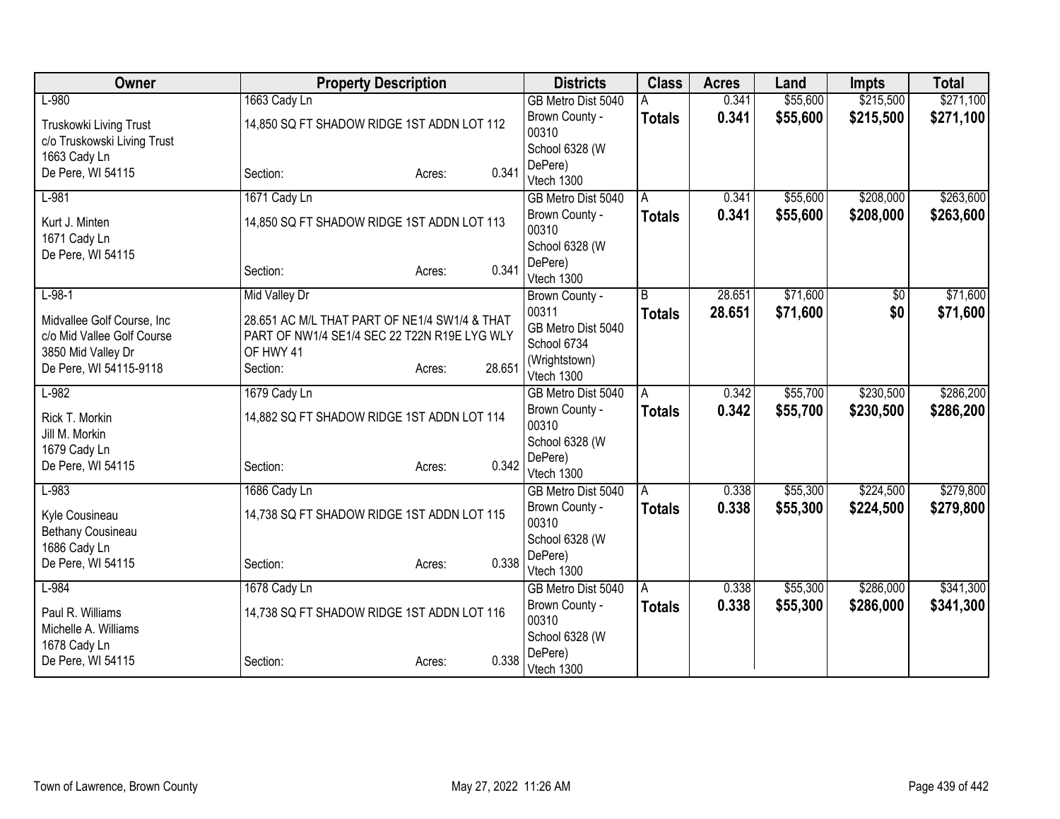| Owner | Property Description | Districts | Class | Acres | Land | Impts | Total |
|---|---|---|---|---|---|---|---|
| L-980<br>Truskowki Living Trust<br>c/o Truskowski Living Trust<br>1663 Cady Ln<br>De Pere, WI 54115 | 1663 Cady Ln<br>14,850 SQ FT SHADOW RIDGE 1ST ADDN LOT 112<br>Section: Acres: 0.341 | GB Metro Dist 5040<br>Brown County - 00310<br>School 6328 (W DePere)<br>Vtech 1300 | A<br>**Totals** | 0.341<br>**0.341** | $55,600<br>**$55,600** | $215,500<br>**$215,500** | $271,100<br>**$271,100** |
| L-981<br>Kurt J. Minten<br>1671 Cady Ln<br>De Pere, WI 54115 | 1671 Cady Ln<br>14,850 SQ FT SHADOW RIDGE 1ST ADDN LOT 113<br>Section: Acres: 0.341 | GB Metro Dist 5040<br>Brown County - 00310<br>School 6328 (W DePere)<br>Vtech 1300 | A<br>**Totals** | 0.341<br>**0.341** | $55,600<br>**$55,600** | $208,000<br>**$208,000** | $263,600<br>**$263,600** |
| L-98-1<br>Midvallee Golf Course, Inc<br>c/o Mid Vallee Golf Course<br>3850 Mid Valley Dr<br>De Pere, WI 54115-9118 | Mid Valley Dr<br>28.651 AC M/L THAT PART OF NE1/4 SW1/4 & THAT PART OF NW1/4 SE1/4 SEC 22 T22N R19E LYG WLY OF HWY 41<br>Section: Acres: 28.651 | Brown County - 00311<br>GB Metro Dist 5040<br>School 6734 (Wrightstown)<br>Vtech 1300 | B<br>**Totals** | 28.651<br>**28.651** | $71,600<br>**$71,600** | $0<br>**$0** | $71,600<br>**$71,600** |
| L-982<br>Rick T. Morkin<br>Jill M. Morkin<br>1679 Cady Ln<br>De Pere, WI 54115 | 1679 Cady Ln<br>14,882 SQ FT SHADOW RIDGE 1ST ADDN LOT 114<br>Section: Acres: 0.342 | GB Metro Dist 5040<br>Brown County - 00310<br>School 6328 (W DePere)<br>Vtech 1300 | A<br>**Totals** | 0.342<br>**0.342** | $55,700<br>**$55,700** | $230,500<br>**$230,500** | $286,200<br>**$286,200** |
| L-983<br>Kyle Cousineau<br>Bethany Cousineau<br>1686 Cady Ln<br>De Pere, WI 54115 | 1686 Cady Ln<br>14,738 SQ FT SHADOW RIDGE 1ST ADDN LOT 115<br>Section: Acres: 0.338 | GB Metro Dist 5040<br>Brown County - 00310<br>School 6328 (W DePere)<br>Vtech 1300 | A<br>**Totals** | 0.338<br>**0.338** | $55,300<br>**$55,300** | $224,500<br>**$224,500** | $279,800<br>**$279,800** |
| L-984<br>Paul R. Williams<br>Michelle A. Williams<br>1678 Cady Ln<br>De Pere, WI 54115 | 1678 Cady Ln<br>14,738 SQ FT SHADOW RIDGE 1ST ADDN LOT 116<br>Section: Acres: 0.338 | GB Metro Dist 5040<br>Brown County - 00310<br>School 6328 (W DePere)<br>Vtech 1300 | A<br>**Totals** | 0.338<br>**0.338** | $55,300<br>**$55,300** | $286,000<br>**$286,000** | $341,300<br>**$341,300** |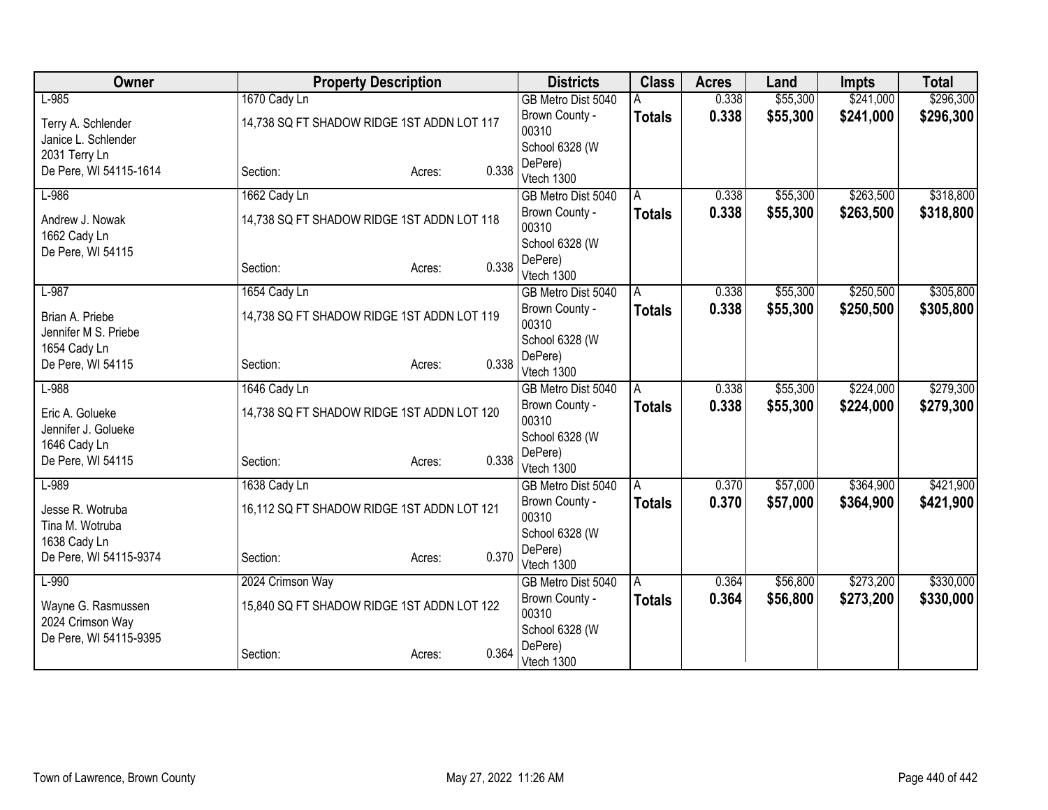| Owner | Property Description | Districts | Class | Acres | Land | Impts | Total |
|---|---|---|---|---|---|---|---|
| L-985<br>Terry A. Schlender<br>Janice L. Schlender<br>2031 Terry Ln<br>De Pere, WI 54115-1614 | 1670 Cady Ln<br>14,738 SQ FT SHADOW RIDGE 1ST ADDN LOT 117<br>Section: Acres: 0.338 | GB Metro Dist 5040<br>Brown County - 00310<br>School 6328 (W DePere)<br>Vtech 1300 | A<br>**Totals** | 0.338<br>**0.338** | $55,300<br>**$55,300** | $241,000<br>**$241,000** | $296,300<br>**$296,300** |
| L-986<br>Andrew J. Nowak<br>1662 Cady Ln<br>De Pere, WI 54115 | 1662 Cady Ln<br>14,738 SQ FT SHADOW RIDGE 1ST ADDN LOT 118<br>Section: Acres: 0.338 | GB Metro Dist 5040<br>Brown County - 00310<br>School 6328 (W DePere)<br>Vtech 1300 | A<br>**Totals** | 0.338<br>**0.338** | $55,300<br>**$55,300** | $263,500<br>**$263,500** | $318,800<br>**$318,800** |
| L-987<br>Brian A. Priebe<br>Jennifer M S. Priebe<br>1654 Cady Ln<br>De Pere, WI 54115 | 1654 Cady Ln<br>14,738 SQ FT SHADOW RIDGE 1ST ADDN LOT 119<br>Section: Acres: 0.338 | GB Metro Dist 5040<br>Brown County - 00310<br>School 6328 (W DePere)<br>Vtech 1300 | A<br>**Totals** | 0.338<br>**0.338** | $55,300<br>**$55,300** | $250,500<br>**$250,500** | $305,800<br>**$305,800** |
| L-988<br>Eric A. Golueke<br>Jennifer J. Golueke<br>1646 Cady Ln<br>De Pere, WI 54115 | 1646 Cady Ln<br>14,738 SQ FT SHADOW RIDGE 1ST ADDN LOT 120<br>Section: Acres: 0.338 | GB Metro Dist 5040<br>Brown County - 00310<br>School 6328 (W DePere)<br>Vtech 1300 | A<br>**Totals** | 0.338<br>**0.338** | $55,300<br>**$55,300** | $224,000<br>**$224,000** | $279,300<br>**$279,300** |
| L-989<br>Jesse R. Wotruba<br>Tina M. Wotruba<br>1638 Cady Ln<br>De Pere, WI 54115-9374 | 1638 Cady Ln<br>16,112 SQ FT SHADOW RIDGE 1ST ADDN LOT 121<br>Section: Acres: 0.370 | GB Metro Dist 5040<br>Brown County - 00310<br>School 6328 (W DePere)<br>Vtech 1300 | A<br>**Totals** | 0.370<br>**0.370** | $57,000<br>**$57,000** | $364,900<br>**$364,900** | $421,900<br>**$421,900** |
| L-990<br>Wayne G. Rasmussen<br>2024 Crimson Way<br>De Pere, WI 54115-9395 | 2024 Crimson Way<br>15,840 SQ FT SHADOW RIDGE 1ST ADDN LOT 122<br>Section: Acres: 0.364 | GB Metro Dist 5040<br>Brown County - 00310<br>School 6328 (W DePere)<br>Vtech 1300 | A<br>**Totals** | 0.364<br>**0.364** | $56,800<br>**$56,800** | $273,200<br>**$273,200** | $330,000<br>**$330,000** |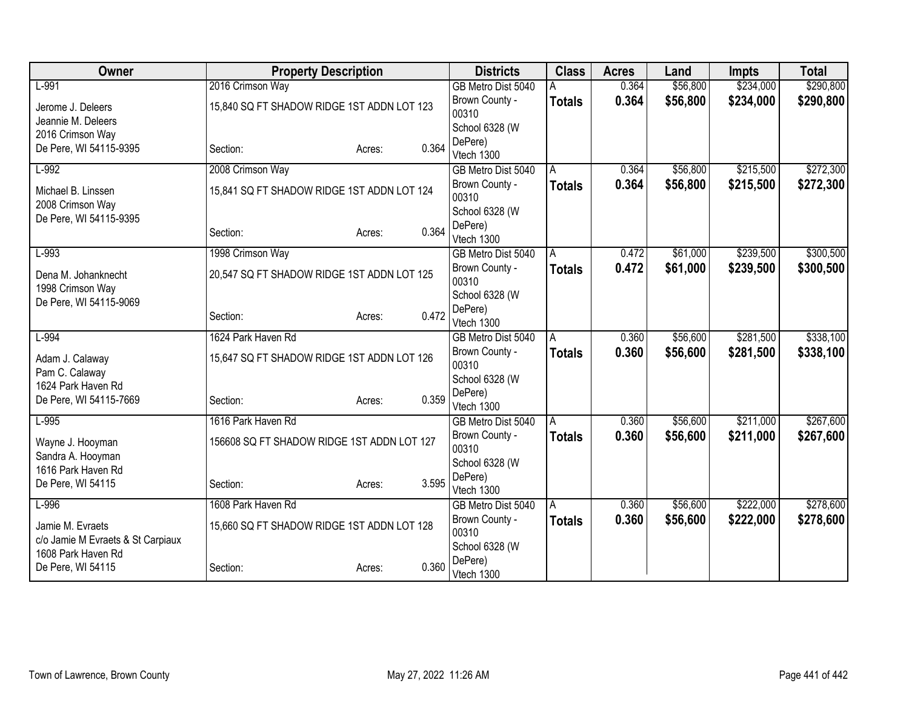| Owner | Property Description | Districts | Class | Acres | Land | Impts | Total |
|---|---|---|---|---|---|---|---|
| L-991<br>Jerome J. Deleers<br>Jeannie M. Deleers<br>2016 Crimson Way<br>De Pere, WI 54115-9395 | 2016 Crimson Way<br>15,840 SQ FT SHADOW RIDGE 1ST ADDN LOT 123<br>Section: Acres: 0.364 | GB Metro Dist 5040<br>Brown County - 00310<br>School 6328 (W DePere)<br>Vtech 1300 | A<br>**Totals** | 0.364<br>**0.364** | $56,800<br>**$56,800** | $234,000<br>**$234,000** | $290,800<br>**$290,800** |
| L-992<br>Michael B. Linssen<br>2008 Crimson Way<br>De Pere, WI 54115-9395 | 2008 Crimson Way<br>15,841 SQ FT SHADOW RIDGE 1ST ADDN LOT 124<br>Section: Acres: 0.364 | GB Metro Dist 5040<br>Brown County - 00310<br>School 6328 (W DePere)<br>Vtech 1300 | A<br>**Totals** | 0.364<br>**0.364** | $56,800<br>**$56,800** | $215,500<br>**$215,500** | $272,300<br>**$272,300** |
| L-993<br>Dena M. Johanknecht<br>1998 Crimson Way<br>De Pere, WI 54115-9069 | 1998 Crimson Way<br>20,547 SQ FT SHADOW RIDGE 1ST ADDN LOT 125<br>Section: Acres: 0.472 | GB Metro Dist 5040<br>Brown County - 00310<br>School 6328 (W DePere)<br>Vtech 1300 | A<br>**Totals** | 0.472<br>**0.472** | $61,000<br>**$61,000** | $239,500<br>**$239,500** | $300,500<br>**$300,500** |
| L-994<br>Adam J. Calaway<br>Pam C. Calaway<br>1624 Park Haven Rd<br>De Pere, WI 54115-7669 | 1624 Park Haven Rd<br>15,647 SQ FT SHADOW RIDGE 1ST ADDN LOT 126<br>Section: Acres: 0.359 | GB Metro Dist 5040<br>Brown County - 00310<br>School 6328 (W DePere)<br>Vtech 1300 | A<br>**Totals** | 0.360<br>**0.360** | $56,600<br>**$56,600** | $281,500<br>**$281,500** | $338,100<br>**$338,100** |
| L-995<br>Wayne J. Hooyman<br>Sandra A. Hooyman<br>1616 Park Haven Rd<br>De Pere, WI 54115 | 1616 Park Haven Rd<br>156608 SQ FT SHADOW RIDGE 1ST ADDN LOT 127<br>Section: Acres: 3.595 | GB Metro Dist 5040<br>Brown County - 00310<br>School 6328 (W DePere)<br>Vtech 1300 | A<br>**Totals** | 0.360<br>**0.360** | $56,600<br>**$56,600** | $211,000<br>**$211,000** | $267,600<br>**$267,600** |
| L-996<br>Jamie M. Evraets<br>c/o Jamie M Evraets & St Carpiaux<br>1608 Park Haven Rd<br>De Pere, WI 54115 | 1608 Park Haven Rd<br>15,660 SQ FT SHADOW RIDGE 1ST ADDN LOT 128<br>Section: Acres: 0.360 | GB Metro Dist 5040<br>Brown County - 00310<br>School 6328 (W DePere)<br>Vtech 1300 | A<br>**Totals** | 0.360<br>**0.360** | $56,600<br>**$56,600** | $222,000<br>**$222,000** | $278,600<br>**$278,600** |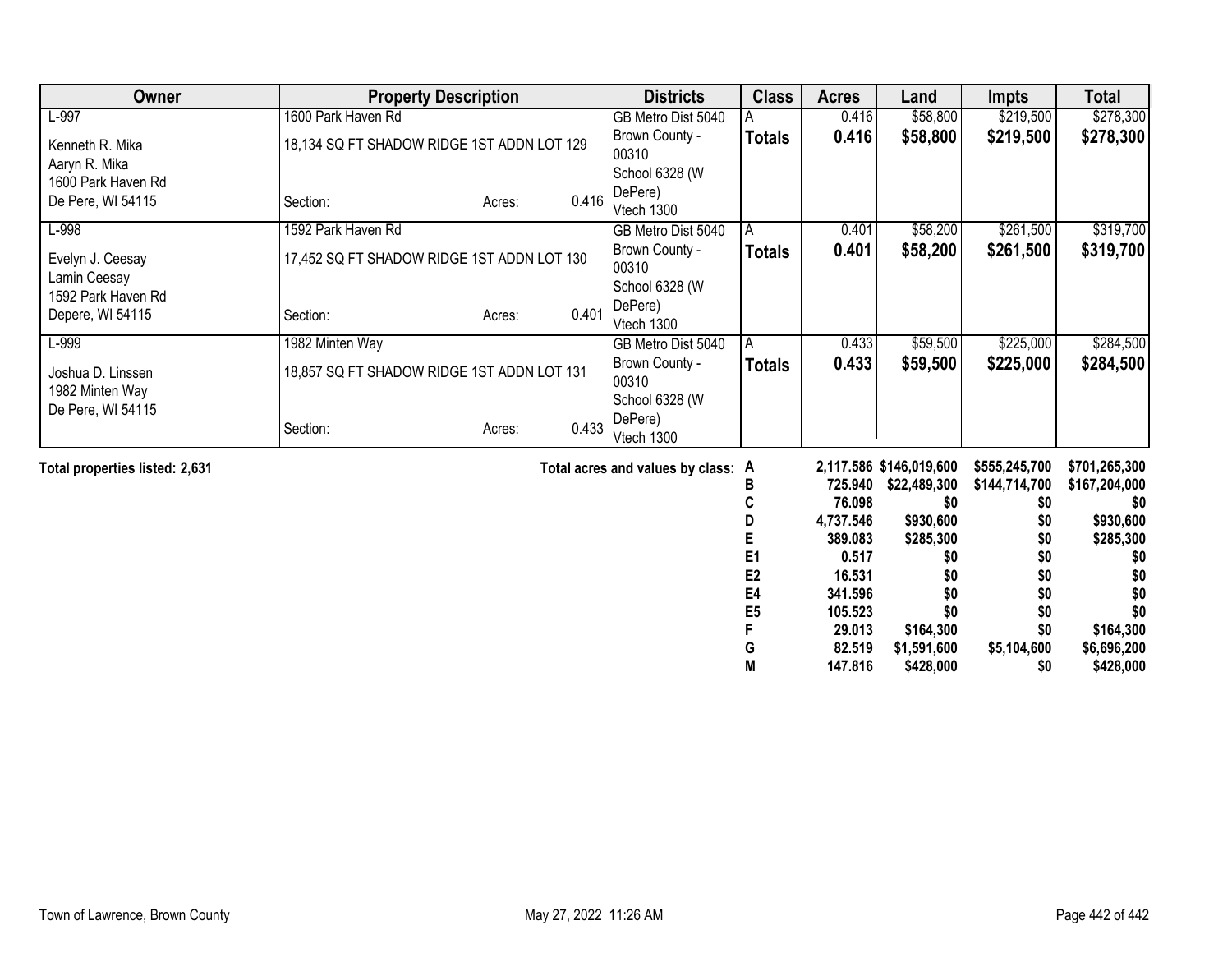| Owner | Property Description | | | Districts | Class | Acres | Land | Impts | Total |
|---|---|---|---|---|---|---|---|---|---|
| L-997 | 1600 Park Haven Rd | | | GB Metro Dist 5040 | A | 0.416 | $58,800 | $219,500 | $278,300 |
| Kenneth R. Mika<br>Aaryn R. Mika<br>1600 Park Haven Rd<br>De Pere, WI 54115 | 18,134 SQ FT SHADOW RIDGE 1ST ADDN LOT 129<br>Section: | Acres: | 0.416 | Brown County - 00310<br>School 6328 (W DePere)<br>Vtech 1300 | **Totals** | **0.416** | **$58,800** | **$219,500** | **$278,300** |
| L-998 | 1592 Park Haven Rd | | | GB Metro Dist 5040 | A | 0.401 | $58,200 | $261,500 | $319,700 |
| Evelyn J. Ceesay<br>Lamin Ceesay<br>1592 Park Haven Rd<br>Depere, WI 54115 | 17,452 SQ FT SHADOW RIDGE 1ST ADDN LOT 130<br>Section: | Acres: | 0.401 | Brown County - 00310<br>School 6328 (W DePere)<br>Vtech 1300 | **Totals** | **0.401** | **$58,200** | **$261,500** | **$319,700** |
| L-999 | 1982 Minten Way | | | GB Metro Dist 5040 | A | 0.433 | $59,500 | $225,000 | $284,500 |
| Joshua D. Linssen<br>1982 Minten Way<br>De Pere, WI 54115 | 18,857 SQ FT SHADOW RIDGE 1ST ADDN LOT 131<br>Section: | Acres: | 0.433 | Brown County - 00310<br>School 6328 (W DePere)<br>Vtech 1300 | **Totals** | **0.433** | **$59,500** | **$225,000** | **$284,500** |

**Total properties listed: 2,631**

**Total acres and values by class:**

| Class | Acres | Land | Impts | Total |
|---|---|---|---|---|
| A | 2,117.586 | $146,019,600 | $555,245,700 | $701,265,300 |
| B | 725.940 | $22,489,300 | $144,714,700 | $167,204,000 |
| C | 76.098 | $0 | $0 | $0 |
| D | 4,737.546 | $930,600 | $0 | $930,600 |
| E | 389.083 | $285,300 | $0 | $285,300 |
| E1 | 0.517 | $0 | $0 | $0 |
| E2 | 16.531 | $0 | $0 | $0 |
| E4 | 341.596 | $0 | $0 | $0 |
| E5 | 105.523 | $0 | $0 | $0 |
| F | 29.013 | $164,300 | $0 | $164,300 |
| G | 82.519 | $1,591,600 | $5,104,600 | $6,696,200 |
| M | 147.816 | $428,000 | $0 | $428,000 |